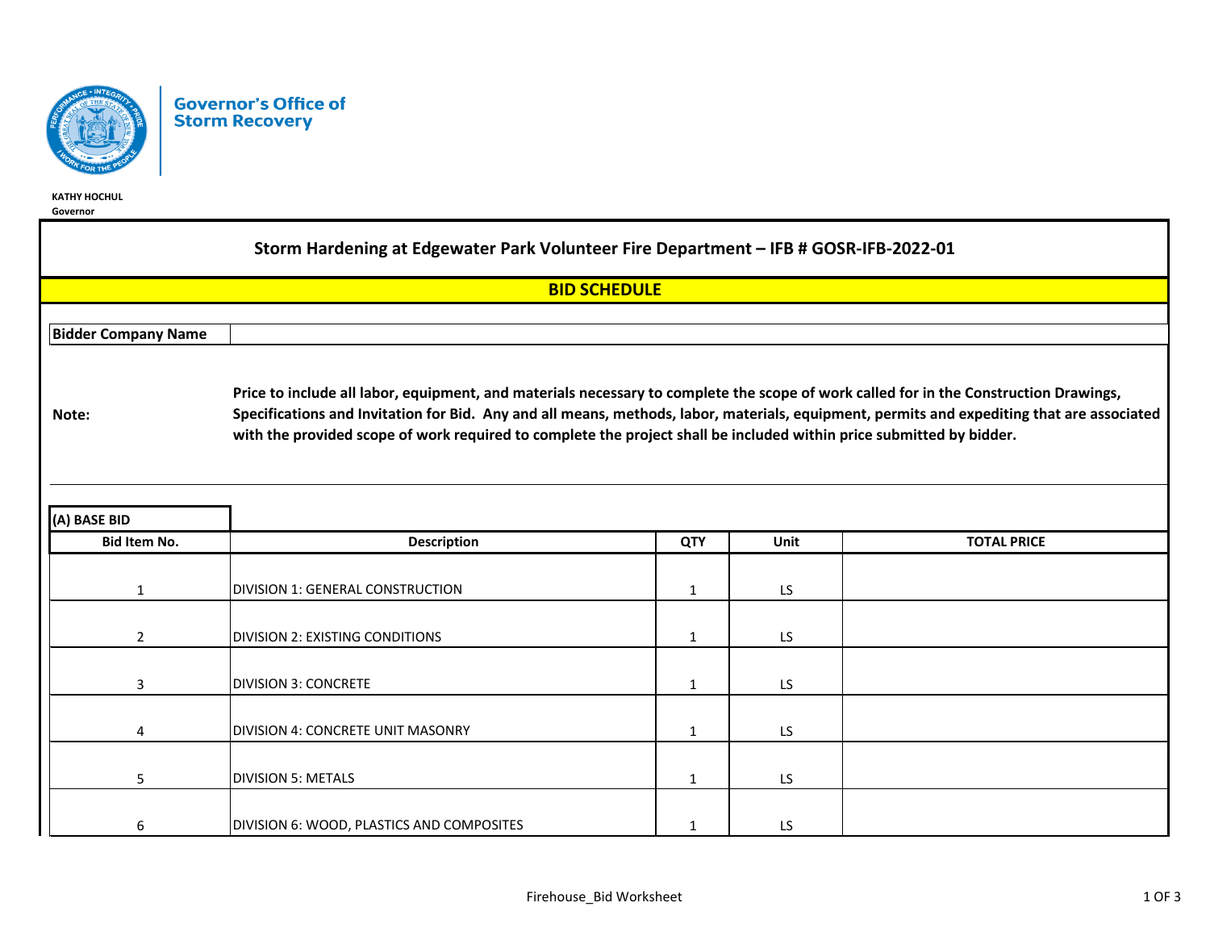Governor's Office of Storm Recovery

KATHY HOCHUL
Governor

# Storm Hardening at Edgewater Park Volunteer Fire Department – IFB # GOSR-IFB-2022-01

## BID SCHEDULE

| **Bidder Company Name** | |
|---|---|

**Note:** **Price to include all labor, equipment, and materials necessary to complete the scope of work called for in the Construction Drawings, Specifications and Invitation for Bid. Any and all means, methods, labor, materials, equipment, permits and expediting that are associated with the provided scope of work required to complete the project shall be included within price submitted by bidder.**

**(A) BASE BID**

| Bid Item No. | Description | QTY | Unit | TOTAL PRICE |
|---|---|---|---|---|
| 1 | DIVISION 1: GENERAL CONSTRUCTION | 1 | LS | |
| 2 | DIVISION 2: EXISTING CONDITIONS | 1 | LS | |
| 3 | DIVISION 3: CONCRETE | 1 | LS | |
| 4 | DIVISION 4: CONCRETE UNIT MASONRY | 1 | LS | |
| 5 | DIVISION 5: METALS | 1 | LS | |
| 6 | DIVISION 6: WOOD, PLASTICS AND COMPOSITES | 1 | LS | |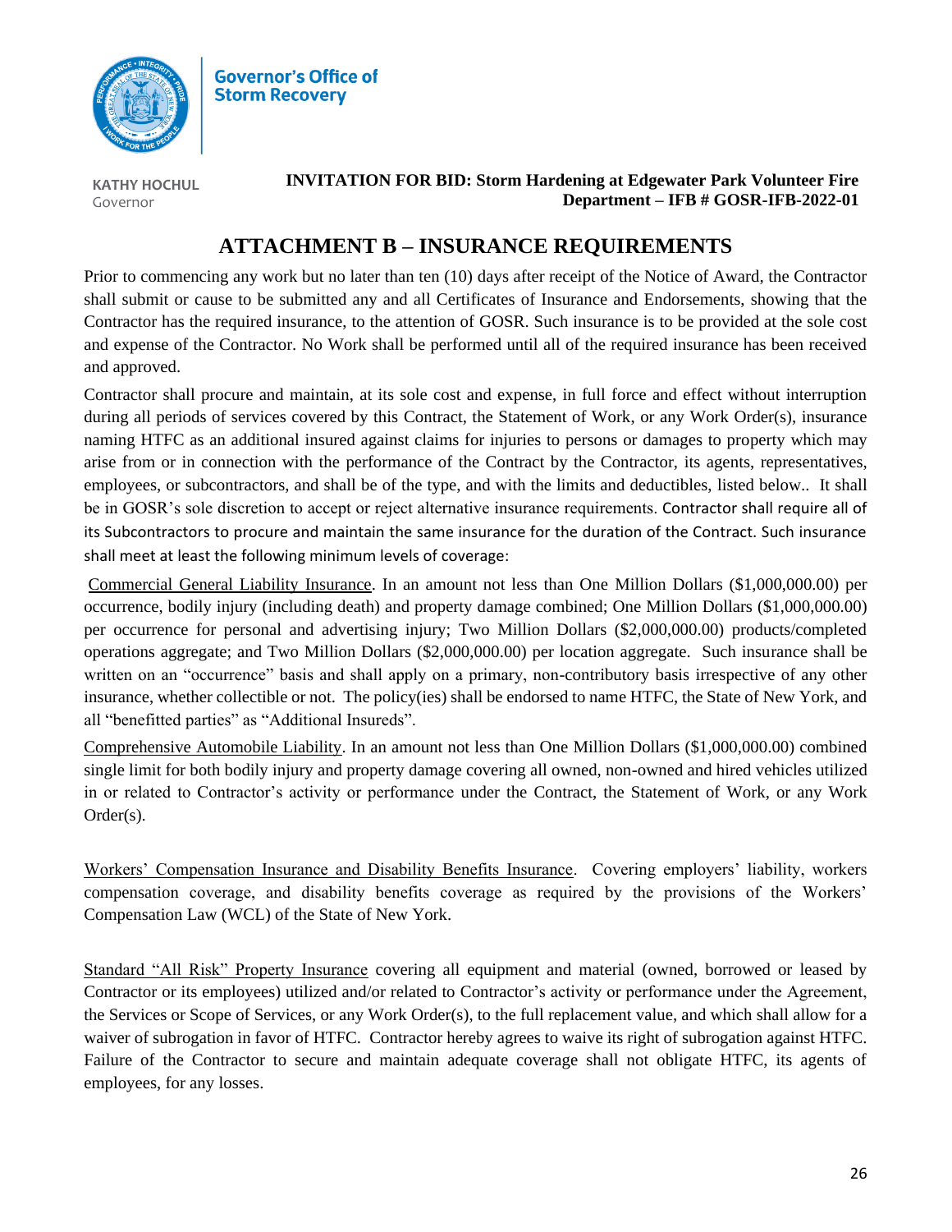**Governor's Office of Storm Recovery**

**KATHY HOCHUL**
Governor

**INVITATION FOR BID: Storm Hardening at Edgewater Park Volunteer Fire Department – IFB # GOSR-IFB-2022-01**

# ATTACHMENT B – INSURANCE REQUIREMENTS

Prior to commencing any work but no later than ten (10) days after receipt of the Notice of Award, the Contractor shall submit or cause to be submitted any and all Certificates of Insurance and Endorsements, showing that the Contractor has the required insurance, to the attention of GOSR. Such insurance is to be provided at the sole cost and expense of the Contractor. No Work shall be performed until all of the required insurance has been received and approved.

Contractor shall procure and maintain, at its sole cost and expense, in full force and effect without interruption during all periods of services covered by this Contract, the Statement of Work, or any Work Order(s), insurance naming HTFC as an additional insured against claims for injuries to persons or damages to property which may arise from or in connection with the performance of the Contract by the Contractor, its agents, representatives, employees, or subcontractors, and shall be of the type, and with the limits and deductibles, listed below.. It shall be in GOSR's sole discretion to accept or reject alternative insurance requirements. Contractor shall require all of its Subcontractors to procure and maintain the same insurance for the duration of the Contract. Such insurance shall meet at least the following minimum levels of coverage:

Commercial General Liability Insurance. In an amount not less than One Million Dollars ($1,000,000.00) per occurrence, bodily injury (including death) and property damage combined; One Million Dollars ($1,000,000.00) per occurrence for personal and advertising injury; Two Million Dollars ($2,000,000.00) products/completed operations aggregate; and Two Million Dollars ($2,000,000.00) per location aggregate. Such insurance shall be written on an "occurrence" basis and shall apply on a primary, non-contributory basis irrespective of any other insurance, whether collectible or not. The policy(ies) shall be endorsed to name HTFC, the State of New York, and all "benefitted parties" as "Additional Insureds".

Comprehensive Automobile Liability. In an amount not less than One Million Dollars ($1,000,000.00) combined single limit for both bodily injury and property damage covering all owned, non-owned and hired vehicles utilized in or related to Contractor's activity or performance under the Contract, the Statement of Work, or any Work Order(s).

Workers' Compensation Insurance and Disability Benefits Insurance. Covering employers' liability, workers compensation coverage, and disability benefits coverage as required by the provisions of the Workers' Compensation Law (WCL) of the State of New York.

Standard "All Risk" Property Insurance covering all equipment and material (owned, borrowed or leased by Contractor or its employees) utilized and/or related to Contractor's activity or performance under the Agreement, the Services or Scope of Services, or any Work Order(s), to the full replacement value, and which shall allow for a waiver of subrogation in favor of HTFC. Contractor hereby agrees to waive its right of subrogation against HTFC. Failure of the Contractor to secure and maintain adequate coverage shall not obligate HTFC, its agents of employees, for any losses.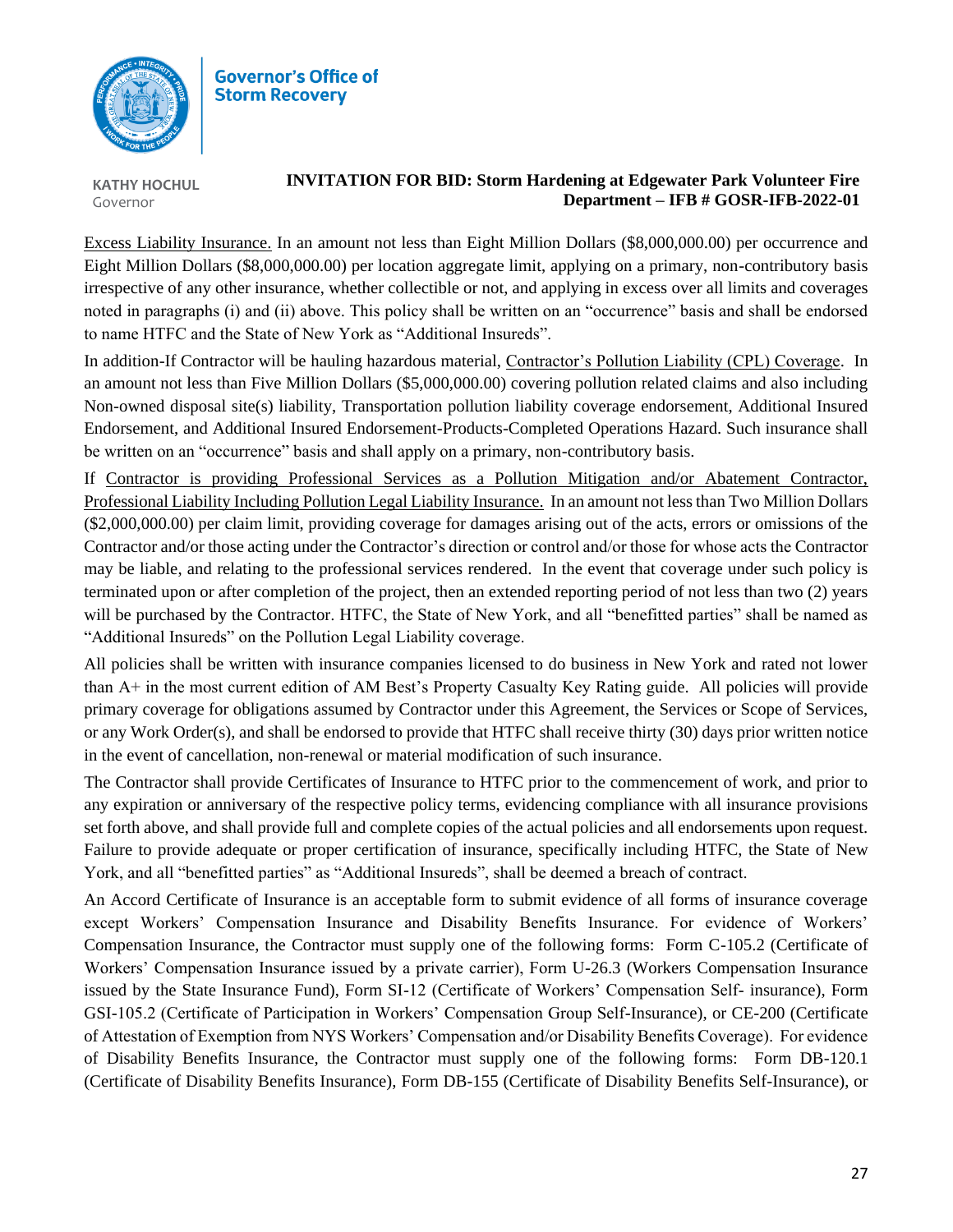Excess Liability Insurance. In an amount not less than Eight Million Dollars ($8,000,000.00) per occurrence and Eight Million Dollars ($8,000,000.00) per location aggregate limit, applying on a primary, non-contributory basis irrespective of any other insurance, whether collectible or not, and applying in excess over all limits and coverages noted in paragraphs (i) and (ii) above. This policy shall be written on an "occurrence" basis and shall be endorsed to name HTFC and the State of New York as "Additional Insureds".

In addition-If Contractor will be hauling hazardous material, Contractor's Pollution Liability (CPL) Coverage. In an amount not less than Five Million Dollars ($5,000,000.00) covering pollution related claims and also including Non-owned disposal site(s) liability, Transportation pollution liability coverage endorsement, Additional Insured Endorsement, and Additional Insured Endorsement-Products-Completed Operations Hazard. Such insurance shall be written on an "occurrence" basis and shall apply on a primary, non-contributory basis.

If Contractor is providing Professional Services as a Pollution Mitigation and/or Abatement Contractor, Professional Liability Including Pollution Legal Liability Insurance. In an amount not less than Two Million Dollars ($2,000,000.00) per claim limit, providing coverage for damages arising out of the acts, errors or omissions of the Contractor and/or those acting under the Contractor's direction or control and/or those for whose acts the Contractor may be liable, and relating to the professional services rendered. In the event that coverage under such policy is terminated upon or after completion of the project, then an extended reporting period of not less than two (2) years will be purchased by the Contractor. HTFC, the State of New York, and all "benefitted parties" shall be named as "Additional Insureds" on the Pollution Legal Liability coverage.

All policies shall be written with insurance companies licensed to do business in New York and rated not lower than A+ in the most current edition of AM Best's Property Casualty Key Rating guide. All policies will provide primary coverage for obligations assumed by Contractor under this Agreement, the Services or Scope of Services, or any Work Order(s), and shall be endorsed to provide that HTFC shall receive thirty (30) days prior written notice in the event of cancellation, non-renewal or material modification of such insurance.

The Contractor shall provide Certificates of Insurance to HTFC prior to the commencement of work, and prior to any expiration or anniversary of the respective policy terms, evidencing compliance with all insurance provisions set forth above, and shall provide full and complete copies of the actual policies and all endorsements upon request. Failure to provide adequate or proper certification of insurance, specifically including HTFC, the State of New York, and all "benefitted parties" as "Additional Insureds", shall be deemed a breach of contract.

An Accord Certificate of Insurance is an acceptable form to submit evidence of all forms of insurance coverage except Workers' Compensation Insurance and Disability Benefits Insurance. For evidence of Workers' Compensation Insurance, the Contractor must supply one of the following forms: Form C-105.2 (Certificate of Workers' Compensation Insurance issued by a private carrier), Form U-26.3 (Workers Compensation Insurance issued by the State Insurance Fund), Form SI-12 (Certificate of Workers' Compensation Self- insurance), Form GSI-105.2 (Certificate of Participation in Workers' Compensation Group Self-Insurance), or CE-200 (Certificate of Attestation of Exemption from NYS Workers' Compensation and/or Disability Benefits Coverage). For evidence of Disability Benefits Insurance, the Contractor must supply one of the following forms: Form DB-120.1 (Certificate of Disability Benefits Insurance), Form DB-155 (Certificate of Disability Benefits Self-Insurance), or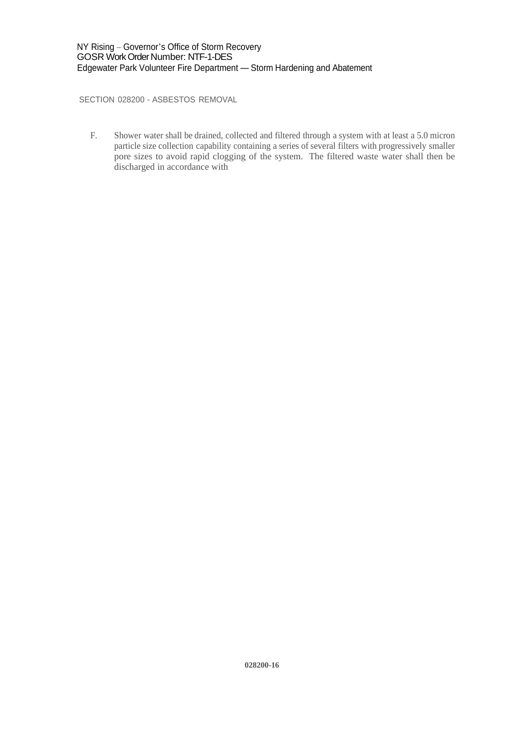F. Shower water shall be drained, collected and filtered through a system with at least a 5.0 micron particle size collection capability containing a series of several filters with progressively smaller pore sizes to avoid rapid clogging of the system. The filtered waste water shall then be discharged in accordance with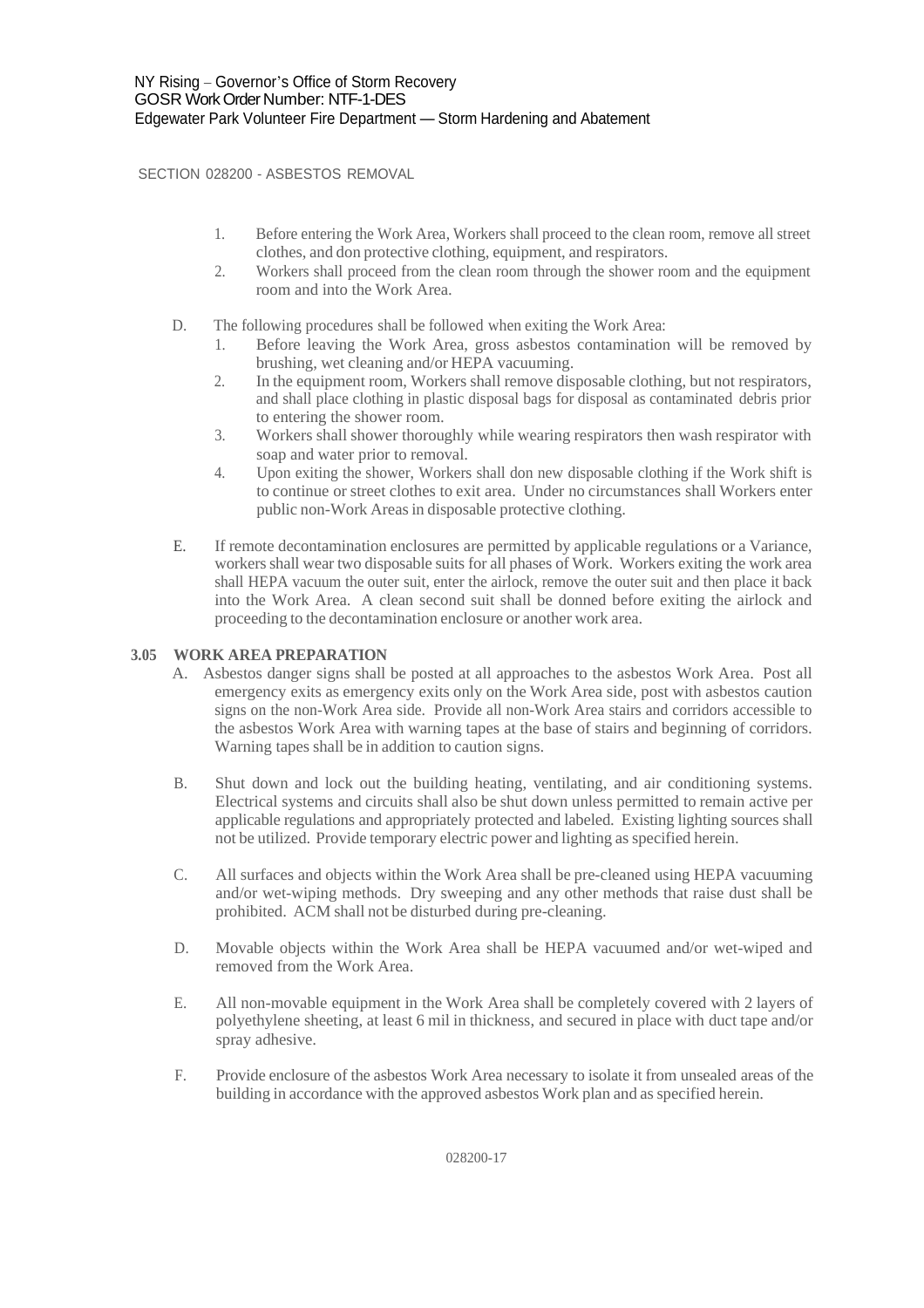1. Before entering the Work Area, Workers shall proceed to the clean room, remove all street clothes, and don protective clothing, equipment, and respirators.
2. Workers shall proceed from the clean room through the shower room and the equipment room and into the Work Area.

D. The following procedures shall be followed when exiting the Work Area:
   1. Before leaving the Work Area, gross asbestos contamination will be removed by brushing, wet cleaning and/or HEPA vacuuming.
   2. In the equipment room, Workers shall remove disposable clothing, but not respirators, and shall place clothing in plastic disposal bags for disposal as contaminated debris prior to entering the shower room.
   3. Workers shall shower thoroughly while wearing respirators then wash respirator with soap and water prior to removal.
   4. Upon exiting the shower, Workers shall don new disposable clothing if the Work shift is to continue or street clothes to exit area. Under no circumstances shall Workers enter public non-Work Areas in disposable protective clothing.

E. If remote decontamination enclosures are permitted by applicable regulations or a Variance, workers shall wear two disposable suits for all phases of Work. Workers exiting the work area shall HEPA vacuum the outer suit, enter the airlock, remove the outer suit and then place it back into the Work Area. A clean second suit shall be donned before exiting the airlock and proceeding to the decontamination enclosure or another work area.

**3.05 WORK AREA PREPARATION**

A. Asbestos danger signs shall be posted at all approaches to the asbestos Work Area. Post all emergency exits as emergency exits only on the Work Area side, post with asbestos caution signs on the non-Work Area side. Provide all non-Work Area stairs and corridors accessible to the asbestos Work Area with warning tapes at the base of stairs and beginning of corridors. Warning tapes shall be in addition to caution signs.

B. Shut down and lock out the building heating, ventilating, and air conditioning systems. Electrical systems and circuits shall also be shut down unless permitted to remain active per applicable regulations and appropriately protected and labeled. Existing lighting sources shall not be utilized. Provide temporary electric power and lighting as specified herein.

C. All surfaces and objects within the Work Area shall be pre-cleaned using HEPA vacuuming and/or wet-wiping methods. Dry sweeping and any other methods that raise dust shall be prohibited. ACM shall not be disturbed during pre-cleaning.

D. Movable objects within the Work Area shall be HEPA vacuumed and/or wet-wiped and removed from the Work Area.

E. All non-movable equipment in the Work Area shall be completely covered with 2 layers of polyethylene sheeting, at least 6 mil in thickness, and secured in place with duct tape and/or spray adhesive.

F. Provide enclosure of the asbestos Work Area necessary to isolate it from unsealed areas of the building in accordance with the approved asbestos Work plan and as specified herein.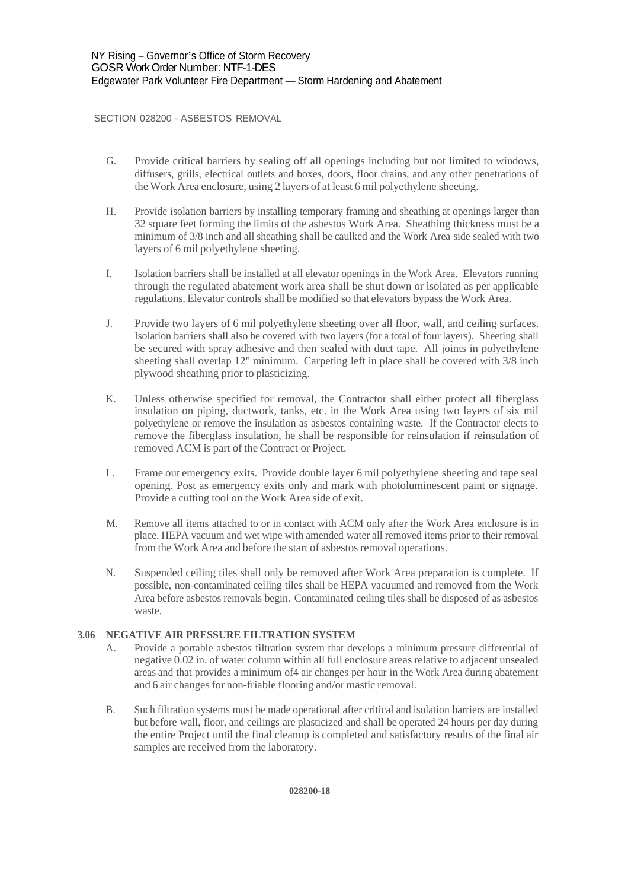SECTION 028200 - ASBESTOS REMOVAL

G. Provide critical barriers by sealing off all openings including but not limited to windows, diffusers, grills, electrical outlets and boxes, doors, floor drains, and any other penetrations of the Work Area enclosure, using 2 layers of at least 6 mil polyethylene sheeting.

H. Provide isolation barriers by installing temporary framing and sheathing at openings larger than 32 square feet forming the limits of the asbestos Work Area. Sheathing thickness must be a minimum of 3/8 inch and all sheathing shall be caulked and the Work Area side sealed with two layers of 6 mil polyethylene sheeting.

I. Isolation barriers shall be installed at all elevator openings in the Work Area. Elevators running through the regulated abatement work area shall be shut down or isolated as per applicable regulations. Elevator controls shall be modified so that elevators bypass the Work Area.

J. Provide two layers of 6 mil polyethylene sheeting over all floor, wall, and ceiling surfaces. Isolation barriers shall also be covered with two layers (for a total of four layers). Sheeting shall be secured with spray adhesive and then sealed with duct tape. All joints in polyethylene sheeting shall overlap 12" minimum. Carpeting left in place shall be covered with 3/8 inch plywood sheathing prior to plasticizing.

K. Unless otherwise specified for removal, the Contractor shall either protect all fiberglass insulation on piping, ductwork, tanks, etc. in the Work Area using two layers of six mil polyethylene or remove the insulation as asbestos containing waste. If the Contractor elects to remove the fiberglass insulation, he shall be responsible for reinsulation if reinsulation of removed ACM is part of the Contract or Project.

L. Frame out emergency exits. Provide double layer 6 mil polyethylene sheeting and tape seal opening. Post as emergency exits only and mark with photoluminescent paint or signage. Provide a cutting tool on the Work Area side of exit.

M. Remove all items attached to or in contact with ACM only after the Work Area enclosure is in place. HEPA vacuum and wet wipe with amended water all removed items prior to their removal from the Work Area and before the start of asbestos removal operations.

N. Suspended ceiling tiles shall only be removed after Work Area preparation is complete. If possible, non-contaminated ceiling tiles shall be HEPA vacuumed and removed from the Work Area before asbestos removals begin. Contaminated ceiling tiles shall be disposed of as asbestos waste.

### 3.06 NEGATIVE AIR PRESSURE FILTRATION SYSTEM

A. Provide a portable asbestos filtration system that develops a minimum pressure differential of negative 0.02 in. of water column within all full enclosure areas relative to adjacent unsealed areas and that provides a minimum of4 air changes per hour in the Work Area during abatement and 6 air changes for non-friable flooring and/or mastic removal.

B. Such filtration systems must be made operational after critical and isolation barriers are installed but before wall, floor, and ceilings are plasticized and shall be operated 24 hours per day during the entire Project until the final cleanup is completed and satisfactory results of the final air samples are received from the laboratory.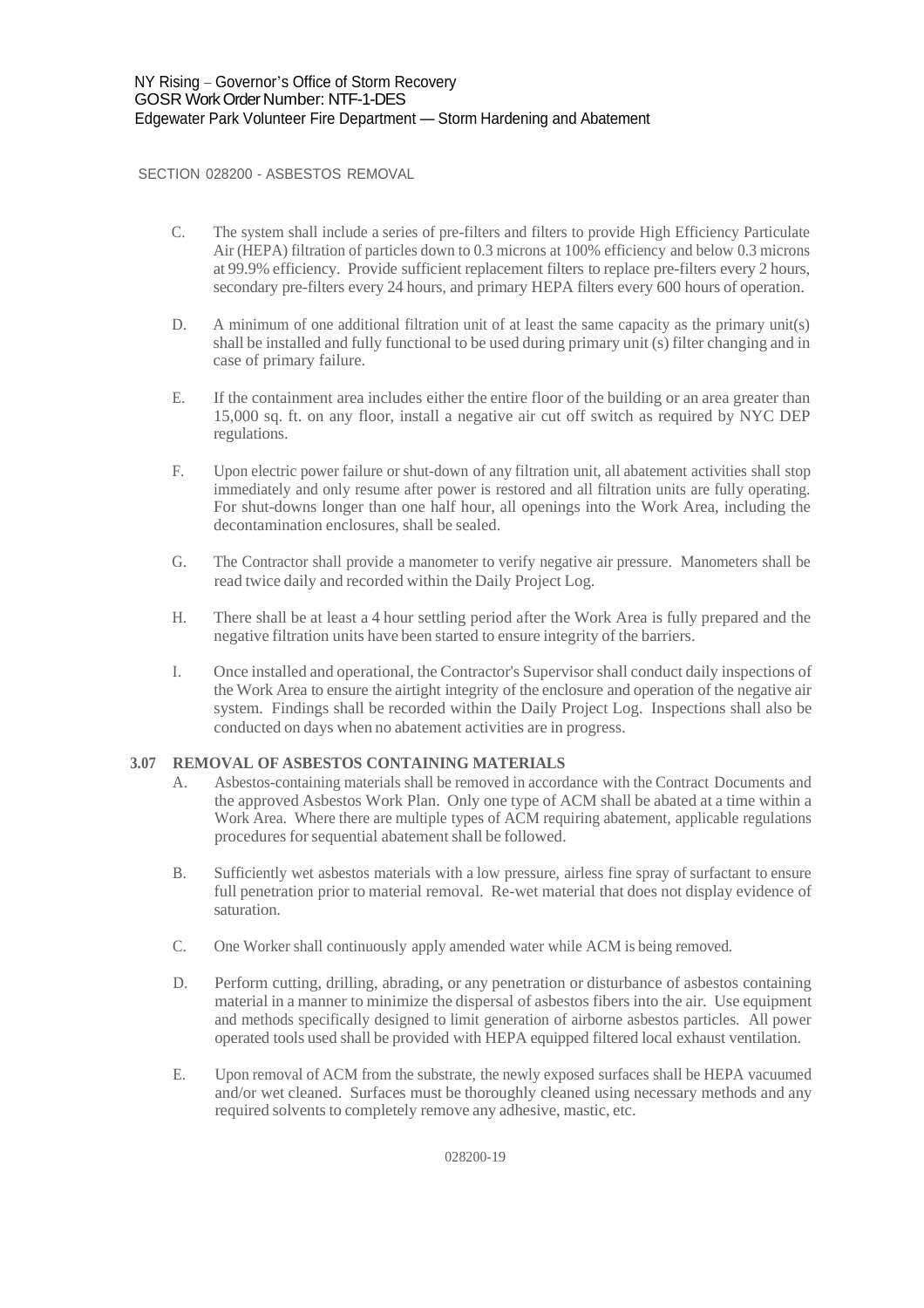SECTION 028200 - ASBESTOS REMOVAL

C. The system shall include a series of pre-filters and filters to provide High Efficiency Particulate Air (HEPA) filtration of particles down to 0.3 microns at 100% efficiency and below 0.3 microns at 99.9% efficiency. Provide sufficient replacement filters to replace pre-filters every 2 hours, secondary pre-filters every 24 hours, and primary HEPA filters every 600 hours of operation.

D. A minimum of one additional filtration unit of at least the same capacity as the primary unit(s) shall be installed and fully functional to be used during primary unit (s) filter changing and in case of primary failure.

E. If the containment area includes either the entire floor of the building or an area greater than 15,000 sq. ft. on any floor, install a negative air cut off switch as required by NYC DEP regulations.

F. Upon electric power failure or shut-down of any filtration unit, all abatement activities shall stop immediately and only resume after power is restored and all filtration units are fully operating. For shut-downs longer than one half hour, all openings into the Work Area, including the decontamination enclosures, shall be sealed.

G. The Contractor shall provide a manometer to verify negative air pressure. Manometers shall be read twice daily and recorded within the Daily Project Log.

H. There shall be at least a 4 hour settling period after the Work Area is fully prepared and the negative filtration units have been started to ensure integrity of the barriers.

I. Once installed and operational, the Contractor's Supervisor shall conduct daily inspections of the Work Area to ensure the airtight integrity of the enclosure and operation of the negative air system. Findings shall be recorded within the Daily Project Log. Inspections shall also be conducted on days when no abatement activities are in progress.

### 3.07 REMOVAL OF ASBESTOS CONTAINING MATERIALS

A. Asbestos-containing materials shall be removed in accordance with the Contract Documents and the approved Asbestos Work Plan. Only one type of ACM shall be abated at a time within a Work Area. Where there are multiple types of ACM requiring abatement, applicable regulations procedures for sequential abatement shall be followed.

B. Sufficiently wet asbestos materials with a low pressure, airless fine spray of surfactant to ensure full penetration prior to material removal. Re-wet material that does not display evidence of saturation.

C. One Worker shall continuously apply amended water while ACM is being removed.

D. Perform cutting, drilling, abrading, or any penetration or disturbance of asbestos containing material in a manner to minimize the dispersal of asbestos fibers into the air. Use equipment and methods specifically designed to limit generation of airborne asbestos particles. All power operated tools used shall be provided with HEPA equipped filtered local exhaust ventilation.

E. Upon removal of ACM from the substrate, the newly exposed surfaces shall be HEPA vacuumed and/or wet cleaned. Surfaces must be thoroughly cleaned using necessary methods and any required solvents to completely remove any adhesive, mastic, etc.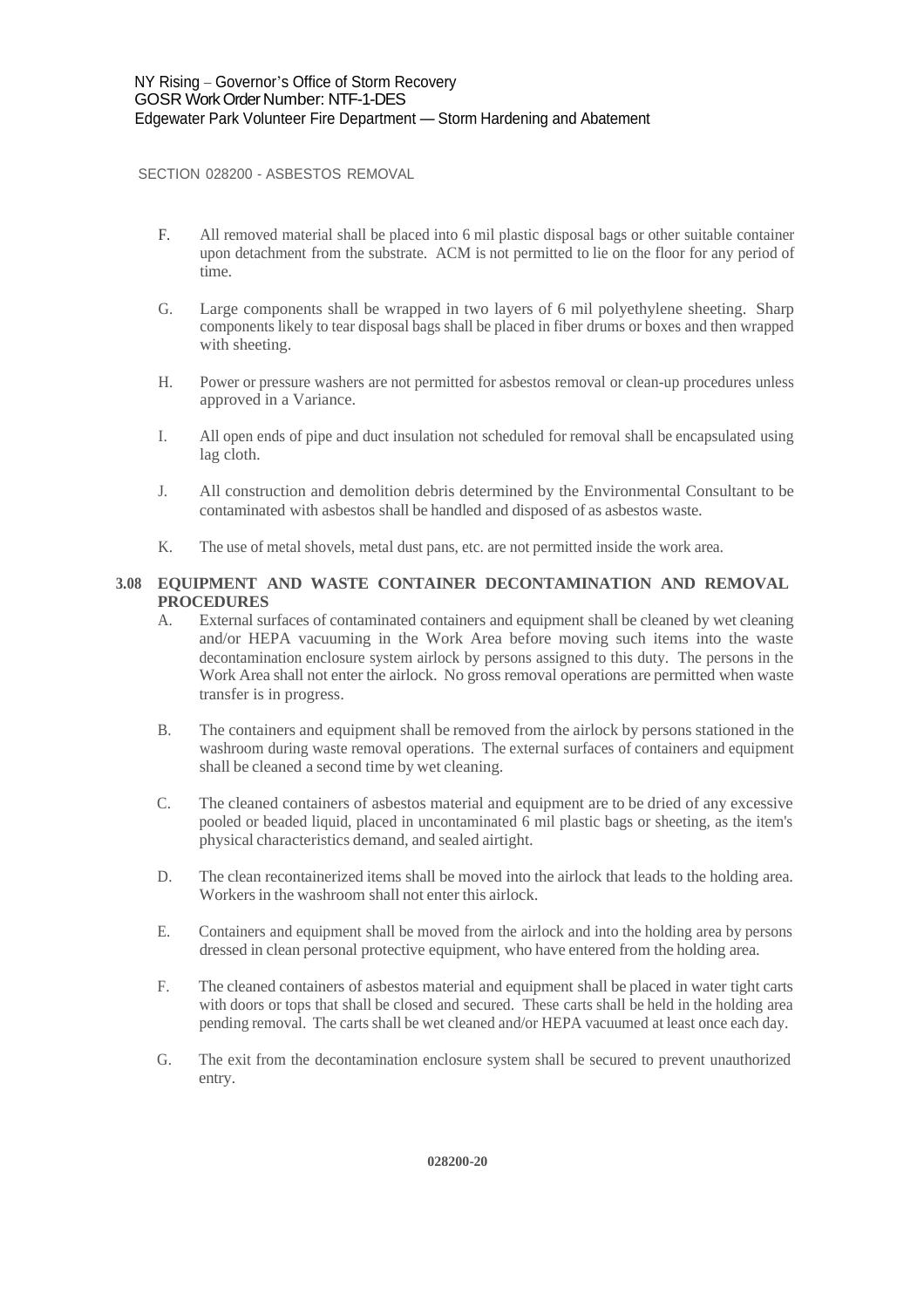F. All removed material shall be placed into 6 mil plastic disposal bags or other suitable container upon detachment from the substrate. ACM is not permitted to lie on the floor for any period of time.

G. Large components shall be wrapped in two layers of 6 mil polyethylene sheeting. Sharp components likely to tear disposal bags shall be placed in fiber drums or boxes and then wrapped with sheeting.

H. Power or pressure washers are not permitted for asbestos removal or clean-up procedures unless approved in a Variance.

I. All open ends of pipe and duct insulation not scheduled for removal shall be encapsulated using lag cloth.

J. All construction and demolition debris determined by the Environmental Consultant to be contaminated with asbestos shall be handled and disposed of as asbestos waste.

K. The use of metal shovels, metal dust pans, etc. are not permitted inside the work area.

### 3.08 EQUIPMENT AND WASTE CONTAINER DECONTAMINATION AND REMOVAL PROCEDURES

A. External surfaces of contaminated containers and equipment shall be cleaned by wet cleaning and/or HEPA vacuuming in the Work Area before moving such items into the waste decontamination enclosure system airlock by persons assigned to this duty. The persons in the Work Area shall not enter the airlock. No gross removal operations are permitted when waste transfer is in progress.

B. The containers and equipment shall be removed from the airlock by persons stationed in the washroom during waste removal operations. The external surfaces of containers and equipment shall be cleaned a second time by wet cleaning.

C. The cleaned containers of asbestos material and equipment are to be dried of any excessive pooled or beaded liquid, placed in uncontaminated 6 mil plastic bags or sheeting, as the item's physical characteristics demand, and sealed airtight.

D. The clean recontainerized items shall be moved into the airlock that leads to the holding area. Workers in the washroom shall not enter this airlock.

E. Containers and equipment shall be moved from the airlock and into the holding area by persons dressed in clean personal protective equipment, who have entered from the holding area.

F. The cleaned containers of asbestos material and equipment shall be placed in water tight carts with doors or tops that shall be closed and secured. These carts shall be held in the holding area pending removal. The carts shall be wet cleaned and/or HEPA vacuumed at least once each day.

G. The exit from the decontamination enclosure system shall be secured to prevent unauthorized entry.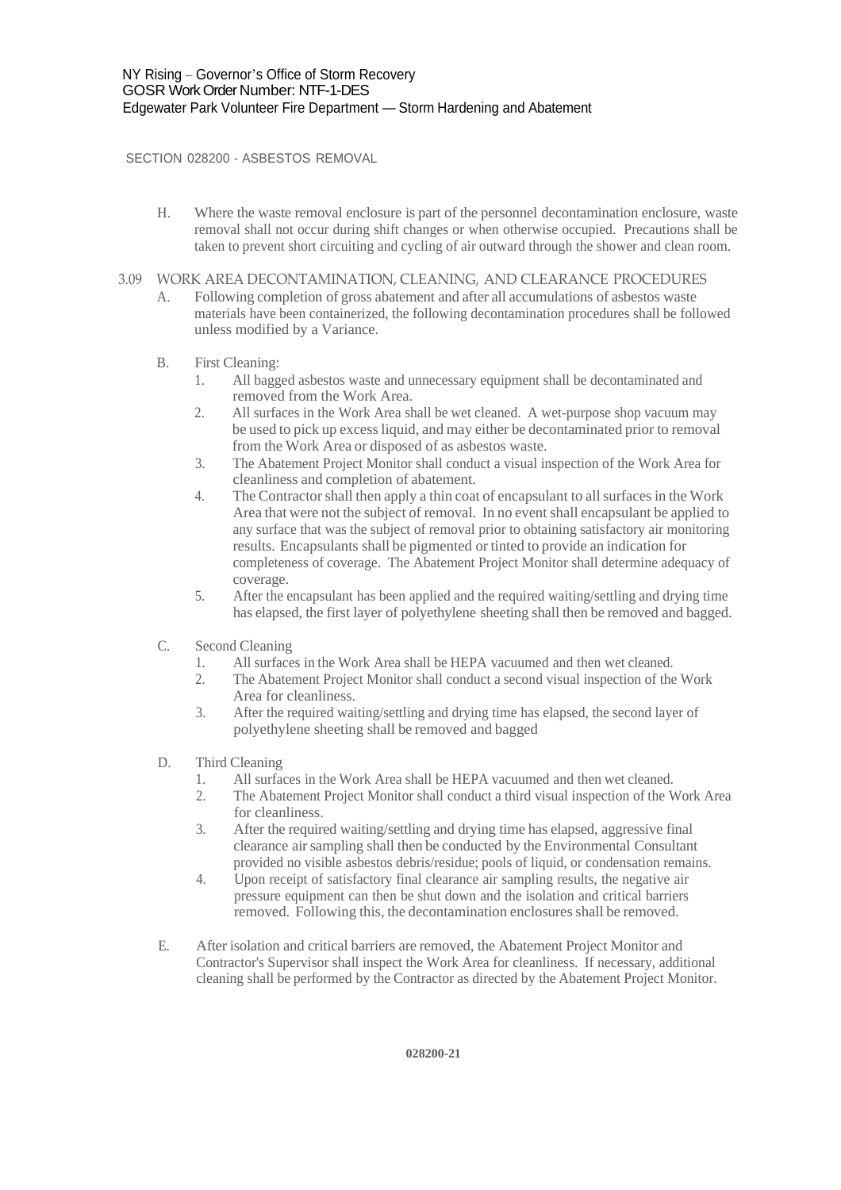H. Where the waste removal enclosure is part of the personnel decontamination enclosure, waste removal shall not occur during shift changes or when otherwise occupied. Precautions shall be taken to prevent short circuiting and cycling of air outward through the shower and clean room.

## 3.09 WORK AREA DECONTAMINATION, CLEANING, AND CLEARANCE PROCEDURES

A. Following completion of gross abatement and after all accumulations of asbestos waste materials have been containerized, the following decontamination procedures shall be followed unless modified by a Variance.

B. First Cleaning:

1. All bagged asbestos waste and unnecessary equipment shall be decontaminated and removed from the Work Area.
2. All surfaces in the Work Area shall be wet cleaned. A wet-purpose shop vacuum may be used to pick up excess liquid, and may either be decontaminated prior to removal from the Work Area or disposed of as asbestos waste.
3. The Abatement Project Monitor shall conduct a visual inspection of the Work Area for cleanliness and completion of abatement.
4. The Contractor shall then apply a thin coat of encapsulant to all surfaces in the Work Area that were not the subject of removal. In no event shall encapsulant be applied to any surface that was the subject of removal prior to obtaining satisfactory air monitoring results. Encapsulants shall be pigmented or tinted to provide an indication for completeness of coverage. The Abatement Project Monitor shall determine adequacy of coverage.
5. After the encapsulant has been applied and the required waiting/settling and drying time has elapsed, the first layer of polyethylene sheeting shall then be removed and bagged.

C. Second Cleaning

1. All surfaces in the Work Area shall be HEPA vacuumed and then wet cleaned.
2. The Abatement Project Monitor shall conduct a second visual inspection of the Work Area for cleanliness.
3. After the required waiting/settling and drying time has elapsed, the second layer of polyethylene sheeting shall be removed and bagged

D. Third Cleaning

1. All surfaces in the Work Area shall be HEPA vacuumed and then wet cleaned.
2. The Abatement Project Monitor shall conduct a third visual inspection of the Work Area for cleanliness.
3. After the required waiting/settling and drying time has elapsed, aggressive final clearance air sampling shall then be conducted by the Environmental Consultant provided no visible asbestos debris/residue; pools of liquid, or condensation remains.
4. Upon receipt of satisfactory final clearance air sampling results, the negative air pressure equipment can then be shut down and the isolation and critical barriers removed. Following this, the decontamination enclosures shall be removed.

E. After isolation and critical barriers are removed, the Abatement Project Monitor and Contractor's Supervisor shall inspect the Work Area for cleanliness. If necessary, additional cleaning shall be performed by the Contractor as directed by the Abatement Project Monitor.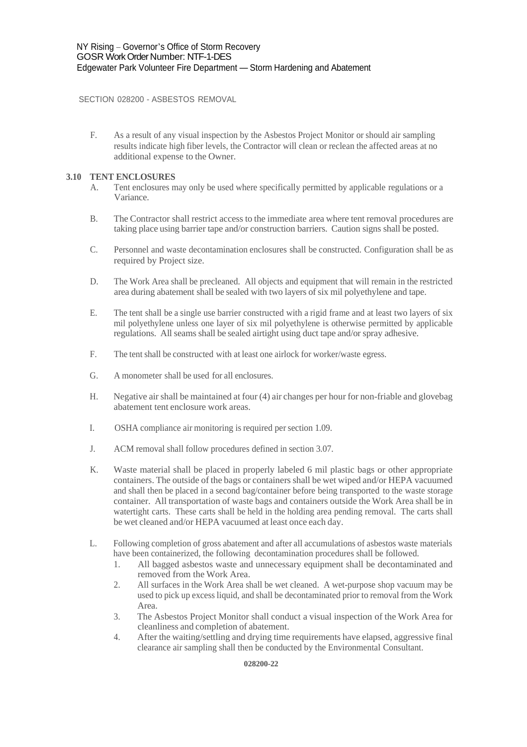F. As a result of any visual inspection by the Asbestos Project Monitor or should air sampling results indicate high fiber levels, the Contractor will clean or reclean the affected areas at no additional expense to the Owner.

### 3.10 TENT ENCLOSURES

A. Tent enclosures may only be used where specifically permitted by applicable regulations or a Variance.

B. The Contractor shall restrict access to the immediate area where tent removal procedures are taking place using barrier tape and/or construction barriers. Caution signs shall be posted.

C. Personnel and waste decontamination enclosures shall be constructed. Configuration shall be as required by Project size.

D. The Work Area shall be precleaned. All objects and equipment that will remain in the restricted area during abatement shall be sealed with two layers of six mil polyethylene and tape.

E. The tent shall be a single use barrier constructed with a rigid frame and at least two layers of six mil polyethylene unless one layer of six mil polyethylene is otherwise permitted by applicable regulations. All seams shall be sealed airtight using duct tape and/or spray adhesive.

F. The tent shall be constructed with at least one airlock for worker/waste egress.

G. A monometer shall be used for all enclosures.

H. Negative air shall be maintained at four (4) air changes per hour for non-friable and glovebag abatement tent enclosure work areas.

I. OSHA compliance air monitoring is required per section 1.09.

J. ACM removal shall follow procedures defined in section 3.07.

K. Waste material shall be placed in properly labeled 6 mil plastic bags or other appropriate containers. The outside of the bags or containers shall be wet wiped and/or HEPA vacuumed and shall then be placed in a second bag/container before being transported to the waste storage container. All transportation of waste bags and containers outside the Work Area shall be in watertight carts. These carts shall be held in the holding area pending removal. The carts shall be wet cleaned and/or HEPA vacuumed at least once each day.

L. Following completion of gross abatement and after all accumulations of asbestos waste materials have been containerized, the following decontamination procedures shall be followed.

1. All bagged asbestos waste and unnecessary equipment shall be decontaminated and removed from the Work Area.
2. All surfaces in the Work Area shall be wet cleaned. A wet-purpose shop vacuum may be used to pick up excess liquid, and shall be decontaminated prior to removal from the Work Area.
3. The Asbestos Project Monitor shall conduct a visual inspection of the Work Area for cleanliness and completion of abatement.
4. After the waiting/settling and drying time requirements have elapsed, aggressive final clearance air sampling shall then be conducted by the Environmental Consultant.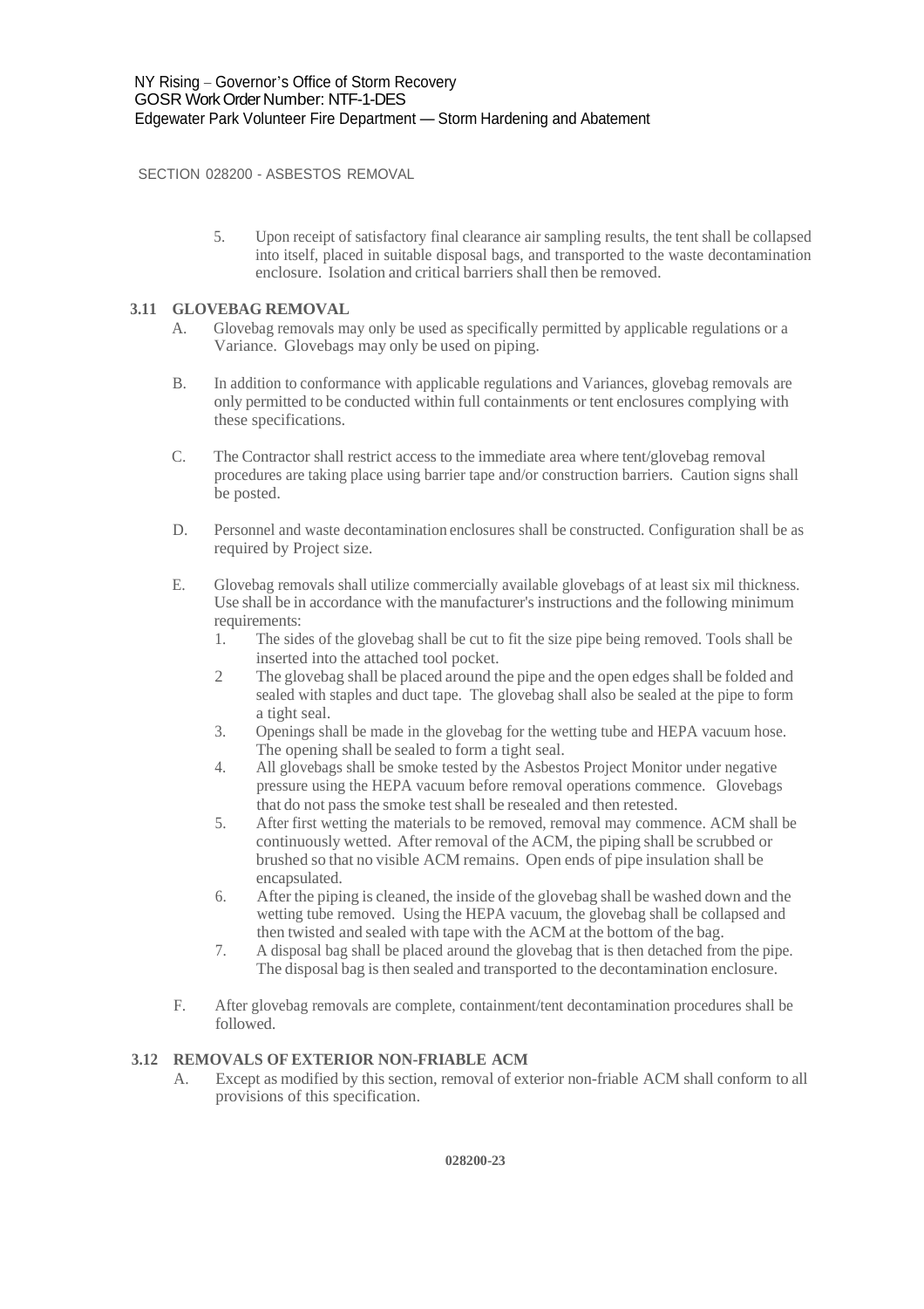5. Upon receipt of satisfactory final clearance air sampling results, the tent shall be collapsed into itself, placed in suitable disposal bags, and transported to the waste decontamination enclosure. Isolation and critical barriers shall then be removed.

### 3.11 GLOVEBAG REMOVAL

A. Glovebag removals may only be used as specifically permitted by applicable regulations or a Variance. Glovebags may only be used on piping.

B. In addition to conformance with applicable regulations and Variances, glovebag removals are only permitted to be conducted within full containments or tent enclosures complying with these specifications.

C. The Contractor shall restrict access to the immediate area where tent/glovebag removal procedures are taking place using barrier tape and/or construction barriers. Caution signs shall be posted.

D. Personnel and waste decontamination enclosures shall be constructed. Configuration shall be as required by Project size.

E. Glovebag removals shall utilize commercially available glovebags of at least six mil thickness. Use shall be in accordance with the manufacturer's instructions and the following minimum requirements:

1. The sides of the glovebag shall be cut to fit the size pipe being removed. Tools shall be inserted into the attached tool pocket.
2. The glovebag shall be placed around the pipe and the open edges shall be folded and sealed with staples and duct tape. The glovebag shall also be sealed at the pipe to form a tight seal.
3. Openings shall be made in the glovebag for the wetting tube and HEPA vacuum hose. The opening shall be sealed to form a tight seal.
4. All glovebags shall be smoke tested by the Asbestos Project Monitor under negative pressure using the HEPA vacuum before removal operations commence. Glovebags that do not pass the smoke test shall be resealed and then retested.
5. After first wetting the materials to be removed, removal may commence. ACM shall be continuously wetted. After removal of the ACM, the piping shall be scrubbed or brushed so that no visible ACM remains. Open ends of pipe insulation shall be encapsulated.
6. After the piping is cleaned, the inside of the glovebag shall be washed down and the wetting tube removed. Using the HEPA vacuum, the glovebag shall be collapsed and then twisted and sealed with tape with the ACM at the bottom of the bag.
7. A disposal bag shall be placed around the glovebag that is then detached from the pipe. The disposal bag is then sealed and transported to the decontamination enclosure.

F. After glovebag removals are complete, containment/tent decontamination procedures shall be followed.

### 3.12 REMOVALS OF EXTERIOR NON-FRIABLE ACM

A. Except as modified by this section, removal of exterior non-friable ACM shall conform to all provisions of this specification.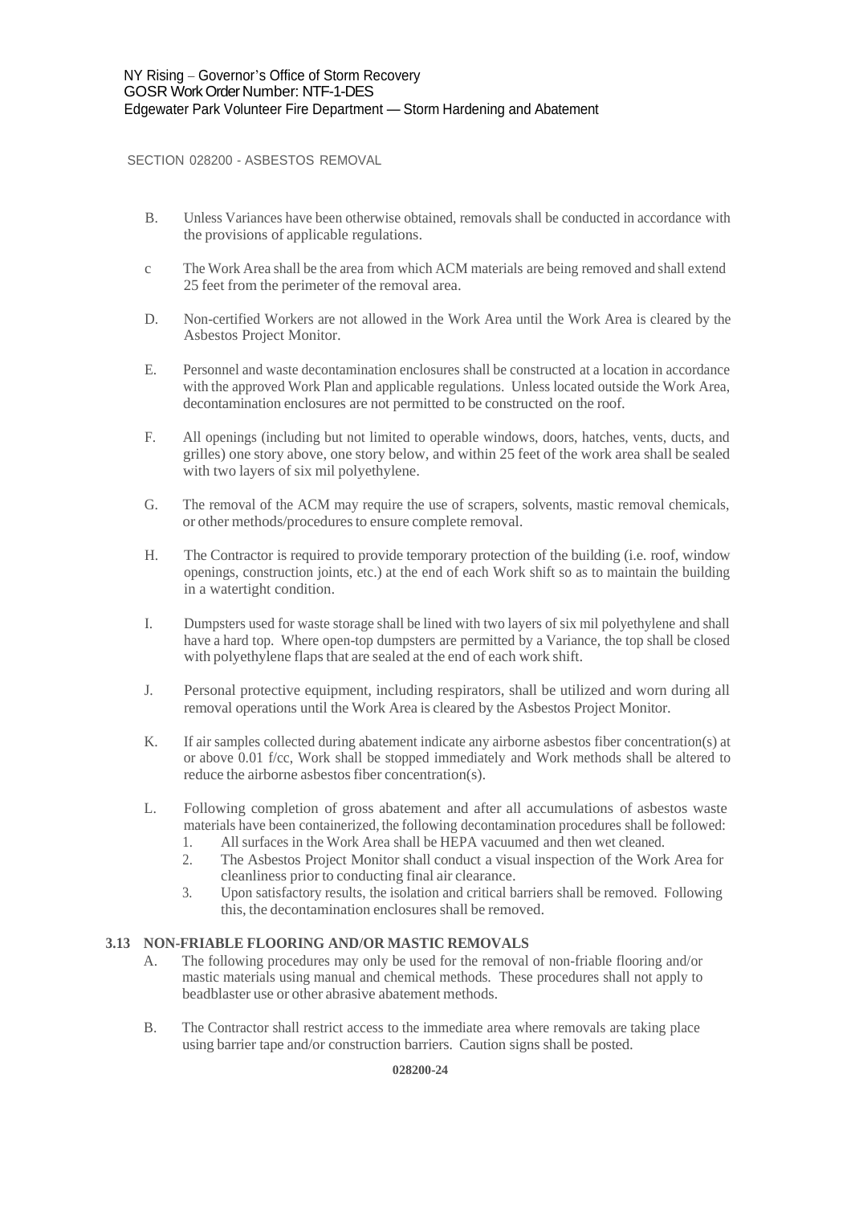B. Unless Variances have been otherwise obtained, removals shall be conducted in accordance with the provisions of applicable regulations.

c The Work Area shall be the area from which ACM materials are being removed and shall extend 25 feet from the perimeter of the removal area.

D. Non-certified Workers are not allowed in the Work Area until the Work Area is cleared by the Asbestos Project Monitor.

E. Personnel and waste decontamination enclosures shall be constructed at a location in accordance with the approved Work Plan and applicable regulations. Unless located outside the Work Area, decontamination enclosures are not permitted to be constructed on the roof.

F. All openings (including but not limited to operable windows, doors, hatches, vents, ducts, and grilles) one story above, one story below, and within 25 feet of the work area shall be sealed with two layers of six mil polyethylene.

G. The removal of the ACM may require the use of scrapers, solvents, mastic removal chemicals, or other methods/procedures to ensure complete removal.

H. The Contractor is required to provide temporary protection of the building (i.e. roof, window openings, construction joints, etc.) at the end of each Work shift so as to maintain the building in a watertight condition.

I. Dumpsters used for waste storage shall be lined with two layers of six mil polyethylene and shall have a hard top. Where open-top dumpsters are permitted by a Variance, the top shall be closed with polyethylene flaps that are sealed at the end of each work shift.

J. Personal protective equipment, including respirators, shall be utilized and worn during all removal operations until the Work Area is cleared by the Asbestos Project Monitor.

K. If air samples collected during abatement indicate any airborne asbestos fiber concentration(s) at or above 0.01 f/cc, Work shall be stopped immediately and Work methods shall be altered to reduce the airborne asbestos fiber concentration(s).

L. Following completion of gross abatement and after all accumulations of asbestos waste materials have been containerized, the following decontamination procedures shall be followed:
   1. All surfaces in the Work Area shall be HEPA vacuumed and then wet cleaned.
   2. The Asbestos Project Monitor shall conduct a visual inspection of the Work Area for cleanliness prior to conducting final air clearance.
   3. Upon satisfactory results, the isolation and critical barriers shall be removed. Following this, the decontamination enclosures shall be removed.

**3.13 NON-FRIABLE FLOORING AND/OR MASTIC REMOVALS**

A. The following procedures may only be used for the removal of non-friable flooring and/or mastic materials using manual and chemical methods. These procedures shall not apply to beadblaster use or other abrasive abatement methods.

B. The Contractor shall restrict access to the immediate area where removals are taking place using barrier tape and/or construction barriers. Caution signs shall be posted.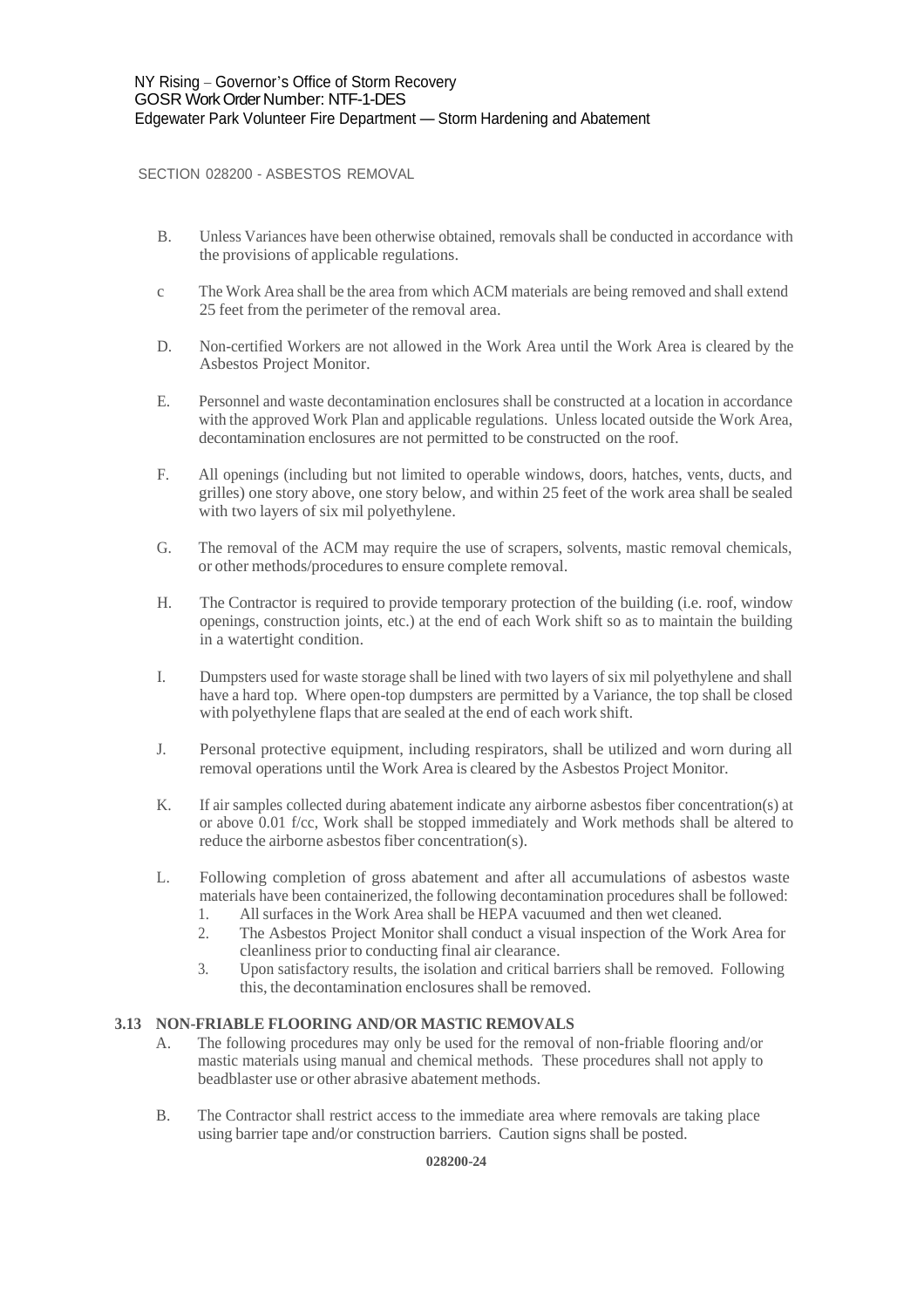B. Unless Variances have been otherwise obtained, removals shall be conducted in accordance with the provisions of applicable regulations.

c The Work Area shall be the area from which ACM materials are being removed and shall extend 25 feet from the perimeter of the removal area.

D. Non-certified Workers are not allowed in the Work Area until the Work Area is cleared by the Asbestos Project Monitor.

E. Personnel and waste decontamination enclosures shall be constructed at a location in accordance with the approved Work Plan and applicable regulations. Unless located outside the Work Area, decontamination enclosures are not permitted to be constructed on the roof.

F. All openings (including but not limited to operable windows, doors, hatches, vents, ducts, and grilles) one story above, one story below, and within 25 feet of the work area shall be sealed with two layers of six mil polyethylene.

G. The removal of the ACM may require the use of scrapers, solvents, mastic removal chemicals, or other methods/procedures to ensure complete removal.

H. The Contractor is required to provide temporary protection of the building (i.e. roof, window openings, construction joints, etc.) at the end of each Work shift so as to maintain the building in a watertight condition.

I. Dumpsters used for waste storage shall be lined with two layers of six mil polyethylene and shall have a hard top. Where open-top dumpsters are permitted by a Variance, the top shall be closed with polyethylene flaps that are sealed at the end of each work shift.

J. Personal protective equipment, including respirators, shall be utilized and worn during all removal operations until the Work Area is cleared by the Asbestos Project Monitor.

K. If air samples collected during abatement indicate any airborne asbestos fiber concentration(s) at or above 0.01 f/cc, Work shall be stopped immediately and Work methods shall be altered to reduce the airborne asbestos fiber concentration(s).

L. Following completion of gross abatement and after all accumulations of asbestos waste materials have been containerized, the following decontamination procedures shall be followed:
   1. All surfaces in the Work Area shall be HEPA vacuumed and then wet cleaned.
   2. The Asbestos Project Monitor shall conduct a visual inspection of the Work Area for cleanliness prior to conducting final air clearance.
   3. Upon satisfactory results, the isolation and critical barriers shall be removed. Following this, the decontamination enclosures shall be removed.

### 3.13 NON-FRIABLE FLOORING AND/OR MASTIC REMOVALS

A. The following procedures may only be used for the removal of non-friable flooring and/or mastic materials using manual and chemical methods. These procedures shall not apply to beadblaster use or other abrasive abatement methods.

B. The Contractor shall restrict access to the immediate area where removals are taking place using barrier tape and/or construction barriers. Caution signs shall be posted.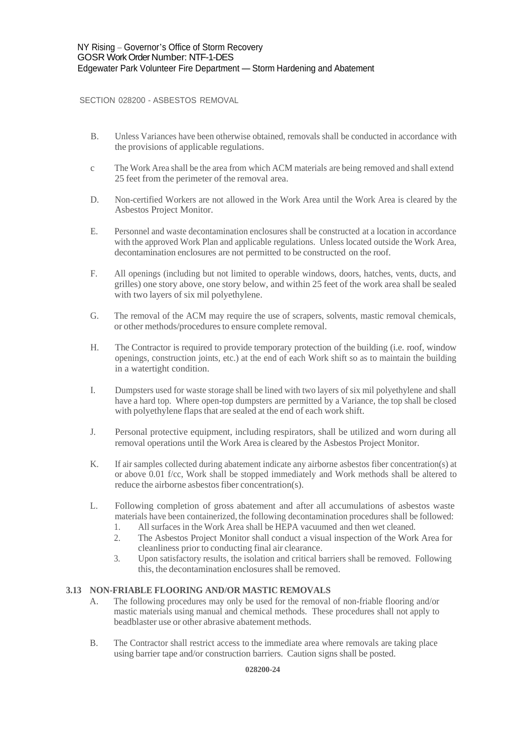B. Unless Variances have been otherwise obtained, removals shall be conducted in accordance with the provisions of applicable regulations.

c The Work Area shall be the area from which ACM materials are being removed and shall extend 25 feet from the perimeter of the removal area.

D. Non-certified Workers are not allowed in the Work Area until the Work Area is cleared by the Asbestos Project Monitor.

E. Personnel and waste decontamination enclosures shall be constructed at a location in accordance with the approved Work Plan and applicable regulations. Unless located outside the Work Area, decontamination enclosures are not permitted to be constructed on the roof.

F. All openings (including but not limited to operable windows, doors, hatches, vents, ducts, and grilles) one story above, one story below, and within 25 feet of the work area shall be sealed with two layers of six mil polyethylene.

G. The removal of the ACM may require the use of scrapers, solvents, mastic removal chemicals, or other methods/procedures to ensure complete removal.

H. The Contractor is required to provide temporary protection of the building (i.e. roof, window openings, construction joints, etc.) at the end of each Work shift so as to maintain the building in a watertight condition.

I. Dumpsters used for waste storage shall be lined with two layers of six mil polyethylene and shall have a hard top. Where open-top dumpsters are permitted by a Variance, the top shall be closed with polyethylene flaps that are sealed at the end of each work shift.

J. Personal protective equipment, including respirators, shall be utilized and worn during all removal operations until the Work Area is cleared by the Asbestos Project Monitor.

K. If air samples collected during abatement indicate any airborne asbestos fiber concentration(s) at or above 0.01 f/cc, Work shall be stopped immediately and Work methods shall be altered to reduce the airborne asbestos fiber concentration(s).

L. Following completion of gross abatement and after all accumulations of asbestos waste materials have been containerized, the following decontamination procedures shall be followed:
   1. All surfaces in the Work Area shall be HEPA vacuumed and then wet cleaned.
   2. The Asbestos Project Monitor shall conduct a visual inspection of the Work Area for cleanliness prior to conducting final air clearance.
   3. Upon satisfactory results, the isolation and critical barriers shall be removed. Following this, the decontamination enclosures shall be removed.

### 3.13 NON-FRIABLE FLOORING AND/OR MASTIC REMOVALS

A. The following procedures may only be used for the removal of non-friable flooring and/or mastic materials using manual and chemical methods. These procedures shall not apply to beadblaster use or other abrasive abatement methods.

B. The Contractor shall restrict access to the immediate area where removals are taking place using barrier tape and/or construction barriers. Caution signs shall be posted.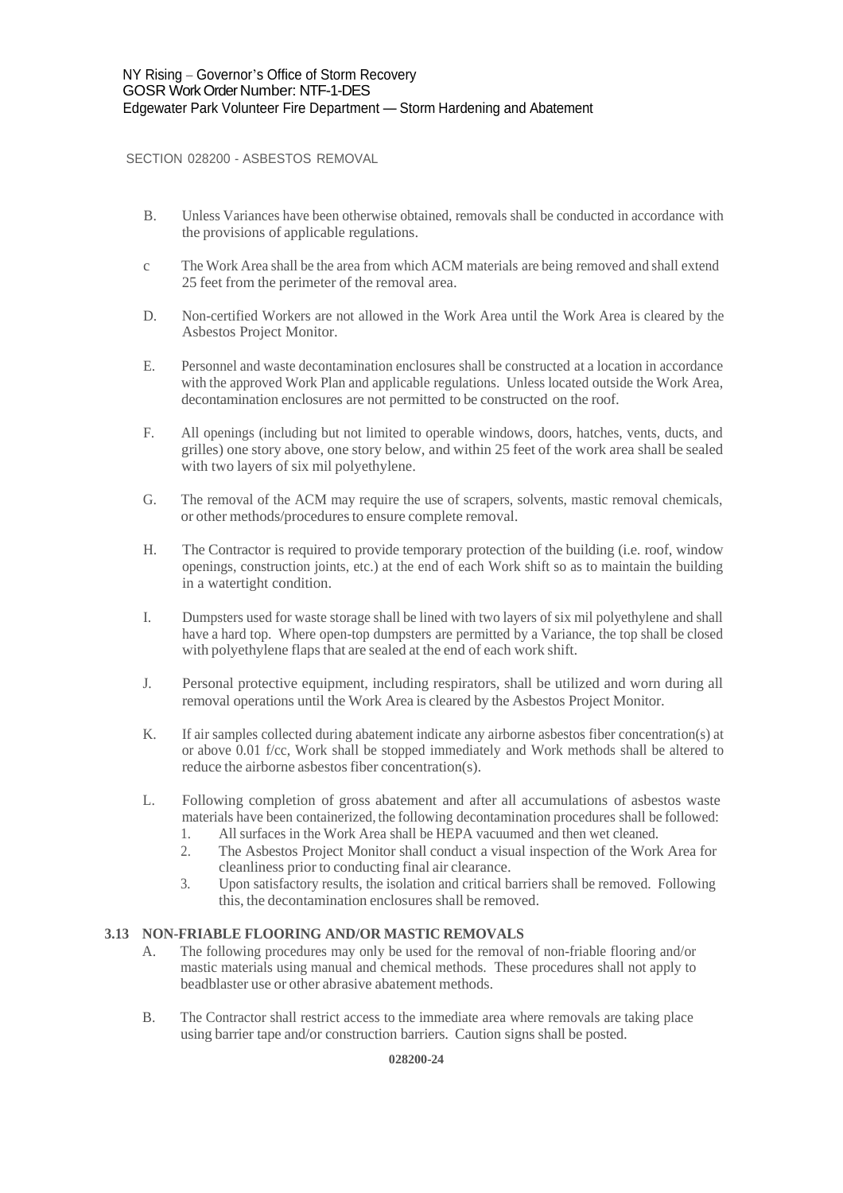SECTION 028200 - ASBESTOS REMOVAL

B. Unless Variances have been otherwise obtained, removals shall be conducted in accordance with the provisions of applicable regulations.

c The Work Area shall be the area from which ACM materials are being removed and shall extend 25 feet from the perimeter of the removal area.

D. Non-certified Workers are not allowed in the Work Area until the Work Area is cleared by the Asbestos Project Monitor.

E. Personnel and waste decontamination enclosures shall be constructed at a location in accordance with the approved Work Plan and applicable regulations. Unless located outside the Work Area, decontamination enclosures are not permitted to be constructed on the roof.

F. All openings (including but not limited to operable windows, doors, hatches, vents, ducts, and grilles) one story above, one story below, and within 25 feet of the work area shall be sealed with two layers of six mil polyethylene.

G. The removal of the ACM may require the use of scrapers, solvents, mastic removal chemicals, or other methods/procedures to ensure complete removal.

H. The Contractor is required to provide temporary protection of the building (i.e. roof, window openings, construction joints, etc.) at the end of each Work shift so as to maintain the building in a watertight condition.

I. Dumpsters used for waste storage shall be lined with two layers of six mil polyethylene and shall have a hard top. Where open-top dumpsters are permitted by a Variance, the top shall be closed with polyethylene flaps that are sealed at the end of each work shift.

J. Personal protective equipment, including respirators, shall be utilized and worn during all removal operations until the Work Area is cleared by the Asbestos Project Monitor.

K. If air samples collected during abatement indicate any airborne asbestos fiber concentration(s) at or above 0.01 f/cc, Work shall be stopped immediately and Work methods shall be altered to reduce the airborne asbestos fiber concentration(s).

L. Following completion of gross abatement and after all accumulations of asbestos waste materials have been containerized, the following decontamination procedures shall be followed:
   1. All surfaces in the Work Area shall be HEPA vacuumed and then wet cleaned.
   2. The Asbestos Project Monitor shall conduct a visual inspection of the Work Area for cleanliness prior to conducting final air clearance.
   3. Upon satisfactory results, the isolation and critical barriers shall be removed. Following this, the decontamination enclosures shall be removed.

### 3.13 NON-FRIABLE FLOORING AND/OR MASTIC REMOVALS

A. The following procedures may only be used for the removal of non-friable flooring and/or mastic materials using manual and chemical methods. These procedures shall not apply to beadblaster use or other abrasive abatement methods.

B. The Contractor shall restrict access to the immediate area where removals are taking place using barrier tape and/or construction barriers. Caution signs shall be posted.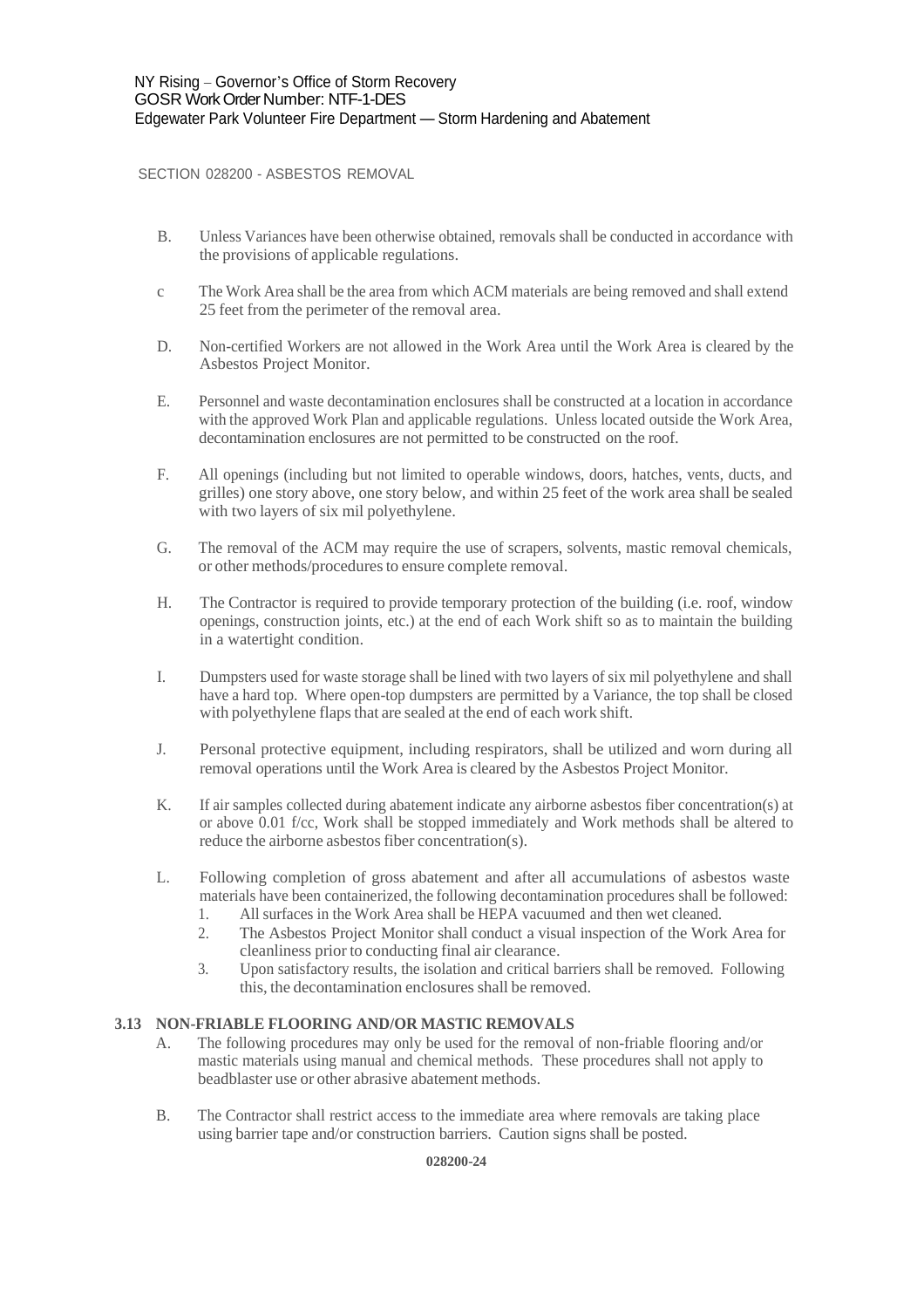B. Unless Variances have been otherwise obtained, removals shall be conducted in accordance with the provisions of applicable regulations.

c The Work Area shall be the area from which ACM materials are being removed and shall extend 25 feet from the perimeter of the removal area.

D. Non-certified Workers are not allowed in the Work Area until the Work Area is cleared by the Asbestos Project Monitor.

E. Personnel and waste decontamination enclosures shall be constructed at a location in accordance with the approved Work Plan and applicable regulations. Unless located outside the Work Area, decontamination enclosures are not permitted to be constructed on the roof.

F. All openings (including but not limited to operable windows, doors, hatches, vents, ducts, and grilles) one story above, one story below, and within 25 feet of the work area shall be sealed with two layers of six mil polyethylene.

G. The removal of the ACM may require the use of scrapers, solvents, mastic removal chemicals, or other methods/procedures to ensure complete removal.

H. The Contractor is required to provide temporary protection of the building (i.e. roof, window openings, construction joints, etc.) at the end of each Work shift so as to maintain the building in a watertight condition.

I. Dumpsters used for waste storage shall be lined with two layers of six mil polyethylene and shall have a hard top. Where open-top dumpsters are permitted by a Variance, the top shall be closed with polyethylene flaps that are sealed at the end of each work shift.

J. Personal protective equipment, including respirators, shall be utilized and worn during all removal operations until the Work Area is cleared by the Asbestos Project Monitor.

K. If air samples collected during abatement indicate any airborne asbestos fiber concentration(s) at or above 0.01 f/cc, Work shall be stopped immediately and Work methods shall be altered to reduce the airborne asbestos fiber concentration(s).

L. Following completion of gross abatement and after all accumulations of asbestos waste materials have been containerized, the following decontamination procedures shall be followed:
   1. All surfaces in the Work Area shall be HEPA vacuumed and then wet cleaned.
   2. The Asbestos Project Monitor shall conduct a visual inspection of the Work Area for cleanliness prior to conducting final air clearance.
   3. Upon satisfactory results, the isolation and critical barriers shall be removed. Following this, the decontamination enclosures shall be removed.

### 3.13 NON-FRIABLE FLOORING AND/OR MASTIC REMOVALS

A. The following procedures may only be used for the removal of non-friable flooring and/or mastic materials using manual and chemical methods. These procedures shall not apply to beadblaster use or other abrasive abatement methods.

B. The Contractor shall restrict access to the immediate area where removals are taking place using barrier tape and/or construction barriers. Caution signs shall be posted.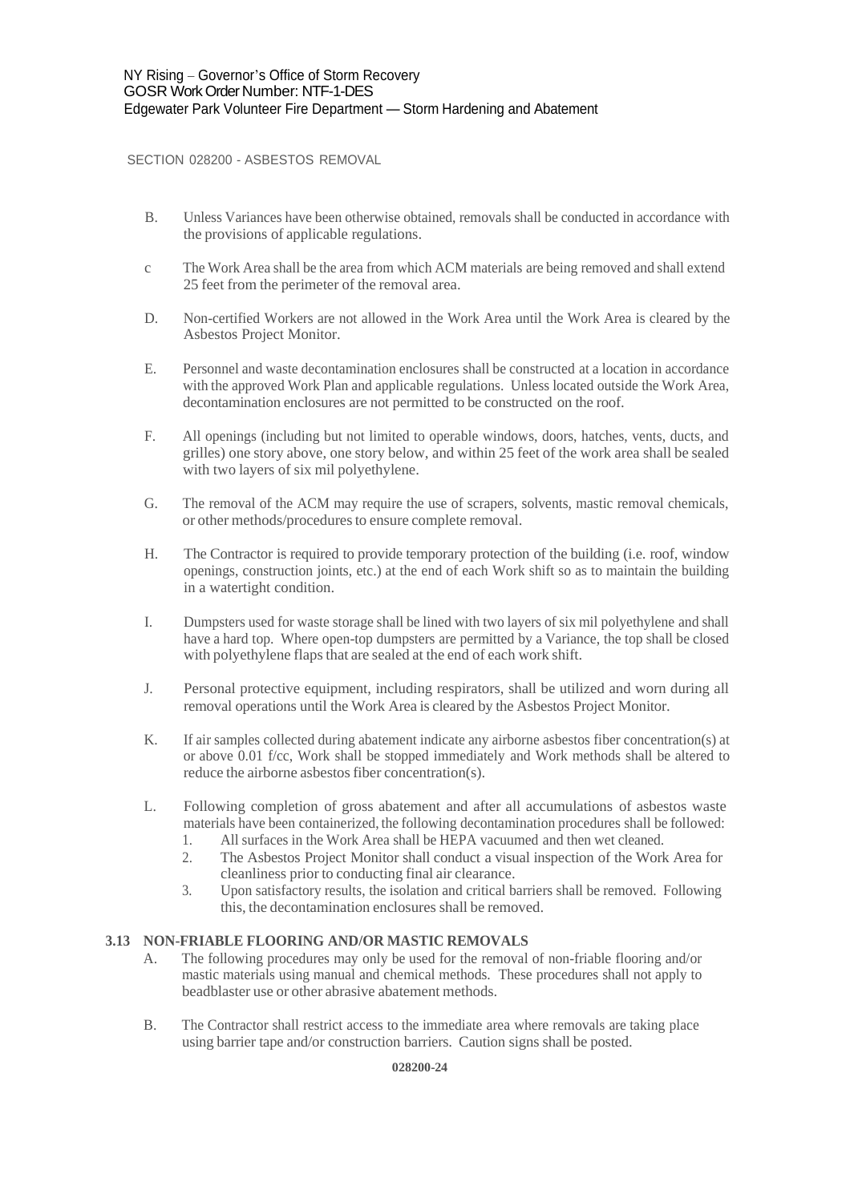SECTION 028200 - ASBESTOS REMOVAL

B. Unless Variances have been otherwise obtained, removals shall be conducted in accordance with the provisions of applicable regulations.

c The Work Area shall be the area from which ACM materials are being removed and shall extend 25 feet from the perimeter of the removal area.

D. Non-certified Workers are not allowed in the Work Area until the Work Area is cleared by the Asbestos Project Monitor.

E. Personnel and waste decontamination enclosures shall be constructed at a location in accordance with the approved Work Plan and applicable regulations. Unless located outside the Work Area, decontamination enclosures are not permitted to be constructed on the roof.

F. All openings (including but not limited to operable windows, doors, hatches, vents, ducts, and grilles) one story above, one story below, and within 25 feet of the work area shall be sealed with two layers of six mil polyethylene.

G. The removal of the ACM may require the use of scrapers, solvents, mastic removal chemicals, or other methods/procedures to ensure complete removal.

H. The Contractor is required to provide temporary protection of the building (i.e. roof, window openings, construction joints, etc.) at the end of each Work shift so as to maintain the building in a watertight condition.

I. Dumpsters used for waste storage shall be lined with two layers of six mil polyethylene and shall have a hard top. Where open-top dumpsters are permitted by a Variance, the top shall be closed with polyethylene flaps that are sealed at the end of each work shift.

J. Personal protective equipment, including respirators, shall be utilized and worn during all removal operations until the Work Area is cleared by the Asbestos Project Monitor.

K. If air samples collected during abatement indicate any airborne asbestos fiber concentration(s) at or above 0.01 f/cc, Work shall be stopped immediately and Work methods shall be altered to reduce the airborne asbestos fiber concentration(s).

L. Following completion of gross abatement and after all accumulations of asbestos waste materials have been containerized, the following decontamination procedures shall be followed:
   1. All surfaces in the Work Area shall be HEPA vacuumed and then wet cleaned.
   2. The Asbestos Project Monitor shall conduct a visual inspection of the Work Area for cleanliness prior to conducting final air clearance.
   3. Upon satisfactory results, the isolation and critical barriers shall be removed. Following this, the decontamination enclosures shall be removed.

### 3.13 NON-FRIABLE FLOORING AND/OR MASTIC REMOVALS

A. The following procedures may only be used for the removal of non-friable flooring and/or mastic materials using manual and chemical methods. These procedures shall not apply to beadblaster use or other abrasive abatement methods.

B. The Contractor shall restrict access to the immediate area where removals are taking place using barrier tape and/or construction barriers. Caution signs shall be posted.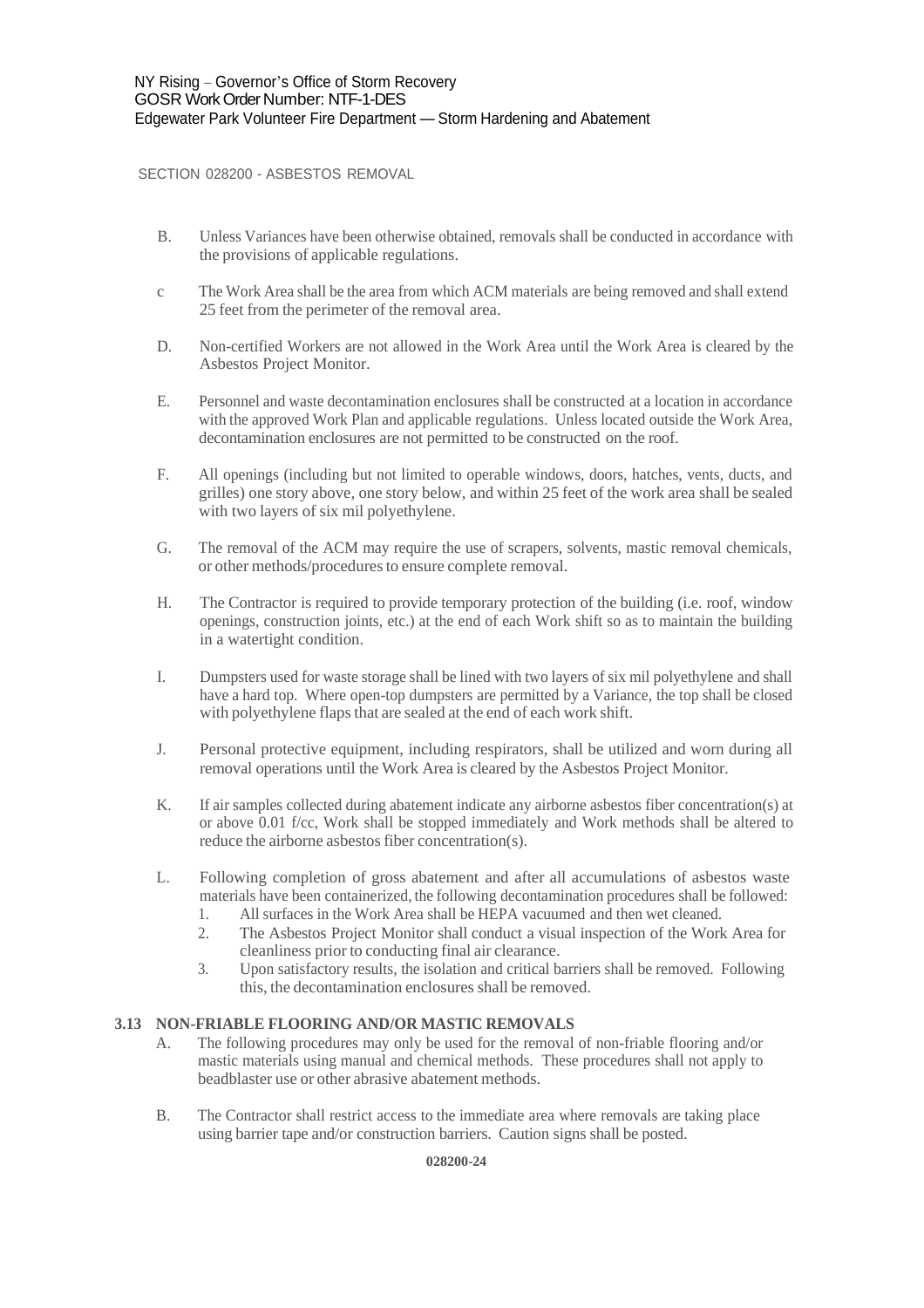B. Unless Variances have been otherwise obtained, removals shall be conducted in accordance with the provisions of applicable regulations.

c The Work Area shall be the area from which ACM materials are being removed and shall extend 25 feet from the perimeter of the removal area.

D. Non-certified Workers are not allowed in the Work Area until the Work Area is cleared by the Asbestos Project Monitor.

E. Personnel and waste decontamination enclosures shall be constructed at a location in accordance with the approved Work Plan and applicable regulations. Unless located outside the Work Area, decontamination enclosures are not permitted to be constructed on the roof.

F. All openings (including but not limited to operable windows, doors, hatches, vents, ducts, and grilles) one story above, one story below, and within 25 feet of the work area shall be sealed with two layers of six mil polyethylene.

G. The removal of the ACM may require the use of scrapers, solvents, mastic removal chemicals, or other methods/procedures to ensure complete removal.

H. The Contractor is required to provide temporary protection of the building (i.e. roof, window openings, construction joints, etc.) at the end of each Work shift so as to maintain the building in a watertight condition.

I. Dumpsters used for waste storage shall be lined with two layers of six mil polyethylene and shall have a hard top. Where open-top dumpsters are permitted by a Variance, the top shall be closed with polyethylene flaps that are sealed at the end of each work shift.

J. Personal protective equipment, including respirators, shall be utilized and worn during all removal operations until the Work Area is cleared by the Asbestos Project Monitor.

K. If air samples collected during abatement indicate any airborne asbestos fiber concentration(s) at or above 0.01 f/cc, Work shall be stopped immediately and Work methods shall be altered to reduce the airborne asbestos fiber concentration(s).

L. Following completion of gross abatement and after all accumulations of asbestos waste materials have been containerized, the following decontamination procedures shall be followed:
   1. All surfaces in the Work Area shall be HEPA vacuumed and then wet cleaned.
   2. The Asbestos Project Monitor shall conduct a visual inspection of the Work Area for cleanliness prior to conducting final air clearance.
   3. Upon satisfactory results, the isolation and critical barriers shall be removed. Following this, the decontamination enclosures shall be removed.

### 3.13 NON-FRIABLE FLOORING AND/OR MASTIC REMOVALS

A. The following procedures may only be used for the removal of non-friable flooring and/or mastic materials using manual and chemical methods. These procedures shall not apply to beadblaster use or other abrasive abatement methods.

B. The Contractor shall restrict access to the immediate area where removals are taking place using barrier tape and/or construction barriers. Caution signs shall be posted.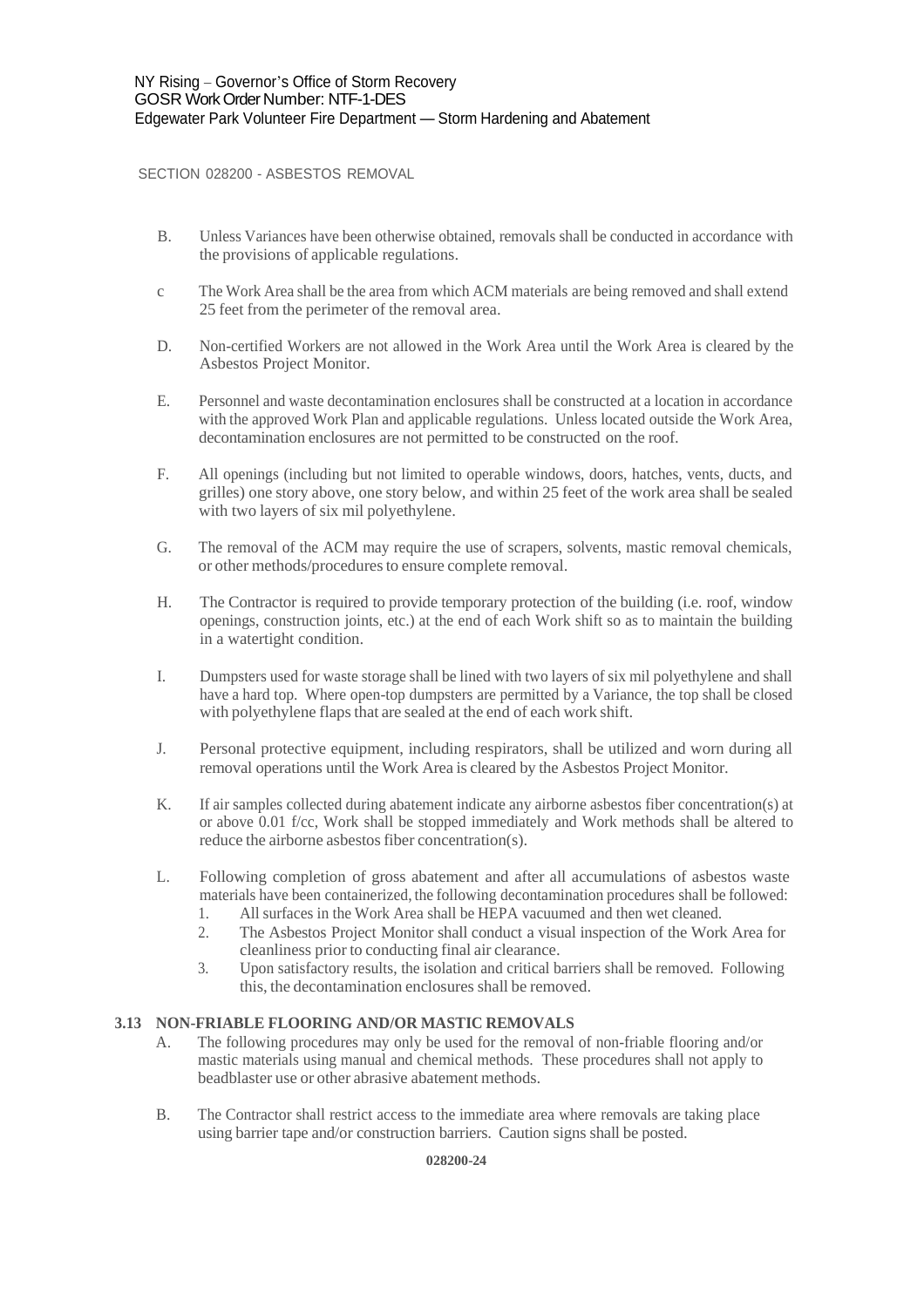B. Unless Variances have been otherwise obtained, removals shall be conducted in accordance with the provisions of applicable regulations.

c The Work Area shall be the area from which ACM materials are being removed and shall extend 25 feet from the perimeter of the removal area.

D. Non-certified Workers are not allowed in the Work Area until the Work Area is cleared by the Asbestos Project Monitor.

E. Personnel and waste decontamination enclosures shall be constructed at a location in accordance with the approved Work Plan and applicable regulations. Unless located outside the Work Area, decontamination enclosures are not permitted to be constructed on the roof.

F. All openings (including but not limited to operable windows, doors, hatches, vents, ducts, and grilles) one story above, one story below, and within 25 feet of the work area shall be sealed with two layers of six mil polyethylene.

G. The removal of the ACM may require the use of scrapers, solvents, mastic removal chemicals, or other methods/procedures to ensure complete removal.

H. The Contractor is required to provide temporary protection of the building (i.e. roof, window openings, construction joints, etc.) at the end of each Work shift so as to maintain the building in a watertight condition.

I. Dumpsters used for waste storage shall be lined with two layers of six mil polyethylene and shall have a hard top. Where open-top dumpsters are permitted by a Variance, the top shall be closed with polyethylene flaps that are sealed at the end of each work shift.

J. Personal protective equipment, including respirators, shall be utilized and worn during all removal operations until the Work Area is cleared by the Asbestos Project Monitor.

K. If air samples collected during abatement indicate any airborne asbestos fiber concentration(s) at or above 0.01 f/cc, Work shall be stopped immediately and Work methods shall be altered to reduce the airborne asbestos fiber concentration(s).

L. Following completion of gross abatement and after all accumulations of asbestos waste materials have been containerized, the following decontamination procedures shall be followed:

1. All surfaces in the Work Area shall be HEPA vacuumed and then wet cleaned.
2. The Asbestos Project Monitor shall conduct a visual inspection of the Work Area for cleanliness prior to conducting final air clearance.
3. Upon satisfactory results, the isolation and critical barriers shall be removed. Following this, the decontamination enclosures shall be removed.

### 3.13 NON-FRIABLE FLOORING AND/OR MASTIC REMOVALS

A. The following procedures may only be used for the removal of non-friable flooring and/or mastic materials using manual and chemical methods. These procedures shall not apply to beadblaster use or other abrasive abatement methods.

B. The Contractor shall restrict access to the immediate area where removals are taking place using barrier tape and/or construction barriers. Caution signs shall be posted.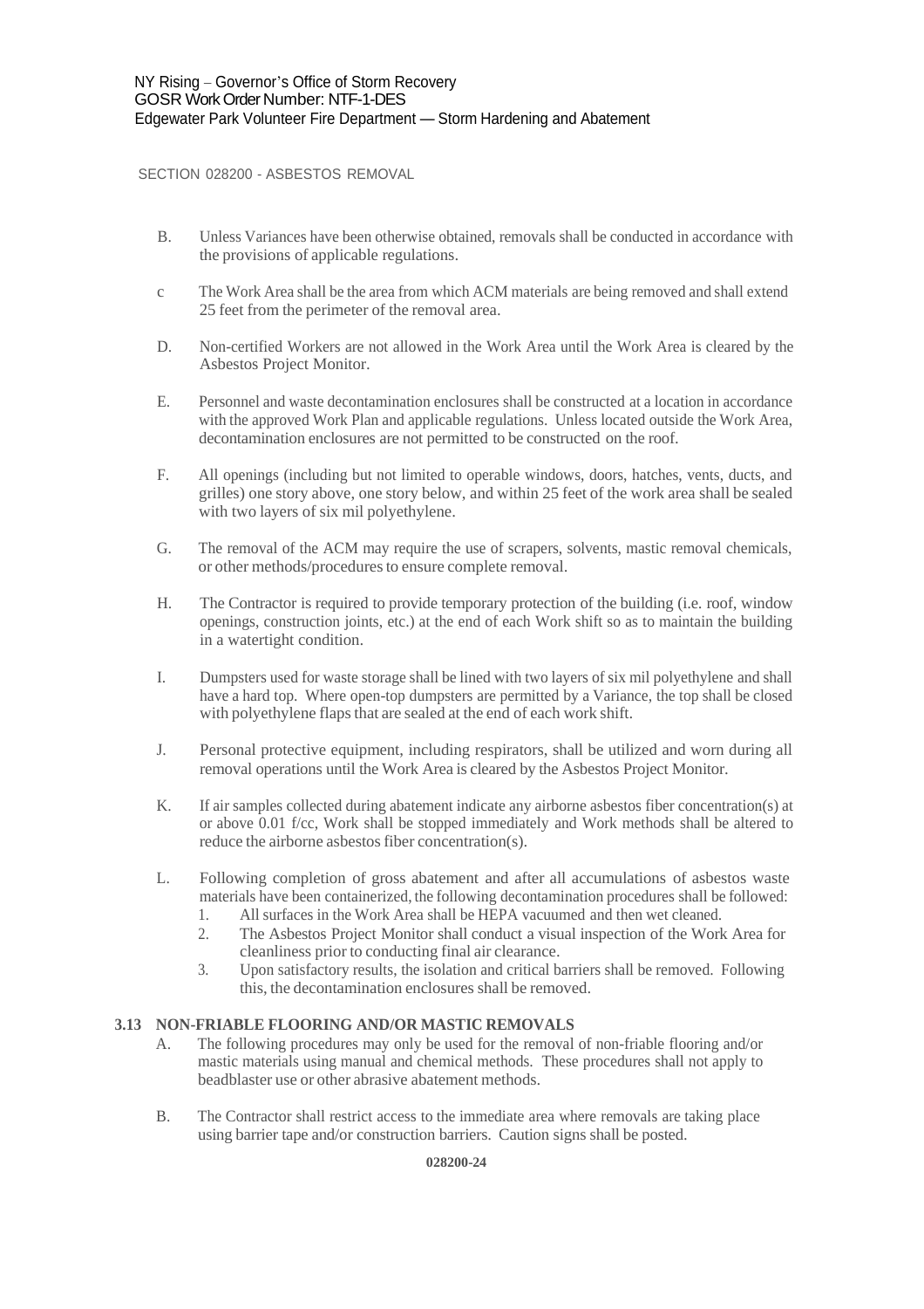B. Unless Variances have been otherwise obtained, removals shall be conducted in accordance with the provisions of applicable regulations.

c The Work Area shall be the area from which ACM materials are being removed and shall extend 25 feet from the perimeter of the removal area.

D. Non-certified Workers are not allowed in the Work Area until the Work Area is cleared by the Asbestos Project Monitor.

E. Personnel and waste decontamination enclosures shall be constructed at a location in accordance with the approved Work Plan and applicable regulations. Unless located outside the Work Area, decontamination enclosures are not permitted to be constructed on the roof.

F. All openings (including but not limited to operable windows, doors, hatches, vents, ducts, and grilles) one story above, one story below, and within 25 feet of the work area shall be sealed with two layers of six mil polyethylene.

G. The removal of the ACM may require the use of scrapers, solvents, mastic removal chemicals, or other methods/procedures to ensure complete removal.

H. The Contractor is required to provide temporary protection of the building (i.e. roof, window openings, construction joints, etc.) at the end of each Work shift so as to maintain the building in a watertight condition.

I. Dumpsters used for waste storage shall be lined with two layers of six mil polyethylene and shall have a hard top. Where open-top dumpsters are permitted by a Variance, the top shall be closed with polyethylene flaps that are sealed at the end of each work shift.

J. Personal protective equipment, including respirators, shall be utilized and worn during all removal operations until the Work Area is cleared by the Asbestos Project Monitor.

K. If air samples collected during abatement indicate any airborne asbestos fiber concentration(s) at or above 0.01 f/cc, Work shall be stopped immediately and Work methods shall be altered to reduce the airborne asbestos fiber concentration(s).

L. Following completion of gross abatement and after all accumulations of asbestos waste materials have been containerized, the following decontamination procedures shall be followed:
   1. All surfaces in the Work Area shall be HEPA vacuumed and then wet cleaned.
   2. The Asbestos Project Monitor shall conduct a visual inspection of the Work Area for cleanliness prior to conducting final air clearance.
   3. Upon satisfactory results, the isolation and critical barriers shall be removed. Following this, the decontamination enclosures shall be removed.

**3.13 NON-FRIABLE FLOORING AND/OR MASTIC REMOVALS**

A. The following procedures may only be used for the removal of non-friable flooring and/or mastic materials using manual and chemical methods. These procedures shall not apply to beadblaster use or other abrasive abatement methods.

B. The Contractor shall restrict access to the immediate area where removals are taking place using barrier tape and/or construction barriers. Caution signs shall be posted.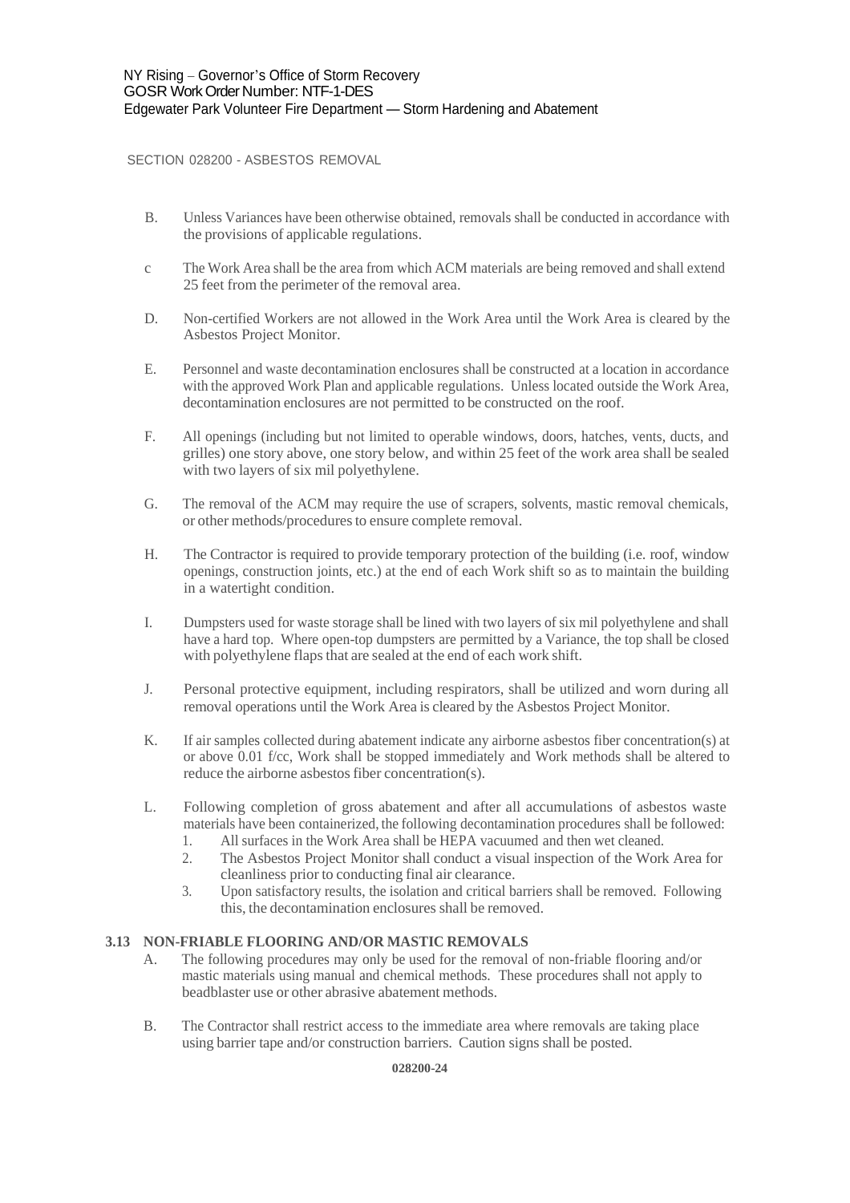B. Unless Variances have been otherwise obtained, removals shall be conducted in accordance with the provisions of applicable regulations.

c The Work Area shall be the area from which ACM materials are being removed and shall extend 25 feet from the perimeter of the removal area.

D. Non-certified Workers are not allowed in the Work Area until the Work Area is cleared by the Asbestos Project Monitor.

E. Personnel and waste decontamination enclosures shall be constructed at a location in accordance with the approved Work Plan and applicable regulations. Unless located outside the Work Area, decontamination enclosures are not permitted to be constructed on the roof.

F. All openings (including but not limited to operable windows, doors, hatches, vents, ducts, and grilles) one story above, one story below, and within 25 feet of the work area shall be sealed with two layers of six mil polyethylene.

G. The removal of the ACM may require the use of scrapers, solvents, mastic removal chemicals, or other methods/procedures to ensure complete removal.

H. The Contractor is required to provide temporary protection of the building (i.e. roof, window openings, construction joints, etc.) at the end of each Work shift so as to maintain the building in a watertight condition.

I. Dumpsters used for waste storage shall be lined with two layers of six mil polyethylene and shall have a hard top. Where open-top dumpsters are permitted by a Variance, the top shall be closed with polyethylene flaps that are sealed at the end of each work shift.

J. Personal protective equipment, including respirators, shall be utilized and worn during all removal operations until the Work Area is cleared by the Asbestos Project Monitor.

K. If air samples collected during abatement indicate any airborne asbestos fiber concentration(s) at or above 0.01 f/cc, Work shall be stopped immediately and Work methods shall be altered to reduce the airborne asbestos fiber concentration(s).

L. Following completion of gross abatement and after all accumulations of asbestos waste materials have been containerized, the following decontamination procedures shall be followed:
   1. All surfaces in the Work Area shall be HEPA vacuumed and then wet cleaned.
   2. The Asbestos Project Monitor shall conduct a visual inspection of the Work Area for cleanliness prior to conducting final air clearance.
   3. Upon satisfactory results, the isolation and critical barriers shall be removed. Following this, the decontamination enclosures shall be removed.

**3.13 NON-FRIABLE FLOORING AND/OR MASTIC REMOVALS**

A. The following procedures may only be used for the removal of non-friable flooring and/or mastic materials using manual and chemical methods. These procedures shall not apply to beadblaster use or other abrasive abatement methods.

B. The Contractor shall restrict access to the immediate area where removals are taking place using barrier tape and/or construction barriers. Caution signs shall be posted.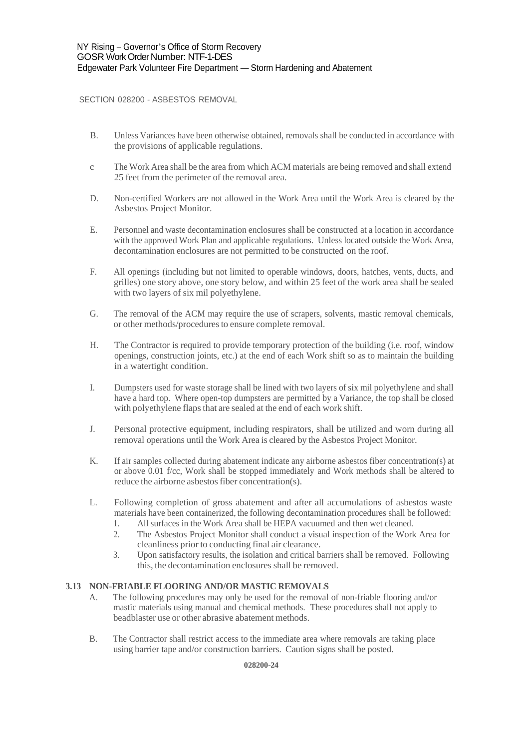B. Unless Variances have been otherwise obtained, removals shall be conducted in accordance with the provisions of applicable regulations.

c The Work Area shall be the area from which ACM materials are being removed and shall extend 25 feet from the perimeter of the removal area.

D. Non-certified Workers are not allowed in the Work Area until the Work Area is cleared by the Asbestos Project Monitor.

E. Personnel and waste decontamination enclosures shall be constructed at a location in accordance with the approved Work Plan and applicable regulations. Unless located outside the Work Area, decontamination enclosures are not permitted to be constructed on the roof.

F. All openings (including but not limited to operable windows, doors, hatches, vents, ducts, and grilles) one story above, one story below, and within 25 feet of the work area shall be sealed with two layers of six mil polyethylene.

G. The removal of the ACM may require the use of scrapers, solvents, mastic removal chemicals, or other methods/procedures to ensure complete removal.

H. The Contractor is required to provide temporary protection of the building (i.e. roof, window openings, construction joints, etc.) at the end of each Work shift so as to maintain the building in a watertight condition.

I. Dumpsters used for waste storage shall be lined with two layers of six mil polyethylene and shall have a hard top. Where open-top dumpsters are permitted by a Variance, the top shall be closed with polyethylene flaps that are sealed at the end of each work shift.

J. Personal protective equipment, including respirators, shall be utilized and worn during all removal operations until the Work Area is cleared by the Asbestos Project Monitor.

K. If air samples collected during abatement indicate any airborne asbestos fiber concentration(s) at or above 0.01 f/cc, Work shall be stopped immediately and Work methods shall be altered to reduce the airborne asbestos fiber concentration(s).

L. Following completion of gross abatement and after all accumulations of asbestos waste materials have been containerized, the following decontamination procedures shall be followed:
   1. All surfaces in the Work Area shall be HEPA vacuumed and then wet cleaned.
   2. The Asbestos Project Monitor shall conduct a visual inspection of the Work Area for cleanliness prior to conducting final air clearance.
   3. Upon satisfactory results, the isolation and critical barriers shall be removed. Following this, the decontamination enclosures shall be removed.

### 3.13 NON-FRIABLE FLOORING AND/OR MASTIC REMOVALS

A. The following procedures may only be used for the removal of non-friable flooring and/or mastic materials using manual and chemical methods. These procedures shall not apply to beadblaster use or other abrasive abatement methods.

B. The Contractor shall restrict access to the immediate area where removals are taking place using barrier tape and/or construction barriers. Caution signs shall be posted.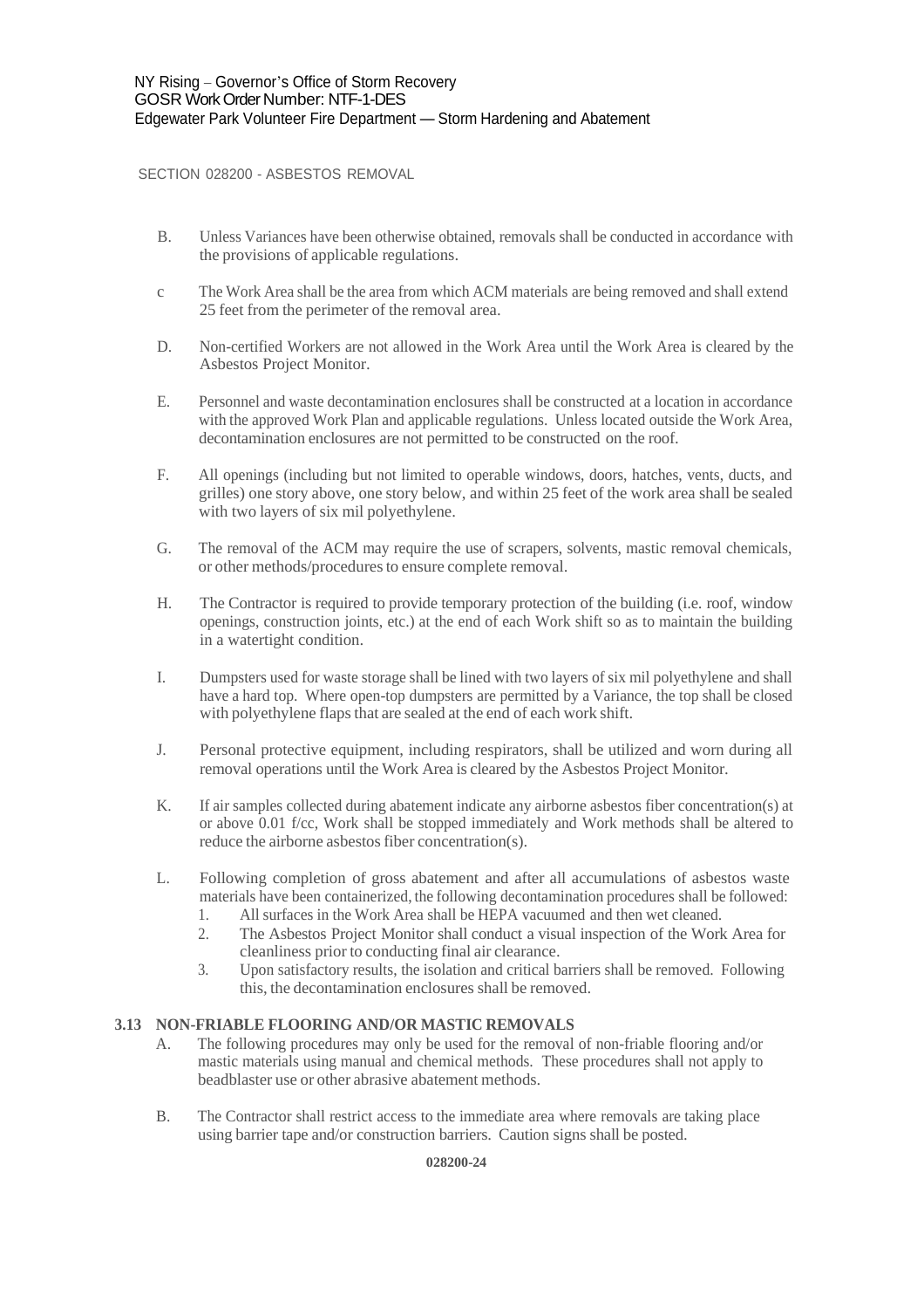B. Unless Variances have been otherwise obtained, removals shall be conducted in accordance with the provisions of applicable regulations.

c The Work Area shall be the area from which ACM materials are being removed and shall extend 25 feet from the perimeter of the removal area.

D. Non-certified Workers are not allowed in the Work Area until the Work Area is cleared by the Asbestos Project Monitor.

E. Personnel and waste decontamination enclosures shall be constructed at a location in accordance with the approved Work Plan and applicable regulations. Unless located outside the Work Area, decontamination enclosures are not permitted to be constructed on the roof.

F. All openings (including but not limited to operable windows, doors, hatches, vents, ducts, and grilles) one story above, one story below, and within 25 feet of the work area shall be sealed with two layers of six mil polyethylene.

G. The removal of the ACM may require the use of scrapers, solvents, mastic removal chemicals, or other methods/procedures to ensure complete removal.

H. The Contractor is required to provide temporary protection of the building (i.e. roof, window openings, construction joints, etc.) at the end of each Work shift so as to maintain the building in a watertight condition.

I. Dumpsters used for waste storage shall be lined with two layers of six mil polyethylene and shall have a hard top. Where open-top dumpsters are permitted by a Variance, the top shall be closed with polyethylene flaps that are sealed at the end of each work shift.

J. Personal protective equipment, including respirators, shall be utilized and worn during all removal operations until the Work Area is cleared by the Asbestos Project Monitor.

K. If air samples collected during abatement indicate any airborne asbestos fiber concentration(s) at or above 0.01 f/cc, Work shall be stopped immediately and Work methods shall be altered to reduce the airborne asbestos fiber concentration(s).

L. Following completion of gross abatement and after all accumulations of asbestos waste materials have been containerized, the following decontamination procedures shall be followed:
   1. All surfaces in the Work Area shall be HEPA vacuumed and then wet cleaned.
   2. The Asbestos Project Monitor shall conduct a visual inspection of the Work Area for cleanliness prior to conducting final air clearance.
   3. Upon satisfactory results, the isolation and critical barriers shall be removed. Following this, the decontamination enclosures shall be removed.

### 3.13 NON-FRIABLE FLOORING AND/OR MASTIC REMOVALS

A. The following procedures may only be used for the removal of non-friable flooring and/or mastic materials using manual and chemical methods. These procedures shall not apply to beadblaster use or other abrasive abatement methods.

B. The Contractor shall restrict access to the immediate area where removals are taking place using barrier tape and/or construction barriers. Caution signs shall be posted.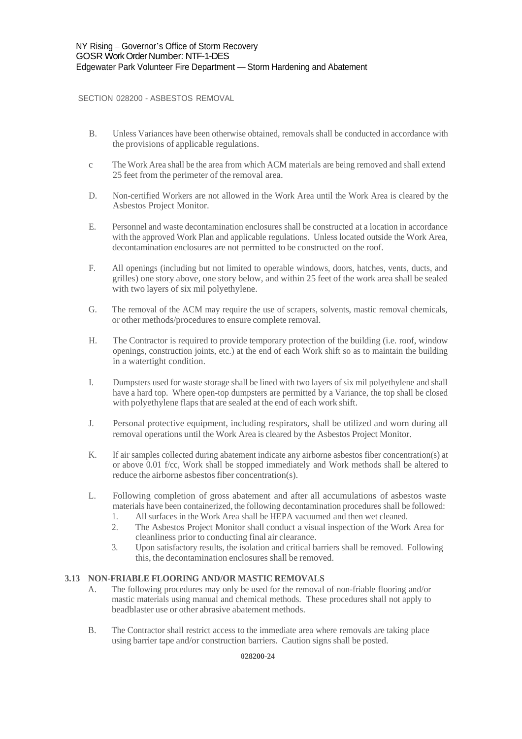B. Unless Variances have been otherwise obtained, removals shall be conducted in accordance with the provisions of applicable regulations.

c The Work Area shall be the area from which ACM materials are being removed and shall extend 25 feet from the perimeter of the removal area.

D. Non-certified Workers are not allowed in the Work Area until the Work Area is cleared by the Asbestos Project Monitor.

E. Personnel and waste decontamination enclosures shall be constructed at a location in accordance with the approved Work Plan and applicable regulations. Unless located outside the Work Area, decontamination enclosures are not permitted to be constructed on the roof.

F. All openings (including but not limited to operable windows, doors, hatches, vents, ducts, and grilles) one story above, one story below, and within 25 feet of the work area shall be sealed with two layers of six mil polyethylene.

G. The removal of the ACM may require the use of scrapers, solvents, mastic removal chemicals, or other methods/procedures to ensure complete removal.

H. The Contractor is required to provide temporary protection of the building (i.e. roof, window openings, construction joints, etc.) at the end of each Work shift so as to maintain the building in a watertight condition.

I. Dumpsters used for waste storage shall be lined with two layers of six mil polyethylene and shall have a hard top. Where open-top dumpsters are permitted by a Variance, the top shall be closed with polyethylene flaps that are sealed at the end of each work shift.

J. Personal protective equipment, including respirators, shall be utilized and worn during all removal operations until the Work Area is cleared by the Asbestos Project Monitor.

K. If air samples collected during abatement indicate any airborne asbestos fiber concentration(s) at or above 0.01 f/cc, Work shall be stopped immediately and Work methods shall be altered to reduce the airborne asbestos fiber concentration(s).

L. Following completion of gross abatement and after all accumulations of asbestos waste materials have been containerized, the following decontamination procedures shall be followed:
   1. All surfaces in the Work Area shall be HEPA vacuumed and then wet cleaned.
   2. The Asbestos Project Monitor shall conduct a visual inspection of the Work Area for cleanliness prior to conducting final air clearance.
   3. Upon satisfactory results, the isolation and critical barriers shall be removed. Following this, the decontamination enclosures shall be removed.

### 3.13 NON-FRIABLE FLOORING AND/OR MASTIC REMOVALS

A. The following procedures may only be used for the removal of non-friable flooring and/or mastic materials using manual and chemical methods. These procedures shall not apply to beadblaster use or other abrasive abatement methods.

B. The Contractor shall restrict access to the immediate area where removals are taking place using barrier tape and/or construction barriers. Caution signs shall be posted.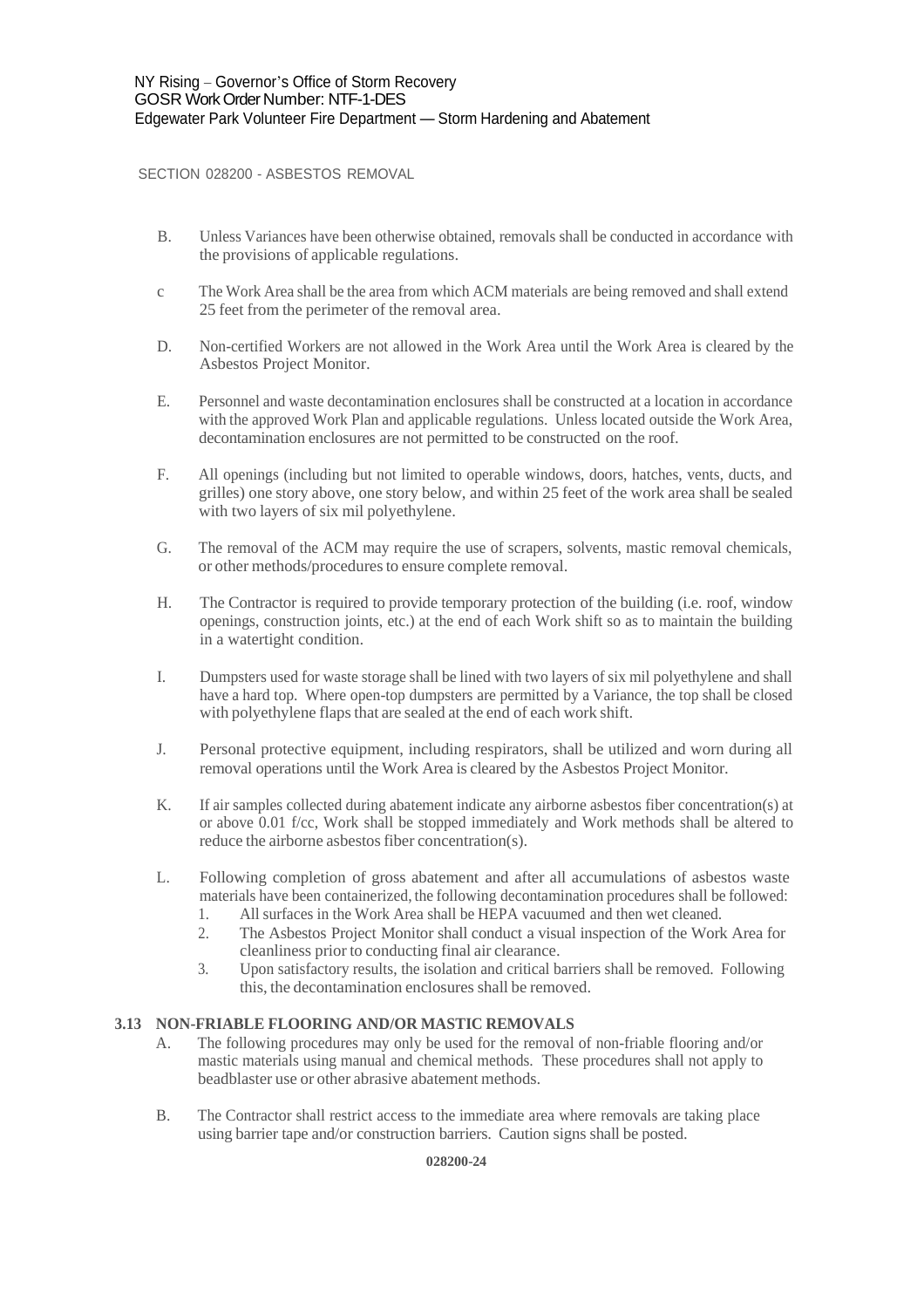B. Unless Variances have been otherwise obtained, removals shall be conducted in accordance with the provisions of applicable regulations.

c The Work Area shall be the area from which ACM materials are being removed and shall extend 25 feet from the perimeter of the removal area.

D. Non-certified Workers are not allowed in the Work Area until the Work Area is cleared by the Asbestos Project Monitor.

E. Personnel and waste decontamination enclosures shall be constructed at a location in accordance with the approved Work Plan and applicable regulations. Unless located outside the Work Area, decontamination enclosures are not permitted to be constructed on the roof.

F. All openings (including but not limited to operable windows, doors, hatches, vents, ducts, and grilles) one story above, one story below, and within 25 feet of the work area shall be sealed with two layers of six mil polyethylene.

G. The removal of the ACM may require the use of scrapers, solvents, mastic removal chemicals, or other methods/procedures to ensure complete removal.

H. The Contractor is required to provide temporary protection of the building (i.e. roof, window openings, construction joints, etc.) at the end of each Work shift so as to maintain the building in a watertight condition.

I. Dumpsters used for waste storage shall be lined with two layers of six mil polyethylene and shall have a hard top. Where open-top dumpsters are permitted by a Variance, the top shall be closed with polyethylene flaps that are sealed at the end of each work shift.

J. Personal protective equipment, including respirators, shall be utilized and worn during all removal operations until the Work Area is cleared by the Asbestos Project Monitor.

K. If air samples collected during abatement indicate any airborne asbestos fiber concentration(s) at or above 0.01 f/cc, Work shall be stopped immediately and Work methods shall be altered to reduce the airborne asbestos fiber concentration(s).

L. Following completion of gross abatement and after all accumulations of asbestos waste materials have been containerized, the following decontamination procedures shall be followed:
   1. All surfaces in the Work Area shall be HEPA vacuumed and then wet cleaned.
   2. The Asbestos Project Monitor shall conduct a visual inspection of the Work Area for cleanliness prior to conducting final air clearance.
   3. Upon satisfactory results, the isolation and critical barriers shall be removed. Following this, the decontamination enclosures shall be removed.

### 3.13 NON-FRIABLE FLOORING AND/OR MASTIC REMOVALS

A. The following procedures may only be used for the removal of non-friable flooring and/or mastic materials using manual and chemical methods. These procedures shall not apply to beadblaster use or other abrasive abatement methods.

B. The Contractor shall restrict access to the immediate area where removals are taking place using barrier tape and/or construction barriers. Caution signs shall be posted.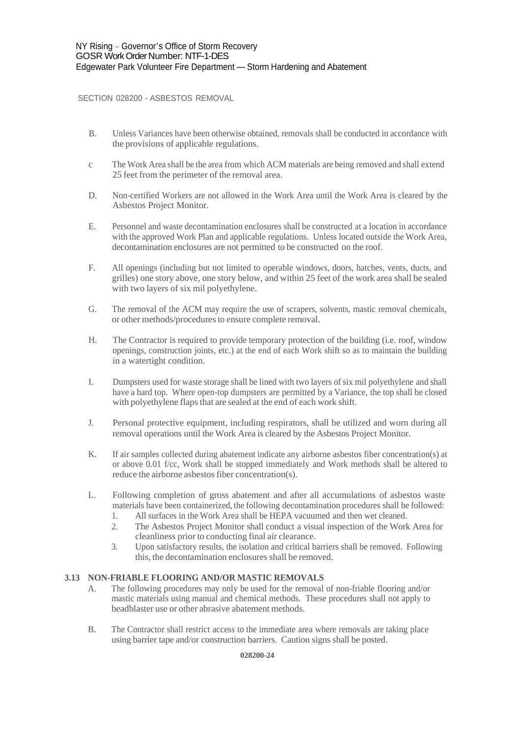B. Unless Variances have been otherwise obtained, removals shall be conducted in accordance with the provisions of applicable regulations.

c The Work Area shall be the area from which ACM materials are being removed and shall extend 25 feet from the perimeter of the removal area.

D. Non-certified Workers are not allowed in the Work Area until the Work Area is cleared by the Asbestos Project Monitor.

E. Personnel and waste decontamination enclosures shall be constructed at a location in accordance with the approved Work Plan and applicable regulations. Unless located outside the Work Area, decontamination enclosures are not permitted to be constructed on the roof.

F. All openings (including but not limited to operable windows, doors, hatches, vents, ducts, and grilles) one story above, one story below, and within 25 feet of the work area shall be sealed with two layers of six mil polyethylene.

G. The removal of the ACM may require the use of scrapers, solvents, mastic removal chemicals, or other methods/procedures to ensure complete removal.

H. The Contractor is required to provide temporary protection of the building (i.e. roof, window openings, construction joints, etc.) at the end of each Work shift so as to maintain the building in a watertight condition.

I. Dumpsters used for waste storage shall be lined with two layers of six mil polyethylene and shall have a hard top. Where open-top dumpsters are permitted by a Variance, the top shall be closed with polyethylene flaps that are sealed at the end of each work shift.

J. Personal protective equipment, including respirators, shall be utilized and worn during all removal operations until the Work Area is cleared by the Asbestos Project Monitor.

K. If air samples collected during abatement indicate any airborne asbestos fiber concentration(s) at or above 0.01 f/cc, Work shall be stopped immediately and Work methods shall be altered to reduce the airborne asbestos fiber concentration(s).

L. Following completion of gross abatement and after all accumulations of asbestos waste materials have been containerized, the following decontamination procedures shall be followed:
   1. All surfaces in the Work Area shall be HEPA vacuumed and then wet cleaned.
   2. The Asbestos Project Monitor shall conduct a visual inspection of the Work Area for cleanliness prior to conducting final air clearance.
   3. Upon satisfactory results, the isolation and critical barriers shall be removed. Following this, the decontamination enclosures shall be removed.

### 3.13 NON-FRIABLE FLOORING AND/OR MASTIC REMOVALS

A. The following procedures may only be used for the removal of non-friable flooring and/or mastic materials using manual and chemical methods. These procedures shall not apply to beadblaster use or other abrasive abatement methods.

B. The Contractor shall restrict access to the immediate area where removals are taking place using barrier tape and/or construction barriers. Caution signs shall be posted.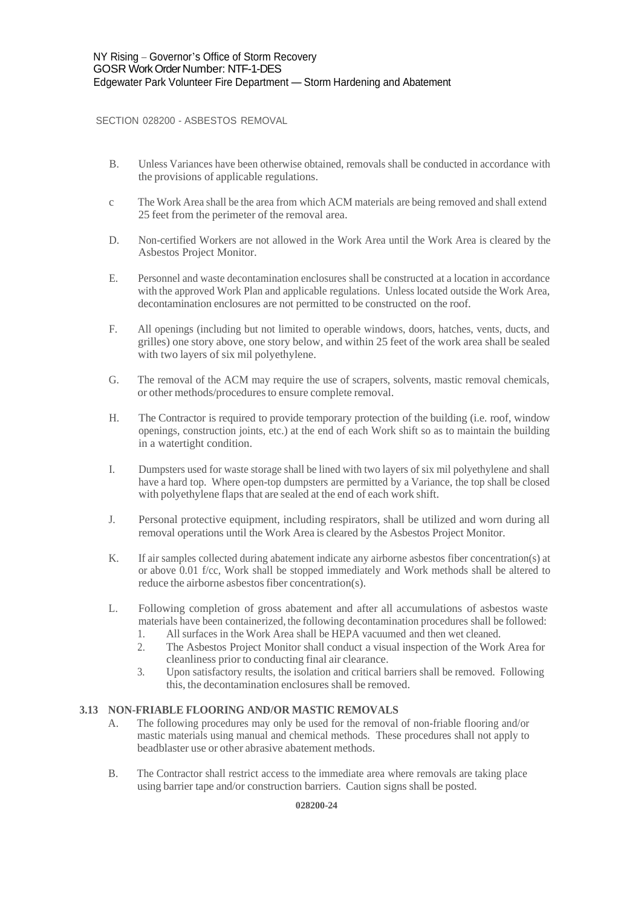B. Unless Variances have been otherwise obtained, removals shall be conducted in accordance with the provisions of applicable regulations.

c The Work Area shall be the area from which ACM materials are being removed and shall extend 25 feet from the perimeter of the removal area.

D. Non-certified Workers are not allowed in the Work Area until the Work Area is cleared by the Asbestos Project Monitor.

E. Personnel and waste decontamination enclosures shall be constructed at a location in accordance with the approved Work Plan and applicable regulations. Unless located outside the Work Area, decontamination enclosures are not permitted to be constructed on the roof.

F. All openings (including but not limited to operable windows, doors, hatches, vents, ducts, and grilles) one story above, one story below, and within 25 feet of the work area shall be sealed with two layers of six mil polyethylene.

G. The removal of the ACM may require the use of scrapers, solvents, mastic removal chemicals, or other methods/procedures to ensure complete removal.

H. The Contractor is required to provide temporary protection of the building (i.e. roof, window openings, construction joints, etc.) at the end of each Work shift so as to maintain the building in a watertight condition.

I. Dumpsters used for waste storage shall be lined with two layers of six mil polyethylene and shall have a hard top. Where open-top dumpsters are permitted by a Variance, the top shall be closed with polyethylene flaps that are sealed at the end of each work shift.

J. Personal protective equipment, including respirators, shall be utilized and worn during all removal operations until the Work Area is cleared by the Asbestos Project Monitor.

K. If air samples collected during abatement indicate any airborne asbestos fiber concentration(s) at or above 0.01 f/cc, Work shall be stopped immediately and Work methods shall be altered to reduce the airborne asbestos fiber concentration(s).

L. Following completion of gross abatement and after all accumulations of asbestos waste materials have been containerized, the following decontamination procedures shall be followed:
   1. All surfaces in the Work Area shall be HEPA vacuumed and then wet cleaned.
   2. The Asbestos Project Monitor shall conduct a visual inspection of the Work Area for cleanliness prior to conducting final air clearance.
   3. Upon satisfactory results, the isolation and critical barriers shall be removed. Following this, the decontamination enclosures shall be removed.

## 3.13 NON-FRIABLE FLOORING AND/OR MASTIC REMOVALS

A. The following procedures may only be used for the removal of non-friable flooring and/or mastic materials using manual and chemical methods. These procedures shall not apply to beadblaster use or other abrasive abatement methods.

B. The Contractor shall restrict access to the immediate area where removals are taking place using barrier tape and/or construction barriers. Caution signs shall be posted.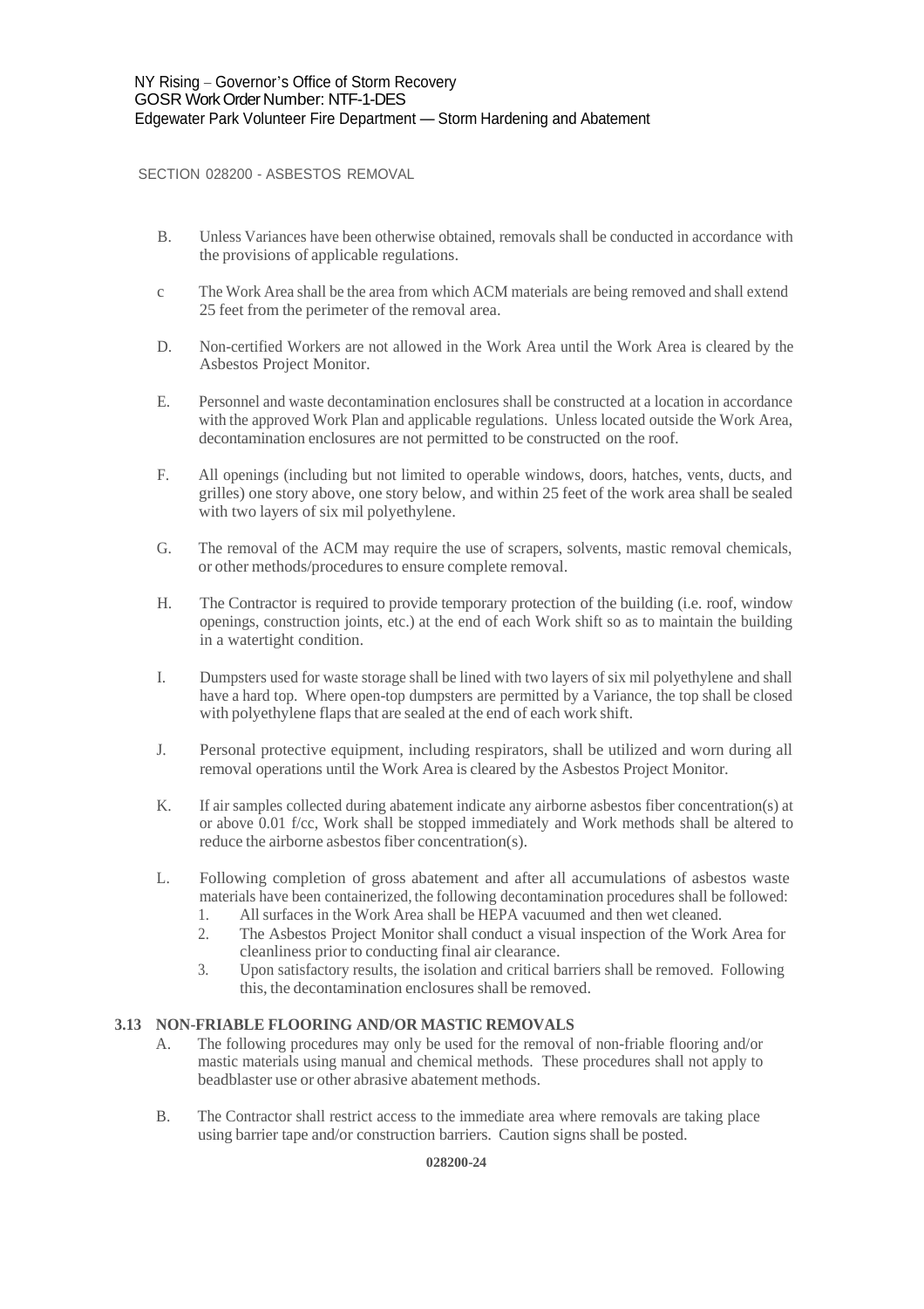B. Unless Variances have been otherwise obtained, removals shall be conducted in accordance with the provisions of applicable regulations.

c The Work Area shall be the area from which ACM materials are being removed and shall extend 25 feet from the perimeter of the removal area.

D. Non-certified Workers are not allowed in the Work Area until the Work Area is cleared by the Asbestos Project Monitor.

E. Personnel and waste decontamination enclosures shall be constructed at a location in accordance with the approved Work Plan and applicable regulations. Unless located outside the Work Area, decontamination enclosures are not permitted to be constructed on the roof.

F. All openings (including but not limited to operable windows, doors, hatches, vents, ducts, and grilles) one story above, one story below, and within 25 feet of the work area shall be sealed with two layers of six mil polyethylene.

G. The removal of the ACM may require the use of scrapers, solvents, mastic removal chemicals, or other methods/procedures to ensure complete removal.

H. The Contractor is required to provide temporary protection of the building (i.e. roof, window openings, construction joints, etc.) at the end of each Work shift so as to maintain the building in a watertight condition.

I. Dumpsters used for waste storage shall be lined with two layers of six mil polyethylene and shall have a hard top. Where open-top dumpsters are permitted by a Variance, the top shall be closed with polyethylene flaps that are sealed at the end of each work shift.

J. Personal protective equipment, including respirators, shall be utilized and worn during all removal operations until the Work Area is cleared by the Asbestos Project Monitor.

K. If air samples collected during abatement indicate any airborne asbestos fiber concentration(s) at or above 0.01 f/cc, Work shall be stopped immediately and Work methods shall be altered to reduce the airborne asbestos fiber concentration(s).

L. Following completion of gross abatement and after all accumulations of asbestos waste materials have been containerized, the following decontamination procedures shall be followed:
   1. All surfaces in the Work Area shall be HEPA vacuumed and then wet cleaned.
   2. The Asbestos Project Monitor shall conduct a visual inspection of the Work Area for cleanliness prior to conducting final air clearance.
   3. Upon satisfactory results, the isolation and critical barriers shall be removed. Following this, the decontamination enclosures shall be removed.

**3.13 NON-FRIABLE FLOORING AND/OR MASTIC REMOVALS**

A. The following procedures may only be used for the removal of non-friable flooring and/or mastic materials using manual and chemical methods. These procedures shall not apply to beadblaster use or other abrasive abatement methods.

B. The Contractor shall restrict access to the immediate area where removals are taking place using barrier tape and/or construction barriers. Caution signs shall be posted.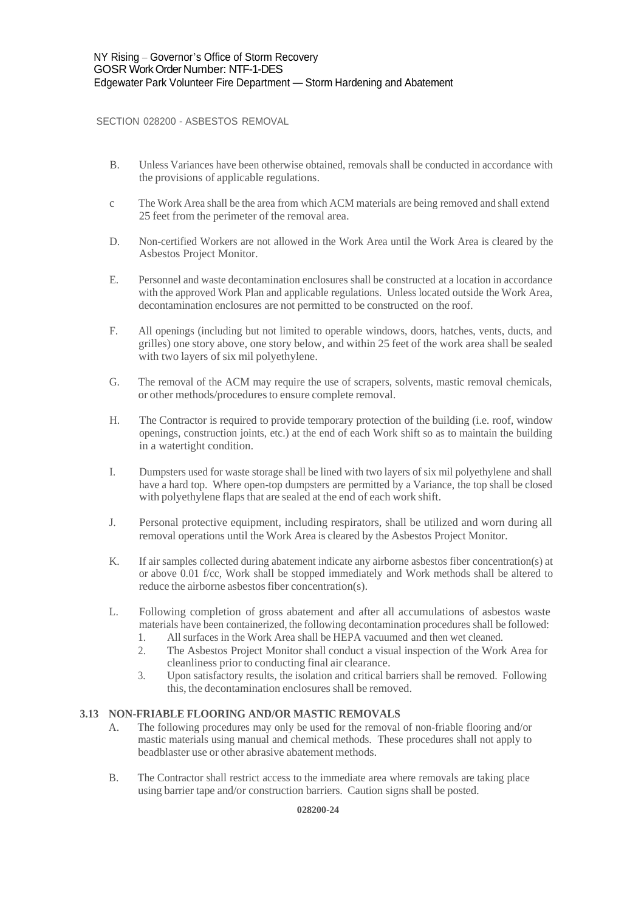B. Unless Variances have been otherwise obtained, removals shall be conducted in accordance with the provisions of applicable regulations.

c The Work Area shall be the area from which ACM materials are being removed and shall extend 25 feet from the perimeter of the removal area.

D. Non-certified Workers are not allowed in the Work Area until the Work Area is cleared by the Asbestos Project Monitor.

E. Personnel and waste decontamination enclosures shall be constructed at a location in accordance with the approved Work Plan and applicable regulations. Unless located outside the Work Area, decontamination enclosures are not permitted to be constructed on the roof.

F. All openings (including but not limited to operable windows, doors, hatches, vents, ducts, and grilles) one story above, one story below, and within 25 feet of the work area shall be sealed with two layers of six mil polyethylene.

G. The removal of the ACM may require the use of scrapers, solvents, mastic removal chemicals, or other methods/procedures to ensure complete removal.

H. The Contractor is required to provide temporary protection of the building (i.e. roof, window openings, construction joints, etc.) at the end of each Work shift so as to maintain the building in a watertight condition.

I. Dumpsters used for waste storage shall be lined with two layers of six mil polyethylene and shall have a hard top. Where open-top dumpsters are permitted by a Variance, the top shall be closed with polyethylene flaps that are sealed at the end of each work shift.

J. Personal protective equipment, including respirators, shall be utilized and worn during all removal operations until the Work Area is cleared by the Asbestos Project Monitor.

K. If air samples collected during abatement indicate any airborne asbestos fiber concentration(s) at or above 0.01 f/cc, Work shall be stopped immediately and Work methods shall be altered to reduce the airborne asbestos fiber concentration(s).

L. Following completion of gross abatement and after all accumulations of asbestos waste materials have been containerized, the following decontamination procedures shall be followed:
   1. All surfaces in the Work Area shall be HEPA vacuumed and then wet cleaned.
   2. The Asbestos Project Monitor shall conduct a visual inspection of the Work Area for cleanliness prior to conducting final air clearance.
   3. Upon satisfactory results, the isolation and critical barriers shall be removed. Following this, the decontamination enclosures shall be removed.

### 3.13 NON-FRIABLE FLOORING AND/OR MASTIC REMOVALS

A. The following procedures may only be used for the removal of non-friable flooring and/or mastic materials using manual and chemical methods. These procedures shall not apply to beadblaster use or other abrasive abatement methods.

B. The Contractor shall restrict access to the immediate area where removals are taking place using barrier tape and/or construction barriers. Caution signs shall be posted.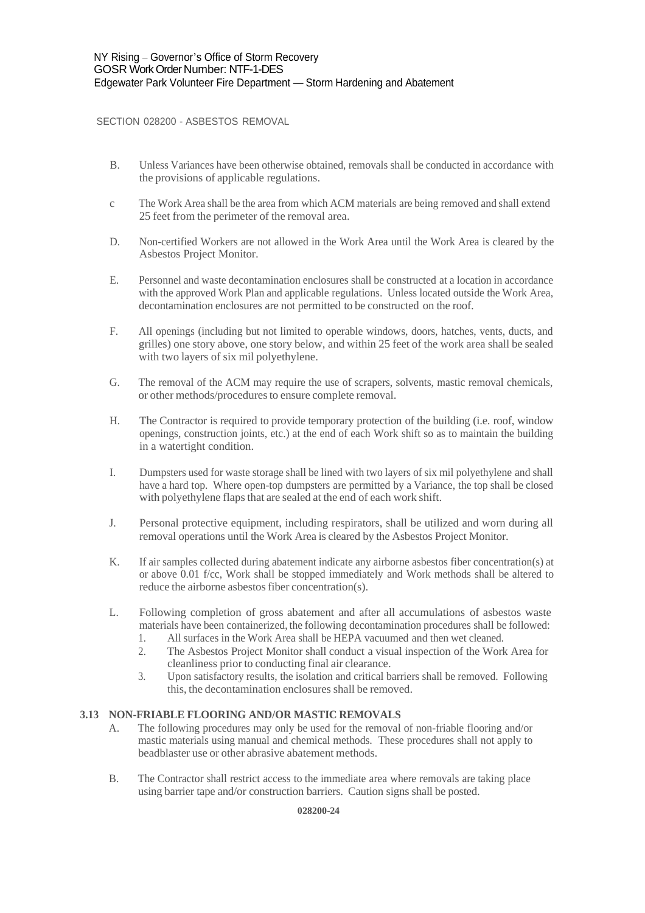B. Unless Variances have been otherwise obtained, removals shall be conducted in accordance with the provisions of applicable regulations.

c The Work Area shall be the area from which ACM materials are being removed and shall extend 25 feet from the perimeter of the removal area.

D. Non-certified Workers are not allowed in the Work Area until the Work Area is cleared by the Asbestos Project Monitor.

E. Personnel and waste decontamination enclosures shall be constructed at a location in accordance with the approved Work Plan and applicable regulations. Unless located outside the Work Area, decontamination enclosures are not permitted to be constructed on the roof.

F. All openings (including but not limited to operable windows, doors, hatches, vents, ducts, and grilles) one story above, one story below, and within 25 feet of the work area shall be sealed with two layers of six mil polyethylene.

G. The removal of the ACM may require the use of scrapers, solvents, mastic removal chemicals, or other methods/procedures to ensure complete removal.

H. The Contractor is required to provide temporary protection of the building (i.e. roof, window openings, construction joints, etc.) at the end of each Work shift so as to maintain the building in a watertight condition.

I. Dumpsters used for waste storage shall be lined with two layers of six mil polyethylene and shall have a hard top. Where open-top dumpsters are permitted by a Variance, the top shall be closed with polyethylene flaps that are sealed at the end of each work shift.

J. Personal protective equipment, including respirators, shall be utilized and worn during all removal operations until the Work Area is cleared by the Asbestos Project Monitor.

K. If air samples collected during abatement indicate any airborne asbestos fiber concentration(s) at or above 0.01 f/cc, Work shall be stopped immediately and Work methods shall be altered to reduce the airborne asbestos fiber concentration(s).

L. Following completion of gross abatement and after all accumulations of asbestos waste materials have been containerized, the following decontamination procedures shall be followed:
1. All surfaces in the Work Area shall be HEPA vacuumed and then wet cleaned.
2. The Asbestos Project Monitor shall conduct a visual inspection of the Work Area for cleanliness prior to conducting final air clearance.
3. Upon satisfactory results, the isolation and critical barriers shall be removed. Following this, the decontamination enclosures shall be removed.

### 3.13 NON-FRIABLE FLOORING AND/OR MASTIC REMOVALS

A. The following procedures may only be used for the removal of non-friable flooring and/or mastic materials using manual and chemical methods. These procedures shall not apply to beadblaster use or other abrasive abatement methods.

B. The Contractor shall restrict access to the immediate area where removals are taking place using barrier tape and/or construction barriers. Caution signs shall be posted.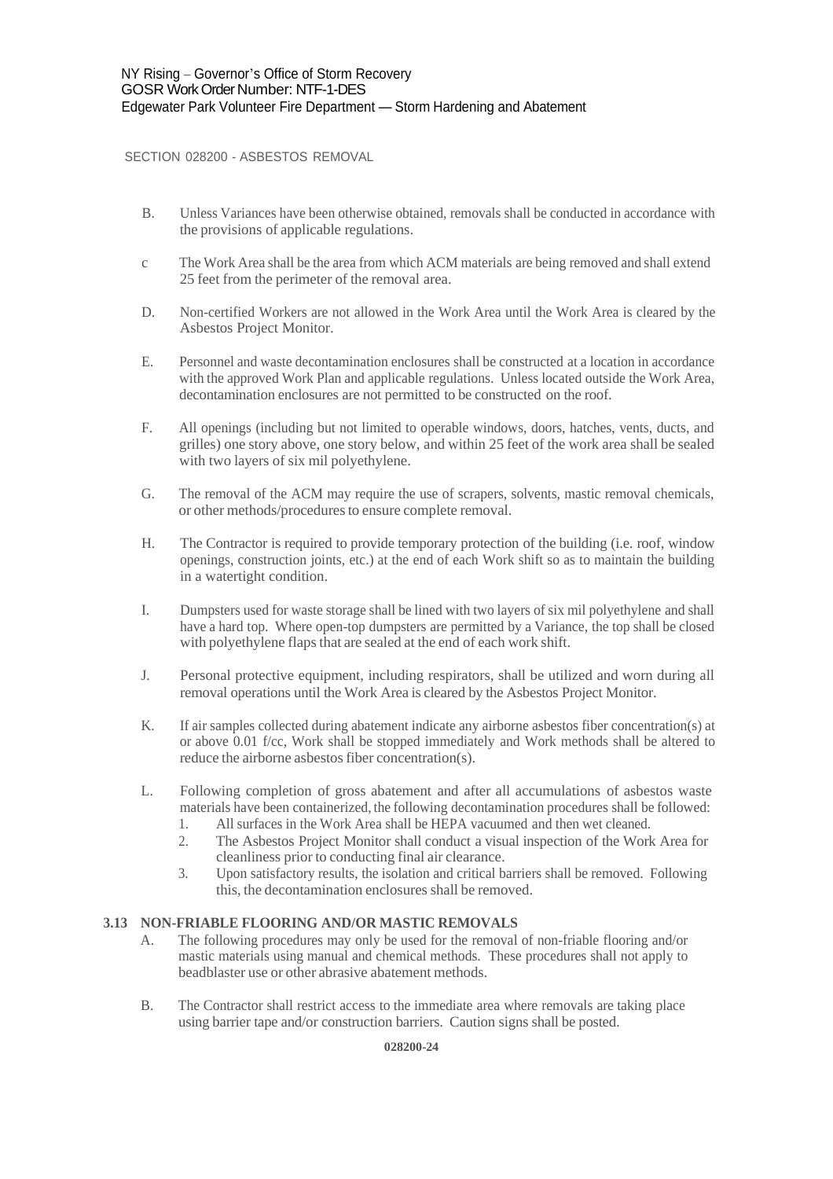B. Unless Variances have been otherwise obtained, removals shall be conducted in accordance with the provisions of applicable regulations.

c The Work Area shall be the area from which ACM materials are being removed and shall extend 25 feet from the perimeter of the removal area.

D. Non-certified Workers are not allowed in the Work Area until the Work Area is cleared by the Asbestos Project Monitor.

E. Personnel and waste decontamination enclosures shall be constructed at a location in accordance with the approved Work Plan and applicable regulations. Unless located outside the Work Area, decontamination enclosures are not permitted to be constructed on the roof.

F. All openings (including but not limited to operable windows, doors, hatches, vents, ducts, and grilles) one story above, one story below, and within 25 feet of the work area shall be sealed with two layers of six mil polyethylene.

G. The removal of the ACM may require the use of scrapers, solvents, mastic removal chemicals, or other methods/procedures to ensure complete removal.

H. The Contractor is required to provide temporary protection of the building (i.e. roof, window openings, construction joints, etc.) at the end of each Work shift so as to maintain the building in a watertight condition.

I. Dumpsters used for waste storage shall be lined with two layers of six mil polyethylene and shall have a hard top. Where open-top dumpsters are permitted by a Variance, the top shall be closed with polyethylene flaps that are sealed at the end of each work shift.

J. Personal protective equipment, including respirators, shall be utilized and worn during all removal operations until the Work Area is cleared by the Asbestos Project Monitor.

K. If air samples collected during abatement indicate any airborne asbestos fiber concentration(s) at or above 0.01 f/cc, Work shall be stopped immediately and Work methods shall be altered to reduce the airborne asbestos fiber concentration(s).

L. Following completion of gross abatement and after all accumulations of asbestos waste materials have been containerized, the following decontamination procedures shall be followed:
   1. All surfaces in the Work Area shall be HEPA vacuumed and then wet cleaned.
   2. The Asbestos Project Monitor shall conduct a visual inspection of the Work Area for cleanliness prior to conducting final air clearance.
   3. Upon satisfactory results, the isolation and critical barriers shall be removed. Following this, the decontamination enclosures shall be removed.

### 3.13 NON-FRIABLE FLOORING AND/OR MASTIC REMOVALS

A. The following procedures may only be used for the removal of non-friable flooring and/or mastic materials using manual and chemical methods. These procedures shall not apply to beadblaster use or other abrasive abatement methods.

B. The Contractor shall restrict access to the immediate area where removals are taking place using barrier tape and/or construction barriers. Caution signs shall be posted.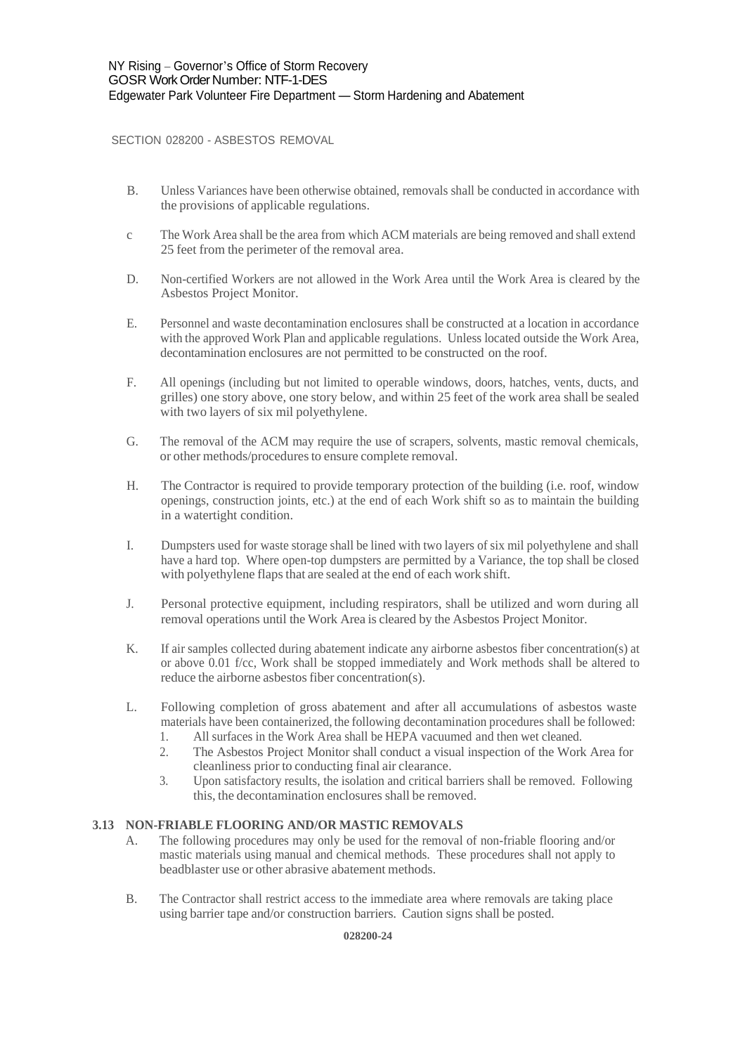B. Unless Variances have been otherwise obtained, removals shall be conducted in accordance with the provisions of applicable regulations.

c The Work Area shall be the area from which ACM materials are being removed and shall extend 25 feet from the perimeter of the removal area.

D. Non-certified Workers are not allowed in the Work Area until the Work Area is cleared by the Asbestos Project Monitor.

E. Personnel and waste decontamination enclosures shall be constructed at a location in accordance with the approved Work Plan and applicable regulations. Unless located outside the Work Area, decontamination enclosures are not permitted to be constructed on the roof.

F. All openings (including but not limited to operable windows, doors, hatches, vents, ducts, and grilles) one story above, one story below, and within 25 feet of the work area shall be sealed with two layers of six mil polyethylene.

G. The removal of the ACM may require the use of scrapers, solvents, mastic removal chemicals, or other methods/procedures to ensure complete removal.

H. The Contractor is required to provide temporary protection of the building (i.e. roof, window openings, construction joints, etc.) at the end of each Work shift so as to maintain the building in a watertight condition.

I. Dumpsters used for waste storage shall be lined with two layers of six mil polyethylene and shall have a hard top. Where open-top dumpsters are permitted by a Variance, the top shall be closed with polyethylene flaps that are sealed at the end of each work shift.

J. Personal protective equipment, including respirators, shall be utilized and worn during all removal operations until the Work Area is cleared by the Asbestos Project Monitor.

K. If air samples collected during abatement indicate any airborne asbestos fiber concentration(s) at or above 0.01 f/cc, Work shall be stopped immediately and Work methods shall be altered to reduce the airborne asbestos fiber concentration(s).

L. Following completion of gross abatement and after all accumulations of asbestos waste materials have been containerized, the following decontamination procedures shall be followed:
   1. All surfaces in the Work Area shall be HEPA vacuumed and then wet cleaned.
   2. The Asbestos Project Monitor shall conduct a visual inspection of the Work Area for cleanliness prior to conducting final air clearance.
   3. Upon satisfactory results, the isolation and critical barriers shall be removed. Following this, the decontamination enclosures shall be removed.

**3.13 NON-FRIABLE FLOORING AND/OR MASTIC REMOVALS**

A. The following procedures may only be used for the removal of non-friable flooring and/or mastic materials using manual and chemical methods. These procedures shall not apply to beadblaster use or other abrasive abatement methods.

B. The Contractor shall restrict access to the immediate area where removals are taking place using barrier tape and/or construction barriers. Caution signs shall be posted.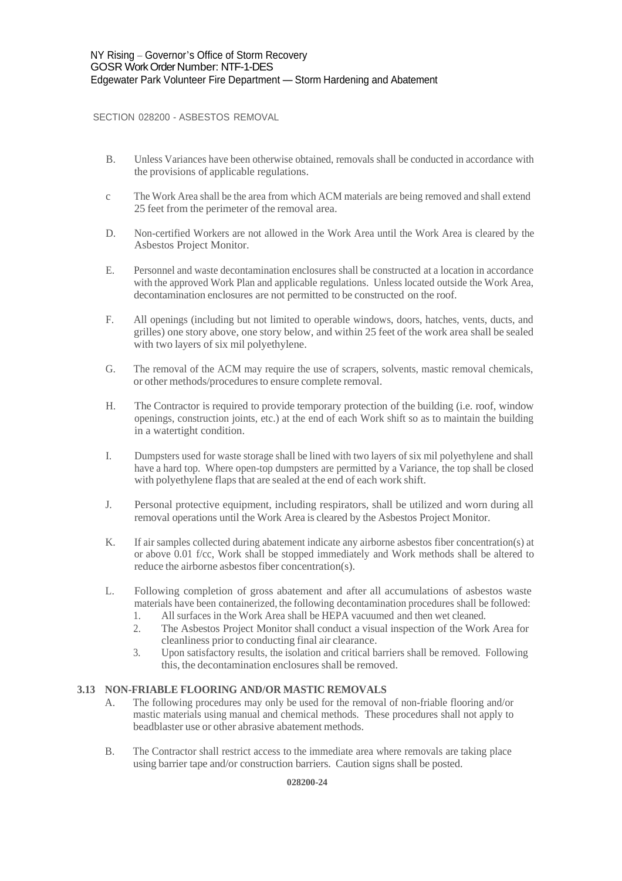SECTION 028200 - ASBESTOS REMOVAL

B. Unless Variances have been otherwise obtained, removals shall be conducted in accordance with the provisions of applicable regulations.

c The Work Area shall be the area from which ACM materials are being removed and shall extend 25 feet from the perimeter of the removal area.

D. Non-certified Workers are not allowed in the Work Area until the Work Area is cleared by the Asbestos Project Monitor.

E. Personnel and waste decontamination enclosures shall be constructed at a location in accordance with the approved Work Plan and applicable regulations. Unless located outside the Work Area, decontamination enclosures are not permitted to be constructed on the roof.

F. All openings (including but not limited to operable windows, doors, hatches, vents, ducts, and grilles) one story above, one story below, and within 25 feet of the work area shall be sealed with two layers of six mil polyethylene.

G. The removal of the ACM may require the use of scrapers, solvents, mastic removal chemicals, or other methods/procedures to ensure complete removal.

H. The Contractor is required to provide temporary protection of the building (i.e. roof, window openings, construction joints, etc.) at the end of each Work shift so as to maintain the building in a watertight condition.

I. Dumpsters used for waste storage shall be lined with two layers of six mil polyethylene and shall have a hard top. Where open-top dumpsters are permitted by a Variance, the top shall be closed with polyethylene flaps that are sealed at the end of each work shift.

J. Personal protective equipment, including respirators, shall be utilized and worn during all removal operations until the Work Area is cleared by the Asbestos Project Monitor.

K. If air samples collected during abatement indicate any airborne asbestos fiber concentration(s) at or above 0.01 f/cc, Work shall be stopped immediately and Work methods shall be altered to reduce the airborne asbestos fiber concentration(s).

L. Following completion of gross abatement and after all accumulations of asbestos waste materials have been containerized, the following decontamination procedures shall be followed:
   1. All surfaces in the Work Area shall be HEPA vacuumed and then wet cleaned.
   2. The Asbestos Project Monitor shall conduct a visual inspection of the Work Area for cleanliness prior to conducting final air clearance.
   3. Upon satisfactory results, the isolation and critical barriers shall be removed. Following this, the decontamination enclosures shall be removed.

### 3.13 NON-FRIABLE FLOORING AND/OR MASTIC REMOVALS

A. The following procedures may only be used for the removal of non-friable flooring and/or mastic materials using manual and chemical methods. These procedures shall not apply to beadblaster use or other abrasive abatement methods.

B. The Contractor shall restrict access to the immediate area where removals are taking place using barrier tape and/or construction barriers. Caution signs shall be posted.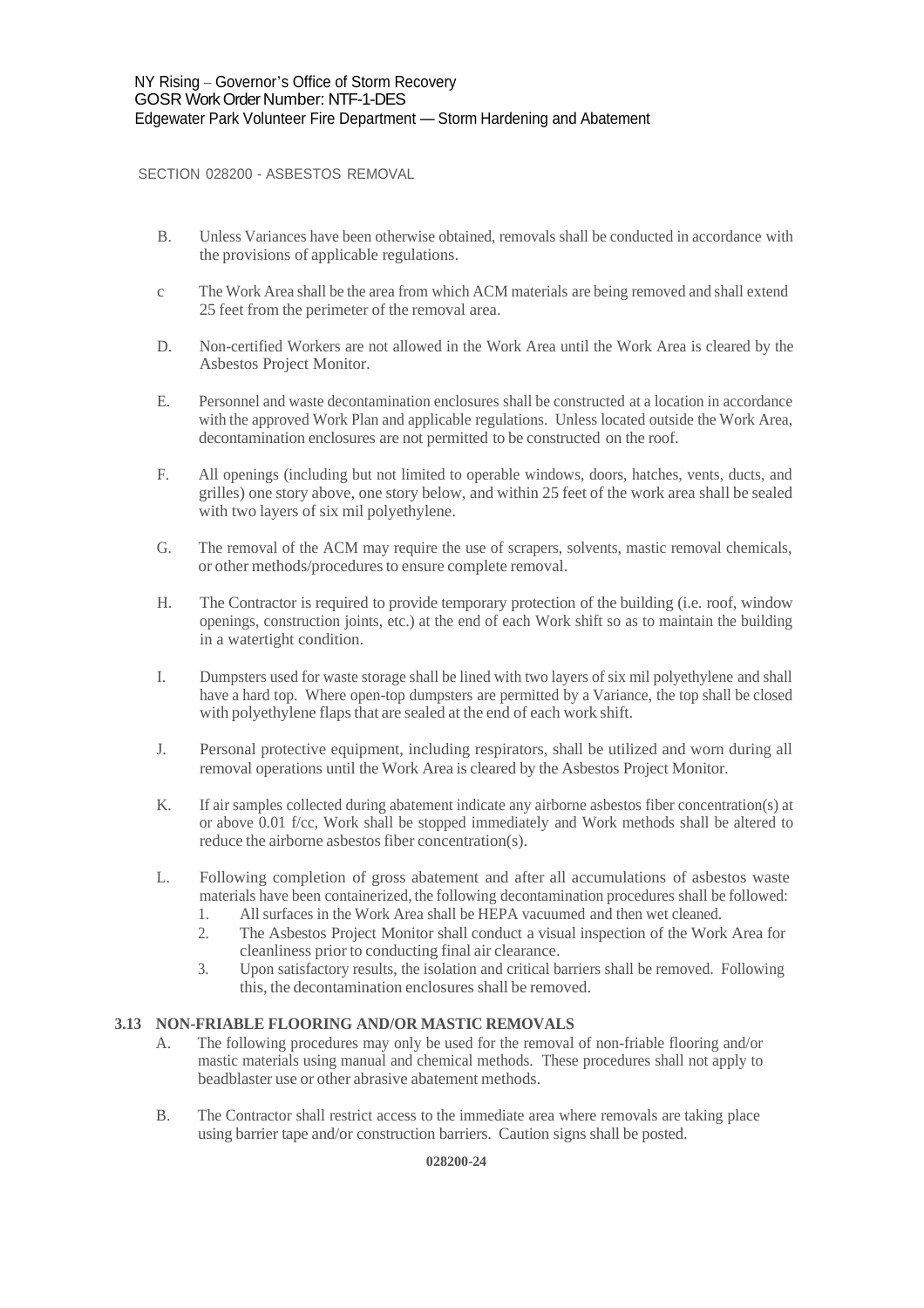SECTION 028200 - ASBESTOS REMOVAL

B. Unless Variances have been otherwise obtained, removals shall be conducted in accordance with the provisions of applicable regulations.

c The Work Area shall be the area from which ACM materials are being removed and shall extend 25 feet from the perimeter of the removal area.

D. Non-certified Workers are not allowed in the Work Area until the Work Area is cleared by the Asbestos Project Monitor.

E. Personnel and waste decontamination enclosures shall be constructed at a location in accordance with the approved Work Plan and applicable regulations. Unless located outside the Work Area, decontamination enclosures are not permitted to be constructed on the roof.

F. All openings (including but not limited to operable windows, doors, hatches, vents, ducts, and grilles) one story above, one story below, and within 25 feet of the work area shall be sealed with two layers of six mil polyethylene.

G. The removal of the ACM may require the use of scrapers, solvents, mastic removal chemicals, or other methods/procedures to ensure complete removal.

H. The Contractor is required to provide temporary protection of the building (i.e. roof, window openings, construction joints, etc.) at the end of each Work shift so as to maintain the building in a watertight condition.

I. Dumpsters used for waste storage shall be lined with two layers of six mil polyethylene and shall have a hard top. Where open-top dumpsters are permitted by a Variance, the top shall be closed with polyethylene flaps that are sealed at the end of each work shift.

J. Personal protective equipment, including respirators, shall be utilized and worn during all removal operations until the Work Area is cleared by the Asbestos Project Monitor.

K. If air samples collected during abatement indicate any airborne asbestos fiber concentration(s) at or above 0.01 f/cc, Work shall be stopped immediately and Work methods shall be altered to reduce the airborne asbestos fiber concentration(s).

L. Following completion of gross abatement and after all accumulations of asbestos waste materials have been containerized, the following decontamination procedures shall be followed:
   1. All surfaces in the Work Area shall be HEPA vacuumed and then wet cleaned.
   2. The Asbestos Project Monitor shall conduct a visual inspection of the Work Area for cleanliness prior to conducting final air clearance.
   3. Upon satisfactory results, the isolation and critical barriers shall be removed. Following this, the decontamination enclosures shall be removed.

**3.13 NON-FRIABLE FLOORING AND/OR MASTIC REMOVALS**

A. The following procedures may only be used for the removal of non-friable flooring and/or mastic materials using manual and chemical methods. These procedures shall not apply to beadblaster use or other abrasive abatement methods.

B. The Contractor shall restrict access to the immediate area where removals are taking place using barrier tape and/or construction barriers. Caution signs shall be posted.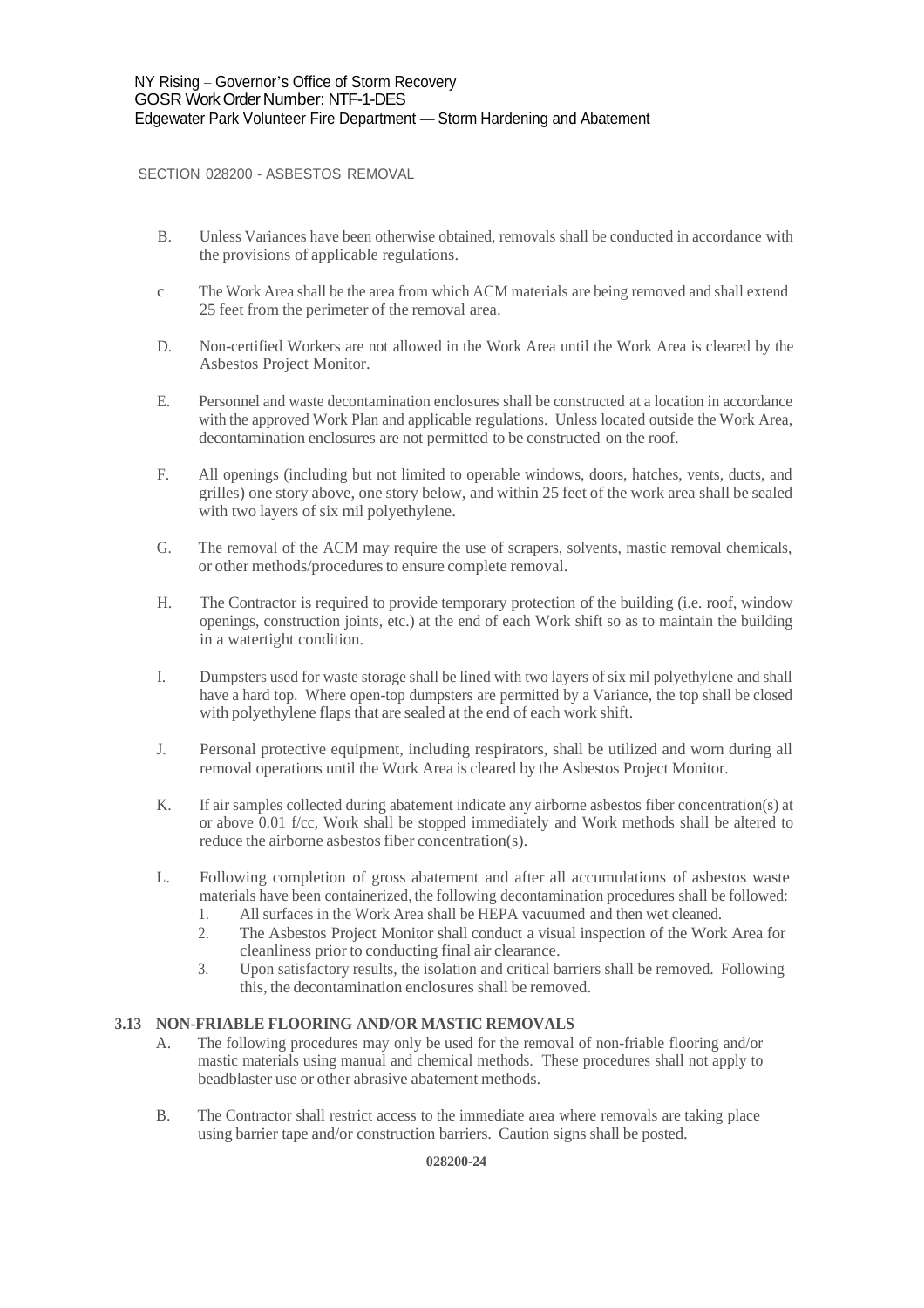B. Unless Variances have been otherwise obtained, removals shall be conducted in accordance with the provisions of applicable regulations.

c The Work Area shall be the area from which ACM materials are being removed and shall extend 25 feet from the perimeter of the removal area.

D. Non-certified Workers are not allowed in the Work Area until the Work Area is cleared by the Asbestos Project Monitor.

E. Personnel and waste decontamination enclosures shall be constructed at a location in accordance with the approved Work Plan and applicable regulations. Unless located outside the Work Area, decontamination enclosures are not permitted to be constructed on the roof.

F. All openings (including but not limited to operable windows, doors, hatches, vents, ducts, and grilles) one story above, one story below, and within 25 feet of the work area shall be sealed with two layers of six mil polyethylene.

G. The removal of the ACM may require the use of scrapers, solvents, mastic removal chemicals, or other methods/procedures to ensure complete removal.

H. The Contractor is required to provide temporary protection of the building (i.e. roof, window openings, construction joints, etc.) at the end of each Work shift so as to maintain the building in a watertight condition.

I. Dumpsters used for waste storage shall be lined with two layers of six mil polyethylene and shall have a hard top. Where open-top dumpsters are permitted by a Variance, the top shall be closed with polyethylene flaps that are sealed at the end of each work shift.

J. Personal protective equipment, including respirators, shall be utilized and worn during all removal operations until the Work Area is cleared by the Asbestos Project Monitor.

K. If air samples collected during abatement indicate any airborne asbestos fiber concentration(s) at or above 0.01 f/cc, Work shall be stopped immediately and Work methods shall be altered to reduce the airborne asbestos fiber concentration(s).

L. Following completion of gross abatement and after all accumulations of asbestos waste materials have been containerized, the following decontamination procedures shall be followed:
1. All surfaces in the Work Area shall be HEPA vacuumed and then wet cleaned.
2. The Asbestos Project Monitor shall conduct a visual inspection of the Work Area for cleanliness prior to conducting final air clearance.
3. Upon satisfactory results, the isolation and critical barriers shall be removed. Following this, the decontamination enclosures shall be removed.

### 3.13 NON-FRIABLE FLOORING AND/OR MASTIC REMOVALS

A. The following procedures may only be used for the removal of non-friable flooring and/or mastic materials using manual and chemical methods. These procedures shall not apply to beadblaster use or other abrasive abatement methods.

B. The Contractor shall restrict access to the immediate area where removals are taking place using barrier tape and/or construction barriers. Caution signs shall be posted.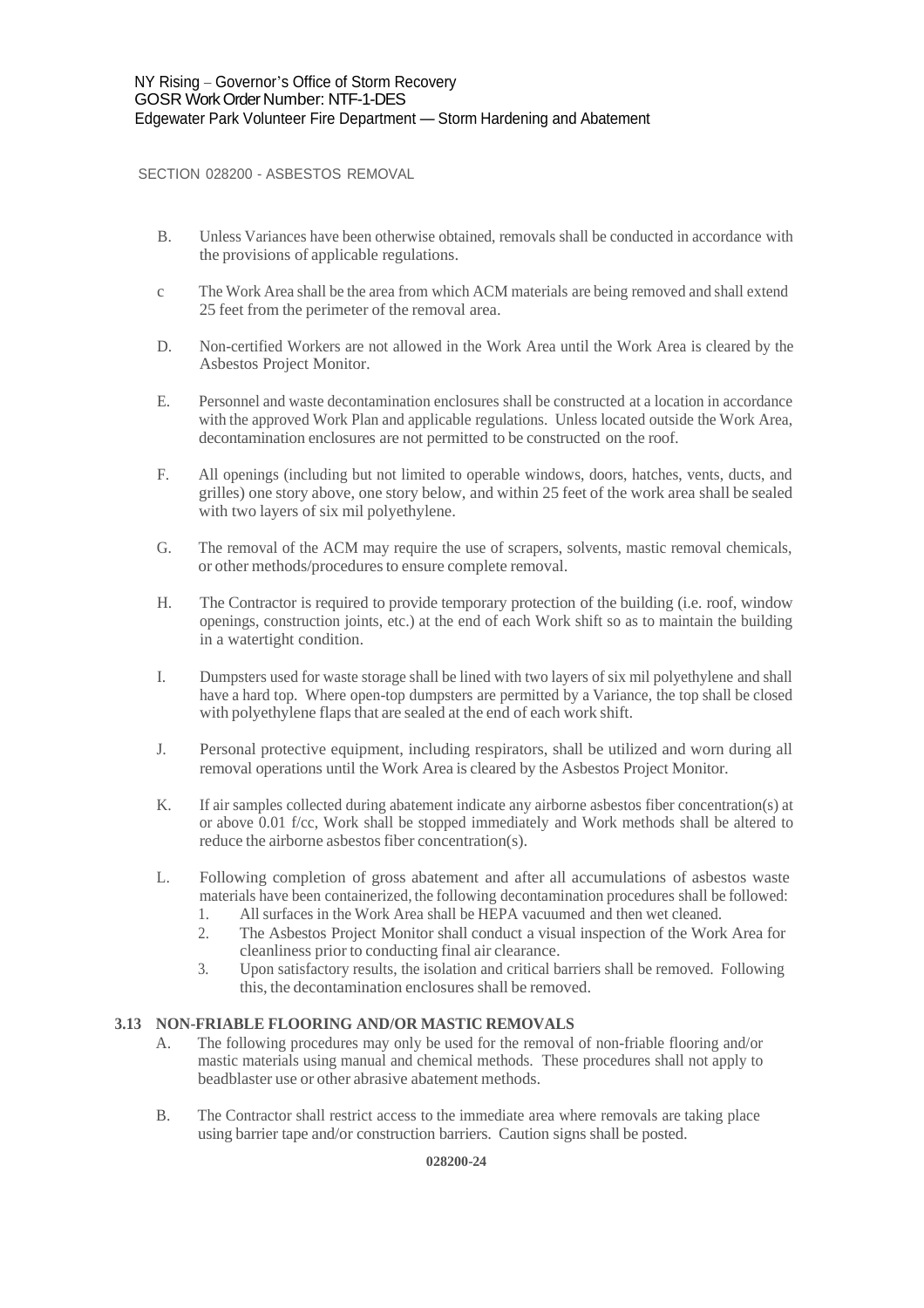B. Unless Variances have been otherwise obtained, removals shall be conducted in accordance with the provisions of applicable regulations.

c The Work Area shall be the area from which ACM materials are being removed and shall extend 25 feet from the perimeter of the removal area.

D. Non-certified Workers are not allowed in the Work Area until the Work Area is cleared by the Asbestos Project Monitor.

E. Personnel and waste decontamination enclosures shall be constructed at a location in accordance with the approved Work Plan and applicable regulations. Unless located outside the Work Area, decontamination enclosures are not permitted to be constructed on the roof.

F. All openings (including but not limited to operable windows, doors, hatches, vents, ducts, and grilles) one story above, one story below, and within 25 feet of the work area shall be sealed with two layers of six mil polyethylene.

G. The removal of the ACM may require the use of scrapers, solvents, mastic removal chemicals, or other methods/procedures to ensure complete removal.

H. The Contractor is required to provide temporary protection of the building (i.e. roof, window openings, construction joints, etc.) at the end of each Work shift so as to maintain the building in a watertight condition.

I. Dumpsters used for waste storage shall be lined with two layers of six mil polyethylene and shall have a hard top. Where open-top dumpsters are permitted by a Variance, the top shall be closed with polyethylene flaps that are sealed at the end of each work shift.

J. Personal protective equipment, including respirators, shall be utilized and worn during all removal operations until the Work Area is cleared by the Asbestos Project Monitor.

K. If air samples collected during abatement indicate any airborne asbestos fiber concentration(s) at or above 0.01 f/cc, Work shall be stopped immediately and Work methods shall be altered to reduce the airborne asbestos fiber concentration(s).

L. Following completion of gross abatement and after all accumulations of asbestos waste materials have been containerized, the following decontamination procedures shall be followed:
   1. All surfaces in the Work Area shall be HEPA vacuumed and then wet cleaned.
   2. The Asbestos Project Monitor shall conduct a visual inspection of the Work Area for cleanliness prior to conducting final air clearance.
   3. Upon satisfactory results, the isolation and critical barriers shall be removed. Following this, the decontamination enclosures shall be removed.

**3.13 NON-FRIABLE FLOORING AND/OR MASTIC REMOVALS**

A. The following procedures may only be used for the removal of non-friable flooring and/or mastic materials using manual and chemical methods. These procedures shall not apply to beadblaster use or other abrasive abatement methods.

B. The Contractor shall restrict access to the immediate area where removals are taking place using barrier tape and/or construction barriers. Caution signs shall be posted.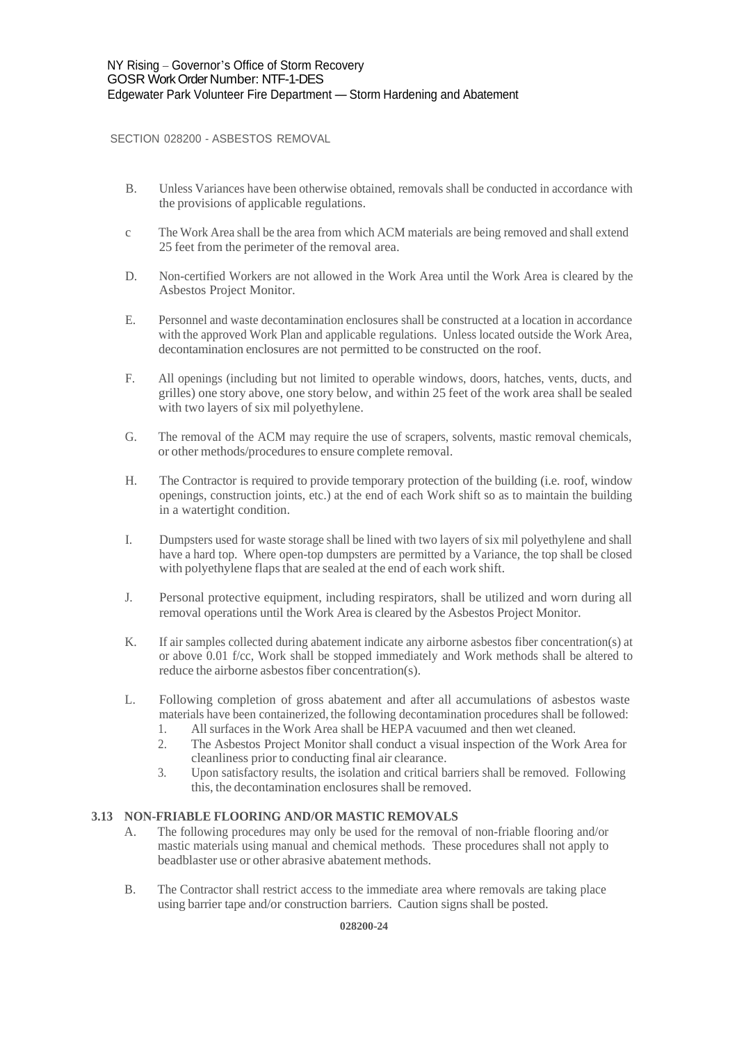B. Unless Variances have been otherwise obtained, removals shall be conducted in accordance with the provisions of applicable regulations.

c The Work Area shall be the area from which ACM materials are being removed and shall extend 25 feet from the perimeter of the removal area.

D. Non-certified Workers are not allowed in the Work Area until the Work Area is cleared by the Asbestos Project Monitor.

E. Personnel and waste decontamination enclosures shall be constructed at a location in accordance with the approved Work Plan and applicable regulations. Unless located outside the Work Area, decontamination enclosures are not permitted to be constructed on the roof.

F. All openings (including but not limited to operable windows, doors, hatches, vents, ducts, and grilles) one story above, one story below, and within 25 feet of the work area shall be sealed with two layers of six mil polyethylene.

G. The removal of the ACM may require the use of scrapers, solvents, mastic removal chemicals, or other methods/procedures to ensure complete removal.

H. The Contractor is required to provide temporary protection of the building (i.e. roof, window openings, construction joints, etc.) at the end of each Work shift so as to maintain the building in a watertight condition.

I. Dumpsters used for waste storage shall be lined with two layers of six mil polyethylene and shall have a hard top. Where open-top dumpsters are permitted by a Variance, the top shall be closed with polyethylene flaps that are sealed at the end of each work shift.

J. Personal protective equipment, including respirators, shall be utilized and worn during all removal operations until the Work Area is cleared by the Asbestos Project Monitor.

K. If air samples collected during abatement indicate any airborne asbestos fiber concentration(s) at or above 0.01 f/cc, Work shall be stopped immediately and Work methods shall be altered to reduce the airborne asbestos fiber concentration(s).

L. Following completion of gross abatement and after all accumulations of asbestos waste materials have been containerized, the following decontamination procedures shall be followed:
   1. All surfaces in the Work Area shall be HEPA vacuumed and then wet cleaned.
   2. The Asbestos Project Monitor shall conduct a visual inspection of the Work Area for cleanliness prior to conducting final air clearance.
   3. Upon satisfactory results, the isolation and critical barriers shall be removed. Following this, the decontamination enclosures shall be removed.

### 3.13 NON-FRIABLE FLOORING AND/OR MASTIC REMOVALS

A. The following procedures may only be used for the removal of non-friable flooring and/or mastic materials using manual and chemical methods. These procedures shall not apply to beadblaster use or other abrasive abatement methods.

B. The Contractor shall restrict access to the immediate area where removals are taking place using barrier tape and/or construction barriers. Caution signs shall be posted.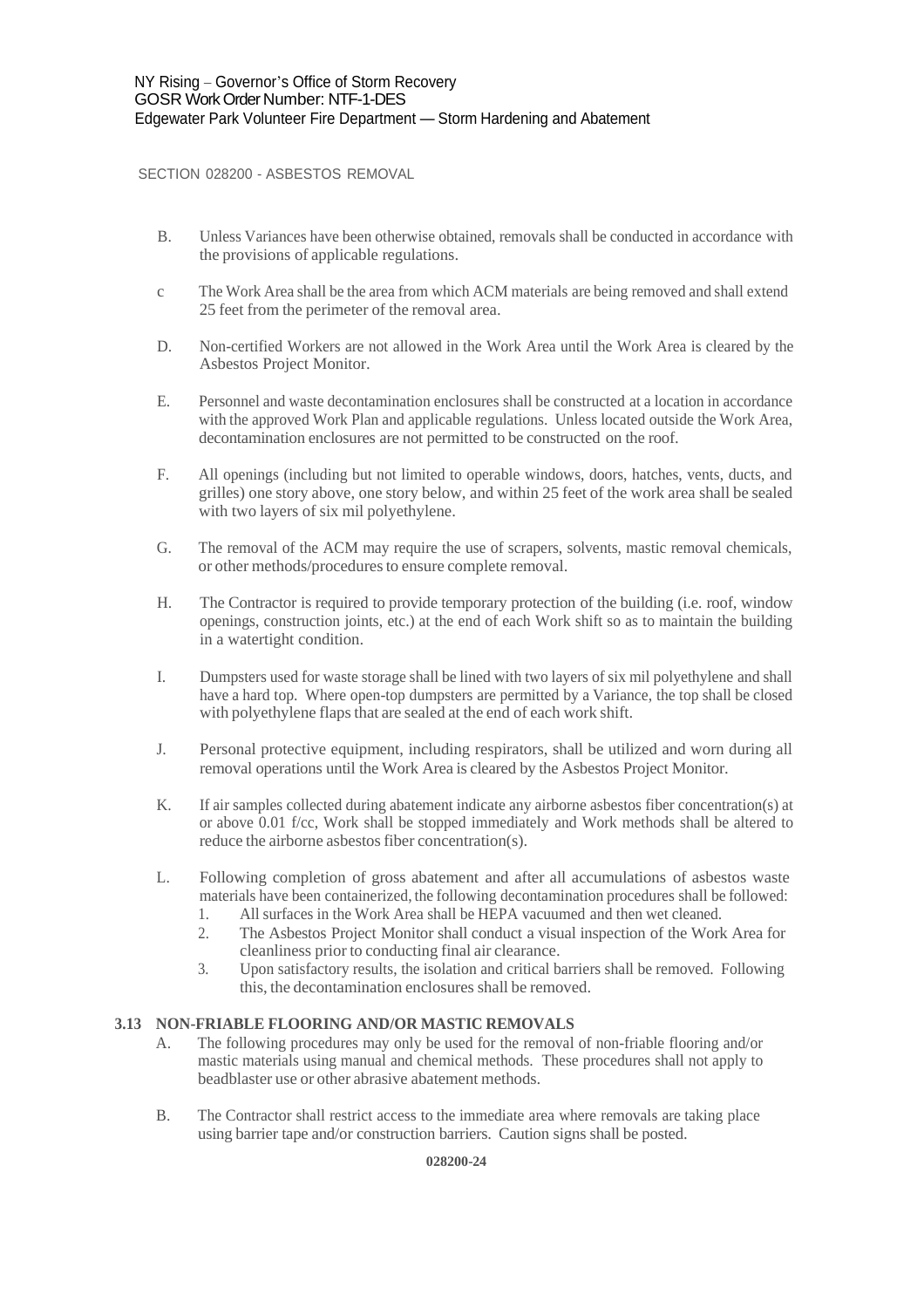B. Unless Variances have been otherwise obtained, removals shall be conducted in accordance with the provisions of applicable regulations.

c The Work Area shall be the area from which ACM materials are being removed and shall extend 25 feet from the perimeter of the removal area.

D. Non-certified Workers are not allowed in the Work Area until the Work Area is cleared by the Asbestos Project Monitor.

E. Personnel and waste decontamination enclosures shall be constructed at a location in accordance with the approved Work Plan and applicable regulations. Unless located outside the Work Area, decontamination enclosures are not permitted to be constructed on the roof.

F. All openings (including but not limited to operable windows, doors, hatches, vents, ducts, and grilles) one story above, one story below, and within 25 feet of the work area shall be sealed with two layers of six mil polyethylene.

G. The removal of the ACM may require the use of scrapers, solvents, mastic removal chemicals, or other methods/procedures to ensure complete removal.

H. The Contractor is required to provide temporary protection of the building (i.e. roof, window openings, construction joints, etc.) at the end of each Work shift so as to maintain the building in a watertight condition.

I. Dumpsters used for waste storage shall be lined with two layers of six mil polyethylene and shall have a hard top. Where open-top dumpsters are permitted by a Variance, the top shall be closed with polyethylene flaps that are sealed at the end of each work shift.

J. Personal protective equipment, including respirators, shall be utilized and worn during all removal operations until the Work Area is cleared by the Asbestos Project Monitor.

K. If air samples collected during abatement indicate any airborne asbestos fiber concentration(s) at or above 0.01 f/cc, Work shall be stopped immediately and Work methods shall be altered to reduce the airborne asbestos fiber concentration(s).

L. Following completion of gross abatement and after all accumulations of asbestos waste materials have been containerized, the following decontamination procedures shall be followed:

1. All surfaces in the Work Area shall be HEPA vacuumed and then wet cleaned.
2. The Asbestos Project Monitor shall conduct a visual inspection of the Work Area for cleanliness prior to conducting final air clearance.
3. Upon satisfactory results, the isolation and critical barriers shall be removed. Following this, the decontamination enclosures shall be removed.

### 3.13 NON-FRIABLE FLOORING AND/OR MASTIC REMOVALS

A. The following procedures may only be used for the removal of non-friable flooring and/or mastic materials using manual and chemical methods. These procedures shall not apply to beadblaster use or other abrasive abatement methods.

B. The Contractor shall restrict access to the immediate area where removals are taking place using barrier tape and/or construction barriers. Caution signs shall be posted.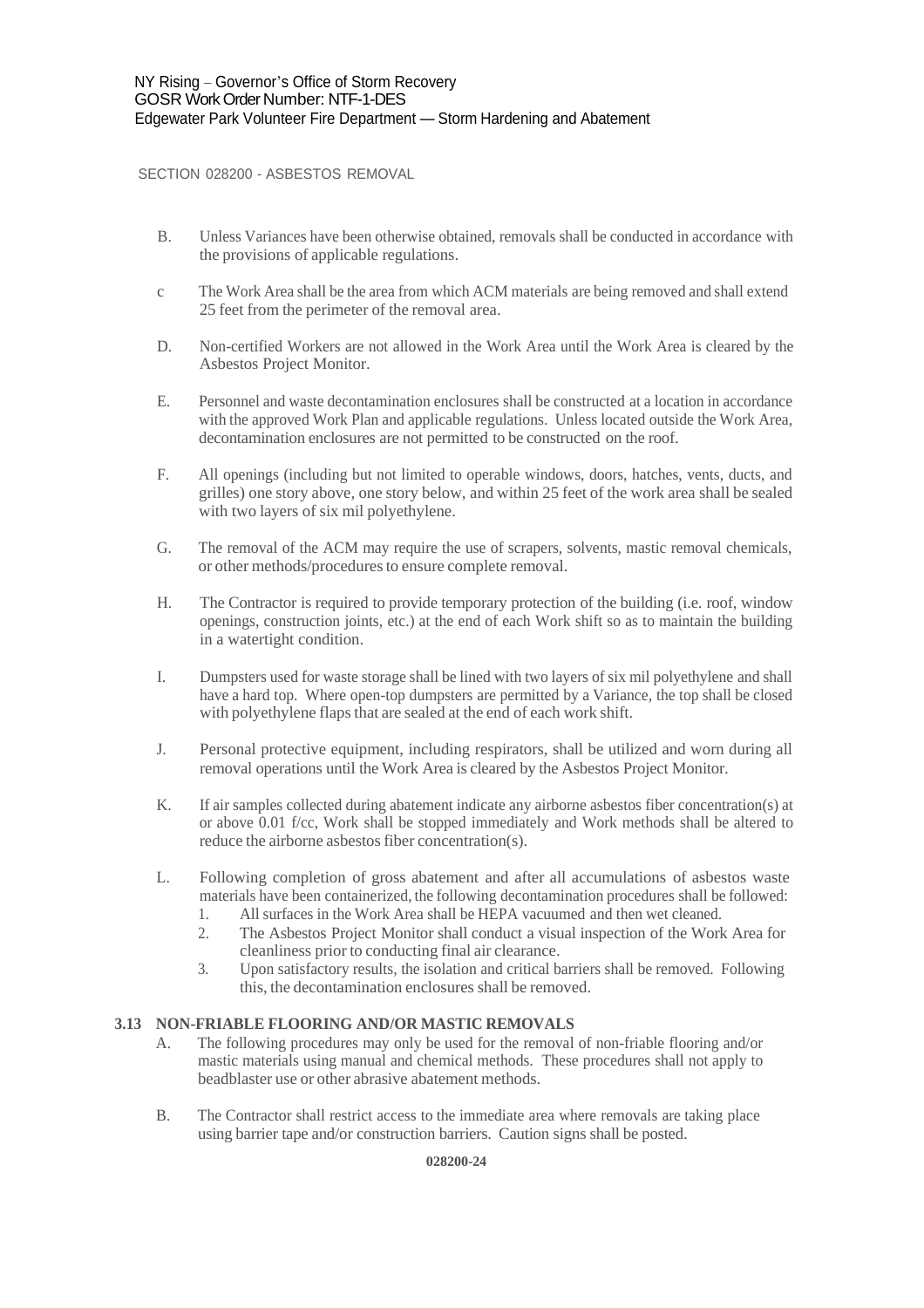B. Unless Variances have been otherwise obtained, removals shall be conducted in accordance with the provisions of applicable regulations.

c The Work Area shall be the area from which ACM materials are being removed and shall extend 25 feet from the perimeter of the removal area.

D. Non-certified Workers are not allowed in the Work Area until the Work Area is cleared by the Asbestos Project Monitor.

E. Personnel and waste decontamination enclosures shall be constructed at a location in accordance with the approved Work Plan and applicable regulations. Unless located outside the Work Area, decontamination enclosures are not permitted to be constructed on the roof.

F. All openings (including but not limited to operable windows, doors, hatches, vents, ducts, and grilles) one story above, one story below, and within 25 feet of the work area shall be sealed with two layers of six mil polyethylene.

G. The removal of the ACM may require the use of scrapers, solvents, mastic removal chemicals, or other methods/procedures to ensure complete removal.

H. The Contractor is required to provide temporary protection of the building (i.e. roof, window openings, construction joints, etc.) at the end of each Work shift so as to maintain the building in a watertight condition.

I. Dumpsters used for waste storage shall be lined with two layers of six mil polyethylene and shall have a hard top. Where open-top dumpsters are permitted by a Variance, the top shall be closed with polyethylene flaps that are sealed at the end of each work shift.

J. Personal protective equipment, including respirators, shall be utilized and worn during all removal operations until the Work Area is cleared by the Asbestos Project Monitor.

K. If air samples collected during abatement indicate any airborne asbestos fiber concentration(s) at or above 0.01 f/cc, Work shall be stopped immediately and Work methods shall be altered to reduce the airborne asbestos fiber concentration(s).

L. Following completion of gross abatement and after all accumulations of asbestos waste materials have been containerized, the following decontamination procedures shall be followed:
   1. All surfaces in the Work Area shall be HEPA vacuumed and then wet cleaned.
   2. The Asbestos Project Monitor shall conduct a visual inspection of the Work Area for cleanliness prior to conducting final air clearance.
   3. Upon satisfactory results, the isolation and critical barriers shall be removed. Following this, the decontamination enclosures shall be removed.

### 3.13 NON-FRIABLE FLOORING AND/OR MASTIC REMOVALS

A. The following procedures may only be used for the removal of non-friable flooring and/or mastic materials using manual and chemical methods. These procedures shall not apply to beadblaster use or other abrasive abatement methods.

B. The Contractor shall restrict access to the immediate area where removals are taking place using barrier tape and/or construction barriers. Caution signs shall be posted.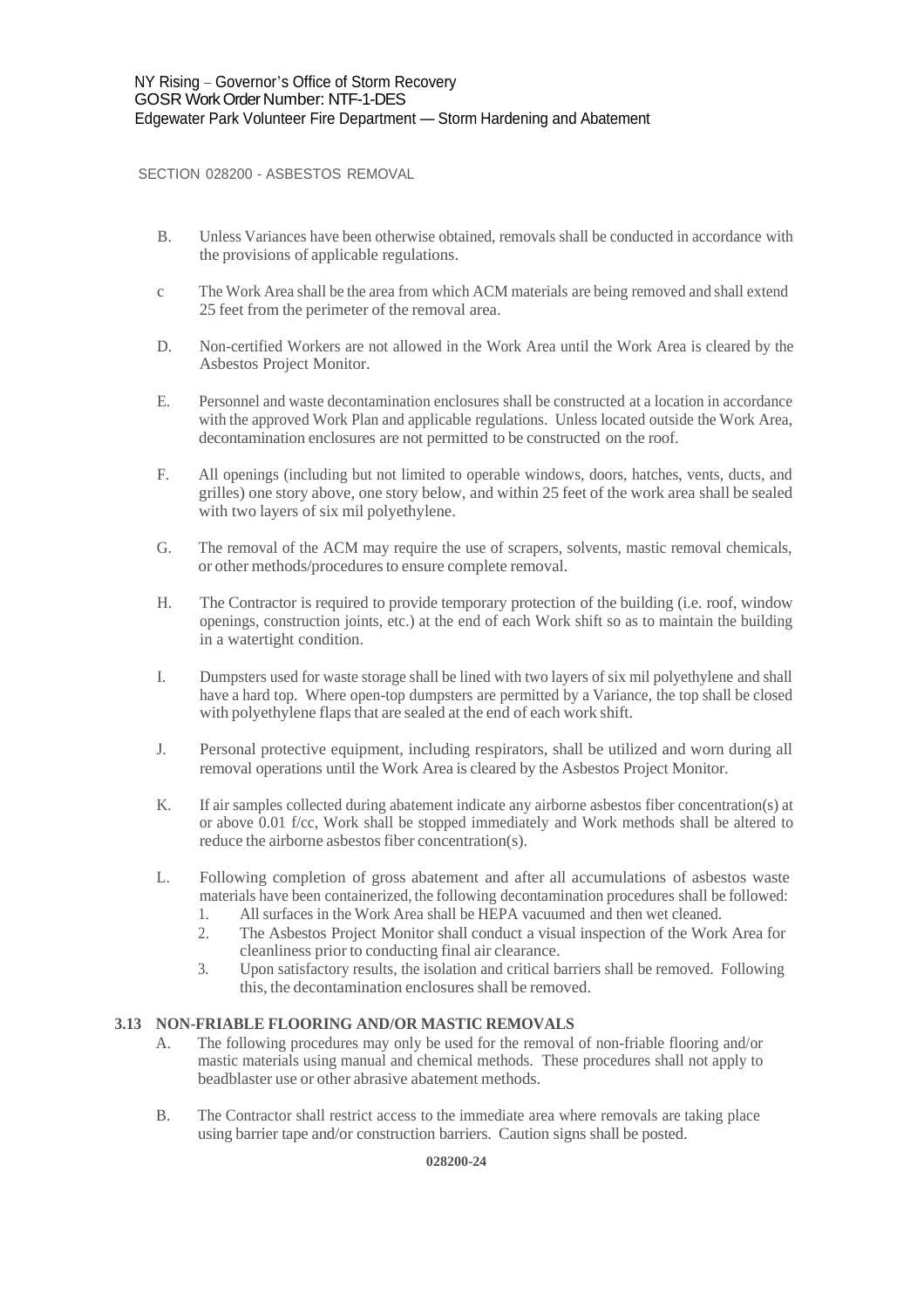B. Unless Variances have been otherwise obtained, removals shall be conducted in accordance with the provisions of applicable regulations.

c The Work Area shall be the area from which ACM materials are being removed and shall extend 25 feet from the perimeter of the removal area.

D. Non-certified Workers are not allowed in the Work Area until the Work Area is cleared by the Asbestos Project Monitor.

E. Personnel and waste decontamination enclosures shall be constructed at a location in accordance with the approved Work Plan and applicable regulations. Unless located outside the Work Area, decontamination enclosures are not permitted to be constructed on the roof.

F. All openings (including but not limited to operable windows, doors, hatches, vents, ducts, and grilles) one story above, one story below, and within 25 feet of the work area shall be sealed with two layers of six mil polyethylene.

G. The removal of the ACM may require the use of scrapers, solvents, mastic removal chemicals, or other methods/procedures to ensure complete removal.

H. The Contractor is required to provide temporary protection of the building (i.e. roof, window openings, construction joints, etc.) at the end of each Work shift so as to maintain the building in a watertight condition.

I. Dumpsters used for waste storage shall be lined with two layers of six mil polyethylene and shall have a hard top. Where open-top dumpsters are permitted by a Variance, the top shall be closed with polyethylene flaps that are sealed at the end of each work shift.

J. Personal protective equipment, including respirators, shall be utilized and worn during all removal operations until the Work Area is cleared by the Asbestos Project Monitor.

K. If air samples collected during abatement indicate any airborne asbestos fiber concentration(s) at or above 0.01 f/cc, Work shall be stopped immediately and Work methods shall be altered to reduce the airborne asbestos fiber concentration(s).

L. Following completion of gross abatement and after all accumulations of asbestos waste materials have been containerized, the following decontamination procedures shall be followed:
   1. All surfaces in the Work Area shall be HEPA vacuumed and then wet cleaned.
   2. The Asbestos Project Monitor shall conduct a visual inspection of the Work Area for cleanliness prior to conducting final air clearance.
   3. Upon satisfactory results, the isolation and critical barriers shall be removed. Following this, the decontamination enclosures shall be removed.

### 3.13 NON-FRIABLE FLOORING AND/OR MASTIC REMOVALS

A. The following procedures may only be used for the removal of non-friable flooring and/or mastic materials using manual and chemical methods. These procedures shall not apply to beadblaster use or other abrasive abatement methods.

B. The Contractor shall restrict access to the immediate area where removals are taking place using barrier tape and/or construction barriers. Caution signs shall be posted.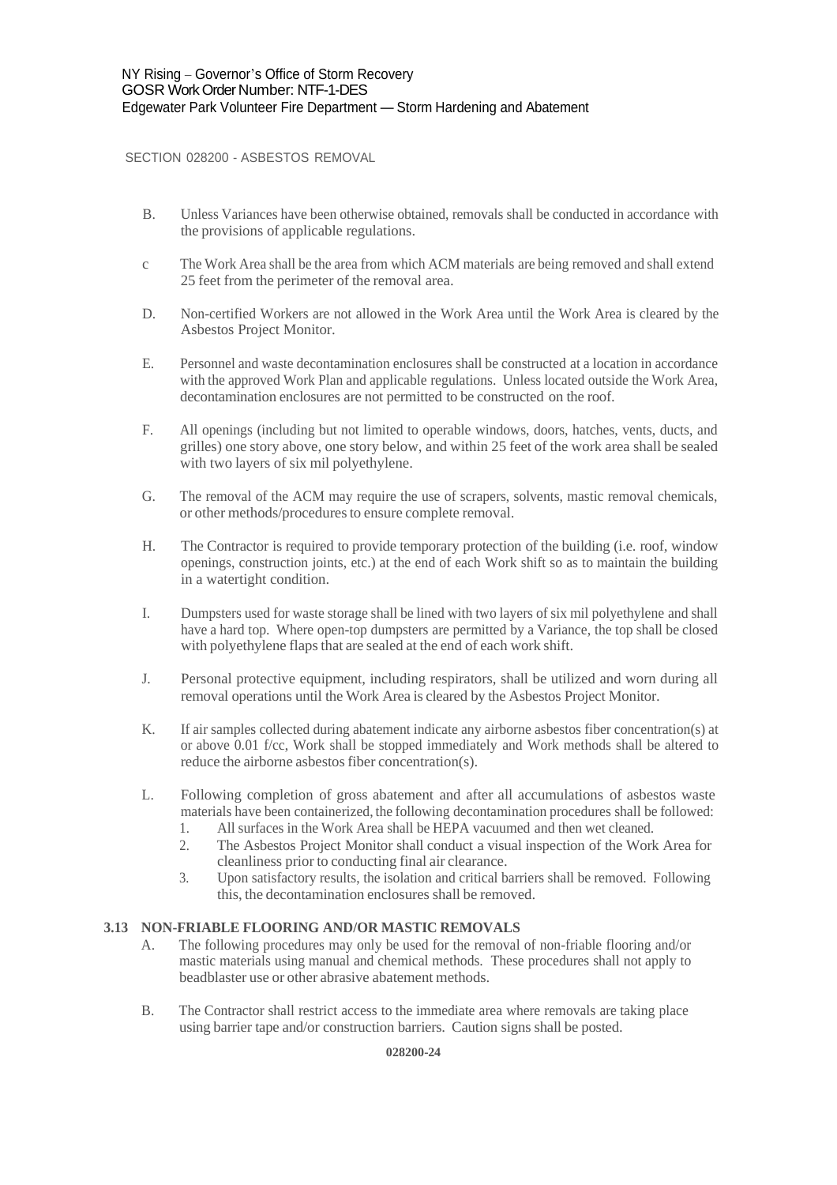B. Unless Variances have been otherwise obtained, removals shall be conducted in accordance with the provisions of applicable regulations.

c The Work Area shall be the area from which ACM materials are being removed and shall extend 25 feet from the perimeter of the removal area.

D. Non-certified Workers are not allowed in the Work Area until the Work Area is cleared by the Asbestos Project Monitor.

E. Personnel and waste decontamination enclosures shall be constructed at a location in accordance with the approved Work Plan and applicable regulations. Unless located outside the Work Area, decontamination enclosures are not permitted to be constructed on the roof.

F. All openings (including but not limited to operable windows, doors, hatches, vents, ducts, and grilles) one story above, one story below, and within 25 feet of the work area shall be sealed with two layers of six mil polyethylene.

G. The removal of the ACM may require the use of scrapers, solvents, mastic removal chemicals, or other methods/procedures to ensure complete removal.

H. The Contractor is required to provide temporary protection of the building (i.e. roof, window openings, construction joints, etc.) at the end of each Work shift so as to maintain the building in a watertight condition.

I. Dumpsters used for waste storage shall be lined with two layers of six mil polyethylene and shall have a hard top. Where open-top dumpsters are permitted by a Variance, the top shall be closed with polyethylene flaps that are sealed at the end of each work shift.

J. Personal protective equipment, including respirators, shall be utilized and worn during all removal operations until the Work Area is cleared by the Asbestos Project Monitor.

K. If air samples collected during abatement indicate any airborne asbestos fiber concentration(s) at or above 0.01 f/cc, Work shall be stopped immediately and Work methods shall be altered to reduce the airborne asbestos fiber concentration(s).

L. Following completion of gross abatement and after all accumulations of asbestos waste materials have been containerized, the following decontamination procedures shall be followed:
   1. All surfaces in the Work Area shall be HEPA vacuumed and then wet cleaned.
   2. The Asbestos Project Monitor shall conduct a visual inspection of the Work Area for cleanliness prior to conducting final air clearance.
   3. Upon satisfactory results, the isolation and critical barriers shall be removed. Following this, the decontamination enclosures shall be removed.

**3.13 NON-FRIABLE FLOORING AND/OR MASTIC REMOVALS**

A. The following procedures may only be used for the removal of non-friable flooring and/or mastic materials using manual and chemical methods. These procedures shall not apply to beadblaster use or other abrasive abatement methods.

B. The Contractor shall restrict access to the immediate area where removals are taking place using barrier tape and/or construction barriers. Caution signs shall be posted.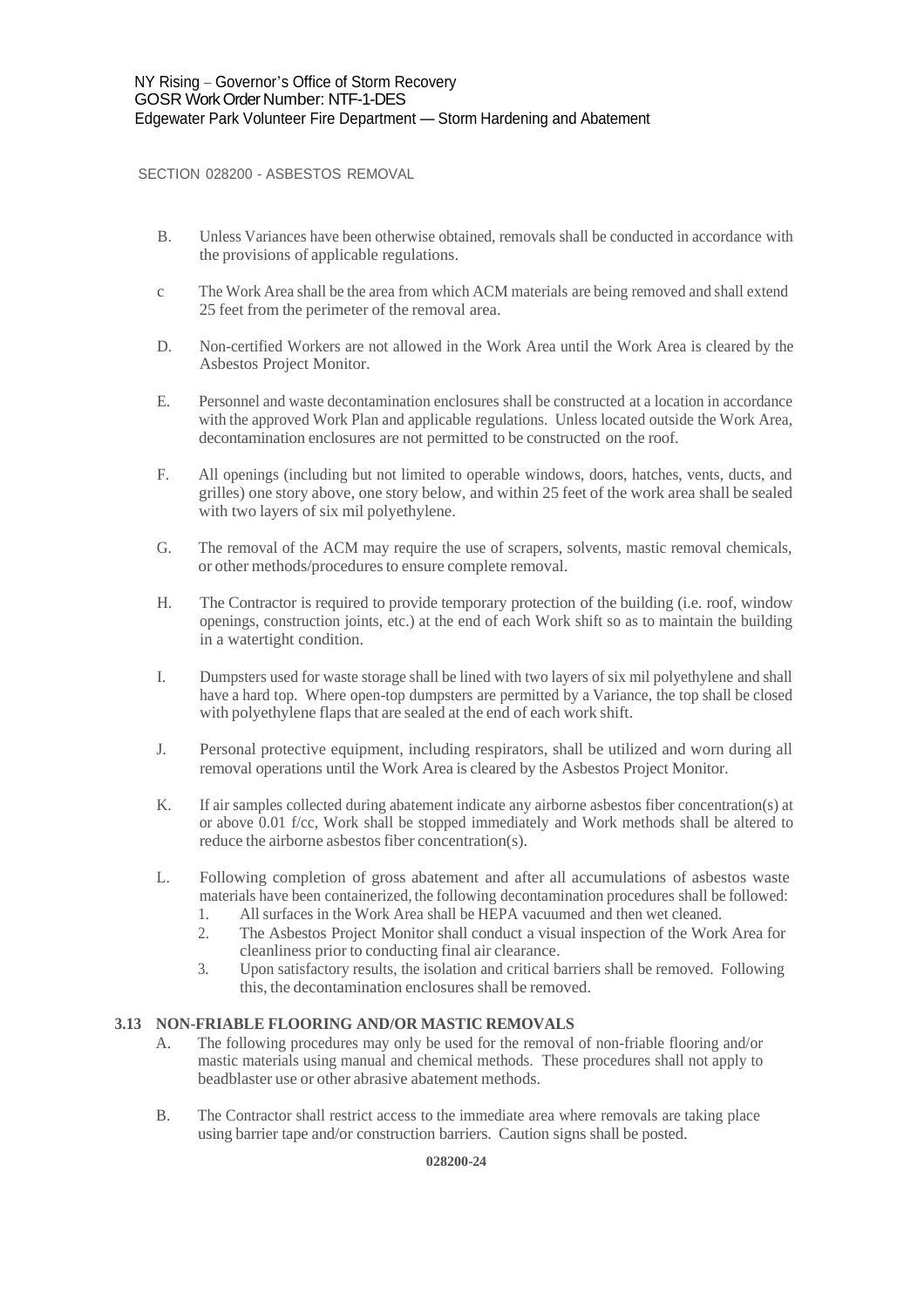B. Unless Variances have been otherwise obtained, removals shall be conducted in accordance with the provisions of applicable regulations.

c The Work Area shall be the area from which ACM materials are being removed and shall extend 25 feet from the perimeter of the removal area.

D. Non-certified Workers are not allowed in the Work Area until the Work Area is cleared by the Asbestos Project Monitor.

E. Personnel and waste decontamination enclosures shall be constructed at a location in accordance with the approved Work Plan and applicable regulations. Unless located outside the Work Area, decontamination enclosures are not permitted to be constructed on the roof.

F. All openings (including but not limited to operable windows, doors, hatches, vents, ducts, and grilles) one story above, one story below, and within 25 feet of the work area shall be sealed with two layers of six mil polyethylene.

G. The removal of the ACM may require the use of scrapers, solvents, mastic removal chemicals, or other methods/procedures to ensure complete removal.

H. The Contractor is required to provide temporary protection of the building (i.e. roof, window openings, construction joints, etc.) at the end of each Work shift so as to maintain the building in a watertight condition.

I. Dumpsters used for waste storage shall be lined with two layers of six mil polyethylene and shall have a hard top. Where open-top dumpsters are permitted by a Variance, the top shall be closed with polyethylene flaps that are sealed at the end of each work shift.

J. Personal protective equipment, including respirators, shall be utilized and worn during all removal operations until the Work Area is cleared by the Asbestos Project Monitor.

K. If air samples collected during abatement indicate any airborne asbestos fiber concentration(s) at or above 0.01 f/cc, Work shall be stopped immediately and Work methods shall be altered to reduce the airborne asbestos fiber concentration(s).

L. Following completion of gross abatement and after all accumulations of asbestos waste materials have been containerized, the following decontamination procedures shall be followed:
   1. All surfaces in the Work Area shall be HEPA vacuumed and then wet cleaned.
   2. The Asbestos Project Monitor shall conduct a visual inspection of the Work Area for cleanliness prior to conducting final air clearance.
   3. Upon satisfactory results, the isolation and critical barriers shall be removed. Following this, the decontamination enclosures shall be removed.

### 3.13 NON-FRIABLE FLOORING AND/OR MASTIC REMOVALS

A. The following procedures may only be used for the removal of non-friable flooring and/or mastic materials using manual and chemical methods. These procedures shall not apply to beadblaster use or other abrasive abatement methods.

B. The Contractor shall restrict access to the immediate area where removals are taking place using barrier tape and/or construction barriers. Caution signs shall be posted.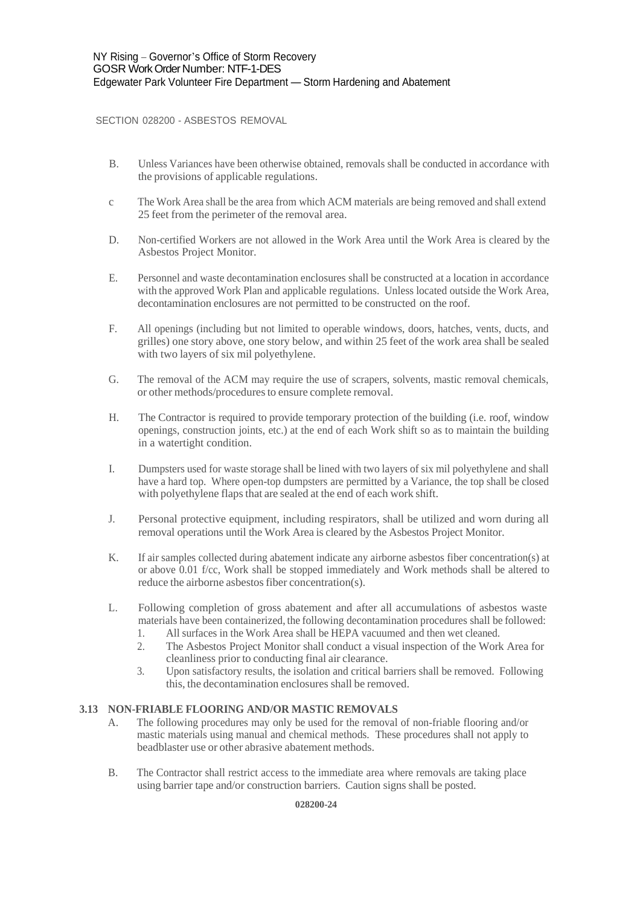SECTION 028200 - ASBESTOS REMOVAL

B. Unless Variances have been otherwise obtained, removals shall be conducted in accordance with the provisions of applicable regulations.

c The Work Area shall be the area from which ACM materials are being removed and shall extend 25 feet from the perimeter of the removal area.

D. Non-certified Workers are not allowed in the Work Area until the Work Area is cleared by the Asbestos Project Monitor.

E. Personnel and waste decontamination enclosures shall be constructed at a location in accordance with the approved Work Plan and applicable regulations. Unless located outside the Work Area, decontamination enclosures are not permitted to be constructed on the roof.

F. All openings (including but not limited to operable windows, doors, hatches, vents, ducts, and grilles) one story above, one story below, and within 25 feet of the work area shall be sealed with two layers of six mil polyethylene.

G. The removal of the ACM may require the use of scrapers, solvents, mastic removal chemicals, or other methods/procedures to ensure complete removal.

H. The Contractor is required to provide temporary protection of the building (i.e. roof, window openings, construction joints, etc.) at the end of each Work shift so as to maintain the building in a watertight condition.

I. Dumpsters used for waste storage shall be lined with two layers of six mil polyethylene and shall have a hard top. Where open-top dumpsters are permitted by a Variance, the top shall be closed with polyethylene flaps that are sealed at the end of each work shift.

J. Personal protective equipment, including respirators, shall be utilized and worn during all removal operations until the Work Area is cleared by the Asbestos Project Monitor.

K. If air samples collected during abatement indicate any airborne asbestos fiber concentration(s) at or above 0.01 f/cc, Work shall be stopped immediately and Work methods shall be altered to reduce the airborne asbestos fiber concentration(s).

L. Following completion of gross abatement and after all accumulations of asbestos waste materials have been containerized, the following decontamination procedures shall be followed:
   1. All surfaces in the Work Area shall be HEPA vacuumed and then wet cleaned.
   2. The Asbestos Project Monitor shall conduct a visual inspection of the Work Area for cleanliness prior to conducting final air clearance.
   3. Upon satisfactory results, the isolation and critical barriers shall be removed. Following this, the decontamination enclosures shall be removed.

**3.13 NON-FRIABLE FLOORING AND/OR MASTIC REMOVALS**

A. The following procedures may only be used for the removal of non-friable flooring and/or mastic materials using manual and chemical methods. These procedures shall not apply to beadblaster use or other abrasive abatement methods.

B. The Contractor shall restrict access to the immediate area where removals are taking place using barrier tape and/or construction barriers. Caution signs shall be posted.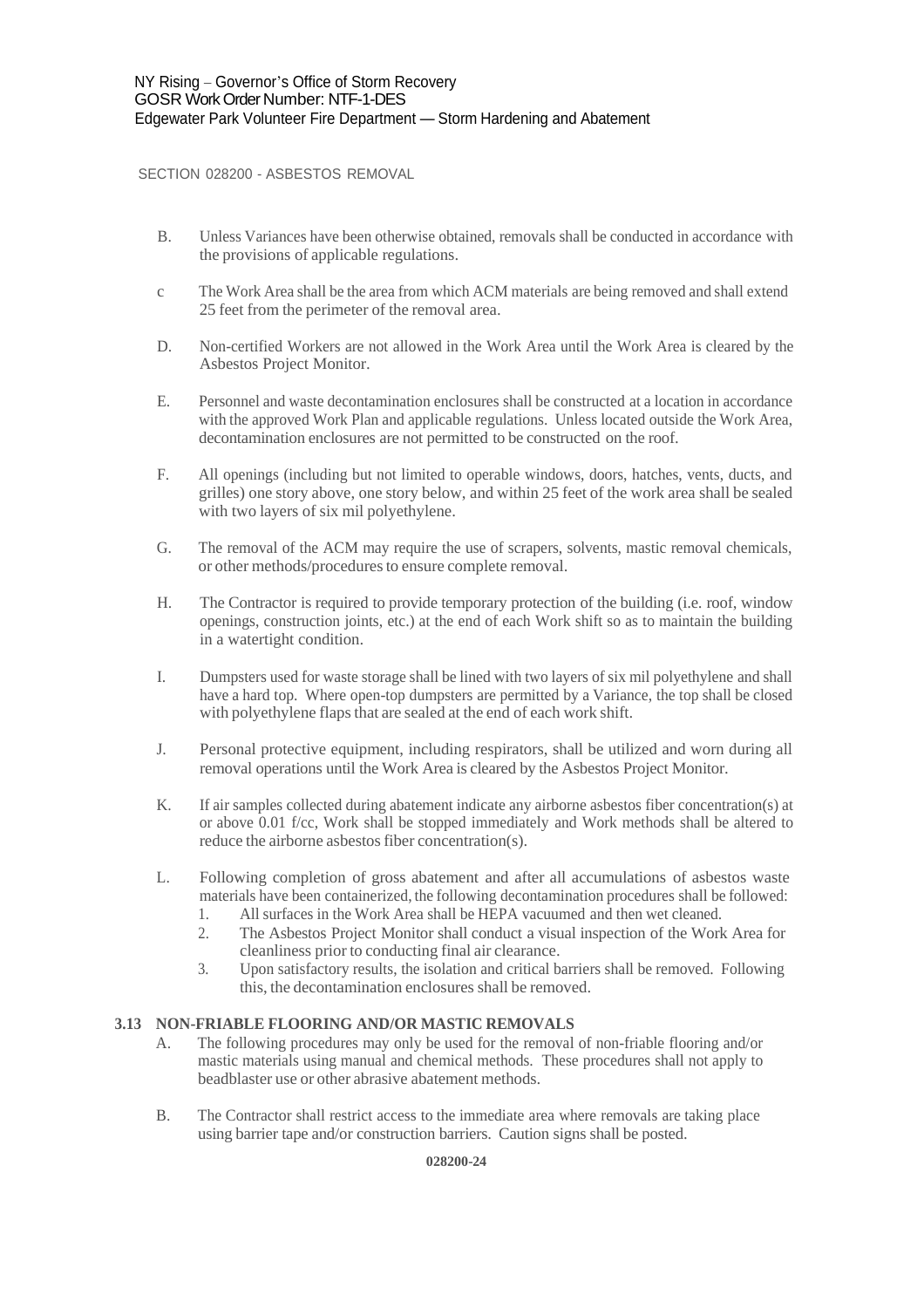B. Unless Variances have been otherwise obtained, removals shall be conducted in accordance with the provisions of applicable regulations.

c The Work Area shall be the area from which ACM materials are being removed and shall extend 25 feet from the perimeter of the removal area.

D. Non-certified Workers are not allowed in the Work Area until the Work Area is cleared by the Asbestos Project Monitor.

E. Personnel and waste decontamination enclosures shall be constructed at a location in accordance with the approved Work Plan and applicable regulations. Unless located outside the Work Area, decontamination enclosures are not permitted to be constructed on the roof.

F. All openings (including but not limited to operable windows, doors, hatches, vents, ducts, and grilles) one story above, one story below, and within 25 feet of the work area shall be sealed with two layers of six mil polyethylene.

G. The removal of the ACM may require the use of scrapers, solvents, mastic removal chemicals, or other methods/procedures to ensure complete removal.

H. The Contractor is required to provide temporary protection of the building (i.e. roof, window openings, construction joints, etc.) at the end of each Work shift so as to maintain the building in a watertight condition.

I. Dumpsters used for waste storage shall be lined with two layers of six mil polyethylene and shall have a hard top. Where open-top dumpsters are permitted by a Variance, the top shall be closed with polyethylene flaps that are sealed at the end of each work shift.

J. Personal protective equipment, including respirators, shall be utilized and worn during all removal operations until the Work Area is cleared by the Asbestos Project Monitor.

K. If air samples collected during abatement indicate any airborne asbestos fiber concentration(s) at or above 0.01 f/cc, Work shall be stopped immediately and Work methods shall be altered to reduce the airborne asbestos fiber concentration(s).

L. Following completion of gross abatement and after all accumulations of asbestos waste materials have been containerized, the following decontamination procedures shall be followed:
   1. All surfaces in the Work Area shall be HEPA vacuumed and then wet cleaned.
   2. The Asbestos Project Monitor shall conduct a visual inspection of the Work Area for cleanliness prior to conducting final air clearance.
   3. Upon satisfactory results, the isolation and critical barriers shall be removed. Following this, the decontamination enclosures shall be removed.

**3.13 NON-FRIABLE FLOORING AND/OR MASTIC REMOVALS**

A. The following procedures may only be used for the removal of non-friable flooring and/or mastic materials using manual and chemical methods. These procedures shall not apply to beadblaster use or other abrasive abatement methods.

B. The Contractor shall restrict access to the immediate area where removals are taking place using barrier tape and/or construction barriers. Caution signs shall be posted.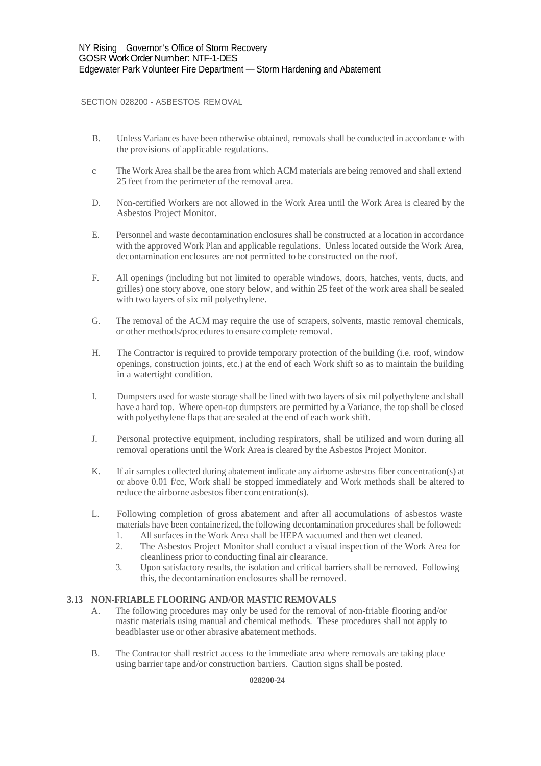SECTION 028200 - ASBESTOS REMOVAL

B. Unless Variances have been otherwise obtained, removals shall be conducted in accordance with the provisions of applicable regulations.

c The Work Area shall be the area from which ACM materials are being removed and shall extend 25 feet from the perimeter of the removal area.

D. Non-certified Workers are not allowed in the Work Area until the Work Area is cleared by the Asbestos Project Monitor.

E. Personnel and waste decontamination enclosures shall be constructed at a location in accordance with the approved Work Plan and applicable regulations. Unless located outside the Work Area, decontamination enclosures are not permitted to be constructed on the roof.

F. All openings (including but not limited to operable windows, doors, hatches, vents, ducts, and grilles) one story above, one story below, and within 25 feet of the work area shall be sealed with two layers of six mil polyethylene.

G. The removal of the ACM may require the use of scrapers, solvents, mastic removal chemicals, or other methods/procedures to ensure complete removal.

H. The Contractor is required to provide temporary protection of the building (i.e. roof, window openings, construction joints, etc.) at the end of each Work shift so as to maintain the building in a watertight condition.

I. Dumpsters used for waste storage shall be lined with two layers of six mil polyethylene and shall have a hard top. Where open-top dumpsters are permitted by a Variance, the top shall be closed with polyethylene flaps that are sealed at the end of each work shift.

J. Personal protective equipment, including respirators, shall be utilized and worn during all removal operations until the Work Area is cleared by the Asbestos Project Monitor.

K. If air samples collected during abatement indicate any airborne asbestos fiber concentration(s) at or above 0.01 f/cc, Work shall be stopped immediately and Work methods shall be altered to reduce the airborne asbestos fiber concentration(s).

L. Following completion of gross abatement and after all accumulations of asbestos waste materials have been containerized, the following decontamination procedures shall be followed:
   1. All surfaces in the Work Area shall be HEPA vacuumed and then wet cleaned.
   2. The Asbestos Project Monitor shall conduct a visual inspection of the Work Area for cleanliness prior to conducting final air clearance.
   3. Upon satisfactory results, the isolation and critical barriers shall be removed. Following this, the decontamination enclosures shall be removed.

**3.13 NON-FRIABLE FLOORING AND/OR MASTIC REMOVALS**

A. The following procedures may only be used for the removal of non-friable flooring and/or mastic materials using manual and chemical methods. These procedures shall not apply to beadblaster use or other abrasive abatement methods.

B. The Contractor shall restrict access to the immediate area where removals are taking place using barrier tape and/or construction barriers. Caution signs shall be posted.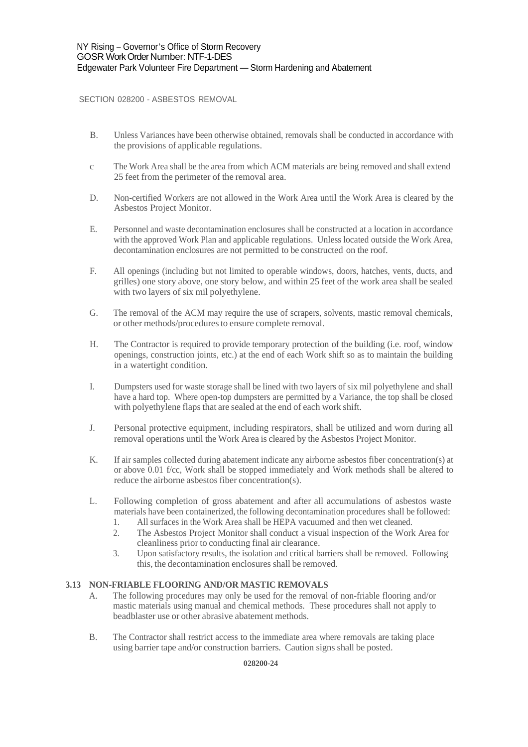B. Unless Variances have been otherwise obtained, removals shall be conducted in accordance with the provisions of applicable regulations.

c The Work Area shall be the area from which ACM materials are being removed and shall extend 25 feet from the perimeter of the removal area.

D. Non-certified Workers are not allowed in the Work Area until the Work Area is cleared by the Asbestos Project Monitor.

E. Personnel and waste decontamination enclosures shall be constructed at a location in accordance with the approved Work Plan and applicable regulations. Unless located outside the Work Area, decontamination enclosures are not permitted to be constructed on the roof.

F. All openings (including but not limited to operable windows, doors, hatches, vents, ducts, and grilles) one story above, one story below, and within 25 feet of the work area shall be sealed with two layers of six mil polyethylene.

G. The removal of the ACM may require the use of scrapers, solvents, mastic removal chemicals, or other methods/procedures to ensure complete removal.

H. The Contractor is required to provide temporary protection of the building (i.e. roof, window openings, construction joints, etc.) at the end of each Work shift so as to maintain the building in a watertight condition.

I. Dumpsters used for waste storage shall be lined with two layers of six mil polyethylene and shall have a hard top. Where open-top dumpsters are permitted by a Variance, the top shall be closed with polyethylene flaps that are sealed at the end of each work shift.

J. Personal protective equipment, including respirators, shall be utilized and worn during all removal operations until the Work Area is cleared by the Asbestos Project Monitor.

K. If air samples collected during abatement indicate any airborne asbestos fiber concentration(s) at or above 0.01 f/cc, Work shall be stopped immediately and Work methods shall be altered to reduce the airborne asbestos fiber concentration(s).

L. Following completion of gross abatement and after all accumulations of asbestos waste materials have been containerized, the following decontamination procedures shall be followed:
   1. All surfaces in the Work Area shall be HEPA vacuumed and then wet cleaned.
   2. The Asbestos Project Monitor shall conduct a visual inspection of the Work Area for cleanliness prior to conducting final air clearance.
   3. Upon satisfactory results, the isolation and critical barriers shall be removed. Following this, the decontamination enclosures shall be removed.

### 3.13 NON-FRIABLE FLOORING AND/OR MASTIC REMOVALS

A. The following procedures may only be used for the removal of non-friable flooring and/or mastic materials using manual and chemical methods. These procedures shall not apply to beadblaster use or other abrasive abatement methods.

B. The Contractor shall restrict access to the immediate area where removals are taking place using barrier tape and/or construction barriers. Caution signs shall be posted.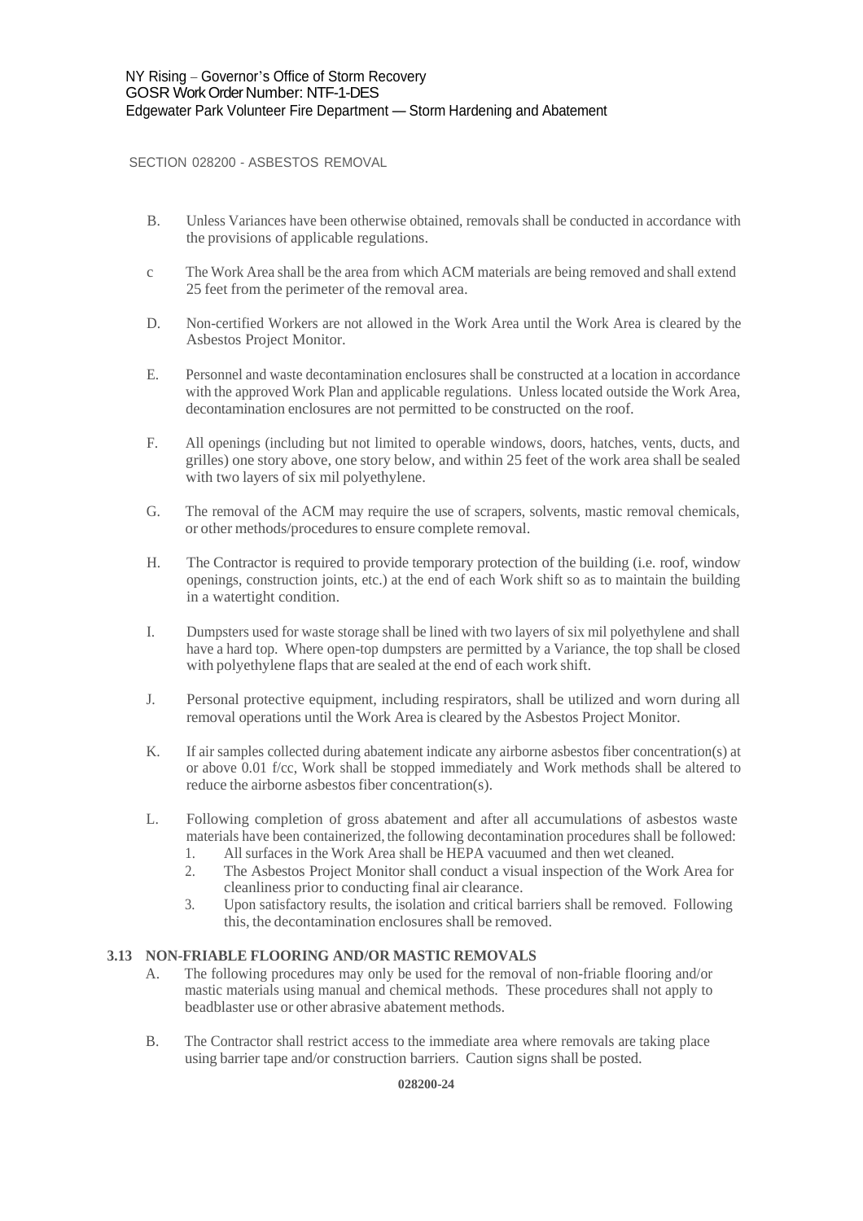B. Unless Variances have been otherwise obtained, removals shall be conducted in accordance with the provisions of applicable regulations.

c The Work Area shall be the area from which ACM materials are being removed and shall extend 25 feet from the perimeter of the removal area.

D. Non-certified Workers are not allowed in the Work Area until the Work Area is cleared by the Asbestos Project Monitor.

E. Personnel and waste decontamination enclosures shall be constructed at a location in accordance with the approved Work Plan and applicable regulations. Unless located outside the Work Area, decontamination enclosures are not permitted to be constructed on the roof.

F. All openings (including but not limited to operable windows, doors, hatches, vents, ducts, and grilles) one story above, one story below, and within 25 feet of the work area shall be sealed with two layers of six mil polyethylene.

G. The removal of the ACM may require the use of scrapers, solvents, mastic removal chemicals, or other methods/procedures to ensure complete removal.

H. The Contractor is required to provide temporary protection of the building (i.e. roof, window openings, construction joints, etc.) at the end of each Work shift so as to maintain the building in a watertight condition.

I. Dumpsters used for waste storage shall be lined with two layers of six mil polyethylene and shall have a hard top. Where open-top dumpsters are permitted by a Variance, the top shall be closed with polyethylene flaps that are sealed at the end of each work shift.

J. Personal protective equipment, including respirators, shall be utilized and worn during all removal operations until the Work Area is cleared by the Asbestos Project Monitor.

K. If air samples collected during abatement indicate any airborne asbestos fiber concentration(s) at or above 0.01 f/cc, Work shall be stopped immediately and Work methods shall be altered to reduce the airborne asbestos fiber concentration(s).

L. Following completion of gross abatement and after all accumulations of asbestos waste materials have been containerized, the following decontamination procedures shall be followed:
   1. All surfaces in the Work Area shall be HEPA vacuumed and then wet cleaned.
   2. The Asbestos Project Monitor shall conduct a visual inspection of the Work Area for cleanliness prior to conducting final air clearance.
   3. Upon satisfactory results, the isolation and critical barriers shall be removed. Following this, the decontamination enclosures shall be removed.

### 3.13 NON-FRIABLE FLOORING AND/OR MASTIC REMOVALS

A. The following procedures may only be used for the removal of non-friable flooring and/or mastic materials using manual and chemical methods. These procedures shall not apply to beadblaster use or other abrasive abatement methods.

B. The Contractor shall restrict access to the immediate area where removals are taking place using barrier tape and/or construction barriers. Caution signs shall be posted.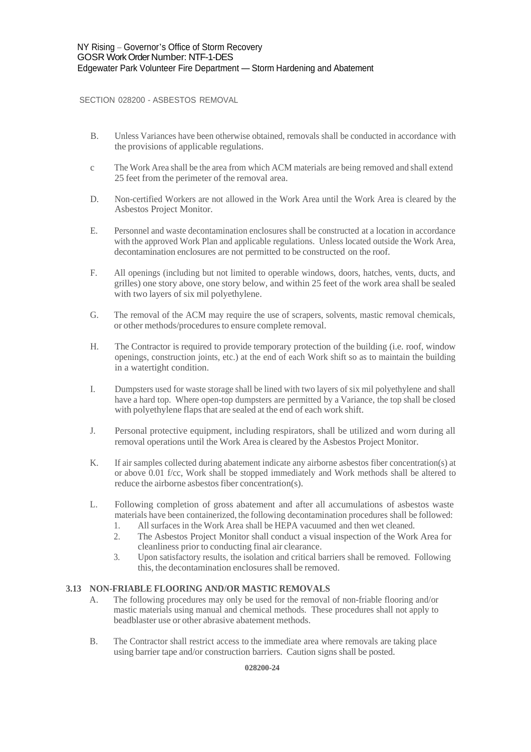B. Unless Variances have been otherwise obtained, removals shall be conducted in accordance with the provisions of applicable regulations.

c The Work Area shall be the area from which ACM materials are being removed and shall extend 25 feet from the perimeter of the removal area.

D. Non-certified Workers are not allowed in the Work Area until the Work Area is cleared by the Asbestos Project Monitor.

E. Personnel and waste decontamination enclosures shall be constructed at a location in accordance with the approved Work Plan and applicable regulations. Unless located outside the Work Area, decontamination enclosures are not permitted to be constructed on the roof.

F. All openings (including but not limited to operable windows, doors, hatches, vents, ducts, and grilles) one story above, one story below, and within 25 feet of the work area shall be sealed with two layers of six mil polyethylene.

G. The removal of the ACM may require the use of scrapers, solvents, mastic removal chemicals, or other methods/procedures to ensure complete removal.

H. The Contractor is required to provide temporary protection of the building (i.e. roof, window openings, construction joints, etc.) at the end of each Work shift so as to maintain the building in a watertight condition.

I. Dumpsters used for waste storage shall be lined with two layers of six mil polyethylene and shall have a hard top. Where open-top dumpsters are permitted by a Variance, the top shall be closed with polyethylene flaps that are sealed at the end of each work shift.

J. Personal protective equipment, including respirators, shall be utilized and worn during all removal operations until the Work Area is cleared by the Asbestos Project Monitor.

K. If air samples collected during abatement indicate any airborne asbestos fiber concentration(s) at or above 0.01 f/cc, Work shall be stopped immediately and Work methods shall be altered to reduce the airborne asbestos fiber concentration(s).

L. Following completion of gross abatement and after all accumulations of asbestos waste materials have been containerized, the following decontamination procedures shall be followed:
   1. All surfaces in the Work Area shall be HEPA vacuumed and then wet cleaned.
   2. The Asbestos Project Monitor shall conduct a visual inspection of the Work Area for cleanliness prior to conducting final air clearance.
   3. Upon satisfactory results, the isolation and critical barriers shall be removed. Following this, the decontamination enclosures shall be removed.

## 3.13 NON-FRIABLE FLOORING AND/OR MASTIC REMOVALS

A. The following procedures may only be used for the removal of non-friable flooring and/or mastic materials using manual and chemical methods. These procedures shall not apply to beadblaster use or other abrasive abatement methods.

B. The Contractor shall restrict access to the immediate area where removals are taking place using barrier tape and/or construction barriers. Caution signs shall be posted.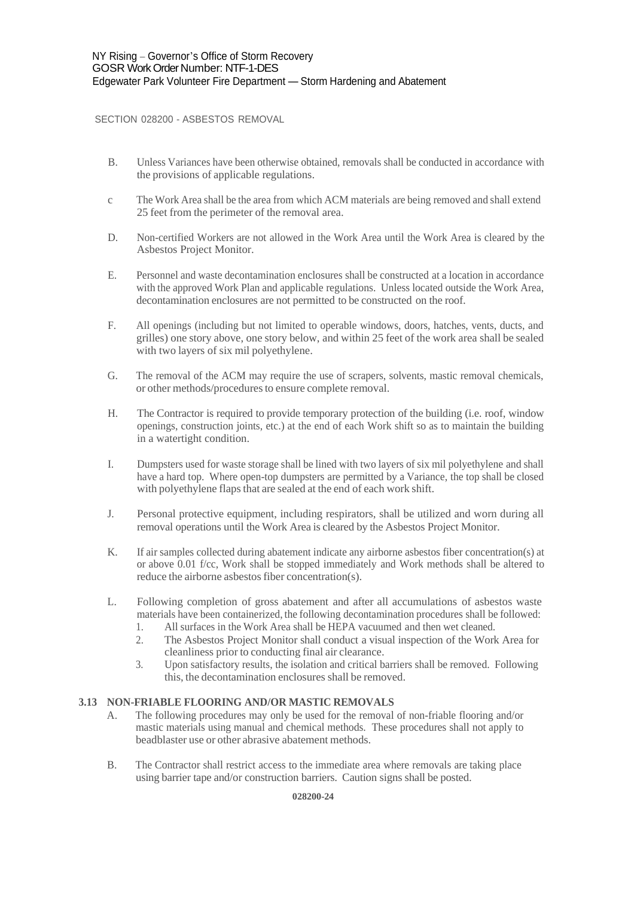B. Unless Variances have been otherwise obtained, removals shall be conducted in accordance with the provisions of applicable regulations.

c The Work Area shall be the area from which ACM materials are being removed and shall extend 25 feet from the perimeter of the removal area.

D. Non-certified Workers are not allowed in the Work Area until the Work Area is cleared by the Asbestos Project Monitor.

E. Personnel and waste decontamination enclosures shall be constructed at a location in accordance with the approved Work Plan and applicable regulations. Unless located outside the Work Area, decontamination enclosures are not permitted to be constructed on the roof.

F. All openings (including but not limited to operable windows, doors, hatches, vents, ducts, and grilles) one story above, one story below, and within 25 feet of the work area shall be sealed with two layers of six mil polyethylene.

G. The removal of the ACM may require the use of scrapers, solvents, mastic removal chemicals, or other methods/procedures to ensure complete removal.

H. The Contractor is required to provide temporary protection of the building (i.e. roof, window openings, construction joints, etc.) at the end of each Work shift so as to maintain the building in a watertight condition.

I. Dumpsters used for waste storage shall be lined with two layers of six mil polyethylene and shall have a hard top. Where open-top dumpsters are permitted by a Variance, the top shall be closed with polyethylene flaps that are sealed at the end of each work shift.

J. Personal protective equipment, including respirators, shall be utilized and worn during all removal operations until the Work Area is cleared by the Asbestos Project Monitor.

K. If air samples collected during abatement indicate any airborne asbestos fiber concentration(s) at or above 0.01 f/cc, Work shall be stopped immediately and Work methods shall be altered to reduce the airborne asbestos fiber concentration(s).

L. Following completion of gross abatement and after all accumulations of asbestos waste materials have been containerized, the following decontamination procedures shall be followed:
   1. All surfaces in the Work Area shall be HEPA vacuumed and then wet cleaned.
   2. The Asbestos Project Monitor shall conduct a visual inspection of the Work Area for cleanliness prior to conducting final air clearance.
   3. Upon satisfactory results, the isolation and critical barriers shall be removed. Following this, the decontamination enclosures shall be removed.

**3.13 NON-FRIABLE FLOORING AND/OR MASTIC REMOVALS**

A. The following procedures may only be used for the removal of non-friable flooring and/or mastic materials using manual and chemical methods. These procedures shall not apply to beadblaster use or other abrasive abatement methods.

B. The Contractor shall restrict access to the immediate area where removals are taking place using barrier tape and/or construction barriers. Caution signs shall be posted.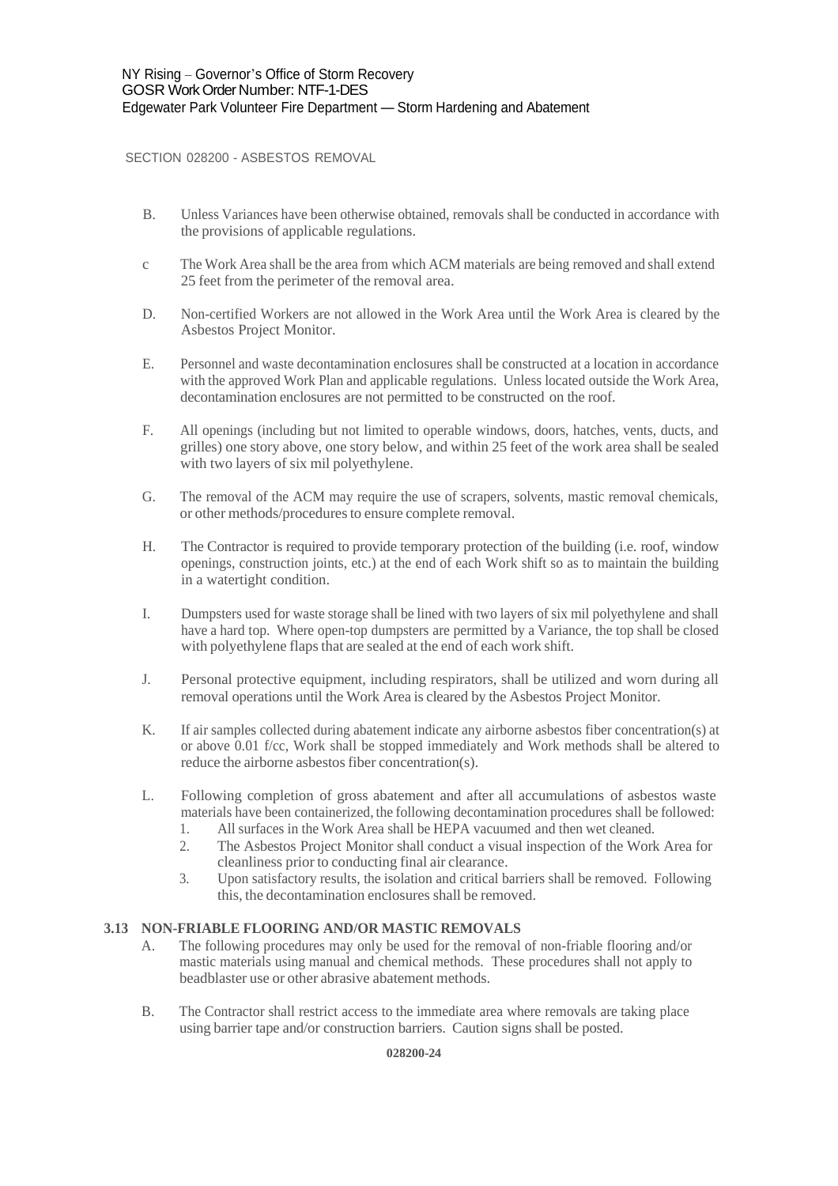B. Unless Variances have been otherwise obtained, removals shall be conducted in accordance with the provisions of applicable regulations.

c The Work Area shall be the area from which ACM materials are being removed and shall extend 25 feet from the perimeter of the removal area.

D. Non-certified Workers are not allowed in the Work Area until the Work Area is cleared by the Asbestos Project Monitor.

E. Personnel and waste decontamination enclosures shall be constructed at a location in accordance with the approved Work Plan and applicable regulations. Unless located outside the Work Area, decontamination enclosures are not permitted to be constructed on the roof.

F. All openings (including but not limited to operable windows, doors, hatches, vents, ducts, and grilles) one story above, one story below, and within 25 feet of the work area shall be sealed with two layers of six mil polyethylene.

G. The removal of the ACM may require the use of scrapers, solvents, mastic removal chemicals, or other methods/procedures to ensure complete removal.

H. The Contractor is required to provide temporary protection of the building (i.e. roof, window openings, construction joints, etc.) at the end of each Work shift so as to maintain the building in a watertight condition.

I. Dumpsters used for waste storage shall be lined with two layers of six mil polyethylene and shall have a hard top. Where open-top dumpsters are permitted by a Variance, the top shall be closed with polyethylene flaps that are sealed at the end of each work shift.

J. Personal protective equipment, including respirators, shall be utilized and worn during all removal operations until the Work Area is cleared by the Asbestos Project Monitor.

K. If air samples collected during abatement indicate any airborne asbestos fiber concentration(s) at or above 0.01 f/cc, Work shall be stopped immediately and Work methods shall be altered to reduce the airborne asbestos fiber concentration(s).

L. Following completion of gross abatement and after all accumulations of asbestos waste materials have been containerized, the following decontamination procedures shall be followed:
  1. All surfaces in the Work Area shall be HEPA vacuumed and then wet cleaned.
  2. The Asbestos Project Monitor shall conduct a visual inspection of the Work Area for cleanliness prior to conducting final air clearance.
  3. Upon satisfactory results, the isolation and critical barriers shall be removed. Following this, the decontamination enclosures shall be removed.

## 3.13 NON-FRIABLE FLOORING AND/OR MASTIC REMOVALS

A. The following procedures may only be used for the removal of non-friable flooring and/or mastic materials using manual and chemical methods. These procedures shall not apply to beadblaster use or other abrasive abatement methods.

B. The Contractor shall restrict access to the immediate area where removals are taking place using barrier tape and/or construction barriers. Caution signs shall be posted.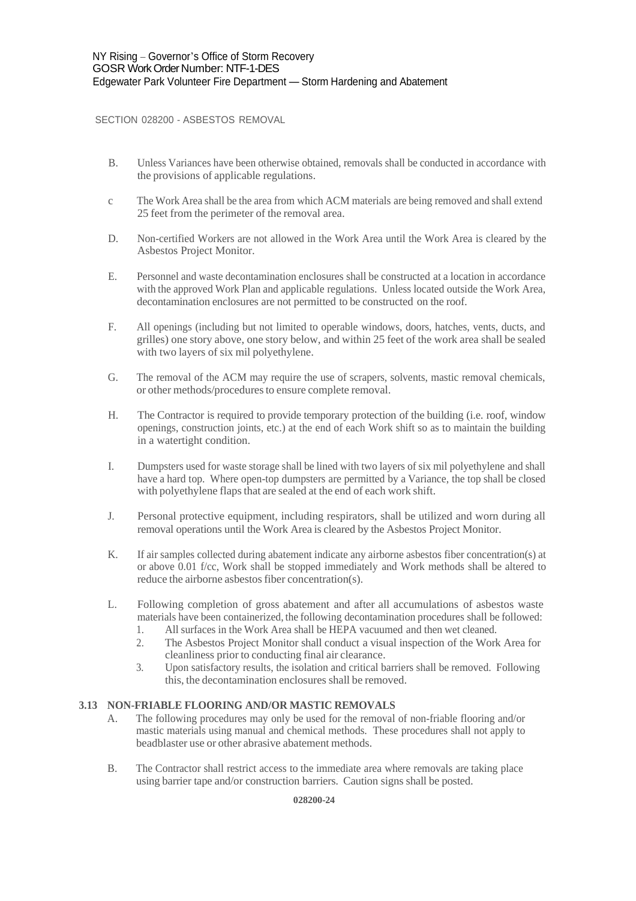B. Unless Variances have been otherwise obtained, removals shall be conducted in accordance with the provisions of applicable regulations.

c The Work Area shall be the area from which ACM materials are being removed and shall extend 25 feet from the perimeter of the removal area.

D. Non-certified Workers are not allowed in the Work Area until the Work Area is cleared by the Asbestos Project Monitor.

E. Personnel and waste decontamination enclosures shall be constructed at a location in accordance with the approved Work Plan and applicable regulations. Unless located outside the Work Area, decontamination enclosures are not permitted to be constructed on the roof.

F. All openings (including but not limited to operable windows, doors, hatches, vents, ducts, and grilles) one story above, one story below, and within 25 feet of the work area shall be sealed with two layers of six mil polyethylene.

G. The removal of the ACM may require the use of scrapers, solvents, mastic removal chemicals, or other methods/procedures to ensure complete removal.

H. The Contractor is required to provide temporary protection of the building (i.e. roof, window openings, construction joints, etc.) at the end of each Work shift so as to maintain the building in a watertight condition.

I. Dumpsters used for waste storage shall be lined with two layers of six mil polyethylene and shall have a hard top. Where open-top dumpsters are permitted by a Variance, the top shall be closed with polyethylene flaps that are sealed at the end of each work shift.

J. Personal protective equipment, including respirators, shall be utilized and worn during all removal operations until the Work Area is cleared by the Asbestos Project Monitor.

K. If air samples collected during abatement indicate any airborne asbestos fiber concentration(s) at or above 0.01 f/cc, Work shall be stopped immediately and Work methods shall be altered to reduce the airborne asbestos fiber concentration(s).

L. Following completion of gross abatement and after all accumulations of asbestos waste materials have been containerized, the following decontamination procedures shall be followed:
   1. All surfaces in the Work Area shall be HEPA vacuumed and then wet cleaned.
   2. The Asbestos Project Monitor shall conduct a visual inspection of the Work Area for cleanliness prior to conducting final air clearance.
   3. Upon satisfactory results, the isolation and critical barriers shall be removed. Following this, the decontamination enclosures shall be removed.

**3.13 NON-FRIABLE FLOORING AND/OR MASTIC REMOVALS**

A. The following procedures may only be used for the removal of non-friable flooring and/or mastic materials using manual and chemical methods. These procedures shall not apply to beadblaster use or other abrasive abatement methods.

B. The Contractor shall restrict access to the immediate area where removals are taking place using barrier tape and/or construction barriers. Caution signs shall be posted.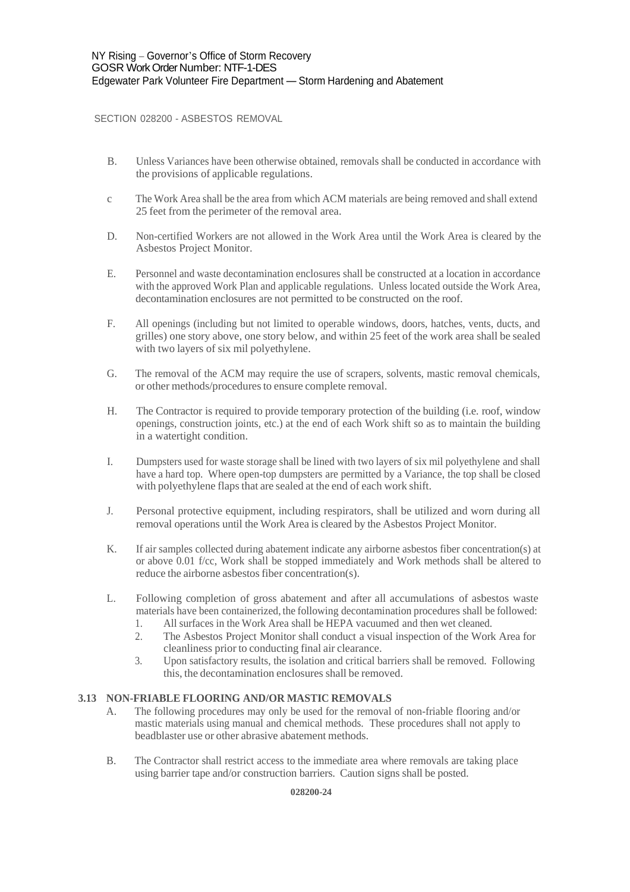B. Unless Variances have been otherwise obtained, removals shall be conducted in accordance with the provisions of applicable regulations.

c The Work Area shall be the area from which ACM materials are being removed and shall extend 25 feet from the perimeter of the removal area.

D. Non-certified Workers are not allowed in the Work Area until the Work Area is cleared by the Asbestos Project Monitor.

E. Personnel and waste decontamination enclosures shall be constructed at a location in accordance with the approved Work Plan and applicable regulations. Unless located outside the Work Area, decontamination enclosures are not permitted to be constructed on the roof.

F. All openings (including but not limited to operable windows, doors, hatches, vents, ducts, and grilles) one story above, one story below, and within 25 feet of the work area shall be sealed with two layers of six mil polyethylene.

G. The removal of the ACM may require the use of scrapers, solvents, mastic removal chemicals, or other methods/procedures to ensure complete removal.

H. The Contractor is required to provide temporary protection of the building (i.e. roof, window openings, construction joints, etc.) at the end of each Work shift so as to maintain the building in a watertight condition.

I. Dumpsters used for waste storage shall be lined with two layers of six mil polyethylene and shall have a hard top. Where open-top dumpsters are permitted by a Variance, the top shall be closed with polyethylene flaps that are sealed at the end of each work shift.

J. Personal protective equipment, including respirators, shall be utilized and worn during all removal operations until the Work Area is cleared by the Asbestos Project Monitor.

K. If air samples collected during abatement indicate any airborne asbestos fiber concentration(s) at or above 0.01 f/cc, Work shall be stopped immediately and Work methods shall be altered to reduce the airborne asbestos fiber concentration(s).

L. Following completion of gross abatement and after all accumulations of asbestos waste materials have been containerized, the following decontamination procedures shall be followed:
   1. All surfaces in the Work Area shall be HEPA vacuumed and then wet cleaned.
   2. The Asbestos Project Monitor shall conduct a visual inspection of the Work Area for cleanliness prior to conducting final air clearance.
   3. Upon satisfactory results, the isolation and critical barriers shall be removed. Following this, the decontamination enclosures shall be removed.

**3.13 NON-FRIABLE FLOORING AND/OR MASTIC REMOVALS**

A. The following procedures may only be used for the removal of non-friable flooring and/or mastic materials using manual and chemical methods. These procedures shall not apply to beadblaster use or other abrasive abatement methods.

B. The Contractor shall restrict access to the immediate area where removals are taking place using barrier tape and/or construction barriers. Caution signs shall be posted.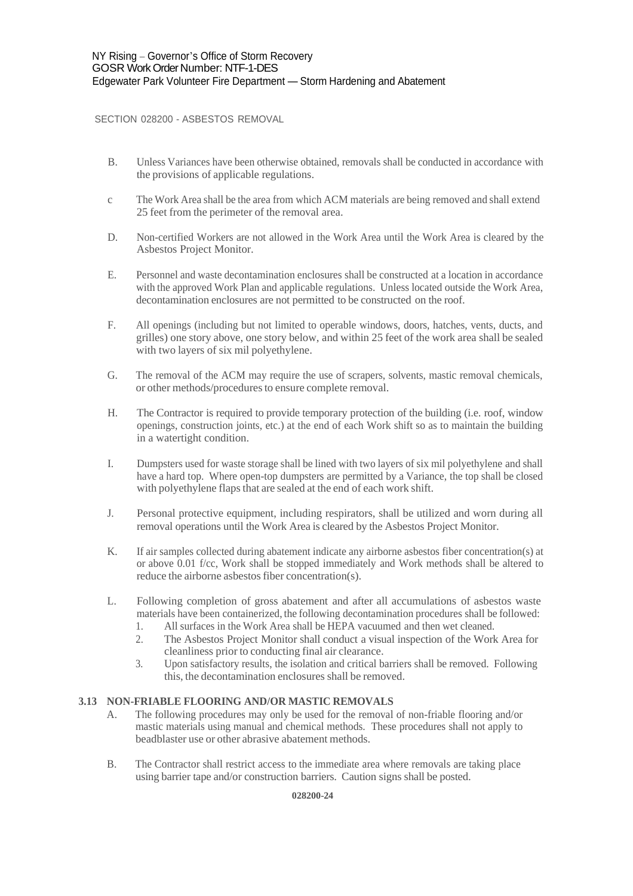B. Unless Variances have been otherwise obtained, removals shall be conducted in accordance with the provisions of applicable regulations.

c The Work Area shall be the area from which ACM materials are being removed and shall extend 25 feet from the perimeter of the removal area.

D. Non-certified Workers are not allowed in the Work Area until the Work Area is cleared by the Asbestos Project Monitor.

E. Personnel and waste decontamination enclosures shall be constructed at a location in accordance with the approved Work Plan and applicable regulations. Unless located outside the Work Area, decontamination enclosures are not permitted to be constructed on the roof.

F. All openings (including but not limited to operable windows, doors, hatches, vents, ducts, and grilles) one story above, one story below, and within 25 feet of the work area shall be sealed with two layers of six mil polyethylene.

G. The removal of the ACM may require the use of scrapers, solvents, mastic removal chemicals, or other methods/procedures to ensure complete removal.

H. The Contractor is required to provide temporary protection of the building (i.e. roof, window openings, construction joints, etc.) at the end of each Work shift so as to maintain the building in a watertight condition.

I. Dumpsters used for waste storage shall be lined with two layers of six mil polyethylene and shall have a hard top. Where open-top dumpsters are permitted by a Variance, the top shall be closed with polyethylene flaps that are sealed at the end of each work shift.

J. Personal protective equipment, including respirators, shall be utilized and worn during all removal operations until the Work Area is cleared by the Asbestos Project Monitor.

K. If air samples collected during abatement indicate any airborne asbestos fiber concentration(s) at or above 0.01 f/cc, Work shall be stopped immediately and Work methods shall be altered to reduce the airborne asbestos fiber concentration(s).

L. Following completion of gross abatement and after all accumulations of asbestos waste materials have been containerized, the following decontamination procedures shall be followed:
   1. All surfaces in the Work Area shall be HEPA vacuumed and then wet cleaned.
   2. The Asbestos Project Monitor shall conduct a visual inspection of the Work Area for cleanliness prior to conducting final air clearance.
   3. Upon satisfactory results, the isolation and critical barriers shall be removed. Following this, the decontamination enclosures shall be removed.

### 3.13 NON-FRIABLE FLOORING AND/OR MASTIC REMOVALS

A. The following procedures may only be used for the removal of non-friable flooring and/or mastic materials using manual and chemical methods. These procedures shall not apply to beadblaster use or other abrasive abatement methods.

B. The Contractor shall restrict access to the immediate area where removals are taking place using barrier tape and/or construction barriers. Caution signs shall be posted.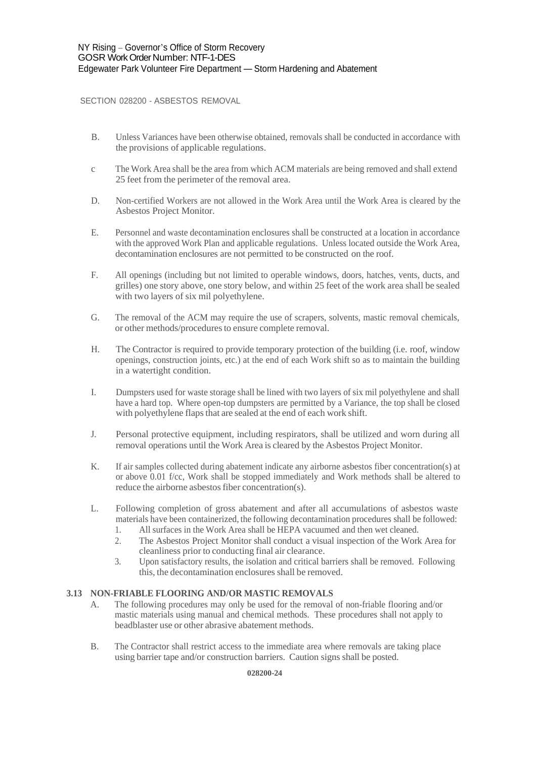B. Unless Variances have been otherwise obtained, removals shall be conducted in accordance with the provisions of applicable regulations.

c The Work Area shall be the area from which ACM materials are being removed and shall extend 25 feet from the perimeter of the removal area.

D. Non-certified Workers are not allowed in the Work Area until the Work Area is cleared by the Asbestos Project Monitor.

E. Personnel and waste decontamination enclosures shall be constructed at a location in accordance with the approved Work Plan and applicable regulations. Unless located outside the Work Area, decontamination enclosures are not permitted to be constructed on the roof.

F. All openings (including but not limited to operable windows, doors, hatches, vents, ducts, and grilles) one story above, one story below, and within 25 feet of the work area shall be sealed with two layers of six mil polyethylene.

G. The removal of the ACM may require the use of scrapers, solvents, mastic removal chemicals, or other methods/procedures to ensure complete removal.

H. The Contractor is required to provide temporary protection of the building (i.e. roof, window openings, construction joints, etc.) at the end of each Work shift so as to maintain the building in a watertight condition.

I. Dumpsters used for waste storage shall be lined with two layers of six mil polyethylene and shall have a hard top. Where open-top dumpsters are permitted by a Variance, the top shall be closed with polyethylene flaps that are sealed at the end of each work shift.

J. Personal protective equipment, including respirators, shall be utilized and worn during all removal operations until the Work Area is cleared by the Asbestos Project Monitor.

K. If air samples collected during abatement indicate any airborne asbestos fiber concentration(s) at or above 0.01 f/cc, Work shall be stopped immediately and Work methods shall be altered to reduce the airborne asbestos fiber concentration(s).

L. Following completion of gross abatement and after all accumulations of asbestos waste materials have been containerized, the following decontamination procedures shall be followed:
   1. All surfaces in the Work Area shall be HEPA vacuumed and then wet cleaned.
   2. The Asbestos Project Monitor shall conduct a visual inspection of the Work Area for cleanliness prior to conducting final air clearance.
   3. Upon satisfactory results, the isolation and critical barriers shall be removed. Following this, the decontamination enclosures shall be removed.

### 3.13 NON-FRIABLE FLOORING AND/OR MASTIC REMOVALS

A. The following procedures may only be used for the removal of non-friable flooring and/or mastic materials using manual and chemical methods. These procedures shall not apply to beadblaster use or other abrasive abatement methods.

B. The Contractor shall restrict access to the immediate area where removals are taking place using barrier tape and/or construction barriers. Caution signs shall be posted.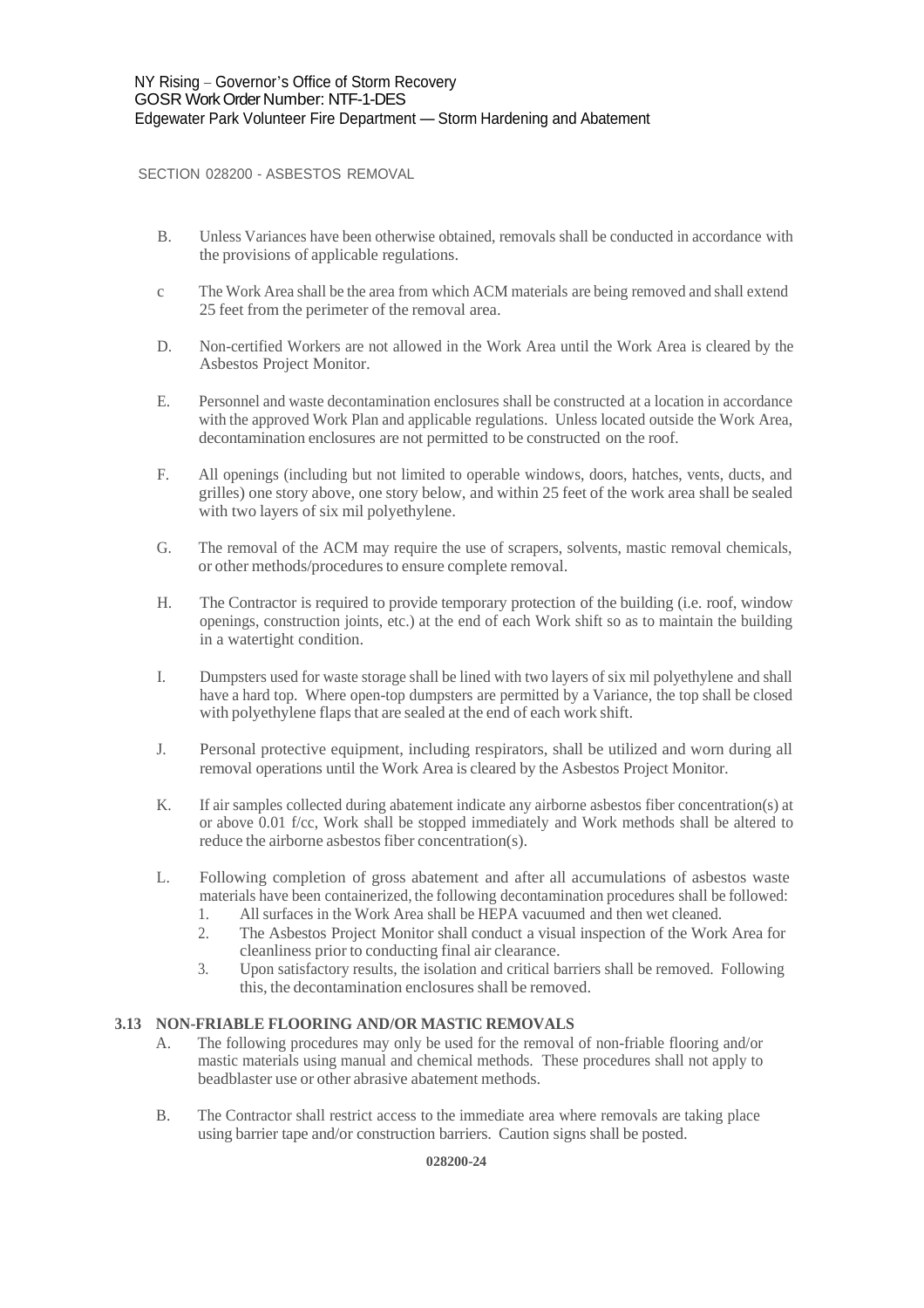B. Unless Variances have been otherwise obtained, removals shall be conducted in accordance with the provisions of applicable regulations.

c The Work Area shall be the area from which ACM materials are being removed and shall extend 25 feet from the perimeter of the removal area.

D. Non-certified Workers are not allowed in the Work Area until the Work Area is cleared by the Asbestos Project Monitor.

E. Personnel and waste decontamination enclosures shall be constructed at a location in accordance with the approved Work Plan and applicable regulations. Unless located outside the Work Area, decontamination enclosures are not permitted to be constructed on the roof.

F. All openings (including but not limited to operable windows, doors, hatches, vents, ducts, and grilles) one story above, one story below, and within 25 feet of the work area shall be sealed with two layers of six mil polyethylene.

G. The removal of the ACM may require the use of scrapers, solvents, mastic removal chemicals, or other methods/procedures to ensure complete removal.

H. The Contractor is required to provide temporary protection of the building (i.e. roof, window openings, construction joints, etc.) at the end of each Work shift so as to maintain the building in a watertight condition.

I. Dumpsters used for waste storage shall be lined with two layers of six mil polyethylene and shall have a hard top. Where open-top dumpsters are permitted by a Variance, the top shall be closed with polyethylene flaps that are sealed at the end of each work shift.

J. Personal protective equipment, including respirators, shall be utilized and worn during all removal operations until the Work Area is cleared by the Asbestos Project Monitor.

K. If air samples collected during abatement indicate any airborne asbestos fiber concentration(s) at or above 0.01 f/cc, Work shall be stopped immediately and Work methods shall be altered to reduce the airborne asbestos fiber concentration(s).

L. Following completion of gross abatement and after all accumulations of asbestos waste materials have been containerized, the following decontamination procedures shall be followed:
   1. All surfaces in the Work Area shall be HEPA vacuumed and then wet cleaned.
   2. The Asbestos Project Monitor shall conduct a visual inspection of the Work Area for cleanliness prior to conducting final air clearance.
   3. Upon satisfactory results, the isolation and critical barriers shall be removed. Following this, the decontamination enclosures shall be removed.

**3.13 NON-FRIABLE FLOORING AND/OR MASTIC REMOVALS**

A. The following procedures may only be used for the removal of non-friable flooring and/or mastic materials using manual and chemical methods. These procedures shall not apply to beadblaster use or other abrasive abatement methods.

B. The Contractor shall restrict access to the immediate area where removals are taking place using barrier tape and/or construction barriers. Caution signs shall be posted.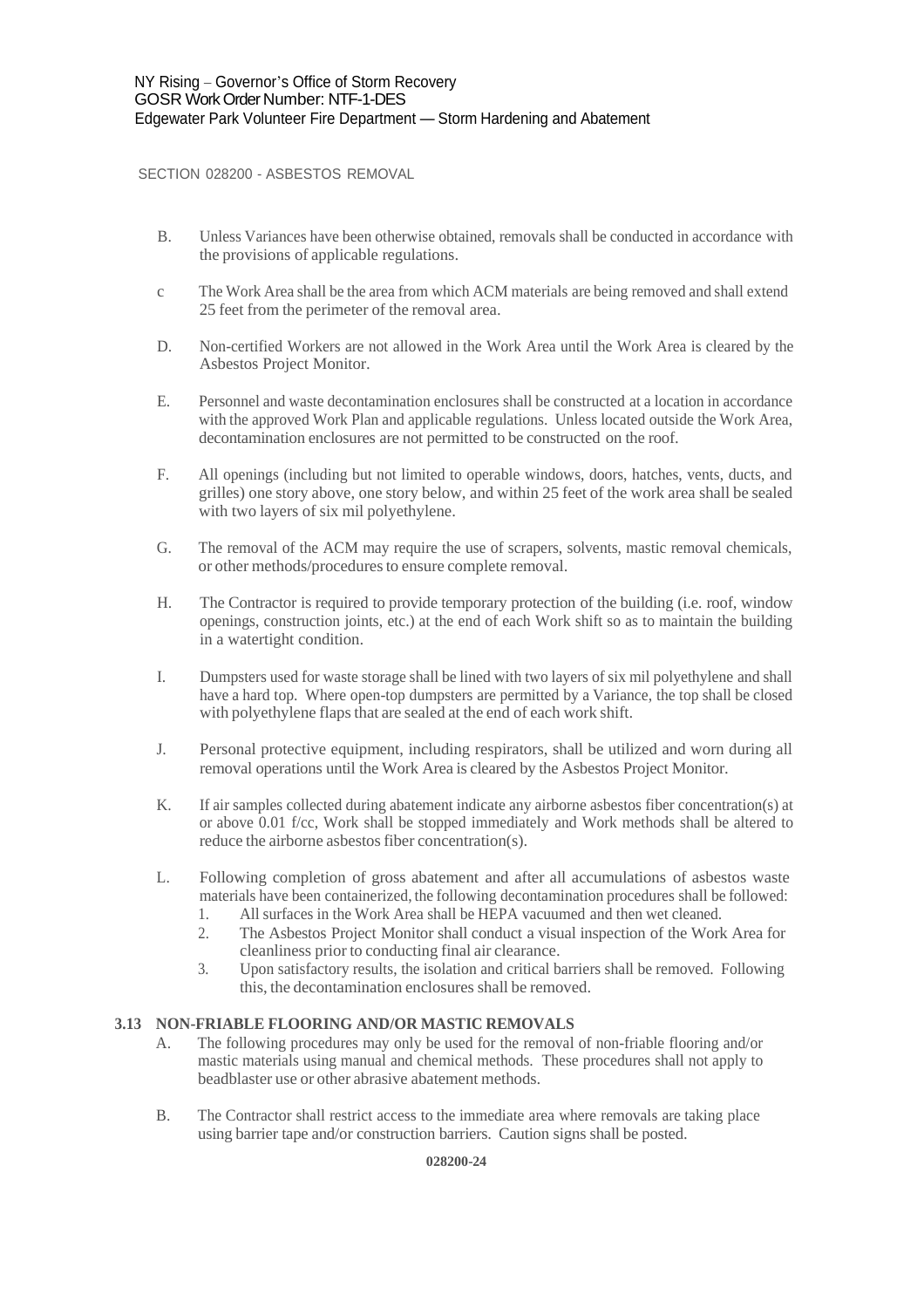B. Unless Variances have been otherwise obtained, removals shall be conducted in accordance with the provisions of applicable regulations.

c The Work Area shall be the area from which ACM materials are being removed and shall extend 25 feet from the perimeter of the removal area.

D. Non-certified Workers are not allowed in the Work Area until the Work Area is cleared by the Asbestos Project Monitor.

E. Personnel and waste decontamination enclosures shall be constructed at a location in accordance with the approved Work Plan and applicable regulations. Unless located outside the Work Area, decontamination enclosures are not permitted to be constructed on the roof.

F. All openings (including but not limited to operable windows, doors, hatches, vents, ducts, and grilles) one story above, one story below, and within 25 feet of the work area shall be sealed with two layers of six mil polyethylene.

G. The removal of the ACM may require the use of scrapers, solvents, mastic removal chemicals, or other methods/procedures to ensure complete removal.

H. The Contractor is required to provide temporary protection of the building (i.e. roof, window openings, construction joints, etc.) at the end of each Work shift so as to maintain the building in a watertight condition.

I. Dumpsters used for waste storage shall be lined with two layers of six mil polyethylene and shall have a hard top. Where open-top dumpsters are permitted by a Variance, the top shall be closed with polyethylene flaps that are sealed at the end of each work shift.

J. Personal protective equipment, including respirators, shall be utilized and worn during all removal operations until the Work Area is cleared by the Asbestos Project Monitor.

K. If air samples collected during abatement indicate any airborne asbestos fiber concentration(s) at or above 0.01 f/cc, Work shall be stopped immediately and Work methods shall be altered to reduce the airborne asbestos fiber concentration(s).

L. Following completion of gross abatement and after all accumulations of asbestos waste materials have been containerized, the following decontamination procedures shall be followed:
   1. All surfaces in the Work Area shall be HEPA vacuumed and then wet cleaned.
   2. The Asbestos Project Monitor shall conduct a visual inspection of the Work Area for cleanliness prior to conducting final air clearance.
   3. Upon satisfactory results, the isolation and critical barriers shall be removed. Following this, the decontamination enclosures shall be removed.

**3.13 NON-FRIABLE FLOORING AND/OR MASTIC REMOVALS**

A. The following procedures may only be used for the removal of non-friable flooring and/or mastic materials using manual and chemical methods. These procedures shall not apply to beadblaster use or other abrasive abatement methods.

B. The Contractor shall restrict access to the immediate area where removals are taking place using barrier tape and/or construction barriers. Caution signs shall be posted.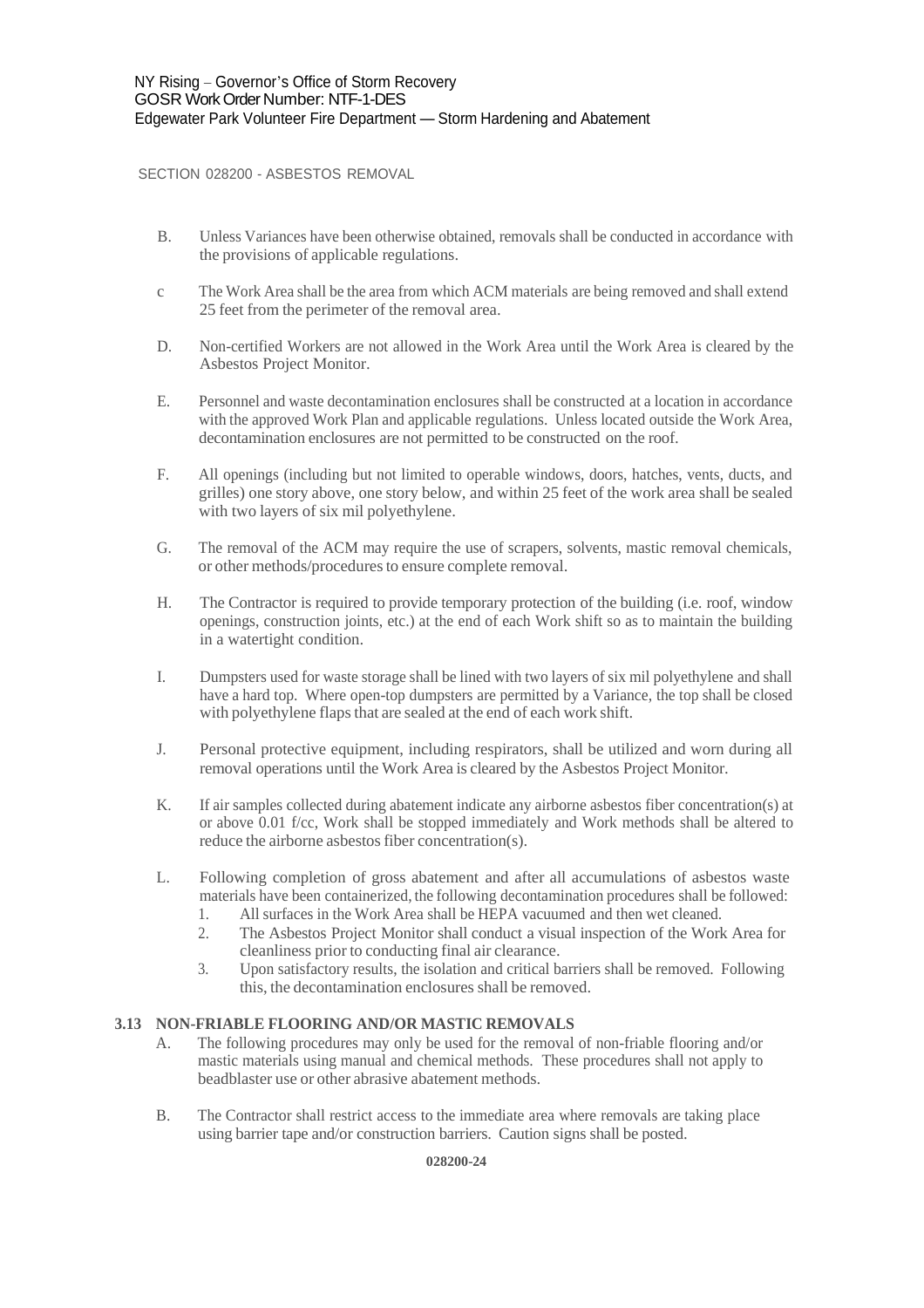B. Unless Variances have been otherwise obtained, removals shall be conducted in accordance with the provisions of applicable regulations.

c The Work Area shall be the area from which ACM materials are being removed and shall extend 25 feet from the perimeter of the removal area.

D. Non-certified Workers are not allowed in the Work Area until the Work Area is cleared by the Asbestos Project Monitor.

E. Personnel and waste decontamination enclosures shall be constructed at a location in accordance with the approved Work Plan and applicable regulations. Unless located outside the Work Area, decontamination enclosures are not permitted to be constructed on the roof.

F. All openings (including but not limited to operable windows, doors, hatches, vents, ducts, and grilles) one story above, one story below, and within 25 feet of the work area shall be sealed with two layers of six mil polyethylene.

G. The removal of the ACM may require the use of scrapers, solvents, mastic removal chemicals, or other methods/procedures to ensure complete removal.

H. The Contractor is required to provide temporary protection of the building (i.e. roof, window openings, construction joints, etc.) at the end of each Work shift so as to maintain the building in a watertight condition.

I. Dumpsters used for waste storage shall be lined with two layers of six mil polyethylene and shall have a hard top. Where open-top dumpsters are permitted by a Variance, the top shall be closed with polyethylene flaps that are sealed at the end of each work shift.

J. Personal protective equipment, including respirators, shall be utilized and worn during all removal operations until the Work Area is cleared by the Asbestos Project Monitor.

K. If air samples collected during abatement indicate any airborne asbestos fiber concentration(s) at or above 0.01 f/cc, Work shall be stopped immediately and Work methods shall be altered to reduce the airborne asbestos fiber concentration(s).

L. Following completion of gross abatement and after all accumulations of asbestos waste materials have been containerized, the following decontamination procedures shall be followed:
1. All surfaces in the Work Area shall be HEPA vacuumed and then wet cleaned.
2. The Asbestos Project Monitor shall conduct a visual inspection of the Work Area for cleanliness prior to conducting final air clearance.
3. Upon satisfactory results, the isolation and critical barriers shall be removed. Following this, the decontamination enclosures shall be removed.

### 3.13 NON-FRIABLE FLOORING AND/OR MASTIC REMOVALS

A. The following procedures may only be used for the removal of non-friable flooring and/or mastic materials using manual and chemical methods. These procedures shall not apply to beadblaster use or other abrasive abatement methods.

B. The Contractor shall restrict access to the immediate area where removals are taking place using barrier tape and/or construction barriers. Caution signs shall be posted.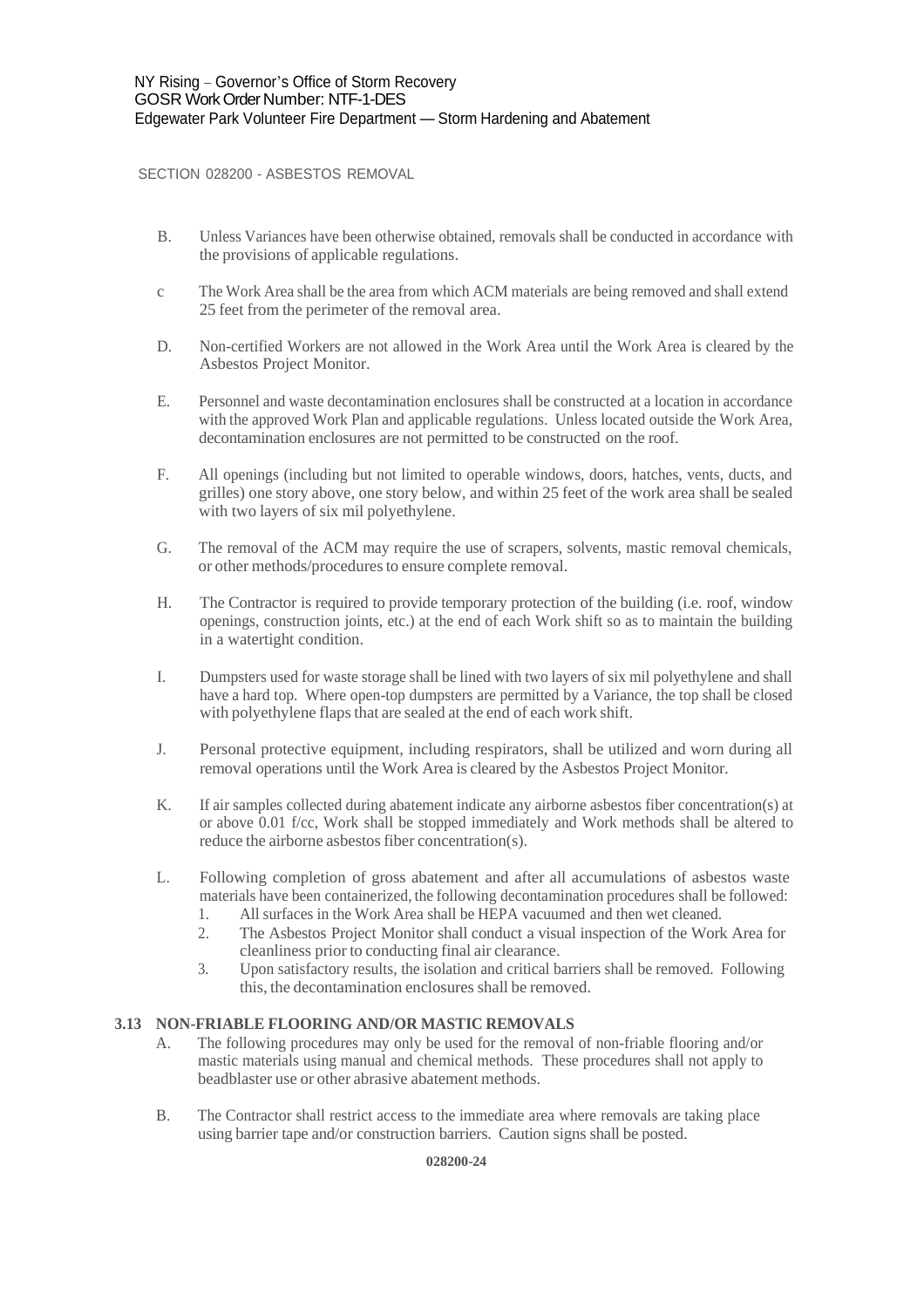SECTION 028200 - ASBESTOS REMOVAL

B. Unless Variances have been otherwise obtained, removals shall be conducted in accordance with the provisions of applicable regulations.

c The Work Area shall be the area from which ACM materials are being removed and shall extend 25 feet from the perimeter of the removal area.

D. Non-certified Workers are not allowed in the Work Area until the Work Area is cleared by the Asbestos Project Monitor.

E. Personnel and waste decontamination enclosures shall be constructed at a location in accordance with the approved Work Plan and applicable regulations. Unless located outside the Work Area, decontamination enclosures are not permitted to be constructed on the roof.

F. All openings (including but not limited to operable windows, doors, hatches, vents, ducts, and grilles) one story above, one story below, and within 25 feet of the work area shall be sealed with two layers of six mil polyethylene.

G. The removal of the ACM may require the use of scrapers, solvents, mastic removal chemicals, or other methods/procedures to ensure complete removal.

H. The Contractor is required to provide temporary protection of the building (i.e. roof, window openings, construction joints, etc.) at the end of each Work shift so as to maintain the building in a watertight condition.

I. Dumpsters used for waste storage shall be lined with two layers of six mil polyethylene and shall have a hard top. Where open-top dumpsters are permitted by a Variance, the top shall be closed with polyethylene flaps that are sealed at the end of each work shift.

J. Personal protective equipment, including respirators, shall be utilized and worn during all removal operations until the Work Area is cleared by the Asbestos Project Monitor.

K. If air samples collected during abatement indicate any airborne asbestos fiber concentration(s) at or above 0.01 f/cc, Work shall be stopped immediately and Work methods shall be altered to reduce the airborne asbestos fiber concentration(s).

L. Following completion of gross abatement and after all accumulations of asbestos waste materials have been containerized, the following decontamination procedures shall be followed:
1. All surfaces in the Work Area shall be HEPA vacuumed and then wet cleaned.
2. The Asbestos Project Monitor shall conduct a visual inspection of the Work Area for cleanliness prior to conducting final air clearance.
3. Upon satisfactory results, the isolation and critical barriers shall be removed. Following this, the decontamination enclosures shall be removed.

**3.13 NON-FRIABLE FLOORING AND/OR MASTIC REMOVALS**

A. The following procedures may only be used for the removal of non-friable flooring and/or mastic materials using manual and chemical methods. These procedures shall not apply to beadblaster use or other abrasive abatement methods.

B. The Contractor shall restrict access to the immediate area where removals are taking place using barrier tape and/or construction barriers. Caution signs shall be posted.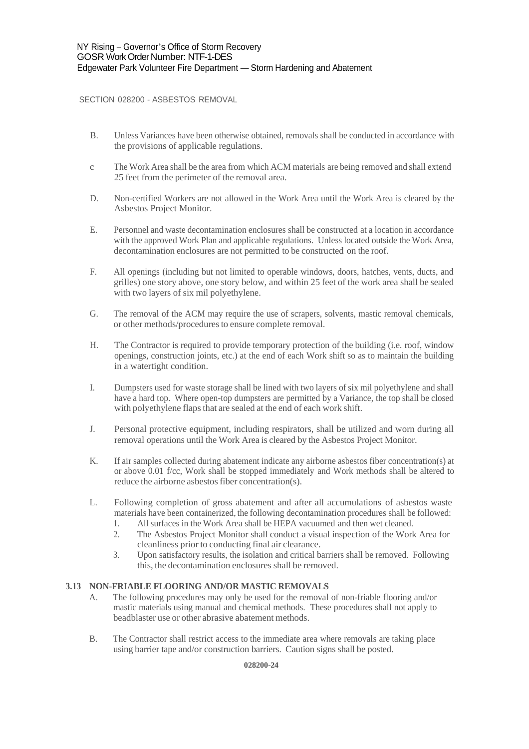B. Unless Variances have been otherwise obtained, removals shall be conducted in accordance with the provisions of applicable regulations.

c The Work Area shall be the area from which ACM materials are being removed and shall extend 25 feet from the perimeter of the removal area.

D. Non-certified Workers are not allowed in the Work Area until the Work Area is cleared by the Asbestos Project Monitor.

E. Personnel and waste decontamination enclosures shall be constructed at a location in accordance with the approved Work Plan and applicable regulations. Unless located outside the Work Area, decontamination enclosures are not permitted to be constructed on the roof.

F. All openings (including but not limited to operable windows, doors, hatches, vents, ducts, and grilles) one story above, one story below, and within 25 feet of the work area shall be sealed with two layers of six mil polyethylene.

G. The removal of the ACM may require the use of scrapers, solvents, mastic removal chemicals, or other methods/procedures to ensure complete removal.

H. The Contractor is required to provide temporary protection of the building (i.e. roof, window openings, construction joints, etc.) at the end of each Work shift so as to maintain the building in a watertight condition.

I. Dumpsters used for waste storage shall be lined with two layers of six mil polyethylene and shall have a hard top. Where open-top dumpsters are permitted by a Variance, the top shall be closed with polyethylene flaps that are sealed at the end of each work shift.

J. Personal protective equipment, including respirators, shall be utilized and worn during all removal operations until the Work Area is cleared by the Asbestos Project Monitor.

K. If air samples collected during abatement indicate any airborne asbestos fiber concentration(s) at or above 0.01 f/cc, Work shall be stopped immediately and Work methods shall be altered to reduce the airborne asbestos fiber concentration(s).

L. Following completion of gross abatement and after all accumulations of asbestos waste materials have been containerized, the following decontamination procedures shall be followed:
   1. All surfaces in the Work Area shall be HEPA vacuumed and then wet cleaned.
   2. The Asbestos Project Monitor shall conduct a visual inspection of the Work Area for cleanliness prior to conducting final air clearance.
   3. Upon satisfactory results, the isolation and critical barriers shall be removed. Following this, the decontamination enclosures shall be removed.

**3.13 NON-FRIABLE FLOORING AND/OR MASTIC REMOVALS**

A. The following procedures may only be used for the removal of non-friable flooring and/or mastic materials using manual and chemical methods. These procedures shall not apply to beadblaster use or other abrasive abatement methods.

B. The Contractor shall restrict access to the immediate area where removals are taking place using barrier tape and/or construction barriers. Caution signs shall be posted.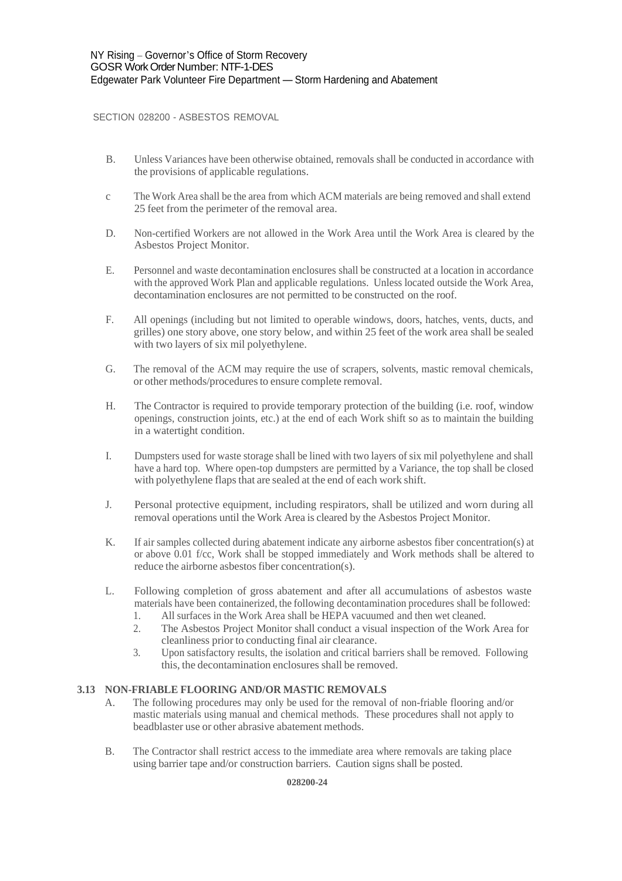B. Unless Variances have been otherwise obtained, removals shall be conducted in accordance with the provisions of applicable regulations.

c The Work Area shall be the area from which ACM materials are being removed and shall extend 25 feet from the perimeter of the removal area.

D. Non-certified Workers are not allowed in the Work Area until the Work Area is cleared by the Asbestos Project Monitor.

E. Personnel and waste decontamination enclosures shall be constructed at a location in accordance with the approved Work Plan and applicable regulations. Unless located outside the Work Area, decontamination enclosures are not permitted to be constructed on the roof.

F. All openings (including but not limited to operable windows, doors, hatches, vents, ducts, and grilles) one story above, one story below, and within 25 feet of the work area shall be sealed with two layers of six mil polyethylene.

G. The removal of the ACM may require the use of scrapers, solvents, mastic removal chemicals, or other methods/procedures to ensure complete removal.

H. The Contractor is required to provide temporary protection of the building (i.e. roof, window openings, construction joints, etc.) at the end of each Work shift so as to maintain the building in a watertight condition.

I. Dumpsters used for waste storage shall be lined with two layers of six mil polyethylene and shall have a hard top. Where open-top dumpsters are permitted by a Variance, the top shall be closed with polyethylene flaps that are sealed at the end of each work shift.

J. Personal protective equipment, including respirators, shall be utilized and worn during all removal operations until the Work Area is cleared by the Asbestos Project Monitor.

K. If air samples collected during abatement indicate any airborne asbestos fiber concentration(s) at or above 0.01 f/cc, Work shall be stopped immediately and Work methods shall be altered to reduce the airborne asbestos fiber concentration(s).

L. Following completion of gross abatement and after all accumulations of asbestos waste materials have been containerized, the following decontamination procedures shall be followed:
   1. All surfaces in the Work Area shall be HEPA vacuumed and then wet cleaned.
   2. The Asbestos Project Monitor shall conduct a visual inspection of the Work Area for cleanliness prior to conducting final air clearance.
   3. Upon satisfactory results, the isolation and critical barriers shall be removed. Following this, the decontamination enclosures shall be removed.

## 3.13 NON-FRIABLE FLOORING AND/OR MASTIC REMOVALS

A. The following procedures may only be used for the removal of non-friable flooring and/or mastic materials using manual and chemical methods. These procedures shall not apply to beadblaster use or other abrasive abatement methods.

B. The Contractor shall restrict access to the immediate area where removals are taking place using barrier tape and/or construction barriers. Caution signs shall be posted.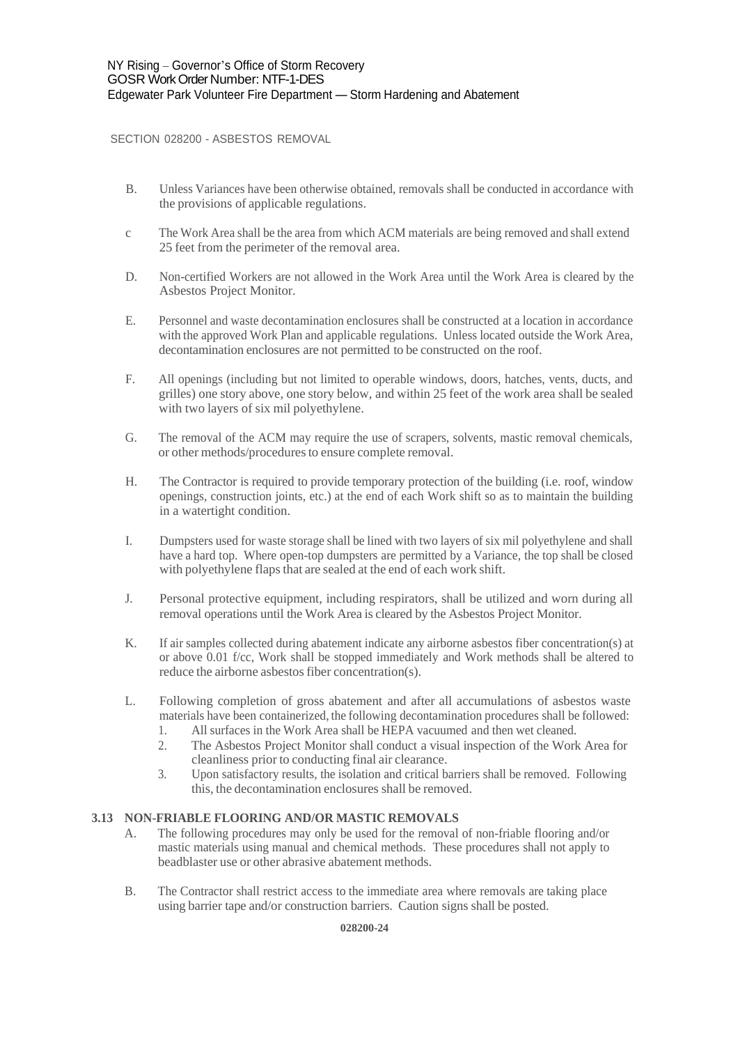B. Unless Variances have been otherwise obtained, removals shall be conducted in accordance with the provisions of applicable regulations.

c The Work Area shall be the area from which ACM materials are being removed and shall extend 25 feet from the perimeter of the removal area.

D. Non-certified Workers are not allowed in the Work Area until the Work Area is cleared by the Asbestos Project Monitor.

E. Personnel and waste decontamination enclosures shall be constructed at a location in accordance with the approved Work Plan and applicable regulations. Unless located outside the Work Area, decontamination enclosures are not permitted to be constructed on the roof.

F. All openings (including but not limited to operable windows, doors, hatches, vents, ducts, and grilles) one story above, one story below, and within 25 feet of the work area shall be sealed with two layers of six mil polyethylene.

G. The removal of the ACM may require the use of scrapers, solvents, mastic removal chemicals, or other methods/procedures to ensure complete removal.

H. The Contractor is required to provide temporary protection of the building (i.e. roof, window openings, construction joints, etc.) at the end of each Work shift so as to maintain the building in a watertight condition.

I. Dumpsters used for waste storage shall be lined with two layers of six mil polyethylene and shall have a hard top. Where open-top dumpsters are permitted by a Variance, the top shall be closed with polyethylene flaps that are sealed at the end of each work shift.

J. Personal protective equipment, including respirators, shall be utilized and worn during all removal operations until the Work Area is cleared by the Asbestos Project Monitor.

K. If air samples collected during abatement indicate any airborne asbestos fiber concentration(s) at or above 0.01 f/cc, Work shall be stopped immediately and Work methods shall be altered to reduce the airborne asbestos fiber concentration(s).

L. Following completion of gross abatement and after all accumulations of asbestos waste materials have been containerized, the following decontamination procedures shall be followed:
   1. All surfaces in the Work Area shall be HEPA vacuumed and then wet cleaned.
   2. The Asbestos Project Monitor shall conduct a visual inspection of the Work Area for cleanliness prior to conducting final air clearance.
   3. Upon satisfactory results, the isolation and critical barriers shall be removed. Following this, the decontamination enclosures shall be removed.

### 3.13 NON-FRIABLE FLOORING AND/OR MASTIC REMOVALS

A. The following procedures may only be used for the removal of non-friable flooring and/or mastic materials using manual and chemical methods. These procedures shall not apply to beadblaster use or other abrasive abatement methods.

B. The Contractor shall restrict access to the immediate area where removals are taking place using barrier tape and/or construction barriers. Caution signs shall be posted.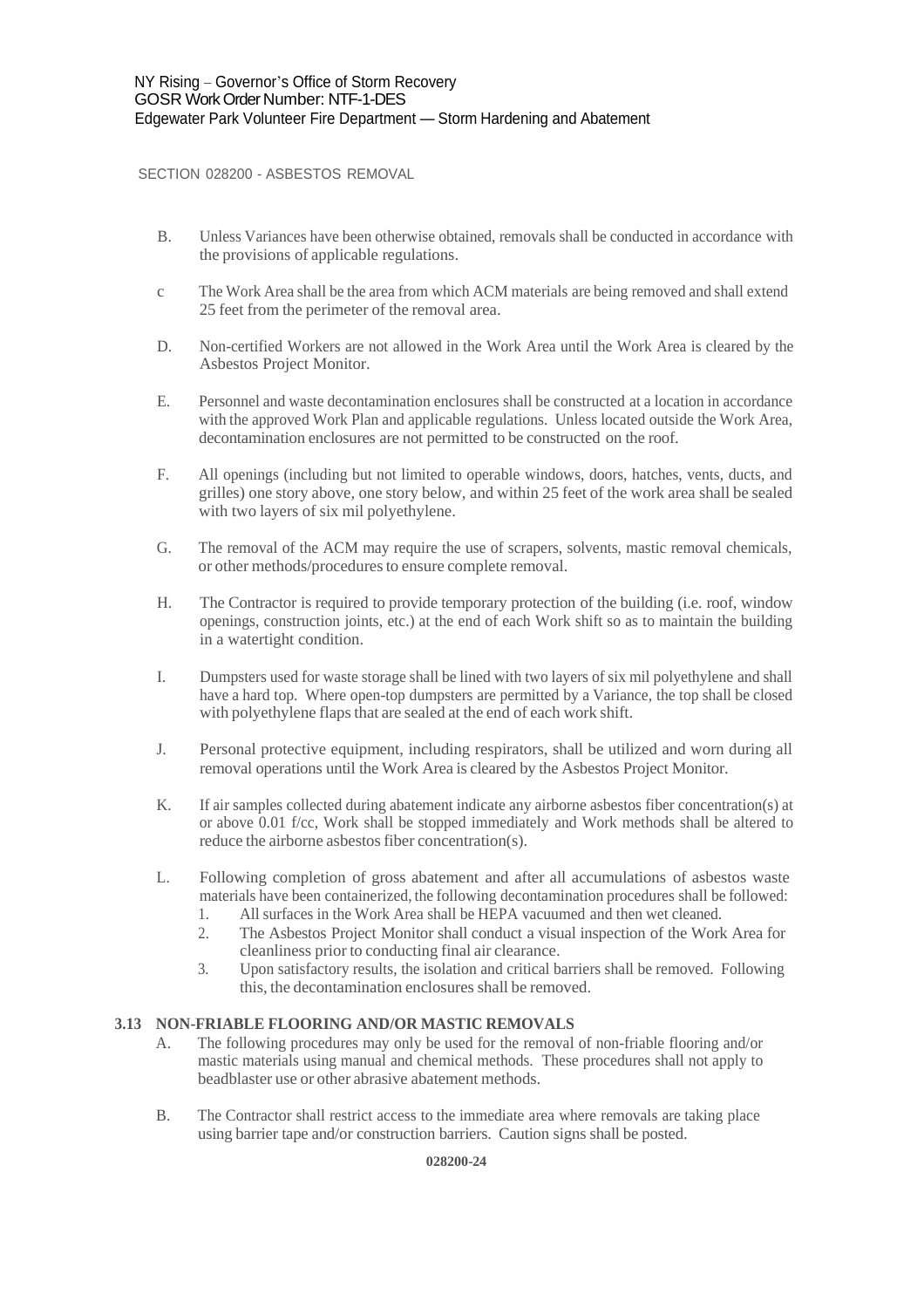B. Unless Variances have been otherwise obtained, removals shall be conducted in accordance with the provisions of applicable regulations.

c The Work Area shall be the area from which ACM materials are being removed and shall extend 25 feet from the perimeter of the removal area.

D. Non-certified Workers are not allowed in the Work Area until the Work Area is cleared by the Asbestos Project Monitor.

E. Personnel and waste decontamination enclosures shall be constructed at a location in accordance with the approved Work Plan and applicable regulations. Unless located outside the Work Area, decontamination enclosures are not permitted to be constructed on the roof.

F. All openings (including but not limited to operable windows, doors, hatches, vents, ducts, and grilles) one story above, one story below, and within 25 feet of the work area shall be sealed with two layers of six mil polyethylene.

G. The removal of the ACM may require the use of scrapers, solvents, mastic removal chemicals, or other methods/procedures to ensure complete removal.

H. The Contractor is required to provide temporary protection of the building (i.e. roof, window openings, construction joints, etc.) at the end of each Work shift so as to maintain the building in a watertight condition.

I. Dumpsters used for waste storage shall be lined with two layers of six mil polyethylene and shall have a hard top. Where open-top dumpsters are permitted by a Variance, the top shall be closed with polyethylene flaps that are sealed at the end of each work shift.

J. Personal protective equipment, including respirators, shall be utilized and worn during all removal operations until the Work Area is cleared by the Asbestos Project Monitor.

K. If air samples collected during abatement indicate any airborne asbestos fiber concentration(s) at or above 0.01 f/cc, Work shall be stopped immediately and Work methods shall be altered to reduce the airborne asbestos fiber concentration(s).

L. Following completion of gross abatement and after all accumulations of asbestos waste materials have been containerized, the following decontamination procedures shall be followed:
   1. All surfaces in the Work Area shall be HEPA vacuumed and then wet cleaned.
   2. The Asbestos Project Monitor shall conduct a visual inspection of the Work Area for cleanliness prior to conducting final air clearance.
   3. Upon satisfactory results, the isolation and critical barriers shall be removed. Following this, the decontamination enclosures shall be removed.

**3.13 NON-FRIABLE FLOORING AND/OR MASTIC REMOVALS**

A. The following procedures may only be used for the removal of non-friable flooring and/or mastic materials using manual and chemical methods. These procedures shall not apply to beadblaster use or other abrasive abatement methods.

B. The Contractor shall restrict access to the immediate area where removals are taking place using barrier tape and/or construction barriers. Caution signs shall be posted.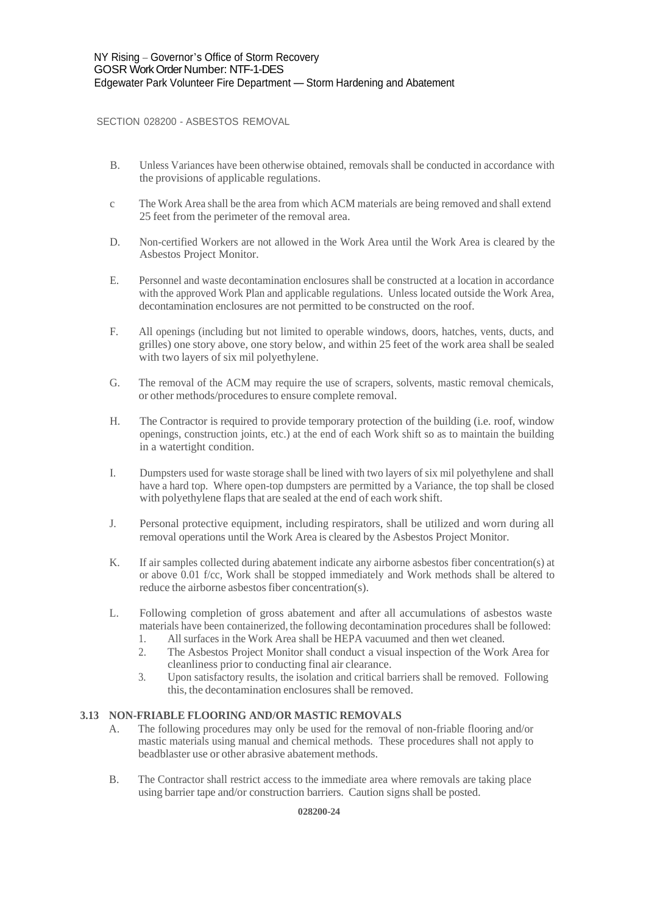B. Unless Variances have been otherwise obtained, removals shall be conducted in accordance with the provisions of applicable regulations.

c The Work Area shall be the area from which ACM materials are being removed and shall extend 25 feet from the perimeter of the removal area.

D. Non-certified Workers are not allowed in the Work Area until the Work Area is cleared by the Asbestos Project Monitor.

E. Personnel and waste decontamination enclosures shall be constructed at a location in accordance with the approved Work Plan and applicable regulations. Unless located outside the Work Area, decontamination enclosures are not permitted to be constructed on the roof.

F. All openings (including but not limited to operable windows, doors, hatches, vents, ducts, and grilles) one story above, one story below, and within 25 feet of the work area shall be sealed with two layers of six mil polyethylene.

G. The removal of the ACM may require the use of scrapers, solvents, mastic removal chemicals, or other methods/procedures to ensure complete removal.

H. The Contractor is required to provide temporary protection of the building (i.e. roof, window openings, construction joints, etc.) at the end of each Work shift so as to maintain the building in a watertight condition.

I. Dumpsters used for waste storage shall be lined with two layers of six mil polyethylene and shall have a hard top. Where open-top dumpsters are permitted by a Variance, the top shall be closed with polyethylene flaps that are sealed at the end of each work shift.

J. Personal protective equipment, including respirators, shall be utilized and worn during all removal operations until the Work Area is cleared by the Asbestos Project Monitor.

K. If air samples collected during abatement indicate any airborne asbestos fiber concentration(s) at or above 0.01 f/cc, Work shall be stopped immediately and Work methods shall be altered to reduce the airborne asbestos fiber concentration(s).

L. Following completion of gross abatement and after all accumulations of asbestos waste materials have been containerized, the following decontamination procedures shall be followed:
   1. All surfaces in the Work Area shall be HEPA vacuumed and then wet cleaned.
   2. The Asbestos Project Monitor shall conduct a visual inspection of the Work Area for cleanliness prior to conducting final air clearance.
   3. Upon satisfactory results, the isolation and critical barriers shall be removed. Following this, the decontamination enclosures shall be removed.

### 3.13 NON-FRIABLE FLOORING AND/OR MASTIC REMOVALS

A. The following procedures may only be used for the removal of non-friable flooring and/or mastic materials using manual and chemical methods. These procedures shall not apply to beadblaster use or other abrasive abatement methods.

B. The Contractor shall restrict access to the immediate area where removals are taking place using barrier tape and/or construction barriers. Caution signs shall be posted.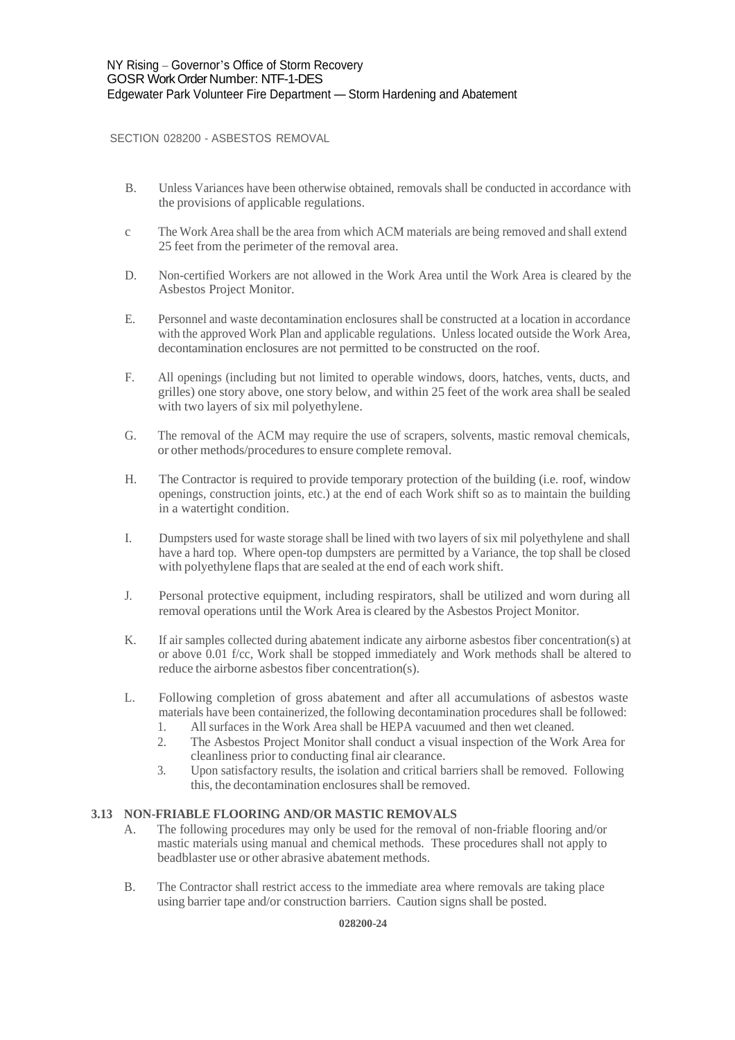B. Unless Variances have been otherwise obtained, removals shall be conducted in accordance with the provisions of applicable regulations.

c The Work Area shall be the area from which ACM materials are being removed and shall extend 25 feet from the perimeter of the removal area.

D. Non-certified Workers are not allowed in the Work Area until the Work Area is cleared by the Asbestos Project Monitor.

E. Personnel and waste decontamination enclosures shall be constructed at a location in accordance with the approved Work Plan and applicable regulations. Unless located outside the Work Area, decontamination enclosures are not permitted to be constructed on the roof.

F. All openings (including but not limited to operable windows, doors, hatches, vents, ducts, and grilles) one story above, one story below, and within 25 feet of the work area shall be sealed with two layers of six mil polyethylene.

G. The removal of the ACM may require the use of scrapers, solvents, mastic removal chemicals, or other methods/procedures to ensure complete removal.

H. The Contractor is required to provide temporary protection of the building (i.e. roof, window openings, construction joints, etc.) at the end of each Work shift so as to maintain the building in a watertight condition.

I. Dumpsters used for waste storage shall be lined with two layers of six mil polyethylene and shall have a hard top. Where open-top dumpsters are permitted by a Variance, the top shall be closed with polyethylene flaps that are sealed at the end of each work shift.

J. Personal protective equipment, including respirators, shall be utilized and worn during all removal operations until the Work Area is cleared by the Asbestos Project Monitor.

K. If air samples collected during abatement indicate any airborne asbestos fiber concentration(s) at or above 0.01 f/cc, Work shall be stopped immediately and Work methods shall be altered to reduce the airborne asbestos fiber concentration(s).

L. Following completion of gross abatement and after all accumulations of asbestos waste materials have been containerized, the following decontamination procedures shall be followed:
   1. All surfaces in the Work Area shall be HEPA vacuumed and then wet cleaned.
   2. The Asbestos Project Monitor shall conduct a visual inspection of the Work Area for cleanliness prior to conducting final air clearance.
   3. Upon satisfactory results, the isolation and critical barriers shall be removed. Following this, the decontamination enclosures shall be removed.

### 3.13 NON-FRIABLE FLOORING AND/OR MASTIC REMOVALS

A. The following procedures may only be used for the removal of non-friable flooring and/or mastic materials using manual and chemical methods. These procedures shall not apply to beadblaster use or other abrasive abatement methods.

B. The Contractor shall restrict access to the immediate area where removals are taking place using barrier tape and/or construction barriers. Caution signs shall be posted.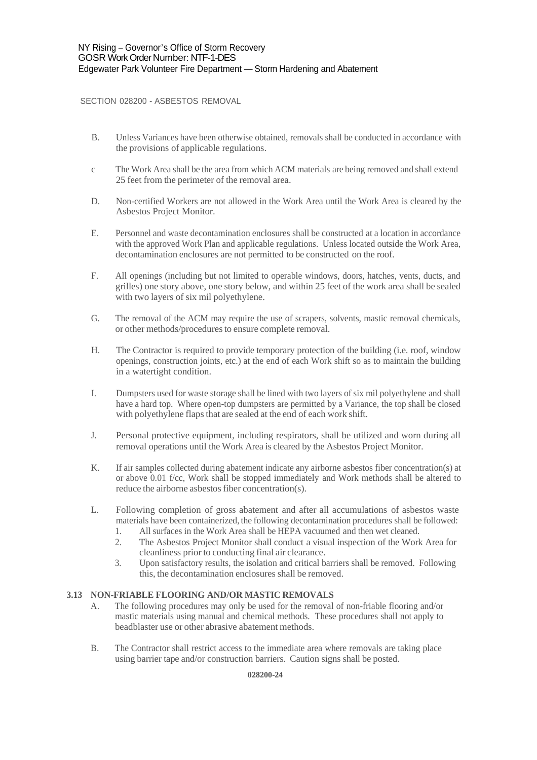B. Unless Variances have been otherwise obtained, removals shall be conducted in accordance with the provisions of applicable regulations.

c The Work Area shall be the area from which ACM materials are being removed and shall extend 25 feet from the perimeter of the removal area.

D. Non-certified Workers are not allowed in the Work Area until the Work Area is cleared by the Asbestos Project Monitor.

E. Personnel and waste decontamination enclosures shall be constructed at a location in accordance with the approved Work Plan and applicable regulations. Unless located outside the Work Area, decontamination enclosures are not permitted to be constructed on the roof.

F. All openings (including but not limited to operable windows, doors, hatches, vents, ducts, and grilles) one story above, one story below, and within 25 feet of the work area shall be sealed with two layers of six mil polyethylene.

G. The removal of the ACM may require the use of scrapers, solvents, mastic removal chemicals, or other methods/procedures to ensure complete removal.

H. The Contractor is required to provide temporary protection of the building (i.e. roof, window openings, construction joints, etc.) at the end of each Work shift so as to maintain the building in a watertight condition.

I. Dumpsters used for waste storage shall be lined with two layers of six mil polyethylene and shall have a hard top. Where open-top dumpsters are permitted by a Variance, the top shall be closed with polyethylene flaps that are sealed at the end of each work shift.

J. Personal protective equipment, including respirators, shall be utilized and worn during all removal operations until the Work Area is cleared by the Asbestos Project Monitor.

K. If air samples collected during abatement indicate any airborne asbestos fiber concentration(s) at or above 0.01 f/cc, Work shall be stopped immediately and Work methods shall be altered to reduce the airborne asbestos fiber concentration(s).

L. Following completion of gross abatement and after all accumulations of asbestos waste materials have been containerized, the following decontamination procedures shall be followed:
   1. All surfaces in the Work Area shall be HEPA vacuumed and then wet cleaned.
   2. The Asbestos Project Monitor shall conduct a visual inspection of the Work Area for cleanliness prior to conducting final air clearance.
   3. Upon satisfactory results, the isolation and critical barriers shall be removed. Following this, the decontamination enclosures shall be removed.

**3.13 NON-FRIABLE FLOORING AND/OR MASTIC REMOVALS**

A. The following procedures may only be used for the removal of non-friable flooring and/or mastic materials using manual and chemical methods. These procedures shall not apply to beadblaster use or other abrasive abatement methods.

B. The Contractor shall restrict access to the immediate area where removals are taking place using barrier tape and/or construction barriers. Caution signs shall be posted.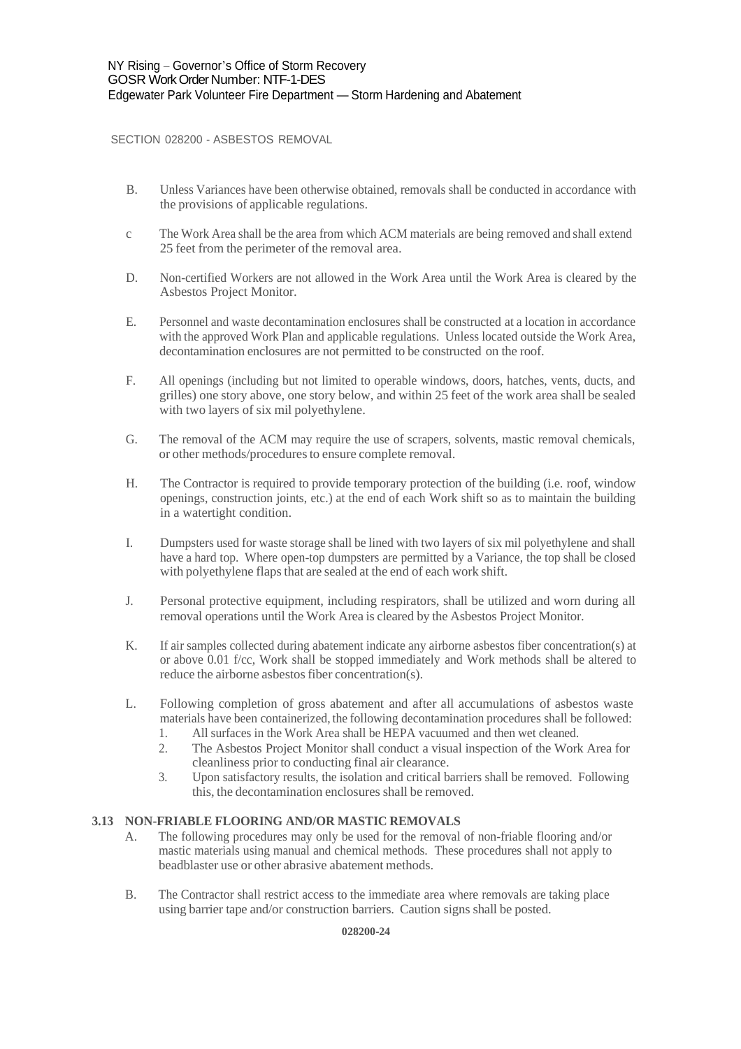B. Unless Variances have been otherwise obtained, removals shall be conducted in accordance with the provisions of applicable regulations.

c The Work Area shall be the area from which ACM materials are being removed and shall extend 25 feet from the perimeter of the removal area.

D. Non-certified Workers are not allowed in the Work Area until the Work Area is cleared by the Asbestos Project Monitor.

E. Personnel and waste decontamination enclosures shall be constructed at a location in accordance with the approved Work Plan and applicable regulations. Unless located outside the Work Area, decontamination enclosures are not permitted to be constructed on the roof.

F. All openings (including but not limited to operable windows, doors, hatches, vents, ducts, and grilles) one story above, one story below, and within 25 feet of the work area shall be sealed with two layers of six mil polyethylene.

G. The removal of the ACM may require the use of scrapers, solvents, mastic removal chemicals, or other methods/procedures to ensure complete removal.

H. The Contractor is required to provide temporary protection of the building (i.e. roof, window openings, construction joints, etc.) at the end of each Work shift so as to maintain the building in a watertight condition.

I. Dumpsters used for waste storage shall be lined with two layers of six mil polyethylene and shall have a hard top. Where open-top dumpsters are permitted by a Variance, the top shall be closed with polyethylene flaps that are sealed at the end of each work shift.

J. Personal protective equipment, including respirators, shall be utilized and worn during all removal operations until the Work Area is cleared by the Asbestos Project Monitor.

K. If air samples collected during abatement indicate any airborne asbestos fiber concentration(s) at or above 0.01 f/cc, Work shall be stopped immediately and Work methods shall be altered to reduce the airborne asbestos fiber concentration(s).

L. Following completion of gross abatement and after all accumulations of asbestos waste materials have been containerized, the following decontamination procedures shall be followed:
   1. All surfaces in the Work Area shall be HEPA vacuumed and then wet cleaned.
   2. The Asbestos Project Monitor shall conduct a visual inspection of the Work Area for cleanliness prior to conducting final air clearance.
   3. Upon satisfactory results, the isolation and critical barriers shall be removed. Following this, the decontamination enclosures shall be removed.

**3.13 NON-FRIABLE FLOORING AND/OR MASTIC REMOVALS**

A. The following procedures may only be used for the removal of non-friable flooring and/or mastic materials using manual and chemical methods. These procedures shall not apply to beadblaster use or other abrasive abatement methods.

B. The Contractor shall restrict access to the immediate area where removals are taking place using barrier tape and/or construction barriers. Caution signs shall be posted.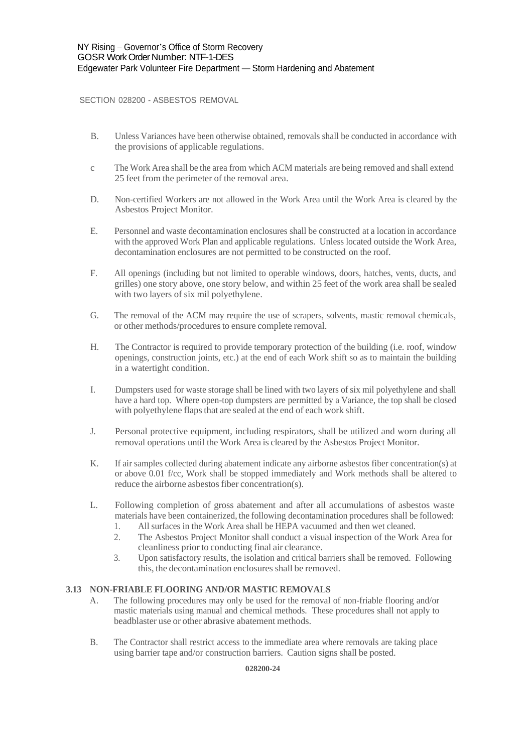B. Unless Variances have been otherwise obtained, removals shall be conducted in accordance with the provisions of applicable regulations.

c The Work Area shall be the area from which ACM materials are being removed and shall extend 25 feet from the perimeter of the removal area.

D. Non-certified Workers are not allowed in the Work Area until the Work Area is cleared by the Asbestos Project Monitor.

E. Personnel and waste decontamination enclosures shall be constructed at a location in accordance with the approved Work Plan and applicable regulations. Unless located outside the Work Area, decontamination enclosures are not permitted to be constructed on the roof.

F. All openings (including but not limited to operable windows, doors, hatches, vents, ducts, and grilles) one story above, one story below, and within 25 feet of the work area shall be sealed with two layers of six mil polyethylene.

G. The removal of the ACM may require the use of scrapers, solvents, mastic removal chemicals, or other methods/procedures to ensure complete removal.

H. The Contractor is required to provide temporary protection of the building (i.e. roof, window openings, construction joints, etc.) at the end of each Work shift so as to maintain the building in a watertight condition.

I. Dumpsters used for waste storage shall be lined with two layers of six mil polyethylene and shall have a hard top. Where open-top dumpsters are permitted by a Variance, the top shall be closed with polyethylene flaps that are sealed at the end of each work shift.

J. Personal protective equipment, including respirators, shall be utilized and worn during all removal operations until the Work Area is cleared by the Asbestos Project Monitor.

K. If air samples collected during abatement indicate any airborne asbestos fiber concentration(s) at or above 0.01 f/cc, Work shall be stopped immediately and Work methods shall be altered to reduce the airborne asbestos fiber concentration(s).

L. Following completion of gross abatement and after all accumulations of asbestos waste materials have been containerized, the following decontamination procedures shall be followed:

1. All surfaces in the Work Area shall be HEPA vacuumed and then wet cleaned.
2. The Asbestos Project Monitor shall conduct a visual inspection of the Work Area for cleanliness prior to conducting final air clearance.
3. Upon satisfactory results, the isolation and critical barriers shall be removed. Following this, the decontamination enclosures shall be removed.

## 3.13 NON-FRIABLE FLOORING AND/OR MASTIC REMOVALS

A. The following procedures may only be used for the removal of non-friable flooring and/or mastic materials using manual and chemical methods. These procedures shall not apply to beadblaster use or other abrasive abatement methods.

B. The Contractor shall restrict access to the immediate area where removals are taking place using barrier tape and/or construction barriers. Caution signs shall be posted.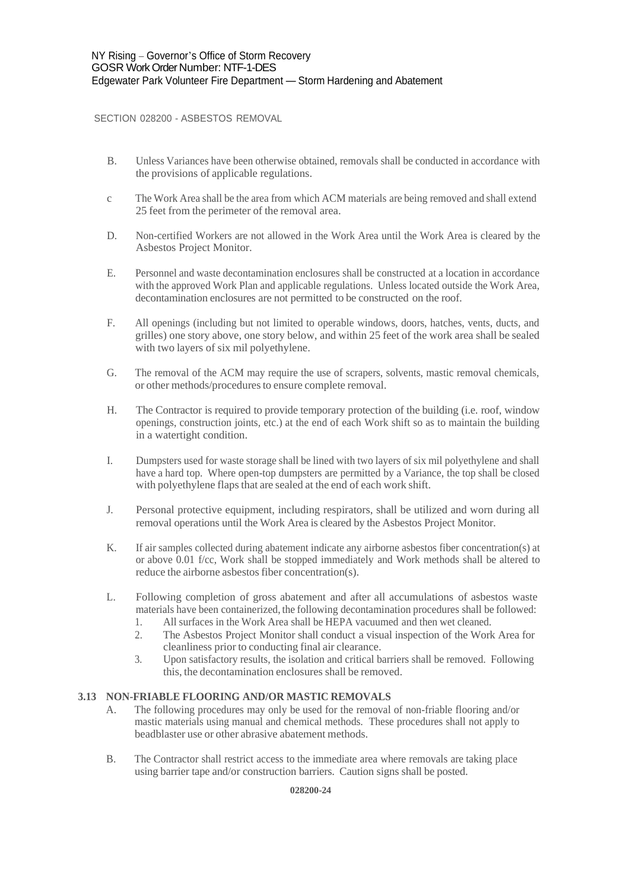B. Unless Variances have been otherwise obtained, removals shall be conducted in accordance with the provisions of applicable regulations.

c The Work Area shall be the area from which ACM materials are being removed and shall extend 25 feet from the perimeter of the removal area.

D. Non-certified Workers are not allowed in the Work Area until the Work Area is cleared by the Asbestos Project Monitor.

E. Personnel and waste decontamination enclosures shall be constructed at a location in accordance with the approved Work Plan and applicable regulations. Unless located outside the Work Area, decontamination enclosures are not permitted to be constructed on the roof.

F. All openings (including but not limited to operable windows, doors, hatches, vents, ducts, and grilles) one story above, one story below, and within 25 feet of the work area shall be sealed with two layers of six mil polyethylene.

G. The removal of the ACM may require the use of scrapers, solvents, mastic removal chemicals, or other methods/procedures to ensure complete removal.

H. The Contractor is required to provide temporary protection of the building (i.e. roof, window openings, construction joints, etc.) at the end of each Work shift so as to maintain the building in a watertight condition.

I. Dumpsters used for waste storage shall be lined with two layers of six mil polyethylene and shall have a hard top. Where open-top dumpsters are permitted by a Variance, the top shall be closed with polyethylene flaps that are sealed at the end of each work shift.

J. Personal protective equipment, including respirators, shall be utilized and worn during all removal operations until the Work Area is cleared by the Asbestos Project Monitor.

K. If air samples collected during abatement indicate any airborne asbestos fiber concentration(s) at or above 0.01 f/cc, Work shall be stopped immediately and Work methods shall be altered to reduce the airborne asbestos fiber concentration(s).

L. Following completion of gross abatement and after all accumulations of asbestos waste materials have been containerized, the following decontamination procedures shall be followed:
   1. All surfaces in the Work Area shall be HEPA vacuumed and then wet cleaned.
   2. The Asbestos Project Monitor shall conduct a visual inspection of the Work Area for cleanliness prior to conducting final air clearance.
   3. Upon satisfactory results, the isolation and critical barriers shall be removed. Following this, the decontamination enclosures shall be removed.

### 3.13 NON-FRIABLE FLOORING AND/OR MASTIC REMOVALS

A. The following procedures may only be used for the removal of non-friable flooring and/or mastic materials using manual and chemical methods. These procedures shall not apply to beadblaster use or other abrasive abatement methods.

B. The Contractor shall restrict access to the immediate area where removals are taking place using barrier tape and/or construction barriers. Caution signs shall be posted.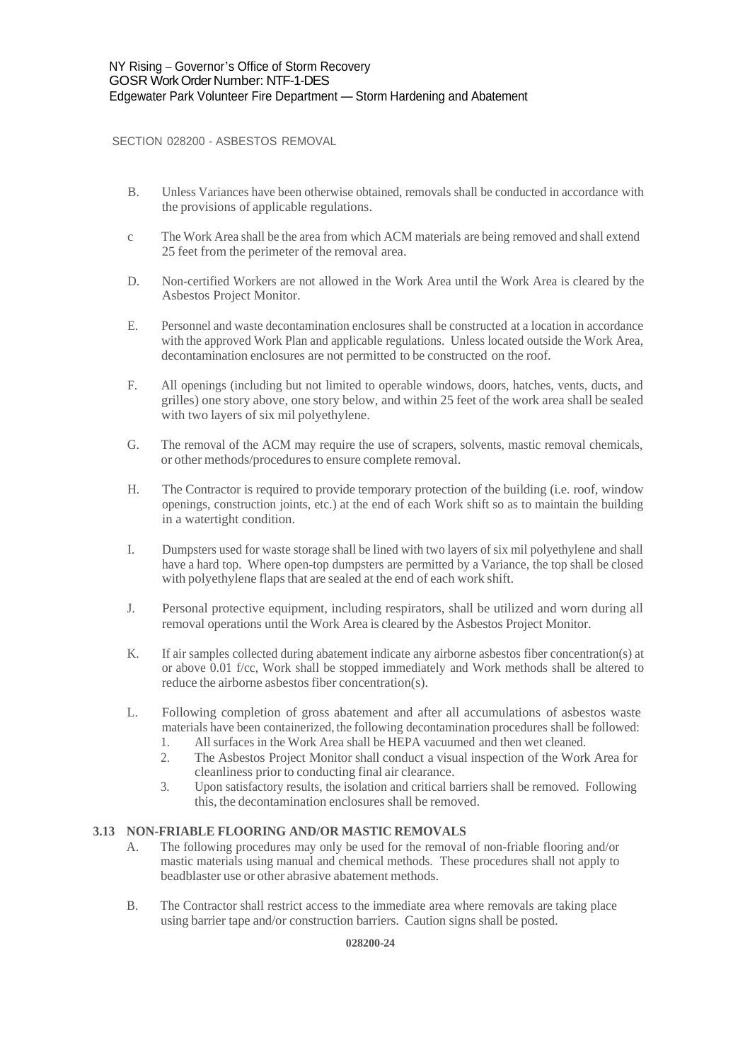B. Unless Variances have been otherwise obtained, removals shall be conducted in accordance with the provisions of applicable regulations.

c The Work Area shall be the area from which ACM materials are being removed and shall extend 25 feet from the perimeter of the removal area.

D. Non-certified Workers are not allowed in the Work Area until the Work Area is cleared by the Asbestos Project Monitor.

E. Personnel and waste decontamination enclosures shall be constructed at a location in accordance with the approved Work Plan and applicable regulations. Unless located outside the Work Area, decontamination enclosures are not permitted to be constructed on the roof.

F. All openings (including but not limited to operable windows, doors, hatches, vents, ducts, and grilles) one story above, one story below, and within 25 feet of the work area shall be sealed with two layers of six mil polyethylene.

G. The removal of the ACM may require the use of scrapers, solvents, mastic removal chemicals, or other methods/procedures to ensure complete removal.

H. The Contractor is required to provide temporary protection of the building (i.e. roof, window openings, construction joints, etc.) at the end of each Work shift so as to maintain the building in a watertight condition.

I. Dumpsters used for waste storage shall be lined with two layers of six mil polyethylene and shall have a hard top. Where open-top dumpsters are permitted by a Variance, the top shall be closed with polyethylene flaps that are sealed at the end of each work shift.

J. Personal protective equipment, including respirators, shall be utilized and worn during all removal operations until the Work Area is cleared by the Asbestos Project Monitor.

K. If air samples collected during abatement indicate any airborne asbestos fiber concentration(s) at or above 0.01 f/cc, Work shall be stopped immediately and Work methods shall be altered to reduce the airborne asbestos fiber concentration(s).

L. Following completion of gross abatement and after all accumulations of asbestos waste materials have been containerized, the following decontamination procedures shall be followed:
   1. All surfaces in the Work Area shall be HEPA vacuumed and then wet cleaned.
   2. The Asbestos Project Monitor shall conduct a visual inspection of the Work Area for cleanliness prior to conducting final air clearance.
   3. Upon satisfactory results, the isolation and critical barriers shall be removed. Following this, the decontamination enclosures shall be removed.

**3.13 NON-FRIABLE FLOORING AND/OR MASTIC REMOVALS**

A. The following procedures may only be used for the removal of non-friable flooring and/or mastic materials using manual and chemical methods. These procedures shall not apply to beadblaster use or other abrasive abatement methods.

B. The Contractor shall restrict access to the immediate area where removals are taking place using barrier tape and/or construction barriers. Caution signs shall be posted.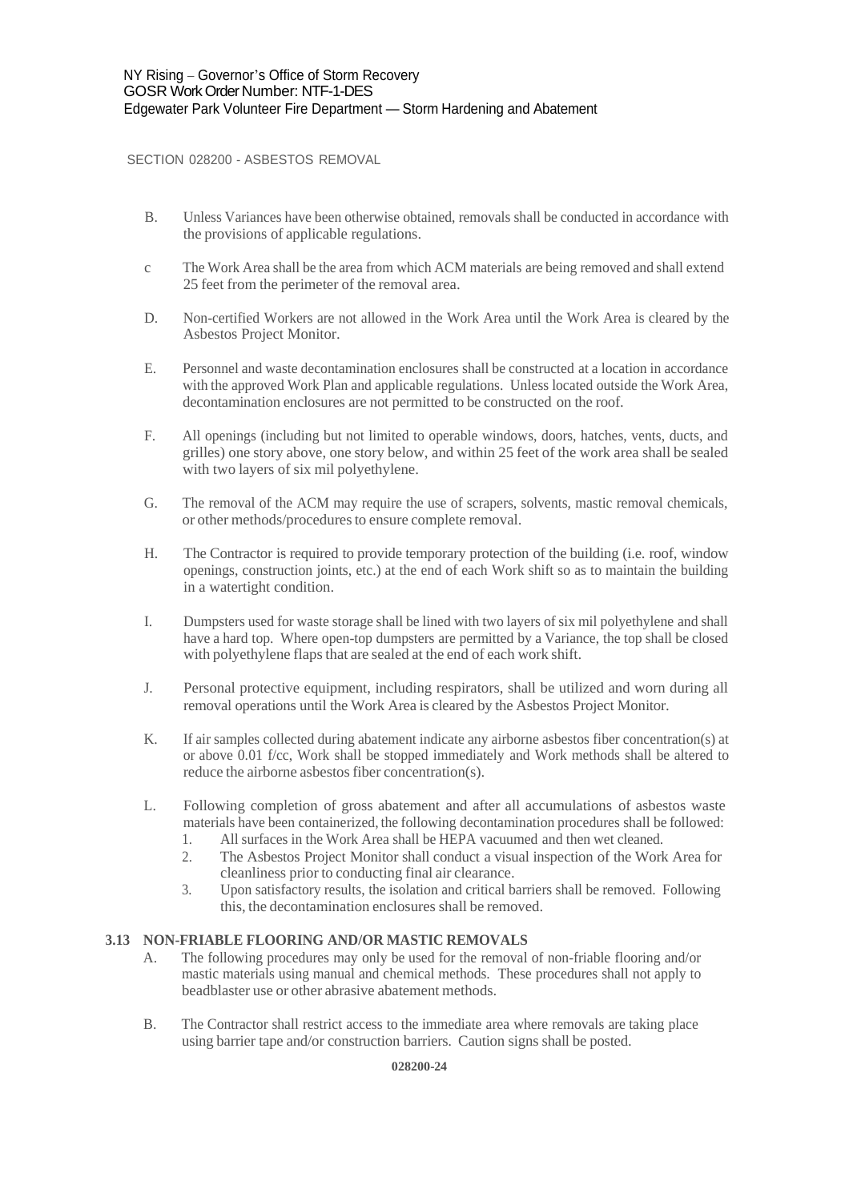B. Unless Variances have been otherwise obtained, removals shall be conducted in accordance with the provisions of applicable regulations.

c The Work Area shall be the area from which ACM materials are being removed and shall extend 25 feet from the perimeter of the removal area.

D. Non-certified Workers are not allowed in the Work Area until the Work Area is cleared by the Asbestos Project Monitor.

E. Personnel and waste decontamination enclosures shall be constructed at a location in accordance with the approved Work Plan and applicable regulations. Unless located outside the Work Area, decontamination enclosures are not permitted to be constructed on the roof.

F. All openings (including but not limited to operable windows, doors, hatches, vents, ducts, and grilles) one story above, one story below, and within 25 feet of the work area shall be sealed with two layers of six mil polyethylene.

G. The removal of the ACM may require the use of scrapers, solvents, mastic removal chemicals, or other methods/procedures to ensure complete removal.

H. The Contractor is required to provide temporary protection of the building (i.e. roof, window openings, construction joints, etc.) at the end of each Work shift so as to maintain the building in a watertight condition.

I. Dumpsters used for waste storage shall be lined with two layers of six mil polyethylene and shall have a hard top. Where open-top dumpsters are permitted by a Variance, the top shall be closed with polyethylene flaps that are sealed at the end of each work shift.

J. Personal protective equipment, including respirators, shall be utilized and worn during all removal operations until the Work Area is cleared by the Asbestos Project Monitor.

K. If air samples collected during abatement indicate any airborne asbestos fiber concentration(s) at or above 0.01 f/cc, Work shall be stopped immediately and Work methods shall be altered to reduce the airborne asbestos fiber concentration(s).

L. Following completion of gross abatement and after all accumulations of asbestos waste materials have been containerized, the following decontamination procedures shall be followed:
   1. All surfaces in the Work Area shall be HEPA vacuumed and then wet cleaned.
   2. The Asbestos Project Monitor shall conduct a visual inspection of the Work Area for cleanliness prior to conducting final air clearance.
   3. Upon satisfactory results, the isolation and critical barriers shall be removed. Following this, the decontamination enclosures shall be removed.

## 3.13 NON-FRIABLE FLOORING AND/OR MASTIC REMOVALS

A. The following procedures may only be used for the removal of non-friable flooring and/or mastic materials using manual and chemical methods. These procedures shall not apply to beadblaster use or other abrasive abatement methods.

B. The Contractor shall restrict access to the immediate area where removals are taking place using barrier tape and/or construction barriers. Caution signs shall be posted.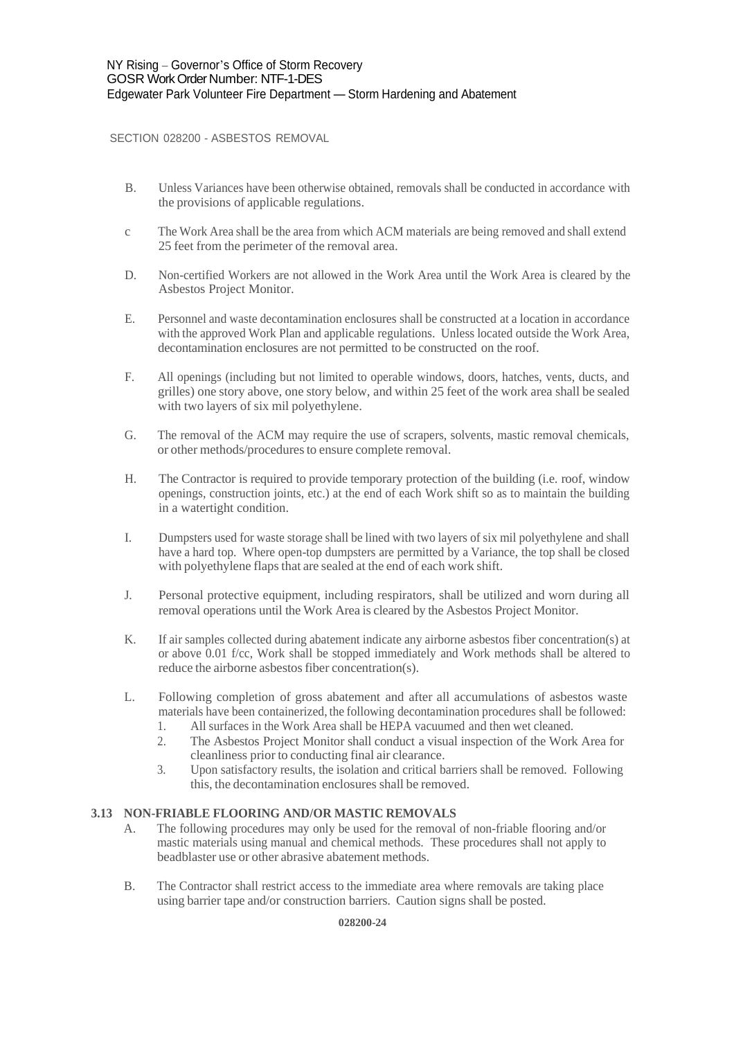B. Unless Variances have been otherwise obtained, removals shall be conducted in accordance with the provisions of applicable regulations.

c The Work Area shall be the area from which ACM materials are being removed and shall extend 25 feet from the perimeter of the removal area.

D. Non-certified Workers are not allowed in the Work Area until the Work Area is cleared by the Asbestos Project Monitor.

E. Personnel and waste decontamination enclosures shall be constructed at a location in accordance with the approved Work Plan and applicable regulations. Unless located outside the Work Area, decontamination enclosures are not permitted to be constructed on the roof.

F. All openings (including but not limited to operable windows, doors, hatches, vents, ducts, and grilles) one story above, one story below, and within 25 feet of the work area shall be sealed with two layers of six mil polyethylene.

G. The removal of the ACM may require the use of scrapers, solvents, mastic removal chemicals, or other methods/procedures to ensure complete removal.

H. The Contractor is required to provide temporary protection of the building (i.e. roof, window openings, construction joints, etc.) at the end of each Work shift so as to maintain the building in a watertight condition.

I. Dumpsters used for waste storage shall be lined with two layers of six mil polyethylene and shall have a hard top. Where open-top dumpsters are permitted by a Variance, the top shall be closed with polyethylene flaps that are sealed at the end of each work shift.

J. Personal protective equipment, including respirators, shall be utilized and worn during all removal operations until the Work Area is cleared by the Asbestos Project Monitor.

K. If air samples collected during abatement indicate any airborne asbestos fiber concentration(s) at or above 0.01 f/cc, Work shall be stopped immediately and Work methods shall be altered to reduce the airborne asbestos fiber concentration(s).

L. Following completion of gross abatement and after all accumulations of asbestos waste materials have been containerized, the following decontamination procedures shall be followed:
   1. All surfaces in the Work Area shall be HEPA vacuumed and then wet cleaned.
   2. The Asbestos Project Monitor shall conduct a visual inspection of the Work Area for cleanliness prior to conducting final air clearance.
   3. Upon satisfactory results, the isolation and critical barriers shall be removed. Following this, the decontamination enclosures shall be removed.

**3.13 NON-FRIABLE FLOORING AND/OR MASTIC REMOVALS**

A. The following procedures may only be used for the removal of non-friable flooring and/or mastic materials using manual and chemical methods. These procedures shall not apply to beadblaster use or other abrasive abatement methods.

B. The Contractor shall restrict access to the immediate area where removals are taking place using barrier tape and/or construction barriers. Caution signs shall be posted.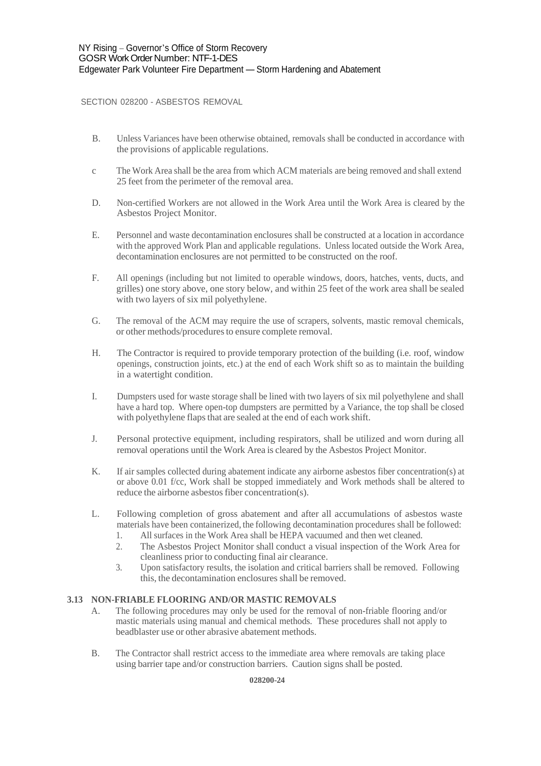B. Unless Variances have been otherwise obtained, removals shall be conducted in accordance with the provisions of applicable regulations.

c The Work Area shall be the area from which ACM materials are being removed and shall extend 25 feet from the perimeter of the removal area.

D. Non-certified Workers are not allowed in the Work Area until the Work Area is cleared by the Asbestos Project Monitor.

E. Personnel and waste decontamination enclosures shall be constructed at a location in accordance with the approved Work Plan and applicable regulations. Unless located outside the Work Area, decontamination enclosures are not permitted to be constructed on the roof.

F. All openings (including but not limited to operable windows, doors, hatches, vents, ducts, and grilles) one story above, one story below, and within 25 feet of the work area shall be sealed with two layers of six mil polyethylene.

G. The removal of the ACM may require the use of scrapers, solvents, mastic removal chemicals, or other methods/procedures to ensure complete removal.

H. The Contractor is required to provide temporary protection of the building (i.e. roof, window openings, construction joints, etc.) at the end of each Work shift so as to maintain the building in a watertight condition.

I. Dumpsters used for waste storage shall be lined with two layers of six mil polyethylene and shall have a hard top. Where open-top dumpsters are permitted by a Variance, the top shall be closed with polyethylene flaps that are sealed at the end of each work shift.

J. Personal protective equipment, including respirators, shall be utilized and worn during all removal operations until the Work Area is cleared by the Asbestos Project Monitor.

K. If air samples collected during abatement indicate any airborne asbestos fiber concentration(s) at or above 0.01 f/cc, Work shall be stopped immediately and Work methods shall be altered to reduce the airborne asbestos fiber concentration(s).

L. Following completion of gross abatement and after all accumulations of asbestos waste materials have been containerized, the following decontamination procedures shall be followed:
   1. All surfaces in the Work Area shall be HEPA vacuumed and then wet cleaned.
   2. The Asbestos Project Monitor shall conduct a visual inspection of the Work Area for cleanliness prior to conducting final air clearance.
   3. Upon satisfactory results, the isolation and critical barriers shall be removed. Following this, the decontamination enclosures shall be removed.

## 3.13 NON-FRIABLE FLOORING AND/OR MASTIC REMOVALS

A. The following procedures may only be used for the removal of non-friable flooring and/or mastic materials using manual and chemical methods. These procedures shall not apply to beadblaster use or other abrasive abatement methods.

B. The Contractor shall restrict access to the immediate area where removals are taking place using barrier tape and/or construction barriers. Caution signs shall be posted.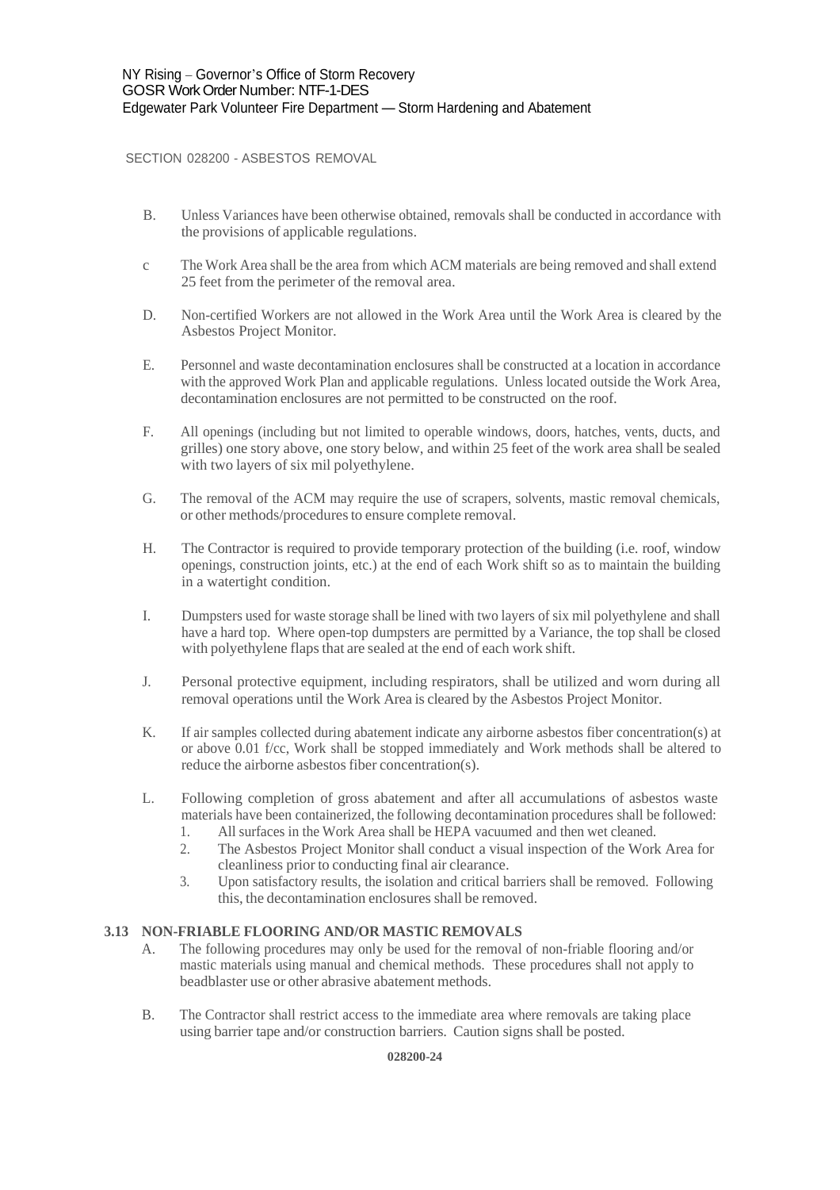B. Unless Variances have been otherwise obtained, removals shall be conducted in accordance with the provisions of applicable regulations.

c The Work Area shall be the area from which ACM materials are being removed and shall extend 25 feet from the perimeter of the removal area.

D. Non-certified Workers are not allowed in the Work Area until the Work Area is cleared by the Asbestos Project Monitor.

E. Personnel and waste decontamination enclosures shall be constructed at a location in accordance with the approved Work Plan and applicable regulations. Unless located outside the Work Area, decontamination enclosures are not permitted to be constructed on the roof.

F. All openings (including but not limited to operable windows, doors, hatches, vents, ducts, and grilles) one story above, one story below, and within 25 feet of the work area shall be sealed with two layers of six mil polyethylene.

G. The removal of the ACM may require the use of scrapers, solvents, mastic removal chemicals, or other methods/procedures to ensure complete removal.

H. The Contractor is required to provide temporary protection of the building (i.e. roof, window openings, construction joints, etc.) at the end of each Work shift so as to maintain the building in a watertight condition.

I. Dumpsters used for waste storage shall be lined with two layers of six mil polyethylene and shall have a hard top. Where open-top dumpsters are permitted by a Variance, the top shall be closed with polyethylene flaps that are sealed at the end of each work shift.

J. Personal protective equipment, including respirators, shall be utilized and worn during all removal operations until the Work Area is cleared by the Asbestos Project Monitor.

K. If air samples collected during abatement indicate any airborne asbestos fiber concentration(s) at or above 0.01 f/cc, Work shall be stopped immediately and Work methods shall be altered to reduce the airborne asbestos fiber concentration(s).

L. Following completion of gross abatement and after all accumulations of asbestos waste materials have been containerized, the following decontamination procedures shall be followed:
   1. All surfaces in the Work Area shall be HEPA vacuumed and then wet cleaned.
   2. The Asbestos Project Monitor shall conduct a visual inspection of the Work Area for cleanliness prior to conducting final air clearance.
   3. Upon satisfactory results, the isolation and critical barriers shall be removed. Following this, the decontamination enclosures shall be removed.

### 3.13 NON-FRIABLE FLOORING AND/OR MASTIC REMOVALS

A. The following procedures may only be used for the removal of non-friable flooring and/or mastic materials using manual and chemical methods. These procedures shall not apply to beadblaster use or other abrasive abatement methods.

B. The Contractor shall restrict access to the immediate area where removals are taking place using barrier tape and/or construction barriers. Caution signs shall be posted.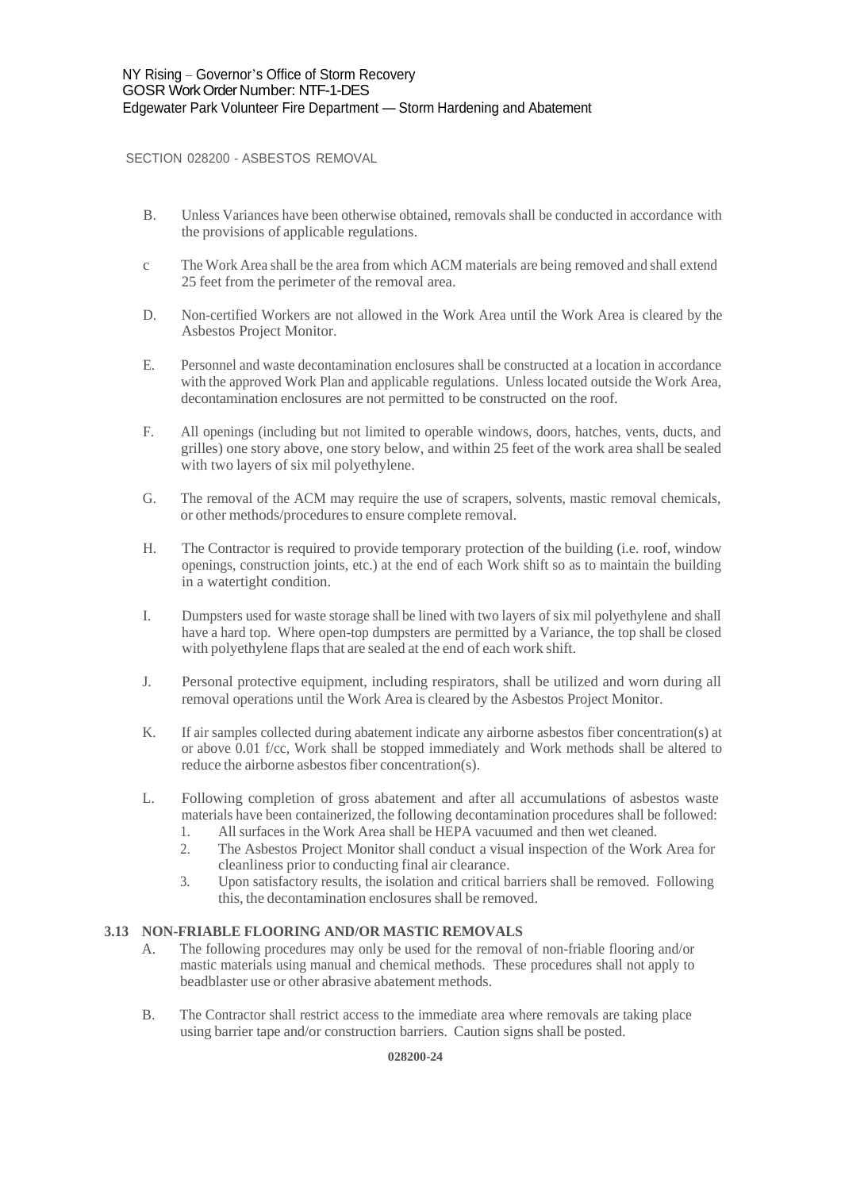B. Unless Variances have been otherwise obtained, removals shall be conducted in accordance with the provisions of applicable regulations.

c The Work Area shall be the area from which ACM materials are being removed and shall extend 25 feet from the perimeter of the removal area.

D. Non-certified Workers are not allowed in the Work Area until the Work Area is cleared by the Asbestos Project Monitor.

E. Personnel and waste decontamination enclosures shall be constructed at a location in accordance with the approved Work Plan and applicable regulations. Unless located outside the Work Area, decontamination enclosures are not permitted to be constructed on the roof.

F. All openings (including but not limited to operable windows, doors, hatches, vents, ducts, and grilles) one story above, one story below, and within 25 feet of the work area shall be sealed with two layers of six mil polyethylene.

G. The removal of the ACM may require the use of scrapers, solvents, mastic removal chemicals, or other methods/procedures to ensure complete removal.

H. The Contractor is required to provide temporary protection of the building (i.e. roof, window openings, construction joints, etc.) at the end of each Work shift so as to maintain the building in a watertight condition.

I. Dumpsters used for waste storage shall be lined with two layers of six mil polyethylene and shall have a hard top. Where open-top dumpsters are permitted by a Variance, the top shall be closed with polyethylene flaps that are sealed at the end of each work shift.

J. Personal protective equipment, including respirators, shall be utilized and worn during all removal operations until the Work Area is cleared by the Asbestos Project Monitor.

K. If air samples collected during abatement indicate any airborne asbestos fiber concentration(s) at or above 0.01 f/cc, Work shall be stopped immediately and Work methods shall be altered to reduce the airborne asbestos fiber concentration(s).

L. Following completion of gross abatement and after all accumulations of asbestos waste materials have been containerized, the following decontamination procedures shall be followed:
   1. All surfaces in the Work Area shall be HEPA vacuumed and then wet cleaned.
   2. The Asbestos Project Monitor shall conduct a visual inspection of the Work Area for cleanliness prior to conducting final air clearance.
   3. Upon satisfactory results, the isolation and critical barriers shall be removed. Following this, the decontamination enclosures shall be removed.

**3.13 NON-FRIABLE FLOORING AND/OR MASTIC REMOVALS**

A. The following procedures may only be used for the removal of non-friable flooring and/or mastic materials using manual and chemical methods. These procedures shall not apply to beadblaster use or other abrasive abatement methods.

B. The Contractor shall restrict access to the immediate area where removals are taking place using barrier tape and/or construction barriers. Caution signs shall be posted.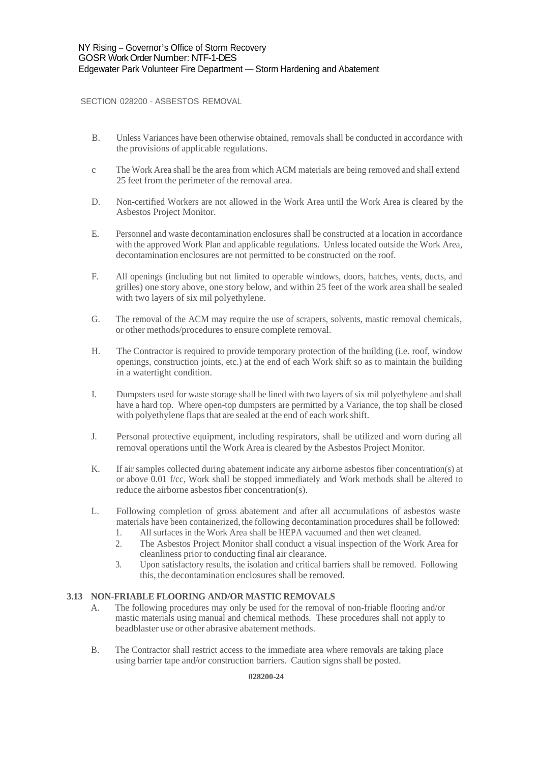B. Unless Variances have been otherwise obtained, removals shall be conducted in accordance with the provisions of applicable regulations.

c The Work Area shall be the area from which ACM materials are being removed and shall extend 25 feet from the perimeter of the removal area.

D. Non-certified Workers are not allowed in the Work Area until the Work Area is cleared by the Asbestos Project Monitor.

E. Personnel and waste decontamination enclosures shall be constructed at a location in accordance with the approved Work Plan and applicable regulations. Unless located outside the Work Area, decontamination enclosures are not permitted to be constructed on the roof.

F. All openings (including but not limited to operable windows, doors, hatches, vents, ducts, and grilles) one story above, one story below, and within 25 feet of the work area shall be sealed with two layers of six mil polyethylene.

G. The removal of the ACM may require the use of scrapers, solvents, mastic removal chemicals, or other methods/procedures to ensure complete removal.

H. The Contractor is required to provide temporary protection of the building (i.e. roof, window openings, construction joints, etc.) at the end of each Work shift so as to maintain the building in a watertight condition.

I. Dumpsters used for waste storage shall be lined with two layers of six mil polyethylene and shall have a hard top. Where open-top dumpsters are permitted by a Variance, the top shall be closed with polyethylene flaps that are sealed at the end of each work shift.

J. Personal protective equipment, including respirators, shall be utilized and worn during all removal operations until the Work Area is cleared by the Asbestos Project Monitor.

K. If air samples collected during abatement indicate any airborne asbestos fiber concentration(s) at or above 0.01 f/cc, Work shall be stopped immediately and Work methods shall be altered to reduce the airborne asbestos fiber concentration(s).

L. Following completion of gross abatement and after all accumulations of asbestos waste materials have been containerized, the following decontamination procedures shall be followed:
   1. All surfaces in the Work Area shall be HEPA vacuumed and then wet cleaned.
   2. The Asbestos Project Monitor shall conduct a visual inspection of the Work Area for cleanliness prior to conducting final air clearance.
   3. Upon satisfactory results, the isolation and critical barriers shall be removed. Following this, the decontamination enclosures shall be removed.

### 3.13 NON-FRIABLE FLOORING AND/OR MASTIC REMOVALS

A. The following procedures may only be used for the removal of non-friable flooring and/or mastic materials using manual and chemical methods. These procedures shall not apply to beadblaster use or other abrasive abatement methods.

B. The Contractor shall restrict access to the immediate area where removals are taking place using barrier tape and/or construction barriers. Caution signs shall be posted.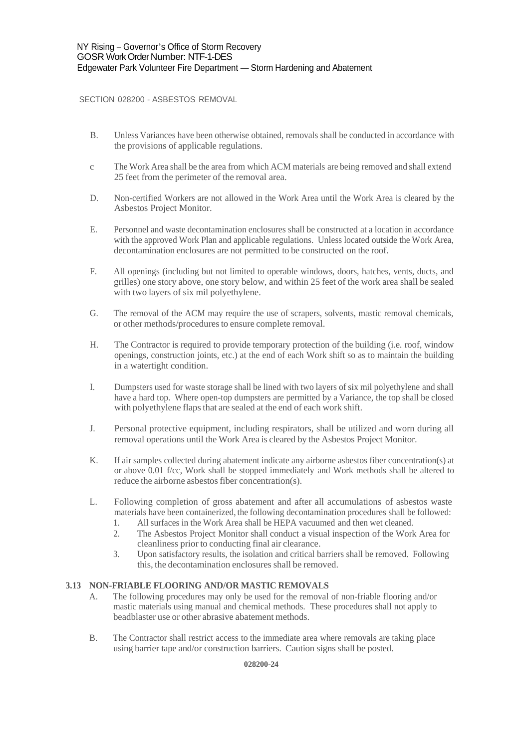B. Unless Variances have been otherwise obtained, removals shall be conducted in accordance with the provisions of applicable regulations.

c The Work Area shall be the area from which ACM materials are being removed and shall extend 25 feet from the perimeter of the removal area.

D. Non-certified Workers are not allowed in the Work Area until the Work Area is cleared by the Asbestos Project Monitor.

E. Personnel and waste decontamination enclosures shall be constructed at a location in accordance with the approved Work Plan and applicable regulations. Unless located outside the Work Area, decontamination enclosures are not permitted to be constructed on the roof.

F. All openings (including but not limited to operable windows, doors, hatches, vents, ducts, and grilles) one story above, one story below, and within 25 feet of the work area shall be sealed with two layers of six mil polyethylene.

G. The removal of the ACM may require the use of scrapers, solvents, mastic removal chemicals, or other methods/procedures to ensure complete removal.

H. The Contractor is required to provide temporary protection of the building (i.e. roof, window openings, construction joints, etc.) at the end of each Work shift so as to maintain the building in a watertight condition.

I. Dumpsters used for waste storage shall be lined with two layers of six mil polyethylene and shall have a hard top. Where open-top dumpsters are permitted by a Variance, the top shall be closed with polyethylene flaps that are sealed at the end of each work shift.

J. Personal protective equipment, including respirators, shall be utilized and worn during all removal operations until the Work Area is cleared by the Asbestos Project Monitor.

K. If air samples collected during abatement indicate any airborne asbestos fiber concentration(s) at or above 0.01 f/cc, Work shall be stopped immediately and Work methods shall be altered to reduce the airborne asbestos fiber concentration(s).

L. Following completion of gross abatement and after all accumulations of asbestos waste materials have been containerized, the following decontamination procedures shall be followed:
   1. All surfaces in the Work Area shall be HEPA vacuumed and then wet cleaned.
   2. The Asbestos Project Monitor shall conduct a visual inspection of the Work Area for cleanliness prior to conducting final air clearance.
   3. Upon satisfactory results, the isolation and critical barriers shall be removed. Following this, the decontamination enclosures shall be removed.

### 3.13 NON-FRIABLE FLOORING AND/OR MASTIC REMOVALS

A. The following procedures may only be used for the removal of non-friable flooring and/or mastic materials using manual and chemical methods. These procedures shall not apply to beadblaster use or other abrasive abatement methods.

B. The Contractor shall restrict access to the immediate area where removals are taking place using barrier tape and/or construction barriers. Caution signs shall be posted.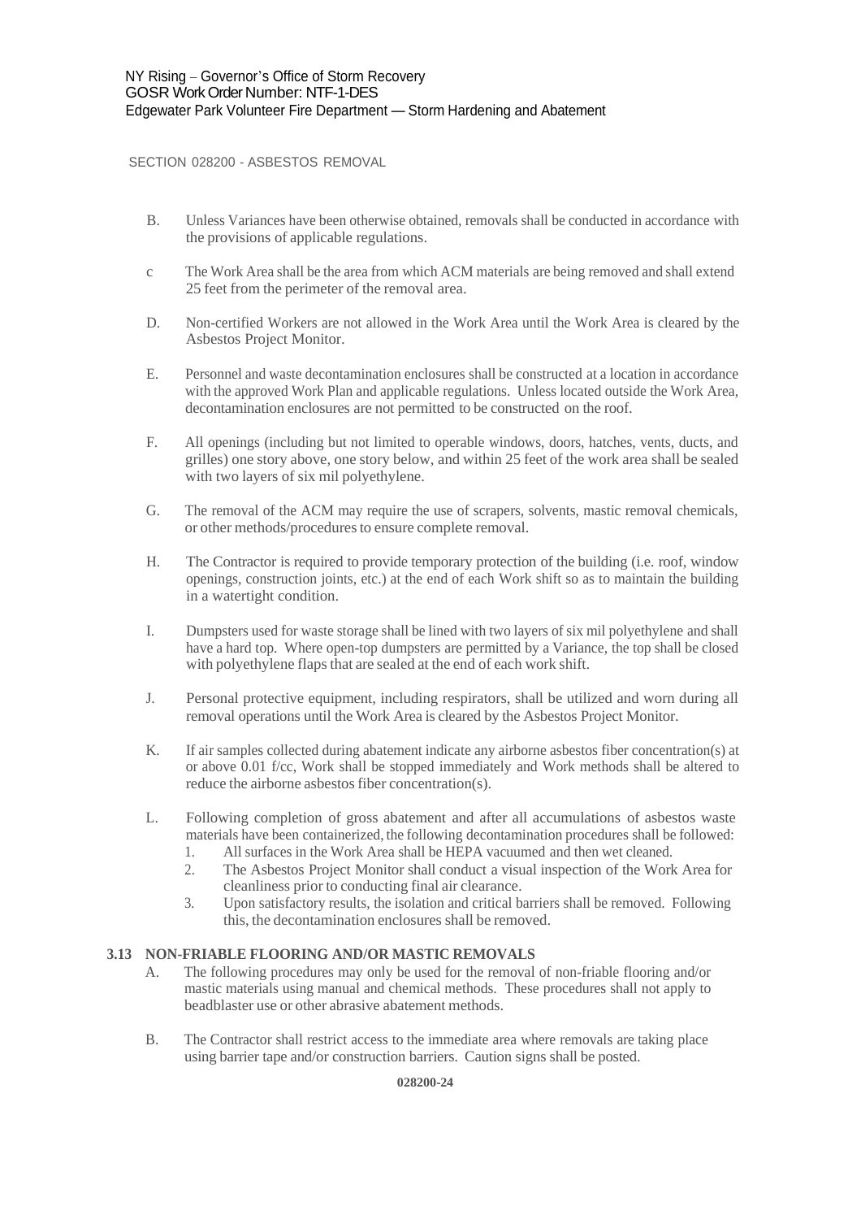B. Unless Variances have been otherwise obtained, removals shall be conducted in accordance with the provisions of applicable regulations.

c The Work Area shall be the area from which ACM materials are being removed and shall extend 25 feet from the perimeter of the removal area.

D. Non-certified Workers are not allowed in the Work Area until the Work Area is cleared by the Asbestos Project Monitor.

E. Personnel and waste decontamination enclosures shall be constructed at a location in accordance with the approved Work Plan and applicable regulations. Unless located outside the Work Area, decontamination enclosures are not permitted to be constructed on the roof.

F. All openings (including but not limited to operable windows, doors, hatches, vents, ducts, and grilles) one story above, one story below, and within 25 feet of the work area shall be sealed with two layers of six mil polyethylene.

G. The removal of the ACM may require the use of scrapers, solvents, mastic removal chemicals, or other methods/procedures to ensure complete removal.

H. The Contractor is required to provide temporary protection of the building (i.e. roof, window openings, construction joints, etc.) at the end of each Work shift so as to maintain the building in a watertight condition.

I. Dumpsters used for waste storage shall be lined with two layers of six mil polyethylene and shall have a hard top. Where open-top dumpsters are permitted by a Variance, the top shall be closed with polyethylene flaps that are sealed at the end of each work shift.

J. Personal protective equipment, including respirators, shall be utilized and worn during all removal operations until the Work Area is cleared by the Asbestos Project Monitor.

K. If air samples collected during abatement indicate any airborne asbestos fiber concentration(s) at or above 0.01 f/cc, Work shall be stopped immediately and Work methods shall be altered to reduce the airborne asbestos fiber concentration(s).

L. Following completion of gross abatement and after all accumulations of asbestos waste materials have been containerized, the following decontamination procedures shall be followed:
   1. All surfaces in the Work Area shall be HEPA vacuumed and then wet cleaned.
   2. The Asbestos Project Monitor shall conduct a visual inspection of the Work Area for cleanliness prior to conducting final air clearance.
   3. Upon satisfactory results, the isolation and critical barriers shall be removed. Following this, the decontamination enclosures shall be removed.

### 3.13 NON-FRIABLE FLOORING AND/OR MASTIC REMOVALS

A. The following procedures may only be used for the removal of non-friable flooring and/or mastic materials using manual and chemical methods. These procedures shall not apply to beadblaster use or other abrasive abatement methods.

B. The Contractor shall restrict access to the immediate area where removals are taking place using barrier tape and/or construction barriers. Caution signs shall be posted.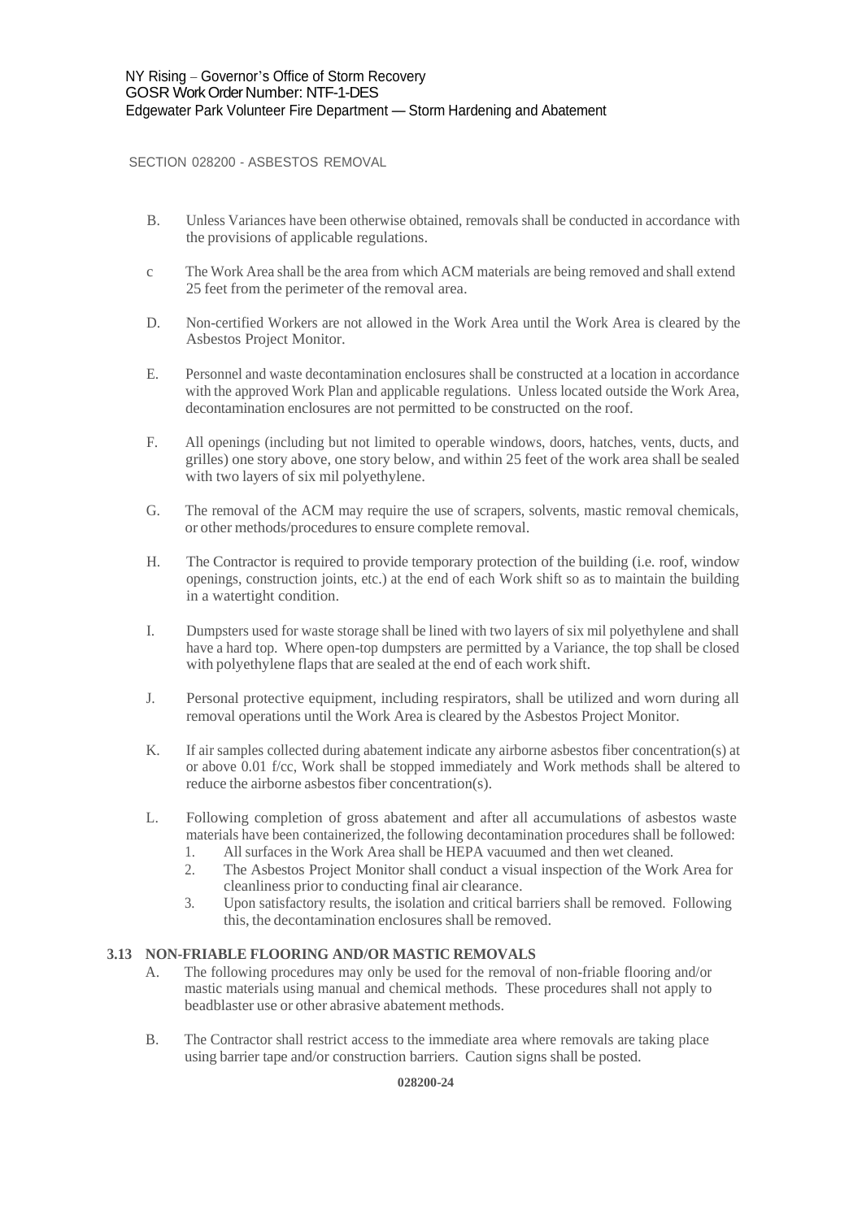B. Unless Variances have been otherwise obtained, removals shall be conducted in accordance with the provisions of applicable regulations.

c The Work Area shall be the area from which ACM materials are being removed and shall extend 25 feet from the perimeter of the removal area.

D. Non-certified Workers are not allowed in the Work Area until the Work Area is cleared by the Asbestos Project Monitor.

E. Personnel and waste decontamination enclosures shall be constructed at a location in accordance with the approved Work Plan and applicable regulations. Unless located outside the Work Area, decontamination enclosures are not permitted to be constructed on the roof.

F. All openings (including but not limited to operable windows, doors, hatches, vents, ducts, and grilles) one story above, one story below, and within 25 feet of the work area shall be sealed with two layers of six mil polyethylene.

G. The removal of the ACM may require the use of scrapers, solvents, mastic removal chemicals, or other methods/procedures to ensure complete removal.

H. The Contractor is required to provide temporary protection of the building (i.e. roof, window openings, construction joints, etc.) at the end of each Work shift so as to maintain the building in a watertight condition.

I. Dumpsters used for waste storage shall be lined with two layers of six mil polyethylene and shall have a hard top. Where open-top dumpsters are permitted by a Variance, the top shall be closed with polyethylene flaps that are sealed at the end of each work shift.

J. Personal protective equipment, including respirators, shall be utilized and worn during all removal operations until the Work Area is cleared by the Asbestos Project Monitor.

K. If air samples collected during abatement indicate any airborne asbestos fiber concentration(s) at or above 0.01 f/cc, Work shall be stopped immediately and Work methods shall be altered to reduce the airborne asbestos fiber concentration(s).

L. Following completion of gross abatement and after all accumulations of asbestos waste materials have been containerized, the following decontamination procedures shall be followed:
   1. All surfaces in the Work Area shall be HEPA vacuumed and then wet cleaned.
   2. The Asbestos Project Monitor shall conduct a visual inspection of the Work Area for cleanliness prior to conducting final air clearance.
   3. Upon satisfactory results, the isolation and critical barriers shall be removed. Following this, the decontamination enclosures shall be removed.

### 3.13 NON-FRIABLE FLOORING AND/OR MASTIC REMOVALS

A. The following procedures may only be used for the removal of non-friable flooring and/or mastic materials using manual and chemical methods. These procedures shall not apply to beadblaster use or other abrasive abatement methods.

B. The Contractor shall restrict access to the immediate area where removals are taking place using barrier tape and/or construction barriers. Caution signs shall be posted.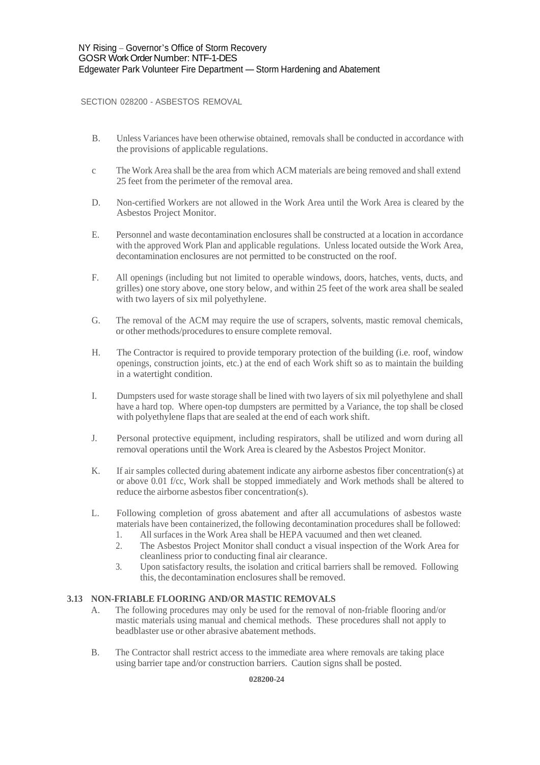B. Unless Variances have been otherwise obtained, removals shall be conducted in accordance with the provisions of applicable regulations.

c The Work Area shall be the area from which ACM materials are being removed and shall extend 25 feet from the perimeter of the removal area.

D. Non-certified Workers are not allowed in the Work Area until the Work Area is cleared by the Asbestos Project Monitor.

E. Personnel and waste decontamination enclosures shall be constructed at a location in accordance with the approved Work Plan and applicable regulations. Unless located outside the Work Area, decontamination enclosures are not permitted to be constructed on the roof.

F. All openings (including but not limited to operable windows, doors, hatches, vents, ducts, and grilles) one story above, one story below, and within 25 feet of the work area shall be sealed with two layers of six mil polyethylene.

G. The removal of the ACM may require the use of scrapers, solvents, mastic removal chemicals, or other methods/procedures to ensure complete removal.

H. The Contractor is required to provide temporary protection of the building (i.e. roof, window openings, construction joints, etc.) at the end of each Work shift so as to maintain the building in a watertight condition.

I. Dumpsters used for waste storage shall be lined with two layers of six mil polyethylene and shall have a hard top. Where open-top dumpsters are permitted by a Variance, the top shall be closed with polyethylene flaps that are sealed at the end of each work shift.

J. Personal protective equipment, including respirators, shall be utilized and worn during all removal operations until the Work Area is cleared by the Asbestos Project Monitor.

K. If air samples collected during abatement indicate any airborne asbestos fiber concentration(s) at or above 0.01 f/cc, Work shall be stopped immediately and Work methods shall be altered to reduce the airborne asbestos fiber concentration(s).

L. Following completion of gross abatement and after all accumulations of asbestos waste materials have been containerized, the following decontamination procedures shall be followed:
   1. All surfaces in the Work Area shall be HEPA vacuumed and then wet cleaned.
   2. The Asbestos Project Monitor shall conduct a visual inspection of the Work Area for cleanliness prior to conducting final air clearance.
   3. Upon satisfactory results, the isolation and critical barriers shall be removed. Following this, the decontamination enclosures shall be removed.

## 3.13 NON-FRIABLE FLOORING AND/OR MASTIC REMOVALS

A. The following procedures may only be used for the removal of non-friable flooring and/or mastic materials using manual and chemical methods. These procedures shall not apply to beadblaster use or other abrasive abatement methods.

B. The Contractor shall restrict access to the immediate area where removals are taking place using barrier tape and/or construction barriers. Caution signs shall be posted.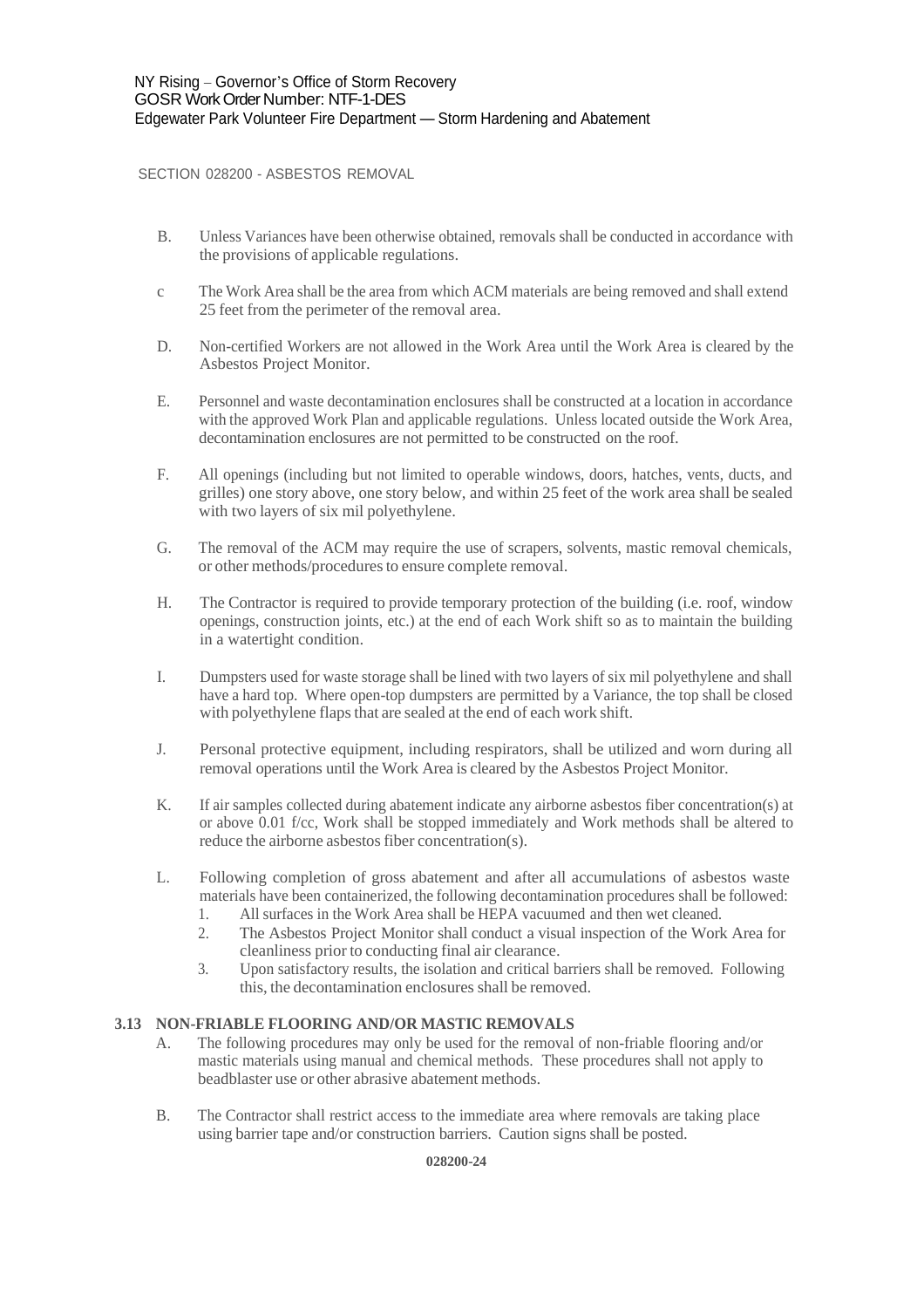B. Unless Variances have been otherwise obtained, removals shall be conducted in accordance with the provisions of applicable regulations.

c The Work Area shall be the area from which ACM materials are being removed and shall extend 25 feet from the perimeter of the removal area.

D. Non-certified Workers are not allowed in the Work Area until the Work Area is cleared by the Asbestos Project Monitor.

E. Personnel and waste decontamination enclosures shall be constructed at a location in accordance with the approved Work Plan and applicable regulations. Unless located outside the Work Area, decontamination enclosures are not permitted to be constructed on the roof.

F. All openings (including but not limited to operable windows, doors, hatches, vents, ducts, and grilles) one story above, one story below, and within 25 feet of the work area shall be sealed with two layers of six mil polyethylene.

G. The removal of the ACM may require the use of scrapers, solvents, mastic removal chemicals, or other methods/procedures to ensure complete removal.

H. The Contractor is required to provide temporary protection of the building (i.e. roof, window openings, construction joints, etc.) at the end of each Work shift so as to maintain the building in a watertight condition.

I. Dumpsters used for waste storage shall be lined with two layers of six mil polyethylene and shall have a hard top. Where open-top dumpsters are permitted by a Variance, the top shall be closed with polyethylene flaps that are sealed at the end of each work shift.

J. Personal protective equipment, including respirators, shall be utilized and worn during all removal operations until the Work Area is cleared by the Asbestos Project Monitor.

K. If air samples collected during abatement indicate any airborne asbestos fiber concentration(s) at or above 0.01 f/cc, Work shall be stopped immediately and Work methods shall be altered to reduce the airborne asbestos fiber concentration(s).

L. Following completion of gross abatement and after all accumulations of asbestos waste materials have been containerized, the following decontamination procedures shall be followed:
1. All surfaces in the Work Area shall be HEPA vacuumed and then wet cleaned.
2. The Asbestos Project Monitor shall conduct a visual inspection of the Work Area for cleanliness prior to conducting final air clearance.
3. Upon satisfactory results, the isolation and critical barriers shall be removed. Following this, the decontamination enclosures shall be removed.

**3.13 NON-FRIABLE FLOORING AND/OR MASTIC REMOVALS**

A. The following procedures may only be used for the removal of non-friable flooring and/or mastic materials using manual and chemical methods. These procedures shall not apply to beadblaster use or other abrasive abatement methods.

B. The Contractor shall restrict access to the immediate area where removals are taking place using barrier tape and/or construction barriers. Caution signs shall be posted.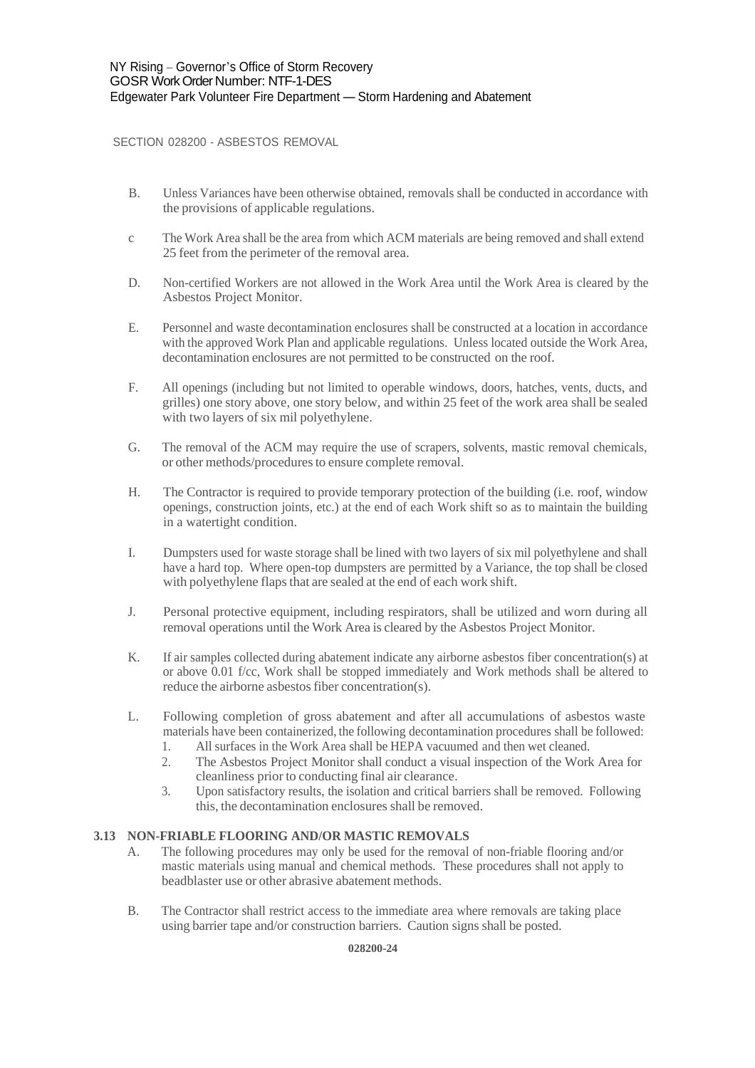B. Unless Variances have been otherwise obtained, removals shall be conducted in accordance with the provisions of applicable regulations.

c The Work Area shall be the area from which ACM materials are being removed and shall extend 25 feet from the perimeter of the removal area.

D. Non-certified Workers are not allowed in the Work Area until the Work Area is cleared by the Asbestos Project Monitor.

E. Personnel and waste decontamination enclosures shall be constructed at a location in accordance with the approved Work Plan and applicable regulations. Unless located outside the Work Area, decontamination enclosures are not permitted to be constructed on the roof.

F. All openings (including but not limited to operable windows, doors, hatches, vents, ducts, and grilles) one story above, one story below, and within 25 feet of the work area shall be sealed with two layers of six mil polyethylene.

G. The removal of the ACM may require the use of scrapers, solvents, mastic removal chemicals, or other methods/procedures to ensure complete removal.

H. The Contractor is required to provide temporary protection of the building (i.e. roof, window openings, construction joints, etc.) at the end of each Work shift so as to maintain the building in a watertight condition.

I. Dumpsters used for waste storage shall be lined with two layers of six mil polyethylene and shall have a hard top. Where open-top dumpsters are permitted by a Variance, the top shall be closed with polyethylene flaps that are sealed at the end of each work shift.

J. Personal protective equipment, including respirators, shall be utilized and worn during all removal operations until the Work Area is cleared by the Asbestos Project Monitor.

K. If air samples collected during abatement indicate any airborne asbestos fiber concentration(s) at or above 0.01 f/cc, Work shall be stopped immediately and Work methods shall be altered to reduce the airborne asbestos fiber concentration(s).

L. Following completion of gross abatement and after all accumulations of asbestos waste materials have been containerized, the following decontamination procedures shall be followed:
   1. All surfaces in the Work Area shall be HEPA vacuumed and then wet cleaned.
   2. The Asbestos Project Monitor shall conduct a visual inspection of the Work Area for cleanliness prior to conducting final air clearance.
   3. Upon satisfactory results, the isolation and critical barriers shall be removed. Following this, the decontamination enclosures shall be removed.

### 3.13 NON-FRIABLE FLOORING AND/OR MASTIC REMOVALS

A. The following procedures may only be used for the removal of non-friable flooring and/or mastic materials using manual and chemical methods. These procedures shall not apply to beadblaster use or other abrasive abatement methods.

B. The Contractor shall restrict access to the immediate area where removals are taking place using barrier tape and/or construction barriers. Caution signs shall be posted.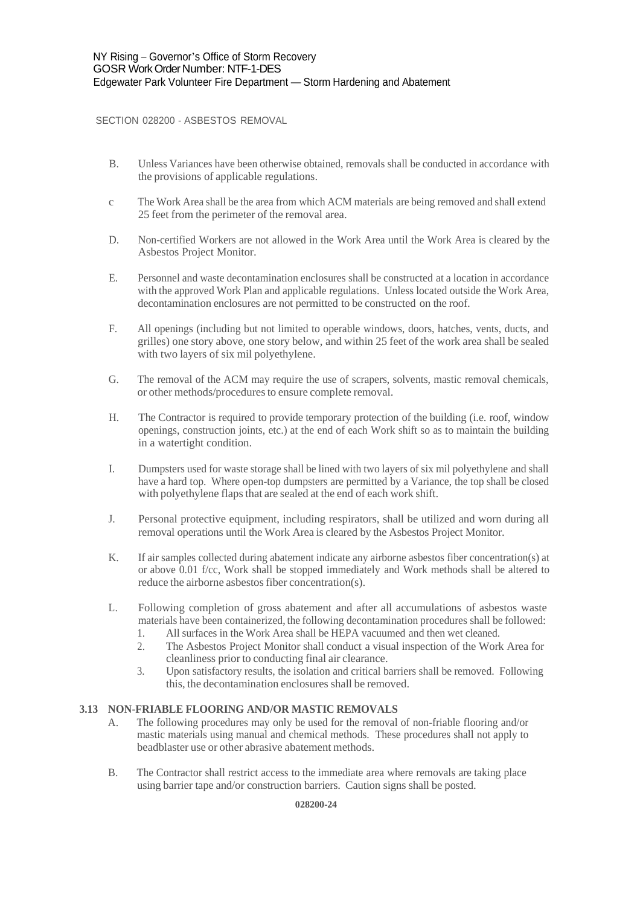B. Unless Variances have been otherwise obtained, removals shall be conducted in accordance with the provisions of applicable regulations.

c The Work Area shall be the area from which ACM materials are being removed and shall extend 25 feet from the perimeter of the removal area.

D. Non-certified Workers are not allowed in the Work Area until the Work Area is cleared by the Asbestos Project Monitor.

E. Personnel and waste decontamination enclosures shall be constructed at a location in accordance with the approved Work Plan and applicable regulations. Unless located outside the Work Area, decontamination enclosures are not permitted to be constructed on the roof.

F. All openings (including but not limited to operable windows, doors, hatches, vents, ducts, and grilles) one story above, one story below, and within 25 feet of the work area shall be sealed with two layers of six mil polyethylene.

G. The removal of the ACM may require the use of scrapers, solvents, mastic removal chemicals, or other methods/procedures to ensure complete removal.

H. The Contractor is required to provide temporary protection of the building (i.e. roof, window openings, construction joints, etc.) at the end of each Work shift so as to maintain the building in a watertight condition.

I. Dumpsters used for waste storage shall be lined with two layers of six mil polyethylene and shall have a hard top. Where open-top dumpsters are permitted by a Variance, the top shall be closed with polyethylene flaps that are sealed at the end of each work shift.

J. Personal protective equipment, including respirators, shall be utilized and worn during all removal operations until the Work Area is cleared by the Asbestos Project Monitor.

K. If air samples collected during abatement indicate any airborne asbestos fiber concentration(s) at or above 0.01 f/cc, Work shall be stopped immediately and Work methods shall be altered to reduce the airborne asbestos fiber concentration(s).

L. Following completion of gross abatement and after all accumulations of asbestos waste materials have been containerized, the following decontamination procedures shall be followed:
   1. All surfaces in the Work Area shall be HEPA vacuumed and then wet cleaned.
   2. The Asbestos Project Monitor shall conduct a visual inspection of the Work Area for cleanliness prior to conducting final air clearance.
   3. Upon satisfactory results, the isolation and critical barriers shall be removed. Following this, the decontamination enclosures shall be removed.

**3.13 NON-FRIABLE FLOORING AND/OR MASTIC REMOVALS**

A. The following procedures may only be used for the removal of non-friable flooring and/or mastic materials using manual and chemical methods. These procedures shall not apply to beadblaster use or other abrasive abatement methods.

B. The Contractor shall restrict access to the immediate area where removals are taking place using barrier tape and/or construction barriers. Caution signs shall be posted.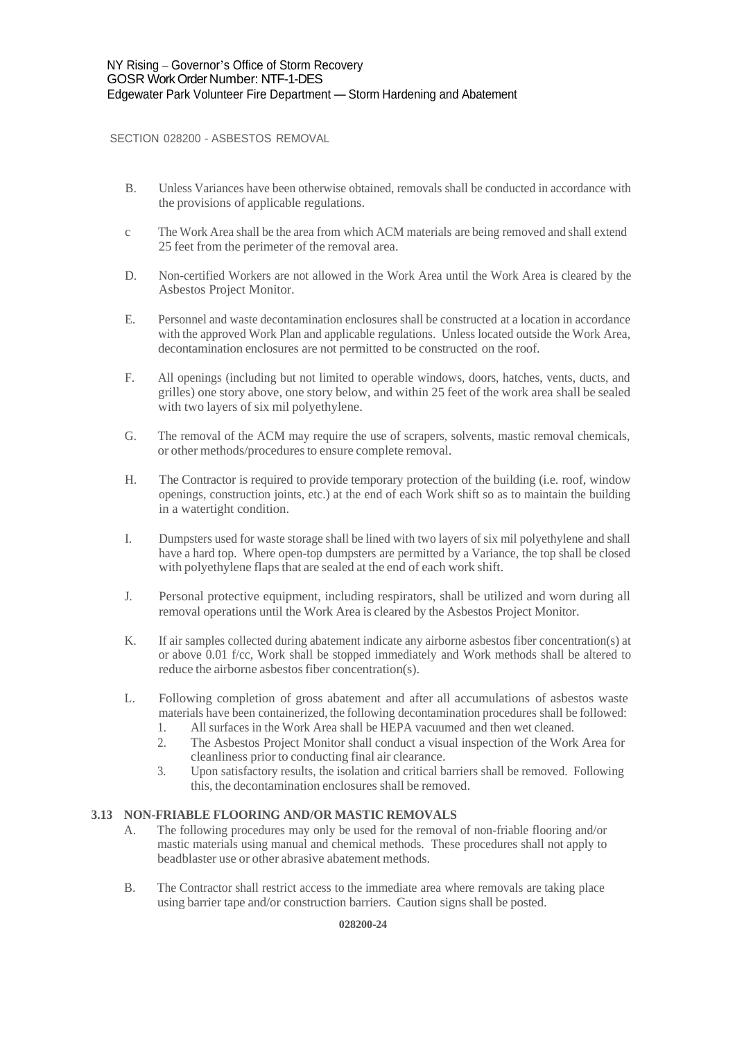B. Unless Variances have been otherwise obtained, removals shall be conducted in accordance with the provisions of applicable regulations.

c The Work Area shall be the area from which ACM materials are being removed and shall extend 25 feet from the perimeter of the removal area.

D. Non-certified Workers are not allowed in the Work Area until the Work Area is cleared by the Asbestos Project Monitor.

E. Personnel and waste decontamination enclosures shall be constructed at a location in accordance with the approved Work Plan and applicable regulations. Unless located outside the Work Area, decontamination enclosures are not permitted to be constructed on the roof.

F. All openings (including but not limited to operable windows, doors, hatches, vents, ducts, and grilles) one story above, one story below, and within 25 feet of the work area shall be sealed with two layers of six mil polyethylene.

G. The removal of the ACM may require the use of scrapers, solvents, mastic removal chemicals, or other methods/procedures to ensure complete removal.

H. The Contractor is required to provide temporary protection of the building (i.e. roof, window openings, construction joints, etc.) at the end of each Work shift so as to maintain the building in a watertight condition.

I. Dumpsters used for waste storage shall be lined with two layers of six mil polyethylene and shall have a hard top. Where open-top dumpsters are permitted by a Variance, the top shall be closed with polyethylene flaps that are sealed at the end of each work shift.

J. Personal protective equipment, including respirators, shall be utilized and worn during all removal operations until the Work Area is cleared by the Asbestos Project Monitor.

K. If air samples collected during abatement indicate any airborne asbestos fiber concentration(s) at or above 0.01 f/cc, Work shall be stopped immediately and Work methods shall be altered to reduce the airborne asbestos fiber concentration(s).

L. Following completion of gross abatement and after all accumulations of asbestos waste materials have been containerized, the following decontamination procedures shall be followed:
   1. All surfaces in the Work Area shall be HEPA vacuumed and then wet cleaned.
   2. The Asbestos Project Monitor shall conduct a visual inspection of the Work Area for cleanliness prior to conducting final air clearance.
   3. Upon satisfactory results, the isolation and critical barriers shall be removed. Following this, the decontamination enclosures shall be removed.

**3.13 NON-FRIABLE FLOORING AND/OR MASTIC REMOVALS**

A. The following procedures may only be used for the removal of non-friable flooring and/or mastic materials using manual and chemical methods. These procedures shall not apply to beadblaster use or other abrasive abatement methods.

B. The Contractor shall restrict access to the immediate area where removals are taking place using barrier tape and/or construction barriers. Caution signs shall be posted.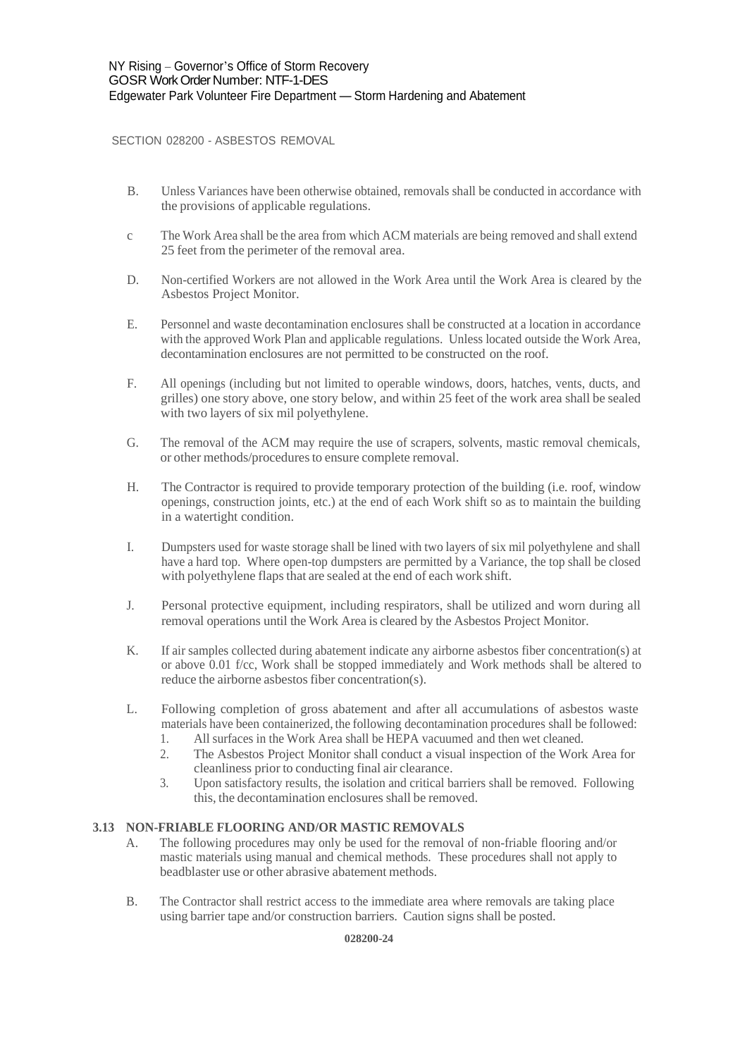B. Unless Variances have been otherwise obtained, removals shall be conducted in accordance with the provisions of applicable regulations.

c The Work Area shall be the area from which ACM materials are being removed and shall extend 25 feet from the perimeter of the removal area.

D. Non-certified Workers are not allowed in the Work Area until the Work Area is cleared by the Asbestos Project Monitor.

E. Personnel and waste decontamination enclosures shall be constructed at a location in accordance with the approved Work Plan and applicable regulations. Unless located outside the Work Area, decontamination enclosures are not permitted to be constructed on the roof.

F. All openings (including but not limited to operable windows, doors, hatches, vents, ducts, and grilles) one story above, one story below, and within 25 feet of the work area shall be sealed with two layers of six mil polyethylene.

G. The removal of the ACM may require the use of scrapers, solvents, mastic removal chemicals, or other methods/procedures to ensure complete removal.

H. The Contractor is required to provide temporary protection of the building (i.e. roof, window openings, construction joints, etc.) at the end of each Work shift so as to maintain the building in a watertight condition.

I. Dumpsters used for waste storage shall be lined with two layers of six mil polyethylene and shall have a hard top. Where open-top dumpsters are permitted by a Variance, the top shall be closed with polyethylene flaps that are sealed at the end of each work shift.

J. Personal protective equipment, including respirators, shall be utilized and worn during all removal operations until the Work Area is cleared by the Asbestos Project Monitor.

K. If air samples collected during abatement indicate any airborne asbestos fiber concentration(s) at or above 0.01 f/cc, Work shall be stopped immediately and Work methods shall be altered to reduce the airborne asbestos fiber concentration(s).

L. Following completion of gross abatement and after all accumulations of asbestos waste materials have been containerized, the following decontamination procedures shall be followed:
1. All surfaces in the Work Area shall be HEPA vacuumed and then wet cleaned.
2. The Asbestos Project Monitor shall conduct a visual inspection of the Work Area for cleanliness prior to conducting final air clearance.
3. Upon satisfactory results, the isolation and critical barriers shall be removed. Following this, the decontamination enclosures shall be removed.

### 3.13 NON-FRIABLE FLOORING AND/OR MASTIC REMOVALS

A. The following procedures may only be used for the removal of non-friable flooring and/or mastic materials using manual and chemical methods. These procedures shall not apply to beadblaster use or other abrasive abatement methods.

B. The Contractor shall restrict access to the immediate area where removals are taking place using barrier tape and/or construction barriers. Caution signs shall be posted.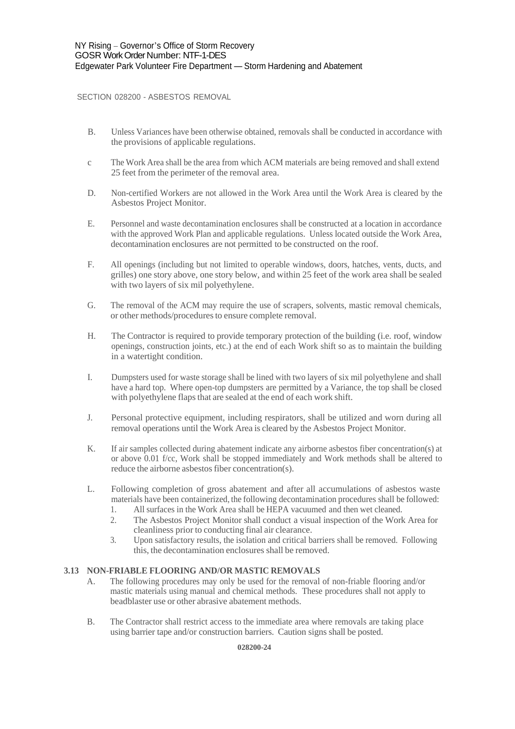B. Unless Variances have been otherwise obtained, removals shall be conducted in accordance with the provisions of applicable regulations.

c The Work Area shall be the area from which ACM materials are being removed and shall extend 25 feet from the perimeter of the removal area.

D. Non-certified Workers are not allowed in the Work Area until the Work Area is cleared by the Asbestos Project Monitor.

E. Personnel and waste decontamination enclosures shall be constructed at a location in accordance with the approved Work Plan and applicable regulations. Unless located outside the Work Area, decontamination enclosures are not permitted to be constructed on the roof.

F. All openings (including but not limited to operable windows, doors, hatches, vents, ducts, and grilles) one story above, one story below, and within 25 feet of the work area shall be sealed with two layers of six mil polyethylene.

G. The removal of the ACM may require the use of scrapers, solvents, mastic removal chemicals, or other methods/procedures to ensure complete removal.

H. The Contractor is required to provide temporary protection of the building (i.e. roof, window openings, construction joints, etc.) at the end of each Work shift so as to maintain the building in a watertight condition.

I. Dumpsters used for waste storage shall be lined with two layers of six mil polyethylene and shall have a hard top. Where open-top dumpsters are permitted by a Variance, the top shall be closed with polyethylene flaps that are sealed at the end of each work shift.

J. Personal protective equipment, including respirators, shall be utilized and worn during all removal operations until the Work Area is cleared by the Asbestos Project Monitor.

K. If air samples collected during abatement indicate any airborne asbestos fiber concentration(s) at or above 0.01 f/cc, Work shall be stopped immediately and Work methods shall be altered to reduce the airborne asbestos fiber concentration(s).

L. Following completion of gross abatement and after all accumulations of asbestos waste materials have been containerized, the following decontamination procedures shall be followed:
   1. All surfaces in the Work Area shall be HEPA vacuumed and then wet cleaned.
   2. The Asbestos Project Monitor shall conduct a visual inspection of the Work Area for cleanliness prior to conducting final air clearance.
   3. Upon satisfactory results, the isolation and critical barriers shall be removed. Following this, the decontamination enclosures shall be removed.

**3.13 NON-FRIABLE FLOORING AND/OR MASTIC REMOVALS**

A. The following procedures may only be used for the removal of non-friable flooring and/or mastic materials using manual and chemical methods. These procedures shall not apply to beadblaster use or other abrasive abatement methods.

B. The Contractor shall restrict access to the immediate area where removals are taking place using barrier tape and/or construction barriers. Caution signs shall be posted.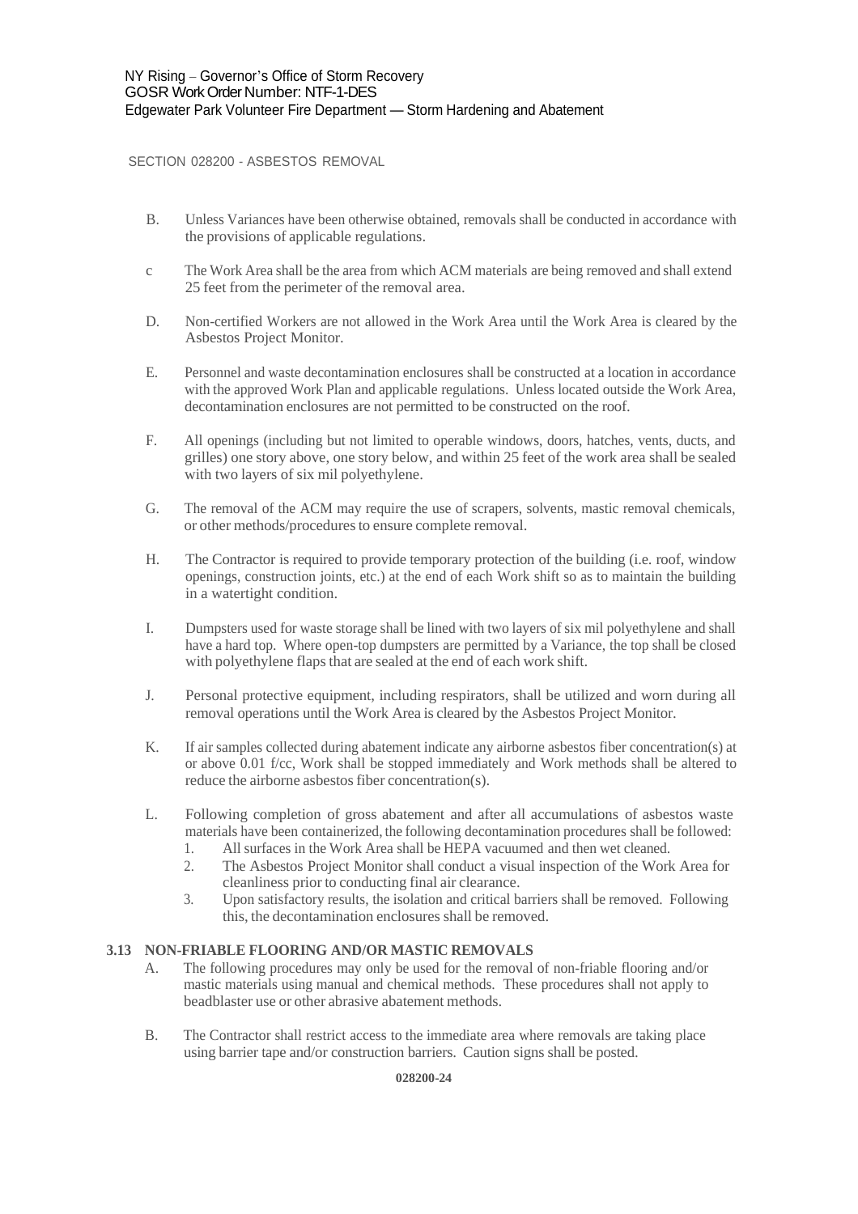B. Unless Variances have been otherwise obtained, removals shall be conducted in accordance with the provisions of applicable regulations.

c The Work Area shall be the area from which ACM materials are being removed and shall extend 25 feet from the perimeter of the removal area.

D. Non-certified Workers are not allowed in the Work Area until the Work Area is cleared by the Asbestos Project Monitor.

E. Personnel and waste decontamination enclosures shall be constructed at a location in accordance with the approved Work Plan and applicable regulations. Unless located outside the Work Area, decontamination enclosures are not permitted to be constructed on the roof.

F. All openings (including but not limited to operable windows, doors, hatches, vents, ducts, and grilles) one story above, one story below, and within 25 feet of the work area shall be sealed with two layers of six mil polyethylene.

G. The removal of the ACM may require the use of scrapers, solvents, mastic removal chemicals, or other methods/procedures to ensure complete removal.

H. The Contractor is required to provide temporary protection of the building (i.e. roof, window openings, construction joints, etc.) at the end of each Work shift so as to maintain the building in a watertight condition.

I. Dumpsters used for waste storage shall be lined with two layers of six mil polyethylene and shall have a hard top. Where open-top dumpsters are permitted by a Variance, the top shall be closed with polyethylene flaps that are sealed at the end of each work shift.

J. Personal protective equipment, including respirators, shall be utilized and worn during all removal operations until the Work Area is cleared by the Asbestos Project Monitor.

K. If air samples collected during abatement indicate any airborne asbestos fiber concentration(s) at or above 0.01 f/cc, Work shall be stopped immediately and Work methods shall be altered to reduce the airborne asbestos fiber concentration(s).

L. Following completion of gross abatement and after all accumulations of asbestos waste materials have been containerized, the following decontamination procedures shall be followed:
   1. All surfaces in the Work Area shall be HEPA vacuumed and then wet cleaned.
   2. The Asbestos Project Monitor shall conduct a visual inspection of the Work Area for cleanliness prior to conducting final air clearance.
   3. Upon satisfactory results, the isolation and critical barriers shall be removed. Following this, the decontamination enclosures shall be removed.

### 3.13 NON-FRIABLE FLOORING AND/OR MASTIC REMOVALS

A. The following procedures may only be used for the removal of non-friable flooring and/or mastic materials using manual and chemical methods. These procedures shall not apply to beadblaster use or other abrasive abatement methods.

B. The Contractor shall restrict access to the immediate area where removals are taking place using barrier tape and/or construction barriers. Caution signs shall be posted.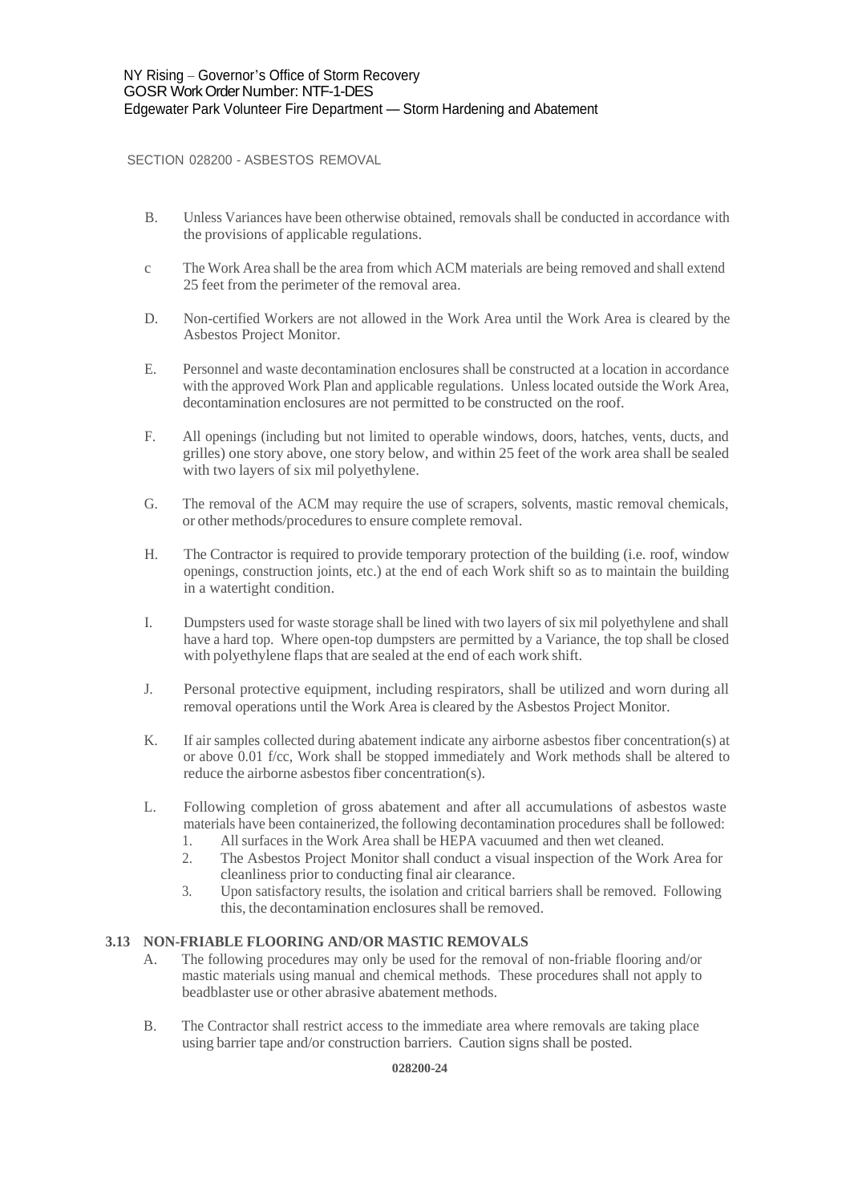B. Unless Variances have been otherwise obtained, removals shall be conducted in accordance with the provisions of applicable regulations.

c The Work Area shall be the area from which ACM materials are being removed and shall extend 25 feet from the perimeter of the removal area.

D. Non-certified Workers are not allowed in the Work Area until the Work Area is cleared by the Asbestos Project Monitor.

E. Personnel and waste decontamination enclosures shall be constructed at a location in accordance with the approved Work Plan and applicable regulations. Unless located outside the Work Area, decontamination enclosures are not permitted to be constructed on the roof.

F. All openings (including but not limited to operable windows, doors, hatches, vents, ducts, and grilles) one story above, one story below, and within 25 feet of the work area shall be sealed with two layers of six mil polyethylene.

G. The removal of the ACM may require the use of scrapers, solvents, mastic removal chemicals, or other methods/procedures to ensure complete removal.

H. The Contractor is required to provide temporary protection of the building (i.e. roof, window openings, construction joints, etc.) at the end of each Work shift so as to maintain the building in a watertight condition.

I. Dumpsters used for waste storage shall be lined with two layers of six mil polyethylene and shall have a hard top. Where open-top dumpsters are permitted by a Variance, the top shall be closed with polyethylene flaps that are sealed at the end of each work shift.

J. Personal protective equipment, including respirators, shall be utilized and worn during all removal operations until the Work Area is cleared by the Asbestos Project Monitor.

K. If air samples collected during abatement indicate any airborne asbestos fiber concentration(s) at or above 0.01 f/cc, Work shall be stopped immediately and Work methods shall be altered to reduce the airborne asbestos fiber concentration(s).

L. Following completion of gross abatement and after all accumulations of asbestos waste materials have been containerized, the following decontamination procedures shall be followed:
   1. All surfaces in the Work Area shall be HEPA vacuumed and then wet cleaned.
   2. The Asbestos Project Monitor shall conduct a visual inspection of the Work Area for cleanliness prior to conducting final air clearance.
   3. Upon satisfactory results, the isolation and critical barriers shall be removed. Following this, the decontamination enclosures shall be removed.

### 3.13 NON-FRIABLE FLOORING AND/OR MASTIC REMOVALS

A. The following procedures may only be used for the removal of non-friable flooring and/or mastic materials using manual and chemical methods. These procedures shall not apply to beadblaster use or other abrasive abatement methods.

B. The Contractor shall restrict access to the immediate area where removals are taking place using barrier tape and/or construction barriers. Caution signs shall be posted.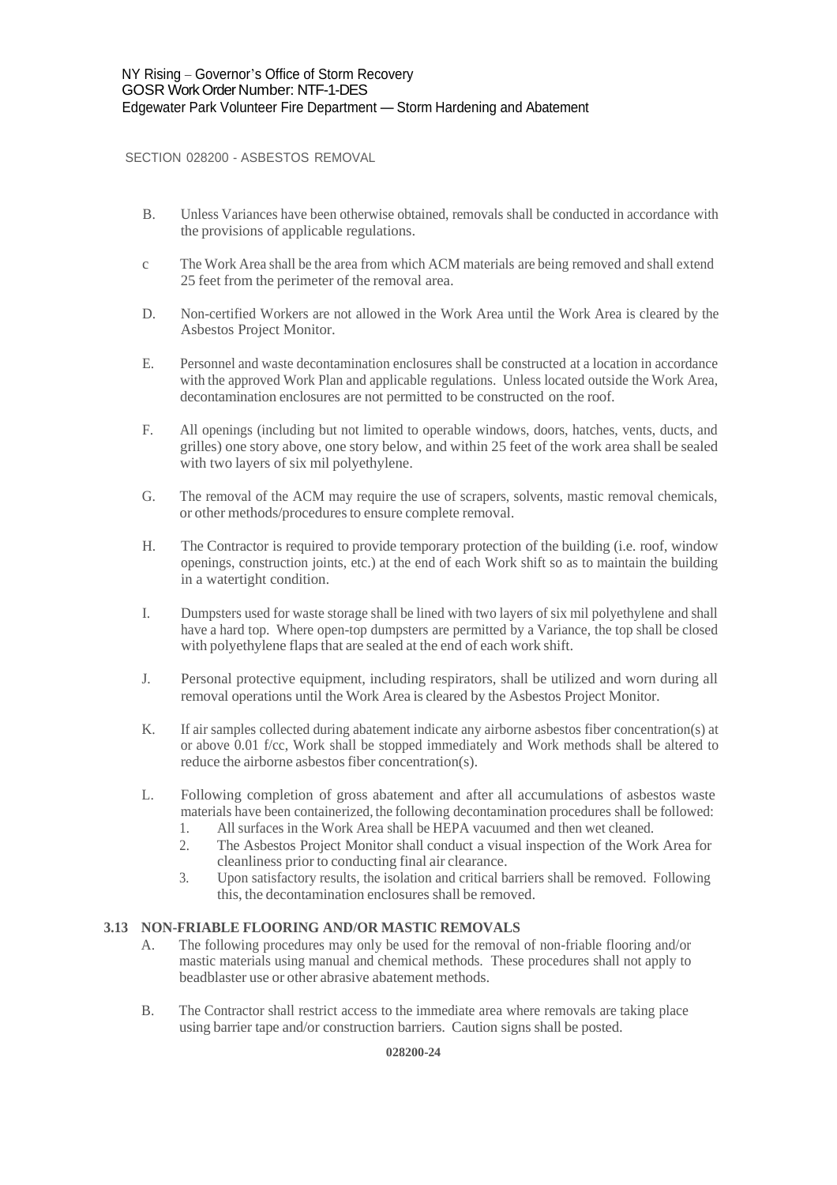B. Unless Variances have been otherwise obtained, removals shall be conducted in accordance with the provisions of applicable regulations.

c The Work Area shall be the area from which ACM materials are being removed and shall extend 25 feet from the perimeter of the removal area.

D. Non-certified Workers are not allowed in the Work Area until the Work Area is cleared by the Asbestos Project Monitor.

E. Personnel and waste decontamination enclosures shall be constructed at a location in accordance with the approved Work Plan and applicable regulations. Unless located outside the Work Area, decontamination enclosures are not permitted to be constructed on the roof.

F. All openings (including but not limited to operable windows, doors, hatches, vents, ducts, and grilles) one story above, one story below, and within 25 feet of the work area shall be sealed with two layers of six mil polyethylene.

G. The removal of the ACM may require the use of scrapers, solvents, mastic removal chemicals, or other methods/procedures to ensure complete removal.

H. The Contractor is required to provide temporary protection of the building (i.e. roof, window openings, construction joints, etc.) at the end of each Work shift so as to maintain the building in a watertight condition.

I. Dumpsters used for waste storage shall be lined with two layers of six mil polyethylene and shall have a hard top. Where open-top dumpsters are permitted by a Variance, the top shall be closed with polyethylene flaps that are sealed at the end of each work shift.

J. Personal protective equipment, including respirators, shall be utilized and worn during all removal operations until the Work Area is cleared by the Asbestos Project Monitor.

K. If air samples collected during abatement indicate any airborne asbestos fiber concentration(s) at or above 0.01 f/cc, Work shall be stopped immediately and Work methods shall be altered to reduce the airborne asbestos fiber concentration(s).

L. Following completion of gross abatement and after all accumulations of asbestos waste materials have been containerized, the following decontamination procedures shall be followed:
   1. All surfaces in the Work Area shall be HEPA vacuumed and then wet cleaned.
   2. The Asbestos Project Monitor shall conduct a visual inspection of the Work Area for cleanliness prior to conducting final air clearance.
   3. Upon satisfactory results, the isolation and critical barriers shall be removed. Following this, the decontamination enclosures shall be removed.

**3.13 NON-FRIABLE FLOORING AND/OR MASTIC REMOVALS**

A. The following procedures may only be used for the removal of non-friable flooring and/or mastic materials using manual and chemical methods. These procedures shall not apply to beadblaster use or other abrasive abatement methods.

B. The Contractor shall restrict access to the immediate area where removals are taking place using barrier tape and/or construction barriers. Caution signs shall be posted.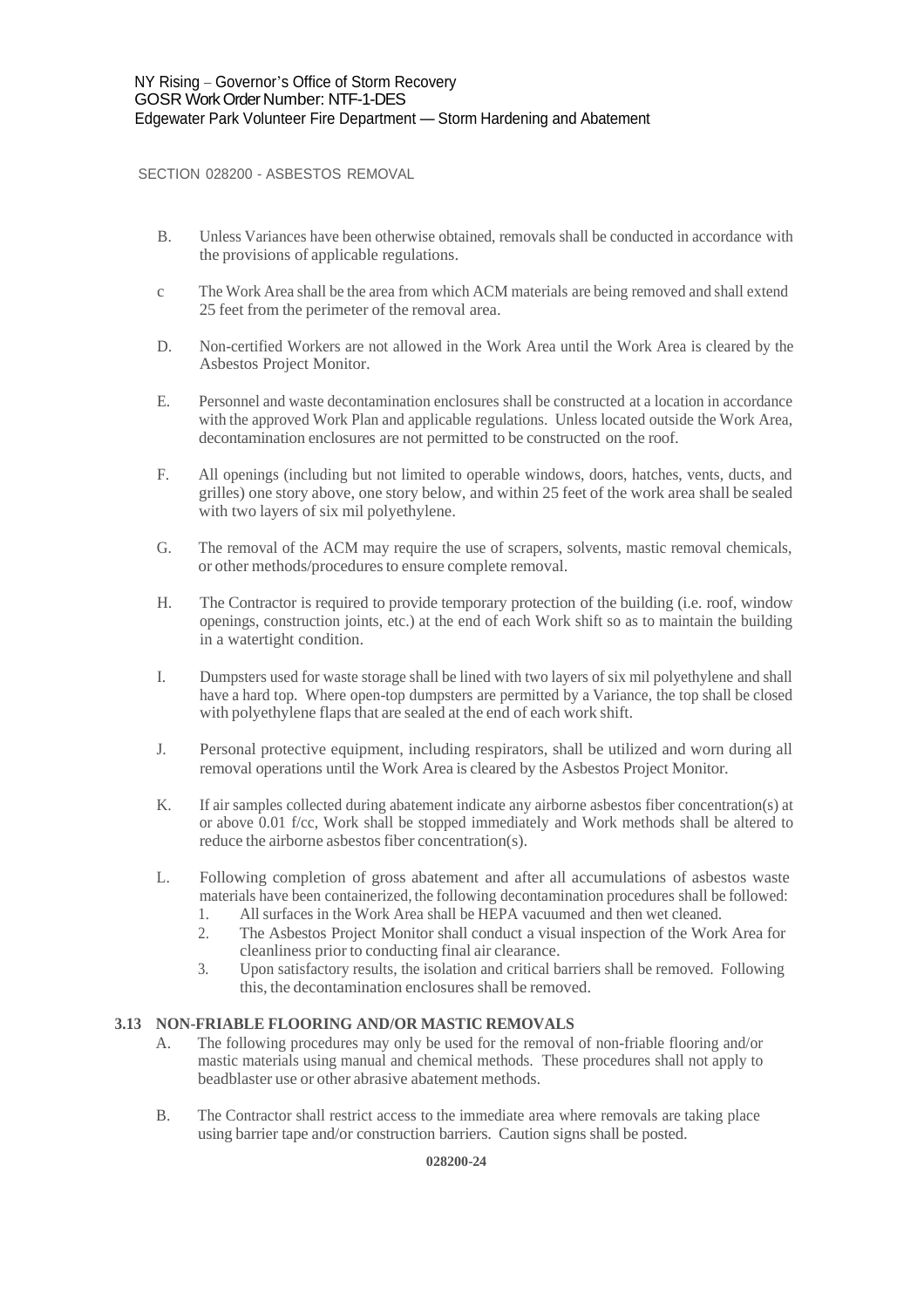B. Unless Variances have been otherwise obtained, removals shall be conducted in accordance with the provisions of applicable regulations.

c The Work Area shall be the area from which ACM materials are being removed and shall extend 25 feet from the perimeter of the removal area.

D. Non-certified Workers are not allowed in the Work Area until the Work Area is cleared by the Asbestos Project Monitor.

E. Personnel and waste decontamination enclosures shall be constructed at a location in accordance with the approved Work Plan and applicable regulations. Unless located outside the Work Area, decontamination enclosures are not permitted to be constructed on the roof.

F. All openings (including but not limited to operable windows, doors, hatches, vents, ducts, and grilles) one story above, one story below, and within 25 feet of the work area shall be sealed with two layers of six mil polyethylene.

G. The removal of the ACM may require the use of scrapers, solvents, mastic removal chemicals, or other methods/procedures to ensure complete removal.

H. The Contractor is required to provide temporary protection of the building (i.e. roof, window openings, construction joints, etc.) at the end of each Work shift so as to maintain the building in a watertight condition.

I. Dumpsters used for waste storage shall be lined with two layers of six mil polyethylene and shall have a hard top. Where open-top dumpsters are permitted by a Variance, the top shall be closed with polyethylene flaps that are sealed at the end of each work shift.

J. Personal protective equipment, including respirators, shall be utilized and worn during all removal operations until the Work Area is cleared by the Asbestos Project Monitor.

K. If air samples collected during abatement indicate any airborne asbestos fiber concentration(s) at or above 0.01 f/cc, Work shall be stopped immediately and Work methods shall be altered to reduce the airborne asbestos fiber concentration(s).

L. Following completion of gross abatement and after all accumulations of asbestos waste materials have been containerized, the following decontamination procedures shall be followed:
   1. All surfaces in the Work Area shall be HEPA vacuumed and then wet cleaned.
   2. The Asbestos Project Monitor shall conduct a visual inspection of the Work Area for cleanliness prior to conducting final air clearance.
   3. Upon satisfactory results, the isolation and critical barriers shall be removed. Following this, the decontamination enclosures shall be removed.

**3.13 NON-FRIABLE FLOORING AND/OR MASTIC REMOVALS**

A. The following procedures may only be used for the removal of non-friable flooring and/or mastic materials using manual and chemical methods. These procedures shall not apply to beadblaster use or other abrasive abatement methods.

B. The Contractor shall restrict access to the immediate area where removals are taking place using barrier tape and/or construction barriers. Caution signs shall be posted.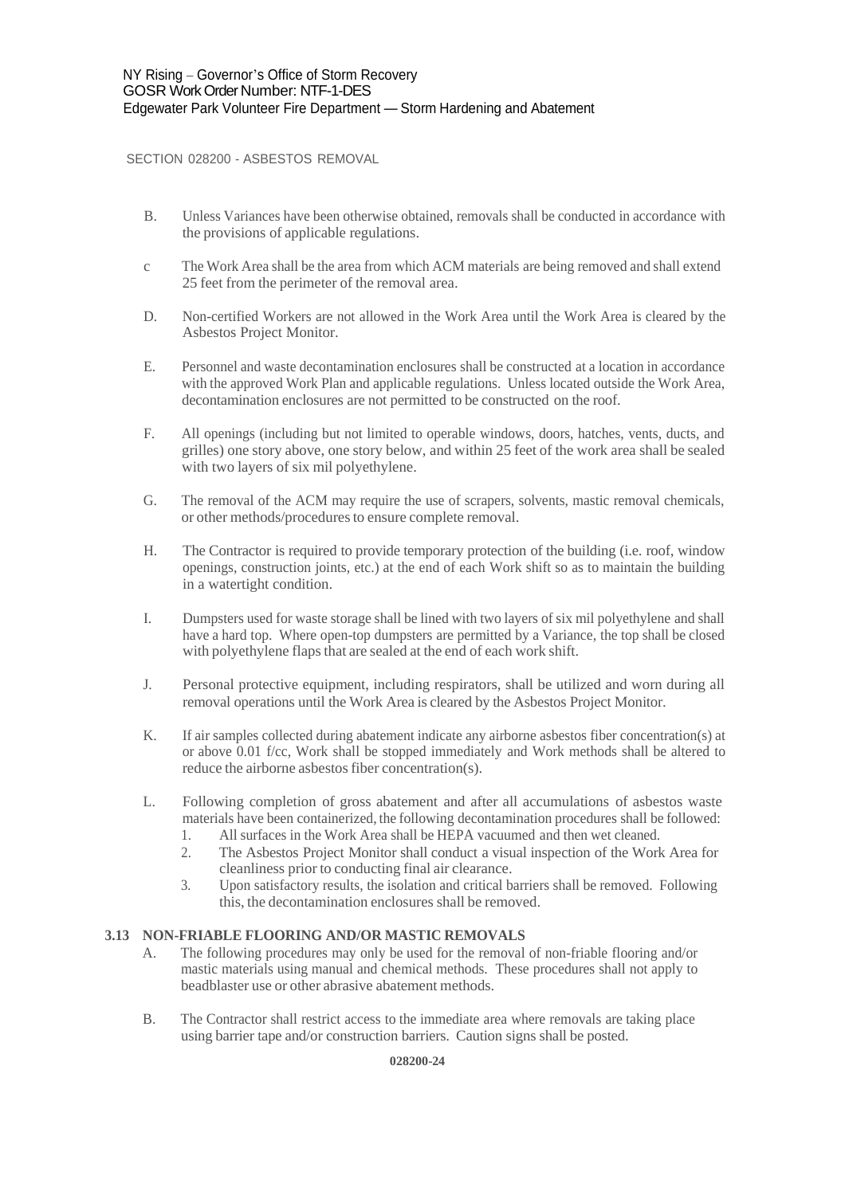B. Unless Variances have been otherwise obtained, removals shall be conducted in accordance with the provisions of applicable regulations.

c The Work Area shall be the area from which ACM materials are being removed and shall extend 25 feet from the perimeter of the removal area.

D. Non-certified Workers are not allowed in the Work Area until the Work Area is cleared by the Asbestos Project Monitor.

E. Personnel and waste decontamination enclosures shall be constructed at a location in accordance with the approved Work Plan and applicable regulations. Unless located outside the Work Area, decontamination enclosures are not permitted to be constructed on the roof.

F. All openings (including but not limited to operable windows, doors, hatches, vents, ducts, and grilles) one story above, one story below, and within 25 feet of the work area shall be sealed with two layers of six mil polyethylene.

G. The removal of the ACM may require the use of scrapers, solvents, mastic removal chemicals, or other methods/procedures to ensure complete removal.

H. The Contractor is required to provide temporary protection of the building (i.e. roof, window openings, construction joints, etc.) at the end of each Work shift so as to maintain the building in a watertight condition.

I. Dumpsters used for waste storage shall be lined with two layers of six mil polyethylene and shall have a hard top. Where open-top dumpsters are permitted by a Variance, the top shall be closed with polyethylene flaps that are sealed at the end of each work shift.

J. Personal protective equipment, including respirators, shall be utilized and worn during all removal operations until the Work Area is cleared by the Asbestos Project Monitor.

K. If air samples collected during abatement indicate any airborne asbestos fiber concentration(s) at or above 0.01 f/cc, Work shall be stopped immediately and Work methods shall be altered to reduce the airborne asbestos fiber concentration(s).

L. Following completion of gross abatement and after all accumulations of asbestos waste materials have been containerized, the following decontamination procedures shall be followed:
   1. All surfaces in the Work Area shall be HEPA vacuumed and then wet cleaned.
   2. The Asbestos Project Monitor shall conduct a visual inspection of the Work Area for cleanliness prior to conducting final air clearance.
   3. Upon satisfactory results, the isolation and critical barriers shall be removed. Following this, the decontamination enclosures shall be removed.

### 3.13 NON-FRIABLE FLOORING AND/OR MASTIC REMOVALS

A. The following procedures may only be used for the removal of non-friable flooring and/or mastic materials using manual and chemical methods. These procedures shall not apply to beadblaster use or other abrasive abatement methods.

B. The Contractor shall restrict access to the immediate area where removals are taking place using barrier tape and/or construction barriers. Caution signs shall be posted.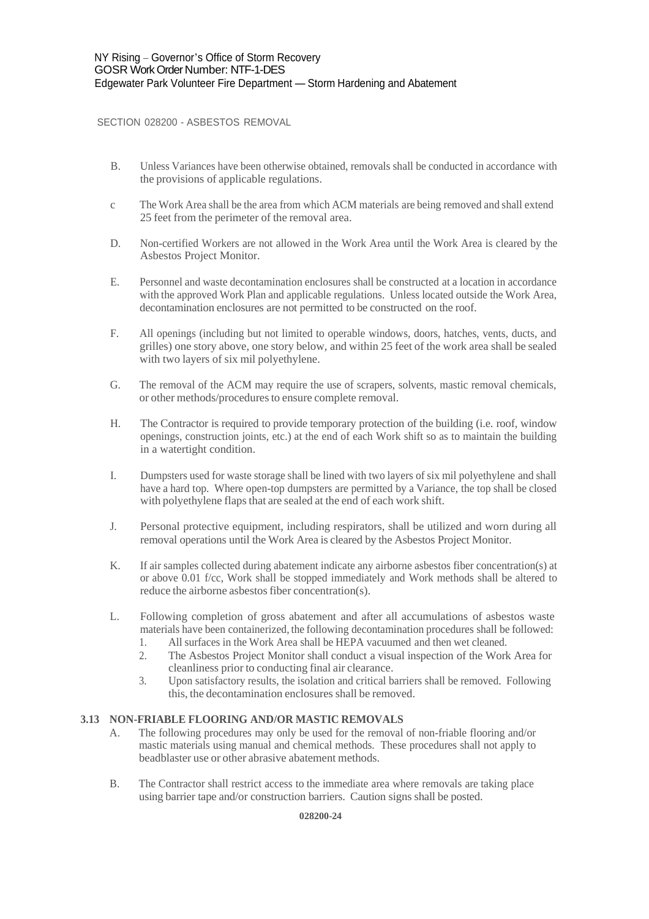B. Unless Variances have been otherwise obtained, removals shall be conducted in accordance with the provisions of applicable regulations.

c The Work Area shall be the area from which ACM materials are being removed and shall extend 25 feet from the perimeter of the removal area.

D. Non-certified Workers are not allowed in the Work Area until the Work Area is cleared by the Asbestos Project Monitor.

E. Personnel and waste decontamination enclosures shall be constructed at a location in accordance with the approved Work Plan and applicable regulations. Unless located outside the Work Area, decontamination enclosures are not permitted to be constructed on the roof.

F. All openings (including but not limited to operable windows, doors, hatches, vents, ducts, and grilles) one story above, one story below, and within 25 feet of the work area shall be sealed with two layers of six mil polyethylene.

G. The removal of the ACM may require the use of scrapers, solvents, mastic removal chemicals, or other methods/procedures to ensure complete removal.

H. The Contractor is required to provide temporary protection of the building (i.e. roof, window openings, construction joints, etc.) at the end of each Work shift so as to maintain the building in a watertight condition.

I. Dumpsters used for waste storage shall be lined with two layers of six mil polyethylene and shall have a hard top. Where open-top dumpsters are permitted by a Variance, the top shall be closed with polyethylene flaps that are sealed at the end of each work shift.

J. Personal protective equipment, including respirators, shall be utilized and worn during all removal operations until the Work Area is cleared by the Asbestos Project Monitor.

K. If air samples collected during abatement indicate any airborne asbestos fiber concentration(s) at or above 0.01 f/cc, Work shall be stopped immediately and Work methods shall be altered to reduce the airborne asbestos fiber concentration(s).

L. Following completion of gross abatement and after all accumulations of asbestos waste materials have been containerized, the following decontamination procedures shall be followed:
   1. All surfaces in the Work Area shall be HEPA vacuumed and then wet cleaned.
   2. The Asbestos Project Monitor shall conduct a visual inspection of the Work Area for cleanliness prior to conducting final air clearance.
   3. Upon satisfactory results, the isolation and critical barriers shall be removed. Following this, the decontamination enclosures shall be removed.

### 3.13 NON-FRIABLE FLOORING AND/OR MASTIC REMOVALS

A. The following procedures may only be used for the removal of non-friable flooring and/or mastic materials using manual and chemical methods. These procedures shall not apply to beadblaster use or other abrasive abatement methods.

B. The Contractor shall restrict access to the immediate area where removals are taking place using barrier tape and/or construction barriers. Caution signs shall be posted.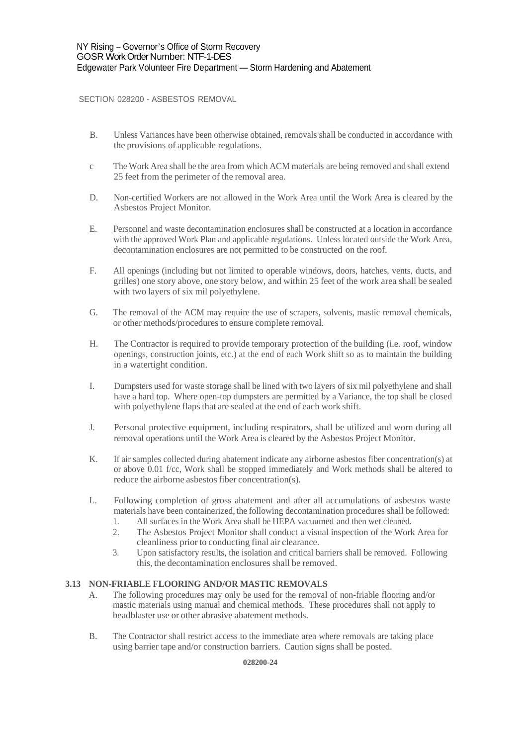B. Unless Variances have been otherwise obtained, removals shall be conducted in accordance with the provisions of applicable regulations.

c The Work Area shall be the area from which ACM materials are being removed and shall extend 25 feet from the perimeter of the removal area.

D. Non-certified Workers are not allowed in the Work Area until the Work Area is cleared by the Asbestos Project Monitor.

E. Personnel and waste decontamination enclosures shall be constructed at a location in accordance with the approved Work Plan and applicable regulations. Unless located outside the Work Area, decontamination enclosures are not permitted to be constructed on the roof.

F. All openings (including but not limited to operable windows, doors, hatches, vents, ducts, and grilles) one story above, one story below, and within 25 feet of the work area shall be sealed with two layers of six mil polyethylene.

G. The removal of the ACM may require the use of scrapers, solvents, mastic removal chemicals, or other methods/procedures to ensure complete removal.

H. The Contractor is required to provide temporary protection of the building (i.e. roof, window openings, construction joints, etc.) at the end of each Work shift so as to maintain the building in a watertight condition.

I. Dumpsters used for waste storage shall be lined with two layers of six mil polyethylene and shall have a hard top. Where open-top dumpsters are permitted by a Variance, the top shall be closed with polyethylene flaps that are sealed at the end of each work shift.

J. Personal protective equipment, including respirators, shall be utilized and worn during all removal operations until the Work Area is cleared by the Asbestos Project Monitor.

K. If air samples collected during abatement indicate any airborne asbestos fiber concentration(s) at or above 0.01 f/cc, Work shall be stopped immediately and Work methods shall be altered to reduce the airborne asbestos fiber concentration(s).

L. Following completion of gross abatement and after all accumulations of asbestos waste materials have been containerized, the following decontamination procedures shall be followed:
   1. All surfaces in the Work Area shall be HEPA vacuumed and then wet cleaned.
   2. The Asbestos Project Monitor shall conduct a visual inspection of the Work Area for cleanliness prior to conducting final air clearance.
   3. Upon satisfactory results, the isolation and critical barriers shall be removed. Following this, the decontamination enclosures shall be removed.

**3.13 NON-FRIABLE FLOORING AND/OR MASTIC REMOVALS**

A. The following procedures may only be used for the removal of non-friable flooring and/or mastic materials using manual and chemical methods. These procedures shall not apply to beadblaster use or other abrasive abatement methods.

B. The Contractor shall restrict access to the immediate area where removals are taking place using barrier tape and/or construction barriers. Caution signs shall be posted.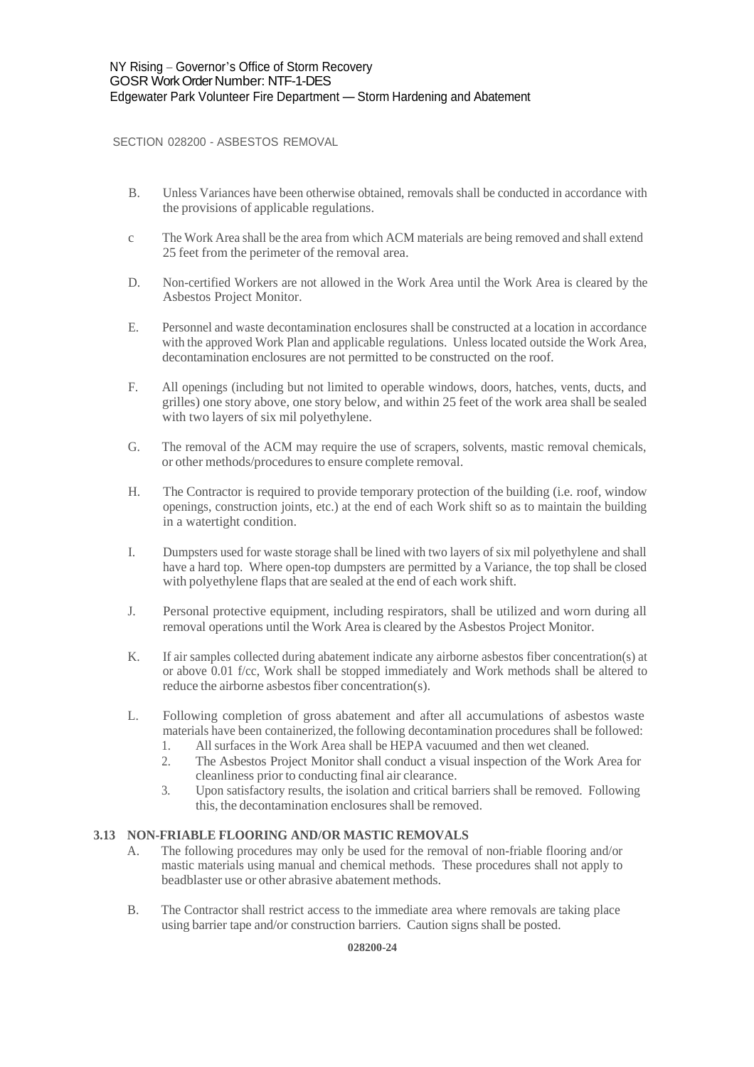B. Unless Variances have been otherwise obtained, removals shall be conducted in accordance with the provisions of applicable regulations.

c The Work Area shall be the area from which ACM materials are being removed and shall extend 25 feet from the perimeter of the removal area.

D. Non-certified Workers are not allowed in the Work Area until the Work Area is cleared by the Asbestos Project Monitor.

E. Personnel and waste decontamination enclosures shall be constructed at a location in accordance with the approved Work Plan and applicable regulations. Unless located outside the Work Area, decontamination enclosures are not permitted to be constructed on the roof.

F. All openings (including but not limited to operable windows, doors, hatches, vents, ducts, and grilles) one story above, one story below, and within 25 feet of the work area shall be sealed with two layers of six mil polyethylene.

G. The removal of the ACM may require the use of scrapers, solvents, mastic removal chemicals, or other methods/procedures to ensure complete removal.

H. The Contractor is required to provide temporary protection of the building (i.e. roof, window openings, construction joints, etc.) at the end of each Work shift so as to maintain the building in a watertight condition.

I. Dumpsters used for waste storage shall be lined with two layers of six mil polyethylene and shall have a hard top. Where open-top dumpsters are permitted by a Variance, the top shall be closed with polyethylene flaps that are sealed at the end of each work shift.

J. Personal protective equipment, including respirators, shall be utilized and worn during all removal operations until the Work Area is cleared by the Asbestos Project Monitor.

K. If air samples collected during abatement indicate any airborne asbestos fiber concentration(s) at or above 0.01 f/cc, Work shall be stopped immediately and Work methods shall be altered to reduce the airborne asbestos fiber concentration(s).

L. Following completion of gross abatement and after all accumulations of asbestos waste materials have been containerized, the following decontamination procedures shall be followed:
   1. All surfaces in the Work Area shall be HEPA vacuumed and then wet cleaned.
   2. The Asbestos Project Monitor shall conduct a visual inspection of the Work Area for cleanliness prior to conducting final air clearance.
   3. Upon satisfactory results, the isolation and critical barriers shall be removed. Following this, the decontamination enclosures shall be removed.

## 3.13 NON-FRIABLE FLOORING AND/OR MASTIC REMOVALS

A. The following procedures may only be used for the removal of non-friable flooring and/or mastic materials using manual and chemical methods. These procedures shall not apply to beadblaster use or other abrasive abatement methods.

B. The Contractor shall restrict access to the immediate area where removals are taking place using barrier tape and/or construction barriers. Caution signs shall be posted.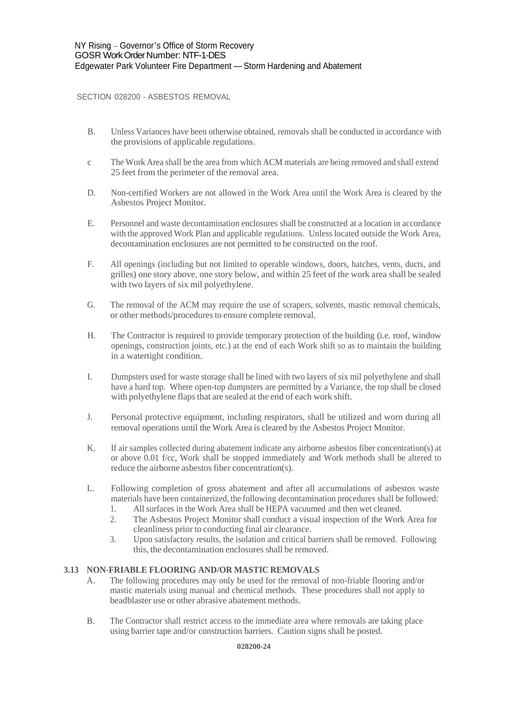B. Unless Variances have been otherwise obtained, removals shall be conducted in accordance with the provisions of applicable regulations.

c The Work Area shall be the area from which ACM materials are being removed and shall extend 25 feet from the perimeter of the removal area.

D. Non-certified Workers are not allowed in the Work Area until the Work Area is cleared by the Asbestos Project Monitor.

E. Personnel and waste decontamination enclosures shall be constructed at a location in accordance with the approved Work Plan and applicable regulations. Unless located outside the Work Area, decontamination enclosures are not permitted to be constructed on the roof.

F. All openings (including but not limited to operable windows, doors, hatches, vents, ducts, and grilles) one story above, one story below, and within 25 feet of the work area shall be sealed with two layers of six mil polyethylene.

G. The removal of the ACM may require the use of scrapers, solvents, mastic removal chemicals, or other methods/procedures to ensure complete removal.

H. The Contractor is required to provide temporary protection of the building (i.e. roof, window openings, construction joints, etc.) at the end of each Work shift so as to maintain the building in a watertight condition.

I. Dumpsters used for waste storage shall be lined with two layers of six mil polyethylene and shall have a hard top. Where open-top dumpsters are permitted by a Variance, the top shall be closed with polyethylene flaps that are sealed at the end of each work shift.

J. Personal protective equipment, including respirators, shall be utilized and worn during all removal operations until the Work Area is cleared by the Asbestos Project Monitor.

K. If air samples collected during abatement indicate any airborne asbestos fiber concentration(s) at or above 0.01 f/cc, Work shall be stopped immediately and Work methods shall be altered to reduce the airborne asbestos fiber concentration(s).

L. Following completion of gross abatement and after all accumulations of asbestos waste materials have been containerized, the following decontamination procedures shall be followed:
   1. All surfaces in the Work Area shall be HEPA vacuumed and then wet cleaned.
   2. The Asbestos Project Monitor shall conduct a visual inspection of the Work Area for cleanliness prior to conducting final air clearance.
   3. Upon satisfactory results, the isolation and critical barriers shall be removed. Following this, the decontamination enclosures shall be removed.

### 3.13 NON-FRIABLE FLOORING AND/OR MASTIC REMOVALS

A. The following procedures may only be used for the removal of non-friable flooring and/or mastic materials using manual and chemical methods. These procedures shall not apply to beadblaster use or other abrasive abatement methods.

B. The Contractor shall restrict access to the immediate area where removals are taking place using barrier tape and/or construction barriers. Caution signs shall be posted.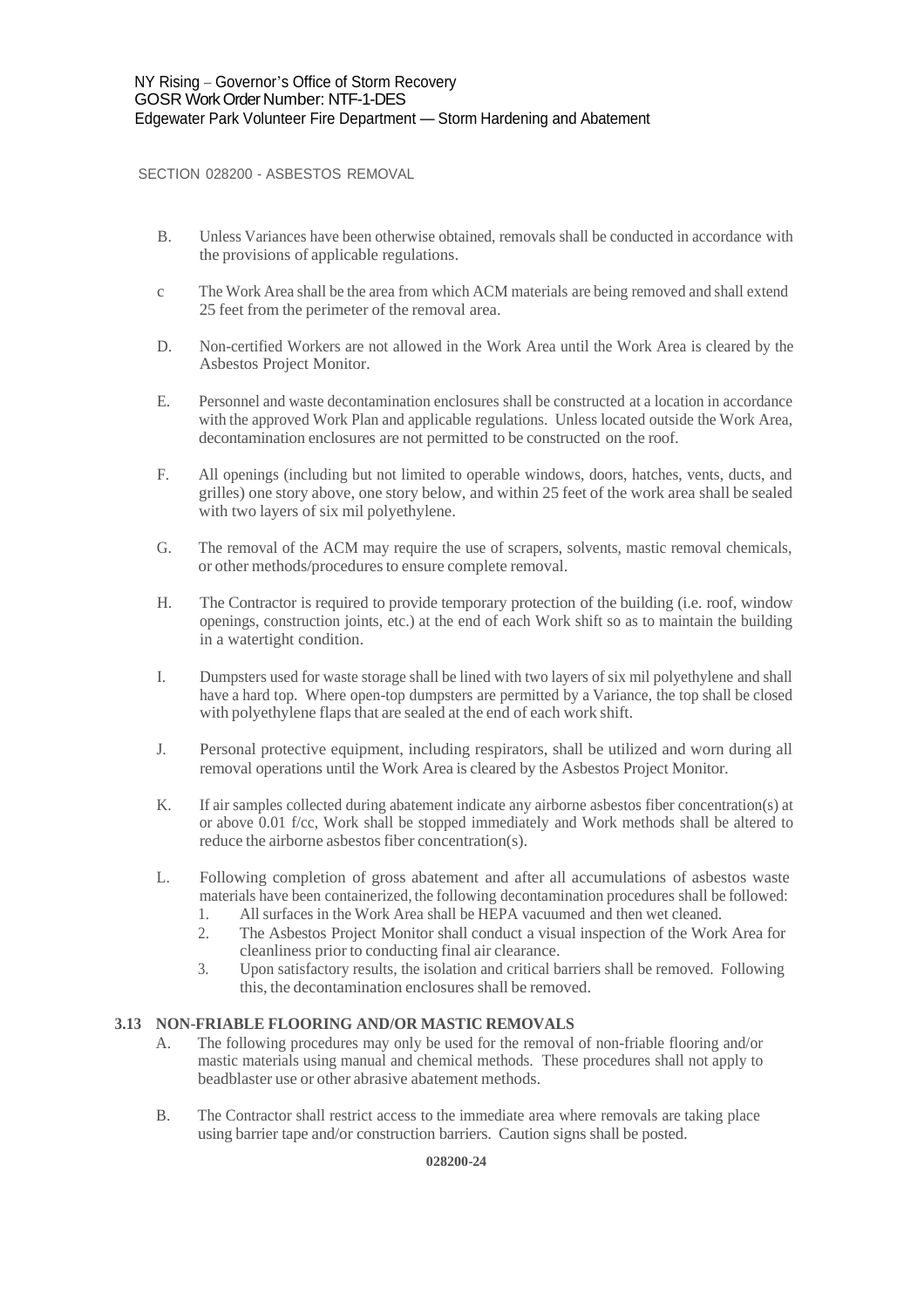B. Unless Variances have been otherwise obtained, removals shall be conducted in accordance with the provisions of applicable regulations.

c The Work Area shall be the area from which ACM materials are being removed and shall extend 25 feet from the perimeter of the removal area.

D. Non-certified Workers are not allowed in the Work Area until the Work Area is cleared by the Asbestos Project Monitor.

E. Personnel and waste decontamination enclosures shall be constructed at a location in accordance with the approved Work Plan and applicable regulations. Unless located outside the Work Area, decontamination enclosures are not permitted to be constructed on the roof.

F. All openings (including but not limited to operable windows, doors, hatches, vents, ducts, and grilles) one story above, one story below, and within 25 feet of the work area shall be sealed with two layers of six mil polyethylene.

G. The removal of the ACM may require the use of scrapers, solvents, mastic removal chemicals, or other methods/procedures to ensure complete removal.

H. The Contractor is required to provide temporary protection of the building (i.e. roof, window openings, construction joints, etc.) at the end of each Work shift so as to maintain the building in a watertight condition.

I. Dumpsters used for waste storage shall be lined with two layers of six mil polyethylene and shall have a hard top. Where open-top dumpsters are permitted by a Variance, the top shall be closed with polyethylene flaps that are sealed at the end of each work shift.

J. Personal protective equipment, including respirators, shall be utilized and worn during all removal operations until the Work Area is cleared by the Asbestos Project Monitor.

K. If air samples collected during abatement indicate any airborne asbestos fiber concentration(s) at or above 0.01 f/cc, Work shall be stopped immediately and Work methods shall be altered to reduce the airborne asbestos fiber concentration(s).

L. Following completion of gross abatement and after all accumulations of asbestos waste materials have been containerized, the following decontamination procedures shall be followed:
   1. All surfaces in the Work Area shall be HEPA vacuumed and then wet cleaned.
   2. The Asbestos Project Monitor shall conduct a visual inspection of the Work Area for cleanliness prior to conducting final air clearance.
   3. Upon satisfactory results, the isolation and critical barriers shall be removed. Following this, the decontamination enclosures shall be removed.

### 3.13 NON-FRIABLE FLOORING AND/OR MASTIC REMOVALS

A. The following procedures may only be used for the removal of non-friable flooring and/or mastic materials using manual and chemical methods. These procedures shall not apply to beadblaster use or other abrasive abatement methods.

B. The Contractor shall restrict access to the immediate area where removals are taking place using barrier tape and/or construction barriers. Caution signs shall be posted.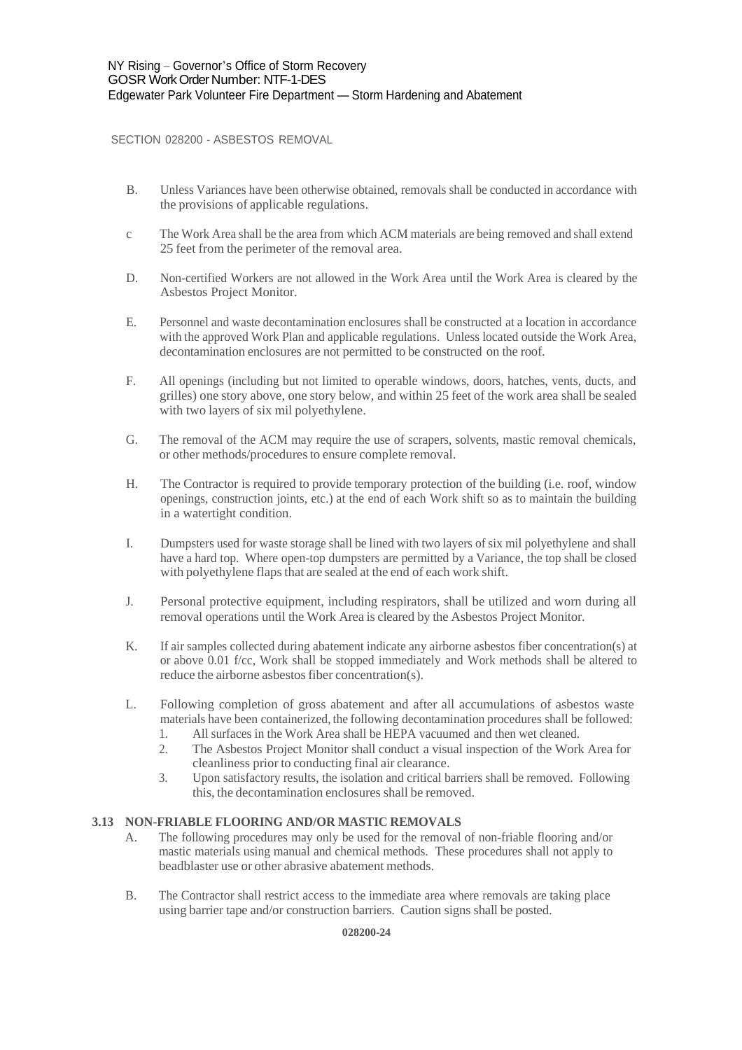B. Unless Variances have been otherwise obtained, removals shall be conducted in accordance with the provisions of applicable regulations.

c The Work Area shall be the area from which ACM materials are being removed and shall extend 25 feet from the perimeter of the removal area.

D. Non-certified Workers are not allowed in the Work Area until the Work Area is cleared by the Asbestos Project Monitor.

E. Personnel and waste decontamination enclosures shall be constructed at a location in accordance with the approved Work Plan and applicable regulations. Unless located outside the Work Area, decontamination enclosures are not permitted to be constructed on the roof.

F. All openings (including but not limited to operable windows, doors, hatches, vents, ducts, and grilles) one story above, one story below, and within 25 feet of the work area shall be sealed with two layers of six mil polyethylene.

G. The removal of the ACM may require the use of scrapers, solvents, mastic removal chemicals, or other methods/procedures to ensure complete removal.

H. The Contractor is required to provide temporary protection of the building (i.e. roof, window openings, construction joints, etc.) at the end of each Work shift so as to maintain the building in a watertight condition.

I. Dumpsters used for waste storage shall be lined with two layers of six mil polyethylene and shall have a hard top. Where open-top dumpsters are permitted by a Variance, the top shall be closed with polyethylene flaps that are sealed at the end of each work shift.

J. Personal protective equipment, including respirators, shall be utilized and worn during all removal operations until the Work Area is cleared by the Asbestos Project Monitor.

K. If air samples collected during abatement indicate any airborne asbestos fiber concentration(s) at or above 0.01 f/cc, Work shall be stopped immediately and Work methods shall be altered to reduce the airborne asbestos fiber concentration(s).

L. Following completion of gross abatement and after all accumulations of asbestos waste materials have been containerized, the following decontamination procedures shall be followed:
   1. All surfaces in the Work Area shall be HEPA vacuumed and then wet cleaned.
   2. The Asbestos Project Monitor shall conduct a visual inspection of the Work Area for cleanliness prior to conducting final air clearance.
   3. Upon satisfactory results, the isolation and critical barriers shall be removed. Following this, the decontamination enclosures shall be removed.

### 3.13 NON-FRIABLE FLOORING AND/OR MASTIC REMOVALS

A. The following procedures may only be used for the removal of non-friable flooring and/or mastic materials using manual and chemical methods. These procedures shall not apply to beadblaster use or other abrasive abatement methods.

B. The Contractor shall restrict access to the immediate area where removals are taking place using barrier tape and/or construction barriers. Caution signs shall be posted.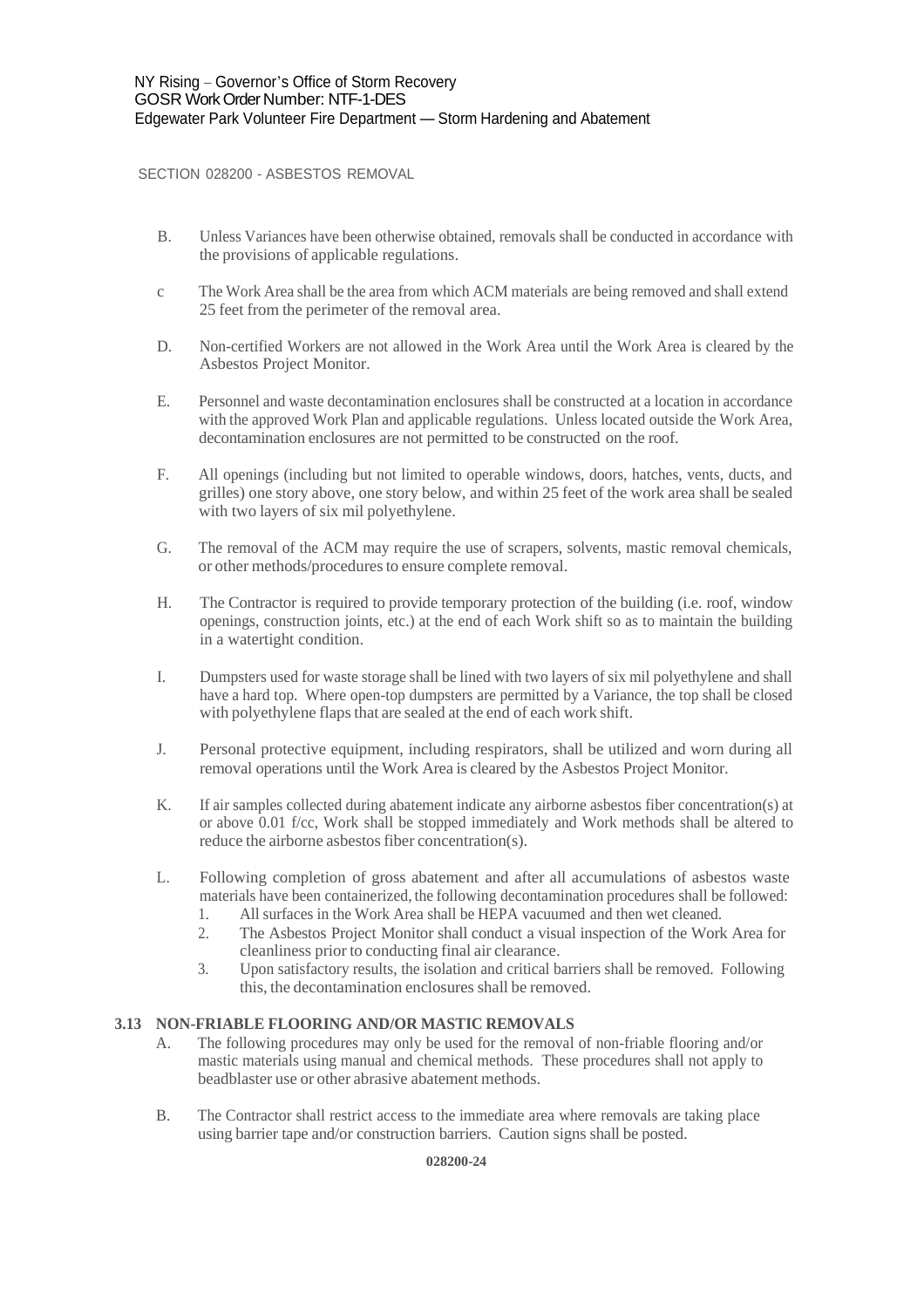B. Unless Variances have been otherwise obtained, removals shall be conducted in accordance with the provisions of applicable regulations.

c The Work Area shall be the area from which ACM materials are being removed and shall extend 25 feet from the perimeter of the removal area.

D. Non-certified Workers are not allowed in the Work Area until the Work Area is cleared by the Asbestos Project Monitor.

E. Personnel and waste decontamination enclosures shall be constructed at a location in accordance with the approved Work Plan and applicable regulations. Unless located outside the Work Area, decontamination enclosures are not permitted to be constructed on the roof.

F. All openings (including but not limited to operable windows, doors, hatches, vents, ducts, and grilles) one story above, one story below, and within 25 feet of the work area shall be sealed with two layers of six mil polyethylene.

G. The removal of the ACM may require the use of scrapers, solvents, mastic removal chemicals, or other methods/procedures to ensure complete removal.

H. The Contractor is required to provide temporary protection of the building (i.e. roof, window openings, construction joints, etc.) at the end of each Work shift so as to maintain the building in a watertight condition.

I. Dumpsters used for waste storage shall be lined with two layers of six mil polyethylene and shall have a hard top. Where open-top dumpsters are permitted by a Variance, the top shall be closed with polyethylene flaps that are sealed at the end of each work shift.

J. Personal protective equipment, including respirators, shall be utilized and worn during all removal operations until the Work Area is cleared by the Asbestos Project Monitor.

K. If air samples collected during abatement indicate any airborne asbestos fiber concentration(s) at or above 0.01 f/cc, Work shall be stopped immediately and Work methods shall be altered to reduce the airborne asbestos fiber concentration(s).

L. Following completion of gross abatement and after all accumulations of asbestos waste materials have been containerized, the following decontamination procedures shall be followed:
   1. All surfaces in the Work Area shall be HEPA vacuumed and then wet cleaned.
   2. The Asbestos Project Monitor shall conduct a visual inspection of the Work Area for cleanliness prior to conducting final air clearance.
   3. Upon satisfactory results, the isolation and critical barriers shall be removed. Following this, the decontamination enclosures shall be removed.

**3.13 NON-FRIABLE FLOORING AND/OR MASTIC REMOVALS**

A. The following procedures may only be used for the removal of non-friable flooring and/or mastic materials using manual and chemical methods. These procedures shall not apply to beadblaster use or other abrasive abatement methods.

B. The Contractor shall restrict access to the immediate area where removals are taking place using barrier tape and/or construction barriers. Caution signs shall be posted.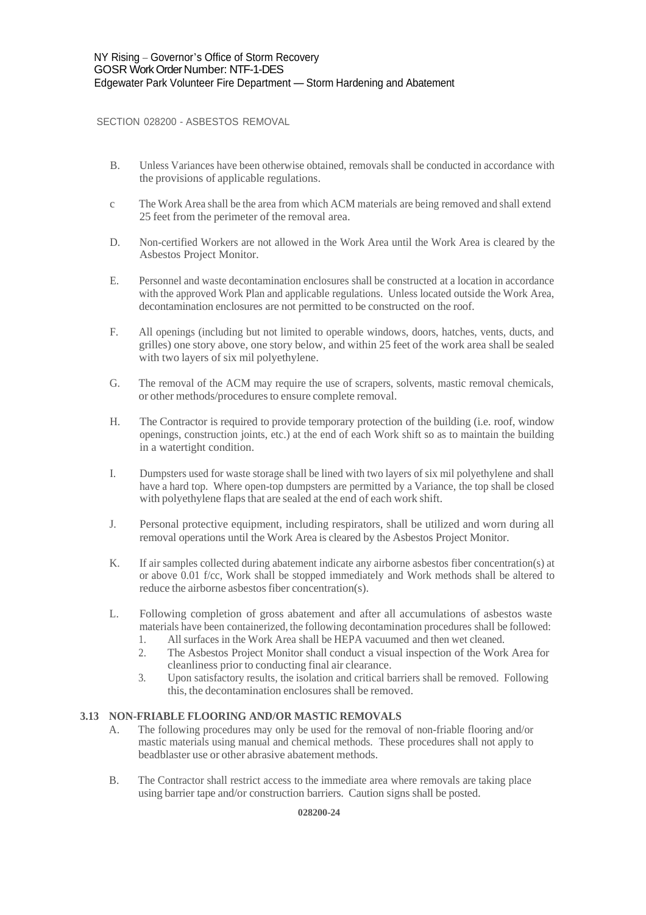B. Unless Variances have been otherwise obtained, removals shall be conducted in accordance with the provisions of applicable regulations.

c The Work Area shall be the area from which ACM materials are being removed and shall extend 25 feet from the perimeter of the removal area.

D. Non-certified Workers are not allowed in the Work Area until the Work Area is cleared by the Asbestos Project Monitor.

E. Personnel and waste decontamination enclosures shall be constructed at a location in accordance with the approved Work Plan and applicable regulations. Unless located outside the Work Area, decontamination enclosures are not permitted to be constructed on the roof.

F. All openings (including but not limited to operable windows, doors, hatches, vents, ducts, and grilles) one story above, one story below, and within 25 feet of the work area shall be sealed with two layers of six mil polyethylene.

G. The removal of the ACM may require the use of scrapers, solvents, mastic removal chemicals, or other methods/procedures to ensure complete removal.

H. The Contractor is required to provide temporary protection of the building (i.e. roof, window openings, construction joints, etc.) at the end of each Work shift so as to maintain the building in a watertight condition.

I. Dumpsters used for waste storage shall be lined with two layers of six mil polyethylene and shall have a hard top. Where open-top dumpsters are permitted by a Variance, the top shall be closed with polyethylene flaps that are sealed at the end of each work shift.

J. Personal protective equipment, including respirators, shall be utilized and worn during all removal operations until the Work Area is cleared by the Asbestos Project Monitor.

K. If air samples collected during abatement indicate any airborne asbestos fiber concentration(s) at or above 0.01 f/cc, Work shall be stopped immediately and Work methods shall be altered to reduce the airborne asbestos fiber concentration(s).

L. Following completion of gross abatement and after all accumulations of asbestos waste materials have been containerized, the following decontamination procedures shall be followed:
   1. All surfaces in the Work Area shall be HEPA vacuumed and then wet cleaned.
   2. The Asbestos Project Monitor shall conduct a visual inspection of the Work Area for cleanliness prior to conducting final air clearance.
   3. Upon satisfactory results, the isolation and critical barriers shall be removed. Following this, the decontamination enclosures shall be removed.

### 3.13 NON-FRIABLE FLOORING AND/OR MASTIC REMOVALS

A. The following procedures may only be used for the removal of non-friable flooring and/or mastic materials using manual and chemical methods. These procedures shall not apply to beadblaster use or other abrasive abatement methods.

B. The Contractor shall restrict access to the immediate area where removals are taking place using barrier tape and/or construction barriers. Caution signs shall be posted.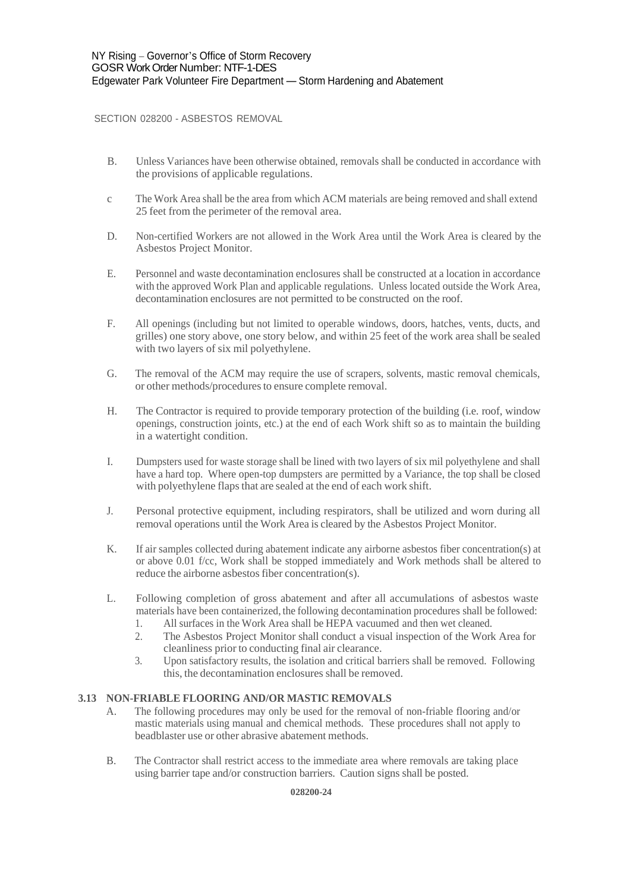B. Unless Variances have been otherwise obtained, removals shall be conducted in accordance with the provisions of applicable regulations.

c The Work Area shall be the area from which ACM materials are being removed and shall extend 25 feet from the perimeter of the removal area.

D. Non-certified Workers are not allowed in the Work Area until the Work Area is cleared by the Asbestos Project Monitor.

E. Personnel and waste decontamination enclosures shall be constructed at a location in accordance with the approved Work Plan and applicable regulations. Unless located outside the Work Area, decontamination enclosures are not permitted to be constructed on the roof.

F. All openings (including but not limited to operable windows, doors, hatches, vents, ducts, and grilles) one story above, one story below, and within 25 feet of the work area shall be sealed with two layers of six mil polyethylene.

G. The removal of the ACM may require the use of scrapers, solvents, mastic removal chemicals, or other methods/procedures to ensure complete removal.

H. The Contractor is required to provide temporary protection of the building (i.e. roof, window openings, construction joints, etc.) at the end of each Work shift so as to maintain the building in a watertight condition.

I. Dumpsters used for waste storage shall be lined with two layers of six mil polyethylene and shall have a hard top. Where open-top dumpsters are permitted by a Variance, the top shall be closed with polyethylene flaps that are sealed at the end of each work shift.

J. Personal protective equipment, including respirators, shall be utilized and worn during all removal operations until the Work Area is cleared by the Asbestos Project Monitor.

K. If air samples collected during abatement indicate any airborne asbestos fiber concentration(s) at or above 0.01 f/cc, Work shall be stopped immediately and Work methods shall be altered to reduce the airborne asbestos fiber concentration(s).

L. Following completion of gross abatement and after all accumulations of asbestos waste materials have been containerized, the following decontamination procedures shall be followed:
   1. All surfaces in the Work Area shall be HEPA vacuumed and then wet cleaned.
   2. The Asbestos Project Monitor shall conduct a visual inspection of the Work Area for cleanliness prior to conducting final air clearance.
   3. Upon satisfactory results, the isolation and critical barriers shall be removed. Following this, the decontamination enclosures shall be removed.

**3.13 NON-FRIABLE FLOORING AND/OR MASTIC REMOVALS**

A. The following procedures may only be used for the removal of non-friable flooring and/or mastic materials using manual and chemical methods. These procedures shall not apply to beadblaster use or other abrasive abatement methods.

B. The Contractor shall restrict access to the immediate area where removals are taking place using barrier tape and/or construction barriers. Caution signs shall be posted.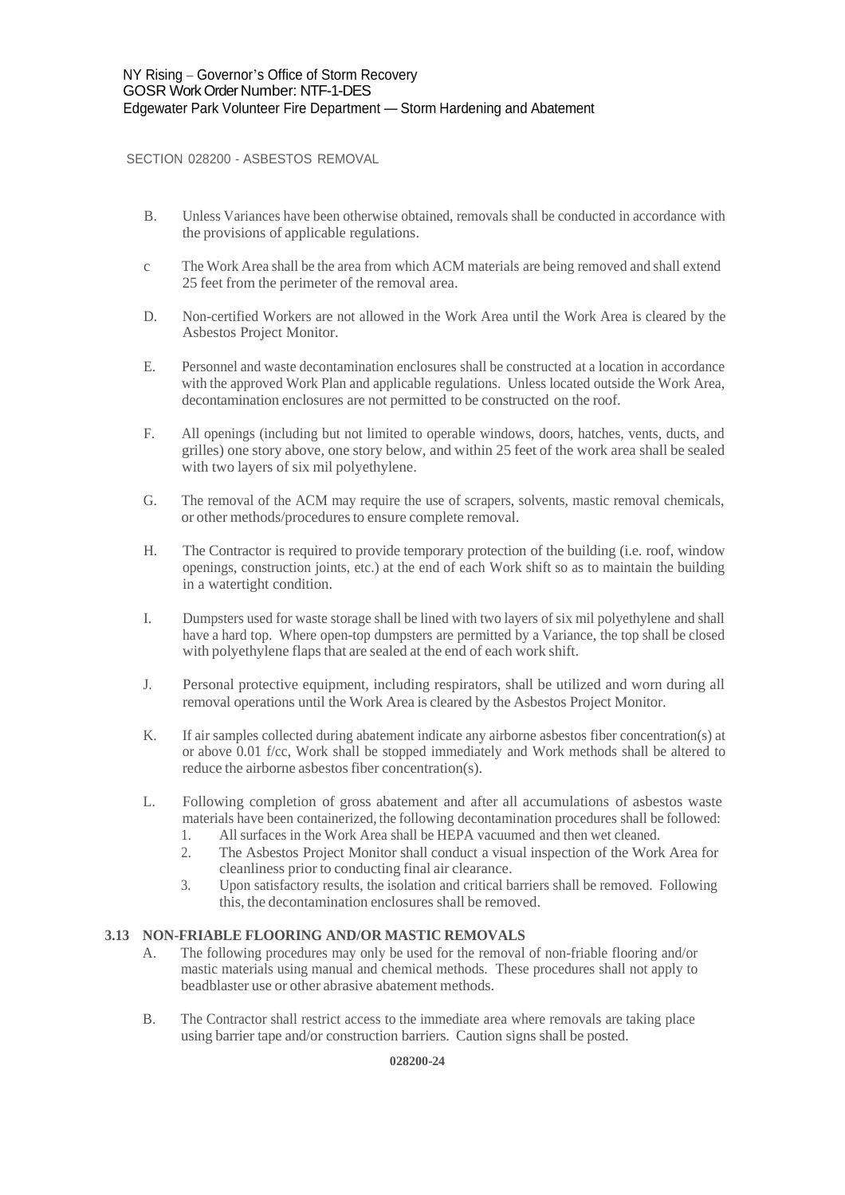B. Unless Variances have been otherwise obtained, removals shall be conducted in accordance with the provisions of applicable regulations.

c The Work Area shall be the area from which ACM materials are being removed and shall extend 25 feet from the perimeter of the removal area.

D. Non-certified Workers are not allowed in the Work Area until the Work Area is cleared by the Asbestos Project Monitor.

E. Personnel and waste decontamination enclosures shall be constructed at a location in accordance with the approved Work Plan and applicable regulations. Unless located outside the Work Area, decontamination enclosures are not permitted to be constructed on the roof.

F. All openings (including but not limited to operable windows, doors, hatches, vents, ducts, and grilles) one story above, one story below, and within 25 feet of the work area shall be sealed with two layers of six mil polyethylene.

G. The removal of the ACM may require the use of scrapers, solvents, mastic removal chemicals, or other methods/procedures to ensure complete removal.

H. The Contractor is required to provide temporary protection of the building (i.e. roof, window openings, construction joints, etc.) at the end of each Work shift so as to maintain the building in a watertight condition.

I. Dumpsters used for waste storage shall be lined with two layers of six mil polyethylene and shall have a hard top. Where open-top dumpsters are permitted by a Variance, the top shall be closed with polyethylene flaps that are sealed at the end of each work shift.

J. Personal protective equipment, including respirators, shall be utilized and worn during all removal operations until the Work Area is cleared by the Asbestos Project Monitor.

K. If air samples collected during abatement indicate any airborne asbestos fiber concentration(s) at or above 0.01 f/cc, Work shall be stopped immediately and Work methods shall be altered to reduce the airborne asbestos fiber concentration(s).

L. Following completion of gross abatement and after all accumulations of asbestos waste materials have been containerized, the following decontamination procedures shall be followed:
   1. All surfaces in the Work Area shall be HEPA vacuumed and then wet cleaned.
   2. The Asbestos Project Monitor shall conduct a visual inspection of the Work Area for cleanliness prior to conducting final air clearance.
   3. Upon satisfactory results, the isolation and critical barriers shall be removed. Following this, the decontamination enclosures shall be removed.

**3.13 NON-FRIABLE FLOORING AND/OR MASTIC REMOVALS**

A. The following procedures may only be used for the removal of non-friable flooring and/or mastic materials using manual and chemical methods. These procedures shall not apply to beadblaster use or other abrasive abatement methods.

B. The Contractor shall restrict access to the immediate area where removals are taking place using barrier tape and/or construction barriers. Caution signs shall be posted.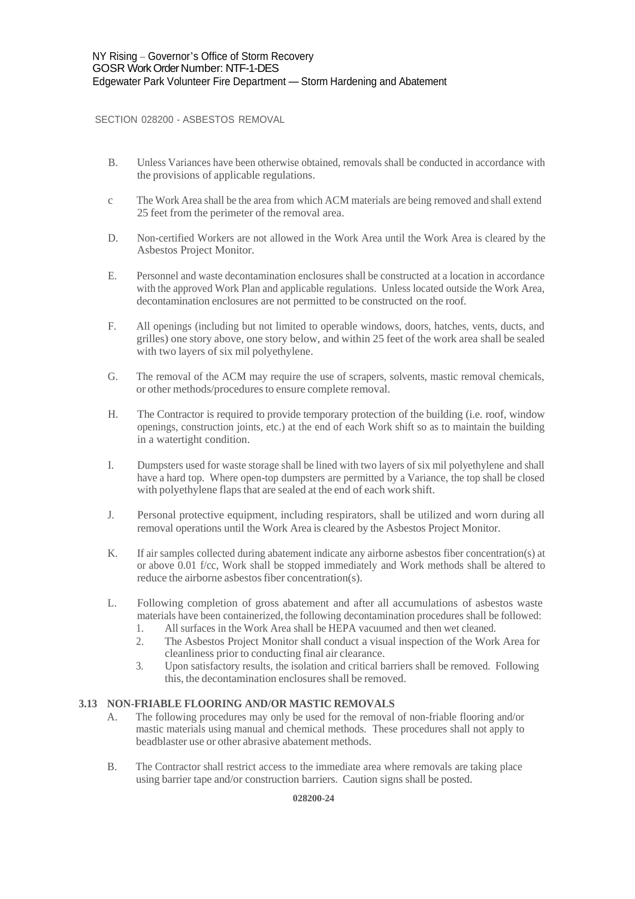B. Unless Variances have been otherwise obtained, removals shall be conducted in accordance with the provisions of applicable regulations.

c The Work Area shall be the area from which ACM materials are being removed and shall extend 25 feet from the perimeter of the removal area.

D. Non-certified Workers are not allowed in the Work Area until the Work Area is cleared by the Asbestos Project Monitor.

E. Personnel and waste decontamination enclosures shall be constructed at a location in accordance with the approved Work Plan and applicable regulations. Unless located outside the Work Area, decontamination enclosures are not permitted to be constructed on the roof.

F. All openings (including but not limited to operable windows, doors, hatches, vents, ducts, and grilles) one story above, one story below, and within 25 feet of the work area shall be sealed with two layers of six mil polyethylene.

G. The removal of the ACM may require the use of scrapers, solvents, mastic removal chemicals, or other methods/procedures to ensure complete removal.

H. The Contractor is required to provide temporary protection of the building (i.e. roof, window openings, construction joints, etc.) at the end of each Work shift so as to maintain the building in a watertight condition.

I. Dumpsters used for waste storage shall be lined with two layers of six mil polyethylene and shall have a hard top. Where open-top dumpsters are permitted by a Variance, the top shall be closed with polyethylene flaps that are sealed at the end of each work shift.

J. Personal protective equipment, including respirators, shall be utilized and worn during all removal operations until the Work Area is cleared by the Asbestos Project Monitor.

K. If air samples collected during abatement indicate any airborne asbestos fiber concentration(s) at or above 0.01 f/cc, Work shall be stopped immediately and Work methods shall be altered to reduce the airborne asbestos fiber concentration(s).

L. Following completion of gross abatement and after all accumulations of asbestos waste materials have been containerized, the following decontamination procedures shall be followed:
   1. All surfaces in the Work Area shall be HEPA vacuumed and then wet cleaned.
   2. The Asbestos Project Monitor shall conduct a visual inspection of the Work Area for cleanliness prior to conducting final air clearance.
   3. Upon satisfactory results, the isolation and critical barriers shall be removed. Following this, the decontamination enclosures shall be removed.

**3.13 NON-FRIABLE FLOORING AND/OR MASTIC REMOVALS**

A. The following procedures may only be used for the removal of non-friable flooring and/or mastic materials using manual and chemical methods. These procedures shall not apply to beadblaster use or other abrasive abatement methods.

B. The Contractor shall restrict access to the immediate area where removals are taking place using barrier tape and/or construction barriers. Caution signs shall be posted.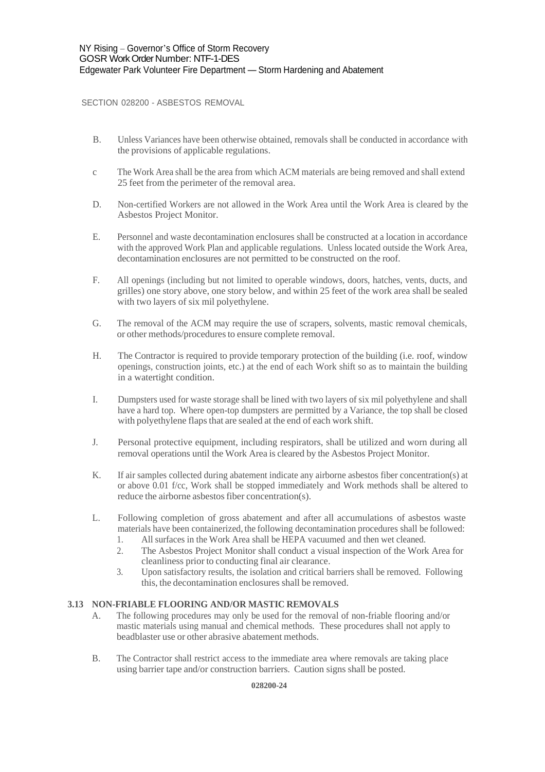B. Unless Variances have been otherwise obtained, removals shall be conducted in accordance with the provisions of applicable regulations.

c The Work Area shall be the area from which ACM materials are being removed and shall extend 25 feet from the perimeter of the removal area.

D. Non-certified Workers are not allowed in the Work Area until the Work Area is cleared by the Asbestos Project Monitor.

E. Personnel and waste decontamination enclosures shall be constructed at a location in accordance with the approved Work Plan and applicable regulations. Unless located outside the Work Area, decontamination enclosures are not permitted to be constructed on the roof.

F. All openings (including but not limited to operable windows, doors, hatches, vents, ducts, and grilles) one story above, one story below, and within 25 feet of the work area shall be sealed with two layers of six mil polyethylene.

G. The removal of the ACM may require the use of scrapers, solvents, mastic removal chemicals, or other methods/procedures to ensure complete removal.

H. The Contractor is required to provide temporary protection of the building (i.e. roof, window openings, construction joints, etc.) at the end of each Work shift so as to maintain the building in a watertight condition.

I. Dumpsters used for waste storage shall be lined with two layers of six mil polyethylene and shall have a hard top. Where open-top dumpsters are permitted by a Variance, the top shall be closed with polyethylene flaps that are sealed at the end of each work shift.

J. Personal protective equipment, including respirators, shall be utilized and worn during all removal operations until the Work Area is cleared by the Asbestos Project Monitor.

K. If air samples collected during abatement indicate any airborne asbestos fiber concentration(s) at or above 0.01 f/cc, Work shall be stopped immediately and Work methods shall be altered to reduce the airborne asbestos fiber concentration(s).

L. Following completion of gross abatement and after all accumulations of asbestos waste materials have been containerized, the following decontamination procedures shall be followed:
   1. All surfaces in the Work Area shall be HEPA vacuumed and then wet cleaned.
   2. The Asbestos Project Monitor shall conduct a visual inspection of the Work Area for cleanliness prior to conducting final air clearance.
   3. Upon satisfactory results, the isolation and critical barriers shall be removed. Following this, the decontamination enclosures shall be removed.

**3.13 NON-FRIABLE FLOORING AND/OR MASTIC REMOVALS**

A. The following procedures may only be used for the removal of non-friable flooring and/or mastic materials using manual and chemical methods. These procedures shall not apply to beadblaster use or other abrasive abatement methods.

B. The Contractor shall restrict access to the immediate area where removals are taking place using barrier tape and/or construction barriers. Caution signs shall be posted.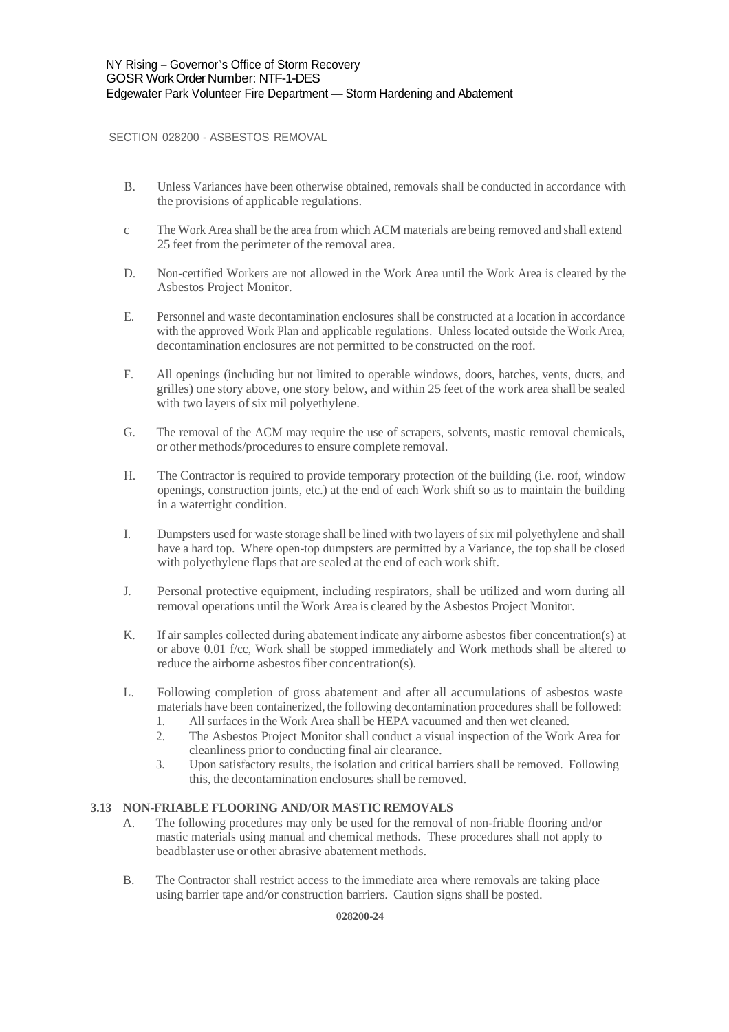B. Unless Variances have been otherwise obtained, removals shall be conducted in accordance with the provisions of applicable regulations.

c The Work Area shall be the area from which ACM materials are being removed and shall extend 25 feet from the perimeter of the removal area.

D. Non-certified Workers are not allowed in the Work Area until the Work Area is cleared by the Asbestos Project Monitor.

E. Personnel and waste decontamination enclosures shall be constructed at a location in accordance with the approved Work Plan and applicable regulations. Unless located outside the Work Area, decontamination enclosures are not permitted to be constructed on the roof.

F. All openings (including but not limited to operable windows, doors, hatches, vents, ducts, and grilles) one story above, one story below, and within 25 feet of the work area shall be sealed with two layers of six mil polyethylene.

G. The removal of the ACM may require the use of scrapers, solvents, mastic removal chemicals, or other methods/procedures to ensure complete removal.

H. The Contractor is required to provide temporary protection of the building (i.e. roof, window openings, construction joints, etc.) at the end of each Work shift so as to maintain the building in a watertight condition.

I. Dumpsters used for waste storage shall be lined with two layers of six mil polyethylene and shall have a hard top. Where open-top dumpsters are permitted by a Variance, the top shall be closed with polyethylene flaps that are sealed at the end of each work shift.

J. Personal protective equipment, including respirators, shall be utilized and worn during all removal operations until the Work Area is cleared by the Asbestos Project Monitor.

K. If air samples collected during abatement indicate any airborne asbestos fiber concentration(s) at or above 0.01 f/cc, Work shall be stopped immediately and Work methods shall be altered to reduce the airborne asbestos fiber concentration(s).

L. Following completion of gross abatement and after all accumulations of asbestos waste materials have been containerized, the following decontamination procedures shall be followed:
   1. All surfaces in the Work Area shall be HEPA vacuumed and then wet cleaned.
   2. The Asbestos Project Monitor shall conduct a visual inspection of the Work Area for cleanliness prior to conducting final air clearance.
   3. Upon satisfactory results, the isolation and critical barriers shall be removed. Following this, the decontamination enclosures shall be removed.

**3.13 NON-FRIABLE FLOORING AND/OR MASTIC REMOVALS**

A. The following procedures may only be used for the removal of non-friable flooring and/or mastic materials using manual and chemical methods. These procedures shall not apply to beadblaster use or other abrasive abatement methods.

B. The Contractor shall restrict access to the immediate area where removals are taking place using barrier tape and/or construction barriers. Caution signs shall be posted.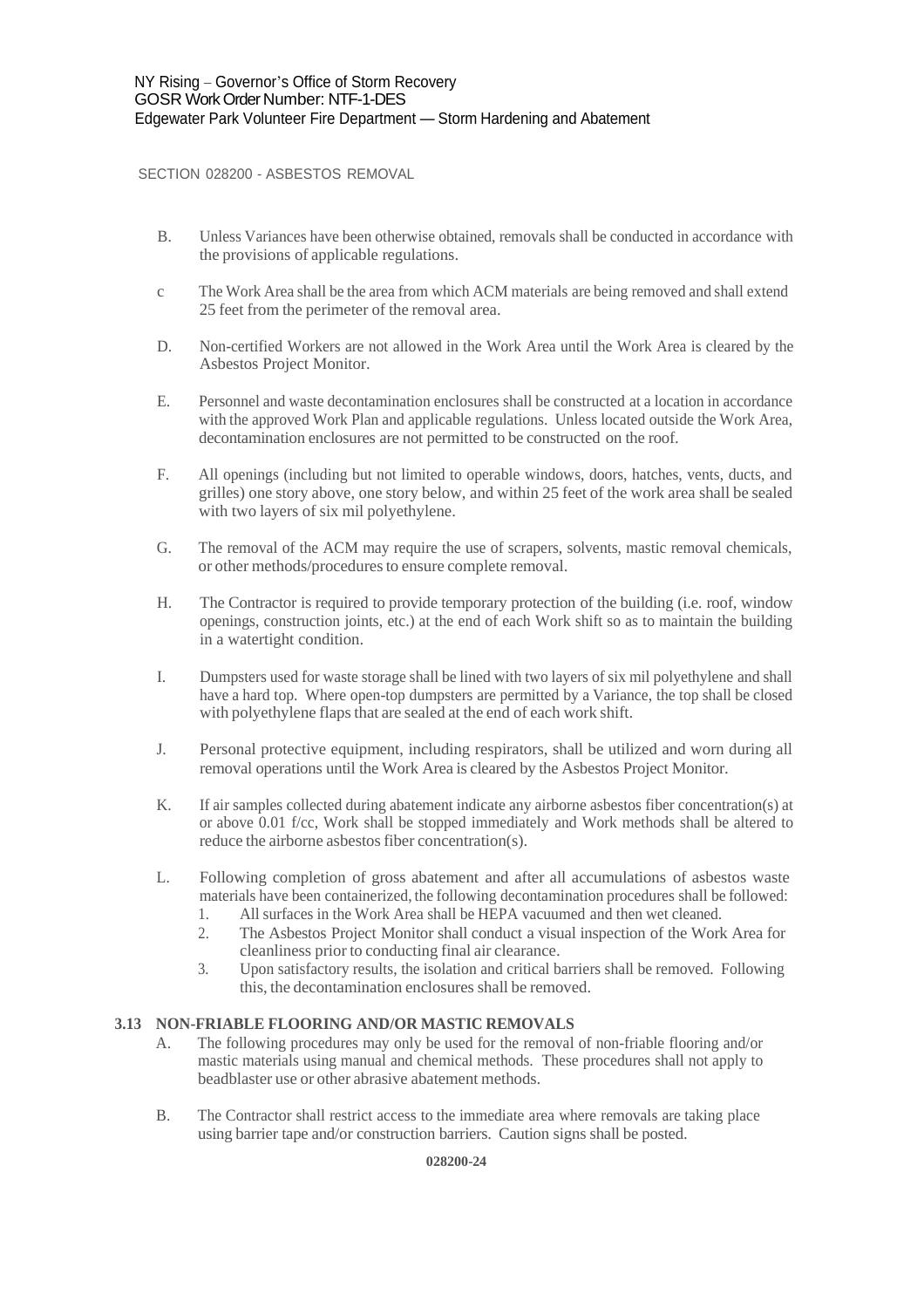B. Unless Variances have been otherwise obtained, removals shall be conducted in accordance with the provisions of applicable regulations.

c The Work Area shall be the area from which ACM materials are being removed and shall extend 25 feet from the perimeter of the removal area.

D. Non-certified Workers are not allowed in the Work Area until the Work Area is cleared by the Asbestos Project Monitor.

E. Personnel and waste decontamination enclosures shall be constructed at a location in accordance with the approved Work Plan and applicable regulations. Unless located outside the Work Area, decontamination enclosures are not permitted to be constructed on the roof.

F. All openings (including but not limited to operable windows, doors, hatches, vents, ducts, and grilles) one story above, one story below, and within 25 feet of the work area shall be sealed with two layers of six mil polyethylene.

G. The removal of the ACM may require the use of scrapers, solvents, mastic removal chemicals, or other methods/procedures to ensure complete removal.

H. The Contractor is required to provide temporary protection of the building (i.e. roof, window openings, construction joints, etc.) at the end of each Work shift so as to maintain the building in a watertight condition.

I. Dumpsters used for waste storage shall be lined with two layers of six mil polyethylene and shall have a hard top. Where open-top dumpsters are permitted by a Variance, the top shall be closed with polyethylene flaps that are sealed at the end of each work shift.

J. Personal protective equipment, including respirators, shall be utilized and worn during all removal operations until the Work Area is cleared by the Asbestos Project Monitor.

K. If air samples collected during abatement indicate any airborne asbestos fiber concentration(s) at or above 0.01 f/cc, Work shall be stopped immediately and Work methods shall be altered to reduce the airborne asbestos fiber concentration(s).

L. Following completion of gross abatement and after all accumulations of asbestos waste materials have been containerized, the following decontamination procedures shall be followed:
   1. All surfaces in the Work Area shall be HEPA vacuumed and then wet cleaned.
   2. The Asbestos Project Monitor shall conduct a visual inspection of the Work Area for cleanliness prior to conducting final air clearance.
   3. Upon satisfactory results, the isolation and critical barriers shall be removed. Following this, the decontamination enclosures shall be removed.

### 3.13 NON-FRIABLE FLOORING AND/OR MASTIC REMOVALS

A. The following procedures may only be used for the removal of non-friable flooring and/or mastic materials using manual and chemical methods. These procedures shall not apply to beadblaster use or other abrasive abatement methods.

B. The Contractor shall restrict access to the immediate area where removals are taking place using barrier tape and/or construction barriers. Caution signs shall be posted.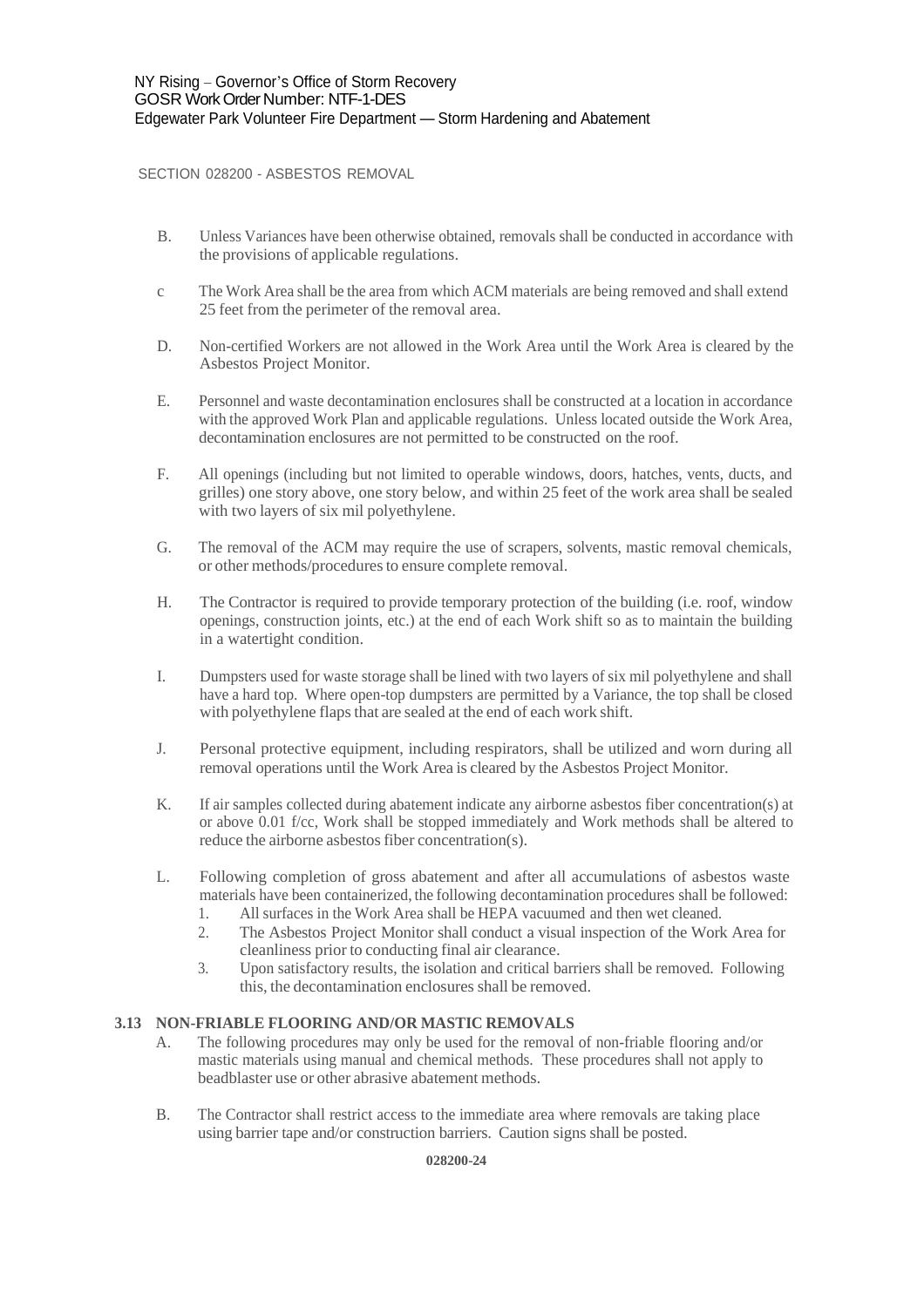B. Unless Variances have been otherwise obtained, removals shall be conducted in accordance with the provisions of applicable regulations.

c The Work Area shall be the area from which ACM materials are being removed and shall extend 25 feet from the perimeter of the removal area.

D. Non-certified Workers are not allowed in the Work Area until the Work Area is cleared by the Asbestos Project Monitor.

E. Personnel and waste decontamination enclosures shall be constructed at a location in accordance with the approved Work Plan and applicable regulations. Unless located outside the Work Area, decontamination enclosures are not permitted to be constructed on the roof.

F. All openings (including but not limited to operable windows, doors, hatches, vents, ducts, and grilles) one story above, one story below, and within 25 feet of the work area shall be sealed with two layers of six mil polyethylene.

G. The removal of the ACM may require the use of scrapers, solvents, mastic removal chemicals, or other methods/procedures to ensure complete removal.

H. The Contractor is required to provide temporary protection of the building (i.e. roof, window openings, construction joints, etc.) at the end of each Work shift so as to maintain the building in a watertight condition.

I. Dumpsters used for waste storage shall be lined with two layers of six mil polyethylene and shall have a hard top. Where open-top dumpsters are permitted by a Variance, the top shall be closed with polyethylene flaps that are sealed at the end of each work shift.

J. Personal protective equipment, including respirators, shall be utilized and worn during all removal operations until the Work Area is cleared by the Asbestos Project Monitor.

K. If air samples collected during abatement indicate any airborne asbestos fiber concentration(s) at or above 0.01 f/cc, Work shall be stopped immediately and Work methods shall be altered to reduce the airborne asbestos fiber concentration(s).

L. Following completion of gross abatement and after all accumulations of asbestos waste materials have been containerized, the following decontamination procedures shall be followed:
   1. All surfaces in the Work Area shall be HEPA vacuumed and then wet cleaned.
   2. The Asbestos Project Monitor shall conduct a visual inspection of the Work Area for cleanliness prior to conducting final air clearance.
   3. Upon satisfactory results, the isolation and critical barriers shall be removed. Following this, the decontamination enclosures shall be removed.

**3.13 NON-FRIABLE FLOORING AND/OR MASTIC REMOVALS**

A. The following procedures may only be used for the removal of non-friable flooring and/or mastic materials using manual and chemical methods. These procedures shall not apply to beadblaster use or other abrasive abatement methods.

B. The Contractor shall restrict access to the immediate area where removals are taking place using barrier tape and/or construction barriers. Caution signs shall be posted.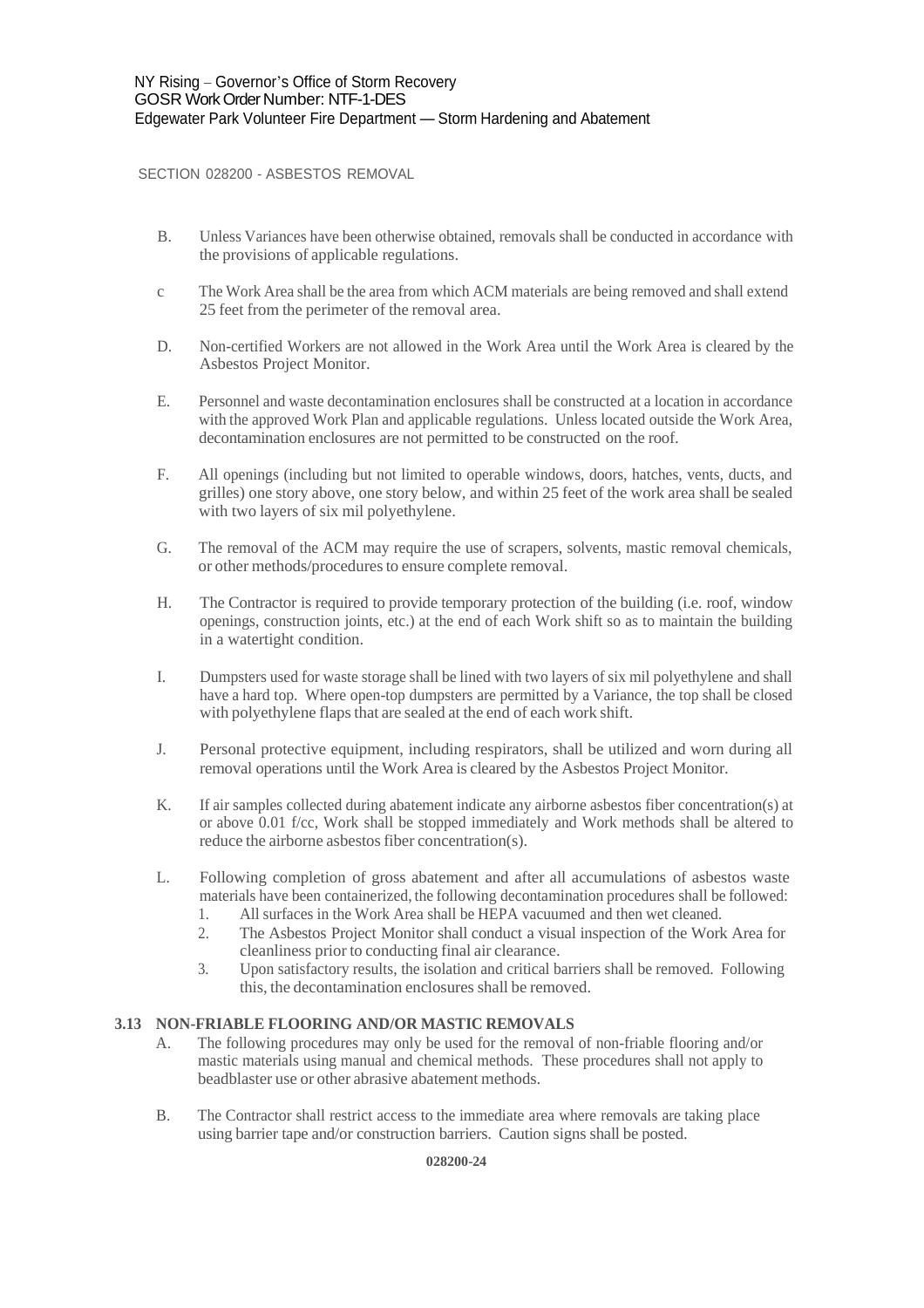B. Unless Variances have been otherwise obtained, removals shall be conducted in accordance with the provisions of applicable regulations.

c The Work Area shall be the area from which ACM materials are being removed and shall extend 25 feet from the perimeter of the removal area.

D. Non-certified Workers are not allowed in the Work Area until the Work Area is cleared by the Asbestos Project Monitor.

E. Personnel and waste decontamination enclosures shall be constructed at a location in accordance with the approved Work Plan and applicable regulations. Unless located outside the Work Area, decontamination enclosures are not permitted to be constructed on the roof.

F. All openings (including but not limited to operable windows, doors, hatches, vents, ducts, and grilles) one story above, one story below, and within 25 feet of the work area shall be sealed with two layers of six mil polyethylene.

G. The removal of the ACM may require the use of scrapers, solvents, mastic removal chemicals, or other methods/procedures to ensure complete removal.

H. The Contractor is required to provide temporary protection of the building (i.e. roof, window openings, construction joints, etc.) at the end of each Work shift so as to maintain the building in a watertight condition.

I. Dumpsters used for waste storage shall be lined with two layers of six mil polyethylene and shall have a hard top. Where open-top dumpsters are permitted by a Variance, the top shall be closed with polyethylene flaps that are sealed at the end of each work shift.

J. Personal protective equipment, including respirators, shall be utilized and worn during all removal operations until the Work Area is cleared by the Asbestos Project Monitor.

K. If air samples collected during abatement indicate any airborne asbestos fiber concentration(s) at or above 0.01 f/cc, Work shall be stopped immediately and Work methods shall be altered to reduce the airborne asbestos fiber concentration(s).

L. Following completion of gross abatement and after all accumulations of asbestos waste materials have been containerized, the following decontamination procedures shall be followed:
   1. All surfaces in the Work Area shall be HEPA vacuumed and then wet cleaned.
   2. The Asbestos Project Monitor shall conduct a visual inspection of the Work Area for cleanliness prior to conducting final air clearance.
   3. Upon satisfactory results, the isolation and critical barriers shall be removed. Following this, the decontamination enclosures shall be removed.

## 3.13 NON-FRIABLE FLOORING AND/OR MASTIC REMOVALS

A. The following procedures may only be used for the removal of non-friable flooring and/or mastic materials using manual and chemical methods. These procedures shall not apply to beadblaster use or other abrasive abatement methods.

B. The Contractor shall restrict access to the immediate area where removals are taking place using barrier tape and/or construction barriers. Caution signs shall be posted.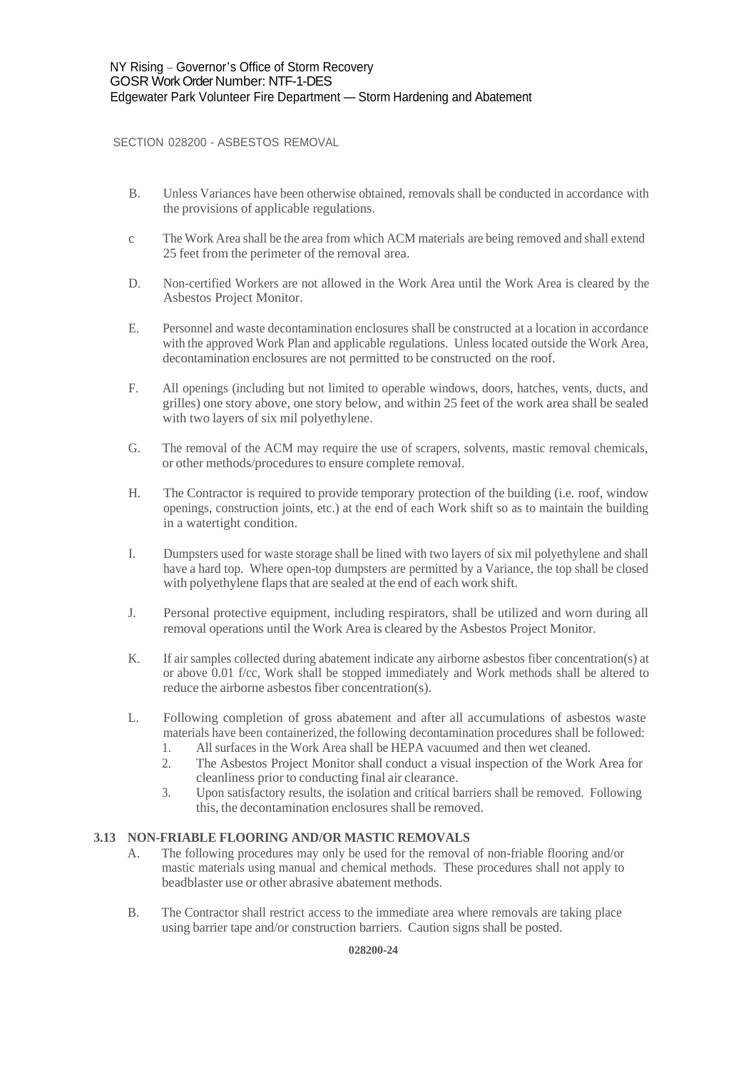B. Unless Variances have been otherwise obtained, removals shall be conducted in accordance with the provisions of applicable regulations.

c The Work Area shall be the area from which ACM materials are being removed and shall extend 25 feet from the perimeter of the removal area.

D. Non-certified Workers are not allowed in the Work Area until the Work Area is cleared by the Asbestos Project Monitor.

E. Personnel and waste decontamination enclosures shall be constructed at a location in accordance with the approved Work Plan and applicable regulations. Unless located outside the Work Area, decontamination enclosures are not permitted to be constructed on the roof.

F. All openings (including but not limited to operable windows, doors, hatches, vents, ducts, and grilles) one story above, one story below, and within 25 feet of the work area shall be sealed with two layers of six mil polyethylene.

G. The removal of the ACM may require the use of scrapers, solvents, mastic removal chemicals, or other methods/procedures to ensure complete removal.

H. The Contractor is required to provide temporary protection of the building (i.e. roof, window openings, construction joints, etc.) at the end of each Work shift so as to maintain the building in a watertight condition.

I. Dumpsters used for waste storage shall be lined with two layers of six mil polyethylene and shall have a hard top. Where open-top dumpsters are permitted by a Variance, the top shall be closed with polyethylene flaps that are sealed at the end of each work shift.

J. Personal protective equipment, including respirators, shall be utilized and worn during all removal operations until the Work Area is cleared by the Asbestos Project Monitor.

K. If air samples collected during abatement indicate any airborne asbestos fiber concentration(s) at or above 0.01 f/cc, Work shall be stopped immediately and Work methods shall be altered to reduce the airborne asbestos fiber concentration(s).

L. Following completion of gross abatement and after all accumulations of asbestos waste materials have been containerized, the following decontamination procedures shall be followed:
   1. All surfaces in the Work Area shall be HEPA vacuumed and then wet cleaned.
   2. The Asbestos Project Monitor shall conduct a visual inspection of the Work Area for cleanliness prior to conducting final air clearance.
   3. Upon satisfactory results, the isolation and critical barriers shall be removed. Following this, the decontamination enclosures shall be removed.

## 3.13 NON-FRIABLE FLOORING AND/OR MASTIC REMOVALS

A. The following procedures may only be used for the removal of non-friable flooring and/or mastic materials using manual and chemical methods. These procedures shall not apply to beadblaster use or other abrasive abatement methods.

B. The Contractor shall restrict access to the immediate area where removals are taking place using barrier tape and/or construction barriers. Caution signs shall be posted.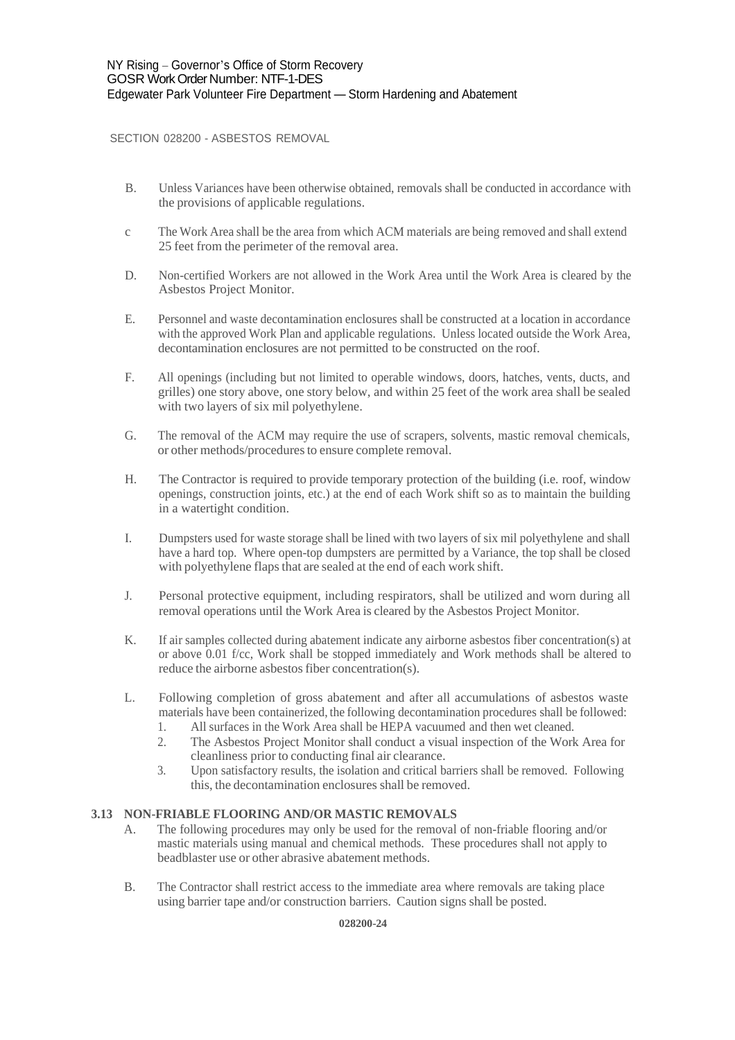B. Unless Variances have been otherwise obtained, removals shall be conducted in accordance with the provisions of applicable regulations.

c The Work Area shall be the area from which ACM materials are being removed and shall extend 25 feet from the perimeter of the removal area.

D. Non-certified Workers are not allowed in the Work Area until the Work Area is cleared by the Asbestos Project Monitor.

E. Personnel and waste decontamination enclosures shall be constructed at a location in accordance with the approved Work Plan and applicable regulations. Unless located outside the Work Area, decontamination enclosures are not permitted to be constructed on the roof.

F. All openings (including but not limited to operable windows, doors, hatches, vents, ducts, and grilles) one story above, one story below, and within 25 feet of the work area shall be sealed with two layers of six mil polyethylene.

G. The removal of the ACM may require the use of scrapers, solvents, mastic removal chemicals, or other methods/procedures to ensure complete removal.

H. The Contractor is required to provide temporary protection of the building (i.e. roof, window openings, construction joints, etc.) at the end of each Work shift so as to maintain the building in a watertight condition.

I. Dumpsters used for waste storage shall be lined with two layers of six mil polyethylene and shall have a hard top. Where open-top dumpsters are permitted by a Variance, the top shall be closed with polyethylene flaps that are sealed at the end of each work shift.

J. Personal protective equipment, including respirators, shall be utilized and worn during all removal operations until the Work Area is cleared by the Asbestos Project Monitor.

K. If air samples collected during abatement indicate any airborne asbestos fiber concentration(s) at or above 0.01 f/cc, Work shall be stopped immediately and Work methods shall be altered to reduce the airborne asbestos fiber concentration(s).

L. Following completion of gross abatement and after all accumulations of asbestos waste materials have been containerized, the following decontamination procedures shall be followed:
   1. All surfaces in the Work Area shall be HEPA vacuumed and then wet cleaned.
   2. The Asbestos Project Monitor shall conduct a visual inspection of the Work Area for cleanliness prior to conducting final air clearance.
   3. Upon satisfactory results, the isolation and critical barriers shall be removed. Following this, the decontamination enclosures shall be removed.

## 3.13 NON-FRIABLE FLOORING AND/OR MASTIC REMOVALS

A. The following procedures may only be used for the removal of non-friable flooring and/or mastic materials using manual and chemical methods. These procedures shall not apply to beadblaster use or other abrasive abatement methods.

B. The Contractor shall restrict access to the immediate area where removals are taking place using barrier tape and/or construction barriers. Caution signs shall be posted.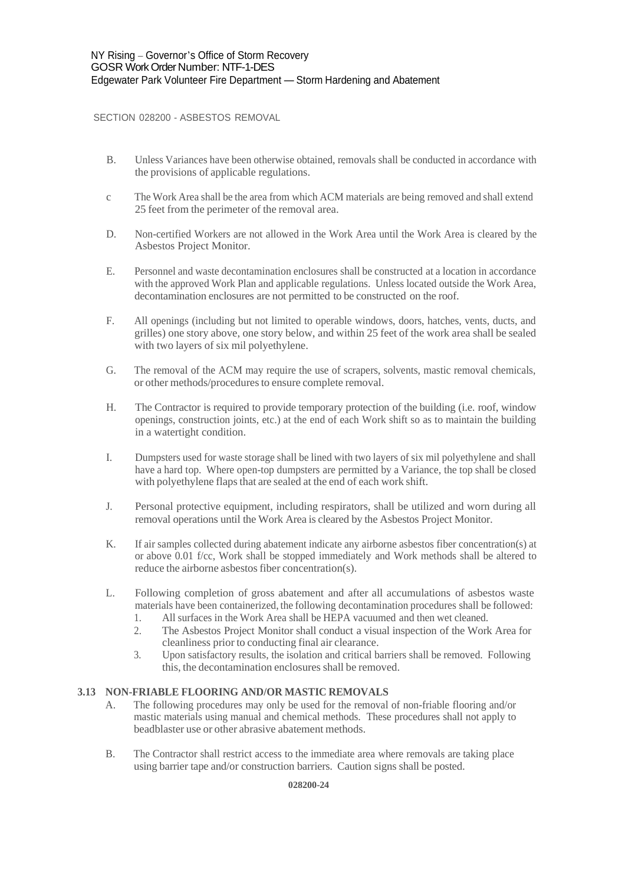B. Unless Variances have been otherwise obtained, removals shall be conducted in accordance with the provisions of applicable regulations.

c The Work Area shall be the area from which ACM materials are being removed and shall extend 25 feet from the perimeter of the removal area.

D. Non-certified Workers are not allowed in the Work Area until the Work Area is cleared by the Asbestos Project Monitor.

E. Personnel and waste decontamination enclosures shall be constructed at a location in accordance with the approved Work Plan and applicable regulations. Unless located outside the Work Area, decontamination enclosures are not permitted to be constructed on the roof.

F. All openings (including but not limited to operable windows, doors, hatches, vents, ducts, and grilles) one story above, one story below, and within 25 feet of the work area shall be sealed with two layers of six mil polyethylene.

G. The removal of the ACM may require the use of scrapers, solvents, mastic removal chemicals, or other methods/procedures to ensure complete removal.

H. The Contractor is required to provide temporary protection of the building (i.e. roof, window openings, construction joints, etc.) at the end of each Work shift so as to maintain the building in a watertight condition.

I. Dumpsters used for waste storage shall be lined with two layers of six mil polyethylene and shall have a hard top. Where open-top dumpsters are permitted by a Variance, the top shall be closed with polyethylene flaps that are sealed at the end of each work shift.

J. Personal protective equipment, including respirators, shall be utilized and worn during all removal operations until the Work Area is cleared by the Asbestos Project Monitor.

K. If air samples collected during abatement indicate any airborne asbestos fiber concentration(s) at or above 0.01 f/cc, Work shall be stopped immediately and Work methods shall be altered to reduce the airborne asbestos fiber concentration(s).

L. Following completion of gross abatement and after all accumulations of asbestos waste materials have been containerized, the following decontamination procedures shall be followed:
   1. All surfaces in the Work Area shall be HEPA vacuumed and then wet cleaned.
   2. The Asbestos Project Monitor shall conduct a visual inspection of the Work Area for cleanliness prior to conducting final air clearance.
   3. Upon satisfactory results, the isolation and critical barriers shall be removed. Following this, the decontamination enclosures shall be removed.

## 3.13 NON-FRIABLE FLOORING AND/OR MASTIC REMOVALS

A. The following procedures may only be used for the removal of non-friable flooring and/or mastic materials using manual and chemical methods. These procedures shall not apply to beadblaster use or other abrasive abatement methods.

B. The Contractor shall restrict access to the immediate area where removals are taking place using barrier tape and/or construction barriers. Caution signs shall be posted.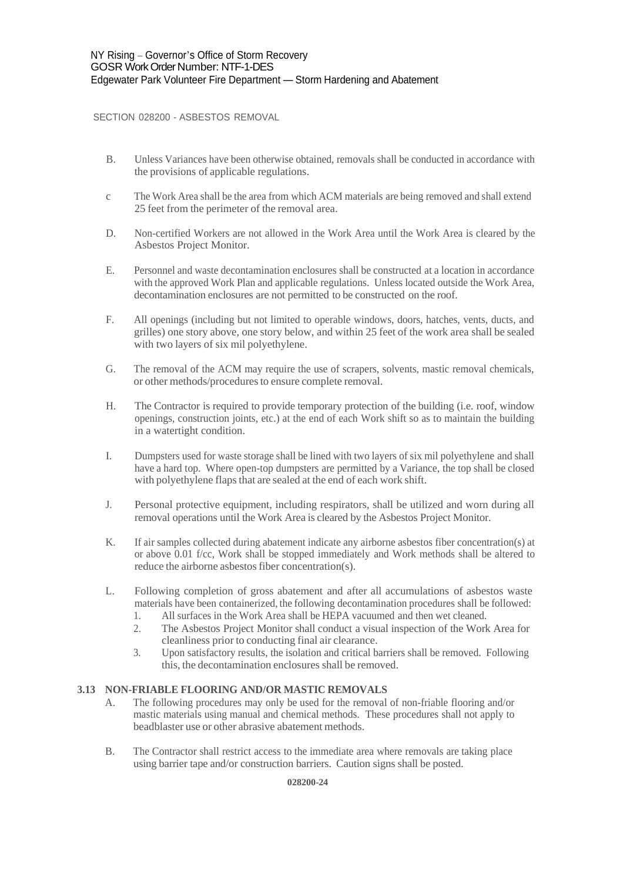B. Unless Variances have been otherwise obtained, removals shall be conducted in accordance with the provisions of applicable regulations.

c The Work Area shall be the area from which ACM materials are being removed and shall extend 25 feet from the perimeter of the removal area.

D. Non-certified Workers are not allowed in the Work Area until the Work Area is cleared by the Asbestos Project Monitor.

E. Personnel and waste decontamination enclosures shall be constructed at a location in accordance with the approved Work Plan and applicable regulations. Unless located outside the Work Area, decontamination enclosures are not permitted to be constructed on the roof.

F. All openings (including but not limited to operable windows, doors, hatches, vents, ducts, and grilles) one story above, one story below, and within 25 feet of the work area shall be sealed with two layers of six mil polyethylene.

G. The removal of the ACM may require the use of scrapers, solvents, mastic removal chemicals, or other methods/procedures to ensure complete removal.

H. The Contractor is required to provide temporary protection of the building (i.e. roof, window openings, construction joints, etc.) at the end of each Work shift so as to maintain the building in a watertight condition.

I. Dumpsters used for waste storage shall be lined with two layers of six mil polyethylene and shall have a hard top. Where open-top dumpsters are permitted by a Variance, the top shall be closed with polyethylene flaps that are sealed at the end of each work shift.

J. Personal protective equipment, including respirators, shall be utilized and worn during all removal operations until the Work Area is cleared by the Asbestos Project Monitor.

K. If air samples collected during abatement indicate any airborne asbestos fiber concentration(s) at or above 0.01 f/cc, Work shall be stopped immediately and Work methods shall be altered to reduce the airborne asbestos fiber concentration(s).

L. Following completion of gross abatement and after all accumulations of asbestos waste materials have been containerized, the following decontamination procedures shall be followed:
   1. All surfaces in the Work Area shall be HEPA vacuumed and then wet cleaned.
   2. The Asbestos Project Monitor shall conduct a visual inspection of the Work Area for cleanliness prior to conducting final air clearance.
   3. Upon satisfactory results, the isolation and critical barriers shall be removed. Following this, the decontamination enclosures shall be removed.

### 3.13 NON-FRIABLE FLOORING AND/OR MASTIC REMOVALS

A. The following procedures may only be used for the removal of non-friable flooring and/or mastic materials using manual and chemical methods. These procedures shall not apply to beadblaster use or other abrasive abatement methods.

B. The Contractor shall restrict access to the immediate area where removals are taking place using barrier tape and/or construction barriers. Caution signs shall be posted.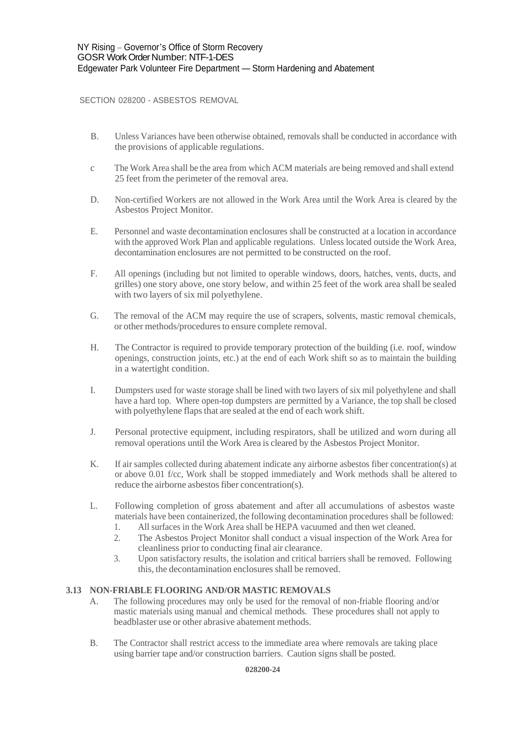B. Unless Variances have been otherwise obtained, removals shall be conducted in accordance with the provisions of applicable regulations.

c The Work Area shall be the area from which ACM materials are being removed and shall extend 25 feet from the perimeter of the removal area.

D. Non-certified Workers are not allowed in the Work Area until the Work Area is cleared by the Asbestos Project Monitor.

E. Personnel and waste decontamination enclosures shall be constructed at a location in accordance with the approved Work Plan and applicable regulations. Unless located outside the Work Area, decontamination enclosures are not permitted to be constructed on the roof.

F. All openings (including but not limited to operable windows, doors, hatches, vents, ducts, and grilles) one story above, one story below, and within 25 feet of the work area shall be sealed with two layers of six mil polyethylene.

G. The removal of the ACM may require the use of scrapers, solvents, mastic removal chemicals, or other methods/procedures to ensure complete removal.

H. The Contractor is required to provide temporary protection of the building (i.e. roof, window openings, construction joints, etc.) at the end of each Work shift so as to maintain the building in a watertight condition.

I. Dumpsters used for waste storage shall be lined with two layers of six mil polyethylene and shall have a hard top. Where open-top dumpsters are permitted by a Variance, the top shall be closed with polyethylene flaps that are sealed at the end of each work shift.

J. Personal protective equipment, including respirators, shall be utilized and worn during all removal operations until the Work Area is cleared by the Asbestos Project Monitor.

K. If air samples collected during abatement indicate any airborne asbestos fiber concentration(s) at or above 0.01 f/cc, Work shall be stopped immediately and Work methods shall be altered to reduce the airborne asbestos fiber concentration(s).

L. Following completion of gross abatement and after all accumulations of asbestos waste materials have been containerized, the following decontamination procedures shall be followed:
   1. All surfaces in the Work Area shall be HEPA vacuumed and then wet cleaned.
   2. The Asbestos Project Monitor shall conduct a visual inspection of the Work Area for cleanliness prior to conducting final air clearance.
   3. Upon satisfactory results, the isolation and critical barriers shall be removed. Following this, the decontamination enclosures shall be removed.

**3.13 NON-FRIABLE FLOORING AND/OR MASTIC REMOVALS**

A. The following procedures may only be used for the removal of non-friable flooring and/or mastic materials using manual and chemical methods. These procedures shall not apply to beadblaster use or other abrasive abatement methods.

B. The Contractor shall restrict access to the immediate area where removals are taking place using barrier tape and/or construction barriers. Caution signs shall be posted.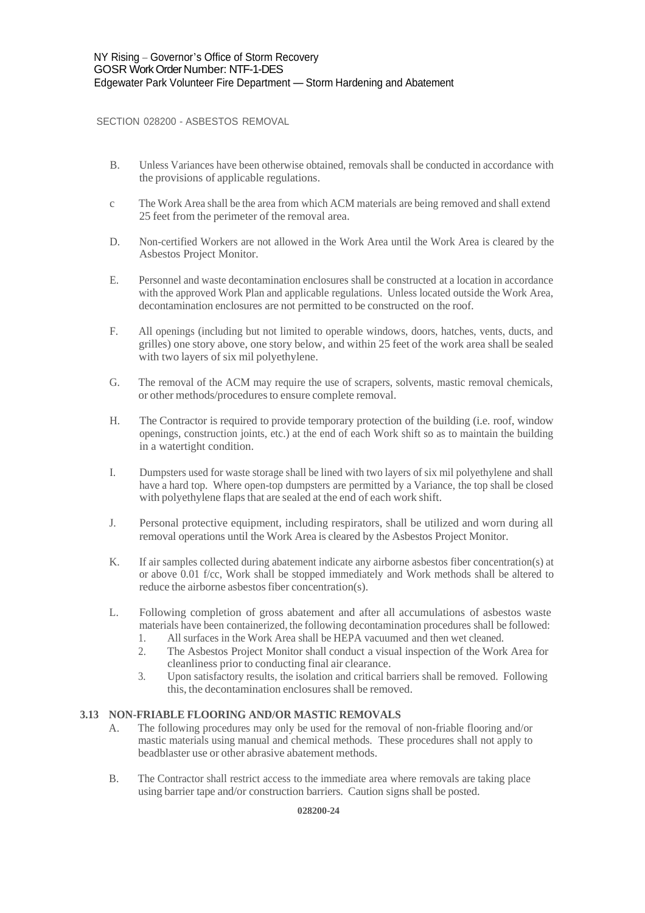B. Unless Variances have been otherwise obtained, removals shall be conducted in accordance with the provisions of applicable regulations.

c The Work Area shall be the area from which ACM materials are being removed and shall extend 25 feet from the perimeter of the removal area.

D. Non-certified Workers are not allowed in the Work Area until the Work Area is cleared by the Asbestos Project Monitor.

E. Personnel and waste decontamination enclosures shall be constructed at a location in accordance with the approved Work Plan and applicable regulations. Unless located outside the Work Area, decontamination enclosures are not permitted to be constructed on the roof.

F. All openings (including but not limited to operable windows, doors, hatches, vents, ducts, and grilles) one story above, one story below, and within 25 feet of the work area shall be sealed with two layers of six mil polyethylene.

G. The removal of the ACM may require the use of scrapers, solvents, mastic removal chemicals, or other methods/procedures to ensure complete removal.

H. The Contractor is required to provide temporary protection of the building (i.e. roof, window openings, construction joints, etc.) at the end of each Work shift so as to maintain the building in a watertight condition.

I. Dumpsters used for waste storage shall be lined with two layers of six mil polyethylene and shall have a hard top. Where open-top dumpsters are permitted by a Variance, the top shall be closed with polyethylene flaps that are sealed at the end of each work shift.

J. Personal protective equipment, including respirators, shall be utilized and worn during all removal operations until the Work Area is cleared by the Asbestos Project Monitor.

K. If air samples collected during abatement indicate any airborne asbestos fiber concentration(s) at or above 0.01 f/cc, Work shall be stopped immediately and Work methods shall be altered to reduce the airborne asbestos fiber concentration(s).

L. Following completion of gross abatement and after all accumulations of asbestos waste materials have been containerized, the following decontamination procedures shall be followed:
   1. All surfaces in the Work Area shall be HEPA vacuumed and then wet cleaned.
   2. The Asbestos Project Monitor shall conduct a visual inspection of the Work Area for cleanliness prior to conducting final air clearance.
   3. Upon satisfactory results, the isolation and critical barriers shall be removed. Following this, the decontamination enclosures shall be removed.

**3.13 NON-FRIABLE FLOORING AND/OR MASTIC REMOVALS**

A. The following procedures may only be used for the removal of non-friable flooring and/or mastic materials using manual and chemical methods. These procedures shall not apply to beadblaster use or other abrasive abatement methods.

B. The Contractor shall restrict access to the immediate area where removals are taking place using barrier tape and/or construction barriers. Caution signs shall be posted.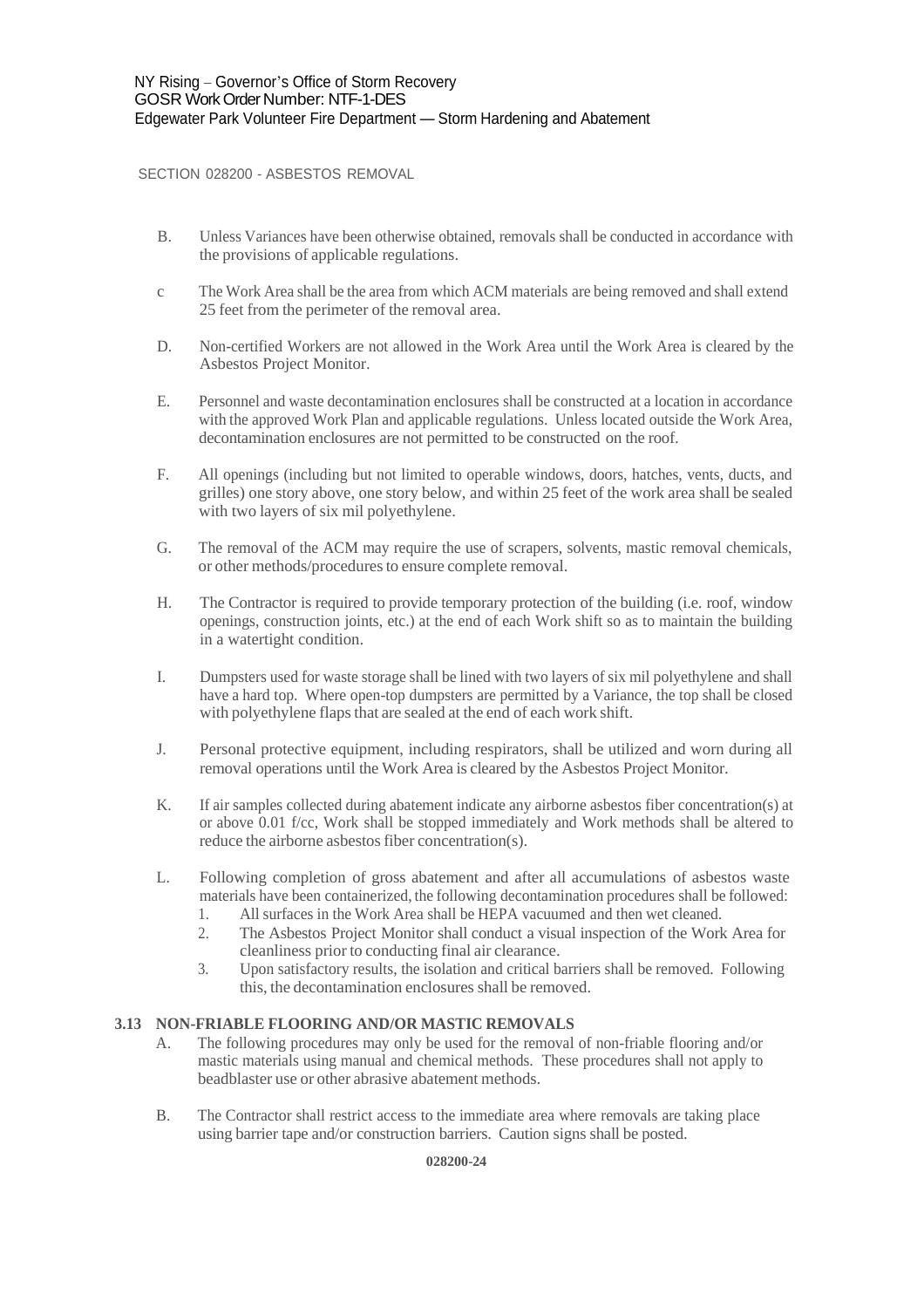B. Unless Variances have been otherwise obtained, removals shall be conducted in accordance with the provisions of applicable regulations.

c The Work Area shall be the area from which ACM materials are being removed and shall extend 25 feet from the perimeter of the removal area.

D. Non-certified Workers are not allowed in the Work Area until the Work Area is cleared by the Asbestos Project Monitor.

E. Personnel and waste decontamination enclosures shall be constructed at a location in accordance with the approved Work Plan and applicable regulations. Unless located outside the Work Area, decontamination enclosures are not permitted to be constructed on the roof.

F. All openings (including but not limited to operable windows, doors, hatches, vents, ducts, and grilles) one story above, one story below, and within 25 feet of the work area shall be sealed with two layers of six mil polyethylene.

G. The removal of the ACM may require the use of scrapers, solvents, mastic removal chemicals, or other methods/procedures to ensure complete removal.

H. The Contractor is required to provide temporary protection of the building (i.e. roof, window openings, construction joints, etc.) at the end of each Work shift so as to maintain the building in a watertight condition.

I. Dumpsters used for waste storage shall be lined with two layers of six mil polyethylene and shall have a hard top. Where open-top dumpsters are permitted by a Variance, the top shall be closed with polyethylene flaps that are sealed at the end of each work shift.

J. Personal protective equipment, including respirators, shall be utilized and worn during all removal operations until the Work Area is cleared by the Asbestos Project Monitor.

K. If air samples collected during abatement indicate any airborne asbestos fiber concentration(s) at or above 0.01 f/cc, Work shall be stopped immediately and Work methods shall be altered to reduce the airborne asbestos fiber concentration(s).

L. Following completion of gross abatement and after all accumulations of asbestos waste materials have been containerized, the following decontamination procedures shall be followed:
   1. All surfaces in the Work Area shall be HEPA vacuumed and then wet cleaned.
   2. The Asbestos Project Monitor shall conduct a visual inspection of the Work Area for cleanliness prior to conducting final air clearance.
   3. Upon satisfactory results, the isolation and critical barriers shall be removed. Following this, the decontamination enclosures shall be removed.

### 3.13 NON-FRIABLE FLOORING AND/OR MASTIC REMOVALS

A. The following procedures may only be used for the removal of non-friable flooring and/or mastic materials using manual and chemical methods. These procedures shall not apply to beadblaster use or other abrasive abatement methods.

B. The Contractor shall restrict access to the immediate area where removals are taking place using barrier tape and/or construction barriers. Caution signs shall be posted.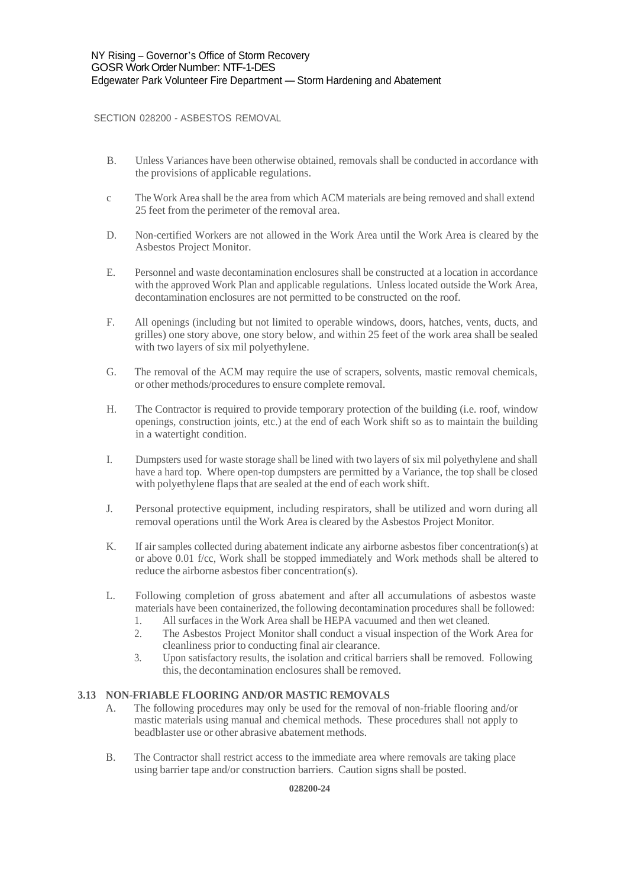B. Unless Variances have been otherwise obtained, removals shall be conducted in accordance with the provisions of applicable regulations.

c The Work Area shall be the area from which ACM materials are being removed and shall extend 25 feet from the perimeter of the removal area.

D. Non-certified Workers are not allowed in the Work Area until the Work Area is cleared by the Asbestos Project Monitor.

E. Personnel and waste decontamination enclosures shall be constructed at a location in accordance with the approved Work Plan and applicable regulations. Unless located outside the Work Area, decontamination enclosures are not permitted to be constructed on the roof.

F. All openings (including but not limited to operable windows, doors, hatches, vents, ducts, and grilles) one story above, one story below, and within 25 feet of the work area shall be sealed with two layers of six mil polyethylene.

G. The removal of the ACM may require the use of scrapers, solvents, mastic removal chemicals, or other methods/procedures to ensure complete removal.

H. The Contractor is required to provide temporary protection of the building (i.e. roof, window openings, construction joints, etc.) at the end of each Work shift so as to maintain the building in a watertight condition.

I. Dumpsters used for waste storage shall be lined with two layers of six mil polyethylene and shall have a hard top. Where open-top dumpsters are permitted by a Variance, the top shall be closed with polyethylene flaps that are sealed at the end of each work shift.

J. Personal protective equipment, including respirators, shall be utilized and worn during all removal operations until the Work Area is cleared by the Asbestos Project Monitor.

K. If air samples collected during abatement indicate any airborne asbestos fiber concentration(s) at or above 0.01 f/cc, Work shall be stopped immediately and Work methods shall be altered to reduce the airborne asbestos fiber concentration(s).

L. Following completion of gross abatement and after all accumulations of asbestos waste materials have been containerized, the following decontamination procedures shall be followed:
   1. All surfaces in the Work Area shall be HEPA vacuumed and then wet cleaned.
   2. The Asbestos Project Monitor shall conduct a visual inspection of the Work Area for cleanliness prior to conducting final air clearance.
   3. Upon satisfactory results, the isolation and critical barriers shall be removed. Following this, the decontamination enclosures shall be removed.

### 3.13 NON-FRIABLE FLOORING AND/OR MASTIC REMOVALS

A. The following procedures may only be used for the removal of non-friable flooring and/or mastic materials using manual and chemical methods. These procedures shall not apply to beadblaster use or other abrasive abatement methods.

B. The Contractor shall restrict access to the immediate area where removals are taking place using barrier tape and/or construction barriers. Caution signs shall be posted.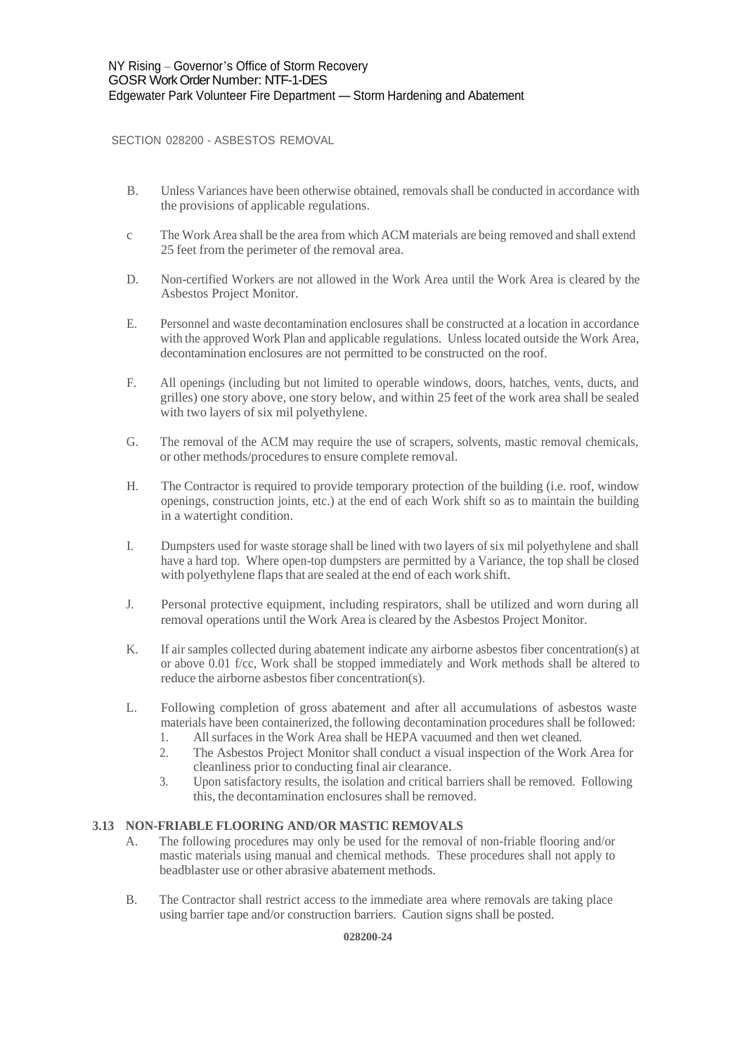B. Unless Variances have been otherwise obtained, removals shall be conducted in accordance with the provisions of applicable regulations.

c The Work Area shall be the area from which ACM materials are being removed and shall extend 25 feet from the perimeter of the removal area.

D. Non-certified Workers are not allowed in the Work Area until the Work Area is cleared by the Asbestos Project Monitor.

E. Personnel and waste decontamination enclosures shall be constructed at a location in accordance with the approved Work Plan and applicable regulations. Unless located outside the Work Area, decontamination enclosures are not permitted to be constructed on the roof.

F. All openings (including but not limited to operable windows, doors, hatches, vents, ducts, and grilles) one story above, one story below, and within 25 feet of the work area shall be sealed with two layers of six mil polyethylene.

G. The removal of the ACM may require the use of scrapers, solvents, mastic removal chemicals, or other methods/procedures to ensure complete removal.

H. The Contractor is required to provide temporary protection of the building (i.e. roof, window openings, construction joints, etc.) at the end of each Work shift so as to maintain the building in a watertight condition.

I. Dumpsters used for waste storage shall be lined with two layers of six mil polyethylene and shall have a hard top. Where open-top dumpsters are permitted by a Variance, the top shall be closed with polyethylene flaps that are sealed at the end of each work shift.

J. Personal protective equipment, including respirators, shall be utilized and worn during all removal operations until the Work Area is cleared by the Asbestos Project Monitor.

K. If air samples collected during abatement indicate any airborne asbestos fiber concentration(s) at or above 0.01 f/cc, Work shall be stopped immediately and Work methods shall be altered to reduce the airborne asbestos fiber concentration(s).

L. Following completion of gross abatement and after all accumulations of asbestos waste materials have been containerized, the following decontamination procedures shall be followed:
   1. All surfaces in the Work Area shall be HEPA vacuumed and then wet cleaned.
   2. The Asbestos Project Monitor shall conduct a visual inspection of the Work Area for cleanliness prior to conducting final air clearance.
   3. Upon satisfactory results, the isolation and critical barriers shall be removed. Following this, the decontamination enclosures shall be removed.

### 3.13 NON-FRIABLE FLOORING AND/OR MASTIC REMOVALS

A. The following procedures may only be used for the removal of non-friable flooring and/or mastic materials using manual and chemical methods. These procedures shall not apply to beadblaster use or other abrasive abatement methods.

B. The Contractor shall restrict access to the immediate area where removals are taking place using barrier tape and/or construction barriers. Caution signs shall be posted.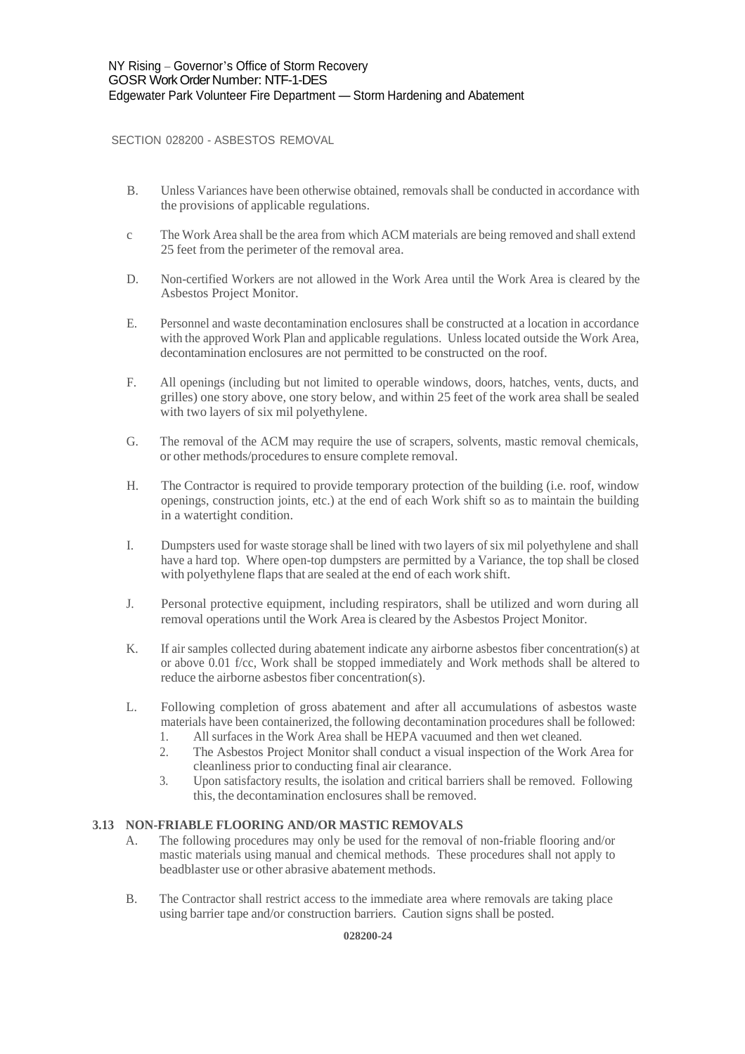B. Unless Variances have been otherwise obtained, removals shall be conducted in accordance with the provisions of applicable regulations.

c The Work Area shall be the area from which ACM materials are being removed and shall extend 25 feet from the perimeter of the removal area.

D. Non-certified Workers are not allowed in the Work Area until the Work Area is cleared by the Asbestos Project Monitor.

E. Personnel and waste decontamination enclosures shall be constructed at a location in accordance with the approved Work Plan and applicable regulations. Unless located outside the Work Area, decontamination enclosures are not permitted to be constructed on the roof.

F. All openings (including but not limited to operable windows, doors, hatches, vents, ducts, and grilles) one story above, one story below, and within 25 feet of the work area shall be sealed with two layers of six mil polyethylene.

G. The removal of the ACM may require the use of scrapers, solvents, mastic removal chemicals, or other methods/procedures to ensure complete removal.

H. The Contractor is required to provide temporary protection of the building (i.e. roof, window openings, construction joints, etc.) at the end of each Work shift so as to maintain the building in a watertight condition.

I. Dumpsters used for waste storage shall be lined with two layers of six mil polyethylene and shall have a hard top. Where open-top dumpsters are permitted by a Variance, the top shall be closed with polyethylene flaps that are sealed at the end of each work shift.

J. Personal protective equipment, including respirators, shall be utilized and worn during all removal operations until the Work Area is cleared by the Asbestos Project Monitor.

K. If air samples collected during abatement indicate any airborne asbestos fiber concentration(s) at or above 0.01 f/cc, Work shall be stopped immediately and Work methods shall be altered to reduce the airborne asbestos fiber concentration(s).

L. Following completion of gross abatement and after all accumulations of asbestos waste materials have been containerized, the following decontamination procedures shall be followed:
   1. All surfaces in the Work Area shall be HEPA vacuumed and then wet cleaned.
   2. The Asbestos Project Monitor shall conduct a visual inspection of the Work Area for cleanliness prior to conducting final air clearance.
   3. Upon satisfactory results, the isolation and critical barriers shall be removed. Following this, the decontamination enclosures shall be removed.

**3.13 NON-FRIABLE FLOORING AND/OR MASTIC REMOVALS**

A. The following procedures may only be used for the removal of non-friable flooring and/or mastic materials using manual and chemical methods. These procedures shall not apply to beadblaster use or other abrasive abatement methods.

B. The Contractor shall restrict access to the immediate area where removals are taking place using barrier tape and/or construction barriers. Caution signs shall be posted.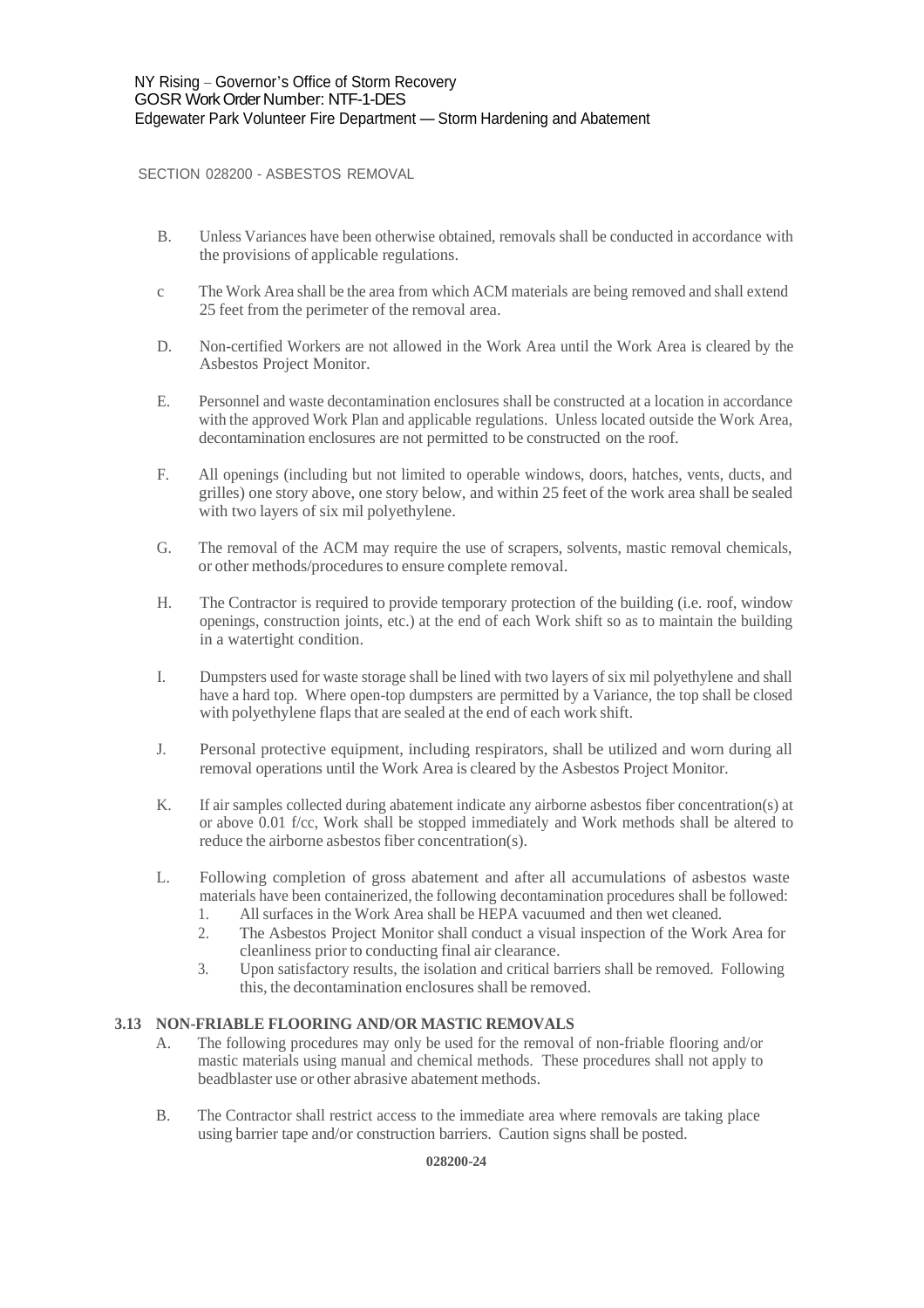B. Unless Variances have been otherwise obtained, removals shall be conducted in accordance with the provisions of applicable regulations.

c The Work Area shall be the area from which ACM materials are being removed and shall extend 25 feet from the perimeter of the removal area.

D. Non-certified Workers are not allowed in the Work Area until the Work Area is cleared by the Asbestos Project Monitor.

E. Personnel and waste decontamination enclosures shall be constructed at a location in accordance with the approved Work Plan and applicable regulations. Unless located outside the Work Area, decontamination enclosures are not permitted to be constructed on the roof.

F. All openings (including but not limited to operable windows, doors, hatches, vents, ducts, and grilles) one story above, one story below, and within 25 feet of the work area shall be sealed with two layers of six mil polyethylene.

G. The removal of the ACM may require the use of scrapers, solvents, mastic removal chemicals, or other methods/procedures to ensure complete removal.

H. The Contractor is required to provide temporary protection of the building (i.e. roof, window openings, construction joints, etc.) at the end of each Work shift so as to maintain the building in a watertight condition.

I. Dumpsters used for waste storage shall be lined with two layers of six mil polyethylene and shall have a hard top. Where open-top dumpsters are permitted by a Variance, the top shall be closed with polyethylene flaps that are sealed at the end of each work shift.

J. Personal protective equipment, including respirators, shall be utilized and worn during all removal operations until the Work Area is cleared by the Asbestos Project Monitor.

K. If air samples collected during abatement indicate any airborne asbestos fiber concentration(s) at or above 0.01 f/cc, Work shall be stopped immediately and Work methods shall be altered to reduce the airborne asbestos fiber concentration(s).

L. Following completion of gross abatement and after all accumulations of asbestos waste materials have been containerized, the following decontamination procedures shall be followed:
   1. All surfaces in the Work Area shall be HEPA vacuumed and then wet cleaned.
   2. The Asbestos Project Monitor shall conduct a visual inspection of the Work Area for cleanliness prior to conducting final air clearance.
   3. Upon satisfactory results, the isolation and critical barriers shall be removed. Following this, the decontamination enclosures shall be removed.

## 3.13 NON-FRIABLE FLOORING AND/OR MASTIC REMOVALS

A. The following procedures may only be used for the removal of non-friable flooring and/or mastic materials using manual and chemical methods. These procedures shall not apply to beadblaster use or other abrasive abatement methods.

B. The Contractor shall restrict access to the immediate area where removals are taking place using barrier tape and/or construction barriers. Caution signs shall be posted.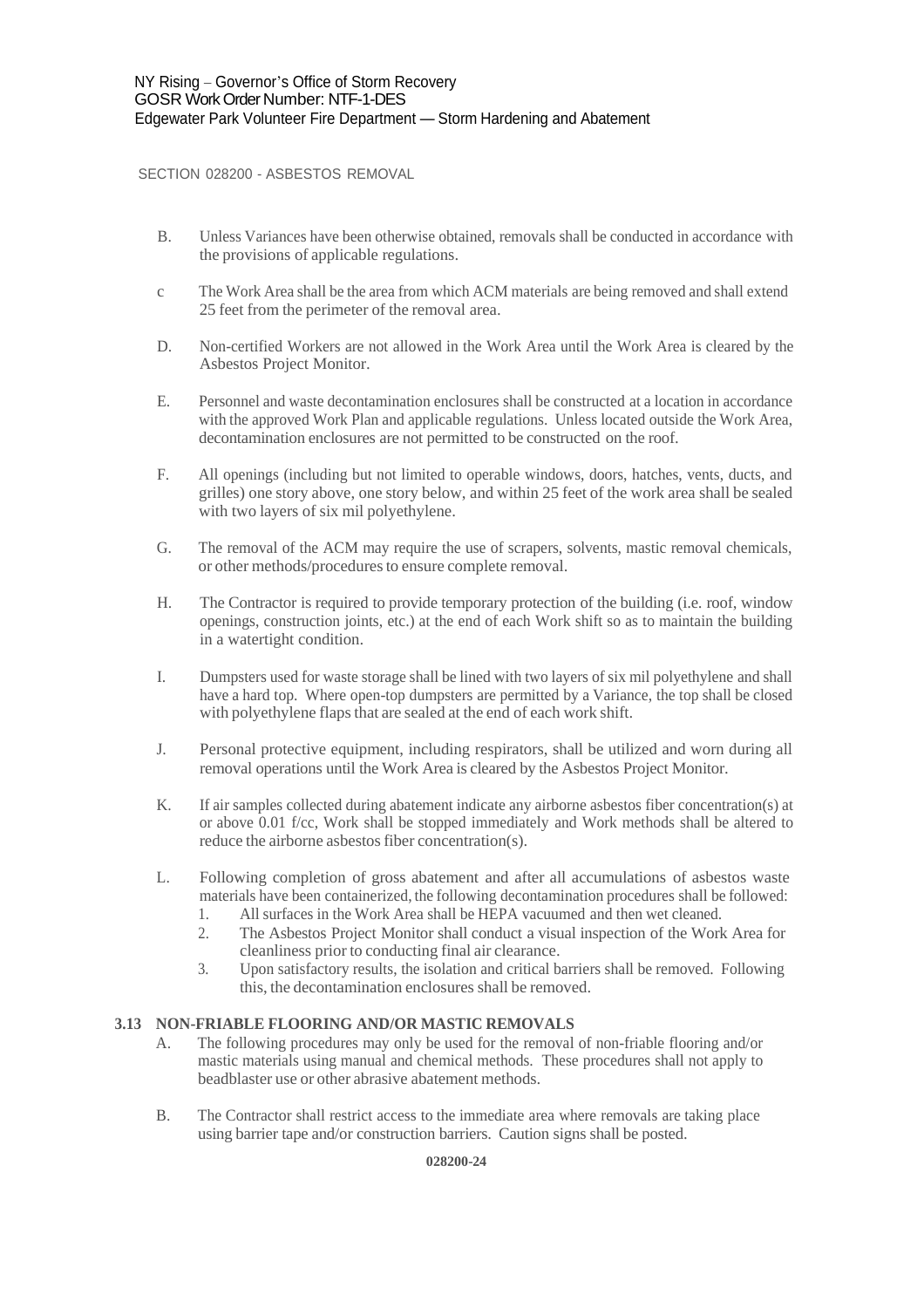B. Unless Variances have been otherwise obtained, removals shall be conducted in accordance with the provisions of applicable regulations.

c The Work Area shall be the area from which ACM materials are being removed and shall extend 25 feet from the perimeter of the removal area.

D. Non-certified Workers are not allowed in the Work Area until the Work Area is cleared by the Asbestos Project Monitor.

E. Personnel and waste decontamination enclosures shall be constructed at a location in accordance with the approved Work Plan and applicable regulations. Unless located outside the Work Area, decontamination enclosures are not permitted to be constructed on the roof.

F. All openings (including but not limited to operable windows, doors, hatches, vents, ducts, and grilles) one story above, one story below, and within 25 feet of the work area shall be sealed with two layers of six mil polyethylene.

G. The removal of the ACM may require the use of scrapers, solvents, mastic removal chemicals, or other methods/procedures to ensure complete removal.

H. The Contractor is required to provide temporary protection of the building (i.e. roof, window openings, construction joints, etc.) at the end of each Work shift so as to maintain the building in a watertight condition.

I. Dumpsters used for waste storage shall be lined with two layers of six mil polyethylene and shall have a hard top. Where open-top dumpsters are permitted by a Variance, the top shall be closed with polyethylene flaps that are sealed at the end of each work shift.

J. Personal protective equipment, including respirators, shall be utilized and worn during all removal operations until the Work Area is cleared by the Asbestos Project Monitor.

K. If air samples collected during abatement indicate any airborne asbestos fiber concentration(s) at or above 0.01 f/cc, Work shall be stopped immediately and Work methods shall be altered to reduce the airborne asbestos fiber concentration(s).

L. Following completion of gross abatement and after all accumulations of asbestos waste materials have been containerized, the following decontamination procedures shall be followed:
   1. All surfaces in the Work Area shall be HEPA vacuumed and then wet cleaned.
   2. The Asbestos Project Monitor shall conduct a visual inspection of the Work Area for cleanliness prior to conducting final air clearance.
   3. Upon satisfactory results, the isolation and critical barriers shall be removed. Following this, the decontamination enclosures shall be removed.

**3.13 NON-FRIABLE FLOORING AND/OR MASTIC REMOVALS**

A. The following procedures may only be used for the removal of non-friable flooring and/or mastic materials using manual and chemical methods. These procedures shall not apply to beadblaster use or other abrasive abatement methods.

B. The Contractor shall restrict access to the immediate area where removals are taking place using barrier tape and/or construction barriers. Caution signs shall be posted.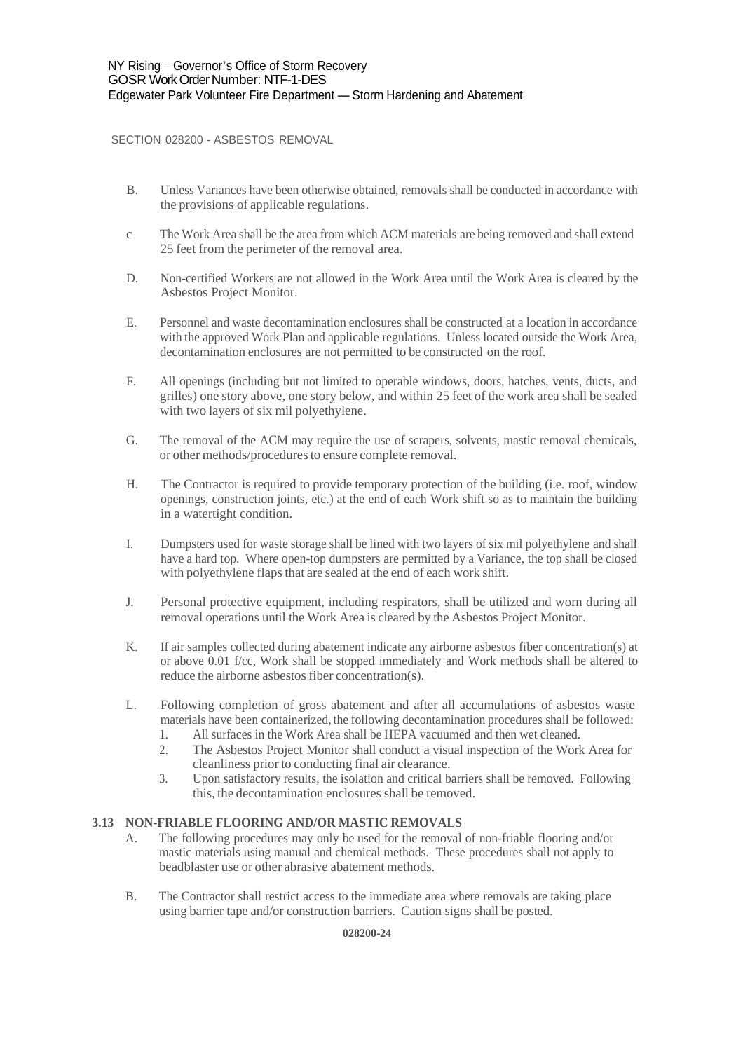B. Unless Variances have been otherwise obtained, removals shall be conducted in accordance with the provisions of applicable regulations.

c The Work Area shall be the area from which ACM materials are being removed and shall extend 25 feet from the perimeter of the removal area.

D. Non-certified Workers are not allowed in the Work Area until the Work Area is cleared by the Asbestos Project Monitor.

E. Personnel and waste decontamination enclosures shall be constructed at a location in accordance with the approved Work Plan and applicable regulations. Unless located outside the Work Area, decontamination enclosures are not permitted to be constructed on the roof.

F. All openings (including but not limited to operable windows, doors, hatches, vents, ducts, and grilles) one story above, one story below, and within 25 feet of the work area shall be sealed with two layers of six mil polyethylene.

G. The removal of the ACM may require the use of scrapers, solvents, mastic removal chemicals, or other methods/procedures to ensure complete removal.

H. The Contractor is required to provide temporary protection of the building (i.e. roof, window openings, construction joints, etc.) at the end of each Work shift so as to maintain the building in a watertight condition.

I. Dumpsters used for waste storage shall be lined with two layers of six mil polyethylene and shall have a hard top. Where open-top dumpsters are permitted by a Variance, the top shall be closed with polyethylene flaps that are sealed at the end of each work shift.

J. Personal protective equipment, including respirators, shall be utilized and worn during all removal operations until the Work Area is cleared by the Asbestos Project Monitor.

K. If air samples collected during abatement indicate any airborne asbestos fiber concentration(s) at or above 0.01 f/cc, Work shall be stopped immediately and Work methods shall be altered to reduce the airborne asbestos fiber concentration(s).

L. Following completion of gross abatement and after all accumulations of asbestos waste materials have been containerized, the following decontamination procedures shall be followed:
   1. All surfaces in the Work Area shall be HEPA vacuumed and then wet cleaned.
   2. The Asbestos Project Monitor shall conduct a visual inspection of the Work Area for cleanliness prior to conducting final air clearance.
   3. Upon satisfactory results, the isolation and critical barriers shall be removed. Following this, the decontamination enclosures shall be removed.

**3.13 NON-FRIABLE FLOORING AND/OR MASTIC REMOVALS**

A. The following procedures may only be used for the removal of non-friable flooring and/or mastic materials using manual and chemical methods. These procedures shall not apply to beadblaster use or other abrasive abatement methods.

B. The Contractor shall restrict access to the immediate area where removals are taking place using barrier tape and/or construction barriers. Caution signs shall be posted.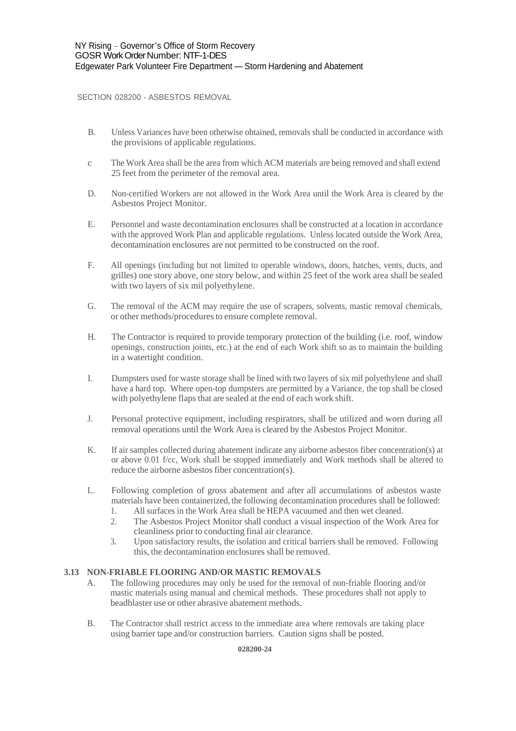B. Unless Variances have been otherwise obtained, removals shall be conducted in accordance with the provisions of applicable regulations.

c The Work Area shall be the area from which ACM materials are being removed and shall extend 25 feet from the perimeter of the removal area.

D. Non-certified Workers are not allowed in the Work Area until the Work Area is cleared by the Asbestos Project Monitor.

E. Personnel and waste decontamination enclosures shall be constructed at a location in accordance with the approved Work Plan and applicable regulations. Unless located outside the Work Area, decontamination enclosures are not permitted to be constructed on the roof.

F. All openings (including but not limited to operable windows, doors, hatches, vents, ducts, and grilles) one story above, one story below, and within 25 feet of the work area shall be sealed with two layers of six mil polyethylene.

G. The removal of the ACM may require the use of scrapers, solvents, mastic removal chemicals, or other methods/procedures to ensure complete removal.

H. The Contractor is required to provide temporary protection of the building (i.e. roof, window openings, construction joints, etc.) at the end of each Work shift so as to maintain the building in a watertight condition.

I. Dumpsters used for waste storage shall be lined with two layers of six mil polyethylene and shall have a hard top. Where open-top dumpsters are permitted by a Variance, the top shall be closed with polyethylene flaps that are sealed at the end of each work shift.

J. Personal protective equipment, including respirators, shall be utilized and worn during all removal operations until the Work Area is cleared by the Asbestos Project Monitor.

K. If air samples collected during abatement indicate any airborne asbestos fiber concentration(s) at or above 0.01 f/cc, Work shall be stopped immediately and Work methods shall be altered to reduce the airborne asbestos fiber concentration(s).

L. Following completion of gross abatement and after all accumulations of asbestos waste materials have been containerized, the following decontamination procedures shall be followed:
   1. All surfaces in the Work Area shall be HEPA vacuumed and then wet cleaned.
   2. The Asbestos Project Monitor shall conduct a visual inspection of the Work Area for cleanliness prior to conducting final air clearance.
   3. Upon satisfactory results, the isolation and critical barriers shall be removed. Following this, the decontamination enclosures shall be removed.

**3.13 NON-FRIABLE FLOORING AND/OR MASTIC REMOVALS**

A. The following procedures may only be used for the removal of non-friable flooring and/or mastic materials using manual and chemical methods. These procedures shall not apply to beadblaster use or other abrasive abatement methods.

B. The Contractor shall restrict access to the immediate area where removals are taking place using barrier tape and/or construction barriers. Caution signs shall be posted.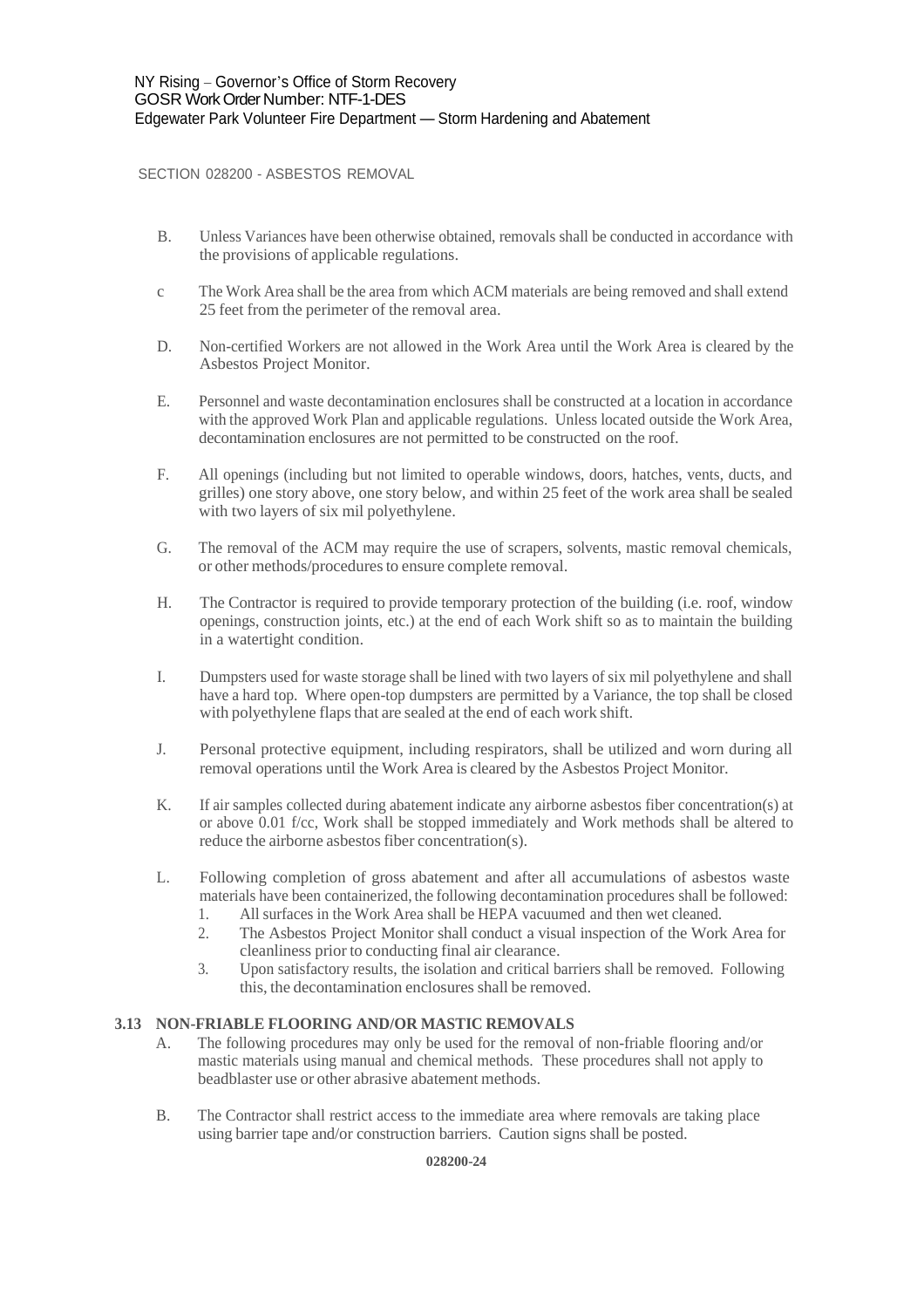B. Unless Variances have been otherwise obtained, removals shall be conducted in accordance with the provisions of applicable regulations.

c The Work Area shall be the area from which ACM materials are being removed and shall extend 25 feet from the perimeter of the removal area.

D. Non-certified Workers are not allowed in the Work Area until the Work Area is cleared by the Asbestos Project Monitor.

E. Personnel and waste decontamination enclosures shall be constructed at a location in accordance with the approved Work Plan and applicable regulations. Unless located outside the Work Area, decontamination enclosures are not permitted to be constructed on the roof.

F. All openings (including but not limited to operable windows, doors, hatches, vents, ducts, and grilles) one story above, one story below, and within 25 feet of the work area shall be sealed with two layers of six mil polyethylene.

G. The removal of the ACM may require the use of scrapers, solvents, mastic removal chemicals, or other methods/procedures to ensure complete removal.

H. The Contractor is required to provide temporary protection of the building (i.e. roof, window openings, construction joints, etc.) at the end of each Work shift so as to maintain the building in a watertight condition.

I. Dumpsters used for waste storage shall be lined with two layers of six mil polyethylene and shall have a hard top. Where open-top dumpsters are permitted by a Variance, the top shall be closed with polyethylene flaps that are sealed at the end of each work shift.

J. Personal protective equipment, including respirators, shall be utilized and worn during all removal operations until the Work Area is cleared by the Asbestos Project Monitor.

K. If air samples collected during abatement indicate any airborne asbestos fiber concentration(s) at or above 0.01 f/cc, Work shall be stopped immediately and Work methods shall be altered to reduce the airborne asbestos fiber concentration(s).

L. Following completion of gross abatement and after all accumulations of asbestos waste materials have been containerized, the following decontamination procedures shall be followed:
   1. All surfaces in the Work Area shall be HEPA vacuumed and then wet cleaned.
   2. The Asbestos Project Monitor shall conduct a visual inspection of the Work Area for cleanliness prior to conducting final air clearance.
   3. Upon satisfactory results, the isolation and critical barriers shall be removed. Following this, the decontamination enclosures shall be removed.

**3.13 NON-FRIABLE FLOORING AND/OR MASTIC REMOVALS**

A. The following procedures may only be used for the removal of non-friable flooring and/or mastic materials using manual and chemical methods. These procedures shall not apply to beadblaster use or other abrasive abatement methods.

B. The Contractor shall restrict access to the immediate area where removals are taking place using barrier tape and/or construction barriers. Caution signs shall be posted.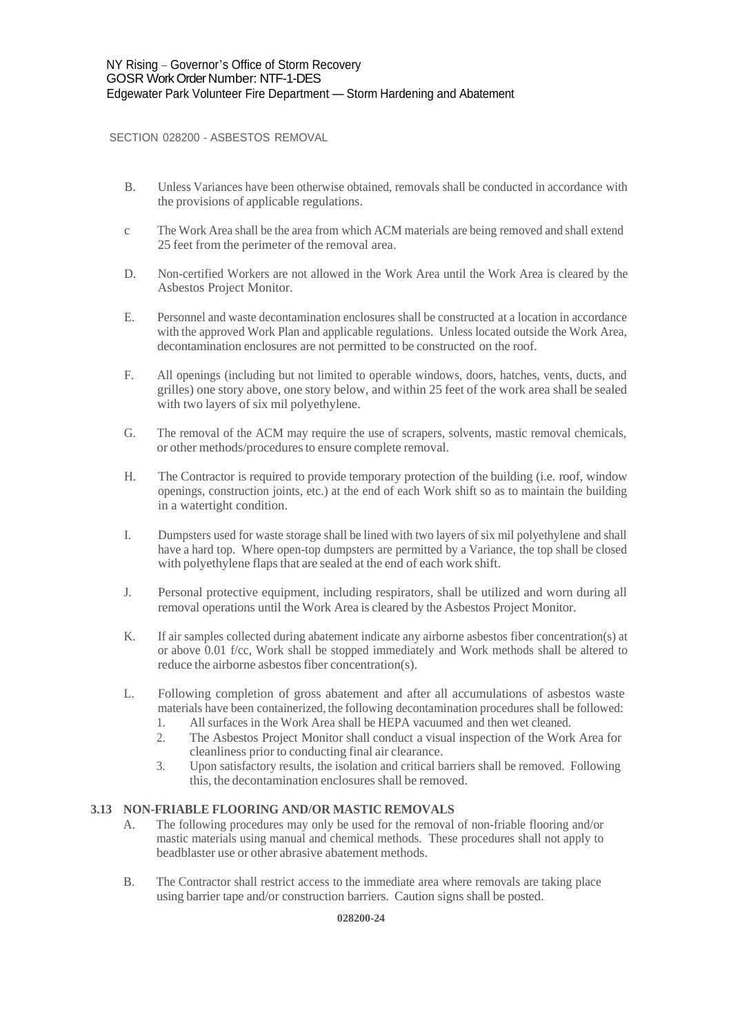B. Unless Variances have been otherwise obtained, removals shall be conducted in accordance with the provisions of applicable regulations.

c The Work Area shall be the area from which ACM materials are being removed and shall extend 25 feet from the perimeter of the removal area.

D. Non-certified Workers are not allowed in the Work Area until the Work Area is cleared by the Asbestos Project Monitor.

E. Personnel and waste decontamination enclosures shall be constructed at a location in accordance with the approved Work Plan and applicable regulations. Unless located outside the Work Area, decontamination enclosures are not permitted to be constructed on the roof.

F. All openings (including but not limited to operable windows, doors, hatches, vents, ducts, and grilles) one story above, one story below, and within 25 feet of the work area shall be sealed with two layers of six mil polyethylene.

G. The removal of the ACM may require the use of scrapers, solvents, mastic removal chemicals, or other methods/procedures to ensure complete removal.

H. The Contractor is required to provide temporary protection of the building (i.e. roof, window openings, construction joints, etc.) at the end of each Work shift so as to maintain the building in a watertight condition.

I. Dumpsters used for waste storage shall be lined with two layers of six mil polyethylene and shall have a hard top. Where open-top dumpsters are permitted by a Variance, the top shall be closed with polyethylene flaps that are sealed at the end of each work shift.

J. Personal protective equipment, including respirators, shall be utilized and worn during all removal operations until the Work Area is cleared by the Asbestos Project Monitor.

K. If air samples collected during abatement indicate any airborne asbestos fiber concentration(s) at or above 0.01 f/cc, Work shall be stopped immediately and Work methods shall be altered to reduce the airborne asbestos fiber concentration(s).

L. Following completion of gross abatement and after all accumulations of asbestos waste materials have been containerized, the following decontamination procedures shall be followed:
   1. All surfaces in the Work Area shall be HEPA vacuumed and then wet cleaned.
   2. The Asbestos Project Monitor shall conduct a visual inspection of the Work Area for cleanliness prior to conducting final air clearance.
   3. Upon satisfactory results, the isolation and critical barriers shall be removed. Following this, the decontamination enclosures shall be removed.

**3.13 NON-FRIABLE FLOORING AND/OR MASTIC REMOVALS**

A. The following procedures may only be used for the removal of non-friable flooring and/or mastic materials using manual and chemical methods. These procedures shall not apply to beadblaster use or other abrasive abatement methods.

B. The Contractor shall restrict access to the immediate area where removals are taking place using barrier tape and/or construction barriers. Caution signs shall be posted.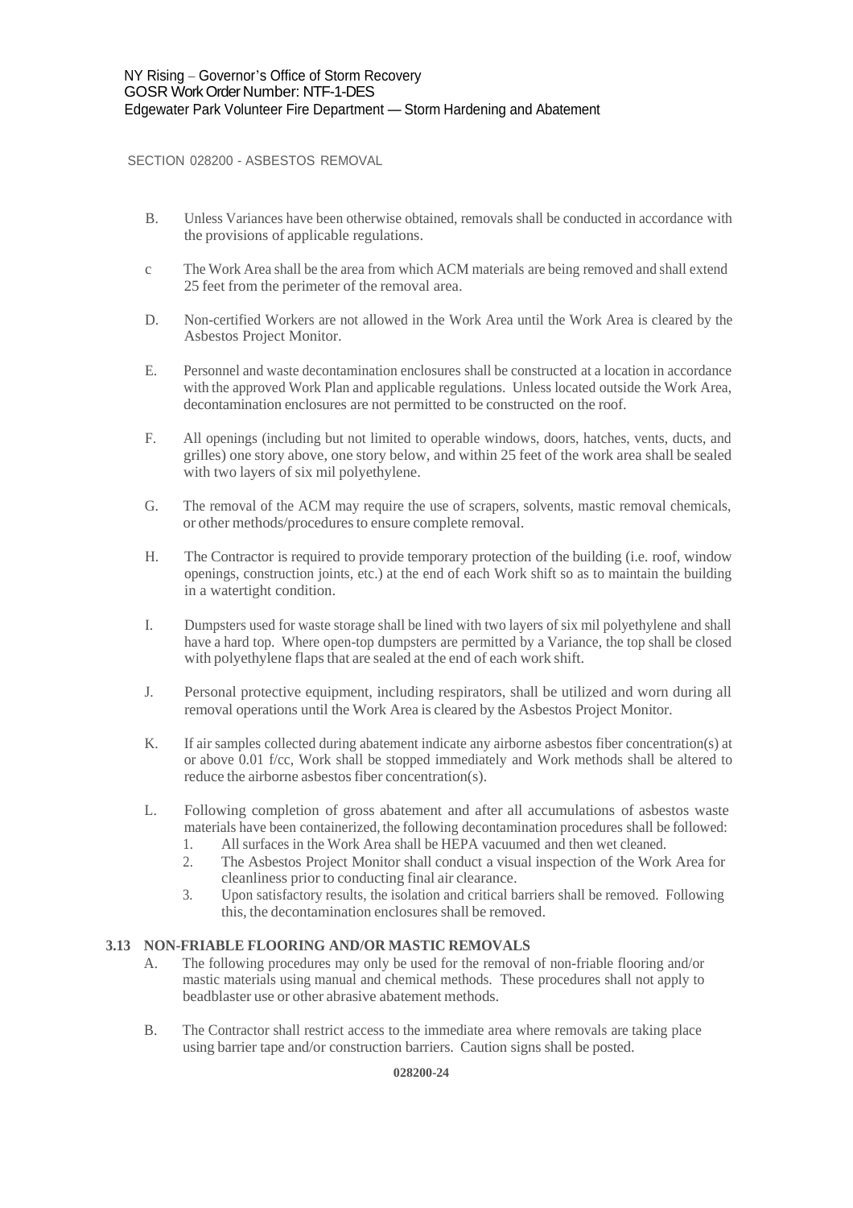B. Unless Variances have been otherwise obtained, removals shall be conducted in accordance with the provisions of applicable regulations.

c The Work Area shall be the area from which ACM materials are being removed and shall extend 25 feet from the perimeter of the removal area.

D. Non-certified Workers are not allowed in the Work Area until the Work Area is cleared by the Asbestos Project Monitor.

E. Personnel and waste decontamination enclosures shall be constructed at a location in accordance with the approved Work Plan and applicable regulations. Unless located outside the Work Area, decontamination enclosures are not permitted to be constructed on the roof.

F. All openings (including but not limited to operable windows, doors, hatches, vents, ducts, and grilles) one story above, one story below, and within 25 feet of the work area shall be sealed with two layers of six mil polyethylene.

G. The removal of the ACM may require the use of scrapers, solvents, mastic removal chemicals, or other methods/procedures to ensure complete removal.

H. The Contractor is required to provide temporary protection of the building (i.e. roof, window openings, construction joints, etc.) at the end of each Work shift so as to maintain the building in a watertight condition.

I. Dumpsters used for waste storage shall be lined with two layers of six mil polyethylene and shall have a hard top. Where open-top dumpsters are permitted by a Variance, the top shall be closed with polyethylene flaps that are sealed at the end of each work shift.

J. Personal protective equipment, including respirators, shall be utilized and worn during all removal operations until the Work Area is cleared by the Asbestos Project Monitor.

K. If air samples collected during abatement indicate any airborne asbestos fiber concentration(s) at or above 0.01 f/cc, Work shall be stopped immediately and Work methods shall be altered to reduce the airborne asbestos fiber concentration(s).

L. Following completion of gross abatement and after all accumulations of asbestos waste materials have been containerized, the following decontamination procedures shall be followed:
   1. All surfaces in the Work Area shall be HEPA vacuumed and then wet cleaned.
   2. The Asbestos Project Monitor shall conduct a visual inspection of the Work Area for cleanliness prior to conducting final air clearance.
   3. Upon satisfactory results, the isolation and critical barriers shall be removed. Following this, the decontamination enclosures shall be removed.

## 3.13 NON-FRIABLE FLOORING AND/OR MASTIC REMOVALS

A. The following procedures may only be used for the removal of non-friable flooring and/or mastic materials using manual and chemical methods. These procedures shall not apply to beadblaster use or other abrasive abatement methods.

B. The Contractor shall restrict access to the immediate area where removals are taking place using barrier tape and/or construction barriers. Caution signs shall be posted.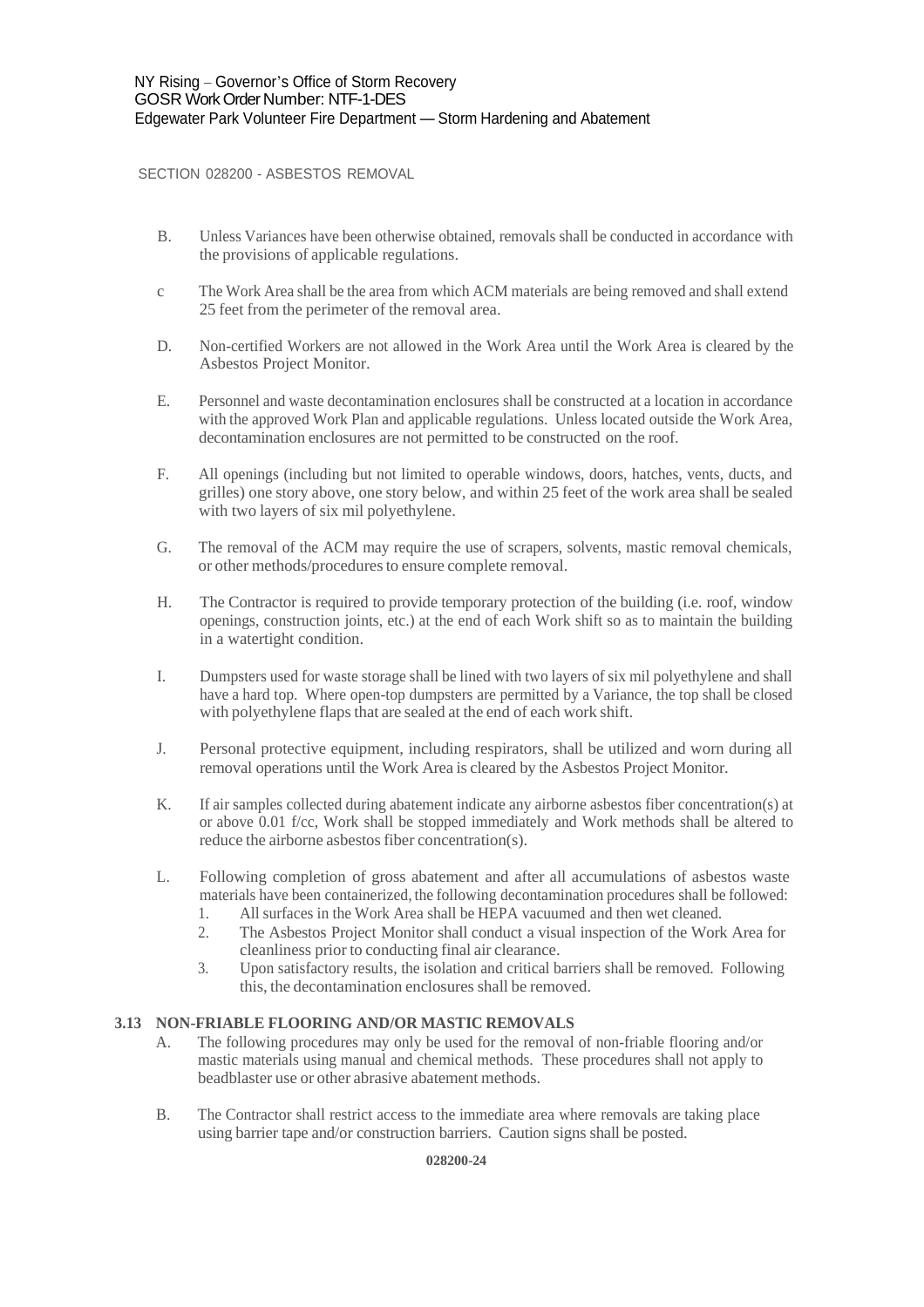B. Unless Variances have been otherwise obtained, removals shall be conducted in accordance with the provisions of applicable regulations.

c The Work Area shall be the area from which ACM materials are being removed and shall extend 25 feet from the perimeter of the removal area.

D. Non-certified Workers are not allowed in the Work Area until the Work Area is cleared by the Asbestos Project Monitor.

E. Personnel and waste decontamination enclosures shall be constructed at a location in accordance with the approved Work Plan and applicable regulations. Unless located outside the Work Area, decontamination enclosures are not permitted to be constructed on the roof.

F. All openings (including but not limited to operable windows, doors, hatches, vents, ducts, and grilles) one story above, one story below, and within 25 feet of the work area shall be sealed with two layers of six mil polyethylene.

G. The removal of the ACM may require the use of scrapers, solvents, mastic removal chemicals, or other methods/procedures to ensure complete removal.

H. The Contractor is required to provide temporary protection of the building (i.e. roof, window openings, construction joints, etc.) at the end of each Work shift so as to maintain the building in a watertight condition.

I. Dumpsters used for waste storage shall be lined with two layers of six mil polyethylene and shall have a hard top. Where open-top dumpsters are permitted by a Variance, the top shall be closed with polyethylene flaps that are sealed at the end of each work shift.

J. Personal protective equipment, including respirators, shall be utilized and worn during all removal operations until the Work Area is cleared by the Asbestos Project Monitor.

K. If air samples collected during abatement indicate any airborne asbestos fiber concentration(s) at or above 0.01 f/cc, Work shall be stopped immediately and Work methods shall be altered to reduce the airborne asbestos fiber concentration(s).

L. Following completion of gross abatement and after all accumulations of asbestos waste materials have been containerized, the following decontamination procedures shall be followed:
   1. All surfaces in the Work Area shall be HEPA vacuumed and then wet cleaned.
   2. The Asbestos Project Monitor shall conduct a visual inspection of the Work Area for cleanliness prior to conducting final air clearance.
   3. Upon satisfactory results, the isolation and critical barriers shall be removed. Following this, the decontamination enclosures shall be removed.

### 3.13 NON-FRIABLE FLOORING AND/OR MASTIC REMOVALS

A. The following procedures may only be used for the removal of non-friable flooring and/or mastic materials using manual and chemical methods. These procedures shall not apply to beadblaster use or other abrasive abatement methods.

B. The Contractor shall restrict access to the immediate area where removals are taking place using barrier tape and/or construction barriers. Caution signs shall be posted.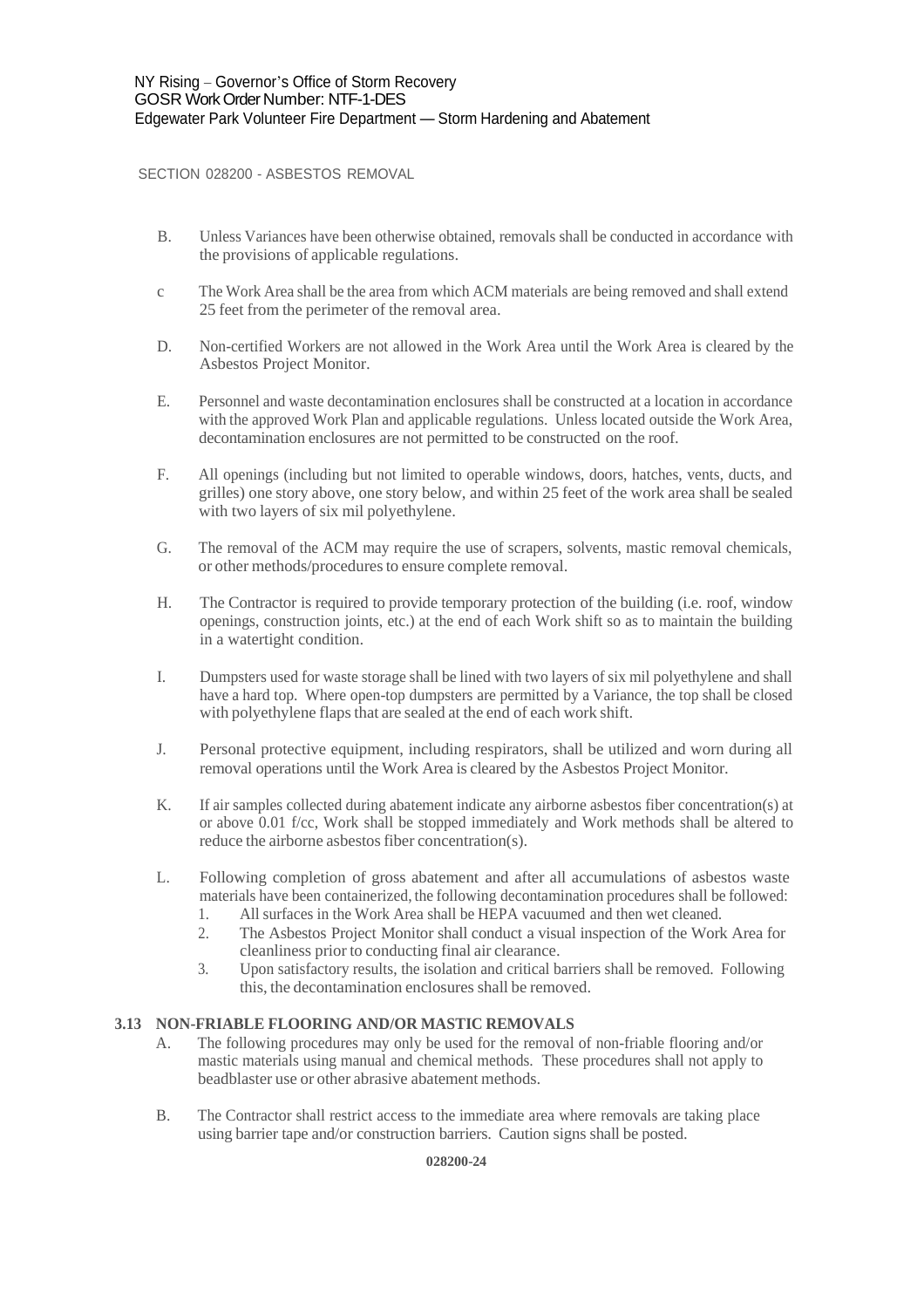B. Unless Variances have been otherwise obtained, removals shall be conducted in accordance with the provisions of applicable regulations.

c The Work Area shall be the area from which ACM materials are being removed and shall extend 25 feet from the perimeter of the removal area.

D. Non-certified Workers are not allowed in the Work Area until the Work Area is cleared by the Asbestos Project Monitor.

E. Personnel and waste decontamination enclosures shall be constructed at a location in accordance with the approved Work Plan and applicable regulations. Unless located outside the Work Area, decontamination enclosures are not permitted to be constructed on the roof.

F. All openings (including but not limited to operable windows, doors, hatches, vents, ducts, and grilles) one story above, one story below, and within 25 feet of the work area shall be sealed with two layers of six mil polyethylene.

G. The removal of the ACM may require the use of scrapers, solvents, mastic removal chemicals, or other methods/procedures to ensure complete removal.

H. The Contractor is required to provide temporary protection of the building (i.e. roof, window openings, construction joints, etc.) at the end of each Work shift so as to maintain the building in a watertight condition.

I. Dumpsters used for waste storage shall be lined with two layers of six mil polyethylene and shall have a hard top. Where open-top dumpsters are permitted by a Variance, the top shall be closed with polyethylene flaps that are sealed at the end of each work shift.

J. Personal protective equipment, including respirators, shall be utilized and worn during all removal operations until the Work Area is cleared by the Asbestos Project Monitor.

K. If air samples collected during abatement indicate any airborne asbestos fiber concentration(s) at or above 0.01 f/cc, Work shall be stopped immediately and Work methods shall be altered to reduce the airborne asbestos fiber concentration(s).

L. Following completion of gross abatement and after all accumulations of asbestos waste materials have been containerized, the following decontamination procedures shall be followed:
   1. All surfaces in the Work Area shall be HEPA vacuumed and then wet cleaned.
   2. The Asbestos Project Monitor shall conduct a visual inspection of the Work Area for cleanliness prior to conducting final air clearance.
   3. Upon satisfactory results, the isolation and critical barriers shall be removed. Following this, the decontamination enclosures shall be removed.

### 3.13 NON-FRIABLE FLOORING AND/OR MASTIC REMOVALS

A. The following procedures may only be used for the removal of non-friable flooring and/or mastic materials using manual and chemical methods. These procedures shall not apply to beadblaster use or other abrasive abatement methods.

B. The Contractor shall restrict access to the immediate area where removals are taking place using barrier tape and/or construction barriers. Caution signs shall be posted.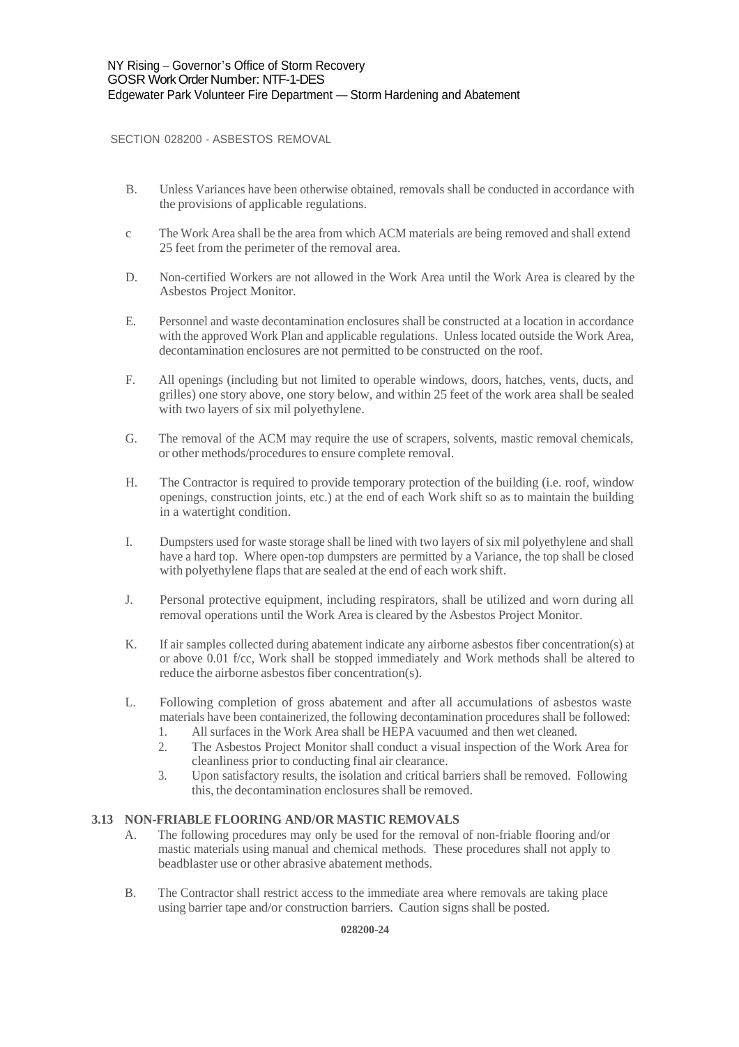B. Unless Variances have been otherwise obtained, removals shall be conducted in accordance with the provisions of applicable regulations.

c The Work Area shall be the area from which ACM materials are being removed and shall extend 25 feet from the perimeter of the removal area.

D. Non-certified Workers are not allowed in the Work Area until the Work Area is cleared by the Asbestos Project Monitor.

E. Personnel and waste decontamination enclosures shall be constructed at a location in accordance with the approved Work Plan and applicable regulations. Unless located outside the Work Area, decontamination enclosures are not permitted to be constructed on the roof.

F. All openings (including but not limited to operable windows, doors, hatches, vents, ducts, and grilles) one story above, one story below, and within 25 feet of the work area shall be sealed with two layers of six mil polyethylene.

G. The removal of the ACM may require the use of scrapers, solvents, mastic removal chemicals, or other methods/procedures to ensure complete removal.

H. The Contractor is required to provide temporary protection of the building (i.e. roof, window openings, construction joints, etc.) at the end of each Work shift so as to maintain the building in a watertight condition.

I. Dumpsters used for waste storage shall be lined with two layers of six mil polyethylene and shall have a hard top. Where open-top dumpsters are permitted by a Variance, the top shall be closed with polyethylene flaps that are sealed at the end of each work shift.

J. Personal protective equipment, including respirators, shall be utilized and worn during all removal operations until the Work Area is cleared by the Asbestos Project Monitor.

K. If air samples collected during abatement indicate any airborne asbestos fiber concentration(s) at or above 0.01 f/cc, Work shall be stopped immediately and Work methods shall be altered to reduce the airborne asbestos fiber concentration(s).

L. Following completion of gross abatement and after all accumulations of asbestos waste materials have been containerized, the following decontamination procedures shall be followed:
   1. All surfaces in the Work Area shall be HEPA vacuumed and then wet cleaned.
   2. The Asbestos Project Monitor shall conduct a visual inspection of the Work Area for cleanliness prior to conducting final air clearance.
   3. Upon satisfactory results, the isolation and critical barriers shall be removed. Following this, the decontamination enclosures shall be removed.

## 3.13 NON-FRIABLE FLOORING AND/OR MASTIC REMOVALS

A. The following procedures may only be used for the removal of non-friable flooring and/or mastic materials using manual and chemical methods. These procedures shall not apply to beadblaster use or other abrasive abatement methods.

B. The Contractor shall restrict access to the immediate area where removals are taking place using barrier tape and/or construction barriers. Caution signs shall be posted.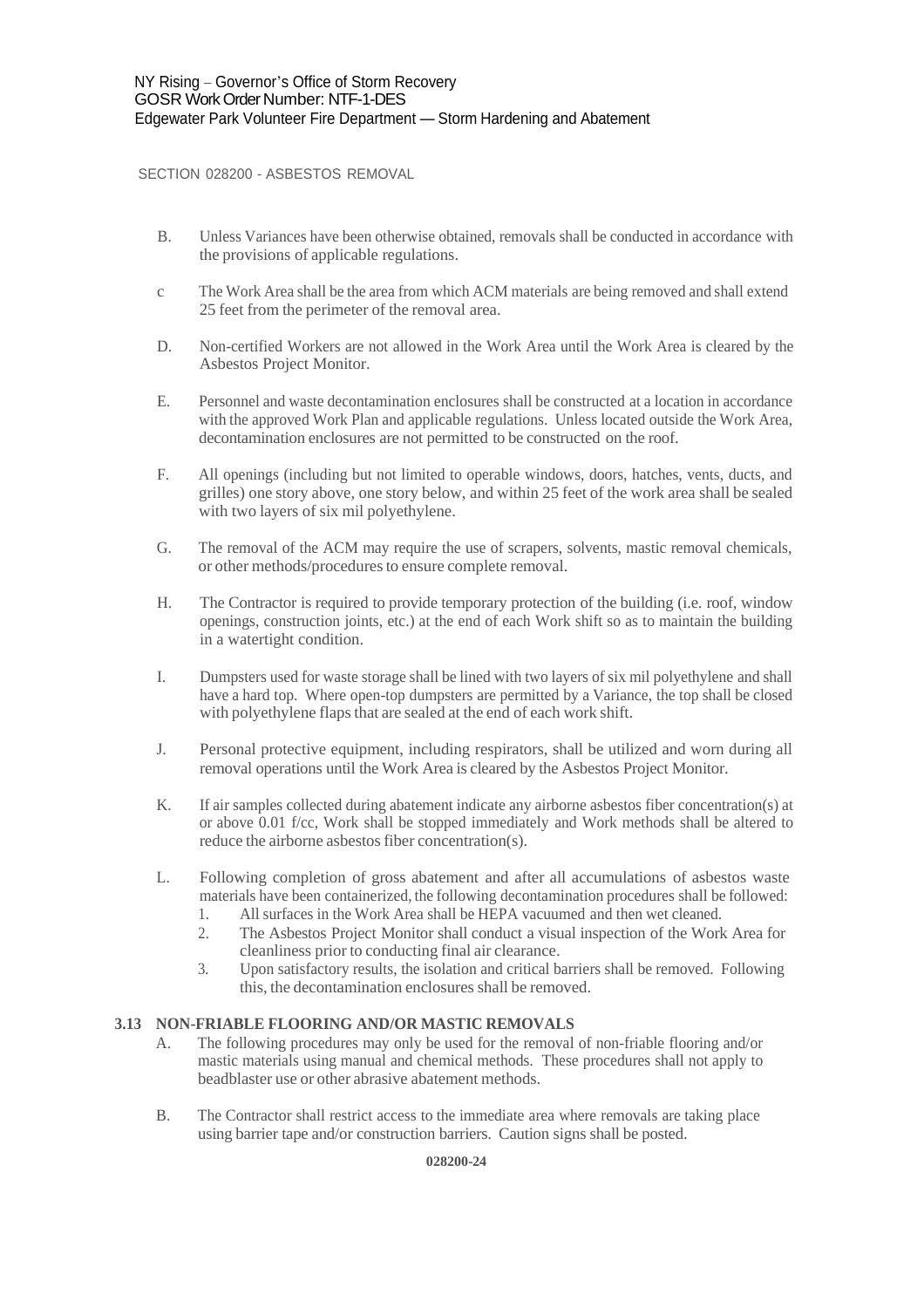B. Unless Variances have been otherwise obtained, removals shall be conducted in accordance with the provisions of applicable regulations.

c The Work Area shall be the area from which ACM materials are being removed and shall extend 25 feet from the perimeter of the removal area.

D. Non-certified Workers are not allowed in the Work Area until the Work Area is cleared by the Asbestos Project Monitor.

E. Personnel and waste decontamination enclosures shall be constructed at a location in accordance with the approved Work Plan and applicable regulations. Unless located outside the Work Area, decontamination enclosures are not permitted to be constructed on the roof.

F. All openings (including but not limited to operable windows, doors, hatches, vents, ducts, and grilles) one story above, one story below, and within 25 feet of the work area shall be sealed with two layers of six mil polyethylene.

G. The removal of the ACM may require the use of scrapers, solvents, mastic removal chemicals, or other methods/procedures to ensure complete removal.

H. The Contractor is required to provide temporary protection of the building (i.e. roof, window openings, construction joints, etc.) at the end of each Work shift so as to maintain the building in a watertight condition.

I. Dumpsters used for waste storage shall be lined with two layers of six mil polyethylene and shall have a hard top. Where open-top dumpsters are permitted by a Variance, the top shall be closed with polyethylene flaps that are sealed at the end of each work shift.

J. Personal protective equipment, including respirators, shall be utilized and worn during all removal operations until the Work Area is cleared by the Asbestos Project Monitor.

K. If air samples collected during abatement indicate any airborne asbestos fiber concentration(s) at or above 0.01 f/cc, Work shall be stopped immediately and Work methods shall be altered to reduce the airborne asbestos fiber concentration(s).

L. Following completion of gross abatement and after all accumulations of asbestos waste materials have been containerized, the following decontamination procedures shall be followed:
   1. All surfaces in the Work Area shall be HEPA vacuumed and then wet cleaned.
   2. The Asbestos Project Monitor shall conduct a visual inspection of the Work Area for cleanliness prior to conducting final air clearance.
   3. Upon satisfactory results, the isolation and critical barriers shall be removed. Following this, the decontamination enclosures shall be removed.

## 3.13 NON-FRIABLE FLOORING AND/OR MASTIC REMOVALS

A. The following procedures may only be used for the removal of non-friable flooring and/or mastic materials using manual and chemical methods. These procedures shall not apply to beadblaster use or other abrasive abatement methods.

B. The Contractor shall restrict access to the immediate area where removals are taking place using barrier tape and/or construction barriers. Caution signs shall be posted.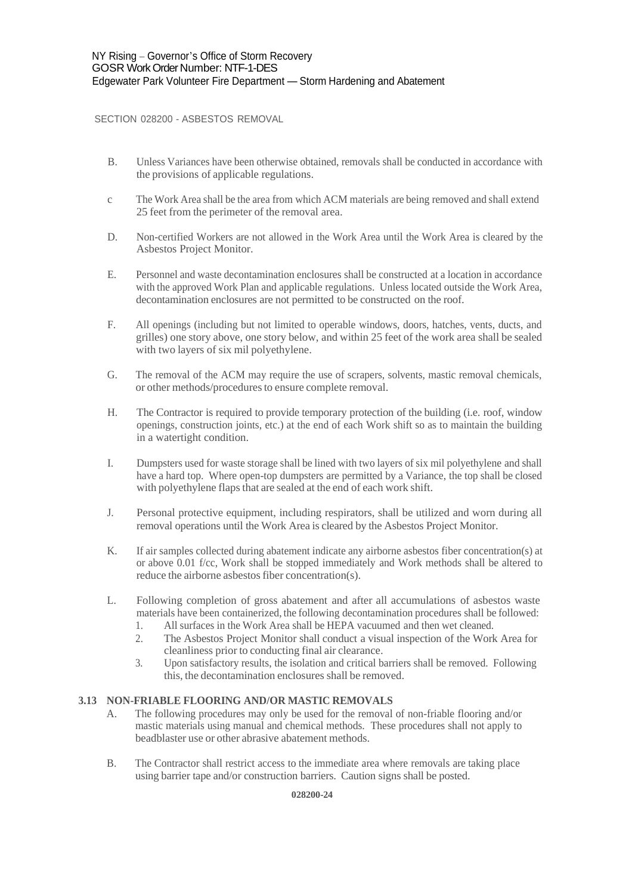B. Unless Variances have been otherwise obtained, removals shall be conducted in accordance with the provisions of applicable regulations.

c The Work Area shall be the area from which ACM materials are being removed and shall extend 25 feet from the perimeter of the removal area.

D. Non-certified Workers are not allowed in the Work Area until the Work Area is cleared by the Asbestos Project Monitor.

E. Personnel and waste decontamination enclosures shall be constructed at a location in accordance with the approved Work Plan and applicable regulations. Unless located outside the Work Area, decontamination enclosures are not permitted to be constructed on the roof.

F. All openings (including but not limited to operable windows, doors, hatches, vents, ducts, and grilles) one story above, one story below, and within 25 feet of the work area shall be sealed with two layers of six mil polyethylene.

G. The removal of the ACM may require the use of scrapers, solvents, mastic removal chemicals, or other methods/procedures to ensure complete removal.

H. The Contractor is required to provide temporary protection of the building (i.e. roof, window openings, construction joints, etc.) at the end of each Work shift so as to maintain the building in a watertight condition.

I. Dumpsters used for waste storage shall be lined with two layers of six mil polyethylene and shall have a hard top. Where open-top dumpsters are permitted by a Variance, the top shall be closed with polyethylene flaps that are sealed at the end of each work shift.

J. Personal protective equipment, including respirators, shall be utilized and worn during all removal operations until the Work Area is cleared by the Asbestos Project Monitor.

K. If air samples collected during abatement indicate any airborne asbestos fiber concentration(s) at or above 0.01 f/cc, Work shall be stopped immediately and Work methods shall be altered to reduce the airborne asbestos fiber concentration(s).

L. Following completion of gross abatement and after all accumulations of asbestos waste materials have been containerized, the following decontamination procedures shall be followed:
   1. All surfaces in the Work Area shall be HEPA vacuumed and then wet cleaned.
   2. The Asbestos Project Monitor shall conduct a visual inspection of the Work Area for cleanliness prior to conducting final air clearance.
   3. Upon satisfactory results, the isolation and critical barriers shall be removed. Following this, the decontamination enclosures shall be removed.

**3.13 NON-FRIABLE FLOORING AND/OR MASTIC REMOVALS**

A. The following procedures may only be used for the removal of non-friable flooring and/or mastic materials using manual and chemical methods. These procedures shall not apply to beadblaster use or other abrasive abatement methods.

B. The Contractor shall restrict access to the immediate area where removals are taking place using barrier tape and/or construction barriers. Caution signs shall be posted.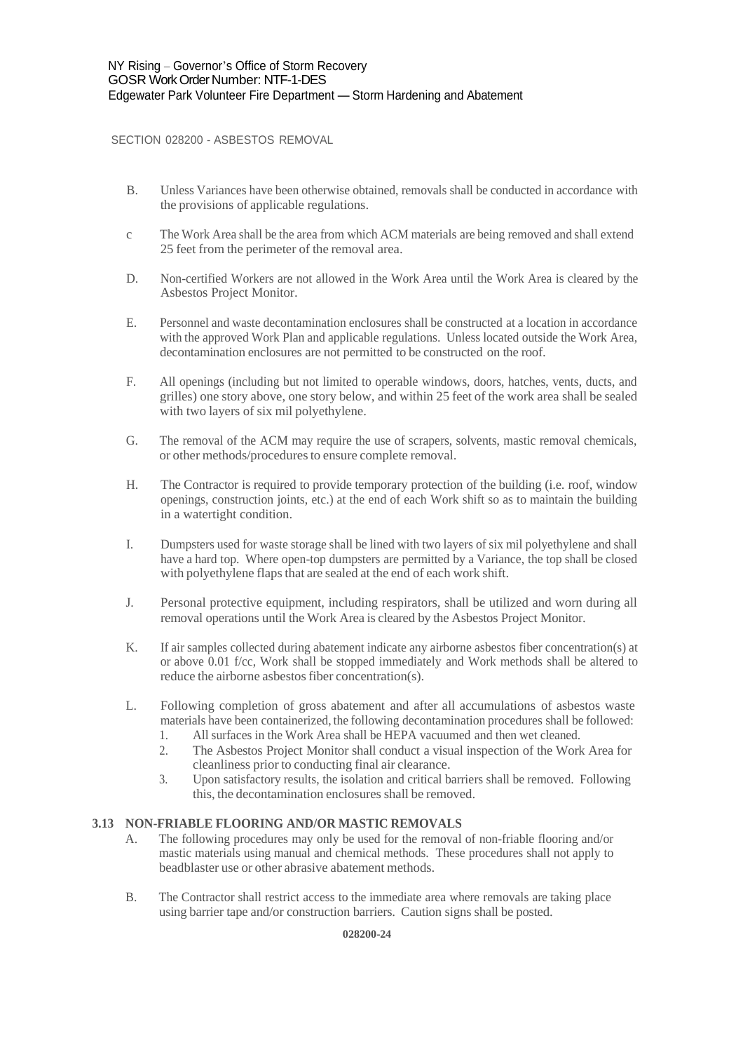B. Unless Variances have been otherwise obtained, removals shall be conducted in accordance with the provisions of applicable regulations.

c The Work Area shall be the area from which ACM materials are being removed and shall extend 25 feet from the perimeter of the removal area.

D. Non-certified Workers are not allowed in the Work Area until the Work Area is cleared by the Asbestos Project Monitor.

E. Personnel and waste decontamination enclosures shall be constructed at a location in accordance with the approved Work Plan and applicable regulations. Unless located outside the Work Area, decontamination enclosures are not permitted to be constructed on the roof.

F. All openings (including but not limited to operable windows, doors, hatches, vents, ducts, and grilles) one story above, one story below, and within 25 feet of the work area shall be sealed with two layers of six mil polyethylene.

G. The removal of the ACM may require the use of scrapers, solvents, mastic removal chemicals, or other methods/procedures to ensure complete removal.

H. The Contractor is required to provide temporary protection of the building (i.e. roof, window openings, construction joints, etc.) at the end of each Work shift so as to maintain the building in a watertight condition.

I. Dumpsters used for waste storage shall be lined with two layers of six mil polyethylene and shall have a hard top. Where open-top dumpsters are permitted by a Variance, the top shall be closed with polyethylene flaps that are sealed at the end of each work shift.

J. Personal protective equipment, including respirators, shall be utilized and worn during all removal operations until the Work Area is cleared by the Asbestos Project Monitor.

K. If air samples collected during abatement indicate any airborne asbestos fiber concentration(s) at or above 0.01 f/cc, Work shall be stopped immediately and Work methods shall be altered to reduce the airborne asbestos fiber concentration(s).

L. Following completion of gross abatement and after all accumulations of asbestos waste materials have been containerized, the following decontamination procedures shall be followed:
   1. All surfaces in the Work Area shall be HEPA vacuumed and then wet cleaned.
   2. The Asbestos Project Monitor shall conduct a visual inspection of the Work Area for cleanliness prior to conducting final air clearance.
   3. Upon satisfactory results, the isolation and critical barriers shall be removed. Following this, the decontamination enclosures shall be removed.

### 3.13 NON-FRIABLE FLOORING AND/OR MASTIC REMOVALS

A. The following procedures may only be used for the removal of non-friable flooring and/or mastic materials using manual and chemical methods. These procedures shall not apply to beadblaster use or other abrasive abatement methods.

B. The Contractor shall restrict access to the immediate area where removals are taking place using barrier tape and/or construction barriers. Caution signs shall be posted.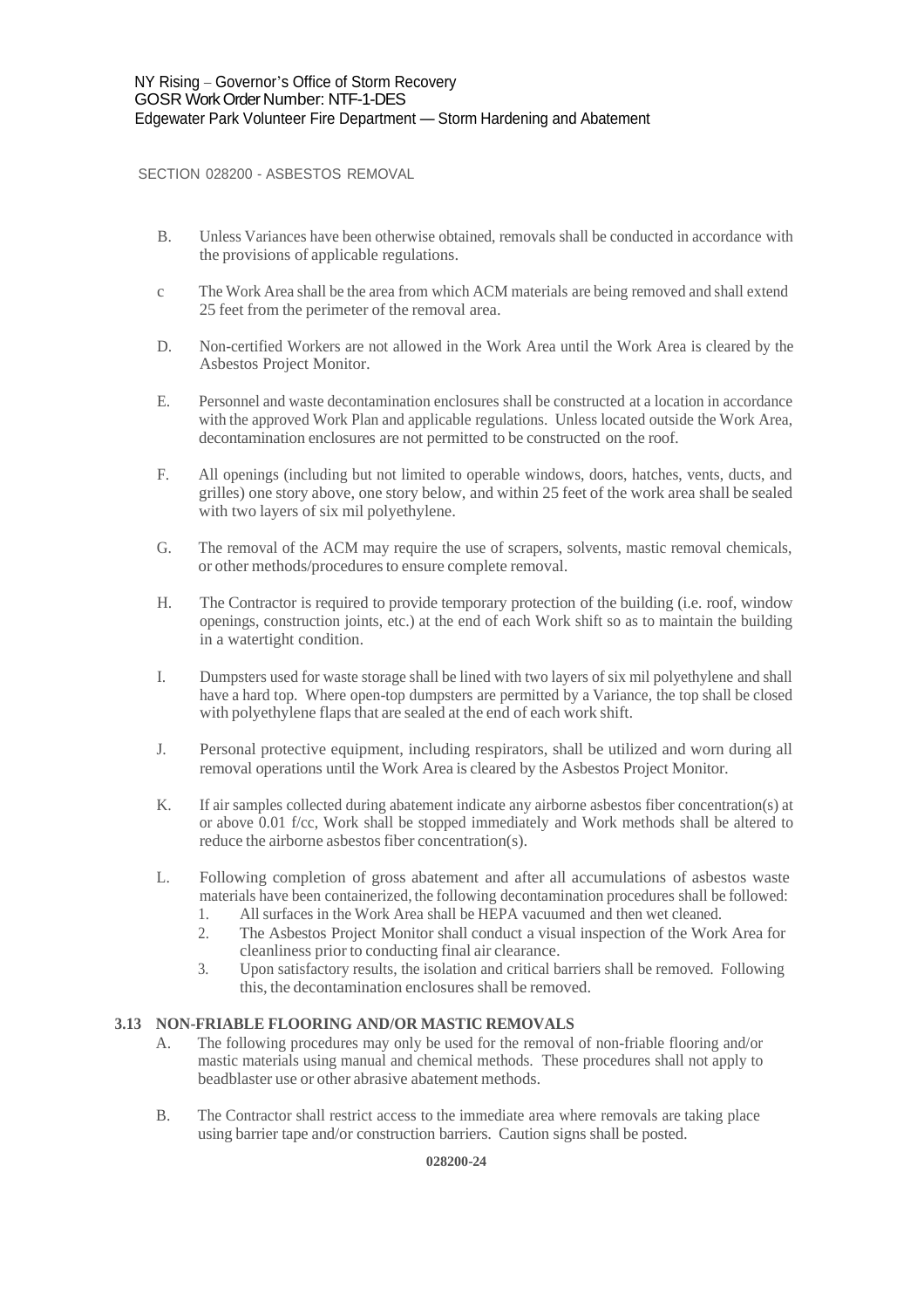B. Unless Variances have been otherwise obtained, removals shall be conducted in accordance with the provisions of applicable regulations.

c The Work Area shall be the area from which ACM materials are being removed and shall extend 25 feet from the perimeter of the removal area.

D. Non-certified Workers are not allowed in the Work Area until the Work Area is cleared by the Asbestos Project Monitor.

E. Personnel and waste decontamination enclosures shall be constructed at a location in accordance with the approved Work Plan and applicable regulations. Unless located outside the Work Area, decontamination enclosures are not permitted to be constructed on the roof.

F. All openings (including but not limited to operable windows, doors, hatches, vents, ducts, and grilles) one story above, one story below, and within 25 feet of the work area shall be sealed with two layers of six mil polyethylene.

G. The removal of the ACM may require the use of scrapers, solvents, mastic removal chemicals, or other methods/procedures to ensure complete removal.

H. The Contractor is required to provide temporary protection of the building (i.e. roof, window openings, construction joints, etc.) at the end of each Work shift so as to maintain the building in a watertight condition.

I. Dumpsters used for waste storage shall be lined with two layers of six mil polyethylene and shall have a hard top. Where open-top dumpsters are permitted by a Variance, the top shall be closed with polyethylene flaps that are sealed at the end of each work shift.

J. Personal protective equipment, including respirators, shall be utilized and worn during all removal operations until the Work Area is cleared by the Asbestos Project Monitor.

K. If air samples collected during abatement indicate any airborne asbestos fiber concentration(s) at or above 0.01 f/cc, Work shall be stopped immediately and Work methods shall be altered to reduce the airborne asbestos fiber concentration(s).

L. Following completion of gross abatement and after all accumulations of asbestos waste materials have been containerized, the following decontamination procedures shall be followed:
   1. All surfaces in the Work Area shall be HEPA vacuumed and then wet cleaned.
   2. The Asbestos Project Monitor shall conduct a visual inspection of the Work Area for cleanliness prior to conducting final air clearance.
   3. Upon satisfactory results, the isolation and critical barriers shall be removed. Following this, the decontamination enclosures shall be removed.

### 3.13 NON-FRIABLE FLOORING AND/OR MASTIC REMOVALS

A. The following procedures may only be used for the removal of non-friable flooring and/or mastic materials using manual and chemical methods. These procedures shall not apply to beadblaster use or other abrasive abatement methods.

B. The Contractor shall restrict access to the immediate area where removals are taking place using barrier tape and/or construction barriers. Caution signs shall be posted.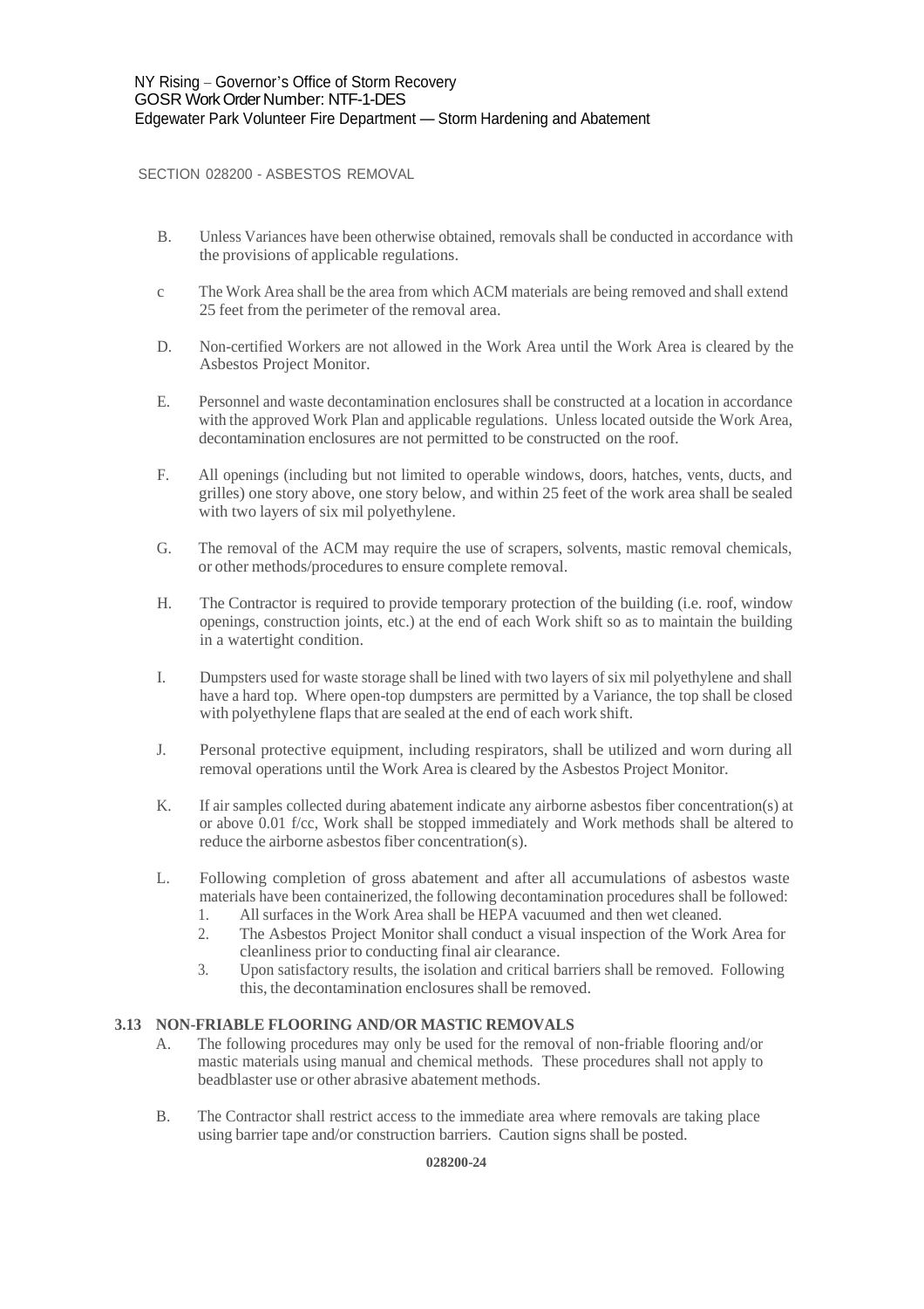B. Unless Variances have been otherwise obtained, removals shall be conducted in accordance with the provisions of applicable regulations.

c The Work Area shall be the area from which ACM materials are being removed and shall extend 25 feet from the perimeter of the removal area.

D. Non-certified Workers are not allowed in the Work Area until the Work Area is cleared by the Asbestos Project Monitor.

E. Personnel and waste decontamination enclosures shall be constructed at a location in accordance with the approved Work Plan and applicable regulations. Unless located outside the Work Area, decontamination enclosures are not permitted to be constructed on the roof.

F. All openings (including but not limited to operable windows, doors, hatches, vents, ducts, and grilles) one story above, one story below, and within 25 feet of the work area shall be sealed with two layers of six mil polyethylene.

G. The removal of the ACM may require the use of scrapers, solvents, mastic removal chemicals, or other methods/procedures to ensure complete removal.

H. The Contractor is required to provide temporary protection of the building (i.e. roof, window openings, construction joints, etc.) at the end of each Work shift so as to maintain the building in a watertight condition.

I. Dumpsters used for waste storage shall be lined with two layers of six mil polyethylene and shall have a hard top. Where open-top dumpsters are permitted by a Variance, the top shall be closed with polyethylene flaps that are sealed at the end of each work shift.

J. Personal protective equipment, including respirators, shall be utilized and worn during all removal operations until the Work Area is cleared by the Asbestos Project Monitor.

K. If air samples collected during abatement indicate any airborne asbestos fiber concentration(s) at or above 0.01 f/cc, Work shall be stopped immediately and Work methods shall be altered to reduce the airborne asbestos fiber concentration(s).

L. Following completion of gross abatement and after all accumulations of asbestos waste materials have been containerized, the following decontamination procedures shall be followed:
1. All surfaces in the Work Area shall be HEPA vacuumed and then wet cleaned.
2. The Asbestos Project Monitor shall conduct a visual inspection of the Work Area for cleanliness prior to conducting final air clearance.
3. Upon satisfactory results, the isolation and critical barriers shall be removed. Following this, the decontamination enclosures shall be removed.

### 3.13 NON-FRIABLE FLOORING AND/OR MASTIC REMOVALS

A. The following procedures may only be used for the removal of non-friable flooring and/or mastic materials using manual and chemical methods. These procedures shall not apply to beadblaster use or other abrasive abatement methods.

B. The Contractor shall restrict access to the immediate area where removals are taking place using barrier tape and/or construction barriers. Caution signs shall be posted.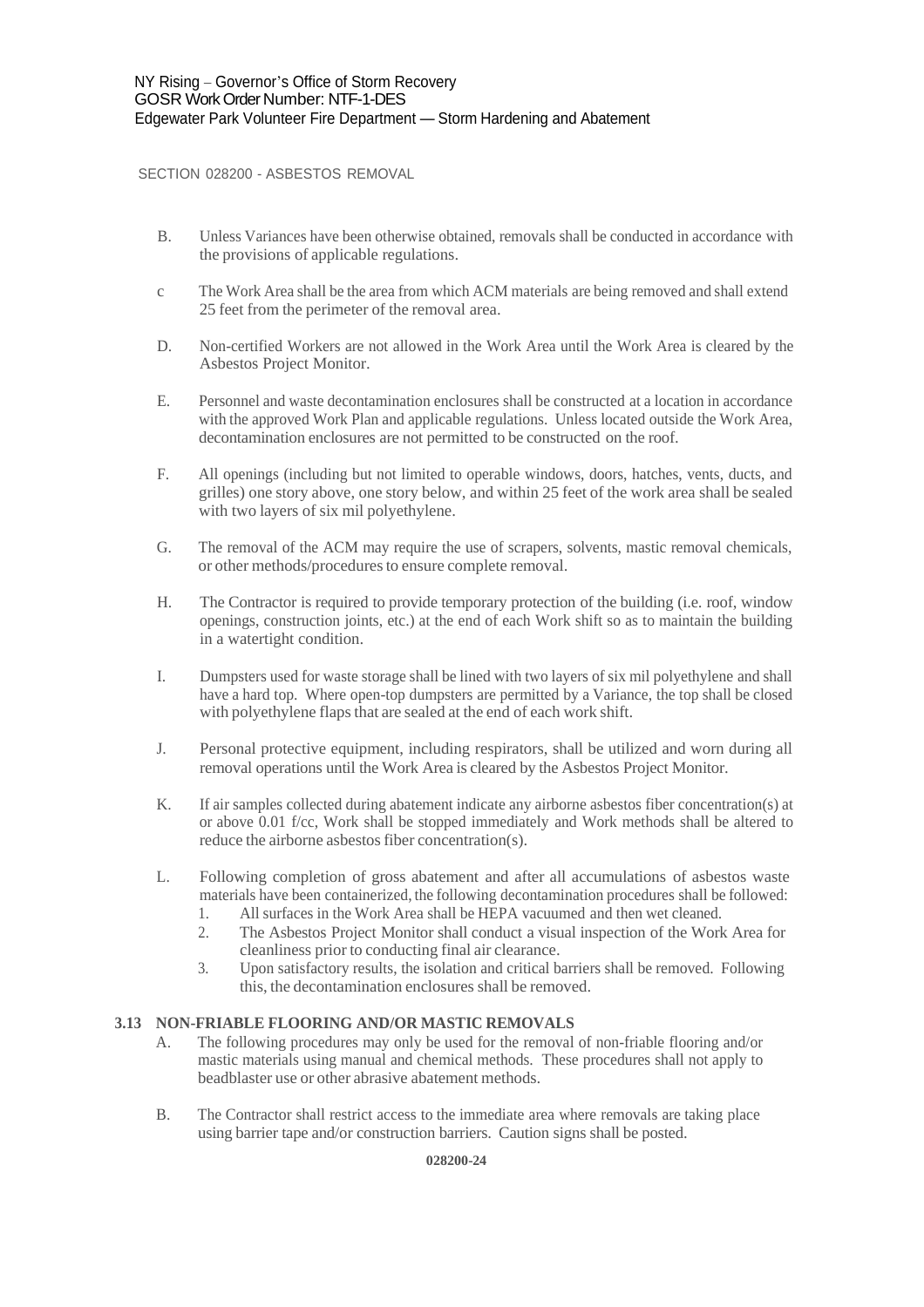B. Unless Variances have been otherwise obtained, removals shall be conducted in accordance with the provisions of applicable regulations.

c The Work Area shall be the area from which ACM materials are being removed and shall extend 25 feet from the perimeter of the removal area.

D. Non-certified Workers are not allowed in the Work Area until the Work Area is cleared by the Asbestos Project Monitor.

E. Personnel and waste decontamination enclosures shall be constructed at a location in accordance with the approved Work Plan and applicable regulations. Unless located outside the Work Area, decontamination enclosures are not permitted to be constructed on the roof.

F. All openings (including but not limited to operable windows, doors, hatches, vents, ducts, and grilles) one story above, one story below, and within 25 feet of the work area shall be sealed with two layers of six mil polyethylene.

G. The removal of the ACM may require the use of scrapers, solvents, mastic removal chemicals, or other methods/procedures to ensure complete removal.

H. The Contractor is required to provide temporary protection of the building (i.e. roof, window openings, construction joints, etc.) at the end of each Work shift so as to maintain the building in a watertight condition.

I. Dumpsters used for waste storage shall be lined with two layers of six mil polyethylene and shall have a hard top. Where open-top dumpsters are permitted by a Variance, the top shall be closed with polyethylene flaps that are sealed at the end of each work shift.

J. Personal protective equipment, including respirators, shall be utilized and worn during all removal operations until the Work Area is cleared by the Asbestos Project Monitor.

K. If air samples collected during abatement indicate any airborne asbestos fiber concentration(s) at or above 0.01 f/cc, Work shall be stopped immediately and Work methods shall be altered to reduce the airborne asbestos fiber concentration(s).

L. Following completion of gross abatement and after all accumulations of asbestos waste materials have been containerized, the following decontamination procedures shall be followed:
   1. All surfaces in the Work Area shall be HEPA vacuumed and then wet cleaned.
   2. The Asbestos Project Monitor shall conduct a visual inspection of the Work Area for cleanliness prior to conducting final air clearance.
   3. Upon satisfactory results, the isolation and critical barriers shall be removed. Following this, the decontamination enclosures shall be removed.

**3.13 NON-FRIABLE FLOORING AND/OR MASTIC REMOVALS**

A. The following procedures may only be used for the removal of non-friable flooring and/or mastic materials using manual and chemical methods. These procedures shall not apply to beadblaster use or other abrasive abatement methods.

B. The Contractor shall restrict access to the immediate area where removals are taking place using barrier tape and/or construction barriers. Caution signs shall be posted.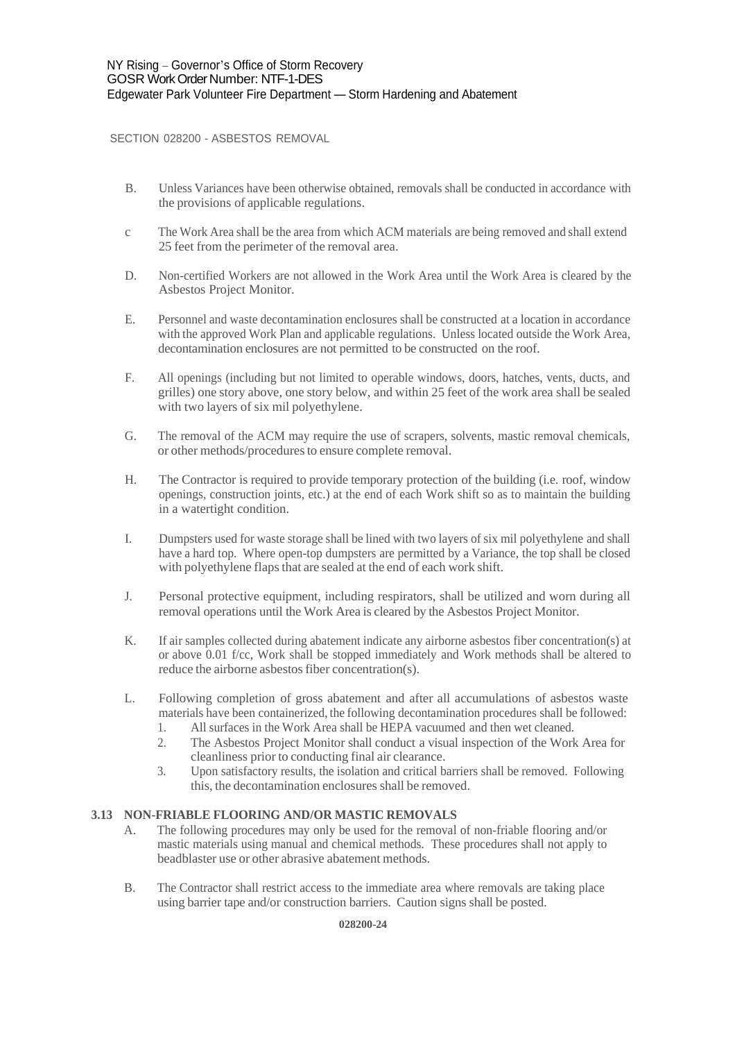B. Unless Variances have been otherwise obtained, removals shall be conducted in accordance with the provisions of applicable regulations.

c The Work Area shall be the area from which ACM materials are being removed and shall extend 25 feet from the perimeter of the removal area.

D. Non-certified Workers are not allowed in the Work Area until the Work Area is cleared by the Asbestos Project Monitor.

E. Personnel and waste decontamination enclosures shall be constructed at a location in accordance with the approved Work Plan and applicable regulations. Unless located outside the Work Area, decontamination enclosures are not permitted to be constructed on the roof.

F. All openings (including but not limited to operable windows, doors, hatches, vents, ducts, and grilles) one story above, one story below, and within 25 feet of the work area shall be sealed with two layers of six mil polyethylene.

G. The removal of the ACM may require the use of scrapers, solvents, mastic removal chemicals, or other methods/procedures to ensure complete removal.

H. The Contractor is required to provide temporary protection of the building (i.e. roof, window openings, construction joints, etc.) at the end of each Work shift so as to maintain the building in a watertight condition.

I. Dumpsters used for waste storage shall be lined with two layers of six mil polyethylene and shall have a hard top. Where open-top dumpsters are permitted by a Variance, the top shall be closed with polyethylene flaps that are sealed at the end of each work shift.

J. Personal protective equipment, including respirators, shall be utilized and worn during all removal operations until the Work Area is cleared by the Asbestos Project Monitor.

K. If air samples collected during abatement indicate any airborne asbestos fiber concentration(s) at or above 0.01 f/cc, Work shall be stopped immediately and Work methods shall be altered to reduce the airborne asbestos fiber concentration(s).

L. Following completion of gross abatement and after all accumulations of asbestos waste materials have been containerized, the following decontamination procedures shall be followed:
1. All surfaces in the Work Area shall be HEPA vacuumed and then wet cleaned.
2. The Asbestos Project Monitor shall conduct a visual inspection of the Work Area for cleanliness prior to conducting final air clearance.
3. Upon satisfactory results, the isolation and critical barriers shall be removed. Following this, the decontamination enclosures shall be removed.

### 3.13 NON-FRIABLE FLOORING AND/OR MASTIC REMOVALS

A. The following procedures may only be used for the removal of non-friable flooring and/or mastic materials using manual and chemical methods. These procedures shall not apply to beadblaster use or other abrasive abatement methods.

B. The Contractor shall restrict access to the immediate area where removals are taking place using barrier tape and/or construction barriers. Caution signs shall be posted.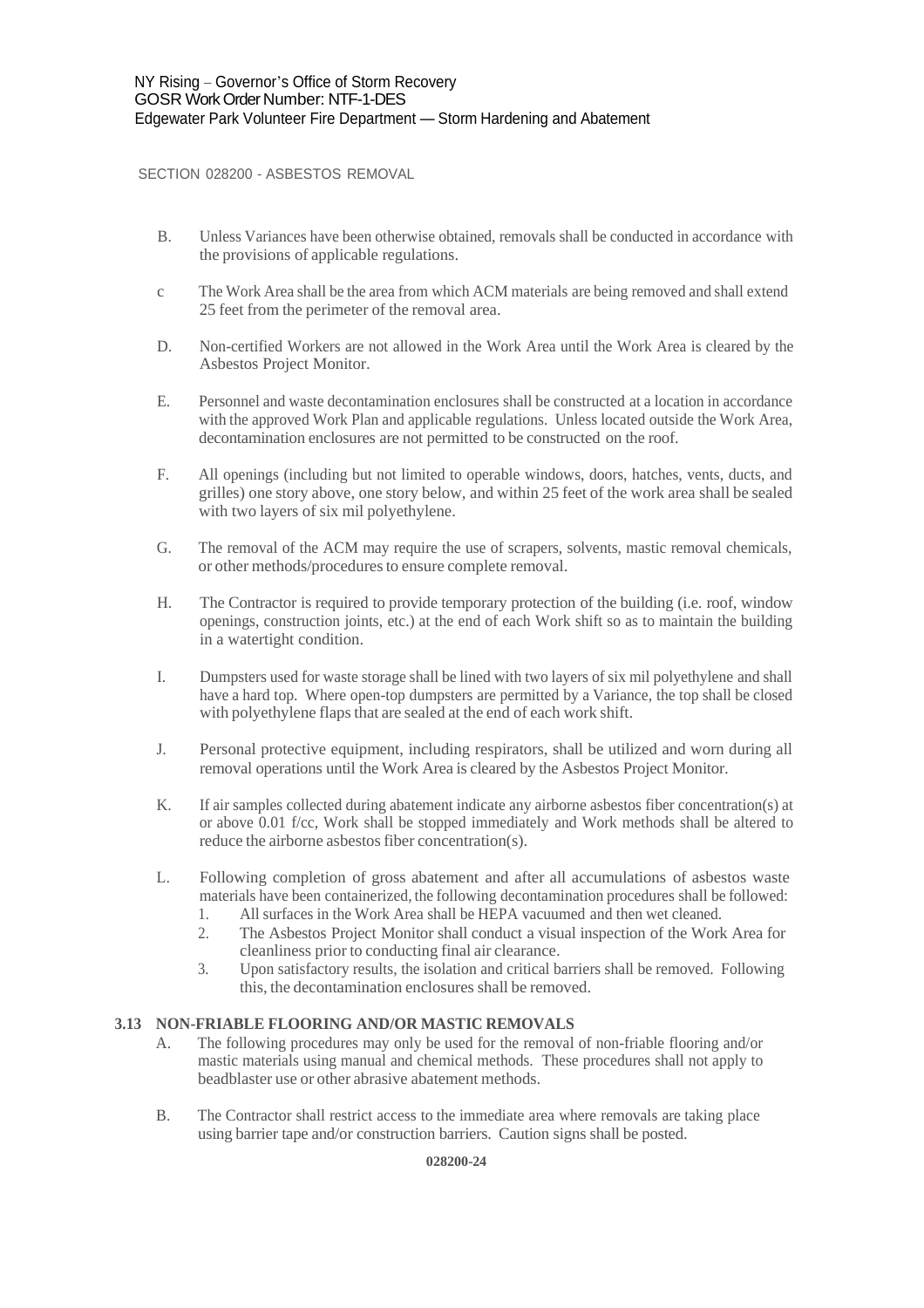B. Unless Variances have been otherwise obtained, removals shall be conducted in accordance with the provisions of applicable regulations.

c The Work Area shall be the area from which ACM materials are being removed and shall extend 25 feet from the perimeter of the removal area.

D. Non-certified Workers are not allowed in the Work Area until the Work Area is cleared by the Asbestos Project Monitor.

E. Personnel and waste decontamination enclosures shall be constructed at a location in accordance with the approved Work Plan and applicable regulations. Unless located outside the Work Area, decontamination enclosures are not permitted to be constructed on the roof.

F. All openings (including but not limited to operable windows, doors, hatches, vents, ducts, and grilles) one story above, one story below, and within 25 feet of the work area shall be sealed with two layers of six mil polyethylene.

G. The removal of the ACM may require the use of scrapers, solvents, mastic removal chemicals, or other methods/procedures to ensure complete removal.

H. The Contractor is required to provide temporary protection of the building (i.e. roof, window openings, construction joints, etc.) at the end of each Work shift so as to maintain the building in a watertight condition.

I. Dumpsters used for waste storage shall be lined with two layers of six mil polyethylene and shall have a hard top. Where open-top dumpsters are permitted by a Variance, the top shall be closed with polyethylene flaps that are sealed at the end of each work shift.

J. Personal protective equipment, including respirators, shall be utilized and worn during all removal operations until the Work Area is cleared by the Asbestos Project Monitor.

K. If air samples collected during abatement indicate any airborne asbestos fiber concentration(s) at or above 0.01 f/cc, Work shall be stopped immediately and Work methods shall be altered to reduce the airborne asbestos fiber concentration(s).

L. Following completion of gross abatement and after all accumulations of asbestos waste materials have been containerized, the following decontamination procedures shall be followed:
   1. All surfaces in the Work Area shall be HEPA vacuumed and then wet cleaned.
   2. The Asbestos Project Monitor shall conduct a visual inspection of the Work Area for cleanliness prior to conducting final air clearance.
   3. Upon satisfactory results, the isolation and critical barriers shall be removed. Following this, the decontamination enclosures shall be removed.

**3.13 NON-FRIABLE FLOORING AND/OR MASTIC REMOVALS**

A. The following procedures may only be used for the removal of non-friable flooring and/or mastic materials using manual and chemical methods. These procedures shall not apply to beadblaster use or other abrasive abatement methods.

B. The Contractor shall restrict access to the immediate area where removals are taking place using barrier tape and/or construction barriers. Caution signs shall be posted.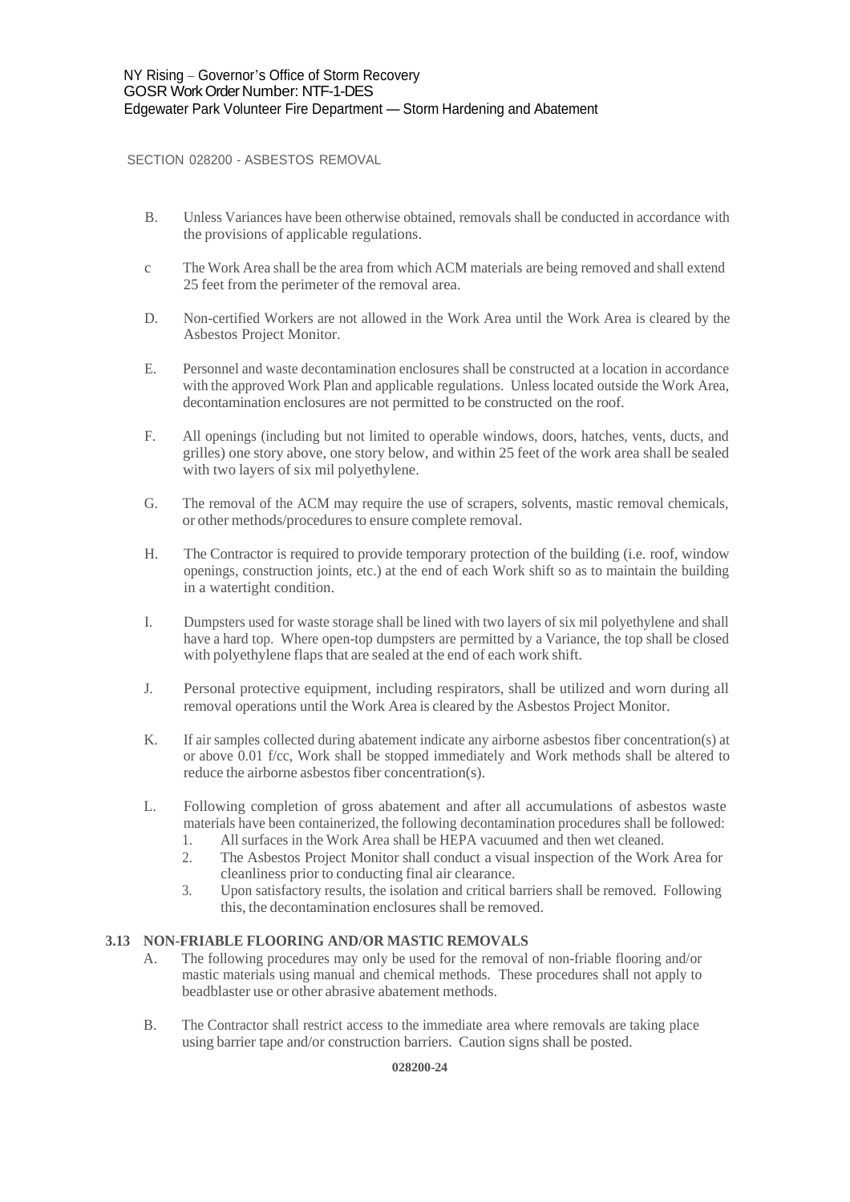SECTION 028200 - ASBESTOS REMOVAL

B. Unless Variances have been otherwise obtained, removals shall be conducted in accordance with the provisions of applicable regulations.

c The Work Area shall be the area from which ACM materials are being removed and shall extend 25 feet from the perimeter of the removal area.

D. Non-certified Workers are not allowed in the Work Area until the Work Area is cleared by the Asbestos Project Monitor.

E. Personnel and waste decontamination enclosures shall be constructed at a location in accordance with the approved Work Plan and applicable regulations. Unless located outside the Work Area, decontamination enclosures are not permitted to be constructed on the roof.

F. All openings (including but not limited to operable windows, doors, hatches, vents, ducts, and grilles) one story above, one story below, and within 25 feet of the work area shall be sealed with two layers of six mil polyethylene.

G. The removal of the ACM may require the use of scrapers, solvents, mastic removal chemicals, or other methods/procedures to ensure complete removal.

H. The Contractor is required to provide temporary protection of the building (i.e. roof, window openings, construction joints, etc.) at the end of each Work shift so as to maintain the building in a watertight condition.

I. Dumpsters used for waste storage shall be lined with two layers of six mil polyethylene and shall have a hard top. Where open-top dumpsters are permitted by a Variance, the top shall be closed with polyethylene flaps that are sealed at the end of each work shift.

J. Personal protective equipment, including respirators, shall be utilized and worn during all removal operations until the Work Area is cleared by the Asbestos Project Monitor.

K. If air samples collected during abatement indicate any airborne asbestos fiber concentration(s) at or above 0.01 f/cc, Work shall be stopped immediately and Work methods shall be altered to reduce the airborne asbestos fiber concentration(s).

L. Following completion of gross abatement and after all accumulations of asbestos waste materials have been containerized, the following decontamination procedures shall be followed:
   1. All surfaces in the Work Area shall be HEPA vacuumed and then wet cleaned.
   2. The Asbestos Project Monitor shall conduct a visual inspection of the Work Area for cleanliness prior to conducting final air clearance.
   3. Upon satisfactory results, the isolation and critical barriers shall be removed. Following this, the decontamination enclosures shall be removed.

### 3.13 NON-FRIABLE FLOORING AND/OR MASTIC REMOVALS

A. The following procedures may only be used for the removal of non-friable flooring and/or mastic materials using manual and chemical methods. These procedures shall not apply to beadblaster use or other abrasive abatement methods.

B. The Contractor shall restrict access to the immediate area where removals are taking place using barrier tape and/or construction barriers. Caution signs shall be posted.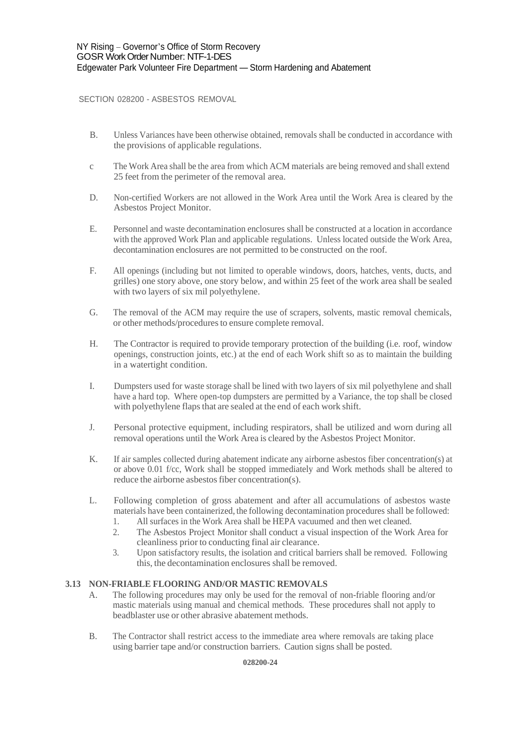B. Unless Variances have been otherwise obtained, removals shall be conducted in accordance with the provisions of applicable regulations.

c The Work Area shall be the area from which ACM materials are being removed and shall extend 25 feet from the perimeter of the removal area.

D. Non-certified Workers are not allowed in the Work Area until the Work Area is cleared by the Asbestos Project Monitor.

E. Personnel and waste decontamination enclosures shall be constructed at a location in accordance with the approved Work Plan and applicable regulations. Unless located outside the Work Area, decontamination enclosures are not permitted to be constructed on the roof.

F. All openings (including but not limited to operable windows, doors, hatches, vents, ducts, and grilles) one story above, one story below, and within 25 feet of the work area shall be sealed with two layers of six mil polyethylene.

G. The removal of the ACM may require the use of scrapers, solvents, mastic removal chemicals, or other methods/procedures to ensure complete removal.

H. The Contractor is required to provide temporary protection of the building (i.e. roof, window openings, construction joints, etc.) at the end of each Work shift so as to maintain the building in a watertight condition.

I. Dumpsters used for waste storage shall be lined with two layers of six mil polyethylene and shall have a hard top. Where open-top dumpsters are permitted by a Variance, the top shall be closed with polyethylene flaps that are sealed at the end of each work shift.

J. Personal protective equipment, including respirators, shall be utilized and worn during all removal operations until the Work Area is cleared by the Asbestos Project Monitor.

K. If air samples collected during abatement indicate any airborne asbestos fiber concentration(s) at or above 0.01 f/cc, Work shall be stopped immediately and Work methods shall be altered to reduce the airborne asbestos fiber concentration(s).

L. Following completion of gross abatement and after all accumulations of asbestos waste materials have been containerized, the following decontamination procedures shall be followed:
   1. All surfaces in the Work Area shall be HEPA vacuumed and then wet cleaned.
   2. The Asbestos Project Monitor shall conduct a visual inspection of the Work Area for cleanliness prior to conducting final air clearance.
   3. Upon satisfactory results, the isolation and critical barriers shall be removed. Following this, the decontamination enclosures shall be removed.

### 3.13 NON-FRIABLE FLOORING AND/OR MASTIC REMOVALS

A. The following procedures may only be used for the removal of non-friable flooring and/or mastic materials using manual and chemical methods. These procedures shall not apply to beadblaster use or other abrasive abatement methods.

B. The Contractor shall restrict access to the immediate area where removals are taking place using barrier tape and/or construction barriers. Caution signs shall be posted.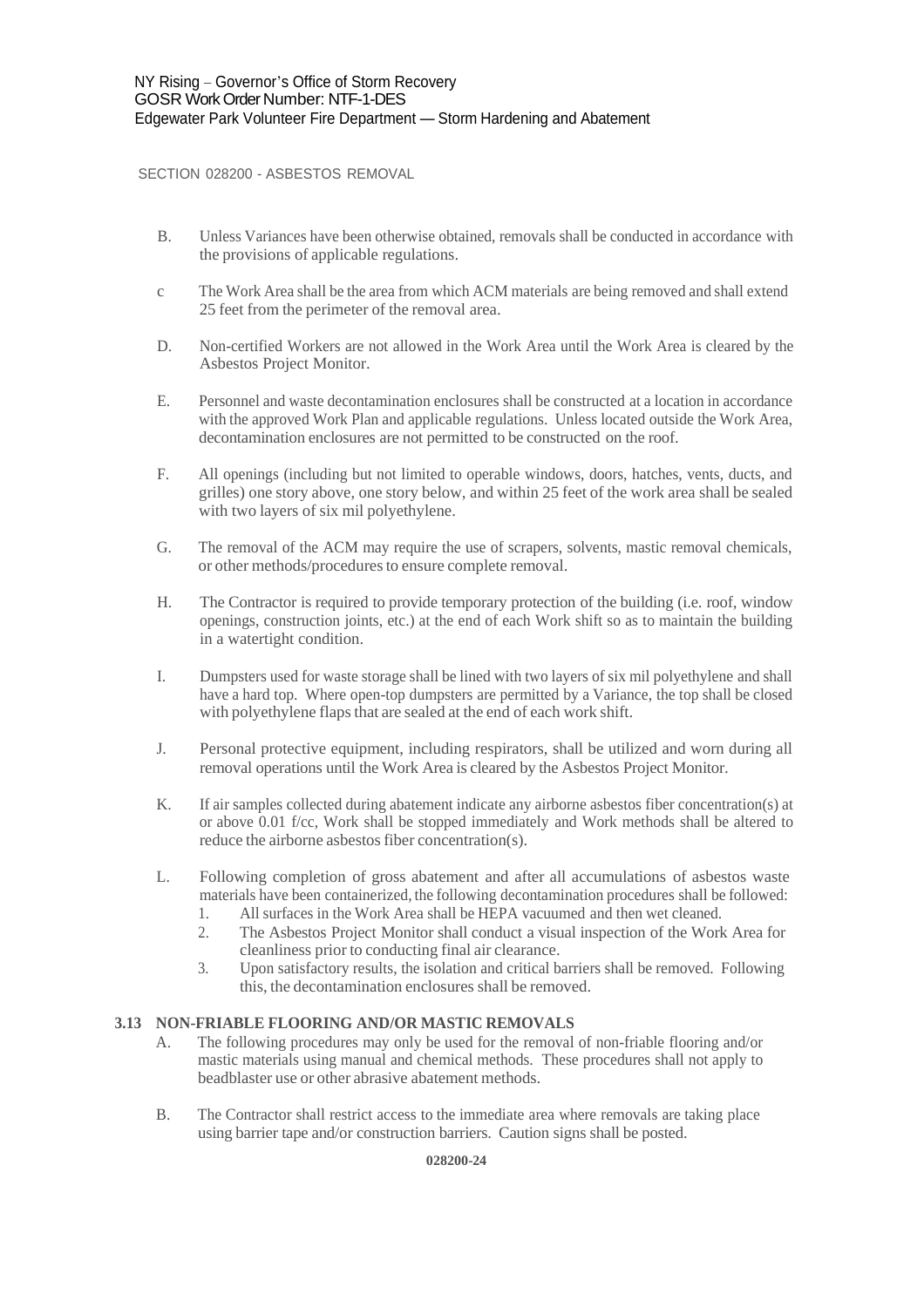B. Unless Variances have been otherwise obtained, removals shall be conducted in accordance with the provisions of applicable regulations.

c The Work Area shall be the area from which ACM materials are being removed and shall extend 25 feet from the perimeter of the removal area.

D. Non-certified Workers are not allowed in the Work Area until the Work Area is cleared by the Asbestos Project Monitor.

E. Personnel and waste decontamination enclosures shall be constructed at a location in accordance with the approved Work Plan and applicable regulations. Unless located outside the Work Area, decontamination enclosures are not permitted to be constructed on the roof.

F. All openings (including but not limited to operable windows, doors, hatches, vents, ducts, and grilles) one story above, one story below, and within 25 feet of the work area shall be sealed with two layers of six mil polyethylene.

G. The removal of the ACM may require the use of scrapers, solvents, mastic removal chemicals, or other methods/procedures to ensure complete removal.

H. The Contractor is required to provide temporary protection of the building (i.e. roof, window openings, construction joints, etc.) at the end of each Work shift so as to maintain the building in a watertight condition.

I. Dumpsters used for waste storage shall be lined with two layers of six mil polyethylene and shall have a hard top. Where open-top dumpsters are permitted by a Variance, the top shall be closed with polyethylene flaps that are sealed at the end of each work shift.

J. Personal protective equipment, including respirators, shall be utilized and worn during all removal operations until the Work Area is cleared by the Asbestos Project Monitor.

K. If air samples collected during abatement indicate any airborne asbestos fiber concentration(s) at or above 0.01 f/cc, Work shall be stopped immediately and Work methods shall be altered to reduce the airborne asbestos fiber concentration(s).

L. Following completion of gross abatement and after all accumulations of asbestos waste materials have been containerized, the following decontamination procedures shall be followed:
   1. All surfaces in the Work Area shall be HEPA vacuumed and then wet cleaned.
   2. The Asbestos Project Monitor shall conduct a visual inspection of the Work Area for cleanliness prior to conducting final air clearance.
   3. Upon satisfactory results, the isolation and critical barriers shall be removed. Following this, the decontamination enclosures shall be removed.

**3.13 NON-FRIABLE FLOORING AND/OR MASTIC REMOVALS**

A. The following procedures may only be used for the removal of non-friable flooring and/or mastic materials using manual and chemical methods. These procedures shall not apply to beadblaster use or other abrasive abatement methods.

B. The Contractor shall restrict access to the immediate area where removals are taking place using barrier tape and/or construction barriers. Caution signs shall be posted.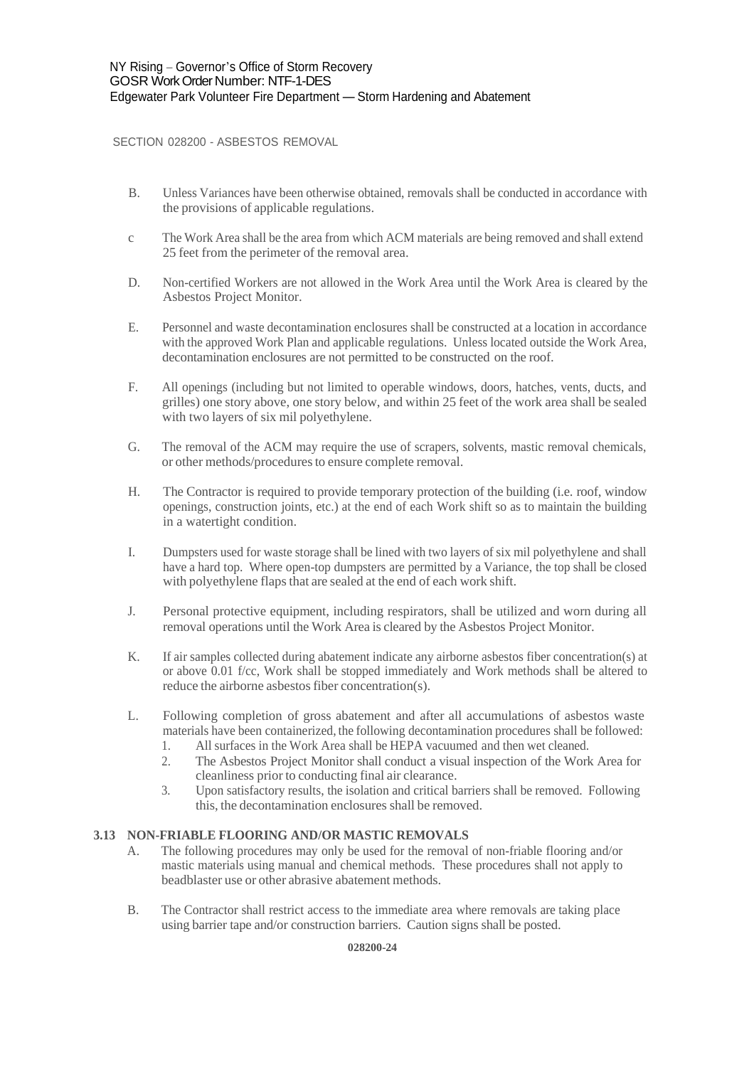B. Unless Variances have been otherwise obtained, removals shall be conducted in accordance with the provisions of applicable regulations.

c The Work Area shall be the area from which ACM materials are being removed and shall extend 25 feet from the perimeter of the removal area.

D. Non-certified Workers are not allowed in the Work Area until the Work Area is cleared by the Asbestos Project Monitor.

E. Personnel and waste decontamination enclosures shall be constructed at a location in accordance with the approved Work Plan and applicable regulations. Unless located outside the Work Area, decontamination enclosures are not permitted to be constructed on the roof.

F. All openings (including but not limited to operable windows, doors, hatches, vents, ducts, and grilles) one story above, one story below, and within 25 feet of the work area shall be sealed with two layers of six mil polyethylene.

G. The removal of the ACM may require the use of scrapers, solvents, mastic removal chemicals, or other methods/procedures to ensure complete removal.

H. The Contractor is required to provide temporary protection of the building (i.e. roof, window openings, construction joints, etc.) at the end of each Work shift so as to maintain the building in a watertight condition.

I. Dumpsters used for waste storage shall be lined with two layers of six mil polyethylene and shall have a hard top. Where open-top dumpsters are permitted by a Variance, the top shall be closed with polyethylene flaps that are sealed at the end of each work shift.

J. Personal protective equipment, including respirators, shall be utilized and worn during all removal operations until the Work Area is cleared by the Asbestos Project Monitor.

K. If air samples collected during abatement indicate any airborne asbestos fiber concentration(s) at or above 0.01 f/cc, Work shall be stopped immediately and Work methods shall be altered to reduce the airborne asbestos fiber concentration(s).

L. Following completion of gross abatement and after all accumulations of asbestos waste materials have been containerized, the following decontamination procedures shall be followed:
   1. All surfaces in the Work Area shall be HEPA vacuumed and then wet cleaned.
   2. The Asbestos Project Monitor shall conduct a visual inspection of the Work Area for cleanliness prior to conducting final air clearance.
   3. Upon satisfactory results, the isolation and critical barriers shall be removed. Following this, the decontamination enclosures shall be removed.

## 3.13 NON-FRIABLE FLOORING AND/OR MASTIC REMOVALS

A. The following procedures may only be used for the removal of non-friable flooring and/or mastic materials using manual and chemical methods. These procedures shall not apply to beadblaster use or other abrasive abatement methods.

B. The Contractor shall restrict access to the immediate area where removals are taking place using barrier tape and/or construction barriers. Caution signs shall be posted.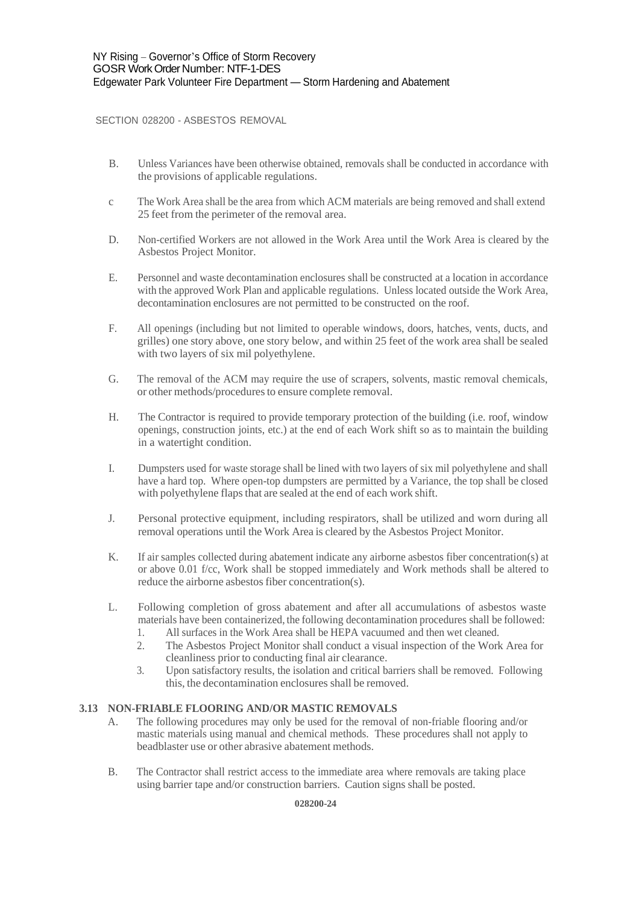B. Unless Variances have been otherwise obtained, removals shall be conducted in accordance with the provisions of applicable regulations.

c The Work Area shall be the area from which ACM materials are being removed and shall extend 25 feet from the perimeter of the removal area.

D. Non-certified Workers are not allowed in the Work Area until the Work Area is cleared by the Asbestos Project Monitor.

E. Personnel and waste decontamination enclosures shall be constructed at a location in accordance with the approved Work Plan and applicable regulations. Unless located outside the Work Area, decontamination enclosures are not permitted to be constructed on the roof.

F. All openings (including but not limited to operable windows, doors, hatches, vents, ducts, and grilles) one story above, one story below, and within 25 feet of the work area shall be sealed with two layers of six mil polyethylene.

G. The removal of the ACM may require the use of scrapers, solvents, mastic removal chemicals, or other methods/procedures to ensure complete removal.

H. The Contractor is required to provide temporary protection of the building (i.e. roof, window openings, construction joints, etc.) at the end of each Work shift so as to maintain the building in a watertight condition.

I. Dumpsters used for waste storage shall be lined with two layers of six mil polyethylene and shall have a hard top. Where open-top dumpsters are permitted by a Variance, the top shall be closed with polyethylene flaps that are sealed at the end of each work shift.

J. Personal protective equipment, including respirators, shall be utilized and worn during all removal operations until the Work Area is cleared by the Asbestos Project Monitor.

K. If air samples collected during abatement indicate any airborne asbestos fiber concentration(s) at or above 0.01 f/cc, Work shall be stopped immediately and Work methods shall be altered to reduce the airborne asbestos fiber concentration(s).

L. Following completion of gross abatement and after all accumulations of asbestos waste materials have been containerized, the following decontamination procedures shall be followed:
1. All surfaces in the Work Area shall be HEPA vacuumed and then wet cleaned.
2. The Asbestos Project Monitor shall conduct a visual inspection of the Work Area for cleanliness prior to conducting final air clearance.
3. Upon satisfactory results, the isolation and critical barriers shall be removed. Following this, the decontamination enclosures shall be removed.

### 3.13 NON-FRIABLE FLOORING AND/OR MASTIC REMOVALS

A. The following procedures may only be used for the removal of non-friable flooring and/or mastic materials using manual and chemical methods. These procedures shall not apply to beadblaster use or other abrasive abatement methods.

B. The Contractor shall restrict access to the immediate area where removals are taking place using barrier tape and/or construction barriers. Caution signs shall be posted.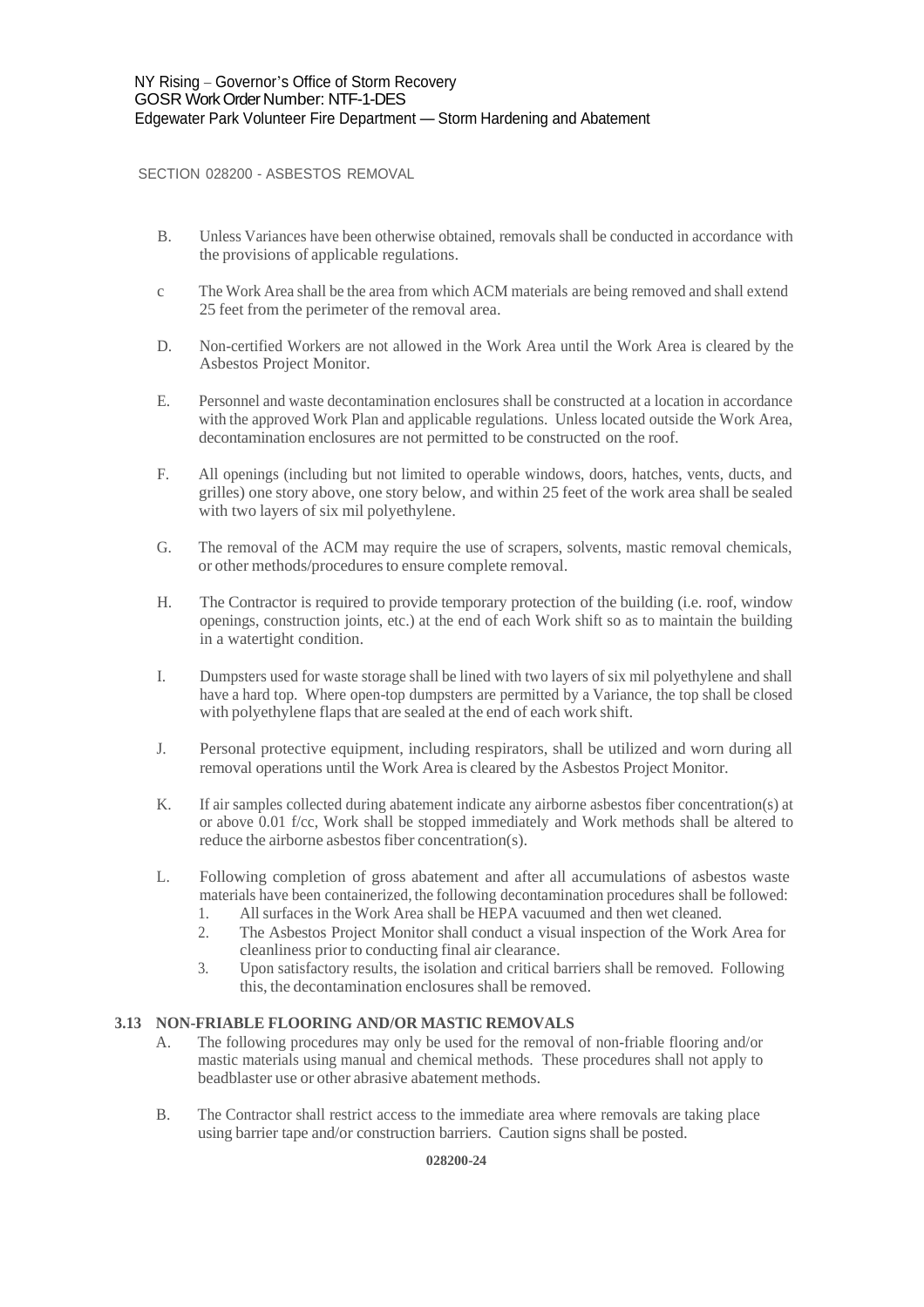B. Unless Variances have been otherwise obtained, removals shall be conducted in accordance with the provisions of applicable regulations.

c The Work Area shall be the area from which ACM materials are being removed and shall extend 25 feet from the perimeter of the removal area.

D. Non-certified Workers are not allowed in the Work Area until the Work Area is cleared by the Asbestos Project Monitor.

E. Personnel and waste decontamination enclosures shall be constructed at a location in accordance with the approved Work Plan and applicable regulations. Unless located outside the Work Area, decontamination enclosures are not permitted to be constructed on the roof.

F. All openings (including but not limited to operable windows, doors, hatches, vents, ducts, and grilles) one story above, one story below, and within 25 feet of the work area shall be sealed with two layers of six mil polyethylene.

G. The removal of the ACM may require the use of scrapers, solvents, mastic removal chemicals, or other methods/procedures to ensure complete removal.

H. The Contractor is required to provide temporary protection of the building (i.e. roof, window openings, construction joints, etc.) at the end of each Work shift so as to maintain the building in a watertight condition.

I. Dumpsters used for waste storage shall be lined with two layers of six mil polyethylene and shall have a hard top. Where open-top dumpsters are permitted by a Variance, the top shall be closed with polyethylene flaps that are sealed at the end of each work shift.

J. Personal protective equipment, including respirators, shall be utilized and worn during all removal operations until the Work Area is cleared by the Asbestos Project Monitor.

K. If air samples collected during abatement indicate any airborne asbestos fiber concentration(s) at or above 0.01 f/cc, Work shall be stopped immediately and Work methods shall be altered to reduce the airborne asbestos fiber concentration(s).

L. Following completion of gross abatement and after all accumulations of asbestos waste materials have been containerized, the following decontamination procedures shall be followed:
   1. All surfaces in the Work Area shall be HEPA vacuumed and then wet cleaned.
   2. The Asbestos Project Monitor shall conduct a visual inspection of the Work Area for cleanliness prior to conducting final air clearance.
   3. Upon satisfactory results, the isolation and critical barriers shall be removed. Following this, the decontamination enclosures shall be removed.

### 3.13 NON-FRIABLE FLOORING AND/OR MASTIC REMOVALS

A. The following procedures may only be used for the removal of non-friable flooring and/or mastic materials using manual and chemical methods. These procedures shall not apply to beadblaster use or other abrasive abatement methods.

B. The Contractor shall restrict access to the immediate area where removals are taking place using barrier tape and/or construction barriers. Caution signs shall be posted.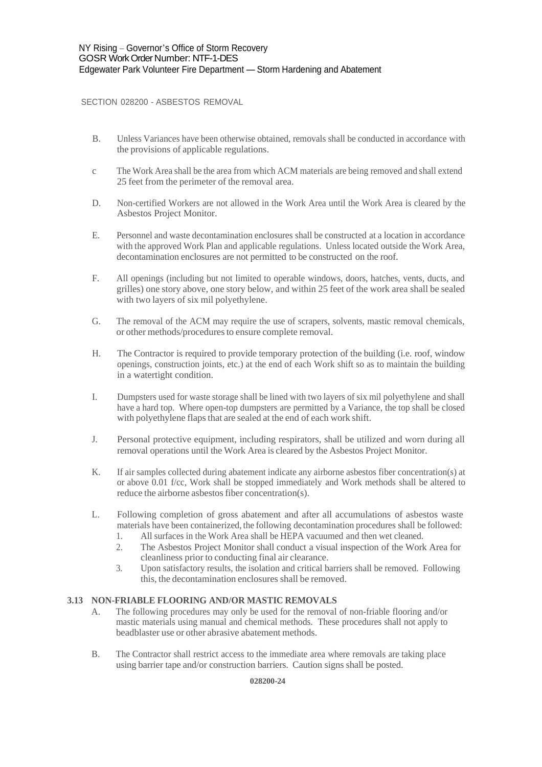B. Unless Variances have been otherwise obtained, removals shall be conducted in accordance with the provisions of applicable regulations.

c The Work Area shall be the area from which ACM materials are being removed and shall extend 25 feet from the perimeter of the removal area.

D. Non-certified Workers are not allowed in the Work Area until the Work Area is cleared by the Asbestos Project Monitor.

E. Personnel and waste decontamination enclosures shall be constructed at a location in accordance with the approved Work Plan and applicable regulations. Unless located outside the Work Area, decontamination enclosures are not permitted to be constructed on the roof.

F. All openings (including but not limited to operable windows, doors, hatches, vents, ducts, and grilles) one story above, one story below, and within 25 feet of the work area shall be sealed with two layers of six mil polyethylene.

G. The removal of the ACM may require the use of scrapers, solvents, mastic removal chemicals, or other methods/procedures to ensure complete removal.

H. The Contractor is required to provide temporary protection of the building (i.e. roof, window openings, construction joints, etc.) at the end of each Work shift so as to maintain the building in a watertight condition.

I. Dumpsters used for waste storage shall be lined with two layers of six mil polyethylene and shall have a hard top. Where open-top dumpsters are permitted by a Variance, the top shall be closed with polyethylene flaps that are sealed at the end of each work shift.

J. Personal protective equipment, including respirators, shall be utilized and worn during all removal operations until the Work Area is cleared by the Asbestos Project Monitor.

K. If air samples collected during abatement indicate any airborne asbestos fiber concentration(s) at or above 0.01 f/cc, Work shall be stopped immediately and Work methods shall be altered to reduce the airborne asbestos fiber concentration(s).

L. Following completion of gross abatement and after all accumulations of asbestos waste materials have been containerized, the following decontamination procedures shall be followed:
   1. All surfaces in the Work Area shall be HEPA vacuumed and then wet cleaned.
   2. The Asbestos Project Monitor shall conduct a visual inspection of the Work Area for cleanliness prior to conducting final air clearance.
   3. Upon satisfactory results, the isolation and critical barriers shall be removed. Following this, the decontamination enclosures shall be removed.

### 3.13 NON-FRIABLE FLOORING AND/OR MASTIC REMOVALS

A. The following procedures may only be used for the removal of non-friable flooring and/or mastic materials using manual and chemical methods. These procedures shall not apply to beadblaster use or other abrasive abatement methods.

B. The Contractor shall restrict access to the immediate area where removals are taking place using barrier tape and/or construction barriers. Caution signs shall be posted.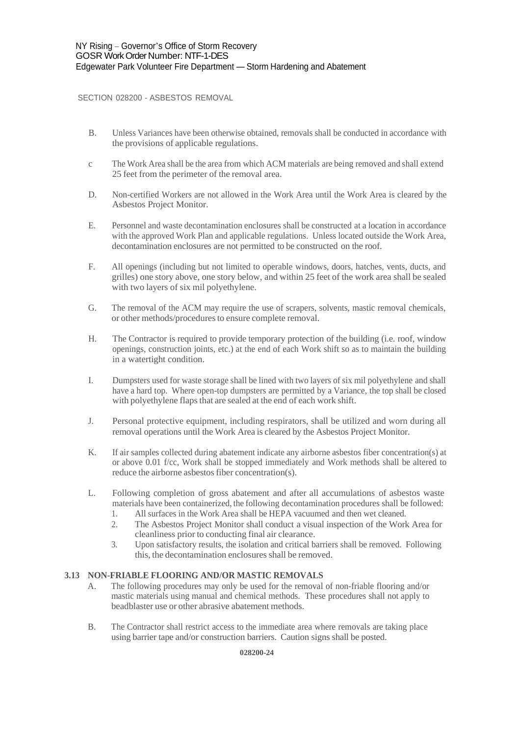B. Unless Variances have been otherwise obtained, removals shall be conducted in accordance with the provisions of applicable regulations.

c The Work Area shall be the area from which ACM materials are being removed and shall extend 25 feet from the perimeter of the removal area.

D. Non-certified Workers are not allowed in the Work Area until the Work Area is cleared by the Asbestos Project Monitor.

E. Personnel and waste decontamination enclosures shall be constructed at a location in accordance with the approved Work Plan and applicable regulations. Unless located outside the Work Area, decontamination enclosures are not permitted to be constructed on the roof.

F. All openings (including but not limited to operable windows, doors, hatches, vents, ducts, and grilles) one story above, one story below, and within 25 feet of the work area shall be sealed with two layers of six mil polyethylene.

G. The removal of the ACM may require the use of scrapers, solvents, mastic removal chemicals, or other methods/procedures to ensure complete removal.

H. The Contractor is required to provide temporary protection of the building (i.e. roof, window openings, construction joints, etc.) at the end of each Work shift so as to maintain the building in a watertight condition.

I. Dumpsters used for waste storage shall be lined with two layers of six mil polyethylene and shall have a hard top. Where open-top dumpsters are permitted by a Variance, the top shall be closed with polyethylene flaps that are sealed at the end of each work shift.

J. Personal protective equipment, including respirators, shall be utilized and worn during all removal operations until the Work Area is cleared by the Asbestos Project Monitor.

K. If air samples collected during abatement indicate any airborne asbestos fiber concentration(s) at or above 0.01 f/cc, Work shall be stopped immediately and Work methods shall be altered to reduce the airborne asbestos fiber concentration(s).

L. Following completion of gross abatement and after all accumulations of asbestos waste materials have been containerized, the following decontamination procedures shall be followed:
   1. All surfaces in the Work Area shall be HEPA vacuumed and then wet cleaned.
   2. The Asbestos Project Monitor shall conduct a visual inspection of the Work Area for cleanliness prior to conducting final air clearance.
   3. Upon satisfactory results, the isolation and critical barriers shall be removed. Following this, the decontamination enclosures shall be removed.

**3.13 NON-FRIABLE FLOORING AND/OR MASTIC REMOVALS**

A. The following procedures may only be used for the removal of non-friable flooring and/or mastic materials using manual and chemical methods. These procedures shall not apply to beadblaster use or other abrasive abatement methods.

B. The Contractor shall restrict access to the immediate area where removals are taking place using barrier tape and/or construction barriers. Caution signs shall be posted.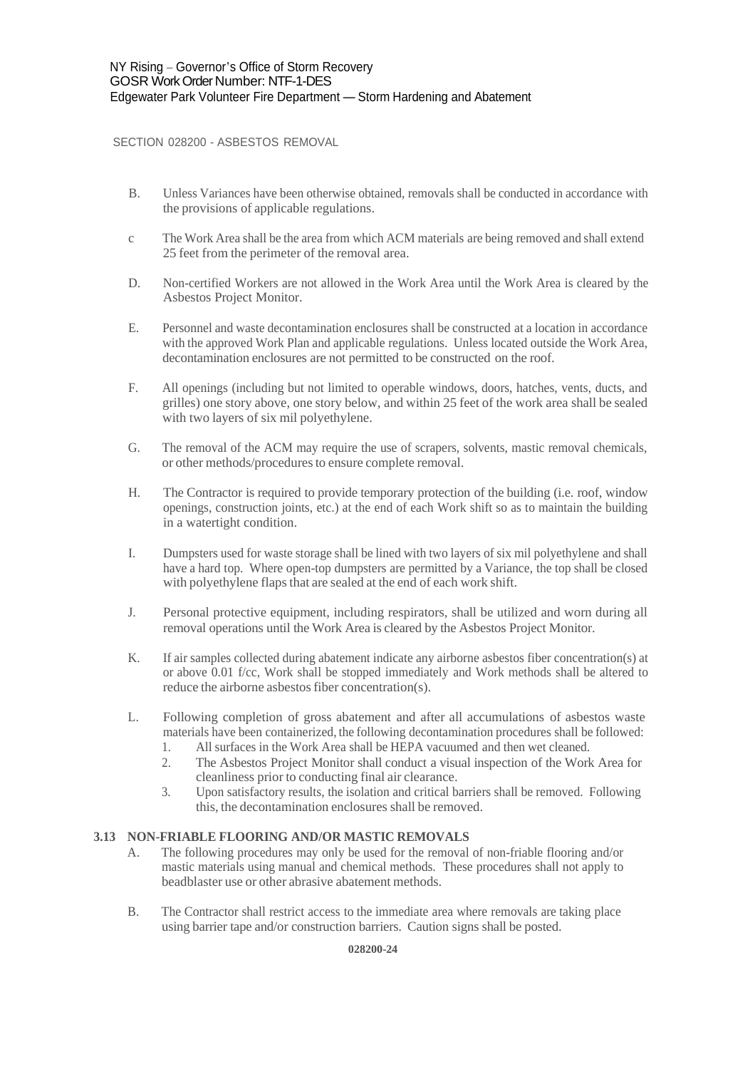B. Unless Variances have been otherwise obtained, removals shall be conducted in accordance with the provisions of applicable regulations.

c The Work Area shall be the area from which ACM materials are being removed and shall extend 25 feet from the perimeter of the removal area.

D. Non-certified Workers are not allowed in the Work Area until the Work Area is cleared by the Asbestos Project Monitor.

E. Personnel and waste decontamination enclosures shall be constructed at a location in accordance with the approved Work Plan and applicable regulations. Unless located outside the Work Area, decontamination enclosures are not permitted to be constructed on the roof.

F. All openings (including but not limited to operable windows, doors, hatches, vents, ducts, and grilles) one story above, one story below, and within 25 feet of the work area shall be sealed with two layers of six mil polyethylene.

G. The removal of the ACM may require the use of scrapers, solvents, mastic removal chemicals, or other methods/procedures to ensure complete removal.

H. The Contractor is required to provide temporary protection of the building (i.e. roof, window openings, construction joints, etc.) at the end of each Work shift so as to maintain the building in a watertight condition.

I. Dumpsters used for waste storage shall be lined with two layers of six mil polyethylene and shall have a hard top. Where open-top dumpsters are permitted by a Variance, the top shall be closed with polyethylene flaps that are sealed at the end of each work shift.

J. Personal protective equipment, including respirators, shall be utilized and worn during all removal operations until the Work Area is cleared by the Asbestos Project Monitor.

K. If air samples collected during abatement indicate any airborne asbestos fiber concentration(s) at or above 0.01 f/cc, Work shall be stopped immediately and Work methods shall be altered to reduce the airborne asbestos fiber concentration(s).

L. Following completion of gross abatement and after all accumulations of asbestos waste materials have been containerized, the following decontamination procedures shall be followed:
   1. All surfaces in the Work Area shall be HEPA vacuumed and then wet cleaned.
   2. The Asbestos Project Monitor shall conduct a visual inspection of the Work Area for cleanliness prior to conducting final air clearance.
   3. Upon satisfactory results, the isolation and critical barriers shall be removed. Following this, the decontamination enclosures shall be removed.

## 3.13 NON-FRIABLE FLOORING AND/OR MASTIC REMOVALS

A. The following procedures may only be used for the removal of non-friable flooring and/or mastic materials using manual and chemical methods. These procedures shall not apply to beadblaster use or other abrasive abatement methods.

B. The Contractor shall restrict access to the immediate area where removals are taking place using barrier tape and/or construction barriers. Caution signs shall be posted.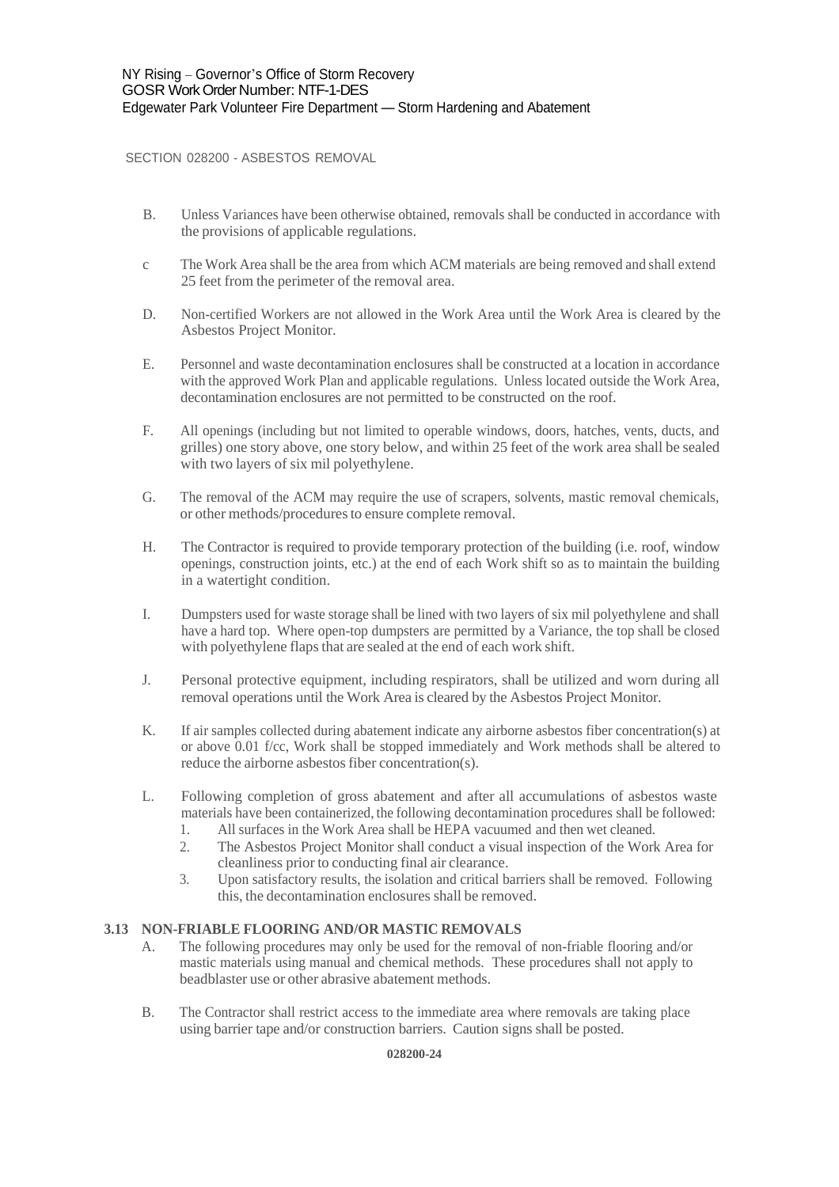B. Unless Variances have been otherwise obtained, removals shall be conducted in accordance with the provisions of applicable regulations.

c The Work Area shall be the area from which ACM materials are being removed and shall extend 25 feet from the perimeter of the removal area.

D. Non-certified Workers are not allowed in the Work Area until the Work Area is cleared by the Asbestos Project Monitor.

E. Personnel and waste decontamination enclosures shall be constructed at a location in accordance with the approved Work Plan and applicable regulations. Unless located outside the Work Area, decontamination enclosures are not permitted to be constructed on the roof.

F. All openings (including but not limited to operable windows, doors, hatches, vents, ducts, and grilles) one story above, one story below, and within 25 feet of the work area shall be sealed with two layers of six mil polyethylene.

G. The removal of the ACM may require the use of scrapers, solvents, mastic removal chemicals, or other methods/procedures to ensure complete removal.

H. The Contractor is required to provide temporary protection of the building (i.e. roof, window openings, construction joints, etc.) at the end of each Work shift so as to maintain the building in a watertight condition.

I. Dumpsters used for waste storage shall be lined with two layers of six mil polyethylene and shall have a hard top. Where open-top dumpsters are permitted by a Variance, the top shall be closed with polyethylene flaps that are sealed at the end of each work shift.

J. Personal protective equipment, including respirators, shall be utilized and worn during all removal operations until the Work Area is cleared by the Asbestos Project Monitor.

K. If air samples collected during abatement indicate any airborne asbestos fiber concentration(s) at or above 0.01 f/cc, Work shall be stopped immediately and Work methods shall be altered to reduce the airborne asbestos fiber concentration(s).

L. Following completion of gross abatement and after all accumulations of asbestos waste materials have been containerized, the following decontamination procedures shall be followed:
  1. All surfaces in the Work Area shall be HEPA vacuumed and then wet cleaned.
  2. The Asbestos Project Monitor shall conduct a visual inspection of the Work Area for cleanliness prior to conducting final air clearance.
  3. Upon satisfactory results, the isolation and critical barriers shall be removed. Following this, the decontamination enclosures shall be removed.

**3.13 NON-FRIABLE FLOORING AND/OR MASTIC REMOVALS**

A. The following procedures may only be used for the removal of non-friable flooring and/or mastic materials using manual and chemical methods. These procedures shall not apply to beadblaster use or other abrasive abatement methods.

B. The Contractor shall restrict access to the immediate area where removals are taking place using barrier tape and/or construction barriers. Caution signs shall be posted.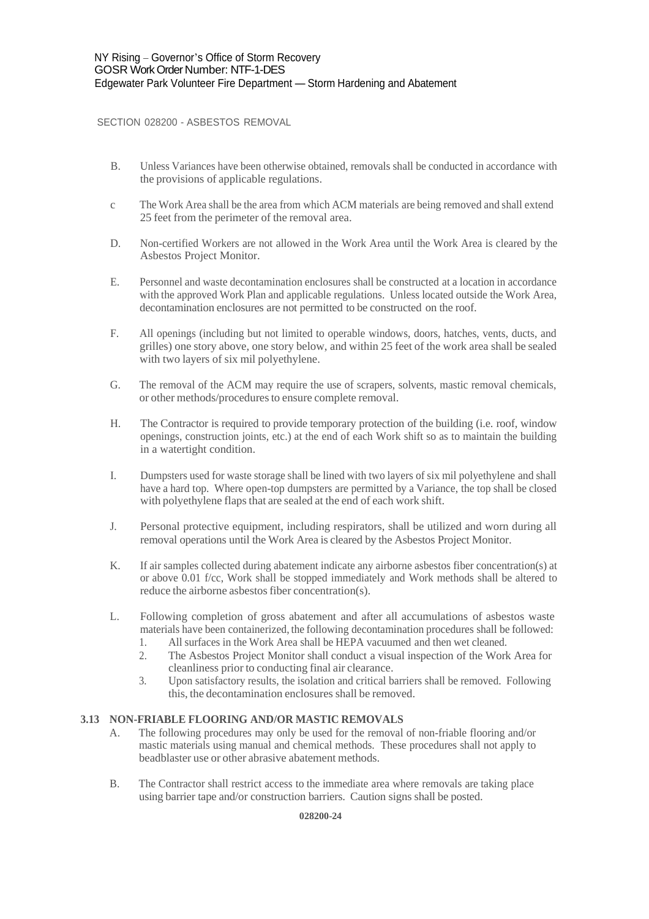B. Unless Variances have been otherwise obtained, removals shall be conducted in accordance with the provisions of applicable regulations.

c The Work Area shall be the area from which ACM materials are being removed and shall extend 25 feet from the perimeter of the removal area.

D. Non-certified Workers are not allowed in the Work Area until the Work Area is cleared by the Asbestos Project Monitor.

E. Personnel and waste decontamination enclosures shall be constructed at a location in accordance with the approved Work Plan and applicable regulations. Unless located outside the Work Area, decontamination enclosures are not permitted to be constructed on the roof.

F. All openings (including but not limited to operable windows, doors, hatches, vents, ducts, and grilles) one story above, one story below, and within 25 feet of the work area shall be sealed with two layers of six mil polyethylene.

G. The removal of the ACM may require the use of scrapers, solvents, mastic removal chemicals, or other methods/procedures to ensure complete removal.

H. The Contractor is required to provide temporary protection of the building (i.e. roof, window openings, construction joints, etc.) at the end of each Work shift so as to maintain the building in a watertight condition.

I. Dumpsters used for waste storage shall be lined with two layers of six mil polyethylene and shall have a hard top. Where open-top dumpsters are permitted by a Variance, the top shall be closed with polyethylene flaps that are sealed at the end of each work shift.

J. Personal protective equipment, including respirators, shall be utilized and worn during all removal operations until the Work Area is cleared by the Asbestos Project Monitor.

K. If air samples collected during abatement indicate any airborne asbestos fiber concentration(s) at or above 0.01 f/cc, Work shall be stopped immediately and Work methods shall be altered to reduce the airborne asbestos fiber concentration(s).

L. Following completion of gross abatement and after all accumulations of asbestos waste materials have been containerized, the following decontamination procedures shall be followed:
   1. All surfaces in the Work Area shall be HEPA vacuumed and then wet cleaned.
   2. The Asbestos Project Monitor shall conduct a visual inspection of the Work Area for cleanliness prior to conducting final air clearance.
   3. Upon satisfactory results, the isolation and critical barriers shall be removed. Following this, the decontamination enclosures shall be removed.

### 3.13 NON-FRIABLE FLOORING AND/OR MASTIC REMOVALS

A. The following procedures may only be used for the removal of non-friable flooring and/or mastic materials using manual and chemical methods. These procedures shall not apply to beadblaster use or other abrasive abatement methods.

B. The Contractor shall restrict access to the immediate area where removals are taking place using barrier tape and/or construction barriers. Caution signs shall be posted.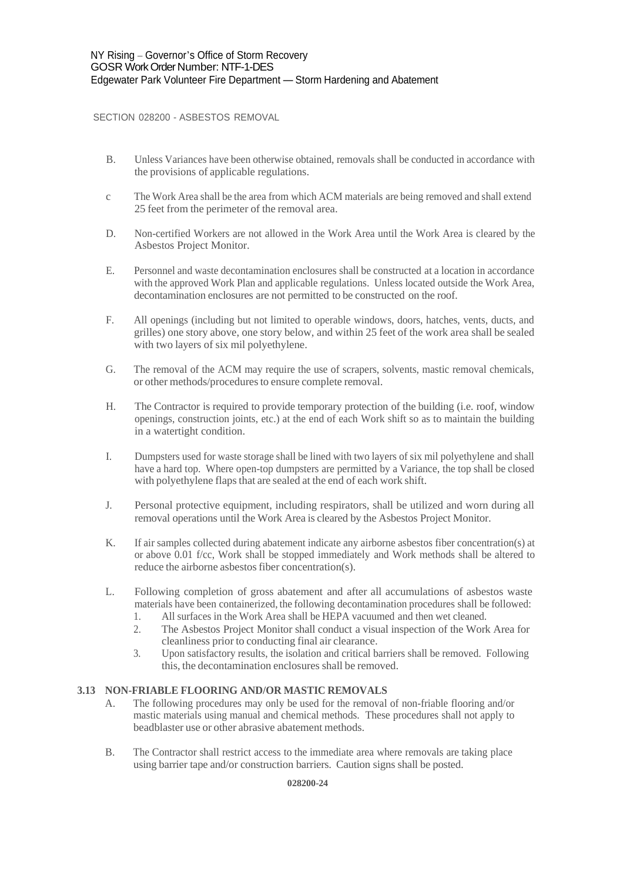B. Unless Variances have been otherwise obtained, removals shall be conducted in accordance with the provisions of applicable regulations.

c The Work Area shall be the area from which ACM materials are being removed and shall extend 25 feet from the perimeter of the removal area.

D. Non-certified Workers are not allowed in the Work Area until the Work Area is cleared by the Asbestos Project Monitor.

E. Personnel and waste decontamination enclosures shall be constructed at a location in accordance with the approved Work Plan and applicable regulations. Unless located outside the Work Area, decontamination enclosures are not permitted to be constructed on the roof.

F. All openings (including but not limited to operable windows, doors, hatches, vents, ducts, and grilles) one story above, one story below, and within 25 feet of the work area shall be sealed with two layers of six mil polyethylene.

G. The removal of the ACM may require the use of scrapers, solvents, mastic removal chemicals, or other methods/procedures to ensure complete removal.

H. The Contractor is required to provide temporary protection of the building (i.e. roof, window openings, construction joints, etc.) at the end of each Work shift so as to maintain the building in a watertight condition.

I. Dumpsters used for waste storage shall be lined with two layers of six mil polyethylene and shall have a hard top. Where open-top dumpsters are permitted by a Variance, the top shall be closed with polyethylene flaps that are sealed at the end of each work shift.

J. Personal protective equipment, including respirators, shall be utilized and worn during all removal operations until the Work Area is cleared by the Asbestos Project Monitor.

K. If air samples collected during abatement indicate any airborne asbestos fiber concentration(s) at or above 0.01 f/cc, Work shall be stopped immediately and Work methods shall be altered to reduce the airborne asbestos fiber concentration(s).

L. Following completion of gross abatement and after all accumulations of asbestos waste materials have been containerized, the following decontamination procedures shall be followed:
   1. All surfaces in the Work Area shall be HEPA vacuumed and then wet cleaned.
   2. The Asbestos Project Monitor shall conduct a visual inspection of the Work Area for cleanliness prior to conducting final air clearance.
   3. Upon satisfactory results, the isolation and critical barriers shall be removed. Following this, the decontamination enclosures shall be removed.

### 3.13 NON-FRIABLE FLOORING AND/OR MASTIC REMOVALS

A. The following procedures may only be used for the removal of non-friable flooring and/or mastic materials using manual and chemical methods. These procedures shall not apply to beadblaster use or other abrasive abatement methods.

B. The Contractor shall restrict access to the immediate area where removals are taking place using barrier tape and/or construction barriers. Caution signs shall be posted.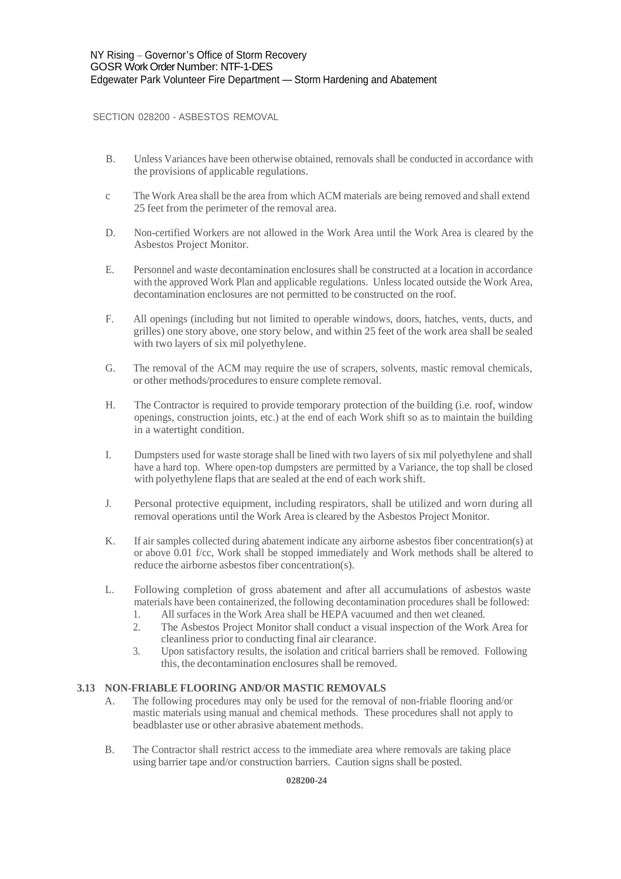B. Unless Variances have been otherwise obtained, removals shall be conducted in accordance with the provisions of applicable regulations.

c The Work Area shall be the area from which ACM materials are being removed and shall extend 25 feet from the perimeter of the removal area.

D. Non-certified Workers are not allowed in the Work Area until the Work Area is cleared by the Asbestos Project Monitor.

E. Personnel and waste decontamination enclosures shall be constructed at a location in accordance with the approved Work Plan and applicable regulations. Unless located outside the Work Area, decontamination enclosures are not permitted to be constructed on the roof.

F. All openings (including but not limited to operable windows, doors, hatches, vents, ducts, and grilles) one story above, one story below, and within 25 feet of the work area shall be sealed with two layers of six mil polyethylene.

G. The removal of the ACM may require the use of scrapers, solvents, mastic removal chemicals, or other methods/procedures to ensure complete removal.

H. The Contractor is required to provide temporary protection of the building (i.e. roof, window openings, construction joints, etc.) at the end of each Work shift so as to maintain the building in a watertight condition.

I. Dumpsters used for waste storage shall be lined with two layers of six mil polyethylene and shall have a hard top. Where open-top dumpsters are permitted by a Variance, the top shall be closed with polyethylene flaps that are sealed at the end of each work shift.

J. Personal protective equipment, including respirators, shall be utilized and worn during all removal operations until the Work Area is cleared by the Asbestos Project Monitor.

K. If air samples collected during abatement indicate any airborne asbestos fiber concentration(s) at or above 0.01 f/cc, Work shall be stopped immediately and Work methods shall be altered to reduce the airborne asbestos fiber concentration(s).

L. Following completion of gross abatement and after all accumulations of asbestos waste materials have been containerized, the following decontamination procedures shall be followed:
   1. All surfaces in the Work Area shall be HEPA vacuumed and then wet cleaned.
   2. The Asbestos Project Monitor shall conduct a visual inspection of the Work Area for cleanliness prior to conducting final air clearance.
   3. Upon satisfactory results, the isolation and critical barriers shall be removed. Following this, the decontamination enclosures shall be removed.

**3.13 NON-FRIABLE FLOORING AND/OR MASTIC REMOVALS**

A. The following procedures may only be used for the removal of non-friable flooring and/or mastic materials using manual and chemical methods. These procedures shall not apply to beadblaster use or other abrasive abatement methods.

B. The Contractor shall restrict access to the immediate area where removals are taking place using barrier tape and/or construction barriers. Caution signs shall be posted.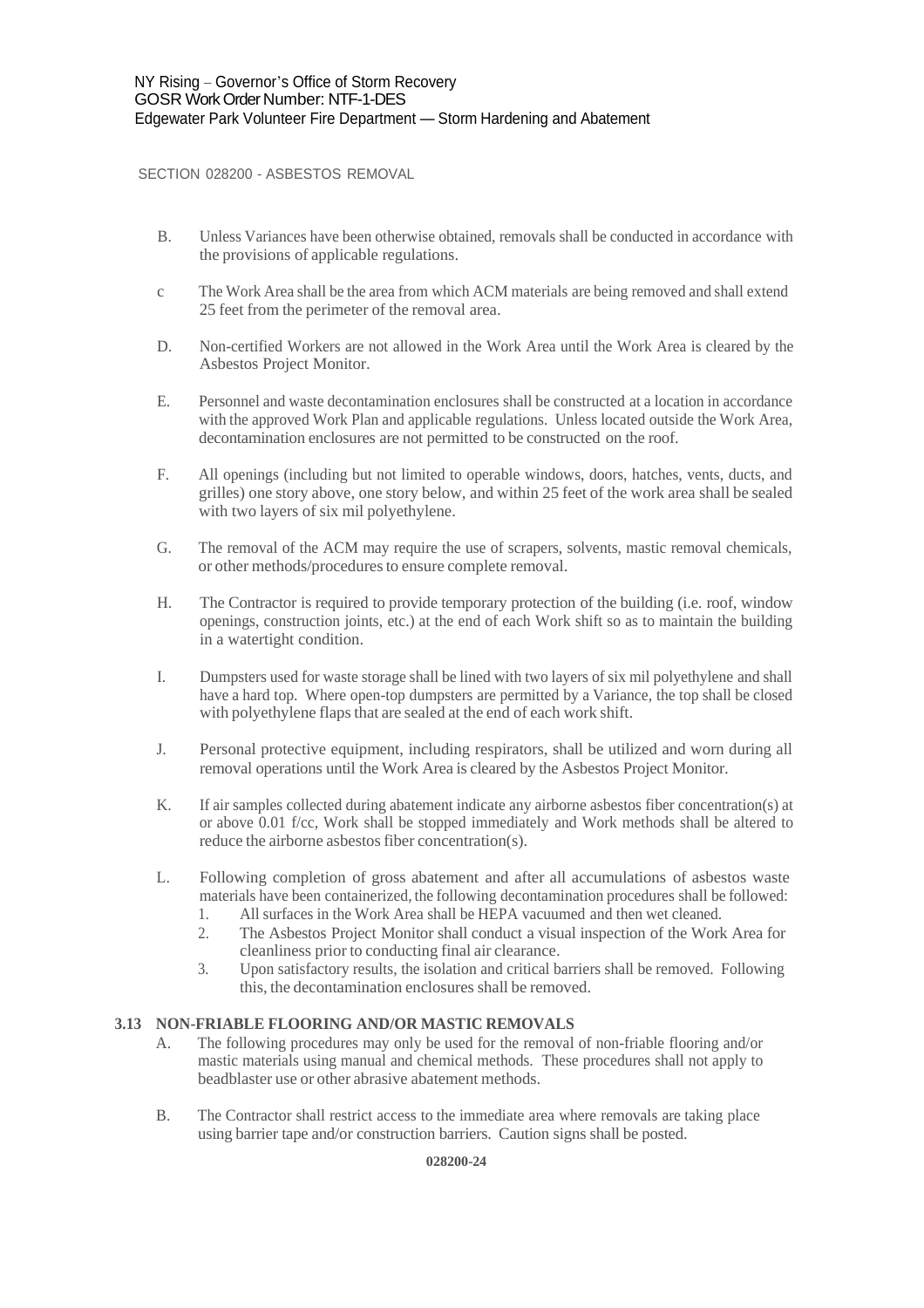B. Unless Variances have been otherwise obtained, removals shall be conducted in accordance with the provisions of applicable regulations.

c The Work Area shall be the area from which ACM materials are being removed and shall extend 25 feet from the perimeter of the removal area.

D. Non-certified Workers are not allowed in the Work Area until the Work Area is cleared by the Asbestos Project Monitor.

E. Personnel and waste decontamination enclosures shall be constructed at a location in accordance with the approved Work Plan and applicable regulations. Unless located outside the Work Area, decontamination enclosures are not permitted to be constructed on the roof.

F. All openings (including but not limited to operable windows, doors, hatches, vents, ducts, and grilles) one story above, one story below, and within 25 feet of the work area shall be sealed with two layers of six mil polyethylene.

G. The removal of the ACM may require the use of scrapers, solvents, mastic removal chemicals, or other methods/procedures to ensure complete removal.

H. The Contractor is required to provide temporary protection of the building (i.e. roof, window openings, construction joints, etc.) at the end of each Work shift so as to maintain the building in a watertight condition.

I. Dumpsters used for waste storage shall be lined with two layers of six mil polyethylene and shall have a hard top. Where open-top dumpsters are permitted by a Variance, the top shall be closed with polyethylene flaps that are sealed at the end of each work shift.

J. Personal protective equipment, including respirators, shall be utilized and worn during all removal operations until the Work Area is cleared by the Asbestos Project Monitor.

K. If air samples collected during abatement indicate any airborne asbestos fiber concentration(s) at or above 0.01 f/cc, Work shall be stopped immediately and Work methods shall be altered to reduce the airborne asbestos fiber concentration(s).

L. Following completion of gross abatement and after all accumulations of asbestos waste materials have been containerized, the following decontamination procedures shall be followed:
   1. All surfaces in the Work Area shall be HEPA vacuumed and then wet cleaned.
   2. The Asbestos Project Monitor shall conduct a visual inspection of the Work Area for cleanliness prior to conducting final air clearance.
   3. Upon satisfactory results, the isolation and critical barriers shall be removed. Following this, the decontamination enclosures shall be removed.

## 3.13 NON-FRIABLE FLOORING AND/OR MASTIC REMOVALS

A. The following procedures may only be used for the removal of non-friable flooring and/or mastic materials using manual and chemical methods. These procedures shall not apply to beadblaster use or other abrasive abatement methods.

B. The Contractor shall restrict access to the immediate area where removals are taking place using barrier tape and/or construction barriers. Caution signs shall be posted.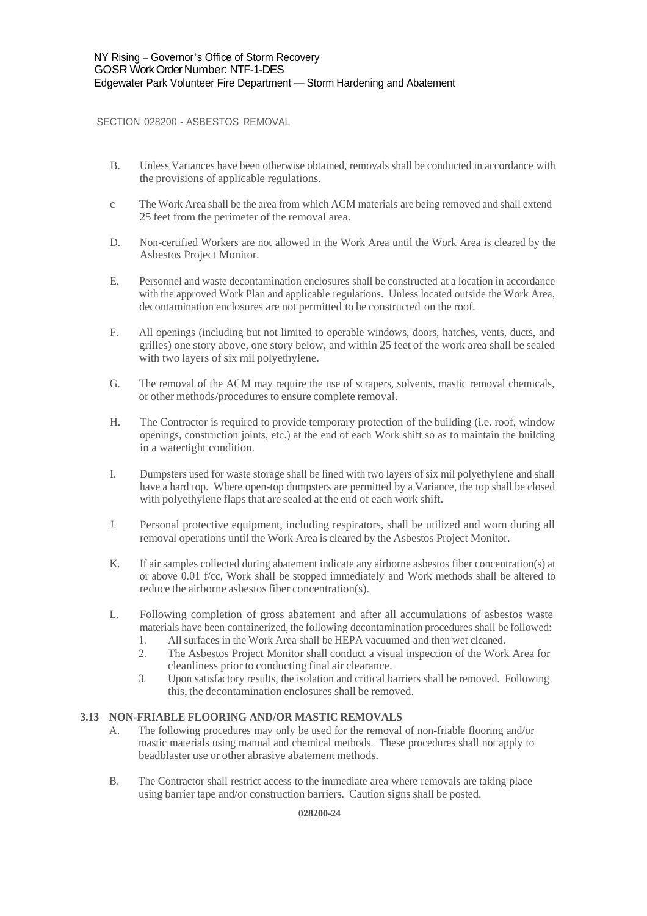B. Unless Variances have been otherwise obtained, removals shall be conducted in accordance with the provisions of applicable regulations.

c The Work Area shall be the area from which ACM materials are being removed and shall extend 25 feet from the perimeter of the removal area.

D. Non-certified Workers are not allowed in the Work Area until the Work Area is cleared by the Asbestos Project Monitor.

E. Personnel and waste decontamination enclosures shall be constructed at a location in accordance with the approved Work Plan and applicable regulations. Unless located outside the Work Area, decontamination enclosures are not permitted to be constructed on the roof.

F. All openings (including but not limited to operable windows, doors, hatches, vents, ducts, and grilles) one story above, one story below, and within 25 feet of the work area shall be sealed with two layers of six mil polyethylene.

G. The removal of the ACM may require the use of scrapers, solvents, mastic removal chemicals, or other methods/procedures to ensure complete removal.

H. The Contractor is required to provide temporary protection of the building (i.e. roof, window openings, construction joints, etc.) at the end of each Work shift so as to maintain the building in a watertight condition.

I. Dumpsters used for waste storage shall be lined with two layers of six mil polyethylene and shall have a hard top. Where open-top dumpsters are permitted by a Variance, the top shall be closed with polyethylene flaps that are sealed at the end of each work shift.

J. Personal protective equipment, including respirators, shall be utilized and worn during all removal operations until the Work Area is cleared by the Asbestos Project Monitor.

K. If air samples collected during abatement indicate any airborne asbestos fiber concentration(s) at or above 0.01 f/cc, Work shall be stopped immediately and Work methods shall be altered to reduce the airborne asbestos fiber concentration(s).

L. Following completion of gross abatement and after all accumulations of asbestos waste materials have been containerized, the following decontamination procedures shall be followed:
   1. All surfaces in the Work Area shall be HEPA vacuumed and then wet cleaned.
   2. The Asbestos Project Monitor shall conduct a visual inspection of the Work Area for cleanliness prior to conducting final air clearance.
   3. Upon satisfactory results, the isolation and critical barriers shall be removed. Following this, the decontamination enclosures shall be removed.

## 3.13 NON-FRIABLE FLOORING AND/OR MASTIC REMOVALS

A. The following procedures may only be used for the removal of non-friable flooring and/or mastic materials using manual and chemical methods. These procedures shall not apply to beadblaster use or other abrasive abatement methods.

B. The Contractor shall restrict access to the immediate area where removals are taking place using barrier tape and/or construction barriers. Caution signs shall be posted.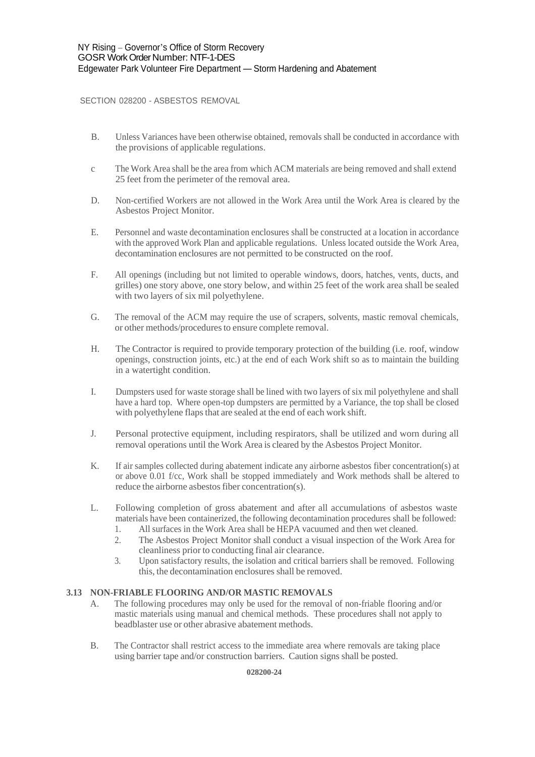B. Unless Variances have been otherwise obtained, removals shall be conducted in accordance with the provisions of applicable regulations.

c The Work Area shall be the area from which ACM materials are being removed and shall extend 25 feet from the perimeter of the removal area.

D. Non-certified Workers are not allowed in the Work Area until the Work Area is cleared by the Asbestos Project Monitor.

E. Personnel and waste decontamination enclosures shall be constructed at a location in accordance with the approved Work Plan and applicable regulations. Unless located outside the Work Area, decontamination enclosures are not permitted to be constructed on the roof.

F. All openings (including but not limited to operable windows, doors, hatches, vents, ducts, and grilles) one story above, one story below, and within 25 feet of the work area shall be sealed with two layers of six mil polyethylene.

G. The removal of the ACM may require the use of scrapers, solvents, mastic removal chemicals, or other methods/procedures to ensure complete removal.

H. The Contractor is required to provide temporary protection of the building (i.e. roof, window openings, construction joints, etc.) at the end of each Work shift so as to maintain the building in a watertight condition.

I. Dumpsters used for waste storage shall be lined with two layers of six mil polyethylene and shall have a hard top. Where open-top dumpsters are permitted by a Variance, the top shall be closed with polyethylene flaps that are sealed at the end of each work shift.

J. Personal protective equipment, including respirators, shall be utilized and worn during all removal operations until the Work Area is cleared by the Asbestos Project Monitor.

K. If air samples collected during abatement indicate any airborne asbestos fiber concentration(s) at or above 0.01 f/cc, Work shall be stopped immediately and Work methods shall be altered to reduce the airborne asbestos fiber concentration(s).

L. Following completion of gross abatement and after all accumulations of asbestos waste materials have been containerized, the following decontamination procedures shall be followed:
   1. All surfaces in the Work Area shall be HEPA vacuumed and then wet cleaned.
   2. The Asbestos Project Monitor shall conduct a visual inspection of the Work Area for cleanliness prior to conducting final air clearance.
   3. Upon satisfactory results, the isolation and critical barriers shall be removed. Following this, the decontamination enclosures shall be removed.

### 3.13 NON-FRIABLE FLOORING AND/OR MASTIC REMOVALS

A. The following procedures may only be used for the removal of non-friable flooring and/or mastic materials using manual and chemical methods. These procedures shall not apply to beadblaster use or other abrasive abatement methods.

B. The Contractor shall restrict access to the immediate area where removals are taking place using barrier tape and/or construction barriers. Caution signs shall be posted.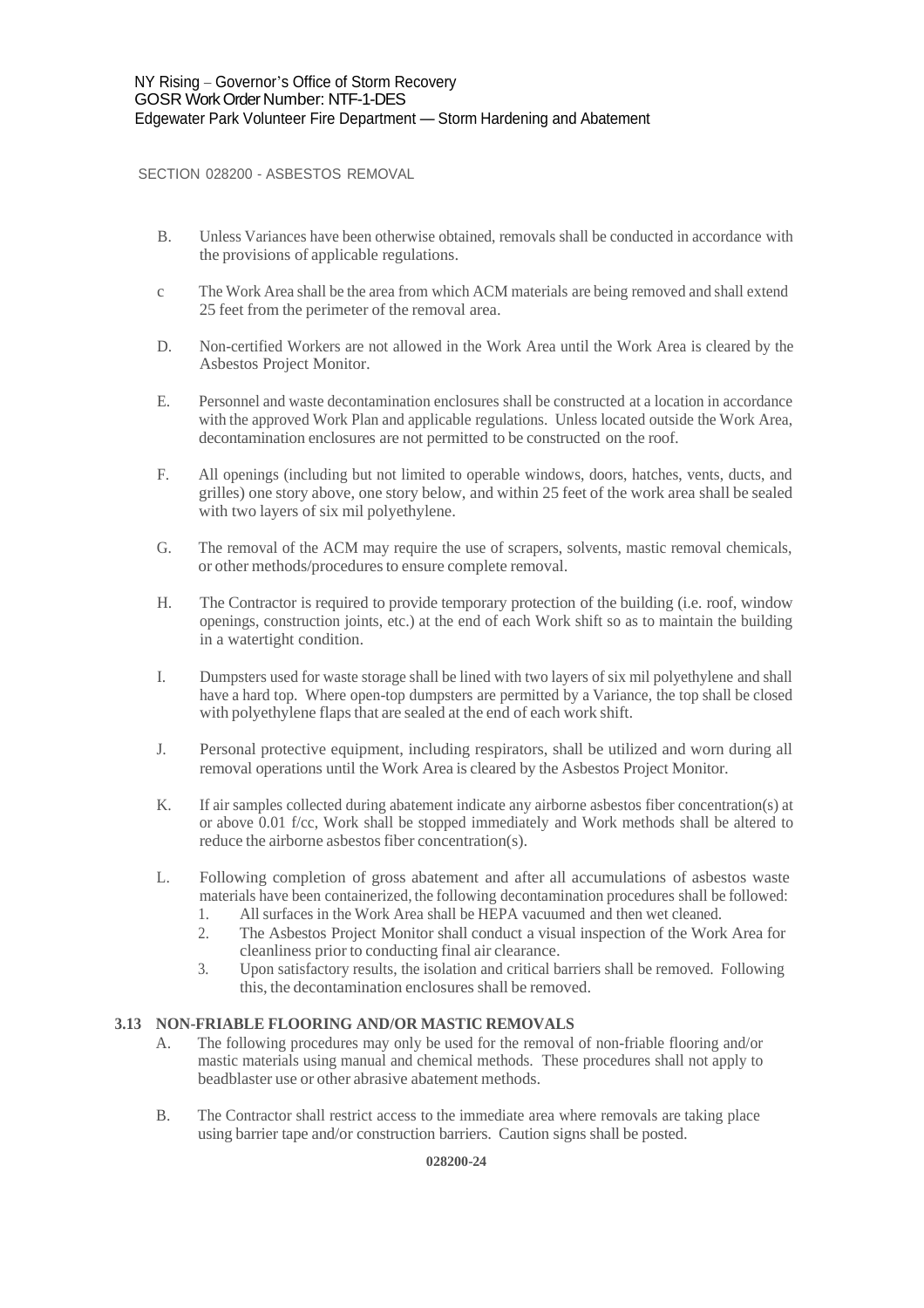B. Unless Variances have been otherwise obtained, removals shall be conducted in accordance with the provisions of applicable regulations.

c The Work Area shall be the area from which ACM materials are being removed and shall extend 25 feet from the perimeter of the removal area.

D. Non-certified Workers are not allowed in the Work Area until the Work Area is cleared by the Asbestos Project Monitor.

E. Personnel and waste decontamination enclosures shall be constructed at a location in accordance with the approved Work Plan and applicable regulations. Unless located outside the Work Area, decontamination enclosures are not permitted to be constructed on the roof.

F. All openings (including but not limited to operable windows, doors, hatches, vents, ducts, and grilles) one story above, one story below, and within 25 feet of the work area shall be sealed with two layers of six mil polyethylene.

G. The removal of the ACM may require the use of scrapers, solvents, mastic removal chemicals, or other methods/procedures to ensure complete removal.

H. The Contractor is required to provide temporary protection of the building (i.e. roof, window openings, construction joints, etc.) at the end of each Work shift so as to maintain the building in a watertight condition.

I. Dumpsters used for waste storage shall be lined with two layers of six mil polyethylene and shall have a hard top. Where open-top dumpsters are permitted by a Variance, the top shall be closed with polyethylene flaps that are sealed at the end of each work shift.

J. Personal protective equipment, including respirators, shall be utilized and worn during all removal operations until the Work Area is cleared by the Asbestos Project Monitor.

K. If air samples collected during abatement indicate any airborne asbestos fiber concentration(s) at or above 0.01 f/cc, Work shall be stopped immediately and Work methods shall be altered to reduce the airborne asbestos fiber concentration(s).

L. Following completion of gross abatement and after all accumulations of asbestos waste materials have been containerized, the following decontamination procedures shall be followed:
   1. All surfaces in the Work Area shall be HEPA vacuumed and then wet cleaned.
   2. The Asbestos Project Monitor shall conduct a visual inspection of the Work Area for cleanliness prior to conducting final air clearance.
   3. Upon satisfactory results, the isolation and critical barriers shall be removed. Following this, the decontamination enclosures shall be removed.

### 3.13 NON-FRIABLE FLOORING AND/OR MASTIC REMOVALS

A. The following procedures may only be used for the removal of non-friable flooring and/or mastic materials using manual and chemical methods. These procedures shall not apply to beadblaster use or other abrasive abatement methods.

B. The Contractor shall restrict access to the immediate area where removals are taking place using barrier tape and/or construction barriers. Caution signs shall be posted.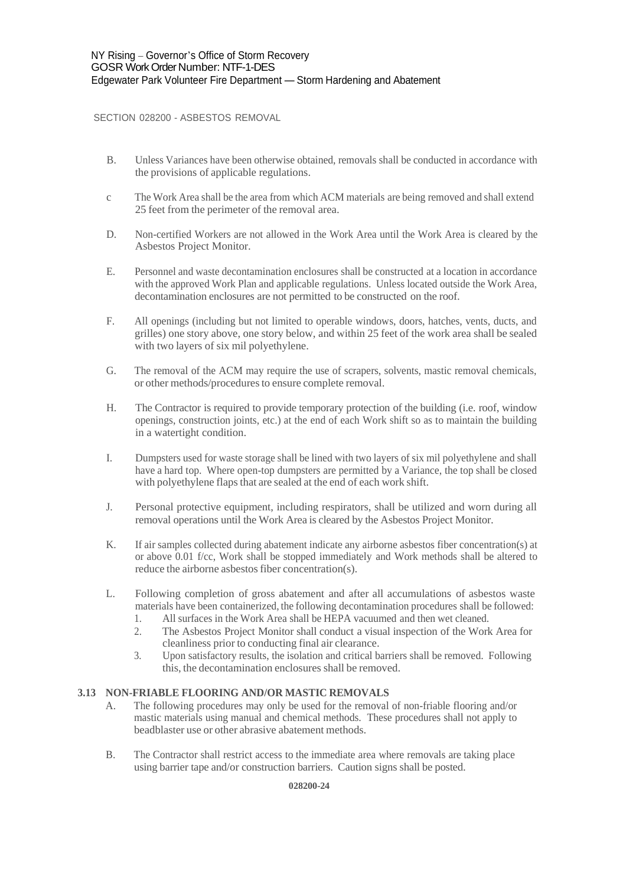B. Unless Variances have been otherwise obtained, removals shall be conducted in accordance with the provisions of applicable regulations.

c The Work Area shall be the area from which ACM materials are being removed and shall extend 25 feet from the perimeter of the removal area.

D. Non-certified Workers are not allowed in the Work Area until the Work Area is cleared by the Asbestos Project Monitor.

E. Personnel and waste decontamination enclosures shall be constructed at a location in accordance with the approved Work Plan and applicable regulations. Unless located outside the Work Area, decontamination enclosures are not permitted to be constructed on the roof.

F. All openings (including but not limited to operable windows, doors, hatches, vents, ducts, and grilles) one story above, one story below, and within 25 feet of the work area shall be sealed with two layers of six mil polyethylene.

G. The removal of the ACM may require the use of scrapers, solvents, mastic removal chemicals, or other methods/procedures to ensure complete removal.

H. The Contractor is required to provide temporary protection of the building (i.e. roof, window openings, construction joints, etc.) at the end of each Work shift so as to maintain the building in a watertight condition.

I. Dumpsters used for waste storage shall be lined with two layers of six mil polyethylene and shall have a hard top. Where open-top dumpsters are permitted by a Variance, the top shall be closed with polyethylene flaps that are sealed at the end of each work shift.

J. Personal protective equipment, including respirators, shall be utilized and worn during all removal operations until the Work Area is cleared by the Asbestos Project Monitor.

K. If air samples collected during abatement indicate any airborne asbestos fiber concentration(s) at or above 0.01 f/cc, Work shall be stopped immediately and Work methods shall be altered to reduce the airborne asbestos fiber concentration(s).

L. Following completion of gross abatement and after all accumulations of asbestos waste materials have been containerized, the following decontamination procedures shall be followed:
1. All surfaces in the Work Area shall be HEPA vacuumed and then wet cleaned.
2. The Asbestos Project Monitor shall conduct a visual inspection of the Work Area for cleanliness prior to conducting final air clearance.
3. Upon satisfactory results, the isolation and critical barriers shall be removed. Following this, the decontamination enclosures shall be removed.

### 3.13 NON-FRIABLE FLOORING AND/OR MASTIC REMOVALS

A. The following procedures may only be used for the removal of non-friable flooring and/or mastic materials using manual and chemical methods. These procedures shall not apply to beadblaster use or other abrasive abatement methods.

B. The Contractor shall restrict access to the immediate area where removals are taking place using barrier tape and/or construction barriers. Caution signs shall be posted.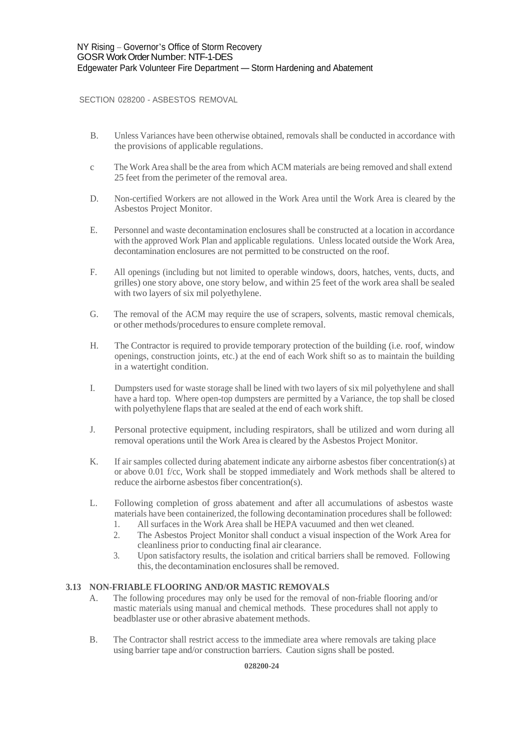B. Unless Variances have been otherwise obtained, removals shall be conducted in accordance with the provisions of applicable regulations.

c The Work Area shall be the area from which ACM materials are being removed and shall extend 25 feet from the perimeter of the removal area.

D. Non-certified Workers are not allowed in the Work Area until the Work Area is cleared by the Asbestos Project Monitor.

E. Personnel and waste decontamination enclosures shall be constructed at a location in accordance with the approved Work Plan and applicable regulations. Unless located outside the Work Area, decontamination enclosures are not permitted to be constructed on the roof.

F. All openings (including but not limited to operable windows, doors, hatches, vents, ducts, and grilles) one story above, one story below, and within 25 feet of the work area shall be sealed with two layers of six mil polyethylene.

G. The removal of the ACM may require the use of scrapers, solvents, mastic removal chemicals, or other methods/procedures to ensure complete removal.

H. The Contractor is required to provide temporary protection of the building (i.e. roof, window openings, construction joints, etc.) at the end of each Work shift so as to maintain the building in a watertight condition.

I. Dumpsters used for waste storage shall be lined with two layers of six mil polyethylene and shall have a hard top. Where open-top dumpsters are permitted by a Variance, the top shall be closed with polyethylene flaps that are sealed at the end of each work shift.

J. Personal protective equipment, including respirators, shall be utilized and worn during all removal operations until the Work Area is cleared by the Asbestos Project Monitor.

K. If air samples collected during abatement indicate any airborne asbestos fiber concentration(s) at or above 0.01 f/cc, Work shall be stopped immediately and Work methods shall be altered to reduce the airborne asbestos fiber concentration(s).

L. Following completion of gross abatement and after all accumulations of asbestos waste materials have been containerized, the following decontamination procedures shall be followed:
   1. All surfaces in the Work Area shall be HEPA vacuumed and then wet cleaned.
   2. The Asbestos Project Monitor shall conduct a visual inspection of the Work Area for cleanliness prior to conducting final air clearance.
   3. Upon satisfactory results, the isolation and critical barriers shall be removed. Following this, the decontamination enclosures shall be removed.

### 3.13 NON-FRIABLE FLOORING AND/OR MASTIC REMOVALS

A. The following procedures may only be used for the removal of non-friable flooring and/or mastic materials using manual and chemical methods. These procedures shall not apply to beadblaster use or other abrasive abatement methods.

B. The Contractor shall restrict access to the immediate area where removals are taking place using barrier tape and/or construction barriers. Caution signs shall be posted.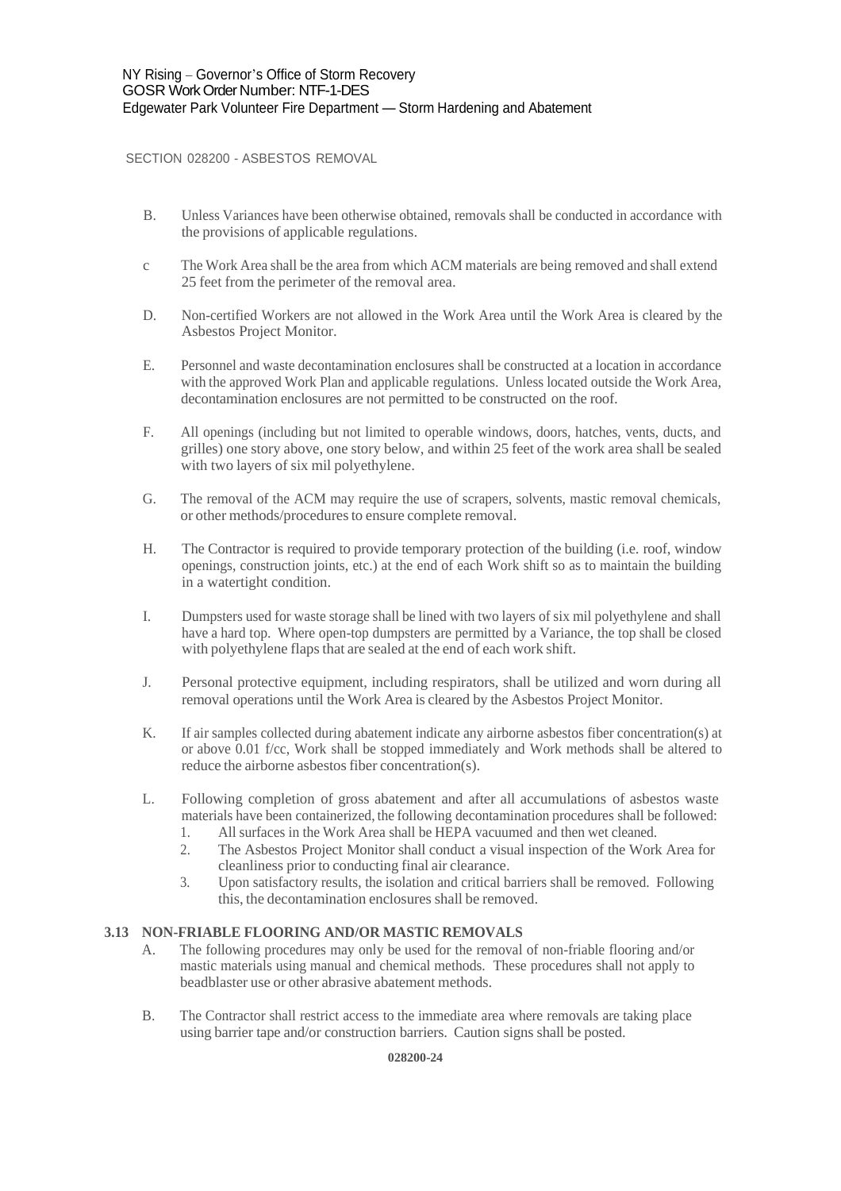B. Unless Variances have been otherwise obtained, removals shall be conducted in accordance with the provisions of applicable regulations.

c The Work Area shall be the area from which ACM materials are being removed and shall extend 25 feet from the perimeter of the removal area.

D. Non-certified Workers are not allowed in the Work Area until the Work Area is cleared by the Asbestos Project Monitor.

E. Personnel and waste decontamination enclosures shall be constructed at a location in accordance with the approved Work Plan and applicable regulations. Unless located outside the Work Area, decontamination enclosures are not permitted to be constructed on the roof.

F. All openings (including but not limited to operable windows, doors, hatches, vents, ducts, and grilles) one story above, one story below, and within 25 feet of the work area shall be sealed with two layers of six mil polyethylene.

G. The removal of the ACM may require the use of scrapers, solvents, mastic removal chemicals, or other methods/procedures to ensure complete removal.

H. The Contractor is required to provide temporary protection of the building (i.e. roof, window openings, construction joints, etc.) at the end of each Work shift so as to maintain the building in a watertight condition.

I. Dumpsters used for waste storage shall be lined with two layers of six mil polyethylene and shall have a hard top. Where open-top dumpsters are permitted by a Variance, the top shall be closed with polyethylene flaps that are sealed at the end of each work shift.

J. Personal protective equipment, including respirators, shall be utilized and worn during all removal operations until the Work Area is cleared by the Asbestos Project Monitor.

K. If air samples collected during abatement indicate any airborne asbestos fiber concentration(s) at or above 0.01 f/cc, Work shall be stopped immediately and Work methods shall be altered to reduce the airborne asbestos fiber concentration(s).

L. Following completion of gross abatement and after all accumulations of asbestos waste materials have been containerized, the following decontamination procedures shall be followed:
1. All surfaces in the Work Area shall be HEPA vacuumed and then wet cleaned.
2. The Asbestos Project Monitor shall conduct a visual inspection of the Work Area for cleanliness prior to conducting final air clearance.
3. Upon satisfactory results, the isolation and critical barriers shall be removed. Following this, the decontamination enclosures shall be removed.

### 3.13 NON-FRIABLE FLOORING AND/OR MASTIC REMOVALS

A. The following procedures may only be used for the removal of non-friable flooring and/or mastic materials using manual and chemical methods. These procedures shall not apply to beadblaster use or other abrasive abatement methods.

B. The Contractor shall restrict access to the immediate area where removals are taking place using barrier tape and/or construction barriers. Caution signs shall be posted.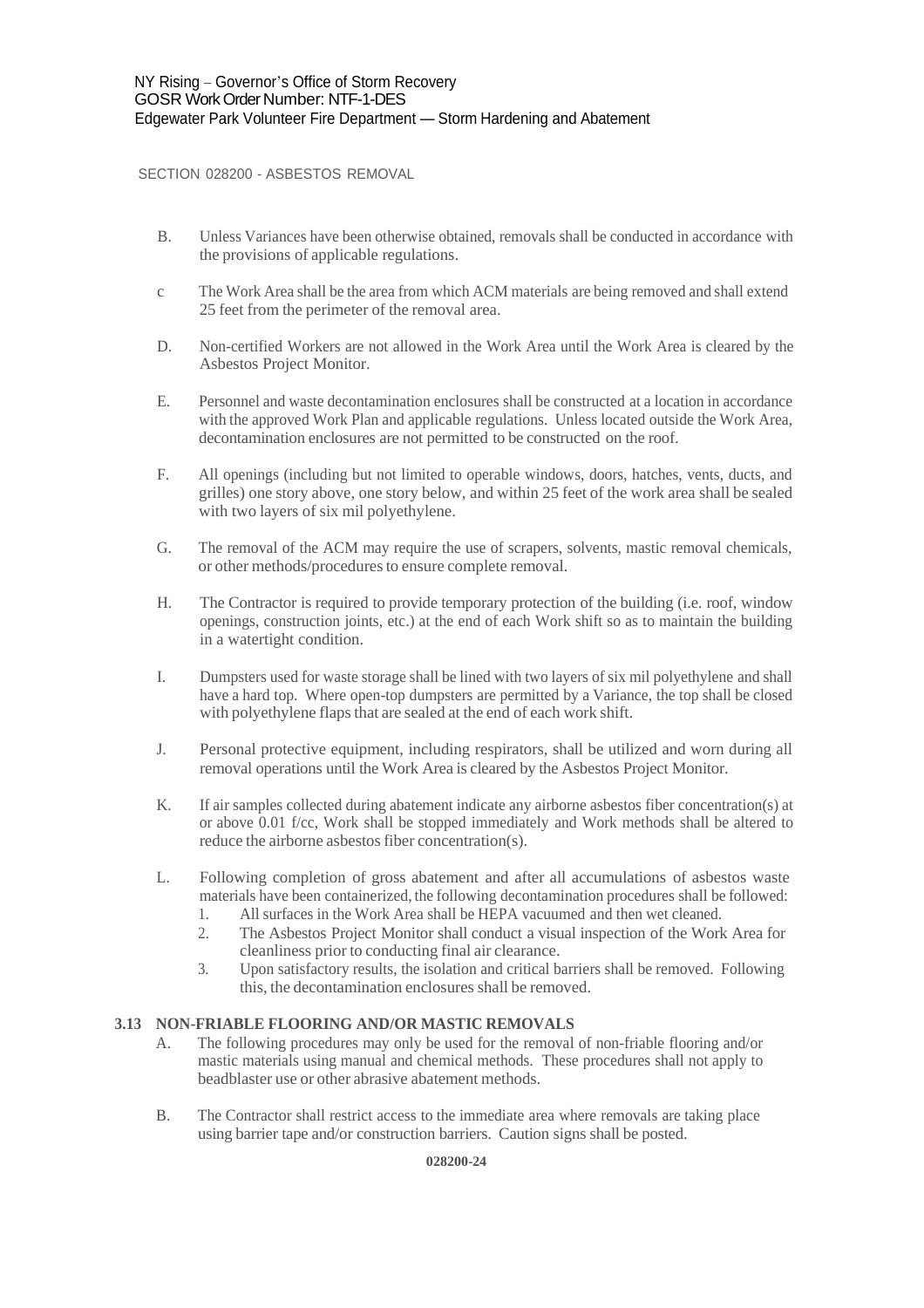B. Unless Variances have been otherwise obtained, removals shall be conducted in accordance with the provisions of applicable regulations.

c The Work Area shall be the area from which ACM materials are being removed and shall extend 25 feet from the perimeter of the removal area.

D. Non-certified Workers are not allowed in the Work Area until the Work Area is cleared by the Asbestos Project Monitor.

E. Personnel and waste decontamination enclosures shall be constructed at a location in accordance with the approved Work Plan and applicable regulations. Unless located outside the Work Area, decontamination enclosures are not permitted to be constructed on the roof.

F. All openings (including but not limited to operable windows, doors, hatches, vents, ducts, and grilles) one story above, one story below, and within 25 feet of the work area shall be sealed with two layers of six mil polyethylene.

G. The removal of the ACM may require the use of scrapers, solvents, mastic removal chemicals, or other methods/procedures to ensure complete removal.

H. The Contractor is required to provide temporary protection of the building (i.e. roof, window openings, construction joints, etc.) at the end of each Work shift so as to maintain the building in a watertight condition.

I. Dumpsters used for waste storage shall be lined with two layers of six mil polyethylene and shall have a hard top. Where open-top dumpsters are permitted by a Variance, the top shall be closed with polyethylene flaps that are sealed at the end of each work shift.

J. Personal protective equipment, including respirators, shall be utilized and worn during all removal operations until the Work Area is cleared by the Asbestos Project Monitor.

K. If air samples collected during abatement indicate any airborne asbestos fiber concentration(s) at or above 0.01 f/cc, Work shall be stopped immediately and Work methods shall be altered to reduce the airborne asbestos fiber concentration(s).

L. Following completion of gross abatement and after all accumulations of asbestos waste materials have been containerized, the following decontamination procedures shall be followed:
   1. All surfaces in the Work Area shall be HEPA vacuumed and then wet cleaned.
   2. The Asbestos Project Monitor shall conduct a visual inspection of the Work Area for cleanliness prior to conducting final air clearance.
   3. Upon satisfactory results, the isolation and critical barriers shall be removed. Following this, the decontamination enclosures shall be removed.

### 3.13 NON-FRIABLE FLOORING AND/OR MASTIC REMOVALS

A. The following procedures may only be used for the removal of non-friable flooring and/or mastic materials using manual and chemical methods. These procedures shall not apply to beadblaster use or other abrasive abatement methods.

B. The Contractor shall restrict access to the immediate area where removals are taking place using barrier tape and/or construction barriers. Caution signs shall be posted.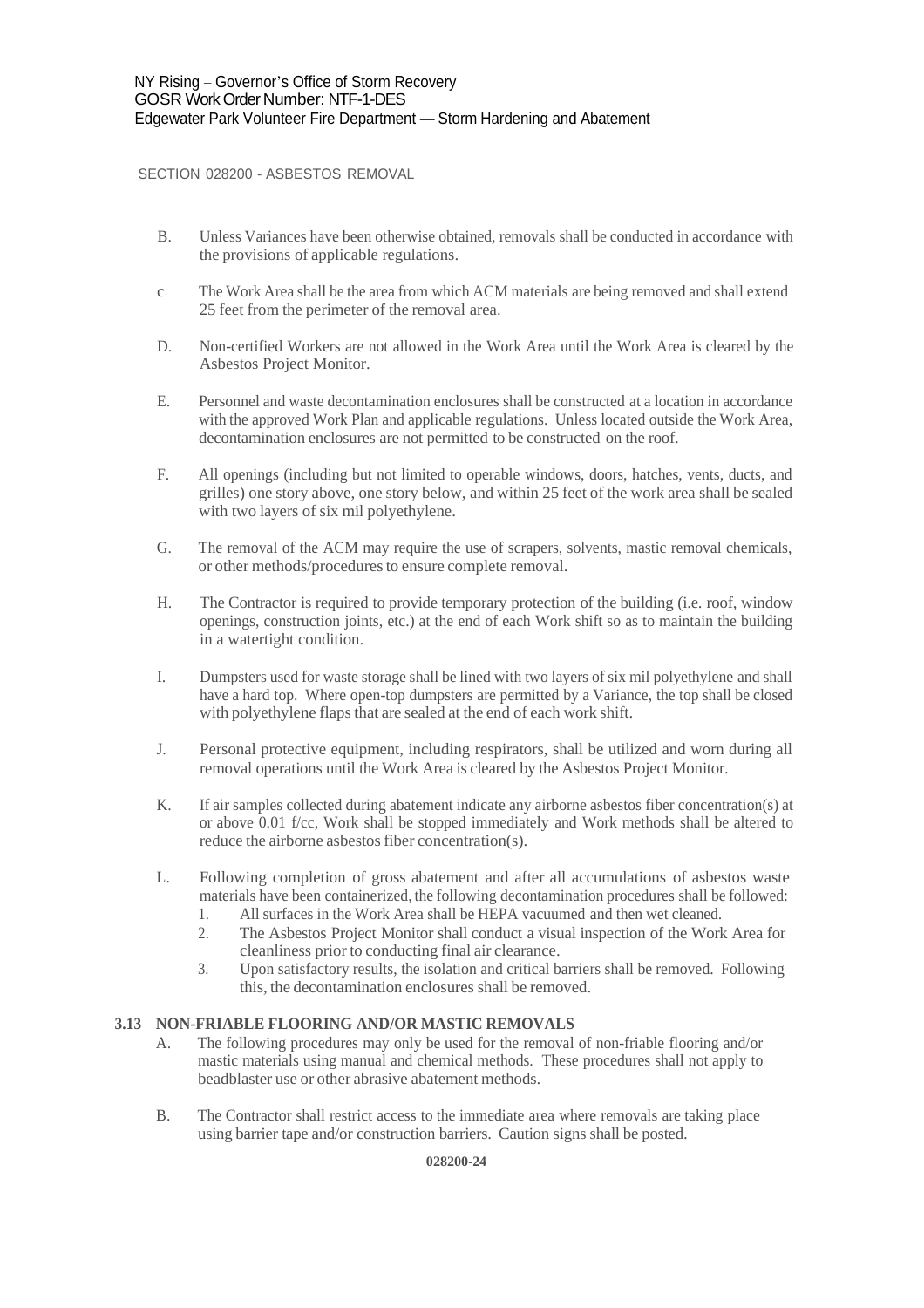SECTION 028200 - ASBESTOS REMOVAL

B. Unless Variances have been otherwise obtained, removals shall be conducted in accordance with the provisions of applicable regulations.

c The Work Area shall be the area from which ACM materials are being removed and shall extend 25 feet from the perimeter of the removal area.

D. Non-certified Workers are not allowed in the Work Area until the Work Area is cleared by the Asbestos Project Monitor.

E. Personnel and waste decontamination enclosures shall be constructed at a location in accordance with the approved Work Plan and applicable regulations. Unless located outside the Work Area, decontamination enclosures are not permitted to be constructed on the roof.

F. All openings (including but not limited to operable windows, doors, hatches, vents, ducts, and grilles) one story above, one story below, and within 25 feet of the work area shall be sealed with two layers of six mil polyethylene.

G. The removal of the ACM may require the use of scrapers, solvents, mastic removal chemicals, or other methods/procedures to ensure complete removal.

H. The Contractor is required to provide temporary protection of the building (i.e. roof, window openings, construction joints, etc.) at the end of each Work shift so as to maintain the building in a watertight condition.

I. Dumpsters used for waste storage shall be lined with two layers of six mil polyethylene and shall have a hard top. Where open-top dumpsters are permitted by a Variance, the top shall be closed with polyethylene flaps that are sealed at the end of each work shift.

J. Personal protective equipment, including respirators, shall be utilized and worn during all removal operations until the Work Area is cleared by the Asbestos Project Monitor.

K. If air samples collected during abatement indicate any airborne asbestos fiber concentration(s) at or above 0.01 f/cc, Work shall be stopped immediately and Work methods shall be altered to reduce the airborne asbestos fiber concentration(s).

L. Following completion of gross abatement and after all accumulations of asbestos waste materials have been containerized, the following decontamination procedures shall be followed:
   1. All surfaces in the Work Area shall be HEPA vacuumed and then wet cleaned.
   2. The Asbestos Project Monitor shall conduct a visual inspection of the Work Area for cleanliness prior to conducting final air clearance.
   3. Upon satisfactory results, the isolation and critical barriers shall be removed. Following this, the decontamination enclosures shall be removed.

**3.13 NON-FRIABLE FLOORING AND/OR MASTIC REMOVALS**

A. The following procedures may only be used for the removal of non-friable flooring and/or mastic materials using manual and chemical methods. These procedures shall not apply to beadblaster use or other abrasive abatement methods.

B. The Contractor shall restrict access to the immediate area where removals are taking place using barrier tape and/or construction barriers. Caution signs shall be posted.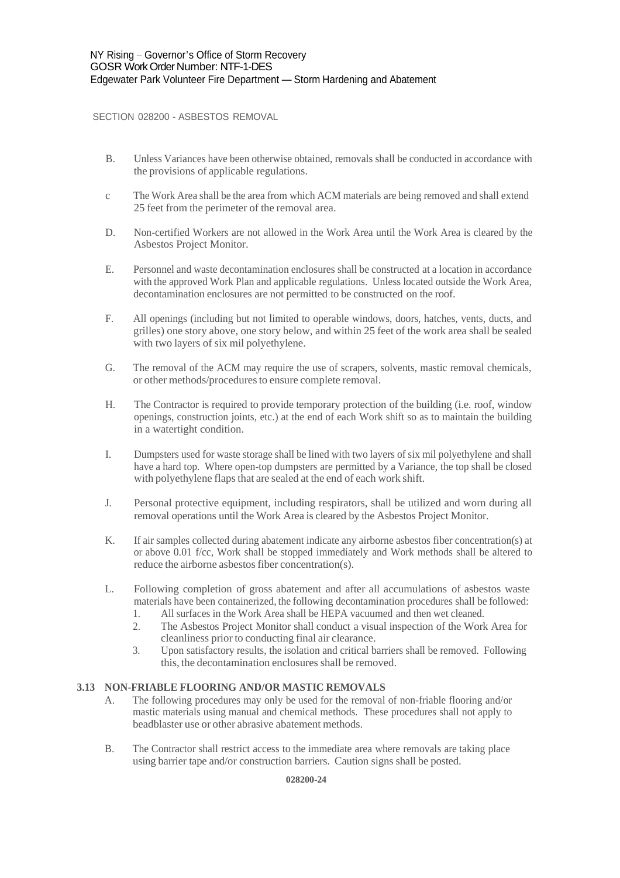B. Unless Variances have been otherwise obtained, removals shall be conducted in accordance with the provisions of applicable regulations.

c The Work Area shall be the area from which ACM materials are being removed and shall extend 25 feet from the perimeter of the removal area.

D. Non-certified Workers are not allowed in the Work Area until the Work Area is cleared by the Asbestos Project Monitor.

E. Personnel and waste decontamination enclosures shall be constructed at a location in accordance with the approved Work Plan and applicable regulations. Unless located outside the Work Area, decontamination enclosures are not permitted to be constructed on the roof.

F. All openings (including but not limited to operable windows, doors, hatches, vents, ducts, and grilles) one story above, one story below, and within 25 feet of the work area shall be sealed with two layers of six mil polyethylene.

G. The removal of the ACM may require the use of scrapers, solvents, mastic removal chemicals, or other methods/procedures to ensure complete removal.

H. The Contractor is required to provide temporary protection of the building (i.e. roof, window openings, construction joints, etc.) at the end of each Work shift so as to maintain the building in a watertight condition.

I. Dumpsters used for waste storage shall be lined with two layers of six mil polyethylene and shall have a hard top. Where open-top dumpsters are permitted by a Variance, the top shall be closed with polyethylene flaps that are sealed at the end of each work shift.

J. Personal protective equipment, including respirators, shall be utilized and worn during all removal operations until the Work Area is cleared by the Asbestos Project Monitor.

K. If air samples collected during abatement indicate any airborne asbestos fiber concentration(s) at or above 0.01 f/cc, Work shall be stopped immediately and Work methods shall be altered to reduce the airborne asbestos fiber concentration(s).

L. Following completion of gross abatement and after all accumulations of asbestos waste materials have been containerized, the following decontamination procedures shall be followed:
   1. All surfaces in the Work Area shall be HEPA vacuumed and then wet cleaned.
   2. The Asbestos Project Monitor shall conduct a visual inspection of the Work Area for cleanliness prior to conducting final air clearance.
   3. Upon satisfactory results, the isolation and critical barriers shall be removed. Following this, the decontamination enclosures shall be removed.

**3.13 NON-FRIABLE FLOORING AND/OR MASTIC REMOVALS**

A. The following procedures may only be used for the removal of non-friable flooring and/or mastic materials using manual and chemical methods. These procedures shall not apply to beadblaster use or other abrasive abatement methods.

B. The Contractor shall restrict access to the immediate area where removals are taking place using barrier tape and/or construction barriers. Caution signs shall be posted.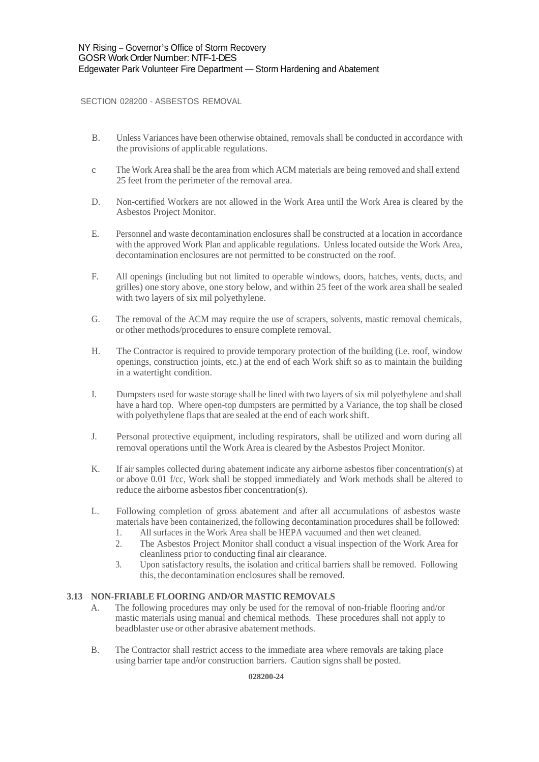B. Unless Variances have been otherwise obtained, removals shall be conducted in accordance with the provisions of applicable regulations.

c The Work Area shall be the area from which ACM materials are being removed and shall extend 25 feet from the perimeter of the removal area.

D. Non-certified Workers are not allowed in the Work Area until the Work Area is cleared by the Asbestos Project Monitor.

E. Personnel and waste decontamination enclosures shall be constructed at a location in accordance with the approved Work Plan and applicable regulations. Unless located outside the Work Area, decontamination enclosures are not permitted to be constructed on the roof.

F. All openings (including but not limited to operable windows, doors, hatches, vents, ducts, and grilles) one story above, one story below, and within 25 feet of the work area shall be sealed with two layers of six mil polyethylene.

G. The removal of the ACM may require the use of scrapers, solvents, mastic removal chemicals, or other methods/procedures to ensure complete removal.

H. The Contractor is required to provide temporary protection of the building (i.e. roof, window openings, construction joints, etc.) at the end of each Work shift so as to maintain the building in a watertight condition.

I. Dumpsters used for waste storage shall be lined with two layers of six mil polyethylene and shall have a hard top. Where open-top dumpsters are permitted by a Variance, the top shall be closed with polyethylene flaps that are sealed at the end of each work shift.

J. Personal protective equipment, including respirators, shall be utilized and worn during all removal operations until the Work Area is cleared by the Asbestos Project Monitor.

K. If air samples collected during abatement indicate any airborne asbestos fiber concentration(s) at or above 0.01 f/cc, Work shall be stopped immediately and Work methods shall be altered to reduce the airborne asbestos fiber concentration(s).

L. Following completion of gross abatement and after all accumulations of asbestos waste materials have been containerized, the following decontamination procedures shall be followed:
   1. All surfaces in the Work Area shall be HEPA vacuumed and then wet cleaned.
   2. The Asbestos Project Monitor shall conduct a visual inspection of the Work Area for cleanliness prior to conducting final air clearance.
   3. Upon satisfactory results, the isolation and critical barriers shall be removed. Following this, the decontamination enclosures shall be removed.

### 3.13 NON-FRIABLE FLOORING AND/OR MASTIC REMOVALS

A. The following procedures may only be used for the removal of non-friable flooring and/or mastic materials using manual and chemical methods. These procedures shall not apply to beadblaster use or other abrasive abatement methods.

B. The Contractor shall restrict access to the immediate area where removals are taking place using barrier tape and/or construction barriers. Caution signs shall be posted.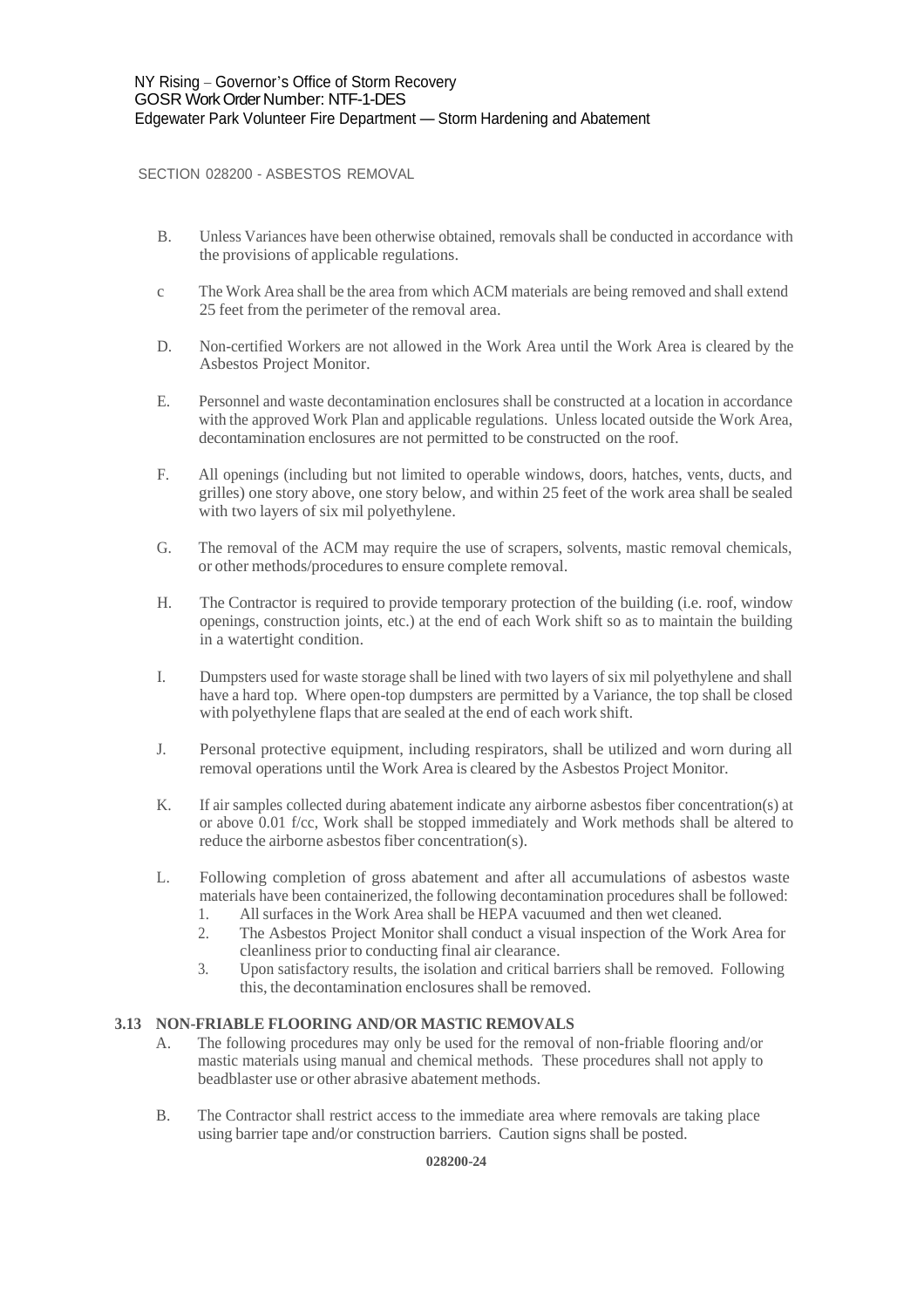B. Unless Variances have been otherwise obtained, removals shall be conducted in accordance with the provisions of applicable regulations.

c The Work Area shall be the area from which ACM materials are being removed and shall extend 25 feet from the perimeter of the removal area.

D. Non-certified Workers are not allowed in the Work Area until the Work Area is cleared by the Asbestos Project Monitor.

E. Personnel and waste decontamination enclosures shall be constructed at a location in accordance with the approved Work Plan and applicable regulations. Unless located outside the Work Area, decontamination enclosures are not permitted to be constructed on the roof.

F. All openings (including but not limited to operable windows, doors, hatches, vents, ducts, and grilles) one story above, one story below, and within 25 feet of the work area shall be sealed with two layers of six mil polyethylene.

G. The removal of the ACM may require the use of scrapers, solvents, mastic removal chemicals, or other methods/procedures to ensure complete removal.

H. The Contractor is required to provide temporary protection of the building (i.e. roof, window openings, construction joints, etc.) at the end of each Work shift so as to maintain the building in a watertight condition.

I. Dumpsters used for waste storage shall be lined with two layers of six mil polyethylene and shall have a hard top. Where open-top dumpsters are permitted by a Variance, the top shall be closed with polyethylene flaps that are sealed at the end of each work shift.

J. Personal protective equipment, including respirators, shall be utilized and worn during all removal operations until the Work Area is cleared by the Asbestos Project Monitor.

K. If air samples collected during abatement indicate any airborne asbestos fiber concentration(s) at or above 0.01 f/cc, Work shall be stopped immediately and Work methods shall be altered to reduce the airborne asbestos fiber concentration(s).

L. Following completion of gross abatement and after all accumulations of asbestos waste materials have been containerized, the following decontamination procedures shall be followed:
   1. All surfaces in the Work Area shall be HEPA vacuumed and then wet cleaned.
   2. The Asbestos Project Monitor shall conduct a visual inspection of the Work Area for cleanliness prior to conducting final air clearance.
   3. Upon satisfactory results, the isolation and critical barriers shall be removed. Following this, the decontamination enclosures shall be removed.

**3.13 NON-FRIABLE FLOORING AND/OR MASTIC REMOVALS**

A. The following procedures may only be used for the removal of non-friable flooring and/or mastic materials using manual and chemical methods. These procedures shall not apply to beadblaster use or other abrasive abatement methods.

B. The Contractor shall restrict access to the immediate area where removals are taking place using barrier tape and/or construction barriers. Caution signs shall be posted.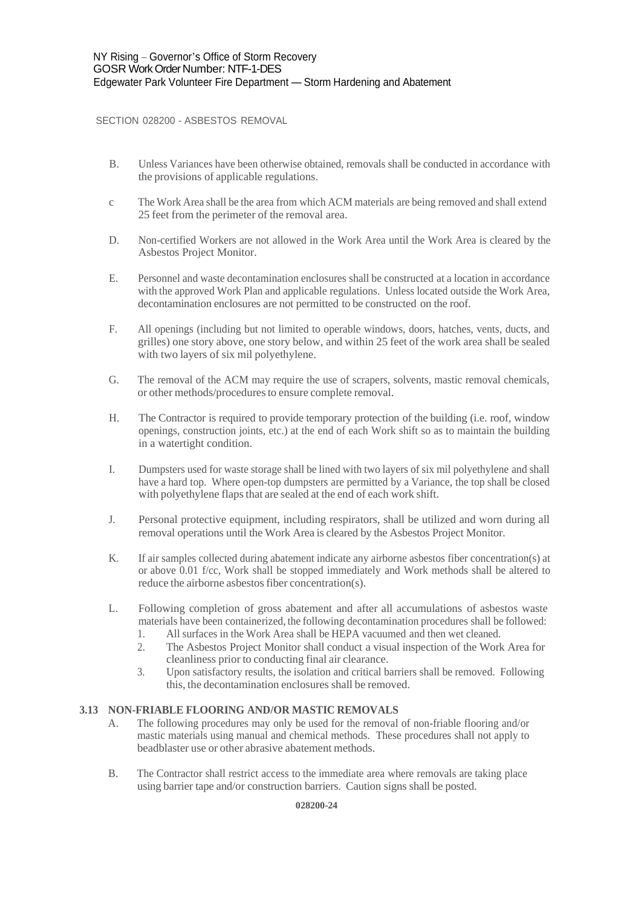B. Unless Variances have been otherwise obtained, removals shall be conducted in accordance with the provisions of applicable regulations.

c The Work Area shall be the area from which ACM materials are being removed and shall extend 25 feet from the perimeter of the removal area.

D. Non-certified Workers are not allowed in the Work Area until the Work Area is cleared by the Asbestos Project Monitor.

E. Personnel and waste decontamination enclosures shall be constructed at a location in accordance with the approved Work Plan and applicable regulations. Unless located outside the Work Area, decontamination enclosures are not permitted to be constructed on the roof.

F. All openings (including but not limited to operable windows, doors, hatches, vents, ducts, and grilles) one story above, one story below, and within 25 feet of the work area shall be sealed with two layers of six mil polyethylene.

G. The removal of the ACM may require the use of scrapers, solvents, mastic removal chemicals, or other methods/procedures to ensure complete removal.

H. The Contractor is required to provide temporary protection of the building (i.e. roof, window openings, construction joints, etc.) at the end of each Work shift so as to maintain the building in a watertight condition.

I. Dumpsters used for waste storage shall be lined with two layers of six mil polyethylene and shall have a hard top. Where open-top dumpsters are permitted by a Variance, the top shall be closed with polyethylene flaps that are sealed at the end of each work shift.

J. Personal protective equipment, including respirators, shall be utilized and worn during all removal operations until the Work Area is cleared by the Asbestos Project Monitor.

K. If air samples collected during abatement indicate any airborne asbestos fiber concentration(s) at or above 0.01 f/cc, Work shall be stopped immediately and Work methods shall be altered to reduce the airborne asbestos fiber concentration(s).

L. Following completion of gross abatement and after all accumulations of asbestos waste materials have been containerized, the following decontamination procedures shall be followed:
   1. All surfaces in the Work Area shall be HEPA vacuumed and then wet cleaned.
   2. The Asbestos Project Monitor shall conduct a visual inspection of the Work Area for cleanliness prior to conducting final air clearance.
   3. Upon satisfactory results, the isolation and critical barriers shall be removed. Following this, the decontamination enclosures shall be removed.

### 3.13 NON-FRIABLE FLOORING AND/OR MASTIC REMOVALS

A. The following procedures may only be used for the removal of non-friable flooring and/or mastic materials using manual and chemical methods. These procedures shall not apply to beadblaster use or other abrasive abatement methods.

B. The Contractor shall restrict access to the immediate area where removals are taking place using barrier tape and/or construction barriers. Caution signs shall be posted.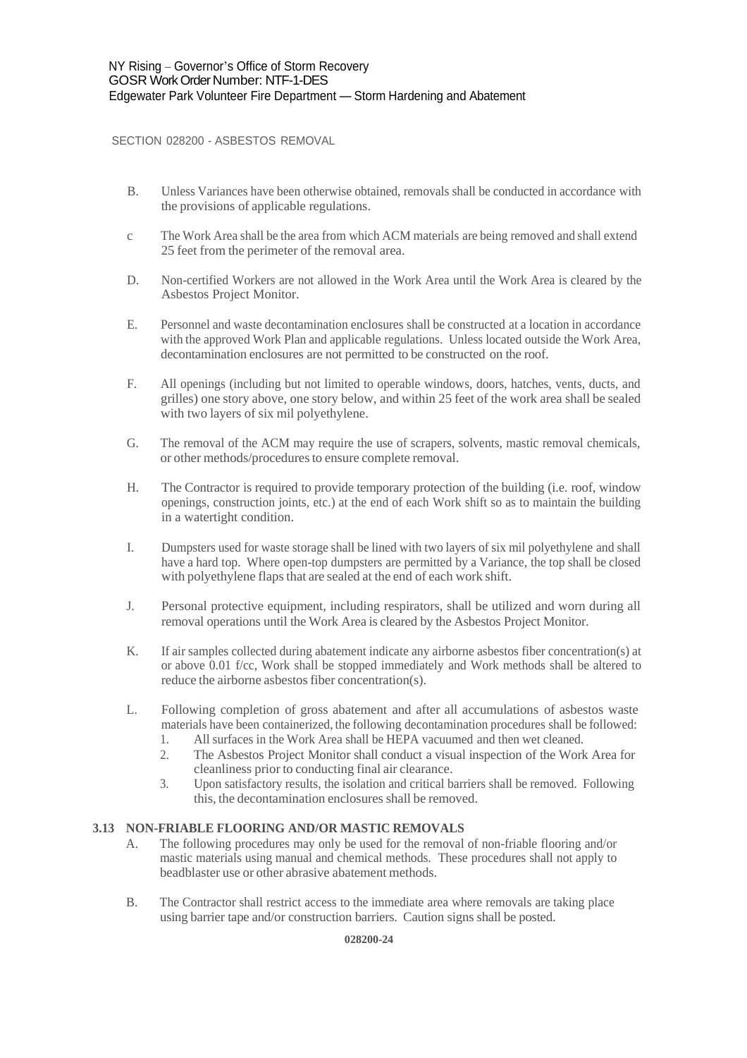B. Unless Variances have been otherwise obtained, removals shall be conducted in accordance with the provisions of applicable regulations.

c The Work Area shall be the area from which ACM materials are being removed and shall extend 25 feet from the perimeter of the removal area.

D. Non-certified Workers are not allowed in the Work Area until the Work Area is cleared by the Asbestos Project Monitor.

E. Personnel and waste decontamination enclosures shall be constructed at a location in accordance with the approved Work Plan and applicable regulations. Unless located outside the Work Area, decontamination enclosures are not permitted to be constructed on the roof.

F. All openings (including but not limited to operable windows, doors, hatches, vents, ducts, and grilles) one story above, one story below, and within 25 feet of the work area shall be sealed with two layers of six mil polyethylene.

G. The removal of the ACM may require the use of scrapers, solvents, mastic removal chemicals, or other methods/procedures to ensure complete removal.

H. The Contractor is required to provide temporary protection of the building (i.e. roof, window openings, construction joints, etc.) at the end of each Work shift so as to maintain the building in a watertight condition.

I. Dumpsters used for waste storage shall be lined with two layers of six mil polyethylene and shall have a hard top. Where open-top dumpsters are permitted by a Variance, the top shall be closed with polyethylene flaps that are sealed at the end of each work shift.

J. Personal protective equipment, including respirators, shall be utilized and worn during all removal operations until the Work Area is cleared by the Asbestos Project Monitor.

K. If air samples collected during abatement indicate any airborne asbestos fiber concentration(s) at or above 0.01 f/cc, Work shall be stopped immediately and Work methods shall be altered to reduce the airborne asbestos fiber concentration(s).

L. Following completion of gross abatement and after all accumulations of asbestos waste materials have been containerized, the following decontamination procedures shall be followed:
  1. All surfaces in the Work Area shall be HEPA vacuumed and then wet cleaned.
  2. The Asbestos Project Monitor shall conduct a visual inspection of the Work Area for cleanliness prior to conducting final air clearance.
  3. Upon satisfactory results, the isolation and critical barriers shall be removed. Following this, the decontamination enclosures shall be removed.

### 3.13 NON-FRIABLE FLOORING AND/OR MASTIC REMOVALS

A. The following procedures may only be used for the removal of non-friable flooring and/or mastic materials using manual and chemical methods. These procedures shall not apply to beadblaster use or other abrasive abatement methods.

B. The Contractor shall restrict access to the immediate area where removals are taking place using barrier tape and/or construction barriers. Caution signs shall be posted.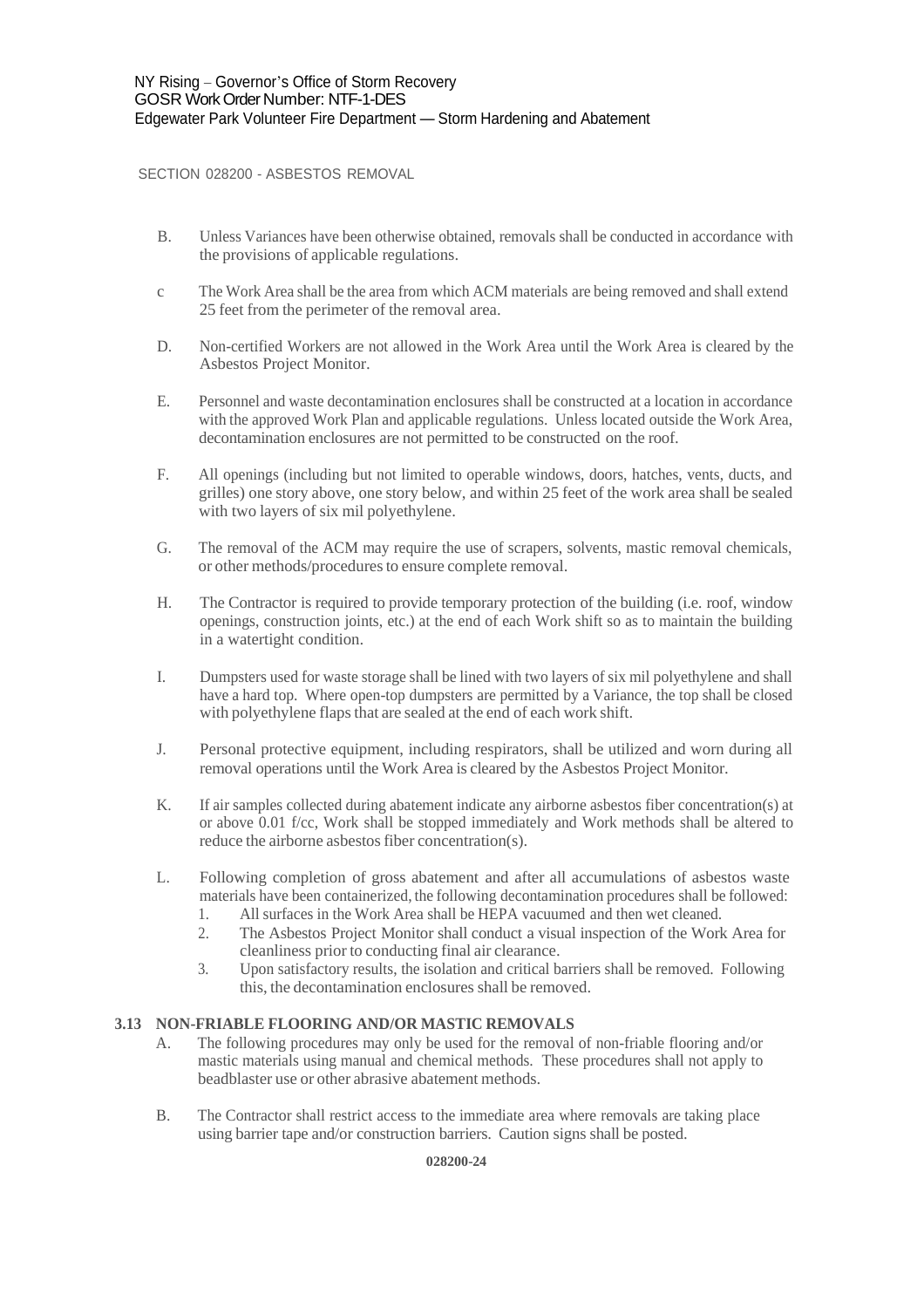B. Unless Variances have been otherwise obtained, removals shall be conducted in accordance with the provisions of applicable regulations.

c The Work Area shall be the area from which ACM materials are being removed and shall extend 25 feet from the perimeter of the removal area.

D. Non-certified Workers are not allowed in the Work Area until the Work Area is cleared by the Asbestos Project Monitor.

E. Personnel and waste decontamination enclosures shall be constructed at a location in accordance with the approved Work Plan and applicable regulations. Unless located outside the Work Area, decontamination enclosures are not permitted to be constructed on the roof.

F. All openings (including but not limited to operable windows, doors, hatches, vents, ducts, and grilles) one story above, one story below, and within 25 feet of the work area shall be sealed with two layers of six mil polyethylene.

G. The removal of the ACM may require the use of scrapers, solvents, mastic removal chemicals, or other methods/procedures to ensure complete removal.

H. The Contractor is required to provide temporary protection of the building (i.e. roof, window openings, construction joints, etc.) at the end of each Work shift so as to maintain the building in a watertight condition.

I. Dumpsters used for waste storage shall be lined with two layers of six mil polyethylene and shall have a hard top. Where open-top dumpsters are permitted by a Variance, the top shall be closed with polyethylene flaps that are sealed at the end of each work shift.

J. Personal protective equipment, including respirators, shall be utilized and worn during all removal operations until the Work Area is cleared by the Asbestos Project Monitor.

K. If air samples collected during abatement indicate any airborne asbestos fiber concentration(s) at or above 0.01 f/cc, Work shall be stopped immediately and Work methods shall be altered to reduce the airborne asbestos fiber concentration(s).

L. Following completion of gross abatement and after all accumulations of asbestos waste materials have been containerized, the following decontamination procedures shall be followed:
   1. All surfaces in the Work Area shall be HEPA vacuumed and then wet cleaned.
   2. The Asbestos Project Monitor shall conduct a visual inspection of the Work Area for cleanliness prior to conducting final air clearance.
   3. Upon satisfactory results, the isolation and critical barriers shall be removed. Following this, the decontamination enclosures shall be removed.

**3.13 NON-FRIABLE FLOORING AND/OR MASTIC REMOVALS**

A. The following procedures may only be used for the removal of non-friable flooring and/or mastic materials using manual and chemical methods. These procedures shall not apply to beadblaster use or other abrasive abatement methods.

B. The Contractor shall restrict access to the immediate area where removals are taking place using barrier tape and/or construction barriers. Caution signs shall be posted.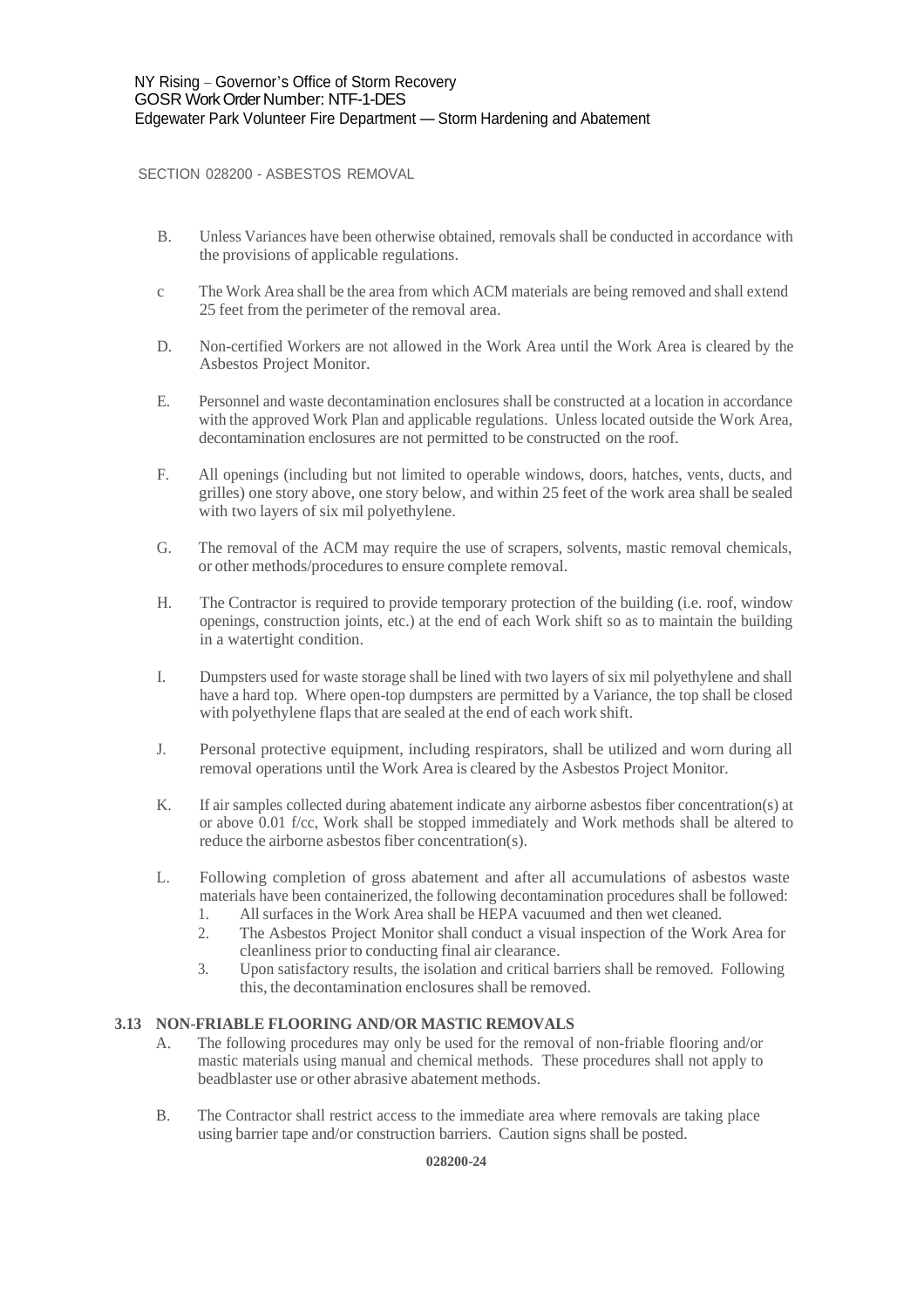B. Unless Variances have been otherwise obtained, removals shall be conducted in accordance with the provisions of applicable regulations.

c The Work Area shall be the area from which ACM materials are being removed and shall extend 25 feet from the perimeter of the removal area.

D. Non-certified Workers are not allowed in the Work Area until the Work Area is cleared by the Asbestos Project Monitor.

E. Personnel and waste decontamination enclosures shall be constructed at a location in accordance with the approved Work Plan and applicable regulations. Unless located outside the Work Area, decontamination enclosures are not permitted to be constructed on the roof.

F. All openings (including but not limited to operable windows, doors, hatches, vents, ducts, and grilles) one story above, one story below, and within 25 feet of the work area shall be sealed with two layers of six mil polyethylene.

G. The removal of the ACM may require the use of scrapers, solvents, mastic removal chemicals, or other methods/procedures to ensure complete removal.

H. The Contractor is required to provide temporary protection of the building (i.e. roof, window openings, construction joints, etc.) at the end of each Work shift so as to maintain the building in a watertight condition.

I. Dumpsters used for waste storage shall be lined with two layers of six mil polyethylene and shall have a hard top. Where open-top dumpsters are permitted by a Variance, the top shall be closed with polyethylene flaps that are sealed at the end of each work shift.

J. Personal protective equipment, including respirators, shall be utilized and worn during all removal operations until the Work Area is cleared by the Asbestos Project Monitor.

K. If air samples collected during abatement indicate any airborne asbestos fiber concentration(s) at or above 0.01 f/cc, Work shall be stopped immediately and Work methods shall be altered to reduce the airborne asbestos fiber concentration(s).

L. Following completion of gross abatement and after all accumulations of asbestos waste materials have been containerized, the following decontamination procedures shall be followed:
   1. All surfaces in the Work Area shall be HEPA vacuumed and then wet cleaned.
   2. The Asbestos Project Monitor shall conduct a visual inspection of the Work Area for cleanliness prior to conducting final air clearance.
   3. Upon satisfactory results, the isolation and critical barriers shall be removed. Following this, the decontamination enclosures shall be removed.

**3.13 NON-FRIABLE FLOORING AND/OR MASTIC REMOVALS**

A. The following procedures may only be used for the removal of non-friable flooring and/or mastic materials using manual and chemical methods. These procedures shall not apply to beadblaster use or other abrasive abatement methods.

B. The Contractor shall restrict access to the immediate area where removals are taking place using barrier tape and/or construction barriers. Caution signs shall be posted.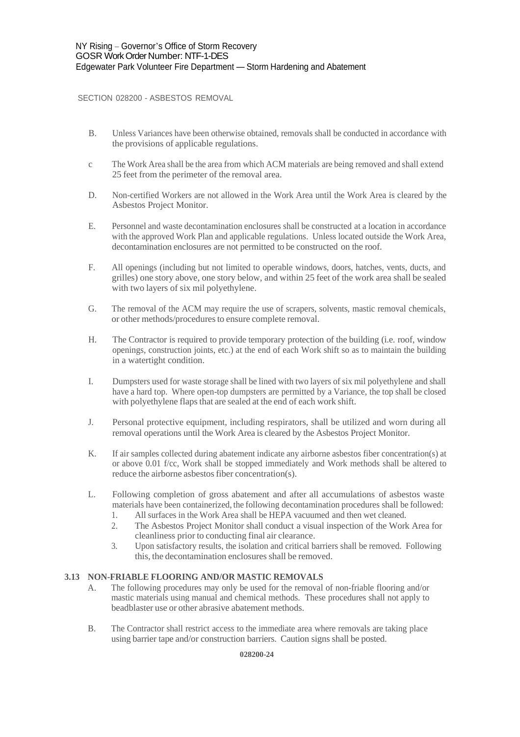B. Unless Variances have been otherwise obtained, removals shall be conducted in accordance with the provisions of applicable regulations.

c The Work Area shall be the area from which ACM materials are being removed and shall extend 25 feet from the perimeter of the removal area.

D. Non-certified Workers are not allowed in the Work Area until the Work Area is cleared by the Asbestos Project Monitor.

E. Personnel and waste decontamination enclosures shall be constructed at a location in accordance with the approved Work Plan and applicable regulations. Unless located outside the Work Area, decontamination enclosures are not permitted to be constructed on the roof.

F. All openings (including but not limited to operable windows, doors, hatches, vents, ducts, and grilles) one story above, one story below, and within 25 feet of the work area shall be sealed with two layers of six mil polyethylene.

G. The removal of the ACM may require the use of scrapers, solvents, mastic removal chemicals, or other methods/procedures to ensure complete removal.

H. The Contractor is required to provide temporary protection of the building (i.e. roof, window openings, construction joints, etc.) at the end of each Work shift so as to maintain the building in a watertight condition.

I. Dumpsters used for waste storage shall be lined with two layers of six mil polyethylene and shall have a hard top. Where open-top dumpsters are permitted by a Variance, the top shall be closed with polyethylene flaps that are sealed at the end of each work shift.

J. Personal protective equipment, including respirators, shall be utilized and worn during all removal operations until the Work Area is cleared by the Asbestos Project Monitor.

K. If air samples collected during abatement indicate any airborne asbestos fiber concentration(s) at or above 0.01 f/cc, Work shall be stopped immediately and Work methods shall be altered to reduce the airborne asbestos fiber concentration(s).

L. Following completion of gross abatement and after all accumulations of asbestos waste materials have been containerized, the following decontamination procedures shall be followed:
   1. All surfaces in the Work Area shall be HEPA vacuumed and then wet cleaned.
   2. The Asbestos Project Monitor shall conduct a visual inspection of the Work Area for cleanliness prior to conducting final air clearance.
   3. Upon satisfactory results, the isolation and critical barriers shall be removed. Following this, the decontamination enclosures shall be removed.

### 3.13 NON-FRIABLE FLOORING AND/OR MASTIC REMOVALS

A. The following procedures may only be used for the removal of non-friable flooring and/or mastic materials using manual and chemical methods. These procedures shall not apply to beadblaster use or other abrasive abatement methods.

B. The Contractor shall restrict access to the immediate area where removals are taking place using barrier tape and/or construction barriers. Caution signs shall be posted.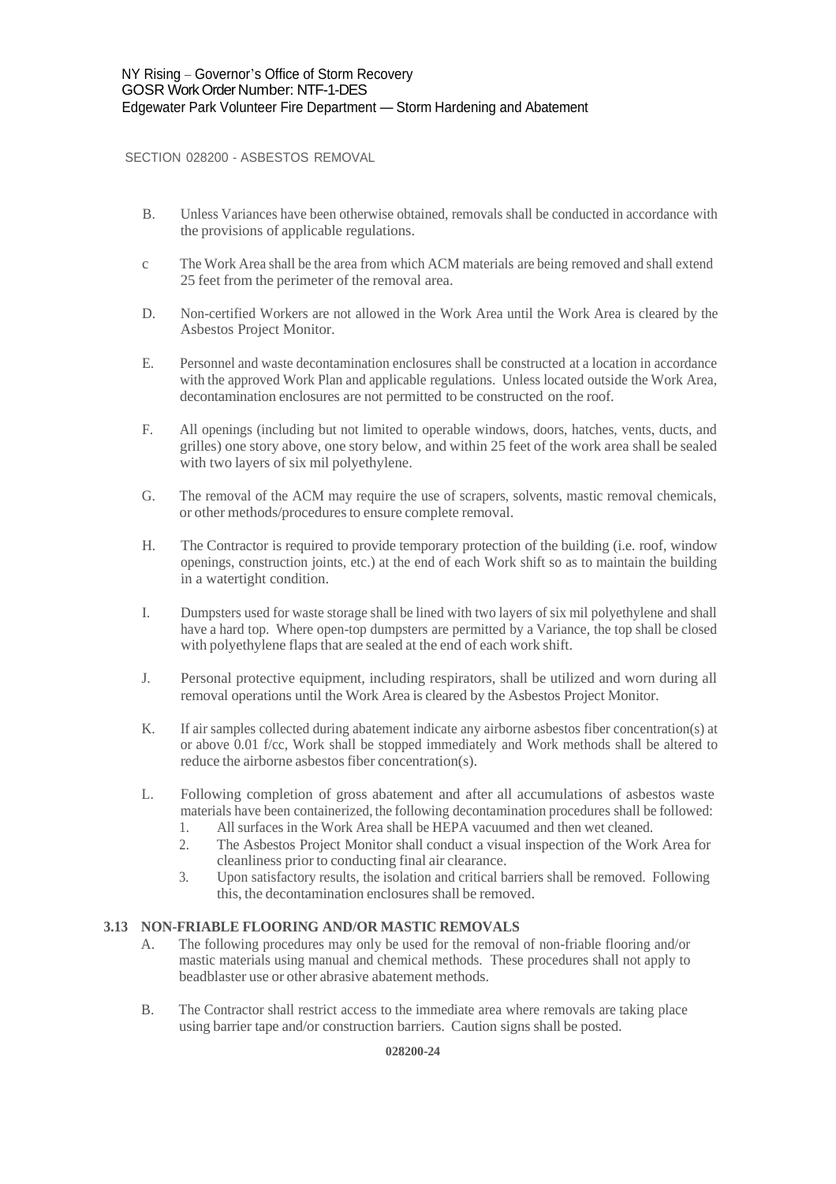B. Unless Variances have been otherwise obtained, removals shall be conducted in accordance with the provisions of applicable regulations.

c The Work Area shall be the area from which ACM materials are being removed and shall extend 25 feet from the perimeter of the removal area.

D. Non-certified Workers are not allowed in the Work Area until the Work Area is cleared by the Asbestos Project Monitor.

E. Personnel and waste decontamination enclosures shall be constructed at a location in accordance with the approved Work Plan and applicable regulations. Unless located outside the Work Area, decontamination enclosures are not permitted to be constructed on the roof.

F. All openings (including but not limited to operable windows, doors, hatches, vents, ducts, and grilles) one story above, one story below, and within 25 feet of the work area shall be sealed with two layers of six mil polyethylene.

G. The removal of the ACM may require the use of scrapers, solvents, mastic removal chemicals, or other methods/procedures to ensure complete removal.

H. The Contractor is required to provide temporary protection of the building (i.e. roof, window openings, construction joints, etc.) at the end of each Work shift so as to maintain the building in a watertight condition.

I. Dumpsters used for waste storage shall be lined with two layers of six mil polyethylene and shall have a hard top. Where open-top dumpsters are permitted by a Variance, the top shall be closed with polyethylene flaps that are sealed at the end of each work shift.

J. Personal protective equipment, including respirators, shall be utilized and worn during all removal operations until the Work Area is cleared by the Asbestos Project Monitor.

K. If air samples collected during abatement indicate any airborne asbestos fiber concentration(s) at or above 0.01 f/cc, Work shall be stopped immediately and Work methods shall be altered to reduce the airborne asbestos fiber concentration(s).

L. Following completion of gross abatement and after all accumulations of asbestos waste materials have been containerized, the following decontamination procedures shall be followed:
   1. All surfaces in the Work Area shall be HEPA vacuumed and then wet cleaned.
   2. The Asbestos Project Monitor shall conduct a visual inspection of the Work Area for cleanliness prior to conducting final air clearance.
   3. Upon satisfactory results, the isolation and critical barriers shall be removed. Following this, the decontamination enclosures shall be removed.

### 3.13 NON-FRIABLE FLOORING AND/OR MASTIC REMOVALS

A. The following procedures may only be used for the removal of non-friable flooring and/or mastic materials using manual and chemical methods. These procedures shall not apply to beadblaster use or other abrasive abatement methods.

B. The Contractor shall restrict access to the immediate area where removals are taking place using barrier tape and/or construction barriers. Caution signs shall be posted.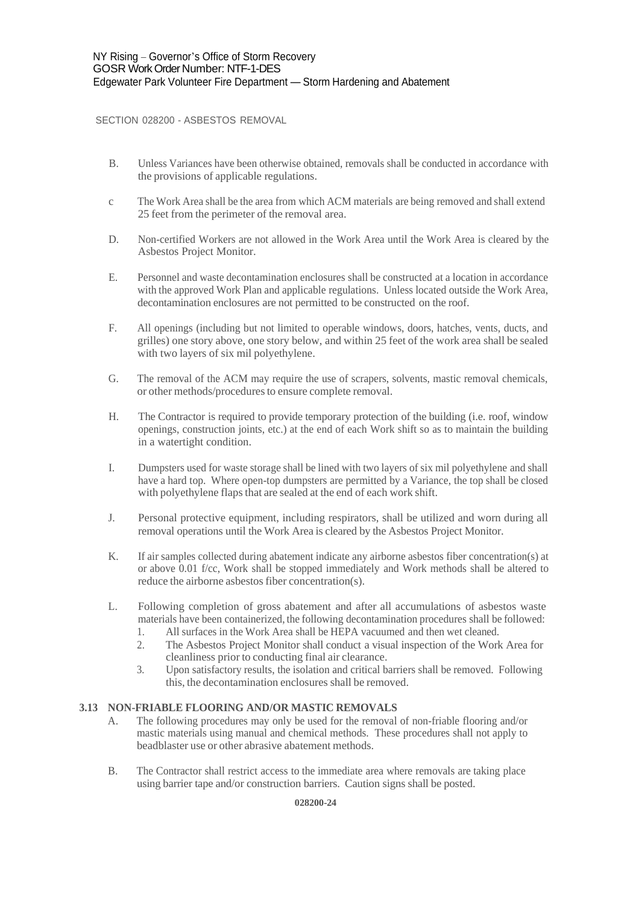B. Unless Variances have been otherwise obtained, removals shall be conducted in accordance with the provisions of applicable regulations.

c The Work Area shall be the area from which ACM materials are being removed and shall extend 25 feet from the perimeter of the removal area.

D. Non-certified Workers are not allowed in the Work Area until the Work Area is cleared by the Asbestos Project Monitor.

E. Personnel and waste decontamination enclosures shall be constructed at a location in accordance with the approved Work Plan and applicable regulations. Unless located outside the Work Area, decontamination enclosures are not permitted to be constructed on the roof.

F. All openings (including but not limited to operable windows, doors, hatches, vents, ducts, and grilles) one story above, one story below, and within 25 feet of the work area shall be sealed with two layers of six mil polyethylene.

G. The removal of the ACM may require the use of scrapers, solvents, mastic removal chemicals, or other methods/procedures to ensure complete removal.

H. The Contractor is required to provide temporary protection of the building (i.e. roof, window openings, construction joints, etc.) at the end of each Work shift so as to maintain the building in a watertight condition.

I. Dumpsters used for waste storage shall be lined with two layers of six mil polyethylene and shall have a hard top. Where open-top dumpsters are permitted by a Variance, the top shall be closed with polyethylene flaps that are sealed at the end of each work shift.

J. Personal protective equipment, including respirators, shall be utilized and worn during all removal operations until the Work Area is cleared by the Asbestos Project Monitor.

K. If air samples collected during abatement indicate any airborne asbestos fiber concentration(s) at or above 0.01 f/cc, Work shall be stopped immediately and Work methods shall be altered to reduce the airborne asbestos fiber concentration(s).

L. Following completion of gross abatement and after all accumulations of asbestos waste materials have been containerized, the following decontamination procedures shall be followed:
   1. All surfaces in the Work Area shall be HEPA vacuumed and then wet cleaned.
   2. The Asbestos Project Monitor shall conduct a visual inspection of the Work Area for cleanliness prior to conducting final air clearance.
   3. Upon satisfactory results, the isolation and critical barriers shall be removed. Following this, the decontamination enclosures shall be removed.

### 3.13 NON-FRIABLE FLOORING AND/OR MASTIC REMOVALS

A. The following procedures may only be used for the removal of non-friable flooring and/or mastic materials using manual and chemical methods. These procedures shall not apply to beadblaster use or other abrasive abatement methods.

B. The Contractor shall restrict access to the immediate area where removals are taking place using barrier tape and/or construction barriers. Caution signs shall be posted.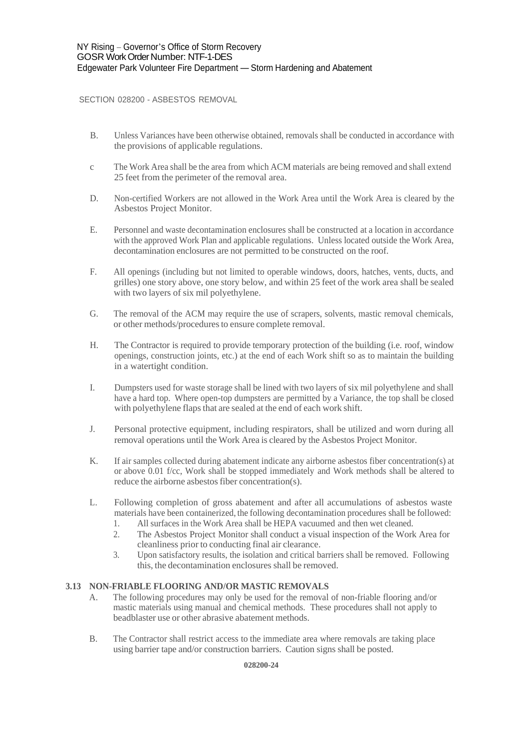B. Unless Variances have been otherwise obtained, removals shall be conducted in accordance with the provisions of applicable regulations.

c The Work Area shall be the area from which ACM materials are being removed and shall extend 25 feet from the perimeter of the removal area.

D. Non-certified Workers are not allowed in the Work Area until the Work Area is cleared by the Asbestos Project Monitor.

E. Personnel and waste decontamination enclosures shall be constructed at a location in accordance with the approved Work Plan and applicable regulations. Unless located outside the Work Area, decontamination enclosures are not permitted to be constructed on the roof.

F. All openings (including but not limited to operable windows, doors, hatches, vents, ducts, and grilles) one story above, one story below, and within 25 feet of the work area shall be sealed with two layers of six mil polyethylene.

G. The removal of the ACM may require the use of scrapers, solvents, mastic removal chemicals, or other methods/procedures to ensure complete removal.

H. The Contractor is required to provide temporary protection of the building (i.e. roof, window openings, construction joints, etc.) at the end of each Work shift so as to maintain the building in a watertight condition.

I. Dumpsters used for waste storage shall be lined with two layers of six mil polyethylene and shall have a hard top. Where open-top dumpsters are permitted by a Variance, the top shall be closed with polyethylene flaps that are sealed at the end of each work shift.

J. Personal protective equipment, including respirators, shall be utilized and worn during all removal operations until the Work Area is cleared by the Asbestos Project Monitor.

K. If air samples collected during abatement indicate any airborne asbestos fiber concentration(s) at or above 0.01 f/cc, Work shall be stopped immediately and Work methods shall be altered to reduce the airborne asbestos fiber concentration(s).

L. Following completion of gross abatement and after all accumulations of asbestos waste materials have been containerized, the following decontamination procedures shall be followed:
   1. All surfaces in the Work Area shall be HEPA vacuumed and then wet cleaned.
   2. The Asbestos Project Monitor shall conduct a visual inspection of the Work Area for cleanliness prior to conducting final air clearance.
   3. Upon satisfactory results, the isolation and critical barriers shall be removed. Following this, the decontamination enclosures shall be removed.

**3.13 NON-FRIABLE FLOORING AND/OR MASTIC REMOVALS**

A. The following procedures may only be used for the removal of non-friable flooring and/or mastic materials using manual and chemical methods. These procedures shall not apply to beadblaster use or other abrasive abatement methods.

B. The Contractor shall restrict access to the immediate area where removals are taking place using barrier tape and/or construction barriers. Caution signs shall be posted.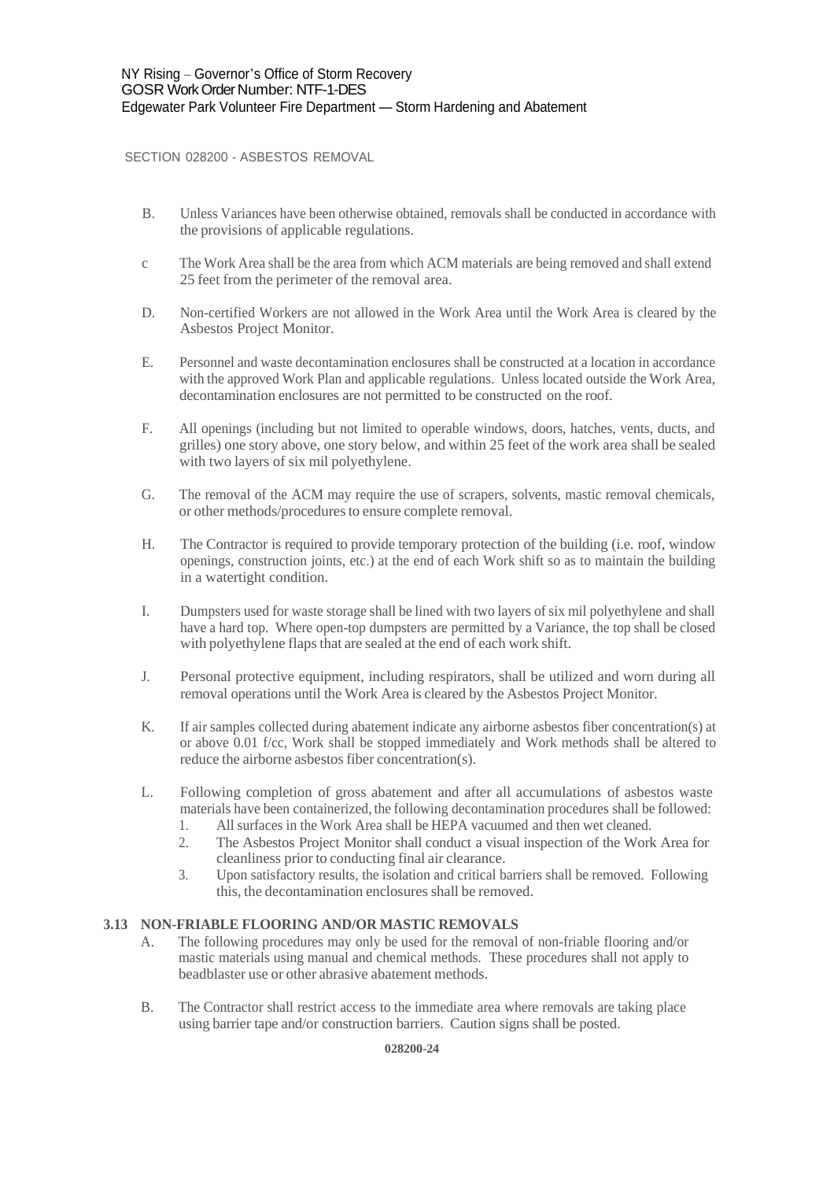B. Unless Variances have been otherwise obtained, removals shall be conducted in accordance with the provisions of applicable regulations.

c The Work Area shall be the area from which ACM materials are being removed and shall extend 25 feet from the perimeter of the removal area.

D. Non-certified Workers are not allowed in the Work Area until the Work Area is cleared by the Asbestos Project Monitor.

E. Personnel and waste decontamination enclosures shall be constructed at a location in accordance with the approved Work Plan and applicable regulations. Unless located outside the Work Area, decontamination enclosures are not permitted to be constructed on the roof.

F. All openings (including but not limited to operable windows, doors, hatches, vents, ducts, and grilles) one story above, one story below, and within 25 feet of the work area shall be sealed with two layers of six mil polyethylene.

G. The removal of the ACM may require the use of scrapers, solvents, mastic removal chemicals, or other methods/procedures to ensure complete removal.

H. The Contractor is required to provide temporary protection of the building (i.e. roof, window openings, construction joints, etc.) at the end of each Work shift so as to maintain the building in a watertight condition.

I. Dumpsters used for waste storage shall be lined with two layers of six mil polyethylene and shall have a hard top. Where open-top dumpsters are permitted by a Variance, the top shall be closed with polyethylene flaps that are sealed at the end of each work shift.

J. Personal protective equipment, including respirators, shall be utilized and worn during all removal operations until the Work Area is cleared by the Asbestos Project Monitor.

K. If air samples collected during abatement indicate any airborne asbestos fiber concentration(s) at or above 0.01 f/cc, Work shall be stopped immediately and Work methods shall be altered to reduce the airborne asbestos fiber concentration(s).

L. Following completion of gross abatement and after all accumulations of asbestos waste materials have been containerized, the following decontamination procedures shall be followed:
   1. All surfaces in the Work Area shall be HEPA vacuumed and then wet cleaned.
   2. The Asbestos Project Monitor shall conduct a visual inspection of the Work Area for cleanliness prior to conducting final air clearance.
   3. Upon satisfactory results, the isolation and critical barriers shall be removed. Following this, the decontamination enclosures shall be removed.

### 3.13 NON-FRIABLE FLOORING AND/OR MASTIC REMOVALS

A. The following procedures may only be used for the removal of non-friable flooring and/or mastic materials using manual and chemical methods. These procedures shall not apply to beadblaster use or other abrasive abatement methods.

B. The Contractor shall restrict access to the immediate area where removals are taking place using barrier tape and/or construction barriers. Caution signs shall be posted.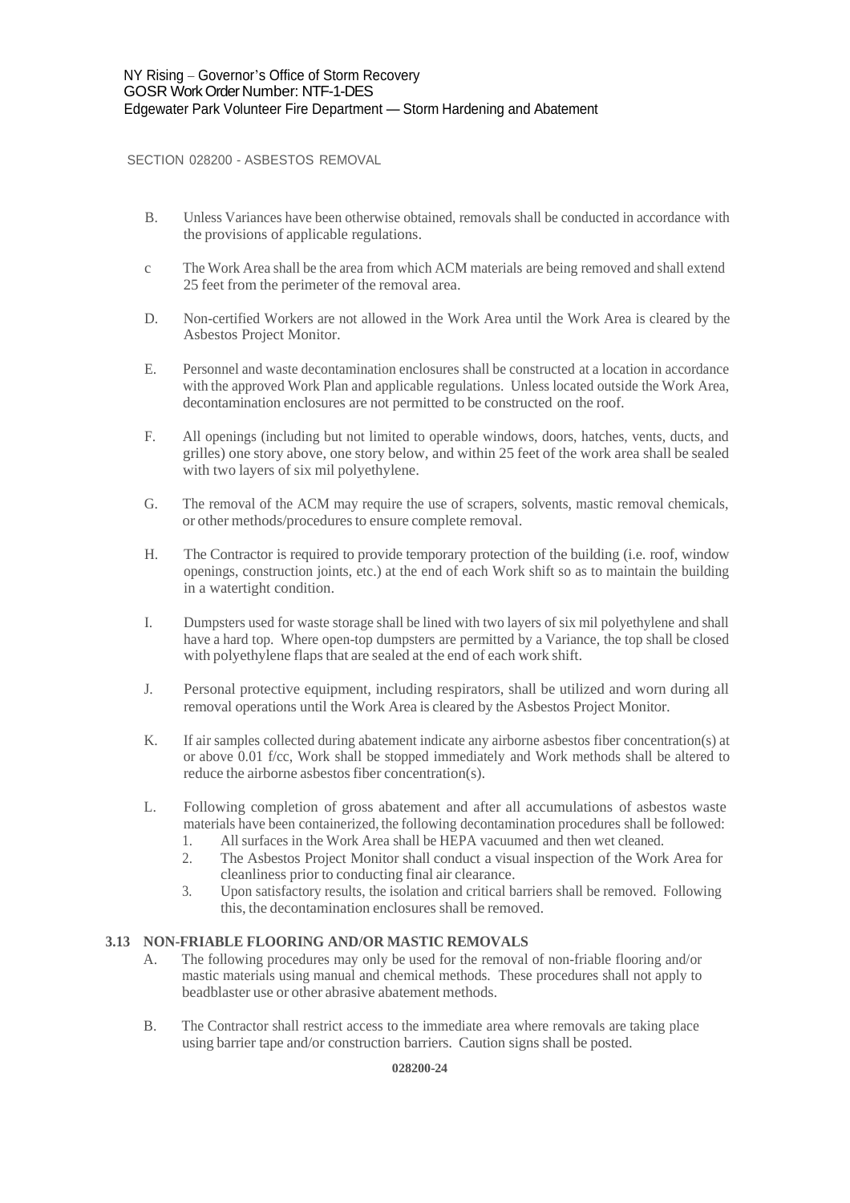B. Unless Variances have been otherwise obtained, removals shall be conducted in accordance with the provisions of applicable regulations.

c The Work Area shall be the area from which ACM materials are being removed and shall extend 25 feet from the perimeter of the removal area.

D. Non-certified Workers are not allowed in the Work Area until the Work Area is cleared by the Asbestos Project Monitor.

E. Personnel and waste decontamination enclosures shall be constructed at a location in accordance with the approved Work Plan and applicable regulations. Unless located outside the Work Area, decontamination enclosures are not permitted to be constructed on the roof.

F. All openings (including but not limited to operable windows, doors, hatches, vents, ducts, and grilles) one story above, one story below, and within 25 feet of the work area shall be sealed with two layers of six mil polyethylene.

G. The removal of the ACM may require the use of scrapers, solvents, mastic removal chemicals, or other methods/procedures to ensure complete removal.

H. The Contractor is required to provide temporary protection of the building (i.e. roof, window openings, construction joints, etc.) at the end of each Work shift so as to maintain the building in a watertight condition.

I. Dumpsters used for waste storage shall be lined with two layers of six mil polyethylene and shall have a hard top. Where open-top dumpsters are permitted by a Variance, the top shall be closed with polyethylene flaps that are sealed at the end of each work shift.

J. Personal protective equipment, including respirators, shall be utilized and worn during all removal operations until the Work Area is cleared by the Asbestos Project Monitor.

K. If air samples collected during abatement indicate any airborne asbestos fiber concentration(s) at or above 0.01 f/cc, Work shall be stopped immediately and Work methods shall be altered to reduce the airborne asbestos fiber concentration(s).

L. Following completion of gross abatement and after all accumulations of asbestos waste materials have been containerized, the following decontamination procedures shall be followed:
   1. All surfaces in the Work Area shall be HEPA vacuumed and then wet cleaned.
   2. The Asbestos Project Monitor shall conduct a visual inspection of the Work Area for cleanliness prior to conducting final air clearance.
   3. Upon satisfactory results, the isolation and critical barriers shall be removed. Following this, the decontamination enclosures shall be removed.

**3.13 NON-FRIABLE FLOORING AND/OR MASTIC REMOVALS**

A. The following procedures may only be used for the removal of non-friable flooring and/or mastic materials using manual and chemical methods. These procedures shall not apply to beadblaster use or other abrasive abatement methods.

B. The Contractor shall restrict access to the immediate area where removals are taking place using barrier tape and/or construction barriers. Caution signs shall be posted.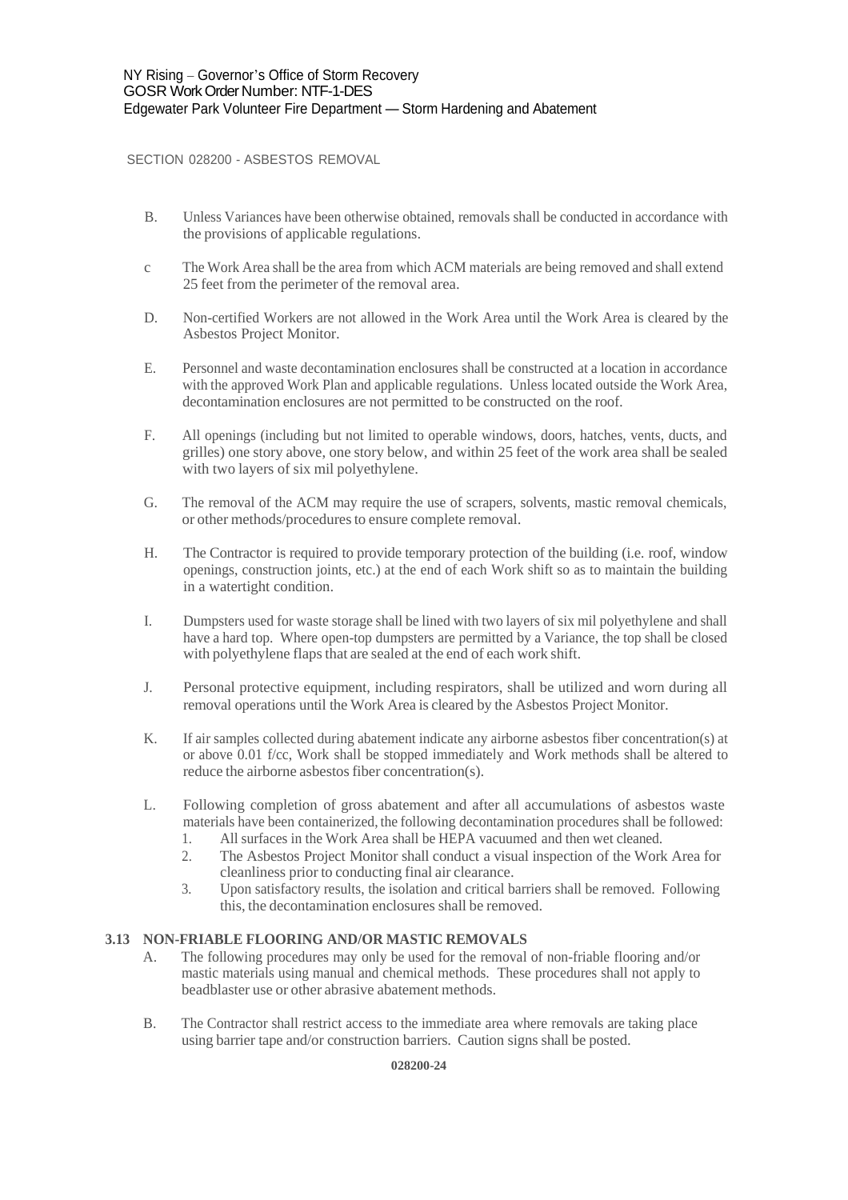B. Unless Variances have been otherwise obtained, removals shall be conducted in accordance with the provisions of applicable regulations.

c The Work Area shall be the area from which ACM materials are being removed and shall extend 25 feet from the perimeter of the removal area.

D. Non-certified Workers are not allowed in the Work Area until the Work Area is cleared by the Asbestos Project Monitor.

E. Personnel and waste decontamination enclosures shall be constructed at a location in accordance with the approved Work Plan and applicable regulations. Unless located outside the Work Area, decontamination enclosures are not permitted to be constructed on the roof.

F. All openings (including but not limited to operable windows, doors, hatches, vents, ducts, and grilles) one story above, one story below, and within 25 feet of the work area shall be sealed with two layers of six mil polyethylene.

G. The removal of the ACM may require the use of scrapers, solvents, mastic removal chemicals, or other methods/procedures to ensure complete removal.

H. The Contractor is required to provide temporary protection of the building (i.e. roof, window openings, construction joints, etc.) at the end of each Work shift so as to maintain the building in a watertight condition.

I. Dumpsters used for waste storage shall be lined with two layers of six mil polyethylene and shall have a hard top. Where open-top dumpsters are permitted by a Variance, the top shall be closed with polyethylene flaps that are sealed at the end of each work shift.

J. Personal protective equipment, including respirators, shall be utilized and worn during all removal operations until the Work Area is cleared by the Asbestos Project Monitor.

K. If air samples collected during abatement indicate any airborne asbestos fiber concentration(s) at or above 0.01 f/cc, Work shall be stopped immediately and Work methods shall be altered to reduce the airborne asbestos fiber concentration(s).

L. Following completion of gross abatement and after all accumulations of asbestos waste materials have been containerized, the following decontamination procedures shall be followed:
   1. All surfaces in the Work Area shall be HEPA vacuumed and then wet cleaned.
   2. The Asbestos Project Monitor shall conduct a visual inspection of the Work Area for cleanliness prior to conducting final air clearance.
   3. Upon satisfactory results, the isolation and critical barriers shall be removed. Following this, the decontamination enclosures shall be removed.

**3.13 NON-FRIABLE FLOORING AND/OR MASTIC REMOVALS**

A. The following procedures may only be used for the removal of non-friable flooring and/or mastic materials using manual and chemical methods. These procedures shall not apply to beadblaster use or other abrasive abatement methods.

B. The Contractor shall restrict access to the immediate area where removals are taking place using barrier tape and/or construction barriers. Caution signs shall be posted.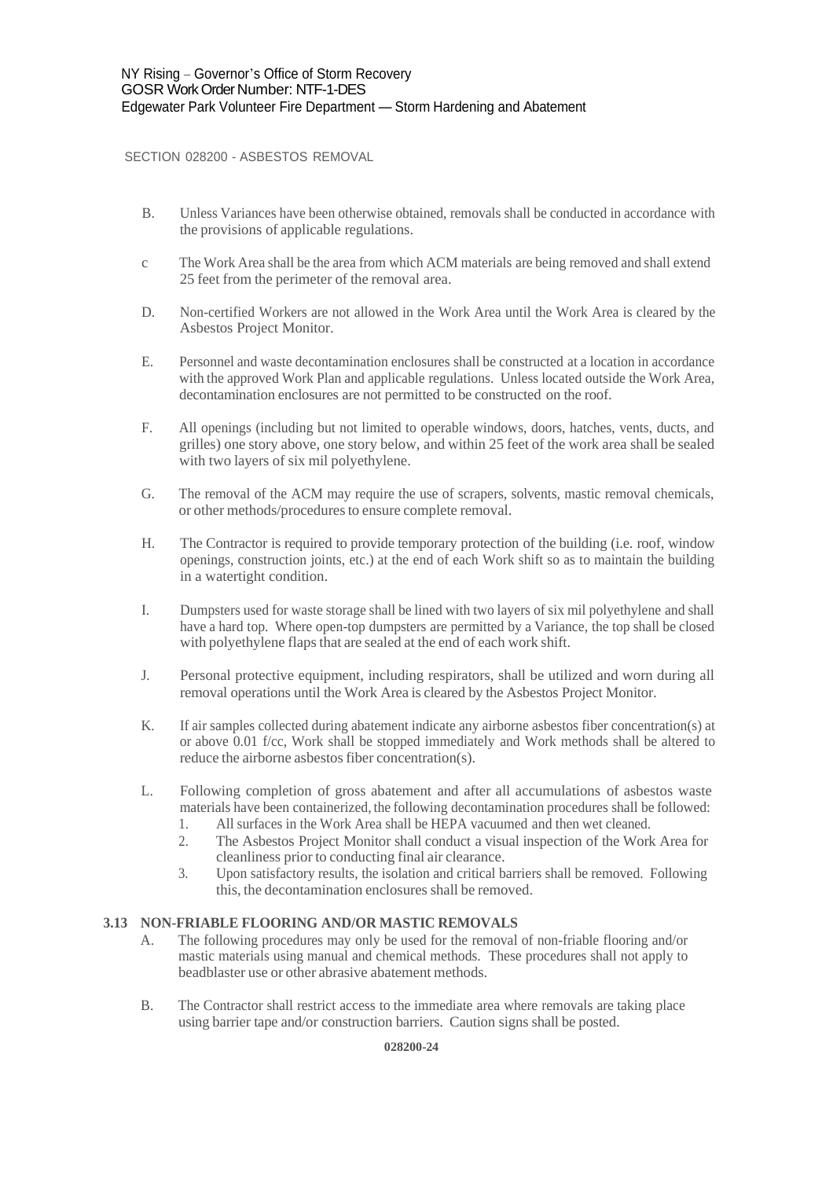B. Unless Variances have been otherwise obtained, removals shall be conducted in accordance with the provisions of applicable regulations.

c The Work Area shall be the area from which ACM materials are being removed and shall extend 25 feet from the perimeter of the removal area.

D. Non-certified Workers are not allowed in the Work Area until the Work Area is cleared by the Asbestos Project Monitor.

E. Personnel and waste decontamination enclosures shall be constructed at a location in accordance with the approved Work Plan and applicable regulations. Unless located outside the Work Area, decontamination enclosures are not permitted to be constructed on the roof.

F. All openings (including but not limited to operable windows, doors, hatches, vents, ducts, and grilles) one story above, one story below, and within 25 feet of the work area shall be sealed with two layers of six mil polyethylene.

G. The removal of the ACM may require the use of scrapers, solvents, mastic removal chemicals, or other methods/procedures to ensure complete removal.

H. The Contractor is required to provide temporary protection of the building (i.e. roof, window openings, construction joints, etc.) at the end of each Work shift so as to maintain the building in a watertight condition.

I. Dumpsters used for waste storage shall be lined with two layers of six mil polyethylene and shall have a hard top. Where open-top dumpsters are permitted by a Variance, the top shall be closed with polyethylene flaps that are sealed at the end of each work shift.

J. Personal protective equipment, including respirators, shall be utilized and worn during all removal operations until the Work Area is cleared by the Asbestos Project Monitor.

K. If air samples collected during abatement indicate any airborne asbestos fiber concentration(s) at or above 0.01 f/cc, Work shall be stopped immediately and Work methods shall be altered to reduce the airborne asbestos fiber concentration(s).

L. Following completion of gross abatement and after all accumulations of asbestos waste materials have been containerized, the following decontamination procedures shall be followed:
1. All surfaces in the Work Area shall be HEPA vacuumed and then wet cleaned.
2. The Asbestos Project Monitor shall conduct a visual inspection of the Work Area for cleanliness prior to conducting final air clearance.
3. Upon satisfactory results, the isolation and critical barriers shall be removed. Following this, the decontamination enclosures shall be removed.

### 3.13 NON-FRIABLE FLOORING AND/OR MASTIC REMOVALS

A. The following procedures may only be used for the removal of non-friable flooring and/or mastic materials using manual and chemical methods. These procedures shall not apply to beadblaster use or other abrasive abatement methods.

B. The Contractor shall restrict access to the immediate area where removals are taking place using barrier tape and/or construction barriers. Caution signs shall be posted.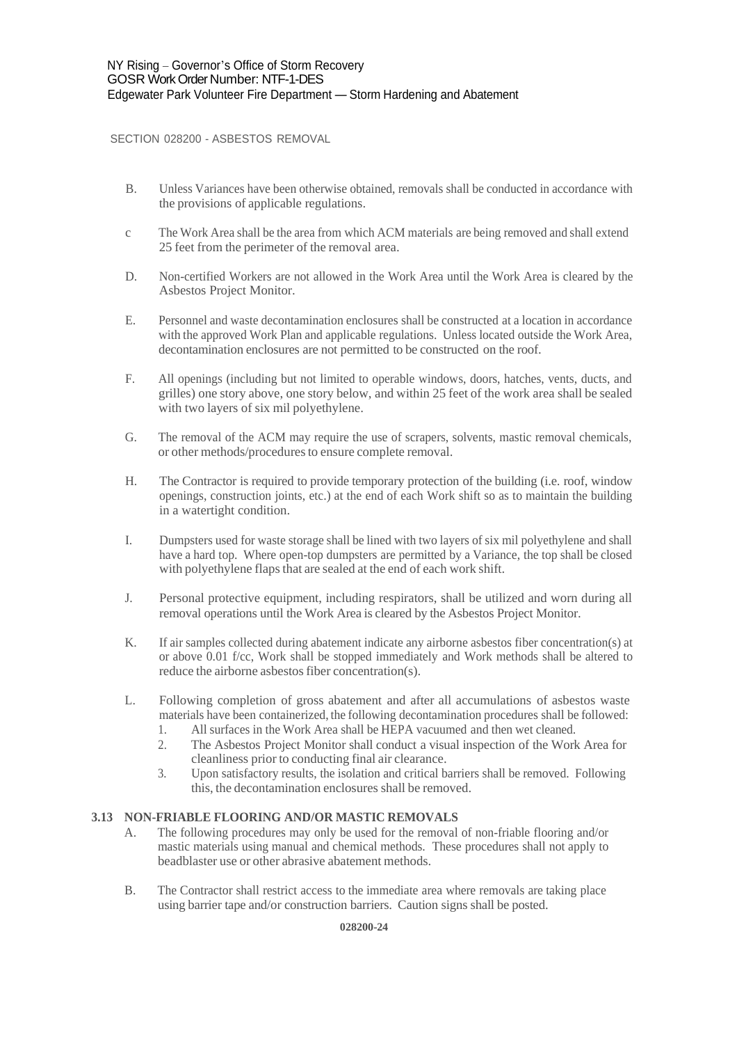B. Unless Variances have been otherwise obtained, removals shall be conducted in accordance with the provisions of applicable regulations.

c The Work Area shall be the area from which ACM materials are being removed and shall extend 25 feet from the perimeter of the removal area.

D. Non-certified Workers are not allowed in the Work Area until the Work Area is cleared by the Asbestos Project Monitor.

E. Personnel and waste decontamination enclosures shall be constructed at a location in accordance with the approved Work Plan and applicable regulations. Unless located outside the Work Area, decontamination enclosures are not permitted to be constructed on the roof.

F. All openings (including but not limited to operable windows, doors, hatches, vents, ducts, and grilles) one story above, one story below, and within 25 feet of the work area shall be sealed with two layers of six mil polyethylene.

G. The removal of the ACM may require the use of scrapers, solvents, mastic removal chemicals, or other methods/procedures to ensure complete removal.

H. The Contractor is required to provide temporary protection of the building (i.e. roof, window openings, construction joints, etc.) at the end of each Work shift so as to maintain the building in a watertight condition.

I. Dumpsters used for waste storage shall be lined with two layers of six mil polyethylene and shall have a hard top. Where open-top dumpsters are permitted by a Variance, the top shall be closed with polyethylene flaps that are sealed at the end of each work shift.

J. Personal protective equipment, including respirators, shall be utilized and worn during all removal operations until the Work Area is cleared by the Asbestos Project Monitor.

K. If air samples collected during abatement indicate any airborne asbestos fiber concentration(s) at or above 0.01 f/cc, Work shall be stopped immediately and Work methods shall be altered to reduce the airborne asbestos fiber concentration(s).

L. Following completion of gross abatement and after all accumulations of asbestos waste materials have been containerized, the following decontamination procedures shall be followed:
   1. All surfaces in the Work Area shall be HEPA vacuumed and then wet cleaned.
   2. The Asbestos Project Monitor shall conduct a visual inspection of the Work Area for cleanliness prior to conducting final air clearance.
   3. Upon satisfactory results, the isolation and critical barriers shall be removed. Following this, the decontamination enclosures shall be removed.

### 3.13 NON-FRIABLE FLOORING AND/OR MASTIC REMOVALS

A. The following procedures may only be used for the removal of non-friable flooring and/or mastic materials using manual and chemical methods. These procedures shall not apply to beadblaster use or other abrasive abatement methods.

B. The Contractor shall restrict access to the immediate area where removals are taking place using barrier tape and/or construction barriers. Caution signs shall be posted.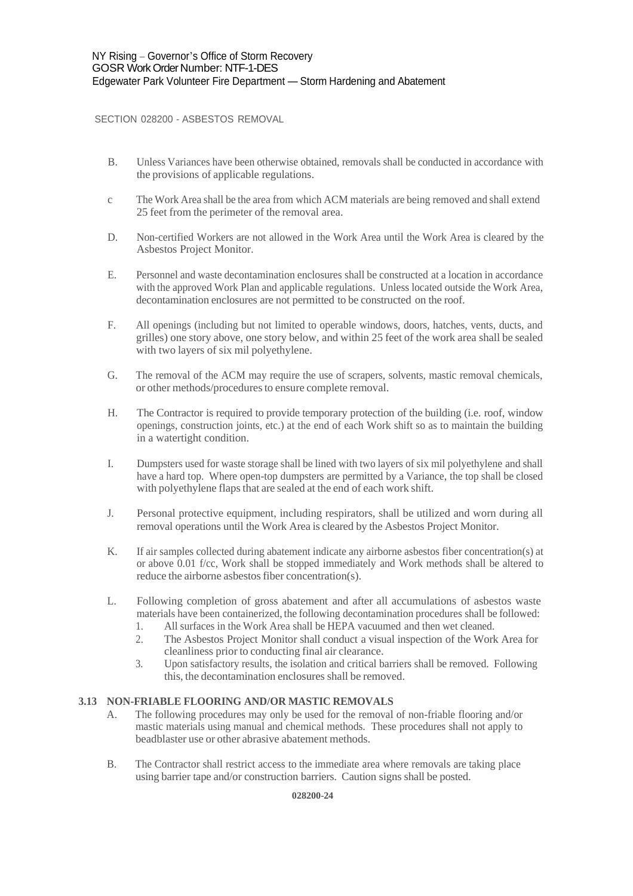B. Unless Variances have been otherwise obtained, removals shall be conducted in accordance with the provisions of applicable regulations.

c The Work Area shall be the area from which ACM materials are being removed and shall extend 25 feet from the perimeter of the removal area.

D. Non-certified Workers are not allowed in the Work Area until the Work Area is cleared by the Asbestos Project Monitor.

E. Personnel and waste decontamination enclosures shall be constructed at a location in accordance with the approved Work Plan and applicable regulations. Unless located outside the Work Area, decontamination enclosures are not permitted to be constructed on the roof.

F. All openings (including but not limited to operable windows, doors, hatches, vents, ducts, and grilles) one story above, one story below, and within 25 feet of the work area shall be sealed with two layers of six mil polyethylene.

G. The removal of the ACM may require the use of scrapers, solvents, mastic removal chemicals, or other methods/procedures to ensure complete removal.

H. The Contractor is required to provide temporary protection of the building (i.e. roof, window openings, construction joints, etc.) at the end of each Work shift so as to maintain the building in a watertight condition.

I. Dumpsters used for waste storage shall be lined with two layers of six mil polyethylene and shall have a hard top. Where open-top dumpsters are permitted by a Variance, the top shall be closed with polyethylene flaps that are sealed at the end of each work shift.

J. Personal protective equipment, including respirators, shall be utilized and worn during all removal operations until the Work Area is cleared by the Asbestos Project Monitor.

K. If air samples collected during abatement indicate any airborne asbestos fiber concentration(s) at or above 0.01 f/cc, Work shall be stopped immediately and Work methods shall be altered to reduce the airborne asbestos fiber concentration(s).

L. Following completion of gross abatement and after all accumulations of asbestos waste materials have been containerized, the following decontamination procedures shall be followed:
   1. All surfaces in the Work Area shall be HEPA vacuumed and then wet cleaned.
   2. The Asbestos Project Monitor shall conduct a visual inspection of the Work Area for cleanliness prior to conducting final air clearance.
   3. Upon satisfactory results, the isolation and critical barriers shall be removed. Following this, the decontamination enclosures shall be removed.

### 3.13 NON-FRIABLE FLOORING AND/OR MASTIC REMOVALS

A. The following procedures may only be used for the removal of non-friable flooring and/or mastic materials using manual and chemical methods. These procedures shall not apply to beadblaster use or other abrasive abatement methods.

B. The Contractor shall restrict access to the immediate area where removals are taking place using barrier tape and/or construction barriers. Caution signs shall be posted.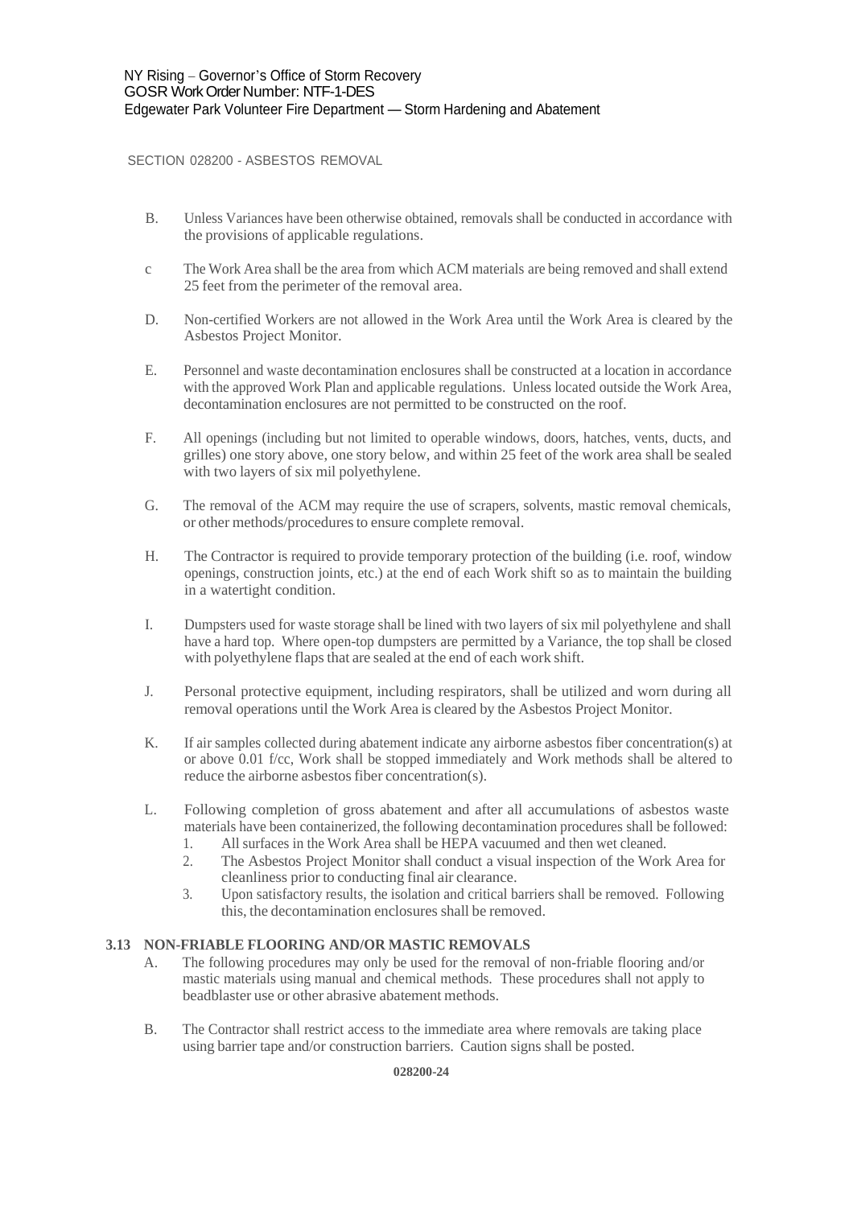B. Unless Variances have been otherwise obtained, removals shall be conducted in accordance with the provisions of applicable regulations.

c The Work Area shall be the area from which ACM materials are being removed and shall extend 25 feet from the perimeter of the removal area.

D. Non-certified Workers are not allowed in the Work Area until the Work Area is cleared by the Asbestos Project Monitor.

E. Personnel and waste decontamination enclosures shall be constructed at a location in accordance with the approved Work Plan and applicable regulations. Unless located outside the Work Area, decontamination enclosures are not permitted to be constructed on the roof.

F. All openings (including but not limited to operable windows, doors, hatches, vents, ducts, and grilles) one story above, one story below, and within 25 feet of the work area shall be sealed with two layers of six mil polyethylene.

G. The removal of the ACM may require the use of scrapers, solvents, mastic removal chemicals, or other methods/procedures to ensure complete removal.

H. The Contractor is required to provide temporary protection of the building (i.e. roof, window openings, construction joints, etc.) at the end of each Work shift so as to maintain the building in a watertight condition.

I. Dumpsters used for waste storage shall be lined with two layers of six mil polyethylene and shall have a hard top. Where open-top dumpsters are permitted by a Variance, the top shall be closed with polyethylene flaps that are sealed at the end of each work shift.

J. Personal protective equipment, including respirators, shall be utilized and worn during all removal operations until the Work Area is cleared by the Asbestos Project Monitor.

K. If air samples collected during abatement indicate any airborne asbestos fiber concentration(s) at or above 0.01 f/cc, Work shall be stopped immediately and Work methods shall be altered to reduce the airborne asbestos fiber concentration(s).

L. Following completion of gross abatement and after all accumulations of asbestos waste materials have been containerized, the following decontamination procedures shall be followed:
   1. All surfaces in the Work Area shall be HEPA vacuumed and then wet cleaned.
   2. The Asbestos Project Monitor shall conduct a visual inspection of the Work Area for cleanliness prior to conducting final air clearance.
   3. Upon satisfactory results, the isolation and critical barriers shall be removed. Following this, the decontamination enclosures shall be removed.

### 3.13 NON-FRIABLE FLOORING AND/OR MASTIC REMOVALS

A. The following procedures may only be used for the removal of non-friable flooring and/or mastic materials using manual and chemical methods. These procedures shall not apply to beadblaster use or other abrasive abatement methods.

B. The Contractor shall restrict access to the immediate area where removals are taking place using barrier tape and/or construction barriers. Caution signs shall be posted.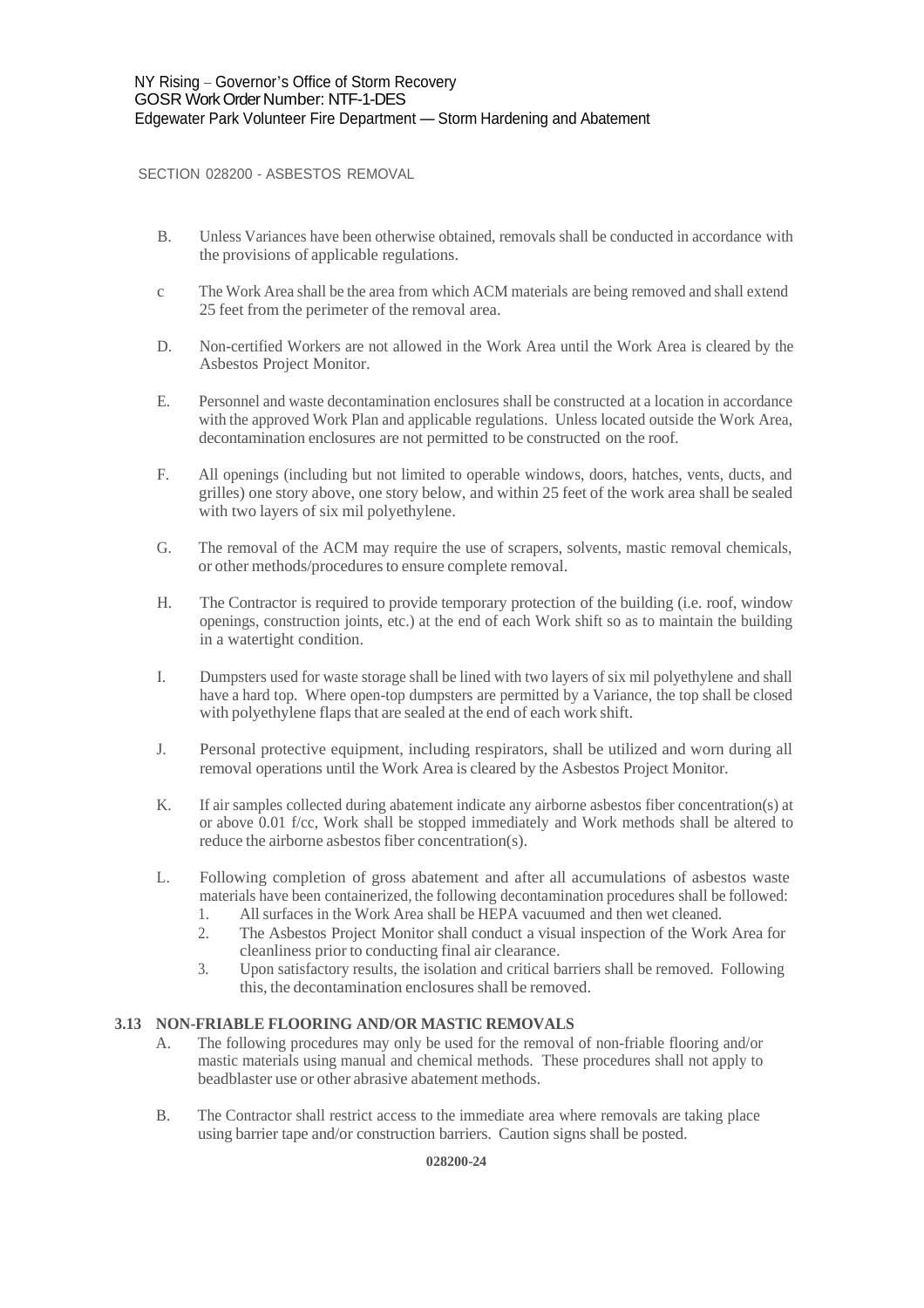B. Unless Variances have been otherwise obtained, removals shall be conducted in accordance with the provisions of applicable regulations.

c The Work Area shall be the area from which ACM materials are being removed and shall extend 25 feet from the perimeter of the removal area.

D. Non-certified Workers are not allowed in the Work Area until the Work Area is cleared by the Asbestos Project Monitor.

E. Personnel and waste decontamination enclosures shall be constructed at a location in accordance with the approved Work Plan and applicable regulations. Unless located outside the Work Area, decontamination enclosures are not permitted to be constructed on the roof.

F. All openings (including but not limited to operable windows, doors, hatches, vents, ducts, and grilles) one story above, one story below, and within 25 feet of the work area shall be sealed with two layers of six mil polyethylene.

G. The removal of the ACM may require the use of scrapers, solvents, mastic removal chemicals, or other methods/procedures to ensure complete removal.

H. The Contractor is required to provide temporary protection of the building (i.e. roof, window openings, construction joints, etc.) at the end of each Work shift so as to maintain the building in a watertight condition.

I. Dumpsters used for waste storage shall be lined with two layers of six mil polyethylene and shall have a hard top. Where open-top dumpsters are permitted by a Variance, the top shall be closed with polyethylene flaps that are sealed at the end of each work shift.

J. Personal protective equipment, including respirators, shall be utilized and worn during all removal operations until the Work Area is cleared by the Asbestos Project Monitor.

K. If air samples collected during abatement indicate any airborne asbestos fiber concentration(s) at or above 0.01 f/cc, Work shall be stopped immediately and Work methods shall be altered to reduce the airborne asbestos fiber concentration(s).

L. Following completion of gross abatement and after all accumulations of asbestos waste materials have been containerized, the following decontamination procedures shall be followed:
   1. All surfaces in the Work Area shall be HEPA vacuumed and then wet cleaned.
   2. The Asbestos Project Monitor shall conduct a visual inspection of the Work Area for cleanliness prior to conducting final air clearance.
   3. Upon satisfactory results, the isolation and critical barriers shall be removed. Following this, the decontamination enclosures shall be removed.

**3.13 NON-FRIABLE FLOORING AND/OR MASTIC REMOVALS**

A. The following procedures may only be used for the removal of non-friable flooring and/or mastic materials using manual and chemical methods. These procedures shall not apply to beadblaster use or other abrasive abatement methods.

B. The Contractor shall restrict access to the immediate area where removals are taking place using barrier tape and/or construction barriers. Caution signs shall be posted.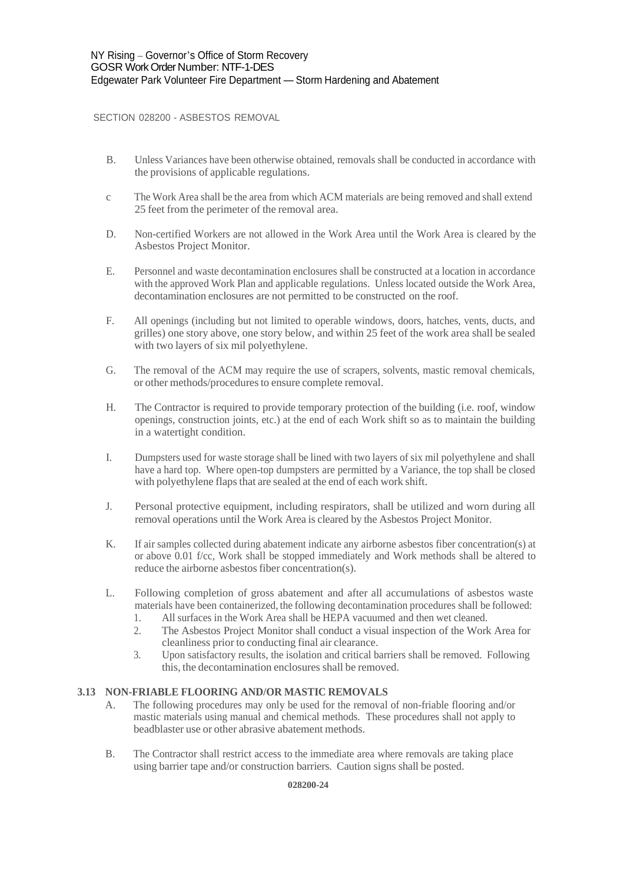B. Unless Variances have been otherwise obtained, removals shall be conducted in accordance with the provisions of applicable regulations.

c The Work Area shall be the area from which ACM materials are being removed and shall extend 25 feet from the perimeter of the removal area.

D. Non-certified Workers are not allowed in the Work Area until the Work Area is cleared by the Asbestos Project Monitor.

E. Personnel and waste decontamination enclosures shall be constructed at a location in accordance with the approved Work Plan and applicable regulations. Unless located outside the Work Area, decontamination enclosures are not permitted to be constructed on the roof.

F. All openings (including but not limited to operable windows, doors, hatches, vents, ducts, and grilles) one story above, one story below, and within 25 feet of the work area shall be sealed with two layers of six mil polyethylene.

G. The removal of the ACM may require the use of scrapers, solvents, mastic removal chemicals, or other methods/procedures to ensure complete removal.

H. The Contractor is required to provide temporary protection of the building (i.e. roof, window openings, construction joints, etc.) at the end of each Work shift so as to maintain the building in a watertight condition.

I. Dumpsters used for waste storage shall be lined with two layers of six mil polyethylene and shall have a hard top. Where open-top dumpsters are permitted by a Variance, the top shall be closed with polyethylene flaps that are sealed at the end of each work shift.

J. Personal protective equipment, including respirators, shall be utilized and worn during all removal operations until the Work Area is cleared by the Asbestos Project Monitor.

K. If air samples collected during abatement indicate any airborne asbestos fiber concentration(s) at or above 0.01 f/cc, Work shall be stopped immediately and Work methods shall be altered to reduce the airborne asbestos fiber concentration(s).

L. Following completion of gross abatement and after all accumulations of asbestos waste materials have been containerized, the following decontamination procedures shall be followed:
1. All surfaces in the Work Area shall be HEPA vacuumed and then wet cleaned.
2. The Asbestos Project Monitor shall conduct a visual inspection of the Work Area for cleanliness prior to conducting final air clearance.
3. Upon satisfactory results, the isolation and critical barriers shall be removed. Following this, the decontamination enclosures shall be removed.

### 3.13 NON-FRIABLE FLOORING AND/OR MASTIC REMOVALS

A. The following procedures may only be used for the removal of non-friable flooring and/or mastic materials using manual and chemical methods. These procedures shall not apply to beadblaster use or other abrasive abatement methods.

B. The Contractor shall restrict access to the immediate area where removals are taking place using barrier tape and/or construction barriers. Caution signs shall be posted.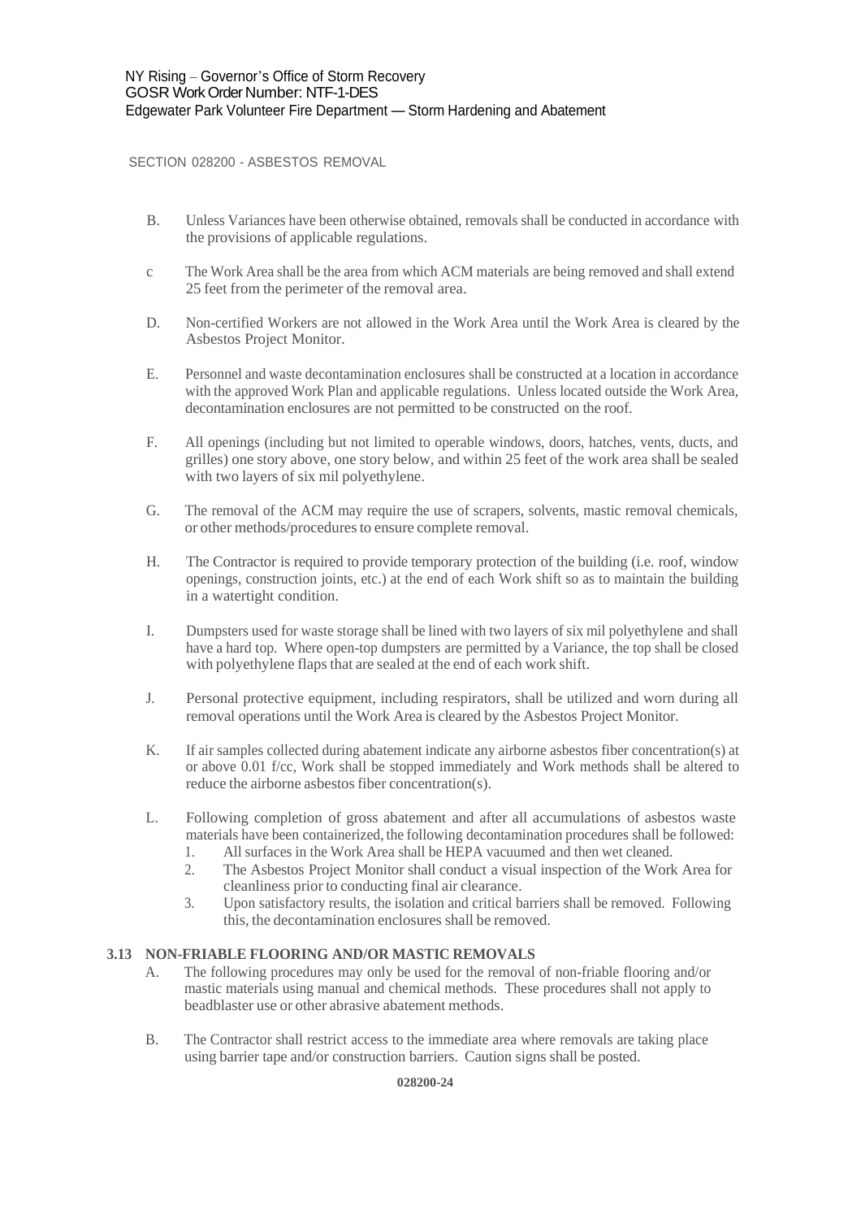SECTION 028200 - ASBESTOS REMOVAL

B. Unless Variances have been otherwise obtained, removals shall be conducted in accordance with the provisions of applicable regulations.

c The Work Area shall be the area from which ACM materials are being removed and shall extend 25 feet from the perimeter of the removal area.

D. Non-certified Workers are not allowed in the Work Area until the Work Area is cleared by the Asbestos Project Monitor.

E. Personnel and waste decontamination enclosures shall be constructed at a location in accordance with the approved Work Plan and applicable regulations. Unless located outside the Work Area, decontamination enclosures are not permitted to be constructed on the roof.

F. All openings (including but not limited to operable windows, doors, hatches, vents, ducts, and grilles) one story above, one story below, and within 25 feet of the work area shall be sealed with two layers of six mil polyethylene.

G. The removal of the ACM may require the use of scrapers, solvents, mastic removal chemicals, or other methods/procedures to ensure complete removal.

H. The Contractor is required to provide temporary protection of the building (i.e. roof, window openings, construction joints, etc.) at the end of each Work shift so as to maintain the building in a watertight condition.

I. Dumpsters used for waste storage shall be lined with two layers of six mil polyethylene and shall have a hard top. Where open-top dumpsters are permitted by a Variance, the top shall be closed with polyethylene flaps that are sealed at the end of each work shift.

J. Personal protective equipment, including respirators, shall be utilized and worn during all removal operations until the Work Area is cleared by the Asbestos Project Monitor.

K. If air samples collected during abatement indicate any airborne asbestos fiber concentration(s) at or above 0.01 f/cc, Work shall be stopped immediately and Work methods shall be altered to reduce the airborne asbestos fiber concentration(s).

L. Following completion of gross abatement and after all accumulations of asbestos waste materials have been containerized, the following decontamination procedures shall be followed:
   1. All surfaces in the Work Area shall be HEPA vacuumed and then wet cleaned.
   2. The Asbestos Project Monitor shall conduct a visual inspection of the Work Area for cleanliness prior to conducting final air clearance.
   3. Upon satisfactory results, the isolation and critical barriers shall be removed. Following this, the decontamination enclosures shall be removed.

**3.13 NON-FRIABLE FLOORING AND/OR MASTIC REMOVALS**

A. The following procedures may only be used for the removal of non-friable flooring and/or mastic materials using manual and chemical methods. These procedures shall not apply to beadblaster use or other abrasive abatement methods.

B. The Contractor shall restrict access to the immediate area where removals are taking place using barrier tape and/or construction barriers. Caution signs shall be posted.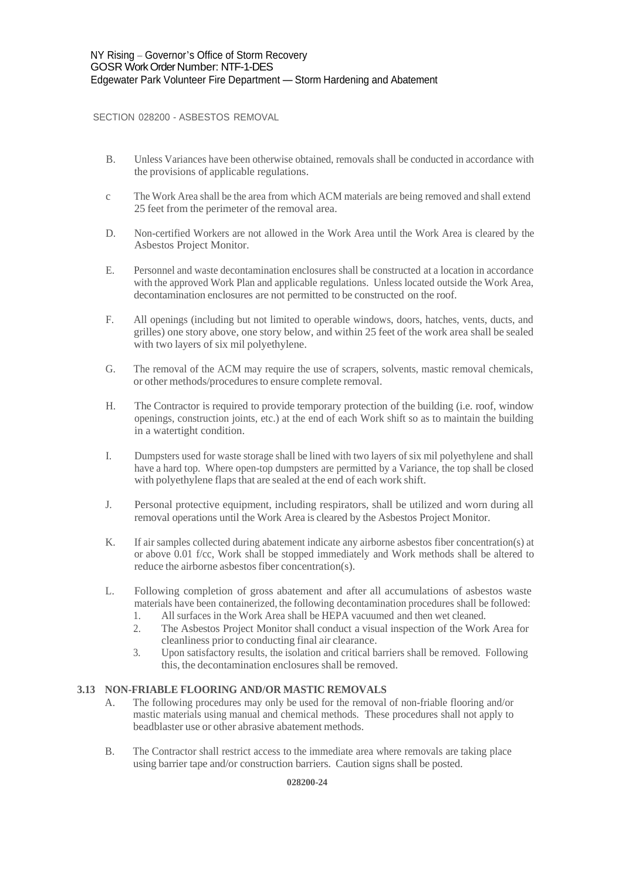B. Unless Variances have been otherwise obtained, removals shall be conducted in accordance with the provisions of applicable regulations.

c The Work Area shall be the area from which ACM materials are being removed and shall extend 25 feet from the perimeter of the removal area.

D. Non-certified Workers are not allowed in the Work Area until the Work Area is cleared by the Asbestos Project Monitor.

E. Personnel and waste decontamination enclosures shall be constructed at a location in accordance with the approved Work Plan and applicable regulations. Unless located outside the Work Area, decontamination enclosures are not permitted to be constructed on the roof.

F. All openings (including but not limited to operable windows, doors, hatches, vents, ducts, and grilles) one story above, one story below, and within 25 feet of the work area shall be sealed with two layers of six mil polyethylene.

G. The removal of the ACM may require the use of scrapers, solvents, mastic removal chemicals, or other methods/procedures to ensure complete removal.

H. The Contractor is required to provide temporary protection of the building (i.e. roof, window openings, construction joints, etc.) at the end of each Work shift so as to maintain the building in a watertight condition.

I. Dumpsters used for waste storage shall be lined with two layers of six mil polyethylene and shall have a hard top. Where open-top dumpsters are permitted by a Variance, the top shall be closed with polyethylene flaps that are sealed at the end of each work shift.

J. Personal protective equipment, including respirators, shall be utilized and worn during all removal operations until the Work Area is cleared by the Asbestos Project Monitor.

K. If air samples collected during abatement indicate any airborne asbestos fiber concentration(s) at or above 0.01 f/cc, Work shall be stopped immediately and Work methods shall be altered to reduce the airborne asbestos fiber concentration(s).

L. Following completion of gross abatement and after all accumulations of asbestos waste materials have been containerized, the following decontamination procedures shall be followed:
  1. All surfaces in the Work Area shall be HEPA vacuumed and then wet cleaned.
  2. The Asbestos Project Monitor shall conduct a visual inspection of the Work Area for cleanliness prior to conducting final air clearance.
  3. Upon satisfactory results, the isolation and critical barriers shall be removed. Following this, the decontamination enclosures shall be removed.

### 3.13 NON-FRIABLE FLOORING AND/OR MASTIC REMOVALS

A. The following procedures may only be used for the removal of non-friable flooring and/or mastic materials using manual and chemical methods. These procedures shall not apply to beadblaster use or other abrasive abatement methods.

B. The Contractor shall restrict access to the immediate area where removals are taking place using barrier tape and/or construction barriers. Caution signs shall be posted.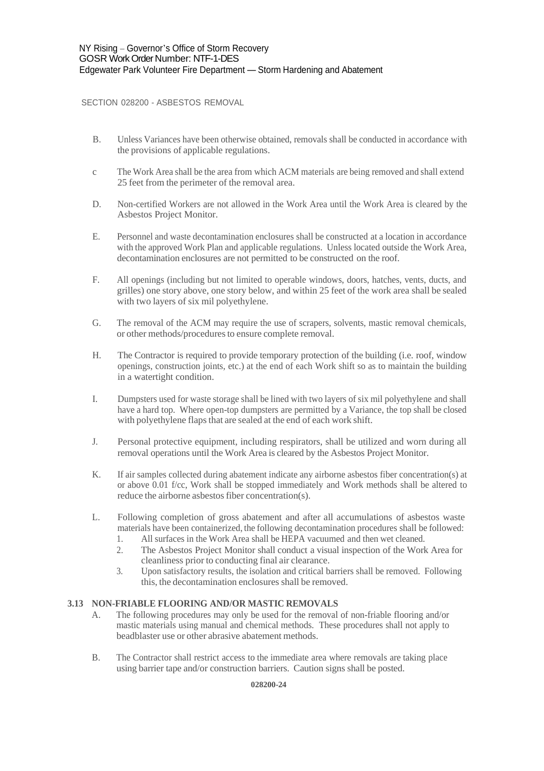B. Unless Variances have been otherwise obtained, removals shall be conducted in accordance with the provisions of applicable regulations.

c The Work Area shall be the area from which ACM materials are being removed and shall extend 25 feet from the perimeter of the removal area.

D. Non-certified Workers are not allowed in the Work Area until the Work Area is cleared by the Asbestos Project Monitor.

E. Personnel and waste decontamination enclosures shall be constructed at a location in accordance with the approved Work Plan and applicable regulations. Unless located outside the Work Area, decontamination enclosures are not permitted to be constructed on the roof.

F. All openings (including but not limited to operable windows, doors, hatches, vents, ducts, and grilles) one story above, one story below, and within 25 feet of the work area shall be sealed with two layers of six mil polyethylene.

G. The removal of the ACM may require the use of scrapers, solvents, mastic removal chemicals, or other methods/procedures to ensure complete removal.

H. The Contractor is required to provide temporary protection of the building (i.e. roof, window openings, construction joints, etc.) at the end of each Work shift so as to maintain the building in a watertight condition.

I. Dumpsters used for waste storage shall be lined with two layers of six mil polyethylene and shall have a hard top. Where open-top dumpsters are permitted by a Variance, the top shall be closed with polyethylene flaps that are sealed at the end of each work shift.

J. Personal protective equipment, including respirators, shall be utilized and worn during all removal operations until the Work Area is cleared by the Asbestos Project Monitor.

K. If air samples collected during abatement indicate any airborne asbestos fiber concentration(s) at or above 0.01 f/cc, Work shall be stopped immediately and Work methods shall be altered to reduce the airborne asbestos fiber concentration(s).

L. Following completion of gross abatement and after all accumulations of asbestos waste materials have been containerized, the following decontamination procedures shall be followed:
   1. All surfaces in the Work Area shall be HEPA vacuumed and then wet cleaned.
   2. The Asbestos Project Monitor shall conduct a visual inspection of the Work Area for cleanliness prior to conducting final air clearance.
   3. Upon satisfactory results, the isolation and critical barriers shall be removed. Following this, the decontamination enclosures shall be removed.

## 3.13 NON-FRIABLE FLOORING AND/OR MASTIC REMOVALS

A. The following procedures may only be used for the removal of non-friable flooring and/or mastic materials using manual and chemical methods. These procedures shall not apply to beadblaster use or other abrasive abatement methods.

B. The Contractor shall restrict access to the immediate area where removals are taking place using barrier tape and/or construction barriers. Caution signs shall be posted.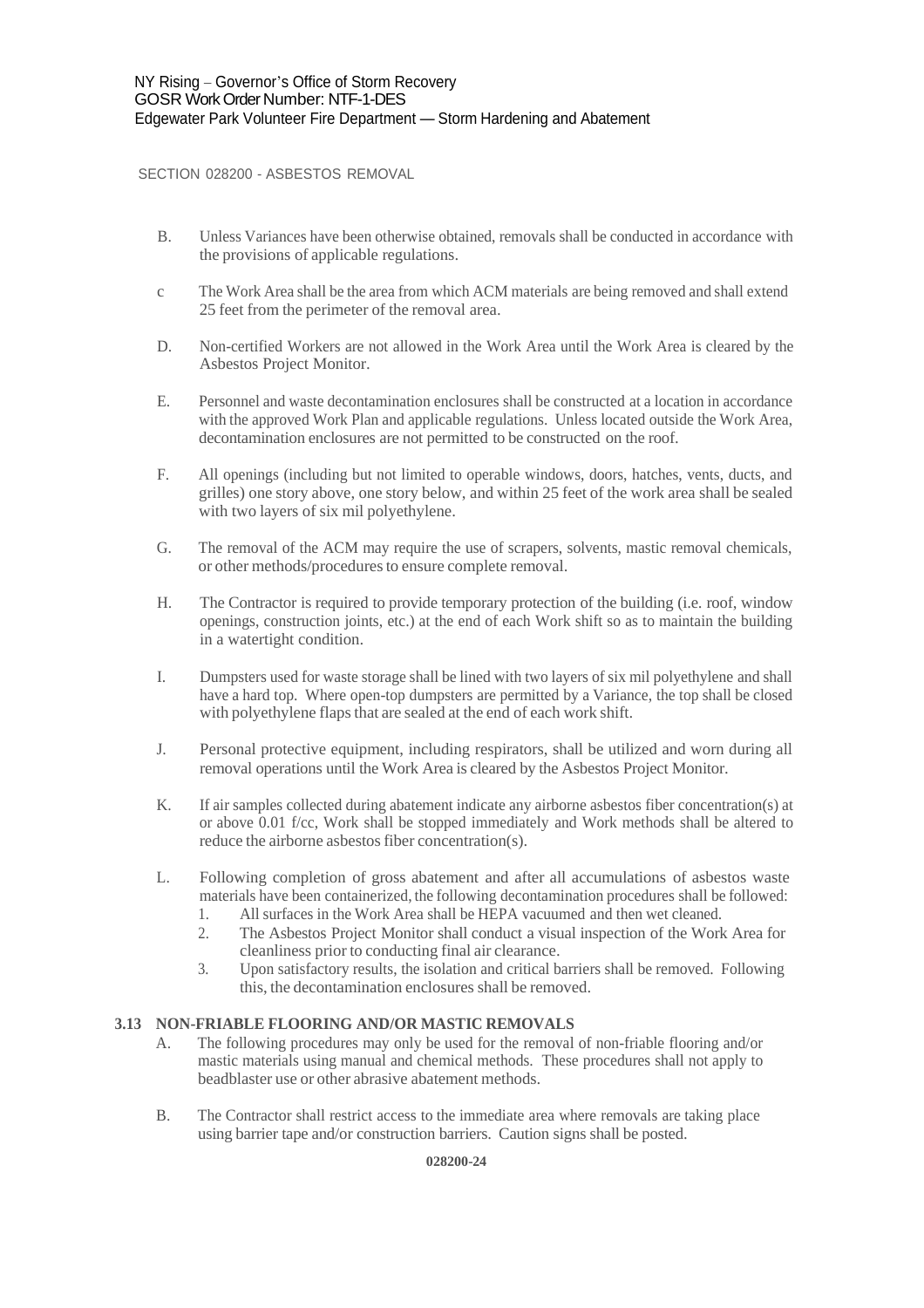B. Unless Variances have been otherwise obtained, removals shall be conducted in accordance with the provisions of applicable regulations.

c The Work Area shall be the area from which ACM materials are being removed and shall extend 25 feet from the perimeter of the removal area.

D. Non-certified Workers are not allowed in the Work Area until the Work Area is cleared by the Asbestos Project Monitor.

E. Personnel and waste decontamination enclosures shall be constructed at a location in accordance with the approved Work Plan and applicable regulations. Unless located outside the Work Area, decontamination enclosures are not permitted to be constructed on the roof.

F. All openings (including but not limited to operable windows, doors, hatches, vents, ducts, and grilles) one story above, one story below, and within 25 feet of the work area shall be sealed with two layers of six mil polyethylene.

G. The removal of the ACM may require the use of scrapers, solvents, mastic removal chemicals, or other methods/procedures to ensure complete removal.

H. The Contractor is required to provide temporary protection of the building (i.e. roof, window openings, construction joints, etc.) at the end of each Work shift so as to maintain the building in a watertight condition.

I. Dumpsters used for waste storage shall be lined with two layers of six mil polyethylene and shall have a hard top. Where open-top dumpsters are permitted by a Variance, the top shall be closed with polyethylene flaps that are sealed at the end of each work shift.

J. Personal protective equipment, including respirators, shall be utilized and worn during all removal operations until the Work Area is cleared by the Asbestos Project Monitor.

K. If air samples collected during abatement indicate any airborne asbestos fiber concentration(s) at or above 0.01 f/cc, Work shall be stopped immediately and Work methods shall be altered to reduce the airborne asbestos fiber concentration(s).

L. Following completion of gross abatement and after all accumulations of asbestos waste materials have been containerized, the following decontamination procedures shall be followed:
   1. All surfaces in the Work Area shall be HEPA vacuumed and then wet cleaned.
   2. The Asbestos Project Monitor shall conduct a visual inspection of the Work Area for cleanliness prior to conducting final air clearance.
   3. Upon satisfactory results, the isolation and critical barriers shall be removed. Following this, the decontamination enclosures shall be removed.

### 3.13 NON-FRIABLE FLOORING AND/OR MASTIC REMOVALS

A. The following procedures may only be used for the removal of non-friable flooring and/or mastic materials using manual and chemical methods. These procedures shall not apply to beadblaster use or other abrasive abatement methods.

B. The Contractor shall restrict access to the immediate area where removals are taking place using barrier tape and/or construction barriers. Caution signs shall be posted.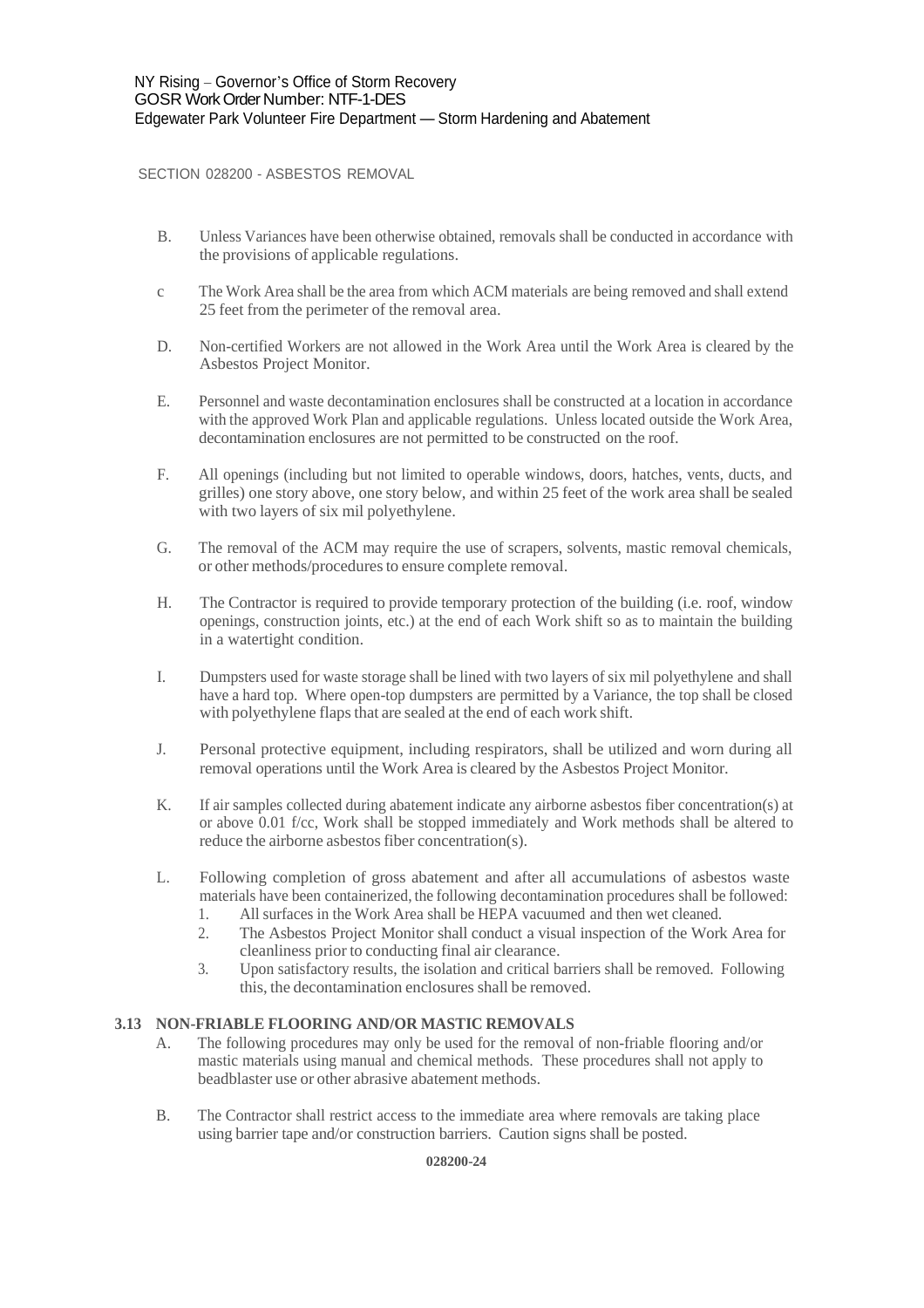B. Unless Variances have been otherwise obtained, removals shall be conducted in accordance with the provisions of applicable regulations.

c The Work Area shall be the area from which ACM materials are being removed and shall extend 25 feet from the perimeter of the removal area.

D. Non-certified Workers are not allowed in the Work Area until the Work Area is cleared by the Asbestos Project Monitor.

E. Personnel and waste decontamination enclosures shall be constructed at a location in accordance with the approved Work Plan and applicable regulations. Unless located outside the Work Area, decontamination enclosures are not permitted to be constructed on the roof.

F. All openings (including but not limited to operable windows, doors, hatches, vents, ducts, and grilles) one story above, one story below, and within 25 feet of the work area shall be sealed with two layers of six mil polyethylene.

G. The removal of the ACM may require the use of scrapers, solvents, mastic removal chemicals, or other methods/procedures to ensure complete removal.

H. The Contractor is required to provide temporary protection of the building (i.e. roof, window openings, construction joints, etc.) at the end of each Work shift so as to maintain the building in a watertight condition.

I. Dumpsters used for waste storage shall be lined with two layers of six mil polyethylene and shall have a hard top. Where open-top dumpsters are permitted by a Variance, the top shall be closed with polyethylene flaps that are sealed at the end of each work shift.

J. Personal protective equipment, including respirators, shall be utilized and worn during all removal operations until the Work Area is cleared by the Asbestos Project Monitor.

K. If air samples collected during abatement indicate any airborne asbestos fiber concentration(s) at or above 0.01 f/cc, Work shall be stopped immediately and Work methods shall be altered to reduce the airborne asbestos fiber concentration(s).

L. Following completion of gross abatement and after all accumulations of asbestos waste materials have been containerized, the following decontamination procedures shall be followed:
   1. All surfaces in the Work Area shall be HEPA vacuumed and then wet cleaned.
   2. The Asbestos Project Monitor shall conduct a visual inspection of the Work Area for cleanliness prior to conducting final air clearance.
   3. Upon satisfactory results, the isolation and critical barriers shall be removed. Following this, the decontamination enclosures shall be removed.

### 3.13 NON-FRIABLE FLOORING AND/OR MASTIC REMOVALS

A. The following procedures may only be used for the removal of non-friable flooring and/or mastic materials using manual and chemical methods. These procedures shall not apply to beadblaster use or other abrasive abatement methods.

B. The Contractor shall restrict access to the immediate area where removals are taking place using barrier tape and/or construction barriers. Caution signs shall be posted.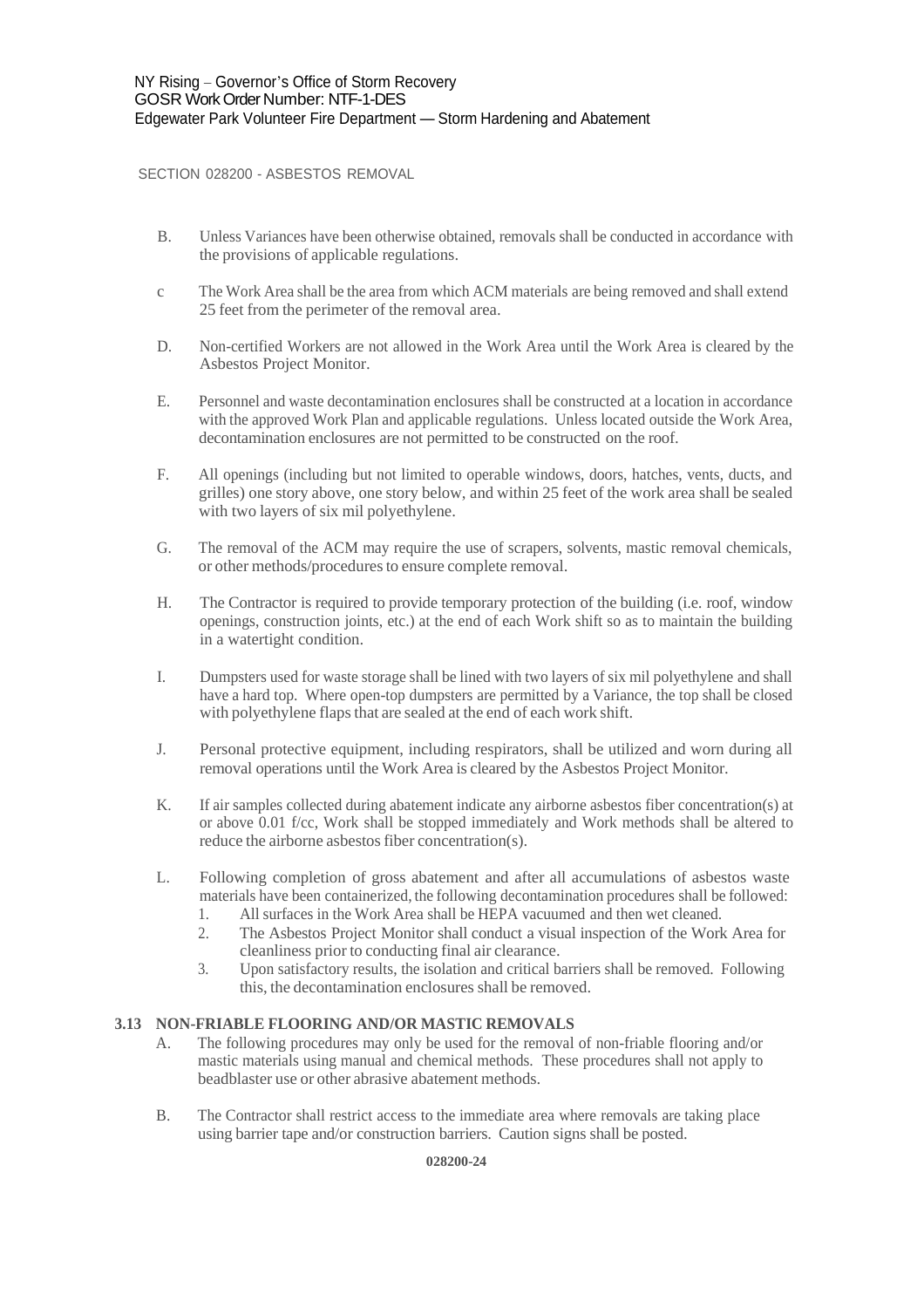B. Unless Variances have been otherwise obtained, removals shall be conducted in accordance with the provisions of applicable regulations.

c The Work Area shall be the area from which ACM materials are being removed and shall extend 25 feet from the perimeter of the removal area.

D. Non-certified Workers are not allowed in the Work Area until the Work Area is cleared by the Asbestos Project Monitor.

E. Personnel and waste decontamination enclosures shall be constructed at a location in accordance with the approved Work Plan and applicable regulations. Unless located outside the Work Area, decontamination enclosures are not permitted to be constructed on the roof.

F. All openings (including but not limited to operable windows, doors, hatches, vents, ducts, and grilles) one story above, one story below, and within 25 feet of the work area shall be sealed with two layers of six mil polyethylene.

G. The removal of the ACM may require the use of scrapers, solvents, mastic removal chemicals, or other methods/procedures to ensure complete removal.

H. The Contractor is required to provide temporary protection of the building (i.e. roof, window openings, construction joints, etc.) at the end of each Work shift so as to maintain the building in a watertight condition.

I. Dumpsters used for waste storage shall be lined with two layers of six mil polyethylene and shall have a hard top. Where open-top dumpsters are permitted by a Variance, the top shall be closed with polyethylene flaps that are sealed at the end of each work shift.

J. Personal protective equipment, including respirators, shall be utilized and worn during all removal operations until the Work Area is cleared by the Asbestos Project Monitor.

K. If air samples collected during abatement indicate any airborne asbestos fiber concentration(s) at or above 0.01 f/cc, Work shall be stopped immediately and Work methods shall be altered to reduce the airborne asbestos fiber concentration(s).

L. Following completion of gross abatement and after all accumulations of asbestos waste materials have been containerized, the following decontamination procedures shall be followed:
   1. All surfaces in the Work Area shall be HEPA vacuumed and then wet cleaned.
   2. The Asbestos Project Monitor shall conduct a visual inspection of the Work Area for cleanliness prior to conducting final air clearance.
   3. Upon satisfactory results, the isolation and critical barriers shall be removed. Following this, the decontamination enclosures shall be removed.

## 3.13 NON-FRIABLE FLOORING AND/OR MASTIC REMOVALS

A. The following procedures may only be used for the removal of non-friable flooring and/or mastic materials using manual and chemical methods. These procedures shall not apply to beadblaster use or other abrasive abatement methods.

B. The Contractor shall restrict access to the immediate area where removals are taking place using barrier tape and/or construction barriers. Caution signs shall be posted.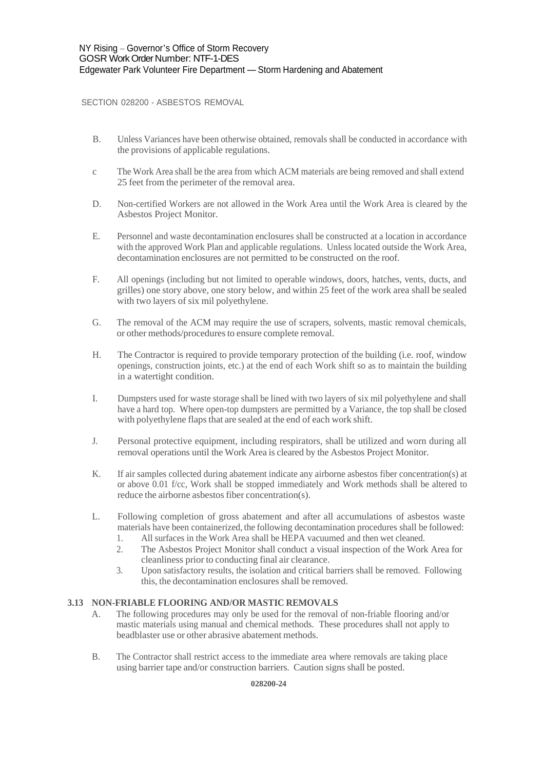B. Unless Variances have been otherwise obtained, removals shall be conducted in accordance with the provisions of applicable regulations.

c The Work Area shall be the area from which ACM materials are being removed and shall extend 25 feet from the perimeter of the removal area.

D. Non-certified Workers are not allowed in the Work Area until the Work Area is cleared by the Asbestos Project Monitor.

E. Personnel and waste decontamination enclosures shall be constructed at a location in accordance with the approved Work Plan and applicable regulations. Unless located outside the Work Area, decontamination enclosures are not permitted to be constructed on the roof.

F. All openings (including but not limited to operable windows, doors, hatches, vents, ducts, and grilles) one story above, one story below, and within 25 feet of the work area shall be sealed with two layers of six mil polyethylene.

G. The removal of the ACM may require the use of scrapers, solvents, mastic removal chemicals, or other methods/procedures to ensure complete removal.

H. The Contractor is required to provide temporary protection of the building (i.e. roof, window openings, construction joints, etc.) at the end of each Work shift so as to maintain the building in a watertight condition.

I. Dumpsters used for waste storage shall be lined with two layers of six mil polyethylene and shall have a hard top. Where open-top dumpsters are permitted by a Variance, the top shall be closed with polyethylene flaps that are sealed at the end of each work shift.

J. Personal protective equipment, including respirators, shall be utilized and worn during all removal operations until the Work Area is cleared by the Asbestos Project Monitor.

K. If air samples collected during abatement indicate any airborne asbestos fiber concentration(s) at or above 0.01 f/cc, Work shall be stopped immediately and Work methods shall be altered to reduce the airborne asbestos fiber concentration(s).

L. Following completion of gross abatement and after all accumulations of asbestos waste materials have been containerized, the following decontamination procedures shall be followed:
   1. All surfaces in the Work Area shall be HEPA vacuumed and then wet cleaned.
   2. The Asbestos Project Monitor shall conduct a visual inspection of the Work Area for cleanliness prior to conducting final air clearance.
   3. Upon satisfactory results, the isolation and critical barriers shall be removed. Following this, the decontamination enclosures shall be removed.

## 3.13 NON-FRIABLE FLOORING AND/OR MASTIC REMOVALS

A. The following procedures may only be used for the removal of non-friable flooring and/or mastic materials using manual and chemical methods. These procedures shall not apply to beadblaster use or other abrasive abatement methods.

B. The Contractor shall restrict access to the immediate area where removals are taking place using barrier tape and/or construction barriers. Caution signs shall be posted.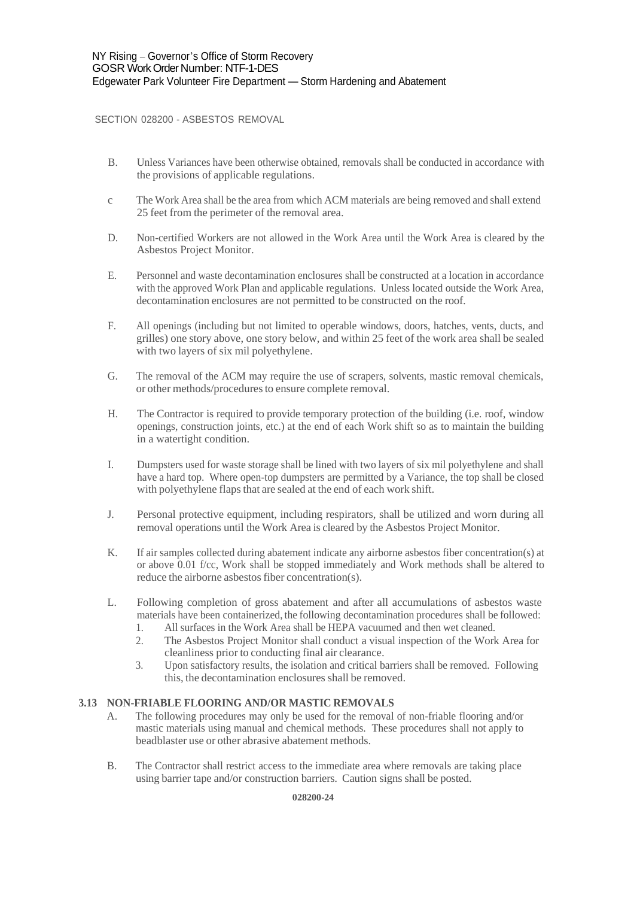B. Unless Variances have been otherwise obtained, removals shall be conducted in accordance with the provisions of applicable regulations.

c The Work Area shall be the area from which ACM materials are being removed and shall extend 25 feet from the perimeter of the removal area.

D. Non-certified Workers are not allowed in the Work Area until the Work Area is cleared by the Asbestos Project Monitor.

E. Personnel and waste decontamination enclosures shall be constructed at a location in accordance with the approved Work Plan and applicable regulations. Unless located outside the Work Area, decontamination enclosures are not permitted to be constructed on the roof.

F. All openings (including but not limited to operable windows, doors, hatches, vents, ducts, and grilles) one story above, one story below, and within 25 feet of the work area shall be sealed with two layers of six mil polyethylene.

G. The removal of the ACM may require the use of scrapers, solvents, mastic removal chemicals, or other methods/procedures to ensure complete removal.

H. The Contractor is required to provide temporary protection of the building (i.e. roof, window openings, construction joints, etc.) at the end of each Work shift so as to maintain the building in a watertight condition.

I. Dumpsters used for waste storage shall be lined with two layers of six mil polyethylene and shall have a hard top. Where open-top dumpsters are permitted by a Variance, the top shall be closed with polyethylene flaps that are sealed at the end of each work shift.

J. Personal protective equipment, including respirators, shall be utilized and worn during all removal operations until the Work Area is cleared by the Asbestos Project Monitor.

K. If air samples collected during abatement indicate any airborne asbestos fiber concentration(s) at or above 0.01 f/cc, Work shall be stopped immediately and Work methods shall be altered to reduce the airborne asbestos fiber concentration(s).

L. Following completion of gross abatement and after all accumulations of asbestos waste materials have been containerized, the following decontamination procedures shall be followed:
   1. All surfaces in the Work Area shall be HEPA vacuumed and then wet cleaned.
   2. The Asbestos Project Monitor shall conduct a visual inspection of the Work Area for cleanliness prior to conducting final air clearance.
   3. Upon satisfactory results, the isolation and critical barriers shall be removed. Following this, the decontamination enclosures shall be removed.

**3.13 NON-FRIABLE FLOORING AND/OR MASTIC REMOVALS**

A. The following procedures may only be used for the removal of non-friable flooring and/or mastic materials using manual and chemical methods. These procedures shall not apply to beadblaster use or other abrasive abatement methods.

B. The Contractor shall restrict access to the immediate area where removals are taking place using barrier tape and/or construction barriers. Caution signs shall be posted.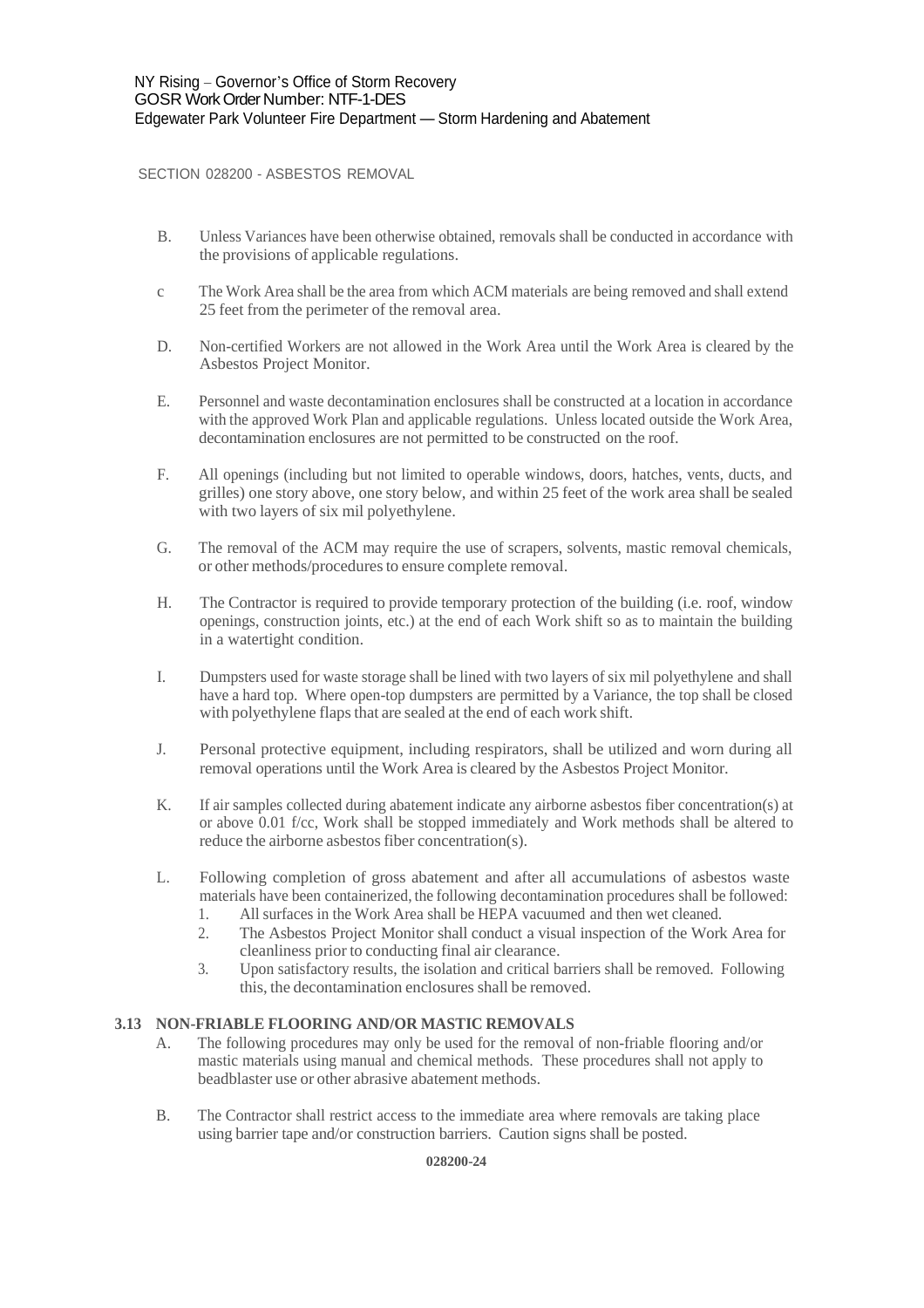SECTION 028200 - ASBESTOS REMOVAL

B. Unless Variances have been otherwise obtained, removals shall be conducted in accordance with the provisions of applicable regulations.

c The Work Area shall be the area from which ACM materials are being removed and shall extend 25 feet from the perimeter of the removal area.

D. Non-certified Workers are not allowed in the Work Area until the Work Area is cleared by the Asbestos Project Monitor.

E. Personnel and waste decontamination enclosures shall be constructed at a location in accordance with the approved Work Plan and applicable regulations. Unless located outside the Work Area, decontamination enclosures are not permitted to be constructed on the roof.

F. All openings (including but not limited to operable windows, doors, hatches, vents, ducts, and grilles) one story above, one story below, and within 25 feet of the work area shall be sealed with two layers of six mil polyethylene.

G. The removal of the ACM may require the use of scrapers, solvents, mastic removal chemicals, or other methods/procedures to ensure complete removal.

H. The Contractor is required to provide temporary protection of the building (i.e. roof, window openings, construction joints, etc.) at the end of each Work shift so as to maintain the building in a watertight condition.

I. Dumpsters used for waste storage shall be lined with two layers of six mil polyethylene and shall have a hard top. Where open-top dumpsters are permitted by a Variance, the top shall be closed with polyethylene flaps that are sealed at the end of each work shift.

J. Personal protective equipment, including respirators, shall be utilized and worn during all removal operations until the Work Area is cleared by the Asbestos Project Monitor.

K. If air samples collected during abatement indicate any airborne asbestos fiber concentration(s) at or above 0.01 f/cc, Work shall be stopped immediately and Work methods shall be altered to reduce the airborne asbestos fiber concentration(s).

L. Following completion of gross abatement and after all accumulations of asbestos waste materials have been containerized, the following decontamination procedures shall be followed:
   1. All surfaces in the Work Area shall be HEPA vacuumed and then wet cleaned.
   2. The Asbestos Project Monitor shall conduct a visual inspection of the Work Area for cleanliness prior to conducting final air clearance.
   3. Upon satisfactory results, the isolation and critical barriers shall be removed. Following this, the decontamination enclosures shall be removed.

### 3.13 NON-FRIABLE FLOORING AND/OR MASTIC REMOVALS

A. The following procedures may only be used for the removal of non-friable flooring and/or mastic materials using manual and chemical methods. These procedures shall not apply to beadblaster use or other abrasive abatement methods.

B. The Contractor shall restrict access to the immediate area where removals are taking place using barrier tape and/or construction barriers. Caution signs shall be posted.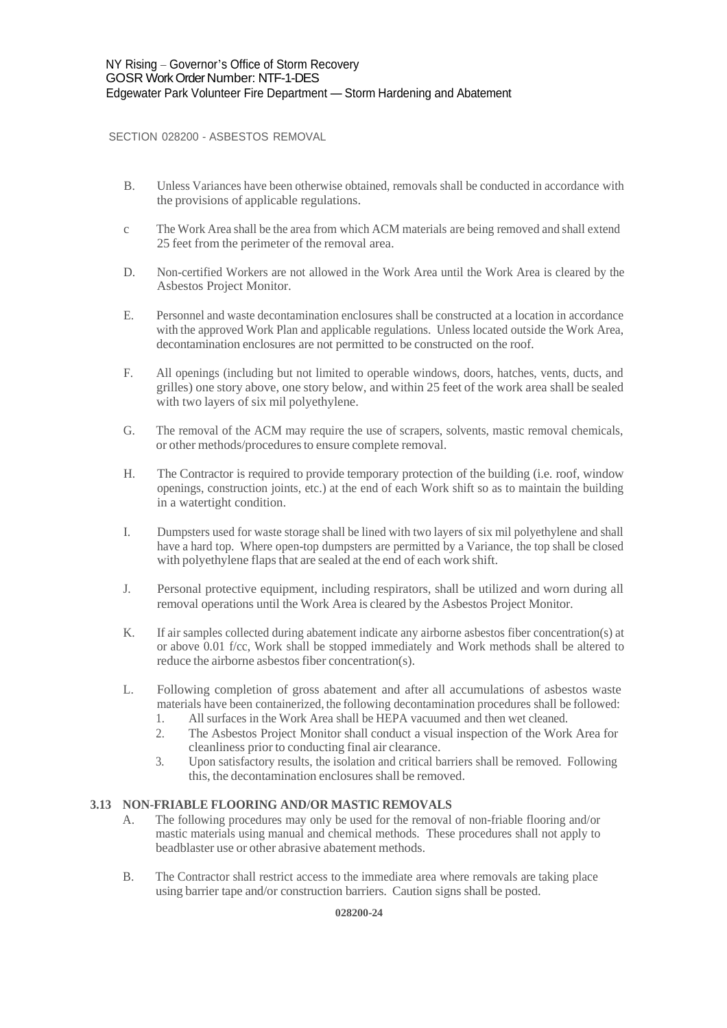B. Unless Variances have been otherwise obtained, removals shall be conducted in accordance with the provisions of applicable regulations.

c The Work Area shall be the area from which ACM materials are being removed and shall extend 25 feet from the perimeter of the removal area.

D. Non-certified Workers are not allowed in the Work Area until the Work Area is cleared by the Asbestos Project Monitor.

E. Personnel and waste decontamination enclosures shall be constructed at a location in accordance with the approved Work Plan and applicable regulations. Unless located outside the Work Area, decontamination enclosures are not permitted to be constructed on the roof.

F. All openings (including but not limited to operable windows, doors, hatches, vents, ducts, and grilles) one story above, one story below, and within 25 feet of the work area shall be sealed with two layers of six mil polyethylene.

G. The removal of the ACM may require the use of scrapers, solvents, mastic removal chemicals, or other methods/procedures to ensure complete removal.

H. The Contractor is required to provide temporary protection of the building (i.e. roof, window openings, construction joints, etc.) at the end of each Work shift so as to maintain the building in a watertight condition.

I. Dumpsters used for waste storage shall be lined with two layers of six mil polyethylene and shall have a hard top. Where open-top dumpsters are permitted by a Variance, the top shall be closed with polyethylene flaps that are sealed at the end of each work shift.

J. Personal protective equipment, including respirators, shall be utilized and worn during all removal operations until the Work Area is cleared by the Asbestos Project Monitor.

K. If air samples collected during abatement indicate any airborne asbestos fiber concentration(s) at or above 0.01 f/cc, Work shall be stopped immediately and Work methods shall be altered to reduce the airborne asbestos fiber concentration(s).

L. Following completion of gross abatement and after all accumulations of asbestos waste materials have been containerized, the following decontamination procedures shall be followed:
   1. All surfaces in the Work Area shall be HEPA vacuumed and then wet cleaned.
   2. The Asbestos Project Monitor shall conduct a visual inspection of the Work Area for cleanliness prior to conducting final air clearance.
   3. Upon satisfactory results, the isolation and critical barriers shall be removed. Following this, the decontamination enclosures shall be removed.

## 3.13 NON-FRIABLE FLOORING AND/OR MASTIC REMOVALS

A. The following procedures may only be used for the removal of non-friable flooring and/or mastic materials using manual and chemical methods. These procedures shall not apply to beadblaster use or other abrasive abatement methods.

B. The Contractor shall restrict access to the immediate area where removals are taking place using barrier tape and/or construction barriers. Caution signs shall be posted.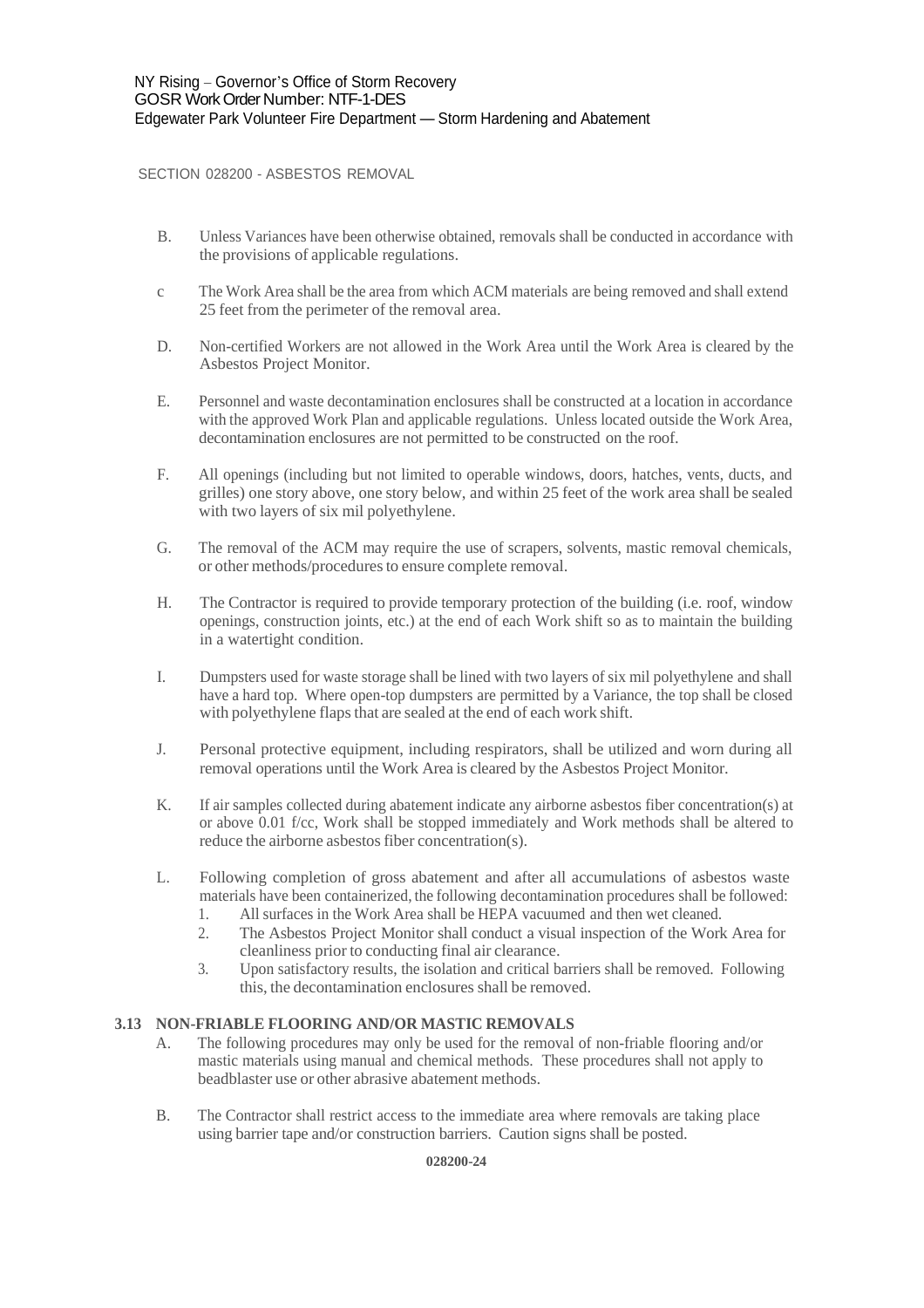B. Unless Variances have been otherwise obtained, removals shall be conducted in accordance with the provisions of applicable regulations.

c The Work Area shall be the area from which ACM materials are being removed and shall extend 25 feet from the perimeter of the removal area.

D. Non-certified Workers are not allowed in the Work Area until the Work Area is cleared by the Asbestos Project Monitor.

E. Personnel and waste decontamination enclosures shall be constructed at a location in accordance with the approved Work Plan and applicable regulations. Unless located outside the Work Area, decontamination enclosures are not permitted to be constructed on the roof.

F. All openings (including but not limited to operable windows, doors, hatches, vents, ducts, and grilles) one story above, one story below, and within 25 feet of the work area shall be sealed with two layers of six mil polyethylene.

G. The removal of the ACM may require the use of scrapers, solvents, mastic removal chemicals, or other methods/procedures to ensure complete removal.

H. The Contractor is required to provide temporary protection of the building (i.e. roof, window openings, construction joints, etc.) at the end of each Work shift so as to maintain the building in a watertight condition.

I. Dumpsters used for waste storage shall be lined with two layers of six mil polyethylene and shall have a hard top. Where open-top dumpsters are permitted by a Variance, the top shall be closed with polyethylene flaps that are sealed at the end of each work shift.

J. Personal protective equipment, including respirators, shall be utilized and worn during all removal operations until the Work Area is cleared by the Asbestos Project Monitor.

K. If air samples collected during abatement indicate any airborne asbestos fiber concentration(s) at or above 0.01 f/cc, Work shall be stopped immediately and Work methods shall be altered to reduce the airborne asbestos fiber concentration(s).

L. Following completion of gross abatement and after all accumulations of asbestos waste materials have been containerized, the following decontamination procedures shall be followed:
1. All surfaces in the Work Area shall be HEPA vacuumed and then wet cleaned.
2. The Asbestos Project Monitor shall conduct a visual inspection of the Work Area for cleanliness prior to conducting final air clearance.
3. Upon satisfactory results, the isolation and critical barriers shall be removed. Following this, the decontamination enclosures shall be removed.

### 3.13 NON-FRIABLE FLOORING AND/OR MASTIC REMOVALS

A. The following procedures may only be used for the removal of non-friable flooring and/or mastic materials using manual and chemical methods. These procedures shall not apply to beadblaster use or other abrasive abatement methods.

B. The Contractor shall restrict access to the immediate area where removals are taking place using barrier tape and/or construction barriers. Caution signs shall be posted.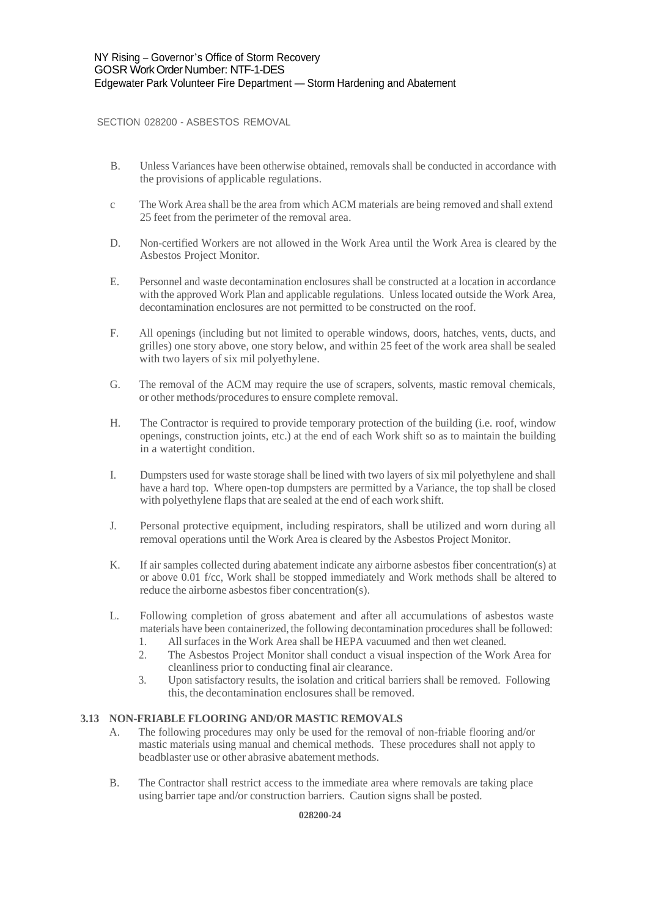B. Unless Variances have been otherwise obtained, removals shall be conducted in accordance with the provisions of applicable regulations.

c The Work Area shall be the area from which ACM materials are being removed and shall extend 25 feet from the perimeter of the removal area.

D. Non-certified Workers are not allowed in the Work Area until the Work Area is cleared by the Asbestos Project Monitor.

E. Personnel and waste decontamination enclosures shall be constructed at a location in accordance with the approved Work Plan and applicable regulations. Unless located outside the Work Area, decontamination enclosures are not permitted to be constructed on the roof.

F. All openings (including but not limited to operable windows, doors, hatches, vents, ducts, and grilles) one story above, one story below, and within 25 feet of the work area shall be sealed with two layers of six mil polyethylene.

G. The removal of the ACM may require the use of scrapers, solvents, mastic removal chemicals, or other methods/procedures to ensure complete removal.

H. The Contractor is required to provide temporary protection of the building (i.e. roof, window openings, construction joints, etc.) at the end of each Work shift so as to maintain the building in a watertight condition.

I. Dumpsters used for waste storage shall be lined with two layers of six mil polyethylene and shall have a hard top. Where open-top dumpsters are permitted by a Variance, the top shall be closed with polyethylene flaps that are sealed at the end of each work shift.

J. Personal protective equipment, including respirators, shall be utilized and worn during all removal operations until the Work Area is cleared by the Asbestos Project Monitor.

K. If air samples collected during abatement indicate any airborne asbestos fiber concentration(s) at or above 0.01 f/cc, Work shall be stopped immediately and Work methods shall be altered to reduce the airborne asbestos fiber concentration(s).

L. Following completion of gross abatement and after all accumulations of asbestos waste materials have been containerized, the following decontamination procedures shall be followed:
1. All surfaces in the Work Area shall be HEPA vacuumed and then wet cleaned.
2. The Asbestos Project Monitor shall conduct a visual inspection of the Work Area for cleanliness prior to conducting final air clearance.
3. Upon satisfactory results, the isolation and critical barriers shall be removed. Following this, the decontamination enclosures shall be removed.

### 3.13 NON-FRIABLE FLOORING AND/OR MASTIC REMOVALS

A. The following procedures may only be used for the removal of non-friable flooring and/or mastic materials using manual and chemical methods. These procedures shall not apply to beadblaster use or other abrasive abatement methods.

B. The Contractor shall restrict access to the immediate area where removals are taking place using barrier tape and/or construction barriers. Caution signs shall be posted.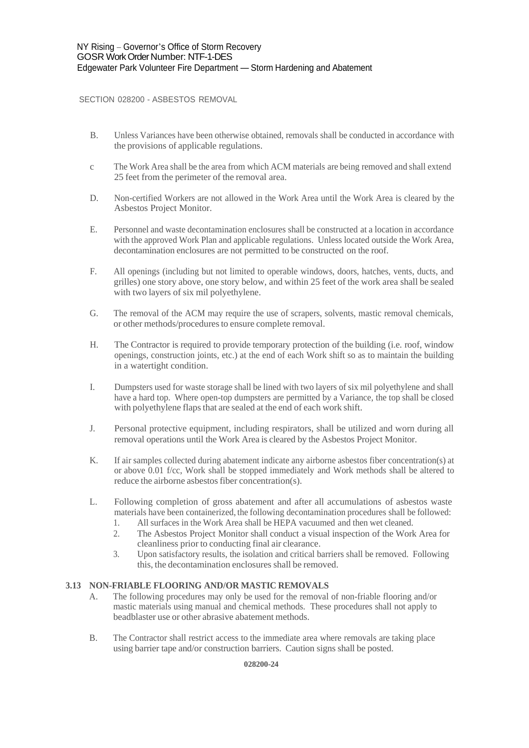SECTION 028200 - ASBESTOS REMOVAL

B. Unless Variances have been otherwise obtained, removals shall be conducted in accordance with the provisions of applicable regulations.

c The Work Area shall be the area from which ACM materials are being removed and shall extend 25 feet from the perimeter of the removal area.

D. Non-certified Workers are not allowed in the Work Area until the Work Area is cleared by the Asbestos Project Monitor.

E. Personnel and waste decontamination enclosures shall be constructed at a location in accordance with the approved Work Plan and applicable regulations. Unless located outside the Work Area, decontamination enclosures are not permitted to be constructed on the roof.

F. All openings (including but not limited to operable windows, doors, hatches, vents, ducts, and grilles) one story above, one story below, and within 25 feet of the work area shall be sealed with two layers of six mil polyethylene.

G. The removal of the ACM may require the use of scrapers, solvents, mastic removal chemicals, or other methods/procedures to ensure complete removal.

H. The Contractor is required to provide temporary protection of the building (i.e. roof, window openings, construction joints, etc.) at the end of each Work shift so as to maintain the building in a watertight condition.

I. Dumpsters used for waste storage shall be lined with two layers of six mil polyethylene and shall have a hard top. Where open-top dumpsters are permitted by a Variance, the top shall be closed with polyethylene flaps that are sealed at the end of each work shift.

J. Personal protective equipment, including respirators, shall be utilized and worn during all removal operations until the Work Area is cleared by the Asbestos Project Monitor.

K. If air samples collected during abatement indicate any airborne asbestos fiber concentration(s) at or above 0.01 f/cc, Work shall be stopped immediately and Work methods shall be altered to reduce the airborne asbestos fiber concentration(s).

L. Following completion of gross abatement and after all accumulations of asbestos waste materials have been containerized, the following decontamination procedures shall be followed:

1. All surfaces in the Work Area shall be HEPA vacuumed and then wet cleaned.
2. The Asbestos Project Monitor shall conduct a visual inspection of the Work Area for cleanliness prior to conducting final air clearance.
3. Upon satisfactory results, the isolation and critical barriers shall be removed. Following this, the decontamination enclosures shall be removed.

### 3.13 NON-FRIABLE FLOORING AND/OR MASTIC REMOVALS

A. The following procedures may only be used for the removal of non-friable flooring and/or mastic materials using manual and chemical methods. These procedures shall not apply to beadblaster use or other abrasive abatement methods.

B. The Contractor shall restrict access to the immediate area where removals are taking place using barrier tape and/or construction barriers. Caution signs shall be posted.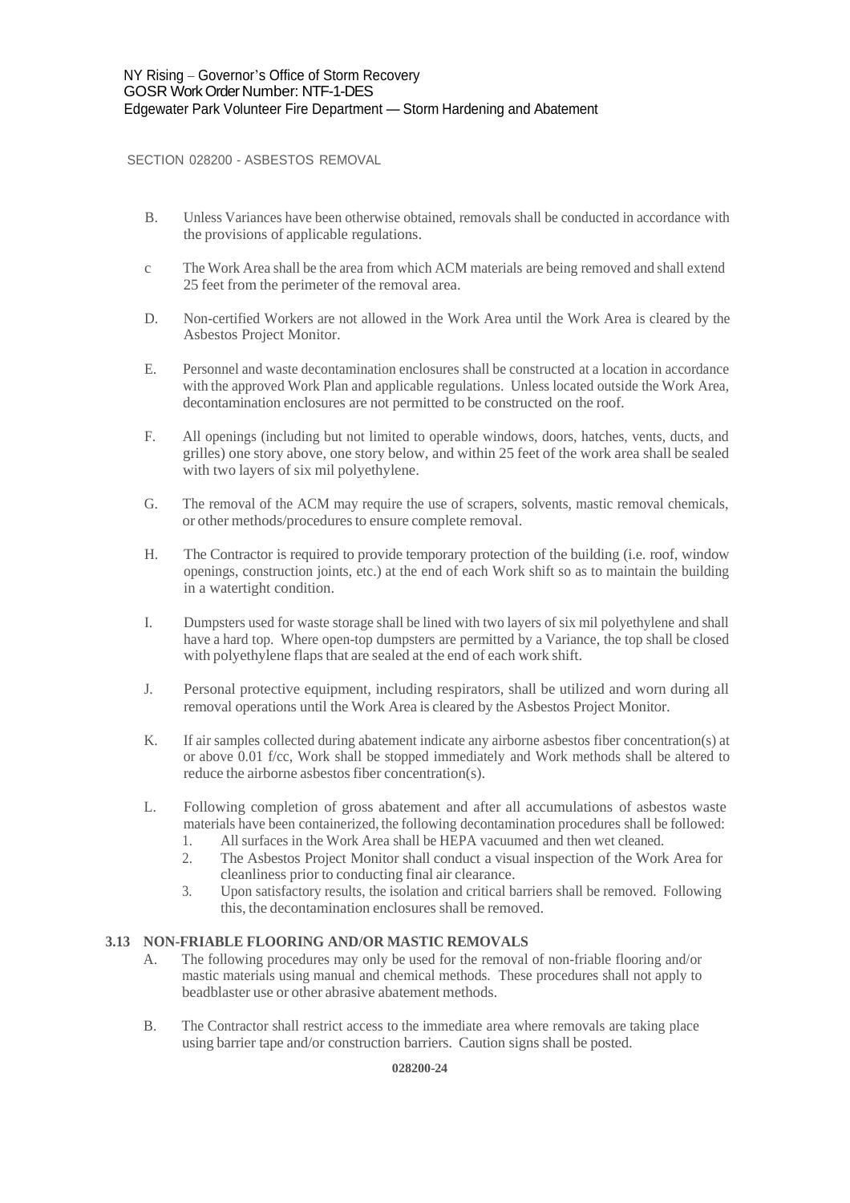B. Unless Variances have been otherwise obtained, removals shall be conducted in accordance with the provisions of applicable regulations.

c The Work Area shall be the area from which ACM materials are being removed and shall extend 25 feet from the perimeter of the removal area.

D. Non-certified Workers are not allowed in the Work Area until the Work Area is cleared by the Asbestos Project Monitor.

E. Personnel and waste decontamination enclosures shall be constructed at a location in accordance with the approved Work Plan and applicable regulations. Unless located outside the Work Area, decontamination enclosures are not permitted to be constructed on the roof.

F. All openings (including but not limited to operable windows, doors, hatches, vents, ducts, and grilles) one story above, one story below, and within 25 feet of the work area shall be sealed with two layers of six mil polyethylene.

G. The removal of the ACM may require the use of scrapers, solvents, mastic removal chemicals, or other methods/procedures to ensure complete removal.

H. The Contractor is required to provide temporary protection of the building (i.e. roof, window openings, construction joints, etc.) at the end of each Work shift so as to maintain the building in a watertight condition.

I. Dumpsters used for waste storage shall be lined with two layers of six mil polyethylene and shall have a hard top. Where open-top dumpsters are permitted by a Variance, the top shall be closed with polyethylene flaps that are sealed at the end of each work shift.

J. Personal protective equipment, including respirators, shall be utilized and worn during all removal operations until the Work Area is cleared by the Asbestos Project Monitor.

K. If air samples collected during abatement indicate any airborne asbestos fiber concentration(s) at or above 0.01 f/cc, Work shall be stopped immediately and Work methods shall be altered to reduce the airborne asbestos fiber concentration(s).

L. Following completion of gross abatement and after all accumulations of asbestos waste materials have been containerized, the following decontamination procedures shall be followed:
   1. All surfaces in the Work Area shall be HEPA vacuumed and then wet cleaned.
   2. The Asbestos Project Monitor shall conduct a visual inspection of the Work Area for cleanliness prior to conducting final air clearance.
   3. Upon satisfactory results, the isolation and critical barriers shall be removed. Following this, the decontamination enclosures shall be removed.

### 3.13 NON-FRIABLE FLOORING AND/OR MASTIC REMOVALS

A. The following procedures may only be used for the removal of non-friable flooring and/or mastic materials using manual and chemical methods. These procedures shall not apply to beadblaster use or other abrasive abatement methods.

B. The Contractor shall restrict access to the immediate area where removals are taking place using barrier tape and/or construction barriers. Caution signs shall be posted.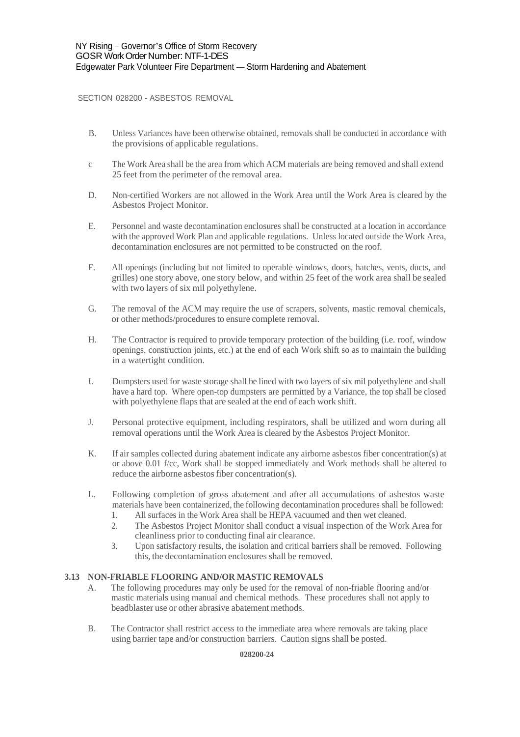SECTION 028200 - ASBESTOS REMOVAL

B. Unless Variances have been otherwise obtained, removals shall be conducted in accordance with the provisions of applicable regulations.

c The Work Area shall be the area from which ACM materials are being removed and shall extend 25 feet from the perimeter of the removal area.

D. Non-certified Workers are not allowed in the Work Area until the Work Area is cleared by the Asbestos Project Monitor.

E. Personnel and waste decontamination enclosures shall be constructed at a location in accordance with the approved Work Plan and applicable regulations. Unless located outside the Work Area, decontamination enclosures are not permitted to be constructed on the roof.

F. All openings (including but not limited to operable windows, doors, hatches, vents, ducts, and grilles) one story above, one story below, and within 25 feet of the work area shall be sealed with two layers of six mil polyethylene.

G. The removal of the ACM may require the use of scrapers, solvents, mastic removal chemicals, or other methods/procedures to ensure complete removal.

H. The Contractor is required to provide temporary protection of the building (i.e. roof, window openings, construction joints, etc.) at the end of each Work shift so as to maintain the building in a watertight condition.

I. Dumpsters used for waste storage shall be lined with two layers of six mil polyethylene and shall have a hard top. Where open-top dumpsters are permitted by a Variance, the top shall be closed with polyethylene flaps that are sealed at the end of each work shift.

J. Personal protective equipment, including respirators, shall be utilized and worn during all removal operations until the Work Area is cleared by the Asbestos Project Monitor.

K. If air samples collected during abatement indicate any airborne asbestos fiber concentration(s) at or above 0.01 f/cc, Work shall be stopped immediately and Work methods shall be altered to reduce the airborne asbestos fiber concentration(s).

L. Following completion of gross abatement and after all accumulations of asbestos waste materials have been containerized, the following decontamination procedures shall be followed:
   1. All surfaces in the Work Area shall be HEPA vacuumed and then wet cleaned.
   2. The Asbestos Project Monitor shall conduct a visual inspection of the Work Area for cleanliness prior to conducting final air clearance.
   3. Upon satisfactory results, the isolation and critical barriers shall be removed. Following this, the decontamination enclosures shall be removed.

**3.13 NON-FRIABLE FLOORING AND/OR MASTIC REMOVALS**

A. The following procedures may only be used for the removal of non-friable flooring and/or mastic materials using manual and chemical methods. These procedures shall not apply to beadblaster use or other abrasive abatement methods.

B. The Contractor shall restrict access to the immediate area where removals are taking place using barrier tape and/or construction barriers. Caution signs shall be posted.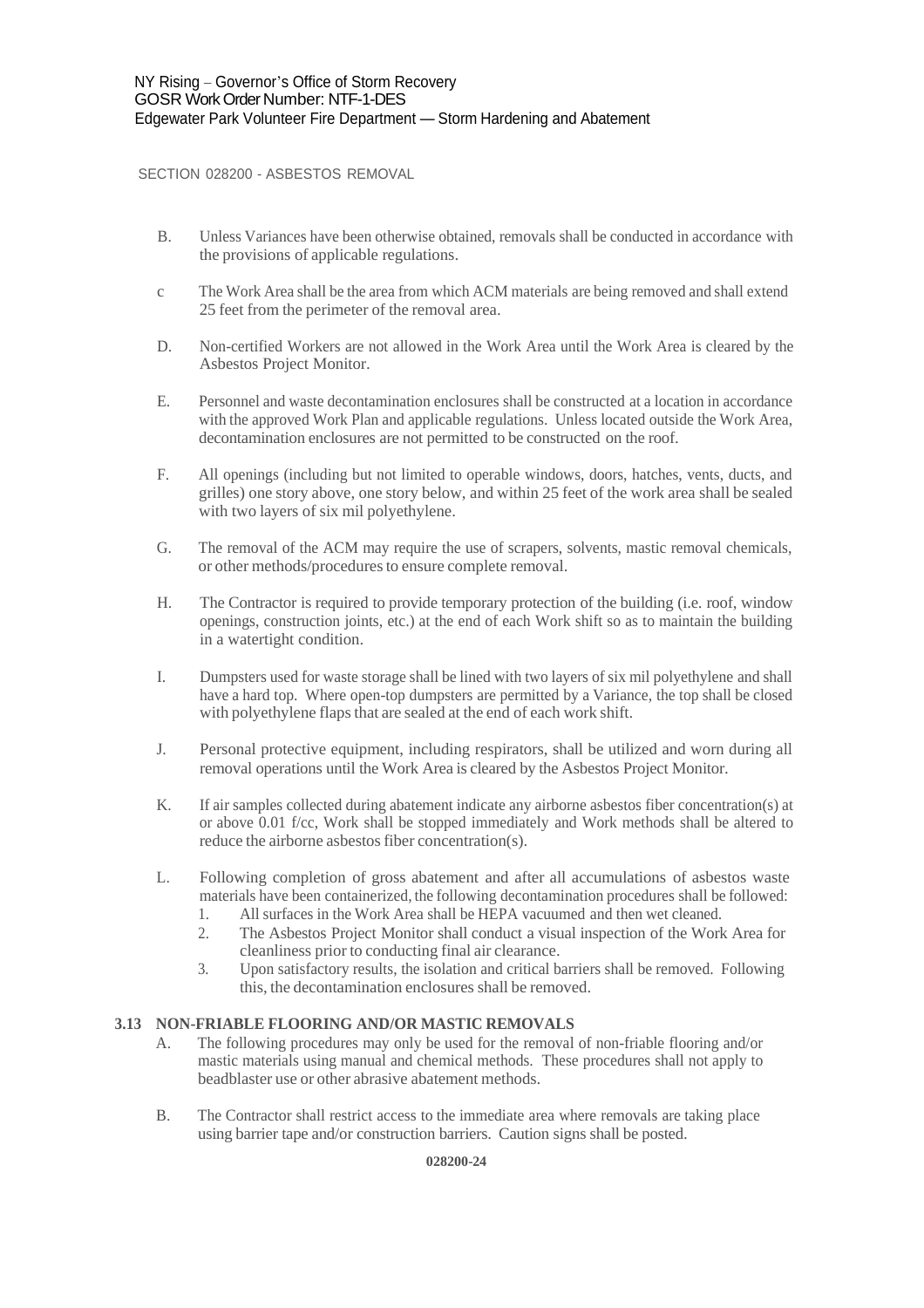B. Unless Variances have been otherwise obtained, removals shall be conducted in accordance with the provisions of applicable regulations.

c The Work Area shall be the area from which ACM materials are being removed and shall extend 25 feet from the perimeter of the removal area.

D. Non-certified Workers are not allowed in the Work Area until the Work Area is cleared by the Asbestos Project Monitor.

E. Personnel and waste decontamination enclosures shall be constructed at a location in accordance with the approved Work Plan and applicable regulations. Unless located outside the Work Area, decontamination enclosures are not permitted to be constructed on the roof.

F. All openings (including but not limited to operable windows, doors, hatches, vents, ducts, and grilles) one story above, one story below, and within 25 feet of the work area shall be sealed with two layers of six mil polyethylene.

G. The removal of the ACM may require the use of scrapers, solvents, mastic removal chemicals, or other methods/procedures to ensure complete removal.

H. The Contractor is required to provide temporary protection of the building (i.e. roof, window openings, construction joints, etc.) at the end of each Work shift so as to maintain the building in a watertight condition.

I. Dumpsters used for waste storage shall be lined with two layers of six mil polyethylene and shall have a hard top. Where open-top dumpsters are permitted by a Variance, the top shall be closed with polyethylene flaps that are sealed at the end of each work shift.

J. Personal protective equipment, including respirators, shall be utilized and worn during all removal operations until the Work Area is cleared by the Asbestos Project Monitor.

K. If air samples collected during abatement indicate any airborne asbestos fiber concentration(s) at or above 0.01 f/cc, Work shall be stopped immediately and Work methods shall be altered to reduce the airborne asbestos fiber concentration(s).

L. Following completion of gross abatement and after all accumulations of asbestos waste materials have been containerized, the following decontamination procedures shall be followed:
   1. All surfaces in the Work Area shall be HEPA vacuumed and then wet cleaned.
   2. The Asbestos Project Monitor shall conduct a visual inspection of the Work Area for cleanliness prior to conducting final air clearance.
   3. Upon satisfactory results, the isolation and critical barriers shall be removed. Following this, the decontamination enclosures shall be removed.

**3.13 NON-FRIABLE FLOORING AND/OR MASTIC REMOVALS**

A. The following procedures may only be used for the removal of non-friable flooring and/or mastic materials using manual and chemical methods. These procedures shall not apply to beadblaster use or other abrasive abatement methods.

B. The Contractor shall restrict access to the immediate area where removals are taking place using barrier tape and/or construction barriers. Caution signs shall be posted.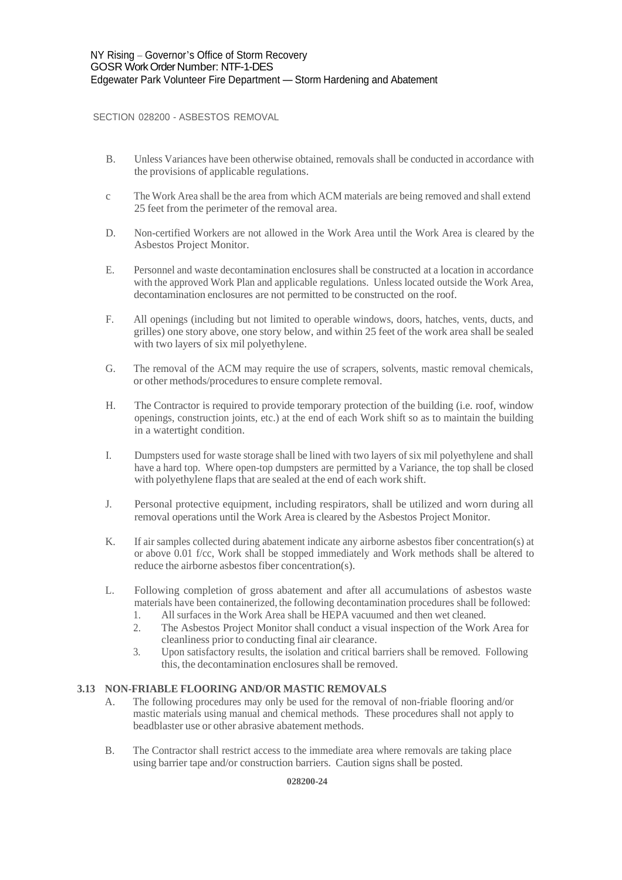B. Unless Variances have been otherwise obtained, removals shall be conducted in accordance with the provisions of applicable regulations.

c The Work Area shall be the area from which ACM materials are being removed and shall extend 25 feet from the perimeter of the removal area.

D. Non-certified Workers are not allowed in the Work Area until the Work Area is cleared by the Asbestos Project Monitor.

E. Personnel and waste decontamination enclosures shall be constructed at a location in accordance with the approved Work Plan and applicable regulations. Unless located outside the Work Area, decontamination enclosures are not permitted to be constructed on the roof.

F. All openings (including but not limited to operable windows, doors, hatches, vents, ducts, and grilles) one story above, one story below, and within 25 feet of the work area shall be sealed with two layers of six mil polyethylene.

G. The removal of the ACM may require the use of scrapers, solvents, mastic removal chemicals, or other methods/procedures to ensure complete removal.

H. The Contractor is required to provide temporary protection of the building (i.e. roof, window openings, construction joints, etc.) at the end of each Work shift so as to maintain the building in a watertight condition.

I. Dumpsters used for waste storage shall be lined with two layers of six mil polyethylene and shall have a hard top. Where open-top dumpsters are permitted by a Variance, the top shall be closed with polyethylene flaps that are sealed at the end of each work shift.

J. Personal protective equipment, including respirators, shall be utilized and worn during all removal operations until the Work Area is cleared by the Asbestos Project Monitor.

K. If air samples collected during abatement indicate any airborne asbestos fiber concentration(s) at or above 0.01 f/cc, Work shall be stopped immediately and Work methods shall be altered to reduce the airborne asbestos fiber concentration(s).

L. Following completion of gross abatement and after all accumulations of asbestos waste materials have been containerized, the following decontamination procedures shall be followed:
1. All surfaces in the Work Area shall be HEPA vacuumed and then wet cleaned.
2. The Asbestos Project Monitor shall conduct a visual inspection of the Work Area for cleanliness prior to conducting final air clearance.
3. Upon satisfactory results, the isolation and critical barriers shall be removed. Following this, the decontamination enclosures shall be removed.

## 3.13 NON-FRIABLE FLOORING AND/OR MASTIC REMOVALS

A. The following procedures may only be used for the removal of non-friable flooring and/or mastic materials using manual and chemical methods. These procedures shall not apply to beadblaster use or other abrasive abatement methods.

B. The Contractor shall restrict access to the immediate area where removals are taking place using barrier tape and/or construction barriers. Caution signs shall be posted.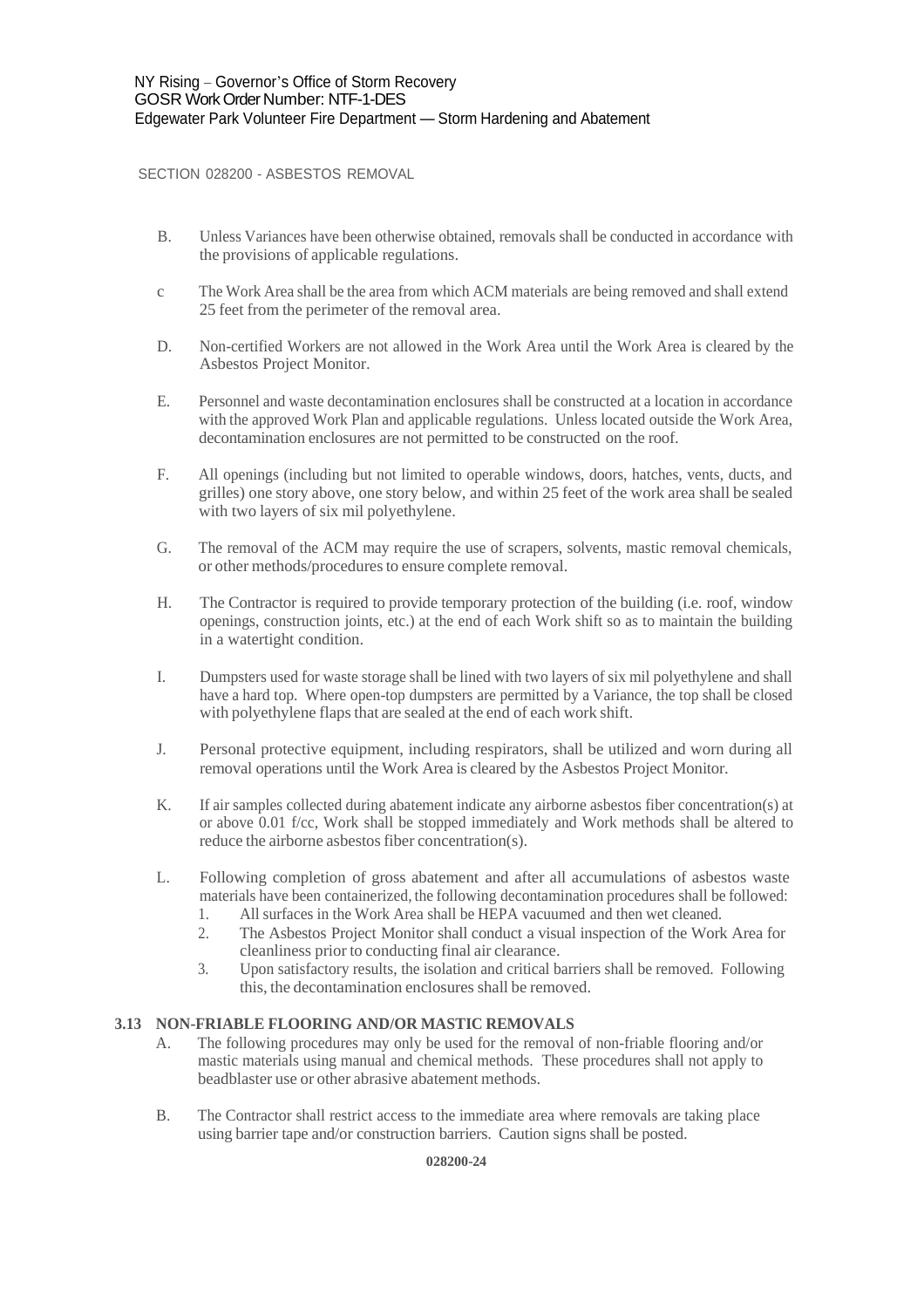B. Unless Variances have been otherwise obtained, removals shall be conducted in accordance with the provisions of applicable regulations.

c The Work Area shall be the area from which ACM materials are being removed and shall extend 25 feet from the perimeter of the removal area.

D. Non-certified Workers are not allowed in the Work Area until the Work Area is cleared by the Asbestos Project Monitor.

E. Personnel and waste decontamination enclosures shall be constructed at a location in accordance with the approved Work Plan and applicable regulations. Unless located outside the Work Area, decontamination enclosures are not permitted to be constructed on the roof.

F. All openings (including but not limited to operable windows, doors, hatches, vents, ducts, and grilles) one story above, one story below, and within 25 feet of the work area shall be sealed with two layers of six mil polyethylene.

G. The removal of the ACM may require the use of scrapers, solvents, mastic removal chemicals, or other methods/procedures to ensure complete removal.

H. The Contractor is required to provide temporary protection of the building (i.e. roof, window openings, construction joints, etc.) at the end of each Work shift so as to maintain the building in a watertight condition.

I. Dumpsters used for waste storage shall be lined with two layers of six mil polyethylene and shall have a hard top. Where open-top dumpsters are permitted by a Variance, the top shall be closed with polyethylene flaps that are sealed at the end of each work shift.

J. Personal protective equipment, including respirators, shall be utilized and worn during all removal operations until the Work Area is cleared by the Asbestos Project Monitor.

K. If air samples collected during abatement indicate any airborne asbestos fiber concentration(s) at or above 0.01 f/cc, Work shall be stopped immediately and Work methods shall be altered to reduce the airborne asbestos fiber concentration(s).

L. Following completion of gross abatement and after all accumulations of asbestos waste materials have been containerized, the following decontamination procedures shall be followed:
   1. All surfaces in the Work Area shall be HEPA vacuumed and then wet cleaned.
   2. The Asbestos Project Monitor shall conduct a visual inspection of the Work Area for cleanliness prior to conducting final air clearance.
   3. Upon satisfactory results, the isolation and critical barriers shall be removed. Following this, the decontamination enclosures shall be removed.

**3.13 NON-FRIABLE FLOORING AND/OR MASTIC REMOVALS**

A. The following procedures may only be used for the removal of non-friable flooring and/or mastic materials using manual and chemical methods. These procedures shall not apply to beadblaster use or other abrasive abatement methods.

B. The Contractor shall restrict access to the immediate area where removals are taking place using barrier tape and/or construction barriers. Caution signs shall be posted.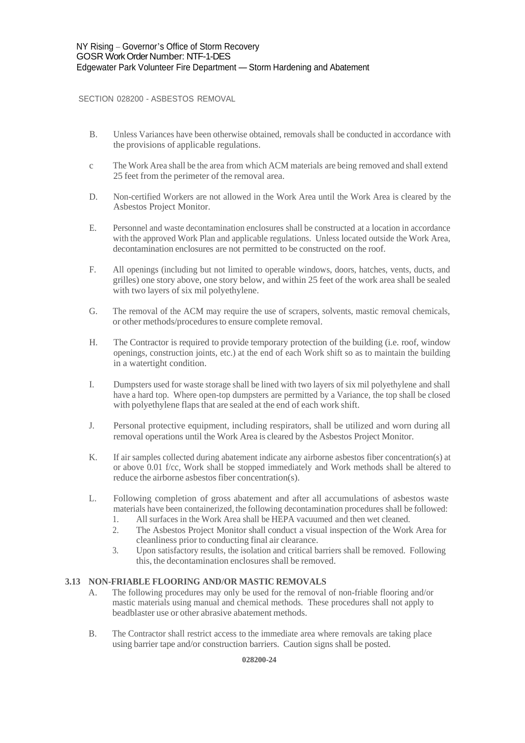B. Unless Variances have been otherwise obtained, removals shall be conducted in accordance with the provisions of applicable regulations.

c The Work Area shall be the area from which ACM materials are being removed and shall extend 25 feet from the perimeter of the removal area.

D. Non-certified Workers are not allowed in the Work Area until the Work Area is cleared by the Asbestos Project Monitor.

E. Personnel and waste decontamination enclosures shall be constructed at a location in accordance with the approved Work Plan and applicable regulations. Unless located outside the Work Area, decontamination enclosures are not permitted to be constructed on the roof.

F. All openings (including but not limited to operable windows, doors, hatches, vents, ducts, and grilles) one story above, one story below, and within 25 feet of the work area shall be sealed with two layers of six mil polyethylene.

G. The removal of the ACM may require the use of scrapers, solvents, mastic removal chemicals, or other methods/procedures to ensure complete removal.

H. The Contractor is required to provide temporary protection of the building (i.e. roof, window openings, construction joints, etc.) at the end of each Work shift so as to maintain the building in a watertight condition.

I. Dumpsters used for waste storage shall be lined with two layers of six mil polyethylene and shall have a hard top. Where open-top dumpsters are permitted by a Variance, the top shall be closed with polyethylene flaps that are sealed at the end of each work shift.

J. Personal protective equipment, including respirators, shall be utilized and worn during all removal operations until the Work Area is cleared by the Asbestos Project Monitor.

K. If air samples collected during abatement indicate any airborne asbestos fiber concentration(s) at or above 0.01 f/cc, Work shall be stopped immediately and Work methods shall be altered to reduce the airborne asbestos fiber concentration(s).

L. Following completion of gross abatement and after all accumulations of asbestos waste materials have been containerized, the following decontamination procedures shall be followed:
   1. All surfaces in the Work Area shall be HEPA vacuumed and then wet cleaned.
   2. The Asbestos Project Monitor shall conduct a visual inspection of the Work Area for cleanliness prior to conducting final air clearance.
   3. Upon satisfactory results, the isolation and critical barriers shall be removed. Following this, the decontamination enclosures shall be removed.

### 3.13 NON-FRIABLE FLOORING AND/OR MASTIC REMOVALS

A. The following procedures may only be used for the removal of non-friable flooring and/or mastic materials using manual and chemical methods. These procedures shall not apply to beadblaster use or other abrasive abatement methods.

B. The Contractor shall restrict access to the immediate area where removals are taking place using barrier tape and/or construction barriers. Caution signs shall be posted.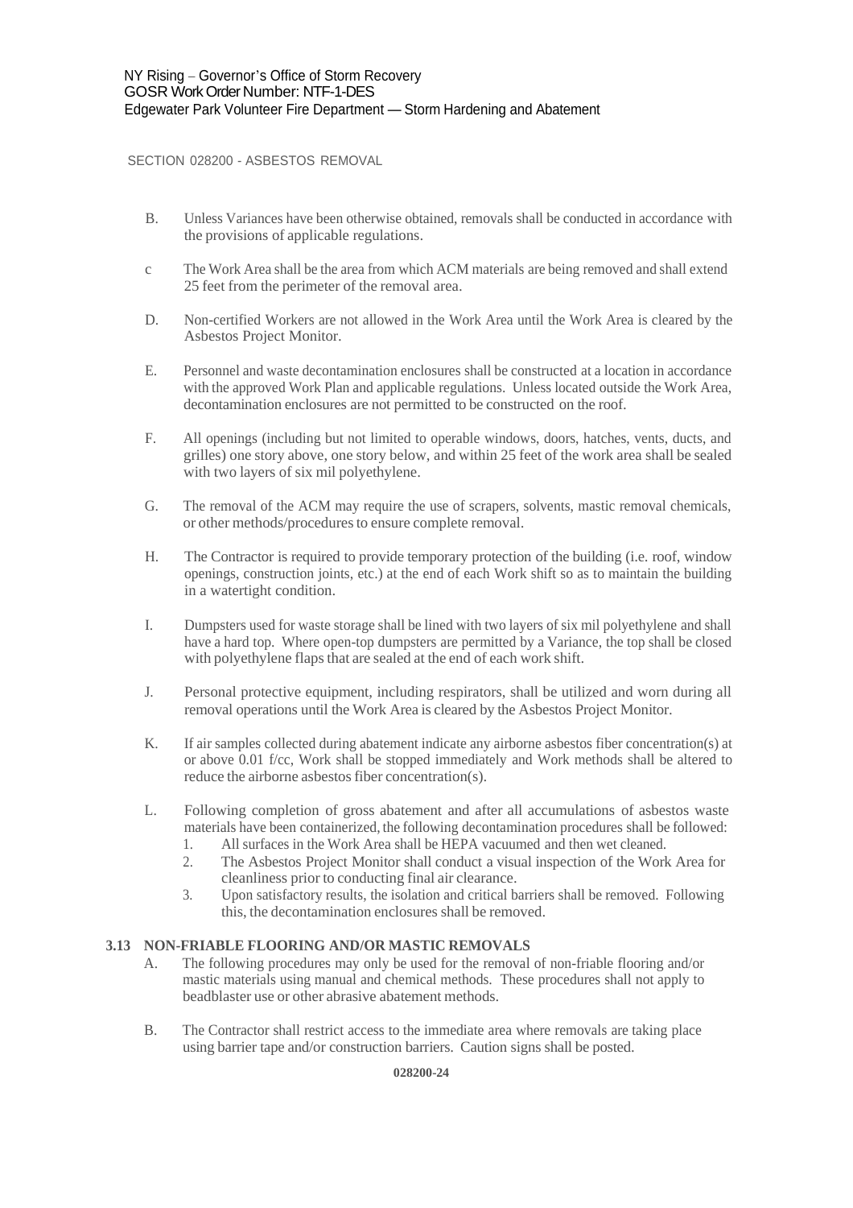B. Unless Variances have been otherwise obtained, removals shall be conducted in accordance with the provisions of applicable regulations.

c The Work Area shall be the area from which ACM materials are being removed and shall extend 25 feet from the perimeter of the removal area.

D. Non-certified Workers are not allowed in the Work Area until the Work Area is cleared by the Asbestos Project Monitor.

E. Personnel and waste decontamination enclosures shall be constructed at a location in accordance with the approved Work Plan and applicable regulations. Unless located outside the Work Area, decontamination enclosures are not permitted to be constructed on the roof.

F. All openings (including but not limited to operable windows, doors, hatches, vents, ducts, and grilles) one story above, one story below, and within 25 feet of the work area shall be sealed with two layers of six mil polyethylene.

G. The removal of the ACM may require the use of scrapers, solvents, mastic removal chemicals, or other methods/procedures to ensure complete removal.

H. The Contractor is required to provide temporary protection of the building (i.e. roof, window openings, construction joints, etc.) at the end of each Work shift so as to maintain the building in a watertight condition.

I. Dumpsters used for waste storage shall be lined with two layers of six mil polyethylene and shall have a hard top. Where open-top dumpsters are permitted by a Variance, the top shall be closed with polyethylene flaps that are sealed at the end of each work shift.

J. Personal protective equipment, including respirators, shall be utilized and worn during all removal operations until the Work Area is cleared by the Asbestos Project Monitor.

K. If air samples collected during abatement indicate any airborne asbestos fiber concentration(s) at or above 0.01 f/cc, Work shall be stopped immediately and Work methods shall be altered to reduce the airborne asbestos fiber concentration(s).

L. Following completion of gross abatement and after all accumulations of asbestos waste materials have been containerized, the following decontamination procedures shall be followed:
   1. All surfaces in the Work Area shall be HEPA vacuumed and then wet cleaned.
   2. The Asbestos Project Monitor shall conduct a visual inspection of the Work Area for cleanliness prior to conducting final air clearance.
   3. Upon satisfactory results, the isolation and critical barriers shall be removed. Following this, the decontamination enclosures shall be removed.

### 3.13 NON-FRIABLE FLOORING AND/OR MASTIC REMOVALS

A. The following procedures may only be used for the removal of non-friable flooring and/or mastic materials using manual and chemical methods. These procedures shall not apply to beadblaster use or other abrasive abatement methods.

B. The Contractor shall restrict access to the immediate area where removals are taking place using barrier tape and/or construction barriers. Caution signs shall be posted.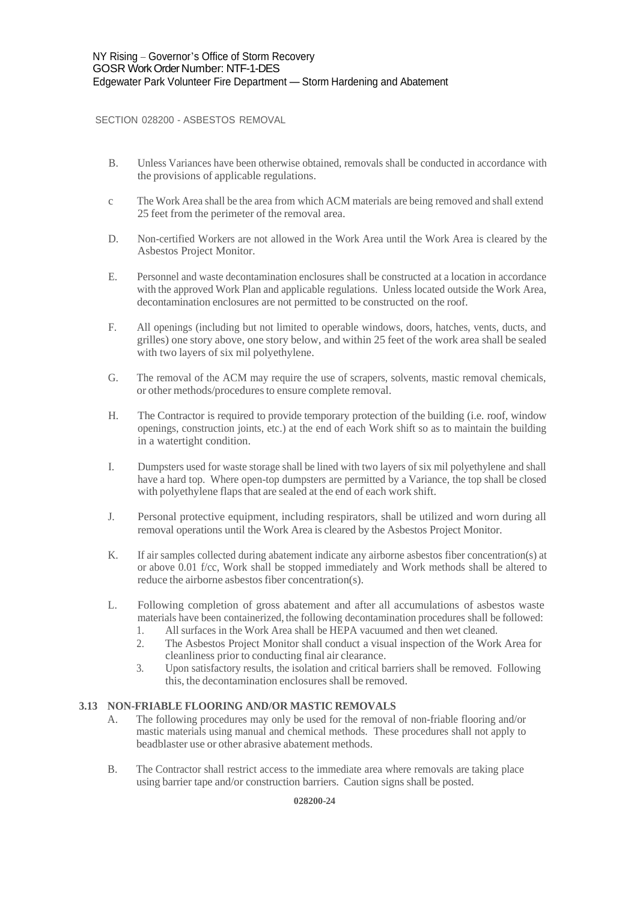B. Unless Variances have been otherwise obtained, removals shall be conducted in accordance with the provisions of applicable regulations.

c The Work Area shall be the area from which ACM materials are being removed and shall extend 25 feet from the perimeter of the removal area.

D. Non-certified Workers are not allowed in the Work Area until the Work Area is cleared by the Asbestos Project Monitor.

E. Personnel and waste decontamination enclosures shall be constructed at a location in accordance with the approved Work Plan and applicable regulations. Unless located outside the Work Area, decontamination enclosures are not permitted to be constructed on the roof.

F. All openings (including but not limited to operable windows, doors, hatches, vents, ducts, and grilles) one story above, one story below, and within 25 feet of the work area shall be sealed with two layers of six mil polyethylene.

G. The removal of the ACM may require the use of scrapers, solvents, mastic removal chemicals, or other methods/procedures to ensure complete removal.

H. The Contractor is required to provide temporary protection of the building (i.e. roof, window openings, construction joints, etc.) at the end of each Work shift so as to maintain the building in a watertight condition.

I. Dumpsters used for waste storage shall be lined with two layers of six mil polyethylene and shall have a hard top. Where open-top dumpsters are permitted by a Variance, the top shall be closed with polyethylene flaps that are sealed at the end of each work shift.

J. Personal protective equipment, including respirators, shall be utilized and worn during all removal operations until the Work Area is cleared by the Asbestos Project Monitor.

K. If air samples collected during abatement indicate any airborne asbestos fiber concentration(s) at or above 0.01 f/cc, Work shall be stopped immediately and Work methods shall be altered to reduce the airborne asbestos fiber concentration(s).

L. Following completion of gross abatement and after all accumulations of asbestos waste materials have been containerized, the following decontamination procedures shall be followed:
   1. All surfaces in the Work Area shall be HEPA vacuumed and then wet cleaned.
   2. The Asbestos Project Monitor shall conduct a visual inspection of the Work Area for cleanliness prior to conducting final air clearance.
   3. Upon satisfactory results, the isolation and critical barriers shall be removed. Following this, the decontamination enclosures shall be removed.

**3.13 NON-FRIABLE FLOORING AND/OR MASTIC REMOVALS**

A. The following procedures may only be used for the removal of non-friable flooring and/or mastic materials using manual and chemical methods. These procedures shall not apply to beadblaster use or other abrasive abatement methods.

B. The Contractor shall restrict access to the immediate area where removals are taking place using barrier tape and/or construction barriers. Caution signs shall be posted.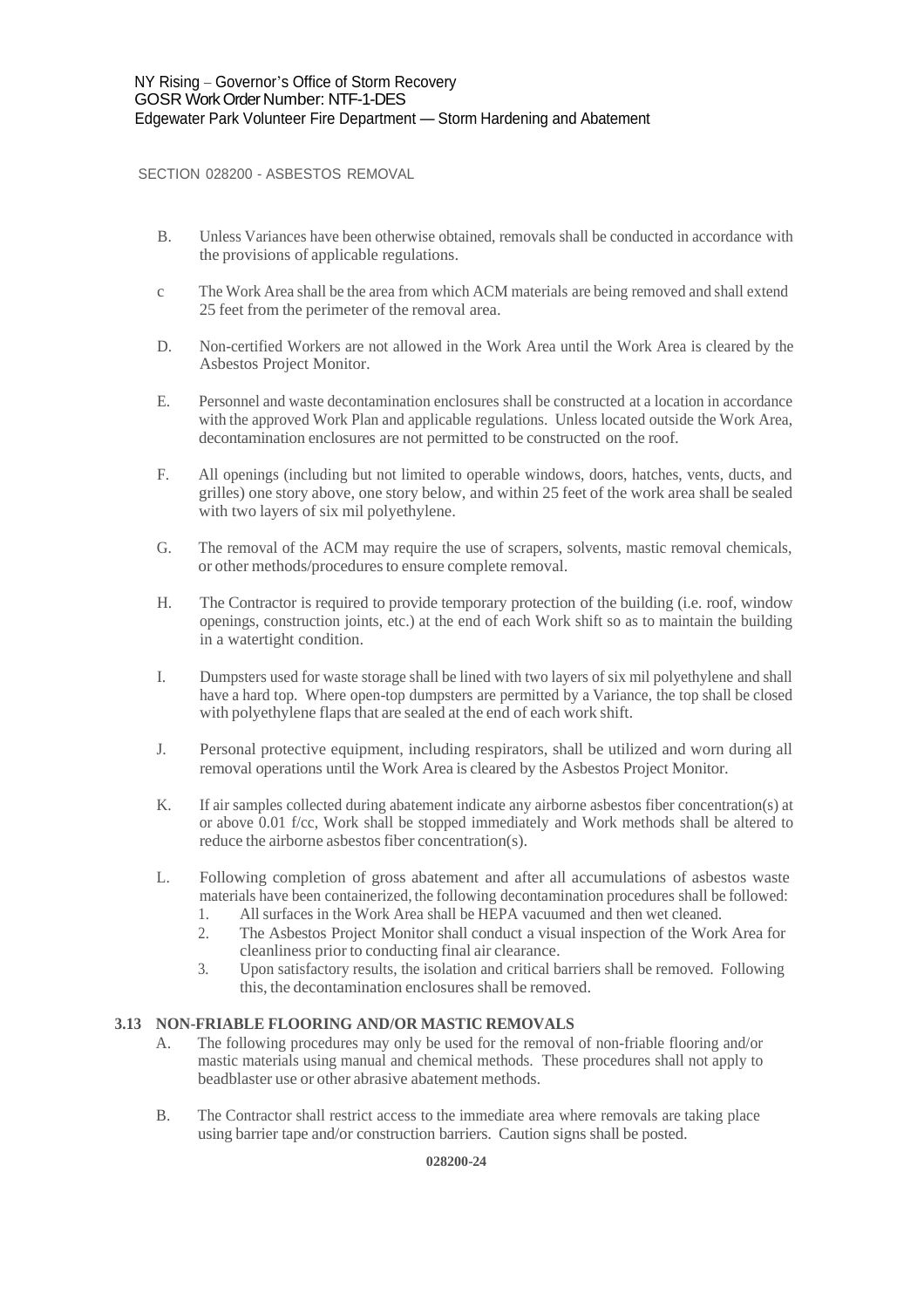B. Unless Variances have been otherwise obtained, removals shall be conducted in accordance with the provisions of applicable regulations.

c The Work Area shall be the area from which ACM materials are being removed and shall extend 25 feet from the perimeter of the removal area.

D. Non-certified Workers are not allowed in the Work Area until the Work Area is cleared by the Asbestos Project Monitor.

E. Personnel and waste decontamination enclosures shall be constructed at a location in accordance with the approved Work Plan and applicable regulations. Unless located outside the Work Area, decontamination enclosures are not permitted to be constructed on the roof.

F. All openings (including but not limited to operable windows, doors, hatches, vents, ducts, and grilles) one story above, one story below, and within 25 feet of the work area shall be sealed with two layers of six mil polyethylene.

G. The removal of the ACM may require the use of scrapers, solvents, mastic removal chemicals, or other methods/procedures to ensure complete removal.

H. The Contractor is required to provide temporary protection of the building (i.e. roof, window openings, construction joints, etc.) at the end of each Work shift so as to maintain the building in a watertight condition.

I. Dumpsters used for waste storage shall be lined with two layers of six mil polyethylene and shall have a hard top. Where open-top dumpsters are permitted by a Variance, the top shall be closed with polyethylene flaps that are sealed at the end of each work shift.

J. Personal protective equipment, including respirators, shall be utilized and worn during all removal operations until the Work Area is cleared by the Asbestos Project Monitor.

K. If air samples collected during abatement indicate any airborne asbestos fiber concentration(s) at or above 0.01 f/cc, Work shall be stopped immediately and Work methods shall be altered to reduce the airborne asbestos fiber concentration(s).

L. Following completion of gross abatement and after all accumulations of asbestos waste materials have been containerized, the following decontamination procedures shall be followed:
   1. All surfaces in the Work Area shall be HEPA vacuumed and then wet cleaned.
   2. The Asbestos Project Monitor shall conduct a visual inspection of the Work Area for cleanliness prior to conducting final air clearance.
   3. Upon satisfactory results, the isolation and critical barriers shall be removed. Following this, the decontamination enclosures shall be removed.

### 3.13 NON-FRIABLE FLOORING AND/OR MASTIC REMOVALS

A. The following procedures may only be used for the removal of non-friable flooring and/or mastic materials using manual and chemical methods. These procedures shall not apply to beadblaster use or other abrasive abatement methods.

B. The Contractor shall restrict access to the immediate area where removals are taking place using barrier tape and/or construction barriers. Caution signs shall be posted.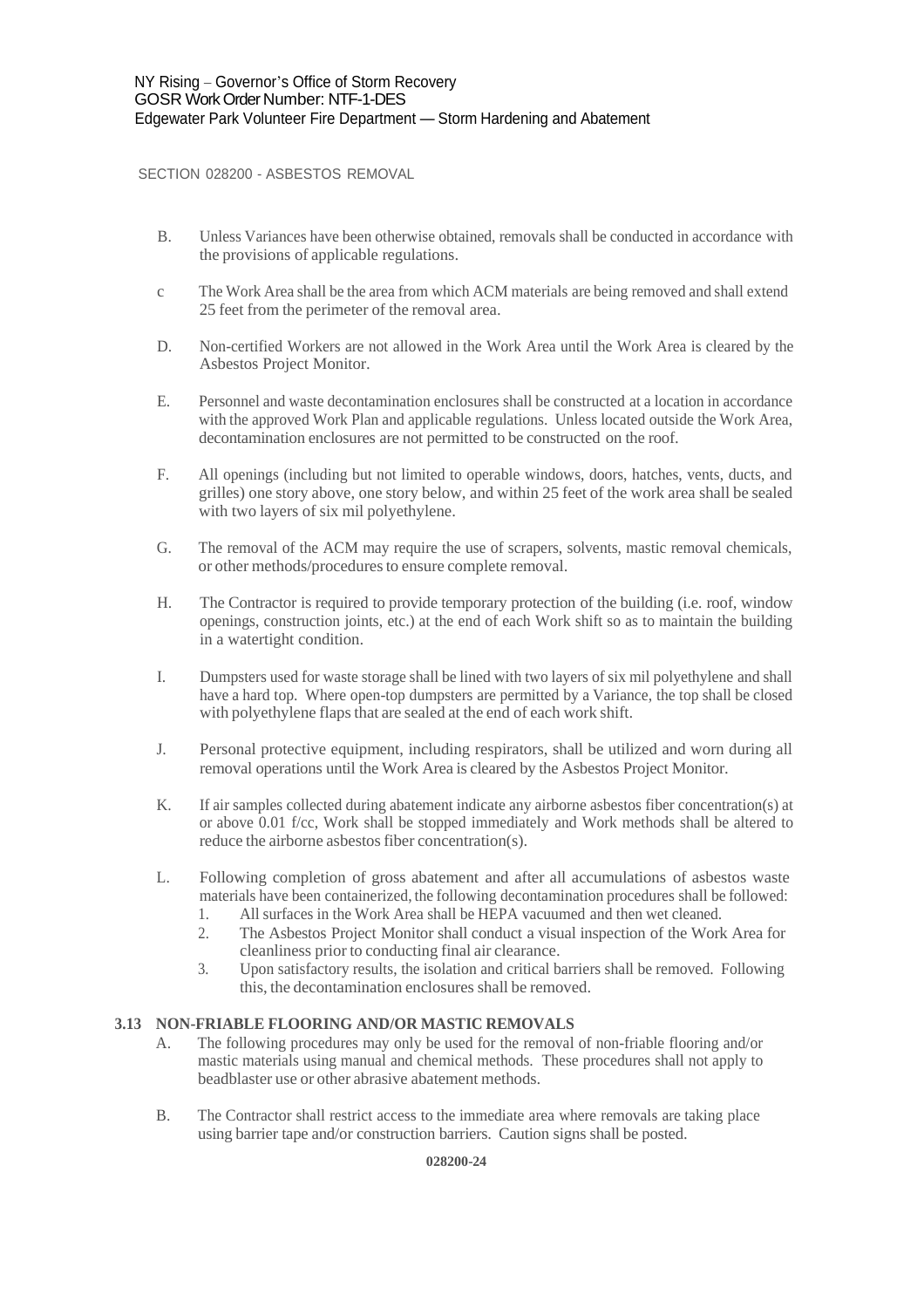B. Unless Variances have been otherwise obtained, removals shall be conducted in accordance with the provisions of applicable regulations.

c The Work Area shall be the area from which ACM materials are being removed and shall extend 25 feet from the perimeter of the removal area.

D. Non-certified Workers are not allowed in the Work Area until the Work Area is cleared by the Asbestos Project Monitor.

E. Personnel and waste decontamination enclosures shall be constructed at a location in accordance with the approved Work Plan and applicable regulations. Unless located outside the Work Area, decontamination enclosures are not permitted to be constructed on the roof.

F. All openings (including but not limited to operable windows, doors, hatches, vents, ducts, and grilles) one story above, one story below, and within 25 feet of the work area shall be sealed with two layers of six mil polyethylene.

G. The removal of the ACM may require the use of scrapers, solvents, mastic removal chemicals, or other methods/procedures to ensure complete removal.

H. The Contractor is required to provide temporary protection of the building (i.e. roof, window openings, construction joints, etc.) at the end of each Work shift so as to maintain the building in a watertight condition.

I. Dumpsters used for waste storage shall be lined with two layers of six mil polyethylene and shall have a hard top. Where open-top dumpsters are permitted by a Variance, the top shall be closed with polyethylene flaps that are sealed at the end of each work shift.

J. Personal protective equipment, including respirators, shall be utilized and worn during all removal operations until the Work Area is cleared by the Asbestos Project Monitor.

K. If air samples collected during abatement indicate any airborne asbestos fiber concentration(s) at or above 0.01 f/cc, Work shall be stopped immediately and Work methods shall be altered to reduce the airborne asbestos fiber concentration(s).

L. Following completion of gross abatement and after all accumulations of asbestos waste materials have been containerized, the following decontamination procedures shall be followed:
   1. All surfaces in the Work Area shall be HEPA vacuumed and then wet cleaned.
   2. The Asbestos Project Monitor shall conduct a visual inspection of the Work Area for cleanliness prior to conducting final air clearance.
   3. Upon satisfactory results, the isolation and critical barriers shall be removed. Following this, the decontamination enclosures shall be removed.

**3.13 NON-FRIABLE FLOORING AND/OR MASTIC REMOVALS**

A. The following procedures may only be used for the removal of non-friable flooring and/or mastic materials using manual and chemical methods. These procedures shall not apply to beadblaster use or other abrasive abatement methods.

B. The Contractor shall restrict access to the immediate area where removals are taking place using barrier tape and/or construction barriers. Caution signs shall be posted.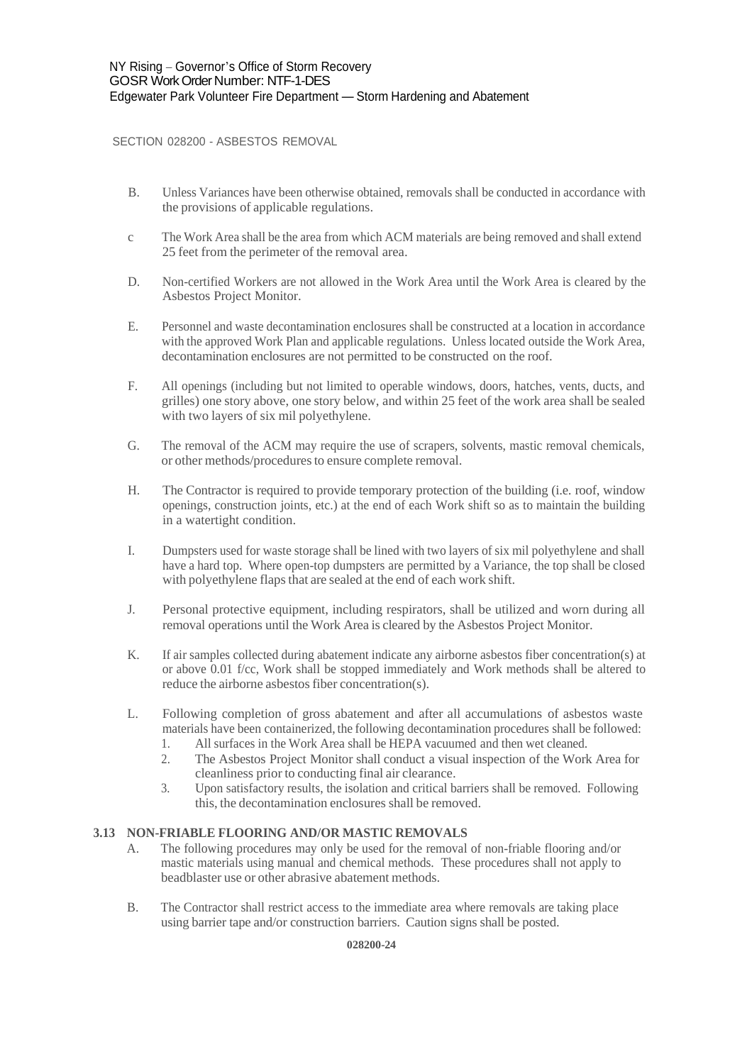B. Unless Variances have been otherwise obtained, removals shall be conducted in accordance with the provisions of applicable regulations.

c The Work Area shall be the area from which ACM materials are being removed and shall extend 25 feet from the perimeter of the removal area.

D. Non-certified Workers are not allowed in the Work Area until the Work Area is cleared by the Asbestos Project Monitor.

E. Personnel and waste decontamination enclosures shall be constructed at a location in accordance with the approved Work Plan and applicable regulations. Unless located outside the Work Area, decontamination enclosures are not permitted to be constructed on the roof.

F. All openings (including but not limited to operable windows, doors, hatches, vents, ducts, and grilles) one story above, one story below, and within 25 feet of the work area shall be sealed with two layers of six mil polyethylene.

G. The removal of the ACM may require the use of scrapers, solvents, mastic removal chemicals, or other methods/procedures to ensure complete removal.

H. The Contractor is required to provide temporary protection of the building (i.e. roof, window openings, construction joints, etc.) at the end of each Work shift so as to maintain the building in a watertight condition.

I. Dumpsters used for waste storage shall be lined with two layers of six mil polyethylene and shall have a hard top. Where open-top dumpsters are permitted by a Variance, the top shall be closed with polyethylene flaps that are sealed at the end of each work shift.

J. Personal protective equipment, including respirators, shall be utilized and worn during all removal operations until the Work Area is cleared by the Asbestos Project Monitor.

K. If air samples collected during abatement indicate any airborne asbestos fiber concentration(s) at or above 0.01 f/cc, Work shall be stopped immediately and Work methods shall be altered to reduce the airborne asbestos fiber concentration(s).

L. Following completion of gross abatement and after all accumulations of asbestos waste materials have been containerized, the following decontamination procedures shall be followed:
   1. All surfaces in the Work Area shall be HEPA vacuumed and then wet cleaned.
   2. The Asbestos Project Monitor shall conduct a visual inspection of the Work Area for cleanliness prior to conducting final air clearance.
   3. Upon satisfactory results, the isolation and critical barriers shall be removed. Following this, the decontamination enclosures shall be removed.

### 3.13 NON-FRIABLE FLOORING AND/OR MASTIC REMOVALS

A. The following procedures may only be used for the removal of non-friable flooring and/or mastic materials using manual and chemical methods. These procedures shall not apply to beadblaster use or other abrasive abatement methods.

B. The Contractor shall restrict access to the immediate area where removals are taking place using barrier tape and/or construction barriers. Caution signs shall be posted.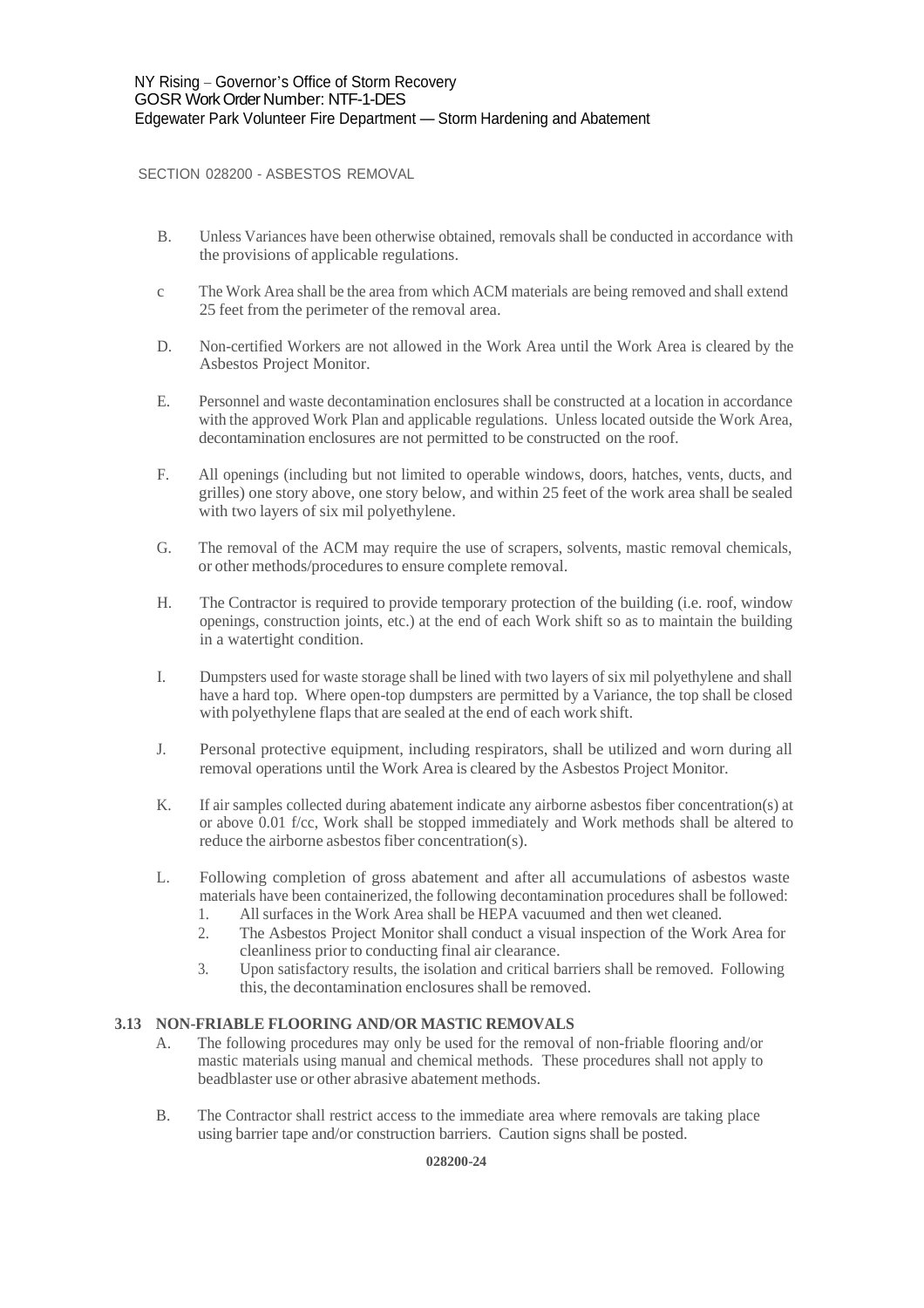B. Unless Variances have been otherwise obtained, removals shall be conducted in accordance with the provisions of applicable regulations.

c The Work Area shall be the area from which ACM materials are being removed and shall extend 25 feet from the perimeter of the removal area.

D. Non-certified Workers are not allowed in the Work Area until the Work Area is cleared by the Asbestos Project Monitor.

E. Personnel and waste decontamination enclosures shall be constructed at a location in accordance with the approved Work Plan and applicable regulations. Unless located outside the Work Area, decontamination enclosures are not permitted to be constructed on the roof.

F. All openings (including but not limited to operable windows, doors, hatches, vents, ducts, and grilles) one story above, one story below, and within 25 feet of the work area shall be sealed with two layers of six mil polyethylene.

G. The removal of the ACM may require the use of scrapers, solvents, mastic removal chemicals, or other methods/procedures to ensure complete removal.

H. The Contractor is required to provide temporary protection of the building (i.e. roof, window openings, construction joints, etc.) at the end of each Work shift so as to maintain the building in a watertight condition.

I. Dumpsters used for waste storage shall be lined with two layers of six mil polyethylene and shall have a hard top. Where open-top dumpsters are permitted by a Variance, the top shall be closed with polyethylene flaps that are sealed at the end of each work shift.

J. Personal protective equipment, including respirators, shall be utilized and worn during all removal operations until the Work Area is cleared by the Asbestos Project Monitor.

K. If air samples collected during abatement indicate any airborne asbestos fiber concentration(s) at or above 0.01 f/cc, Work shall be stopped immediately and Work methods shall be altered to reduce the airborne asbestos fiber concentration(s).

L. Following completion of gross abatement and after all accumulations of asbestos waste materials have been containerized, the following decontamination procedures shall be followed:
   1. All surfaces in the Work Area shall be HEPA vacuumed and then wet cleaned.
   2. The Asbestos Project Monitor shall conduct a visual inspection of the Work Area for cleanliness prior to conducting final air clearance.
   3. Upon satisfactory results, the isolation and critical barriers shall be removed. Following this, the decontamination enclosures shall be removed.

### 3.13 NON-FRIABLE FLOORING AND/OR MASTIC REMOVALS

A. The following procedures may only be used for the removal of non-friable flooring and/or mastic materials using manual and chemical methods. These procedures shall not apply to beadblaster use or other abrasive abatement methods.

B. The Contractor shall restrict access to the immediate area where removals are taking place using barrier tape and/or construction barriers. Caution signs shall be posted.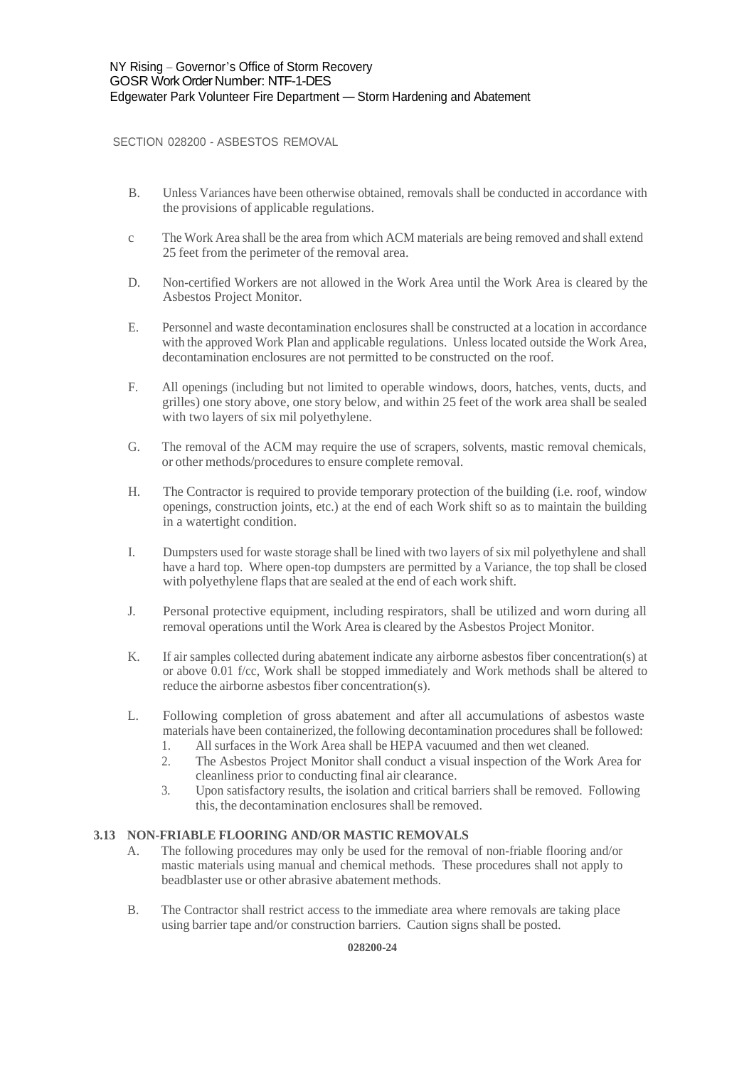B. Unless Variances have been otherwise obtained, removals shall be conducted in accordance with the provisions of applicable regulations.

c The Work Area shall be the area from which ACM materials are being removed and shall extend 25 feet from the perimeter of the removal area.

D. Non-certified Workers are not allowed in the Work Area until the Work Area is cleared by the Asbestos Project Monitor.

E. Personnel and waste decontamination enclosures shall be constructed at a location in accordance with the approved Work Plan and applicable regulations. Unless located outside the Work Area, decontamination enclosures are not permitted to be constructed on the roof.

F. All openings (including but not limited to operable windows, doors, hatches, vents, ducts, and grilles) one story above, one story below, and within 25 feet of the work area shall be sealed with two layers of six mil polyethylene.

G. The removal of the ACM may require the use of scrapers, solvents, mastic removal chemicals, or other methods/procedures to ensure complete removal.

H. The Contractor is required to provide temporary protection of the building (i.e. roof, window openings, construction joints, etc.) at the end of each Work shift so as to maintain the building in a watertight condition.

I. Dumpsters used for waste storage shall be lined with two layers of six mil polyethylene and shall have a hard top. Where open-top dumpsters are permitted by a Variance, the top shall be closed with polyethylene flaps that are sealed at the end of each work shift.

J. Personal protective equipment, including respirators, shall be utilized and worn during all removal operations until the Work Area is cleared by the Asbestos Project Monitor.

K. If air samples collected during abatement indicate any airborne asbestos fiber concentration(s) at or above 0.01 f/cc, Work shall be stopped immediately and Work methods shall be altered to reduce the airborne asbestos fiber concentration(s).

L. Following completion of gross abatement and after all accumulations of asbestos waste materials have been containerized, the following decontamination procedures shall be followed:
   1. All surfaces in the Work Area shall be HEPA vacuumed and then wet cleaned.
   2. The Asbestos Project Monitor shall conduct a visual inspection of the Work Area for cleanliness prior to conducting final air clearance.
   3. Upon satisfactory results, the isolation and critical barriers shall be removed. Following this, the decontamination enclosures shall be removed.

### 3.13 NON-FRIABLE FLOORING AND/OR MASTIC REMOVALS

A. The following procedures may only be used for the removal of non-friable flooring and/or mastic materials using manual and chemical methods. These procedures shall not apply to beadblaster use or other abrasive abatement methods.

B. The Contractor shall restrict access to the immediate area where removals are taking place using barrier tape and/or construction barriers. Caution signs shall be posted.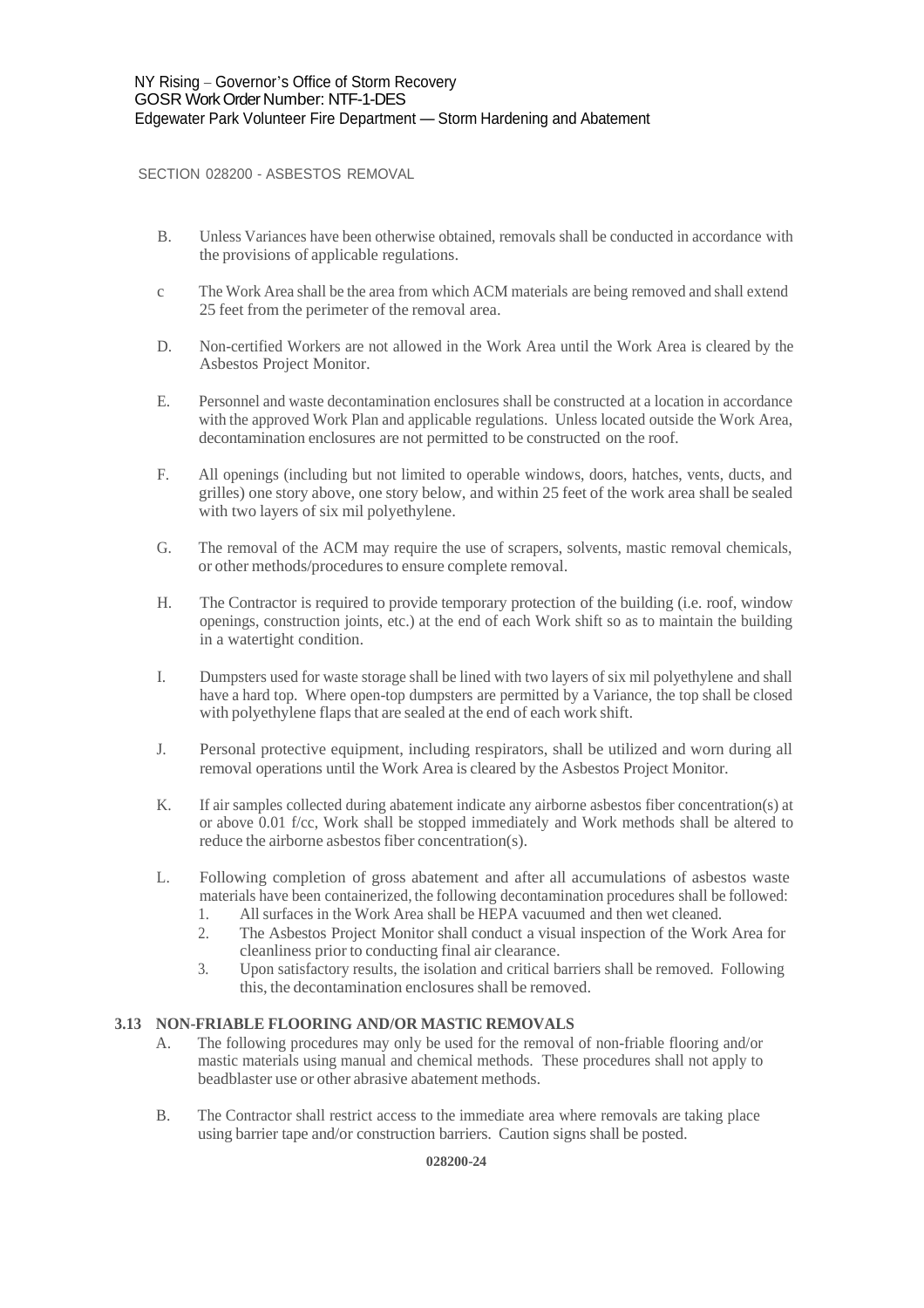B. Unless Variances have been otherwise obtained, removals shall be conducted in accordance with the provisions of applicable regulations.

c The Work Area shall be the area from which ACM materials are being removed and shall extend 25 feet from the perimeter of the removal area.

D. Non-certified Workers are not allowed in the Work Area until the Work Area is cleared by the Asbestos Project Monitor.

E. Personnel and waste decontamination enclosures shall be constructed at a location in accordance with the approved Work Plan and applicable regulations. Unless located outside the Work Area, decontamination enclosures are not permitted to be constructed on the roof.

F. All openings (including but not limited to operable windows, doors, hatches, vents, ducts, and grilles) one story above, one story below, and within 25 feet of the work area shall be sealed with two layers of six mil polyethylene.

G. The removal of the ACM may require the use of scrapers, solvents, mastic removal chemicals, or other methods/procedures to ensure complete removal.

H. The Contractor is required to provide temporary protection of the building (i.e. roof, window openings, construction joints, etc.) at the end of each Work shift so as to maintain the building in a watertight condition.

I. Dumpsters used for waste storage shall be lined with two layers of six mil polyethylene and shall have a hard top. Where open-top dumpsters are permitted by a Variance, the top shall be closed with polyethylene flaps that are sealed at the end of each work shift.

J. Personal protective equipment, including respirators, shall be utilized and worn during all removal operations until the Work Area is cleared by the Asbestos Project Monitor.

K. If air samples collected during abatement indicate any airborne asbestos fiber concentration(s) at or above 0.01 f/cc, Work shall be stopped immediately and Work methods shall be altered to reduce the airborne asbestos fiber concentration(s).

L. Following completion of gross abatement and after all accumulations of asbestos waste materials have been containerized, the following decontamination procedures shall be followed:
   1. All surfaces in the Work Area shall be HEPA vacuumed and then wet cleaned.
   2. The Asbestos Project Monitor shall conduct a visual inspection of the Work Area for cleanliness prior to conducting final air clearance.
   3. Upon satisfactory results, the isolation and critical barriers shall be removed. Following this, the decontamination enclosures shall be removed.

### 3.13 NON-FRIABLE FLOORING AND/OR MASTIC REMOVALS

A. The following procedures may only be used for the removal of non-friable flooring and/or mastic materials using manual and chemical methods. These procedures shall not apply to beadblaster use or other abrasive abatement methods.

B. The Contractor shall restrict access to the immediate area where removals are taking place using barrier tape and/or construction barriers. Caution signs shall be posted.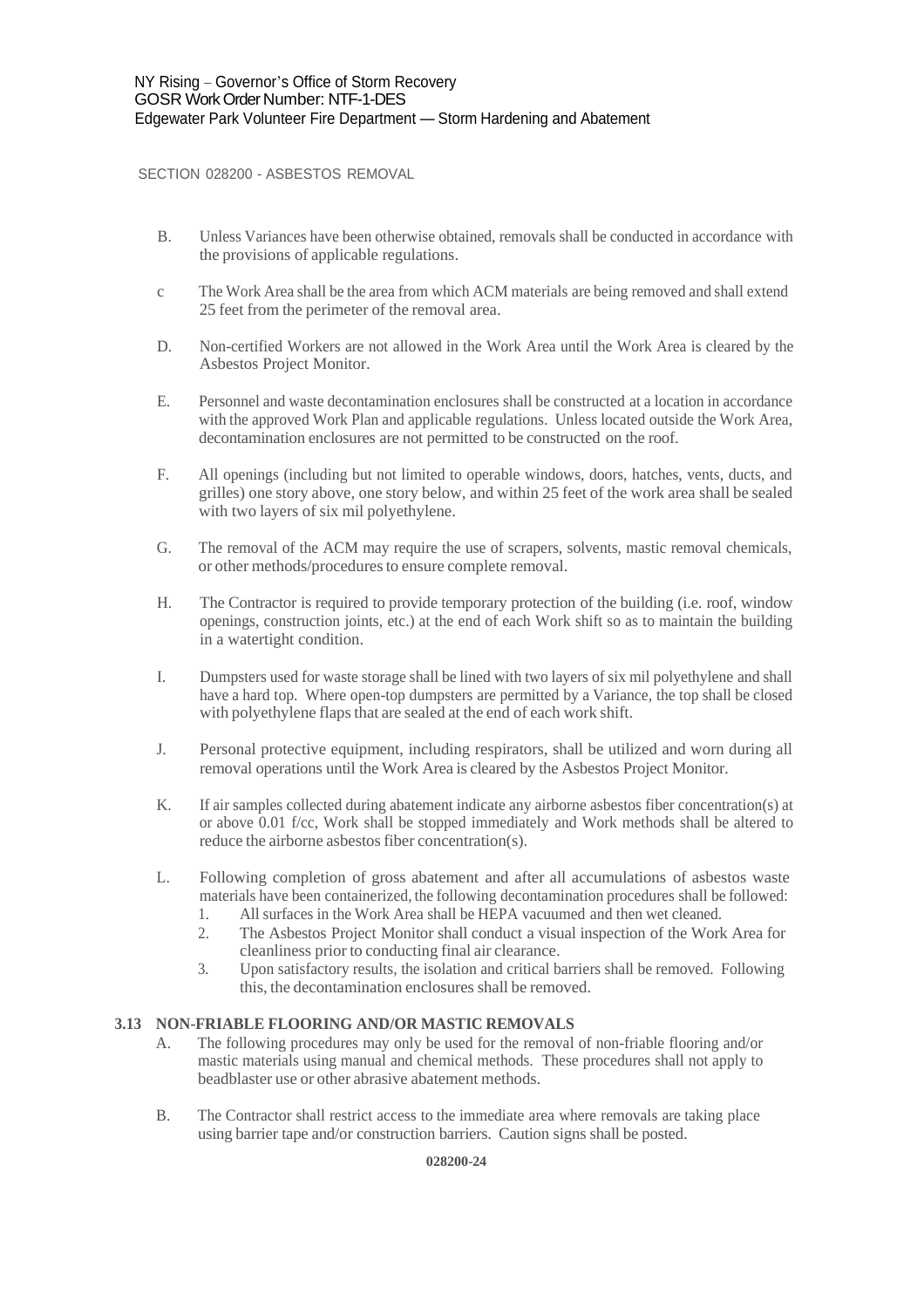SECTION 028200 - ASBESTOS REMOVAL

B. Unless Variances have been otherwise obtained, removals shall be conducted in accordance with the provisions of applicable regulations.

c The Work Area shall be the area from which ACM materials are being removed and shall extend 25 feet from the perimeter of the removal area.

D. Non-certified Workers are not allowed in the Work Area until the Work Area is cleared by the Asbestos Project Monitor.

E. Personnel and waste decontamination enclosures shall be constructed at a location in accordance with the approved Work Plan and applicable regulations. Unless located outside the Work Area, decontamination enclosures are not permitted to be constructed on the roof.

F. All openings (including but not limited to operable windows, doors, hatches, vents, ducts, and grilles) one story above, one story below, and within 25 feet of the work area shall be sealed with two layers of six mil polyethylene.

G. The removal of the ACM may require the use of scrapers, solvents, mastic removal chemicals, or other methods/procedures to ensure complete removal.

H. The Contractor is required to provide temporary protection of the building (i.e. roof, window openings, construction joints, etc.) at the end of each Work shift so as to maintain the building in a watertight condition.

I. Dumpsters used for waste storage shall be lined with two layers of six mil polyethylene and shall have a hard top. Where open-top dumpsters are permitted by a Variance, the top shall be closed with polyethylene flaps that are sealed at the end of each work shift.

J. Personal protective equipment, including respirators, shall be utilized and worn during all removal operations until the Work Area is cleared by the Asbestos Project Monitor.

K. If air samples collected during abatement indicate any airborne asbestos fiber concentration(s) at or above 0.01 f/cc, Work shall be stopped immediately and Work methods shall be altered to reduce the airborne asbestos fiber concentration(s).

L. Following completion of gross abatement and after all accumulations of asbestos waste materials have been containerized, the following decontamination procedures shall be followed:
   1. All surfaces in the Work Area shall be HEPA vacuumed and then wet cleaned.
   2. The Asbestos Project Monitor shall conduct a visual inspection of the Work Area for cleanliness prior to conducting final air clearance.
   3. Upon satisfactory results, the isolation and critical barriers shall be removed. Following this, the decontamination enclosures shall be removed.

**3.13 NON-FRIABLE FLOORING AND/OR MASTIC REMOVALS**

A. The following procedures may only be used for the removal of non-friable flooring and/or mastic materials using manual and chemical methods. These procedures shall not apply to beadblaster use or other abrasive abatement methods.

B. The Contractor shall restrict access to the immediate area where removals are taking place using barrier tape and/or construction barriers. Caution signs shall be posted.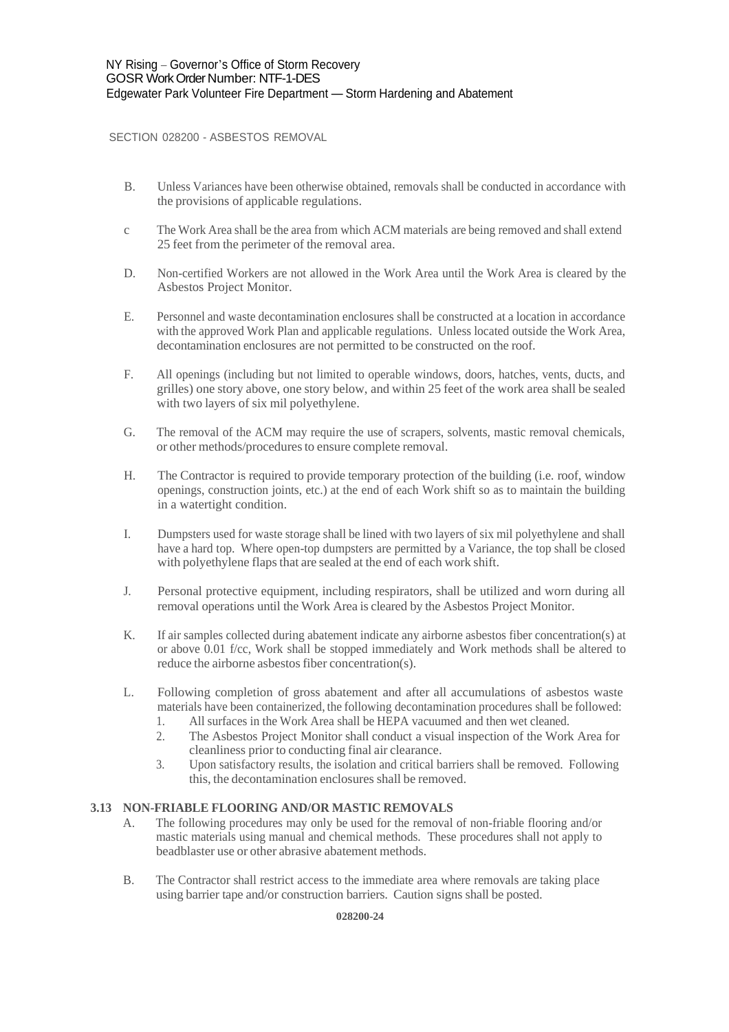B. Unless Variances have been otherwise obtained, removals shall be conducted in accordance with the provisions of applicable regulations.

c The Work Area shall be the area from which ACM materials are being removed and shall extend 25 feet from the perimeter of the removal area.

D. Non-certified Workers are not allowed in the Work Area until the Work Area is cleared by the Asbestos Project Monitor.

E. Personnel and waste decontamination enclosures shall be constructed at a location in accordance with the approved Work Plan and applicable regulations. Unless located outside the Work Area, decontamination enclosures are not permitted to be constructed on the roof.

F. All openings (including but not limited to operable windows, doors, hatches, vents, ducts, and grilles) one story above, one story below, and within 25 feet of the work area shall be sealed with two layers of six mil polyethylene.

G. The removal of the ACM may require the use of scrapers, solvents, mastic removal chemicals, or other methods/procedures to ensure complete removal.

H. The Contractor is required to provide temporary protection of the building (i.e. roof, window openings, construction joints, etc.) at the end of each Work shift so as to maintain the building in a watertight condition.

I. Dumpsters used for waste storage shall be lined with two layers of six mil polyethylene and shall have a hard top. Where open-top dumpsters are permitted by a Variance, the top shall be closed with polyethylene flaps that are sealed at the end of each work shift.

J. Personal protective equipment, including respirators, shall be utilized and worn during all removal operations until the Work Area is cleared by the Asbestos Project Monitor.

K. If air samples collected during abatement indicate any airborne asbestos fiber concentration(s) at or above 0.01 f/cc, Work shall be stopped immediately and Work methods shall be altered to reduce the airborne asbestos fiber concentration(s).

L. Following completion of gross abatement and after all accumulations of asbestos waste materials have been containerized, the following decontamination procedures shall be followed:
   1. All surfaces in the Work Area shall be HEPA vacuumed and then wet cleaned.
   2. The Asbestos Project Monitor shall conduct a visual inspection of the Work Area for cleanliness prior to conducting final air clearance.
   3. Upon satisfactory results, the isolation and critical barriers shall be removed. Following this, the decontamination enclosures shall be removed.

### 3.13 NON-FRIABLE FLOORING AND/OR MASTIC REMOVALS

A. The following procedures may only be used for the removal of non-friable flooring and/or mastic materials using manual and chemical methods. These procedures shall not apply to beadblaster use or other abrasive abatement methods.

B. The Contractor shall restrict access to the immediate area where removals are taking place using barrier tape and/or construction barriers. Caution signs shall be posted.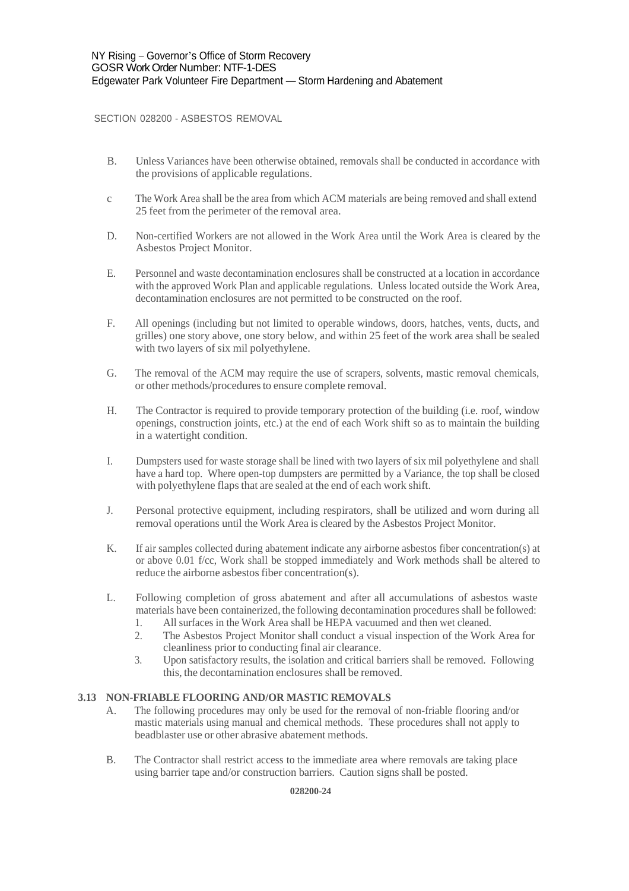B. Unless Variances have been otherwise obtained, removals shall be conducted in accordance with the provisions of applicable regulations.

c The Work Area shall be the area from which ACM materials are being removed and shall extend 25 feet from the perimeter of the removal area.

D. Non-certified Workers are not allowed in the Work Area until the Work Area is cleared by the Asbestos Project Monitor.

E. Personnel and waste decontamination enclosures shall be constructed at a location in accordance with the approved Work Plan and applicable regulations. Unless located outside the Work Area, decontamination enclosures are not permitted to be constructed on the roof.

F. All openings (including but not limited to operable windows, doors, hatches, vents, ducts, and grilles) one story above, one story below, and within 25 feet of the work area shall be sealed with two layers of six mil polyethylene.

G. The removal of the ACM may require the use of scrapers, solvents, mastic removal chemicals, or other methods/procedures to ensure complete removal.

H. The Contractor is required to provide temporary protection of the building (i.e. roof, window openings, construction joints, etc.) at the end of each Work shift so as to maintain the building in a watertight condition.

I. Dumpsters used for waste storage shall be lined with two layers of six mil polyethylene and shall have a hard top. Where open-top dumpsters are permitted by a Variance, the top shall be closed with polyethylene flaps that are sealed at the end of each work shift.

J. Personal protective equipment, including respirators, shall be utilized and worn during all removal operations until the Work Area is cleared by the Asbestos Project Monitor.

K. If air samples collected during abatement indicate any airborne asbestos fiber concentration(s) at or above 0.01 f/cc, Work shall be stopped immediately and Work methods shall be altered to reduce the airborne asbestos fiber concentration(s).

L. Following completion of gross abatement and after all accumulations of asbestos waste materials have been containerized, the following decontamination procedures shall be followed:
   1. All surfaces in the Work Area shall be HEPA vacuumed and then wet cleaned.
   2. The Asbestos Project Monitor shall conduct a visual inspection of the Work Area for cleanliness prior to conducting final air clearance.
   3. Upon satisfactory results, the isolation and critical barriers shall be removed. Following this, the decontamination enclosures shall be removed.

## 3.13 NON-FRIABLE FLOORING AND/OR MASTIC REMOVALS

A. The following procedures may only be used for the removal of non-friable flooring and/or mastic materials using manual and chemical methods. These procedures shall not apply to beadblaster use or other abrasive abatement methods.

B. The Contractor shall restrict access to the immediate area where removals are taking place using barrier tape and/or construction barriers. Caution signs shall be posted.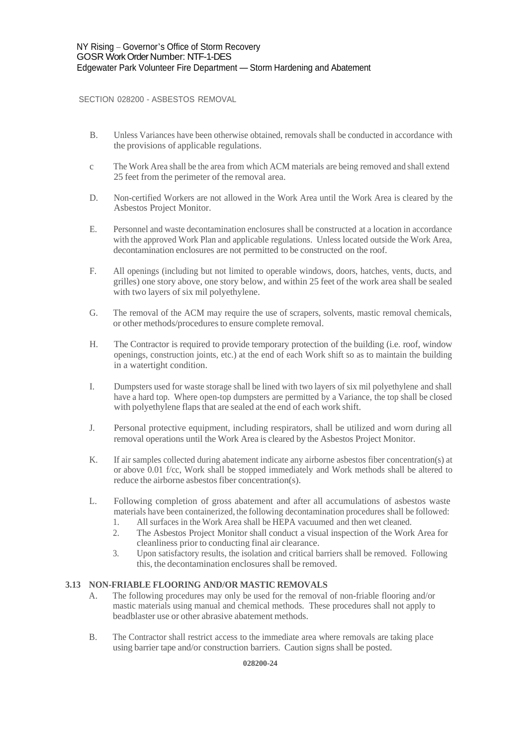B. Unless Variances have been otherwise obtained, removals shall be conducted in accordance with the provisions of applicable regulations.

c The Work Area shall be the area from which ACM materials are being removed and shall extend 25 feet from the perimeter of the removal area.

D. Non-certified Workers are not allowed in the Work Area until the Work Area is cleared by the Asbestos Project Monitor.

E. Personnel and waste decontamination enclosures shall be constructed at a location in accordance with the approved Work Plan and applicable regulations. Unless located outside the Work Area, decontamination enclosures are not permitted to be constructed on the roof.

F. All openings (including but not limited to operable windows, doors, hatches, vents, ducts, and grilles) one story above, one story below, and within 25 feet of the work area shall be sealed with two layers of six mil polyethylene.

G. The removal of the ACM may require the use of scrapers, solvents, mastic removal chemicals, or other methods/procedures to ensure complete removal.

H. The Contractor is required to provide temporary protection of the building (i.e. roof, window openings, construction joints, etc.) at the end of each Work shift so as to maintain the building in a watertight condition.

I. Dumpsters used for waste storage shall be lined with two layers of six mil polyethylene and shall have a hard top. Where open-top dumpsters are permitted by a Variance, the top shall be closed with polyethylene flaps that are sealed at the end of each work shift.

J. Personal protective equipment, including respirators, shall be utilized and worn during all removal operations until the Work Area is cleared by the Asbestos Project Monitor.

K. If air samples collected during abatement indicate any airborne asbestos fiber concentration(s) at or above 0.01 f/cc, Work shall be stopped immediately and Work methods shall be altered to reduce the airborne asbestos fiber concentration(s).

L. Following completion of gross abatement and after all accumulations of asbestos waste materials have been containerized, the following decontamination procedures shall be followed:
   1. All surfaces in the Work Area shall be HEPA vacuumed and then wet cleaned.
   2. The Asbestos Project Monitor shall conduct a visual inspection of the Work Area for cleanliness prior to conducting final air clearance.
   3. Upon satisfactory results, the isolation and critical barriers shall be removed. Following this, the decontamination enclosures shall be removed.

**3.13 NON-FRIABLE FLOORING AND/OR MASTIC REMOVALS**

A. The following procedures may only be used for the removal of non-friable flooring and/or mastic materials using manual and chemical methods. These procedures shall not apply to beadblaster use or other abrasive abatement methods.

B. The Contractor shall restrict access to the immediate area where removals are taking place using barrier tape and/or construction barriers. Caution signs shall be posted.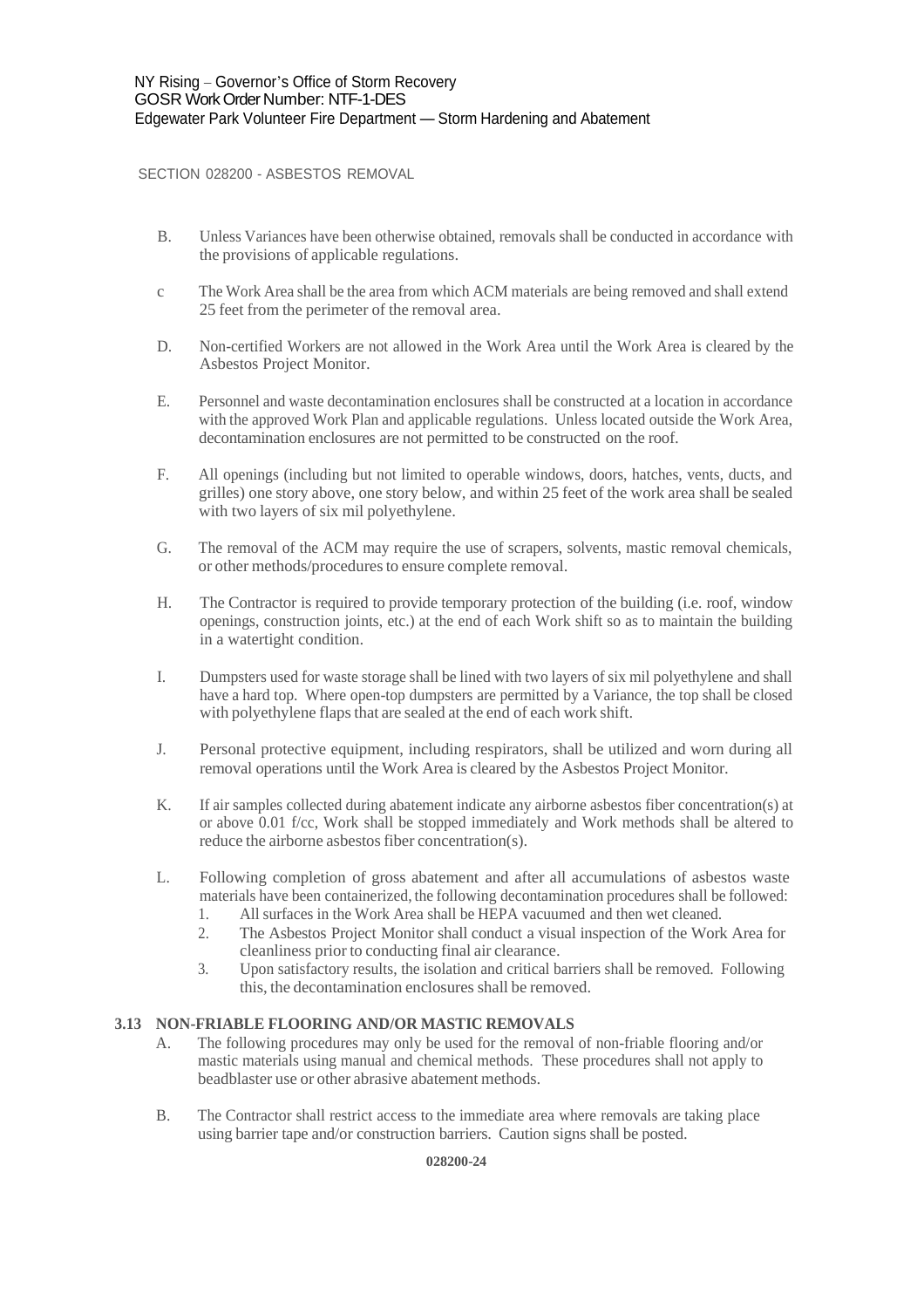B. Unless Variances have been otherwise obtained, removals shall be conducted in accordance with the provisions of applicable regulations.

c The Work Area shall be the area from which ACM materials are being removed and shall extend 25 feet from the perimeter of the removal area.

D. Non-certified Workers are not allowed in the Work Area until the Work Area is cleared by the Asbestos Project Monitor.

E. Personnel and waste decontamination enclosures shall be constructed at a location in accordance with the approved Work Plan and applicable regulations. Unless located outside the Work Area, decontamination enclosures are not permitted to be constructed on the roof.

F. All openings (including but not limited to operable windows, doors, hatches, vents, ducts, and grilles) one story above, one story below, and within 25 feet of the work area shall be sealed with two layers of six mil polyethylene.

G. The removal of the ACM may require the use of scrapers, solvents, mastic removal chemicals, or other methods/procedures to ensure complete removal.

H. The Contractor is required to provide temporary protection of the building (i.e. roof, window openings, construction joints, etc.) at the end of each Work shift so as to maintain the building in a watertight condition.

I. Dumpsters used for waste storage shall be lined with two layers of six mil polyethylene and shall have a hard top. Where open-top dumpsters are permitted by a Variance, the top shall be closed with polyethylene flaps that are sealed at the end of each work shift.

J. Personal protective equipment, including respirators, shall be utilized and worn during all removal operations until the Work Area is cleared by the Asbestos Project Monitor.

K. If air samples collected during abatement indicate any airborne asbestos fiber concentration(s) at or above 0.01 f/cc, Work shall be stopped immediately and Work methods shall be altered to reduce the airborne asbestos fiber concentration(s).

L. Following completion of gross abatement and after all accumulations of asbestos waste materials have been containerized, the following decontamination procedures shall be followed:
   1. All surfaces in the Work Area shall be HEPA vacuumed and then wet cleaned.
   2. The Asbestos Project Monitor shall conduct a visual inspection of the Work Area for cleanliness prior to conducting final air clearance.
   3. Upon satisfactory results, the isolation and critical barriers shall be removed. Following this, the decontamination enclosures shall be removed.

## 3.13 NON-FRIABLE FLOORING AND/OR MASTIC REMOVALS

A. The following procedures may only be used for the removal of non-friable flooring and/or mastic materials using manual and chemical methods. These procedures shall not apply to beadblaster use or other abrasive abatement methods.

B. The Contractor shall restrict access to the immediate area where removals are taking place using barrier tape and/or construction barriers. Caution signs shall be posted.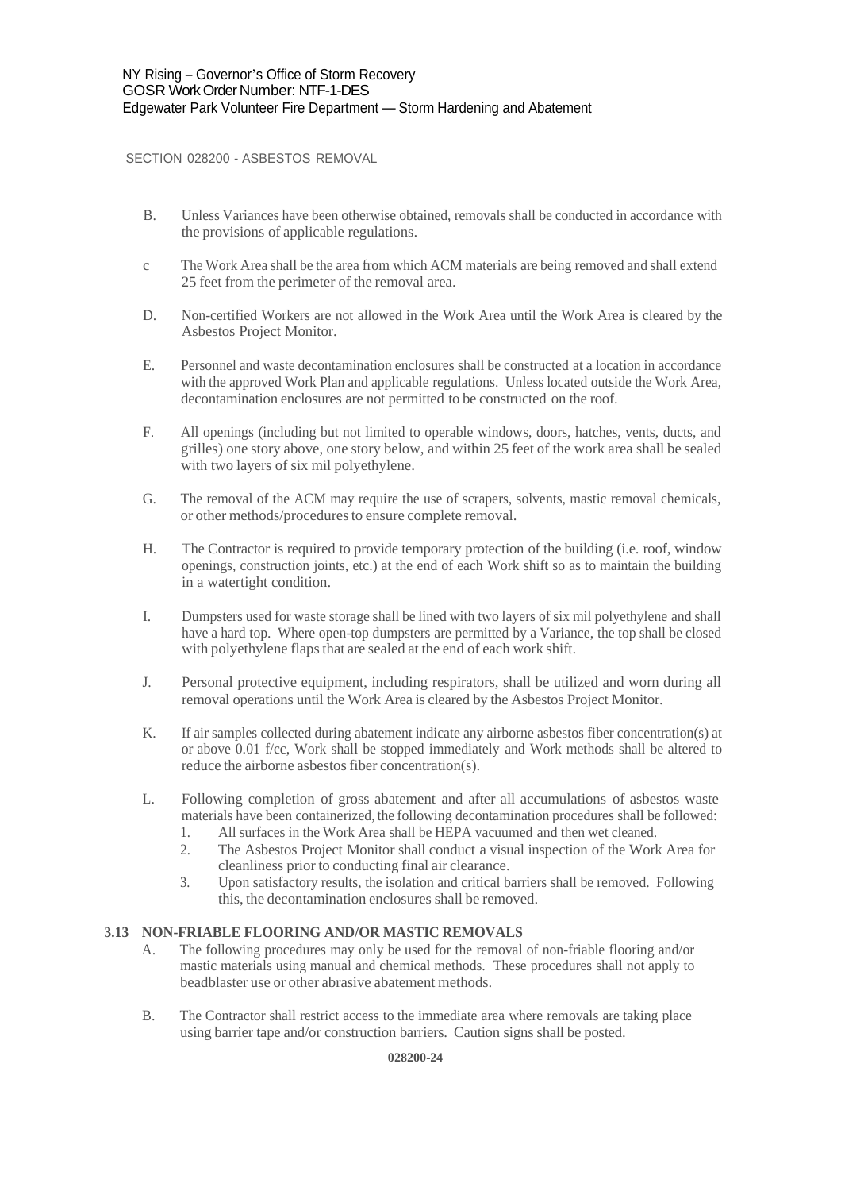B. Unless Variances have been otherwise obtained, removals shall be conducted in accordance with the provisions of applicable regulations.

c The Work Area shall be the area from which ACM materials are being removed and shall extend 25 feet from the perimeter of the removal area.

D. Non-certified Workers are not allowed in the Work Area until the Work Area is cleared by the Asbestos Project Monitor.

E. Personnel and waste decontamination enclosures shall be constructed at a location in accordance with the approved Work Plan and applicable regulations. Unless located outside the Work Area, decontamination enclosures are not permitted to be constructed on the roof.

F. All openings (including but not limited to operable windows, doors, hatches, vents, ducts, and grilles) one story above, one story below, and within 25 feet of the work area shall be sealed with two layers of six mil polyethylene.

G. The removal of the ACM may require the use of scrapers, solvents, mastic removal chemicals, or other methods/procedures to ensure complete removal.

H. The Contractor is required to provide temporary protection of the building (i.e. roof, window openings, construction joints, etc.) at the end of each Work shift so as to maintain the building in a watertight condition.

I. Dumpsters used for waste storage shall be lined with two layers of six mil polyethylene and shall have a hard top. Where open-top dumpsters are permitted by a Variance, the top shall be closed with polyethylene flaps that are sealed at the end of each work shift.

J. Personal protective equipment, including respirators, shall be utilized and worn during all removal operations until the Work Area is cleared by the Asbestos Project Monitor.

K. If air samples collected during abatement indicate any airborne asbestos fiber concentration(s) at or above 0.01 f/cc, Work shall be stopped immediately and Work methods shall be altered to reduce the airborne asbestos fiber concentration(s).

L. Following completion of gross abatement and after all accumulations of asbestos waste materials have been containerized, the following decontamination procedures shall be followed:
   1. All surfaces in the Work Area shall be HEPA vacuumed and then wet cleaned.
   2. The Asbestos Project Monitor shall conduct a visual inspection of the Work Area for cleanliness prior to conducting final air clearance.
   3. Upon satisfactory results, the isolation and critical barriers shall be removed. Following this, the decontamination enclosures shall be removed.

### 3.13 NON-FRIABLE FLOORING AND/OR MASTIC REMOVALS

A. The following procedures may only be used for the removal of non-friable flooring and/or mastic materials using manual and chemical methods. These procedures shall not apply to beadblaster use or other abrasive abatement methods.

B. The Contractor shall restrict access to the immediate area where removals are taking place using barrier tape and/or construction barriers. Caution signs shall be posted.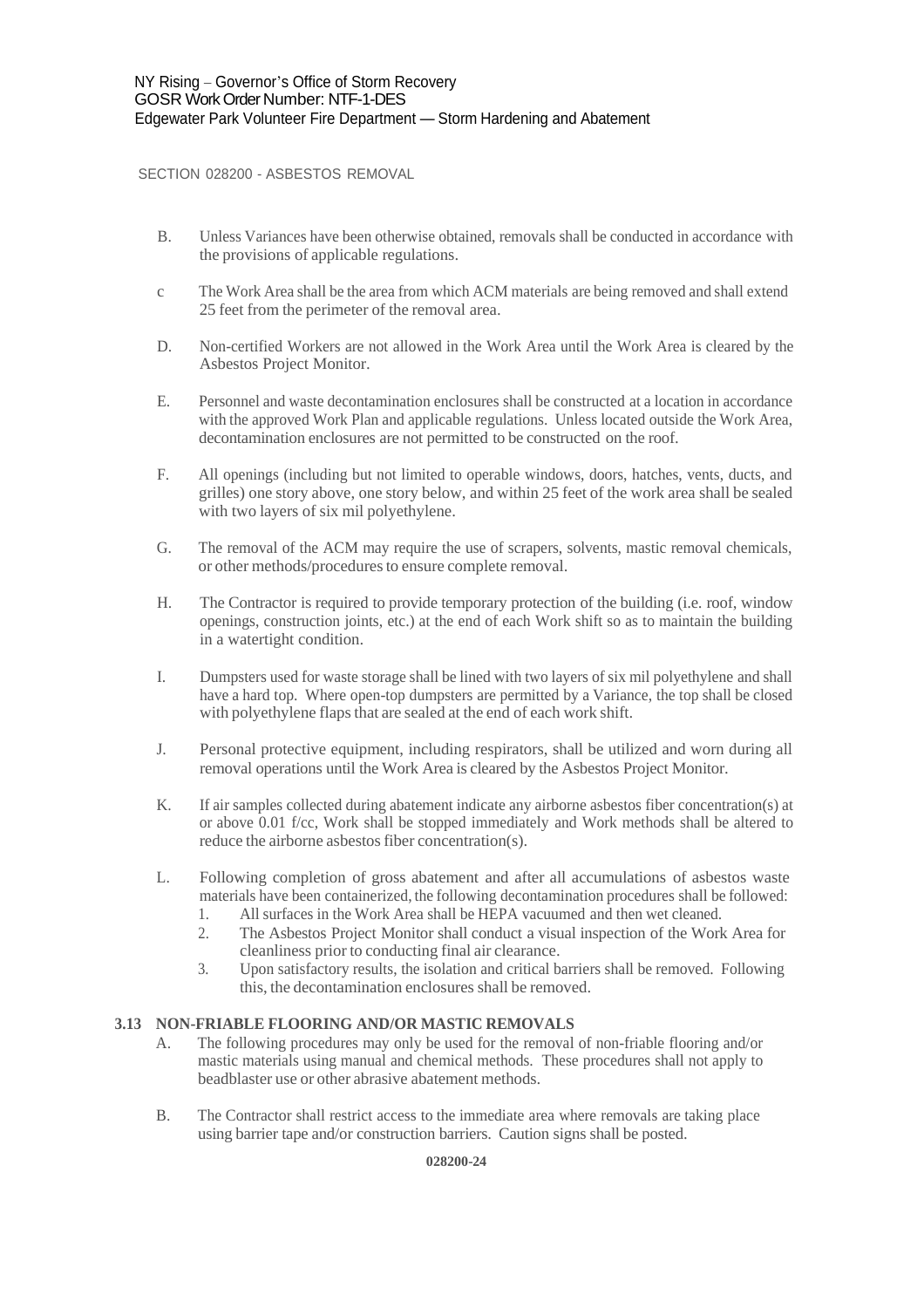B. Unless Variances have been otherwise obtained, removals shall be conducted in accordance with the provisions of applicable regulations.

c The Work Area shall be the area from which ACM materials are being removed and shall extend 25 feet from the perimeter of the removal area.

D. Non-certified Workers are not allowed in the Work Area until the Work Area is cleared by the Asbestos Project Monitor.

E. Personnel and waste decontamination enclosures shall be constructed at a location in accordance with the approved Work Plan and applicable regulations. Unless located outside the Work Area, decontamination enclosures are not permitted to be constructed on the roof.

F. All openings (including but not limited to operable windows, doors, hatches, vents, ducts, and grilles) one story above, one story below, and within 25 feet of the work area shall be sealed with two layers of six mil polyethylene.

G. The removal of the ACM may require the use of scrapers, solvents, mastic removal chemicals, or other methods/procedures to ensure complete removal.

H. The Contractor is required to provide temporary protection of the building (i.e. roof, window openings, construction joints, etc.) at the end of each Work shift so as to maintain the building in a watertight condition.

I. Dumpsters used for waste storage shall be lined with two layers of six mil polyethylene and shall have a hard top. Where open-top dumpsters are permitted by a Variance, the top shall be closed with polyethylene flaps that are sealed at the end of each work shift.

J. Personal protective equipment, including respirators, shall be utilized and worn during all removal operations until the Work Area is cleared by the Asbestos Project Monitor.

K. If air samples collected during abatement indicate any airborne asbestos fiber concentration(s) at or above 0.01 f/cc, Work shall be stopped immediately and Work methods shall be altered to reduce the airborne asbestos fiber concentration(s).

L. Following completion of gross abatement and after all accumulations of asbestos waste materials have been containerized, the following decontamination procedures shall be followed:

1. All surfaces in the Work Area shall be HEPA vacuumed and then wet cleaned.
2. The Asbestos Project Monitor shall conduct a visual inspection of the Work Area for cleanliness prior to conducting final air clearance.
3. Upon satisfactory results, the isolation and critical barriers shall be removed. Following this, the decontamination enclosures shall be removed.

### 3.13 NON-FRIABLE FLOORING AND/OR MASTIC REMOVALS

A. The following procedures may only be used for the removal of non-friable flooring and/or mastic materials using manual and chemical methods. These procedures shall not apply to beadblaster use or other abrasive abatement methods.

B. The Contractor shall restrict access to the immediate area where removals are taking place using barrier tape and/or construction barriers. Caution signs shall be posted.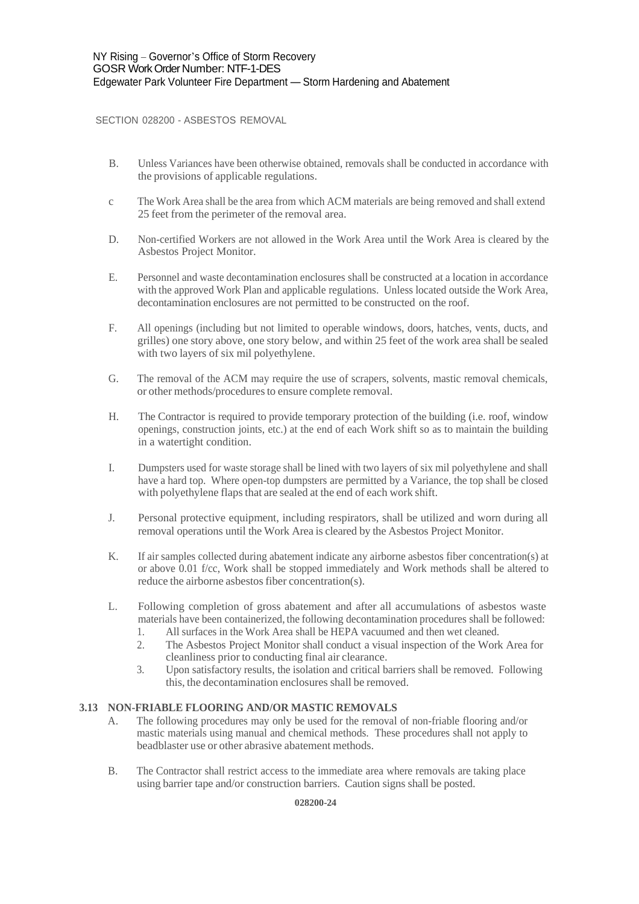B. Unless Variances have been otherwise obtained, removals shall be conducted in accordance with the provisions of applicable regulations.

c The Work Area shall be the area from which ACM materials are being removed and shall extend 25 feet from the perimeter of the removal area.

D. Non-certified Workers are not allowed in the Work Area until the Work Area is cleared by the Asbestos Project Monitor.

E. Personnel and waste decontamination enclosures shall be constructed at a location in accordance with the approved Work Plan and applicable regulations. Unless located outside the Work Area, decontamination enclosures are not permitted to be constructed on the roof.

F. All openings (including but not limited to operable windows, doors, hatches, vents, ducts, and grilles) one story above, one story below, and within 25 feet of the work area shall be sealed with two layers of six mil polyethylene.

G. The removal of the ACM may require the use of scrapers, solvents, mastic removal chemicals, or other methods/procedures to ensure complete removal.

H. The Contractor is required to provide temporary protection of the building (i.e. roof, window openings, construction joints, etc.) at the end of each Work shift so as to maintain the building in a watertight condition.

I. Dumpsters used for waste storage shall be lined with two layers of six mil polyethylene and shall have a hard top. Where open-top dumpsters are permitted by a Variance, the top shall be closed with polyethylene flaps that are sealed at the end of each work shift.

J. Personal protective equipment, including respirators, shall be utilized and worn during all removal operations until the Work Area is cleared by the Asbestos Project Monitor.

K. If air samples collected during abatement indicate any airborne asbestos fiber concentration(s) at or above 0.01 f/cc, Work shall be stopped immediately and Work methods shall be altered to reduce the airborne asbestos fiber concentration(s).

L. Following completion of gross abatement and after all accumulations of asbestos waste materials have been containerized, the following decontamination procedures shall be followed:
   1. All surfaces in the Work Area shall be HEPA vacuumed and then wet cleaned.
   2. The Asbestos Project Monitor shall conduct a visual inspection of the Work Area for cleanliness prior to conducting final air clearance.
   3. Upon satisfactory results, the isolation and critical barriers shall be removed. Following this, the decontamination enclosures shall be removed.

## 3.13 NON-FRIABLE FLOORING AND/OR MASTIC REMOVALS

A. The following procedures may only be used for the removal of non-friable flooring and/or mastic materials using manual and chemical methods. These procedures shall not apply to beadblaster use or other abrasive abatement methods.

B. The Contractor shall restrict access to the immediate area where removals are taking place using barrier tape and/or construction barriers. Caution signs shall be posted.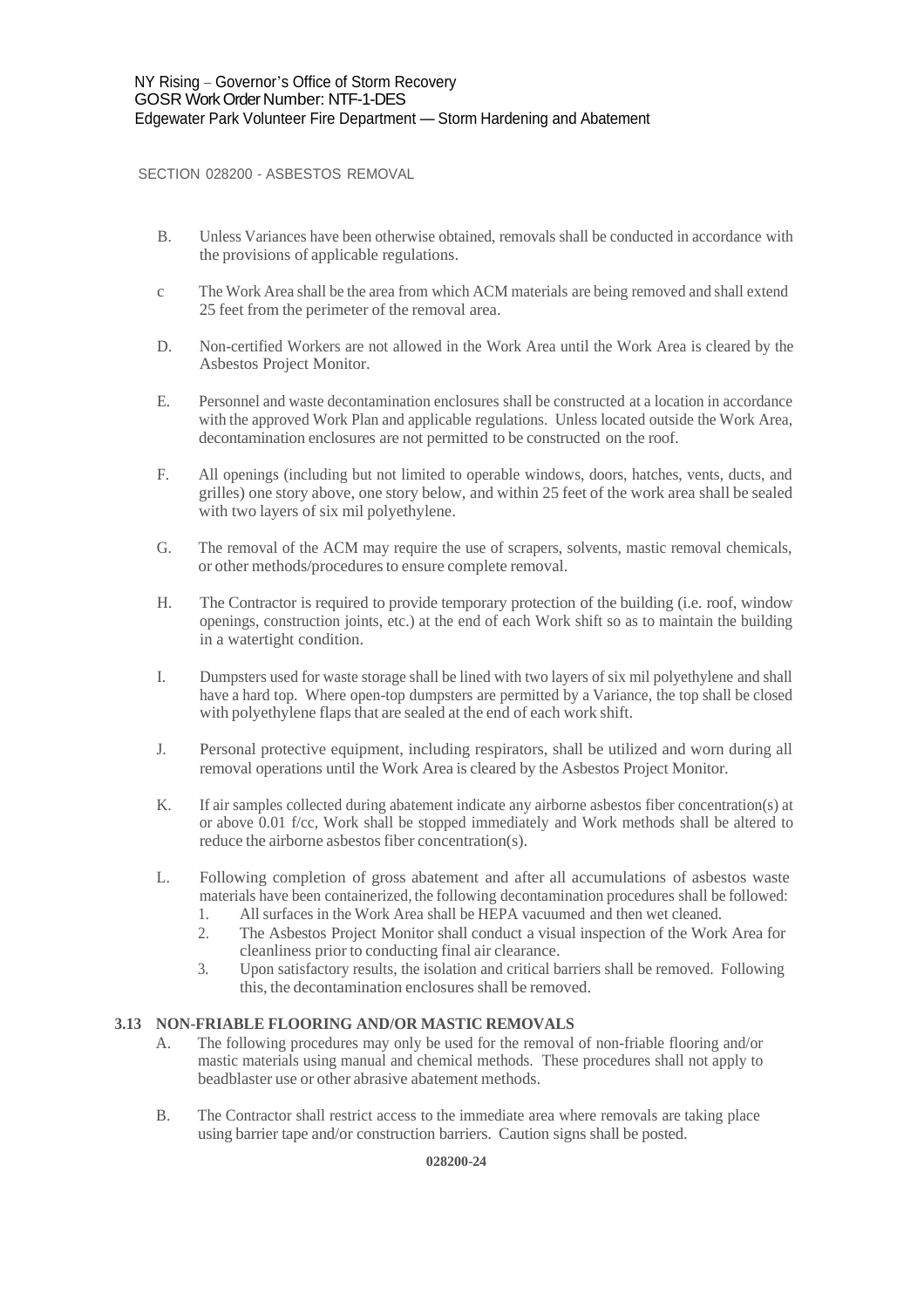B. Unless Variances have been otherwise obtained, removals shall be conducted in accordance with the provisions of applicable regulations.

c The Work Area shall be the area from which ACM materials are being removed and shall extend 25 feet from the perimeter of the removal area.

D. Non-certified Workers are not allowed in the Work Area until the Work Area is cleared by the Asbestos Project Monitor.

E. Personnel and waste decontamination enclosures shall be constructed at a location in accordance with the approved Work Plan and applicable regulations. Unless located outside the Work Area, decontamination enclosures are not permitted to be constructed on the roof.

F. All openings (including but not limited to operable windows, doors, hatches, vents, ducts, and grilles) one story above, one story below, and within 25 feet of the work area shall be sealed with two layers of six mil polyethylene.

G. The removal of the ACM may require the use of scrapers, solvents, mastic removal chemicals, or other methods/procedures to ensure complete removal.

H. The Contractor is required to provide temporary protection of the building (i.e. roof, window openings, construction joints, etc.) at the end of each Work shift so as to maintain the building in a watertight condition.

I. Dumpsters used for waste storage shall be lined with two layers of six mil polyethylene and shall have a hard top. Where open-top dumpsters are permitted by a Variance, the top shall be closed with polyethylene flaps that are sealed at the end of each work shift.

J. Personal protective equipment, including respirators, shall be utilized and worn during all removal operations until the Work Area is cleared by the Asbestos Project Monitor.

K. If air samples collected during abatement indicate any airborne asbestos fiber concentration(s) at or above 0.01 f/cc, Work shall be stopped immediately and Work methods shall be altered to reduce the airborne asbestos fiber concentration(s).

L. Following completion of gross abatement and after all accumulations of asbestos waste materials have been containerized, the following decontamination procedures shall be followed:
   1. All surfaces in the Work Area shall be HEPA vacuumed and then wet cleaned.
   2. The Asbestos Project Monitor shall conduct a visual inspection of the Work Area for cleanliness prior to conducting final air clearance.
   3. Upon satisfactory results, the isolation and critical barriers shall be removed. Following this, the decontamination enclosures shall be removed.

## 3.13 NON-FRIABLE FLOORING AND/OR MASTIC REMOVALS

A. The following procedures may only be used for the removal of non-friable flooring and/or mastic materials using manual and chemical methods. These procedures shall not apply to beadblaster use or other abrasive abatement methods.

B. The Contractor shall restrict access to the immediate area where removals are taking place using barrier tape and/or construction barriers. Caution signs shall be posted.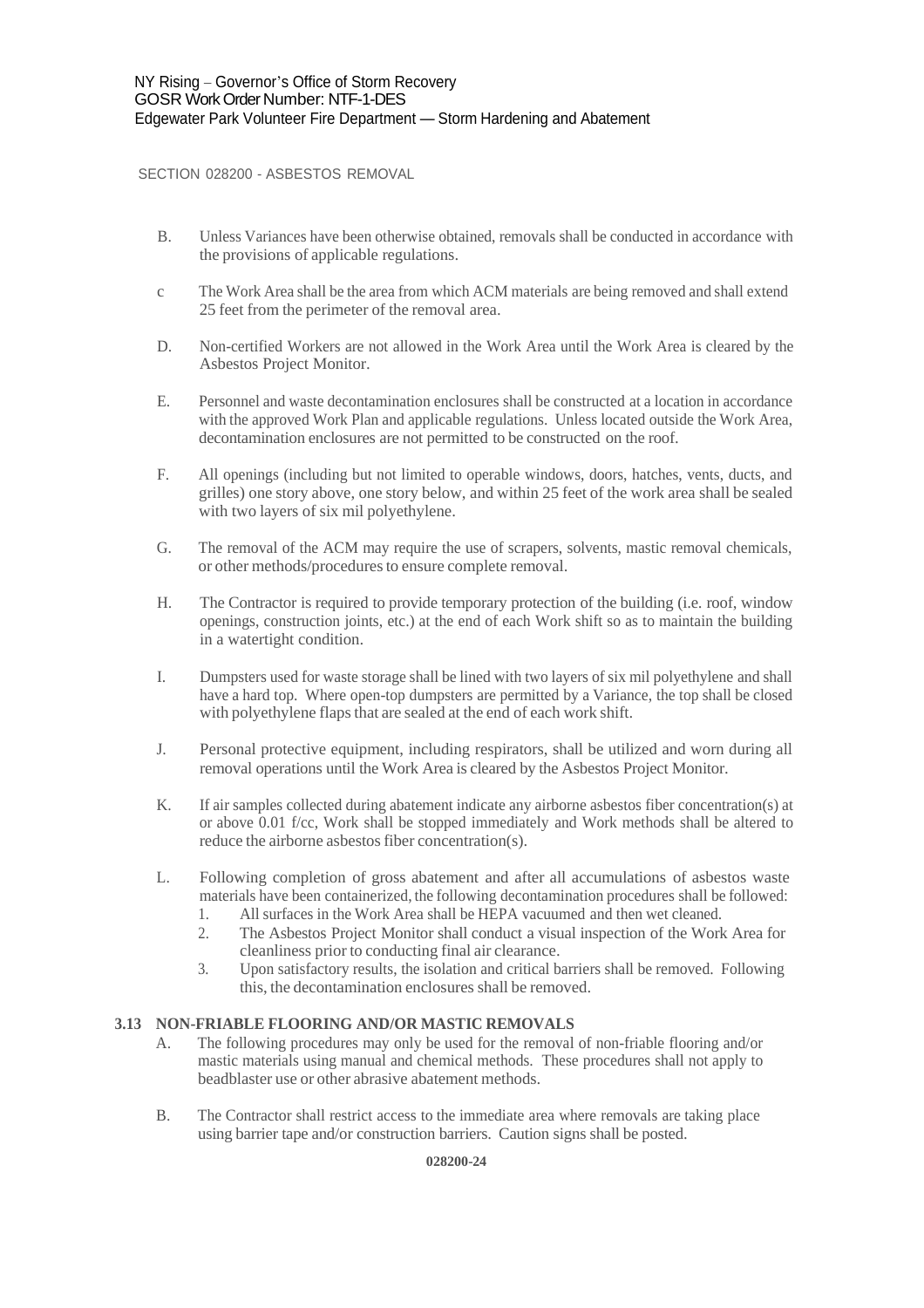B. Unless Variances have been otherwise obtained, removals shall be conducted in accordance with the provisions of applicable regulations.

c The Work Area shall be the area from which ACM materials are being removed and shall extend 25 feet from the perimeter of the removal area.

D. Non-certified Workers are not allowed in the Work Area until the Work Area is cleared by the Asbestos Project Monitor.

E. Personnel and waste decontamination enclosures shall be constructed at a location in accordance with the approved Work Plan and applicable regulations. Unless located outside the Work Area, decontamination enclosures are not permitted to be constructed on the roof.

F. All openings (including but not limited to operable windows, doors, hatches, vents, ducts, and grilles) one story above, one story below, and within 25 feet of the work area shall be sealed with two layers of six mil polyethylene.

G. The removal of the ACM may require the use of scrapers, solvents, mastic removal chemicals, or other methods/procedures to ensure complete removal.

H. The Contractor is required to provide temporary protection of the building (i.e. roof, window openings, construction joints, etc.) at the end of each Work shift so as to maintain the building in a watertight condition.

I. Dumpsters used for waste storage shall be lined with two layers of six mil polyethylene and shall have a hard top. Where open-top dumpsters are permitted by a Variance, the top shall be closed with polyethylene flaps that are sealed at the end of each work shift.

J. Personal protective equipment, including respirators, shall be utilized and worn during all removal operations until the Work Area is cleared by the Asbestos Project Monitor.

K. If air samples collected during abatement indicate any airborne asbestos fiber concentration(s) at or above 0.01 f/cc, Work shall be stopped immediately and Work methods shall be altered to reduce the airborne asbestos fiber concentration(s).

L. Following completion of gross abatement and after all accumulations of asbestos waste materials have been containerized, the following decontamination procedures shall be followed:
   1. All surfaces in the Work Area shall be HEPA vacuumed and then wet cleaned.
   2. The Asbestos Project Monitor shall conduct a visual inspection of the Work Area for cleanliness prior to conducting final air clearance.
   3. Upon satisfactory results, the isolation and critical barriers shall be removed. Following this, the decontamination enclosures shall be removed.

### 3.13 NON-FRIABLE FLOORING AND/OR MASTIC REMOVALS

A. The following procedures may only be used for the removal of non-friable flooring and/or mastic materials using manual and chemical methods. These procedures shall not apply to beadblaster use or other abrasive abatement methods.

B. The Contractor shall restrict access to the immediate area where removals are taking place using barrier tape and/or construction barriers. Caution signs shall be posted.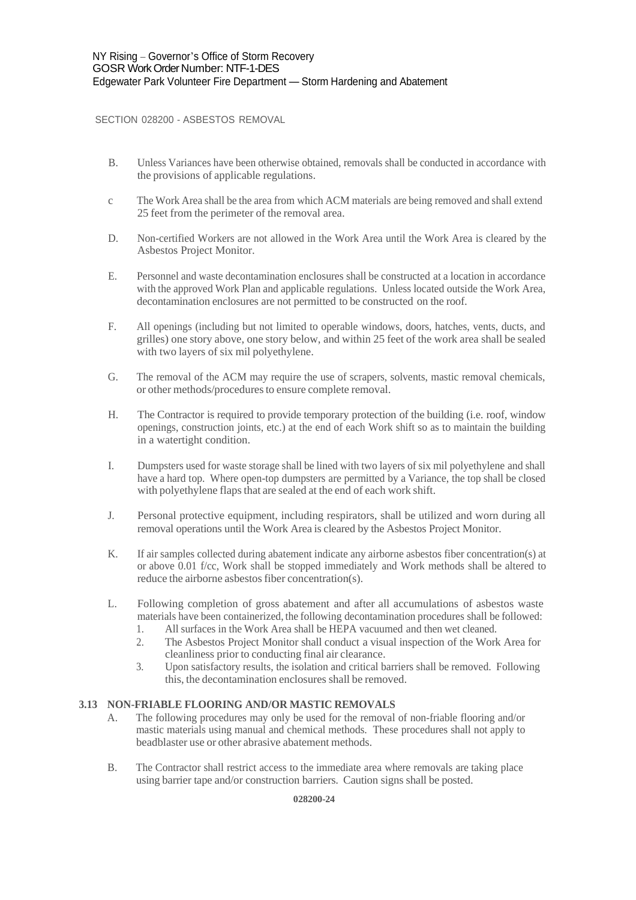B. Unless Variances have been otherwise obtained, removals shall be conducted in accordance with the provisions of applicable regulations.

c The Work Area shall be the area from which ACM materials are being removed and shall extend 25 feet from the perimeter of the removal area.

D. Non-certified Workers are not allowed in the Work Area until the Work Area is cleared by the Asbestos Project Monitor.

E. Personnel and waste decontamination enclosures shall be constructed at a location in accordance with the approved Work Plan and applicable regulations. Unless located outside the Work Area, decontamination enclosures are not permitted to be constructed on the roof.

F. All openings (including but not limited to operable windows, doors, hatches, vents, ducts, and grilles) one story above, one story below, and within 25 feet of the work area shall be sealed with two layers of six mil polyethylene.

G. The removal of the ACM may require the use of scrapers, solvents, mastic removal chemicals, or other methods/procedures to ensure complete removal.

H. The Contractor is required to provide temporary protection of the building (i.e. roof, window openings, construction joints, etc.) at the end of each Work shift so as to maintain the building in a watertight condition.

I. Dumpsters used for waste storage shall be lined with two layers of six mil polyethylene and shall have a hard top. Where open-top dumpsters are permitted by a Variance, the top shall be closed with polyethylene flaps that are sealed at the end of each work shift.

J. Personal protective equipment, including respirators, shall be utilized and worn during all removal operations until the Work Area is cleared by the Asbestos Project Monitor.

K. If air samples collected during abatement indicate any airborne asbestos fiber concentration(s) at or above 0.01 f/cc, Work shall be stopped immediately and Work methods shall be altered to reduce the airborne asbestos fiber concentration(s).

L. Following completion of gross abatement and after all accumulations of asbestos waste materials have been containerized, the following decontamination procedures shall be followed:
1. All surfaces in the Work Area shall be HEPA vacuumed and then wet cleaned.
2. The Asbestos Project Monitor shall conduct a visual inspection of the Work Area for cleanliness prior to conducting final air clearance.
3. Upon satisfactory results, the isolation and critical barriers shall be removed. Following this, the decontamination enclosures shall be removed.

### 3.13 NON-FRIABLE FLOORING AND/OR MASTIC REMOVALS

A. The following procedures may only be used for the removal of non-friable flooring and/or mastic materials using manual and chemical methods. These procedures shall not apply to beadblaster use or other abrasive abatement methods.

B. The Contractor shall restrict access to the immediate area where removals are taking place using barrier tape and/or construction barriers. Caution signs shall be posted.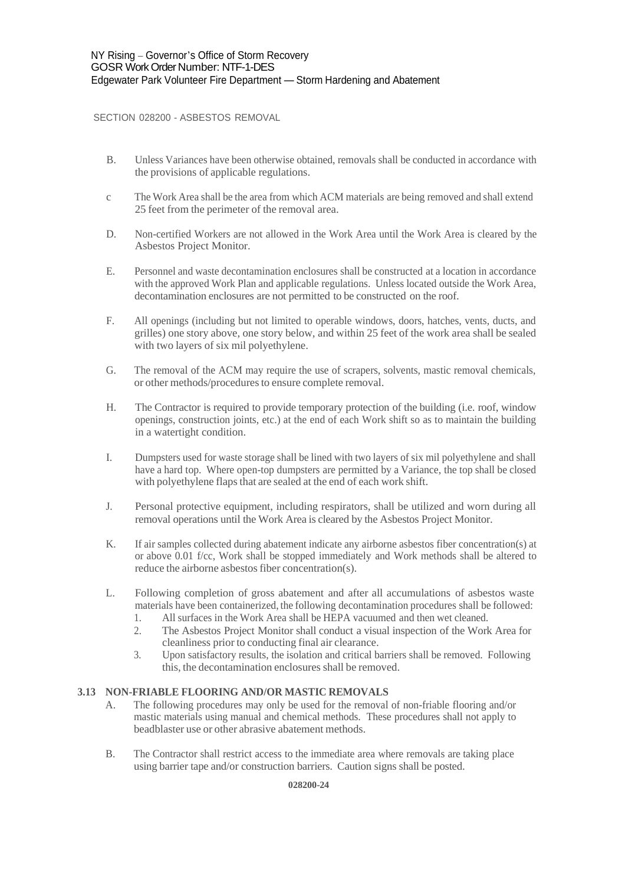B. Unless Variances have been otherwise obtained, removals shall be conducted in accordance with the provisions of applicable regulations.

c The Work Area shall be the area from which ACM materials are being removed and shall extend 25 feet from the perimeter of the removal area.

D. Non-certified Workers are not allowed in the Work Area until the Work Area is cleared by the Asbestos Project Monitor.

E. Personnel and waste decontamination enclosures shall be constructed at a location in accordance with the approved Work Plan and applicable regulations. Unless located outside the Work Area, decontamination enclosures are not permitted to be constructed on the roof.

F. All openings (including but not limited to operable windows, doors, hatches, vents, ducts, and grilles) one story above, one story below, and within 25 feet of the work area shall be sealed with two layers of six mil polyethylene.

G. The removal of the ACM may require the use of scrapers, solvents, mastic removal chemicals, or other methods/procedures to ensure complete removal.

H. The Contractor is required to provide temporary protection of the building (i.e. roof, window openings, construction joints, etc.) at the end of each Work shift so as to maintain the building in a watertight condition.

I. Dumpsters used for waste storage shall be lined with two layers of six mil polyethylene and shall have a hard top. Where open-top dumpsters are permitted by a Variance, the top shall be closed with polyethylene flaps that are sealed at the end of each work shift.

J. Personal protective equipment, including respirators, shall be utilized and worn during all removal operations until the Work Area is cleared by the Asbestos Project Monitor.

K. If air samples collected during abatement indicate any airborne asbestos fiber concentration(s) at or above 0.01 f/cc, Work shall be stopped immediately and Work methods shall be altered to reduce the airborne asbestos fiber concentration(s).

L. Following completion of gross abatement and after all accumulations of asbestos waste materials have been containerized, the following decontamination procedures shall be followed:
   1. All surfaces in the Work Area shall be HEPA vacuumed and then wet cleaned.
   2. The Asbestos Project Monitor shall conduct a visual inspection of the Work Area for cleanliness prior to conducting final air clearance.
   3. Upon satisfactory results, the isolation and critical barriers shall be removed. Following this, the decontamination enclosures shall be removed.

### 3.13 NON-FRIABLE FLOORING AND/OR MASTIC REMOVALS

A. The following procedures may only be used for the removal of non-friable flooring and/or mastic materials using manual and chemical methods. These procedures shall not apply to beadblaster use or other abrasive abatement methods.

B. The Contractor shall restrict access to the immediate area where removals are taking place using barrier tape and/or construction barriers. Caution signs shall be posted.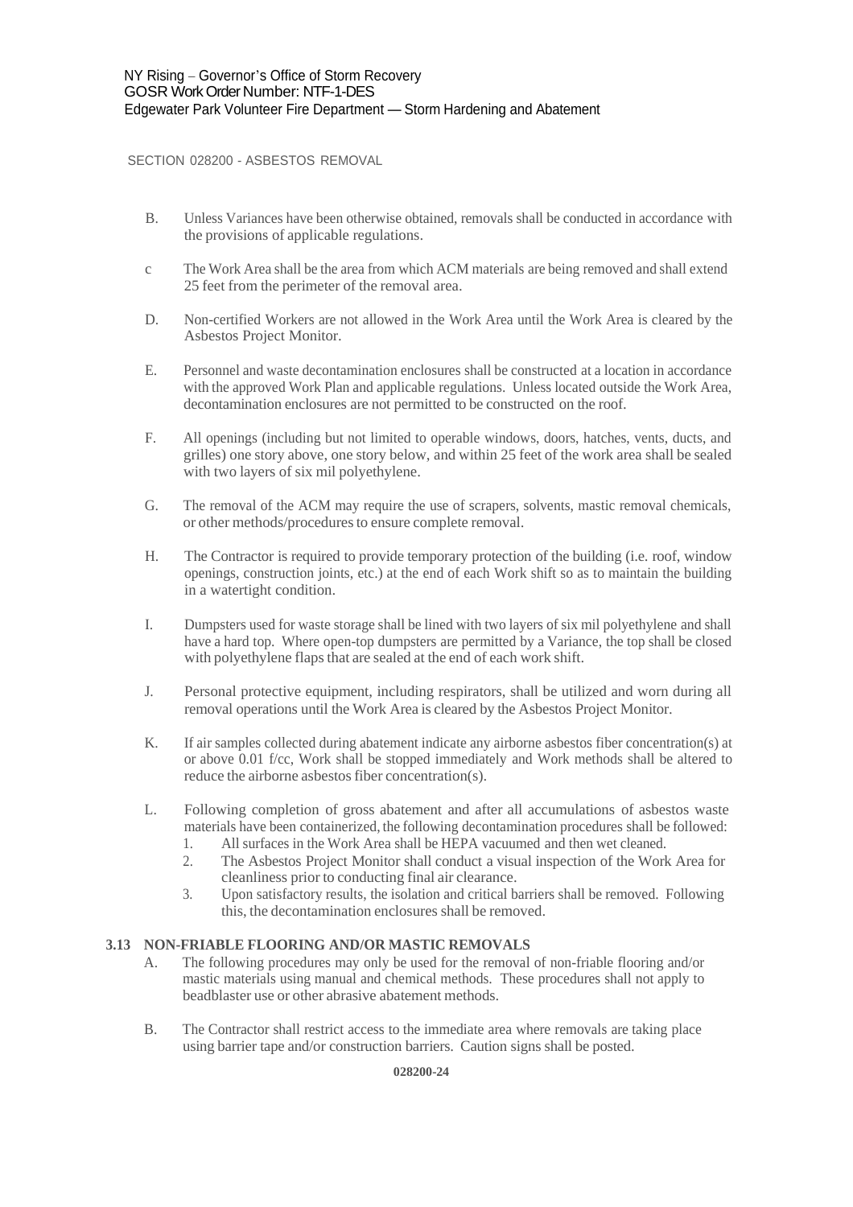B. Unless Variances have been otherwise obtained, removals shall be conducted in accordance with the provisions of applicable regulations.

c The Work Area shall be the area from which ACM materials are being removed and shall extend 25 feet from the perimeter of the removal area.

D. Non-certified Workers are not allowed in the Work Area until the Work Area is cleared by the Asbestos Project Monitor.

E. Personnel and waste decontamination enclosures shall be constructed at a location in accordance with the approved Work Plan and applicable regulations. Unless located outside the Work Area, decontamination enclosures are not permitted to be constructed on the roof.

F. All openings (including but not limited to operable windows, doors, hatches, vents, ducts, and grilles) one story above, one story below, and within 25 feet of the work area shall be sealed with two layers of six mil polyethylene.

G. The removal of the ACM may require the use of scrapers, solvents, mastic removal chemicals, or other methods/procedures to ensure complete removal.

H. The Contractor is required to provide temporary protection of the building (i.e. roof, window openings, construction joints, etc.) at the end of each Work shift so as to maintain the building in a watertight condition.

I. Dumpsters used for waste storage shall be lined with two layers of six mil polyethylene and shall have a hard top. Where open-top dumpsters are permitted by a Variance, the top shall be closed with polyethylene flaps that are sealed at the end of each work shift.

J. Personal protective equipment, including respirators, shall be utilized and worn during all removal operations until the Work Area is cleared by the Asbestos Project Monitor.

K. If air samples collected during abatement indicate any airborne asbestos fiber concentration(s) at or above 0.01 f/cc, Work shall be stopped immediately and Work methods shall be altered to reduce the airborne asbestos fiber concentration(s).

L. Following completion of gross abatement and after all accumulations of asbestos waste materials have been containerized, the following decontamination procedures shall be followed:
   1. All surfaces in the Work Area shall be HEPA vacuumed and then wet cleaned.
   2. The Asbestos Project Monitor shall conduct a visual inspection of the Work Area for cleanliness prior to conducting final air clearance.
   3. Upon satisfactory results, the isolation and critical barriers shall be removed. Following this, the decontamination enclosures shall be removed.

## 3.13 NON-FRIABLE FLOORING AND/OR MASTIC REMOVALS

A. The following procedures may only be used for the removal of non-friable flooring and/or mastic materials using manual and chemical methods. These procedures shall not apply to beadblaster use or other abrasive abatement methods.

B. The Contractor shall restrict access to the immediate area where removals are taking place using barrier tape and/or construction barriers. Caution signs shall be posted.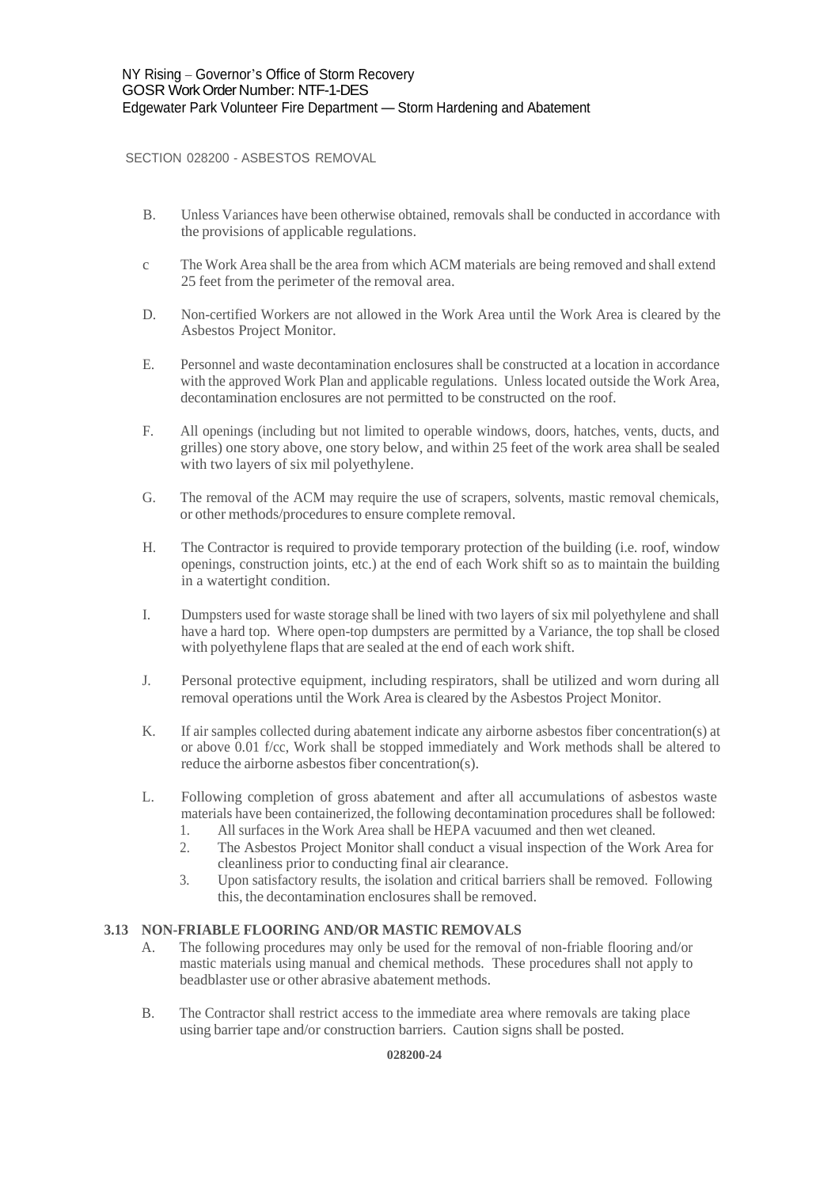B. Unless Variances have been otherwise obtained, removals shall be conducted in accordance with the provisions of applicable regulations.

c The Work Area shall be the area from which ACM materials are being removed and shall extend 25 feet from the perimeter of the removal area.

D. Non-certified Workers are not allowed in the Work Area until the Work Area is cleared by the Asbestos Project Monitor.

E. Personnel and waste decontamination enclosures shall be constructed at a location in accordance with the approved Work Plan and applicable regulations. Unless located outside the Work Area, decontamination enclosures are not permitted to be constructed on the roof.

F. All openings (including but not limited to operable windows, doors, hatches, vents, ducts, and grilles) one story above, one story below, and within 25 feet of the work area shall be sealed with two layers of six mil polyethylene.

G. The removal of the ACM may require the use of scrapers, solvents, mastic removal chemicals, or other methods/procedures to ensure complete removal.

H. The Contractor is required to provide temporary protection of the building (i.e. roof, window openings, construction joints, etc.) at the end of each Work shift so as to maintain the building in a watertight condition.

I. Dumpsters used for waste storage shall be lined with two layers of six mil polyethylene and shall have a hard top. Where open-top dumpsters are permitted by a Variance, the top shall be closed with polyethylene flaps that are sealed at the end of each work shift.

J. Personal protective equipment, including respirators, shall be utilized and worn during all removal operations until the Work Area is cleared by the Asbestos Project Monitor.

K. If air samples collected during abatement indicate any airborne asbestos fiber concentration(s) at or above 0.01 f/cc, Work shall be stopped immediately and Work methods shall be altered to reduce the airborne asbestos fiber concentration(s).

L. Following completion of gross abatement and after all accumulations of asbestos waste materials have been containerized, the following decontamination procedures shall be followed:
   1. All surfaces in the Work Area shall be HEPA vacuumed and then wet cleaned.
   2. The Asbestos Project Monitor shall conduct a visual inspection of the Work Area for cleanliness prior to conducting final air clearance.
   3. Upon satisfactory results, the isolation and critical barriers shall be removed. Following this, the decontamination enclosures shall be removed.

### 3.13 NON-FRIABLE FLOORING AND/OR MASTIC REMOVALS

A. The following procedures may only be used for the removal of non-friable flooring and/or mastic materials using manual and chemical methods. These procedures shall not apply to beadblaster use or other abrasive abatement methods.

B. The Contractor shall restrict access to the immediate area where removals are taking place using barrier tape and/or construction barriers. Caution signs shall be posted.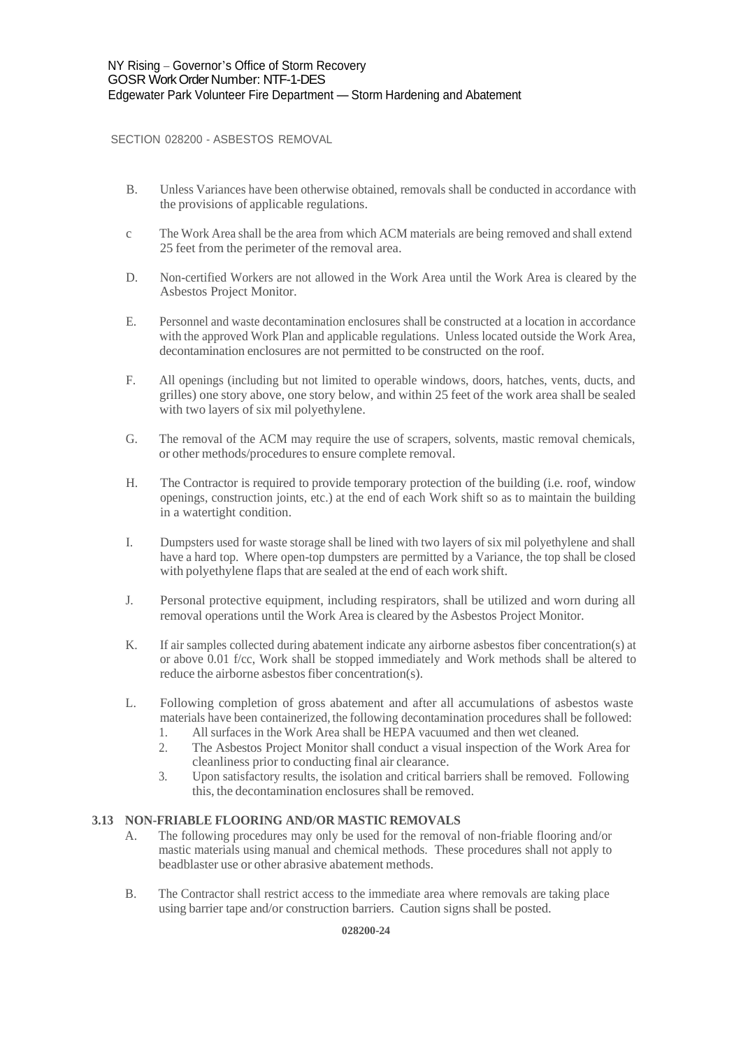SECTION 028200 - ASBESTOS REMOVAL

B. Unless Variances have been otherwise obtained, removals shall be conducted in accordance with the provisions of applicable regulations.

c The Work Area shall be the area from which ACM materials are being removed and shall extend 25 feet from the perimeter of the removal area.

D. Non-certified Workers are not allowed in the Work Area until the Work Area is cleared by the Asbestos Project Monitor.

E. Personnel and waste decontamination enclosures shall be constructed at a location in accordance with the approved Work Plan and applicable regulations. Unless located outside the Work Area, decontamination enclosures are not permitted to be constructed on the roof.

F. All openings (including but not limited to operable windows, doors, hatches, vents, ducts, and grilles) one story above, one story below, and within 25 feet of the work area shall be sealed with two layers of six mil polyethylene.

G. The removal of the ACM may require the use of scrapers, solvents, mastic removal chemicals, or other methods/procedures to ensure complete removal.

H. The Contractor is required to provide temporary protection of the building (i.e. roof, window openings, construction joints, etc.) at the end of each Work shift so as to maintain the building in a watertight condition.

I. Dumpsters used for waste storage shall be lined with two layers of six mil polyethylene and shall have a hard top. Where open-top dumpsters are permitted by a Variance, the top shall be closed with polyethylene flaps that are sealed at the end of each work shift.

J. Personal protective equipment, including respirators, shall be utilized and worn during all removal operations until the Work Area is cleared by the Asbestos Project Monitor.

K. If air samples collected during abatement indicate any airborne asbestos fiber concentration(s) at or above 0.01 f/cc, Work shall be stopped immediately and Work methods shall be altered to reduce the airborne asbestos fiber concentration(s).

L. Following completion of gross abatement and after all accumulations of asbestos waste materials have been containerized, the following decontamination procedures shall be followed:
1. All surfaces in the Work Area shall be HEPA vacuumed and then wet cleaned.
2. The Asbestos Project Monitor shall conduct a visual inspection of the Work Area for cleanliness prior to conducting final air clearance.
3. Upon satisfactory results, the isolation and critical barriers shall be removed. Following this, the decontamination enclosures shall be removed.

### 3.13 NON-FRIABLE FLOORING AND/OR MASTIC REMOVALS

A. The following procedures may only be used for the removal of non-friable flooring and/or mastic materials using manual and chemical methods. These procedures shall not apply to beadblaster use or other abrasive abatement methods.

B. The Contractor shall restrict access to the immediate area where removals are taking place using barrier tape and/or construction barriers. Caution signs shall be posted.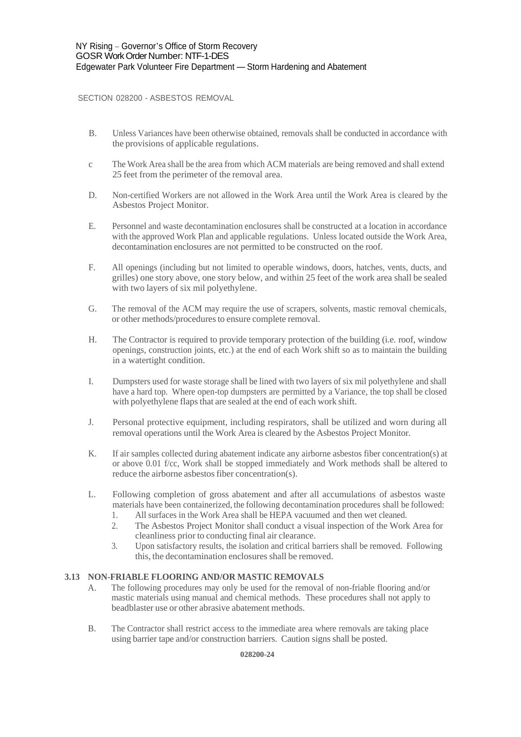B. Unless Variances have been otherwise obtained, removals shall be conducted in accordance with the provisions of applicable regulations.

c The Work Area shall be the area from which ACM materials are being removed and shall extend 25 feet from the perimeter of the removal area.

D. Non-certified Workers are not allowed in the Work Area until the Work Area is cleared by the Asbestos Project Monitor.

E. Personnel and waste decontamination enclosures shall be constructed at a location in accordance with the approved Work Plan and applicable regulations. Unless located outside the Work Area, decontamination enclosures are not permitted to be constructed on the roof.

F. All openings (including but not limited to operable windows, doors, hatches, vents, ducts, and grilles) one story above, one story below, and within 25 feet of the work area shall be sealed with two layers of six mil polyethylene.

G. The removal of the ACM may require the use of scrapers, solvents, mastic removal chemicals, or other methods/procedures to ensure complete removal.

H. The Contractor is required to provide temporary protection of the building (i.e. roof, window openings, construction joints, etc.) at the end of each Work shift so as to maintain the building in a watertight condition.

I. Dumpsters used for waste storage shall be lined with two layers of six mil polyethylene and shall have a hard top. Where open-top dumpsters are permitted by a Variance, the top shall be closed with polyethylene flaps that are sealed at the end of each work shift.

J. Personal protective equipment, including respirators, shall be utilized and worn during all removal operations until the Work Area is cleared by the Asbestos Project Monitor.

K. If air samples collected during abatement indicate any airborne asbestos fiber concentration(s) at or above 0.01 f/cc, Work shall be stopped immediately and Work methods shall be altered to reduce the airborne asbestos fiber concentration(s).

L. Following completion of gross abatement and after all accumulations of asbestos waste materials have been containerized, the following decontamination procedures shall be followed:
   1. All surfaces in the Work Area shall be HEPA vacuumed and then wet cleaned.
   2. The Asbestos Project Monitor shall conduct a visual inspection of the Work Area for cleanliness prior to conducting final air clearance.
   3. Upon satisfactory results, the isolation and critical barriers shall be removed. Following this, the decontamination enclosures shall be removed.

**3.13 NON-FRIABLE FLOORING AND/OR MASTIC REMOVALS**

A. The following procedures may only be used for the removal of non-friable flooring and/or mastic materials using manual and chemical methods. These procedures shall not apply to beadblaster use or other abrasive abatement methods.

B. The Contractor shall restrict access to the immediate area where removals are taking place using barrier tape and/or construction barriers. Caution signs shall be posted.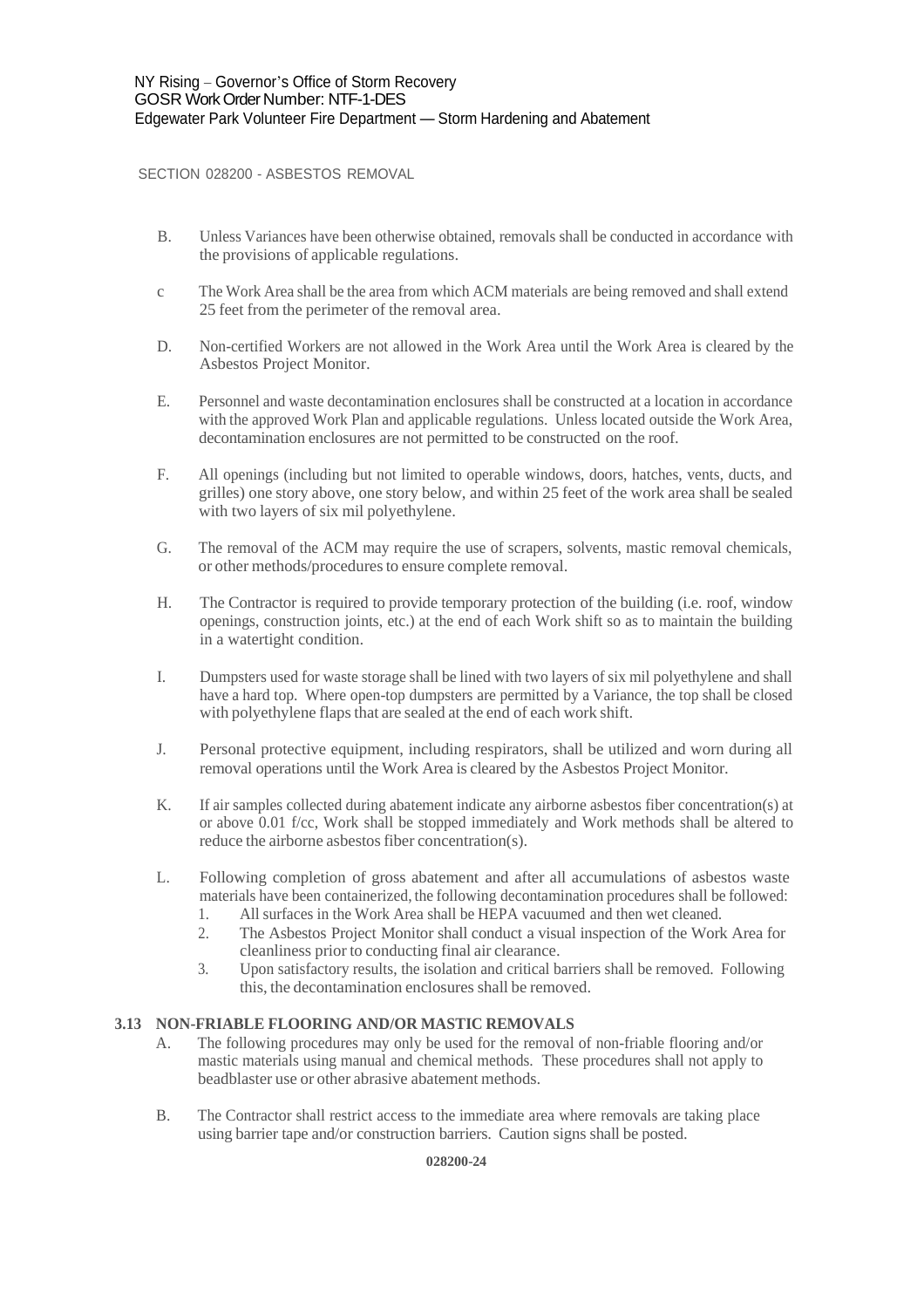B. Unless Variances have been otherwise obtained, removals shall be conducted in accordance with the provisions of applicable regulations.

c The Work Area shall be the area from which ACM materials are being removed and shall extend 25 feet from the perimeter of the removal area.

D. Non-certified Workers are not allowed in the Work Area until the Work Area is cleared by the Asbestos Project Monitor.

E. Personnel and waste decontamination enclosures shall be constructed at a location in accordance with the approved Work Plan and applicable regulations. Unless located outside the Work Area, decontamination enclosures are not permitted to be constructed on the roof.

F. All openings (including but not limited to operable windows, doors, hatches, vents, ducts, and grilles) one story above, one story below, and within 25 feet of the work area shall be sealed with two layers of six mil polyethylene.

G. The removal of the ACM may require the use of scrapers, solvents, mastic removal chemicals, or other methods/procedures to ensure complete removal.

H. The Contractor is required to provide temporary protection of the building (i.e. roof, window openings, construction joints, etc.) at the end of each Work shift so as to maintain the building in a watertight condition.

I. Dumpsters used for waste storage shall be lined with two layers of six mil polyethylene and shall have a hard top. Where open-top dumpsters are permitted by a Variance, the top shall be closed with polyethylene flaps that are sealed at the end of each work shift.

J. Personal protective equipment, including respirators, shall be utilized and worn during all removal operations until the Work Area is cleared by the Asbestos Project Monitor.

K. If air samples collected during abatement indicate any airborne asbestos fiber concentration(s) at or above 0.01 f/cc, Work shall be stopped immediately and Work methods shall be altered to reduce the airborne asbestos fiber concentration(s).

L. Following completion of gross abatement and after all accumulations of asbestos waste materials have been containerized, the following decontamination procedures shall be followed:
1. All surfaces in the Work Area shall be HEPA vacuumed and then wet cleaned.
2. The Asbestos Project Monitor shall conduct a visual inspection of the Work Area for cleanliness prior to conducting final air clearance.
3. Upon satisfactory results, the isolation and critical barriers shall be removed. Following this, the decontamination enclosures shall be removed.

### 3.13 NON-FRIABLE FLOORING AND/OR MASTIC REMOVALS

A. The following procedures may only be used for the removal of non-friable flooring and/or mastic materials using manual and chemical methods. These procedures shall not apply to beadblaster use or other abrasive abatement methods.

B. The Contractor shall restrict access to the immediate area where removals are taking place using barrier tape and/or construction barriers. Caution signs shall be posted.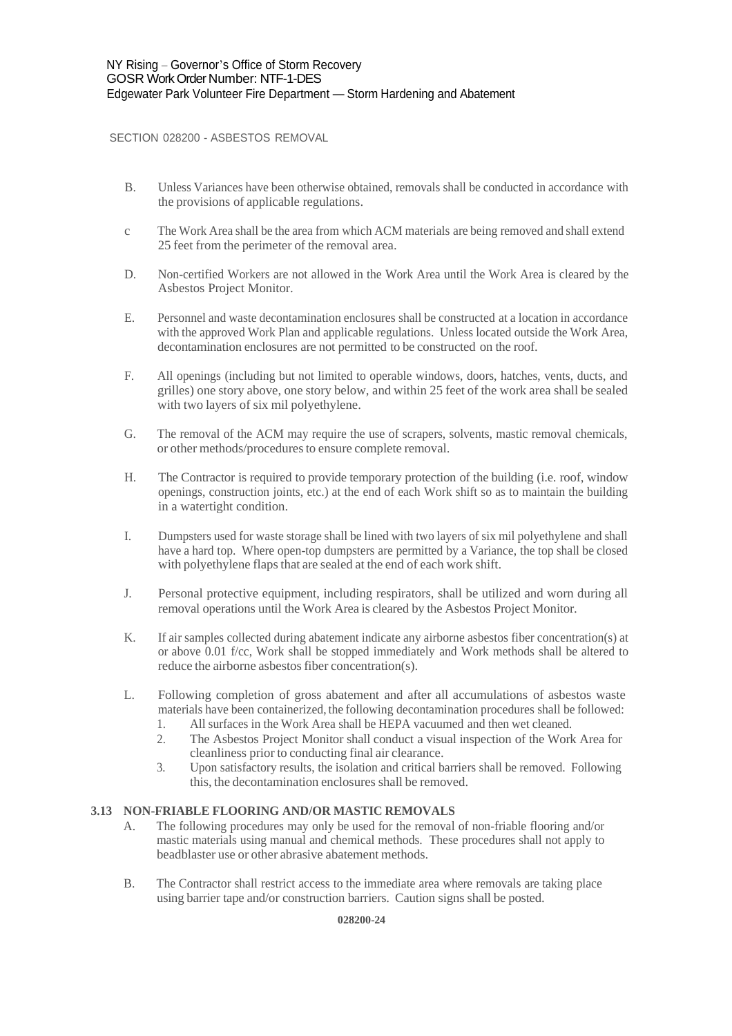B. Unless Variances have been otherwise obtained, removals shall be conducted in accordance with the provisions of applicable regulations.

c The Work Area shall be the area from which ACM materials are being removed and shall extend 25 feet from the perimeter of the removal area.

D. Non-certified Workers are not allowed in the Work Area until the Work Area is cleared by the Asbestos Project Monitor.

E. Personnel and waste decontamination enclosures shall be constructed at a location in accordance with the approved Work Plan and applicable regulations. Unless located outside the Work Area, decontamination enclosures are not permitted to be constructed on the roof.

F. All openings (including but not limited to operable windows, doors, hatches, vents, ducts, and grilles) one story above, one story below, and within 25 feet of the work area shall be sealed with two layers of six mil polyethylene.

G. The removal of the ACM may require the use of scrapers, solvents, mastic removal chemicals, or other methods/procedures to ensure complete removal.

H. The Contractor is required to provide temporary protection of the building (i.e. roof, window openings, construction joints, etc.) at the end of each Work shift so as to maintain the building in a watertight condition.

I. Dumpsters used for waste storage shall be lined with two layers of six mil polyethylene and shall have a hard top. Where open-top dumpsters are permitted by a Variance, the top shall be closed with polyethylene flaps that are sealed at the end of each work shift.

J. Personal protective equipment, including respirators, shall be utilized and worn during all removal operations until the Work Area is cleared by the Asbestos Project Monitor.

K. If air samples collected during abatement indicate any airborne asbestos fiber concentration(s) at or above 0.01 f/cc, Work shall be stopped immediately and Work methods shall be altered to reduce the airborne asbestos fiber concentration(s).

L. Following completion of gross abatement and after all accumulations of asbestos waste materials have been containerized, the following decontamination procedures shall be followed:
   1. All surfaces in the Work Area shall be HEPA vacuumed and then wet cleaned.
   2. The Asbestos Project Monitor shall conduct a visual inspection of the Work Area for cleanliness prior to conducting final air clearance.
   3. Upon satisfactory results, the isolation and critical barriers shall be removed. Following this, the decontamination enclosures shall be removed.

## 3.13 NON-FRIABLE FLOORING AND/OR MASTIC REMOVALS

A. The following procedures may only be used for the removal of non-friable flooring and/or mastic materials using manual and chemical methods. These procedures shall not apply to beadblaster use or other abrasive abatement methods.

B. The Contractor shall restrict access to the immediate area where removals are taking place using barrier tape and/or construction barriers. Caution signs shall be posted.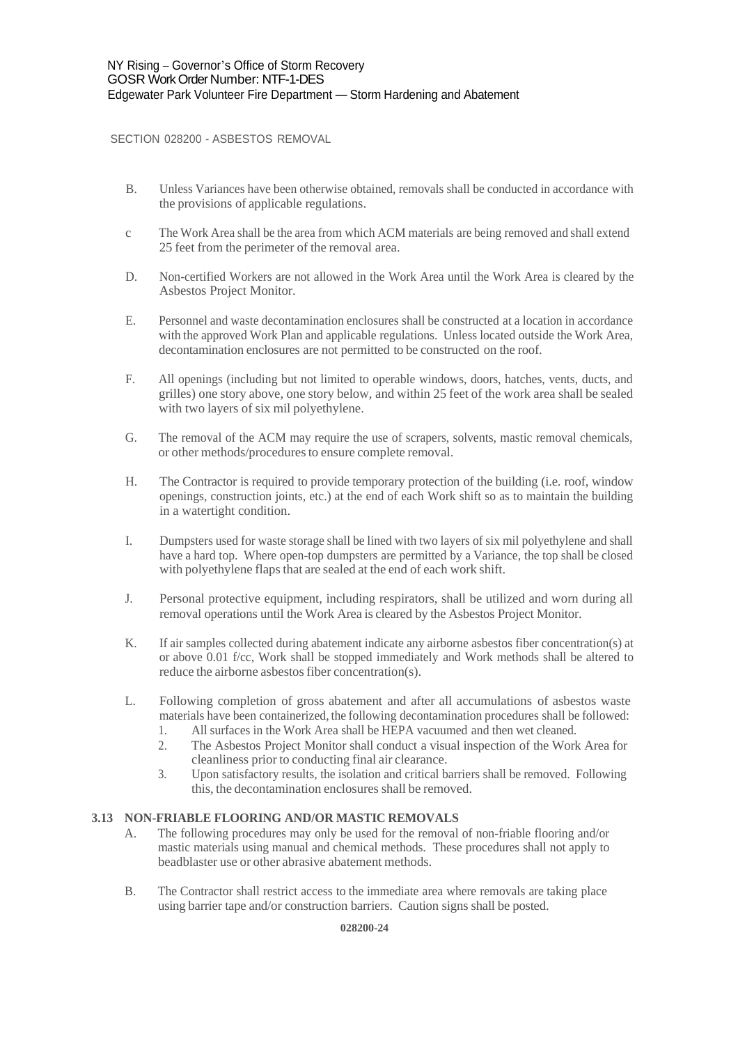B. Unless Variances have been otherwise obtained, removals shall be conducted in accordance with the provisions of applicable regulations.

c The Work Area shall be the area from which ACM materials are being removed and shall extend 25 feet from the perimeter of the removal area.

D. Non-certified Workers are not allowed in the Work Area until the Work Area is cleared by the Asbestos Project Monitor.

E. Personnel and waste decontamination enclosures shall be constructed at a location in accordance with the approved Work Plan and applicable regulations. Unless located outside the Work Area, decontamination enclosures are not permitted to be constructed on the roof.

F. All openings (including but not limited to operable windows, doors, hatches, vents, ducts, and grilles) one story above, one story below, and within 25 feet of the work area shall be sealed with two layers of six mil polyethylene.

G. The removal of the ACM may require the use of scrapers, solvents, mastic removal chemicals, or other methods/procedures to ensure complete removal.

H. The Contractor is required to provide temporary protection of the building (i.e. roof, window openings, construction joints, etc.) at the end of each Work shift so as to maintain the building in a watertight condition.

I. Dumpsters used for waste storage shall be lined with two layers of six mil polyethylene and shall have a hard top. Where open-top dumpsters are permitted by a Variance, the top shall be closed with polyethylene flaps that are sealed at the end of each work shift.

J. Personal protective equipment, including respirators, shall be utilized and worn during all removal operations until the Work Area is cleared by the Asbestos Project Monitor.

K. If air samples collected during abatement indicate any airborne asbestos fiber concentration(s) at or above 0.01 f/cc, Work shall be stopped immediately and Work methods shall be altered to reduce the airborne asbestos fiber concentration(s).

L. Following completion of gross abatement and after all accumulations of asbestos waste materials have been containerized, the following decontamination procedures shall be followed:
   1. All surfaces in the Work Area shall be HEPA vacuumed and then wet cleaned.
   2. The Asbestos Project Monitor shall conduct a visual inspection of the Work Area for cleanliness prior to conducting final air clearance.
   3. Upon satisfactory results, the isolation and critical barriers shall be removed. Following this, the decontamination enclosures shall be removed.

**3.13 NON-FRIABLE FLOORING AND/OR MASTIC REMOVALS**

A. The following procedures may only be used for the removal of non-friable flooring and/or mastic materials using manual and chemical methods. These procedures shall not apply to beadblaster use or other abrasive abatement methods.

B. The Contractor shall restrict access to the immediate area where removals are taking place using barrier tape and/or construction barriers. Caution signs shall be posted.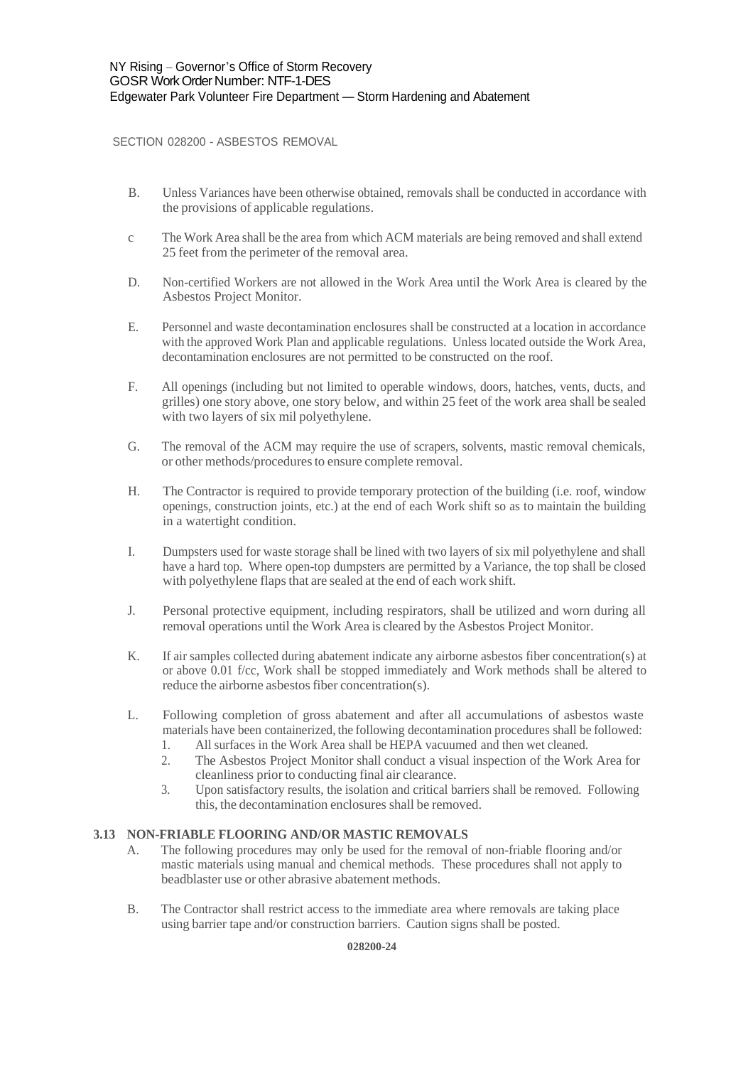B. Unless Variances have been otherwise obtained, removals shall be conducted in accordance with the provisions of applicable regulations.

c The Work Area shall be the area from which ACM materials are being removed and shall extend 25 feet from the perimeter of the removal area.

D. Non-certified Workers are not allowed in the Work Area until the Work Area is cleared by the Asbestos Project Monitor.

E. Personnel and waste decontamination enclosures shall be constructed at a location in accordance with the approved Work Plan and applicable regulations. Unless located outside the Work Area, decontamination enclosures are not permitted to be constructed on the roof.

F. All openings (including but not limited to operable windows, doors, hatches, vents, ducts, and grilles) one story above, one story below, and within 25 feet of the work area shall be sealed with two layers of six mil polyethylene.

G. The removal of the ACM may require the use of scrapers, solvents, mastic removal chemicals, or other methods/procedures to ensure complete removal.

H. The Contractor is required to provide temporary protection of the building (i.e. roof, window openings, construction joints, etc.) at the end of each Work shift so as to maintain the building in a watertight condition.

I. Dumpsters used for waste storage shall be lined with two layers of six mil polyethylene and shall have a hard top. Where open-top dumpsters are permitted by a Variance, the top shall be closed with polyethylene flaps that are sealed at the end of each work shift.

J. Personal protective equipment, including respirators, shall be utilized and worn during all removal operations until the Work Area is cleared by the Asbestos Project Monitor.

K. If air samples collected during abatement indicate any airborne asbestos fiber concentration(s) at or above 0.01 f/cc, Work shall be stopped immediately and Work methods shall be altered to reduce the airborne asbestos fiber concentration(s).

L. Following completion of gross abatement and after all accumulations of asbestos waste materials have been containerized, the following decontamination procedures shall be followed:
   1. All surfaces in the Work Area shall be HEPA vacuumed and then wet cleaned.
   2. The Asbestos Project Monitor shall conduct a visual inspection of the Work Area for cleanliness prior to conducting final air clearance.
   3. Upon satisfactory results, the isolation and critical barriers shall be removed. Following this, the decontamination enclosures shall be removed.

**3.13 NON-FRIABLE FLOORING AND/OR MASTIC REMOVALS**

A. The following procedures may only be used for the removal of non-friable flooring and/or mastic materials using manual and chemical methods. These procedures shall not apply to beadblaster use or other abrasive abatement methods.

B. The Contractor shall restrict access to the immediate area where removals are taking place using barrier tape and/or construction barriers. Caution signs shall be posted.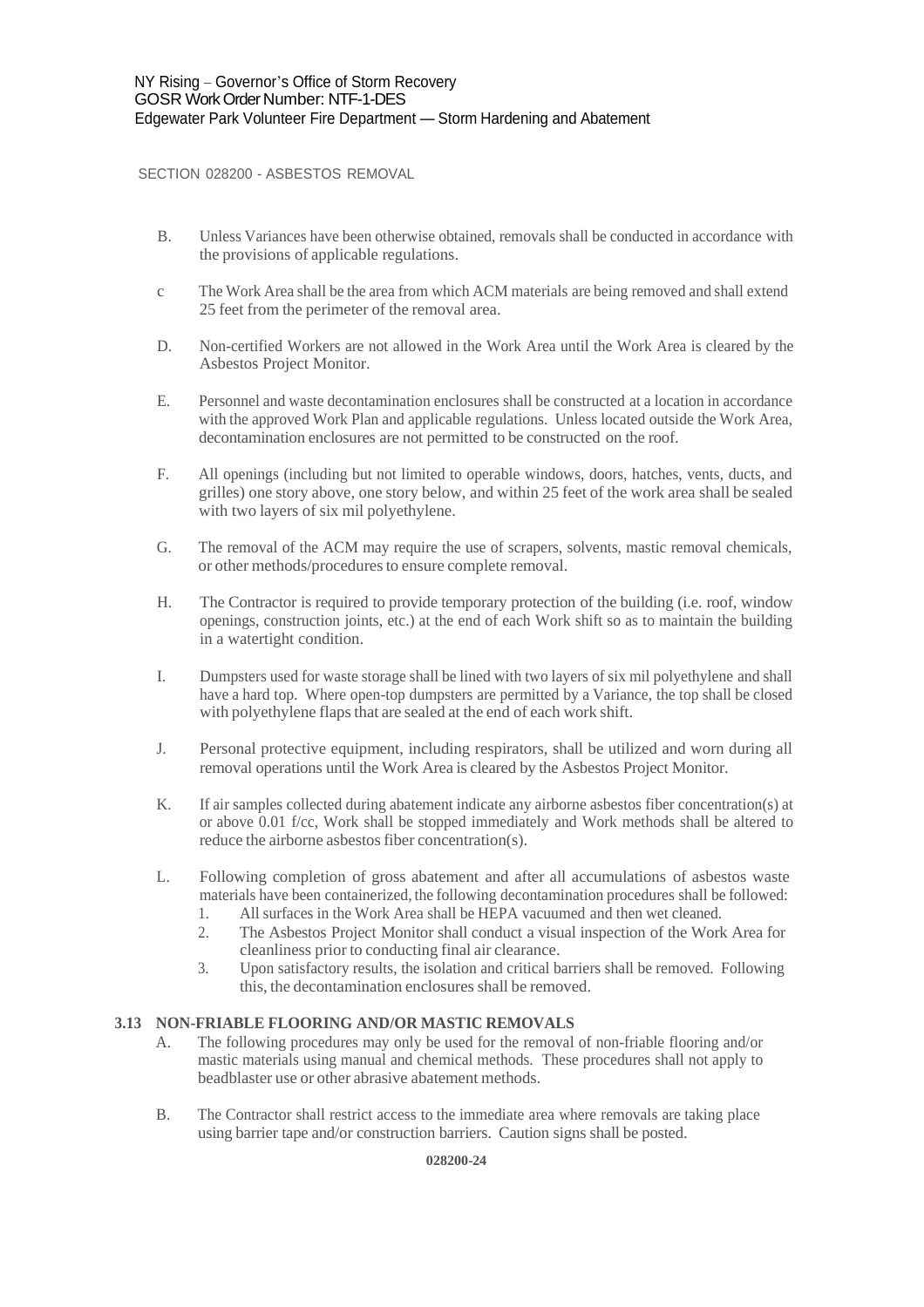B. Unless Variances have been otherwise obtained, removals shall be conducted in accordance with the provisions of applicable regulations.

c The Work Area shall be the area from which ACM materials are being removed and shall extend 25 feet from the perimeter of the removal area.

D. Non-certified Workers are not allowed in the Work Area until the Work Area is cleared by the Asbestos Project Monitor.

E. Personnel and waste decontamination enclosures shall be constructed at a location in accordance with the approved Work Plan and applicable regulations. Unless located outside the Work Area, decontamination enclosures are not permitted to be constructed on the roof.

F. All openings (including but not limited to operable windows, doors, hatches, vents, ducts, and grilles) one story above, one story below, and within 25 feet of the work area shall be sealed with two layers of six mil polyethylene.

G. The removal of the ACM may require the use of scrapers, solvents, mastic removal chemicals, or other methods/procedures to ensure complete removal.

H. The Contractor is required to provide temporary protection of the building (i.e. roof, window openings, construction joints, etc.) at the end of each Work shift so as to maintain the building in a watertight condition.

I. Dumpsters used for waste storage shall be lined with two layers of six mil polyethylene and shall have a hard top. Where open-top dumpsters are permitted by a Variance, the top shall be closed with polyethylene flaps that are sealed at the end of each work shift.

J. Personal protective equipment, including respirators, shall be utilized and worn during all removal operations until the Work Area is cleared by the Asbestos Project Monitor.

K. If air samples collected during abatement indicate any airborne asbestos fiber concentration(s) at or above 0.01 f/cc, Work shall be stopped immediately and Work methods shall be altered to reduce the airborne asbestos fiber concentration(s).

L. Following completion of gross abatement and after all accumulations of asbestos waste materials have been containerized, the following decontamination procedures shall be followed:
   1. All surfaces in the Work Area shall be HEPA vacuumed and then wet cleaned.
   2. The Asbestos Project Monitor shall conduct a visual inspection of the Work Area for cleanliness prior to conducting final air clearance.
   3. Upon satisfactory results, the isolation and critical barriers shall be removed. Following this, the decontamination enclosures shall be removed.

**3.13 NON-FRIABLE FLOORING AND/OR MASTIC REMOVALS**

A. The following procedures may only be used for the removal of non-friable flooring and/or mastic materials using manual and chemical methods. These procedures shall not apply to beadblaster use or other abrasive abatement methods.

B. The Contractor shall restrict access to the immediate area where removals are taking place using barrier tape and/or construction barriers. Caution signs shall be posted.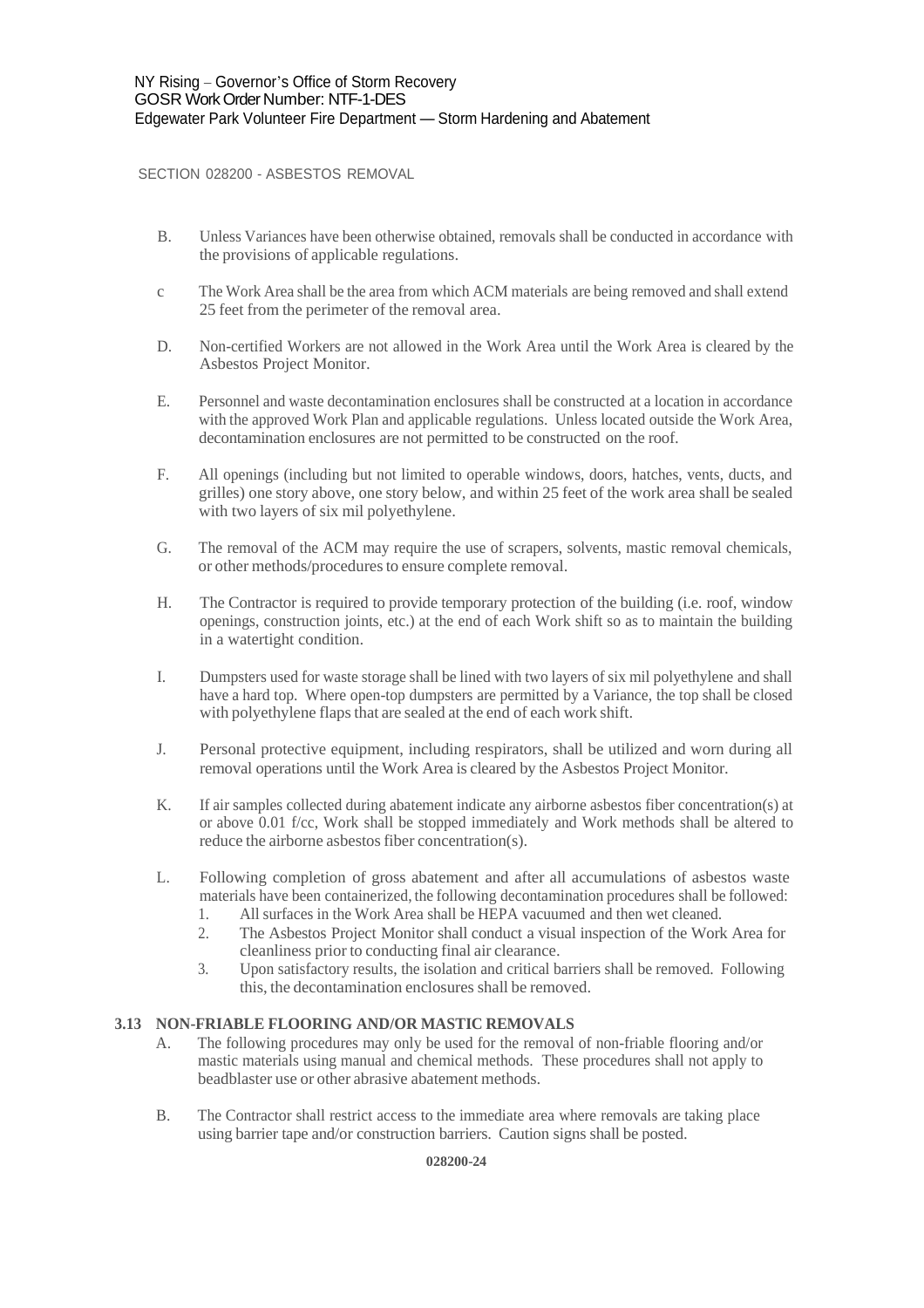B. Unless Variances have been otherwise obtained, removals shall be conducted in accordance with the provisions of applicable regulations.

c The Work Area shall be the area from which ACM materials are being removed and shall extend 25 feet from the perimeter of the removal area.

D. Non-certified Workers are not allowed in the Work Area until the Work Area is cleared by the Asbestos Project Monitor.

E. Personnel and waste decontamination enclosures shall be constructed at a location in accordance with the approved Work Plan and applicable regulations. Unless located outside the Work Area, decontamination enclosures are not permitted to be constructed on the roof.

F. All openings (including but not limited to operable windows, doors, hatches, vents, ducts, and grilles) one story above, one story below, and within 25 feet of the work area shall be sealed with two layers of six mil polyethylene.

G. The removal of the ACM may require the use of scrapers, solvents, mastic removal chemicals, or other methods/procedures to ensure complete removal.

H. The Contractor is required to provide temporary protection of the building (i.e. roof, window openings, construction joints, etc.) at the end of each Work shift so as to maintain the building in a watertight condition.

I. Dumpsters used for waste storage shall be lined with two layers of six mil polyethylene and shall have a hard top. Where open-top dumpsters are permitted by a Variance, the top shall be closed with polyethylene flaps that are sealed at the end of each work shift.

J. Personal protective equipment, including respirators, shall be utilized and worn during all removal operations until the Work Area is cleared by the Asbestos Project Monitor.

K. If air samples collected during abatement indicate any airborne asbestos fiber concentration(s) at or above 0.01 f/cc, Work shall be stopped immediately and Work methods shall be altered to reduce the airborne asbestos fiber concentration(s).

L. Following completion of gross abatement and after all accumulations of asbestos waste materials have been containerized, the following decontamination procedures shall be followed:
   1. All surfaces in the Work Area shall be HEPA vacuumed and then wet cleaned.
   2. The Asbestos Project Monitor shall conduct a visual inspection of the Work Area for cleanliness prior to conducting final air clearance.
   3. Upon satisfactory results, the isolation and critical barriers shall be removed. Following this, the decontamination enclosures shall be removed.

## 3.13 NON-FRIABLE FLOORING AND/OR MASTIC REMOVALS

A. The following procedures may only be used for the removal of non-friable flooring and/or mastic materials using manual and chemical methods. These procedures shall not apply to beadblaster use or other abrasive abatement methods.

B. The Contractor shall restrict access to the immediate area where removals are taking place using barrier tape and/or construction barriers. Caution signs shall be posted.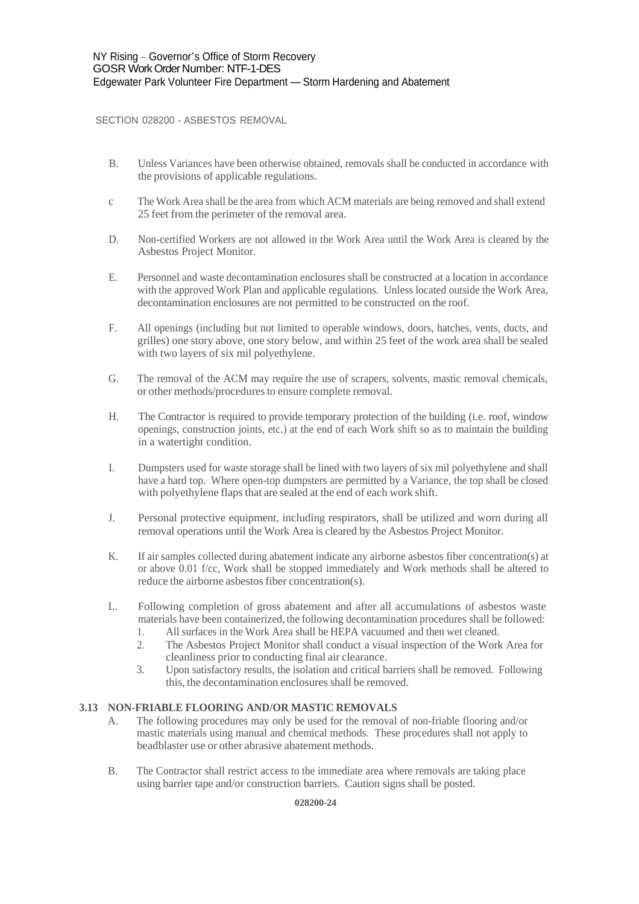B. Unless Variances have been otherwise obtained, removals shall be conducted in accordance with the provisions of applicable regulations.

c The Work Area shall be the area from which ACM materials are being removed and shall extend 25 feet from the perimeter of the removal area.

D. Non-certified Workers are not allowed in the Work Area until the Work Area is cleared by the Asbestos Project Monitor.

E. Personnel and waste decontamination enclosures shall be constructed at a location in accordance with the approved Work Plan and applicable regulations. Unless located outside the Work Area, decontamination enclosures are not permitted to be constructed on the roof.

F. All openings (including but not limited to operable windows, doors, hatches, vents, ducts, and grilles) one story above, one story below, and within 25 feet of the work area shall be sealed with two layers of six mil polyethylene.

G. The removal of the ACM may require the use of scrapers, solvents, mastic removal chemicals, or other methods/procedures to ensure complete removal.

H. The Contractor is required to provide temporary protection of the building (i.e. roof, window openings, construction joints, etc.) at the end of each Work shift so as to maintain the building in a watertight condition.

I. Dumpsters used for waste storage shall be lined with two layers of six mil polyethylene and shall have a hard top. Where open-top dumpsters are permitted by a Variance, the top shall be closed with polyethylene flaps that are sealed at the end of each work shift.

J. Personal protective equipment, including respirators, shall be utilized and worn during all removal operations until the Work Area is cleared by the Asbestos Project Monitor.

K. If air samples collected during abatement indicate any airborne asbestos fiber concentration(s) at or above 0.01 f/cc, Work shall be stopped immediately and Work methods shall be altered to reduce the airborne asbestos fiber concentration(s).

L. Following completion of gross abatement and after all accumulations of asbestos waste materials have been containerized, the following decontamination procedures shall be followed:
   1. All surfaces in the Work Area shall be HEPA vacuumed and then wet cleaned.
   2. The Asbestos Project Monitor shall conduct a visual inspection of the Work Area for cleanliness prior to conducting final air clearance.
   3. Upon satisfactory results, the isolation and critical barriers shall be removed. Following this, the decontamination enclosures shall be removed.

### 3.13 NON-FRIABLE FLOORING AND/OR MASTIC REMOVALS

A. The following procedures may only be used for the removal of non-friable flooring and/or mastic materials using manual and chemical methods. These procedures shall not apply to beadblaster use or other abrasive abatement methods.

B. The Contractor shall restrict access to the immediate area where removals are taking place using barrier tape and/or construction barriers. Caution signs shall be posted.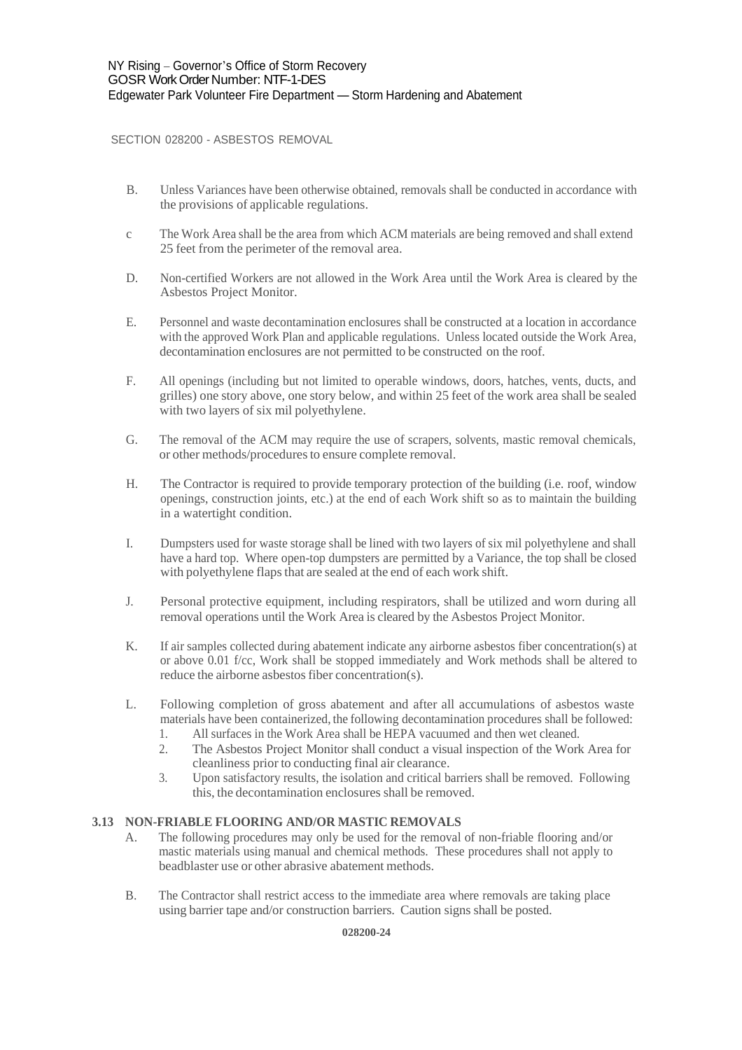B. Unless Variances have been otherwise obtained, removals shall be conducted in accordance with the provisions of applicable regulations.

c The Work Area shall be the area from which ACM materials are being removed and shall extend 25 feet from the perimeter of the removal area.

D. Non-certified Workers are not allowed in the Work Area until the Work Area is cleared by the Asbestos Project Monitor.

E. Personnel and waste decontamination enclosures shall be constructed at a location in accordance with the approved Work Plan and applicable regulations. Unless located outside the Work Area, decontamination enclosures are not permitted to be constructed on the roof.

F. All openings (including but not limited to operable windows, doors, hatches, vents, ducts, and grilles) one story above, one story below, and within 25 feet of the work area shall be sealed with two layers of six mil polyethylene.

G. The removal of the ACM may require the use of scrapers, solvents, mastic removal chemicals, or other methods/procedures to ensure complete removal.

H. The Contractor is required to provide temporary protection of the building (i.e. roof, window openings, construction joints, etc.) at the end of each Work shift so as to maintain the building in a watertight condition.

I. Dumpsters used for waste storage shall be lined with two layers of six mil polyethylene and shall have a hard top. Where open-top dumpsters are permitted by a Variance, the top shall be closed with polyethylene flaps that are sealed at the end of each work shift.

J. Personal protective equipment, including respirators, shall be utilized and worn during all removal operations until the Work Area is cleared by the Asbestos Project Monitor.

K. If air samples collected during abatement indicate any airborne asbestos fiber concentration(s) at or above 0.01 f/cc, Work shall be stopped immediately and Work methods shall be altered to reduce the airborne asbestos fiber concentration(s).

L. Following completion of gross abatement and after all accumulations of asbestos waste materials have been containerized, the following decontamination procedures shall be followed:
   1. All surfaces in the Work Area shall be HEPA vacuumed and then wet cleaned.
   2. The Asbestos Project Monitor shall conduct a visual inspection of the Work Area for cleanliness prior to conducting final air clearance.
   3. Upon satisfactory results, the isolation and critical barriers shall be removed. Following this, the decontamination enclosures shall be removed.

### 3.13 NON-FRIABLE FLOORING AND/OR MASTIC REMOVALS

A. The following procedures may only be used for the removal of non-friable flooring and/or mastic materials using manual and chemical methods. These procedures shall not apply to beadblaster use or other abrasive abatement methods.

B. The Contractor shall restrict access to the immediate area where removals are taking place using barrier tape and/or construction barriers. Caution signs shall be posted.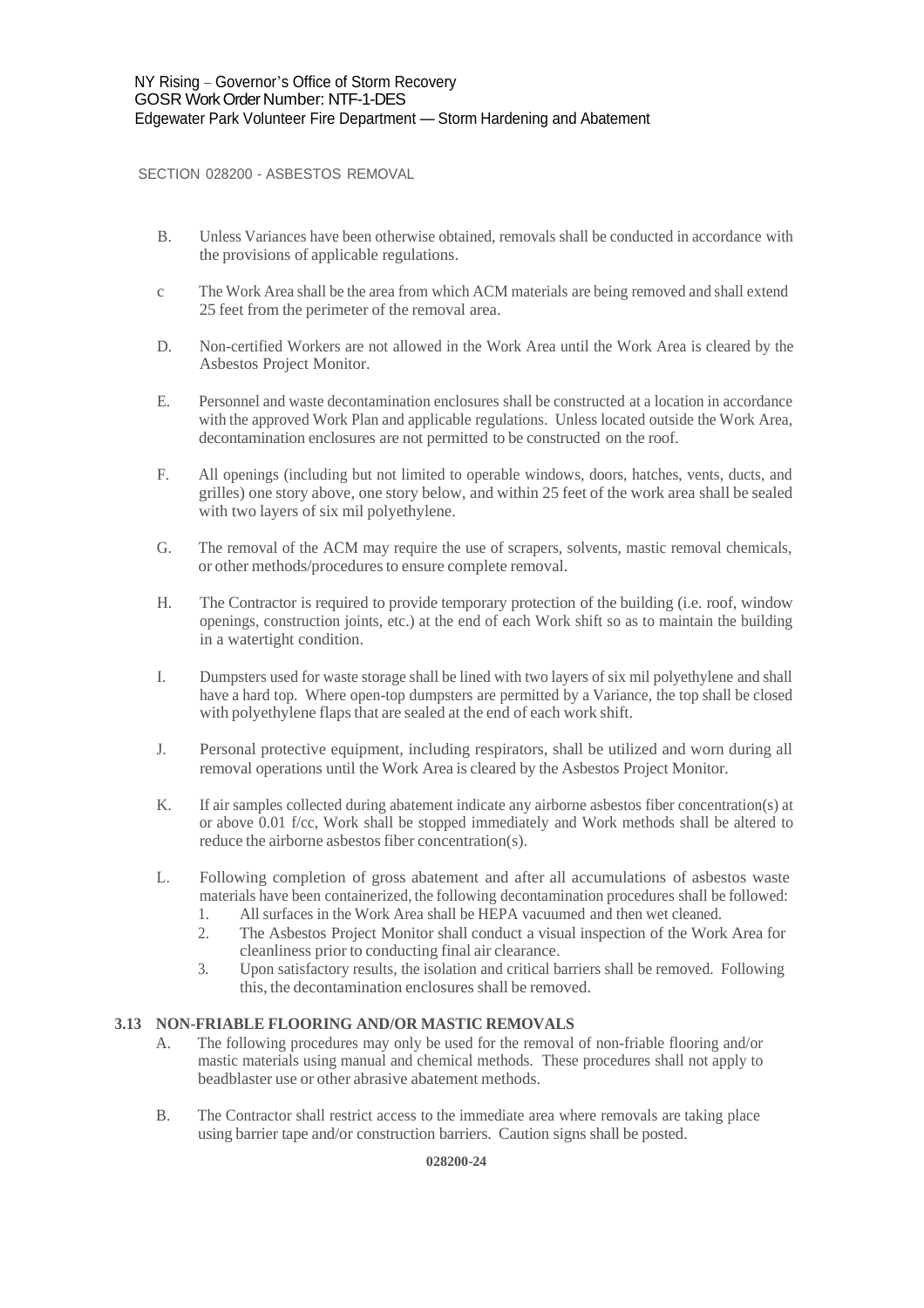B. Unless Variances have been otherwise obtained, removals shall be conducted in accordance with the provisions of applicable regulations.

c The Work Area shall be the area from which ACM materials are being removed and shall extend 25 feet from the perimeter of the removal area.

D. Non-certified Workers are not allowed in the Work Area until the Work Area is cleared by the Asbestos Project Monitor.

E. Personnel and waste decontamination enclosures shall be constructed at a location in accordance with the approved Work Plan and applicable regulations. Unless located outside the Work Area, decontamination enclosures are not permitted to be constructed on the roof.

F. All openings (including but not limited to operable windows, doors, hatches, vents, ducts, and grilles) one story above, one story below, and within 25 feet of the work area shall be sealed with two layers of six mil polyethylene.

G. The removal of the ACM may require the use of scrapers, solvents, mastic removal chemicals, or other methods/procedures to ensure complete removal.

H. The Contractor is required to provide temporary protection of the building (i.e. roof, window openings, construction joints, etc.) at the end of each Work shift so as to maintain the building in a watertight condition.

I. Dumpsters used for waste storage shall be lined with two layers of six mil polyethylene and shall have a hard top. Where open-top dumpsters are permitted by a Variance, the top shall be closed with polyethylene flaps that are sealed at the end of each work shift.

J. Personal protective equipment, including respirators, shall be utilized and worn during all removal operations until the Work Area is cleared by the Asbestos Project Monitor.

K. If air samples collected during abatement indicate any airborne asbestos fiber concentration(s) at or above 0.01 f/cc, Work shall be stopped immediately and Work methods shall be altered to reduce the airborne asbestos fiber concentration(s).

L. Following completion of gross abatement and after all accumulations of asbestos waste materials have been containerized, the following decontamination procedures shall be followed:
   1. All surfaces in the Work Area shall be HEPA vacuumed and then wet cleaned.
   2. The Asbestos Project Monitor shall conduct a visual inspection of the Work Area for cleanliness prior to conducting final air clearance.
   3. Upon satisfactory results, the isolation and critical barriers shall be removed. Following this, the decontamination enclosures shall be removed.

### 3.13 NON-FRIABLE FLOORING AND/OR MASTIC REMOVALS

A. The following procedures may only be used for the removal of non-friable flooring and/or mastic materials using manual and chemical methods. These procedures shall not apply to beadblaster use or other abrasive abatement methods.

B. The Contractor shall restrict access to the immediate area where removals are taking place using barrier tape and/or construction barriers. Caution signs shall be posted.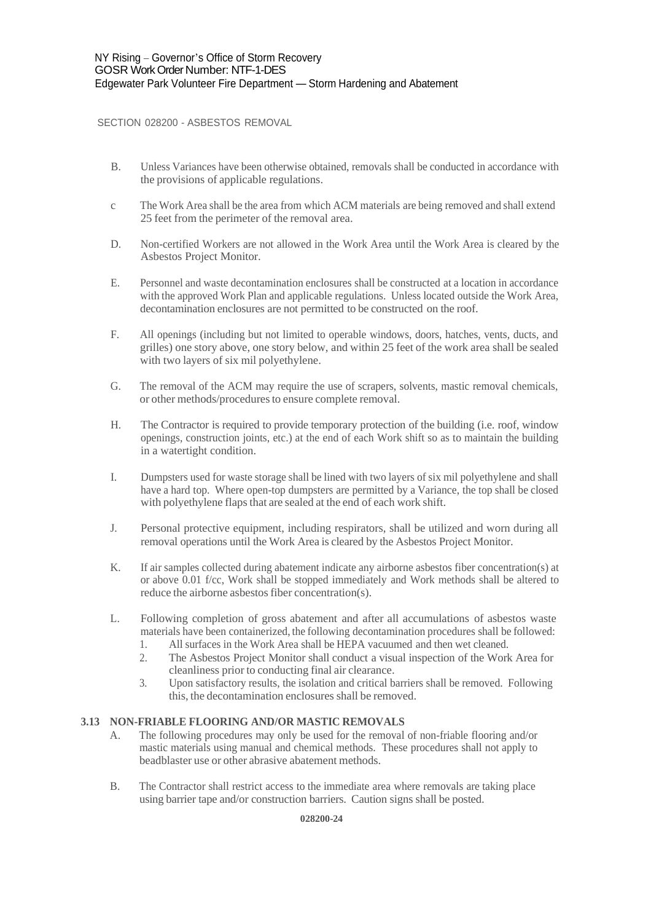B. Unless Variances have been otherwise obtained, removals shall be conducted in accordance with the provisions of applicable regulations.

c The Work Area shall be the area from which ACM materials are being removed and shall extend 25 feet from the perimeter of the removal area.

D. Non-certified Workers are not allowed in the Work Area until the Work Area is cleared by the Asbestos Project Monitor.

E. Personnel and waste decontamination enclosures shall be constructed at a location in accordance with the approved Work Plan and applicable regulations. Unless located outside the Work Area, decontamination enclosures are not permitted to be constructed on the roof.

F. All openings (including but not limited to operable windows, doors, hatches, vents, ducts, and grilles) one story above, one story below, and within 25 feet of the work area shall be sealed with two layers of six mil polyethylene.

G. The removal of the ACM may require the use of scrapers, solvents, mastic removal chemicals, or other methods/procedures to ensure complete removal.

H. The Contractor is required to provide temporary protection of the building (i.e. roof, window openings, construction joints, etc.) at the end of each Work shift so as to maintain the building in a watertight condition.

I. Dumpsters used for waste storage shall be lined with two layers of six mil polyethylene and shall have a hard top. Where open-top dumpsters are permitted by a Variance, the top shall be closed with polyethylene flaps that are sealed at the end of each work shift.

J. Personal protective equipment, including respirators, shall be utilized and worn during all removal operations until the Work Area is cleared by the Asbestos Project Monitor.

K. If air samples collected during abatement indicate any airborne asbestos fiber concentration(s) at or above 0.01 f/cc, Work shall be stopped immediately and Work methods shall be altered to reduce the airborne asbestos fiber concentration(s).

L. Following completion of gross abatement and after all accumulations of asbestos waste materials have been containerized, the following decontamination procedures shall be followed:
   1. All surfaces in the Work Area shall be HEPA vacuumed and then wet cleaned.
   2. The Asbestos Project Monitor shall conduct a visual inspection of the Work Area for cleanliness prior to conducting final air clearance.
   3. Upon satisfactory results, the isolation and critical barriers shall be removed. Following this, the decontamination enclosures shall be removed.

### 3.13 NON-FRIABLE FLOORING AND/OR MASTIC REMOVALS

A. The following procedures may only be used for the removal of non-friable flooring and/or mastic materials using manual and chemical methods. These procedures shall not apply to beadblaster use or other abrasive abatement methods.

B. The Contractor shall restrict access to the immediate area where removals are taking place using barrier tape and/or construction barriers. Caution signs shall be posted.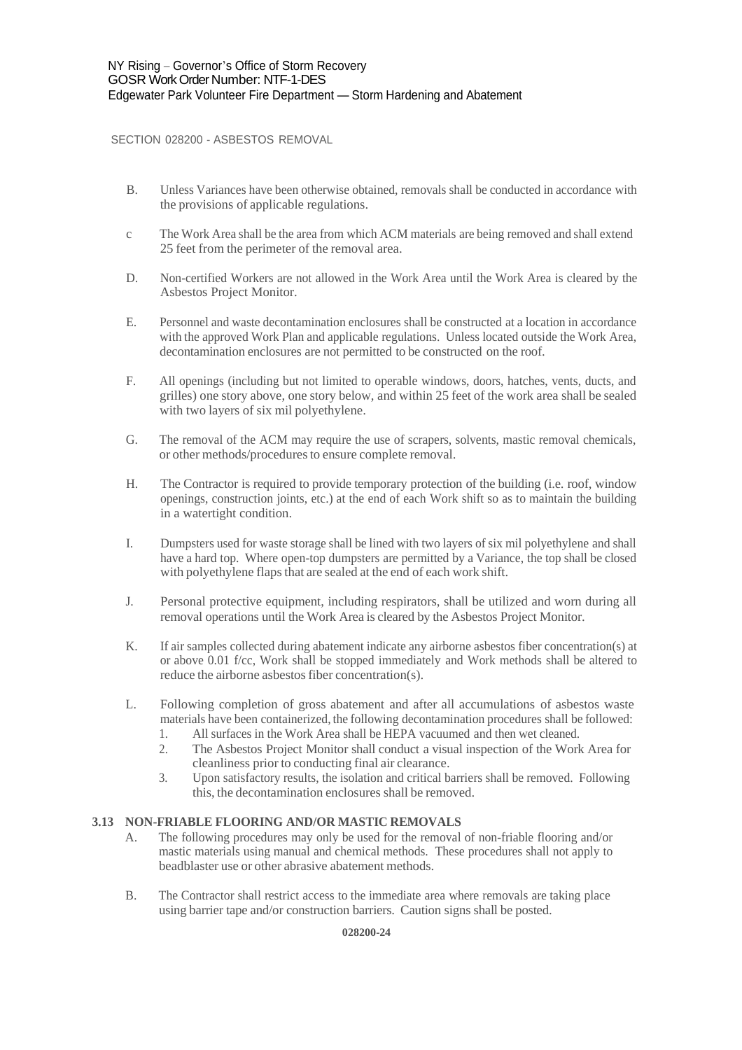B. Unless Variances have been otherwise obtained, removals shall be conducted in accordance with the provisions of applicable regulations.

c The Work Area shall be the area from which ACM materials are being removed and shall extend 25 feet from the perimeter of the removal area.

D. Non-certified Workers are not allowed in the Work Area until the Work Area is cleared by the Asbestos Project Monitor.

E. Personnel and waste decontamination enclosures shall be constructed at a location in accordance with the approved Work Plan and applicable regulations. Unless located outside the Work Area, decontamination enclosures are not permitted to be constructed on the roof.

F. All openings (including but not limited to operable windows, doors, hatches, vents, ducts, and grilles) one story above, one story below, and within 25 feet of the work area shall be sealed with two layers of six mil polyethylene.

G. The removal of the ACM may require the use of scrapers, solvents, mastic removal chemicals, or other methods/procedures to ensure complete removal.

H. The Contractor is required to provide temporary protection of the building (i.e. roof, window openings, construction joints, etc.) at the end of each Work shift so as to maintain the building in a watertight condition.

I. Dumpsters used for waste storage shall be lined with two layers of six mil polyethylene and shall have a hard top. Where open-top dumpsters are permitted by a Variance, the top shall be closed with polyethylene flaps that are sealed at the end of each work shift.

J. Personal protective equipment, including respirators, shall be utilized and worn during all removal operations until the Work Area is cleared by the Asbestos Project Monitor.

K. If air samples collected during abatement indicate any airborne asbestos fiber concentration(s) at or above 0.01 f/cc, Work shall be stopped immediately and Work methods shall be altered to reduce the airborne asbestos fiber concentration(s).

L. Following completion of gross abatement and after all accumulations of asbestos waste materials have been containerized, the following decontamination procedures shall be followed:
1. All surfaces in the Work Area shall be HEPA vacuumed and then wet cleaned.
2. The Asbestos Project Monitor shall conduct a visual inspection of the Work Area for cleanliness prior to conducting final air clearance.
3. Upon satisfactory results, the isolation and critical barriers shall be removed. Following this, the decontamination enclosures shall be removed.

## 3.13 NON-FRIABLE FLOORING AND/OR MASTIC REMOVALS

A. The following procedures may only be used for the removal of non-friable flooring and/or mastic materials using manual and chemical methods. These procedures shall not apply to beadblaster use or other abrasive abatement methods.

B. The Contractor shall restrict access to the immediate area where removals are taking place using barrier tape and/or construction barriers. Caution signs shall be posted.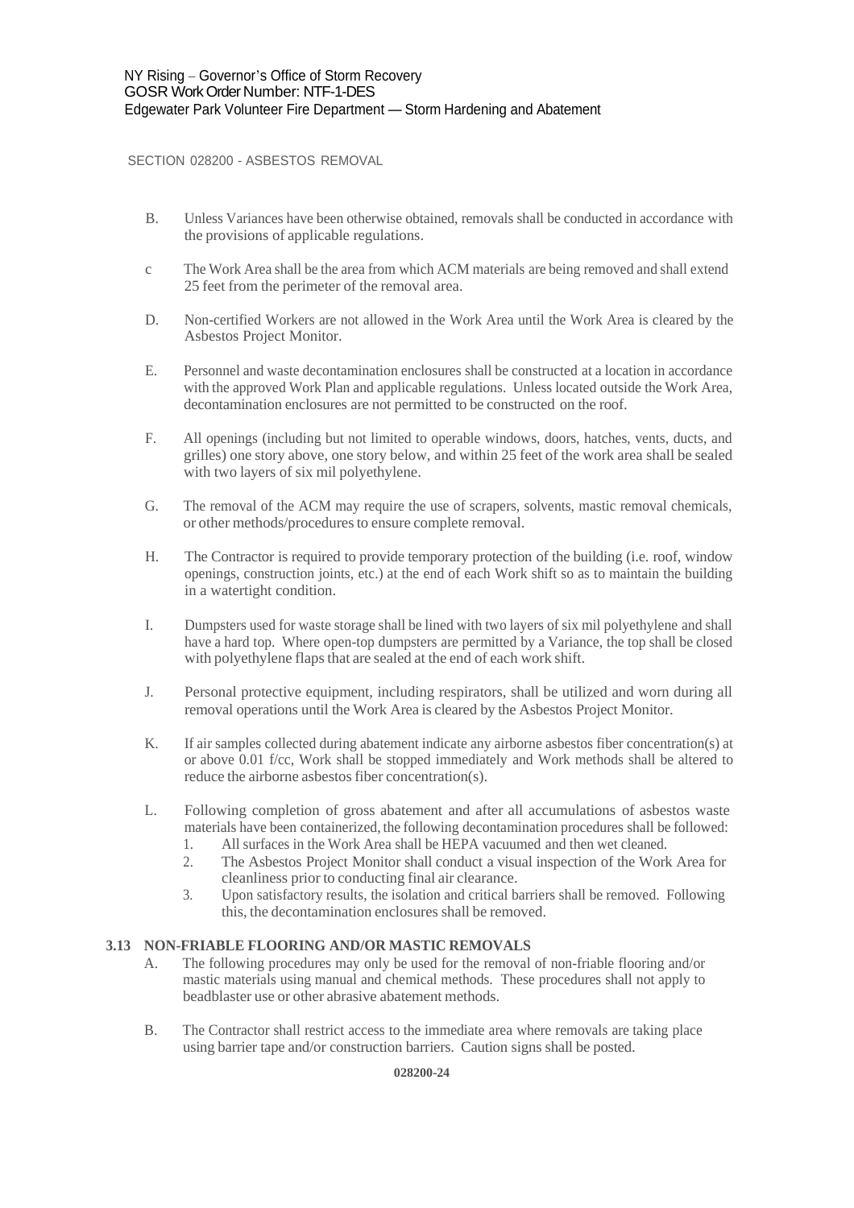B. Unless Variances have been otherwise obtained, removals shall be conducted in accordance with the provisions of applicable regulations.

c The Work Area shall be the area from which ACM materials are being removed and shall extend 25 feet from the perimeter of the removal area.

D. Non-certified Workers are not allowed in the Work Area until the Work Area is cleared by the Asbestos Project Monitor.

E. Personnel and waste decontamination enclosures shall be constructed at a location in accordance with the approved Work Plan and applicable regulations. Unless located outside the Work Area, decontamination enclosures are not permitted to be constructed on the roof.

F. All openings (including but not limited to operable windows, doors, hatches, vents, ducts, and grilles) one story above, one story below, and within 25 feet of the work area shall be sealed with two layers of six mil polyethylene.

G. The removal of the ACM may require the use of scrapers, solvents, mastic removal chemicals, or other methods/procedures to ensure complete removal.

H. The Contractor is required to provide temporary protection of the building (i.e. roof, window openings, construction joints, etc.) at the end of each Work shift so as to maintain the building in a watertight condition.

I. Dumpsters used for waste storage shall be lined with two layers of six mil polyethylene and shall have a hard top. Where open-top dumpsters are permitted by a Variance, the top shall be closed with polyethylene flaps that are sealed at the end of each work shift.

J. Personal protective equipment, including respirators, shall be utilized and worn during all removal operations until the Work Area is cleared by the Asbestos Project Monitor.

K. If air samples collected during abatement indicate any airborne asbestos fiber concentration(s) at or above 0.01 f/cc, Work shall be stopped immediately and Work methods shall be altered to reduce the airborne asbestos fiber concentration(s).

L. Following completion of gross abatement and after all accumulations of asbestos waste materials have been containerized, the following decontamination procedures shall be followed:
   1. All surfaces in the Work Area shall be HEPA vacuumed and then wet cleaned.
   2. The Asbestos Project Monitor shall conduct a visual inspection of the Work Area for cleanliness prior to conducting final air clearance.
   3. Upon satisfactory results, the isolation and critical barriers shall be removed. Following this, the decontamination enclosures shall be removed.

### 3.13 NON-FRIABLE FLOORING AND/OR MASTIC REMOVALS

A. The following procedures may only be used for the removal of non-friable flooring and/or mastic materials using manual and chemical methods. These procedures shall not apply to beadblaster use or other abrasive abatement methods.

B. The Contractor shall restrict access to the immediate area where removals are taking place using barrier tape and/or construction barriers. Caution signs shall be posted.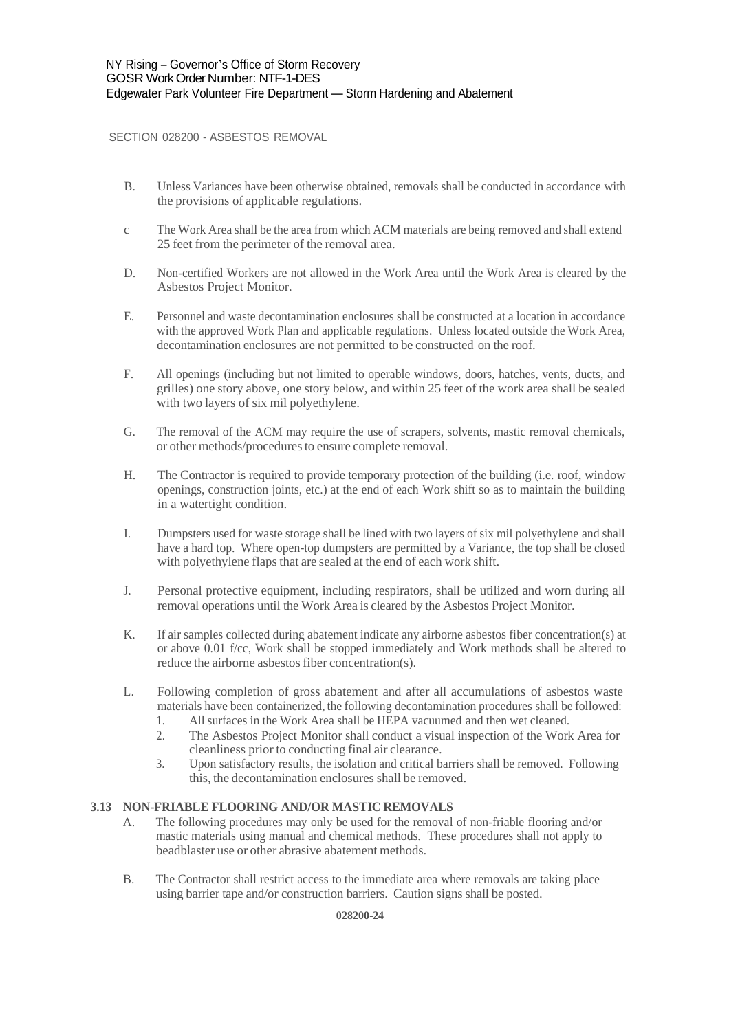B. Unless Variances have been otherwise obtained, removals shall be conducted in accordance with the provisions of applicable regulations.

c The Work Area shall be the area from which ACM materials are being removed and shall extend 25 feet from the perimeter of the removal area.

D. Non-certified Workers are not allowed in the Work Area until the Work Area is cleared by the Asbestos Project Monitor.

E. Personnel and waste decontamination enclosures shall be constructed at a location in accordance with the approved Work Plan and applicable regulations. Unless located outside the Work Area, decontamination enclosures are not permitted to be constructed on the roof.

F. All openings (including but not limited to operable windows, doors, hatches, vents, ducts, and grilles) one story above, one story below, and within 25 feet of the work area shall be sealed with two layers of six mil polyethylene.

G. The removal of the ACM may require the use of scrapers, solvents, mastic removal chemicals, or other methods/procedures to ensure complete removal.

H. The Contractor is required to provide temporary protection of the building (i.e. roof, window openings, construction joints, etc.) at the end of each Work shift so as to maintain the building in a watertight condition.

I. Dumpsters used for waste storage shall be lined with two layers of six mil polyethylene and shall have a hard top. Where open-top dumpsters are permitted by a Variance, the top shall be closed with polyethylene flaps that are sealed at the end of each work shift.

J. Personal protective equipment, including respirators, shall be utilized and worn during all removal operations until the Work Area is cleared by the Asbestos Project Monitor.

K. If air samples collected during abatement indicate any airborne asbestos fiber concentration(s) at or above 0.01 f/cc, Work shall be stopped immediately and Work methods shall be altered to reduce the airborne asbestos fiber concentration(s).

L. Following completion of gross abatement and after all accumulations of asbestos waste materials have been containerized, the following decontamination procedures shall be followed:
   1. All surfaces in the Work Area shall be HEPA vacuumed and then wet cleaned.
   2. The Asbestos Project Monitor shall conduct a visual inspection of the Work Area for cleanliness prior to conducting final air clearance.
   3. Upon satisfactory results, the isolation and critical barriers shall be removed. Following this, the decontamination enclosures shall be removed.

## 3.13 NON-FRIABLE FLOORING AND/OR MASTIC REMOVALS

A. The following procedures may only be used for the removal of non-friable flooring and/or mastic materials using manual and chemical methods. These procedures shall not apply to beadblaster use or other abrasive abatement methods.

B. The Contractor shall restrict access to the immediate area where removals are taking place using barrier tape and/or construction barriers. Caution signs shall be posted.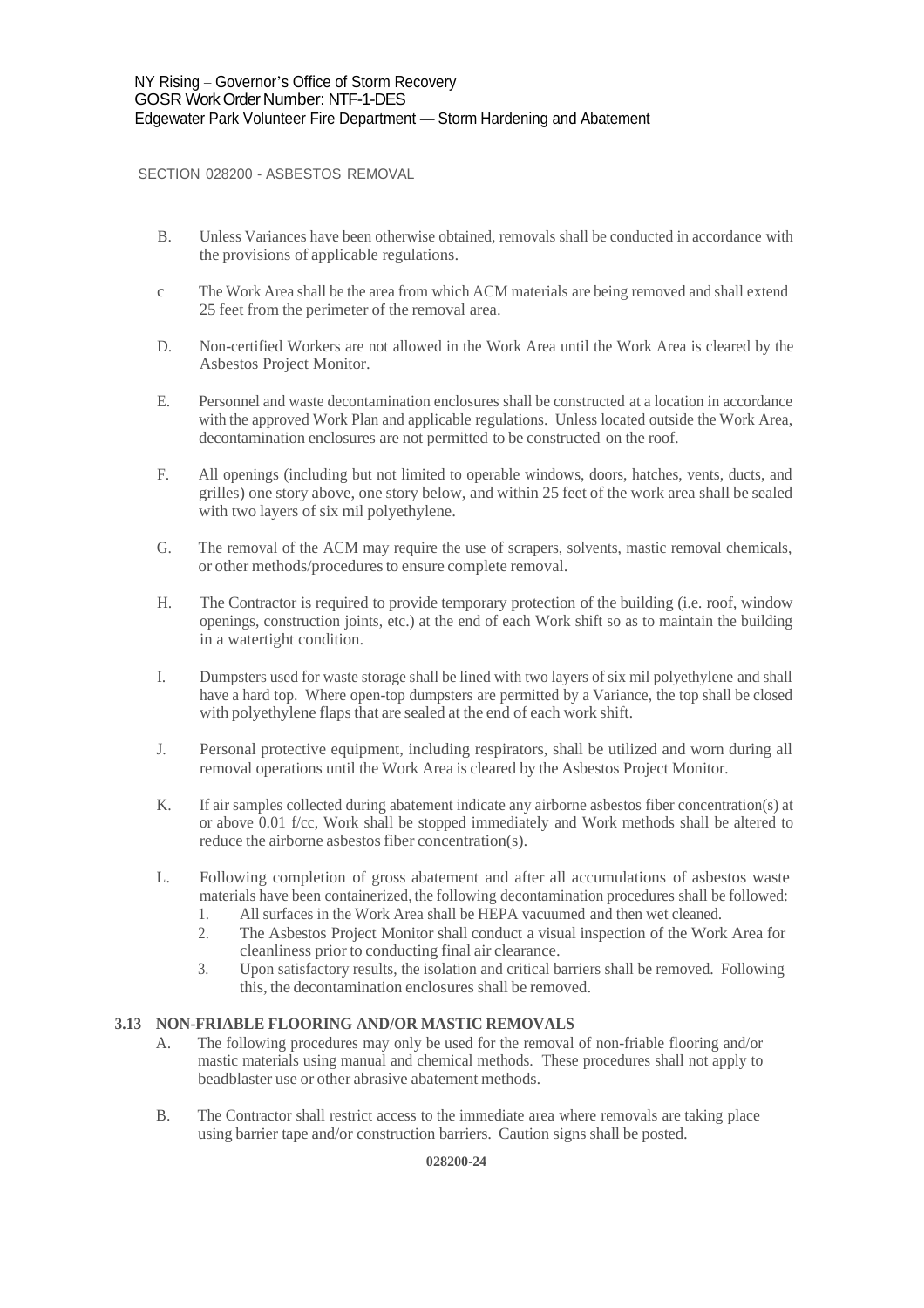B. Unless Variances have been otherwise obtained, removals shall be conducted in accordance with the provisions of applicable regulations.

c The Work Area shall be the area from which ACM materials are being removed and shall extend 25 feet from the perimeter of the removal area.

D. Non-certified Workers are not allowed in the Work Area until the Work Area is cleared by the Asbestos Project Monitor.

E. Personnel and waste decontamination enclosures shall be constructed at a location in accordance with the approved Work Plan and applicable regulations. Unless located outside the Work Area, decontamination enclosures are not permitted to be constructed on the roof.

F. All openings (including but not limited to operable windows, doors, hatches, vents, ducts, and grilles) one story above, one story below, and within 25 feet of the work area shall be sealed with two layers of six mil polyethylene.

G. The removal of the ACM may require the use of scrapers, solvents, mastic removal chemicals, or other methods/procedures to ensure complete removal.

H. The Contractor is required to provide temporary protection of the building (i.e. roof, window openings, construction joints, etc.) at the end of each Work shift so as to maintain the building in a watertight condition.

I. Dumpsters used for waste storage shall be lined with two layers of six mil polyethylene and shall have a hard top. Where open-top dumpsters are permitted by a Variance, the top shall be closed with polyethylene flaps that are sealed at the end of each work shift.

J. Personal protective equipment, including respirators, shall be utilized and worn during all removal operations until the Work Area is cleared by the Asbestos Project Monitor.

K. If air samples collected during abatement indicate any airborne asbestos fiber concentration(s) at or above 0.01 f/cc, Work shall be stopped immediately and Work methods shall be altered to reduce the airborne asbestos fiber concentration(s).

L. Following completion of gross abatement and after all accumulations of asbestos waste materials have been containerized, the following decontamination procedures shall be followed:
   1. All surfaces in the Work Area shall be HEPA vacuumed and then wet cleaned.
   2. The Asbestos Project Monitor shall conduct a visual inspection of the Work Area for cleanliness prior to conducting final air clearance.
   3. Upon satisfactory results, the isolation and critical barriers shall be removed. Following this, the decontamination enclosures shall be removed.

### 3.13 NON-FRIABLE FLOORING AND/OR MASTIC REMOVALS

A. The following procedures may only be used for the removal of non-friable flooring and/or mastic materials using manual and chemical methods. These procedures shall not apply to beadblaster use or other abrasive abatement methods.

B. The Contractor shall restrict access to the immediate area where removals are taking place using barrier tape and/or construction barriers. Caution signs shall be posted.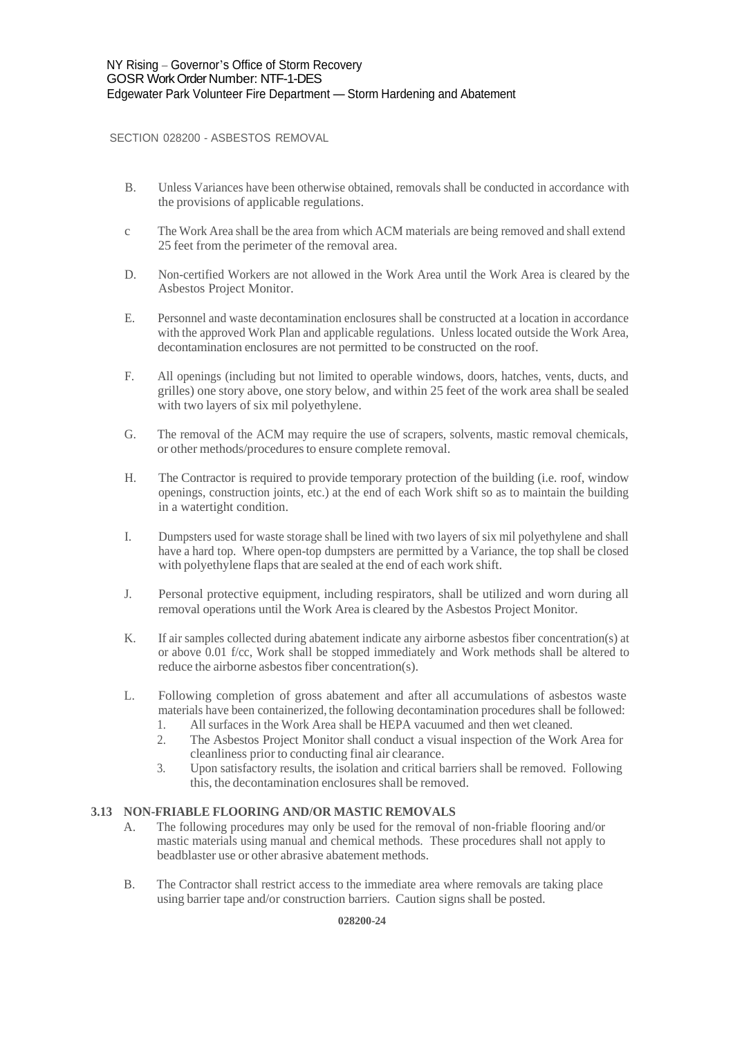SECTION 028200 - ASBESTOS REMOVAL

B. Unless Variances have been otherwise obtained, removals shall be conducted in accordance with the provisions of applicable regulations.

c The Work Area shall be the area from which ACM materials are being removed and shall extend 25 feet from the perimeter of the removal area.

D. Non-certified Workers are not allowed in the Work Area until the Work Area is cleared by the Asbestos Project Monitor.

E. Personnel and waste decontamination enclosures shall be constructed at a location in accordance with the approved Work Plan and applicable regulations. Unless located outside the Work Area, decontamination enclosures are not permitted to be constructed on the roof.

F. All openings (including but not limited to operable windows, doors, hatches, vents, ducts, and grilles) one story above, one story below, and within 25 feet of the work area shall be sealed with two layers of six mil polyethylene.

G. The removal of the ACM may require the use of scrapers, solvents, mastic removal chemicals, or other methods/procedures to ensure complete removal.

H. The Contractor is required to provide temporary protection of the building (i.e. roof, window openings, construction joints, etc.) at the end of each Work shift so as to maintain the building in a watertight condition.

I. Dumpsters used for waste storage shall be lined with two layers of six mil polyethylene and shall have a hard top. Where open-top dumpsters are permitted by a Variance, the top shall be closed with polyethylene flaps that are sealed at the end of each work shift.

J. Personal protective equipment, including respirators, shall be utilized and worn during all removal operations until the Work Area is cleared by the Asbestos Project Monitor.

K. If air samples collected during abatement indicate any airborne asbestos fiber concentration(s) at or above 0.01 f/cc, Work shall be stopped immediately and Work methods shall be altered to reduce the airborne asbestos fiber concentration(s).

L. Following completion of gross abatement and after all accumulations of asbestos waste materials have been containerized, the following decontamination procedures shall be followed:
1. All surfaces in the Work Area shall be HEPA vacuumed and then wet cleaned.
2. The Asbestos Project Monitor shall conduct a visual inspection of the Work Area for cleanliness prior to conducting final air clearance.
3. Upon satisfactory results, the isolation and critical barriers shall be removed. Following this, the decontamination enclosures shall be removed.

**3.13 NON-FRIABLE FLOORING AND/OR MASTIC REMOVALS**

A. The following procedures may only be used for the removal of non-friable flooring and/or mastic materials using manual and chemical methods. These procedures shall not apply to beadblaster use or other abrasive abatement methods.

B. The Contractor shall restrict access to the immediate area where removals are taking place using barrier tape and/or construction barriers. Caution signs shall be posted.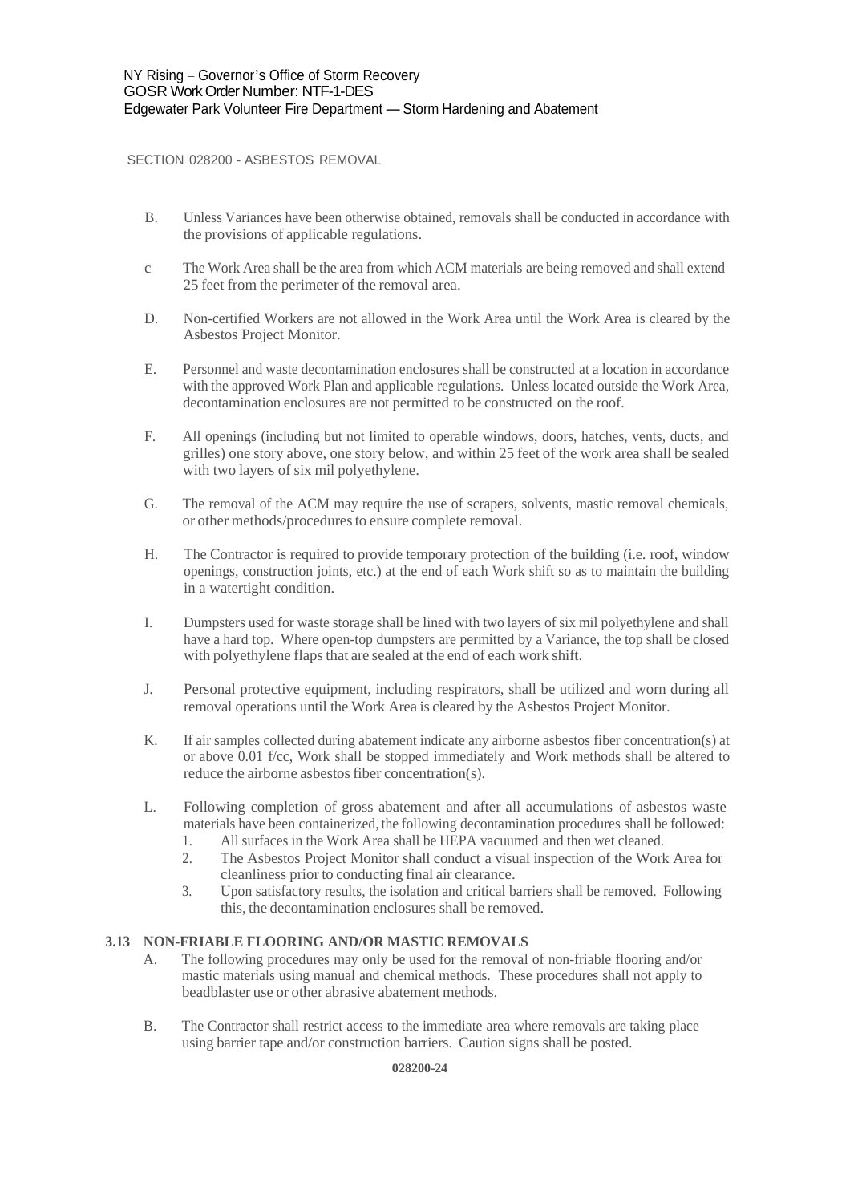B. Unless Variances have been otherwise obtained, removals shall be conducted in accordance with the provisions of applicable regulations.

c The Work Area shall be the area from which ACM materials are being removed and shall extend 25 feet from the perimeter of the removal area.

D. Non-certified Workers are not allowed in the Work Area until the Work Area is cleared by the Asbestos Project Monitor.

E. Personnel and waste decontamination enclosures shall be constructed at a location in accordance with the approved Work Plan and applicable regulations. Unless located outside the Work Area, decontamination enclosures are not permitted to be constructed on the roof.

F. All openings (including but not limited to operable windows, doors, hatches, vents, ducts, and grilles) one story above, one story below, and within 25 feet of the work area shall be sealed with two layers of six mil polyethylene.

G. The removal of the ACM may require the use of scrapers, solvents, mastic removal chemicals, or other methods/procedures to ensure complete removal.

H. The Contractor is required to provide temporary protection of the building (i.e. roof, window openings, construction joints, etc.) at the end of each Work shift so as to maintain the building in a watertight condition.

I. Dumpsters used for waste storage shall be lined with two layers of six mil polyethylene and shall have a hard top. Where open-top dumpsters are permitted by a Variance, the top shall be closed with polyethylene flaps that are sealed at the end of each work shift.

J. Personal protective equipment, including respirators, shall be utilized and worn during all removal operations until the Work Area is cleared by the Asbestos Project Monitor.

K. If air samples collected during abatement indicate any airborne asbestos fiber concentration(s) at or above 0.01 f/cc, Work shall be stopped immediately and Work methods shall be altered to reduce the airborne asbestos fiber concentration(s).

L. Following completion of gross abatement and after all accumulations of asbestos waste materials have been containerized, the following decontamination procedures shall be followed:
   1. All surfaces in the Work Area shall be HEPA vacuumed and then wet cleaned.
   2. The Asbestos Project Monitor shall conduct a visual inspection of the Work Area for cleanliness prior to conducting final air clearance.
   3. Upon satisfactory results, the isolation and critical barriers shall be removed. Following this, the decontamination enclosures shall be removed.

**3.13 NON-FRIABLE FLOORING AND/OR MASTIC REMOVALS**

A. The following procedures may only be used for the removal of non-friable flooring and/or mastic materials using manual and chemical methods. These procedures shall not apply to beadblaster use or other abrasive abatement methods.

B. The Contractor shall restrict access to the immediate area where removals are taking place using barrier tape and/or construction barriers. Caution signs shall be posted.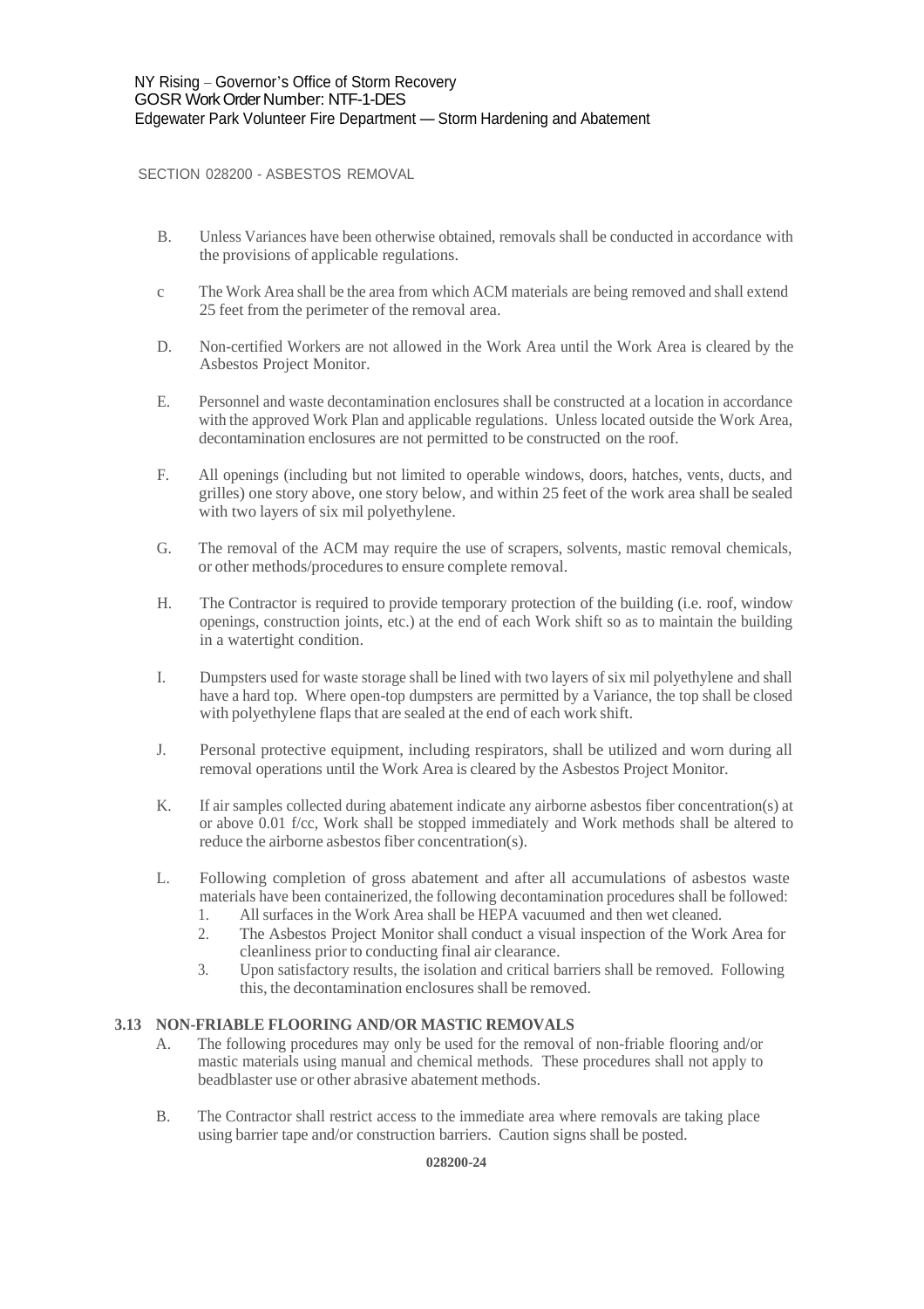B. Unless Variances have been otherwise obtained, removals shall be conducted in accordance with the provisions of applicable regulations.

c The Work Area shall be the area from which ACM materials are being removed and shall extend 25 feet from the perimeter of the removal area.

D. Non-certified Workers are not allowed in the Work Area until the Work Area is cleared by the Asbestos Project Monitor.

E. Personnel and waste decontamination enclosures shall be constructed at a location in accordance with the approved Work Plan and applicable regulations. Unless located outside the Work Area, decontamination enclosures are not permitted to be constructed on the roof.

F. All openings (including but not limited to operable windows, doors, hatches, vents, ducts, and grilles) one story above, one story below, and within 25 feet of the work area shall be sealed with two layers of six mil polyethylene.

G. The removal of the ACM may require the use of scrapers, solvents, mastic removal chemicals, or other methods/procedures to ensure complete removal.

H. The Contractor is required to provide temporary protection of the building (i.e. roof, window openings, construction joints, etc.) at the end of each Work shift so as to maintain the building in a watertight condition.

I. Dumpsters used for waste storage shall be lined with two layers of six mil polyethylene and shall have a hard top. Where open-top dumpsters are permitted by a Variance, the top shall be closed with polyethylene flaps that are sealed at the end of each work shift.

J. Personal protective equipment, including respirators, shall be utilized and worn during all removal operations until the Work Area is cleared by the Asbestos Project Monitor.

K. If air samples collected during abatement indicate any airborne asbestos fiber concentration(s) at or above 0.01 f/cc, Work shall be stopped immediately and Work methods shall be altered to reduce the airborne asbestos fiber concentration(s).

L. Following completion of gross abatement and after all accumulations of asbestos waste materials have been containerized, the following decontamination procedures shall be followed:
1. All surfaces in the Work Area shall be HEPA vacuumed and then wet cleaned.
2. The Asbestos Project Monitor shall conduct a visual inspection of the Work Area for cleanliness prior to conducting final air clearance.
3. Upon satisfactory results, the isolation and critical barriers shall be removed. Following this, the decontamination enclosures shall be removed.

### 3.13 NON-FRIABLE FLOORING AND/OR MASTIC REMOVALS

A. The following procedures may only be used for the removal of non-friable flooring and/or mastic materials using manual and chemical methods. These procedures shall not apply to beadblaster use or other abrasive abatement methods.

B. The Contractor shall restrict access to the immediate area where removals are taking place using barrier tape and/or construction barriers. Caution signs shall be posted.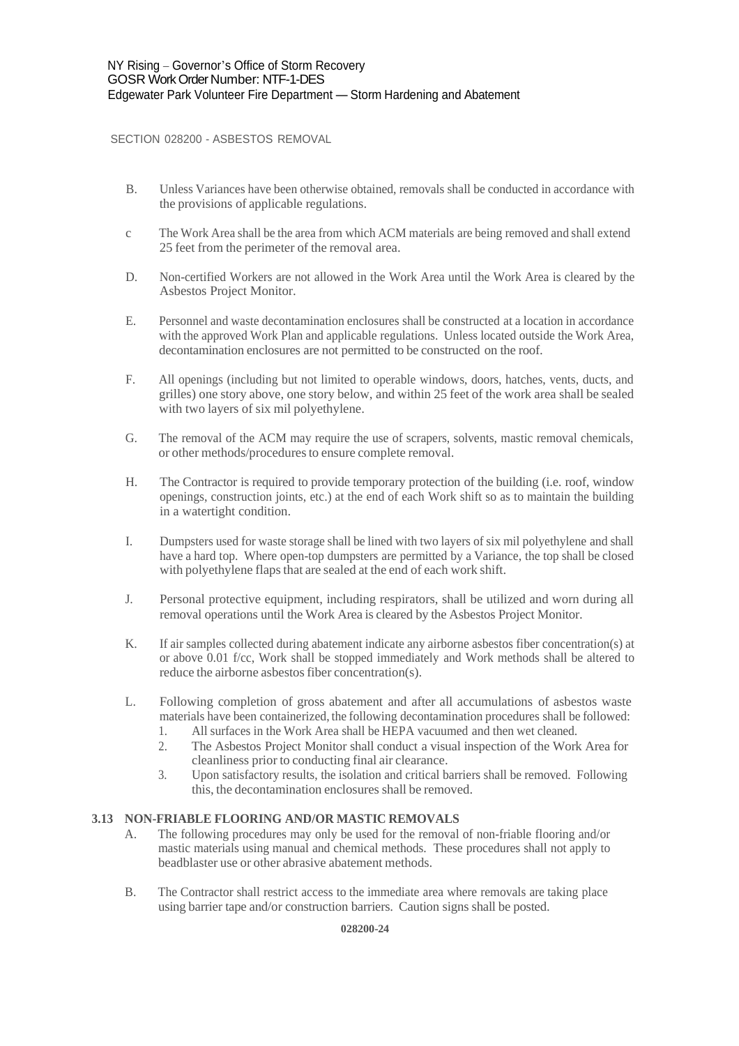B. Unless Variances have been otherwise obtained, removals shall be conducted in accordance with the provisions of applicable regulations.

c The Work Area shall be the area from which ACM materials are being removed and shall extend 25 feet from the perimeter of the removal area.

D. Non-certified Workers are not allowed in the Work Area until the Work Area is cleared by the Asbestos Project Monitor.

E. Personnel and waste decontamination enclosures shall be constructed at a location in accordance with the approved Work Plan and applicable regulations. Unless located outside the Work Area, decontamination enclosures are not permitted to be constructed on the roof.

F. All openings (including but not limited to operable windows, doors, hatches, vents, ducts, and grilles) one story above, one story below, and within 25 feet of the work area shall be sealed with two layers of six mil polyethylene.

G. The removal of the ACM may require the use of scrapers, solvents, mastic removal chemicals, or other methods/procedures to ensure complete removal.

H. The Contractor is required to provide temporary protection of the building (i.e. roof, window openings, construction joints, etc.) at the end of each Work shift so as to maintain the building in a watertight condition.

I. Dumpsters used for waste storage shall be lined with two layers of six mil polyethylene and shall have a hard top. Where open-top dumpsters are permitted by a Variance, the top shall be closed with polyethylene flaps that are sealed at the end of each work shift.

J. Personal protective equipment, including respirators, shall be utilized and worn during all removal operations until the Work Area is cleared by the Asbestos Project Monitor.

K. If air samples collected during abatement indicate any airborne asbestos fiber concentration(s) at or above 0.01 f/cc, Work shall be stopped immediately and Work methods shall be altered to reduce the airborne asbestos fiber concentration(s).

L. Following completion of gross abatement and after all accumulations of asbestos waste materials have been containerized, the following decontamination procedures shall be followed:
1. All surfaces in the Work Area shall be HEPA vacuumed and then wet cleaned.
2. The Asbestos Project Monitor shall conduct a visual inspection of the Work Area for cleanliness prior to conducting final air clearance.
3. Upon satisfactory results, the isolation and critical barriers shall be removed. Following this, the decontamination enclosures shall be removed.

### 3.13 NON-FRIABLE FLOORING AND/OR MASTIC REMOVALS

A. The following procedures may only be used for the removal of non-friable flooring and/or mastic materials using manual and chemical methods. These procedures shall not apply to beadblaster use or other abrasive abatement methods.

B. The Contractor shall restrict access to the immediate area where removals are taking place using barrier tape and/or construction barriers. Caution signs shall be posted.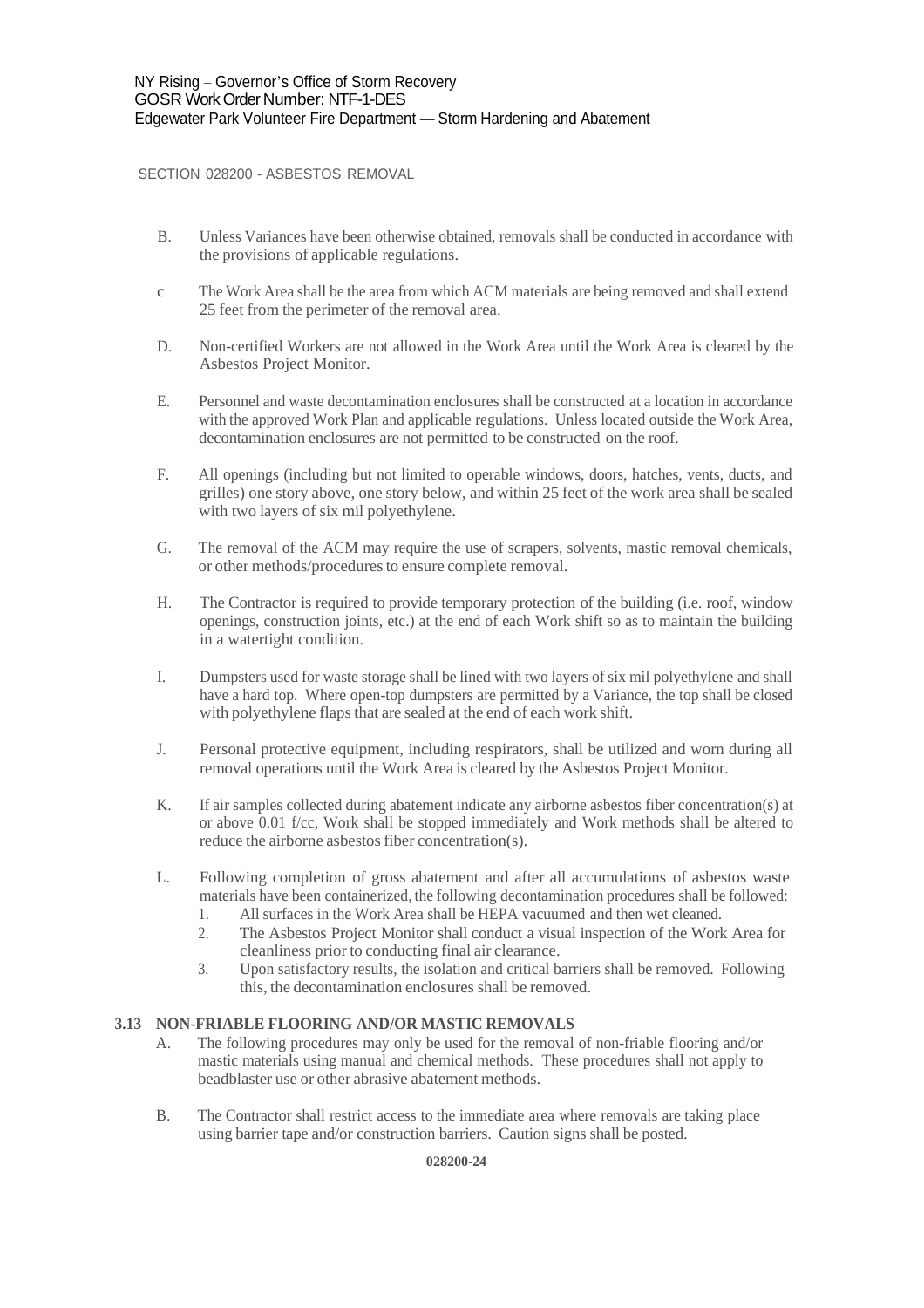B. Unless Variances have been otherwise obtained, removals shall be conducted in accordance with the provisions of applicable regulations.

c The Work Area shall be the area from which ACM materials are being removed and shall extend 25 feet from the perimeter of the removal area.

D. Non-certified Workers are not allowed in the Work Area until the Work Area is cleared by the Asbestos Project Monitor.

E. Personnel and waste decontamination enclosures shall be constructed at a location in accordance with the approved Work Plan and applicable regulations. Unless located outside the Work Area, decontamination enclosures are not permitted to be constructed on the roof.

F. All openings (including but not limited to operable windows, doors, hatches, vents, ducts, and grilles) one story above, one story below, and within 25 feet of the work area shall be sealed with two layers of six mil polyethylene.

G. The removal of the ACM may require the use of scrapers, solvents, mastic removal chemicals, or other methods/procedures to ensure complete removal.

H. The Contractor is required to provide temporary protection of the building (i.e. roof, window openings, construction joints, etc.) at the end of each Work shift so as to maintain the building in a watertight condition.

I. Dumpsters used for waste storage shall be lined with two layers of six mil polyethylene and shall have a hard top. Where open-top dumpsters are permitted by a Variance, the top shall be closed with polyethylene flaps that are sealed at the end of each work shift.

J. Personal protective equipment, including respirators, shall be utilized and worn during all removal operations until the Work Area is cleared by the Asbestos Project Monitor.

K. If air samples collected during abatement indicate any airborne asbestos fiber concentration(s) at or above 0.01 f/cc, Work shall be stopped immediately and Work methods shall be altered to reduce the airborne asbestos fiber concentration(s).

L. Following completion of gross abatement and after all accumulations of asbestos waste materials have been containerized, the following decontamination procedures shall be followed:
   1. All surfaces in the Work Area shall be HEPA vacuumed and then wet cleaned.
   2. The Asbestos Project Monitor shall conduct a visual inspection of the Work Area for cleanliness prior to conducting final air clearance.
   3. Upon satisfactory results, the isolation and critical barriers shall be removed. Following this, the decontamination enclosures shall be removed.

### 3.13 NON-FRIABLE FLOORING AND/OR MASTIC REMOVALS

A. The following procedures may only be used for the removal of non-friable flooring and/or mastic materials using manual and chemical methods. These procedures shall not apply to beadblaster use or other abrasive abatement methods.

B. The Contractor shall restrict access to the immediate area where removals are taking place using barrier tape and/or construction barriers. Caution signs shall be posted.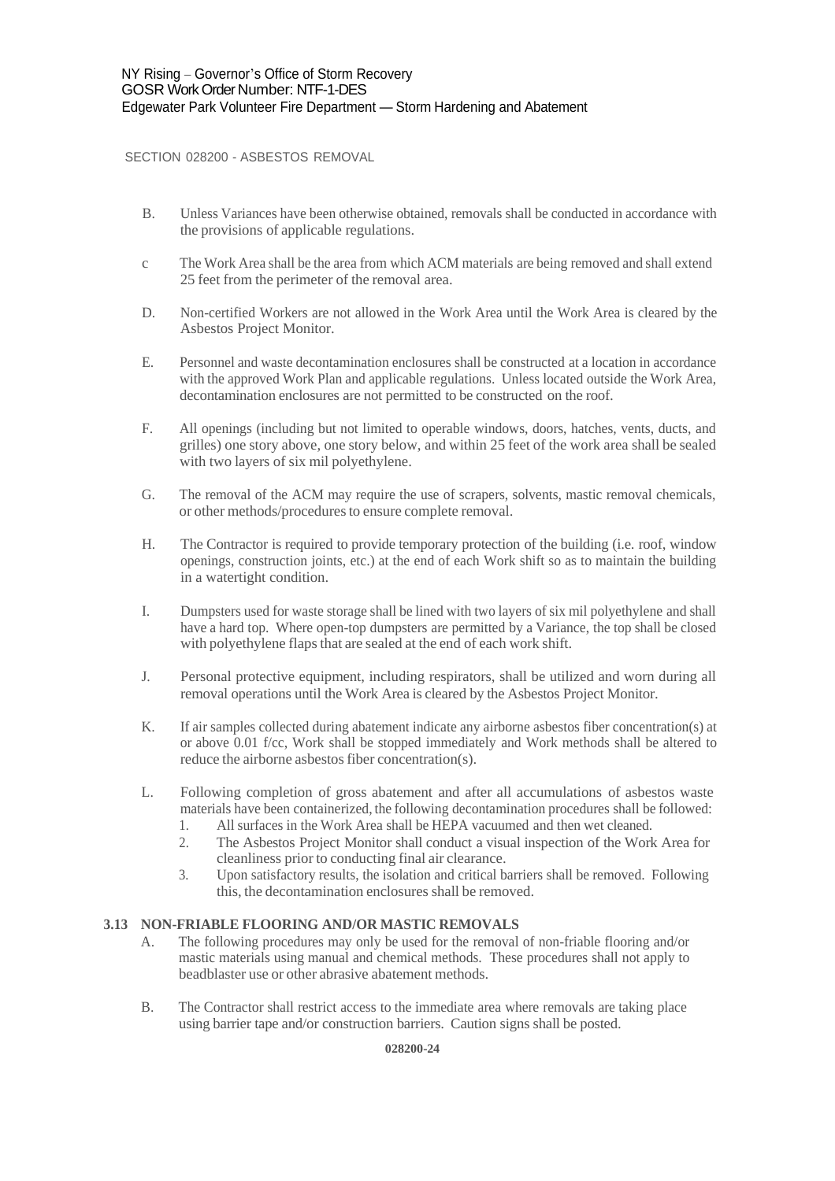B. Unless Variances have been otherwise obtained, removals shall be conducted in accordance with the provisions of applicable regulations.

c The Work Area shall be the area from which ACM materials are being removed and shall extend 25 feet from the perimeter of the removal area.

D. Non-certified Workers are not allowed in the Work Area until the Work Area is cleared by the Asbestos Project Monitor.

E. Personnel and waste decontamination enclosures shall be constructed at a location in accordance with the approved Work Plan and applicable regulations. Unless located outside the Work Area, decontamination enclosures are not permitted to be constructed on the roof.

F. All openings (including but not limited to operable windows, doors, hatches, vents, ducts, and grilles) one story above, one story below, and within 25 feet of the work area shall be sealed with two layers of six mil polyethylene.

G. The removal of the ACM may require the use of scrapers, solvents, mastic removal chemicals, or other methods/procedures to ensure complete removal.

H. The Contractor is required to provide temporary protection of the building (i.e. roof, window openings, construction joints, etc.) at the end of each Work shift so as to maintain the building in a watertight condition.

I. Dumpsters used for waste storage shall be lined with two layers of six mil polyethylene and shall have a hard top. Where open-top dumpsters are permitted by a Variance, the top shall be closed with polyethylene flaps that are sealed at the end of each work shift.

J. Personal protective equipment, including respirators, shall be utilized and worn during all removal operations until the Work Area is cleared by the Asbestos Project Monitor.

K. If air samples collected during abatement indicate any airborne asbestos fiber concentration(s) at or above 0.01 f/cc, Work shall be stopped immediately and Work methods shall be altered to reduce the airborne asbestos fiber concentration(s).

L. Following completion of gross abatement and after all accumulations of asbestos waste materials have been containerized, the following decontamination procedures shall be followed:
   1. All surfaces in the Work Area shall be HEPA vacuumed and then wet cleaned.
   2. The Asbestos Project Monitor shall conduct a visual inspection of the Work Area for cleanliness prior to conducting final air clearance.
   3. Upon satisfactory results, the isolation and critical barriers shall be removed. Following this, the decontamination enclosures shall be removed.

### 3.13 NON-FRIABLE FLOORING AND/OR MASTIC REMOVALS

A. The following procedures may only be used for the removal of non-friable flooring and/or mastic materials using manual and chemical methods. These procedures shall not apply to beadblaster use or other abrasive abatement methods.

B. The Contractor shall restrict access to the immediate area where removals are taking place using barrier tape and/or construction barriers. Caution signs shall be posted.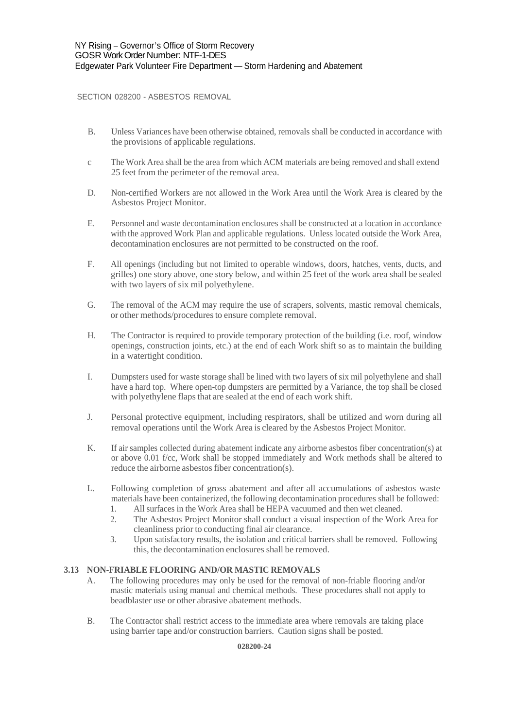B. Unless Variances have been otherwise obtained, removals shall be conducted in accordance with the provisions of applicable regulations.

c The Work Area shall be the area from which ACM materials are being removed and shall extend 25 feet from the perimeter of the removal area.

D. Non-certified Workers are not allowed in the Work Area until the Work Area is cleared by the Asbestos Project Monitor.

E. Personnel and waste decontamination enclosures shall be constructed at a location in accordance with the approved Work Plan and applicable regulations. Unless located outside the Work Area, decontamination enclosures are not permitted to be constructed on the roof.

F. All openings (including but not limited to operable windows, doors, hatches, vents, ducts, and grilles) one story above, one story below, and within 25 feet of the work area shall be sealed with two layers of six mil polyethylene.

G. The removal of the ACM may require the use of scrapers, solvents, mastic removal chemicals, or other methods/procedures to ensure complete removal.

H. The Contractor is required to provide temporary protection of the building (i.e. roof, window openings, construction joints, etc.) at the end of each Work shift so as to maintain the building in a watertight condition.

I. Dumpsters used for waste storage shall be lined with two layers of six mil polyethylene and shall have a hard top. Where open-top dumpsters are permitted by a Variance, the top shall be closed with polyethylene flaps that are sealed at the end of each work shift.

J. Personal protective equipment, including respirators, shall be utilized and worn during all removal operations until the Work Area is cleared by the Asbestos Project Monitor.

K. If air samples collected during abatement indicate any airborne asbestos fiber concentration(s) at or above 0.01 f/cc, Work shall be stopped immediately and Work methods shall be altered to reduce the airborne asbestos fiber concentration(s).

L. Following completion of gross abatement and after all accumulations of asbestos waste materials have been containerized, the following decontamination procedures shall be followed:
   1. All surfaces in the Work Area shall be HEPA vacuumed and then wet cleaned.
   2. The Asbestos Project Monitor shall conduct a visual inspection of the Work Area for cleanliness prior to conducting final air clearance.
   3. Upon satisfactory results, the isolation and critical barriers shall be removed. Following this, the decontamination enclosures shall be removed.

## 3.13 NON-FRIABLE FLOORING AND/OR MASTIC REMOVALS

A. The following procedures may only be used for the removal of non-friable flooring and/or mastic materials using manual and chemical methods. These procedures shall not apply to beadblaster use or other abrasive abatement methods.

B. The Contractor shall restrict access to the immediate area where removals are taking place using barrier tape and/or construction barriers. Caution signs shall be posted.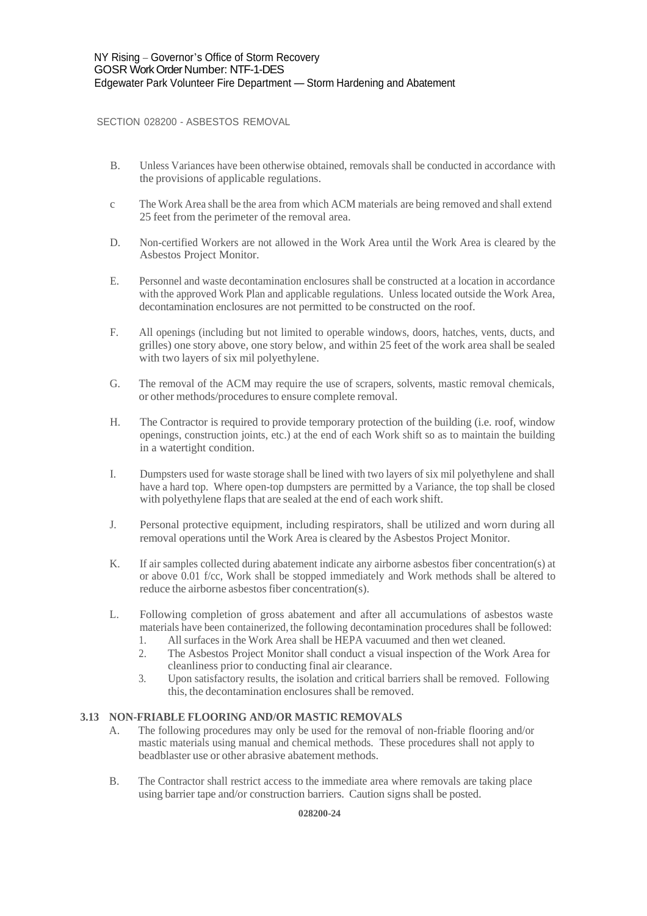B. Unless Variances have been otherwise obtained, removals shall be conducted in accordance with the provisions of applicable regulations.

c The Work Area shall be the area from which ACM materials are being removed and shall extend 25 feet from the perimeter of the removal area.

D. Non-certified Workers are not allowed in the Work Area until the Work Area is cleared by the Asbestos Project Monitor.

E. Personnel and waste decontamination enclosures shall be constructed at a location in accordance with the approved Work Plan and applicable regulations. Unless located outside the Work Area, decontamination enclosures are not permitted to be constructed on the roof.

F. All openings (including but not limited to operable windows, doors, hatches, vents, ducts, and grilles) one story above, one story below, and within 25 feet of the work area shall be sealed with two layers of six mil polyethylene.

G. The removal of the ACM may require the use of scrapers, solvents, mastic removal chemicals, or other methods/procedures to ensure complete removal.

H. The Contractor is required to provide temporary protection of the building (i.e. roof, window openings, construction joints, etc.) at the end of each Work shift so as to maintain the building in a watertight condition.

I. Dumpsters used for waste storage shall be lined with two layers of six mil polyethylene and shall have a hard top. Where open-top dumpsters are permitted by a Variance, the top shall be closed with polyethylene flaps that are sealed at the end of each work shift.

J. Personal protective equipment, including respirators, shall be utilized and worn during all removal operations until the Work Area is cleared by the Asbestos Project Monitor.

K. If air samples collected during abatement indicate any airborne asbestos fiber concentration(s) at or above 0.01 f/cc, Work shall be stopped immediately and Work methods shall be altered to reduce the airborne asbestos fiber concentration(s).

L. Following completion of gross abatement and after all accumulations of asbestos waste materials have been containerized, the following decontamination procedures shall be followed:
   1. All surfaces in the Work Area shall be HEPA vacuumed and then wet cleaned.
   2. The Asbestos Project Monitor shall conduct a visual inspection of the Work Area for cleanliness prior to conducting final air clearance.
   3. Upon satisfactory results, the isolation and critical barriers shall be removed. Following this, the decontamination enclosures shall be removed.

**3.13 NON-FRIABLE FLOORING AND/OR MASTIC REMOVALS**

A. The following procedures may only be used for the removal of non-friable flooring and/or mastic materials using manual and chemical methods. These procedures shall not apply to beadblaster use or other abrasive abatement methods.

B. The Contractor shall restrict access to the immediate area where removals are taking place using barrier tape and/or construction barriers. Caution signs shall be posted.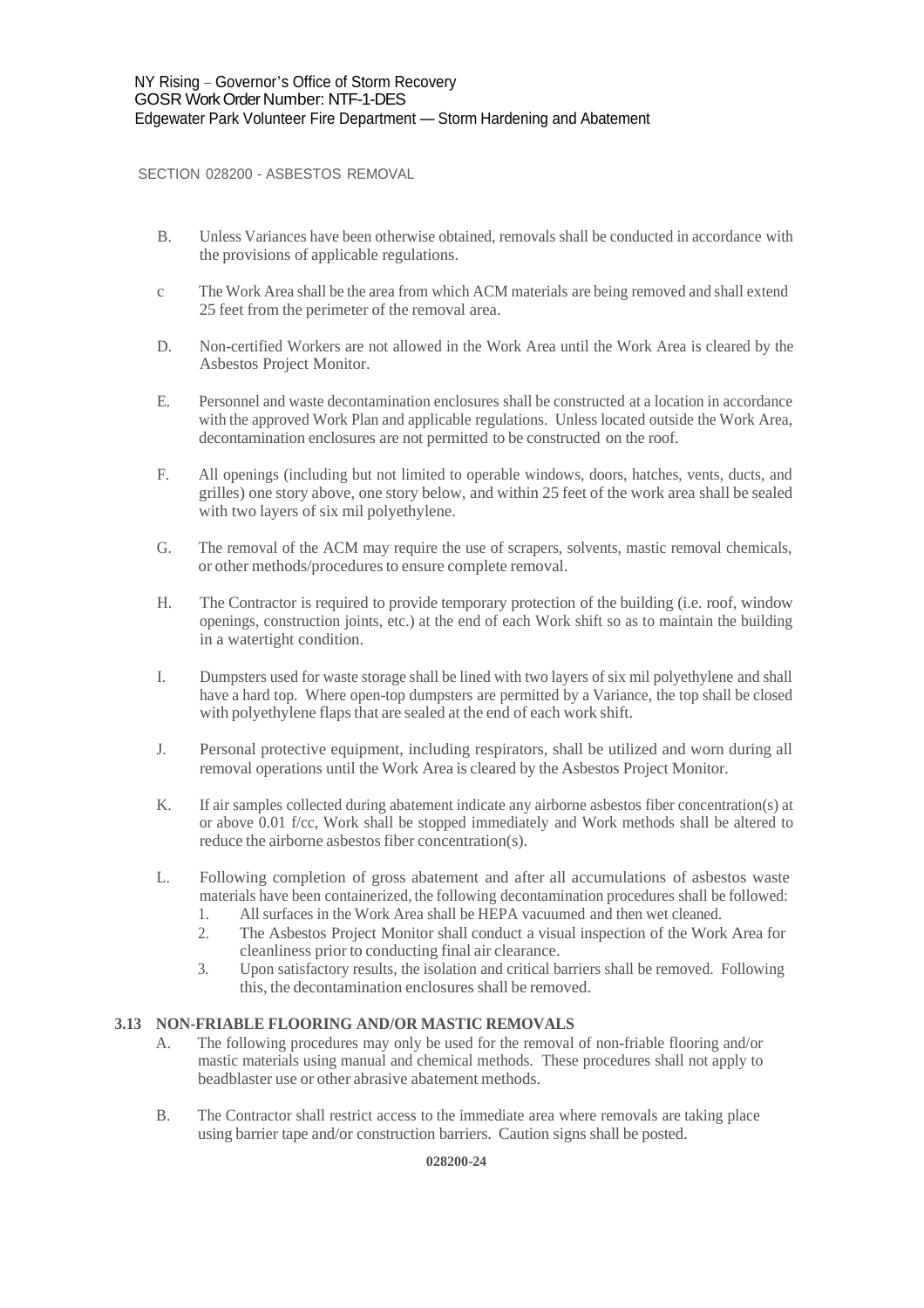B. Unless Variances have been otherwise obtained, removals shall be conducted in accordance with the provisions of applicable regulations.

c The Work Area shall be the area from which ACM materials are being removed and shall extend 25 feet from the perimeter of the removal area.

D. Non-certified Workers are not allowed in the Work Area until the Work Area is cleared by the Asbestos Project Monitor.

E. Personnel and waste decontamination enclosures shall be constructed at a location in accordance with the approved Work Plan and applicable regulations. Unless located outside the Work Area, decontamination enclosures are not permitted to be constructed on the roof.

F. All openings (including but not limited to operable windows, doors, hatches, vents, ducts, and grilles) one story above, one story below, and within 25 feet of the work area shall be sealed with two layers of six mil polyethylene.

G. The removal of the ACM may require the use of scrapers, solvents, mastic removal chemicals, or other methods/procedures to ensure complete removal.

H. The Contractor is required to provide temporary protection of the building (i.e. roof, window openings, construction joints, etc.) at the end of each Work shift so as to maintain the building in a watertight condition.

I. Dumpsters used for waste storage shall be lined with two layers of six mil polyethylene and shall have a hard top. Where open-top dumpsters are permitted by a Variance, the top shall be closed with polyethylene flaps that are sealed at the end of each work shift.

J. Personal protective equipment, including respirators, shall be utilized and worn during all removal operations until the Work Area is cleared by the Asbestos Project Monitor.

K. If air samples collected during abatement indicate any airborne asbestos fiber concentration(s) at or above 0.01 f/cc, Work shall be stopped immediately and Work methods shall be altered to reduce the airborne asbestos fiber concentration(s).

L. Following completion of gross abatement and after all accumulations of asbestos waste materials have been containerized, the following decontamination procedures shall be followed:
   1. All surfaces in the Work Area shall be HEPA vacuumed and then wet cleaned.
   2. The Asbestos Project Monitor shall conduct a visual inspection of the Work Area for cleanliness prior to conducting final air clearance.
   3. Upon satisfactory results, the isolation and critical barriers shall be removed. Following this, the decontamination enclosures shall be removed.

**3.13 NON-FRIABLE FLOORING AND/OR MASTIC REMOVALS**

A. The following procedures may only be used for the removal of non-friable flooring and/or mastic materials using manual and chemical methods. These procedures shall not apply to beadblaster use or other abrasive abatement methods.

B. The Contractor shall restrict access to the immediate area where removals are taking place using barrier tape and/or construction barriers. Caution signs shall be posted.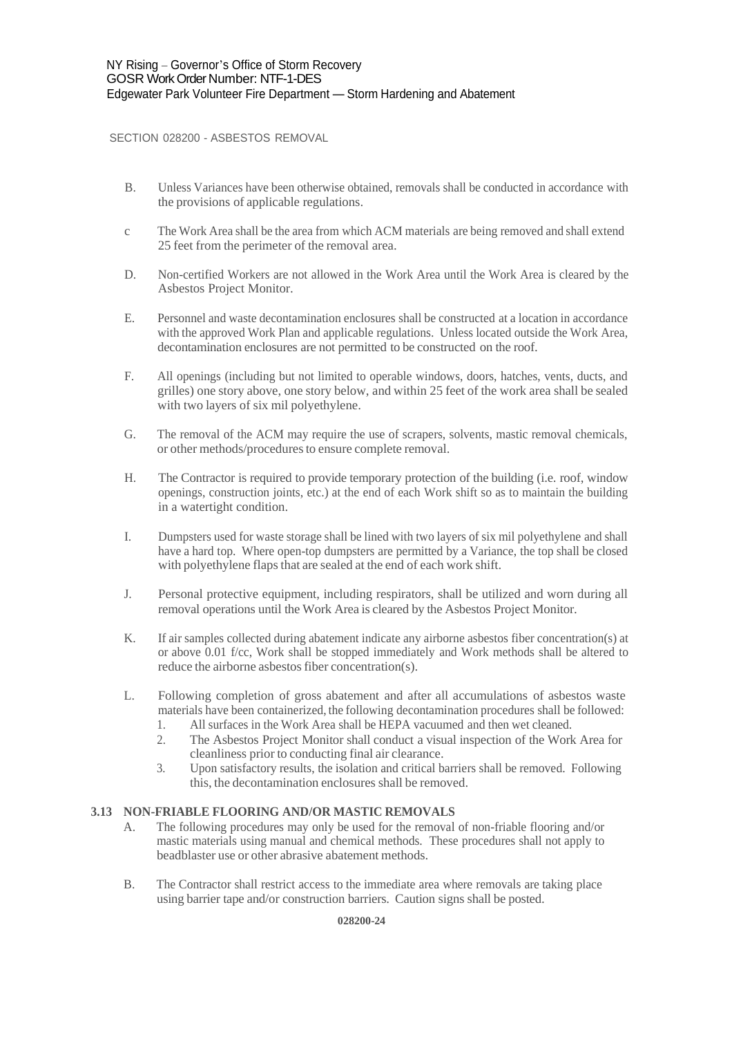B. Unless Variances have been otherwise obtained, removals shall be conducted in accordance with the provisions of applicable regulations.

c The Work Area shall be the area from which ACM materials are being removed and shall extend 25 feet from the perimeter of the removal area.

D. Non-certified Workers are not allowed in the Work Area until the Work Area is cleared by the Asbestos Project Monitor.

E. Personnel and waste decontamination enclosures shall be constructed at a location in accordance with the approved Work Plan and applicable regulations. Unless located outside the Work Area, decontamination enclosures are not permitted to be constructed on the roof.

F. All openings (including but not limited to operable windows, doors, hatches, vents, ducts, and grilles) one story above, one story below, and within 25 feet of the work area shall be sealed with two layers of six mil polyethylene.

G. The removal of the ACM may require the use of scrapers, solvents, mastic removal chemicals, or other methods/procedures to ensure complete removal.

H. The Contractor is required to provide temporary protection of the building (i.e. roof, window openings, construction joints, etc.) at the end of each Work shift so as to maintain the building in a watertight condition.

I. Dumpsters used for waste storage shall be lined with two layers of six mil polyethylene and shall have a hard top. Where open-top dumpsters are permitted by a Variance, the top shall be closed with polyethylene flaps that are sealed at the end of each work shift.

J. Personal protective equipment, including respirators, shall be utilized and worn during all removal operations until the Work Area is cleared by the Asbestos Project Monitor.

K. If air samples collected during abatement indicate any airborne asbestos fiber concentration(s) at or above 0.01 f/cc, Work shall be stopped immediately and Work methods shall be altered to reduce the airborne asbestos fiber concentration(s).

L. Following completion of gross abatement and after all accumulations of asbestos waste materials have been containerized, the following decontamination procedures shall be followed:
   1. All surfaces in the Work Area shall be HEPA vacuumed and then wet cleaned.
   2. The Asbestos Project Monitor shall conduct a visual inspection of the Work Area for cleanliness prior to conducting final air clearance.
   3. Upon satisfactory results, the isolation and critical barriers shall be removed. Following this, the decontamination enclosures shall be removed.

### 3.13 NON-FRIABLE FLOORING AND/OR MASTIC REMOVALS

A. The following procedures may only be used for the removal of non-friable flooring and/or mastic materials using manual and chemical methods. These procedures shall not apply to beadblaster use or other abrasive abatement methods.

B. The Contractor shall restrict access to the immediate area where removals are taking place using barrier tape and/or construction barriers. Caution signs shall be posted.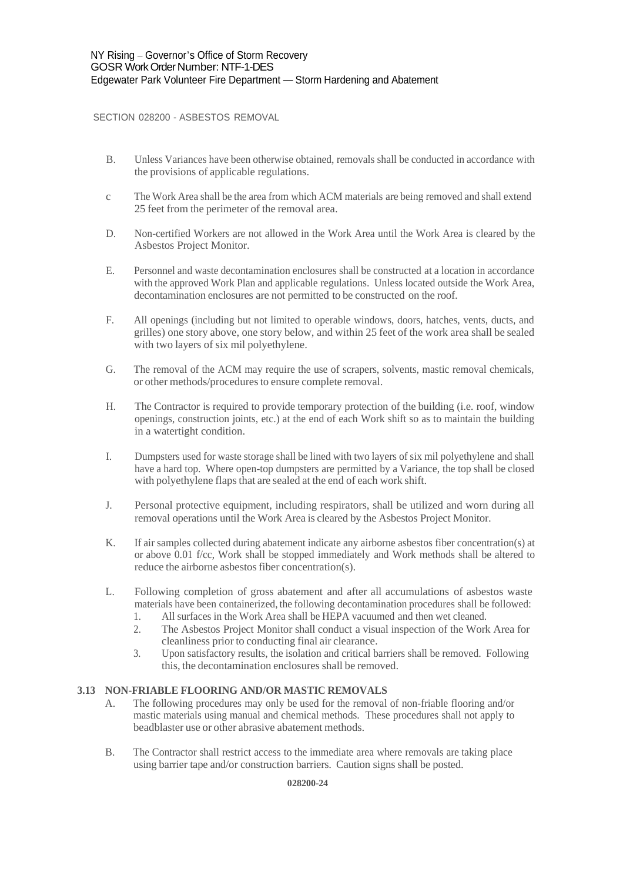B. Unless Variances have been otherwise obtained, removals shall be conducted in accordance with the provisions of applicable regulations.

c The Work Area shall be the area from which ACM materials are being removed and shall extend 25 feet from the perimeter of the removal area.

D. Non-certified Workers are not allowed in the Work Area until the Work Area is cleared by the Asbestos Project Monitor.

E. Personnel and waste decontamination enclosures shall be constructed at a location in accordance with the approved Work Plan and applicable regulations. Unless located outside the Work Area, decontamination enclosures are not permitted to be constructed on the roof.

F. All openings (including but not limited to operable windows, doors, hatches, vents, ducts, and grilles) one story above, one story below, and within 25 feet of the work area shall be sealed with two layers of six mil polyethylene.

G. The removal of the ACM may require the use of scrapers, solvents, mastic removal chemicals, or other methods/procedures to ensure complete removal.

H. The Contractor is required to provide temporary protection of the building (i.e. roof, window openings, construction joints, etc.) at the end of each Work shift so as to maintain the building in a watertight condition.

I. Dumpsters used for waste storage shall be lined with two layers of six mil polyethylene and shall have a hard top. Where open-top dumpsters are permitted by a Variance, the top shall be closed with polyethylene flaps that are sealed at the end of each work shift.

J. Personal protective equipment, including respirators, shall be utilized and worn during all removal operations until the Work Area is cleared by the Asbestos Project Monitor.

K. If air samples collected during abatement indicate any airborne asbestos fiber concentration(s) at or above 0.01 f/cc, Work shall be stopped immediately and Work methods shall be altered to reduce the airborne asbestos fiber concentration(s).

L. Following completion of gross abatement and after all accumulations of asbestos waste materials have been containerized, the following decontamination procedures shall be followed:
   1. All surfaces in the Work Area shall be HEPA vacuumed and then wet cleaned.
   2. The Asbestos Project Monitor shall conduct a visual inspection of the Work Area for cleanliness prior to conducting final air clearance.
   3. Upon satisfactory results, the isolation and critical barriers shall be removed. Following this, the decontamination enclosures shall be removed.

### 3.13 NON-FRIABLE FLOORING AND/OR MASTIC REMOVALS

A. The following procedures may only be used for the removal of non-friable flooring and/or mastic materials using manual and chemical methods. These procedures shall not apply to beadblaster use or other abrasive abatement methods.

B. The Contractor shall restrict access to the immediate area where removals are taking place using barrier tape and/or construction barriers. Caution signs shall be posted.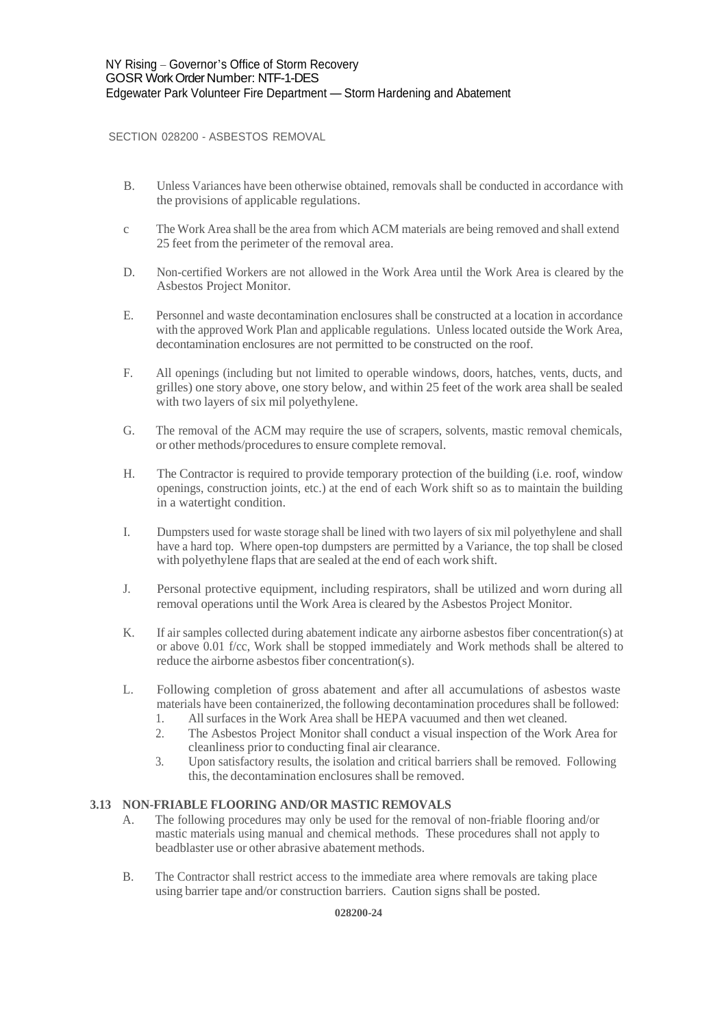B. Unless Variances have been otherwise obtained, removals shall be conducted in accordance with the provisions of applicable regulations.

c The Work Area shall be the area from which ACM materials are being removed and shall extend 25 feet from the perimeter of the removal area.

D. Non-certified Workers are not allowed in the Work Area until the Work Area is cleared by the Asbestos Project Monitor.

E. Personnel and waste decontamination enclosures shall be constructed at a location in accordance with the approved Work Plan and applicable regulations. Unless located outside the Work Area, decontamination enclosures are not permitted to be constructed on the roof.

F. All openings (including but not limited to operable windows, doors, hatches, vents, ducts, and grilles) one story above, one story below, and within 25 feet of the work area shall be sealed with two layers of six mil polyethylene.

G. The removal of the ACM may require the use of scrapers, solvents, mastic removal chemicals, or other methods/procedures to ensure complete removal.

H. The Contractor is required to provide temporary protection of the building (i.e. roof, window openings, construction joints, etc.) at the end of each Work shift so as to maintain the building in a watertight condition.

I. Dumpsters used for waste storage shall be lined with two layers of six mil polyethylene and shall have a hard top. Where open-top dumpsters are permitted by a Variance, the top shall be closed with polyethylene flaps that are sealed at the end of each work shift.

J. Personal protective equipment, including respirators, shall be utilized and worn during all removal operations until the Work Area is cleared by the Asbestos Project Monitor.

K. If air samples collected during abatement indicate any airborne asbestos fiber concentration(s) at or above 0.01 f/cc, Work shall be stopped immediately and Work methods shall be altered to reduce the airborne asbestos fiber concentration(s).

L. Following completion of gross abatement and after all accumulations of asbestos waste materials have been containerized, the following decontamination procedures shall be followed:
   1. All surfaces in the Work Area shall be HEPA vacuumed and then wet cleaned.
   2. The Asbestos Project Monitor shall conduct a visual inspection of the Work Area for cleanliness prior to conducting final air clearance.
   3. Upon satisfactory results, the isolation and critical barriers shall be removed. Following this, the decontamination enclosures shall be removed.

**3.13 NON-FRIABLE FLOORING AND/OR MASTIC REMOVALS**

A. The following procedures may only be used for the removal of non-friable flooring and/or mastic materials using manual and chemical methods. These procedures shall not apply to beadblaster use or other abrasive abatement methods.

B. The Contractor shall restrict access to the immediate area where removals are taking place using barrier tape and/or construction barriers. Caution signs shall be posted.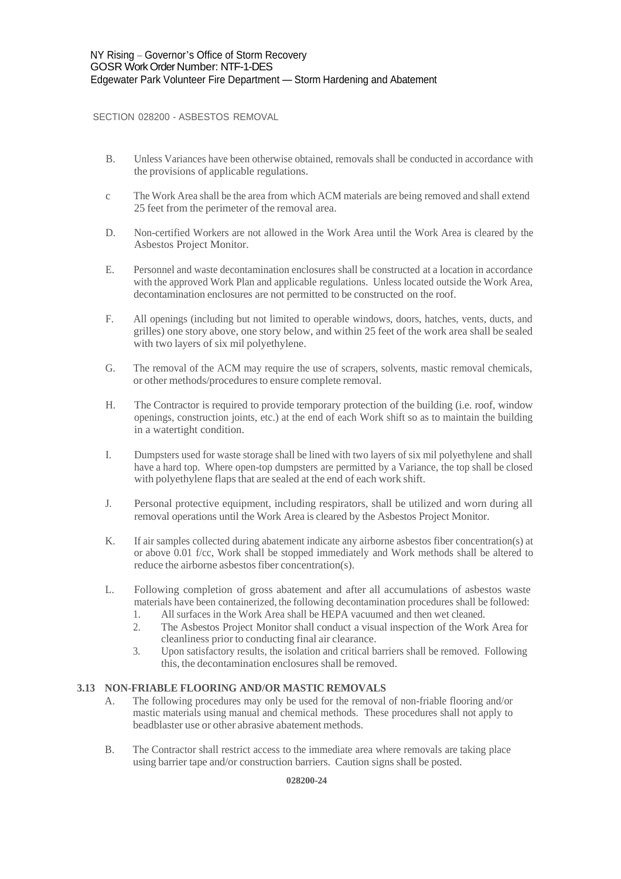B. Unless Variances have been otherwise obtained, removals shall be conducted in accordance with the provisions of applicable regulations.

c The Work Area shall be the area from which ACM materials are being removed and shall extend 25 feet from the perimeter of the removal area.

D. Non-certified Workers are not allowed in the Work Area until the Work Area is cleared by the Asbestos Project Monitor.

E. Personnel and waste decontamination enclosures shall be constructed at a location in accordance with the approved Work Plan and applicable regulations. Unless located outside the Work Area, decontamination enclosures are not permitted to be constructed on the roof.

F. All openings (including but not limited to operable windows, doors, hatches, vents, ducts, and grilles) one story above, one story below, and within 25 feet of the work area shall be sealed with two layers of six mil polyethylene.

G. The removal of the ACM may require the use of scrapers, solvents, mastic removal chemicals, or other methods/procedures to ensure complete removal.

H. The Contractor is required to provide temporary protection of the building (i.e. roof, window openings, construction joints, etc.) at the end of each Work shift so as to maintain the building in a watertight condition.

I. Dumpsters used for waste storage shall be lined with two layers of six mil polyethylene and shall have a hard top. Where open-top dumpsters are permitted by a Variance, the top shall be closed with polyethylene flaps that are sealed at the end of each work shift.

J. Personal protective equipment, including respirators, shall be utilized and worn during all removal operations until the Work Area is cleared by the Asbestos Project Monitor.

K. If air samples collected during abatement indicate any airborne asbestos fiber concentration(s) at or above 0.01 f/cc, Work shall be stopped immediately and Work methods shall be altered to reduce the airborne asbestos fiber concentration(s).

L. Following completion of gross abatement and after all accumulations of asbestos waste materials have been containerized, the following decontamination procedures shall be followed:
   1. All surfaces in the Work Area shall be HEPA vacuumed and then wet cleaned.
   2. The Asbestos Project Monitor shall conduct a visual inspection of the Work Area for cleanliness prior to conducting final air clearance.
   3. Upon satisfactory results, the isolation and critical barriers shall be removed. Following this, the decontamination enclosures shall be removed.

### 3.13 NON-FRIABLE FLOORING AND/OR MASTIC REMOVALS

A. The following procedures may only be used for the removal of non-friable flooring and/or mastic materials using manual and chemical methods. These procedures shall not apply to beadblaster use or other abrasive abatement methods.

B. The Contractor shall restrict access to the immediate area where removals are taking place using barrier tape and/or construction barriers. Caution signs shall be posted.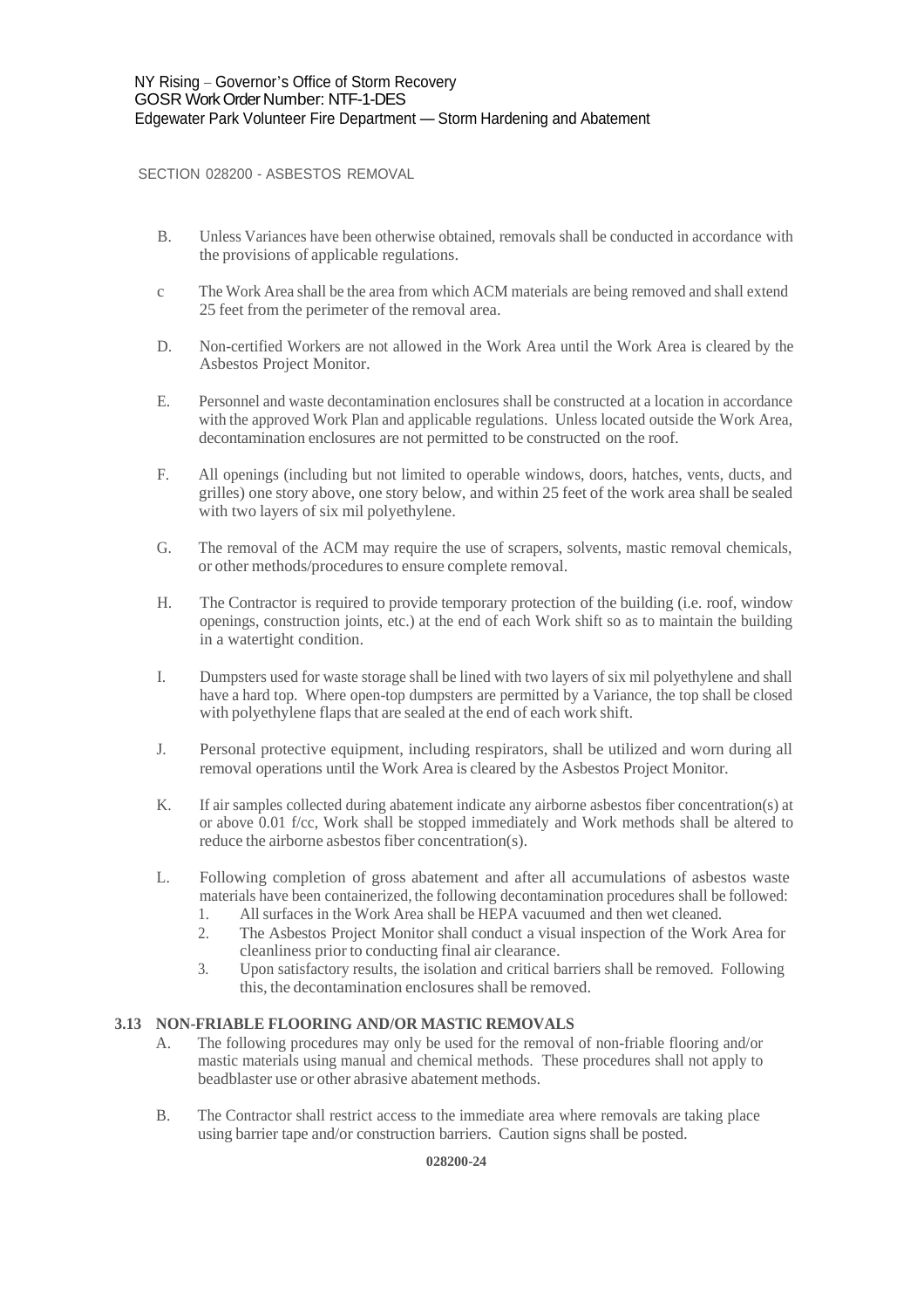B. Unless Variances have been otherwise obtained, removals shall be conducted in accordance with the provisions of applicable regulations.

c The Work Area shall be the area from which ACM materials are being removed and shall extend 25 feet from the perimeter of the removal area.

D. Non-certified Workers are not allowed in the Work Area until the Work Area is cleared by the Asbestos Project Monitor.

E. Personnel and waste decontamination enclosures shall be constructed at a location in accordance with the approved Work Plan and applicable regulations. Unless located outside the Work Area, decontamination enclosures are not permitted to be constructed on the roof.

F. All openings (including but not limited to operable windows, doors, hatches, vents, ducts, and grilles) one story above, one story below, and within 25 feet of the work area shall be sealed with two layers of six mil polyethylene.

G. The removal of the ACM may require the use of scrapers, solvents, mastic removal chemicals, or other methods/procedures to ensure complete removal.

H. The Contractor is required to provide temporary protection of the building (i.e. roof, window openings, construction joints, etc.) at the end of each Work shift so as to maintain the building in a watertight condition.

I. Dumpsters used for waste storage shall be lined with two layers of six mil polyethylene and shall have a hard top. Where open-top dumpsters are permitted by a Variance, the top shall be closed with polyethylene flaps that are sealed at the end of each work shift.

J. Personal protective equipment, including respirators, shall be utilized and worn during all removal operations until the Work Area is cleared by the Asbestos Project Monitor.

K. If air samples collected during abatement indicate any airborne asbestos fiber concentration(s) at or above 0.01 f/cc, Work shall be stopped immediately and Work methods shall be altered to reduce the airborne asbestos fiber concentration(s).

L. Following completion of gross abatement and after all accumulations of asbestos waste materials have been containerized, the following decontamination procedures shall be followed:
   1. All surfaces in the Work Area shall be HEPA vacuumed and then wet cleaned.
   2. The Asbestos Project Monitor shall conduct a visual inspection of the Work Area for cleanliness prior to conducting final air clearance.
   3. Upon satisfactory results, the isolation and critical barriers shall be removed. Following this, the decontamination enclosures shall be removed.

### 3.13 NON-FRIABLE FLOORING AND/OR MASTIC REMOVALS

A. The following procedures may only be used for the removal of non-friable flooring and/or mastic materials using manual and chemical methods. These procedures shall not apply to beadblaster use or other abrasive abatement methods.

B. The Contractor shall restrict access to the immediate area where removals are taking place using barrier tape and/or construction barriers. Caution signs shall be posted.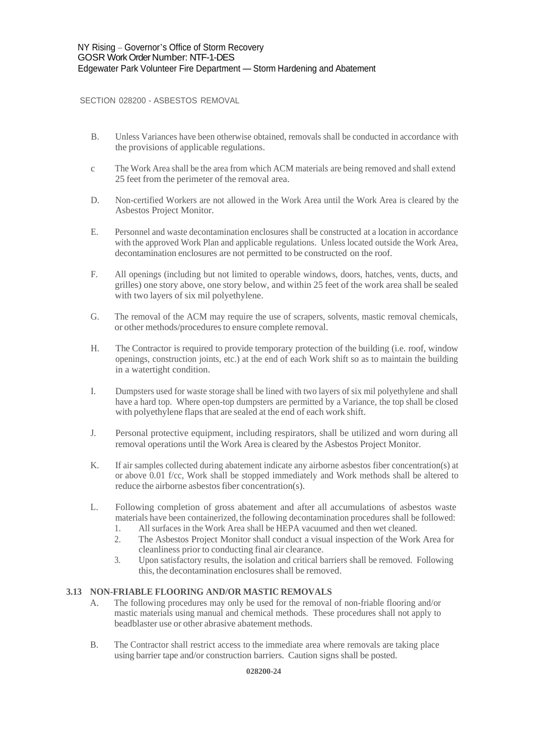B. Unless Variances have been otherwise obtained, removals shall be conducted in accordance with the provisions of applicable regulations.

c The Work Area shall be the area from which ACM materials are being removed and shall extend 25 feet from the perimeter of the removal area.

D. Non-certified Workers are not allowed in the Work Area until the Work Area is cleared by the Asbestos Project Monitor.

E. Personnel and waste decontamination enclosures shall be constructed at a location in accordance with the approved Work Plan and applicable regulations. Unless located outside the Work Area, decontamination enclosures are not permitted to be constructed on the roof.

F. All openings (including but not limited to operable windows, doors, hatches, vents, ducts, and grilles) one story above, one story below, and within 25 feet of the work area shall be sealed with two layers of six mil polyethylene.

G. The removal of the ACM may require the use of scrapers, solvents, mastic removal chemicals, or other methods/procedures to ensure complete removal.

H. The Contractor is required to provide temporary protection of the building (i.e. roof, window openings, construction joints, etc.) at the end of each Work shift so as to maintain the building in a watertight condition.

I. Dumpsters used for waste storage shall be lined with two layers of six mil polyethylene and shall have a hard top. Where open-top dumpsters are permitted by a Variance, the top shall be closed with polyethylene flaps that are sealed at the end of each work shift.

J. Personal protective equipment, including respirators, shall be utilized and worn during all removal operations until the Work Area is cleared by the Asbestos Project Monitor.

K. If air samples collected during abatement indicate any airborne asbestos fiber concentration(s) at or above 0.01 f/cc, Work shall be stopped immediately and Work methods shall be altered to reduce the airborne asbestos fiber concentration(s).

L. Following completion of gross abatement and after all accumulations of asbestos waste materials have been containerized, the following decontamination procedures shall be followed:
   1. All surfaces in the Work Area shall be HEPA vacuumed and then wet cleaned.
   2. The Asbestos Project Monitor shall conduct a visual inspection of the Work Area for cleanliness prior to conducting final air clearance.
   3. Upon satisfactory results, the isolation and critical barriers shall be removed. Following this, the decontamination enclosures shall be removed.

## 3.13 NON-FRIABLE FLOORING AND/OR MASTIC REMOVALS

A. The following procedures may only be used for the removal of non-friable flooring and/or mastic materials using manual and chemical methods. These procedures shall not apply to beadblaster use or other abrasive abatement methods.

B. The Contractor shall restrict access to the immediate area where removals are taking place using barrier tape and/or construction barriers. Caution signs shall be posted.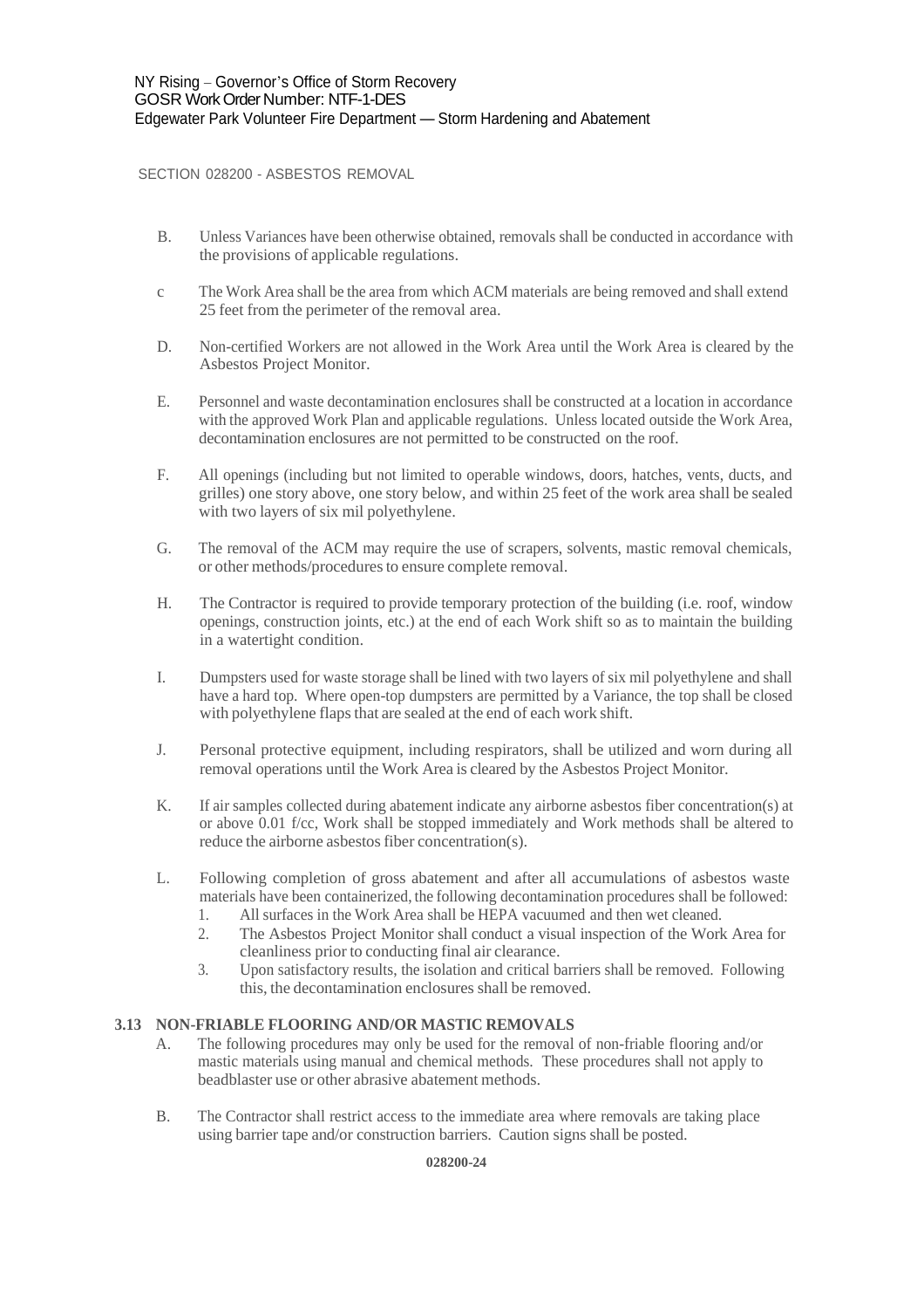B. Unless Variances have been otherwise obtained, removals shall be conducted in accordance with the provisions of applicable regulations.

c The Work Area shall be the area from which ACM materials are being removed and shall extend 25 feet from the perimeter of the removal area.

D. Non-certified Workers are not allowed in the Work Area until the Work Area is cleared by the Asbestos Project Monitor.

E. Personnel and waste decontamination enclosures shall be constructed at a location in accordance with the approved Work Plan and applicable regulations. Unless located outside the Work Area, decontamination enclosures are not permitted to be constructed on the roof.

F. All openings (including but not limited to operable windows, doors, hatches, vents, ducts, and grilles) one story above, one story below, and within 25 feet of the work area shall be sealed with two layers of six mil polyethylene.

G. The removal of the ACM may require the use of scrapers, solvents, mastic removal chemicals, or other methods/procedures to ensure complete removal.

H. The Contractor is required to provide temporary protection of the building (i.e. roof, window openings, construction joints, etc.) at the end of each Work shift so as to maintain the building in a watertight condition.

I. Dumpsters used for waste storage shall be lined with two layers of six mil polyethylene and shall have a hard top. Where open-top dumpsters are permitted by a Variance, the top shall be closed with polyethylene flaps that are sealed at the end of each work shift.

J. Personal protective equipment, including respirators, shall be utilized and worn during all removal operations until the Work Area is cleared by the Asbestos Project Monitor.

K. If air samples collected during abatement indicate any airborne asbestos fiber concentration(s) at or above 0.01 f/cc, Work shall be stopped immediately and Work methods shall be altered to reduce the airborne asbestos fiber concentration(s).

L. Following completion of gross abatement and after all accumulations of asbestos waste materials have been containerized, the following decontamination procedures shall be followed:
  1. All surfaces in the Work Area shall be HEPA vacuumed and then wet cleaned.
  2. The Asbestos Project Monitor shall conduct a visual inspection of the Work Area for cleanliness prior to conducting final air clearance.
  3. Upon satisfactory results, the isolation and critical barriers shall be removed. Following this, the decontamination enclosures shall be removed.

**3.13 NON-FRIABLE FLOORING AND/OR MASTIC REMOVALS**

A. The following procedures may only be used for the removal of non-friable flooring and/or mastic materials using manual and chemical methods. These procedures shall not apply to beadblaster use or other abrasive abatement methods.

B. The Contractor shall restrict access to the immediate area where removals are taking place using barrier tape and/or construction barriers. Caution signs shall be posted.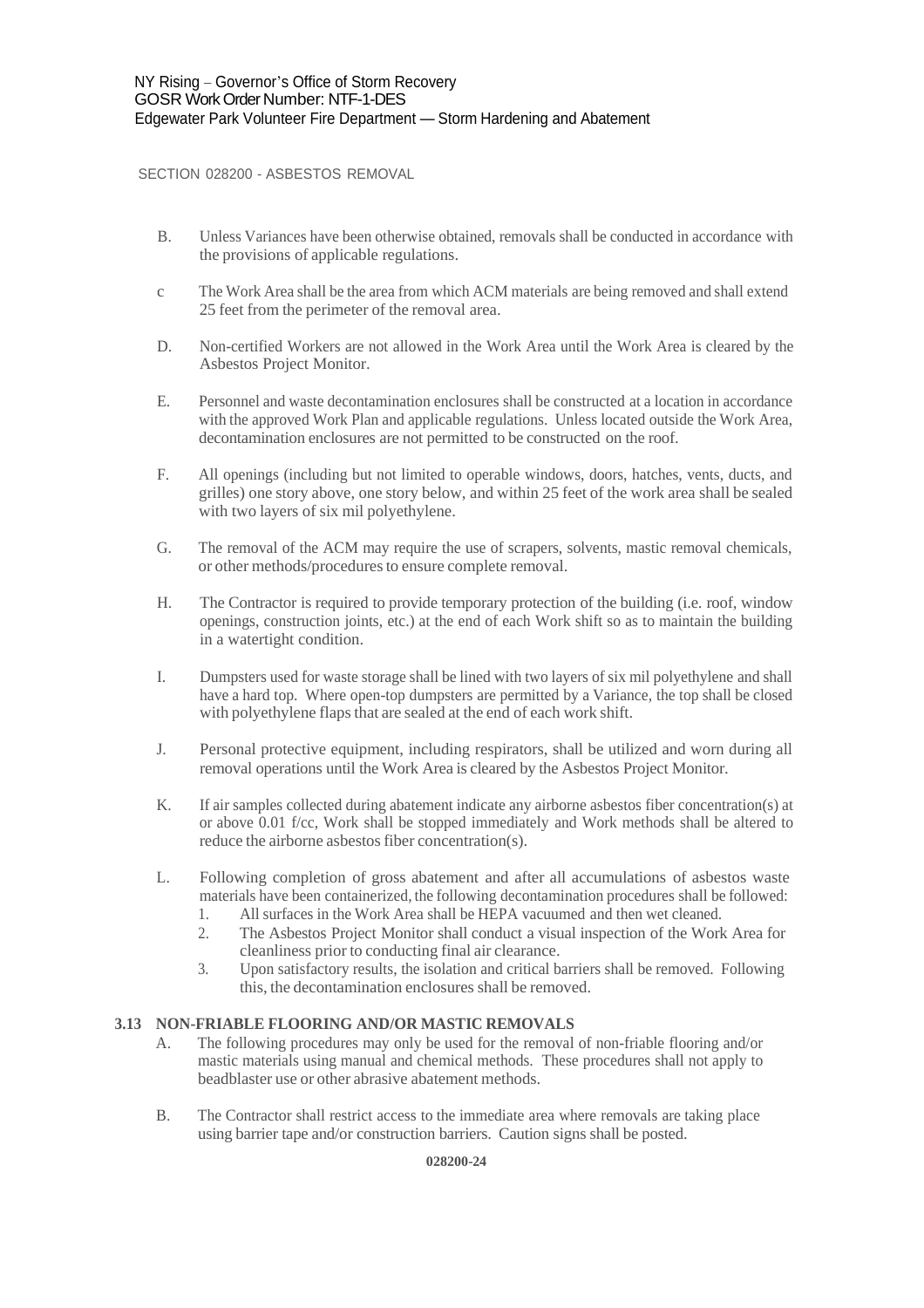B. Unless Variances have been otherwise obtained, removals shall be conducted in accordance with the provisions of applicable regulations.

c The Work Area shall be the area from which ACM materials are being removed and shall extend 25 feet from the perimeter of the removal area.

D. Non-certified Workers are not allowed in the Work Area until the Work Area is cleared by the Asbestos Project Monitor.

E. Personnel and waste decontamination enclosures shall be constructed at a location in accordance with the approved Work Plan and applicable regulations. Unless located outside the Work Area, decontamination enclosures are not permitted to be constructed on the roof.

F. All openings (including but not limited to operable windows, doors, hatches, vents, ducts, and grilles) one story above, one story below, and within 25 feet of the work area shall be sealed with two layers of six mil polyethylene.

G. The removal of the ACM may require the use of scrapers, solvents, mastic removal chemicals, or other methods/procedures to ensure complete removal.

H. The Contractor is required to provide temporary protection of the building (i.e. roof, window openings, construction joints, etc.) at the end of each Work shift so as to maintain the building in a watertight condition.

I. Dumpsters used for waste storage shall be lined with two layers of six mil polyethylene and shall have a hard top. Where open-top dumpsters are permitted by a Variance, the top shall be closed with polyethylene flaps that are sealed at the end of each work shift.

J. Personal protective equipment, including respirators, shall be utilized and worn during all removal operations until the Work Area is cleared by the Asbestos Project Monitor.

K. If air samples collected during abatement indicate any airborne asbestos fiber concentration(s) at or above 0.01 f/cc, Work shall be stopped immediately and Work methods shall be altered to reduce the airborne asbestos fiber concentration(s).

L. Following completion of gross abatement and after all accumulations of asbestos waste materials have been containerized, the following decontamination procedures shall be followed:
   1. All surfaces in the Work Area shall be HEPA vacuumed and then wet cleaned.
   2. The Asbestos Project Monitor shall conduct a visual inspection of the Work Area for cleanliness prior to conducting final air clearance.
   3. Upon satisfactory results, the isolation and critical barriers shall be removed. Following this, the decontamination enclosures shall be removed.

**3.13 NON-FRIABLE FLOORING AND/OR MASTIC REMOVALS**

A. The following procedures may only be used for the removal of non-friable flooring and/or mastic materials using manual and chemical methods. These procedures shall not apply to beadblaster use or other abrasive abatement methods.

B. The Contractor shall restrict access to the immediate area where removals are taking place using barrier tape and/or construction barriers. Caution signs shall be posted.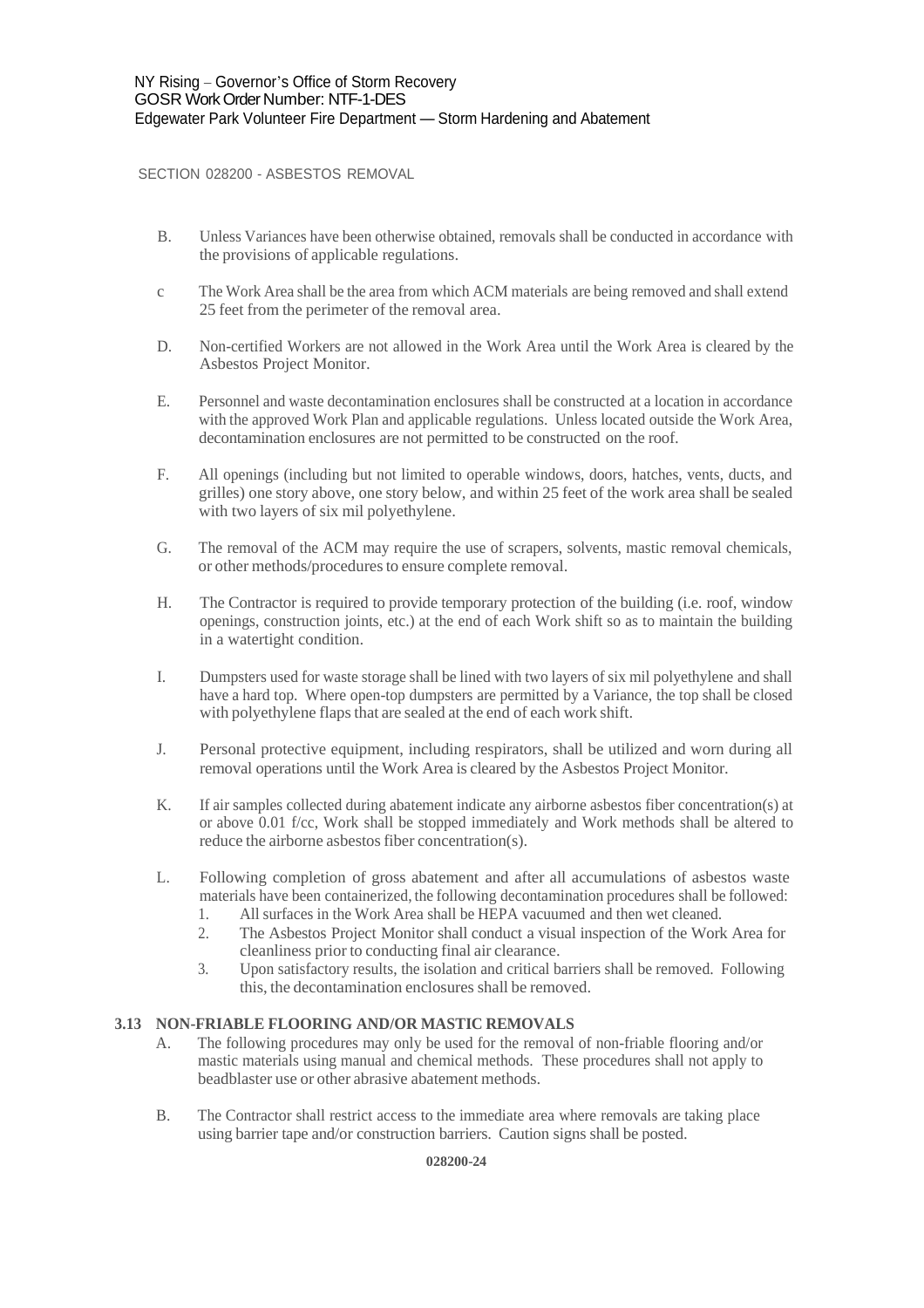B. Unless Variances have been otherwise obtained, removals shall be conducted in accordance with the provisions of applicable regulations.

c The Work Area shall be the area from which ACM materials are being removed and shall extend 25 feet from the perimeter of the removal area.

D. Non-certified Workers are not allowed in the Work Area until the Work Area is cleared by the Asbestos Project Monitor.

E. Personnel and waste decontamination enclosures shall be constructed at a location in accordance with the approved Work Plan and applicable regulations. Unless located outside the Work Area, decontamination enclosures are not permitted to be constructed on the roof.

F. All openings (including but not limited to operable windows, doors, hatches, vents, ducts, and grilles) one story above, one story below, and within 25 feet of the work area shall be sealed with two layers of six mil polyethylene.

G. The removal of the ACM may require the use of scrapers, solvents, mastic removal chemicals, or other methods/procedures to ensure complete removal.

H. The Contractor is required to provide temporary protection of the building (i.e. roof, window openings, construction joints, etc.) at the end of each Work shift so as to maintain the building in a watertight condition.

I. Dumpsters used for waste storage shall be lined with two layers of six mil polyethylene and shall have a hard top. Where open-top dumpsters are permitted by a Variance, the top shall be closed with polyethylene flaps that are sealed at the end of each work shift.

J. Personal protective equipment, including respirators, shall be utilized and worn during all removal operations until the Work Area is cleared by the Asbestos Project Monitor.

K. If air samples collected during abatement indicate any airborne asbestos fiber concentration(s) at or above 0.01 f/cc, Work shall be stopped immediately and Work methods shall be altered to reduce the airborne asbestos fiber concentration(s).

L. Following completion of gross abatement and after all accumulations of asbestos waste materials have been containerized, the following decontamination procedures shall be followed:
   1. All surfaces in the Work Area shall be HEPA vacuumed and then wet cleaned.
   2. The Asbestos Project Monitor shall conduct a visual inspection of the Work Area for cleanliness prior to conducting final air clearance.
   3. Upon satisfactory results, the isolation and critical barriers shall be removed. Following this, the decontamination enclosures shall be removed.

### 3.13 NON-FRIABLE FLOORING AND/OR MASTIC REMOVALS

A. The following procedures may only be used for the removal of non-friable flooring and/or mastic materials using manual and chemical methods. These procedures shall not apply to beadblaster use or other abrasive abatement methods.

B. The Contractor shall restrict access to the immediate area where removals are taking place using barrier tape and/or construction barriers. Caution signs shall be posted.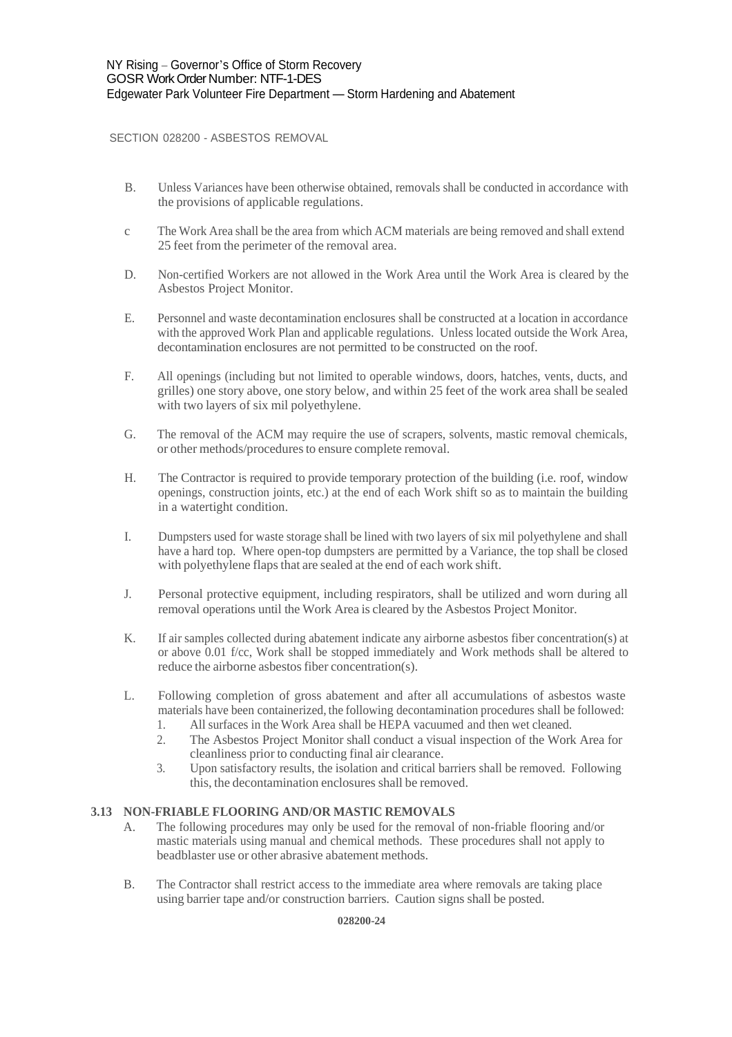B. Unless Variances have been otherwise obtained, removals shall be conducted in accordance with the provisions of applicable regulations.

c The Work Area shall be the area from which ACM materials are being removed and shall extend 25 feet from the perimeter of the removal area.

D. Non-certified Workers are not allowed in the Work Area until the Work Area is cleared by the Asbestos Project Monitor.

E. Personnel and waste decontamination enclosures shall be constructed at a location in accordance with the approved Work Plan and applicable regulations. Unless located outside the Work Area, decontamination enclosures are not permitted to be constructed on the roof.

F. All openings (including but not limited to operable windows, doors, hatches, vents, ducts, and grilles) one story above, one story below, and within 25 feet of the work area shall be sealed with two layers of six mil polyethylene.

G. The removal of the ACM may require the use of scrapers, solvents, mastic removal chemicals, or other methods/procedures to ensure complete removal.

H. The Contractor is required to provide temporary protection of the building (i.e. roof, window openings, construction joints, etc.) at the end of each Work shift so as to maintain the building in a watertight condition.

I. Dumpsters used for waste storage shall be lined with two layers of six mil polyethylene and shall have a hard top. Where open-top dumpsters are permitted by a Variance, the top shall be closed with polyethylene flaps that are sealed at the end of each work shift.

J. Personal protective equipment, including respirators, shall be utilized and worn during all removal operations until the Work Area is cleared by the Asbestos Project Monitor.

K. If air samples collected during abatement indicate any airborne asbestos fiber concentration(s) at or above 0.01 f/cc, Work shall be stopped immediately and Work methods shall be altered to reduce the airborne asbestos fiber concentration(s).

L. Following completion of gross abatement and after all accumulations of asbestos waste materials have been containerized, the following decontamination procedures shall be followed:
   1. All surfaces in the Work Area shall be HEPA vacuumed and then wet cleaned.
   2. The Asbestos Project Monitor shall conduct a visual inspection of the Work Area for cleanliness prior to conducting final air clearance.
   3. Upon satisfactory results, the isolation and critical barriers shall be removed. Following this, the decontamination enclosures shall be removed.

**3.13 NON-FRIABLE FLOORING AND/OR MASTIC REMOVALS**

A. The following procedures may only be used for the removal of non-friable flooring and/or mastic materials using manual and chemical methods. These procedures shall not apply to beadblaster use or other abrasive abatement methods.

B. The Contractor shall restrict access to the immediate area where removals are taking place using barrier tape and/or construction barriers. Caution signs shall be posted.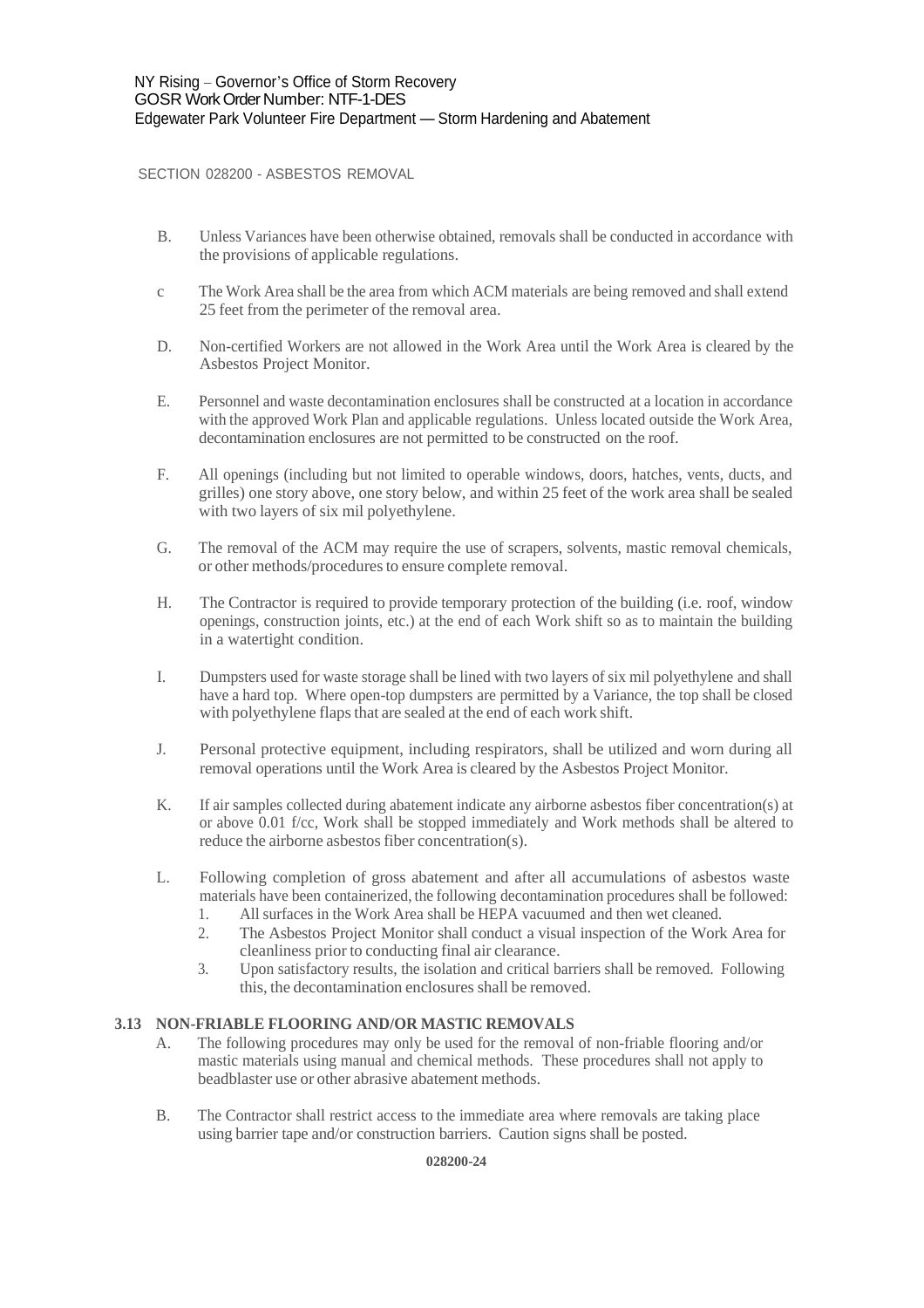B. Unless Variances have been otherwise obtained, removals shall be conducted in accordance with the provisions of applicable regulations.

c The Work Area shall be the area from which ACM materials are being removed and shall extend 25 feet from the perimeter of the removal area.

D. Non-certified Workers are not allowed in the Work Area until the Work Area is cleared by the Asbestos Project Monitor.

E. Personnel and waste decontamination enclosures shall be constructed at a location in accordance with the approved Work Plan and applicable regulations. Unless located outside the Work Area, decontamination enclosures are not permitted to be constructed on the roof.

F. All openings (including but not limited to operable windows, doors, hatches, vents, ducts, and grilles) one story above, one story below, and within 25 feet of the work area shall be sealed with two layers of six mil polyethylene.

G. The removal of the ACM may require the use of scrapers, solvents, mastic removal chemicals, or other methods/procedures to ensure complete removal.

H. The Contractor is required to provide temporary protection of the building (i.e. roof, window openings, construction joints, etc.) at the end of each Work shift so as to maintain the building in a watertight condition.

I. Dumpsters used for waste storage shall be lined with two layers of six mil polyethylene and shall have a hard top. Where open-top dumpsters are permitted by a Variance, the top shall be closed with polyethylene flaps that are sealed at the end of each work shift.

J. Personal protective equipment, including respirators, shall be utilized and worn during all removal operations until the Work Area is cleared by the Asbestos Project Monitor.

K. If air samples collected during abatement indicate any airborne asbestos fiber concentration(s) at or above 0.01 f/cc, Work shall be stopped immediately and Work methods shall be altered to reduce the airborne asbestos fiber concentration(s).

L. Following completion of gross abatement and after all accumulations of asbestos waste materials have been containerized, the following decontamination procedures shall be followed:
   1. All surfaces in the Work Area shall be HEPA vacuumed and then wet cleaned.
   2. The Asbestos Project Monitor shall conduct a visual inspection of the Work Area for cleanliness prior to conducting final air clearance.
   3. Upon satisfactory results, the isolation and critical barriers shall be removed. Following this, the decontamination enclosures shall be removed.

### 3.13 NON-FRIABLE FLOORING AND/OR MASTIC REMOVALS

A. The following procedures may only be used for the removal of non-friable flooring and/or mastic materials using manual and chemical methods. These procedures shall not apply to beadblaster use or other abrasive abatement methods.

B. The Contractor shall restrict access to the immediate area where removals are taking place using barrier tape and/or construction barriers. Caution signs shall be posted.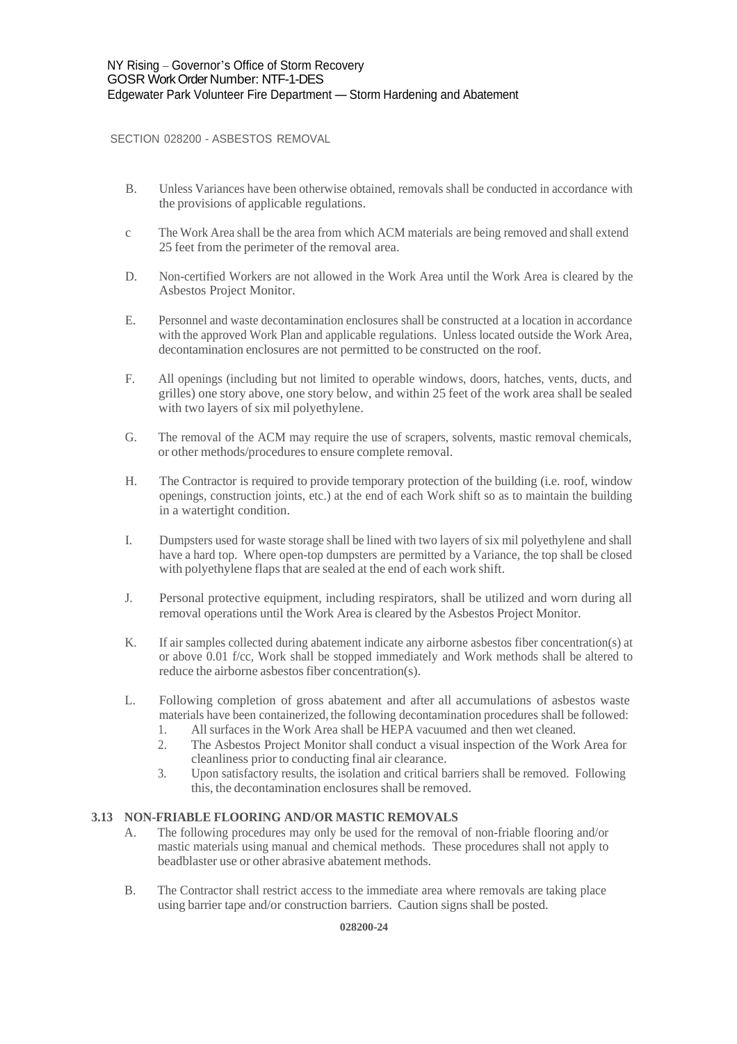B. Unless Variances have been otherwise obtained, removals shall be conducted in accordance with the provisions of applicable regulations.

c The Work Area shall be the area from which ACM materials are being removed and shall extend 25 feet from the perimeter of the removal area.

D. Non-certified Workers are not allowed in the Work Area until the Work Area is cleared by the Asbestos Project Monitor.

E. Personnel and waste decontamination enclosures shall be constructed at a location in accordance with the approved Work Plan and applicable regulations. Unless located outside the Work Area, decontamination enclosures are not permitted to be constructed on the roof.

F. All openings (including but not limited to operable windows, doors, hatches, vents, ducts, and grilles) one story above, one story below, and within 25 feet of the work area shall be sealed with two layers of six mil polyethylene.

G. The removal of the ACM may require the use of scrapers, solvents, mastic removal chemicals, or other methods/procedures to ensure complete removal.

H. The Contractor is required to provide temporary protection of the building (i.e. roof, window openings, construction joints, etc.) at the end of each Work shift so as to maintain the building in a watertight condition.

I. Dumpsters used for waste storage shall be lined with two layers of six mil polyethylene and shall have a hard top. Where open-top dumpsters are permitted by a Variance, the top shall be closed with polyethylene flaps that are sealed at the end of each work shift.

J. Personal protective equipment, including respirators, shall be utilized and worn during all removal operations until the Work Area is cleared by the Asbestos Project Monitor.

K. If air samples collected during abatement indicate any airborne asbestos fiber concentration(s) at or above 0.01 f/cc, Work shall be stopped immediately and Work methods shall be altered to reduce the airborne asbestos fiber concentration(s).

L. Following completion of gross abatement and after all accumulations of asbestos waste materials have been containerized, the following decontamination procedures shall be followed:
   1. All surfaces in the Work Area shall be HEPA vacuumed and then wet cleaned.
   2. The Asbestos Project Monitor shall conduct a visual inspection of the Work Area for cleanliness prior to conducting final air clearance.
   3. Upon satisfactory results, the isolation and critical barriers shall be removed. Following this, the decontamination enclosures shall be removed.

**3.13 NON-FRIABLE FLOORING AND/OR MASTIC REMOVALS**

A. The following procedures may only be used for the removal of non-friable flooring and/or mastic materials using manual and chemical methods. These procedures shall not apply to beadblaster use or other abrasive abatement methods.

B. The Contractor shall restrict access to the immediate area where removals are taking place using barrier tape and/or construction barriers. Caution signs shall be posted.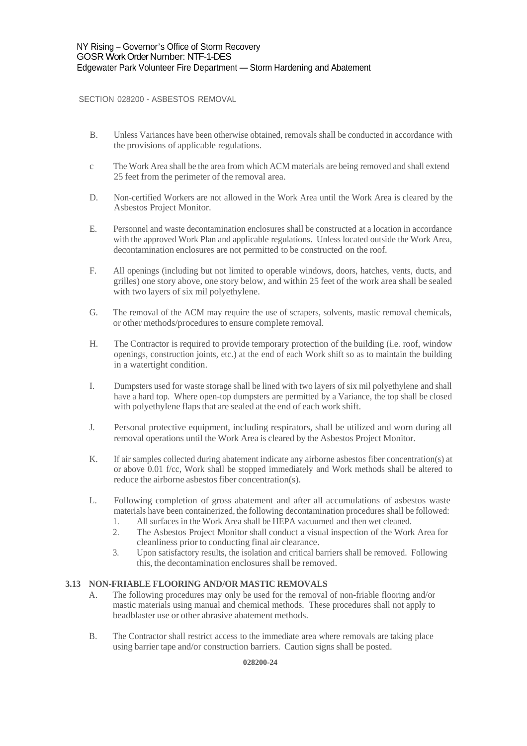B. Unless Variances have been otherwise obtained, removals shall be conducted in accordance with the provisions of applicable regulations.

c The Work Area shall be the area from which ACM materials are being removed and shall extend 25 feet from the perimeter of the removal area.

D. Non-certified Workers are not allowed in the Work Area until the Work Area is cleared by the Asbestos Project Monitor.

E. Personnel and waste decontamination enclosures shall be constructed at a location in accordance with the approved Work Plan and applicable regulations. Unless located outside the Work Area, decontamination enclosures are not permitted to be constructed on the roof.

F. All openings (including but not limited to operable windows, doors, hatches, vents, ducts, and grilles) one story above, one story below, and within 25 feet of the work area shall be sealed with two layers of six mil polyethylene.

G. The removal of the ACM may require the use of scrapers, solvents, mastic removal chemicals, or other methods/procedures to ensure complete removal.

H. The Contractor is required to provide temporary protection of the building (i.e. roof, window openings, construction joints, etc.) at the end of each Work shift so as to maintain the building in a watertight condition.

I. Dumpsters used for waste storage shall be lined with two layers of six mil polyethylene and shall have a hard top. Where open-top dumpsters are permitted by a Variance, the top shall be closed with polyethylene flaps that are sealed at the end of each work shift.

J. Personal protective equipment, including respirators, shall be utilized and worn during all removal operations until the Work Area is cleared by the Asbestos Project Monitor.

K. If air samples collected during abatement indicate any airborne asbestos fiber concentration(s) at or above 0.01 f/cc, Work shall be stopped immediately and Work methods shall be altered to reduce the airborne asbestos fiber concentration(s).

L. Following completion of gross abatement and after all accumulations of asbestos waste materials have been containerized, the following decontamination procedures shall be followed:
   1. All surfaces in the Work Area shall be HEPA vacuumed and then wet cleaned.
   2. The Asbestos Project Monitor shall conduct a visual inspection of the Work Area for cleanliness prior to conducting final air clearance.
   3. Upon satisfactory results, the isolation and critical barriers shall be removed. Following this, the decontamination enclosures shall be removed.

### 3.13 NON-FRIABLE FLOORING AND/OR MASTIC REMOVALS

A. The following procedures may only be used for the removal of non-friable flooring and/or mastic materials using manual and chemical methods. These procedures shall not apply to beadblaster use or other abrasive abatement methods.

B. The Contractor shall restrict access to the immediate area where removals are taking place using barrier tape and/or construction barriers. Caution signs shall be posted.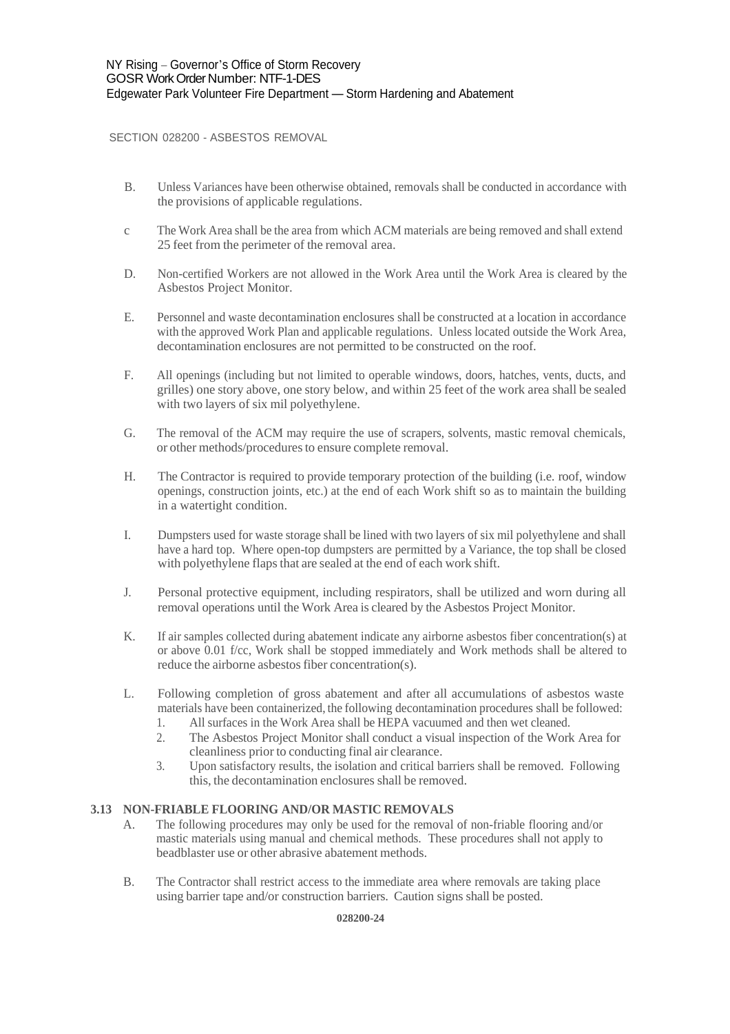B. Unless Variances have been otherwise obtained, removals shall be conducted in accordance with the provisions of applicable regulations.

c The Work Area shall be the area from which ACM materials are being removed and shall extend 25 feet from the perimeter of the removal area.

D. Non-certified Workers are not allowed in the Work Area until the Work Area is cleared by the Asbestos Project Monitor.

E. Personnel and waste decontamination enclosures shall be constructed at a location in accordance with the approved Work Plan and applicable regulations. Unless located outside the Work Area, decontamination enclosures are not permitted to be constructed on the roof.

F. All openings (including but not limited to operable windows, doors, hatches, vents, ducts, and grilles) one story above, one story below, and within 25 feet of the work area shall be sealed with two layers of six mil polyethylene.

G. The removal of the ACM may require the use of scrapers, solvents, mastic removal chemicals, or other methods/procedures to ensure complete removal.

H. The Contractor is required to provide temporary protection of the building (i.e. roof, window openings, construction joints, etc.) at the end of each Work shift so as to maintain the building in a watertight condition.

I. Dumpsters used for waste storage shall be lined with two layers of six mil polyethylene and shall have a hard top. Where open-top dumpsters are permitted by a Variance, the top shall be closed with polyethylene flaps that are sealed at the end of each work shift.

J. Personal protective equipment, including respirators, shall be utilized and worn during all removal operations until the Work Area is cleared by the Asbestos Project Monitor.

K. If air samples collected during abatement indicate any airborne asbestos fiber concentration(s) at or above 0.01 f/cc, Work shall be stopped immediately and Work methods shall be altered to reduce the airborne asbestos fiber concentration(s).

L. Following completion of gross abatement and after all accumulations of asbestos waste materials have been containerized, the following decontamination procedures shall be followed:
   1. All surfaces in the Work Area shall be HEPA vacuumed and then wet cleaned.
   2. The Asbestos Project Monitor shall conduct a visual inspection of the Work Area for cleanliness prior to conducting final air clearance.
   3. Upon satisfactory results, the isolation and critical barriers shall be removed. Following this, the decontamination enclosures shall be removed.

### 3.13 NON-FRIABLE FLOORING AND/OR MASTIC REMOVALS

A. The following procedures may only be used for the removal of non-friable flooring and/or mastic materials using manual and chemical methods. These procedures shall not apply to beadblaster use or other abrasive abatement methods.

B. The Contractor shall restrict access to the immediate area where removals are taking place using barrier tape and/or construction barriers. Caution signs shall be posted.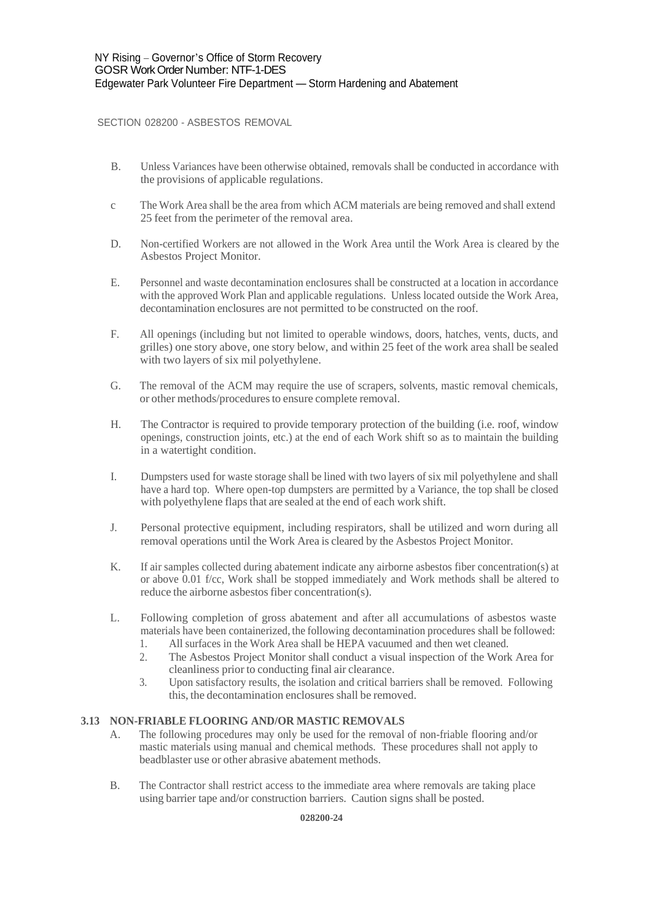B. Unless Variances have been otherwise obtained, removals shall be conducted in accordance with the provisions of applicable regulations.

c The Work Area shall be the area from which ACM materials are being removed and shall extend 25 feet from the perimeter of the removal area.

D. Non-certified Workers are not allowed in the Work Area until the Work Area is cleared by the Asbestos Project Monitor.

E. Personnel and waste decontamination enclosures shall be constructed at a location in accordance with the approved Work Plan and applicable regulations. Unless located outside the Work Area, decontamination enclosures are not permitted to be constructed on the roof.

F. All openings (including but not limited to operable windows, doors, hatches, vents, ducts, and grilles) one story above, one story below, and within 25 feet of the work area shall be sealed with two layers of six mil polyethylene.

G. The removal of the ACM may require the use of scrapers, solvents, mastic removal chemicals, or other methods/procedures to ensure complete removal.

H. The Contractor is required to provide temporary protection of the building (i.e. roof, window openings, construction joints, etc.) at the end of each Work shift so as to maintain the building in a watertight condition.

I. Dumpsters used for waste storage shall be lined with two layers of six mil polyethylene and shall have a hard top. Where open-top dumpsters are permitted by a Variance, the top shall be closed with polyethylene flaps that are sealed at the end of each work shift.

J. Personal protective equipment, including respirators, shall be utilized and worn during all removal operations until the Work Area is cleared by the Asbestos Project Monitor.

K. If air samples collected during abatement indicate any airborne asbestos fiber concentration(s) at or above 0.01 f/cc, Work shall be stopped immediately and Work methods shall be altered to reduce the airborne asbestos fiber concentration(s).

L. Following completion of gross abatement and after all accumulations of asbestos waste materials have been containerized, the following decontamination procedures shall be followed:
   1. All surfaces in the Work Area shall be HEPA vacuumed and then wet cleaned.
   2. The Asbestos Project Monitor shall conduct a visual inspection of the Work Area for cleanliness prior to conducting final air clearance.
   3. Upon satisfactory results, the isolation and critical barriers shall be removed. Following this, the decontamination enclosures shall be removed.

### 3.13 NON-FRIABLE FLOORING AND/OR MASTIC REMOVALS

A. The following procedures may only be used for the removal of non-friable flooring and/or mastic materials using manual and chemical methods. These procedures shall not apply to beadblaster use or other abrasive abatement methods.

B. The Contractor shall restrict access to the immediate area where removals are taking place using barrier tape and/or construction barriers. Caution signs shall be posted.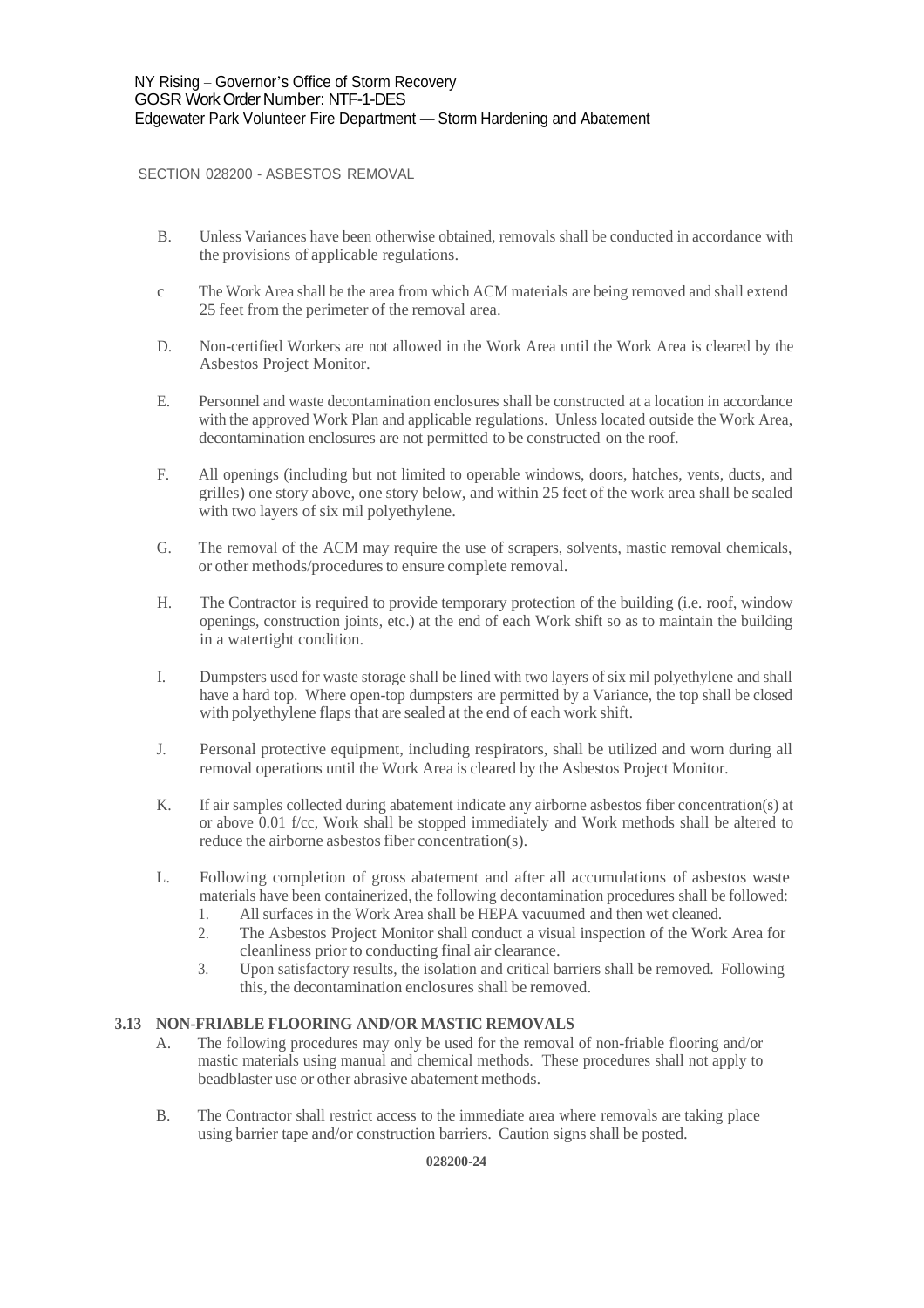B. Unless Variances have been otherwise obtained, removals shall be conducted in accordance with the provisions of applicable regulations.

c The Work Area shall be the area from which ACM materials are being removed and shall extend 25 feet from the perimeter of the removal area.

D. Non-certified Workers are not allowed in the Work Area until the Work Area is cleared by the Asbestos Project Monitor.

E. Personnel and waste decontamination enclosures shall be constructed at a location in accordance with the approved Work Plan and applicable regulations. Unless located outside the Work Area, decontamination enclosures are not permitted to be constructed on the roof.

F. All openings (including but not limited to operable windows, doors, hatches, vents, ducts, and grilles) one story above, one story below, and within 25 feet of the work area shall be sealed with two layers of six mil polyethylene.

G. The removal of the ACM may require the use of scrapers, solvents, mastic removal chemicals, or other methods/procedures to ensure complete removal.

H. The Contractor is required to provide temporary protection of the building (i.e. roof, window openings, construction joints, etc.) at the end of each Work shift so as to maintain the building in a watertight condition.

I. Dumpsters used for waste storage shall be lined with two layers of six mil polyethylene and shall have a hard top. Where open-top dumpsters are permitted by a Variance, the top shall be closed with polyethylene flaps that are sealed at the end of each work shift.

J. Personal protective equipment, including respirators, shall be utilized and worn during all removal operations until the Work Area is cleared by the Asbestos Project Monitor.

K. If air samples collected during abatement indicate any airborne asbestos fiber concentration(s) at or above 0.01 f/cc, Work shall be stopped immediately and Work methods shall be altered to reduce the airborne asbestos fiber concentration(s).

L. Following completion of gross abatement and after all accumulations of asbestos waste materials have been containerized, the following decontamination procedures shall be followed:
   1. All surfaces in the Work Area shall be HEPA vacuumed and then wet cleaned.
   2. The Asbestos Project Monitor shall conduct a visual inspection of the Work Area for cleanliness prior to conducting final air clearance.
   3. Upon satisfactory results, the isolation and critical barriers shall be removed. Following this, the decontamination enclosures shall be removed.

## 3.13 NON-FRIABLE FLOORING AND/OR MASTIC REMOVALS

A. The following procedures may only be used for the removal of non-friable flooring and/or mastic materials using manual and chemical methods. These procedures shall not apply to beadblaster use or other abrasive abatement methods.

B. The Contractor shall restrict access to the immediate area where removals are taking place using barrier tape and/or construction barriers. Caution signs shall be posted.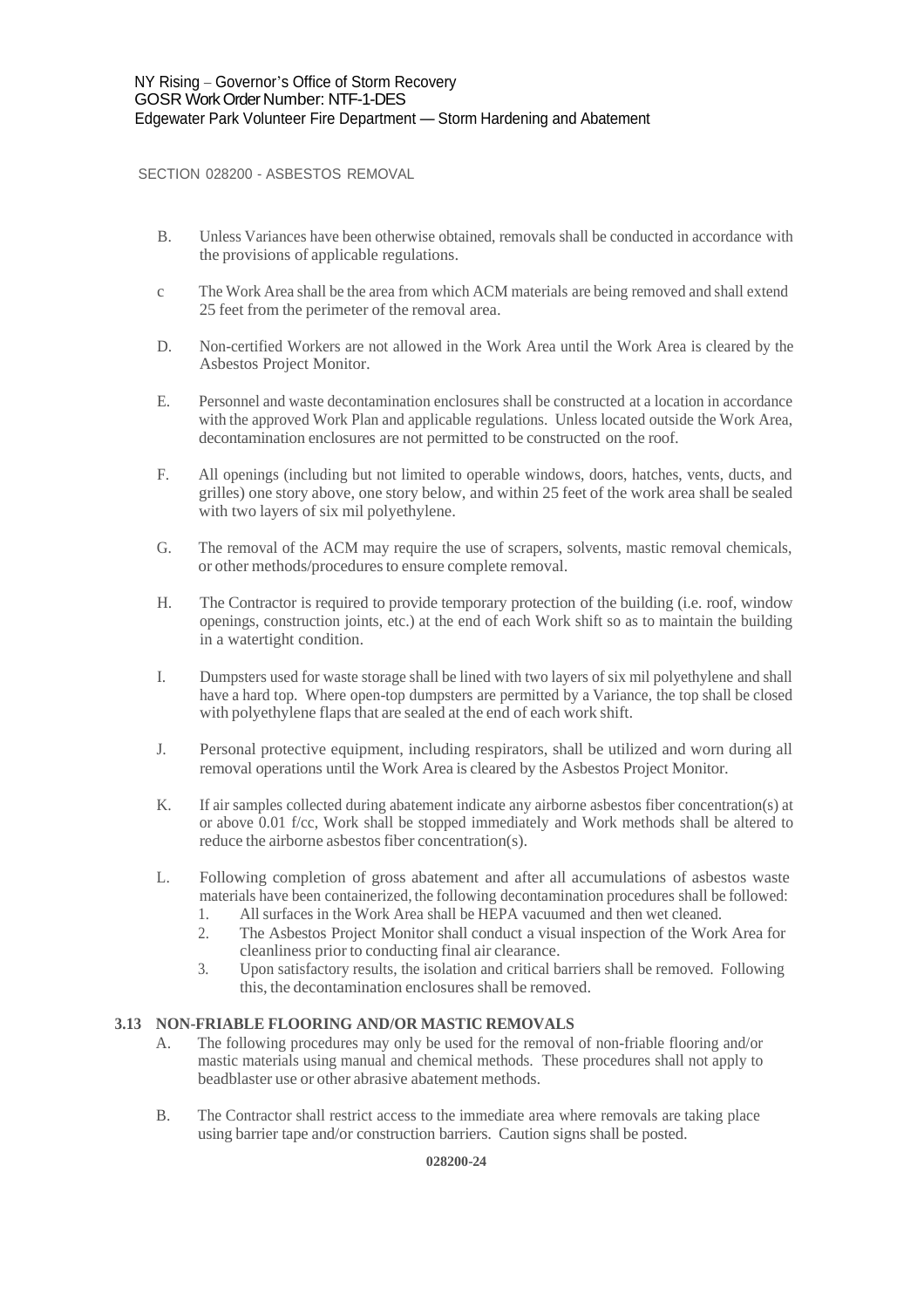- B. Unless Variances have been otherwise obtained, removals shall be conducted in accordance with the provisions of applicable regulations.
- c The Work Area shall be the area from which ACM materials are being removed and shall extend 25 feet from the perimeter of the removal area.
- D. Non-certified Workers are not allowed in the Work Area until the Work Area is cleared by the Asbestos Project Monitor.
- E. Personnel and waste decontamination enclosures shall be constructed at a location in accordance with the approved Work Plan and applicable regulations. Unless located outside the Work Area, decontamination enclosures are not permitted to be constructed on the roof.
- F. All openings (including but not limited to operable windows, doors, hatches, vents, ducts, and grilles) one story above, one story below, and within 25 feet of the work area shall be sealed with two layers of six mil polyethylene.
- G. The removal of the ACM may require the use of scrapers, solvents, mastic removal chemicals, or other methods/procedures to ensure complete removal.
- H. The Contractor is required to provide temporary protection of the building (i.e. roof, window openings, construction joints, etc.) at the end of each Work shift so as to maintain the building in a watertight condition.
- I. Dumpsters used for waste storage shall be lined with two layers of six mil polyethylene and shall have a hard top. Where open-top dumpsters are permitted by a Variance, the top shall be closed with polyethylene flaps that are sealed at the end of each work shift.
- J. Personal protective equipment, including respirators, shall be utilized and worn during all removal operations until the Work Area is cleared by the Asbestos Project Monitor.
- K. If air samples collected during abatement indicate any airborne asbestos fiber concentration(s) at or above 0.01 f/cc, Work shall be stopped immediately and Work methods shall be altered to reduce the airborne asbestos fiber concentration(s).
- L. Following completion of gross abatement and after all accumulations of asbestos waste materials have been containerized, the following decontamination procedures shall be followed:
  1. All surfaces in the Work Area shall be HEPA vacuumed and then wet cleaned.
  2. The Asbestos Project Monitor shall conduct a visual inspection of the Work Area for cleanliness prior to conducting final air clearance.
  3. Upon satisfactory results, the isolation and critical barriers shall be removed. Following this, the decontamination enclosures shall be removed.

### 3.13 NON-FRIABLE FLOORING AND/OR MASTIC REMOVALS

- A. The following procedures may only be used for the removal of non-friable flooring and/or mastic materials using manual and chemical methods. These procedures shall not apply to beadblaster use or other abrasive abatement methods.
- B. The Contractor shall restrict access to the immediate area where removals are taking place using barrier tape and/or construction barriers. Caution signs shall be posted.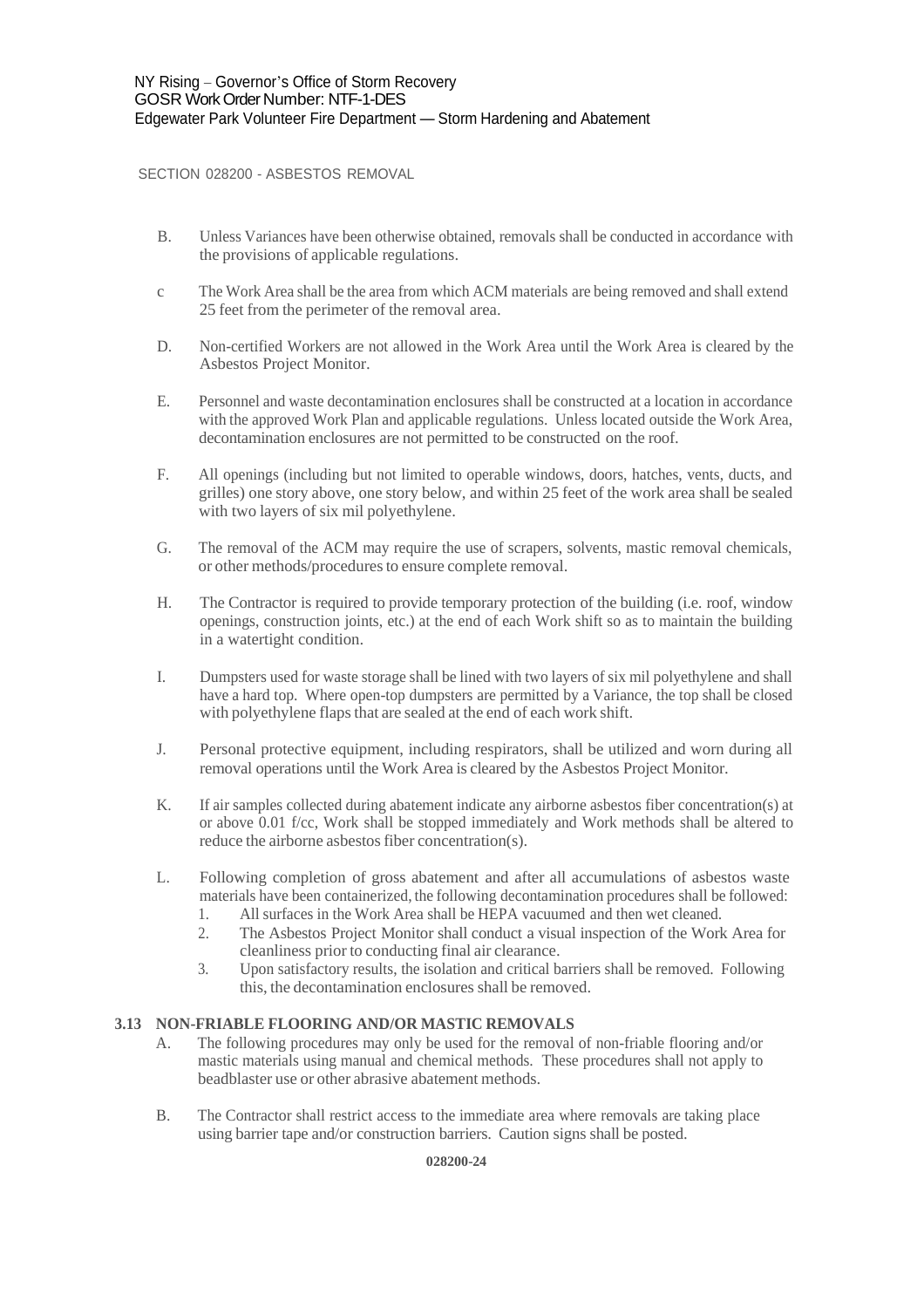B. Unless Variances have been otherwise obtained, removals shall be conducted in accordance with the provisions of applicable regulations.

c The Work Area shall be the area from which ACM materials are being removed and shall extend 25 feet from the perimeter of the removal area.

D. Non-certified Workers are not allowed in the Work Area until the Work Area is cleared by the Asbestos Project Monitor.

E. Personnel and waste decontamination enclosures shall be constructed at a location in accordance with the approved Work Plan and applicable regulations. Unless located outside the Work Area, decontamination enclosures are not permitted to be constructed on the roof.

F. All openings (including but not limited to operable windows, doors, hatches, vents, ducts, and grilles) one story above, one story below, and within 25 feet of the work area shall be sealed with two layers of six mil polyethylene.

G. The removal of the ACM may require the use of scrapers, solvents, mastic removal chemicals, or other methods/procedures to ensure complete removal.

H. The Contractor is required to provide temporary protection of the building (i.e. roof, window openings, construction joints, etc.) at the end of each Work shift so as to maintain the building in a watertight condition.

I. Dumpsters used for waste storage shall be lined with two layers of six mil polyethylene and shall have a hard top. Where open-top dumpsters are permitted by a Variance, the top shall be closed with polyethylene flaps that are sealed at the end of each work shift.

J. Personal protective equipment, including respirators, shall be utilized and worn during all removal operations until the Work Area is cleared by the Asbestos Project Monitor.

K. If air samples collected during abatement indicate any airborne asbestos fiber concentration(s) at or above 0.01 f/cc, Work shall be stopped immediately and Work methods shall be altered to reduce the airborne asbestos fiber concentration(s).

L. Following completion of gross abatement and after all accumulations of asbestos waste materials have been containerized, the following decontamination procedures shall be followed:
   1. All surfaces in the Work Area shall be HEPA vacuumed and then wet cleaned.
   2. The Asbestos Project Monitor shall conduct a visual inspection of the Work Area for cleanliness prior to conducting final air clearance.
   3. Upon satisfactory results, the isolation and critical barriers shall be removed. Following this, the decontamination enclosures shall be removed.

### 3.13 NON-FRIABLE FLOORING AND/OR MASTIC REMOVALS

A. The following procedures may only be used for the removal of non-friable flooring and/or mastic materials using manual and chemical methods. These procedures shall not apply to beadblaster use or other abrasive abatement methods.

B. The Contractor shall restrict access to the immediate area where removals are taking place using barrier tape and/or construction barriers. Caution signs shall be posted.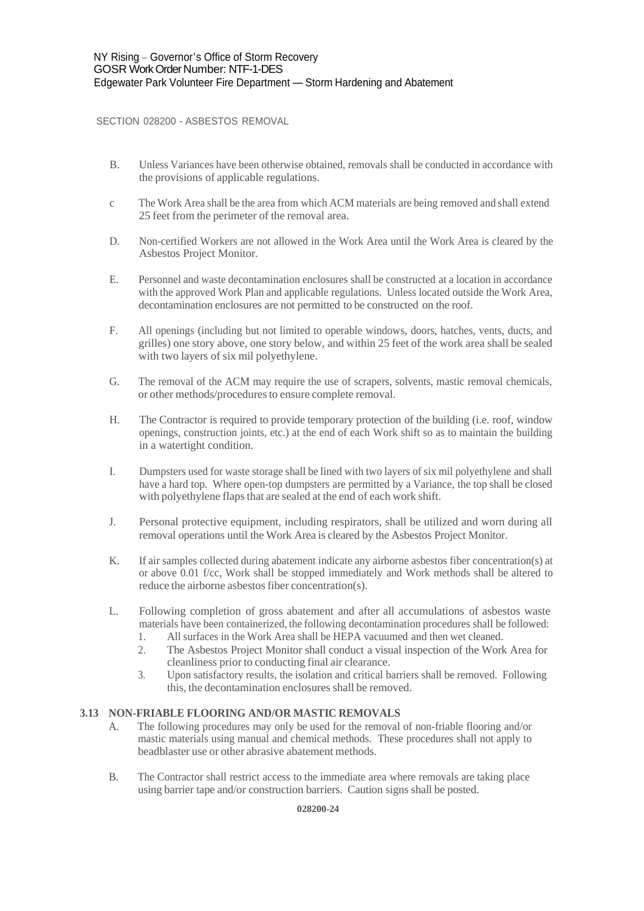B. Unless Variances have been otherwise obtained, removals shall be conducted in accordance with the provisions of applicable regulations.

c The Work Area shall be the area from which ACM materials are being removed and shall extend 25 feet from the perimeter of the removal area.

D. Non-certified Workers are not allowed in the Work Area until the Work Area is cleared by the Asbestos Project Monitor.

E. Personnel and waste decontamination enclosures shall be constructed at a location in accordance with the approved Work Plan and applicable regulations. Unless located outside the Work Area, decontamination enclosures are not permitted to be constructed on the roof.

F. All openings (including but not limited to operable windows, doors, hatches, vents, ducts, and grilles) one story above, one story below, and within 25 feet of the work area shall be sealed with two layers of six mil polyethylene.

G. The removal of the ACM may require the use of scrapers, solvents, mastic removal chemicals, or other methods/procedures to ensure complete removal.

H. The Contractor is required to provide temporary protection of the building (i.e. roof, window openings, construction joints, etc.) at the end of each Work shift so as to maintain the building in a watertight condition.

I. Dumpsters used for waste storage shall be lined with two layers of six mil polyethylene and shall have a hard top. Where open-top dumpsters are permitted by a Variance, the top shall be closed with polyethylene flaps that are sealed at the end of each work shift.

J. Personal protective equipment, including respirators, shall be utilized and worn during all removal operations until the Work Area is cleared by the Asbestos Project Monitor.

K. If air samples collected during abatement indicate any airborne asbestos fiber concentration(s) at or above 0.01 f/cc, Work shall be stopped immediately and Work methods shall be altered to reduce the airborne asbestos fiber concentration(s).

L. Following completion of gross abatement and after all accumulations of asbestos waste materials have been containerized, the following decontamination procedures shall be followed:
   1. All surfaces in the Work Area shall be HEPA vacuumed and then wet cleaned.
   2. The Asbestos Project Monitor shall conduct a visual inspection of the Work Area for cleanliness prior to conducting final air clearance.
   3. Upon satisfactory results, the isolation and critical barriers shall be removed. Following this, the decontamination enclosures shall be removed.

**3.13 NON-FRIABLE FLOORING AND/OR MASTIC REMOVALS**

A. The following procedures may only be used for the removal of non-friable flooring and/or mastic materials using manual and chemical methods. These procedures shall not apply to beadblaster use or other abrasive abatement methods.

B. The Contractor shall restrict access to the immediate area where removals are taking place using barrier tape and/or construction barriers. Caution signs shall be posted.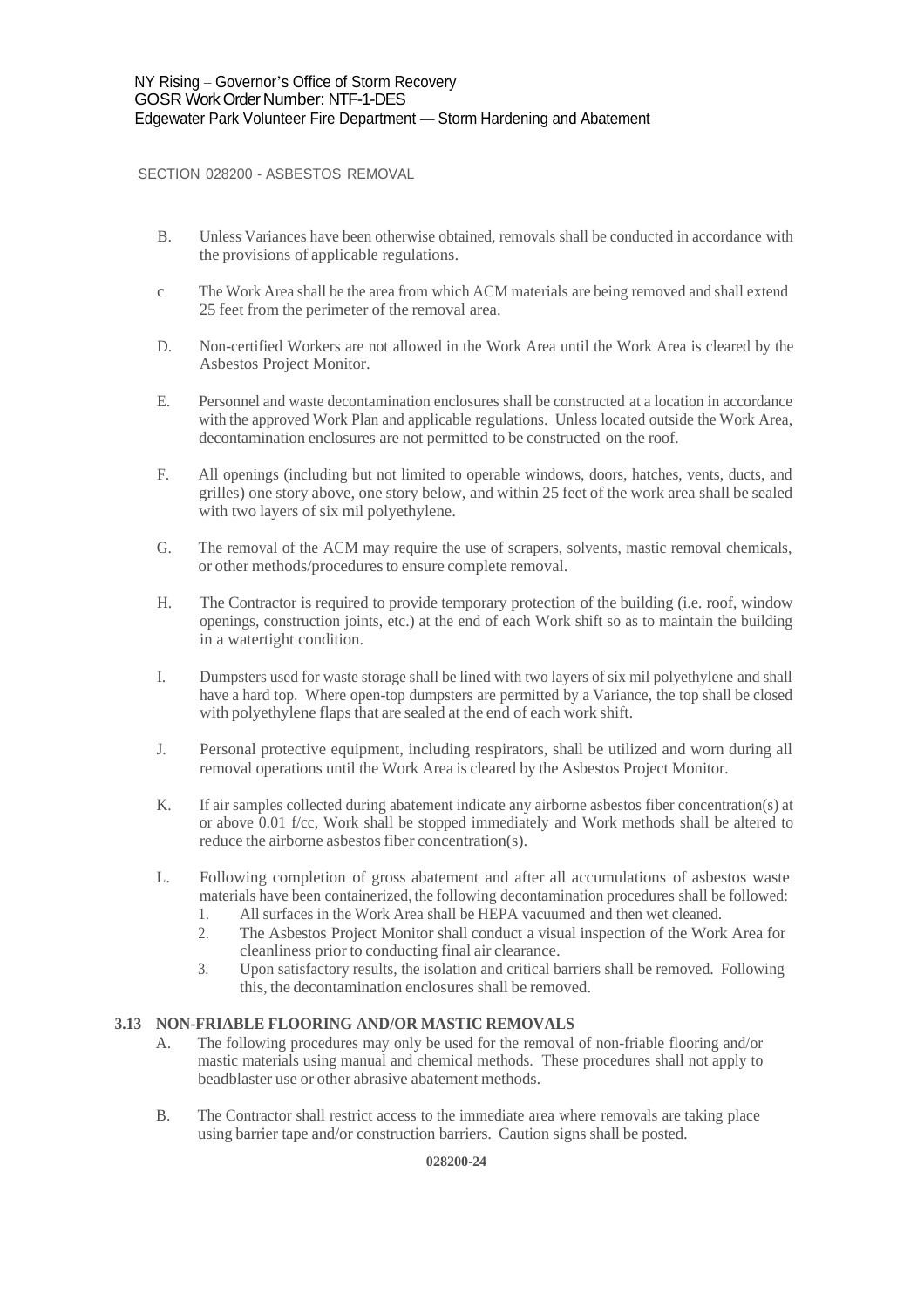B. Unless Variances have been otherwise obtained, removals shall be conducted in accordance with the provisions of applicable regulations.

c The Work Area shall be the area from which ACM materials are being removed and shall extend 25 feet from the perimeter of the removal area.

D. Non-certified Workers are not allowed in the Work Area until the Work Area is cleared by the Asbestos Project Monitor.

E. Personnel and waste decontamination enclosures shall be constructed at a location in accordance with the approved Work Plan and applicable regulations. Unless located outside the Work Area, decontamination enclosures are not permitted to be constructed on the roof.

F. All openings (including but not limited to operable windows, doors, hatches, vents, ducts, and grilles) one story above, one story below, and within 25 feet of the work area shall be sealed with two layers of six mil polyethylene.

G. The removal of the ACM may require the use of scrapers, solvents, mastic removal chemicals, or other methods/procedures to ensure complete removal.

H. The Contractor is required to provide temporary protection of the building (i.e. roof, window openings, construction joints, etc.) at the end of each Work shift so as to maintain the building in a watertight condition.

I. Dumpsters used for waste storage shall be lined with two layers of six mil polyethylene and shall have a hard top. Where open-top dumpsters are permitted by a Variance, the top shall be closed with polyethylene flaps that are sealed at the end of each work shift.

J. Personal protective equipment, including respirators, shall be utilized and worn during all removal operations until the Work Area is cleared by the Asbestos Project Monitor.

K. If air samples collected during abatement indicate any airborne asbestos fiber concentration(s) at or above 0.01 f/cc, Work shall be stopped immediately and Work methods shall be altered to reduce the airborne asbestos fiber concentration(s).

L. Following completion of gross abatement and after all accumulations of asbestos waste materials have been containerized, the following decontamination procedures shall be followed:
   1. All surfaces in the Work Area shall be HEPA vacuumed and then wet cleaned.
   2. The Asbestos Project Monitor shall conduct a visual inspection of the Work Area for cleanliness prior to conducting final air clearance.
   3. Upon satisfactory results, the isolation and critical barriers shall be removed. Following this, the decontamination enclosures shall be removed.

**3.13 NON-FRIABLE FLOORING AND/OR MASTIC REMOVALS**

A. The following procedures may only be used for the removal of non-friable flooring and/or mastic materials using manual and chemical methods. These procedures shall not apply to beadblaster use or other abrasive abatement methods.

B. The Contractor shall restrict access to the immediate area where removals are taking place using barrier tape and/or construction barriers. Caution signs shall be posted.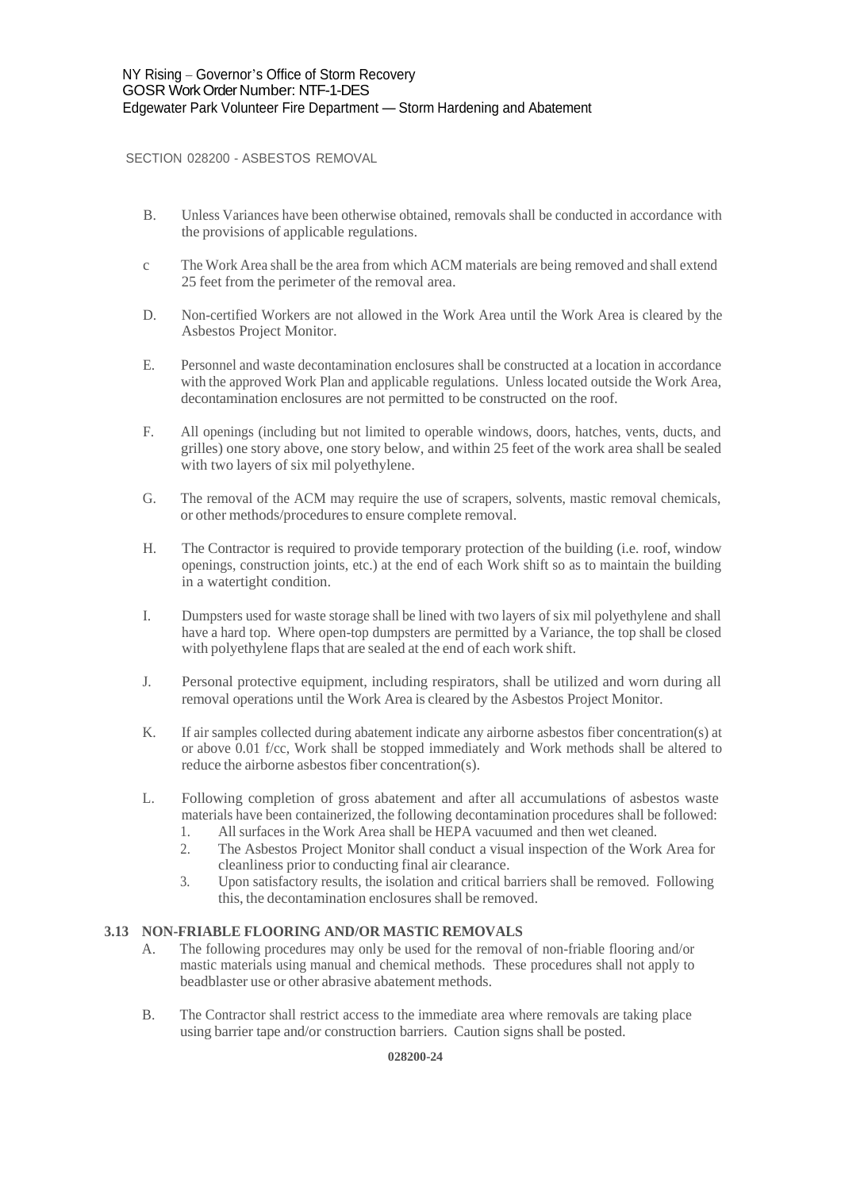B. Unless Variances have been otherwise obtained, removals shall be conducted in accordance with the provisions of applicable regulations.

c The Work Area shall be the area from which ACM materials are being removed and shall extend 25 feet from the perimeter of the removal area.

D. Non-certified Workers are not allowed in the Work Area until the Work Area is cleared by the Asbestos Project Monitor.

E. Personnel and waste decontamination enclosures shall be constructed at a location in accordance with the approved Work Plan and applicable regulations. Unless located outside the Work Area, decontamination enclosures are not permitted to be constructed on the roof.

F. All openings (including but not limited to operable windows, doors, hatches, vents, ducts, and grilles) one story above, one story below, and within 25 feet of the work area shall be sealed with two layers of six mil polyethylene.

G. The removal of the ACM may require the use of scrapers, solvents, mastic removal chemicals, or other methods/procedures to ensure complete removal.

H. The Contractor is required to provide temporary protection of the building (i.e. roof, window openings, construction joints, etc.) at the end of each Work shift so as to maintain the building in a watertight condition.

I. Dumpsters used for waste storage shall be lined with two layers of six mil polyethylene and shall have a hard top. Where open-top dumpsters are permitted by a Variance, the top shall be closed with polyethylene flaps that are sealed at the end of each work shift.

J. Personal protective equipment, including respirators, shall be utilized and worn during all removal operations until the Work Area is cleared by the Asbestos Project Monitor.

K. If air samples collected during abatement indicate any airborne asbestos fiber concentration(s) at or above 0.01 f/cc, Work shall be stopped immediately and Work methods shall be altered to reduce the airborne asbestos fiber concentration(s).

L. Following completion of gross abatement and after all accumulations of asbestos waste materials have been containerized, the following decontamination procedures shall be followed:
   1. All surfaces in the Work Area shall be HEPA vacuumed and then wet cleaned.
   2. The Asbestos Project Monitor shall conduct a visual inspection of the Work Area for cleanliness prior to conducting final air clearance.
   3. Upon satisfactory results, the isolation and critical barriers shall be removed. Following this, the decontamination enclosures shall be removed.

### 3.13 NON-FRIABLE FLOORING AND/OR MASTIC REMOVALS

A. The following procedures may only be used for the removal of non-friable flooring and/or mastic materials using manual and chemical methods. These procedures shall not apply to beadblaster use or other abrasive abatement methods.

B. The Contractor shall restrict access to the immediate area where removals are taking place using barrier tape and/or construction barriers. Caution signs shall be posted.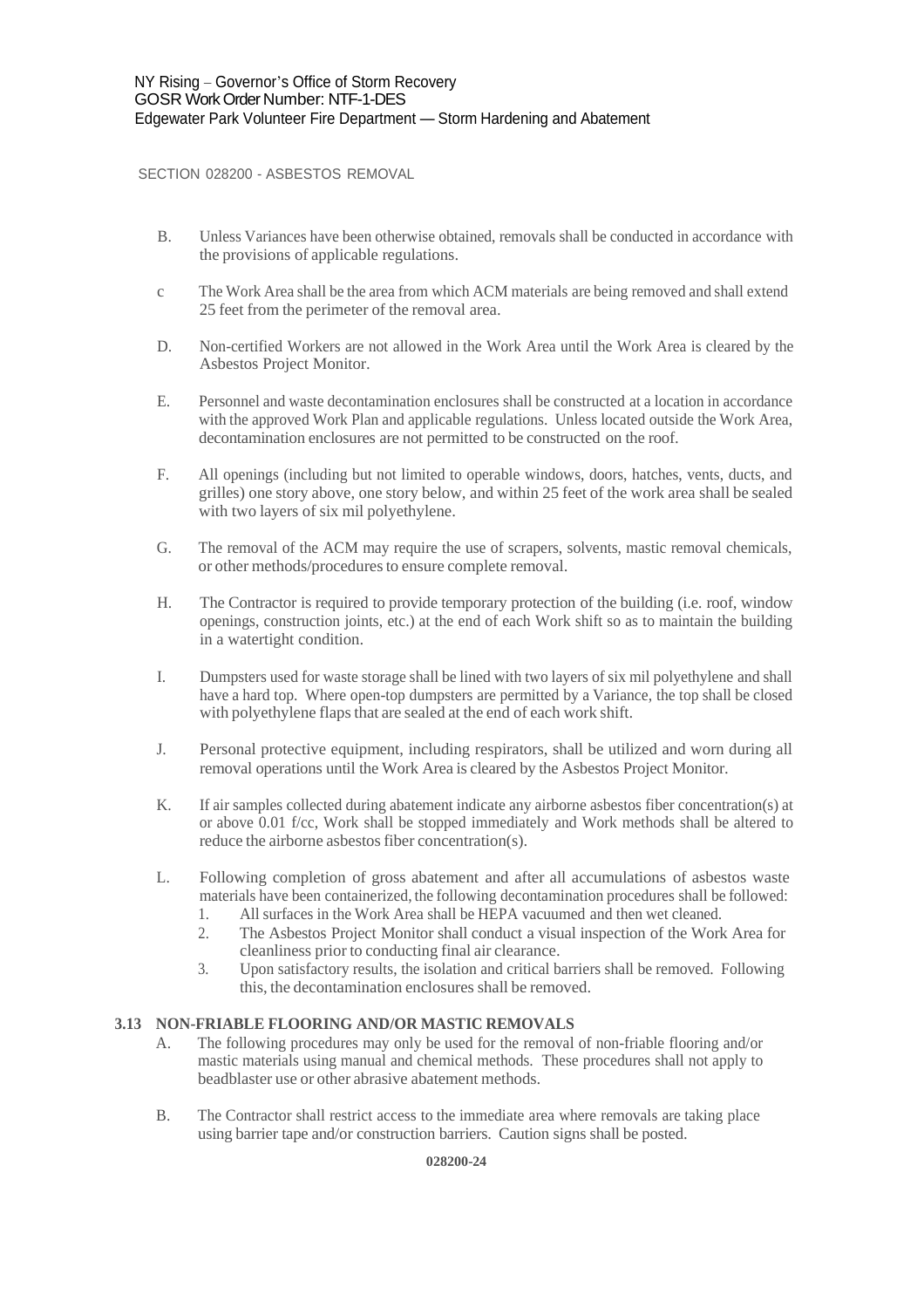B. Unless Variances have been otherwise obtained, removals shall be conducted in accordance with the provisions of applicable regulations.

c The Work Area shall be the area from which ACM materials are being removed and shall extend 25 feet from the perimeter of the removal area.

D. Non-certified Workers are not allowed in the Work Area until the Work Area is cleared by the Asbestos Project Monitor.

E. Personnel and waste decontamination enclosures shall be constructed at a location in accordance with the approved Work Plan and applicable regulations. Unless located outside the Work Area, decontamination enclosures are not permitted to be constructed on the roof.

F. All openings (including but not limited to operable windows, doors, hatches, vents, ducts, and grilles) one story above, one story below, and within 25 feet of the work area shall be sealed with two layers of six mil polyethylene.

G. The removal of the ACM may require the use of scrapers, solvents, mastic removal chemicals, or other methods/procedures to ensure complete removal.

H. The Contractor is required to provide temporary protection of the building (i.e. roof, window openings, construction joints, etc.) at the end of each Work shift so as to maintain the building in a watertight condition.

I. Dumpsters used for waste storage shall be lined with two layers of six mil polyethylene and shall have a hard top. Where open-top dumpsters are permitted by a Variance, the top shall be closed with polyethylene flaps that are sealed at the end of each work shift.

J. Personal protective equipment, including respirators, shall be utilized and worn during all removal operations until the Work Area is cleared by the Asbestos Project Monitor.

K. If air samples collected during abatement indicate any airborne asbestos fiber concentration(s) at or above 0.01 f/cc, Work shall be stopped immediately and Work methods shall be altered to reduce the airborne asbestos fiber concentration(s).

L. Following completion of gross abatement and after all accumulations of asbestos waste materials have been containerized, the following decontamination procedures shall be followed:
   1. All surfaces in the Work Area shall be HEPA vacuumed and then wet cleaned.
   2. The Asbestos Project Monitor shall conduct a visual inspection of the Work Area for cleanliness prior to conducting final air clearance.
   3. Upon satisfactory results, the isolation and critical barriers shall be removed. Following this, the decontamination enclosures shall be removed.

**3.13 NON-FRIABLE FLOORING AND/OR MASTIC REMOVALS**

A. The following procedures may only be used for the removal of non-friable flooring and/or mastic materials using manual and chemical methods. These procedures shall not apply to beadblaster use or other abrasive abatement methods.

B. The Contractor shall restrict access to the immediate area where removals are taking place using barrier tape and/or construction barriers. Caution signs shall be posted.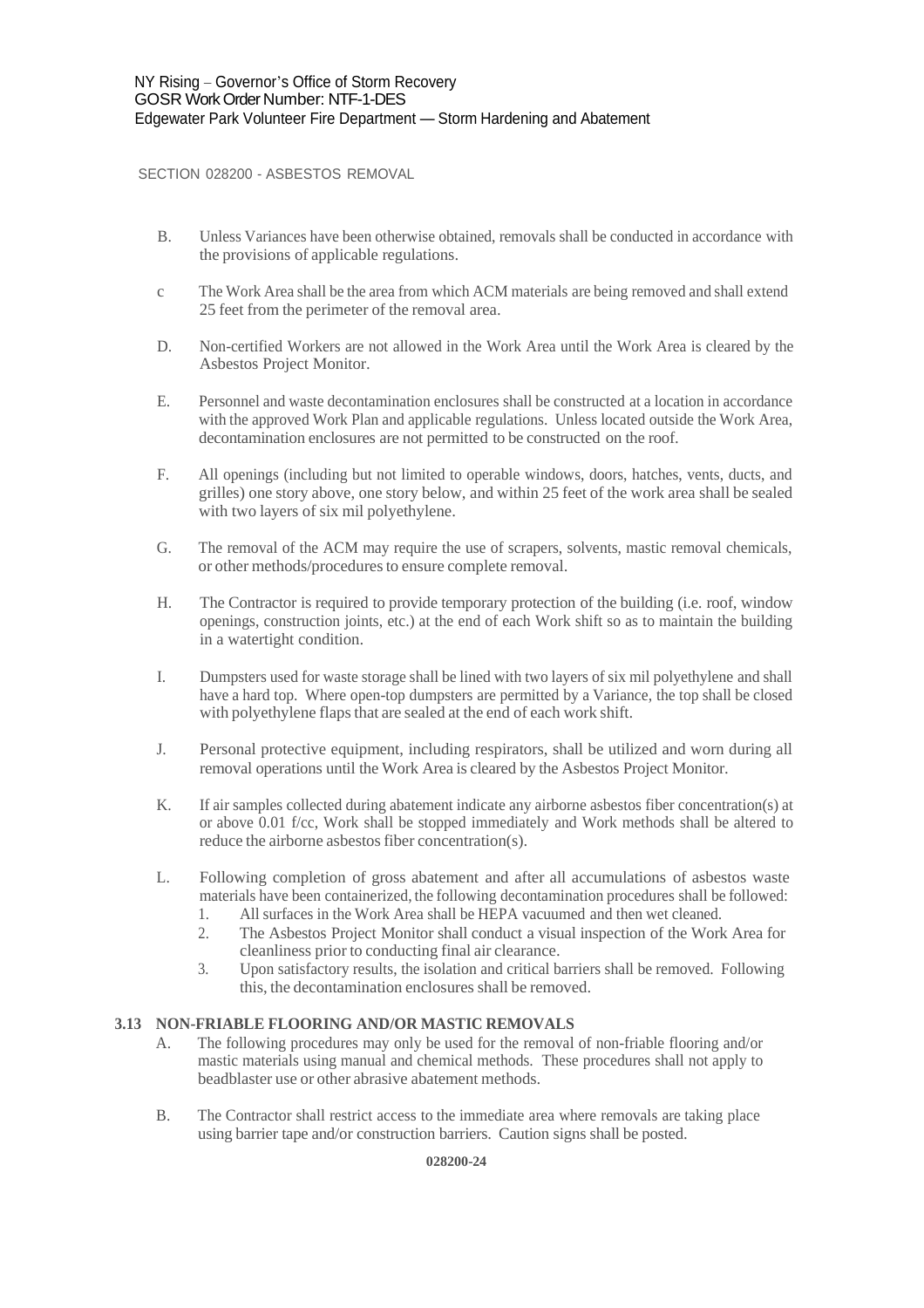B. Unless Variances have been otherwise obtained, removals shall be conducted in accordance with the provisions of applicable regulations.

c The Work Area shall be the area from which ACM materials are being removed and shall extend 25 feet from the perimeter of the removal area.

D. Non-certified Workers are not allowed in the Work Area until the Work Area is cleared by the Asbestos Project Monitor.

E. Personnel and waste decontamination enclosures shall be constructed at a location in accordance with the approved Work Plan and applicable regulations. Unless located outside the Work Area, decontamination enclosures are not permitted to be constructed on the roof.

F. All openings (including but not limited to operable windows, doors, hatches, vents, ducts, and grilles) one story above, one story below, and within 25 feet of the work area shall be sealed with two layers of six mil polyethylene.

G. The removal of the ACM may require the use of scrapers, solvents, mastic removal chemicals, or other methods/procedures to ensure complete removal.

H. The Contractor is required to provide temporary protection of the building (i.e. roof, window openings, construction joints, etc.) at the end of each Work shift so as to maintain the building in a watertight condition.

I. Dumpsters used for waste storage shall be lined with two layers of six mil polyethylene and shall have a hard top. Where open-top dumpsters are permitted by a Variance, the top shall be closed with polyethylene flaps that are sealed at the end of each work shift.

J. Personal protective equipment, including respirators, shall be utilized and worn during all removal operations until the Work Area is cleared by the Asbestos Project Monitor.

K. If air samples collected during abatement indicate any airborne asbestos fiber concentration(s) at or above 0.01 f/cc, Work shall be stopped immediately and Work methods shall be altered to reduce the airborne asbestos fiber concentration(s).

L. Following completion of gross abatement and after all accumulations of asbestos waste materials have been containerized, the following decontamination procedures shall be followed:
   1. All surfaces in the Work Area shall be HEPA vacuumed and then wet cleaned.
   2. The Asbestos Project Monitor shall conduct a visual inspection of the Work Area for cleanliness prior to conducting final air clearance.
   3. Upon satisfactory results, the isolation and critical barriers shall be removed. Following this, the decontamination enclosures shall be removed.

**3.13 NON-FRIABLE FLOORING AND/OR MASTIC REMOVALS**

A. The following procedures may only be used for the removal of non-friable flooring and/or mastic materials using manual and chemical methods. These procedures shall not apply to beadblaster use or other abrasive abatement methods.

B. The Contractor shall restrict access to the immediate area where removals are taking place using barrier tape and/or construction barriers. Caution signs shall be posted.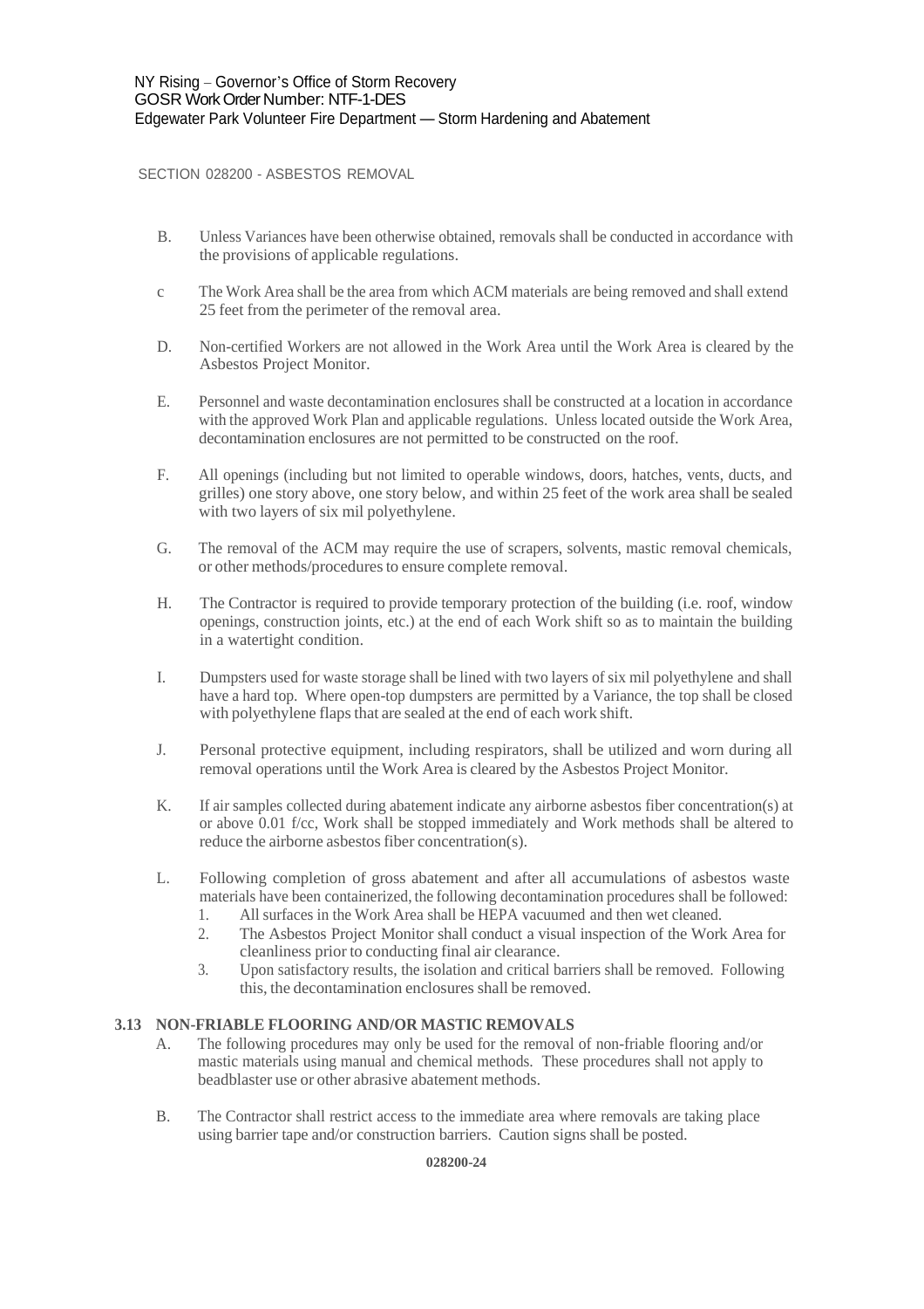B. Unless Variances have been otherwise obtained, removals shall be conducted in accordance with the provisions of applicable regulations.

c The Work Area shall be the area from which ACM materials are being removed and shall extend 25 feet from the perimeter of the removal area.

D. Non-certified Workers are not allowed in the Work Area until the Work Area is cleared by the Asbestos Project Monitor.

E. Personnel and waste decontamination enclosures shall be constructed at a location in accordance with the approved Work Plan and applicable regulations. Unless located outside the Work Area, decontamination enclosures are not permitted to be constructed on the roof.

F. All openings (including but not limited to operable windows, doors, hatches, vents, ducts, and grilles) one story above, one story below, and within 25 feet of the work area shall be sealed with two layers of six mil polyethylene.

G. The removal of the ACM may require the use of scrapers, solvents, mastic removal chemicals, or other methods/procedures to ensure complete removal.

H. The Contractor is required to provide temporary protection of the building (i.e. roof, window openings, construction joints, etc.) at the end of each Work shift so as to maintain the building in a watertight condition.

I. Dumpsters used for waste storage shall be lined with two layers of six mil polyethylene and shall have a hard top. Where open-top dumpsters are permitted by a Variance, the top shall be closed with polyethylene flaps that are sealed at the end of each work shift.

J. Personal protective equipment, including respirators, shall be utilized and worn during all removal operations until the Work Area is cleared by the Asbestos Project Monitor.

K. If air samples collected during abatement indicate any airborne asbestos fiber concentration(s) at or above 0.01 f/cc, Work shall be stopped immediately and Work methods shall be altered to reduce the airborne asbestos fiber concentration(s).

L. Following completion of gross abatement and after all accumulations of asbestos waste materials have been containerized, the following decontamination procedures shall be followed:
   1. All surfaces in the Work Area shall be HEPA vacuumed and then wet cleaned.
   2. The Asbestos Project Monitor shall conduct a visual inspection of the Work Area for cleanliness prior to conducting final air clearance.
   3. Upon satisfactory results, the isolation and critical barriers shall be removed. Following this, the decontamination enclosures shall be removed.

**3.13 NON-FRIABLE FLOORING AND/OR MASTIC REMOVALS**

A. The following procedures may only be used for the removal of non-friable flooring and/or mastic materials using manual and chemical methods. These procedures shall not apply to beadblaster use or other abrasive abatement methods.

B. The Contractor shall restrict access to the immediate area where removals are taking place using barrier tape and/or construction barriers. Caution signs shall be posted.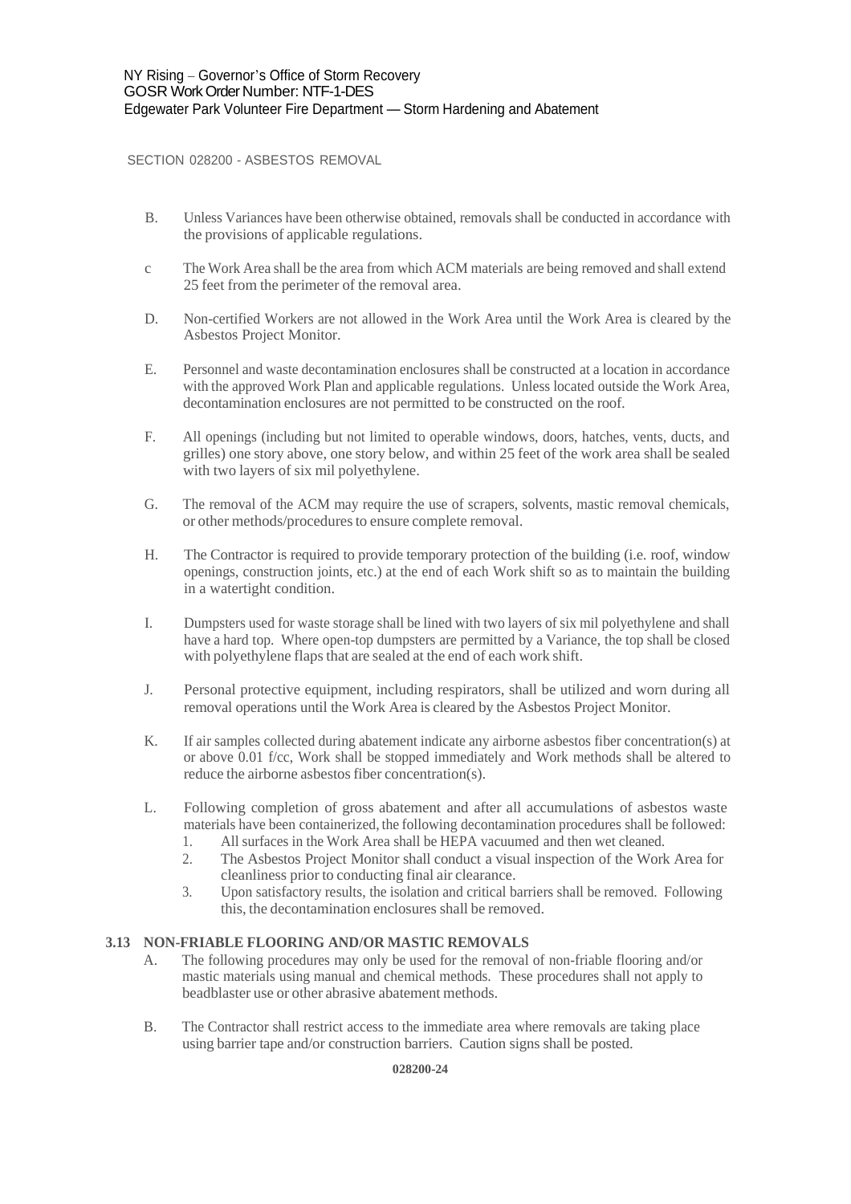B. Unless Variances have been otherwise obtained, removals shall be conducted in accordance with the provisions of applicable regulations.

c The Work Area shall be the area from which ACM materials are being removed and shall extend 25 feet from the perimeter of the removal area.

D. Non-certified Workers are not allowed in the Work Area until the Work Area is cleared by the Asbestos Project Monitor.

E. Personnel and waste decontamination enclosures shall be constructed at a location in accordance with the approved Work Plan and applicable regulations. Unless located outside the Work Area, decontamination enclosures are not permitted to be constructed on the roof.

F. All openings (including but not limited to operable windows, doors, hatches, vents, ducts, and grilles) one story above, one story below, and within 25 feet of the work area shall be sealed with two layers of six mil polyethylene.

G. The removal of the ACM may require the use of scrapers, solvents, mastic removal chemicals, or other methods/procedures to ensure complete removal.

H. The Contractor is required to provide temporary protection of the building (i.e. roof, window openings, construction joints, etc.) at the end of each Work shift so as to maintain the building in a watertight condition.

I. Dumpsters used for waste storage shall be lined with two layers of six mil polyethylene and shall have a hard top. Where open-top dumpsters are permitted by a Variance, the top shall be closed with polyethylene flaps that are sealed at the end of each work shift.

J. Personal protective equipment, including respirators, shall be utilized and worn during all removal operations until the Work Area is cleared by the Asbestos Project Monitor.

K. If air samples collected during abatement indicate any airborne asbestos fiber concentration(s) at or above 0.01 f/cc, Work shall be stopped immediately and Work methods shall be altered to reduce the airborne asbestos fiber concentration(s).

L. Following completion of gross abatement and after all accumulations of asbestos waste materials have been containerized, the following decontamination procedures shall be followed:
   1. All surfaces in the Work Area shall be HEPA vacuumed and then wet cleaned.
   2. The Asbestos Project Monitor shall conduct a visual inspection of the Work Area for cleanliness prior to conducting final air clearance.
   3. Upon satisfactory results, the isolation and critical barriers shall be removed. Following this, the decontamination enclosures shall be removed.

**3.13 NON-FRIABLE FLOORING AND/OR MASTIC REMOVALS**

A. The following procedures may only be used for the removal of non-friable flooring and/or mastic materials using manual and chemical methods. These procedures shall not apply to beadblaster use or other abrasive abatement methods.

B. The Contractor shall restrict access to the immediate area where removals are taking place using barrier tape and/or construction barriers. Caution signs shall be posted.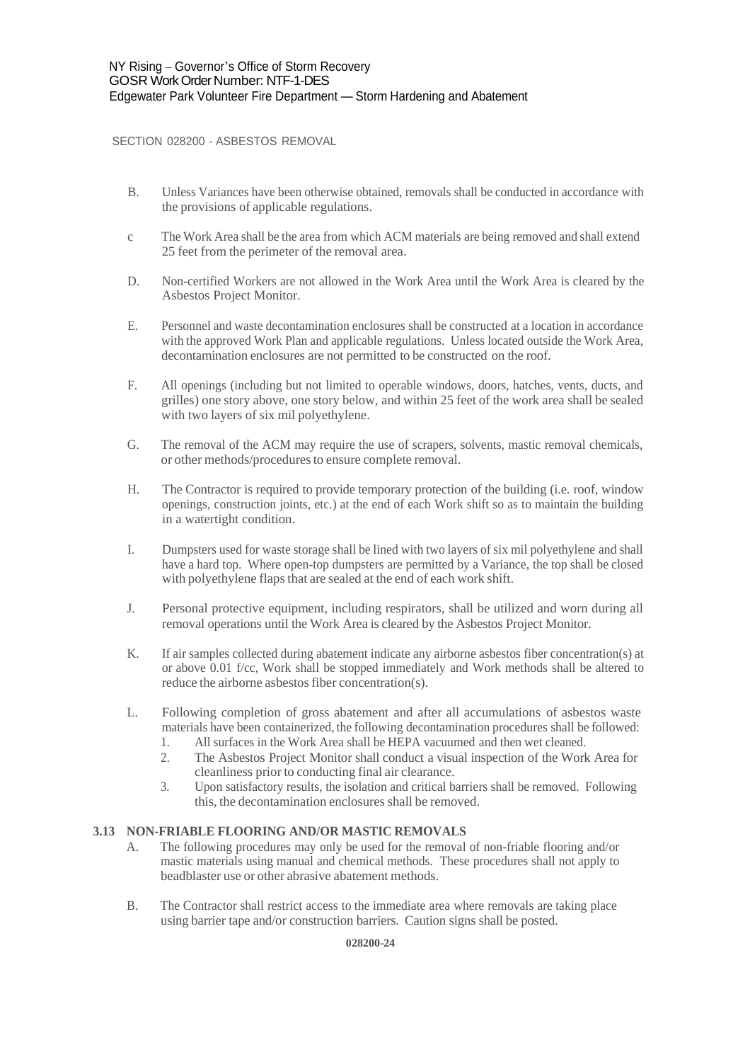B. Unless Variances have been otherwise obtained, removals shall be conducted in accordance with the provisions of applicable regulations.

c The Work Area shall be the area from which ACM materials are being removed and shall extend 25 feet from the perimeter of the removal area.

D. Non-certified Workers are not allowed in the Work Area until the Work Area is cleared by the Asbestos Project Monitor.

E. Personnel and waste decontamination enclosures shall be constructed at a location in accordance with the approved Work Plan and applicable regulations. Unless located outside the Work Area, decontamination enclosures are not permitted to be constructed on the roof.

F. All openings (including but not limited to operable windows, doors, hatches, vents, ducts, and grilles) one story above, one story below, and within 25 feet of the work area shall be sealed with two layers of six mil polyethylene.

G. The removal of the ACM may require the use of scrapers, solvents, mastic removal chemicals, or other methods/procedures to ensure complete removal.

H. The Contractor is required to provide temporary protection of the building (i.e. roof, window openings, construction joints, etc.) at the end of each Work shift so as to maintain the building in a watertight condition.

I. Dumpsters used for waste storage shall be lined with two layers of six mil polyethylene and shall have a hard top. Where open-top dumpsters are permitted by a Variance, the top shall be closed with polyethylene flaps that are sealed at the end of each work shift.

J. Personal protective equipment, including respirators, shall be utilized and worn during all removal operations until the Work Area is cleared by the Asbestos Project Monitor.

K. If air samples collected during abatement indicate any airborne asbestos fiber concentration(s) at or above 0.01 f/cc, Work shall be stopped immediately and Work methods shall be altered to reduce the airborne asbestos fiber concentration(s).

L. Following completion of gross abatement and after all accumulations of asbestos waste materials have been containerized, the following decontamination procedures shall be followed:
   1. All surfaces in the Work Area shall be HEPA vacuumed and then wet cleaned.
   2. The Asbestos Project Monitor shall conduct a visual inspection of the Work Area for cleanliness prior to conducting final air clearance.
   3. Upon satisfactory results, the isolation and critical barriers shall be removed. Following this, the decontamination enclosures shall be removed.

### 3.13 NON-FRIABLE FLOORING AND/OR MASTIC REMOVALS

A. The following procedures may only be used for the removal of non-friable flooring and/or mastic materials using manual and chemical methods. These procedures shall not apply to beadblaster use or other abrasive abatement methods.

B. The Contractor shall restrict access to the immediate area where removals are taking place using barrier tape and/or construction barriers. Caution signs shall be posted.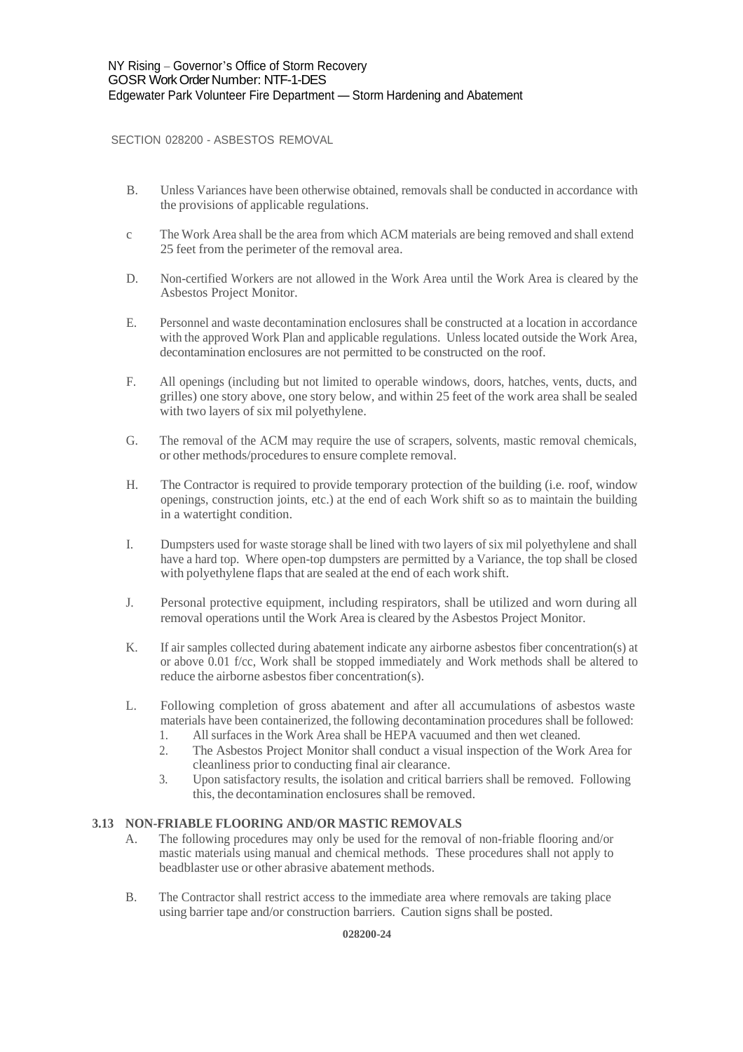SECTION 028200 - ASBESTOS REMOVAL

B. Unless Variances have been otherwise obtained, removals shall be conducted in accordance with the provisions of applicable regulations.

c The Work Area shall be the area from which ACM materials are being removed and shall extend 25 feet from the perimeter of the removal area.

D. Non-certified Workers are not allowed in the Work Area until the Work Area is cleared by the Asbestos Project Monitor.

E. Personnel and waste decontamination enclosures shall be constructed at a location in accordance with the approved Work Plan and applicable regulations. Unless located outside the Work Area, decontamination enclosures are not permitted to be constructed on the roof.

F. All openings (including but not limited to operable windows, doors, hatches, vents, ducts, and grilles) one story above, one story below, and within 25 feet of the work area shall be sealed with two layers of six mil polyethylene.

G. The removal of the ACM may require the use of scrapers, solvents, mastic removal chemicals, or other methods/procedures to ensure complete removal.

H. The Contractor is required to provide temporary protection of the building (i.e. roof, window openings, construction joints, etc.) at the end of each Work shift so as to maintain the building in a watertight condition.

I. Dumpsters used for waste storage shall be lined with two layers of six mil polyethylene and shall have a hard top. Where open-top dumpsters are permitted by a Variance, the top shall be closed with polyethylene flaps that are sealed at the end of each work shift.

J. Personal protective equipment, including respirators, shall be utilized and worn during all removal operations until the Work Area is cleared by the Asbestos Project Monitor.

K. If air samples collected during abatement indicate any airborne asbestos fiber concentration(s) at or above 0.01 f/cc, Work shall be stopped immediately and Work methods shall be altered to reduce the airborne asbestos fiber concentration(s).

L. Following completion of gross abatement and after all accumulations of asbestos waste materials have been containerized, the following decontamination procedures shall be followed:
1. All surfaces in the Work Area shall be HEPA vacuumed and then wet cleaned.
2. The Asbestos Project Monitor shall conduct a visual inspection of the Work Area for cleanliness prior to conducting final air clearance.
3. Upon satisfactory results, the isolation and critical barriers shall be removed. Following this, the decontamination enclosures shall be removed.

**3.13 NON-FRIABLE FLOORING AND/OR MASTIC REMOVALS**

A. The following procedures may only be used for the removal of non-friable flooring and/or mastic materials using manual and chemical methods. These procedures shall not apply to beadblaster use or other abrasive abatement methods.

B. The Contractor shall restrict access to the immediate area where removals are taking place using barrier tape and/or construction barriers. Caution signs shall be posted.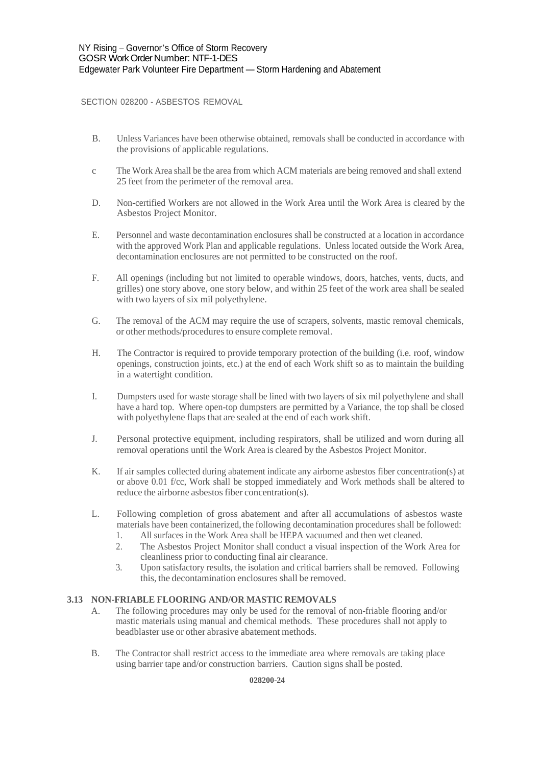B. Unless Variances have been otherwise obtained, removals shall be conducted in accordance with the provisions of applicable regulations.

c The Work Area shall be the area from which ACM materials are being removed and shall extend 25 feet from the perimeter of the removal area.

D. Non-certified Workers are not allowed in the Work Area until the Work Area is cleared by the Asbestos Project Monitor.

E. Personnel and waste decontamination enclosures shall be constructed at a location in accordance with the approved Work Plan and applicable regulations. Unless located outside the Work Area, decontamination enclosures are not permitted to be constructed on the roof.

F. All openings (including but not limited to operable windows, doors, hatches, vents, ducts, and grilles) one story above, one story below, and within 25 feet of the work area shall be sealed with two layers of six mil polyethylene.

G. The removal of the ACM may require the use of scrapers, solvents, mastic removal chemicals, or other methods/procedures to ensure complete removal.

H. The Contractor is required to provide temporary protection of the building (i.e. roof, window openings, construction joints, etc.) at the end of each Work shift so as to maintain the building in a watertight condition.

I. Dumpsters used for waste storage shall be lined with two layers of six mil polyethylene and shall have a hard top. Where open-top dumpsters are permitted by a Variance, the top shall be closed with polyethylene flaps that are sealed at the end of each work shift.

J. Personal protective equipment, including respirators, shall be utilized and worn during all removal operations until the Work Area is cleared by the Asbestos Project Monitor.

K. If air samples collected during abatement indicate any airborne asbestos fiber concentration(s) at or above 0.01 f/cc, Work shall be stopped immediately and Work methods shall be altered to reduce the airborne asbestos fiber concentration(s).

L. Following completion of gross abatement and after all accumulations of asbestos waste materials have been containerized, the following decontamination procedures shall be followed:
   1. All surfaces in the Work Area shall be HEPA vacuumed and then wet cleaned.
   2. The Asbestos Project Monitor shall conduct a visual inspection of the Work Area for cleanliness prior to conducting final air clearance.
   3. Upon satisfactory results, the isolation and critical barriers shall be removed. Following this, the decontamination enclosures shall be removed.

### 3.13 NON-FRIABLE FLOORING AND/OR MASTIC REMOVALS

A. The following procedures may only be used for the removal of non-friable flooring and/or mastic materials using manual and chemical methods. These procedures shall not apply to beadblaster use or other abrasive abatement methods.

B. The Contractor shall restrict access to the immediate area where removals are taking place using barrier tape and/or construction barriers. Caution signs shall be posted.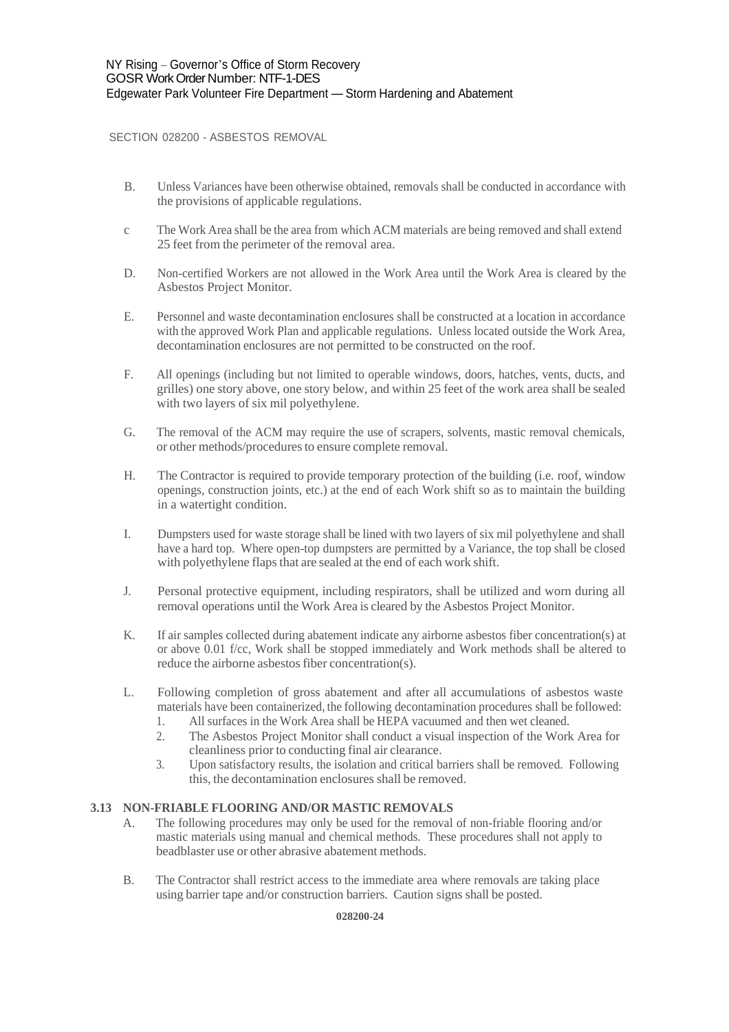B. Unless Variances have been otherwise obtained, removals shall be conducted in accordance with the provisions of applicable regulations.

c The Work Area shall be the area from which ACM materials are being removed and shall extend 25 feet from the perimeter of the removal area.

D. Non-certified Workers are not allowed in the Work Area until the Work Area is cleared by the Asbestos Project Monitor.

E. Personnel and waste decontamination enclosures shall be constructed at a location in accordance with the approved Work Plan and applicable regulations. Unless located outside the Work Area, decontamination enclosures are not permitted to be constructed on the roof.

F. All openings (including but not limited to operable windows, doors, hatches, vents, ducts, and grilles) one story above, one story below, and within 25 feet of the work area shall be sealed with two layers of six mil polyethylene.

G. The removal of the ACM may require the use of scrapers, solvents, mastic removal chemicals, or other methods/procedures to ensure complete removal.

H. The Contractor is required to provide temporary protection of the building (i.e. roof, window openings, construction joints, etc.) at the end of each Work shift so as to maintain the building in a watertight condition.

I. Dumpsters used for waste storage shall be lined with two layers of six mil polyethylene and shall have a hard top. Where open-top dumpsters are permitted by a Variance, the top shall be closed with polyethylene flaps that are sealed at the end of each work shift.

J. Personal protective equipment, including respirators, shall be utilized and worn during all removal operations until the Work Area is cleared by the Asbestos Project Monitor.

K. If air samples collected during abatement indicate any airborne asbestos fiber concentration(s) at or above 0.01 f/cc, Work shall be stopped immediately and Work methods shall be altered to reduce the airborne asbestos fiber concentration(s).

L. Following completion of gross abatement and after all accumulations of asbestos waste materials have been containerized, the following decontamination procedures shall be followed:
   1. All surfaces in the Work Area shall be HEPA vacuumed and then wet cleaned.
   2. The Asbestos Project Monitor shall conduct a visual inspection of the Work Area for cleanliness prior to conducting final air clearance.
   3. Upon satisfactory results, the isolation and critical barriers shall be removed. Following this, the decontamination enclosures shall be removed.

### 3.13 NON-FRIABLE FLOORING AND/OR MASTIC REMOVALS

A. The following procedures may only be used for the removal of non-friable flooring and/or mastic materials using manual and chemical methods. These procedures shall not apply to beadblaster use or other abrasive abatement methods.

B. The Contractor shall restrict access to the immediate area where removals are taking place using barrier tape and/or construction barriers. Caution signs shall be posted.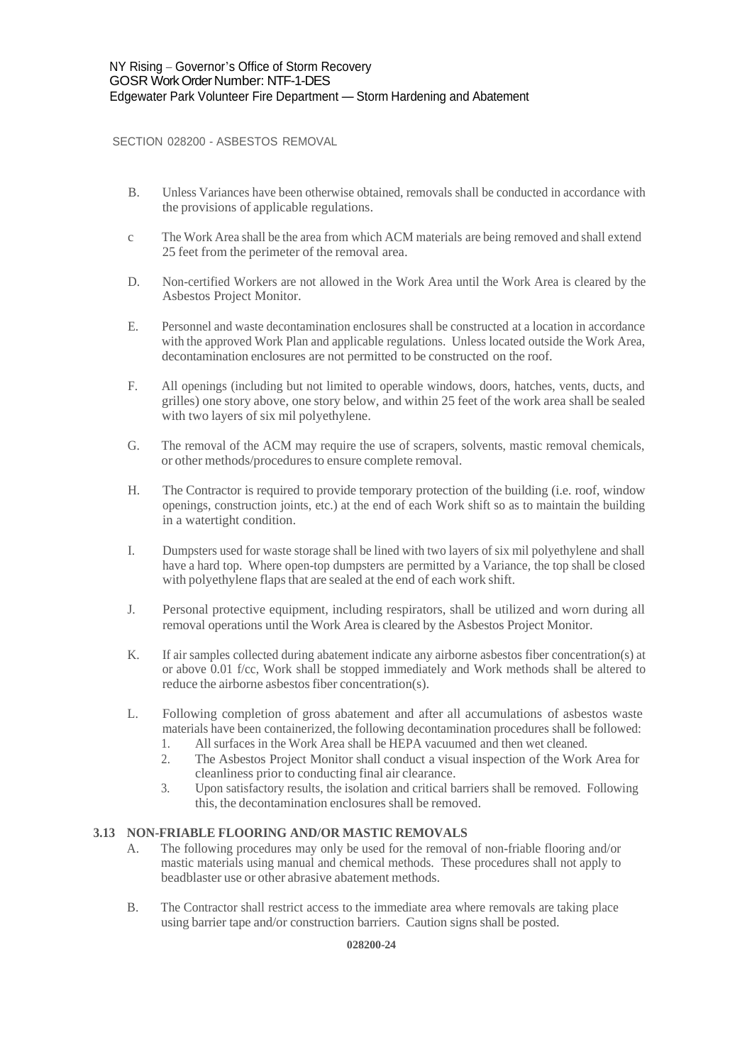B. Unless Variances have been otherwise obtained, removals shall be conducted in accordance with the provisions of applicable regulations.

c The Work Area shall be the area from which ACM materials are being removed and shall extend 25 feet from the perimeter of the removal area.

D. Non-certified Workers are not allowed in the Work Area until the Work Area is cleared by the Asbestos Project Monitor.

E. Personnel and waste decontamination enclosures shall be constructed at a location in accordance with the approved Work Plan and applicable regulations. Unless located outside the Work Area, decontamination enclosures are not permitted to be constructed on the roof.

F. All openings (including but not limited to operable windows, doors, hatches, vents, ducts, and grilles) one story above, one story below, and within 25 feet of the work area shall be sealed with two layers of six mil polyethylene.

G. The removal of the ACM may require the use of scrapers, solvents, mastic removal chemicals, or other methods/procedures to ensure complete removal.

H. The Contractor is required to provide temporary protection of the building (i.e. roof, window openings, construction joints, etc.) at the end of each Work shift so as to maintain the building in a watertight condition.

I. Dumpsters used for waste storage shall be lined with two layers of six mil polyethylene and shall have a hard top. Where open-top dumpsters are permitted by a Variance, the top shall be closed with polyethylene flaps that are sealed at the end of each work shift.

J. Personal protective equipment, including respirators, shall be utilized and worn during all removal operations until the Work Area is cleared by the Asbestos Project Monitor.

K. If air samples collected during abatement indicate any airborne asbestos fiber concentration(s) at or above 0.01 f/cc, Work shall be stopped immediately and Work methods shall be altered to reduce the airborne asbestos fiber concentration(s).

L. Following completion of gross abatement and after all accumulations of asbestos waste materials have been containerized, the following decontamination procedures shall be followed:
   1. All surfaces in the Work Area shall be HEPA vacuumed and then wet cleaned.
   2. The Asbestos Project Monitor shall conduct a visual inspection of the Work Area for cleanliness prior to conducting final air clearance.
   3. Upon satisfactory results, the isolation and critical barriers shall be removed. Following this, the decontamination enclosures shall be removed.

### 3.13 NON-FRIABLE FLOORING AND/OR MASTIC REMOVALS

A. The following procedures may only be used for the removal of non-friable flooring and/or mastic materials using manual and chemical methods. These procedures shall not apply to beadblaster use or other abrasive abatement methods.

B. The Contractor shall restrict access to the immediate area where removals are taking place using barrier tape and/or construction barriers. Caution signs shall be posted.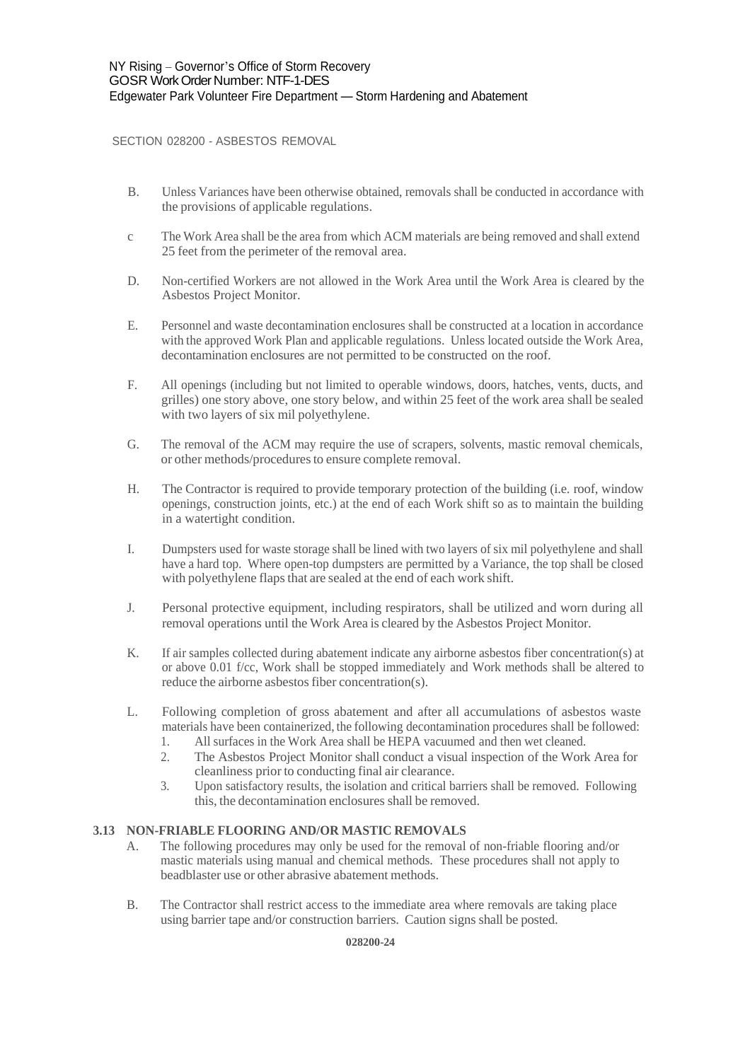B. Unless Variances have been otherwise obtained, removals shall be conducted in accordance with the provisions of applicable regulations.

c The Work Area shall be the area from which ACM materials are being removed and shall extend 25 feet from the perimeter of the removal area.

D. Non-certified Workers are not allowed in the Work Area until the Work Area is cleared by the Asbestos Project Monitor.

E. Personnel and waste decontamination enclosures shall be constructed at a location in accordance with the approved Work Plan and applicable regulations. Unless located outside the Work Area, decontamination enclosures are not permitted to be constructed on the roof.

F. All openings (including but not limited to operable windows, doors, hatches, vents, ducts, and grilles) one story above, one story below, and within 25 feet of the work area shall be sealed with two layers of six mil polyethylene.

G. The removal of the ACM may require the use of scrapers, solvents, mastic removal chemicals, or other methods/procedures to ensure complete removal.

H. The Contractor is required to provide temporary protection of the building (i.e. roof, window openings, construction joints, etc.) at the end of each Work shift so as to maintain the building in a watertight condition.

I. Dumpsters used for waste storage shall be lined with two layers of six mil polyethylene and shall have a hard top. Where open-top dumpsters are permitted by a Variance, the top shall be closed with polyethylene flaps that are sealed at the end of each work shift.

J. Personal protective equipment, including respirators, shall be utilized and worn during all removal operations until the Work Area is cleared by the Asbestos Project Monitor.

K. If air samples collected during abatement indicate any airborne asbestos fiber concentration(s) at or above 0.01 f/cc, Work shall be stopped immediately and Work methods shall be altered to reduce the airborne asbestos fiber concentration(s).

L. Following completion of gross abatement and after all accumulations of asbestos waste materials have been containerized, the following decontamination procedures shall be followed:
   1. All surfaces in the Work Area shall be HEPA vacuumed and then wet cleaned.
   2. The Asbestos Project Monitor shall conduct a visual inspection of the Work Area for cleanliness prior to conducting final air clearance.
   3. Upon satisfactory results, the isolation and critical barriers shall be removed. Following this, the decontamination enclosures shall be removed.

### 3.13 NON-FRIABLE FLOORING AND/OR MASTIC REMOVALS

A. The following procedures may only be used for the removal of non-friable flooring and/or mastic materials using manual and chemical methods. These procedures shall not apply to beadblaster use or other abrasive abatement methods.

B. The Contractor shall restrict access to the immediate area where removals are taking place using barrier tape and/or construction barriers. Caution signs shall be posted.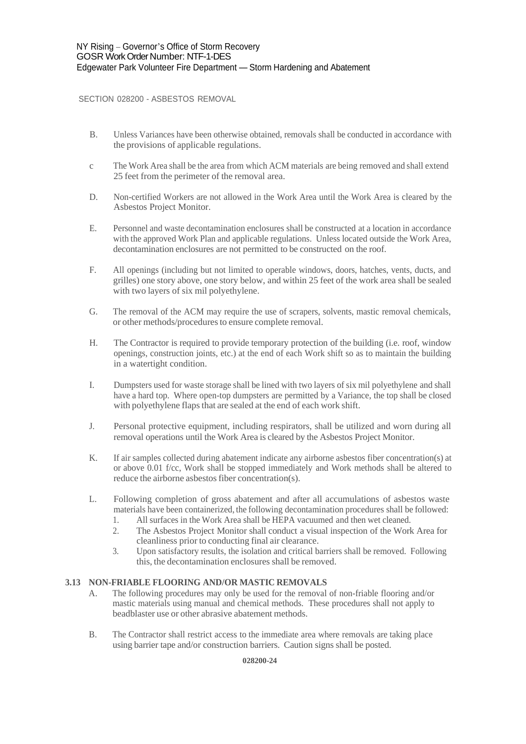B. Unless Variances have been otherwise obtained, removals shall be conducted in accordance with the provisions of applicable regulations.

c The Work Area shall be the area from which ACM materials are being removed and shall extend 25 feet from the perimeter of the removal area.

D. Non-certified Workers are not allowed in the Work Area until the Work Area is cleared by the Asbestos Project Monitor.

E. Personnel and waste decontamination enclosures shall be constructed at a location in accordance with the approved Work Plan and applicable regulations. Unless located outside the Work Area, decontamination enclosures are not permitted to be constructed on the roof.

F. All openings (including but not limited to operable windows, doors, hatches, vents, ducts, and grilles) one story above, one story below, and within 25 feet of the work area shall be sealed with two layers of six mil polyethylene.

G. The removal of the ACM may require the use of scrapers, solvents, mastic removal chemicals, or other methods/procedures to ensure complete removal.

H. The Contractor is required to provide temporary protection of the building (i.e. roof, window openings, construction joints, etc.) at the end of each Work shift so as to maintain the building in a watertight condition.

I. Dumpsters used for waste storage shall be lined with two layers of six mil polyethylene and shall have a hard top. Where open-top dumpsters are permitted by a Variance, the top shall be closed with polyethylene flaps that are sealed at the end of each work shift.

J. Personal protective equipment, including respirators, shall be utilized and worn during all removal operations until the Work Area is cleared by the Asbestos Project Monitor.

K. If air samples collected during abatement indicate any airborne asbestos fiber concentration(s) at or above 0.01 f/cc, Work shall be stopped immediately and Work methods shall be altered to reduce the airborne asbestos fiber concentration(s).

L. Following completion of gross abatement and after all accumulations of asbestos waste materials have been containerized, the following decontamination procedures shall be followed:
   1. All surfaces in the Work Area shall be HEPA vacuumed and then wet cleaned.
   2. The Asbestos Project Monitor shall conduct a visual inspection of the Work Area for cleanliness prior to conducting final air clearance.
   3. Upon satisfactory results, the isolation and critical barriers shall be removed. Following this, the decontamination enclosures shall be removed.

## 3.13 NON-FRIABLE FLOORING AND/OR MASTIC REMOVALS

A. The following procedures may only be used for the removal of non-friable flooring and/or mastic materials using manual and chemical methods. These procedures shall not apply to beadblaster use or other abrasive abatement methods.

B. The Contractor shall restrict access to the immediate area where removals are taking place using barrier tape and/or construction barriers. Caution signs shall be posted.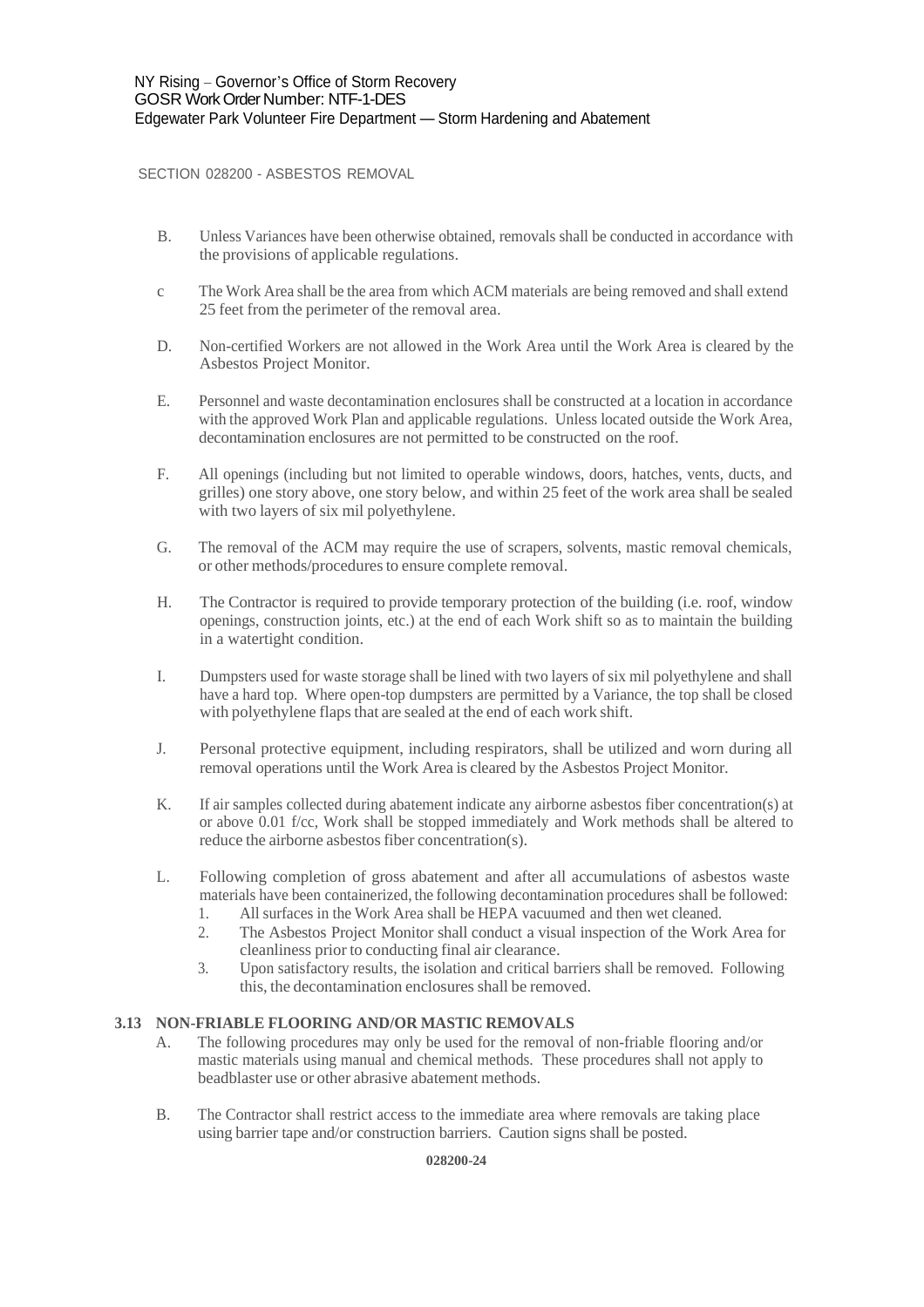B. Unless Variances have been otherwise obtained, removals shall be conducted in accordance with the provisions of applicable regulations.

c The Work Area shall be the area from which ACM materials are being removed and shall extend 25 feet from the perimeter of the removal area.

D. Non-certified Workers are not allowed in the Work Area until the Work Area is cleared by the Asbestos Project Monitor.

E. Personnel and waste decontamination enclosures shall be constructed at a location in accordance with the approved Work Plan and applicable regulations. Unless located outside the Work Area, decontamination enclosures are not permitted to be constructed on the roof.

F. All openings (including but not limited to operable windows, doors, hatches, vents, ducts, and grilles) one story above, one story below, and within 25 feet of the work area shall be sealed with two layers of six mil polyethylene.

G. The removal of the ACM may require the use of scrapers, solvents, mastic removal chemicals, or other methods/procedures to ensure complete removal.

H. The Contractor is required to provide temporary protection of the building (i.e. roof, window openings, construction joints, etc.) at the end of each Work shift so as to maintain the building in a watertight condition.

I. Dumpsters used for waste storage shall be lined with two layers of six mil polyethylene and shall have a hard top. Where open-top dumpsters are permitted by a Variance, the top shall be closed with polyethylene flaps that are sealed at the end of each work shift.

J. Personal protective equipment, including respirators, shall be utilized and worn during all removal operations until the Work Area is cleared by the Asbestos Project Monitor.

K. If air samples collected during abatement indicate any airborne asbestos fiber concentration(s) at or above 0.01 f/cc, Work shall be stopped immediately and Work methods shall be altered to reduce the airborne asbestos fiber concentration(s).

L. Following completion of gross abatement and after all accumulations of asbestos waste materials have been containerized, the following decontamination procedures shall be followed:
   1. All surfaces in the Work Area shall be HEPA vacuumed and then wet cleaned.
   2. The Asbestos Project Monitor shall conduct a visual inspection of the Work Area for cleanliness prior to conducting final air clearance.
   3. Upon satisfactory results, the isolation and critical barriers shall be removed. Following this, the decontamination enclosures shall be removed.

**3.13 NON-FRIABLE FLOORING AND/OR MASTIC REMOVALS**

A. The following procedures may only be used for the removal of non-friable flooring and/or mastic materials using manual and chemical methods. These procedures shall not apply to beadblaster use or other abrasive abatement methods.

B. The Contractor shall restrict access to the immediate area where removals are taking place using barrier tape and/or construction barriers. Caution signs shall be posted.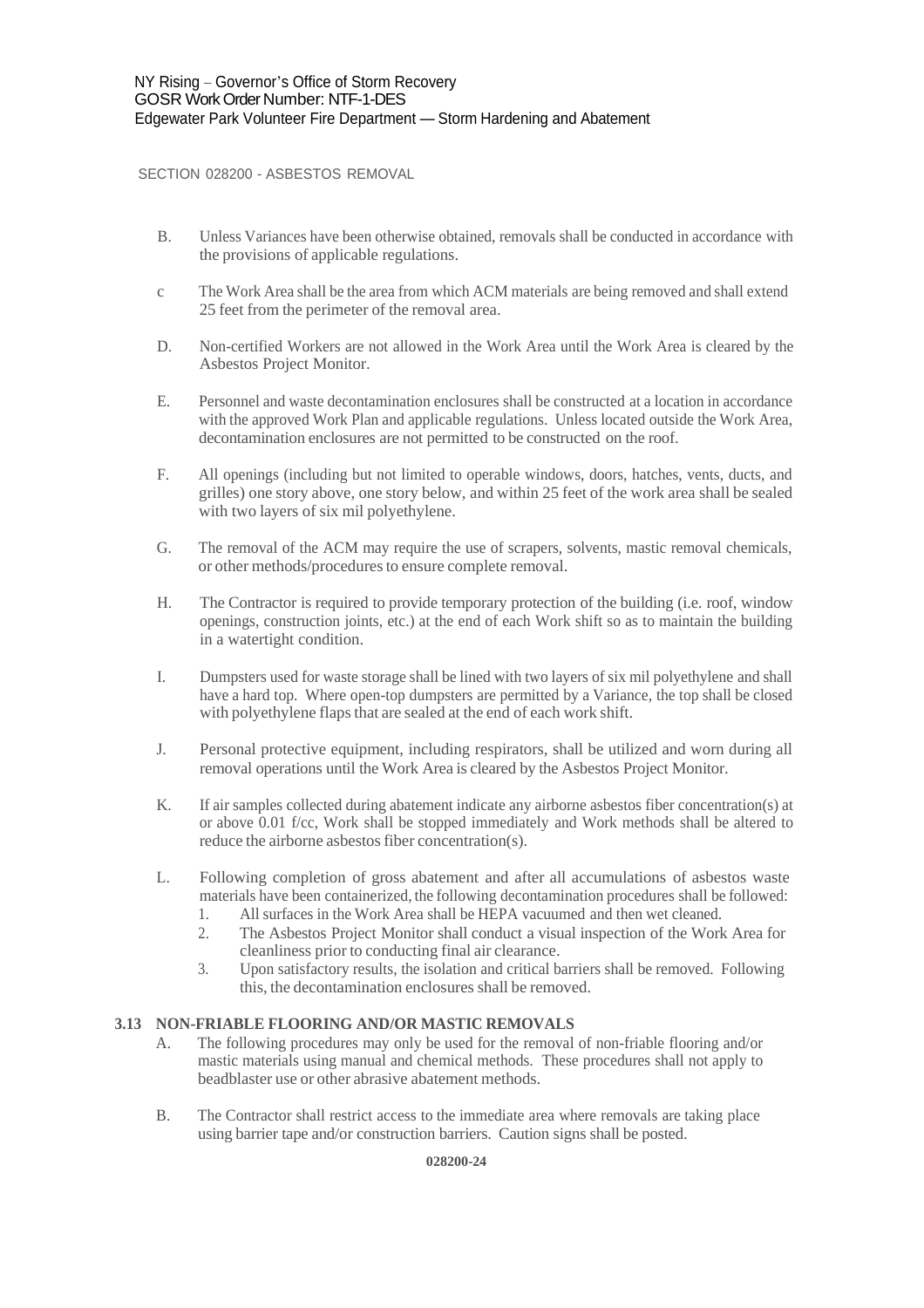B. Unless Variances have been otherwise obtained, removals shall be conducted in accordance with the provisions of applicable regulations.

c The Work Area shall be the area from which ACM materials are being removed and shall extend 25 feet from the perimeter of the removal area.

D. Non-certified Workers are not allowed in the Work Area until the Work Area is cleared by the Asbestos Project Monitor.

E. Personnel and waste decontamination enclosures shall be constructed at a location in accordance with the approved Work Plan and applicable regulations. Unless located outside the Work Area, decontamination enclosures are not permitted to be constructed on the roof.

F. All openings (including but not limited to operable windows, doors, hatches, vents, ducts, and grilles) one story above, one story below, and within 25 feet of the work area shall be sealed with two layers of six mil polyethylene.

G. The removal of the ACM may require the use of scrapers, solvents, mastic removal chemicals, or other methods/procedures to ensure complete removal.

H. The Contractor is required to provide temporary protection of the building (i.e. roof, window openings, construction joints, etc.) at the end of each Work shift so as to maintain the building in a watertight condition.

I. Dumpsters used for waste storage shall be lined with two layers of six mil polyethylene and shall have a hard top. Where open-top dumpsters are permitted by a Variance, the top shall be closed with polyethylene flaps that are sealed at the end of each work shift.

J. Personal protective equipment, including respirators, shall be utilized and worn during all removal operations until the Work Area is cleared by the Asbestos Project Monitor.

K. If air samples collected during abatement indicate any airborne asbestos fiber concentration(s) at or above 0.01 f/cc, Work shall be stopped immediately and Work methods shall be altered to reduce the airborne asbestos fiber concentration(s).

L. Following completion of gross abatement and after all accumulations of asbestos waste materials have been containerized, the following decontamination procedures shall be followed:
   1. All surfaces in the Work Area shall be HEPA vacuumed and then wet cleaned.
   2. The Asbestos Project Monitor shall conduct a visual inspection of the Work Area for cleanliness prior to conducting final air clearance.
   3. Upon satisfactory results, the isolation and critical barriers shall be removed. Following this, the decontamination enclosures shall be removed.

**3.13 NON-FRIABLE FLOORING AND/OR MASTIC REMOVALS**

A. The following procedures may only be used for the removal of non-friable flooring and/or mastic materials using manual and chemical methods. These procedures shall not apply to beadblaster use or other abrasive abatement methods.

B. The Contractor shall restrict access to the immediate area where removals are taking place using barrier tape and/or construction barriers. Caution signs shall be posted.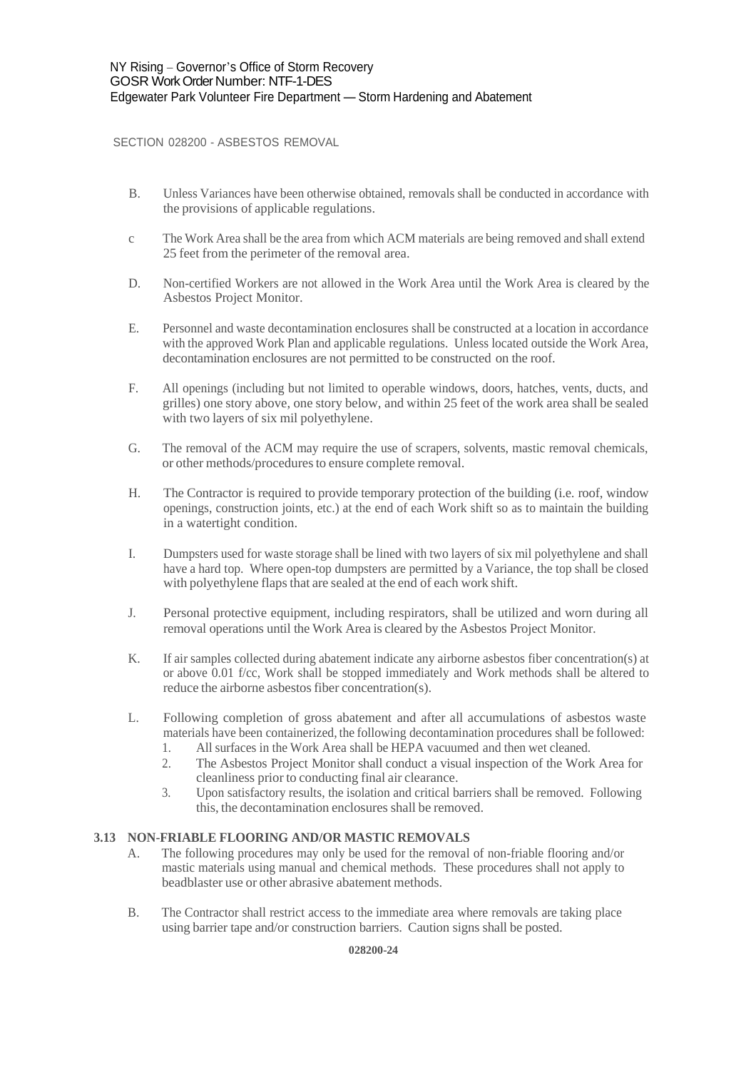B. Unless Variances have been otherwise obtained, removals shall be conducted in accordance with the provisions of applicable regulations.

c The Work Area shall be the area from which ACM materials are being removed and shall extend 25 feet from the perimeter of the removal area.

D. Non-certified Workers are not allowed in the Work Area until the Work Area is cleared by the Asbestos Project Monitor.

E. Personnel and waste decontamination enclosures shall be constructed at a location in accordance with the approved Work Plan and applicable regulations. Unless located outside the Work Area, decontamination enclosures are not permitted to be constructed on the roof.

F. All openings (including but not limited to operable windows, doors, hatches, vents, ducts, and grilles) one story above, one story below, and within 25 feet of the work area shall be sealed with two layers of six mil polyethylene.

G. The removal of the ACM may require the use of scrapers, solvents, mastic removal chemicals, or other methods/procedures to ensure complete removal.

H. The Contractor is required to provide temporary protection of the building (i.e. roof, window openings, construction joints, etc.) at the end of each Work shift so as to maintain the building in a watertight condition.

I. Dumpsters used for waste storage shall be lined with two layers of six mil polyethylene and shall have a hard top. Where open-top dumpsters are permitted by a Variance, the top shall be closed with polyethylene flaps that are sealed at the end of each work shift.

J. Personal protective equipment, including respirators, shall be utilized and worn during all removal operations until the Work Area is cleared by the Asbestos Project Monitor.

K. If air samples collected during abatement indicate any airborne asbestos fiber concentration(s) at or above 0.01 f/cc, Work shall be stopped immediately and Work methods shall be altered to reduce the airborne asbestos fiber concentration(s).

L. Following completion of gross abatement and after all accumulations of asbestos waste materials have been containerized, the following decontamination procedures shall be followed:
   1. All surfaces in the Work Area shall be HEPA vacuumed and then wet cleaned.
   2. The Asbestos Project Monitor shall conduct a visual inspection of the Work Area for cleanliness prior to conducting final air clearance.
   3. Upon satisfactory results, the isolation and critical barriers shall be removed. Following this, the decontamination enclosures shall be removed.

**3.13 NON-FRIABLE FLOORING AND/OR MASTIC REMOVALS**

A. The following procedures may only be used for the removal of non-friable flooring and/or mastic materials using manual and chemical methods. These procedures shall not apply to beadblaster use or other abrasive abatement methods.

B. The Contractor shall restrict access to the immediate area where removals are taking place using barrier tape and/or construction barriers. Caution signs shall be posted.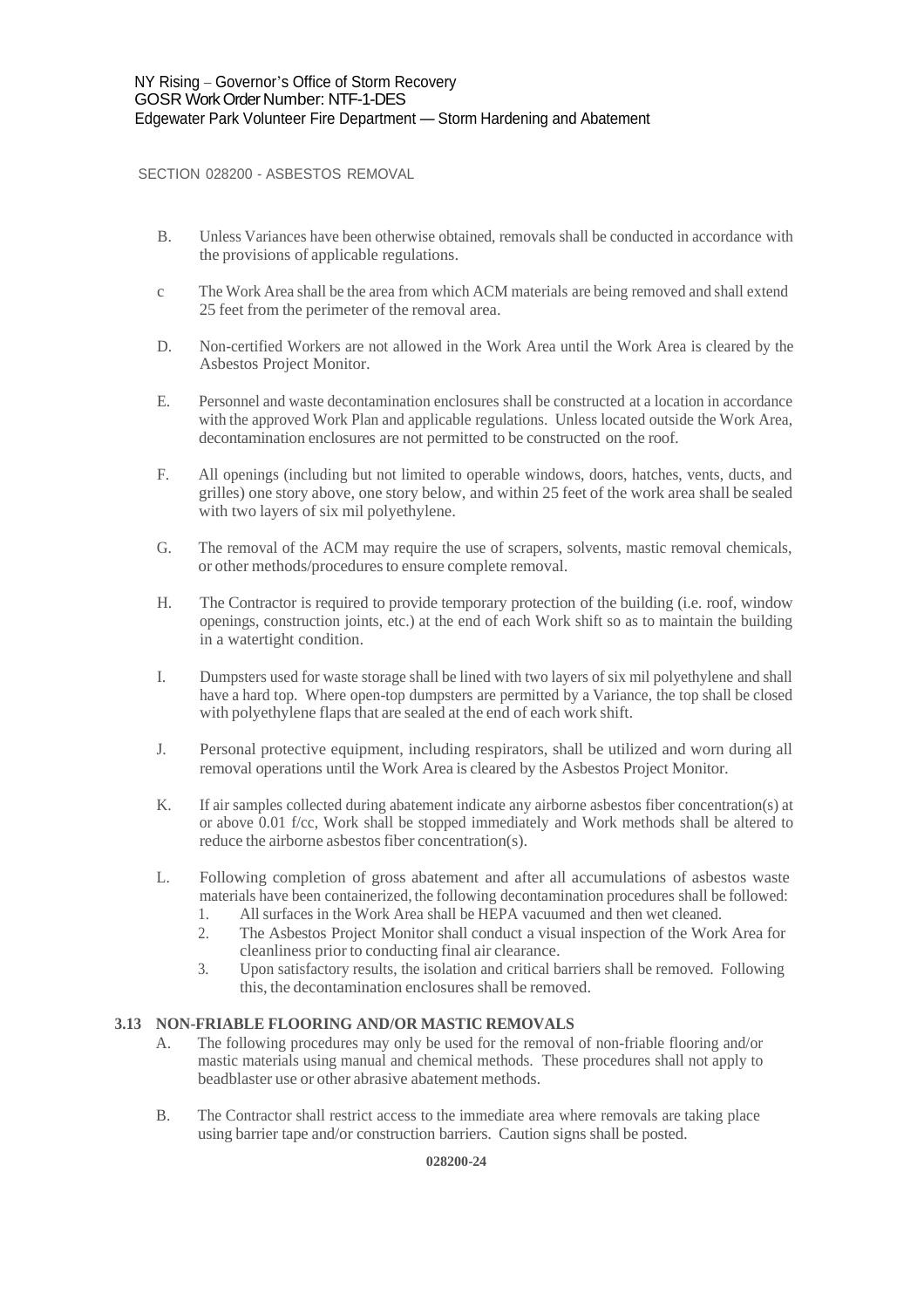B. Unless Variances have been otherwise obtained, removals shall be conducted in accordance with the provisions of applicable regulations.

c The Work Area shall be the area from which ACM materials are being removed and shall extend 25 feet from the perimeter of the removal area.

D. Non-certified Workers are not allowed in the Work Area until the Work Area is cleared by the Asbestos Project Monitor.

E. Personnel and waste decontamination enclosures shall be constructed at a location in accordance with the approved Work Plan and applicable regulations. Unless located outside the Work Area, decontamination enclosures are not permitted to be constructed on the roof.

F. All openings (including but not limited to operable windows, doors, hatches, vents, ducts, and grilles) one story above, one story below, and within 25 feet of the work area shall be sealed with two layers of six mil polyethylene.

G. The removal of the ACM may require the use of scrapers, solvents, mastic removal chemicals, or other methods/procedures to ensure complete removal.

H. The Contractor is required to provide temporary protection of the building (i.e. roof, window openings, construction joints, etc.) at the end of each Work shift so as to maintain the building in a watertight condition.

I. Dumpsters used for waste storage shall be lined with two layers of six mil polyethylene and shall have a hard top. Where open-top dumpsters are permitted by a Variance, the top shall be closed with polyethylene flaps that are sealed at the end of each work shift.

J. Personal protective equipment, including respirators, shall be utilized and worn during all removal operations until the Work Area is cleared by the Asbestos Project Monitor.

K. If air samples collected during abatement indicate any airborne asbestos fiber concentration(s) at or above 0.01 f/cc, Work shall be stopped immediately and Work methods shall be altered to reduce the airborne asbestos fiber concentration(s).

L. Following completion of gross abatement and after all accumulations of asbestos waste materials have been containerized, the following decontamination procedures shall be followed:
   1. All surfaces in the Work Area shall be HEPA vacuumed and then wet cleaned.
   2. The Asbestos Project Monitor shall conduct a visual inspection of the Work Area for cleanliness prior to conducting final air clearance.
   3. Upon satisfactory results, the isolation and critical barriers shall be removed. Following this, the decontamination enclosures shall be removed.

### 3.13 NON-FRIABLE FLOORING AND/OR MASTIC REMOVALS

A. The following procedures may only be used for the removal of non-friable flooring and/or mastic materials using manual and chemical methods. These procedures shall not apply to beadblaster use or other abrasive abatement methods.

B. The Contractor shall restrict access to the immediate area where removals are taking place using barrier tape and/or construction barriers. Caution signs shall be posted.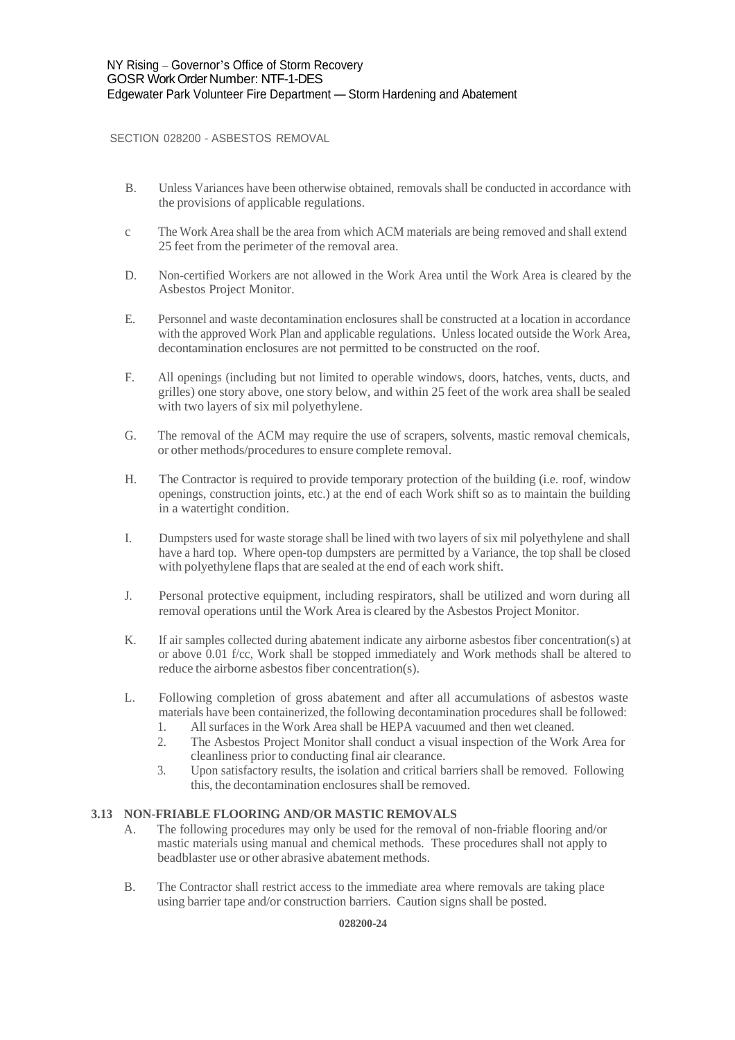B. Unless Variances have been otherwise obtained, removals shall be conducted in accordance with the provisions of applicable regulations.

c The Work Area shall be the area from which ACM materials are being removed and shall extend 25 feet from the perimeter of the removal area.

D. Non-certified Workers are not allowed in the Work Area until the Work Area is cleared by the Asbestos Project Monitor.

E. Personnel and waste decontamination enclosures shall be constructed at a location in accordance with the approved Work Plan and applicable regulations. Unless located outside the Work Area, decontamination enclosures are not permitted to be constructed on the roof.

F. All openings (including but not limited to operable windows, doors, hatches, vents, ducts, and grilles) one story above, one story below, and within 25 feet of the work area shall be sealed with two layers of six mil polyethylene.

G. The removal of the ACM may require the use of scrapers, solvents, mastic removal chemicals, or other methods/procedures to ensure complete removal.

H. The Contractor is required to provide temporary protection of the building (i.e. roof, window openings, construction joints, etc.) at the end of each Work shift so as to maintain the building in a watertight condition.

I. Dumpsters used for waste storage shall be lined with two layers of six mil polyethylene and shall have a hard top. Where open-top dumpsters are permitted by a Variance, the top shall be closed with polyethylene flaps that are sealed at the end of each work shift.

J. Personal protective equipment, including respirators, shall be utilized and worn during all removal operations until the Work Area is cleared by the Asbestos Project Monitor.

K. If air samples collected during abatement indicate any airborne asbestos fiber concentration(s) at or above 0.01 f/cc, Work shall be stopped immediately and Work methods shall be altered to reduce the airborne asbestos fiber concentration(s).

L. Following completion of gross abatement and after all accumulations of asbestos waste materials have been containerized, the following decontamination procedures shall be followed:
   1. All surfaces in the Work Area shall be HEPA vacuumed and then wet cleaned.
   2. The Asbestos Project Monitor shall conduct a visual inspection of the Work Area for cleanliness prior to conducting final air clearance.
   3. Upon satisfactory results, the isolation and critical barriers shall be removed. Following this, the decontamination enclosures shall be removed.

**3.13 NON-FRIABLE FLOORING AND/OR MASTIC REMOVALS**

A. The following procedures may only be used for the removal of non-friable flooring and/or mastic materials using manual and chemical methods. These procedures shall not apply to beadblaster use or other abrasive abatement methods.

B. The Contractor shall restrict access to the immediate area where removals are taking place using barrier tape and/or construction barriers. Caution signs shall be posted.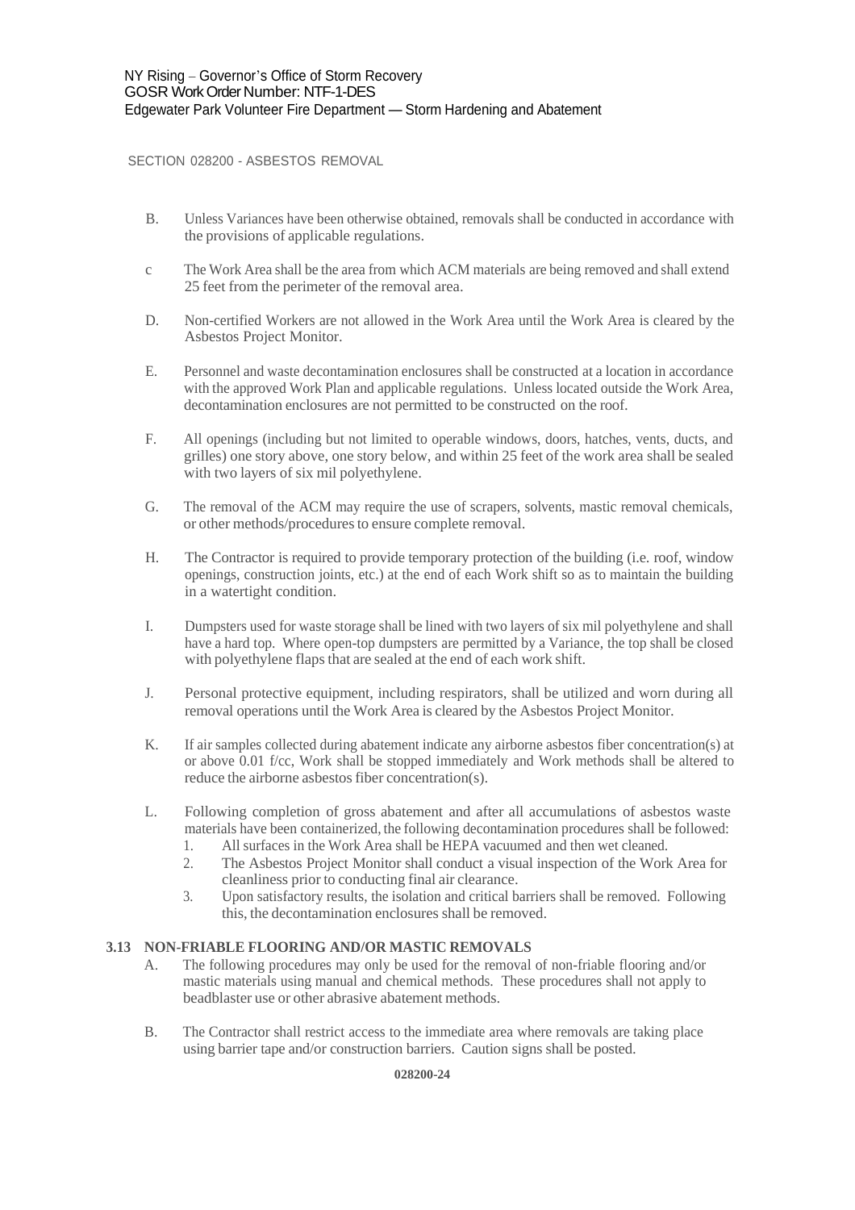B. Unless Variances have been otherwise obtained, removals shall be conducted in accordance with the provisions of applicable regulations.

c The Work Area shall be the area from which ACM materials are being removed and shall extend 25 feet from the perimeter of the removal area.

D. Non-certified Workers are not allowed in the Work Area until the Work Area is cleared by the Asbestos Project Monitor.

E. Personnel and waste decontamination enclosures shall be constructed at a location in accordance with the approved Work Plan and applicable regulations. Unless located outside the Work Area, decontamination enclosures are not permitted to be constructed on the roof.

F. All openings (including but not limited to operable windows, doors, hatches, vents, ducts, and grilles) one story above, one story below, and within 25 feet of the work area shall be sealed with two layers of six mil polyethylene.

G. The removal of the ACM may require the use of scrapers, solvents, mastic removal chemicals, or other methods/procedures to ensure complete removal.

H. The Contractor is required to provide temporary protection of the building (i.e. roof, window openings, construction joints, etc.) at the end of each Work shift so as to maintain the building in a watertight condition.

I. Dumpsters used for waste storage shall be lined with two layers of six mil polyethylene and shall have a hard top. Where open-top dumpsters are permitted by a Variance, the top shall be closed with polyethylene flaps that are sealed at the end of each work shift.

J. Personal protective equipment, including respirators, shall be utilized and worn during all removal operations until the Work Area is cleared by the Asbestos Project Monitor.

K. If air samples collected during abatement indicate any airborne asbestos fiber concentration(s) at or above 0.01 f/cc, Work shall be stopped immediately and Work methods shall be altered to reduce the airborne asbestos fiber concentration(s).

L. Following completion of gross abatement and after all accumulations of asbestos waste materials have been containerized, the following decontamination procedures shall be followed:
   1. All surfaces in the Work Area shall be HEPA vacuumed and then wet cleaned.
   2. The Asbestos Project Monitor shall conduct a visual inspection of the Work Area for cleanliness prior to conducting final air clearance.
   3. Upon satisfactory results, the isolation and critical barriers shall be removed. Following this, the decontamination enclosures shall be removed.

### 3.13 NON-FRIABLE FLOORING AND/OR MASTIC REMOVALS

A. The following procedures may only be used for the removal of non-friable flooring and/or mastic materials using manual and chemical methods. These procedures shall not apply to beadblaster use or other abrasive abatement methods.

B. The Contractor shall restrict access to the immediate area where removals are taking place using barrier tape and/or construction barriers. Caution signs shall be posted.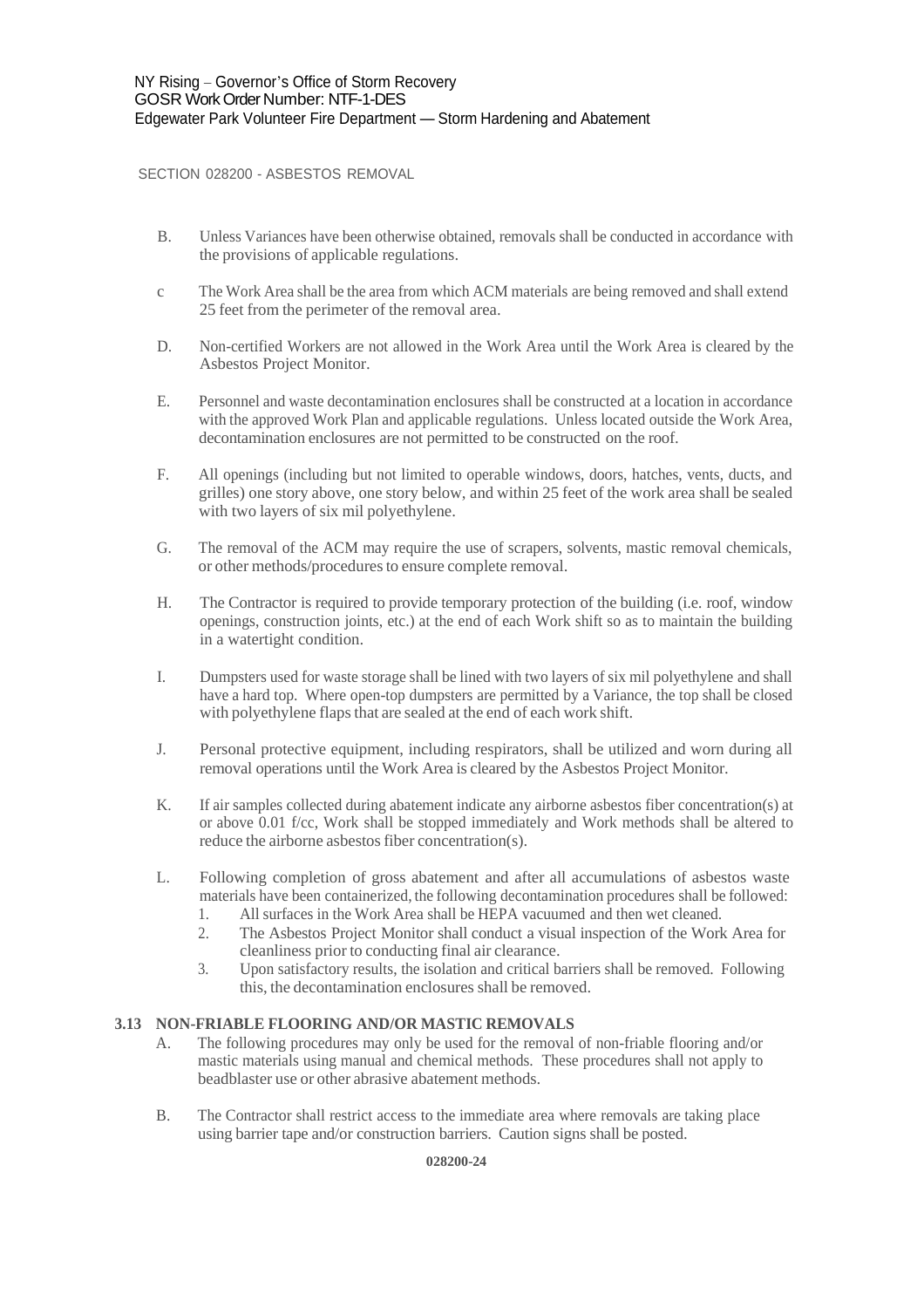B. Unless Variances have been otherwise obtained, removals shall be conducted in accordance with the provisions of applicable regulations.

c The Work Area shall be the area from which ACM materials are being removed and shall extend 25 feet from the perimeter of the removal area.

D. Non-certified Workers are not allowed in the Work Area until the Work Area is cleared by the Asbestos Project Monitor.

E. Personnel and waste decontamination enclosures shall be constructed at a location in accordance with the approved Work Plan and applicable regulations. Unless located outside the Work Area, decontamination enclosures are not permitted to be constructed on the roof.

F. All openings (including but not limited to operable windows, doors, hatches, vents, ducts, and grilles) one story above, one story below, and within 25 feet of the work area shall be sealed with two layers of six mil polyethylene.

G. The removal of the ACM may require the use of scrapers, solvents, mastic removal chemicals, or other methods/procedures to ensure complete removal.

H. The Contractor is required to provide temporary protection of the building (i.e. roof, window openings, construction joints, etc.) at the end of each Work shift so as to maintain the building in a watertight condition.

I. Dumpsters used for waste storage shall be lined with two layers of six mil polyethylene and shall have a hard top. Where open-top dumpsters are permitted by a Variance, the top shall be closed with polyethylene flaps that are sealed at the end of each work shift.

J. Personal protective equipment, including respirators, shall be utilized and worn during all removal operations until the Work Area is cleared by the Asbestos Project Monitor.

K. If air samples collected during abatement indicate any airborne asbestos fiber concentration(s) at or above 0.01 f/cc, Work shall be stopped immediately and Work methods shall be altered to reduce the airborne asbestos fiber concentration(s).

L. Following completion of gross abatement and after all accumulations of asbestos waste materials have been containerized, the following decontamination procedures shall be followed:
   1. All surfaces in the Work Area shall be HEPA vacuumed and then wet cleaned.
   2. The Asbestos Project Monitor shall conduct a visual inspection of the Work Area for cleanliness prior to conducting final air clearance.
   3. Upon satisfactory results, the isolation and critical barriers shall be removed. Following this, the decontamination enclosures shall be removed.

## 3.13 NON-FRIABLE FLOORING AND/OR MASTIC REMOVALS

A. The following procedures may only be used for the removal of non-friable flooring and/or mastic materials using manual and chemical methods. These procedures shall not apply to beadblaster use or other abrasive abatement methods.

B. The Contractor shall restrict access to the immediate area where removals are taking place using barrier tape and/or construction barriers. Caution signs shall be posted.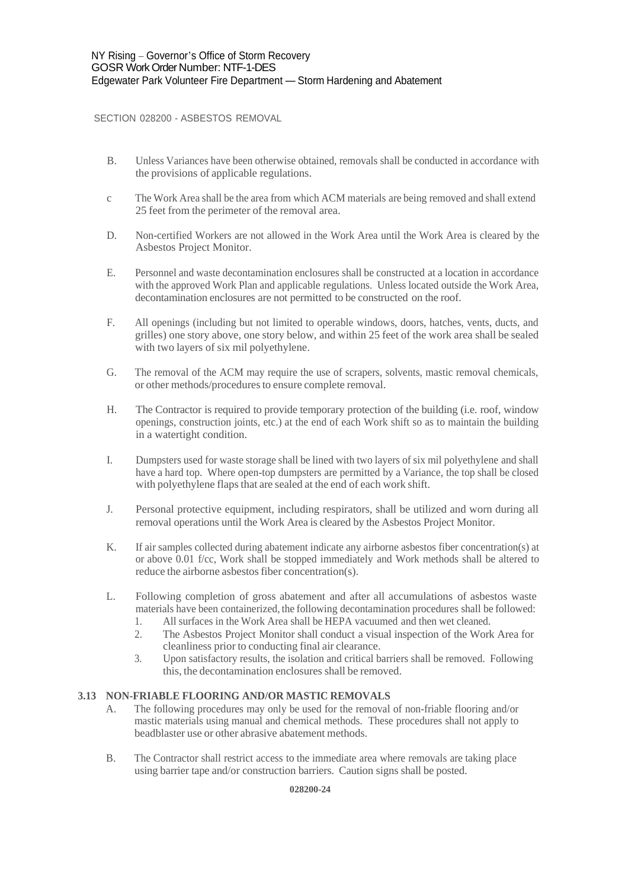B. Unless Variances have been otherwise obtained, removals shall be conducted in accordance with the provisions of applicable regulations.

c The Work Area shall be the area from which ACM materials are being removed and shall extend 25 feet from the perimeter of the removal area.

D. Non-certified Workers are not allowed in the Work Area until the Work Area is cleared by the Asbestos Project Monitor.

E. Personnel and waste decontamination enclosures shall be constructed at a location in accordance with the approved Work Plan and applicable regulations. Unless located outside the Work Area, decontamination enclosures are not permitted to be constructed on the roof.

F. All openings (including but not limited to operable windows, doors, hatches, vents, ducts, and grilles) one story above, one story below, and within 25 feet of the work area shall be sealed with two layers of six mil polyethylene.

G. The removal of the ACM may require the use of scrapers, solvents, mastic removal chemicals, or other methods/procedures to ensure complete removal.

H. The Contractor is required to provide temporary protection of the building (i.e. roof, window openings, construction joints, etc.) at the end of each Work shift so as to maintain the building in a watertight condition.

I. Dumpsters used for waste storage shall be lined with two layers of six mil polyethylene and shall have a hard top. Where open-top dumpsters are permitted by a Variance, the top shall be closed with polyethylene flaps that are sealed at the end of each work shift.

J. Personal protective equipment, including respirators, shall be utilized and worn during all removal operations until the Work Area is cleared by the Asbestos Project Monitor.

K. If air samples collected during abatement indicate any airborne asbestos fiber concentration(s) at or above 0.01 f/cc, Work shall be stopped immediately and Work methods shall be altered to reduce the airborne asbestos fiber concentration(s).

L. Following completion of gross abatement and after all accumulations of asbestos waste materials have been containerized, the following decontamination procedures shall be followed:
   1. All surfaces in the Work Area shall be HEPA vacuumed and then wet cleaned.
   2. The Asbestos Project Monitor shall conduct a visual inspection of the Work Area for cleanliness prior to conducting final air clearance.
   3. Upon satisfactory results, the isolation and critical barriers shall be removed. Following this, the decontamination enclosures shall be removed.

### 3.13 NON-FRIABLE FLOORING AND/OR MASTIC REMOVALS

A. The following procedures may only be used for the removal of non-friable flooring and/or mastic materials using manual and chemical methods. These procedures shall not apply to beadblaster use or other abrasive abatement methods.

B. The Contractor shall restrict access to the immediate area where removals are taking place using barrier tape and/or construction barriers. Caution signs shall be posted.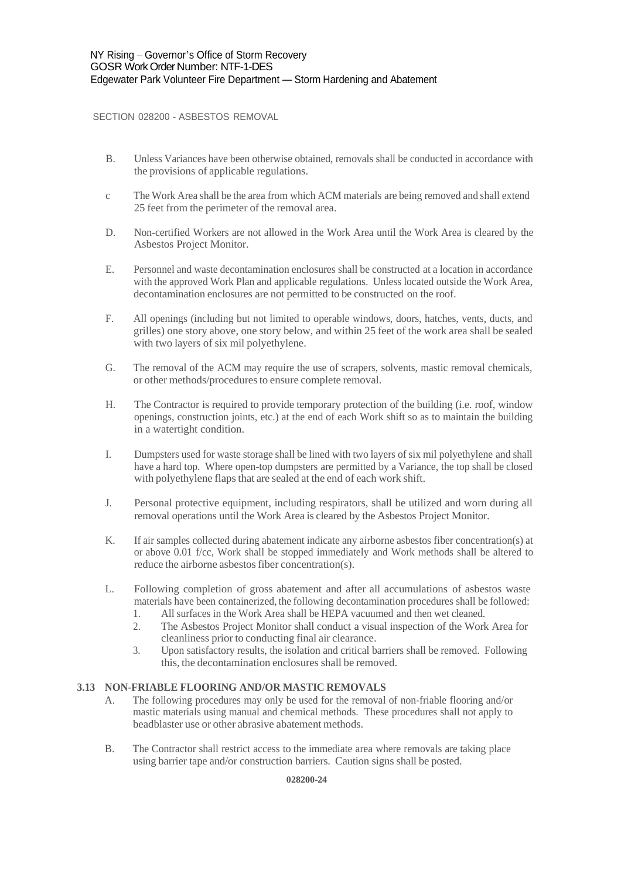B. Unless Variances have been otherwise obtained, removals shall be conducted in accordance with the provisions of applicable regulations.

c The Work Area shall be the area from which ACM materials are being removed and shall extend 25 feet from the perimeter of the removal area.

D. Non-certified Workers are not allowed in the Work Area until the Work Area is cleared by the Asbestos Project Monitor.

E. Personnel and waste decontamination enclosures shall be constructed at a location in accordance with the approved Work Plan and applicable regulations. Unless located outside the Work Area, decontamination enclosures are not permitted to be constructed on the roof.

F. All openings (including but not limited to operable windows, doors, hatches, vents, ducts, and grilles) one story above, one story below, and within 25 feet of the work area shall be sealed with two layers of six mil polyethylene.

G. The removal of the ACM may require the use of scrapers, solvents, mastic removal chemicals, or other methods/procedures to ensure complete removal.

H. The Contractor is required to provide temporary protection of the building (i.e. roof, window openings, construction joints, etc.) at the end of each Work shift so as to maintain the building in a watertight condition.

I. Dumpsters used for waste storage shall be lined with two layers of six mil polyethylene and shall have a hard top. Where open-top dumpsters are permitted by a Variance, the top shall be closed with polyethylene flaps that are sealed at the end of each work shift.

J. Personal protective equipment, including respirators, shall be utilized and worn during all removal operations until the Work Area is cleared by the Asbestos Project Monitor.

K. If air samples collected during abatement indicate any airborne asbestos fiber concentration(s) at or above 0.01 f/cc, Work shall be stopped immediately and Work methods shall be altered to reduce the airborne asbestos fiber concentration(s).

L. Following completion of gross abatement and after all accumulations of asbestos waste materials have been containerized, the following decontamination procedures shall be followed:
1. All surfaces in the Work Area shall be HEPA vacuumed and then wet cleaned.
2. The Asbestos Project Monitor shall conduct a visual inspection of the Work Area for cleanliness prior to conducting final air clearance.
3. Upon satisfactory results, the isolation and critical barriers shall be removed. Following this, the decontamination enclosures shall be removed.

### 3.13 NON-FRIABLE FLOORING AND/OR MASTIC REMOVALS

A. The following procedures may only be used for the removal of non-friable flooring and/or mastic materials using manual and chemical methods. These procedures shall not apply to beadblaster use or other abrasive abatement methods.

B. The Contractor shall restrict access to the immediate area where removals are taking place using barrier tape and/or construction barriers. Caution signs shall be posted.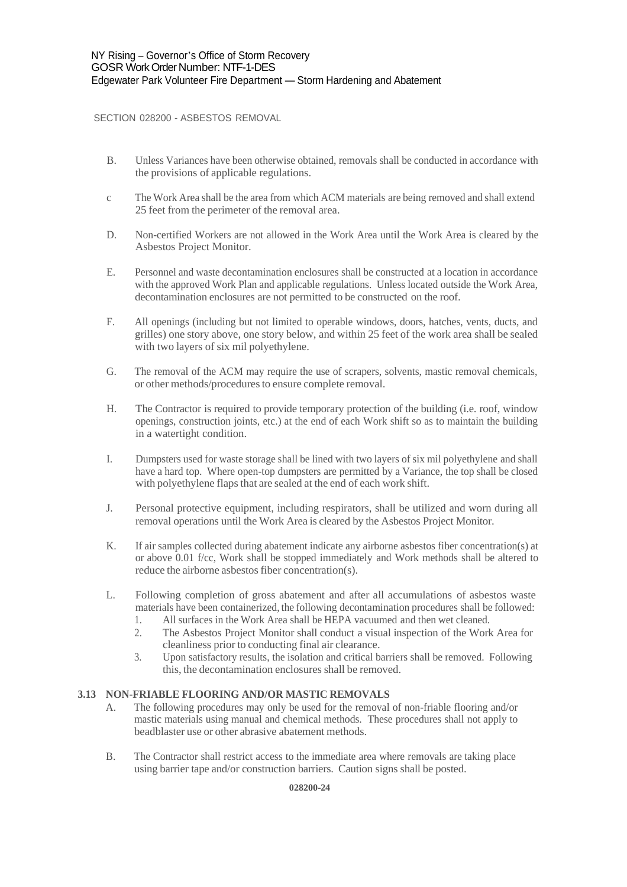SECTION 028200 - ASBESTOS REMOVAL

B. Unless Variances have been otherwise obtained, removals shall be conducted in accordance with the provisions of applicable regulations.

c The Work Area shall be the area from which ACM materials are being removed and shall extend 25 feet from the perimeter of the removal area.

D. Non-certified Workers are not allowed in the Work Area until the Work Area is cleared by the Asbestos Project Monitor.

E. Personnel and waste decontamination enclosures shall be constructed at a location in accordance with the approved Work Plan and applicable regulations. Unless located outside the Work Area, decontamination enclosures are not permitted to be constructed on the roof.

F. All openings (including but not limited to operable windows, doors, hatches, vents, ducts, and grilles) one story above, one story below, and within 25 feet of the work area shall be sealed with two layers of six mil polyethylene.

G. The removal of the ACM may require the use of scrapers, solvents, mastic removal chemicals, or other methods/procedures to ensure complete removal.

H. The Contractor is required to provide temporary protection of the building (i.e. roof, window openings, construction joints, etc.) at the end of each Work shift so as to maintain the building in a watertight condition.

I. Dumpsters used for waste storage shall be lined with two layers of six mil polyethylene and shall have a hard top. Where open-top dumpsters are permitted by a Variance, the top shall be closed with polyethylene flaps that are sealed at the end of each work shift.

J. Personal protective equipment, including respirators, shall be utilized and worn during all removal operations until the Work Area is cleared by the Asbestos Project Monitor.

K. If air samples collected during abatement indicate any airborne asbestos fiber concentration(s) at or above 0.01 f/cc, Work shall be stopped immediately and Work methods shall be altered to reduce the airborne asbestos fiber concentration(s).

L. Following completion of gross abatement and after all accumulations of asbestos waste materials have been containerized, the following decontamination procedures shall be followed:
   1. All surfaces in the Work Area shall be HEPA vacuumed and then wet cleaned.
   2. The Asbestos Project Monitor shall conduct a visual inspection of the Work Area for cleanliness prior to conducting final air clearance.
   3. Upon satisfactory results, the isolation and critical barriers shall be removed. Following this, the decontamination enclosures shall be removed.

**3.13 NON-FRIABLE FLOORING AND/OR MASTIC REMOVALS**

A. The following procedures may only be used for the removal of non-friable flooring and/or mastic materials using manual and chemical methods. These procedures shall not apply to beadblaster use or other abrasive abatement methods.

B. The Contractor shall restrict access to the immediate area where removals are taking place using barrier tape and/or construction barriers. Caution signs shall be posted.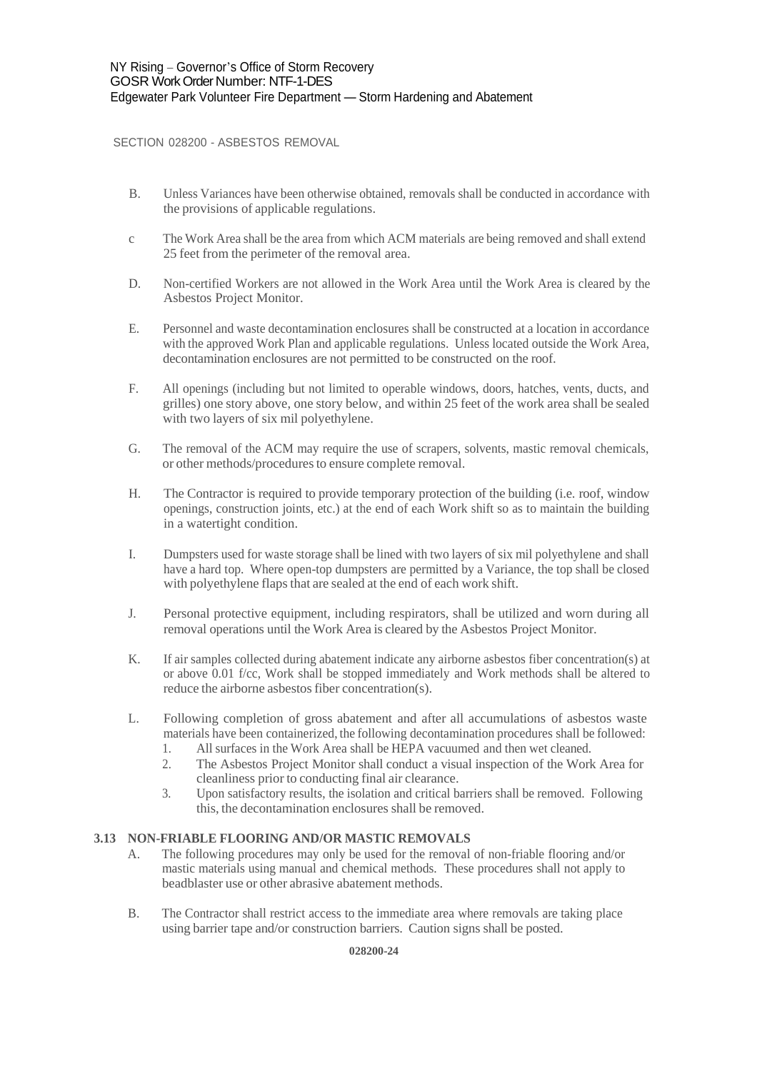B. Unless Variances have been otherwise obtained, removals shall be conducted in accordance with the provisions of applicable regulations.

c The Work Area shall be the area from which ACM materials are being removed and shall extend 25 feet from the perimeter of the removal area.

D. Non-certified Workers are not allowed in the Work Area until the Work Area is cleared by the Asbestos Project Monitor.

E. Personnel and waste decontamination enclosures shall be constructed at a location in accordance with the approved Work Plan and applicable regulations. Unless located outside the Work Area, decontamination enclosures are not permitted to be constructed on the roof.

F. All openings (including but not limited to operable windows, doors, hatches, vents, ducts, and grilles) one story above, one story below, and within 25 feet of the work area shall be sealed with two layers of six mil polyethylene.

G. The removal of the ACM may require the use of scrapers, solvents, mastic removal chemicals, or other methods/procedures to ensure complete removal.

H. The Contractor is required to provide temporary protection of the building (i.e. roof, window openings, construction joints, etc.) at the end of each Work shift so as to maintain the building in a watertight condition.

I. Dumpsters used for waste storage shall be lined with two layers of six mil polyethylene and shall have a hard top. Where open-top dumpsters are permitted by a Variance, the top shall be closed with polyethylene flaps that are sealed at the end of each work shift.

J. Personal protective equipment, including respirators, shall be utilized and worn during all removal operations until the Work Area is cleared by the Asbestos Project Monitor.

K. If air samples collected during abatement indicate any airborne asbestos fiber concentration(s) at or above 0.01 f/cc, Work shall be stopped immediately and Work methods shall be altered to reduce the airborne asbestos fiber concentration(s).

L. Following completion of gross abatement and after all accumulations of asbestos waste materials have been containerized, the following decontamination procedures shall be followed:
   1. All surfaces in the Work Area shall be HEPA vacuumed and then wet cleaned.
   2. The Asbestos Project Monitor shall conduct a visual inspection of the Work Area for cleanliness prior to conducting final air clearance.
   3. Upon satisfactory results, the isolation and critical barriers shall be removed. Following this, the decontamination enclosures shall be removed.

### 3.13 NON-FRIABLE FLOORING AND/OR MASTIC REMOVALS

A. The following procedures may only be used for the removal of non-friable flooring and/or mastic materials using manual and chemical methods. These procedures shall not apply to beadblaster use or other abrasive abatement methods.

B. The Contractor shall restrict access to the immediate area where removals are taking place using barrier tape and/or construction barriers. Caution signs shall be posted.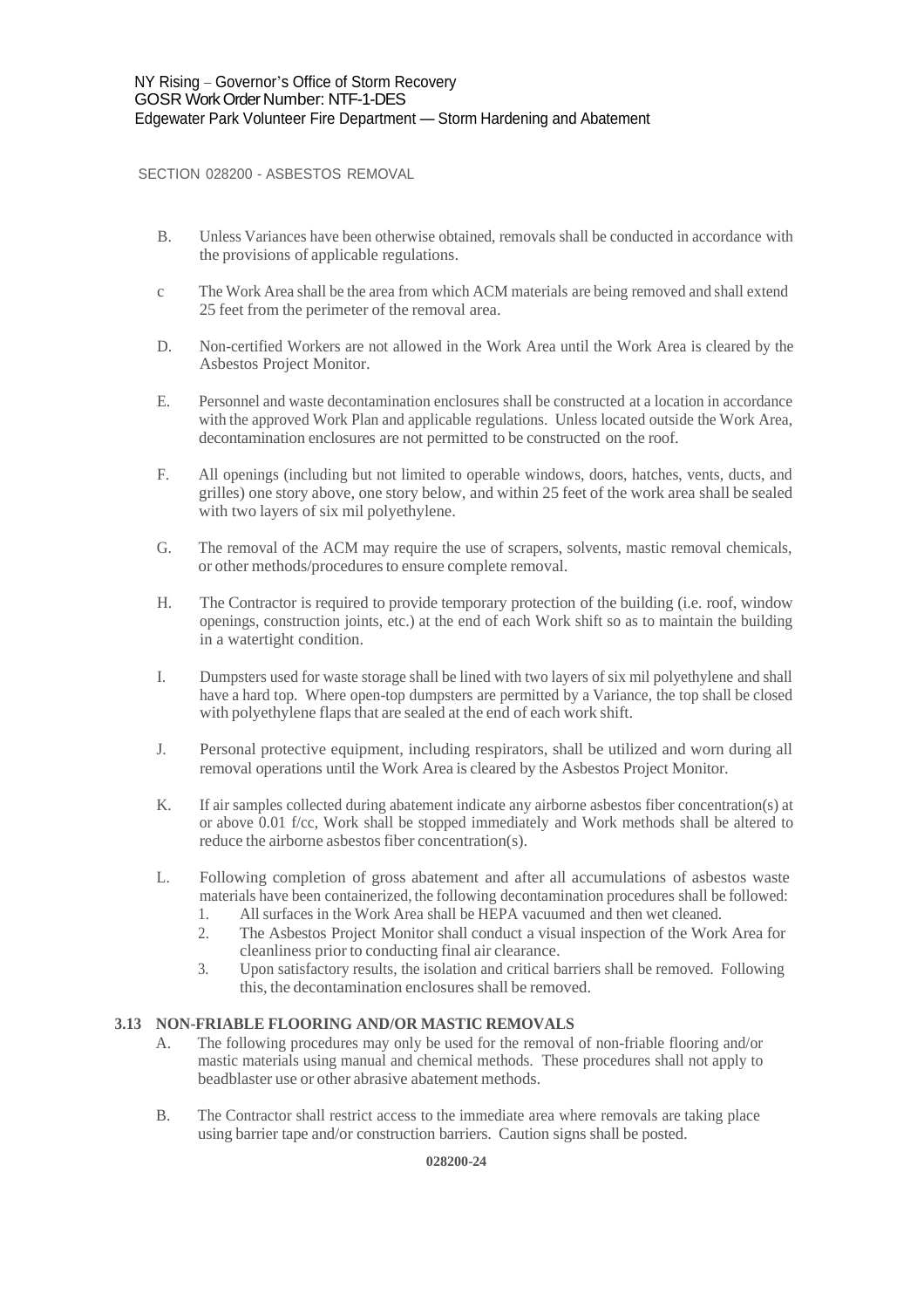B. Unless Variances have been otherwise obtained, removals shall be conducted in accordance with the provisions of applicable regulations.

c The Work Area shall be the area from which ACM materials are being removed and shall extend 25 feet from the perimeter of the removal area.

D. Non-certified Workers are not allowed in the Work Area until the Work Area is cleared by the Asbestos Project Monitor.

E. Personnel and waste decontamination enclosures shall be constructed at a location in accordance with the approved Work Plan and applicable regulations. Unless located outside the Work Area, decontamination enclosures are not permitted to be constructed on the roof.

F. All openings (including but not limited to operable windows, doors, hatches, vents, ducts, and grilles) one story above, one story below, and within 25 feet of the work area shall be sealed with two layers of six mil polyethylene.

G. The removal of the ACM may require the use of scrapers, solvents, mastic removal chemicals, or other methods/procedures to ensure complete removal.

H. The Contractor is required to provide temporary protection of the building (i.e. roof, window openings, construction joints, etc.) at the end of each Work shift so as to maintain the building in a watertight condition.

I. Dumpsters used for waste storage shall be lined with two layers of six mil polyethylene and shall have a hard top. Where open-top dumpsters are permitted by a Variance, the top shall be closed with polyethylene flaps that are sealed at the end of each work shift.

J. Personal protective equipment, including respirators, shall be utilized and worn during all removal operations until the Work Area is cleared by the Asbestos Project Monitor.

K. If air samples collected during abatement indicate any airborne asbestos fiber concentration(s) at or above 0.01 f/cc, Work shall be stopped immediately and Work methods shall be altered to reduce the airborne asbestos fiber concentration(s).

L. Following completion of gross abatement and after all accumulations of asbestos waste materials have been containerized, the following decontamination procedures shall be followed:
   1. All surfaces in the Work Area shall be HEPA vacuumed and then wet cleaned.
   2. The Asbestos Project Monitor shall conduct a visual inspection of the Work Area for cleanliness prior to conducting final air clearance.
   3. Upon satisfactory results, the isolation and critical barriers shall be removed. Following this, the decontamination enclosures shall be removed.

**3.13 NON-FRIABLE FLOORING AND/OR MASTIC REMOVALS**

A. The following procedures may only be used for the removal of non-friable flooring and/or mastic materials using manual and chemical methods. These procedures shall not apply to beadblaster use or other abrasive abatement methods.

B. The Contractor shall restrict access to the immediate area where removals are taking place using barrier tape and/or construction barriers. Caution signs shall be posted.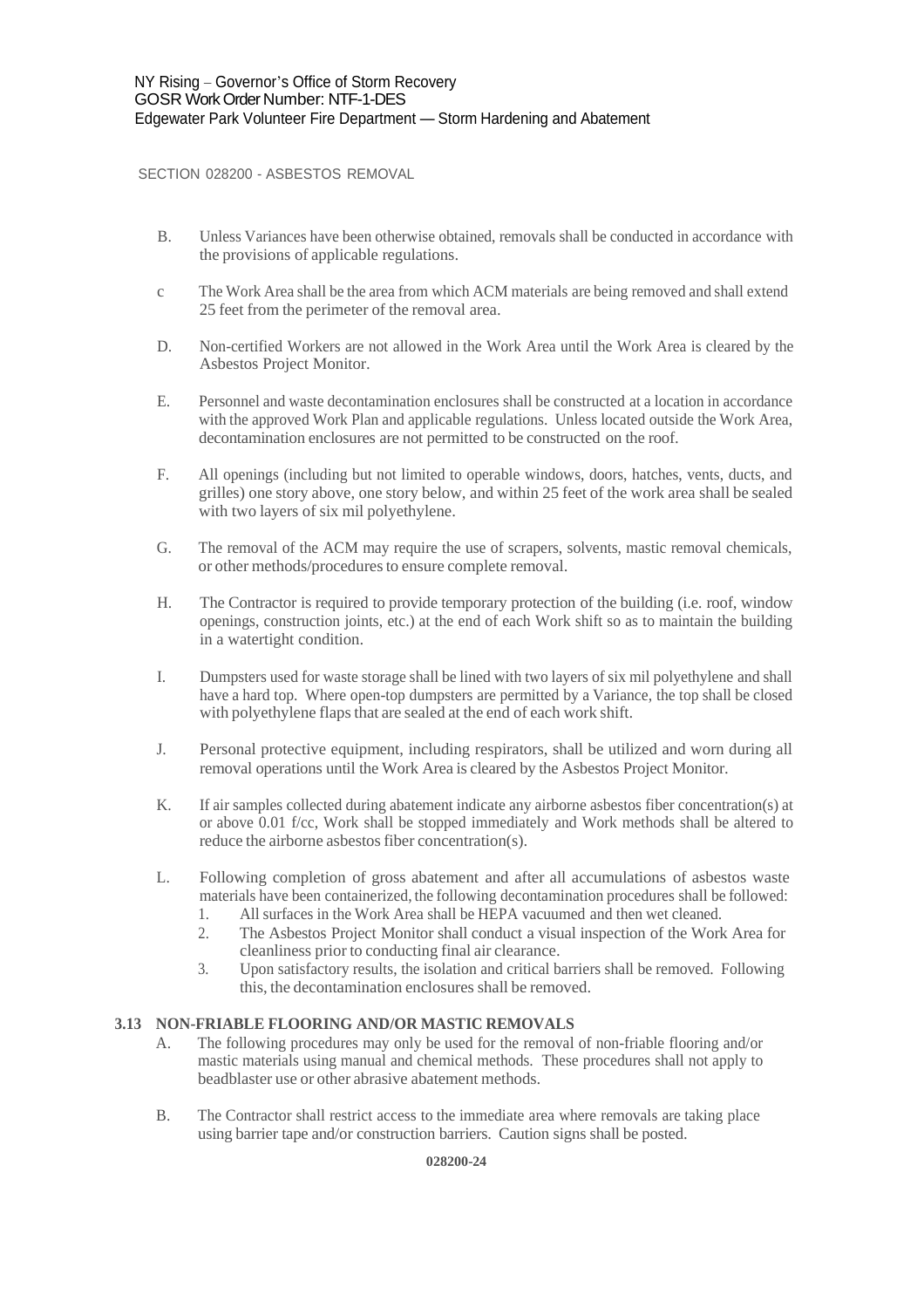B. Unless Variances have been otherwise obtained, removals shall be conducted in accordance with the provisions of applicable regulations.

c The Work Area shall be the area from which ACM materials are being removed and shall extend 25 feet from the perimeter of the removal area.

D. Non-certified Workers are not allowed in the Work Area until the Work Area is cleared by the Asbestos Project Monitor.

E. Personnel and waste decontamination enclosures shall be constructed at a location in accordance with the approved Work Plan and applicable regulations. Unless located outside the Work Area, decontamination enclosures are not permitted to be constructed on the roof.

F. All openings (including but not limited to operable windows, doors, hatches, vents, ducts, and grilles) one story above, one story below, and within 25 feet of the work area shall be sealed with two layers of six mil polyethylene.

G. The removal of the ACM may require the use of scrapers, solvents, mastic removal chemicals, or other methods/procedures to ensure complete removal.

H. The Contractor is required to provide temporary protection of the building (i.e. roof, window openings, construction joints, etc.) at the end of each Work shift so as to maintain the building in a watertight condition.

I. Dumpsters used for waste storage shall be lined with two layers of six mil polyethylene and shall have a hard top. Where open-top dumpsters are permitted by a Variance, the top shall be closed with polyethylene flaps that are sealed at the end of each work shift.

J. Personal protective equipment, including respirators, shall be utilized and worn during all removal operations until the Work Area is cleared by the Asbestos Project Monitor.

K. If air samples collected during abatement indicate any airborne asbestos fiber concentration(s) at or above 0.01 f/cc, Work shall be stopped immediately and Work methods shall be altered to reduce the airborne asbestos fiber concentration(s).

L. Following completion of gross abatement and after all accumulations of asbestos waste materials have been containerized, the following decontamination procedures shall be followed:
   1. All surfaces in the Work Area shall be HEPA vacuumed and then wet cleaned.
   2. The Asbestos Project Monitor shall conduct a visual inspection of the Work Area for cleanliness prior to conducting final air clearance.
   3. Upon satisfactory results, the isolation and critical barriers shall be removed. Following this, the decontamination enclosures shall be removed.

**3.13 NON-FRIABLE FLOORING AND/OR MASTIC REMOVALS**

A. The following procedures may only be used for the removal of non-friable flooring and/or mastic materials using manual and chemical methods. These procedures shall not apply to beadblaster use or other abrasive abatement methods.

B. The Contractor shall restrict access to the immediate area where removals are taking place using barrier tape and/or construction barriers. Caution signs shall be posted.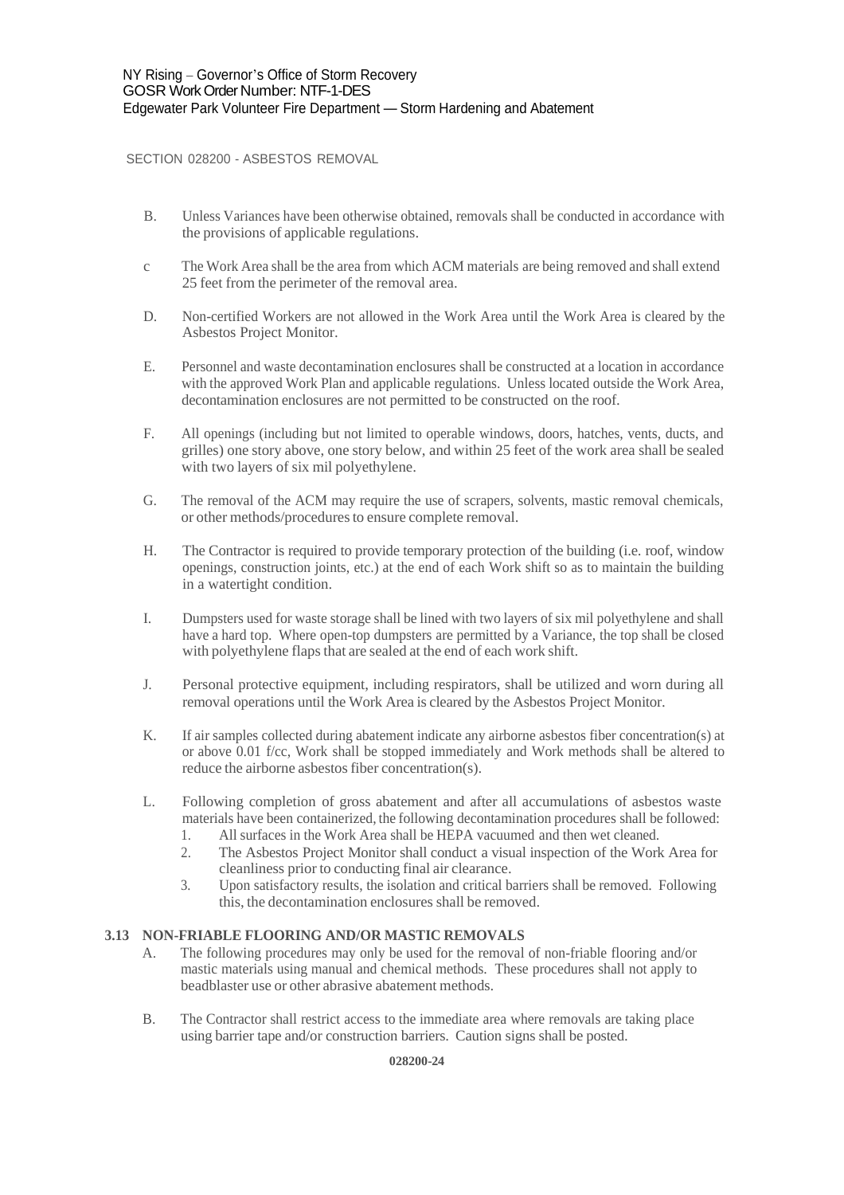B. Unless Variances have been otherwise obtained, removals shall be conducted in accordance with the provisions of applicable regulations.

c The Work Area shall be the area from which ACM materials are being removed and shall extend 25 feet from the perimeter of the removal area.

D. Non-certified Workers are not allowed in the Work Area until the Work Area is cleared by the Asbestos Project Monitor.

E. Personnel and waste decontamination enclosures shall be constructed at a location in accordance with the approved Work Plan and applicable regulations. Unless located outside the Work Area, decontamination enclosures are not permitted to be constructed on the roof.

F. All openings (including but not limited to operable windows, doors, hatches, vents, ducts, and grilles) one story above, one story below, and within 25 feet of the work area shall be sealed with two layers of six mil polyethylene.

G. The removal of the ACM may require the use of scrapers, solvents, mastic removal chemicals, or other methods/procedures to ensure complete removal.

H. The Contractor is required to provide temporary protection of the building (i.e. roof, window openings, construction joints, etc.) at the end of each Work shift so as to maintain the building in a watertight condition.

I. Dumpsters used for waste storage shall be lined with two layers of six mil polyethylene and shall have a hard top. Where open-top dumpsters are permitted by a Variance, the top shall be closed with polyethylene flaps that are sealed at the end of each work shift.

J. Personal protective equipment, including respirators, shall be utilized and worn during all removal operations until the Work Area is cleared by the Asbestos Project Monitor.

K. If air samples collected during abatement indicate any airborne asbestos fiber concentration(s) at or above 0.01 f/cc, Work shall be stopped immediately and Work methods shall be altered to reduce the airborne asbestos fiber concentration(s).

L. Following completion of gross abatement and after all accumulations of asbestos waste materials have been containerized, the following decontamination procedures shall be followed:
   1. All surfaces in the Work Area shall be HEPA vacuumed and then wet cleaned.
   2. The Asbestos Project Monitor shall conduct a visual inspection of the Work Area for cleanliness prior to conducting final air clearance.
   3. Upon satisfactory results, the isolation and critical barriers shall be removed. Following this, the decontamination enclosures shall be removed.

### 3.13 NON-FRIABLE FLOORING AND/OR MASTIC REMOVALS

A. The following procedures may only be used for the removal of non-friable flooring and/or mastic materials using manual and chemical methods. These procedures shall not apply to beadblaster use or other abrasive abatement methods.

B. The Contractor shall restrict access to the immediate area where removals are taking place using barrier tape and/or construction barriers. Caution signs shall be posted.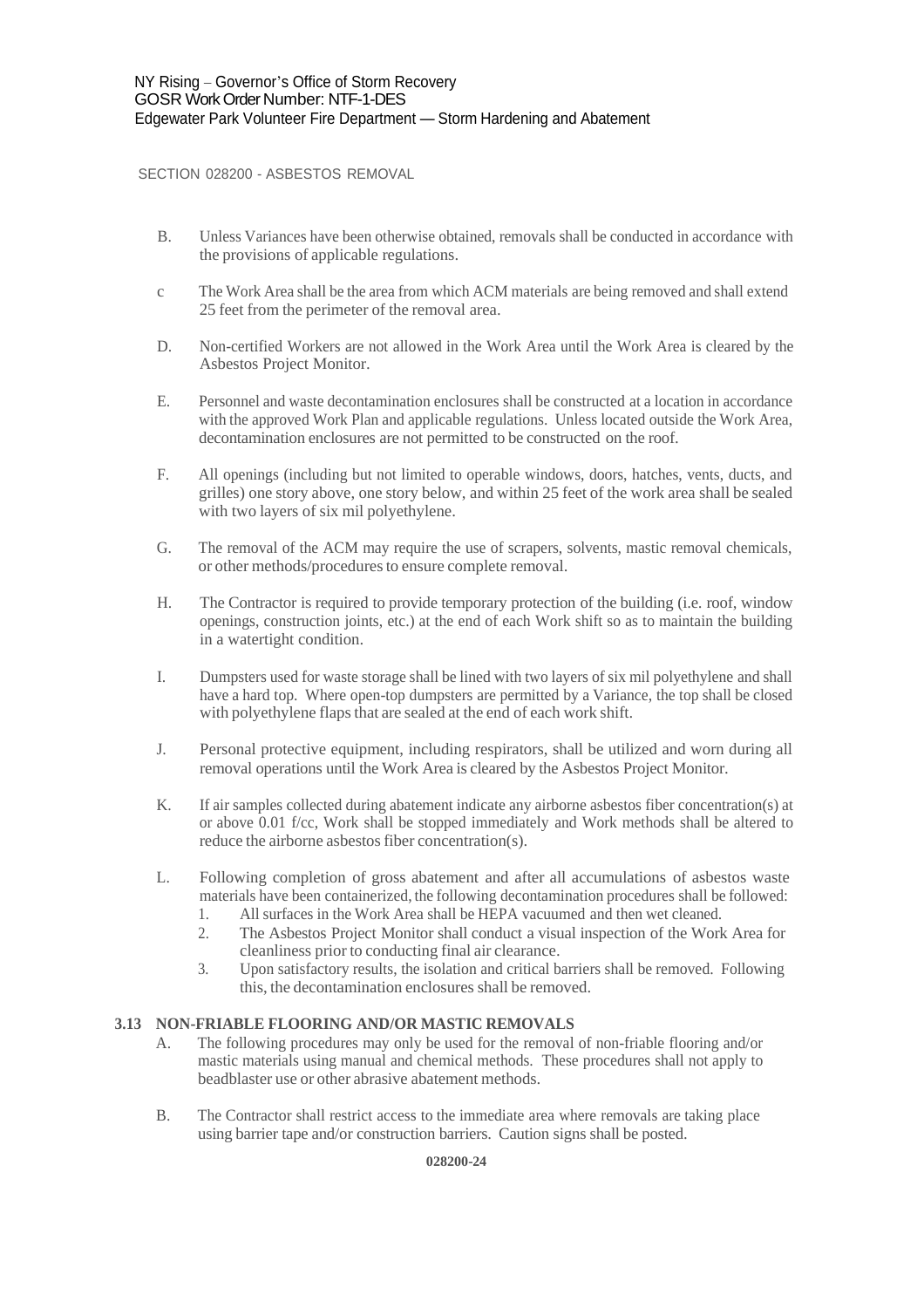B. Unless Variances have been otherwise obtained, removals shall be conducted in accordance with the provisions of applicable regulations.

c The Work Area shall be the area from which ACM materials are being removed and shall extend 25 feet from the perimeter of the removal area.

D. Non-certified Workers are not allowed in the Work Area until the Work Area is cleared by the Asbestos Project Monitor.

E. Personnel and waste decontamination enclosures shall be constructed at a location in accordance with the approved Work Plan and applicable regulations. Unless located outside the Work Area, decontamination enclosures are not permitted to be constructed on the roof.

F. All openings (including but not limited to operable windows, doors, hatches, vents, ducts, and grilles) one story above, one story below, and within 25 feet of the work area shall be sealed with two layers of six mil polyethylene.

G. The removal of the ACM may require the use of scrapers, solvents, mastic removal chemicals, or other methods/procedures to ensure complete removal.

H. The Contractor is required to provide temporary protection of the building (i.e. roof, window openings, construction joints, etc.) at the end of each Work shift so as to maintain the building in a watertight condition.

I. Dumpsters used for waste storage shall be lined with two layers of six mil polyethylene and shall have a hard top. Where open-top dumpsters are permitted by a Variance, the top shall be closed with polyethylene flaps that are sealed at the end of each work shift.

J. Personal protective equipment, including respirators, shall be utilized and worn during all removal operations until the Work Area is cleared by the Asbestos Project Monitor.

K. If air samples collected during abatement indicate any airborne asbestos fiber concentration(s) at or above 0.01 f/cc, Work shall be stopped immediately and Work methods shall be altered to reduce the airborne asbestos fiber concentration(s).

L. Following completion of gross abatement and after all accumulations of asbestos waste materials have been containerized, the following decontamination procedures shall be followed:
  1. All surfaces in the Work Area shall be HEPA vacuumed and then wet cleaned.
  2. The Asbestos Project Monitor shall conduct a visual inspection of the Work Area for cleanliness prior to conducting final air clearance.
  3. Upon satisfactory results, the isolation and critical barriers shall be removed. Following this, the decontamination enclosures shall be removed.

**3.13 NON-FRIABLE FLOORING AND/OR MASTIC REMOVALS**

A. The following procedures may only be used for the removal of non-friable flooring and/or mastic materials using manual and chemical methods. These procedures shall not apply to beadblaster use or other abrasive abatement methods.

B. The Contractor shall restrict access to the immediate area where removals are taking place using barrier tape and/or construction barriers. Caution signs shall be posted.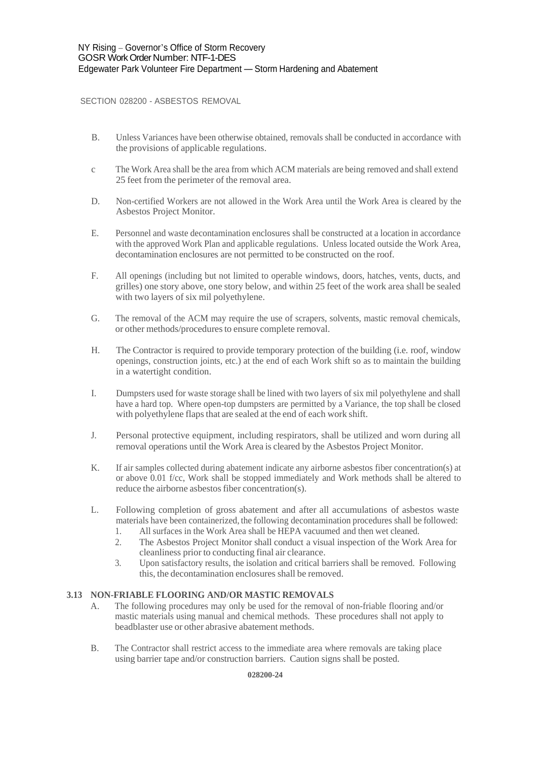B. Unless Variances have been otherwise obtained, removals shall be conducted in accordance with the provisions of applicable regulations.

c The Work Area shall be the area from which ACM materials are being removed and shall extend 25 feet from the perimeter of the removal area.

D. Non-certified Workers are not allowed in the Work Area until the Work Area is cleared by the Asbestos Project Monitor.

E. Personnel and waste decontamination enclosures shall be constructed at a location in accordance with the approved Work Plan and applicable regulations. Unless located outside the Work Area, decontamination enclosures are not permitted to be constructed on the roof.

F. All openings (including but not limited to operable windows, doors, hatches, vents, ducts, and grilles) one story above, one story below, and within 25 feet of the work area shall be sealed with two layers of six mil polyethylene.

G. The removal of the ACM may require the use of scrapers, solvents, mastic removal chemicals, or other methods/procedures to ensure complete removal.

H. The Contractor is required to provide temporary protection of the building (i.e. roof, window openings, construction joints, etc.) at the end of each Work shift so as to maintain the building in a watertight condition.

I. Dumpsters used for waste storage shall be lined with two layers of six mil polyethylene and shall have a hard top. Where open-top dumpsters are permitted by a Variance, the top shall be closed with polyethylene flaps that are sealed at the end of each work shift.

J. Personal protective equipment, including respirators, shall be utilized and worn during all removal operations until the Work Area is cleared by the Asbestos Project Monitor.

K. If air samples collected during abatement indicate any airborne asbestos fiber concentration(s) at or above 0.01 f/cc, Work shall be stopped immediately and Work methods shall be altered to reduce the airborne asbestos fiber concentration(s).

L. Following completion of gross abatement and after all accumulations of asbestos waste materials have been containerized, the following decontamination procedures shall be followed:
   1. All surfaces in the Work Area shall be HEPA vacuumed and then wet cleaned.
   2. The Asbestos Project Monitor shall conduct a visual inspection of the Work Area for cleanliness prior to conducting final air clearance.
   3. Upon satisfactory results, the isolation and critical barriers shall be removed. Following this, the decontamination enclosures shall be removed.

### 3.13 NON-FRIABLE FLOORING AND/OR MASTIC REMOVALS

A. The following procedures may only be used for the removal of non-friable flooring and/or mastic materials using manual and chemical methods. These procedures shall not apply to beadblaster use or other abrasive abatement methods.

B. The Contractor shall restrict access to the immediate area where removals are taking place using barrier tape and/or construction barriers. Caution signs shall be posted.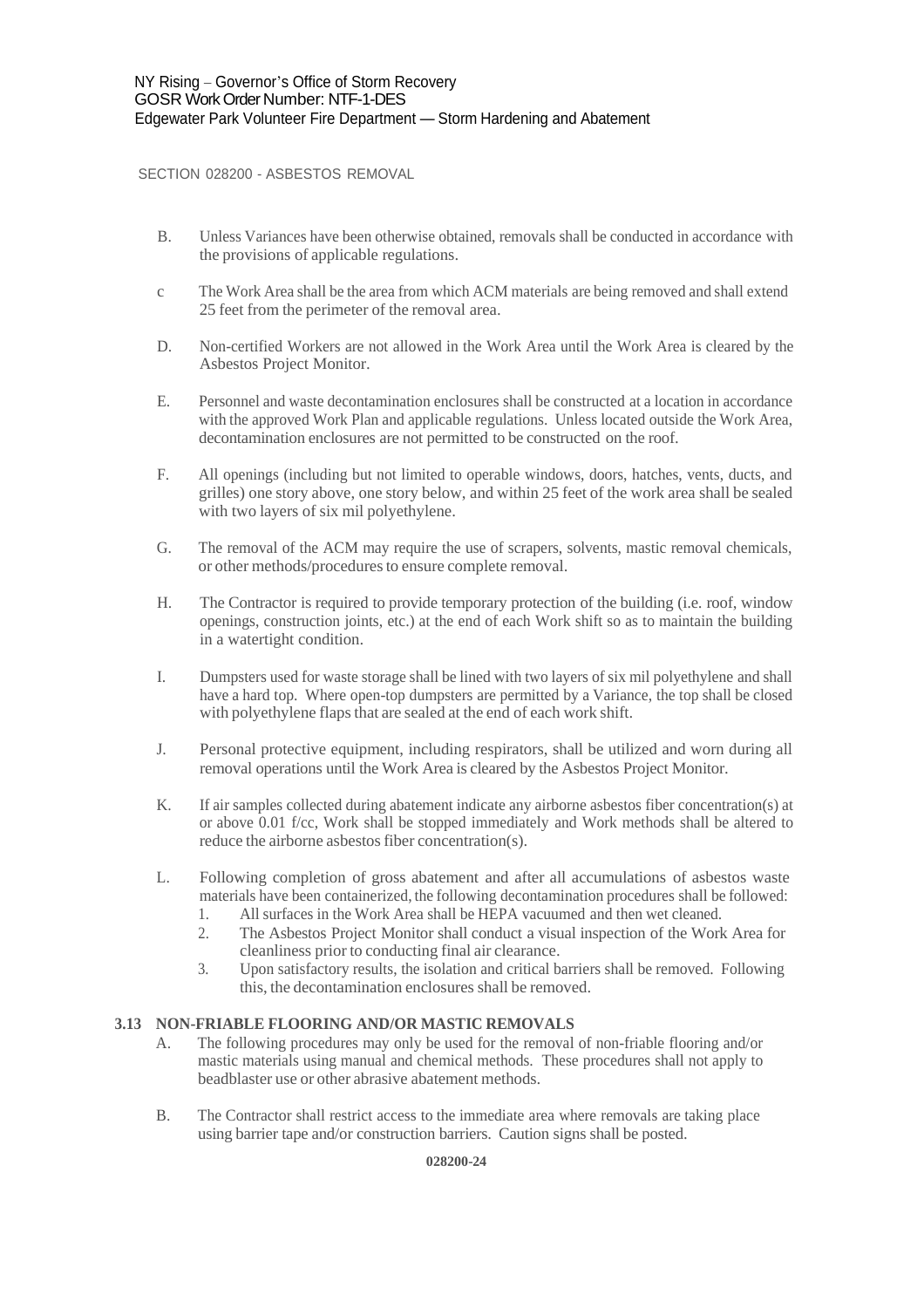SECTION 028200 - ASBESTOS REMOVAL

B. Unless Variances have been otherwise obtained, removals shall be conducted in accordance with the provisions of applicable regulations.

c The Work Area shall be the area from which ACM materials are being removed and shall extend 25 feet from the perimeter of the removal area.

D. Non-certified Workers are not allowed in the Work Area until the Work Area is cleared by the Asbestos Project Monitor.

E. Personnel and waste decontamination enclosures shall be constructed at a location in accordance with the approved Work Plan and applicable regulations. Unless located outside the Work Area, decontamination enclosures are not permitted to be constructed on the roof.

F. All openings (including but not limited to operable windows, doors, hatches, vents, ducts, and grilles) one story above, one story below, and within 25 feet of the work area shall be sealed with two layers of six mil polyethylene.

G. The removal of the ACM may require the use of scrapers, solvents, mastic removal chemicals, or other methods/procedures to ensure complete removal.

H. The Contractor is required to provide temporary protection of the building (i.e. roof, window openings, construction joints, etc.) at the end of each Work shift so as to maintain the building in a watertight condition.

I. Dumpsters used for waste storage shall be lined with two layers of six mil polyethylene and shall have a hard top. Where open-top dumpsters are permitted by a Variance, the top shall be closed with polyethylene flaps that are sealed at the end of each work shift.

J. Personal protective equipment, including respirators, shall be utilized and worn during all removal operations until the Work Area is cleared by the Asbestos Project Monitor.

K. If air samples collected during abatement indicate any airborne asbestos fiber concentration(s) at or above 0.01 f/cc, Work shall be stopped immediately and Work methods shall be altered to reduce the airborne asbestos fiber concentration(s).

L. Following completion of gross abatement and after all accumulations of asbestos waste materials have been containerized, the following decontamination procedures shall be followed:
   1. All surfaces in the Work Area shall be HEPA vacuumed and then wet cleaned.
   2. The Asbestos Project Monitor shall conduct a visual inspection of the Work Area for cleanliness prior to conducting final air clearance.
   3. Upon satisfactory results, the isolation and critical barriers shall be removed. Following this, the decontamination enclosures shall be removed.

**3.13 NON-FRIABLE FLOORING AND/OR MASTIC REMOVALS**

A. The following procedures may only be used for the removal of non-friable flooring and/or mastic materials using manual and chemical methods. These procedures shall not apply to beadblaster use or other abrasive abatement methods.

B. The Contractor shall restrict access to the immediate area where removals are taking place using barrier tape and/or construction barriers. Caution signs shall be posted.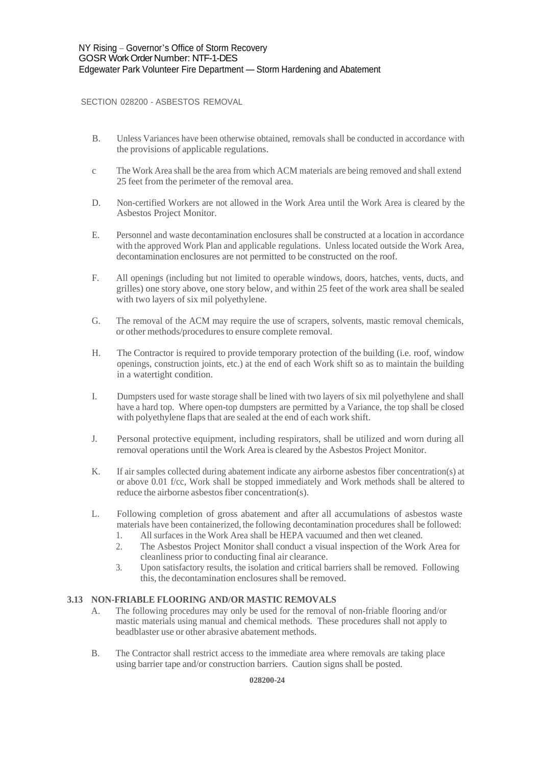B. Unless Variances have been otherwise obtained, removals shall be conducted in accordance with the provisions of applicable regulations.

c The Work Area shall be the area from which ACM materials are being removed and shall extend 25 feet from the perimeter of the removal area.

D. Non-certified Workers are not allowed in the Work Area until the Work Area is cleared by the Asbestos Project Monitor.

E. Personnel and waste decontamination enclosures shall be constructed at a location in accordance with the approved Work Plan and applicable regulations. Unless located outside the Work Area, decontamination enclosures are not permitted to be constructed on the roof.

F. All openings (including but not limited to operable windows, doors, hatches, vents, ducts, and grilles) one story above, one story below, and within 25 feet of the work area shall be sealed with two layers of six mil polyethylene.

G. The removal of the ACM may require the use of scrapers, solvents, mastic removal chemicals, or other methods/procedures to ensure complete removal.

H. The Contractor is required to provide temporary protection of the building (i.e. roof, window openings, construction joints, etc.) at the end of each Work shift so as to maintain the building in a watertight condition.

I. Dumpsters used for waste storage shall be lined with two layers of six mil polyethylene and shall have a hard top. Where open-top dumpsters are permitted by a Variance, the top shall be closed with polyethylene flaps that are sealed at the end of each work shift.

J. Personal protective equipment, including respirators, shall be utilized and worn during all removal operations until the Work Area is cleared by the Asbestos Project Monitor.

K. If air samples collected during abatement indicate any airborne asbestos fiber concentration(s) at or above 0.01 f/cc, Work shall be stopped immediately and Work methods shall be altered to reduce the airborne asbestos fiber concentration(s).

L. Following completion of gross abatement and after all accumulations of asbestos waste materials have been containerized, the following decontamination procedures shall be followed:
   1. All surfaces in the Work Area shall be HEPA vacuumed and then wet cleaned.
   2. The Asbestos Project Monitor shall conduct a visual inspection of the Work Area for cleanliness prior to conducting final air clearance.
   3. Upon satisfactory results, the isolation and critical barriers shall be removed. Following this, the decontamination enclosures shall be removed.

**3.13 NON-FRIABLE FLOORING AND/OR MASTIC REMOVALS**

A. The following procedures may only be used for the removal of non-friable flooring and/or mastic materials using manual and chemical methods. These procedures shall not apply to beadblaster use or other abrasive abatement methods.

B. The Contractor shall restrict access to the immediate area where removals are taking place using barrier tape and/or construction barriers. Caution signs shall be posted.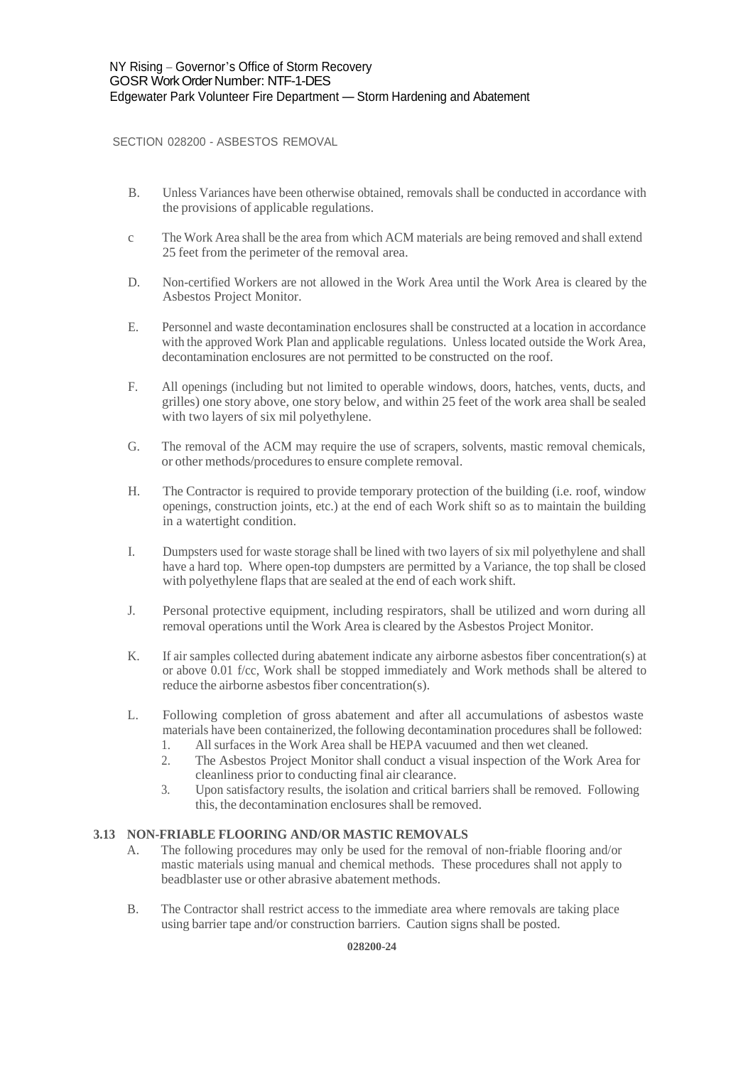B. Unless Variances have been otherwise obtained, removals shall be conducted in accordance with the provisions of applicable regulations.

c The Work Area shall be the area from which ACM materials are being removed and shall extend 25 feet from the perimeter of the removal area.

D. Non-certified Workers are not allowed in the Work Area until the Work Area is cleared by the Asbestos Project Monitor.

E. Personnel and waste decontamination enclosures shall be constructed at a location in accordance with the approved Work Plan and applicable regulations. Unless located outside the Work Area, decontamination enclosures are not permitted to be constructed on the roof.

F. All openings (including but not limited to operable windows, doors, hatches, vents, ducts, and grilles) one story above, one story below, and within 25 feet of the work area shall be sealed with two layers of six mil polyethylene.

G. The removal of the ACM may require the use of scrapers, solvents, mastic removal chemicals, or other methods/procedures to ensure complete removal.

H. The Contractor is required to provide temporary protection of the building (i.e. roof, window openings, construction joints, etc.) at the end of each Work shift so as to maintain the building in a watertight condition.

I. Dumpsters used for waste storage shall be lined with two layers of six mil polyethylene and shall have a hard top. Where open-top dumpsters are permitted by a Variance, the top shall be closed with polyethylene flaps that are sealed at the end of each work shift.

J. Personal protective equipment, including respirators, shall be utilized and worn during all removal operations until the Work Area is cleared by the Asbestos Project Monitor.

K. If air samples collected during abatement indicate any airborne asbestos fiber concentration(s) at or above 0.01 f/cc, Work shall be stopped immediately and Work methods shall be altered to reduce the airborne asbestos fiber concentration(s).

L. Following completion of gross abatement and after all accumulations of asbestos waste materials have been containerized, the following decontamination procedures shall be followed:
   1. All surfaces in the Work Area shall be HEPA vacuumed and then wet cleaned.
   2. The Asbestos Project Monitor shall conduct a visual inspection of the Work Area for cleanliness prior to conducting final air clearance.
   3. Upon satisfactory results, the isolation and critical barriers shall be removed. Following this, the decontamination enclosures shall be removed.

**3.13 NON-FRIABLE FLOORING AND/OR MASTIC REMOVALS**

A. The following procedures may only be used for the removal of non-friable flooring and/or mastic materials using manual and chemical methods. These procedures shall not apply to beadblaster use or other abrasive abatement methods.

B. The Contractor shall restrict access to the immediate area where removals are taking place using barrier tape and/or construction barriers. Caution signs shall be posted.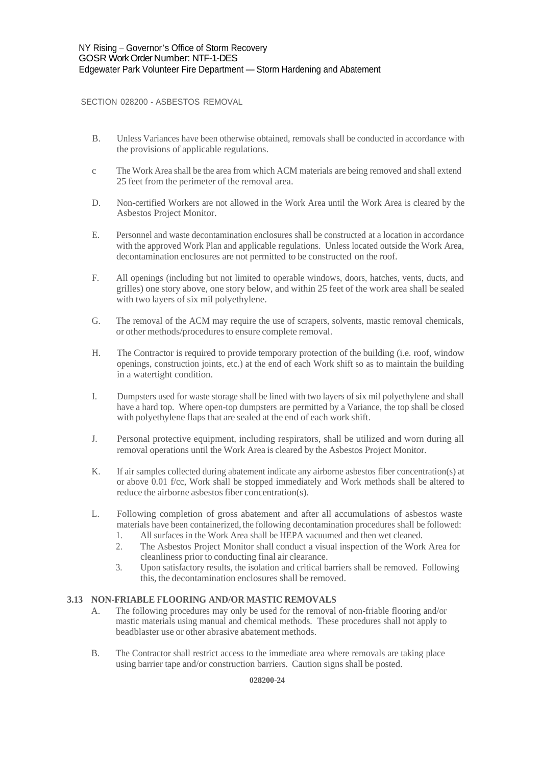B. Unless Variances have been otherwise obtained, removals shall be conducted in accordance with the provisions of applicable regulations.

c The Work Area shall be the area from which ACM materials are being removed and shall extend 25 feet from the perimeter of the removal area.

D. Non-certified Workers are not allowed in the Work Area until the Work Area is cleared by the Asbestos Project Monitor.

E. Personnel and waste decontamination enclosures shall be constructed at a location in accordance with the approved Work Plan and applicable regulations. Unless located outside the Work Area, decontamination enclosures are not permitted to be constructed on the roof.

F. All openings (including but not limited to operable windows, doors, hatches, vents, ducts, and grilles) one story above, one story below, and within 25 feet of the work area shall be sealed with two layers of six mil polyethylene.

G. The removal of the ACM may require the use of scrapers, solvents, mastic removal chemicals, or other methods/procedures to ensure complete removal.

H. The Contractor is required to provide temporary protection of the building (i.e. roof, window openings, construction joints, etc.) at the end of each Work shift so as to maintain the building in a watertight condition.

I. Dumpsters used for waste storage shall be lined with two layers of six mil polyethylene and shall have a hard top. Where open-top dumpsters are permitted by a Variance, the top shall be closed with polyethylene flaps that are sealed at the end of each work shift.

J. Personal protective equipment, including respirators, shall be utilized and worn during all removal operations until the Work Area is cleared by the Asbestos Project Monitor.

K. If air samples collected during abatement indicate any airborne asbestos fiber concentration(s) at or above 0.01 f/cc, Work shall be stopped immediately and Work methods shall be altered to reduce the airborne asbestos fiber concentration(s).

L. Following completion of gross abatement and after all accumulations of asbestos waste materials have been containerized, the following decontamination procedures shall be followed:
   1. All surfaces in the Work Area shall be HEPA vacuumed and then wet cleaned.
   2. The Asbestos Project Monitor shall conduct a visual inspection of the Work Area for cleanliness prior to conducting final air clearance.
   3. Upon satisfactory results, the isolation and critical barriers shall be removed. Following this, the decontamination enclosures shall be removed.

**3.13 NON-FRIABLE FLOORING AND/OR MASTIC REMOVALS**

A. The following procedures may only be used for the removal of non-friable flooring and/or mastic materials using manual and chemical methods. These procedures shall not apply to beadblaster use or other abrasive abatement methods.

B. The Contractor shall restrict access to the immediate area where removals are taking place using barrier tape and/or construction barriers. Caution signs shall be posted.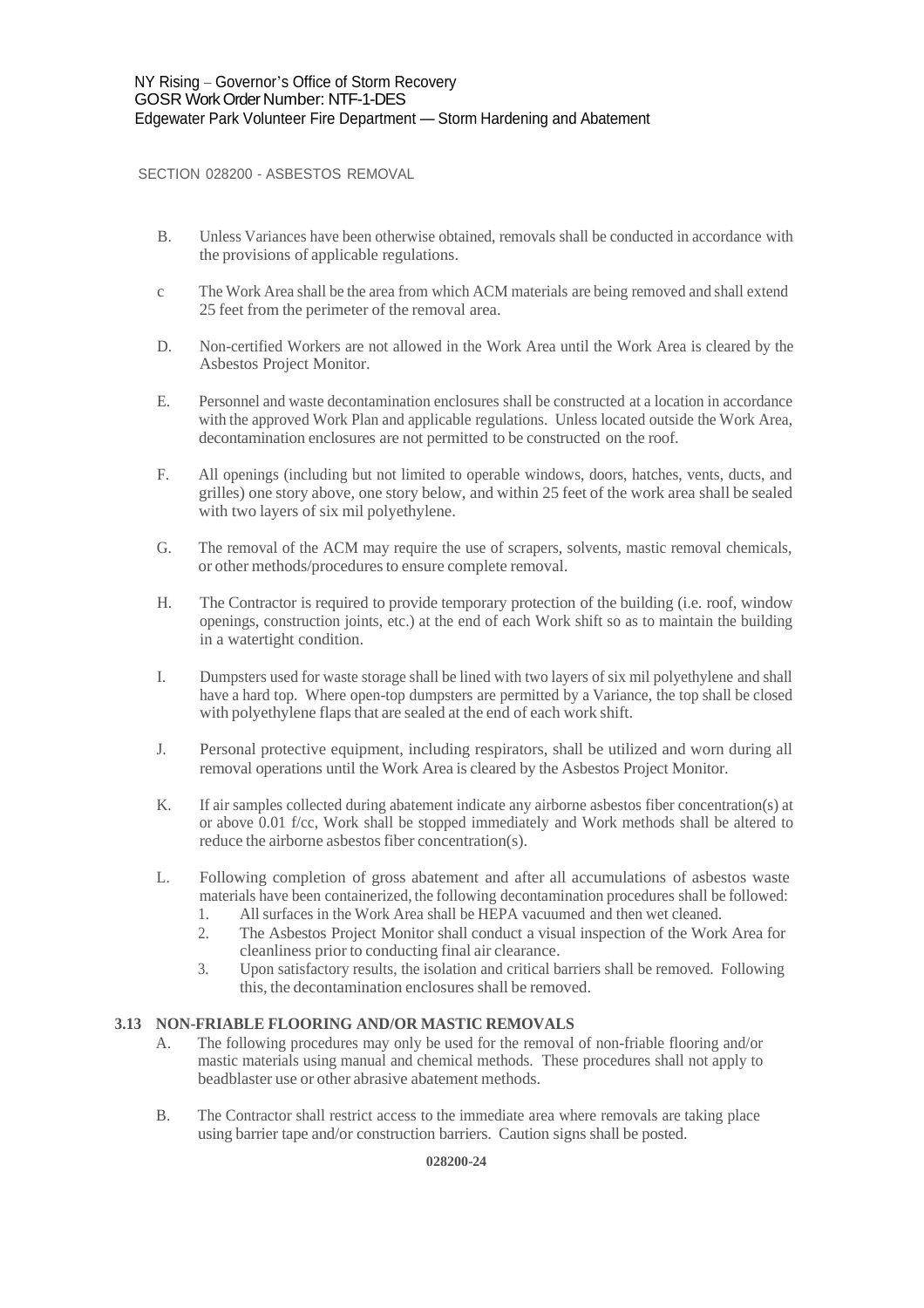B. Unless Variances have been otherwise obtained, removals shall be conducted in accordance with the provisions of applicable regulations.

c The Work Area shall be the area from which ACM materials are being removed and shall extend 25 feet from the perimeter of the removal area.

D. Non-certified Workers are not allowed in the Work Area until the Work Area is cleared by the Asbestos Project Monitor.

E. Personnel and waste decontamination enclosures shall be constructed at a location in accordance with the approved Work Plan and applicable regulations. Unless located outside the Work Area, decontamination enclosures are not permitted to be constructed on the roof.

F. All openings (including but not limited to operable windows, doors, hatches, vents, ducts, and grilles) one story above, one story below, and within 25 feet of the work area shall be sealed with two layers of six mil polyethylene.

G. The removal of the ACM may require the use of scrapers, solvents, mastic removal chemicals, or other methods/procedures to ensure complete removal.

H. The Contractor is required to provide temporary protection of the building (i.e. roof, window openings, construction joints, etc.) at the end of each Work shift so as to maintain the building in a watertight condition.

I. Dumpsters used for waste storage shall be lined with two layers of six mil polyethylene and shall have a hard top. Where open-top dumpsters are permitted by a Variance, the top shall be closed with polyethylene flaps that are sealed at the end of each work shift.

J. Personal protective equipment, including respirators, shall be utilized and worn during all removal operations until the Work Area is cleared by the Asbestos Project Monitor.

K. If air samples collected during abatement indicate any airborne asbestos fiber concentration(s) at or above 0.01 f/cc, Work shall be stopped immediately and Work methods shall be altered to reduce the airborne asbestos fiber concentration(s).

L. Following completion of gross abatement and after all accumulations of asbestos waste materials have been containerized, the following decontamination procedures shall be followed:
1. All surfaces in the Work Area shall be HEPA vacuumed and then wet cleaned.
2. The Asbestos Project Monitor shall conduct a visual inspection of the Work Area for cleanliness prior to conducting final air clearance.
3. Upon satisfactory results, the isolation and critical barriers shall be removed. Following this, the decontamination enclosures shall be removed.

### 3.13 NON-FRIABLE FLOORING AND/OR MASTIC REMOVALS

A. The following procedures may only be used for the removal of non-friable flooring and/or mastic materials using manual and chemical methods. These procedures shall not apply to beadblaster use or other abrasive abatement methods.

B. The Contractor shall restrict access to the immediate area where removals are taking place using barrier tape and/or construction barriers. Caution signs shall be posted.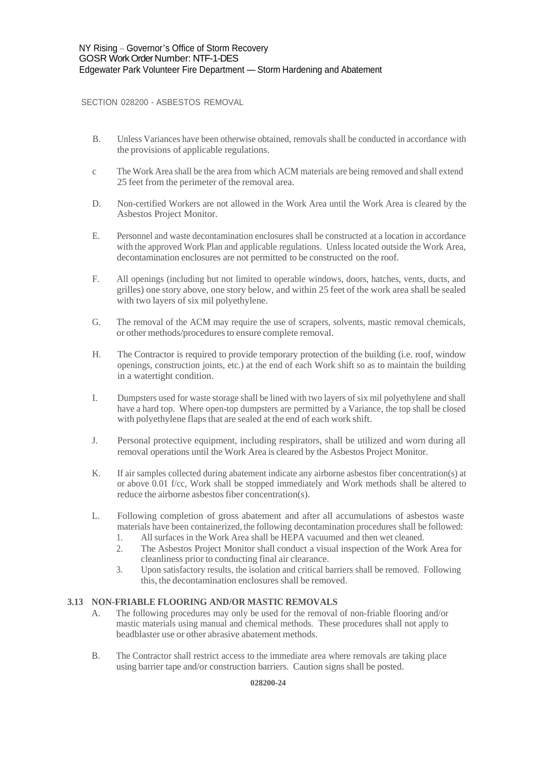B. Unless Variances have been otherwise obtained, removals shall be conducted in accordance with the provisions of applicable regulations.

c The Work Area shall be the area from which ACM materials are being removed and shall extend 25 feet from the perimeter of the removal area.

D. Non-certified Workers are not allowed in the Work Area until the Work Area is cleared by the Asbestos Project Monitor.

E. Personnel and waste decontamination enclosures shall be constructed at a location in accordance with the approved Work Plan and applicable regulations. Unless located outside the Work Area, decontamination enclosures are not permitted to be constructed on the roof.

F. All openings (including but not limited to operable windows, doors, hatches, vents, ducts, and grilles) one story above, one story below, and within 25 feet of the work area shall be sealed with two layers of six mil polyethylene.

G. The removal of the ACM may require the use of scrapers, solvents, mastic removal chemicals, or other methods/procedures to ensure complete removal.

H. The Contractor is required to provide temporary protection of the building (i.e. roof, window openings, construction joints, etc.) at the end of each Work shift so as to maintain the building in a watertight condition.

I. Dumpsters used for waste storage shall be lined with two layers of six mil polyethylene and shall have a hard top. Where open-top dumpsters are permitted by a Variance, the top shall be closed with polyethylene flaps that are sealed at the end of each work shift.

J. Personal protective equipment, including respirators, shall be utilized and worn during all removal operations until the Work Area is cleared by the Asbestos Project Monitor.

K. If air samples collected during abatement indicate any airborne asbestos fiber concentration(s) at or above 0.01 f/cc, Work shall be stopped immediately and Work methods shall be altered to reduce the airborne asbestos fiber concentration(s).

L. Following completion of gross abatement and after all accumulations of asbestos waste materials have been containerized, the following decontamination procedures shall be followed:
   1. All surfaces in the Work Area shall be HEPA vacuumed and then wet cleaned.
   2. The Asbestos Project Monitor shall conduct a visual inspection of the Work Area for cleanliness prior to conducting final air clearance.
   3. Upon satisfactory results, the isolation and critical barriers shall be removed. Following this, the decontamination enclosures shall be removed.

**3.13 NON-FRIABLE FLOORING AND/OR MASTIC REMOVALS**

A. The following procedures may only be used for the removal of non-friable flooring and/or mastic materials using manual and chemical methods. These procedures shall not apply to beadblaster use or other abrasive abatement methods.

B. The Contractor shall restrict access to the immediate area where removals are taking place using barrier tape and/or construction barriers. Caution signs shall be posted.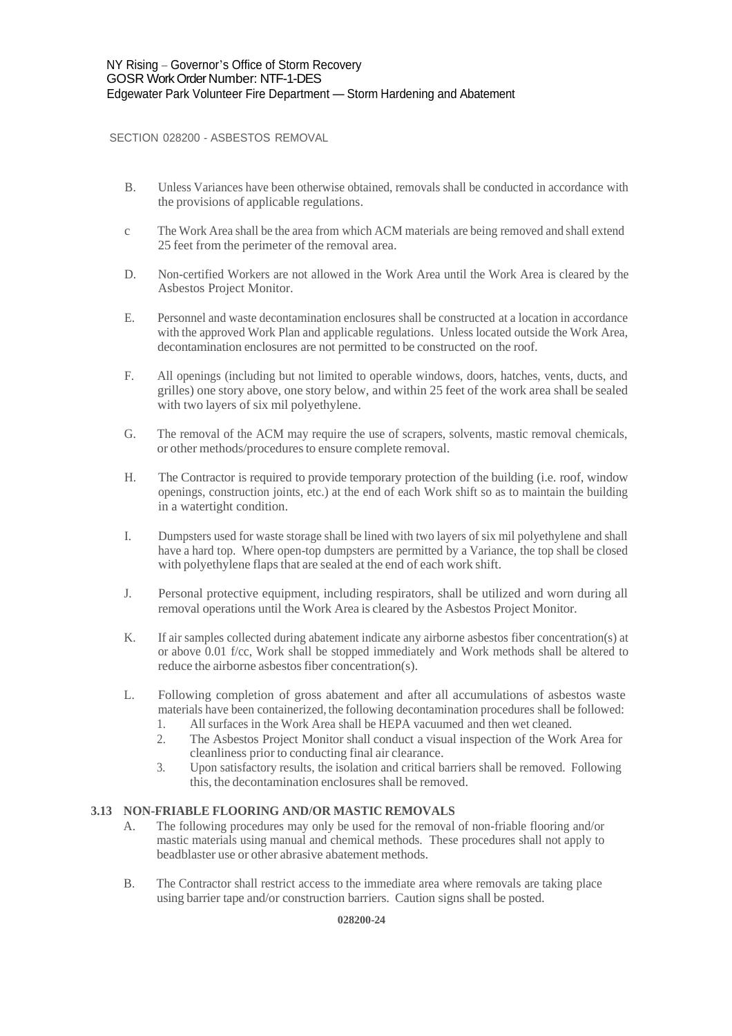B. Unless Variances have been otherwise obtained, removals shall be conducted in accordance with the provisions of applicable regulations.

c The Work Area shall be the area from which ACM materials are being removed and shall extend 25 feet from the perimeter of the removal area.

D. Non-certified Workers are not allowed in the Work Area until the Work Area is cleared by the Asbestos Project Monitor.

E. Personnel and waste decontamination enclosures shall be constructed at a location in accordance with the approved Work Plan and applicable regulations. Unless located outside the Work Area, decontamination enclosures are not permitted to be constructed on the roof.

F. All openings (including but not limited to operable windows, doors, hatches, vents, ducts, and grilles) one story above, one story below, and within 25 feet of the work area shall be sealed with two layers of six mil polyethylene.

G. The removal of the ACM may require the use of scrapers, solvents, mastic removal chemicals, or other methods/procedures to ensure complete removal.

H. The Contractor is required to provide temporary protection of the building (i.e. roof, window openings, construction joints, etc.) at the end of each Work shift so as to maintain the building in a watertight condition.

I. Dumpsters used for waste storage shall be lined with two layers of six mil polyethylene and shall have a hard top. Where open-top dumpsters are permitted by a Variance, the top shall be closed with polyethylene flaps that are sealed at the end of each work shift.

J. Personal protective equipment, including respirators, shall be utilized and worn during all removal operations until the Work Area is cleared by the Asbestos Project Monitor.

K. If air samples collected during abatement indicate any airborne asbestos fiber concentration(s) at or above 0.01 f/cc, Work shall be stopped immediately and Work methods shall be altered to reduce the airborne asbestos fiber concentration(s).

L. Following completion of gross abatement and after all accumulations of asbestos waste materials have been containerized, the following decontamination procedures shall be followed:
   1. All surfaces in the Work Area shall be HEPA vacuumed and then wet cleaned.
   2. The Asbestos Project Monitor shall conduct a visual inspection of the Work Area for cleanliness prior to conducting final air clearance.
   3. Upon satisfactory results, the isolation and critical barriers shall be removed. Following this, the decontamination enclosures shall be removed.

**3.13 NON-FRIABLE FLOORING AND/OR MASTIC REMOVALS**

A. The following procedures may only be used for the removal of non-friable flooring and/or mastic materials using manual and chemical methods. These procedures shall not apply to beadblaster use or other abrasive abatement methods.

B. The Contractor shall restrict access to the immediate area where removals are taking place using barrier tape and/or construction barriers. Caution signs shall be posted.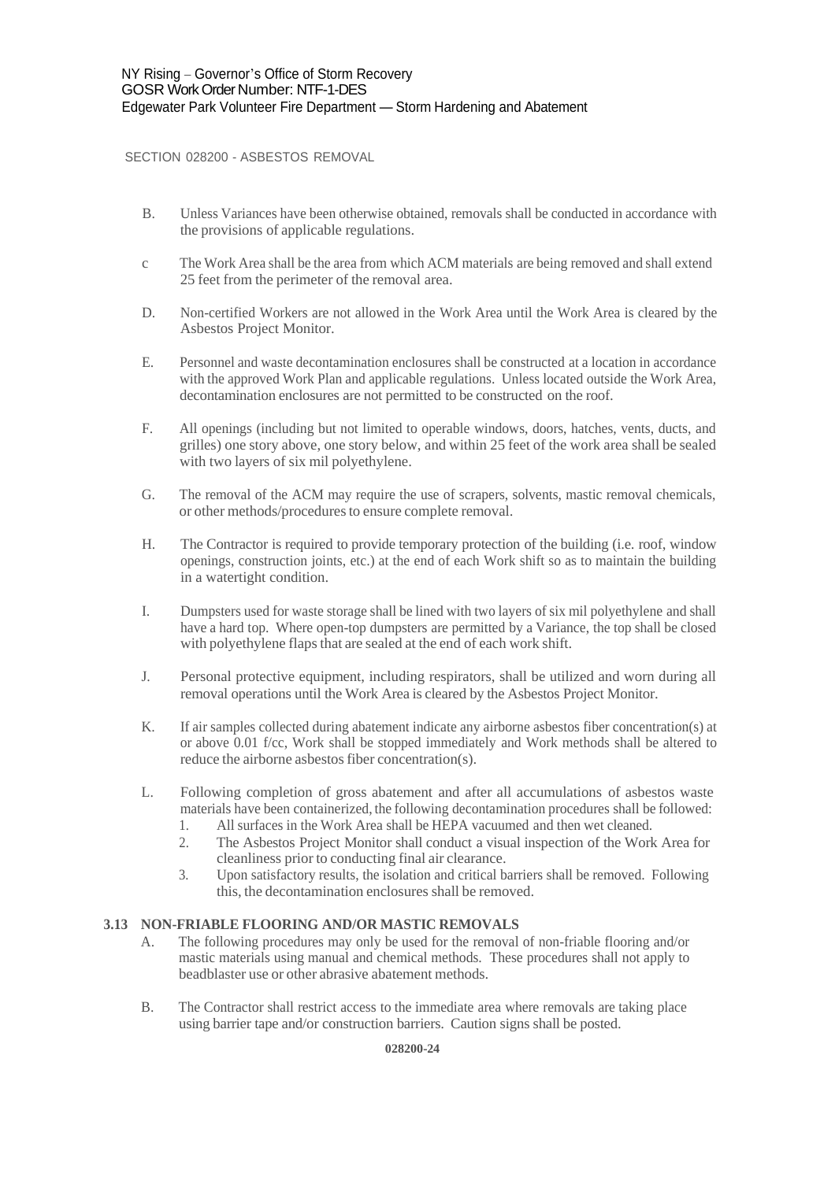B. Unless Variances have been otherwise obtained, removals shall be conducted in accordance with the provisions of applicable regulations.

c The Work Area shall be the area from which ACM materials are being removed and shall extend 25 feet from the perimeter of the removal area.

D. Non-certified Workers are not allowed in the Work Area until the Work Area is cleared by the Asbestos Project Monitor.

E. Personnel and waste decontamination enclosures shall be constructed at a location in accordance with the approved Work Plan and applicable regulations. Unless located outside the Work Area, decontamination enclosures are not permitted to be constructed on the roof.

F. All openings (including but not limited to operable windows, doors, hatches, vents, ducts, and grilles) one story above, one story below, and within 25 feet of the work area shall be sealed with two layers of six mil polyethylene.

G. The removal of the ACM may require the use of scrapers, solvents, mastic removal chemicals, or other methods/procedures to ensure complete removal.

H. The Contractor is required to provide temporary protection of the building (i.e. roof, window openings, construction joints, etc.) at the end of each Work shift so as to maintain the building in a watertight condition.

I. Dumpsters used for waste storage shall be lined with two layers of six mil polyethylene and shall have a hard top. Where open-top dumpsters are permitted by a Variance, the top shall be closed with polyethylene flaps that are sealed at the end of each work shift.

J. Personal protective equipment, including respirators, shall be utilized and worn during all removal operations until the Work Area is cleared by the Asbestos Project Monitor.

K. If air samples collected during abatement indicate any airborne asbestos fiber concentration(s) at or above 0.01 f/cc, Work shall be stopped immediately and Work methods shall be altered to reduce the airborne asbestos fiber concentration(s).

L. Following completion of gross abatement and after all accumulations of asbestos waste materials have been containerized, the following decontamination procedures shall be followed:
   1. All surfaces in the Work Area shall be HEPA vacuumed and then wet cleaned.
   2. The Asbestos Project Monitor shall conduct a visual inspection of the Work Area for cleanliness prior to conducting final air clearance.
   3. Upon satisfactory results, the isolation and critical barriers shall be removed. Following this, the decontamination enclosures shall be removed.

**3.13 NON-FRIABLE FLOORING AND/OR MASTIC REMOVALS**

A. The following procedures may only be used for the removal of non-friable flooring and/or mastic materials using manual and chemical methods. These procedures shall not apply to beadblaster use or other abrasive abatement methods.

B. The Contractor shall restrict access to the immediate area where removals are taking place using barrier tape and/or construction barriers. Caution signs shall be posted.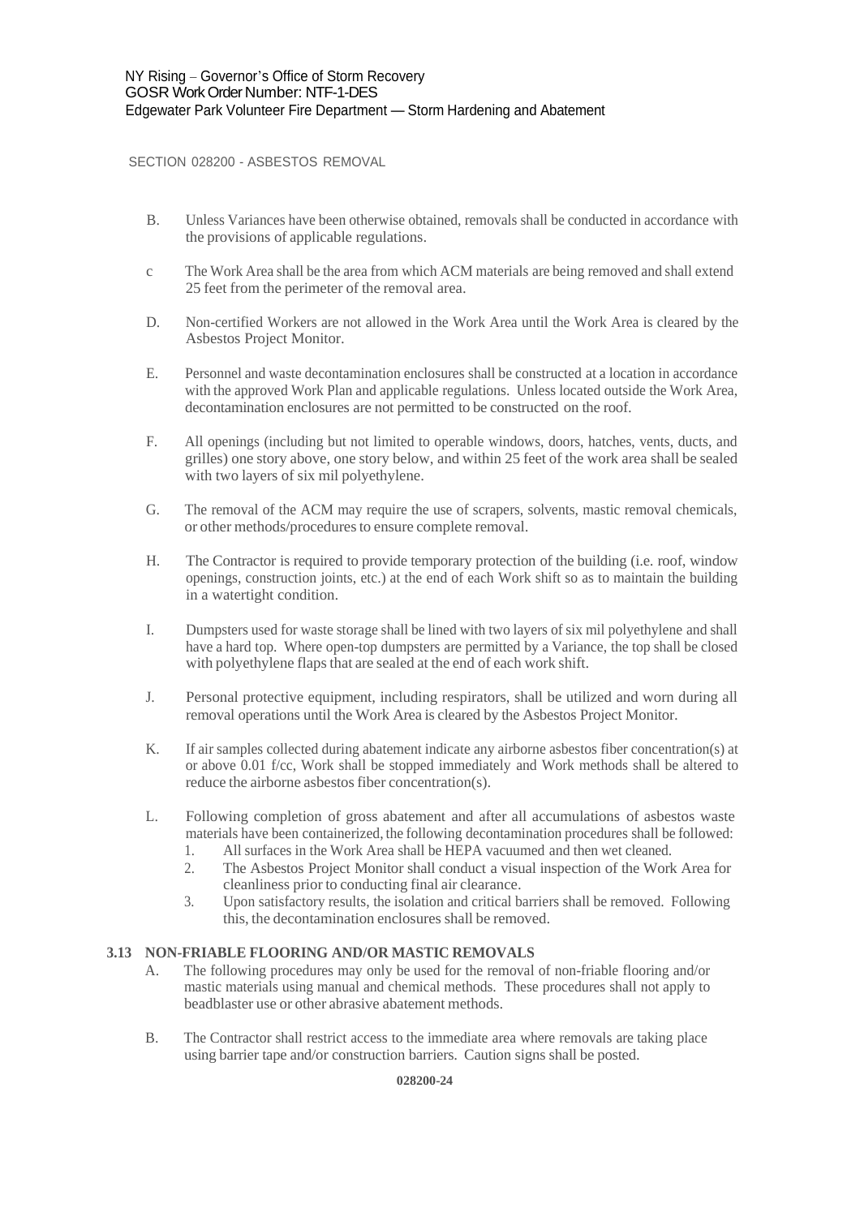B. Unless Variances have been otherwise obtained, removals shall be conducted in accordance with the provisions of applicable regulations.

c The Work Area shall be the area from which ACM materials are being removed and shall extend 25 feet from the perimeter of the removal area.

D. Non-certified Workers are not allowed in the Work Area until the Work Area is cleared by the Asbestos Project Monitor.

E. Personnel and waste decontamination enclosures shall be constructed at a location in accordance with the approved Work Plan and applicable regulations. Unless located outside the Work Area, decontamination enclosures are not permitted to be constructed on the roof.

F. All openings (including but not limited to operable windows, doors, hatches, vents, ducts, and grilles) one story above, one story below, and within 25 feet of the work area shall be sealed with two layers of six mil polyethylene.

G. The removal of the ACM may require the use of scrapers, solvents, mastic removal chemicals, or other methods/procedures to ensure complete removal.

H. The Contractor is required to provide temporary protection of the building (i.e. roof, window openings, construction joints, etc.) at the end of each Work shift so as to maintain the building in a watertight condition.

I. Dumpsters used for waste storage shall be lined with two layers of six mil polyethylene and shall have a hard top. Where open-top dumpsters are permitted by a Variance, the top shall be closed with polyethylene flaps that are sealed at the end of each work shift.

J. Personal protective equipment, including respirators, shall be utilized and worn during all removal operations until the Work Area is cleared by the Asbestos Project Monitor.

K. If air samples collected during abatement indicate any airborne asbestos fiber concentration(s) at or above 0.01 f/cc, Work shall be stopped immediately and Work methods shall be altered to reduce the airborne asbestos fiber concentration(s).

L. Following completion of gross abatement and after all accumulations of asbestos waste materials have been containerized, the following decontamination procedures shall be followed:
   1. All surfaces in the Work Area shall be HEPA vacuumed and then wet cleaned.
   2. The Asbestos Project Monitor shall conduct a visual inspection of the Work Area for cleanliness prior to conducting final air clearance.
   3. Upon satisfactory results, the isolation and critical barriers shall be removed. Following this, the decontamination enclosures shall be removed.

**3.13 NON-FRIABLE FLOORING AND/OR MASTIC REMOVALS**

A. The following procedures may only be used for the removal of non-friable flooring and/or mastic materials using manual and chemical methods. These procedures shall not apply to beadblaster use or other abrasive abatement methods.

B. The Contractor shall restrict access to the immediate area where removals are taking place using barrier tape and/or construction barriers. Caution signs shall be posted.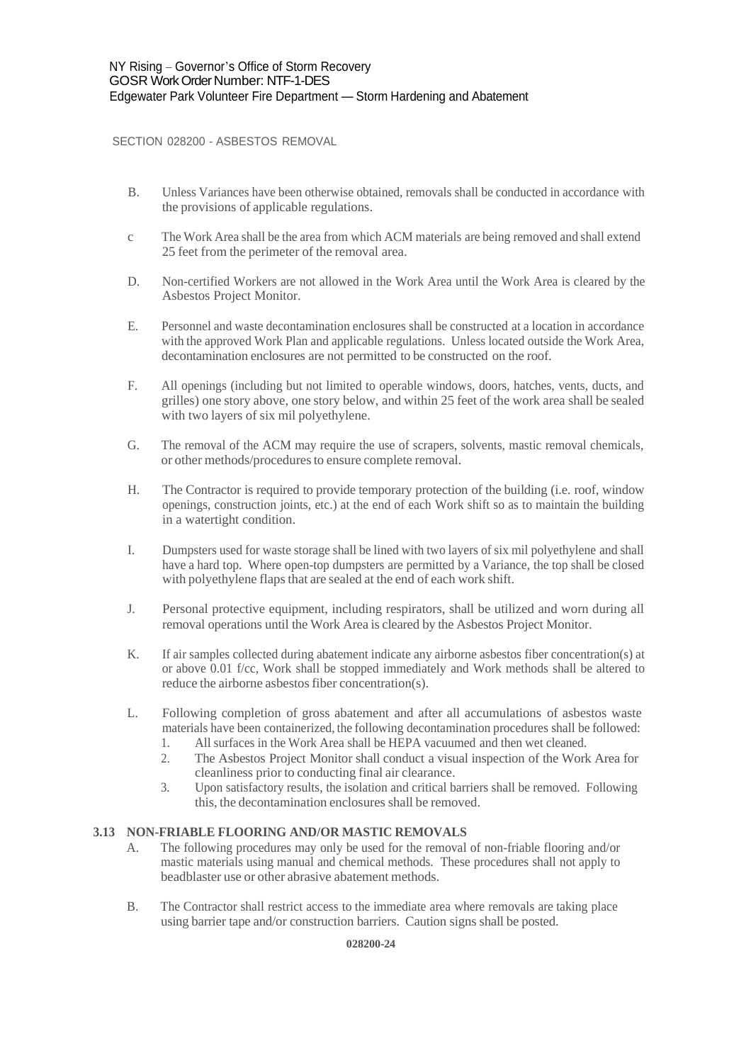B. Unless Variances have been otherwise obtained, removals shall be conducted in accordance with the provisions of applicable regulations.

c The Work Area shall be the area from which ACM materials are being removed and shall extend 25 feet from the perimeter of the removal area.

D. Non-certified Workers are not allowed in the Work Area until the Work Area is cleared by the Asbestos Project Monitor.

E. Personnel and waste decontamination enclosures shall be constructed at a location in accordance with the approved Work Plan and applicable regulations. Unless located outside the Work Area, decontamination enclosures are not permitted to be constructed on the roof.

F. All openings (including but not limited to operable windows, doors, hatches, vents, ducts, and grilles) one story above, one story below, and within 25 feet of the work area shall be sealed with two layers of six mil polyethylene.

G. The removal of the ACM may require the use of scrapers, solvents, mastic removal chemicals, or other methods/procedures to ensure complete removal.

H. The Contractor is required to provide temporary protection of the building (i.e. roof, window openings, construction joints, etc.) at the end of each Work shift so as to maintain the building in a watertight condition.

I. Dumpsters used for waste storage shall be lined with two layers of six mil polyethylene and shall have a hard top. Where open-top dumpsters are permitted by a Variance, the top shall be closed with polyethylene flaps that are sealed at the end of each work shift.

J. Personal protective equipment, including respirators, shall be utilized and worn during all removal operations until the Work Area is cleared by the Asbestos Project Monitor.

K. If air samples collected during abatement indicate any airborne asbestos fiber concentration(s) at or above 0.01 f/cc, Work shall be stopped immediately and Work methods shall be altered to reduce the airborne asbestos fiber concentration(s).

L. Following completion of gross abatement and after all accumulations of asbestos waste materials have been containerized, the following decontamination procedures shall be followed:
   1. All surfaces in the Work Area shall be HEPA vacuumed and then wet cleaned.
   2. The Asbestos Project Monitor shall conduct a visual inspection of the Work Area for cleanliness prior to conducting final air clearance.
   3. Upon satisfactory results, the isolation and critical barriers shall be removed. Following this, the decontamination enclosures shall be removed.

### 3.13 NON-FRIABLE FLOORING AND/OR MASTIC REMOVALS

A. The following procedures may only be used for the removal of non-friable flooring and/or mastic materials using manual and chemical methods. These procedures shall not apply to beadblaster use or other abrasive abatement methods.

B. The Contractor shall restrict access to the immediate area where removals are taking place using barrier tape and/or construction barriers. Caution signs shall be posted.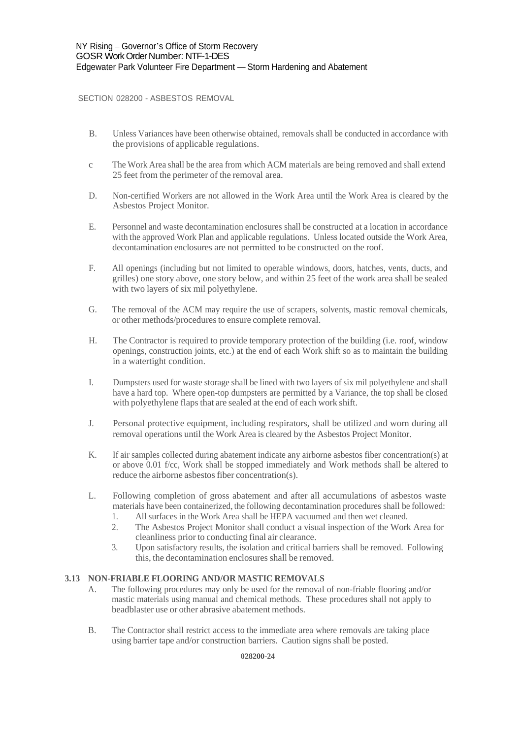B. Unless Variances have been otherwise obtained, removals shall be conducted in accordance with the provisions of applicable regulations.

c The Work Area shall be the area from which ACM materials are being removed and shall extend 25 feet from the perimeter of the removal area.

D. Non-certified Workers are not allowed in the Work Area until the Work Area is cleared by the Asbestos Project Monitor.

E. Personnel and waste decontamination enclosures shall be constructed at a location in accordance with the approved Work Plan and applicable regulations. Unless located outside the Work Area, decontamination enclosures are not permitted to be constructed on the roof.

F. All openings (including but not limited to operable windows, doors, hatches, vents, ducts, and grilles) one story above, one story below, and within 25 feet of the work area shall be sealed with two layers of six mil polyethylene.

G. The removal of the ACM may require the use of scrapers, solvents, mastic removal chemicals, or other methods/procedures to ensure complete removal.

H. The Contractor is required to provide temporary protection of the building (i.e. roof, window openings, construction joints, etc.) at the end of each Work shift so as to maintain the building in a watertight condition.

I. Dumpsters used for waste storage shall be lined with two layers of six mil polyethylene and shall have a hard top. Where open-top dumpsters are permitted by a Variance, the top shall be closed with polyethylene flaps that are sealed at the end of each work shift.

J. Personal protective equipment, including respirators, shall be utilized and worn during all removal operations until the Work Area is cleared by the Asbestos Project Monitor.

K. If air samples collected during abatement indicate any airborne asbestos fiber concentration(s) at or above 0.01 f/cc, Work shall be stopped immediately and Work methods shall be altered to reduce the airborne asbestos fiber concentration(s).

L. Following completion of gross abatement and after all accumulations of asbestos waste materials have been containerized, the following decontamination procedures shall be followed:
1. All surfaces in the Work Area shall be HEPA vacuumed and then wet cleaned.
2. The Asbestos Project Monitor shall conduct a visual inspection of the Work Area for cleanliness prior to conducting final air clearance.
3. Upon satisfactory results, the isolation and critical barriers shall be removed. Following this, the decontamination enclosures shall be removed.

## 3.13 NON-FRIABLE FLOORING AND/OR MASTIC REMOVALS

A. The following procedures may only be used for the removal of non-friable flooring and/or mastic materials using manual and chemical methods. These procedures shall not apply to beadblaster use or other abrasive abatement methods.

B. The Contractor shall restrict access to the immediate area where removals are taking place using barrier tape and/or construction barriers. Caution signs shall be posted.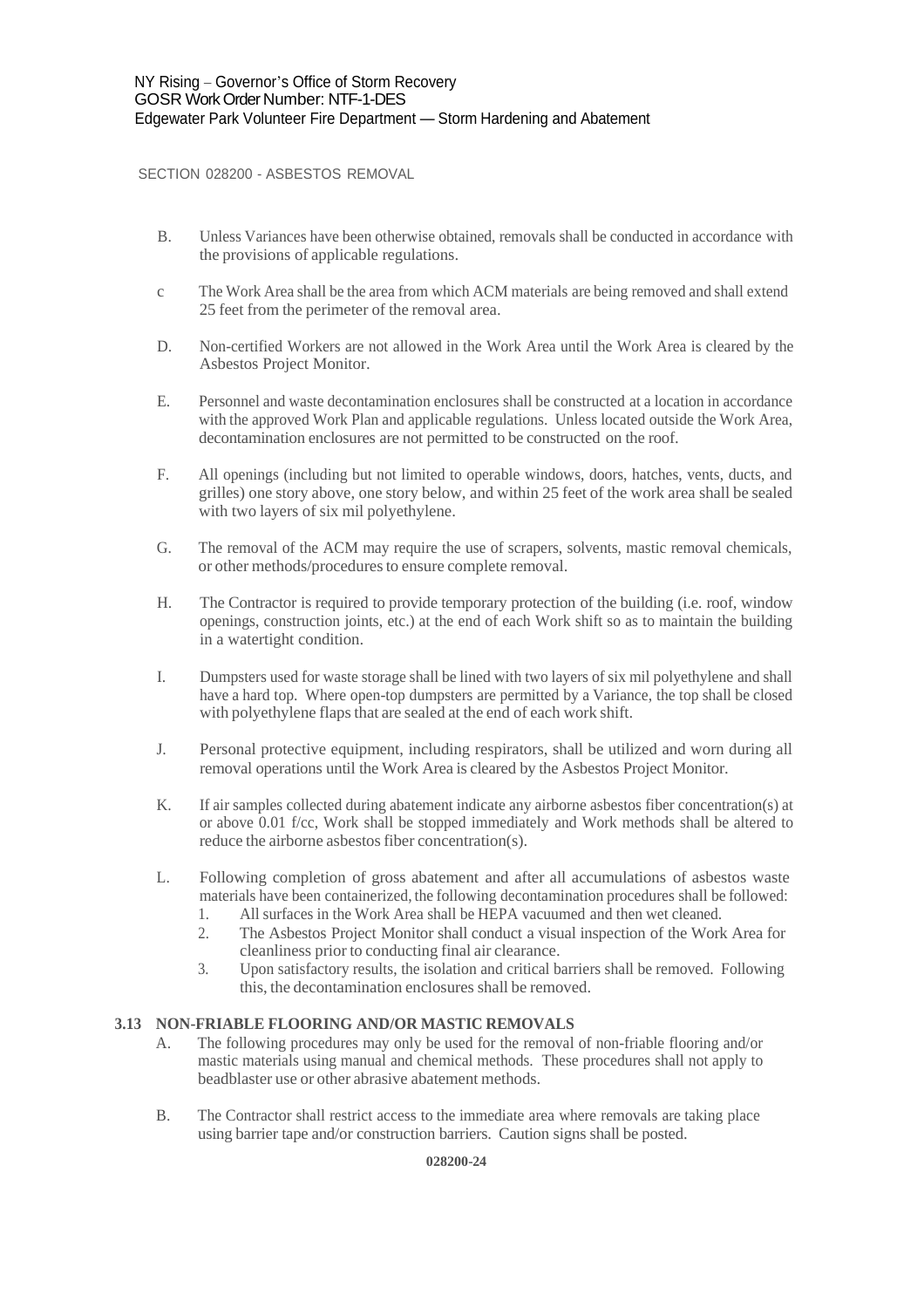SECTION 028200 - ASBESTOS REMOVAL

B. Unless Variances have been otherwise obtained, removals shall be conducted in accordance with the provisions of applicable regulations.

c The Work Area shall be the area from which ACM materials are being removed and shall extend 25 feet from the perimeter of the removal area.

D. Non-certified Workers are not allowed in the Work Area until the Work Area is cleared by the Asbestos Project Monitor.

E. Personnel and waste decontamination enclosures shall be constructed at a location in accordance with the approved Work Plan and applicable regulations. Unless located outside the Work Area, decontamination enclosures are not permitted to be constructed on the roof.

F. All openings (including but not limited to operable windows, doors, hatches, vents, ducts, and grilles) one story above, one story below, and within 25 feet of the work area shall be sealed with two layers of six mil polyethylene.

G. The removal of the ACM may require the use of scrapers, solvents, mastic removal chemicals, or other methods/procedures to ensure complete removal.

H. The Contractor is required to provide temporary protection of the building (i.e. roof, window openings, construction joints, etc.) at the end of each Work shift so as to maintain the building in a watertight condition.

I. Dumpsters used for waste storage shall be lined with two layers of six mil polyethylene and shall have a hard top. Where open-top dumpsters are permitted by a Variance, the top shall be closed with polyethylene flaps that are sealed at the end of each work shift.

J. Personal protective equipment, including respirators, shall be utilized and worn during all removal operations until the Work Area is cleared by the Asbestos Project Monitor.

K. If air samples collected during abatement indicate any airborne asbestos fiber concentration(s) at or above 0.01 f/cc, Work shall be stopped immediately and Work methods shall be altered to reduce the airborne asbestos fiber concentration(s).

L. Following completion of gross abatement and after all accumulations of asbestos waste materials have been containerized, the following decontamination procedures shall be followed:
1. All surfaces in the Work Area shall be HEPA vacuumed and then wet cleaned.
2. The Asbestos Project Monitor shall conduct a visual inspection of the Work Area for cleanliness prior to conducting final air clearance.
3. Upon satisfactory results, the isolation and critical barriers shall be removed. Following this, the decontamination enclosures shall be removed.

**3.13 NON-FRIABLE FLOORING AND/OR MASTIC REMOVALS**

A. The following procedures may only be used for the removal of non-friable flooring and/or mastic materials using manual and chemical methods. These procedures shall not apply to beadblaster use or other abrasive abatement methods.

B. The Contractor shall restrict access to the immediate area where removals are taking place using barrier tape and/or construction barriers. Caution signs shall be posted.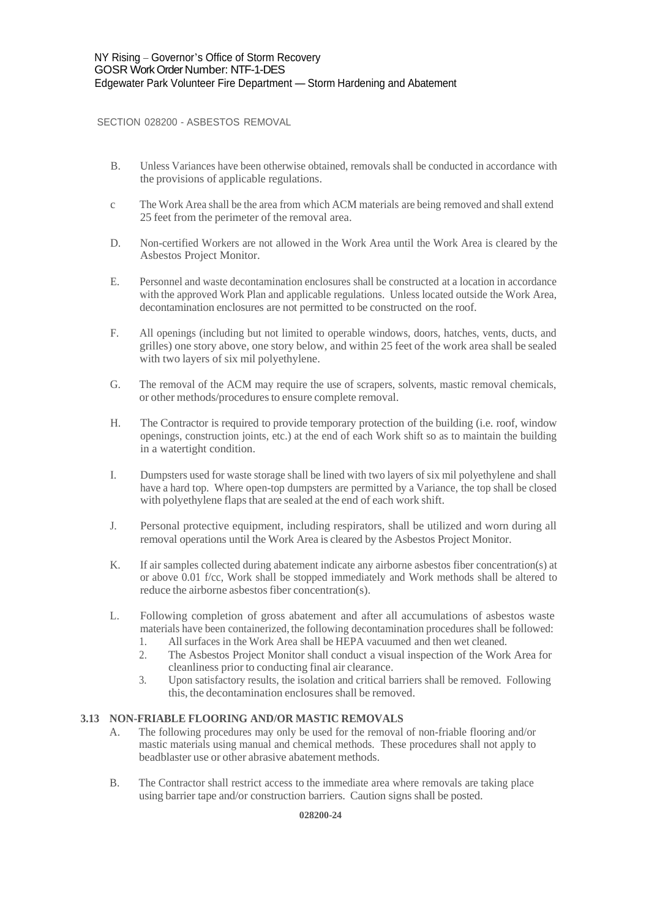B. Unless Variances have been otherwise obtained, removals shall be conducted in accordance with the provisions of applicable regulations.

c The Work Area shall be the area from which ACM materials are being removed and shall extend 25 feet from the perimeter of the removal area.

D. Non-certified Workers are not allowed in the Work Area until the Work Area is cleared by the Asbestos Project Monitor.

E. Personnel and waste decontamination enclosures shall be constructed at a location in accordance with the approved Work Plan and applicable regulations. Unless located outside the Work Area, decontamination enclosures are not permitted to be constructed on the roof.

F. All openings (including but not limited to operable windows, doors, hatches, vents, ducts, and grilles) one story above, one story below, and within 25 feet of the work area shall be sealed with two layers of six mil polyethylene.

G. The removal of the ACM may require the use of scrapers, solvents, mastic removal chemicals, or other methods/procedures to ensure complete removal.

H. The Contractor is required to provide temporary protection of the building (i.e. roof, window openings, construction joints, etc.) at the end of each Work shift so as to maintain the building in a watertight condition.

I. Dumpsters used for waste storage shall be lined with two layers of six mil polyethylene and shall have a hard top. Where open-top dumpsters are permitted by a Variance, the top shall be closed with polyethylene flaps that are sealed at the end of each work shift.

J. Personal protective equipment, including respirators, shall be utilized and worn during all removal operations until the Work Area is cleared by the Asbestos Project Monitor.

K. If air samples collected during abatement indicate any airborne asbestos fiber concentration(s) at or above 0.01 f/cc, Work shall be stopped immediately and Work methods shall be altered to reduce the airborne asbestos fiber concentration(s).

L. Following completion of gross abatement and after all accumulations of asbestos waste materials have been containerized, the following decontamination procedures shall be followed:
   1. All surfaces in the Work Area shall be HEPA vacuumed and then wet cleaned.
   2. The Asbestos Project Monitor shall conduct a visual inspection of the Work Area for cleanliness prior to conducting final air clearance.
   3. Upon satisfactory results, the isolation and critical barriers shall be removed. Following this, the decontamination enclosures shall be removed.

**3.13 NON-FRIABLE FLOORING AND/OR MASTIC REMOVALS**

A. The following procedures may only be used for the removal of non-friable flooring and/or mastic materials using manual and chemical methods. These procedures shall not apply to beadblaster use or other abrasive abatement methods.

B. The Contractor shall restrict access to the immediate area where removals are taking place using barrier tape and/or construction barriers. Caution signs shall be posted.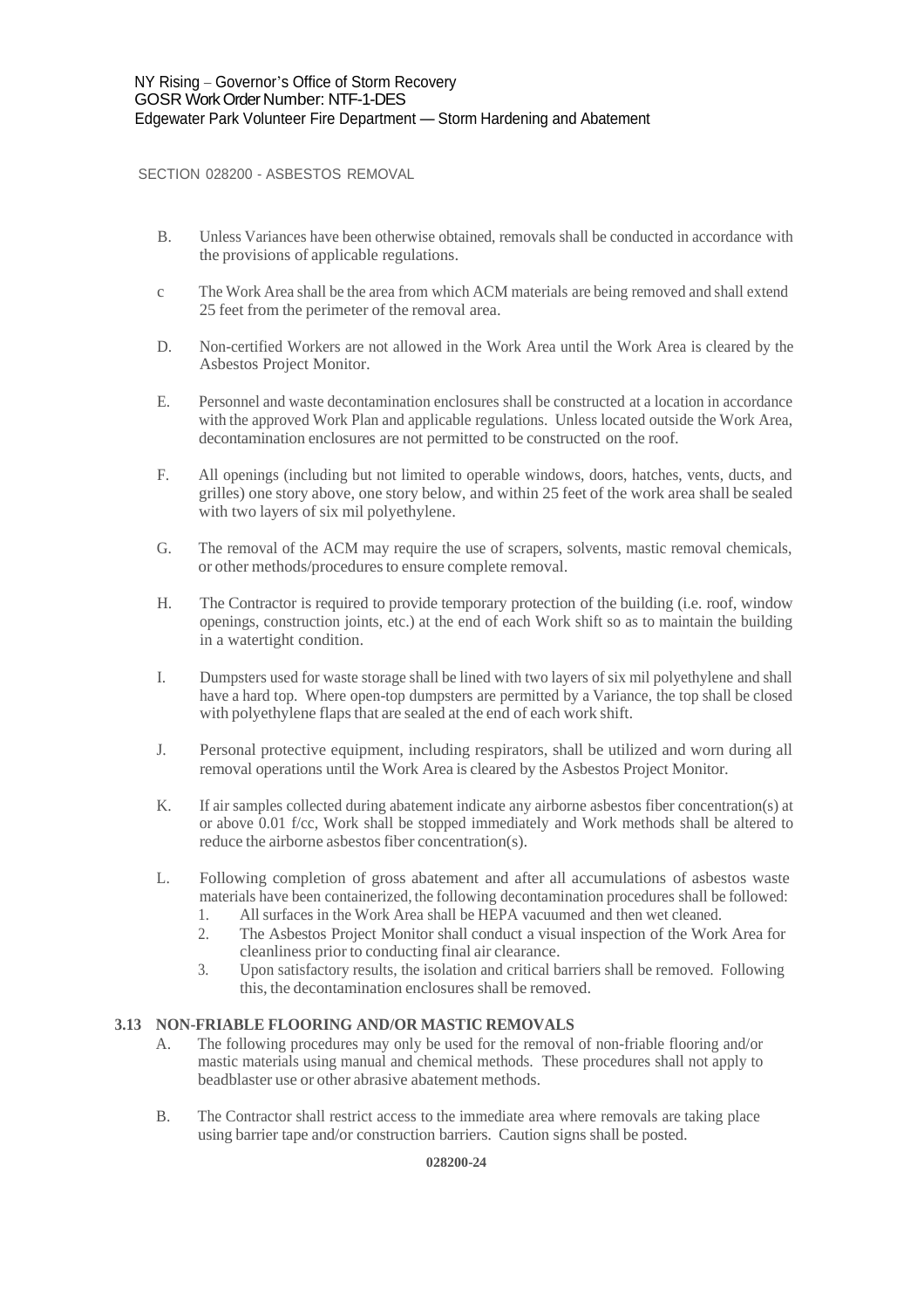B. Unless Variances have been otherwise obtained, removals shall be conducted in accordance with the provisions of applicable regulations.

c The Work Area shall be the area from which ACM materials are being removed and shall extend 25 feet from the perimeter of the removal area.

D. Non-certified Workers are not allowed in the Work Area until the Work Area is cleared by the Asbestos Project Monitor.

E. Personnel and waste decontamination enclosures shall be constructed at a location in accordance with the approved Work Plan and applicable regulations. Unless located outside the Work Area, decontamination enclosures are not permitted to be constructed on the roof.

F. All openings (including but not limited to operable windows, doors, hatches, vents, ducts, and grilles) one story above, one story below, and within 25 feet of the work area shall be sealed with two layers of six mil polyethylene.

G. The removal of the ACM may require the use of scrapers, solvents, mastic removal chemicals, or other methods/procedures to ensure complete removal.

H. The Contractor is required to provide temporary protection of the building (i.e. roof, window openings, construction joints, etc.) at the end of each Work shift so as to maintain the building in a watertight condition.

I. Dumpsters used for waste storage shall be lined with two layers of six mil polyethylene and shall have a hard top. Where open-top dumpsters are permitted by a Variance, the top shall be closed with polyethylene flaps that are sealed at the end of each work shift.

J. Personal protective equipment, including respirators, shall be utilized and worn during all removal operations until the Work Area is cleared by the Asbestos Project Monitor.

K. If air samples collected during abatement indicate any airborne asbestos fiber concentration(s) at or above 0.01 f/cc, Work shall be stopped immediately and Work methods shall be altered to reduce the airborne asbestos fiber concentration(s).

L. Following completion of gross abatement and after all accumulations of asbestos waste materials have been containerized, the following decontamination procedures shall be followed:
1. All surfaces in the Work Area shall be HEPA vacuumed and then wet cleaned.
2. The Asbestos Project Monitor shall conduct a visual inspection of the Work Area for cleanliness prior to conducting final air clearance.
3. Upon satisfactory results, the isolation and critical barriers shall be removed. Following this, the decontamination enclosures shall be removed.

### 3.13 NON-FRIABLE FLOORING AND/OR MASTIC REMOVALS

A. The following procedures may only be used for the removal of non-friable flooring and/or mastic materials using manual and chemical methods. These procedures shall not apply to beadblaster use or other abrasive abatement methods.

B. The Contractor shall restrict access to the immediate area where removals are taking place using barrier tape and/or construction barriers. Caution signs shall be posted.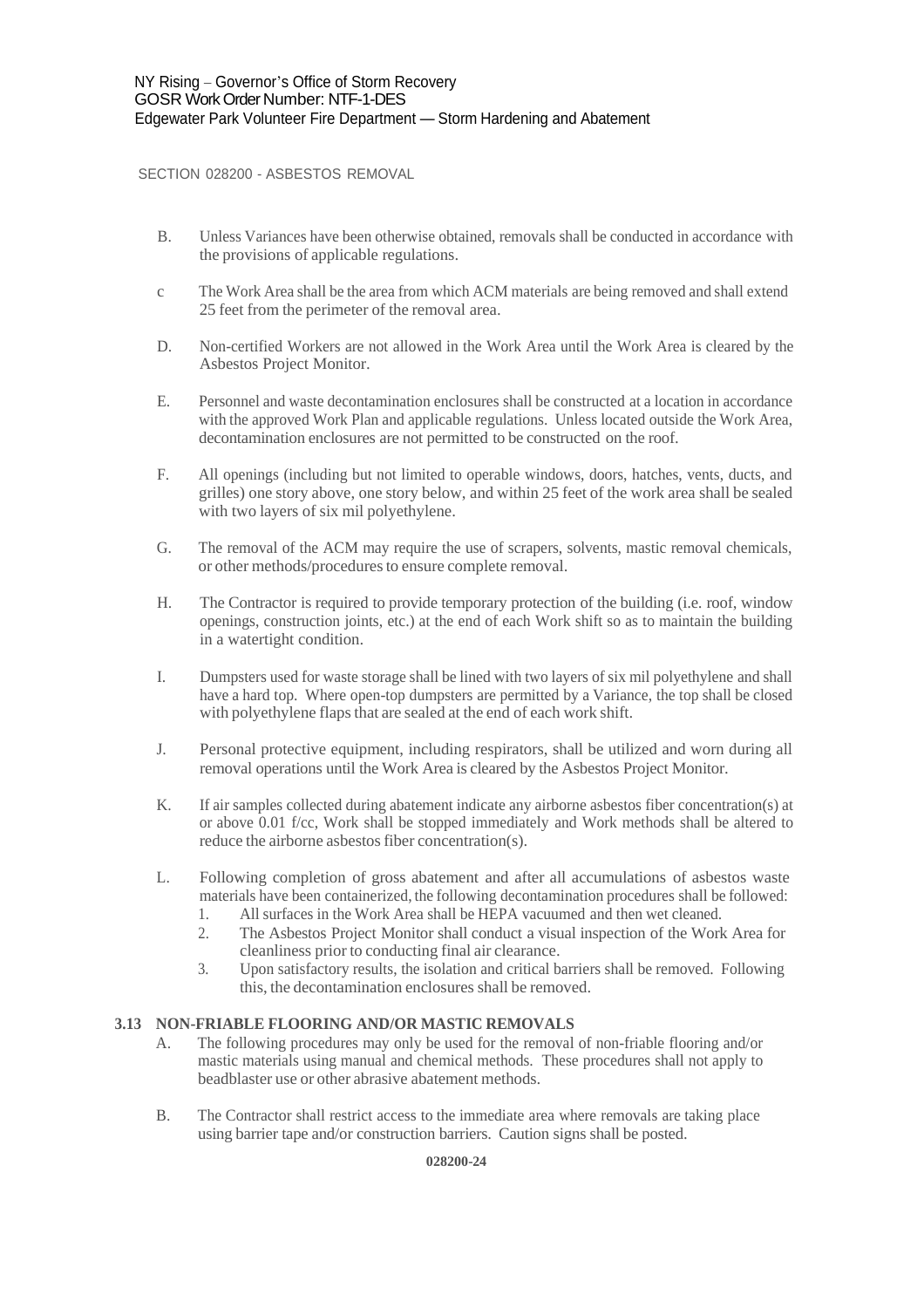B. Unless Variances have been otherwise obtained, removals shall be conducted in accordance with the provisions of applicable regulations.

c The Work Area shall be the area from which ACM materials are being removed and shall extend 25 feet from the perimeter of the removal area.

D. Non-certified Workers are not allowed in the Work Area until the Work Area is cleared by the Asbestos Project Monitor.

E. Personnel and waste decontamination enclosures shall be constructed at a location in accordance with the approved Work Plan and applicable regulations. Unless located outside the Work Area, decontamination enclosures are not permitted to be constructed on the roof.

F. All openings (including but not limited to operable windows, doors, hatches, vents, ducts, and grilles) one story above, one story below, and within 25 feet of the work area shall be sealed with two layers of six mil polyethylene.

G. The removal of the ACM may require the use of scrapers, solvents, mastic removal chemicals, or other methods/procedures to ensure complete removal.

H. The Contractor is required to provide temporary protection of the building (i.e. roof, window openings, construction joints, etc.) at the end of each Work shift so as to maintain the building in a watertight condition.

I. Dumpsters used for waste storage shall be lined with two layers of six mil polyethylene and shall have a hard top. Where open-top dumpsters are permitted by a Variance, the top shall be closed with polyethylene flaps that are sealed at the end of each work shift.

J. Personal protective equipment, including respirators, shall be utilized and worn during all removal operations until the Work Area is cleared by the Asbestos Project Monitor.

K. If air samples collected during abatement indicate any airborne asbestos fiber concentration(s) at or above 0.01 f/cc, Work shall be stopped immediately and Work methods shall be altered to reduce the airborne asbestos fiber concentration(s).

L. Following completion of gross abatement and after all accumulations of asbestos waste materials have been containerized, the following decontamination procedures shall be followed:
   1. All surfaces in the Work Area shall be HEPA vacuumed and then wet cleaned.
   2. The Asbestos Project Monitor shall conduct a visual inspection of the Work Area for cleanliness prior to conducting final air clearance.
   3. Upon satisfactory results, the isolation and critical barriers shall be removed. Following this, the decontamination enclosures shall be removed.

### 3.13 NON-FRIABLE FLOORING AND/OR MASTIC REMOVALS

A. The following procedures may only be used for the removal of non-friable flooring and/or mastic materials using manual and chemical methods. These procedures shall not apply to beadblaster use or other abrasive abatement methods.

B. The Contractor shall restrict access to the immediate area where removals are taking place using barrier tape and/or construction barriers. Caution signs shall be posted.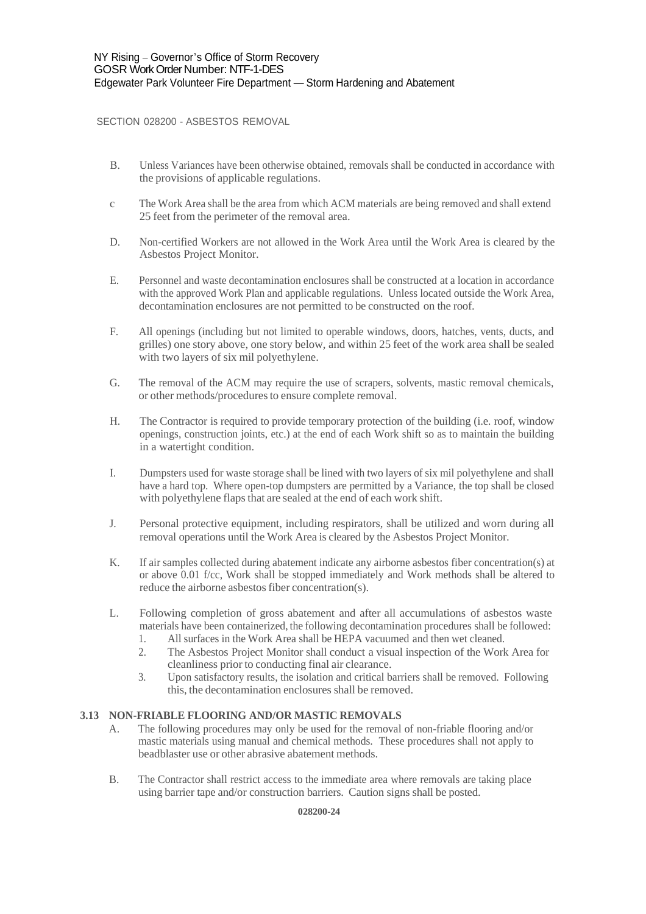B. Unless Variances have been otherwise obtained, removals shall be conducted in accordance with the provisions of applicable regulations.

c The Work Area shall be the area from which ACM materials are being removed and shall extend 25 feet from the perimeter of the removal area.

D. Non-certified Workers are not allowed in the Work Area until the Work Area is cleared by the Asbestos Project Monitor.

E. Personnel and waste decontamination enclosures shall be constructed at a location in accordance with the approved Work Plan and applicable regulations. Unless located outside the Work Area, decontamination enclosures are not permitted to be constructed on the roof.

F. All openings (including but not limited to operable windows, doors, hatches, vents, ducts, and grilles) one story above, one story below, and within 25 feet of the work area shall be sealed with two layers of six mil polyethylene.

G. The removal of the ACM may require the use of scrapers, solvents, mastic removal chemicals, or other methods/procedures to ensure complete removal.

H. The Contractor is required to provide temporary protection of the building (i.e. roof, window openings, construction joints, etc.) at the end of each Work shift so as to maintain the building in a watertight condition.

I. Dumpsters used for waste storage shall be lined with two layers of six mil polyethylene and shall have a hard top. Where open-top dumpsters are permitted by a Variance, the top shall be closed with polyethylene flaps that are sealed at the end of each work shift.

J. Personal protective equipment, including respirators, shall be utilized and worn during all removal operations until the Work Area is cleared by the Asbestos Project Monitor.

K. If air samples collected during abatement indicate any airborne asbestos fiber concentration(s) at or above 0.01 f/cc, Work shall be stopped immediately and Work methods shall be altered to reduce the airborne asbestos fiber concentration(s).

L. Following completion of gross abatement and after all accumulations of asbestos waste materials have been containerized, the following decontamination procedures shall be followed:
   1. All surfaces in the Work Area shall be HEPA vacuumed and then wet cleaned.
   2. The Asbestos Project Monitor shall conduct a visual inspection of the Work Area for cleanliness prior to conducting final air clearance.
   3. Upon satisfactory results, the isolation and critical barriers shall be removed. Following this, the decontamination enclosures shall be removed.

### 3.13 NON-FRIABLE FLOORING AND/OR MASTIC REMOVALS

A. The following procedures may only be used for the removal of non-friable flooring and/or mastic materials using manual and chemical methods. These procedures shall not apply to beadblaster use or other abrasive abatement methods.

B. The Contractor shall restrict access to the immediate area where removals are taking place using barrier tape and/or construction barriers. Caution signs shall be posted.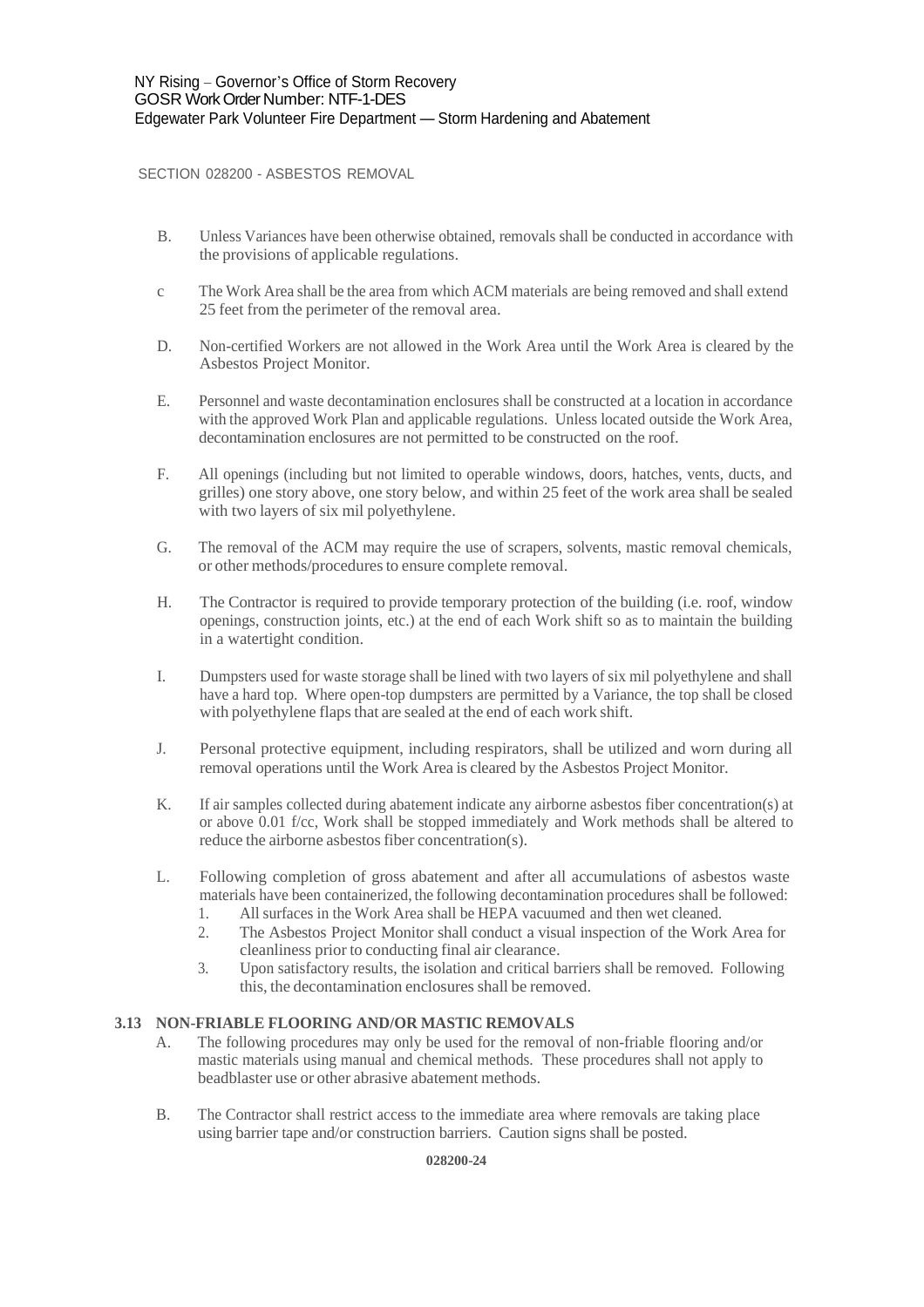B. Unless Variances have been otherwise obtained, removals shall be conducted in accordance with the provisions of applicable regulations.

c The Work Area shall be the area from which ACM materials are being removed and shall extend 25 feet from the perimeter of the removal area.

D. Non-certified Workers are not allowed in the Work Area until the Work Area is cleared by the Asbestos Project Monitor.

E. Personnel and waste decontamination enclosures shall be constructed at a location in accordance with the approved Work Plan and applicable regulations. Unless located outside the Work Area, decontamination enclosures are not permitted to be constructed on the roof.

F. All openings (including but not limited to operable windows, doors, hatches, vents, ducts, and grilles) one story above, one story below, and within 25 feet of the work area shall be sealed with two layers of six mil polyethylene.

G. The removal of the ACM may require the use of scrapers, solvents, mastic removal chemicals, or other methods/procedures to ensure complete removal.

H. The Contractor is required to provide temporary protection of the building (i.e. roof, window openings, construction joints, etc.) at the end of each Work shift so as to maintain the building in a watertight condition.

I. Dumpsters used for waste storage shall be lined with two layers of six mil polyethylene and shall have a hard top. Where open-top dumpsters are permitted by a Variance, the top shall be closed with polyethylene flaps that are sealed at the end of each work shift.

J. Personal protective equipment, including respirators, shall be utilized and worn during all removal operations until the Work Area is cleared by the Asbestos Project Monitor.

K. If air samples collected during abatement indicate any airborne asbestos fiber concentration(s) at or above 0.01 f/cc, Work shall be stopped immediately and Work methods shall be altered to reduce the airborne asbestos fiber concentration(s).

L. Following completion of gross abatement and after all accumulations of asbestos waste materials have been containerized, the following decontamination procedures shall be followed:
   1. All surfaces in the Work Area shall be HEPA vacuumed and then wet cleaned.
   2. The Asbestos Project Monitor shall conduct a visual inspection of the Work Area for cleanliness prior to conducting final air clearance.
   3. Upon satisfactory results, the isolation and critical barriers shall be removed. Following this, the decontamination enclosures shall be removed.

## 3.13 NON-FRIABLE FLOORING AND/OR MASTIC REMOVALS

A. The following procedures may only be used for the removal of non-friable flooring and/or mastic materials using manual and chemical methods. These procedures shall not apply to beadblaster use or other abrasive abatement methods.

B. The Contractor shall restrict access to the immediate area where removals are taking place using barrier tape and/or construction barriers. Caution signs shall be posted.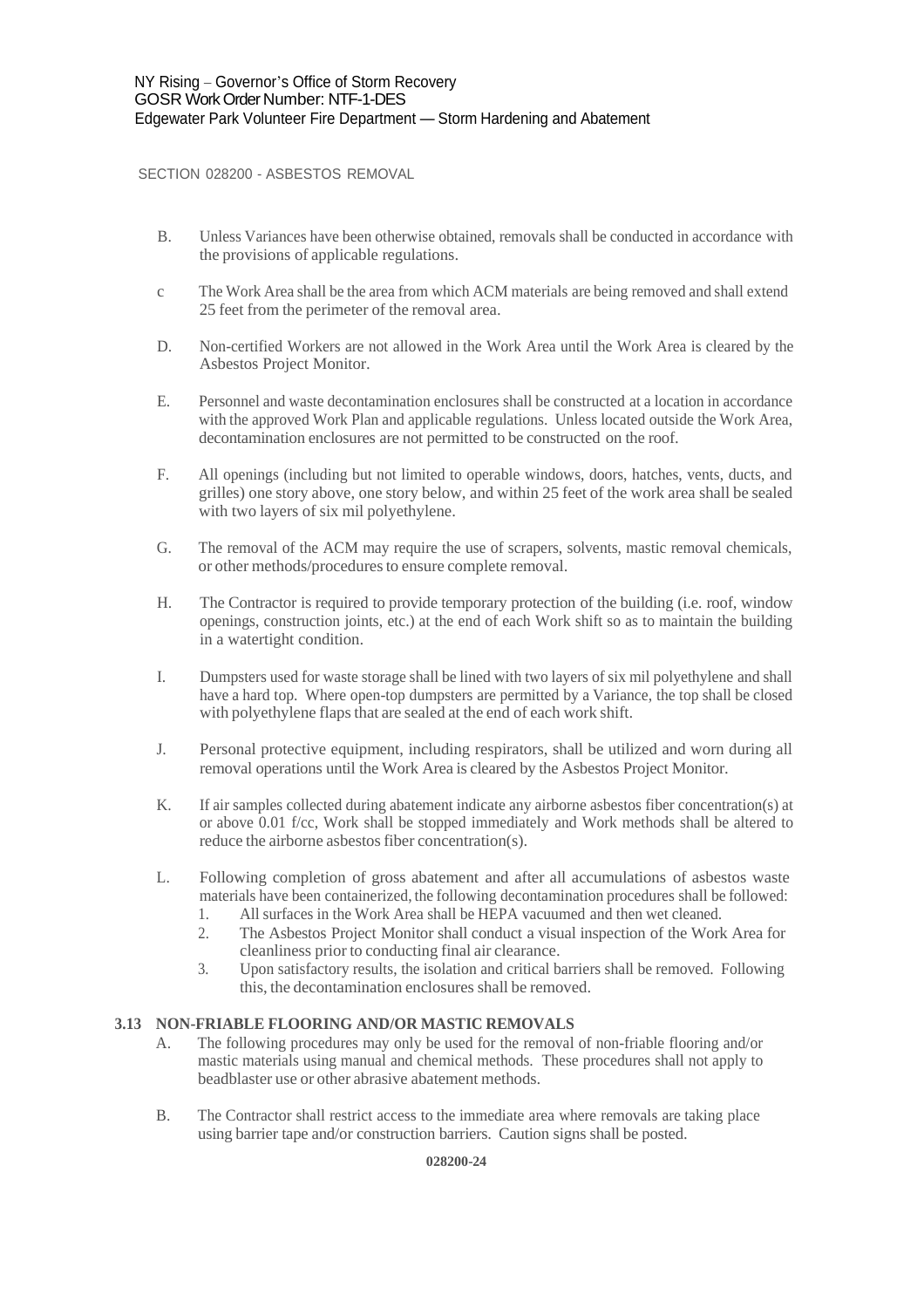B. Unless Variances have been otherwise obtained, removals shall be conducted in accordance with the provisions of applicable regulations.

c The Work Area shall be the area from which ACM materials are being removed and shall extend 25 feet from the perimeter of the removal area.

D. Non-certified Workers are not allowed in the Work Area until the Work Area is cleared by the Asbestos Project Monitor.

E. Personnel and waste decontamination enclosures shall be constructed at a location in accordance with the approved Work Plan and applicable regulations. Unless located outside the Work Area, decontamination enclosures are not permitted to be constructed on the roof.

F. All openings (including but not limited to operable windows, doors, hatches, vents, ducts, and grilles) one story above, one story below, and within 25 feet of the work area shall be sealed with two layers of six mil polyethylene.

G. The removal of the ACM may require the use of scrapers, solvents, mastic removal chemicals, or other methods/procedures to ensure complete removal.

H. The Contractor is required to provide temporary protection of the building (i.e. roof, window openings, construction joints, etc.) at the end of each Work shift so as to maintain the building in a watertight condition.

I. Dumpsters used for waste storage shall be lined with two layers of six mil polyethylene and shall have a hard top. Where open-top dumpsters are permitted by a Variance, the top shall be closed with polyethylene flaps that are sealed at the end of each work shift.

J. Personal protective equipment, including respirators, shall be utilized and worn during all removal operations until the Work Area is cleared by the Asbestos Project Monitor.

K. If air samples collected during abatement indicate any airborne asbestos fiber concentration(s) at or above 0.01 f/cc, Work shall be stopped immediately and Work methods shall be altered to reduce the airborne asbestos fiber concentration(s).

L. Following completion of gross abatement and after all accumulations of asbestos waste materials have been containerized, the following decontamination procedures shall be followed:
   1. All surfaces in the Work Area shall be HEPA vacuumed and then wet cleaned.
   2. The Asbestos Project Monitor shall conduct a visual inspection of the Work Area for cleanliness prior to conducting final air clearance.
   3. Upon satisfactory results, the isolation and critical barriers shall be removed. Following this, the decontamination enclosures shall be removed.

## 3.13 NON-FRIABLE FLOORING AND/OR MASTIC REMOVALS

A. The following procedures may only be used for the removal of non-friable flooring and/or mastic materials using manual and chemical methods. These procedures shall not apply to beadblaster use or other abrasive abatement methods.

B. The Contractor shall restrict access to the immediate area where removals are taking place using barrier tape and/or construction barriers. Caution signs shall be posted.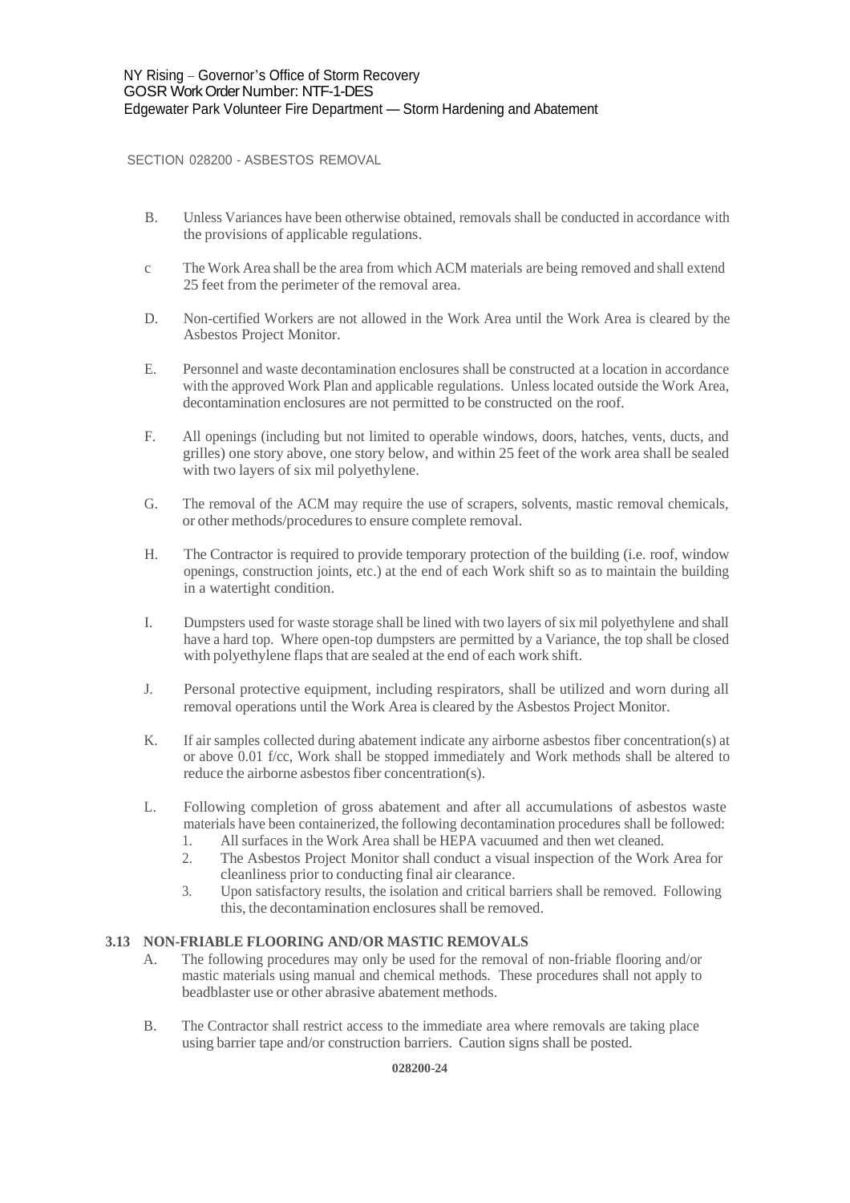B. Unless Variances have been otherwise obtained, removals shall be conducted in accordance with the provisions of applicable regulations.

c The Work Area shall be the area from which ACM materials are being removed and shall extend 25 feet from the perimeter of the removal area.

D. Non-certified Workers are not allowed in the Work Area until the Work Area is cleared by the Asbestos Project Monitor.

E. Personnel and waste decontamination enclosures shall be constructed at a location in accordance with the approved Work Plan and applicable regulations. Unless located outside the Work Area, decontamination enclosures are not permitted to be constructed on the roof.

F. All openings (including but not limited to operable windows, doors, hatches, vents, ducts, and grilles) one story above, one story below, and within 25 feet of the work area shall be sealed with two layers of six mil polyethylene.

G. The removal of the ACM may require the use of scrapers, solvents, mastic removal chemicals, or other methods/procedures to ensure complete removal.

H. The Contractor is required to provide temporary protection of the building (i.e. roof, window openings, construction joints, etc.) at the end of each Work shift so as to maintain the building in a watertight condition.

I. Dumpsters used for waste storage shall be lined with two layers of six mil polyethylene and shall have a hard top. Where open-top dumpsters are permitted by a Variance, the top shall be closed with polyethylene flaps that are sealed at the end of each work shift.

J. Personal protective equipment, including respirators, shall be utilized and worn during all removal operations until the Work Area is cleared by the Asbestos Project Monitor.

K. If air samples collected during abatement indicate any airborne asbestos fiber concentration(s) at or above 0.01 f/cc, Work shall be stopped immediately and Work methods shall be altered to reduce the airborne asbestos fiber concentration(s).

L. Following completion of gross abatement and after all accumulations of asbestos waste materials have been containerized, the following decontamination procedures shall be followed:
   1. All surfaces in the Work Area shall be HEPA vacuumed and then wet cleaned.
   2. The Asbestos Project Monitor shall conduct a visual inspection of the Work Area for cleanliness prior to conducting final air clearance.
   3. Upon satisfactory results, the isolation and critical barriers shall be removed. Following this, the decontamination enclosures shall be removed.

### 3.13 NON-FRIABLE FLOORING AND/OR MASTIC REMOVALS

A. The following procedures may only be used for the removal of non-friable flooring and/or mastic materials using manual and chemical methods. These procedures shall not apply to beadblaster use or other abrasive abatement methods.

B. The Contractor shall restrict access to the immediate area where removals are taking place using barrier tape and/or construction barriers. Caution signs shall be posted.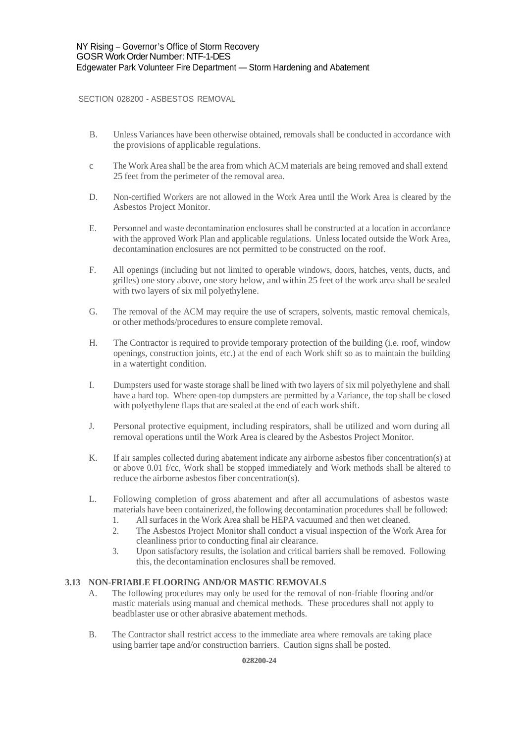B. Unless Variances have been otherwise obtained, removals shall be conducted in accordance with the provisions of applicable regulations.

c The Work Area shall be the area from which ACM materials are being removed and shall extend 25 feet from the perimeter of the removal area.

D. Non-certified Workers are not allowed in the Work Area until the Work Area is cleared by the Asbestos Project Monitor.

E. Personnel and waste decontamination enclosures shall be constructed at a location in accordance with the approved Work Plan and applicable regulations. Unless located outside the Work Area, decontamination enclosures are not permitted to be constructed on the roof.

F. All openings (including but not limited to operable windows, doors, hatches, vents, ducts, and grilles) one story above, one story below, and within 25 feet of the work area shall be sealed with two layers of six mil polyethylene.

G. The removal of the ACM may require the use of scrapers, solvents, mastic removal chemicals, or other methods/procedures to ensure complete removal.

H. The Contractor is required to provide temporary protection of the building (i.e. roof, window openings, construction joints, etc.) at the end of each Work shift so as to maintain the building in a watertight condition.

I. Dumpsters used for waste storage shall be lined with two layers of six mil polyethylene and shall have a hard top. Where open-top dumpsters are permitted by a Variance, the top shall be closed with polyethylene flaps that are sealed at the end of each work shift.

J. Personal protective equipment, including respirators, shall be utilized and worn during all removal operations until the Work Area is cleared by the Asbestos Project Monitor.

K. If air samples collected during abatement indicate any airborne asbestos fiber concentration(s) at or above 0.01 f/cc, Work shall be stopped immediately and Work methods shall be altered to reduce the airborne asbestos fiber concentration(s).

L. Following completion of gross abatement and after all accumulations of asbestos waste materials have been containerized, the following decontamination procedures shall be followed:
   1. All surfaces in the Work Area shall be HEPA vacuumed and then wet cleaned.
   2. The Asbestos Project Monitor shall conduct a visual inspection of the Work Area for cleanliness prior to conducting final air clearance.
   3. Upon satisfactory results, the isolation and critical barriers shall be removed. Following this, the decontamination enclosures shall be removed.

**3.13 NON-FRIABLE FLOORING AND/OR MASTIC REMOVALS**

A. The following procedures may only be used for the removal of non-friable flooring and/or mastic materials using manual and chemical methods. These procedures shall not apply to beadblaster use or other abrasive abatement methods.

B. The Contractor shall restrict access to the immediate area where removals are taking place using barrier tape and/or construction barriers. Caution signs shall be posted.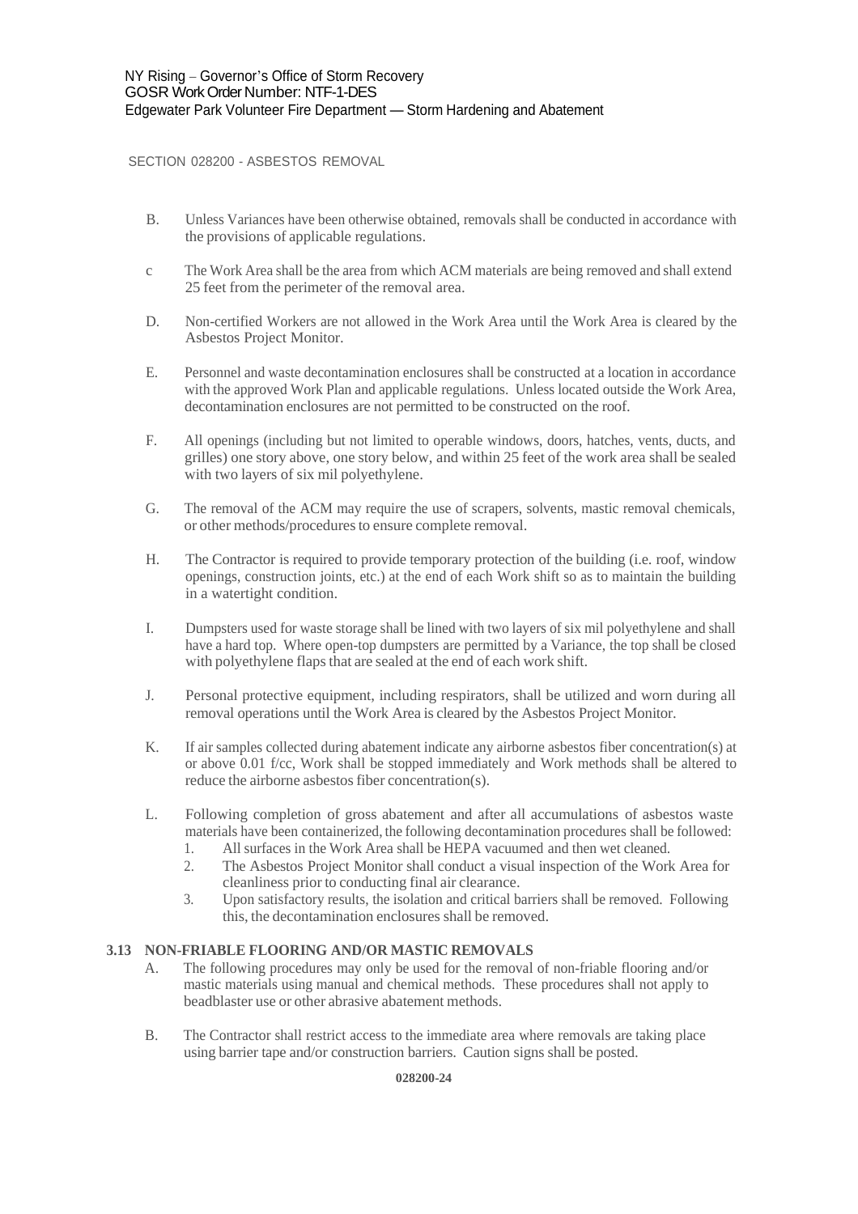B. Unless Variances have been otherwise obtained, removals shall be conducted in accordance with the provisions of applicable regulations.

c The Work Area shall be the area from which ACM materials are being removed and shall extend 25 feet from the perimeter of the removal area.

D. Non-certified Workers are not allowed in the Work Area until the Work Area is cleared by the Asbestos Project Monitor.

E. Personnel and waste decontamination enclosures shall be constructed at a location in accordance with the approved Work Plan and applicable regulations. Unless located outside the Work Area, decontamination enclosures are not permitted to be constructed on the roof.

F. All openings (including but not limited to operable windows, doors, hatches, vents, ducts, and grilles) one story above, one story below, and within 25 feet of the work area shall be sealed with two layers of six mil polyethylene.

G. The removal of the ACM may require the use of scrapers, solvents, mastic removal chemicals, or other methods/procedures to ensure complete removal.

H. The Contractor is required to provide temporary protection of the building (i.e. roof, window openings, construction joints, etc.) at the end of each Work shift so as to maintain the building in a watertight condition.

I. Dumpsters used for waste storage shall be lined with two layers of six mil polyethylene and shall have a hard top. Where open-top dumpsters are permitted by a Variance, the top shall be closed with polyethylene flaps that are sealed at the end of each work shift.

J. Personal protective equipment, including respirators, shall be utilized and worn during all removal operations until the Work Area is cleared by the Asbestos Project Monitor.

K. If air samples collected during abatement indicate any airborne asbestos fiber concentration(s) at or above 0.01 f/cc, Work shall be stopped immediately and Work methods shall be altered to reduce the airborne asbestos fiber concentration(s).

L. Following completion of gross abatement and after all accumulations of asbestos waste materials have been containerized, the following decontamination procedures shall be followed:
   1. All surfaces in the Work Area shall be HEPA vacuumed and then wet cleaned.
   2. The Asbestos Project Monitor shall conduct a visual inspection of the Work Area for cleanliness prior to conducting final air clearance.
   3. Upon satisfactory results, the isolation and critical barriers shall be removed. Following this, the decontamination enclosures shall be removed.

**3.13 NON-FRIABLE FLOORING AND/OR MASTIC REMOVALS**

A. The following procedures may only be used for the removal of non-friable flooring and/or mastic materials using manual and chemical methods. These procedures shall not apply to beadblaster use or other abrasive abatement methods.

B. The Contractor shall restrict access to the immediate area where removals are taking place using barrier tape and/or construction barriers. Caution signs shall be posted.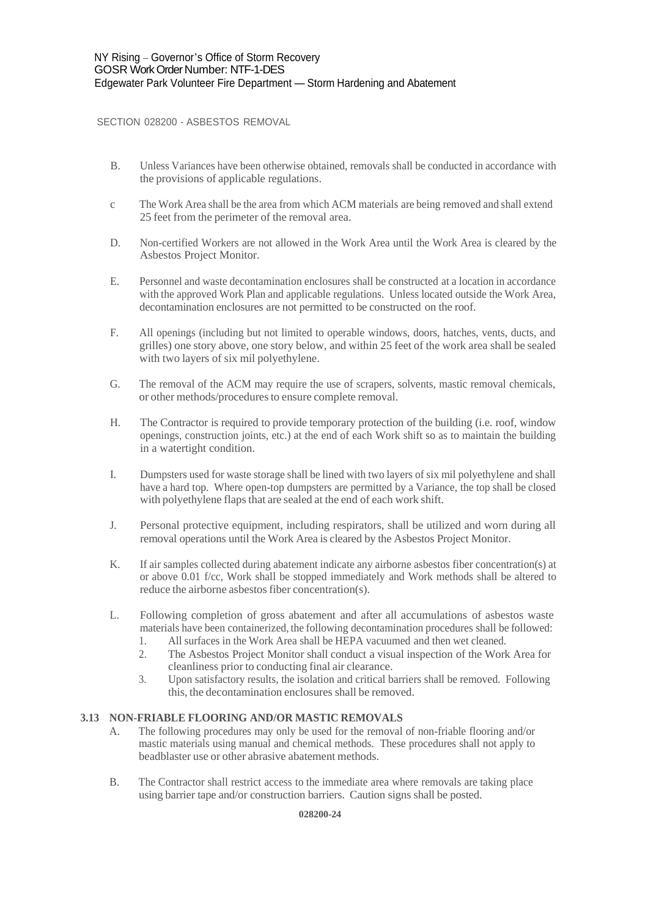B. Unless Variances have been otherwise obtained, removals shall be conducted in accordance with the provisions of applicable regulations.

c The Work Area shall be the area from which ACM materials are being removed and shall extend 25 feet from the perimeter of the removal area.

D. Non-certified Workers are not allowed in the Work Area until the Work Area is cleared by the Asbestos Project Monitor.

E. Personnel and waste decontamination enclosures shall be constructed at a location in accordance with the approved Work Plan and applicable regulations. Unless located outside the Work Area, decontamination enclosures are not permitted to be constructed on the roof.

F. All openings (including but not limited to operable windows, doors, hatches, vents, ducts, and grilles) one story above, one story below, and within 25 feet of the work area shall be sealed with two layers of six mil polyethylene.

G. The removal of the ACM may require the use of scrapers, solvents, mastic removal chemicals, or other methods/procedures to ensure complete removal.

H. The Contractor is required to provide temporary protection of the building (i.e. roof, window openings, construction joints, etc.) at the end of each Work shift so as to maintain the building in a watertight condition.

I. Dumpsters used for waste storage shall be lined with two layers of six mil polyethylene and shall have a hard top. Where open-top dumpsters are permitted by a Variance, the top shall be closed with polyethylene flaps that are sealed at the end of each work shift.

J. Personal protective equipment, including respirators, shall be utilized and worn during all removal operations until the Work Area is cleared by the Asbestos Project Monitor.

K. If air samples collected during abatement indicate any airborne asbestos fiber concentration(s) at or above 0.01 f/cc, Work shall be stopped immediately and Work methods shall be altered to reduce the airborne asbestos fiber concentration(s).

L. Following completion of gross abatement and after all accumulations of asbestos waste materials have been containerized, the following decontamination procedures shall be followed:
   1. All surfaces in the Work Area shall be HEPA vacuumed and then wet cleaned.
   2. The Asbestos Project Monitor shall conduct a visual inspection of the Work Area for cleanliness prior to conducting final air clearance.
   3. Upon satisfactory results, the isolation and critical barriers shall be removed. Following this, the decontamination enclosures shall be removed.

### 3.13 NON-FRIABLE FLOORING AND/OR MASTIC REMOVALS

A. The following procedures may only be used for the removal of non-friable flooring and/or mastic materials using manual and chemical methods. These procedures shall not apply to beadblaster use or other abrasive abatement methods.

B. The Contractor shall restrict access to the immediate area where removals are taking place using barrier tape and/or construction barriers. Caution signs shall be posted.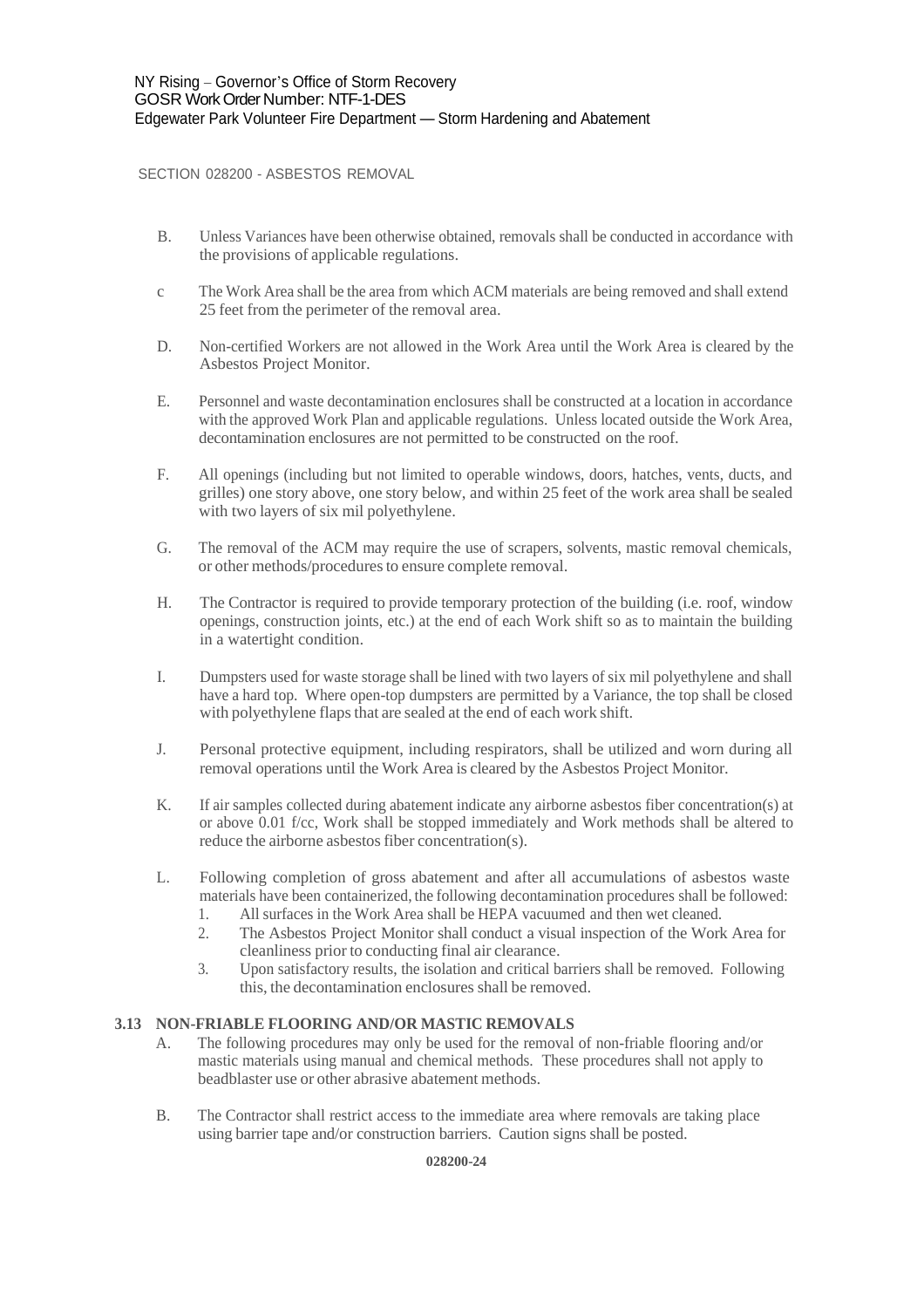B. Unless Variances have been otherwise obtained, removals shall be conducted in accordance with the provisions of applicable regulations.

c The Work Area shall be the area from which ACM materials are being removed and shall extend 25 feet from the perimeter of the removal area.

D. Non-certified Workers are not allowed in the Work Area until the Work Area is cleared by the Asbestos Project Monitor.

E. Personnel and waste decontamination enclosures shall be constructed at a location in accordance with the approved Work Plan and applicable regulations. Unless located outside the Work Area, decontamination enclosures are not permitted to be constructed on the roof.

F. All openings (including but not limited to operable windows, doors, hatches, vents, ducts, and grilles) one story above, one story below, and within 25 feet of the work area shall be sealed with two layers of six mil polyethylene.

G. The removal of the ACM may require the use of scrapers, solvents, mastic removal chemicals, or other methods/procedures to ensure complete removal.

H. The Contractor is required to provide temporary protection of the building (i.e. roof, window openings, construction joints, etc.) at the end of each Work shift so as to maintain the building in a watertight condition.

I. Dumpsters used for waste storage shall be lined with two layers of six mil polyethylene and shall have a hard top. Where open-top dumpsters are permitted by a Variance, the top shall be closed with polyethylene flaps that are sealed at the end of each work shift.

J. Personal protective equipment, including respirators, shall be utilized and worn during all removal operations until the Work Area is cleared by the Asbestos Project Monitor.

K. If air samples collected during abatement indicate any airborne asbestos fiber concentration(s) at or above 0.01 f/cc, Work shall be stopped immediately and Work methods shall be altered to reduce the airborne asbestos fiber concentration(s).

L. Following completion of gross abatement and after all accumulations of asbestos waste materials have been containerized, the following decontamination procedures shall be followed:
   1. All surfaces in the Work Area shall be HEPA vacuumed and then wet cleaned.
   2. The Asbestos Project Monitor shall conduct a visual inspection of the Work Area for cleanliness prior to conducting final air clearance.
   3. Upon satisfactory results, the isolation and critical barriers shall be removed. Following this, the decontamination enclosures shall be removed.

### 3.13 NON-FRIABLE FLOORING AND/OR MASTIC REMOVALS

A. The following procedures may only be used for the removal of non-friable flooring and/or mastic materials using manual and chemical methods. These procedures shall not apply to beadblaster use or other abrasive abatement methods.

B. The Contractor shall restrict access to the immediate area where removals are taking place using barrier tape and/or construction barriers. Caution signs shall be posted.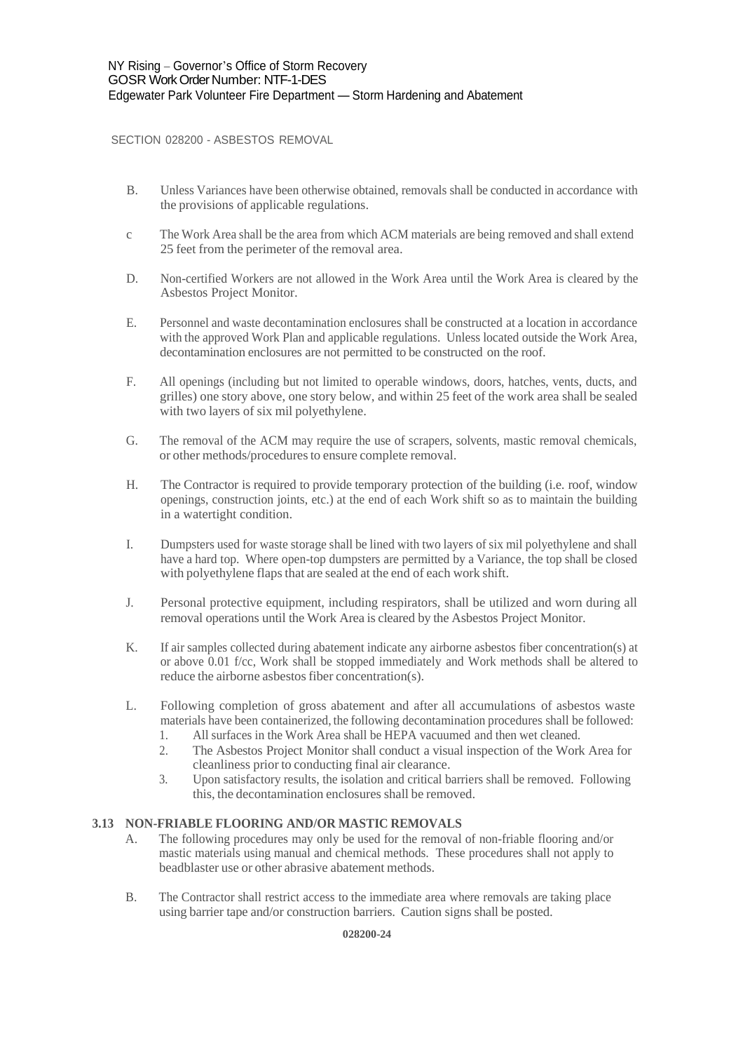B. Unless Variances have been otherwise obtained, removals shall be conducted in accordance with the provisions of applicable regulations.

c The Work Area shall be the area from which ACM materials are being removed and shall extend 25 feet from the perimeter of the removal area.

D. Non-certified Workers are not allowed in the Work Area until the Work Area is cleared by the Asbestos Project Monitor.

E. Personnel and waste decontamination enclosures shall be constructed at a location in accordance with the approved Work Plan and applicable regulations. Unless located outside the Work Area, decontamination enclosures are not permitted to be constructed on the roof.

F. All openings (including but not limited to operable windows, doors, hatches, vents, ducts, and grilles) one story above, one story below, and within 25 feet of the work area shall be sealed with two layers of six mil polyethylene.

G. The removal of the ACM may require the use of scrapers, solvents, mastic removal chemicals, or other methods/procedures to ensure complete removal.

H. The Contractor is required to provide temporary protection of the building (i.e. roof, window openings, construction joints, etc.) at the end of each Work shift so as to maintain the building in a watertight condition.

I. Dumpsters used for waste storage shall be lined with two layers of six mil polyethylene and shall have a hard top. Where open-top dumpsters are permitted by a Variance, the top shall be closed with polyethylene flaps that are sealed at the end of each work shift.

J. Personal protective equipment, including respirators, shall be utilized and worn during all removal operations until the Work Area is cleared by the Asbestos Project Monitor.

K. If air samples collected during abatement indicate any airborne asbestos fiber concentration(s) at or above 0.01 f/cc, Work shall be stopped immediately and Work methods shall be altered to reduce the airborne asbestos fiber concentration(s).

L. Following completion of gross abatement and after all accumulations of asbestos waste materials have been containerized, the following decontamination procedures shall be followed:
   1. All surfaces in the Work Area shall be HEPA vacuumed and then wet cleaned.
   2. The Asbestos Project Monitor shall conduct a visual inspection of the Work Area for cleanliness prior to conducting final air clearance.
   3. Upon satisfactory results, the isolation and critical barriers shall be removed. Following this, the decontamination enclosures shall be removed.

**3.13 NON-FRIABLE FLOORING AND/OR MASTIC REMOVALS**

A. The following procedures may only be used for the removal of non-friable flooring and/or mastic materials using manual and chemical methods. These procedures shall not apply to beadblaster use or other abrasive abatement methods.

B. The Contractor shall restrict access to the immediate area where removals are taking place using barrier tape and/or construction barriers. Caution signs shall be posted.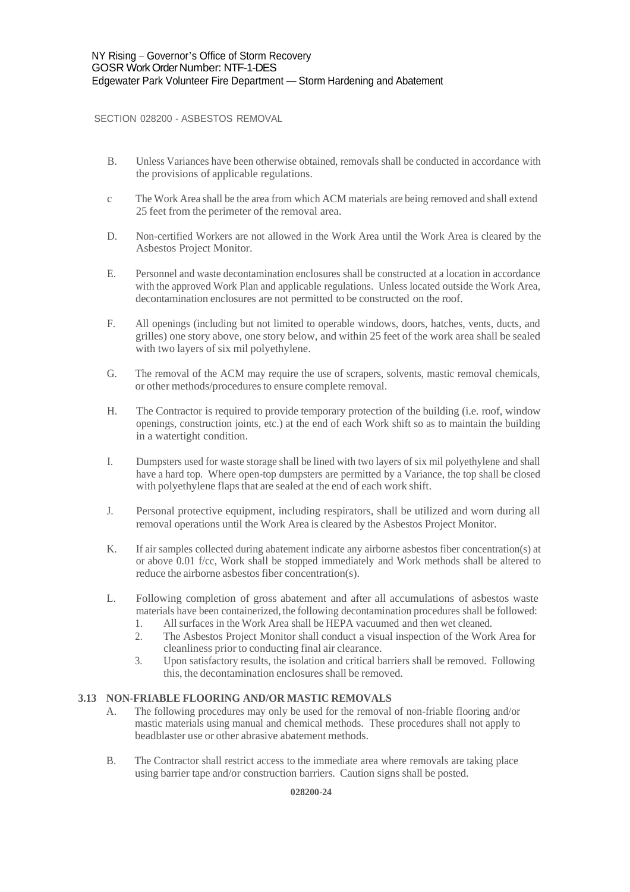B. Unless Variances have been otherwise obtained, removals shall be conducted in accordance with the provisions of applicable regulations.

c The Work Area shall be the area from which ACM materials are being removed and shall extend 25 feet from the perimeter of the removal area.

D. Non-certified Workers are not allowed in the Work Area until the Work Area is cleared by the Asbestos Project Monitor.

E. Personnel and waste decontamination enclosures shall be constructed at a location in accordance with the approved Work Plan and applicable regulations. Unless located outside the Work Area, decontamination enclosures are not permitted to be constructed on the roof.

F. All openings (including but not limited to operable windows, doors, hatches, vents, ducts, and grilles) one story above, one story below, and within 25 feet of the work area shall be sealed with two layers of six mil polyethylene.

G. The removal of the ACM may require the use of scrapers, solvents, mastic removal chemicals, or other methods/procedures to ensure complete removal.

H. The Contractor is required to provide temporary protection of the building (i.e. roof, window openings, construction joints, etc.) at the end of each Work shift so as to maintain the building in a watertight condition.

I. Dumpsters used for waste storage shall be lined with two layers of six mil polyethylene and shall have a hard top. Where open-top dumpsters are permitted by a Variance, the top shall be closed with polyethylene flaps that are sealed at the end of each work shift.

J. Personal protective equipment, including respirators, shall be utilized and worn during all removal operations until the Work Area is cleared by the Asbestos Project Monitor.

K. If air samples collected during abatement indicate any airborne asbestos fiber concentration(s) at or above 0.01 f/cc, Work shall be stopped immediately and Work methods shall be altered to reduce the airborne asbestos fiber concentration(s).

L. Following completion of gross abatement and after all accumulations of asbestos waste materials have been containerized, the following decontamination procedures shall be followed:
   1. All surfaces in the Work Area shall be HEPA vacuumed and then wet cleaned.
   2. The Asbestos Project Monitor shall conduct a visual inspection of the Work Area for cleanliness prior to conducting final air clearance.
   3. Upon satisfactory results, the isolation and critical barriers shall be removed. Following this, the decontamination enclosures shall be removed.

### 3.13 NON-FRIABLE FLOORING AND/OR MASTIC REMOVALS

A. The following procedures may only be used for the removal of non-friable flooring and/or mastic materials using manual and chemical methods. These procedures shall not apply to beadblaster use or other abrasive abatement methods.

B. The Contractor shall restrict access to the immediate area where removals are taking place using barrier tape and/or construction barriers. Caution signs shall be posted.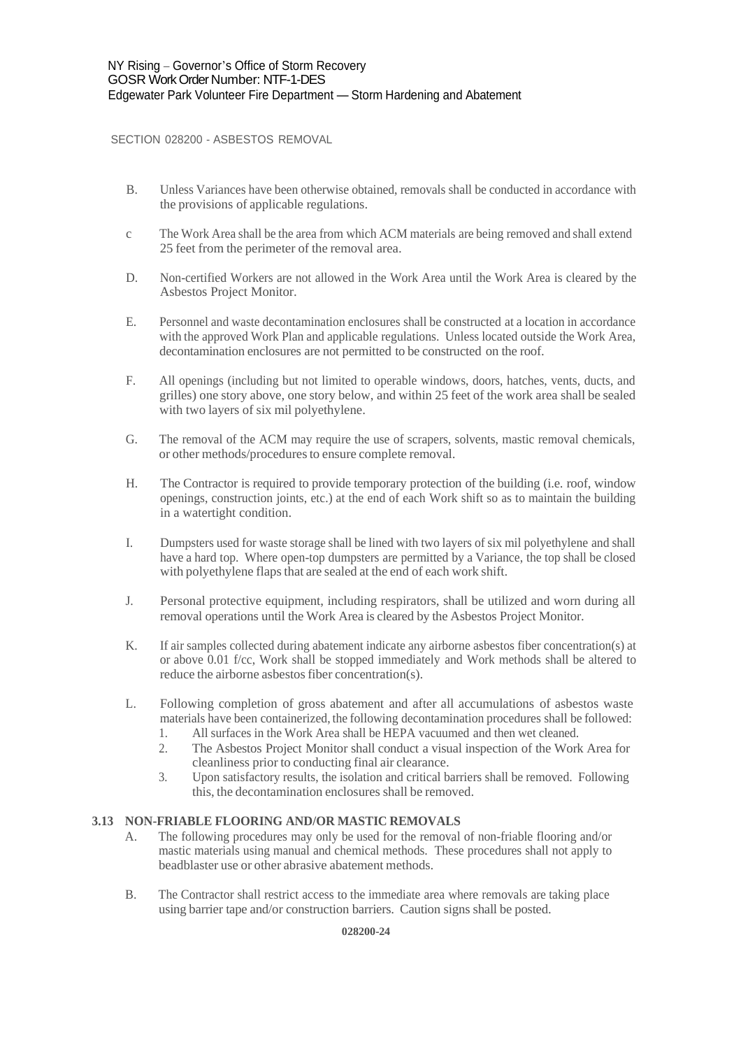B. Unless Variances have been otherwise obtained, removals shall be conducted in accordance with the provisions of applicable regulations.

c The Work Area shall be the area from which ACM materials are being removed and shall extend 25 feet from the perimeter of the removal area.

D. Non-certified Workers are not allowed in the Work Area until the Work Area is cleared by the Asbestos Project Monitor.

E. Personnel and waste decontamination enclosures shall be constructed at a location in accordance with the approved Work Plan and applicable regulations. Unless located outside the Work Area, decontamination enclosures are not permitted to be constructed on the roof.

F. All openings (including but not limited to operable windows, doors, hatches, vents, ducts, and grilles) one story above, one story below, and within 25 feet of the work area shall be sealed with two layers of six mil polyethylene.

G. The removal of the ACM may require the use of scrapers, solvents, mastic removal chemicals, or other methods/procedures to ensure complete removal.

H. The Contractor is required to provide temporary protection of the building (i.e. roof, window openings, construction joints, etc.) at the end of each Work shift so as to maintain the building in a watertight condition.

I. Dumpsters used for waste storage shall be lined with two layers of six mil polyethylene and shall have a hard top. Where open-top dumpsters are permitted by a Variance, the top shall be closed with polyethylene flaps that are sealed at the end of each work shift.

J. Personal protective equipment, including respirators, shall be utilized and worn during all removal operations until the Work Area is cleared by the Asbestos Project Monitor.

K. If air samples collected during abatement indicate any airborne asbestos fiber concentration(s) at or above 0.01 f/cc, Work shall be stopped immediately and Work methods shall be altered to reduce the airborne asbestos fiber concentration(s).

L. Following completion of gross abatement and after all accumulations of asbestos waste materials have been containerized, the following decontamination procedures shall be followed:
   1. All surfaces in the Work Area shall be HEPA vacuumed and then wet cleaned.
   2. The Asbestos Project Monitor shall conduct a visual inspection of the Work Area for cleanliness prior to conducting final air clearance.
   3. Upon satisfactory results, the isolation and critical barriers shall be removed. Following this, the decontamination enclosures shall be removed.

**3.13 NON-FRIABLE FLOORING AND/OR MASTIC REMOVALS**

A. The following procedures may only be used for the removal of non-friable flooring and/or mastic materials using manual and chemical methods. These procedures shall not apply to beadblaster use or other abrasive abatement methods.

B. The Contractor shall restrict access to the immediate area where removals are taking place using barrier tape and/or construction barriers. Caution signs shall be posted.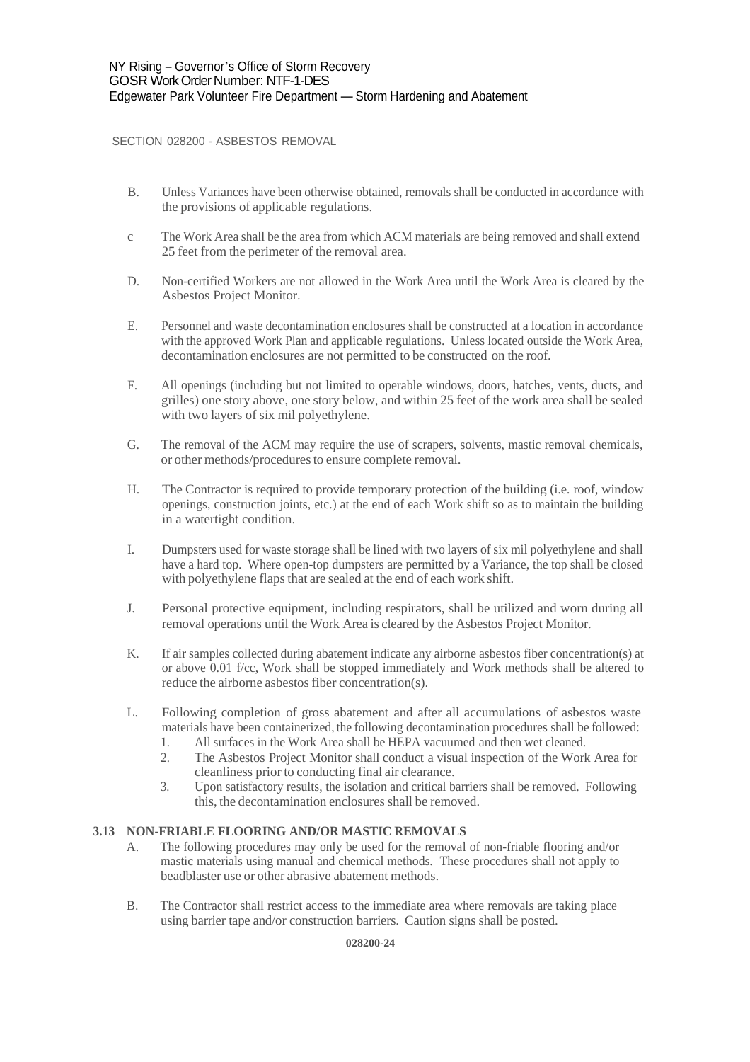B. Unless Variances have been otherwise obtained, removals shall be conducted in accordance with the provisions of applicable regulations.

c The Work Area shall be the area from which ACM materials are being removed and shall extend 25 feet from the perimeter of the removal area.

D. Non-certified Workers are not allowed in the Work Area until the Work Area is cleared by the Asbestos Project Monitor.

E. Personnel and waste decontamination enclosures shall be constructed at a location in accordance with the approved Work Plan and applicable regulations. Unless located outside the Work Area, decontamination enclosures are not permitted to be constructed on the roof.

F. All openings (including but not limited to operable windows, doors, hatches, vents, ducts, and grilles) one story above, one story below, and within 25 feet of the work area shall be sealed with two layers of six mil polyethylene.

G. The removal of the ACM may require the use of scrapers, solvents, mastic removal chemicals, or other methods/procedures to ensure complete removal.

H. The Contractor is required to provide temporary protection of the building (i.e. roof, window openings, construction joints, etc.) at the end of each Work shift so as to maintain the building in a watertight condition.

I. Dumpsters used for waste storage shall be lined with two layers of six mil polyethylene and shall have a hard top. Where open-top dumpsters are permitted by a Variance, the top shall be closed with polyethylene flaps that are sealed at the end of each work shift.

J. Personal protective equipment, including respirators, shall be utilized and worn during all removal operations until the Work Area is cleared by the Asbestos Project Monitor.

K. If air samples collected during abatement indicate any airborne asbestos fiber concentration(s) at or above 0.01 f/cc, Work shall be stopped immediately and Work methods shall be altered to reduce the airborne asbestos fiber concentration(s).

L. Following completion of gross abatement and after all accumulations of asbestos waste materials have been containerized, the following decontamination procedures shall be followed:
   1. All surfaces in the Work Area shall be HEPA vacuumed and then wet cleaned.
   2. The Asbestos Project Monitor shall conduct a visual inspection of the Work Area for cleanliness prior to conducting final air clearance.
   3. Upon satisfactory results, the isolation and critical barriers shall be removed. Following this, the decontamination enclosures shall be removed.

**3.13 NON-FRIABLE FLOORING AND/OR MASTIC REMOVALS**

A. The following procedures may only be used for the removal of non-friable flooring and/or mastic materials using manual and chemical methods. These procedures shall not apply to beadblaster use or other abrasive abatement methods.

B. The Contractor shall restrict access to the immediate area where removals are taking place using barrier tape and/or construction barriers. Caution signs shall be posted.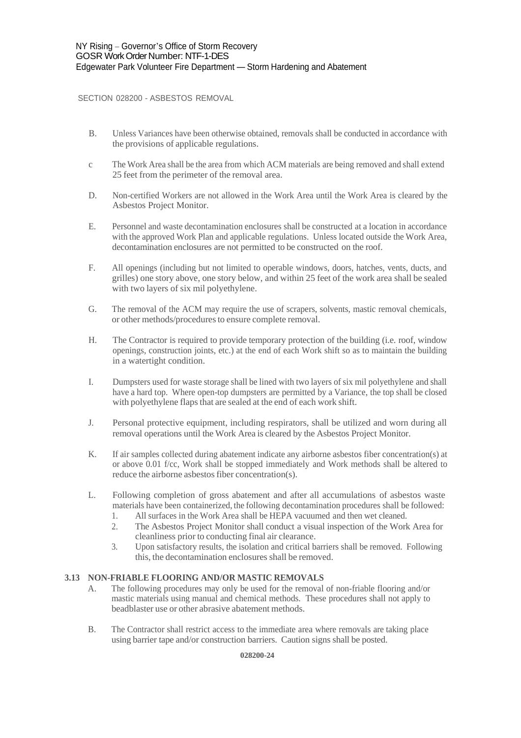B. Unless Variances have been otherwise obtained, removals shall be conducted in accordance with the provisions of applicable regulations.

c The Work Area shall be the area from which ACM materials are being removed and shall extend 25 feet from the perimeter of the removal area.

D. Non-certified Workers are not allowed in the Work Area until the Work Area is cleared by the Asbestos Project Monitor.

E. Personnel and waste decontamination enclosures shall be constructed at a location in accordance with the approved Work Plan and applicable regulations. Unless located outside the Work Area, decontamination enclosures are not permitted to be constructed on the roof.

F. All openings (including but not limited to operable windows, doors, hatches, vents, ducts, and grilles) one story above, one story below, and within 25 feet of the work area shall be sealed with two layers of six mil polyethylene.

G. The removal of the ACM may require the use of scrapers, solvents, mastic removal chemicals, or other methods/procedures to ensure complete removal.

H. The Contractor is required to provide temporary protection of the building (i.e. roof, window openings, construction joints, etc.) at the end of each Work shift so as to maintain the building in a watertight condition.

I. Dumpsters used for waste storage shall be lined with two layers of six mil polyethylene and shall have a hard top. Where open-top dumpsters are permitted by a Variance, the top shall be closed with polyethylene flaps that are sealed at the end of each work shift.

J. Personal protective equipment, including respirators, shall be utilized and worn during all removal operations until the Work Area is cleared by the Asbestos Project Monitor.

K. If air samples collected during abatement indicate any airborne asbestos fiber concentration(s) at or above 0.01 f/cc, Work shall be stopped immediately and Work methods shall be altered to reduce the airborne asbestos fiber concentration(s).

L. Following completion of gross abatement and after all accumulations of asbestos waste materials have been containerized, the following decontamination procedures shall be followed:
   1. All surfaces in the Work Area shall be HEPA vacuumed and then wet cleaned.
   2. The Asbestos Project Monitor shall conduct a visual inspection of the Work Area for cleanliness prior to conducting final air clearance.
   3. Upon satisfactory results, the isolation and critical barriers shall be removed. Following this, the decontamination enclosures shall be removed.

**3.13 NON-FRIABLE FLOORING AND/OR MASTIC REMOVALS**

A. The following procedures may only be used for the removal of non-friable flooring and/or mastic materials using manual and chemical methods. These procedures shall not apply to beadblaster use or other abrasive abatement methods.

B. The Contractor shall restrict access to the immediate area where removals are taking place using barrier tape and/or construction barriers. Caution signs shall be posted.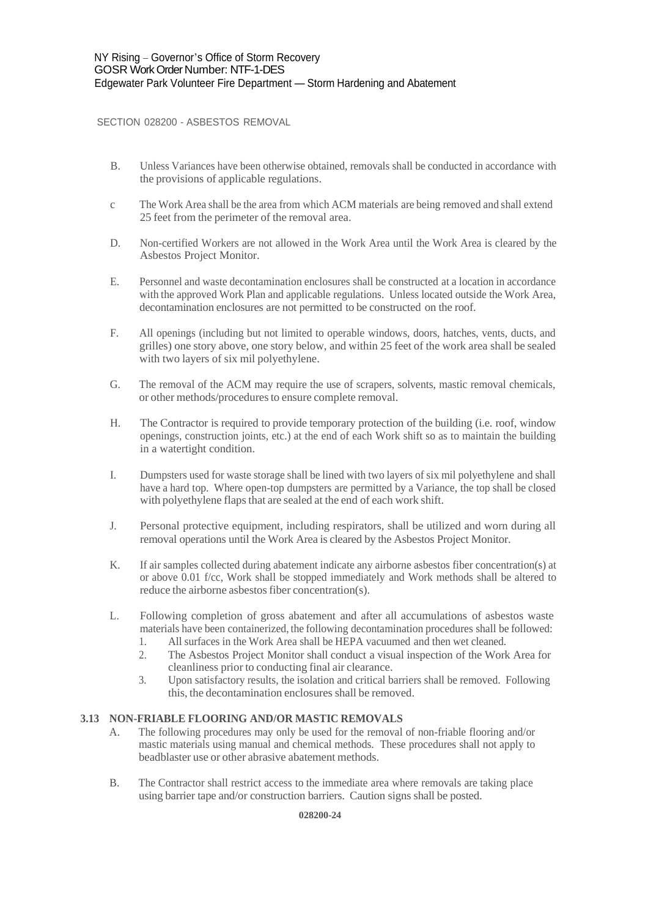B. Unless Variances have been otherwise obtained, removals shall be conducted in accordance with the provisions of applicable regulations.

c The Work Area shall be the area from which ACM materials are being removed and shall extend 25 feet from the perimeter of the removal area.

D. Non-certified Workers are not allowed in the Work Area until the Work Area is cleared by the Asbestos Project Monitor.

E. Personnel and waste decontamination enclosures shall be constructed at a location in accordance with the approved Work Plan and applicable regulations. Unless located outside the Work Area, decontamination enclosures are not permitted to be constructed on the roof.

F. All openings (including but not limited to operable windows, doors, hatches, vents, ducts, and grilles) one story above, one story below, and within 25 feet of the work area shall be sealed with two layers of six mil polyethylene.

G. The removal of the ACM may require the use of scrapers, solvents, mastic removal chemicals, or other methods/procedures to ensure complete removal.

H. The Contractor is required to provide temporary protection of the building (i.e. roof, window openings, construction joints, etc.) at the end of each Work shift so as to maintain the building in a watertight condition.

I. Dumpsters used for waste storage shall be lined with two layers of six mil polyethylene and shall have a hard top. Where open-top dumpsters are permitted by a Variance, the top shall be closed with polyethylene flaps that are sealed at the end of each work shift.

J. Personal protective equipment, including respirators, shall be utilized and worn during all removal operations until the Work Area is cleared by the Asbestos Project Monitor.

K. If air samples collected during abatement indicate any airborne asbestos fiber concentration(s) at or above 0.01 f/cc, Work shall be stopped immediately and Work methods shall be altered to reduce the airborne asbestos fiber concentration(s).

L. Following completion of gross abatement and after all accumulations of asbestos waste materials have been containerized, the following decontamination procedures shall be followed:
   1. All surfaces in the Work Area shall be HEPA vacuumed and then wet cleaned.
   2. The Asbestos Project Monitor shall conduct a visual inspection of the Work Area for cleanliness prior to conducting final air clearance.
   3. Upon satisfactory results, the isolation and critical barriers shall be removed. Following this, the decontamination enclosures shall be removed.

### 3.13 NON-FRIABLE FLOORING AND/OR MASTIC REMOVALS

A. The following procedures may only be used for the removal of non-friable flooring and/or mastic materials using manual and chemical methods. These procedures shall not apply to beadblaster use or other abrasive abatement methods.

B. The Contractor shall restrict access to the immediate area where removals are taking place using barrier tape and/or construction barriers. Caution signs shall be posted.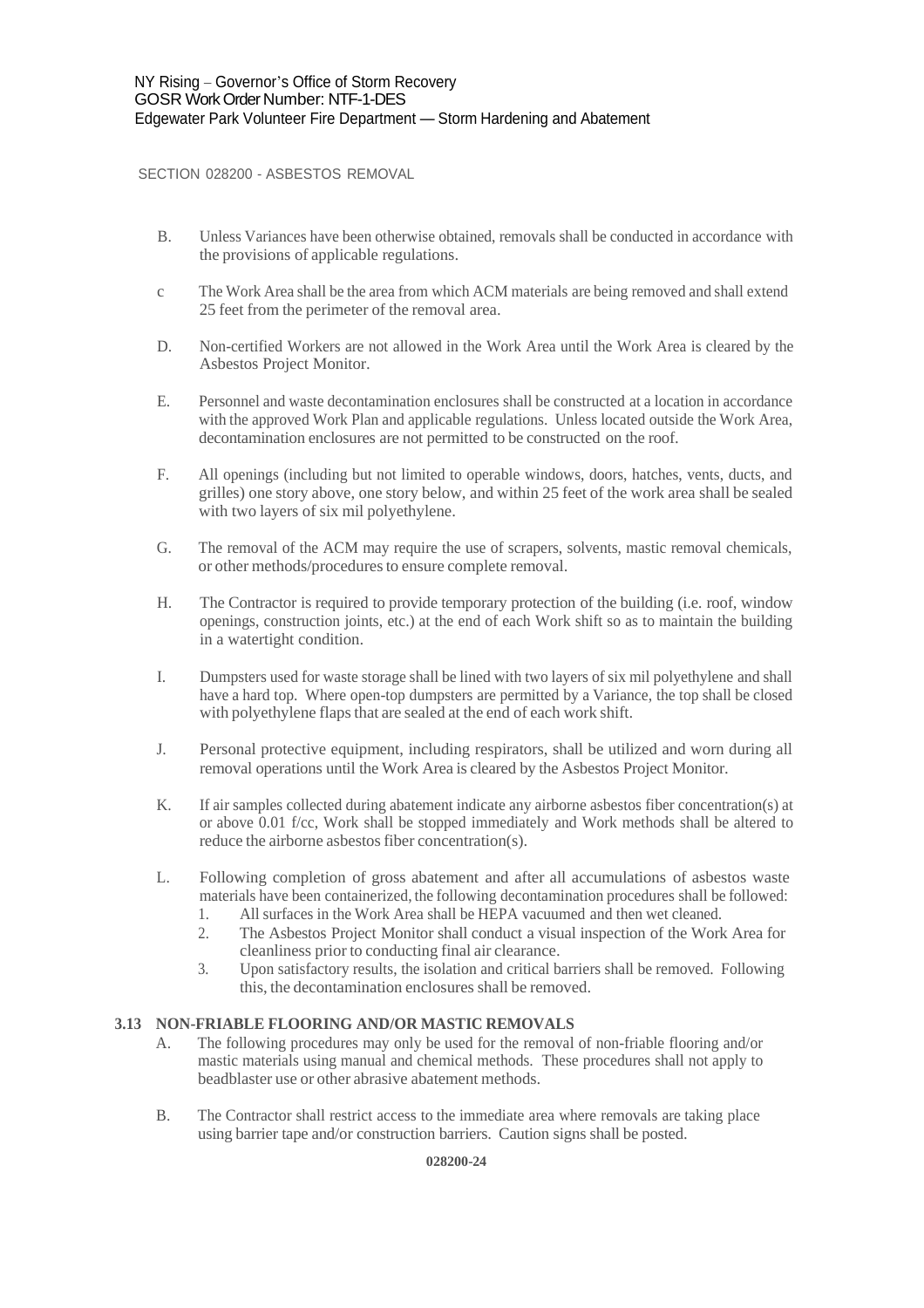B. Unless Variances have been otherwise obtained, removals shall be conducted in accordance with the provisions of applicable regulations.

c The Work Area shall be the area from which ACM materials are being removed and shall extend 25 feet from the perimeter of the removal area.

D. Non-certified Workers are not allowed in the Work Area until the Work Area is cleared by the Asbestos Project Monitor.

E. Personnel and waste decontamination enclosures shall be constructed at a location in accordance with the approved Work Plan and applicable regulations. Unless located outside the Work Area, decontamination enclosures are not permitted to be constructed on the roof.

F. All openings (including but not limited to operable windows, doors, hatches, vents, ducts, and grilles) one story above, one story below, and within 25 feet of the work area shall be sealed with two layers of six mil polyethylene.

G. The removal of the ACM may require the use of scrapers, solvents, mastic removal chemicals, or other methods/procedures to ensure complete removal.

H. The Contractor is required to provide temporary protection of the building (i.e. roof, window openings, construction joints, etc.) at the end of each Work shift so as to maintain the building in a watertight condition.

I. Dumpsters used for waste storage shall be lined with two layers of six mil polyethylene and shall have a hard top. Where open-top dumpsters are permitted by a Variance, the top shall be closed with polyethylene flaps that are sealed at the end of each work shift.

J. Personal protective equipment, including respirators, shall be utilized and worn during all removal operations until the Work Area is cleared by the Asbestos Project Monitor.

K. If air samples collected during abatement indicate any airborne asbestos fiber concentration(s) at or above 0.01 f/cc, Work shall be stopped immediately and Work methods shall be altered to reduce the airborne asbestos fiber concentration(s).

L. Following completion of gross abatement and after all accumulations of asbestos waste materials have been containerized, the following decontamination procedures shall be followed:
   1. All surfaces in the Work Area shall be HEPA vacuumed and then wet cleaned.
   2. The Asbestos Project Monitor shall conduct a visual inspection of the Work Area for cleanliness prior to conducting final air clearance.
   3. Upon satisfactory results, the isolation and critical barriers shall be removed. Following this, the decontamination enclosures shall be removed.

**3.13 NON-FRIABLE FLOORING AND/OR MASTIC REMOVALS**

A. The following procedures may only be used for the removal of non-friable flooring and/or mastic materials using manual and chemical methods. These procedures shall not apply to beadblaster use or other abrasive abatement methods.

B. The Contractor shall restrict access to the immediate area where removals are taking place using barrier tape and/or construction barriers. Caution signs shall be posted.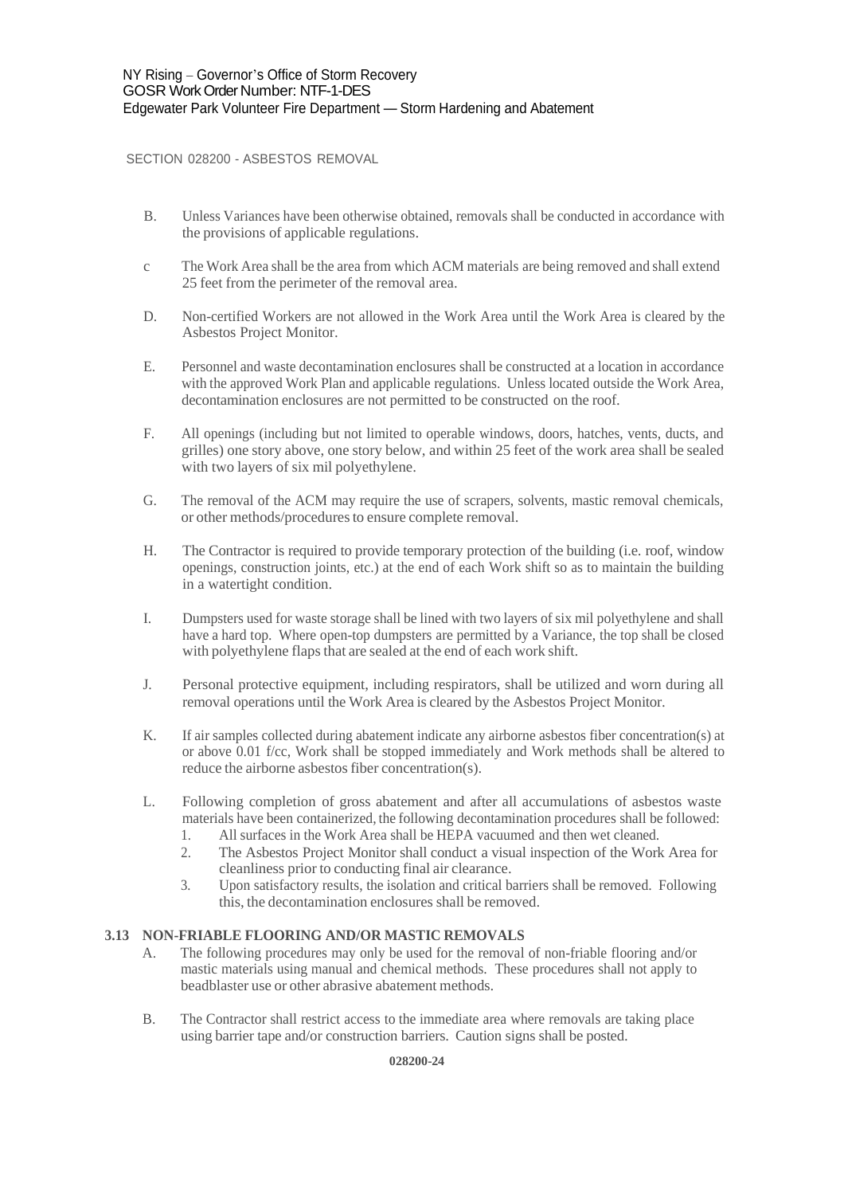B. Unless Variances have been otherwise obtained, removals shall be conducted in accordance with the provisions of applicable regulations.

c The Work Area shall be the area from which ACM materials are being removed and shall extend 25 feet from the perimeter of the removal area.

D. Non-certified Workers are not allowed in the Work Area until the Work Area is cleared by the Asbestos Project Monitor.

E. Personnel and waste decontamination enclosures shall be constructed at a location in accordance with the approved Work Plan and applicable regulations. Unless located outside the Work Area, decontamination enclosures are not permitted to be constructed on the roof.

F. All openings (including but not limited to operable windows, doors, hatches, vents, ducts, and grilles) one story above, one story below, and within 25 feet of the work area shall be sealed with two layers of six mil polyethylene.

G. The removal of the ACM may require the use of scrapers, solvents, mastic removal chemicals, or other methods/procedures to ensure complete removal.

H. The Contractor is required to provide temporary protection of the building (i.e. roof, window openings, construction joints, etc.) at the end of each Work shift so as to maintain the building in a watertight condition.

I. Dumpsters used for waste storage shall be lined with two layers of six mil polyethylene and shall have a hard top. Where open-top dumpsters are permitted by a Variance, the top shall be closed with polyethylene flaps that are sealed at the end of each work shift.

J. Personal protective equipment, including respirators, shall be utilized and worn during all removal operations until the Work Area is cleared by the Asbestos Project Monitor.

K. If air samples collected during abatement indicate any airborne asbestos fiber concentration(s) at or above 0.01 f/cc, Work shall be stopped immediately and Work methods shall be altered to reduce the airborne asbestos fiber concentration(s).

L. Following completion of gross abatement and after all accumulations of asbestos waste materials have been containerized, the following decontamination procedures shall be followed:
   1. All surfaces in the Work Area shall be HEPA vacuumed and then wet cleaned.
   2. The Asbestos Project Monitor shall conduct a visual inspection of the Work Area for cleanliness prior to conducting final air clearance.
   3. Upon satisfactory results, the isolation and critical barriers shall be removed. Following this, the decontamination enclosures shall be removed.

### 3.13 NON-FRIABLE FLOORING AND/OR MASTIC REMOVALS

A. The following procedures may only be used for the removal of non-friable flooring and/or mastic materials using manual and chemical methods. These procedures shall not apply to beadblaster use or other abrasive abatement methods.

B. The Contractor shall restrict access to the immediate area where removals are taking place using barrier tape and/or construction barriers. Caution signs shall be posted.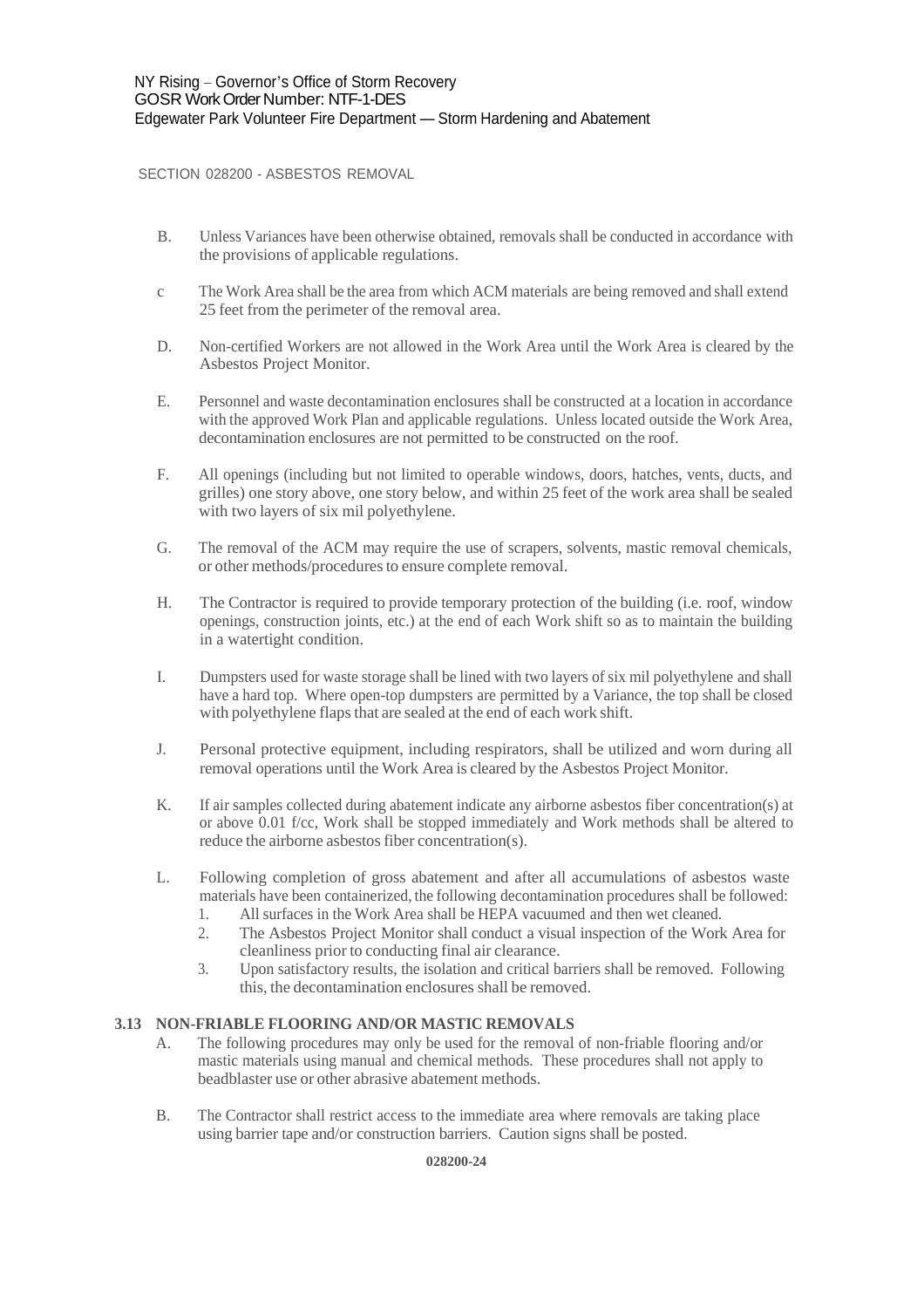SECTION 028200 - ASBESTOS REMOVAL

B. Unless Variances have been otherwise obtained, removals shall be conducted in accordance with the provisions of applicable regulations.

c The Work Area shall be the area from which ACM materials are being removed and shall extend 25 feet from the perimeter of the removal area.

D. Non-certified Workers are not allowed in the Work Area until the Work Area is cleared by the Asbestos Project Monitor.

E. Personnel and waste decontamination enclosures shall be constructed at a location in accordance with the approved Work Plan and applicable regulations. Unless located outside the Work Area, decontamination enclosures are not permitted to be constructed on the roof.

F. All openings (including but not limited to operable windows, doors, hatches, vents, ducts, and grilles) one story above, one story below, and within 25 feet of the work area shall be sealed with two layers of six mil polyethylene.

G. The removal of the ACM may require the use of scrapers, solvents, mastic removal chemicals, or other methods/procedures to ensure complete removal.

H. The Contractor is required to provide temporary protection of the building (i.e. roof, window openings, construction joints, etc.) at the end of each Work shift so as to maintain the building in a watertight condition.

I. Dumpsters used for waste storage shall be lined with two layers of six mil polyethylene and shall have a hard top. Where open-top dumpsters are permitted by a Variance, the top shall be closed with polyethylene flaps that are sealed at the end of each work shift.

J. Personal protective equipment, including respirators, shall be utilized and worn during all removal operations until the Work Area is cleared by the Asbestos Project Monitor.

K. If air samples collected during abatement indicate any airborne asbestos fiber concentration(s) at or above 0.01 f/cc, Work shall be stopped immediately and Work methods shall be altered to reduce the airborne asbestos fiber concentration(s).

L. Following completion of gross abatement and after all accumulations of asbestos waste materials have been containerized, the following decontamination procedures shall be followed:
   1. All surfaces in the Work Area shall be HEPA vacuumed and then wet cleaned.
   2. The Asbestos Project Monitor shall conduct a visual inspection of the Work Area for cleanliness prior to conducting final air clearance.
   3. Upon satisfactory results, the isolation and critical barriers shall be removed. Following this, the decontamination enclosures shall be removed.

### 3.13 NON-FRIABLE FLOORING AND/OR MASTIC REMOVALS

A. The following procedures may only be used for the removal of non-friable flooring and/or mastic materials using manual and chemical methods. These procedures shall not apply to beadblaster use or other abrasive abatement methods.

B. The Contractor shall restrict access to the immediate area where removals are taking place using barrier tape and/or construction barriers. Caution signs shall be posted.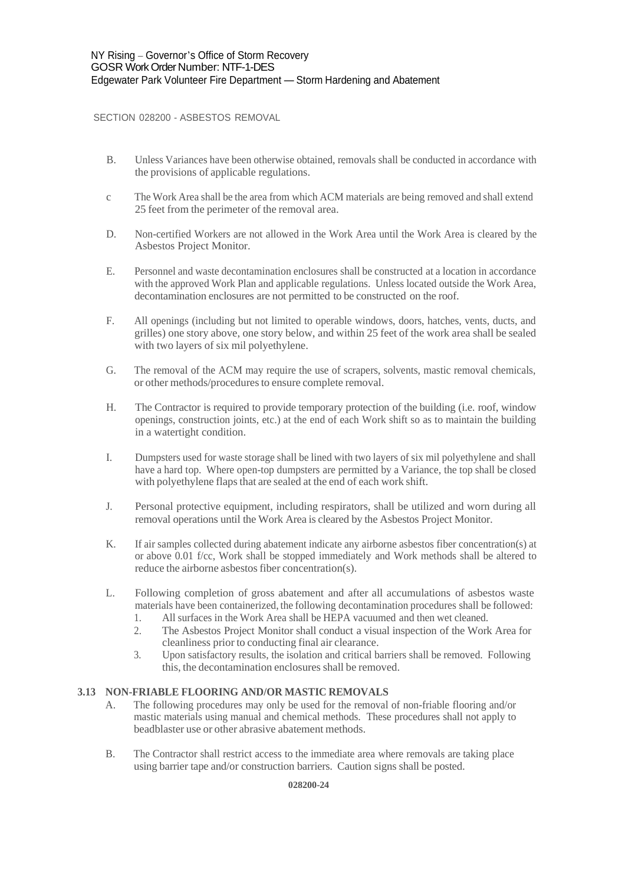B. Unless Variances have been otherwise obtained, removals shall be conducted in accordance with the provisions of applicable regulations.

c The Work Area shall be the area from which ACM materials are being removed and shall extend 25 feet from the perimeter of the removal area.

D. Non-certified Workers are not allowed in the Work Area until the Work Area is cleared by the Asbestos Project Monitor.

E. Personnel and waste decontamination enclosures shall be constructed at a location in accordance with the approved Work Plan and applicable regulations. Unless located outside the Work Area, decontamination enclosures are not permitted to be constructed on the roof.

F. All openings (including but not limited to operable windows, doors, hatches, vents, ducts, and grilles) one story above, one story below, and within 25 feet of the work area shall be sealed with two layers of six mil polyethylene.

G. The removal of the ACM may require the use of scrapers, solvents, mastic removal chemicals, or other methods/procedures to ensure complete removal.

H. The Contractor is required to provide temporary protection of the building (i.e. roof, window openings, construction joints, etc.) at the end of each Work shift so as to maintain the building in a watertight condition.

I. Dumpsters used for waste storage shall be lined with two layers of six mil polyethylene and shall have a hard top. Where open-top dumpsters are permitted by a Variance, the top shall be closed with polyethylene flaps that are sealed at the end of each work shift.

J. Personal protective equipment, including respirators, shall be utilized and worn during all removal operations until the Work Area is cleared by the Asbestos Project Monitor.

K. If air samples collected during abatement indicate any airborne asbestos fiber concentration(s) at or above 0.01 f/cc, Work shall be stopped immediately and Work methods shall be altered to reduce the airborne asbestos fiber concentration(s).

L. Following completion of gross abatement and after all accumulations of asbestos waste materials have been containerized, the following decontamination procedures shall be followed:
   1. All surfaces in the Work Area shall be HEPA vacuumed and then wet cleaned.
   2. The Asbestos Project Monitor shall conduct a visual inspection of the Work Area for cleanliness prior to conducting final air clearance.
   3. Upon satisfactory results, the isolation and critical barriers shall be removed. Following this, the decontamination enclosures shall be removed.

### 3.13 NON-FRIABLE FLOORING AND/OR MASTIC REMOVALS

A. The following procedures may only be used for the removal of non-friable flooring and/or mastic materials using manual and chemical methods. These procedures shall not apply to beadblaster use or other abrasive abatement methods.

B. The Contractor shall restrict access to the immediate area where removals are taking place using barrier tape and/or construction barriers. Caution signs shall be posted.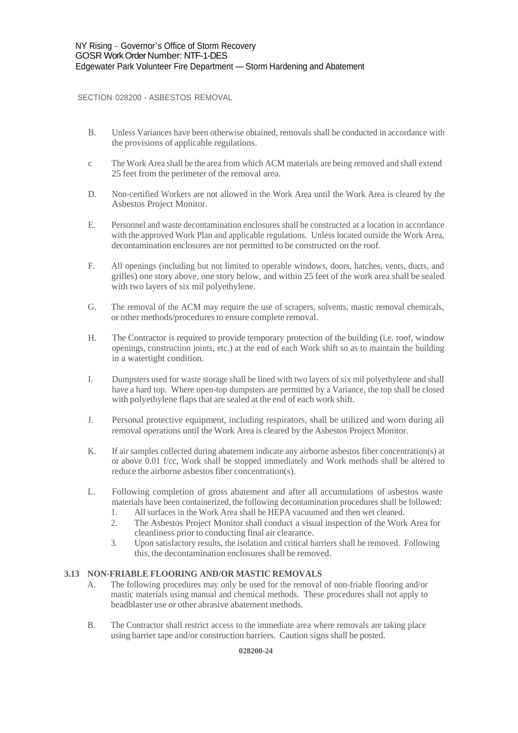B. Unless Variances have been otherwise obtained, removals shall be conducted in accordance with the provisions of applicable regulations.

c The Work Area shall be the area from which ACM materials are being removed and shall extend 25 feet from the perimeter of the removal area.

D. Non-certified Workers are not allowed in the Work Area until the Work Area is cleared by the Asbestos Project Monitor.

E. Personnel and waste decontamination enclosures shall be constructed at a location in accordance with the approved Work Plan and applicable regulations. Unless located outside the Work Area, decontamination enclosures are not permitted to be constructed on the roof.

F. All openings (including but not limited to operable windows, doors, hatches, vents, ducts, and grilles) one story above, one story below, and within 25 feet of the work area shall be sealed with two layers of six mil polyethylene.

G. The removal of the ACM may require the use of scrapers, solvents, mastic removal chemicals, or other methods/procedures to ensure complete removal.

H. The Contractor is required to provide temporary protection of the building (i.e. roof, window openings, construction joints, etc.) at the end of each Work shift so as to maintain the building in a watertight condition.

I. Dumpsters used for waste storage shall be lined with two layers of six mil polyethylene and shall have a hard top. Where open-top dumpsters are permitted by a Variance, the top shall be closed with polyethylene flaps that are sealed at the end of each work shift.

J. Personal protective equipment, including respirators, shall be utilized and worn during all removal operations until the Work Area is cleared by the Asbestos Project Monitor.

K. If air samples collected during abatement indicate any airborne asbestos fiber concentration(s) at or above 0.01 f/cc, Work shall be stopped immediately and Work methods shall be altered to reduce the airborne asbestos fiber concentration(s).

L. Following completion of gross abatement and after all accumulations of asbestos waste materials have been containerized, the following decontamination procedures shall be followed:
   1. All surfaces in the Work Area shall be HEPA vacuumed and then wet cleaned.
   2. The Asbestos Project Monitor shall conduct a visual inspection of the Work Area for cleanliness prior to conducting final air clearance.
   3. Upon satisfactory results, the isolation and critical barriers shall be removed. Following this, the decontamination enclosures shall be removed.

**3.13 NON-FRIABLE FLOORING AND/OR MASTIC REMOVALS**

A. The following procedures may only be used for the removal of non-friable flooring and/or mastic materials using manual and chemical methods. These procedures shall not apply to beadblaster use or other abrasive abatement methods.

B. The Contractor shall restrict access to the immediate area where removals are taking place using barrier tape and/or construction barriers. Caution signs shall be posted.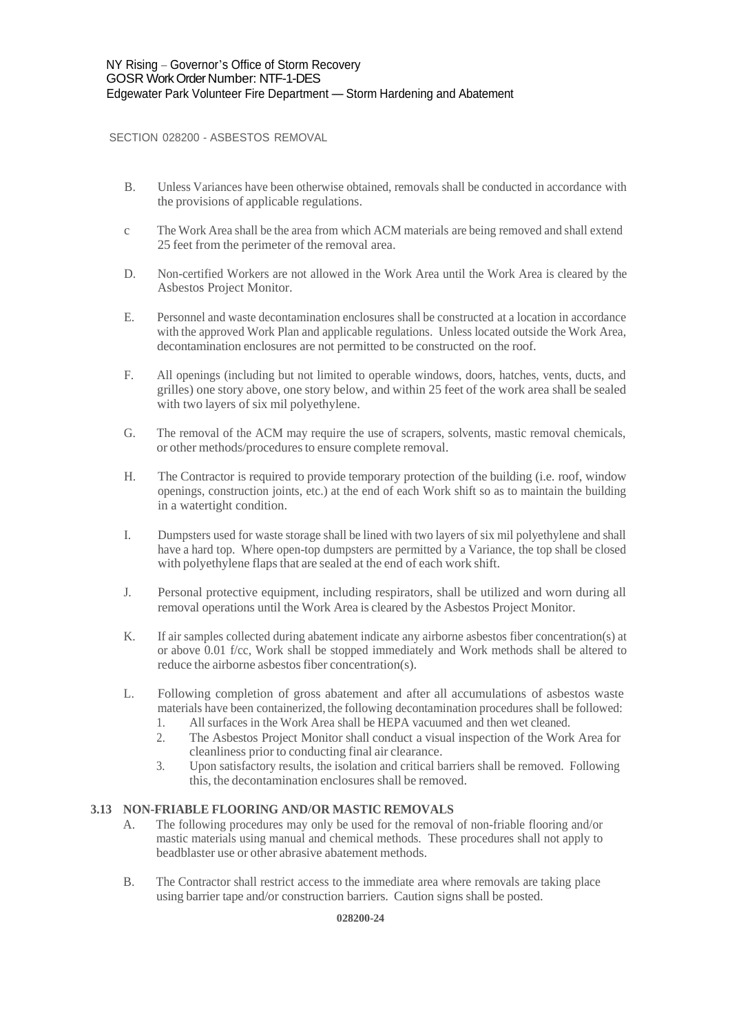SECTION 028200 - ASBESTOS REMOVAL

B. Unless Variances have been otherwise obtained, removals shall be conducted in accordance with the provisions of applicable regulations.

c The Work Area shall be the area from which ACM materials are being removed and shall extend 25 feet from the perimeter of the removal area.

D. Non-certified Workers are not allowed in the Work Area until the Work Area is cleared by the Asbestos Project Monitor.

E. Personnel and waste decontamination enclosures shall be constructed at a location in accordance with the approved Work Plan and applicable regulations. Unless located outside the Work Area, decontamination enclosures are not permitted to be constructed on the roof.

F. All openings (including but not limited to operable windows, doors, hatches, vents, ducts, and grilles) one story above, one story below, and within 25 feet of the work area shall be sealed with two layers of six mil polyethylene.

G. The removal of the ACM may require the use of scrapers, solvents, mastic removal chemicals, or other methods/procedures to ensure complete removal.

H. The Contractor is required to provide temporary protection of the building (i.e. roof, window openings, construction joints, etc.) at the end of each Work shift so as to maintain the building in a watertight condition.

I. Dumpsters used for waste storage shall be lined with two layers of six mil polyethylene and shall have a hard top. Where open-top dumpsters are permitted by a Variance, the top shall be closed with polyethylene flaps that are sealed at the end of each work shift.

J. Personal protective equipment, including respirators, shall be utilized and worn during all removal operations until the Work Area is cleared by the Asbestos Project Monitor.

K. If air samples collected during abatement indicate any airborne asbestos fiber concentration(s) at or above 0.01 f/cc, Work shall be stopped immediately and Work methods shall be altered to reduce the airborne asbestos fiber concentration(s).

L. Following completion of gross abatement and after all accumulations of asbestos waste materials have been containerized, the following decontamination procedures shall be followed:
1. All surfaces in the Work Area shall be HEPA vacuumed and then wet cleaned.
2. The Asbestos Project Monitor shall conduct a visual inspection of the Work Area for cleanliness prior to conducting final air clearance.
3. Upon satisfactory results, the isolation and critical barriers shall be removed. Following this, the decontamination enclosures shall be removed.

**3.13 NON-FRIABLE FLOORING AND/OR MASTIC REMOVALS**

A. The following procedures may only be used for the removal of non-friable flooring and/or mastic materials using manual and chemical methods. These procedures shall not apply to beadblaster use or other abrasive abatement methods.

B. The Contractor shall restrict access to the immediate area where removals are taking place using barrier tape and/or construction barriers. Caution signs shall be posted.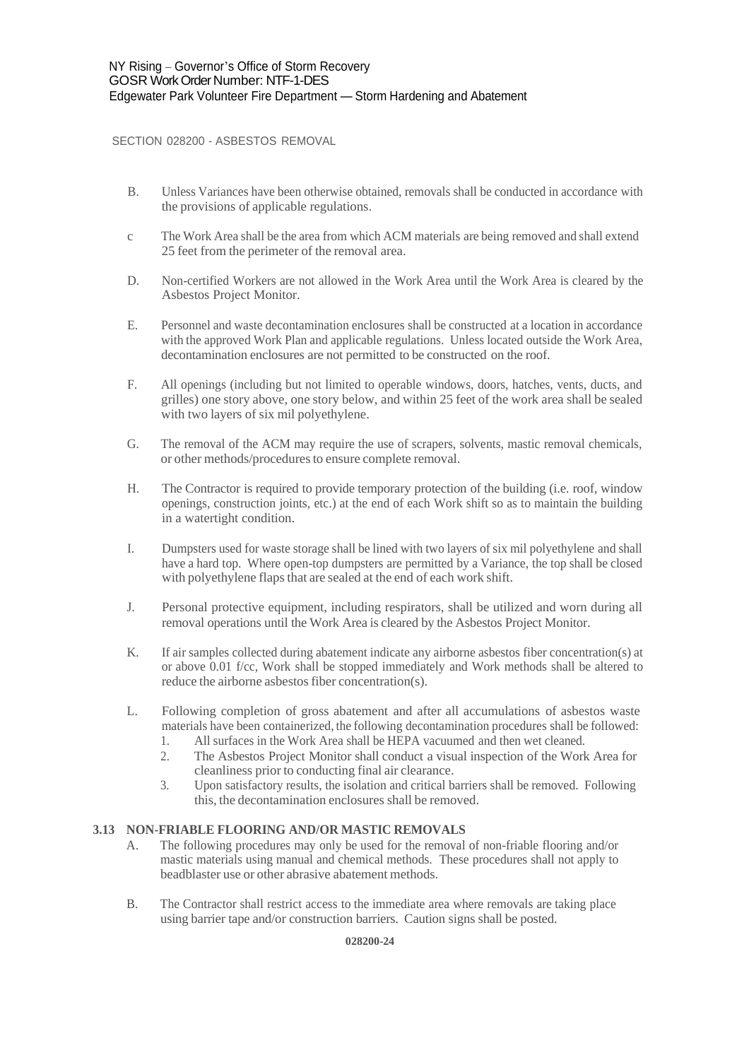B. Unless Variances have been otherwise obtained, removals shall be conducted in accordance with the provisions of applicable regulations.

c The Work Area shall be the area from which ACM materials are being removed and shall extend 25 feet from the perimeter of the removal area.

D. Non-certified Workers are not allowed in the Work Area until the Work Area is cleared by the Asbestos Project Monitor.

E. Personnel and waste decontamination enclosures shall be constructed at a location in accordance with the approved Work Plan and applicable regulations. Unless located outside the Work Area, decontamination enclosures are not permitted to be constructed on the roof.

F. All openings (including but not limited to operable windows, doors, hatches, vents, ducts, and grilles) one story above, one story below, and within 25 feet of the work area shall be sealed with two layers of six mil polyethylene.

G. The removal of the ACM may require the use of scrapers, solvents, mastic removal chemicals, or other methods/procedures to ensure complete removal.

H. The Contractor is required to provide temporary protection of the building (i.e. roof, window openings, construction joints, etc.) at the end of each Work shift so as to maintain the building in a watertight condition.

I. Dumpsters used for waste storage shall be lined with two layers of six mil polyethylene and shall have a hard top. Where open-top dumpsters are permitted by a Variance, the top shall be closed with polyethylene flaps that are sealed at the end of each work shift.

J. Personal protective equipment, including respirators, shall be utilized and worn during all removal operations until the Work Area is cleared by the Asbestos Project Monitor.

K. If air samples collected during abatement indicate any airborne asbestos fiber concentration(s) at or above 0.01 f/cc, Work shall be stopped immediately and Work methods shall be altered to reduce the airborne asbestos fiber concentration(s).

L. Following completion of gross abatement and after all accumulations of asbestos waste materials have been containerized, the following decontamination procedures shall be followed:
   1. All surfaces in the Work Area shall be HEPA vacuumed and then wet cleaned.
   2. The Asbestos Project Monitor shall conduct a visual inspection of the Work Area for cleanliness prior to conducting final air clearance.
   3. Upon satisfactory results, the isolation and critical barriers shall be removed. Following this, the decontamination enclosures shall be removed.

**3.13 NON-FRIABLE FLOORING AND/OR MASTIC REMOVALS**

A. The following procedures may only be used for the removal of non-friable flooring and/or mastic materials using manual and chemical methods. These procedures shall not apply to beadblaster use or other abrasive abatement methods.

B. The Contractor shall restrict access to the immediate area where removals are taking place using barrier tape and/or construction barriers. Caution signs shall be posted.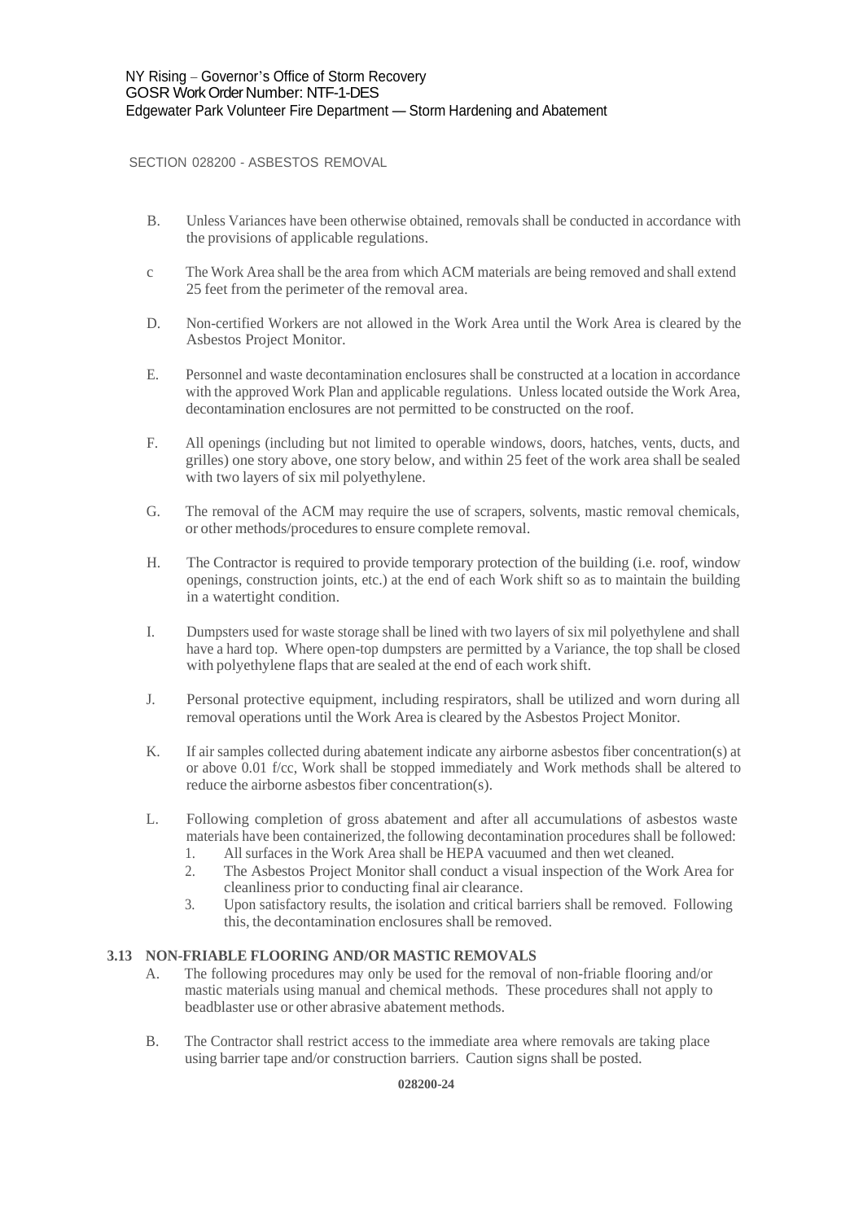B. Unless Variances have been otherwise obtained, removals shall be conducted in accordance with the provisions of applicable regulations.

c The Work Area shall be the area from which ACM materials are being removed and shall extend 25 feet from the perimeter of the removal area.

D. Non-certified Workers are not allowed in the Work Area until the Work Area is cleared by the Asbestos Project Monitor.

E. Personnel and waste decontamination enclosures shall be constructed at a location in accordance with the approved Work Plan and applicable regulations. Unless located outside the Work Area, decontamination enclosures are not permitted to be constructed on the roof.

F. All openings (including but not limited to operable windows, doors, hatches, vents, ducts, and grilles) one story above, one story below, and within 25 feet of the work area shall be sealed with two layers of six mil polyethylene.

G. The removal of the ACM may require the use of scrapers, solvents, mastic removal chemicals, or other methods/procedures to ensure complete removal.

H. The Contractor is required to provide temporary protection of the building (i.e. roof, window openings, construction joints, etc.) at the end of each Work shift so as to maintain the building in a watertight condition.

I. Dumpsters used for waste storage shall be lined with two layers of six mil polyethylene and shall have a hard top. Where open-top dumpsters are permitted by a Variance, the top shall be closed with polyethylene flaps that are sealed at the end of each work shift.

J. Personal protective equipment, including respirators, shall be utilized and worn during all removal operations until the Work Area is cleared by the Asbestos Project Monitor.

K. If air samples collected during abatement indicate any airborne asbestos fiber concentration(s) at or above 0.01 f/cc, Work shall be stopped immediately and Work methods shall be altered to reduce the airborne asbestos fiber concentration(s).

L. Following completion of gross abatement and after all accumulations of asbestos waste materials have been containerized, the following decontamination procedures shall be followed:
1. All surfaces in the Work Area shall be HEPA vacuumed and then wet cleaned.
2. The Asbestos Project Monitor shall conduct a visual inspection of the Work Area for cleanliness prior to conducting final air clearance.
3. Upon satisfactory results, the isolation and critical barriers shall be removed. Following this, the decontamination enclosures shall be removed.

**3.13 NON-FRIABLE FLOORING AND/OR MASTIC REMOVALS**

A. The following procedures may only be used for the removal of non-friable flooring and/or mastic materials using manual and chemical methods. These procedures shall not apply to beadblaster use or other abrasive abatement methods.

B. The Contractor shall restrict access to the immediate area where removals are taking place using barrier tape and/or construction barriers. Caution signs shall be posted.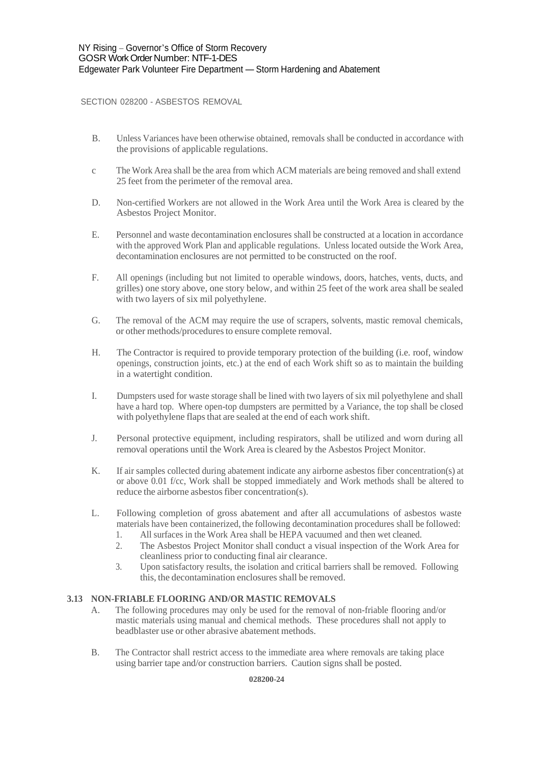B. Unless Variances have been otherwise obtained, removals shall be conducted in accordance with the provisions of applicable regulations.

c The Work Area shall be the area from which ACM materials are being removed and shall extend 25 feet from the perimeter of the removal area.

D. Non-certified Workers are not allowed in the Work Area until the Work Area is cleared by the Asbestos Project Monitor.

E. Personnel and waste decontamination enclosures shall be constructed at a location in accordance with the approved Work Plan and applicable regulations. Unless located outside the Work Area, decontamination enclosures are not permitted to be constructed on the roof.

F. All openings (including but not limited to operable windows, doors, hatches, vents, ducts, and grilles) one story above, one story below, and within 25 feet of the work area shall be sealed with two layers of six mil polyethylene.

G. The removal of the ACM may require the use of scrapers, solvents, mastic removal chemicals, or other methods/procedures to ensure complete removal.

H. The Contractor is required to provide temporary protection of the building (i.e. roof, window openings, construction joints, etc.) at the end of each Work shift so as to maintain the building in a watertight condition.

I. Dumpsters used for waste storage shall be lined with two layers of six mil polyethylene and shall have a hard top. Where open-top dumpsters are permitted by a Variance, the top shall be closed with polyethylene flaps that are sealed at the end of each work shift.

J. Personal protective equipment, including respirators, shall be utilized and worn during all removal operations until the Work Area is cleared by the Asbestos Project Monitor.

K. If air samples collected during abatement indicate any airborne asbestos fiber concentration(s) at or above 0.01 f/cc, Work shall be stopped immediately and Work methods shall be altered to reduce the airborne asbestos fiber concentration(s).

L. Following completion of gross abatement and after all accumulations of asbestos waste materials have been containerized, the following decontamination procedures shall be followed:
   1. All surfaces in the Work Area shall be HEPA vacuumed and then wet cleaned.
   2. The Asbestos Project Monitor shall conduct a visual inspection of the Work Area for cleanliness prior to conducting final air clearance.
   3. Upon satisfactory results, the isolation and critical barriers shall be removed. Following this, the decontamination enclosures shall be removed.

### 3.13 NON-FRIABLE FLOORING AND/OR MASTIC REMOVALS

A. The following procedures may only be used for the removal of non-friable flooring and/or mastic materials using manual and chemical methods. These procedures shall not apply to beadblaster use or other abrasive abatement methods.

B. The Contractor shall restrict access to the immediate area where removals are taking place using barrier tape and/or construction barriers. Caution signs shall be posted.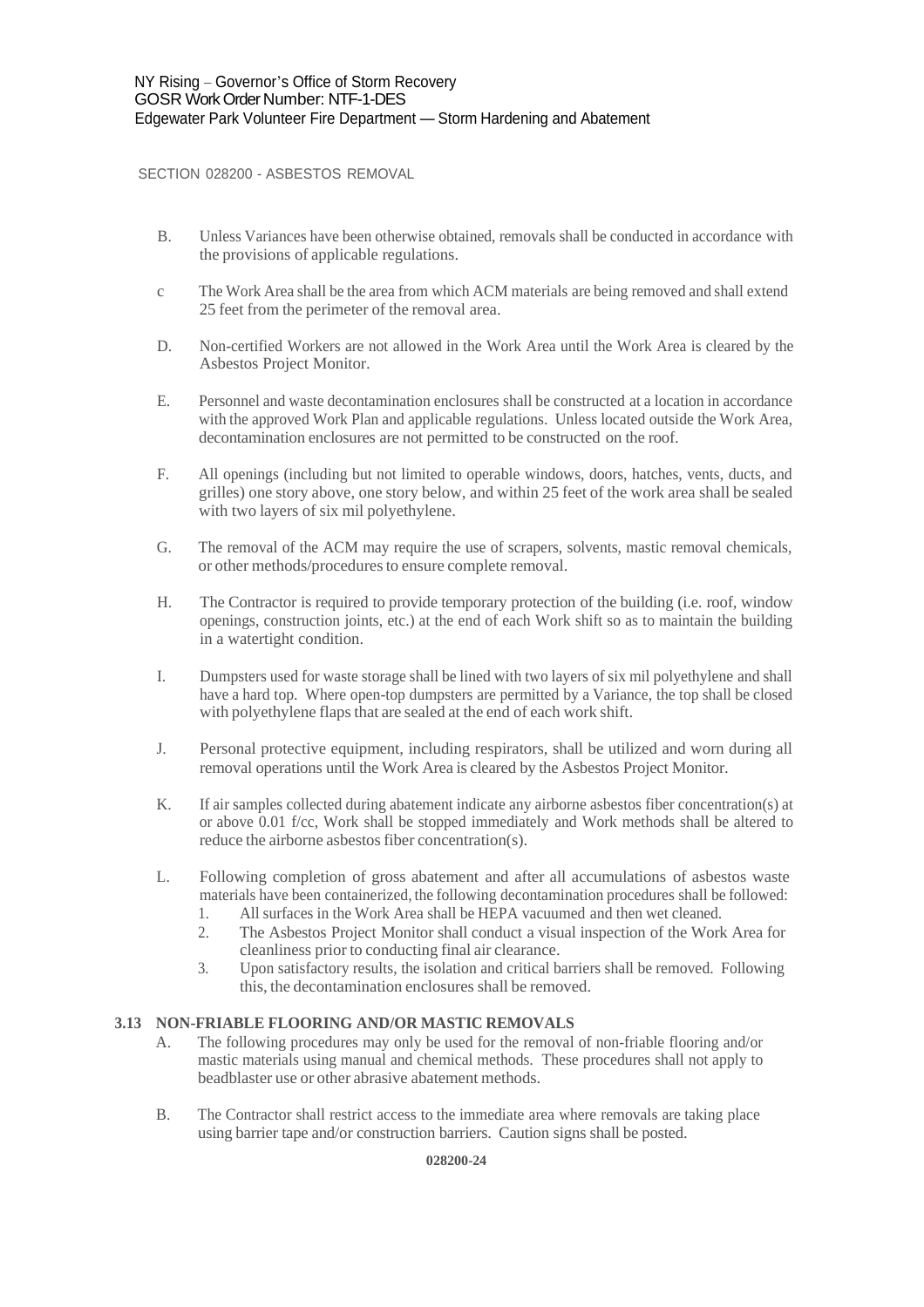B. Unless Variances have been otherwise obtained, removals shall be conducted in accordance with the provisions of applicable regulations.

c The Work Area shall be the area from which ACM materials are being removed and shall extend 25 feet from the perimeter of the removal area.

D. Non-certified Workers are not allowed in the Work Area until the Work Area is cleared by the Asbestos Project Monitor.

E. Personnel and waste decontamination enclosures shall be constructed at a location in accordance with the approved Work Plan and applicable regulations. Unless located outside the Work Area, decontamination enclosures are not permitted to be constructed on the roof.

F. All openings (including but not limited to operable windows, doors, hatches, vents, ducts, and grilles) one story above, one story below, and within 25 feet of the work area shall be sealed with two layers of six mil polyethylene.

G. The removal of the ACM may require the use of scrapers, solvents, mastic removal chemicals, or other methods/procedures to ensure complete removal.

H. The Contractor is required to provide temporary protection of the building (i.e. roof, window openings, construction joints, etc.) at the end of each Work shift so as to maintain the building in a watertight condition.

I. Dumpsters used for waste storage shall be lined with two layers of six mil polyethylene and shall have a hard top. Where open-top dumpsters are permitted by a Variance, the top shall be closed with polyethylene flaps that are sealed at the end of each work shift.

J. Personal protective equipment, including respirators, shall be utilized and worn during all removal operations until the Work Area is cleared by the Asbestos Project Monitor.

K. If air samples collected during abatement indicate any airborne asbestos fiber concentration(s) at or above 0.01 f/cc, Work shall be stopped immediately and Work methods shall be altered to reduce the airborne asbestos fiber concentration(s).

L. Following completion of gross abatement and after all accumulations of asbestos waste materials have been containerized, the following decontamination procedures shall be followed:
1. All surfaces in the Work Area shall be HEPA vacuumed and then wet cleaned.
2. The Asbestos Project Monitor shall conduct a visual inspection of the Work Area for cleanliness prior to conducting final air clearance.
3. Upon satisfactory results, the isolation and critical barriers shall be removed. Following this, the decontamination enclosures shall be removed.

**3.13 NON-FRIABLE FLOORING AND/OR MASTIC REMOVALS**

A. The following procedures may only be used for the removal of non-friable flooring and/or mastic materials using manual and chemical methods. These procedures shall not apply to beadblaster use or other abrasive abatement methods.

B. The Contractor shall restrict access to the immediate area where removals are taking place using barrier tape and/or construction barriers. Caution signs shall be posted.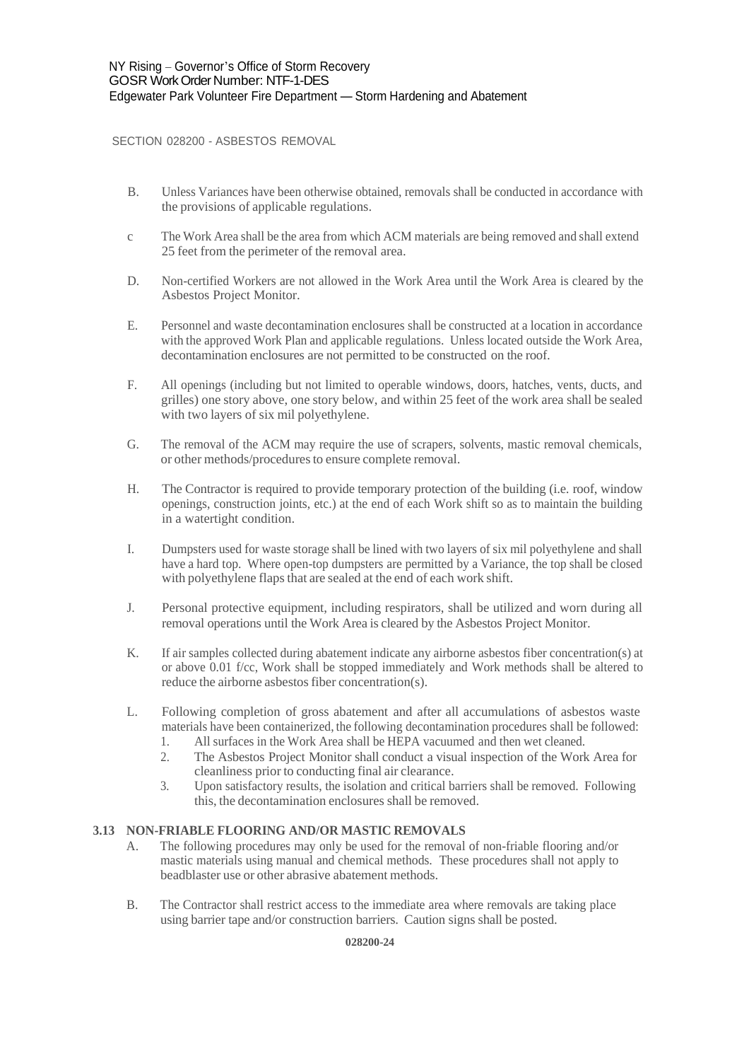B. Unless Variances have been otherwise obtained, removals shall be conducted in accordance with the provisions of applicable regulations.

c The Work Area shall be the area from which ACM materials are being removed and shall extend 25 feet from the perimeter of the removal area.

D. Non-certified Workers are not allowed in the Work Area until the Work Area is cleared by the Asbestos Project Monitor.

E. Personnel and waste decontamination enclosures shall be constructed at a location in accordance with the approved Work Plan and applicable regulations. Unless located outside the Work Area, decontamination enclosures are not permitted to be constructed on the roof.

F. All openings (including but not limited to operable windows, doors, hatches, vents, ducts, and grilles) one story above, one story below, and within 25 feet of the work area shall be sealed with two layers of six mil polyethylene.

G. The removal of the ACM may require the use of scrapers, solvents, mastic removal chemicals, or other methods/procedures to ensure complete removal.

H. The Contractor is required to provide temporary protection of the building (i.e. roof, window openings, construction joints, etc.) at the end of each Work shift so as to maintain the building in a watertight condition.

I. Dumpsters used for waste storage shall be lined with two layers of six mil polyethylene and shall have a hard top. Where open-top dumpsters are permitted by a Variance, the top shall be closed with polyethylene flaps that are sealed at the end of each work shift.

J. Personal protective equipment, including respirators, shall be utilized and worn during all removal operations until the Work Area is cleared by the Asbestos Project Monitor.

K. If air samples collected during abatement indicate any airborne asbestos fiber concentration(s) at or above 0.01 f/cc, Work shall be stopped immediately and Work methods shall be altered to reduce the airborne asbestos fiber concentration(s).

L. Following completion of gross abatement and after all accumulations of asbestos waste materials have been containerized, the following decontamination procedures shall be followed:
   1. All surfaces in the Work Area shall be HEPA vacuumed and then wet cleaned.
   2. The Asbestos Project Monitor shall conduct a visual inspection of the Work Area for cleanliness prior to conducting final air clearance.
   3. Upon satisfactory results, the isolation and critical barriers shall be removed. Following this, the decontamination enclosures shall be removed.

### 3.13 NON-FRIABLE FLOORING AND/OR MASTIC REMOVALS

A. The following procedures may only be used for the removal of non-friable flooring and/or mastic materials using manual and chemical methods. These procedures shall not apply to beadblaster use or other abrasive abatement methods.

B. The Contractor shall restrict access to the immediate area where removals are taking place using barrier tape and/or construction barriers. Caution signs shall be posted.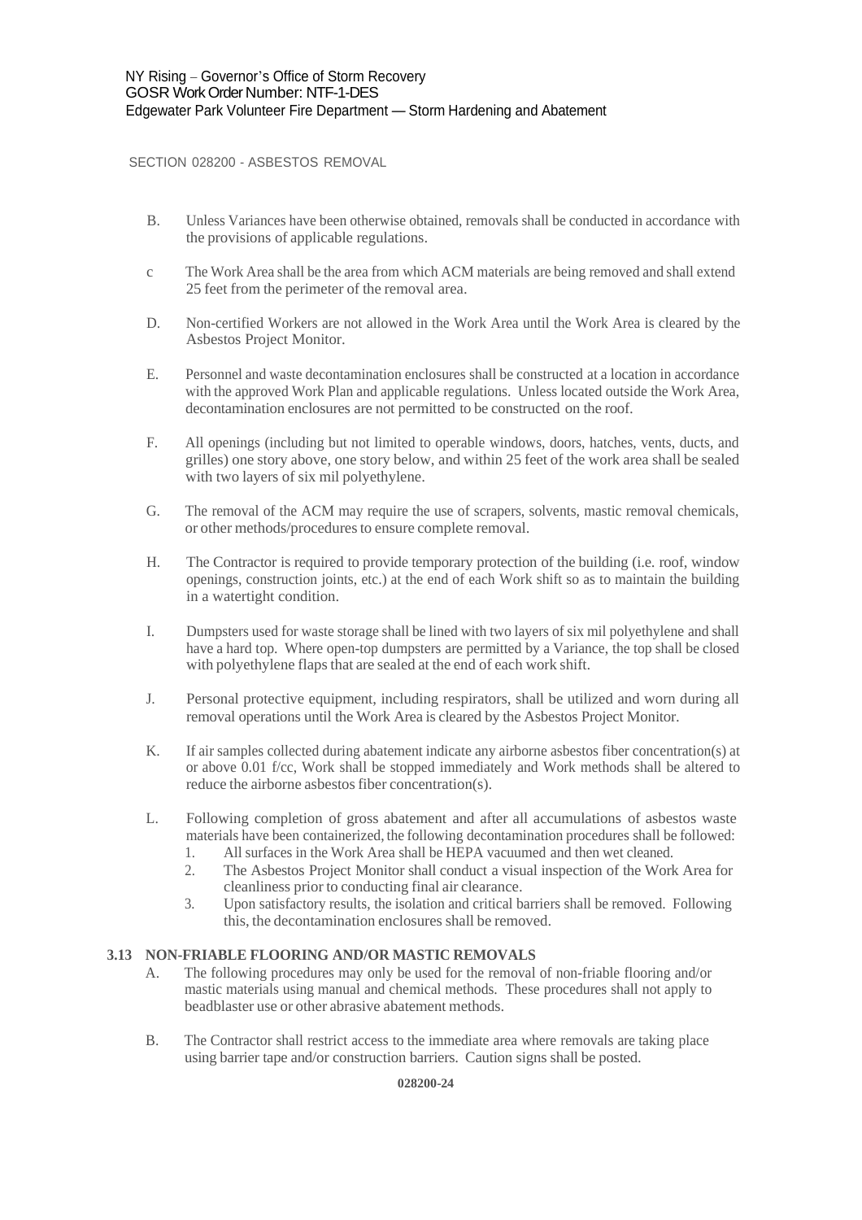B. Unless Variances have been otherwise obtained, removals shall be conducted in accordance with the provisions of applicable regulations.

c The Work Area shall be the area from which ACM materials are being removed and shall extend 25 feet from the perimeter of the removal area.

D. Non-certified Workers are not allowed in the Work Area until the Work Area is cleared by the Asbestos Project Monitor.

E. Personnel and waste decontamination enclosures shall be constructed at a location in accordance with the approved Work Plan and applicable regulations. Unless located outside the Work Area, decontamination enclosures are not permitted to be constructed on the roof.

F. All openings (including but not limited to operable windows, doors, hatches, vents, ducts, and grilles) one story above, one story below, and within 25 feet of the work area shall be sealed with two layers of six mil polyethylene.

G. The removal of the ACM may require the use of scrapers, solvents, mastic removal chemicals, or other methods/procedures to ensure complete removal.

H. The Contractor is required to provide temporary protection of the building (i.e. roof, window openings, construction joints, etc.) at the end of each Work shift so as to maintain the building in a watertight condition.

I. Dumpsters used for waste storage shall be lined with two layers of six mil polyethylene and shall have a hard top. Where open-top dumpsters are permitted by a Variance, the top shall be closed with polyethylene flaps that are sealed at the end of each work shift.

J. Personal protective equipment, including respirators, shall be utilized and worn during all removal operations until the Work Area is cleared by the Asbestos Project Monitor.

K. If air samples collected during abatement indicate any airborne asbestos fiber concentration(s) at or above 0.01 f/cc, Work shall be stopped immediately and Work methods shall be altered to reduce the airborne asbestos fiber concentration(s).

L. Following completion of gross abatement and after all accumulations of asbestos waste materials have been containerized, the following decontamination procedures shall be followed:
   1. All surfaces in the Work Area shall be HEPA vacuumed and then wet cleaned.
   2. The Asbestos Project Monitor shall conduct a visual inspection of the Work Area for cleanliness prior to conducting final air clearance.
   3. Upon satisfactory results, the isolation and critical barriers shall be removed. Following this, the decontamination enclosures shall be removed.

### 3.13 NON-FRIABLE FLOORING AND/OR MASTIC REMOVALS

A. The following procedures may only be used for the removal of non-friable flooring and/or mastic materials using manual and chemical methods. These procedures shall not apply to beadblaster use or other abrasive abatement methods.

B. The Contractor shall restrict access to the immediate area where removals are taking place using barrier tape and/or construction barriers. Caution signs shall be posted.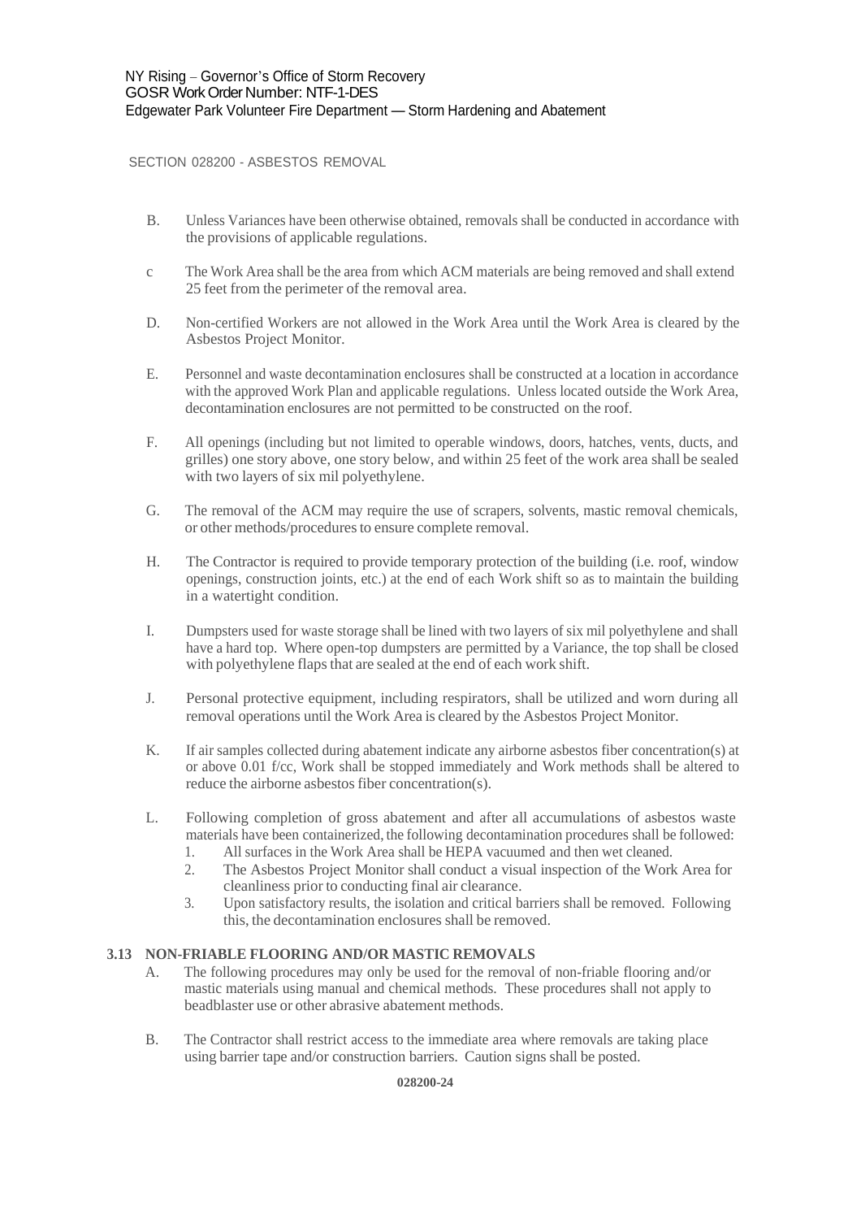B. Unless Variances have been otherwise obtained, removals shall be conducted in accordance with the provisions of applicable regulations.

c The Work Area shall be the area from which ACM materials are being removed and shall extend 25 feet from the perimeter of the removal area.

D. Non-certified Workers are not allowed in the Work Area until the Work Area is cleared by the Asbestos Project Monitor.

E. Personnel and waste decontamination enclosures shall be constructed at a location in accordance with the approved Work Plan and applicable regulations. Unless located outside the Work Area, decontamination enclosures are not permitted to be constructed on the roof.

F. All openings (including but not limited to operable windows, doors, hatches, vents, ducts, and grilles) one story above, one story below, and within 25 feet of the work area shall be sealed with two layers of six mil polyethylene.

G. The removal of the ACM may require the use of scrapers, solvents, mastic removal chemicals, or other methods/procedures to ensure complete removal.

H. The Contractor is required to provide temporary protection of the building (i.e. roof, window openings, construction joints, etc.) at the end of each Work shift so as to maintain the building in a watertight condition.

I. Dumpsters used for waste storage shall be lined with two layers of six mil polyethylene and shall have a hard top. Where open-top dumpsters are permitted by a Variance, the top shall be closed with polyethylene flaps that are sealed at the end of each work shift.

J. Personal protective equipment, including respirators, shall be utilized and worn during all removal operations until the Work Area is cleared by the Asbestos Project Monitor.

K. If air samples collected during abatement indicate any airborne asbestos fiber concentration(s) at or above 0.01 f/cc, Work shall be stopped immediately and Work methods shall be altered to reduce the airborne asbestos fiber concentration(s).

L. Following completion of gross abatement and after all accumulations of asbestos waste materials have been containerized, the following decontamination procedures shall be followed:
   1. All surfaces in the Work Area shall be HEPA vacuumed and then wet cleaned.
   2. The Asbestos Project Monitor shall conduct a visual inspection of the Work Area for cleanliness prior to conducting final air clearance.
   3. Upon satisfactory results, the isolation and critical barriers shall be removed. Following this, the decontamination enclosures shall be removed.

## 3.13 NON-FRIABLE FLOORING AND/OR MASTIC REMOVALS

A. The following procedures may only be used for the removal of non-friable flooring and/or mastic materials using manual and chemical methods. These procedures shall not apply to beadblaster use or other abrasive abatement methods.

B. The Contractor shall restrict access to the immediate area where removals are taking place using barrier tape and/or construction barriers. Caution signs shall be posted.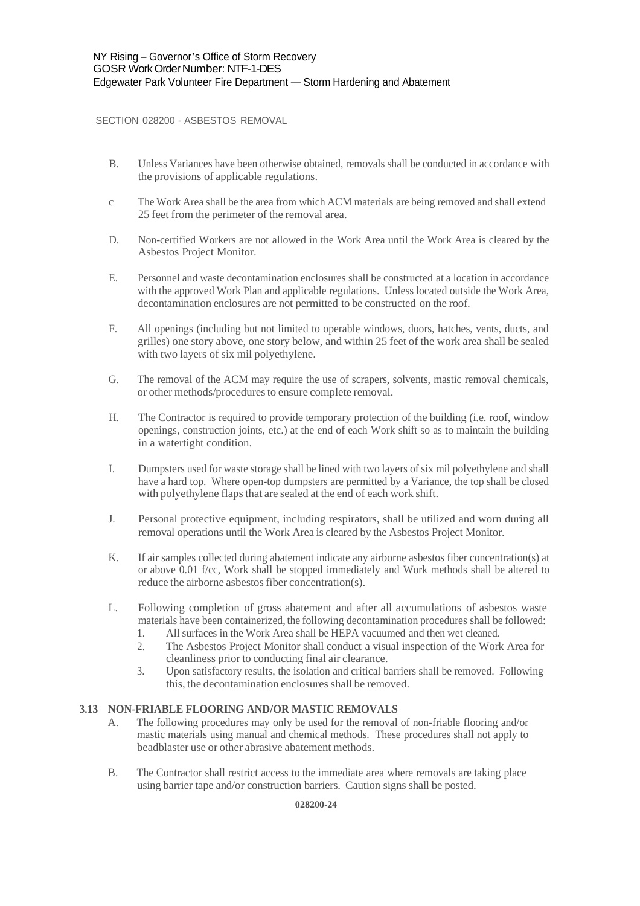B. Unless Variances have been otherwise obtained, removals shall be conducted in accordance with the provisions of applicable regulations.

c The Work Area shall be the area from which ACM materials are being removed and shall extend 25 feet from the perimeter of the removal area.

D. Non-certified Workers are not allowed in the Work Area until the Work Area is cleared by the Asbestos Project Monitor.

E. Personnel and waste decontamination enclosures shall be constructed at a location in accordance with the approved Work Plan and applicable regulations. Unless located outside the Work Area, decontamination enclosures are not permitted to be constructed on the roof.

F. All openings (including but not limited to operable windows, doors, hatches, vents, ducts, and grilles) one story above, one story below, and within 25 feet of the work area shall be sealed with two layers of six mil polyethylene.

G. The removal of the ACM may require the use of scrapers, solvents, mastic removal chemicals, or other methods/procedures to ensure complete removal.

H. The Contractor is required to provide temporary protection of the building (i.e. roof, window openings, construction joints, etc.) at the end of each Work shift so as to maintain the building in a watertight condition.

I. Dumpsters used for waste storage shall be lined with two layers of six mil polyethylene and shall have a hard top. Where open-top dumpsters are permitted by a Variance, the top shall be closed with polyethylene flaps that are sealed at the end of each work shift.

J. Personal protective equipment, including respirators, shall be utilized and worn during all removal operations until the Work Area is cleared by the Asbestos Project Monitor.

K. If air samples collected during abatement indicate any airborne asbestos fiber concentration(s) at or above 0.01 f/cc, Work shall be stopped immediately and Work methods shall be altered to reduce the airborne asbestos fiber concentration(s).

L. Following completion of gross abatement and after all accumulations of asbestos waste materials have been containerized, the following decontamination procedures shall be followed:
   1. All surfaces in the Work Area shall be HEPA vacuumed and then wet cleaned.
   2. The Asbestos Project Monitor shall conduct a visual inspection of the Work Area for cleanliness prior to conducting final air clearance.
   3. Upon satisfactory results, the isolation and critical barriers shall be removed. Following this, the decontamination enclosures shall be removed.

## 3.13 NON-FRIABLE FLOORING AND/OR MASTIC REMOVALS

A. The following procedures may only be used for the removal of non-friable flooring and/or mastic materials using manual and chemical methods. These procedures shall not apply to beadblaster use or other abrasive abatement methods.

B. The Contractor shall restrict access to the immediate area where removals are taking place using barrier tape and/or construction barriers. Caution signs shall be posted.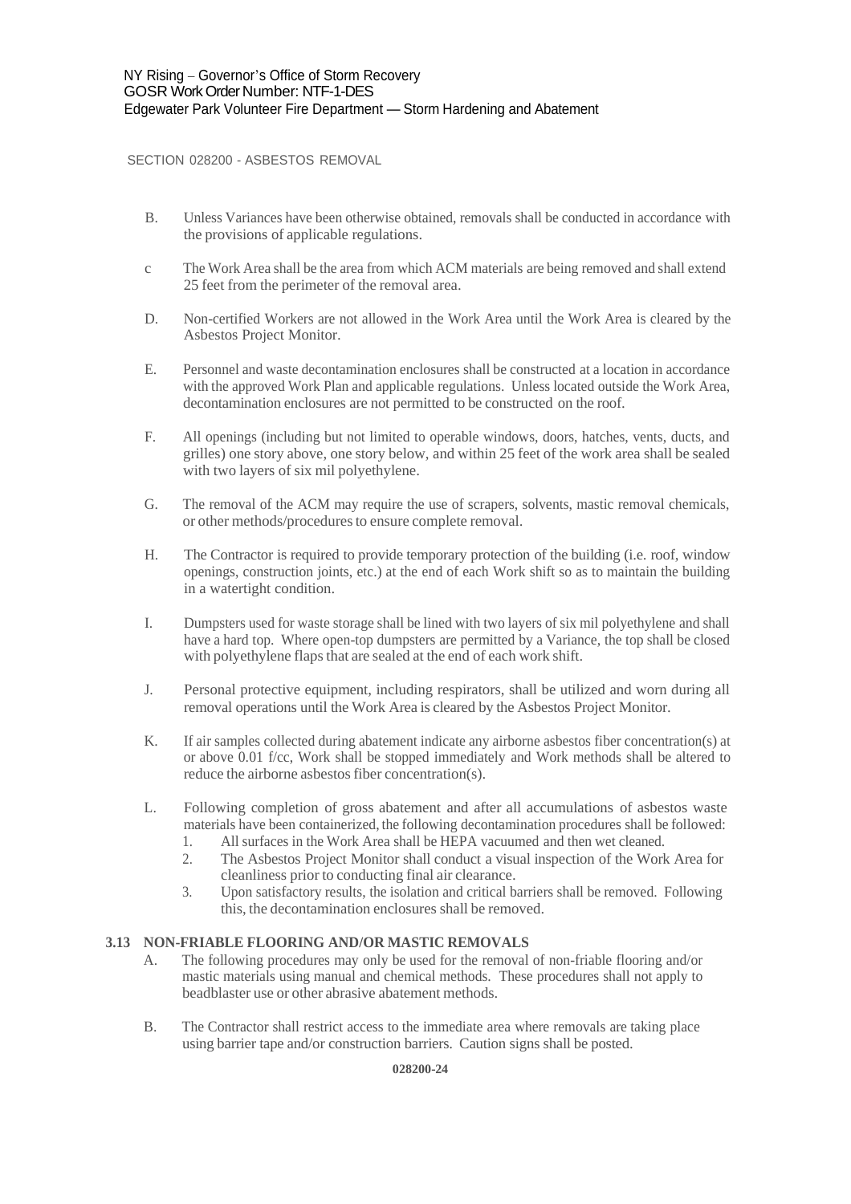B. Unless Variances have been otherwise obtained, removals shall be conducted in accordance with the provisions of applicable regulations.

c The Work Area shall be the area from which ACM materials are being removed and shall extend 25 feet from the perimeter of the removal area.

D. Non-certified Workers are not allowed in the Work Area until the Work Area is cleared by the Asbestos Project Monitor.

E. Personnel and waste decontamination enclosures shall be constructed at a location in accordance with the approved Work Plan and applicable regulations. Unless located outside the Work Area, decontamination enclosures are not permitted to be constructed on the roof.

F. All openings (including but not limited to operable windows, doors, hatches, vents, ducts, and grilles) one story above, one story below, and within 25 feet of the work area shall be sealed with two layers of six mil polyethylene.

G. The removal of the ACM may require the use of scrapers, solvents, mastic removal chemicals, or other methods/procedures to ensure complete removal.

H. The Contractor is required to provide temporary protection of the building (i.e. roof, window openings, construction joints, etc.) at the end of each Work shift so as to maintain the building in a watertight condition.

I. Dumpsters used for waste storage shall be lined with two layers of six mil polyethylene and shall have a hard top. Where open-top dumpsters are permitted by a Variance, the top shall be closed with polyethylene flaps that are sealed at the end of each work shift.

J. Personal protective equipment, including respirators, shall be utilized and worn during all removal operations until the Work Area is cleared by the Asbestos Project Monitor.

K. If air samples collected during abatement indicate any airborne asbestos fiber concentration(s) at or above 0.01 f/cc, Work shall be stopped immediately and Work methods shall be altered to reduce the airborne asbestos fiber concentration(s).

L. Following completion of gross abatement and after all accumulations of asbestos waste materials have been containerized, the following decontamination procedures shall be followed:
   1. All surfaces in the Work Area shall be HEPA vacuumed and then wet cleaned.
   2. The Asbestos Project Monitor shall conduct a visual inspection of the Work Area for cleanliness prior to conducting final air clearance.
   3. Upon satisfactory results, the isolation and critical barriers shall be removed. Following this, the decontamination enclosures shall be removed.

## 3.13 NON-FRIABLE FLOORING AND/OR MASTIC REMOVALS

A. The following procedures may only be used for the removal of non-friable flooring and/or mastic materials using manual and chemical methods. These procedures shall not apply to beadblaster use or other abrasive abatement methods.

B. The Contractor shall restrict access to the immediate area where removals are taking place using barrier tape and/or construction barriers. Caution signs shall be posted.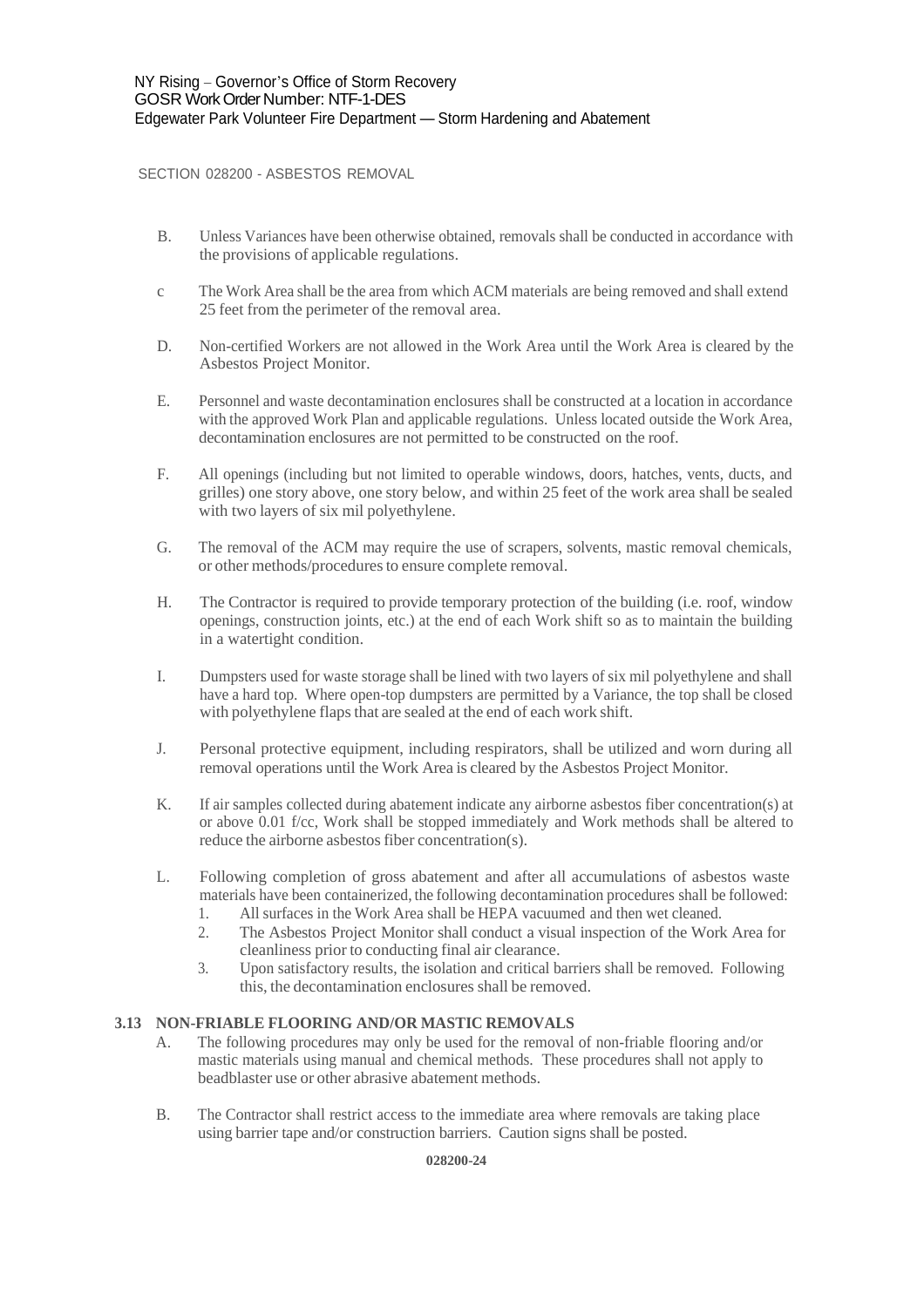B. Unless Variances have been otherwise obtained, removals shall be conducted in accordance with the provisions of applicable regulations.

c The Work Area shall be the area from which ACM materials are being removed and shall extend 25 feet from the perimeter of the removal area.

D. Non-certified Workers are not allowed in the Work Area until the Work Area is cleared by the Asbestos Project Monitor.

E. Personnel and waste decontamination enclosures shall be constructed at a location in accordance with the approved Work Plan and applicable regulations. Unless located outside the Work Area, decontamination enclosures are not permitted to be constructed on the roof.

F. All openings (including but not limited to operable windows, doors, hatches, vents, ducts, and grilles) one story above, one story below, and within 25 feet of the work area shall be sealed with two layers of six mil polyethylene.

G. The removal of the ACM may require the use of scrapers, solvents, mastic removal chemicals, or other methods/procedures to ensure complete removal.

H. The Contractor is required to provide temporary protection of the building (i.e. roof, window openings, construction joints, etc.) at the end of each Work shift so as to maintain the building in a watertight condition.

I. Dumpsters used for waste storage shall be lined with two layers of six mil polyethylene and shall have a hard top. Where open-top dumpsters are permitted by a Variance, the top shall be closed with polyethylene flaps that are sealed at the end of each work shift.

J. Personal protective equipment, including respirators, shall be utilized and worn during all removal operations until the Work Area is cleared by the Asbestos Project Monitor.

K. If air samples collected during abatement indicate any airborne asbestos fiber concentration(s) at or above 0.01 f/cc, Work shall be stopped immediately and Work methods shall be altered to reduce the airborne asbestos fiber concentration(s).

L. Following completion of gross abatement and after all accumulations of asbestos waste materials have been containerized, the following decontamination procedures shall be followed:
   1. All surfaces in the Work Area shall be HEPA vacuumed and then wet cleaned.
   2. The Asbestos Project Monitor shall conduct a visual inspection of the Work Area for cleanliness prior to conducting final air clearance.
   3. Upon satisfactory results, the isolation and critical barriers shall be removed. Following this, the decontamination enclosures shall be removed.

**3.13 NON-FRIABLE FLOORING AND/OR MASTIC REMOVALS**

A. The following procedures may only be used for the removal of non-friable flooring and/or mastic materials using manual and chemical methods. These procedures shall not apply to beadblaster use or other abrasive abatement methods.

B. The Contractor shall restrict access to the immediate area where removals are taking place using barrier tape and/or construction barriers. Caution signs shall be posted.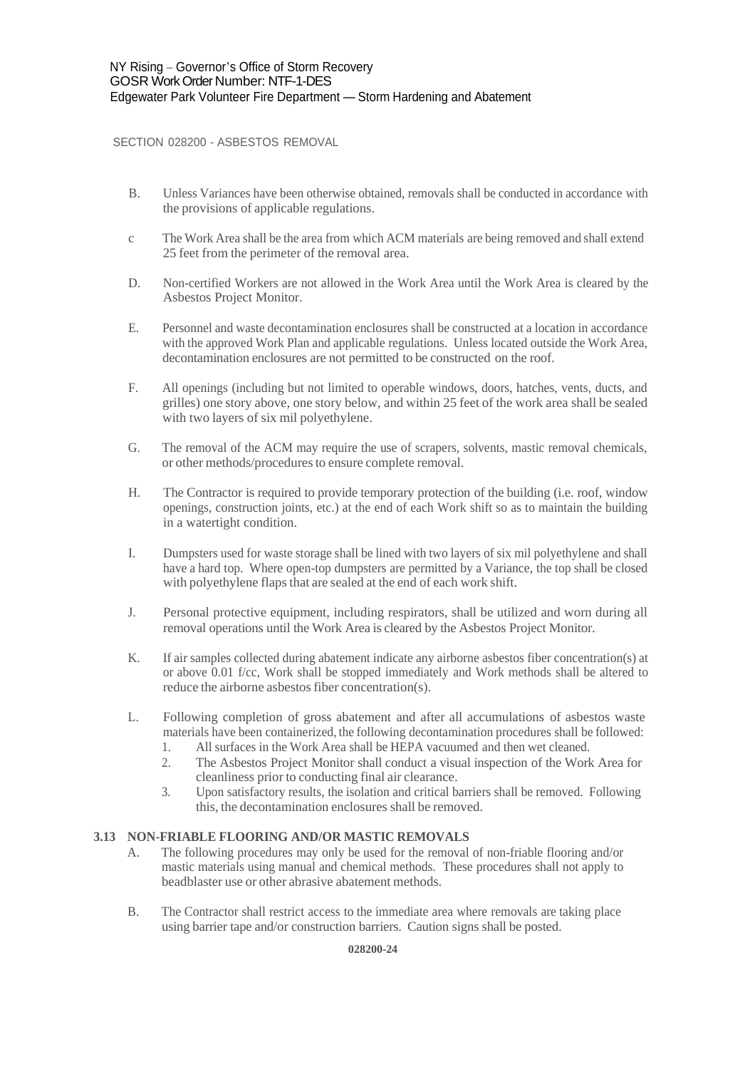B. Unless Variances have been otherwise obtained, removals shall be conducted in accordance with the provisions of applicable regulations.

c The Work Area shall be the area from which ACM materials are being removed and shall extend 25 feet from the perimeter of the removal area.

D. Non-certified Workers are not allowed in the Work Area until the Work Area is cleared by the Asbestos Project Monitor.

E. Personnel and waste decontamination enclosures shall be constructed at a location in accordance with the approved Work Plan and applicable regulations. Unless located outside the Work Area, decontamination enclosures are not permitted to be constructed on the roof.

F. All openings (including but not limited to operable windows, doors, hatches, vents, ducts, and grilles) one story above, one story below, and within 25 feet of the work area shall be sealed with two layers of six mil polyethylene.

G. The removal of the ACM may require the use of scrapers, solvents, mastic removal chemicals, or other methods/procedures to ensure complete removal.

H. The Contractor is required to provide temporary protection of the building (i.e. roof, window openings, construction joints, etc.) at the end of each Work shift so as to maintain the building in a watertight condition.

I. Dumpsters used for waste storage shall be lined with two layers of six mil polyethylene and shall have a hard top. Where open-top dumpsters are permitted by a Variance, the top shall be closed with polyethylene flaps that are sealed at the end of each work shift.

J. Personal protective equipment, including respirators, shall be utilized and worn during all removal operations until the Work Area is cleared by the Asbestos Project Monitor.

K. If air samples collected during abatement indicate any airborne asbestos fiber concentration(s) at or above 0.01 f/cc, Work shall be stopped immediately and Work methods shall be altered to reduce the airborne asbestos fiber concentration(s).

L. Following completion of gross abatement and after all accumulations of asbestos waste materials have been containerized, the following decontamination procedures shall be followed:
   1. All surfaces in the Work Area shall be HEPA vacuumed and then wet cleaned.
   2. The Asbestos Project Monitor shall conduct a visual inspection of the Work Area for cleanliness prior to conducting final air clearance.
   3. Upon satisfactory results, the isolation and critical barriers shall be removed. Following this, the decontamination enclosures shall be removed.

### 3.13 NON-FRIABLE FLOORING AND/OR MASTIC REMOVALS

A. The following procedures may only be used for the removal of non-friable flooring and/or mastic materials using manual and chemical methods. These procedures shall not apply to beadblaster use or other abrasive abatement methods.

B. The Contractor shall restrict access to the immediate area where removals are taking place using barrier tape and/or construction barriers. Caution signs shall be posted.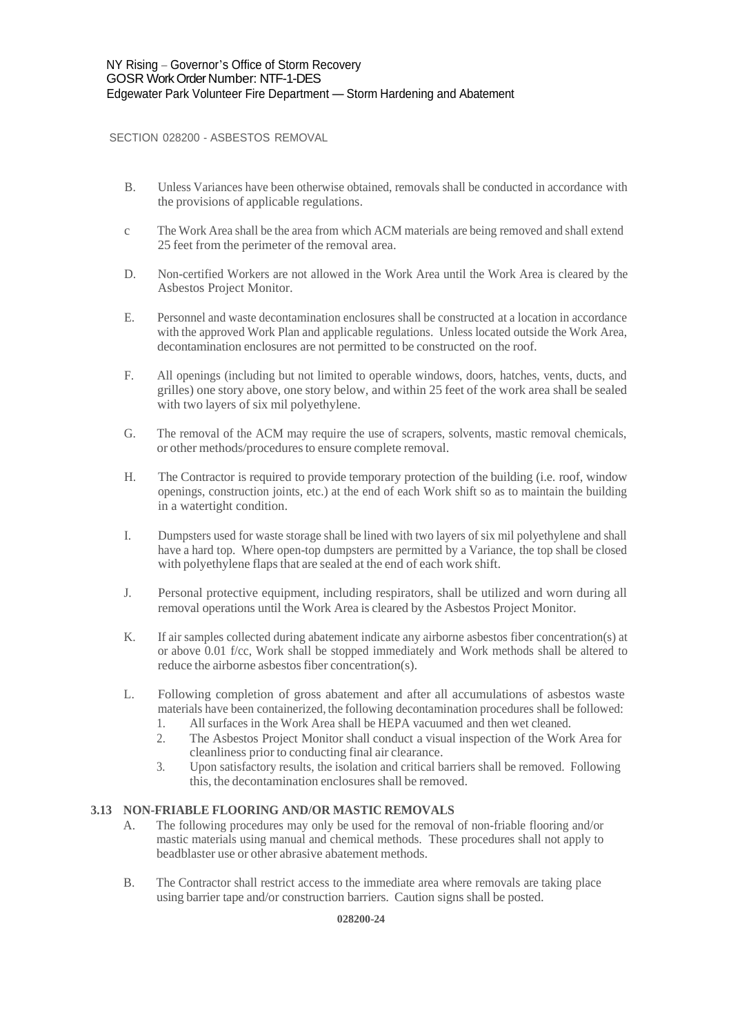B. Unless Variances have been otherwise obtained, removals shall be conducted in accordance with the provisions of applicable regulations.

c The Work Area shall be the area from which ACM materials are being removed and shall extend 25 feet from the perimeter of the removal area.

D. Non-certified Workers are not allowed in the Work Area until the Work Area is cleared by the Asbestos Project Monitor.

E. Personnel and waste decontamination enclosures shall be constructed at a location in accordance with the approved Work Plan and applicable regulations. Unless located outside the Work Area, decontamination enclosures are not permitted to be constructed on the roof.

F. All openings (including but not limited to operable windows, doors, hatches, vents, ducts, and grilles) one story above, one story below, and within 25 feet of the work area shall be sealed with two layers of six mil polyethylene.

G. The removal of the ACM may require the use of scrapers, solvents, mastic removal chemicals, or other methods/procedures to ensure complete removal.

H. The Contractor is required to provide temporary protection of the building (i.e. roof, window openings, construction joints, etc.) at the end of each Work shift so as to maintain the building in a watertight condition.

I. Dumpsters used for waste storage shall be lined with two layers of six mil polyethylene and shall have a hard top. Where open-top dumpsters are permitted by a Variance, the top shall be closed with polyethylene flaps that are sealed at the end of each work shift.

J. Personal protective equipment, including respirators, shall be utilized and worn during all removal operations until the Work Area is cleared by the Asbestos Project Monitor.

K. If air samples collected during abatement indicate any airborne asbestos fiber concentration(s) at or above 0.01 f/cc, Work shall be stopped immediately and Work methods shall be altered to reduce the airborne asbestos fiber concentration(s).

L. Following completion of gross abatement and after all accumulations of asbestos waste materials have been containerized, the following decontamination procedures shall be followed:
   1. All surfaces in the Work Area shall be HEPA vacuumed and then wet cleaned.
   2. The Asbestos Project Monitor shall conduct a visual inspection of the Work Area for cleanliness prior to conducting final air clearance.
   3. Upon satisfactory results, the isolation and critical barriers shall be removed. Following this, the decontamination enclosures shall be removed.

### 3.13 NON-FRIABLE FLOORING AND/OR MASTIC REMOVALS

A. The following procedures may only be used for the removal of non-friable flooring and/or mastic materials using manual and chemical methods. These procedures shall not apply to beadblaster use or other abrasive abatement methods.

B. The Contractor shall restrict access to the immediate area where removals are taking place using barrier tape and/or construction barriers. Caution signs shall be posted.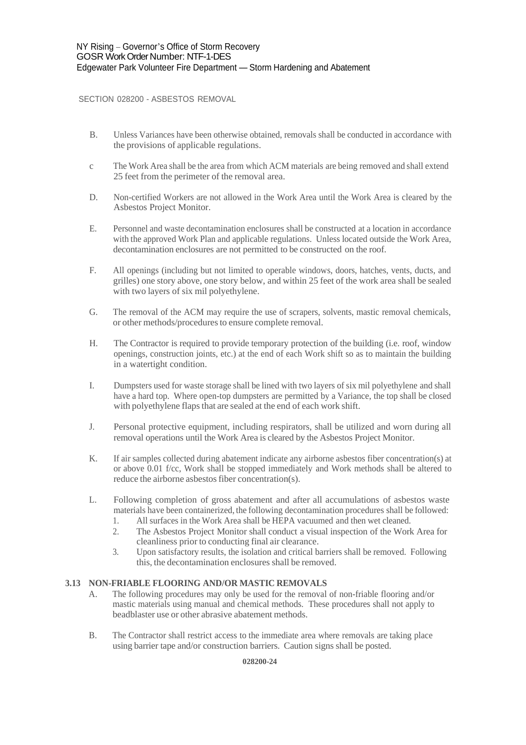B. Unless Variances have been otherwise obtained, removals shall be conducted in accordance with the provisions of applicable regulations.

c The Work Area shall be the area from which ACM materials are being removed and shall extend 25 feet from the perimeter of the removal area.

D. Non-certified Workers are not allowed in the Work Area until the Work Area is cleared by the Asbestos Project Monitor.

E. Personnel and waste decontamination enclosures shall be constructed at a location in accordance with the approved Work Plan and applicable regulations. Unless located outside the Work Area, decontamination enclosures are not permitted to be constructed on the roof.

F. All openings (including but not limited to operable windows, doors, hatches, vents, ducts, and grilles) one story above, one story below, and within 25 feet of the work area shall be sealed with two layers of six mil polyethylene.

G. The removal of the ACM may require the use of scrapers, solvents, mastic removal chemicals, or other methods/procedures to ensure complete removal.

H. The Contractor is required to provide temporary protection of the building (i.e. roof, window openings, construction joints, etc.) at the end of each Work shift so as to maintain the building in a watertight condition.

I. Dumpsters used for waste storage shall be lined with two layers of six mil polyethylene and shall have a hard top. Where open-top dumpsters are permitted by a Variance, the top shall be closed with polyethylene flaps that are sealed at the end of each work shift.

J. Personal protective equipment, including respirators, shall be utilized and worn during all removal operations until the Work Area is cleared by the Asbestos Project Monitor.

K. If air samples collected during abatement indicate any airborne asbestos fiber concentration(s) at or above 0.01 f/cc, Work shall be stopped immediately and Work methods shall be altered to reduce the airborne asbestos fiber concentration(s).

L. Following completion of gross abatement and after all accumulations of asbestos waste materials have been containerized, the following decontamination procedures shall be followed:
   1. All surfaces in the Work Area shall be HEPA vacuumed and then wet cleaned.
   2. The Asbestos Project Monitor shall conduct a visual inspection of the Work Area for cleanliness prior to conducting final air clearance.
   3. Upon satisfactory results, the isolation and critical barriers shall be removed. Following this, the decontamination enclosures shall be removed.

**3.13 NON-FRIABLE FLOORING AND/OR MASTIC REMOVALS**

A. The following procedures may only be used for the removal of non-friable flooring and/or mastic materials using manual and chemical methods. These procedures shall not apply to beadblaster use or other abrasive abatement methods.

B. The Contractor shall restrict access to the immediate area where removals are taking place using barrier tape and/or construction barriers. Caution signs shall be posted.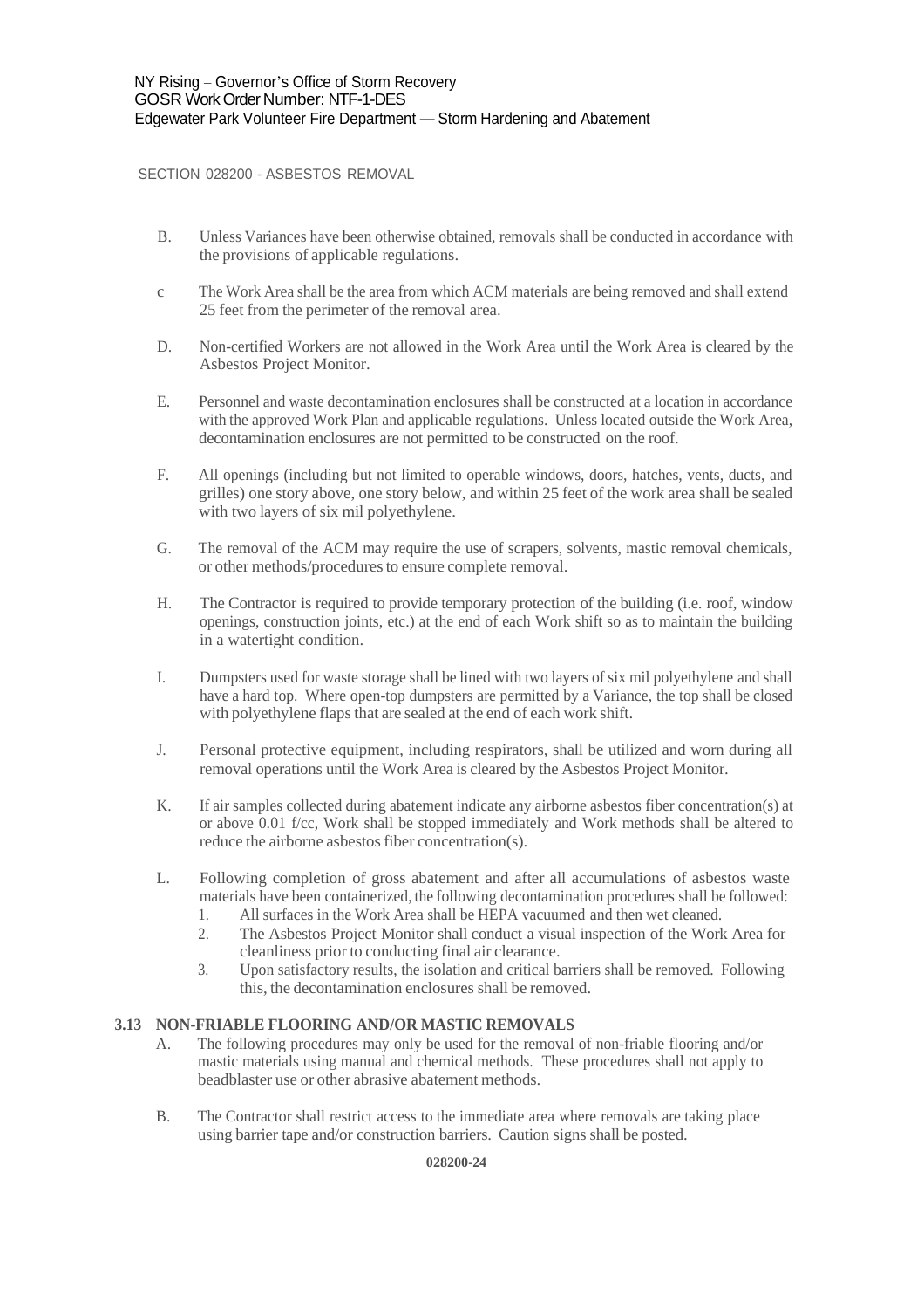B. Unless Variances have been otherwise obtained, removals shall be conducted in accordance with the provisions of applicable regulations.

c The Work Area shall be the area from which ACM materials are being removed and shall extend 25 feet from the perimeter of the removal area.

D. Non-certified Workers are not allowed in the Work Area until the Work Area is cleared by the Asbestos Project Monitor.

E. Personnel and waste decontamination enclosures shall be constructed at a location in accordance with the approved Work Plan and applicable regulations. Unless located outside the Work Area, decontamination enclosures are not permitted to be constructed on the roof.

F. All openings (including but not limited to operable windows, doors, hatches, vents, ducts, and grilles) one story above, one story below, and within 25 feet of the work area shall be sealed with two layers of six mil polyethylene.

G. The removal of the ACM may require the use of scrapers, solvents, mastic removal chemicals, or other methods/procedures to ensure complete removal.

H. The Contractor is required to provide temporary protection of the building (i.e. roof, window openings, construction joints, etc.) at the end of each Work shift so as to maintain the building in a watertight condition.

I. Dumpsters used for waste storage shall be lined with two layers of six mil polyethylene and shall have a hard top. Where open-top dumpsters are permitted by a Variance, the top shall be closed with polyethylene flaps that are sealed at the end of each work shift.

J. Personal protective equipment, including respirators, shall be utilized and worn during all removal operations until the Work Area is cleared by the Asbestos Project Monitor.

K. If air samples collected during abatement indicate any airborne asbestos fiber concentration(s) at or above 0.01 f/cc, Work shall be stopped immediately and Work methods shall be altered to reduce the airborne asbestos fiber concentration(s).

L. Following completion of gross abatement and after all accumulations of asbestos waste materials have been containerized, the following decontamination procedures shall be followed:
   1. All surfaces in the Work Area shall be HEPA vacuumed and then wet cleaned.
   2. The Asbestos Project Monitor shall conduct a visual inspection of the Work Area for cleanliness prior to conducting final air clearance.
   3. Upon satisfactory results, the isolation and critical barriers shall be removed. Following this, the decontamination enclosures shall be removed.

### 3.13 NON-FRIABLE FLOORING AND/OR MASTIC REMOVALS

A. The following procedures may only be used for the removal of non-friable flooring and/or mastic materials using manual and chemical methods. These procedures shall not apply to beadblaster use or other abrasive abatement methods.

B. The Contractor shall restrict access to the immediate area where removals are taking place using barrier tape and/or construction barriers. Caution signs shall be posted.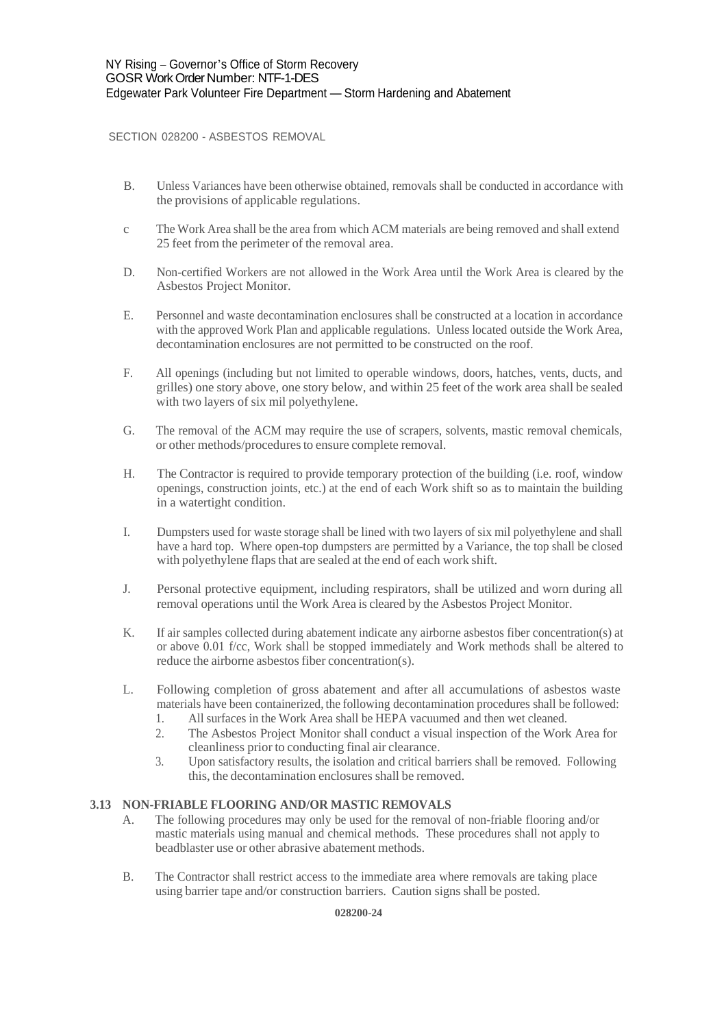B. Unless Variances have been otherwise obtained, removals shall be conducted in accordance with the provisions of applicable regulations.

c The Work Area shall be the area from which ACM materials are being removed and shall extend 25 feet from the perimeter of the removal area.

D. Non-certified Workers are not allowed in the Work Area until the Work Area is cleared by the Asbestos Project Monitor.

E. Personnel and waste decontamination enclosures shall be constructed at a location in accordance with the approved Work Plan and applicable regulations. Unless located outside the Work Area, decontamination enclosures are not permitted to be constructed on the roof.

F. All openings (including but not limited to operable windows, doors, hatches, vents, ducts, and grilles) one story above, one story below, and within 25 feet of the work area shall be sealed with two layers of six mil polyethylene.

G. The removal of the ACM may require the use of scrapers, solvents, mastic removal chemicals, or other methods/procedures to ensure complete removal.

H. The Contractor is required to provide temporary protection of the building (i.e. roof, window openings, construction joints, etc.) at the end of each Work shift so as to maintain the building in a watertight condition.

I. Dumpsters used for waste storage shall be lined with two layers of six mil polyethylene and shall have a hard top. Where open-top dumpsters are permitted by a Variance, the top shall be closed with polyethylene flaps that are sealed at the end of each work shift.

J. Personal protective equipment, including respirators, shall be utilized and worn during all removal operations until the Work Area is cleared by the Asbestos Project Monitor.

K. If air samples collected during abatement indicate any airborne asbestos fiber concentration(s) at or above 0.01 f/cc, Work shall be stopped immediately and Work methods shall be altered to reduce the airborne asbestos fiber concentration(s).

L. Following completion of gross abatement and after all accumulations of asbestos waste materials have been containerized, the following decontamination procedures shall be followed:
   1. All surfaces in the Work Area shall be HEPA vacuumed and then wet cleaned.
   2. The Asbestos Project Monitor shall conduct a visual inspection of the Work Area for cleanliness prior to conducting final air clearance.
   3. Upon satisfactory results, the isolation and critical barriers shall be removed. Following this, the decontamination enclosures shall be removed.

**3.13 NON-FRIABLE FLOORING AND/OR MASTIC REMOVALS**

A. The following procedures may only be used for the removal of non-friable flooring and/or mastic materials using manual and chemical methods. These procedures shall not apply to beadblaster use or other abrasive abatement methods.

B. The Contractor shall restrict access to the immediate area where removals are taking place using barrier tape and/or construction barriers. Caution signs shall be posted.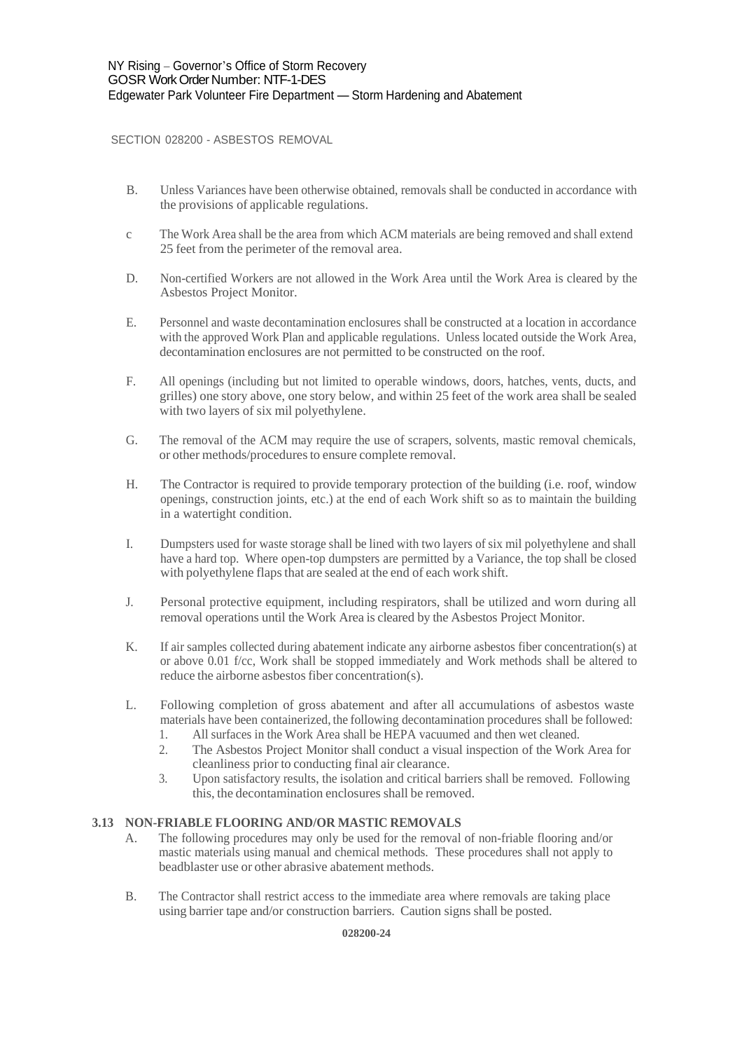B. Unless Variances have been otherwise obtained, removals shall be conducted in accordance with the provisions of applicable regulations.

c The Work Area shall be the area from which ACM materials are being removed and shall extend 25 feet from the perimeter of the removal area.

D. Non-certified Workers are not allowed in the Work Area until the Work Area is cleared by the Asbestos Project Monitor.

E. Personnel and waste decontamination enclosures shall be constructed at a location in accordance with the approved Work Plan and applicable regulations. Unless located outside the Work Area, decontamination enclosures are not permitted to be constructed on the roof.

F. All openings (including but not limited to operable windows, doors, hatches, vents, ducts, and grilles) one story above, one story below, and within 25 feet of the work area shall be sealed with two layers of six mil polyethylene.

G. The removal of the ACM may require the use of scrapers, solvents, mastic removal chemicals, or other methods/procedures to ensure complete removal.

H. The Contractor is required to provide temporary protection of the building (i.e. roof, window openings, construction joints, etc.) at the end of each Work shift so as to maintain the building in a watertight condition.

I. Dumpsters used for waste storage shall be lined with two layers of six mil polyethylene and shall have a hard top. Where open-top dumpsters are permitted by a Variance, the top shall be closed with polyethylene flaps that are sealed at the end of each work shift.

J. Personal protective equipment, including respirators, shall be utilized and worn during all removal operations until the Work Area is cleared by the Asbestos Project Monitor.

K. If air samples collected during abatement indicate any airborne asbestos fiber concentration(s) at or above 0.01 f/cc, Work shall be stopped immediately and Work methods shall be altered to reduce the airborne asbestos fiber concentration(s).

L. Following completion of gross abatement and after all accumulations of asbestos waste materials have been containerized, the following decontamination procedures shall be followed:
   1. All surfaces in the Work Area shall be HEPA vacuumed and then wet cleaned.
   2. The Asbestos Project Monitor shall conduct a visual inspection of the Work Area for cleanliness prior to conducting final air clearance.
   3. Upon satisfactory results, the isolation and critical barriers shall be removed. Following this, the decontamination enclosures shall be removed.

### 3.13 NON-FRIABLE FLOORING AND/OR MASTIC REMOVALS

A. The following procedures may only be used for the removal of non-friable flooring and/or mastic materials using manual and chemical methods. These procedures shall not apply to beadblaster use or other abrasive abatement methods.

B. The Contractor shall restrict access to the immediate area where removals are taking place using barrier tape and/or construction barriers. Caution signs shall be posted.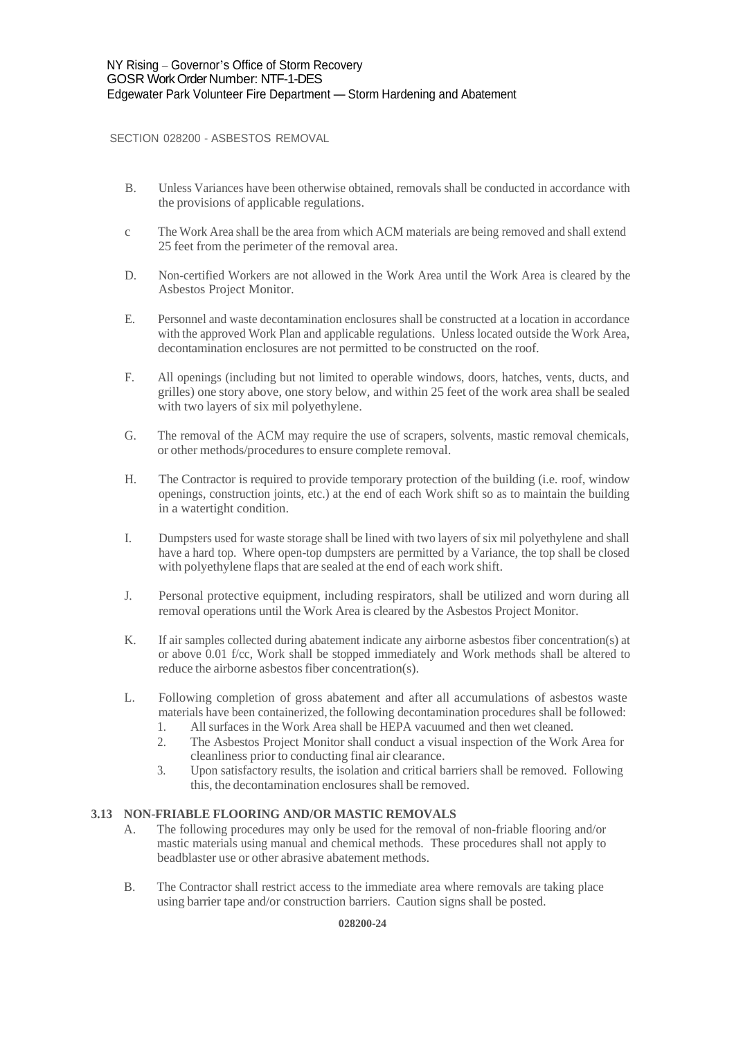B. Unless Variances have been otherwise obtained, removals shall be conducted in accordance with the provisions of applicable regulations.

c The Work Area shall be the area from which ACM materials are being removed and shall extend 25 feet from the perimeter of the removal area.

D. Non-certified Workers are not allowed in the Work Area until the Work Area is cleared by the Asbestos Project Monitor.

E. Personnel and waste decontamination enclosures shall be constructed at a location in accordance with the approved Work Plan and applicable regulations. Unless located outside the Work Area, decontamination enclosures are not permitted to be constructed on the roof.

F. All openings (including but not limited to operable windows, doors, hatches, vents, ducts, and grilles) one story above, one story below, and within 25 feet of the work area shall be sealed with two layers of six mil polyethylene.

G. The removal of the ACM may require the use of scrapers, solvents, mastic removal chemicals, or other methods/procedures to ensure complete removal.

H. The Contractor is required to provide temporary protection of the building (i.e. roof, window openings, construction joints, etc.) at the end of each Work shift so as to maintain the building in a watertight condition.

I. Dumpsters used for waste storage shall be lined with two layers of six mil polyethylene and shall have a hard top. Where open-top dumpsters are permitted by a Variance, the top shall be closed with polyethylene flaps that are sealed at the end of each work shift.

J. Personal protective equipment, including respirators, shall be utilized and worn during all removal operations until the Work Area is cleared by the Asbestos Project Monitor.

K. If air samples collected during abatement indicate any airborne asbestos fiber concentration(s) at or above 0.01 f/cc, Work shall be stopped immediately and Work methods shall be altered to reduce the airborne asbestos fiber concentration(s).

L. Following completion of gross abatement and after all accumulations of asbestos waste materials have been containerized, the following decontamination procedures shall be followed:
   1. All surfaces in the Work Area shall be HEPA vacuumed and then wet cleaned.
   2. The Asbestos Project Monitor shall conduct a visual inspection of the Work Area for cleanliness prior to conducting final air clearance.
   3. Upon satisfactory results, the isolation and critical barriers shall be removed. Following this, the decontamination enclosures shall be removed.

### 3.13 NON-FRIABLE FLOORING AND/OR MASTIC REMOVALS

A. The following procedures may only be used for the removal of non-friable flooring and/or mastic materials using manual and chemical methods. These procedures shall not apply to beadblaster use or other abrasive abatement methods.

B. The Contractor shall restrict access to the immediate area where removals are taking place using barrier tape and/or construction barriers. Caution signs shall be posted.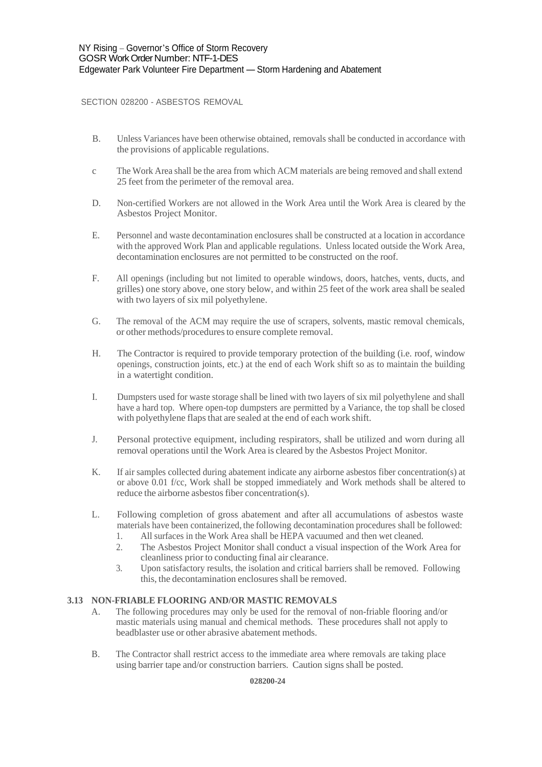B. Unless Variances have been otherwise obtained, removals shall be conducted in accordance with the provisions of applicable regulations.

c The Work Area shall be the area from which ACM materials are being removed and shall extend 25 feet from the perimeter of the removal area.

D. Non-certified Workers are not allowed in the Work Area until the Work Area is cleared by the Asbestos Project Monitor.

E. Personnel and waste decontamination enclosures shall be constructed at a location in accordance with the approved Work Plan and applicable regulations. Unless located outside the Work Area, decontamination enclosures are not permitted to be constructed on the roof.

F. All openings (including but not limited to operable windows, doors, hatches, vents, ducts, and grilles) one story above, one story below, and within 25 feet of the work area shall be sealed with two layers of six mil polyethylene.

G. The removal of the ACM may require the use of scrapers, solvents, mastic removal chemicals, or other methods/procedures to ensure complete removal.

H. The Contractor is required to provide temporary protection of the building (i.e. roof, window openings, construction joints, etc.) at the end of each Work shift so as to maintain the building in a watertight condition.

I. Dumpsters used for waste storage shall be lined with two layers of six mil polyethylene and shall have a hard top. Where open-top dumpsters are permitted by a Variance, the top shall be closed with polyethylene flaps that are sealed at the end of each work shift.

J. Personal protective equipment, including respirators, shall be utilized and worn during all removal operations until the Work Area is cleared by the Asbestos Project Monitor.

K. If air samples collected during abatement indicate any airborne asbestos fiber concentration(s) at or above 0.01 f/cc, Work shall be stopped immediately and Work methods shall be altered to reduce the airborne asbestos fiber concentration(s).

L. Following completion of gross abatement and after all accumulations of asbestos waste materials have been containerized, the following decontamination procedures shall be followed:
1. All surfaces in the Work Area shall be HEPA vacuumed and then wet cleaned.
2. The Asbestos Project Monitor shall conduct a visual inspection of the Work Area for cleanliness prior to conducting final air clearance.
3. Upon satisfactory results, the isolation and critical barriers shall be removed. Following this, the decontamination enclosures shall be removed.

### 3.13 NON-FRIABLE FLOORING AND/OR MASTIC REMOVALS

A. The following procedures may only be used for the removal of non-friable flooring and/or mastic materials using manual and chemical methods. These procedures shall not apply to beadblaster use or other abrasive abatement methods.

B. The Contractor shall restrict access to the immediate area where removals are taking place using barrier tape and/or construction barriers. Caution signs shall be posted.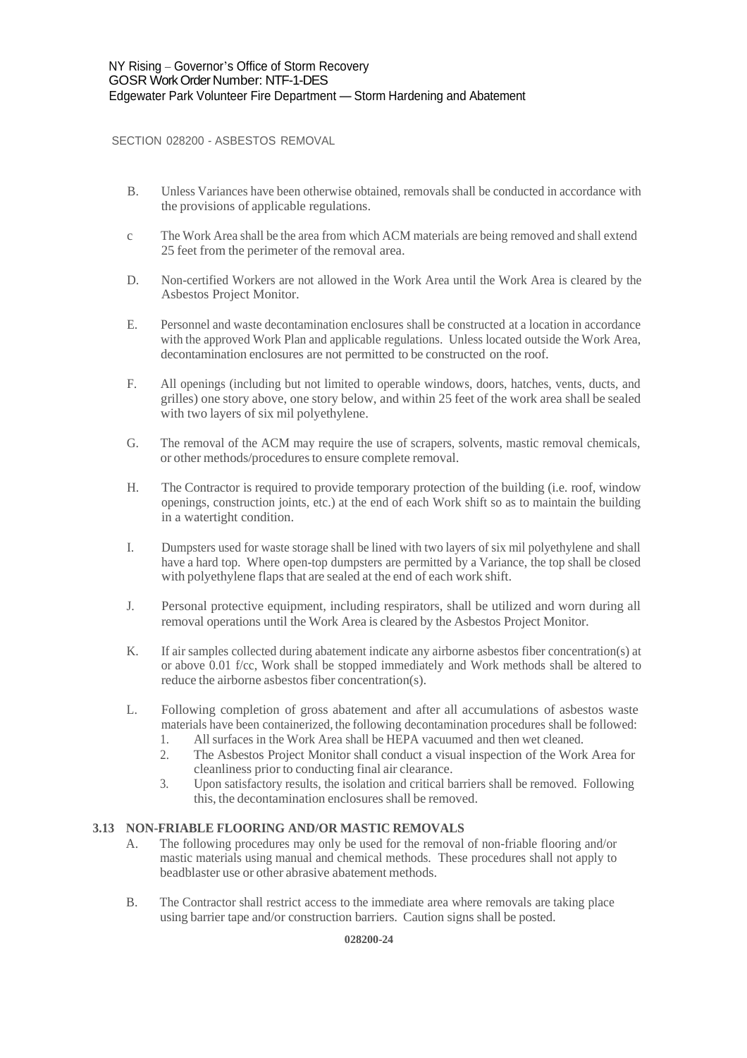B. Unless Variances have been otherwise obtained, removals shall be conducted in accordance with the provisions of applicable regulations.

c The Work Area shall be the area from which ACM materials are being removed and shall extend 25 feet from the perimeter of the removal area.

D. Non-certified Workers are not allowed in the Work Area until the Work Area is cleared by the Asbestos Project Monitor.

E. Personnel and waste decontamination enclosures shall be constructed at a location in accordance with the approved Work Plan and applicable regulations. Unless located outside the Work Area, decontamination enclosures are not permitted to be constructed on the roof.

F. All openings (including but not limited to operable windows, doors, hatches, vents, ducts, and grilles) one story above, one story below, and within 25 feet of the work area shall be sealed with two layers of six mil polyethylene.

G. The removal of the ACM may require the use of scrapers, solvents, mastic removal chemicals, or other methods/procedures to ensure complete removal.

H. The Contractor is required to provide temporary protection of the building (i.e. roof, window openings, construction joints, etc.) at the end of each Work shift so as to maintain the building in a watertight condition.

I. Dumpsters used for waste storage shall be lined with two layers of six mil polyethylene and shall have a hard top. Where open-top dumpsters are permitted by a Variance, the top shall be closed with polyethylene flaps that are sealed at the end of each work shift.

J. Personal protective equipment, including respirators, shall be utilized and worn during all removal operations until the Work Area is cleared by the Asbestos Project Monitor.

K. If air samples collected during abatement indicate any airborne asbestos fiber concentration(s) at or above 0.01 f/cc, Work shall be stopped immediately and Work methods shall be altered to reduce the airborne asbestos fiber concentration(s).

L. Following completion of gross abatement and after all accumulations of asbestos waste materials have been containerized, the following decontamination procedures shall be followed:
   1. All surfaces in the Work Area shall be HEPA vacuumed and then wet cleaned.
   2. The Asbestos Project Monitor shall conduct a visual inspection of the Work Area for cleanliness prior to conducting final air clearance.
   3. Upon satisfactory results, the isolation and critical barriers shall be removed. Following this, the decontamination enclosures shall be removed.

### 3.13 NON-FRIABLE FLOORING AND/OR MASTIC REMOVALS

A. The following procedures may only be used for the removal of non-friable flooring and/or mastic materials using manual and chemical methods. These procedures shall not apply to beadblaster use or other abrasive abatement methods.

B. The Contractor shall restrict access to the immediate area where removals are taking place using barrier tape and/or construction barriers. Caution signs shall be posted.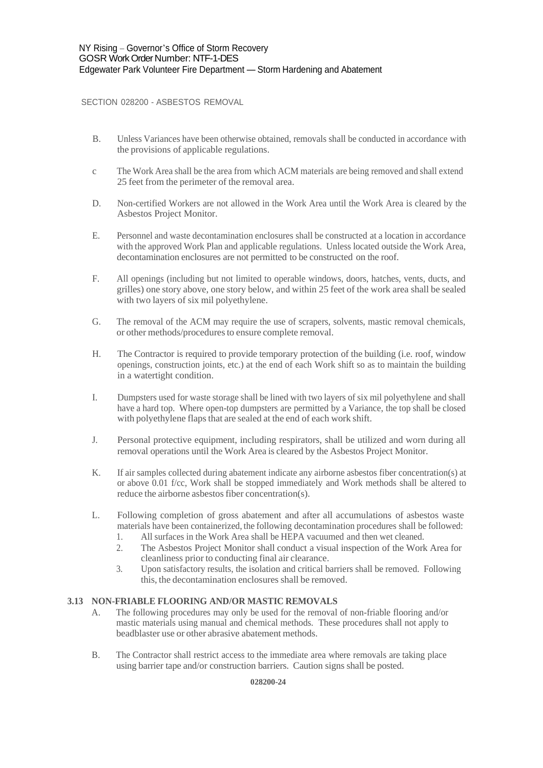B. Unless Variances have been otherwise obtained, removals shall be conducted in accordance with the provisions of applicable regulations.

c The Work Area shall be the area from which ACM materials are being removed and shall extend 25 feet from the perimeter of the removal area.

D. Non-certified Workers are not allowed in the Work Area until the Work Area is cleared by the Asbestos Project Monitor.

E. Personnel and waste decontamination enclosures shall be constructed at a location in accordance with the approved Work Plan and applicable regulations. Unless located outside the Work Area, decontamination enclosures are not permitted to be constructed on the roof.

F. All openings (including but not limited to operable windows, doors, hatches, vents, ducts, and grilles) one story above, one story below, and within 25 feet of the work area shall be sealed with two layers of six mil polyethylene.

G. The removal of the ACM may require the use of scrapers, solvents, mastic removal chemicals, or other methods/procedures to ensure complete removal.

H. The Contractor is required to provide temporary protection of the building (i.e. roof, window openings, construction joints, etc.) at the end of each Work shift so as to maintain the building in a watertight condition.

I. Dumpsters used for waste storage shall be lined with two layers of six mil polyethylene and shall have a hard top. Where open-top dumpsters are permitted by a Variance, the top shall be closed with polyethylene flaps that are sealed at the end of each work shift.

J. Personal protective equipment, including respirators, shall be utilized and worn during all removal operations until the Work Area is cleared by the Asbestos Project Monitor.

K. If air samples collected during abatement indicate any airborne asbestos fiber concentration(s) at or above 0.01 f/cc, Work shall be stopped immediately and Work methods shall be altered to reduce the airborne asbestos fiber concentration(s).

L. Following completion of gross abatement and after all accumulations of asbestos waste materials have been containerized, the following decontamination procedures shall be followed:
   1. All surfaces in the Work Area shall be HEPA vacuumed and then wet cleaned.
   2. The Asbestos Project Monitor shall conduct a visual inspection of the Work Area for cleanliness prior to conducting final air clearance.
   3. Upon satisfactory results, the isolation and critical barriers shall be removed. Following this, the decontamination enclosures shall be removed.

**3.13 NON-FRIABLE FLOORING AND/OR MASTIC REMOVALS**

A. The following procedures may only be used for the removal of non-friable flooring and/or mastic materials using manual and chemical methods. These procedures shall not apply to beadblaster use or other abrasive abatement methods.

B. The Contractor shall restrict access to the immediate area where removals are taking place using barrier tape and/or construction barriers. Caution signs shall be posted.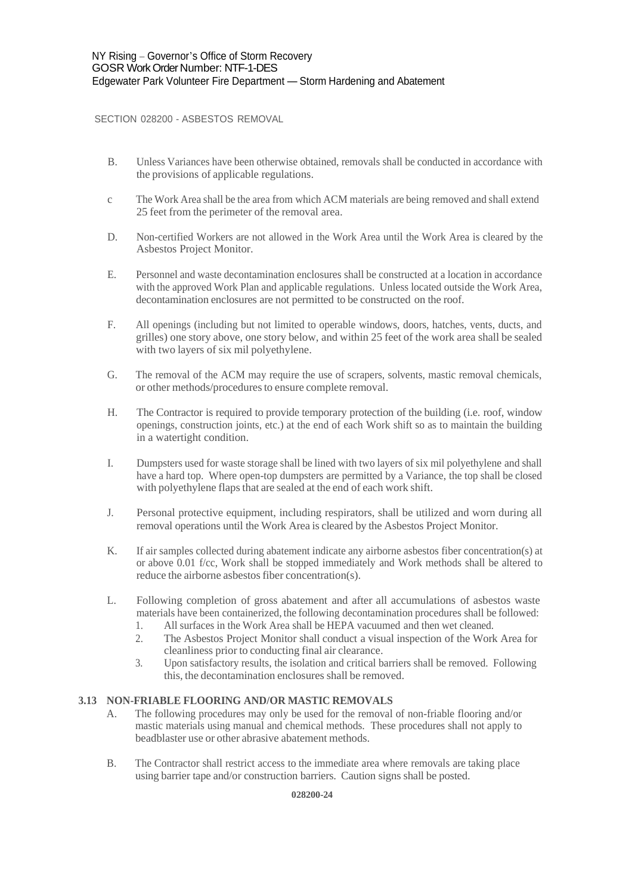B. Unless Variances have been otherwise obtained, removals shall be conducted in accordance with the provisions of applicable regulations.

c The Work Area shall be the area from which ACM materials are being removed and shall extend 25 feet from the perimeter of the removal area.

D. Non-certified Workers are not allowed in the Work Area until the Work Area is cleared by the Asbestos Project Monitor.

E. Personnel and waste decontamination enclosures shall be constructed at a location in accordance with the approved Work Plan and applicable regulations. Unless located outside the Work Area, decontamination enclosures are not permitted to be constructed on the roof.

F. All openings (including but not limited to operable windows, doors, hatches, vents, ducts, and grilles) one story above, one story below, and within 25 feet of the work area shall be sealed with two layers of six mil polyethylene.

G. The removal of the ACM may require the use of scrapers, solvents, mastic removal chemicals, or other methods/procedures to ensure complete removal.

H. The Contractor is required to provide temporary protection of the building (i.e. roof, window openings, construction joints, etc.) at the end of each Work shift so as to maintain the building in a watertight condition.

I. Dumpsters used for waste storage shall be lined with two layers of six mil polyethylene and shall have a hard top. Where open-top dumpsters are permitted by a Variance, the top shall be closed with polyethylene flaps that are sealed at the end of each work shift.

J. Personal protective equipment, including respirators, shall be utilized and worn during all removal operations until the Work Area is cleared by the Asbestos Project Monitor.

K. If air samples collected during abatement indicate any airborne asbestos fiber concentration(s) at or above 0.01 f/cc, Work shall be stopped immediately and Work methods shall be altered to reduce the airborne asbestos fiber concentration(s).

L. Following completion of gross abatement and after all accumulations of asbestos waste materials have been containerized, the following decontamination procedures shall be followed:
   1. All surfaces in the Work Area shall be HEPA vacuumed and then wet cleaned.
   2. The Asbestos Project Monitor shall conduct a visual inspection of the Work Area for cleanliness prior to conducting final air clearance.
   3. Upon satisfactory results, the isolation and critical barriers shall be removed. Following this, the decontamination enclosures shall be removed.

**3.13 NON-FRIABLE FLOORING AND/OR MASTIC REMOVALS**

A. The following procedures may only be used for the removal of non-friable flooring and/or mastic materials using manual and chemical methods. These procedures shall not apply to beadblaster use or other abrasive abatement methods.

B. The Contractor shall restrict access to the immediate area where removals are taking place using barrier tape and/or construction barriers. Caution signs shall be posted.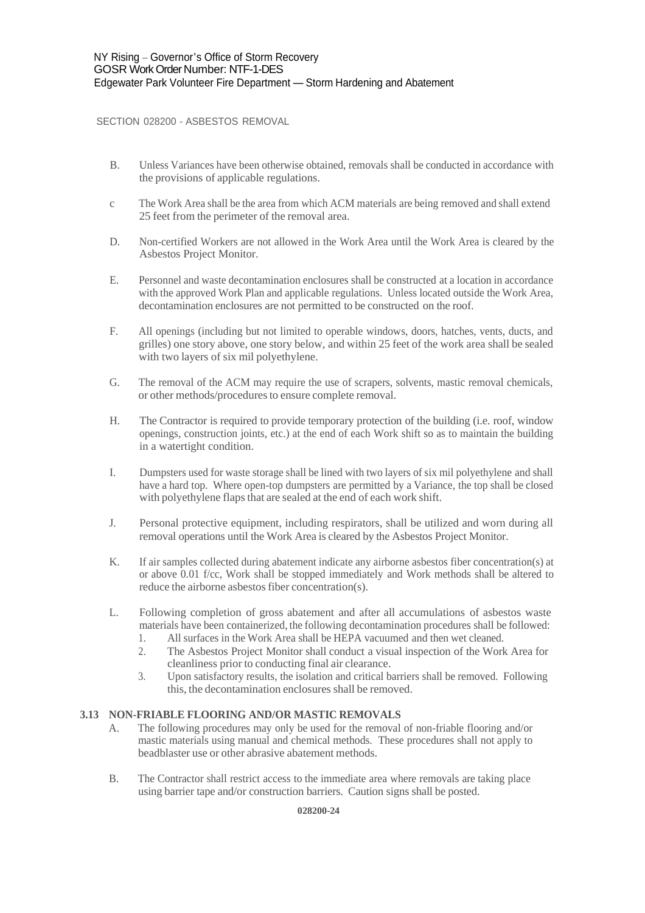B. Unless Variances have been otherwise obtained, removals shall be conducted in accordance with the provisions of applicable regulations.

c The Work Area shall be the area from which ACM materials are being removed and shall extend 25 feet from the perimeter of the removal area.

D. Non-certified Workers are not allowed in the Work Area until the Work Area is cleared by the Asbestos Project Monitor.

E. Personnel and waste decontamination enclosures shall be constructed at a location in accordance with the approved Work Plan and applicable regulations. Unless located outside the Work Area, decontamination enclosures are not permitted to be constructed on the roof.

F. All openings (including but not limited to operable windows, doors, hatches, vents, ducts, and grilles) one story above, one story below, and within 25 feet of the work area shall be sealed with two layers of six mil polyethylene.

G. The removal of the ACM may require the use of scrapers, solvents, mastic removal chemicals, or other methods/procedures to ensure complete removal.

H. The Contractor is required to provide temporary protection of the building (i.e. roof, window openings, construction joints, etc.) at the end of each Work shift so as to maintain the building in a watertight condition.

I. Dumpsters used for waste storage shall be lined with two layers of six mil polyethylene and shall have a hard top. Where open-top dumpsters are permitted by a Variance, the top shall be closed with polyethylene flaps that are sealed at the end of each work shift.

J. Personal protective equipment, including respirators, shall be utilized and worn during all removal operations until the Work Area is cleared by the Asbestos Project Monitor.

K. If air samples collected during abatement indicate any airborne asbestos fiber concentration(s) at or above 0.01 f/cc, Work shall be stopped immediately and Work methods shall be altered to reduce the airborne asbestos fiber concentration(s).

L. Following completion of gross abatement and after all accumulations of asbestos waste materials have been containerized, the following decontamination procedures shall be followed:
   1. All surfaces in the Work Area shall be HEPA vacuumed and then wet cleaned.
   2. The Asbestos Project Monitor shall conduct a visual inspection of the Work Area for cleanliness prior to conducting final air clearance.
   3. Upon satisfactory results, the isolation and critical barriers shall be removed. Following this, the decontamination enclosures shall be removed.

**3.13 NON-FRIABLE FLOORING AND/OR MASTIC REMOVALS**

A. The following procedures may only be used for the removal of non-friable flooring and/or mastic materials using manual and chemical methods. These procedures shall not apply to beadblaster use or other abrasive abatement methods.

B. The Contractor shall restrict access to the immediate area where removals are taking place using barrier tape and/or construction barriers. Caution signs shall be posted.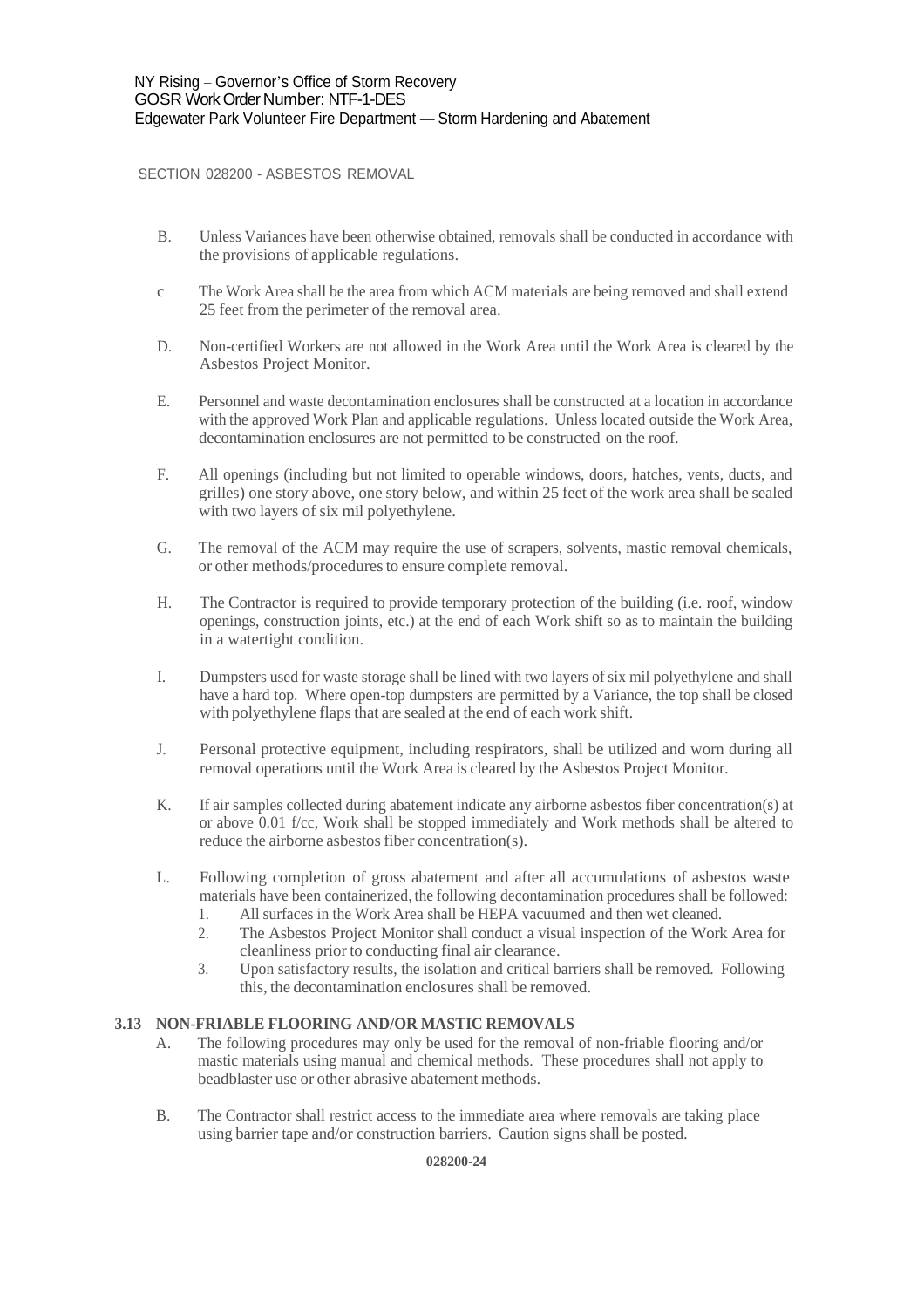B. Unless Variances have been otherwise obtained, removals shall be conducted in accordance with the provisions of applicable regulations.

c The Work Area shall be the area from which ACM materials are being removed and shall extend 25 feet from the perimeter of the removal area.

D. Non-certified Workers are not allowed in the Work Area until the Work Area is cleared by the Asbestos Project Monitor.

E. Personnel and waste decontamination enclosures shall be constructed at a location in accordance with the approved Work Plan and applicable regulations. Unless located outside the Work Area, decontamination enclosures are not permitted to be constructed on the roof.

F. All openings (including but not limited to operable windows, doors, hatches, vents, ducts, and grilles) one story above, one story below, and within 25 feet of the work area shall be sealed with two layers of six mil polyethylene.

G. The removal of the ACM may require the use of scrapers, solvents, mastic removal chemicals, or other methods/procedures to ensure complete removal.

H. The Contractor is required to provide temporary protection of the building (i.e. roof, window openings, construction joints, etc.) at the end of each Work shift so as to maintain the building in a watertight condition.

I. Dumpsters used for waste storage shall be lined with two layers of six mil polyethylene and shall have a hard top. Where open-top dumpsters are permitted by a Variance, the top shall be closed with polyethylene flaps that are sealed at the end of each work shift.

J. Personal protective equipment, including respirators, shall be utilized and worn during all removal operations until the Work Area is cleared by the Asbestos Project Monitor.

K. If air samples collected during abatement indicate any airborne asbestos fiber concentration(s) at or above 0.01 f/cc, Work shall be stopped immediately and Work methods shall be altered to reduce the airborne asbestos fiber concentration(s).

L. Following completion of gross abatement and after all accumulations of asbestos waste materials have been containerized, the following decontamination procedures shall be followed:
   1. All surfaces in the Work Area shall be HEPA vacuumed and then wet cleaned.
   2. The Asbestos Project Monitor shall conduct a visual inspection of the Work Area for cleanliness prior to conducting final air clearance.
   3. Upon satisfactory results, the isolation and critical barriers shall be removed. Following this, the decontamination enclosures shall be removed.

## 3.13 NON-FRIABLE FLOORING AND/OR MASTIC REMOVALS

A. The following procedures may only be used for the removal of non-friable flooring and/or mastic materials using manual and chemical methods. These procedures shall not apply to beadblaster use or other abrasive abatement methods.

B. The Contractor shall restrict access to the immediate area where removals are taking place using barrier tape and/or construction barriers. Caution signs shall be posted.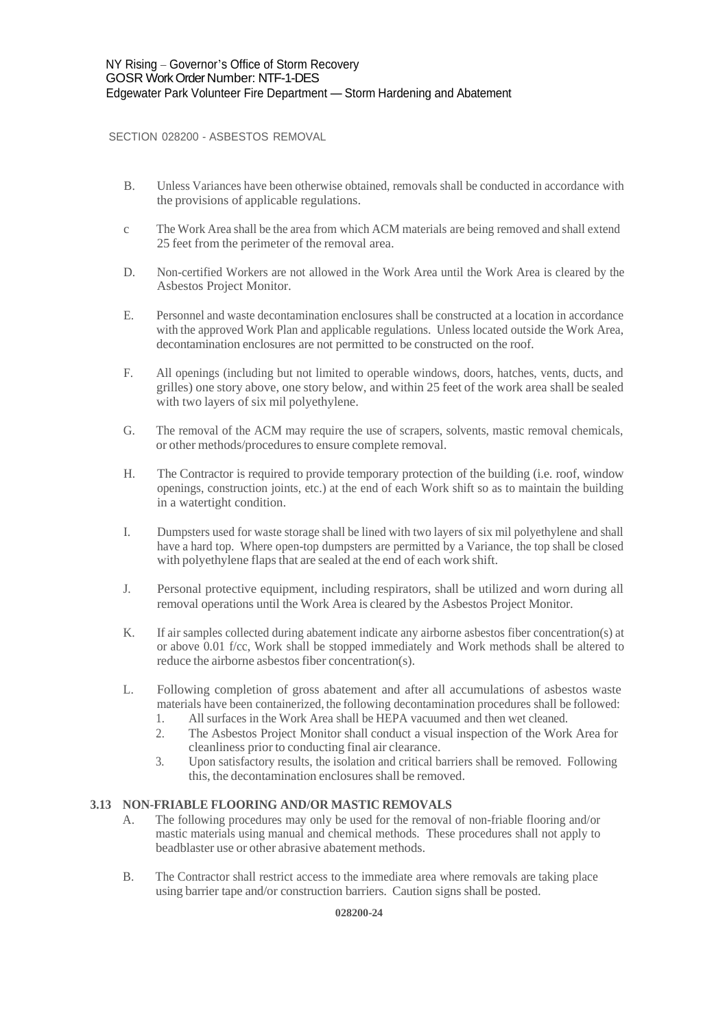B. Unless Variances have been otherwise obtained, removals shall be conducted in accordance with the provisions of applicable regulations.

c The Work Area shall be the area from which ACM materials are being removed and shall extend 25 feet from the perimeter of the removal area.

D. Non-certified Workers are not allowed in the Work Area until the Work Area is cleared by the Asbestos Project Monitor.

E. Personnel and waste decontamination enclosures shall be constructed at a location in accordance with the approved Work Plan and applicable regulations. Unless located outside the Work Area, decontamination enclosures are not permitted to be constructed on the roof.

F. All openings (including but not limited to operable windows, doors, hatches, vents, ducts, and grilles) one story above, one story below, and within 25 feet of the work area shall be sealed with two layers of six mil polyethylene.

G. The removal of the ACM may require the use of scrapers, solvents, mastic removal chemicals, or other methods/procedures to ensure complete removal.

H. The Contractor is required to provide temporary protection of the building (i.e. roof, window openings, construction joints, etc.) at the end of each Work shift so as to maintain the building in a watertight condition.

I. Dumpsters used for waste storage shall be lined with two layers of six mil polyethylene and shall have a hard top. Where open-top dumpsters are permitted by a Variance, the top shall be closed with polyethylene flaps that are sealed at the end of each work shift.

J. Personal protective equipment, including respirators, shall be utilized and worn during all removal operations until the Work Area is cleared by the Asbestos Project Monitor.

K. If air samples collected during abatement indicate any airborne asbestos fiber concentration(s) at or above 0.01 f/cc, Work shall be stopped immediately and Work methods shall be altered to reduce the airborne asbestos fiber concentration(s).

L. Following completion of gross abatement and after all accumulations of asbestos waste materials have been containerized, the following decontamination procedures shall be followed:
   1. All surfaces in the Work Area shall be HEPA vacuumed and then wet cleaned.
   2. The Asbestos Project Monitor shall conduct a visual inspection of the Work Area for cleanliness prior to conducting final air clearance.
   3. Upon satisfactory results, the isolation and critical barriers shall be removed. Following this, the decontamination enclosures shall be removed.

**3.13 NON-FRIABLE FLOORING AND/OR MASTIC REMOVALS**

A. The following procedures may only be used for the removal of non-friable flooring and/or mastic materials using manual and chemical methods. These procedures shall not apply to beadblaster use or other abrasive abatement methods.

B. The Contractor shall restrict access to the immediate area where removals are taking place using barrier tape and/or construction barriers. Caution signs shall be posted.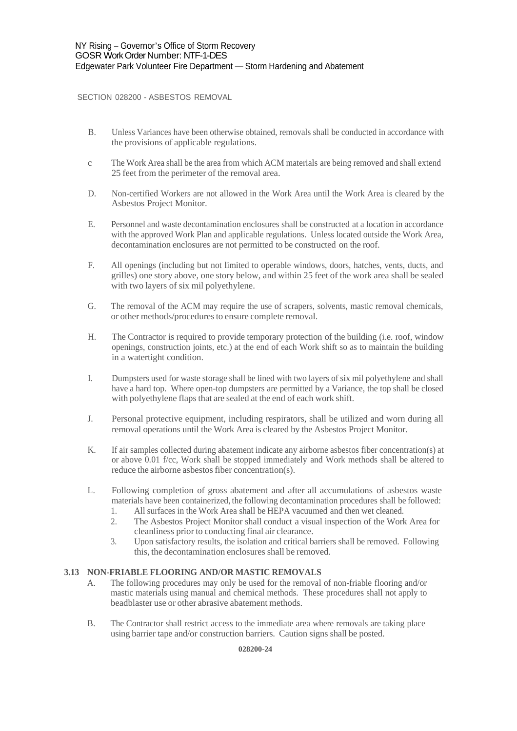B. Unless Variances have been otherwise obtained, removals shall be conducted in accordance with the provisions of applicable regulations.

c The Work Area shall be the area from which ACM materials are being removed and shall extend 25 feet from the perimeter of the removal area.

D. Non-certified Workers are not allowed in the Work Area until the Work Area is cleared by the Asbestos Project Monitor.

E. Personnel and waste decontamination enclosures shall be constructed at a location in accordance with the approved Work Plan and applicable regulations. Unless located outside the Work Area, decontamination enclosures are not permitted to be constructed on the roof.

F. All openings (including but not limited to operable windows, doors, hatches, vents, ducts, and grilles) one story above, one story below, and within 25 feet of the work area shall be sealed with two layers of six mil polyethylene.

G. The removal of the ACM may require the use of scrapers, solvents, mastic removal chemicals, or other methods/procedures to ensure complete removal.

H. The Contractor is required to provide temporary protection of the building (i.e. roof, window openings, construction joints, etc.) at the end of each Work shift so as to maintain the building in a watertight condition.

I. Dumpsters used for waste storage shall be lined with two layers of six mil polyethylene and shall have a hard top. Where open-top dumpsters are permitted by a Variance, the top shall be closed with polyethylene flaps that are sealed at the end of each work shift.

J. Personal protective equipment, including respirators, shall be utilized and worn during all removal operations until the Work Area is cleared by the Asbestos Project Monitor.

K. If air samples collected during abatement indicate any airborne asbestos fiber concentration(s) at or above 0.01 f/cc, Work shall be stopped immediately and Work methods shall be altered to reduce the airborne asbestos fiber concentration(s).

L. Following completion of gross abatement and after all accumulations of asbestos waste materials have been containerized, the following decontamination procedures shall be followed:
   1. All surfaces in the Work Area shall be HEPA vacuumed and then wet cleaned.
   2. The Asbestos Project Monitor shall conduct a visual inspection of the Work Area for cleanliness prior to conducting final air clearance.
   3. Upon satisfactory results, the isolation and critical barriers shall be removed. Following this, the decontamination enclosures shall be removed.

## 3.13 NON-FRIABLE FLOORING AND/OR MASTIC REMOVALS

A. The following procedures may only be used for the removal of non-friable flooring and/or mastic materials using manual and chemical methods. These procedures shall not apply to beadblaster use or other abrasive abatement methods.

B. The Contractor shall restrict access to the immediate area where removals are taking place using barrier tape and/or construction barriers. Caution signs shall be posted.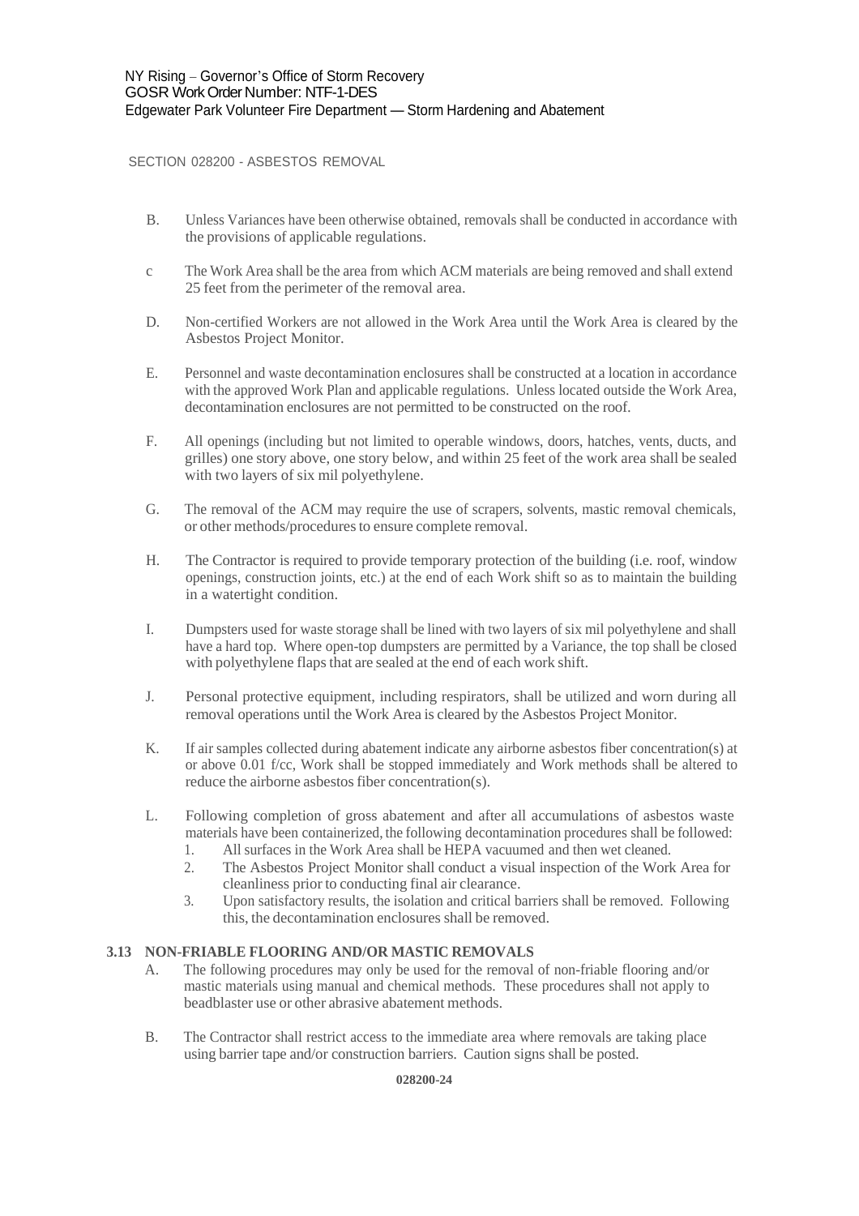B. Unless Variances have been otherwise obtained, removals shall be conducted in accordance with the provisions of applicable regulations.

c The Work Area shall be the area from which ACM materials are being removed and shall extend 25 feet from the perimeter of the removal area.

D. Non-certified Workers are not allowed in the Work Area until the Work Area is cleared by the Asbestos Project Monitor.

E. Personnel and waste decontamination enclosures shall be constructed at a location in accordance with the approved Work Plan and applicable regulations. Unless located outside the Work Area, decontamination enclosures are not permitted to be constructed on the roof.

F. All openings (including but not limited to operable windows, doors, hatches, vents, ducts, and grilles) one story above, one story below, and within 25 feet of the work area shall be sealed with two layers of six mil polyethylene.

G. The removal of the ACM may require the use of scrapers, solvents, mastic removal chemicals, or other methods/procedures to ensure complete removal.

H. The Contractor is required to provide temporary protection of the building (i.e. roof, window openings, construction joints, etc.) at the end of each Work shift so as to maintain the building in a watertight condition.

I. Dumpsters used for waste storage shall be lined with two layers of six mil polyethylene and shall have a hard top. Where open-top dumpsters are permitted by a Variance, the top shall be closed with polyethylene flaps that are sealed at the end of each work shift.

J. Personal protective equipment, including respirators, shall be utilized and worn during all removal operations until the Work Area is cleared by the Asbestos Project Monitor.

K. If air samples collected during abatement indicate any airborne asbestos fiber concentration(s) at or above 0.01 f/cc, Work shall be stopped immediately and Work methods shall be altered to reduce the airborne asbestos fiber concentration(s).

L. Following completion of gross abatement and after all accumulations of asbestos waste materials have been containerized, the following decontamination procedures shall be followed:
   1. All surfaces in the Work Area shall be HEPA vacuumed and then wet cleaned.
   2. The Asbestos Project Monitor shall conduct a visual inspection of the Work Area for cleanliness prior to conducting final air clearance.
   3. Upon satisfactory results, the isolation and critical barriers shall be removed. Following this, the decontamination enclosures shall be removed.

**3.13 NON-FRIABLE FLOORING AND/OR MASTIC REMOVALS**

A. The following procedures may only be used for the removal of non-friable flooring and/or mastic materials using manual and chemical methods. These procedures shall not apply to beadblaster use or other abrasive abatement methods.

B. The Contractor shall restrict access to the immediate area where removals are taking place using barrier tape and/or construction barriers. Caution signs shall be posted.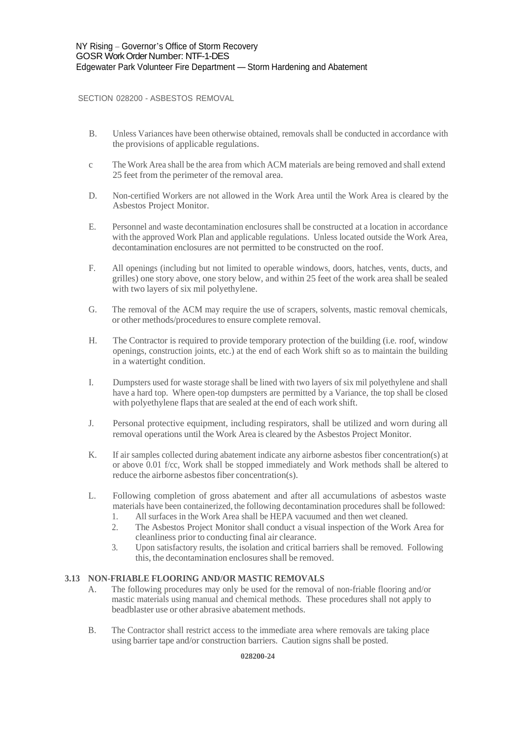B. Unless Variances have been otherwise obtained, removals shall be conducted in accordance with the provisions of applicable regulations.

c The Work Area shall be the area from which ACM materials are being removed and shall extend 25 feet from the perimeter of the removal area.

D. Non-certified Workers are not allowed in the Work Area until the Work Area is cleared by the Asbestos Project Monitor.

E. Personnel and waste decontamination enclosures shall be constructed at a location in accordance with the approved Work Plan and applicable regulations. Unless located outside the Work Area, decontamination enclosures are not permitted to be constructed on the roof.

F. All openings (including but not limited to operable windows, doors, hatches, vents, ducts, and grilles) one story above, one story below, and within 25 feet of the work area shall be sealed with two layers of six mil polyethylene.

G. The removal of the ACM may require the use of scrapers, solvents, mastic removal chemicals, or other methods/procedures to ensure complete removal.

H. The Contractor is required to provide temporary protection of the building (i.e. roof, window openings, construction joints, etc.) at the end of each Work shift so as to maintain the building in a watertight condition.

I. Dumpsters used for waste storage shall be lined with two layers of six mil polyethylene and shall have a hard top. Where open-top dumpsters are permitted by a Variance, the top shall be closed with polyethylene flaps that are sealed at the end of each work shift.

J. Personal protective equipment, including respirators, shall be utilized and worn during all removal operations until the Work Area is cleared by the Asbestos Project Monitor.

K. If air samples collected during abatement indicate any airborne asbestos fiber concentration(s) at or above 0.01 f/cc, Work shall be stopped immediately and Work methods shall be altered to reduce the airborne asbestos fiber concentration(s).

L. Following completion of gross abatement and after all accumulations of asbestos waste materials have been containerized, the following decontamination procedures shall be followed:
   1. All surfaces in the Work Area shall be HEPA vacuumed and then wet cleaned.
   2. The Asbestos Project Monitor shall conduct a visual inspection of the Work Area for cleanliness prior to conducting final air clearance.
   3. Upon satisfactory results, the isolation and critical barriers shall be removed. Following this, the decontamination enclosures shall be removed.

## 3.13 NON-FRIABLE FLOORING AND/OR MASTIC REMOVALS

A. The following procedures may only be used for the removal of non-friable flooring and/or mastic materials using manual and chemical methods. These procedures shall not apply to beadblaster use or other abrasive abatement methods.

B. The Contractor shall restrict access to the immediate area where removals are taking place using barrier tape and/or construction barriers. Caution signs shall be posted.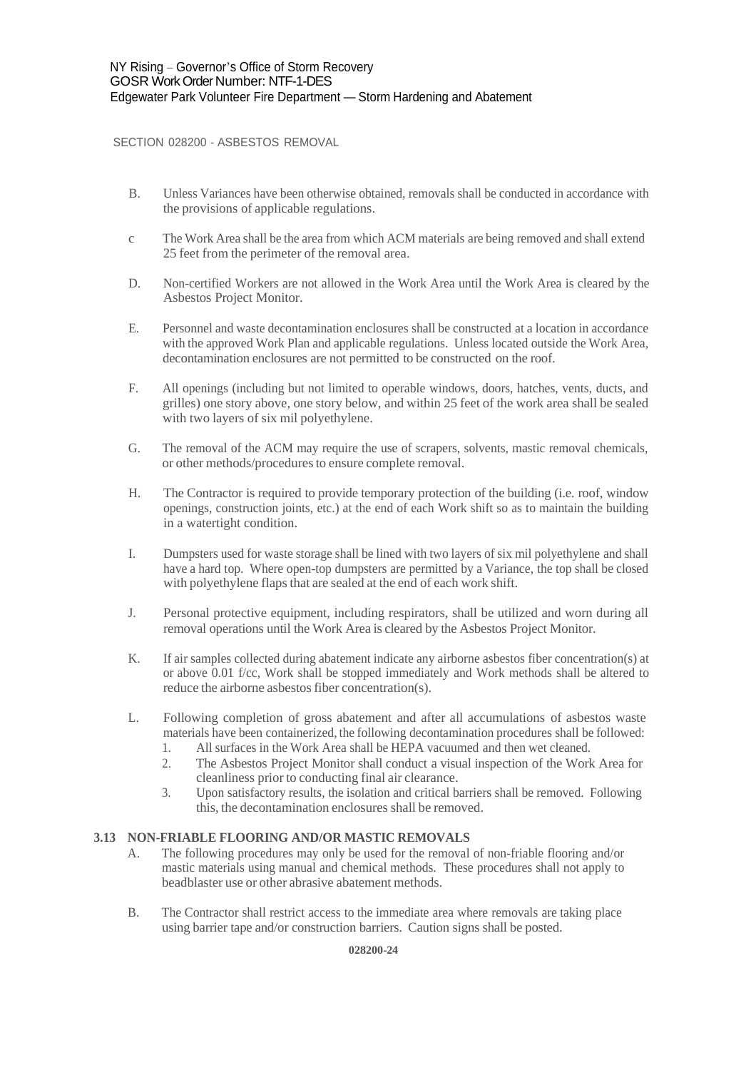SECTION 028200 - ASBESTOS REMOVAL

B. Unless Variances have been otherwise obtained, removals shall be conducted in accordance with the provisions of applicable regulations.

c The Work Area shall be the area from which ACM materials are being removed and shall extend 25 feet from the perimeter of the removal area.

D. Non-certified Workers are not allowed in the Work Area until the Work Area is cleared by the Asbestos Project Monitor.

E. Personnel and waste decontamination enclosures shall be constructed at a location in accordance with the approved Work Plan and applicable regulations. Unless located outside the Work Area, decontamination enclosures are not permitted to be constructed on the roof.

F. All openings (including but not limited to operable windows, doors, hatches, vents, ducts, and grilles) one story above, one story below, and within 25 feet of the work area shall be sealed with two layers of six mil polyethylene.

G. The removal of the ACM may require the use of scrapers, solvents, mastic removal chemicals, or other methods/procedures to ensure complete removal.

H. The Contractor is required to provide temporary protection of the building (i.e. roof, window openings, construction joints, etc.) at the end of each Work shift so as to maintain the building in a watertight condition.

I. Dumpsters used for waste storage shall be lined with two layers of six mil polyethylene and shall have a hard top. Where open-top dumpsters are permitted by a Variance, the top shall be closed with polyethylene flaps that are sealed at the end of each work shift.

J. Personal protective equipment, including respirators, shall be utilized and worn during all removal operations until the Work Area is cleared by the Asbestos Project Monitor.

K. If air samples collected during abatement indicate any airborne asbestos fiber concentration(s) at or above 0.01 f/cc, Work shall be stopped immediately and Work methods shall be altered to reduce the airborne asbestos fiber concentration(s).

L. Following completion of gross abatement and after all accumulations of asbestos waste materials have been containerized, the following decontamination procedures shall be followed:
   1. All surfaces in the Work Area shall be HEPA vacuumed and then wet cleaned.
   2. The Asbestos Project Monitor shall conduct a visual inspection of the Work Area for cleanliness prior to conducting final air clearance.
   3. Upon satisfactory results, the isolation and critical barriers shall be removed. Following this, the decontamination enclosures shall be removed.

### 3.13 NON-FRIABLE FLOORING AND/OR MASTIC REMOVALS

A. The following procedures may only be used for the removal of non-friable flooring and/or mastic materials using manual and chemical methods. These procedures shall not apply to beadblaster use or other abrasive abatement methods.

B. The Contractor shall restrict access to the immediate area where removals are taking place using barrier tape and/or construction barriers. Caution signs shall be posted.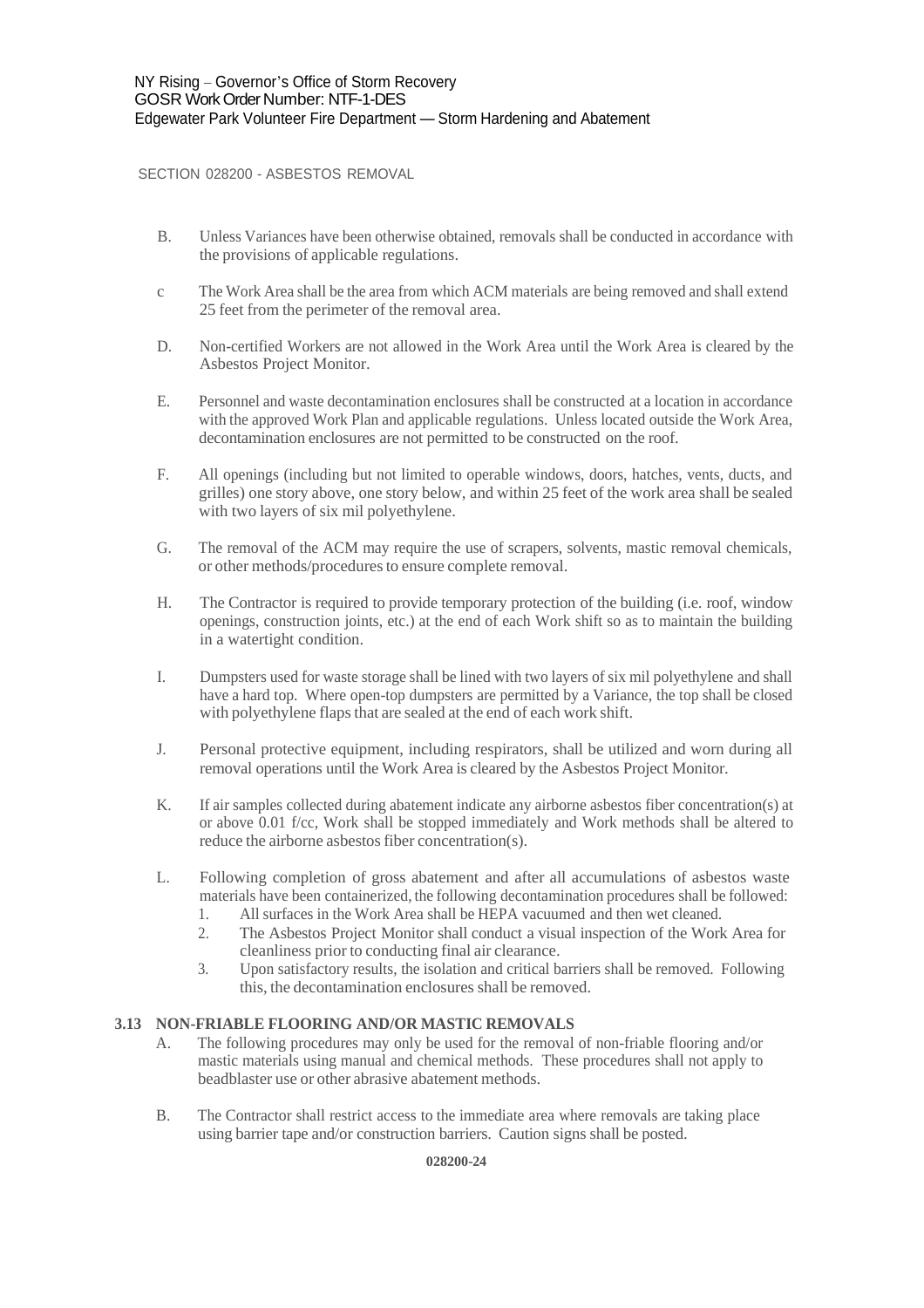SECTION 028200 - ASBESTOS REMOVAL

B. Unless Variances have been otherwise obtained, removals shall be conducted in accordance with the provisions of applicable regulations.

c The Work Area shall be the area from which ACM materials are being removed and shall extend 25 feet from the perimeter of the removal area.

D. Non-certified Workers are not allowed in the Work Area until the Work Area is cleared by the Asbestos Project Monitor.

E. Personnel and waste decontamination enclosures shall be constructed at a location in accordance with the approved Work Plan and applicable regulations. Unless located outside the Work Area, decontamination enclosures are not permitted to be constructed on the roof.

F. All openings (including but not limited to operable windows, doors, hatches, vents, ducts, and grilles) one story above, one story below, and within 25 feet of the work area shall be sealed with two layers of six mil polyethylene.

G. The removal of the ACM may require the use of scrapers, solvents, mastic removal chemicals, or other methods/procedures to ensure complete removal.

H. The Contractor is required to provide temporary protection of the building (i.e. roof, window openings, construction joints, etc.) at the end of each Work shift so as to maintain the building in a watertight condition.

I. Dumpsters used for waste storage shall be lined with two layers of six mil polyethylene and shall have a hard top. Where open-top dumpsters are permitted by a Variance, the top shall be closed with polyethylene flaps that are sealed at the end of each work shift.

J. Personal protective equipment, including respirators, shall be utilized and worn during all removal operations until the Work Area is cleared by the Asbestos Project Monitor.

K. If air samples collected during abatement indicate any airborne asbestos fiber concentration(s) at or above 0.01 f/cc, Work shall be stopped immediately and Work methods shall be altered to reduce the airborne asbestos fiber concentration(s).

L. Following completion of gross abatement and after all accumulations of asbestos waste materials have been containerized, the following decontamination procedures shall be followed:
   1. All surfaces in the Work Area shall be HEPA vacuumed and then wet cleaned.
   2. The Asbestos Project Monitor shall conduct a visual inspection of the Work Area for cleanliness prior to conducting final air clearance.
   3. Upon satisfactory results, the isolation and critical barriers shall be removed. Following this, the decontamination enclosures shall be removed.

**3.13 NON-FRIABLE FLOORING AND/OR MASTIC REMOVALS**

A. The following procedures may only be used for the removal of non-friable flooring and/or mastic materials using manual and chemical methods. These procedures shall not apply to beadblaster use or other abrasive abatement methods.

B. The Contractor shall restrict access to the immediate area where removals are taking place using barrier tape and/or construction barriers. Caution signs shall be posted.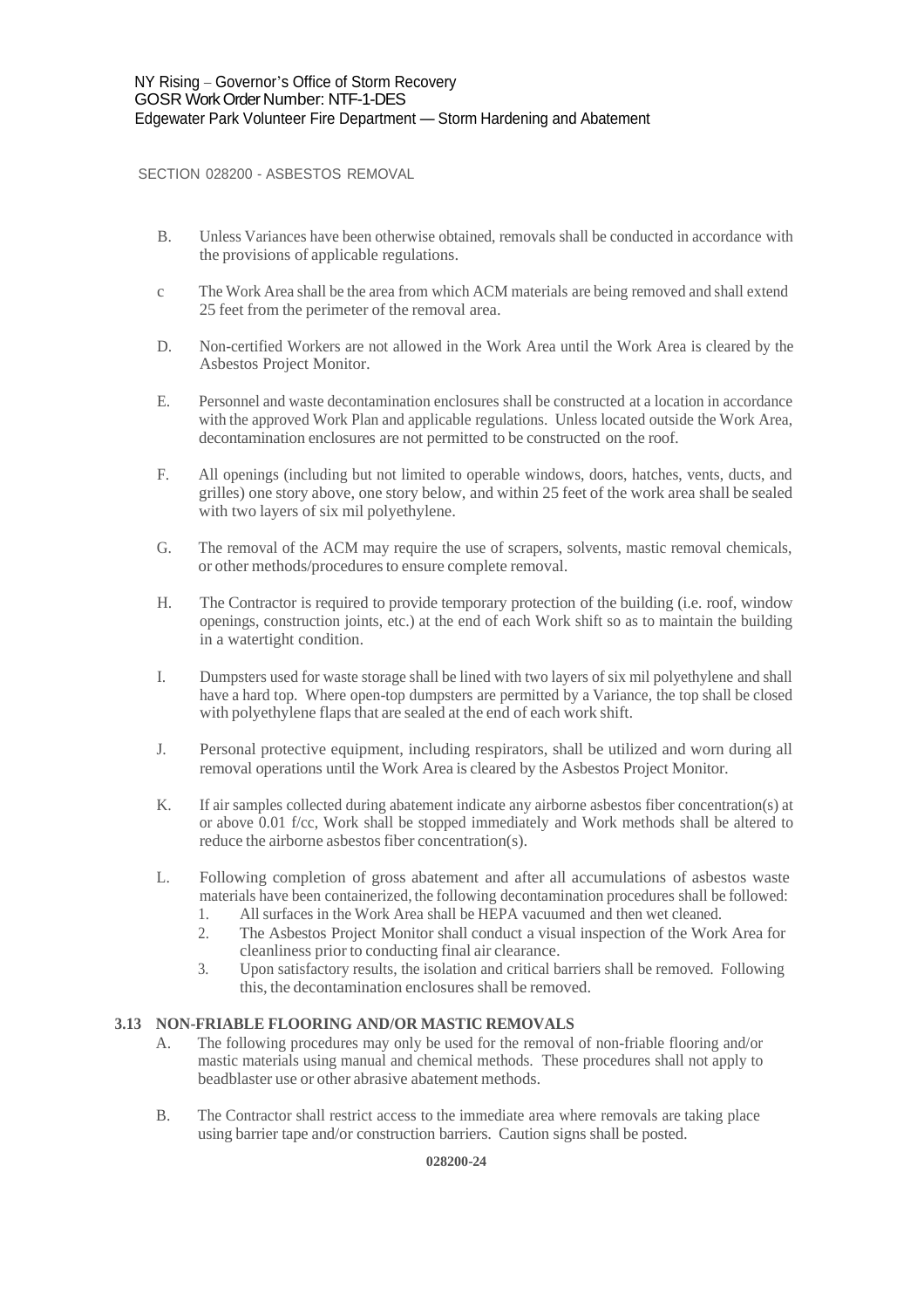B. Unless Variances have been otherwise obtained, removals shall be conducted in accordance with the provisions of applicable regulations.

c The Work Area shall be the area from which ACM materials are being removed and shall extend 25 feet from the perimeter of the removal area.

D. Non-certified Workers are not allowed in the Work Area until the Work Area is cleared by the Asbestos Project Monitor.

E. Personnel and waste decontamination enclosures shall be constructed at a location in accordance with the approved Work Plan and applicable regulations. Unless located outside the Work Area, decontamination enclosures are not permitted to be constructed on the roof.

F. All openings (including but not limited to operable windows, doors, hatches, vents, ducts, and grilles) one story above, one story below, and within 25 feet of the work area shall be sealed with two layers of six mil polyethylene.

G. The removal of the ACM may require the use of scrapers, solvents, mastic removal chemicals, or other methods/procedures to ensure complete removal.

H. The Contractor is required to provide temporary protection of the building (i.e. roof, window openings, construction joints, etc.) at the end of each Work shift so as to maintain the building in a watertight condition.

I. Dumpsters used for waste storage shall be lined with two layers of six mil polyethylene and shall have a hard top. Where open-top dumpsters are permitted by a Variance, the top shall be closed with polyethylene flaps that are sealed at the end of each work shift.

J. Personal protective equipment, including respirators, shall be utilized and worn during all removal operations until the Work Area is cleared by the Asbestos Project Monitor.

K. If air samples collected during abatement indicate any airborne asbestos fiber concentration(s) at or above 0.01 f/cc, Work shall be stopped immediately and Work methods shall be altered to reduce the airborne asbestos fiber concentration(s).

L. Following completion of gross abatement and after all accumulations of asbestos waste materials have been containerized, the following decontamination procedures shall be followed:
   1. All surfaces in the Work Area shall be HEPA vacuumed and then wet cleaned.
   2. The Asbestos Project Monitor shall conduct a visual inspection of the Work Area for cleanliness prior to conducting final air clearance.
   3. Upon satisfactory results, the isolation and critical barriers shall be removed. Following this, the decontamination enclosures shall be removed.

### 3.13 NON-FRIABLE FLOORING AND/OR MASTIC REMOVALS

A. The following procedures may only be used for the removal of non-friable flooring and/or mastic materials using manual and chemical methods. These procedures shall not apply to beadblaster use or other abrasive abatement methods.

B. The Contractor shall restrict access to the immediate area where removals are taking place using barrier tape and/or construction barriers. Caution signs shall be posted.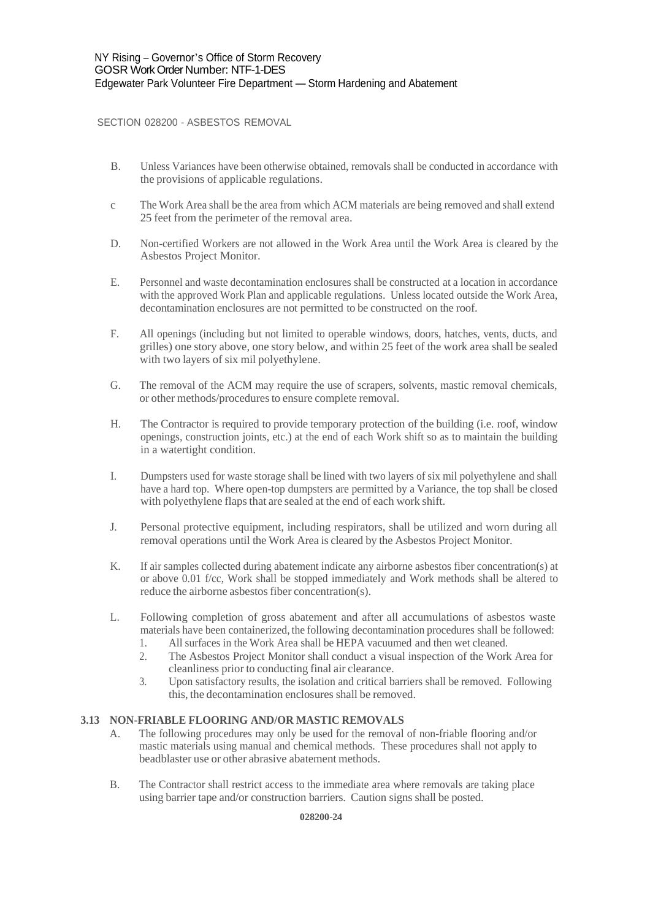B. Unless Variances have been otherwise obtained, removals shall be conducted in accordance with the provisions of applicable regulations.

c The Work Area shall be the area from which ACM materials are being removed and shall extend 25 feet from the perimeter of the removal area.

D. Non-certified Workers are not allowed in the Work Area until the Work Area is cleared by the Asbestos Project Monitor.

E. Personnel and waste decontamination enclosures shall be constructed at a location in accordance with the approved Work Plan and applicable regulations. Unless located outside the Work Area, decontamination enclosures are not permitted to be constructed on the roof.

F. All openings (including but not limited to operable windows, doors, hatches, vents, ducts, and grilles) one story above, one story below, and within 25 feet of the work area shall be sealed with two layers of six mil polyethylene.

G. The removal of the ACM may require the use of scrapers, solvents, mastic removal chemicals, or other methods/procedures to ensure complete removal.

H. The Contractor is required to provide temporary protection of the building (i.e. roof, window openings, construction joints, etc.) at the end of each Work shift so as to maintain the building in a watertight condition.

I. Dumpsters used for waste storage shall be lined with two layers of six mil polyethylene and shall have a hard top. Where open-top dumpsters are permitted by a Variance, the top shall be closed with polyethylene flaps that are sealed at the end of each work shift.

J. Personal protective equipment, including respirators, shall be utilized and worn during all removal operations until the Work Area is cleared by the Asbestos Project Monitor.

K. If air samples collected during abatement indicate any airborne asbestos fiber concentration(s) at or above 0.01 f/cc, Work shall be stopped immediately and Work methods shall be altered to reduce the airborne asbestos fiber concentration(s).

L. Following completion of gross abatement and after all accumulations of asbestos waste materials have been containerized, the following decontamination procedures shall be followed:
   1. All surfaces in the Work Area shall be HEPA vacuumed and then wet cleaned.
   2. The Asbestos Project Monitor shall conduct a visual inspection of the Work Area for cleanliness prior to conducting final air clearance.
   3. Upon satisfactory results, the isolation and critical barriers shall be removed. Following this, the decontamination enclosures shall be removed.

**3.13 NON-FRIABLE FLOORING AND/OR MASTIC REMOVALS**

A. The following procedures may only be used for the removal of non-friable flooring and/or mastic materials using manual and chemical methods. These procedures shall not apply to beadblaster use or other abrasive abatement methods.

B. The Contractor shall restrict access to the immediate area where removals are taking place using barrier tape and/or construction barriers. Caution signs shall be posted.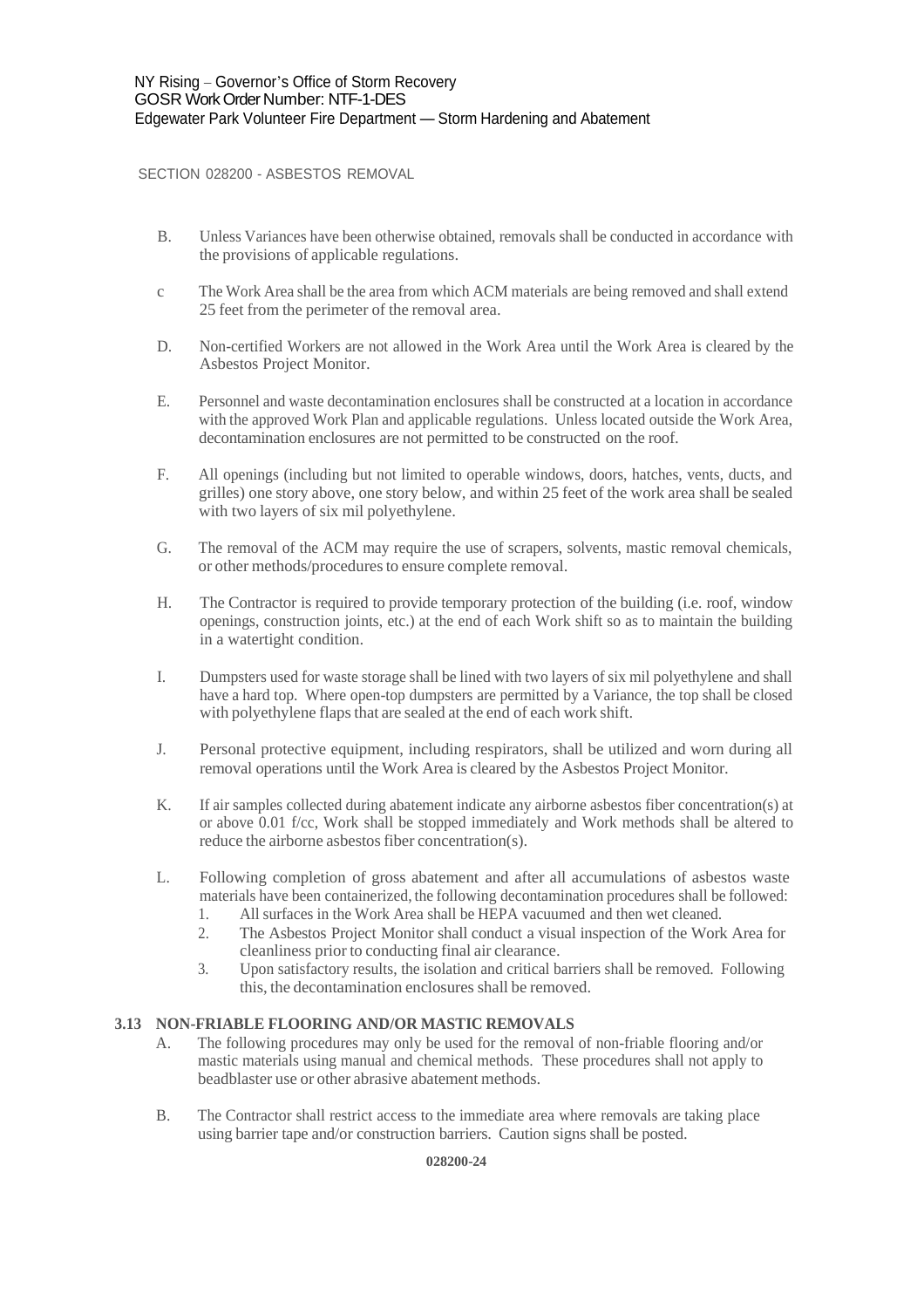SECTION 028200 - ASBESTOS REMOVAL

B. Unless Variances have been otherwise obtained, removals shall be conducted in accordance with the provisions of applicable regulations.

c The Work Area shall be the area from which ACM materials are being removed and shall extend 25 feet from the perimeter of the removal area.

D. Non-certified Workers are not allowed in the Work Area until the Work Area is cleared by the Asbestos Project Monitor.

E. Personnel and waste decontamination enclosures shall be constructed at a location in accordance with the approved Work Plan and applicable regulations. Unless located outside the Work Area, decontamination enclosures are not permitted to be constructed on the roof.

F. All openings (including but not limited to operable windows, doors, hatches, vents, ducts, and grilles) one story above, one story below, and within 25 feet of the work area shall be sealed with two layers of six mil polyethylene.

G. The removal of the ACM may require the use of scrapers, solvents, mastic removal chemicals, or other methods/procedures to ensure complete removal.

H. The Contractor is required to provide temporary protection of the building (i.e. roof, window openings, construction joints, etc.) at the end of each Work shift so as to maintain the building in a watertight condition.

I. Dumpsters used for waste storage shall be lined with two layers of six mil polyethylene and shall have a hard top. Where open-top dumpsters are permitted by a Variance, the top shall be closed with polyethylene flaps that are sealed at the end of each work shift.

J. Personal protective equipment, including respirators, shall be utilized and worn during all removal operations until the Work Area is cleared by the Asbestos Project Monitor.

K. If air samples collected during abatement indicate any airborne asbestos fiber concentration(s) at or above 0.01 f/cc, Work shall be stopped immediately and Work methods shall be altered to reduce the airborne asbestos fiber concentration(s).

L. Following completion of gross abatement and after all accumulations of asbestos waste materials have been containerized, the following decontamination procedures shall be followed:
   1. All surfaces in the Work Area shall be HEPA vacuumed and then wet cleaned.
   2. The Asbestos Project Monitor shall conduct a visual inspection of the Work Area for cleanliness prior to conducting final air clearance.
   3. Upon satisfactory results, the isolation and critical barriers shall be removed. Following this, the decontamination enclosures shall be removed.

### 3.13 NON-FRIABLE FLOORING AND/OR MASTIC REMOVALS

A. The following procedures may only be used for the removal of non-friable flooring and/or mastic materials using manual and chemical methods. These procedures shall not apply to beadblaster use or other abrasive abatement methods.

B. The Contractor shall restrict access to the immediate area where removals are taking place using barrier tape and/or construction barriers. Caution signs shall be posted.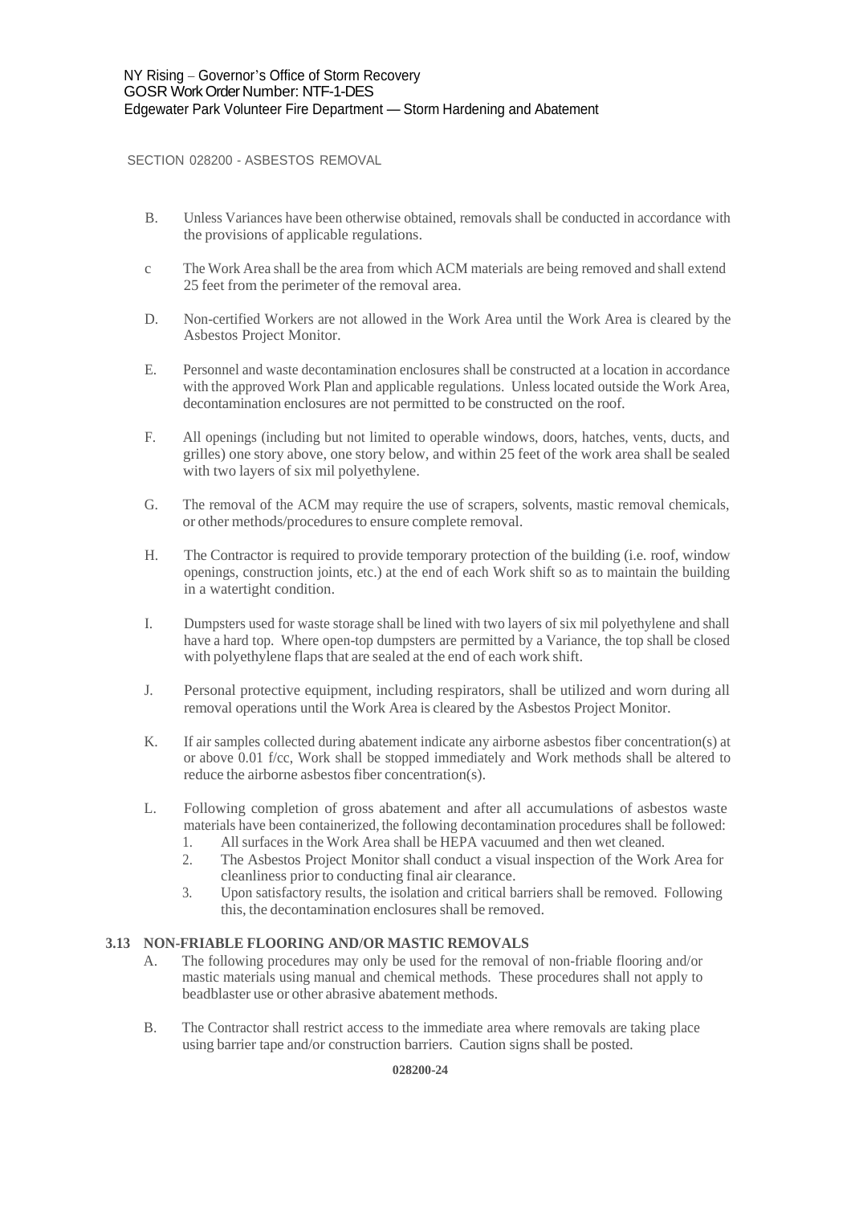B. Unless Variances have been otherwise obtained, removals shall be conducted in accordance with the provisions of applicable regulations.

c The Work Area shall be the area from which ACM materials are being removed and shall extend 25 feet from the perimeter of the removal area.

D. Non-certified Workers are not allowed in the Work Area until the Work Area is cleared by the Asbestos Project Monitor.

E. Personnel and waste decontamination enclosures shall be constructed at a location in accordance with the approved Work Plan and applicable regulations. Unless located outside the Work Area, decontamination enclosures are not permitted to be constructed on the roof.

F. All openings (including but not limited to operable windows, doors, hatches, vents, ducts, and grilles) one story above, one story below, and within 25 feet of the work area shall be sealed with two layers of six mil polyethylene.

G. The removal of the ACM may require the use of scrapers, solvents, mastic removal chemicals, or other methods/procedures to ensure complete removal.

H. The Contractor is required to provide temporary protection of the building (i.e. roof, window openings, construction joints, etc.) at the end of each Work shift so as to maintain the building in a watertight condition.

I. Dumpsters used for waste storage shall be lined with two layers of six mil polyethylene and shall have a hard top. Where open-top dumpsters are permitted by a Variance, the top shall be closed with polyethylene flaps that are sealed at the end of each work shift.

J. Personal protective equipment, including respirators, shall be utilized and worn during all removal operations until the Work Area is cleared by the Asbestos Project Monitor.

K. If air samples collected during abatement indicate any airborne asbestos fiber concentration(s) at or above 0.01 f/cc, Work shall be stopped immediately and Work methods shall be altered to reduce the airborne asbestos fiber concentration(s).

L. Following completion of gross abatement and after all accumulations of asbestos waste materials have been containerized, the following decontamination procedures shall be followed:
   1. All surfaces in the Work Area shall be HEPA vacuumed and then wet cleaned.
   2. The Asbestos Project Monitor shall conduct a visual inspection of the Work Area for cleanliness prior to conducting final air clearance.
   3. Upon satisfactory results, the isolation and critical barriers shall be removed. Following this, the decontamination enclosures shall be removed.

**3.13 NON-FRIABLE FLOORING AND/OR MASTIC REMOVALS**

A. The following procedures may only be used for the removal of non-friable flooring and/or mastic materials using manual and chemical methods. These procedures shall not apply to beadblaster use or other abrasive abatement methods.

B. The Contractor shall restrict access to the immediate area where removals are taking place using barrier tape and/or construction barriers. Caution signs shall be posted.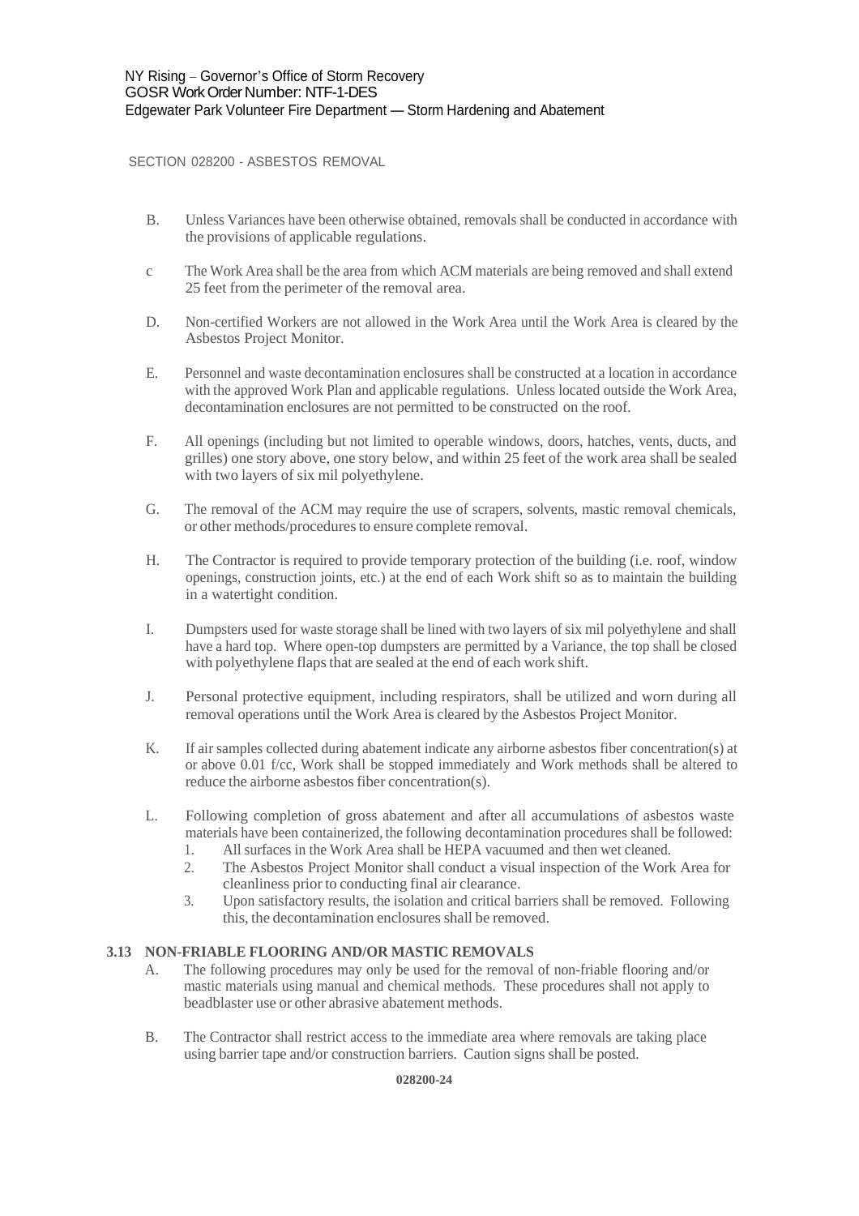B. Unless Variances have been otherwise obtained, removals shall be conducted in accordance with the provisions of applicable regulations.

c The Work Area shall be the area from which ACM materials are being removed and shall extend 25 feet from the perimeter of the removal area.

D. Non-certified Workers are not allowed in the Work Area until the Work Area is cleared by the Asbestos Project Monitor.

E. Personnel and waste decontamination enclosures shall be constructed at a location in accordance with the approved Work Plan and applicable regulations. Unless located outside the Work Area, decontamination enclosures are not permitted to be constructed on the roof.

F. All openings (including but not limited to operable windows, doors, hatches, vents, ducts, and grilles) one story above, one story below, and within 25 feet of the work area shall be sealed with two layers of six mil polyethylene.

G. The removal of the ACM may require the use of scrapers, solvents, mastic removal chemicals, or other methods/procedures to ensure complete removal.

H. The Contractor is required to provide temporary protection of the building (i.e. roof, window openings, construction joints, etc.) at the end of each Work shift so as to maintain the building in a watertight condition.

I. Dumpsters used for waste storage shall be lined with two layers of six mil polyethylene and shall have a hard top. Where open-top dumpsters are permitted by a Variance, the top shall be closed with polyethylene flaps that are sealed at the end of each work shift.

J. Personal protective equipment, including respirators, shall be utilized and worn during all removal operations until the Work Area is cleared by the Asbestos Project Monitor.

K. If air samples collected during abatement indicate any airborne asbestos fiber concentration(s) at or above 0.01 f/cc, Work shall be stopped immediately and Work methods shall be altered to reduce the airborne asbestos fiber concentration(s).

L. Following completion of gross abatement and after all accumulations of asbestos waste materials have been containerized, the following decontamination procedures shall be followed:
   1. All surfaces in the Work Area shall be HEPA vacuumed and then wet cleaned.
   2. The Asbestos Project Monitor shall conduct a visual inspection of the Work Area for cleanliness prior to conducting final air clearance.
   3. Upon satisfactory results, the isolation and critical barriers shall be removed. Following this, the decontamination enclosures shall be removed.

**3.13 NON-FRIABLE FLOORING AND/OR MASTIC REMOVALS**

A. The following procedures may only be used for the removal of non-friable flooring and/or mastic materials using manual and chemical methods. These procedures shall not apply to beadblaster use or other abrasive abatement methods.

B. The Contractor shall restrict access to the immediate area where removals are taking place using barrier tape and/or construction barriers. Caution signs shall be posted.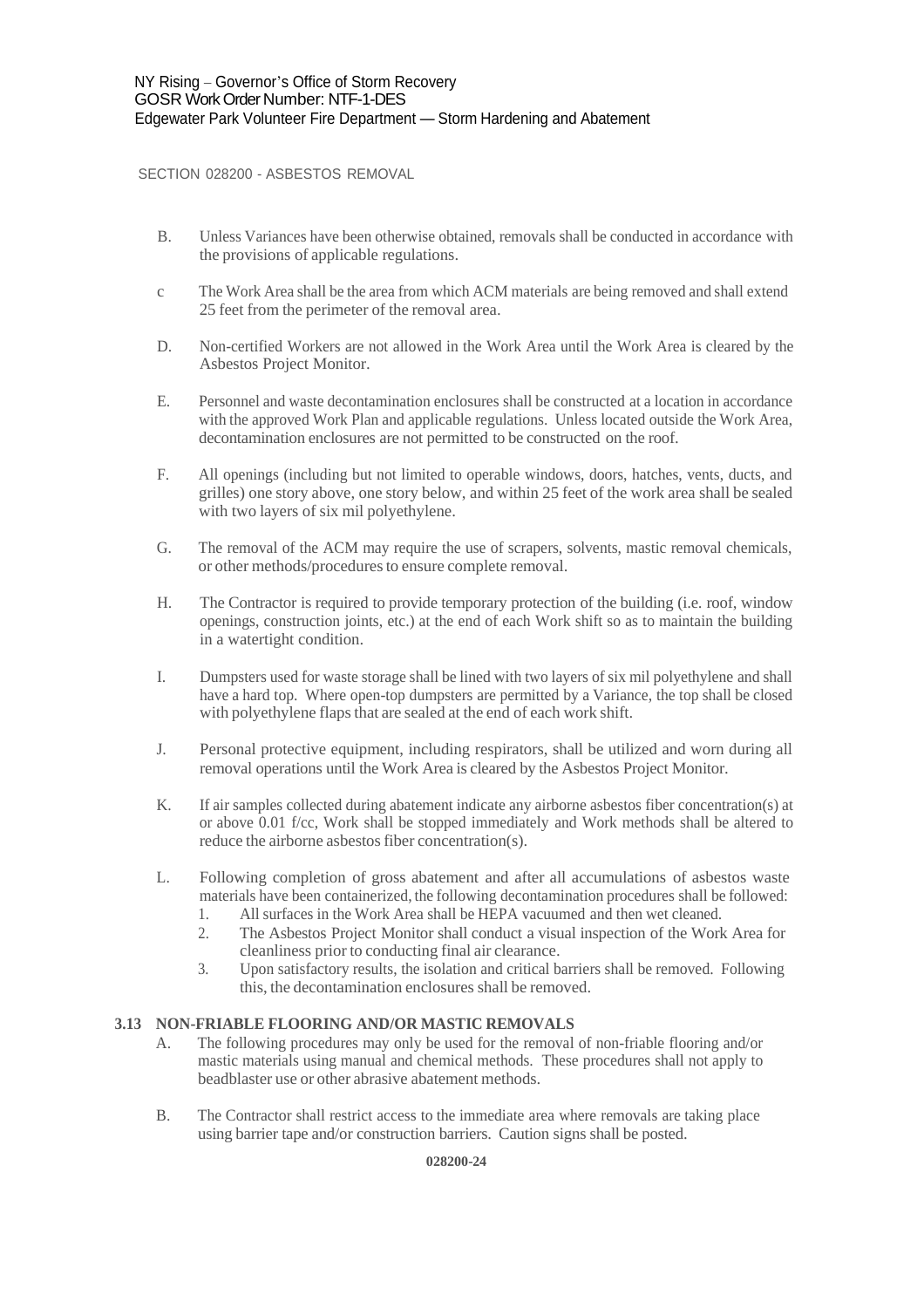B. Unless Variances have been otherwise obtained, removals shall be conducted in accordance with the provisions of applicable regulations.

c The Work Area shall be the area from which ACM materials are being removed and shall extend 25 feet from the perimeter of the removal area.

D. Non-certified Workers are not allowed in the Work Area until the Work Area is cleared by the Asbestos Project Monitor.

E. Personnel and waste decontamination enclosures shall be constructed at a location in accordance with the approved Work Plan and applicable regulations. Unless located outside the Work Area, decontamination enclosures are not permitted to be constructed on the roof.

F. All openings (including but not limited to operable windows, doors, hatches, vents, ducts, and grilles) one story above, one story below, and within 25 feet of the work area shall be sealed with two layers of six mil polyethylene.

G. The removal of the ACM may require the use of scrapers, solvents, mastic removal chemicals, or other methods/procedures to ensure complete removal.

H. The Contractor is required to provide temporary protection of the building (i.e. roof, window openings, construction joints, etc.) at the end of each Work shift so as to maintain the building in a watertight condition.

I. Dumpsters used for waste storage shall be lined with two layers of six mil polyethylene and shall have a hard top. Where open-top dumpsters are permitted by a Variance, the top shall be closed with polyethylene flaps that are sealed at the end of each work shift.

J. Personal protective equipment, including respirators, shall be utilized and worn during all removal operations until the Work Area is cleared by the Asbestos Project Monitor.

K. If air samples collected during abatement indicate any airborne asbestos fiber concentration(s) at or above 0.01 f/cc, Work shall be stopped immediately and Work methods shall be altered to reduce the airborne asbestos fiber concentration(s).

L. Following completion of gross abatement and after all accumulations of asbestos waste materials have been containerized, the following decontamination procedures shall be followed:
   1. All surfaces in the Work Area shall be HEPA vacuumed and then wet cleaned.
   2. The Asbestos Project Monitor shall conduct a visual inspection of the Work Area for cleanliness prior to conducting final air clearance.
   3. Upon satisfactory results, the isolation and critical barriers shall be removed. Following this, the decontamination enclosures shall be removed.

### 3.13 NON-FRIABLE FLOORING AND/OR MASTIC REMOVALS

A. The following procedures may only be used for the removal of non-friable flooring and/or mastic materials using manual and chemical methods. These procedures shall not apply to beadblaster use or other abrasive abatement methods.

B. The Contractor shall restrict access to the immediate area where removals are taking place using barrier tape and/or construction barriers. Caution signs shall be posted.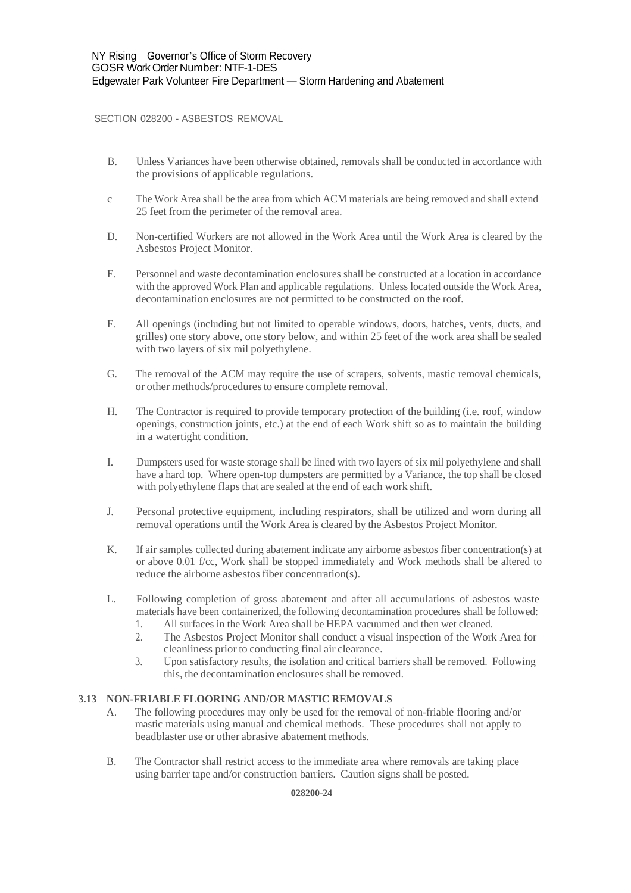SECTION 028200 - ASBESTOS REMOVAL

B. Unless Variances have been otherwise obtained, removals shall be conducted in accordance with the provisions of applicable regulations.

c The Work Area shall be the area from which ACM materials are being removed and shall extend 25 feet from the perimeter of the removal area.

D. Non-certified Workers are not allowed in the Work Area until the Work Area is cleared by the Asbestos Project Monitor.

E. Personnel and waste decontamination enclosures shall be constructed at a location in accordance with the approved Work Plan and applicable regulations. Unless located outside the Work Area, decontamination enclosures are not permitted to be constructed on the roof.

F. All openings (including but not limited to operable windows, doors, hatches, vents, ducts, and grilles) one story above, one story below, and within 25 feet of the work area shall be sealed with two layers of six mil polyethylene.

G. The removal of the ACM may require the use of scrapers, solvents, mastic removal chemicals, or other methods/procedures to ensure complete removal.

H. The Contractor is required to provide temporary protection of the building (i.e. roof, window openings, construction joints, etc.) at the end of each Work shift so as to maintain the building in a watertight condition.

I. Dumpsters used for waste storage shall be lined with two layers of six mil polyethylene and shall have a hard top. Where open-top dumpsters are permitted by a Variance, the top shall be closed with polyethylene flaps that are sealed at the end of each work shift.

J. Personal protective equipment, including respirators, shall be utilized and worn during all removal operations until the Work Area is cleared by the Asbestos Project Monitor.

K. If air samples collected during abatement indicate any airborne asbestos fiber concentration(s) at or above 0.01 f/cc, Work shall be stopped immediately and Work methods shall be altered to reduce the airborne asbestos fiber concentration(s).

L. Following completion of gross abatement and after all accumulations of asbestos waste materials have been containerized, the following decontamination procedures shall be followed:
   1. All surfaces in the Work Area shall be HEPA vacuumed and then wet cleaned.
   2. The Asbestos Project Monitor shall conduct a visual inspection of the Work Area for cleanliness prior to conducting final air clearance.
   3. Upon satisfactory results, the isolation and critical barriers shall be removed. Following this, the decontamination enclosures shall be removed.

### 3.13 NON-FRIABLE FLOORING AND/OR MASTIC REMOVALS

A. The following procedures may only be used for the removal of non-friable flooring and/or mastic materials using manual and chemical methods. These procedures shall not apply to beadblaster use or other abrasive abatement methods.

B. The Contractor shall restrict access to the immediate area where removals are taking place using barrier tape and/or construction barriers. Caution signs shall be posted.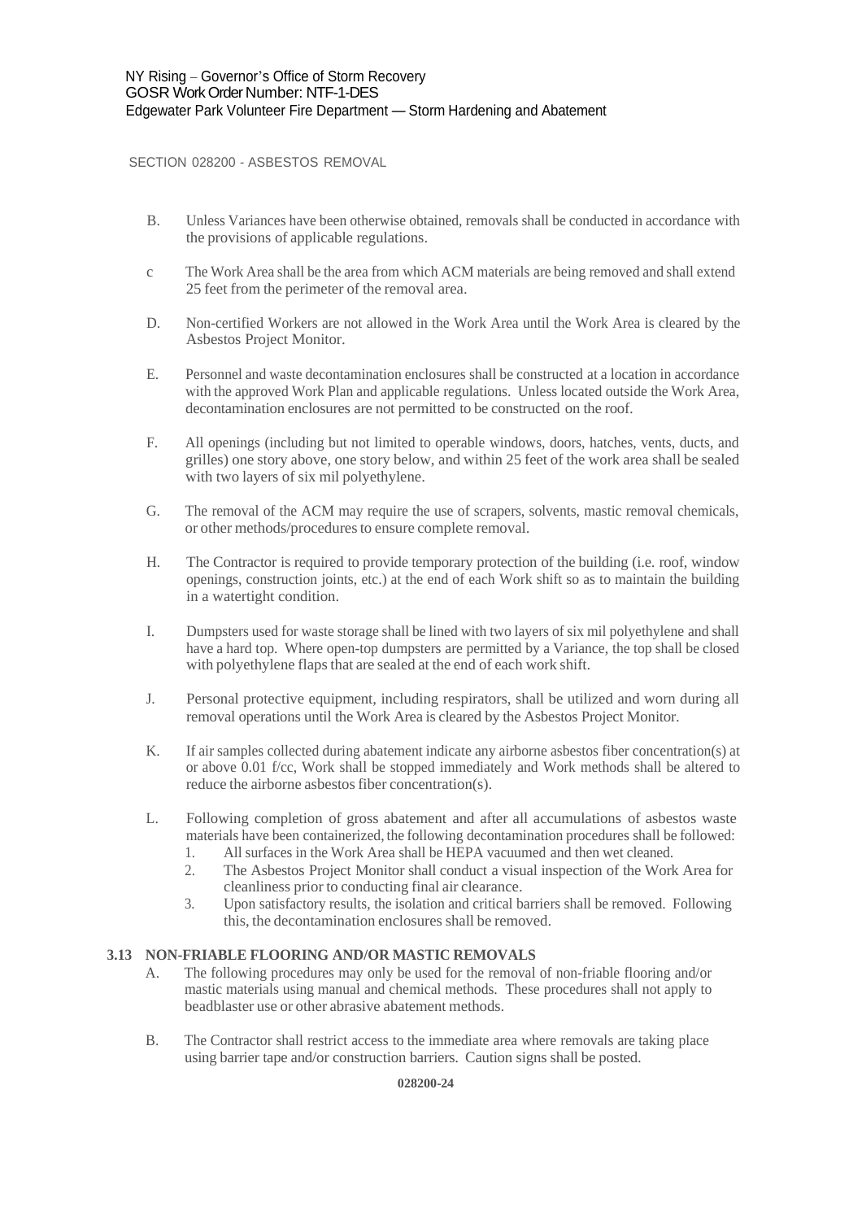B. Unless Variances have been otherwise obtained, removals shall be conducted in accordance with the provisions of applicable regulations.

c The Work Area shall be the area from which ACM materials are being removed and shall extend 25 feet from the perimeter of the removal area.

D. Non-certified Workers are not allowed in the Work Area until the Work Area is cleared by the Asbestos Project Monitor.

E. Personnel and waste decontamination enclosures shall be constructed at a location in accordance with the approved Work Plan and applicable regulations. Unless located outside the Work Area, decontamination enclosures are not permitted to be constructed on the roof.

F. All openings (including but not limited to operable windows, doors, hatches, vents, ducts, and grilles) one story above, one story below, and within 25 feet of the work area shall be sealed with two layers of six mil polyethylene.

G. The removal of the ACM may require the use of scrapers, solvents, mastic removal chemicals, or other methods/procedures to ensure complete removal.

H. The Contractor is required to provide temporary protection of the building (i.e. roof, window openings, construction joints, etc.) at the end of each Work shift so as to maintain the building in a watertight condition.

I. Dumpsters used for waste storage shall be lined with two layers of six mil polyethylene and shall have a hard top. Where open-top dumpsters are permitted by a Variance, the top shall be closed with polyethylene flaps that are sealed at the end of each work shift.

J. Personal protective equipment, including respirators, shall be utilized and worn during all removal operations until the Work Area is cleared by the Asbestos Project Monitor.

K. If air samples collected during abatement indicate any airborne asbestos fiber concentration(s) at or above 0.01 f/cc, Work shall be stopped immediately and Work methods shall be altered to reduce the airborne asbestos fiber concentration(s).

L. Following completion of gross abatement and after all accumulations of asbestos waste materials have been containerized, the following decontamination procedures shall be followed:
   1. All surfaces in the Work Area shall be HEPA vacuumed and then wet cleaned.
   2. The Asbestos Project Monitor shall conduct a visual inspection of the Work Area for cleanliness prior to conducting final air clearance.
   3. Upon satisfactory results, the isolation and critical barriers shall be removed. Following this, the decontamination enclosures shall be removed.

**3.13 NON-FRIABLE FLOORING AND/OR MASTIC REMOVALS**

A. The following procedures may only be used for the removal of non-friable flooring and/or mastic materials using manual and chemical methods. These procedures shall not apply to beadblaster use or other abrasive abatement methods.

B. The Contractor shall restrict access to the immediate area where removals are taking place using barrier tape and/or construction barriers. Caution signs shall be posted.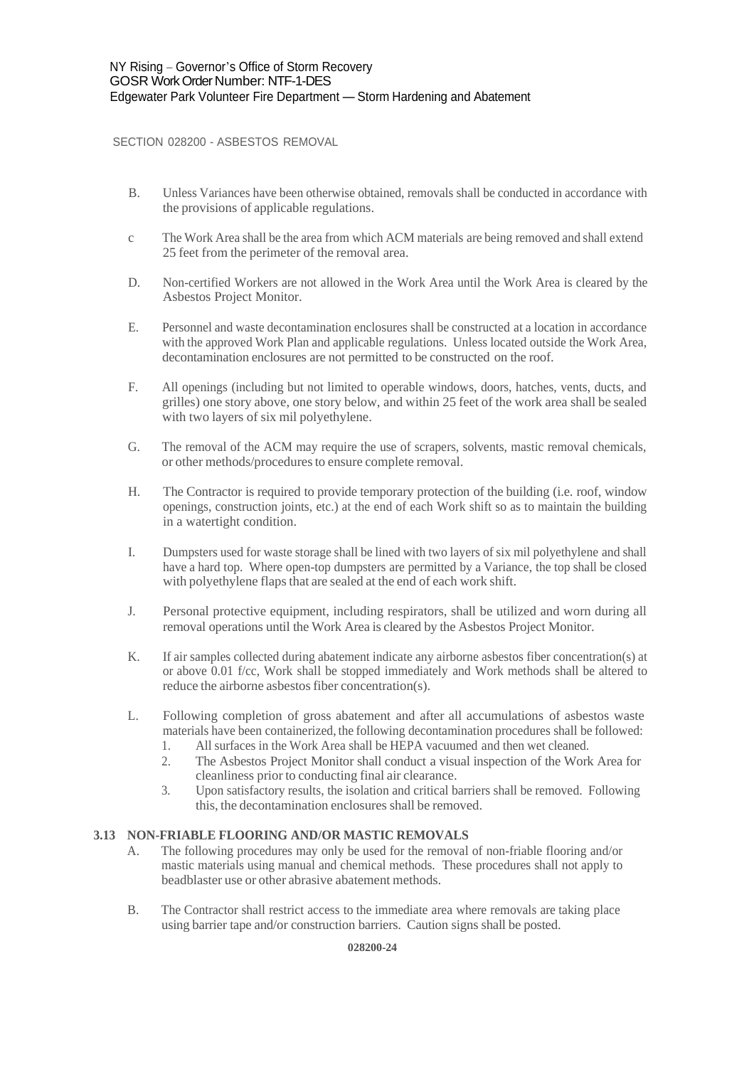B. Unless Variances have been otherwise obtained, removals shall be conducted in accordance with the provisions of applicable regulations.

c The Work Area shall be the area from which ACM materials are being removed and shall extend 25 feet from the perimeter of the removal area.

D. Non-certified Workers are not allowed in the Work Area until the Work Area is cleared by the Asbestos Project Monitor.

E. Personnel and waste decontamination enclosures shall be constructed at a location in accordance with the approved Work Plan and applicable regulations. Unless located outside the Work Area, decontamination enclosures are not permitted to be constructed on the roof.

F. All openings (including but not limited to operable windows, doors, hatches, vents, ducts, and grilles) one story above, one story below, and within 25 feet of the work area shall be sealed with two layers of six mil polyethylene.

G. The removal of the ACM may require the use of scrapers, solvents, mastic removal chemicals, or other methods/procedures to ensure complete removal.

H. The Contractor is required to provide temporary protection of the building (i.e. roof, window openings, construction joints, etc.) at the end of each Work shift so as to maintain the building in a watertight condition.

I. Dumpsters used for waste storage shall be lined with two layers of six mil polyethylene and shall have a hard top. Where open-top dumpsters are permitted by a Variance, the top shall be closed with polyethylene flaps that are sealed at the end of each work shift.

J. Personal protective equipment, including respirators, shall be utilized and worn during all removal operations until the Work Area is cleared by the Asbestos Project Monitor.

K. If air samples collected during abatement indicate any airborne asbestos fiber concentration(s) at or above 0.01 f/cc, Work shall be stopped immediately and Work methods shall be altered to reduce the airborne asbestos fiber concentration(s).

L. Following completion of gross abatement and after all accumulations of asbestos waste materials have been containerized, the following decontamination procedures shall be followed:
   1. All surfaces in the Work Area shall be HEPA vacuumed and then wet cleaned.
   2. The Asbestos Project Monitor shall conduct a visual inspection of the Work Area for cleanliness prior to conducting final air clearance.
   3. Upon satisfactory results, the isolation and critical barriers shall be removed. Following this, the decontamination enclosures shall be removed.

## 3.13 NON-FRIABLE FLOORING AND/OR MASTIC REMOVALS

A. The following procedures may only be used for the removal of non-friable flooring and/or mastic materials using manual and chemical methods. These procedures shall not apply to beadblaster use or other abrasive abatement methods.

B. The Contractor shall restrict access to the immediate area where removals are taking place using barrier tape and/or construction barriers. Caution signs shall be posted.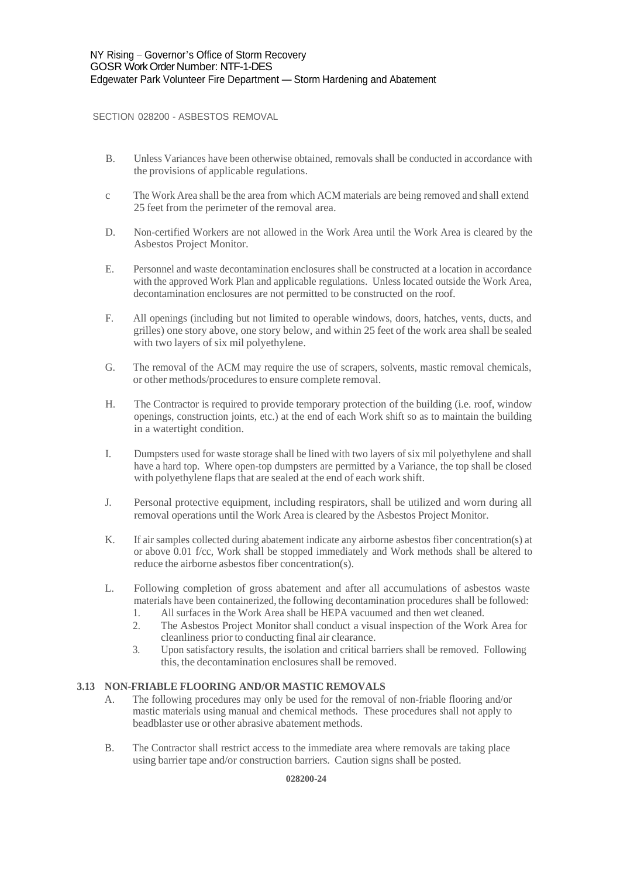B. Unless Variances have been otherwise obtained, removals shall be conducted in accordance with the provisions of applicable regulations.

c The Work Area shall be the area from which ACM materials are being removed and shall extend 25 feet from the perimeter of the removal area.

D. Non-certified Workers are not allowed in the Work Area until the Work Area is cleared by the Asbestos Project Monitor.

E. Personnel and waste decontamination enclosures shall be constructed at a location in accordance with the approved Work Plan and applicable regulations. Unless located outside the Work Area, decontamination enclosures are not permitted to be constructed on the roof.

F. All openings (including but not limited to operable windows, doors, hatches, vents, ducts, and grilles) one story above, one story below, and within 25 feet of the work area shall be sealed with two layers of six mil polyethylene.

G. The removal of the ACM may require the use of scrapers, solvents, mastic removal chemicals, or other methods/procedures to ensure complete removal.

H. The Contractor is required to provide temporary protection of the building (i.e. roof, window openings, construction joints, etc.) at the end of each Work shift so as to maintain the building in a watertight condition.

I. Dumpsters used for waste storage shall be lined with two layers of six mil polyethylene and shall have a hard top. Where open-top dumpsters are permitted by a Variance, the top shall be closed with polyethylene flaps that are sealed at the end of each work shift.

J. Personal protective equipment, including respirators, shall be utilized and worn during all removal operations until the Work Area is cleared by the Asbestos Project Monitor.

K. If air samples collected during abatement indicate any airborne asbestos fiber concentration(s) at or above 0.01 f/cc, Work shall be stopped immediately and Work methods shall be altered to reduce the airborne asbestos fiber concentration(s).

L. Following completion of gross abatement and after all accumulations of asbestos waste materials have been containerized, the following decontamination procedures shall be followed:
   1. All surfaces in the Work Area shall be HEPA vacuumed and then wet cleaned.
   2. The Asbestos Project Monitor shall conduct a visual inspection of the Work Area for cleanliness prior to conducting final air clearance.
   3. Upon satisfactory results, the isolation and critical barriers shall be removed. Following this, the decontamination enclosures shall be removed.

### 3.13 NON-FRIABLE FLOORING AND/OR MASTIC REMOVALS

A. The following procedures may only be used for the removal of non-friable flooring and/or mastic materials using manual and chemical methods. These procedures shall not apply to beadblaster use or other abrasive abatement methods.

B. The Contractor shall restrict access to the immediate area where removals are taking place using barrier tape and/or construction barriers. Caution signs shall be posted.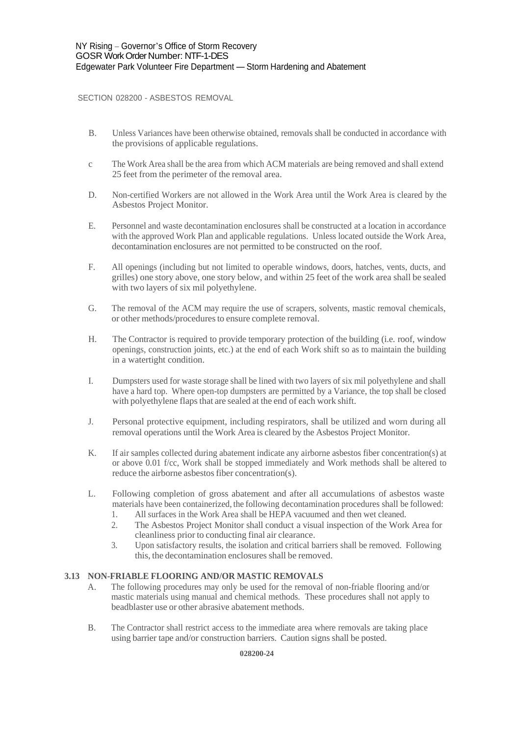B. Unless Variances have been otherwise obtained, removals shall be conducted in accordance with the provisions of applicable regulations.

c The Work Area shall be the area from which ACM materials are being removed and shall extend 25 feet from the perimeter of the removal area.

D. Non-certified Workers are not allowed in the Work Area until the Work Area is cleared by the Asbestos Project Monitor.

E. Personnel and waste decontamination enclosures shall be constructed at a location in accordance with the approved Work Plan and applicable regulations. Unless located outside the Work Area, decontamination enclosures are not permitted to be constructed on the roof.

F. All openings (including but not limited to operable windows, doors, hatches, vents, ducts, and grilles) one story above, one story below, and within 25 feet of the work area shall be sealed with two layers of six mil polyethylene.

G. The removal of the ACM may require the use of scrapers, solvents, mastic removal chemicals, or other methods/procedures to ensure complete removal.

H. The Contractor is required to provide temporary protection of the building (i.e. roof, window openings, construction joints, etc.) at the end of each Work shift so as to maintain the building in a watertight condition.

I. Dumpsters used for waste storage shall be lined with two layers of six mil polyethylene and shall have a hard top. Where open-top dumpsters are permitted by a Variance, the top shall be closed with polyethylene flaps that are sealed at the end of each work shift.

J. Personal protective equipment, including respirators, shall be utilized and worn during all removal operations until the Work Area is cleared by the Asbestos Project Monitor.

K. If air samples collected during abatement indicate any airborne asbestos fiber concentration(s) at or above 0.01 f/cc, Work shall be stopped immediately and Work methods shall be altered to reduce the airborne asbestos fiber concentration(s).

L. Following completion of gross abatement and after all accumulations of asbestos waste materials have been containerized, the following decontamination procedures shall be followed:
   1. All surfaces in the Work Area shall be HEPA vacuumed and then wet cleaned.
   2. The Asbestos Project Monitor shall conduct a visual inspection of the Work Area for cleanliness prior to conducting final air clearance.
   3. Upon satisfactory results, the isolation and critical barriers shall be removed. Following this, the decontamination enclosures shall be removed.

**3.13 NON-FRIABLE FLOORING AND/OR MASTIC REMOVALS**

A. The following procedures may only be used for the removal of non-friable flooring and/or mastic materials using manual and chemical methods. These procedures shall not apply to beadblaster use or other abrasive abatement methods.

B. The Contractor shall restrict access to the immediate area where removals are taking place using barrier tape and/or construction barriers. Caution signs shall be posted.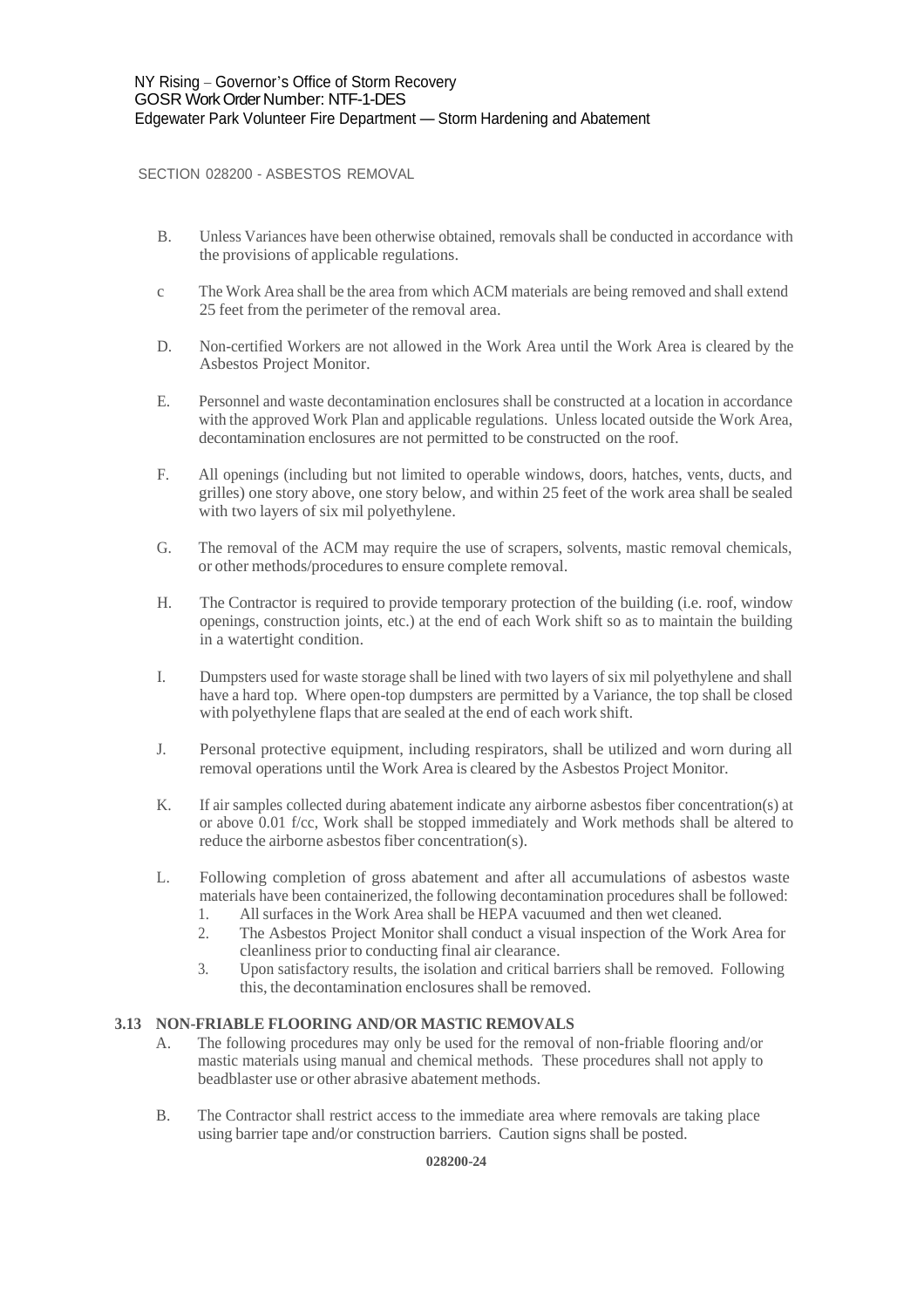B. Unless Variances have been otherwise obtained, removals shall be conducted in accordance with the provisions of applicable regulations.

c The Work Area shall be the area from which ACM materials are being removed and shall extend 25 feet from the perimeter of the removal area.

D. Non-certified Workers are not allowed in the Work Area until the Work Area is cleared by the Asbestos Project Monitor.

E. Personnel and waste decontamination enclosures shall be constructed at a location in accordance with the approved Work Plan and applicable regulations. Unless located outside the Work Area, decontamination enclosures are not permitted to be constructed on the roof.

F. All openings (including but not limited to operable windows, doors, hatches, vents, ducts, and grilles) one story above, one story below, and within 25 feet of the work area shall be sealed with two layers of six mil polyethylene.

G. The removal of the ACM may require the use of scrapers, solvents, mastic removal chemicals, or other methods/procedures to ensure complete removal.

H. The Contractor is required to provide temporary protection of the building (i.e. roof, window openings, construction joints, etc.) at the end of each Work shift so as to maintain the building in a watertight condition.

I. Dumpsters used for waste storage shall be lined with two layers of six mil polyethylene and shall have a hard top. Where open-top dumpsters are permitted by a Variance, the top shall be closed with polyethylene flaps that are sealed at the end of each work shift.

J. Personal protective equipment, including respirators, shall be utilized and worn during all removal operations until the Work Area is cleared by the Asbestos Project Monitor.

K. If air samples collected during abatement indicate any airborne asbestos fiber concentration(s) at or above 0.01 f/cc, Work shall be stopped immediately and Work methods shall be altered to reduce the airborne asbestos fiber concentration(s).

L. Following completion of gross abatement and after all accumulations of asbestos waste materials have been containerized, the following decontamination procedures shall be followed:
   1. All surfaces in the Work Area shall be HEPA vacuumed and then wet cleaned.
   2. The Asbestos Project Monitor shall conduct a visual inspection of the Work Area for cleanliness prior to conducting final air clearance.
   3. Upon satisfactory results, the isolation and critical barriers shall be removed. Following this, the decontamination enclosures shall be removed.

**3.13 NON-FRIABLE FLOORING AND/OR MASTIC REMOVALS**

A. The following procedures may only be used for the removal of non-friable flooring and/or mastic materials using manual and chemical methods. These procedures shall not apply to beadblaster use or other abrasive abatement methods.

B. The Contractor shall restrict access to the immediate area where removals are taking place using barrier tape and/or construction barriers. Caution signs shall be posted.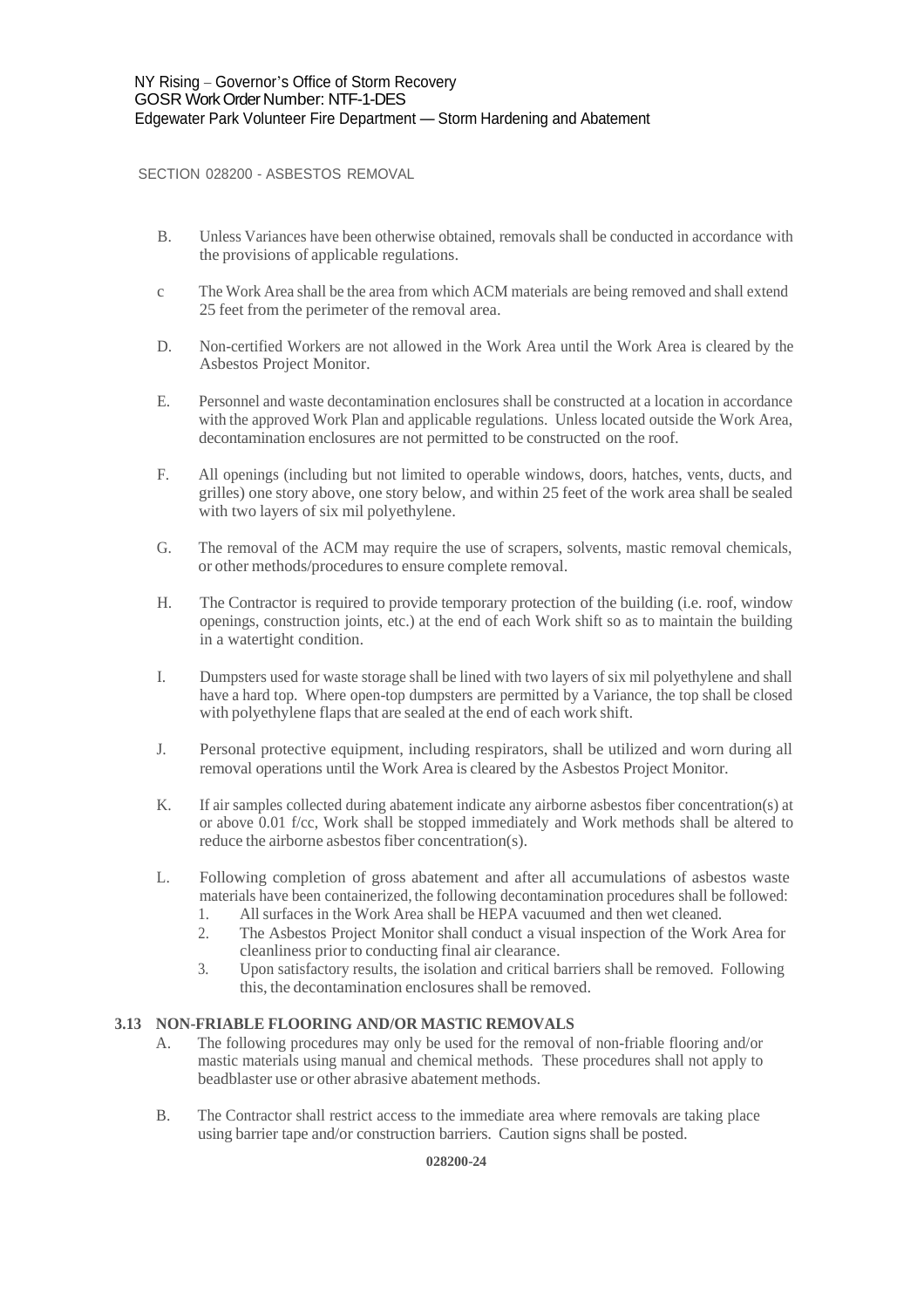SECTION 028200 - ASBESTOS REMOVAL

B. Unless Variances have been otherwise obtained, removals shall be conducted in accordance with the provisions of applicable regulations.

c The Work Area shall be the area from which ACM materials are being removed and shall extend 25 feet from the perimeter of the removal area.

D. Non-certified Workers are not allowed in the Work Area until the Work Area is cleared by the Asbestos Project Monitor.

E. Personnel and waste decontamination enclosures shall be constructed at a location in accordance with the approved Work Plan and applicable regulations. Unless located outside the Work Area, decontamination enclosures are not permitted to be constructed on the roof.

F. All openings (including but not limited to operable windows, doors, hatches, vents, ducts, and grilles) one story above, one story below, and within 25 feet of the work area shall be sealed with two layers of six mil polyethylene.

G. The removal of the ACM may require the use of scrapers, solvents, mastic removal chemicals, or other methods/procedures to ensure complete removal.

H. The Contractor is required to provide temporary protection of the building (i.e. roof, window openings, construction joints, etc.) at the end of each Work shift so as to maintain the building in a watertight condition.

I. Dumpsters used for waste storage shall be lined with two layers of six mil polyethylene and shall have a hard top. Where open-top dumpsters are permitted by a Variance, the top shall be closed with polyethylene flaps that are sealed at the end of each work shift.

J. Personal protective equipment, including respirators, shall be utilized and worn during all removal operations until the Work Area is cleared by the Asbestos Project Monitor.

K. If air samples collected during abatement indicate any airborne asbestos fiber concentration(s) at or above 0.01 f/cc, Work shall be stopped immediately and Work methods shall be altered to reduce the airborne asbestos fiber concentration(s).

L. Following completion of gross abatement and after all accumulations of asbestos waste materials have been containerized, the following decontamination procedures shall be followed:
   1. All surfaces in the Work Area shall be HEPA vacuumed and then wet cleaned.
   2. The Asbestos Project Monitor shall conduct a visual inspection of the Work Area for cleanliness prior to conducting final air clearance.
   3. Upon satisfactory results, the isolation and critical barriers shall be removed. Following this, the decontamination enclosures shall be removed.

### 3.13 NON-FRIABLE FLOORING AND/OR MASTIC REMOVALS

A. The following procedures may only be used for the removal of non-friable flooring and/or mastic materials using manual and chemical methods. These procedures shall not apply to beadblaster use or other abrasive abatement methods.

B. The Contractor shall restrict access to the immediate area where removals are taking place using barrier tape and/or construction barriers. Caution signs shall be posted.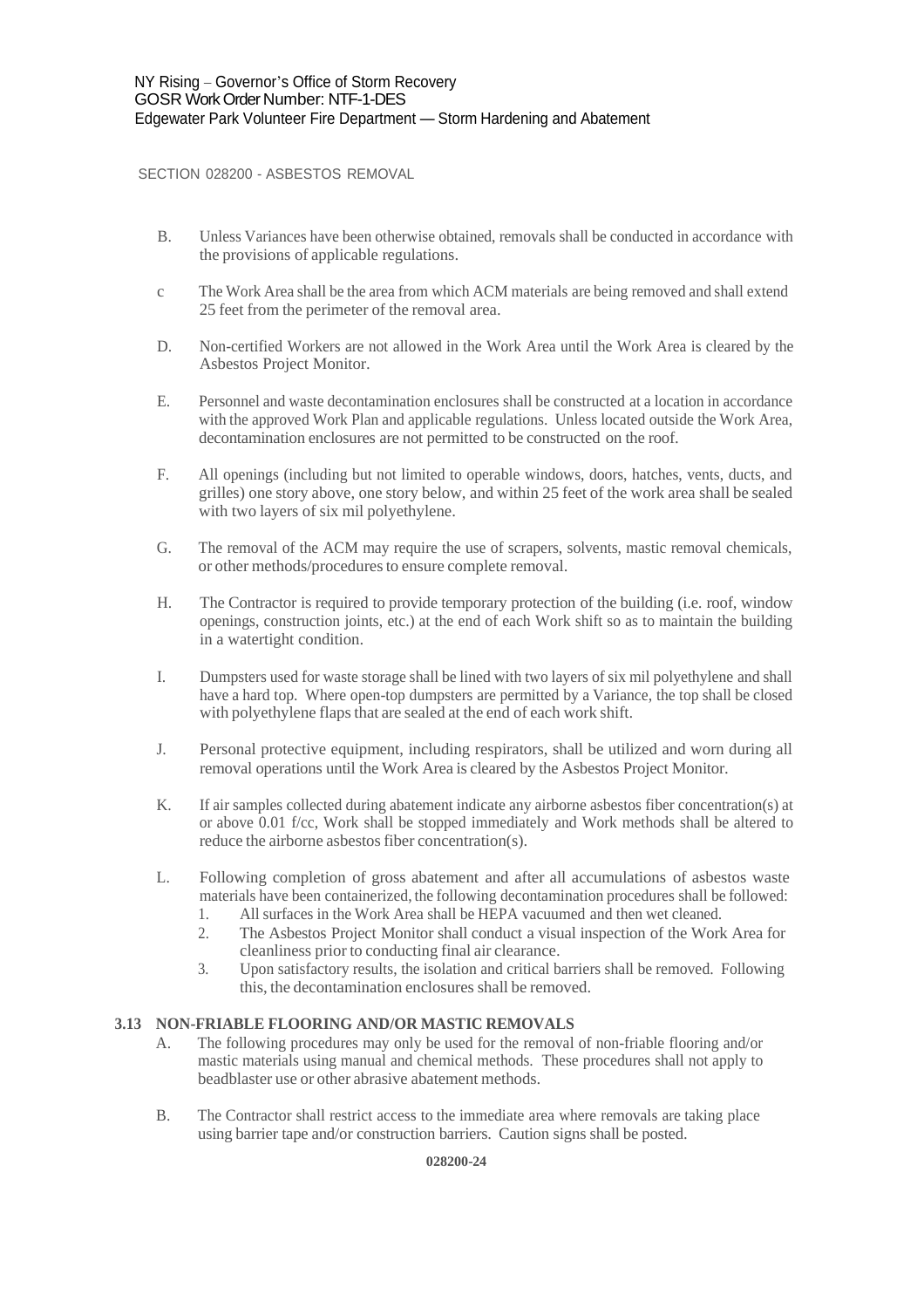B. Unless Variances have been otherwise obtained, removals shall be conducted in accordance with the provisions of applicable regulations.

c The Work Area shall be the area from which ACM materials are being removed and shall extend 25 feet from the perimeter of the removal area.

D. Non-certified Workers are not allowed in the Work Area until the Work Area is cleared by the Asbestos Project Monitor.

E. Personnel and waste decontamination enclosures shall be constructed at a location in accordance with the approved Work Plan and applicable regulations. Unless located outside the Work Area, decontamination enclosures are not permitted to be constructed on the roof.

F. All openings (including but not limited to operable windows, doors, hatches, vents, ducts, and grilles) one story above, one story below, and within 25 feet of the work area shall be sealed with two layers of six mil polyethylene.

G. The removal of the ACM may require the use of scrapers, solvents, mastic removal chemicals, or other methods/procedures to ensure complete removal.

H. The Contractor is required to provide temporary protection of the building (i.e. roof, window openings, construction joints, etc.) at the end of each Work shift so as to maintain the building in a watertight condition.

I. Dumpsters used for waste storage shall be lined with two layers of six mil polyethylene and shall have a hard top. Where open-top dumpsters are permitted by a Variance, the top shall be closed with polyethylene flaps that are sealed at the end of each work shift.

J. Personal protective equipment, including respirators, shall be utilized and worn during all removal operations until the Work Area is cleared by the Asbestos Project Monitor.

K. If air samples collected during abatement indicate any airborne asbestos fiber concentration(s) at or above 0.01 f/cc, Work shall be stopped immediately and Work methods shall be altered to reduce the airborne asbestos fiber concentration(s).

L. Following completion of gross abatement and after all accumulations of asbestos waste materials have been containerized, the following decontamination procedures shall be followed:
   1. All surfaces in the Work Area shall be HEPA vacuumed and then wet cleaned.
   2. The Asbestos Project Monitor shall conduct a visual inspection of the Work Area for cleanliness prior to conducting final air clearance.
   3. Upon satisfactory results, the isolation and critical barriers shall be removed. Following this, the decontamination enclosures shall be removed.

## 3.13 NON-FRIABLE FLOORING AND/OR MASTIC REMOVALS

A. The following procedures may only be used for the removal of non-friable flooring and/or mastic materials using manual and chemical methods. These procedures shall not apply to beadblaster use or other abrasive abatement methods.

B. The Contractor shall restrict access to the immediate area where removals are taking place using barrier tape and/or construction barriers. Caution signs shall be posted.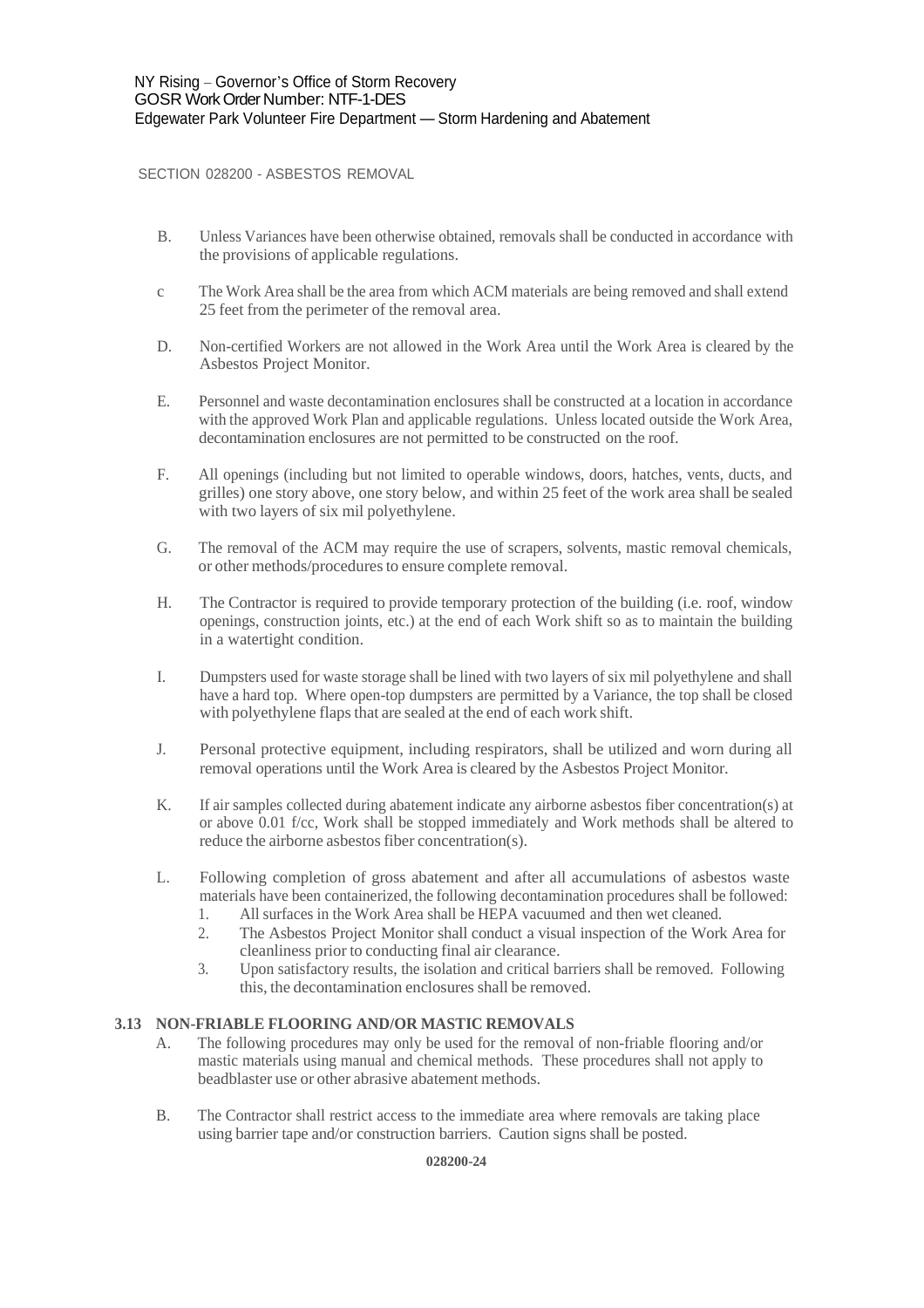B. Unless Variances have been otherwise obtained, removals shall be conducted in accordance with the provisions of applicable regulations.

c The Work Area shall be the area from which ACM materials are being removed and shall extend 25 feet from the perimeter of the removal area.

D. Non-certified Workers are not allowed in the Work Area until the Work Area is cleared by the Asbestos Project Monitor.

E. Personnel and waste decontamination enclosures shall be constructed at a location in accordance with the approved Work Plan and applicable regulations. Unless located outside the Work Area, decontamination enclosures are not permitted to be constructed on the roof.

F. All openings (including but not limited to operable windows, doors, hatches, vents, ducts, and grilles) one story above, one story below, and within 25 feet of the work area shall be sealed with two layers of six mil polyethylene.

G. The removal of the ACM may require the use of scrapers, solvents, mastic removal chemicals, or other methods/procedures to ensure complete removal.

H. The Contractor is required to provide temporary protection of the building (i.e. roof, window openings, construction joints, etc.) at the end of each Work shift so as to maintain the building in a watertight condition.

I. Dumpsters used for waste storage shall be lined with two layers of six mil polyethylene and shall have a hard top. Where open-top dumpsters are permitted by a Variance, the top shall be closed with polyethylene flaps that are sealed at the end of each work shift.

J. Personal protective equipment, including respirators, shall be utilized and worn during all removal operations until the Work Area is cleared by the Asbestos Project Monitor.

K. If air samples collected during abatement indicate any airborne asbestos fiber concentration(s) at or above 0.01 f/cc, Work shall be stopped immediately and Work methods shall be altered to reduce the airborne asbestos fiber concentration(s).

L. Following completion of gross abatement and after all accumulations of asbestos waste materials have been containerized, the following decontamination procedures shall be followed:
   1. All surfaces in the Work Area shall be HEPA vacuumed and then wet cleaned.
   2. The Asbestos Project Monitor shall conduct a visual inspection of the Work Area for cleanliness prior to conducting final air clearance.
   3. Upon satisfactory results, the isolation and critical barriers shall be removed. Following this, the decontamination enclosures shall be removed.

**3.13 NON-FRIABLE FLOORING AND/OR MASTIC REMOVALS**

A. The following procedures may only be used for the removal of non-friable flooring and/or mastic materials using manual and chemical methods. These procedures shall not apply to beadblaster use or other abrasive abatement methods.

B. The Contractor shall restrict access to the immediate area where removals are taking place using barrier tape and/or construction barriers. Caution signs shall be posted.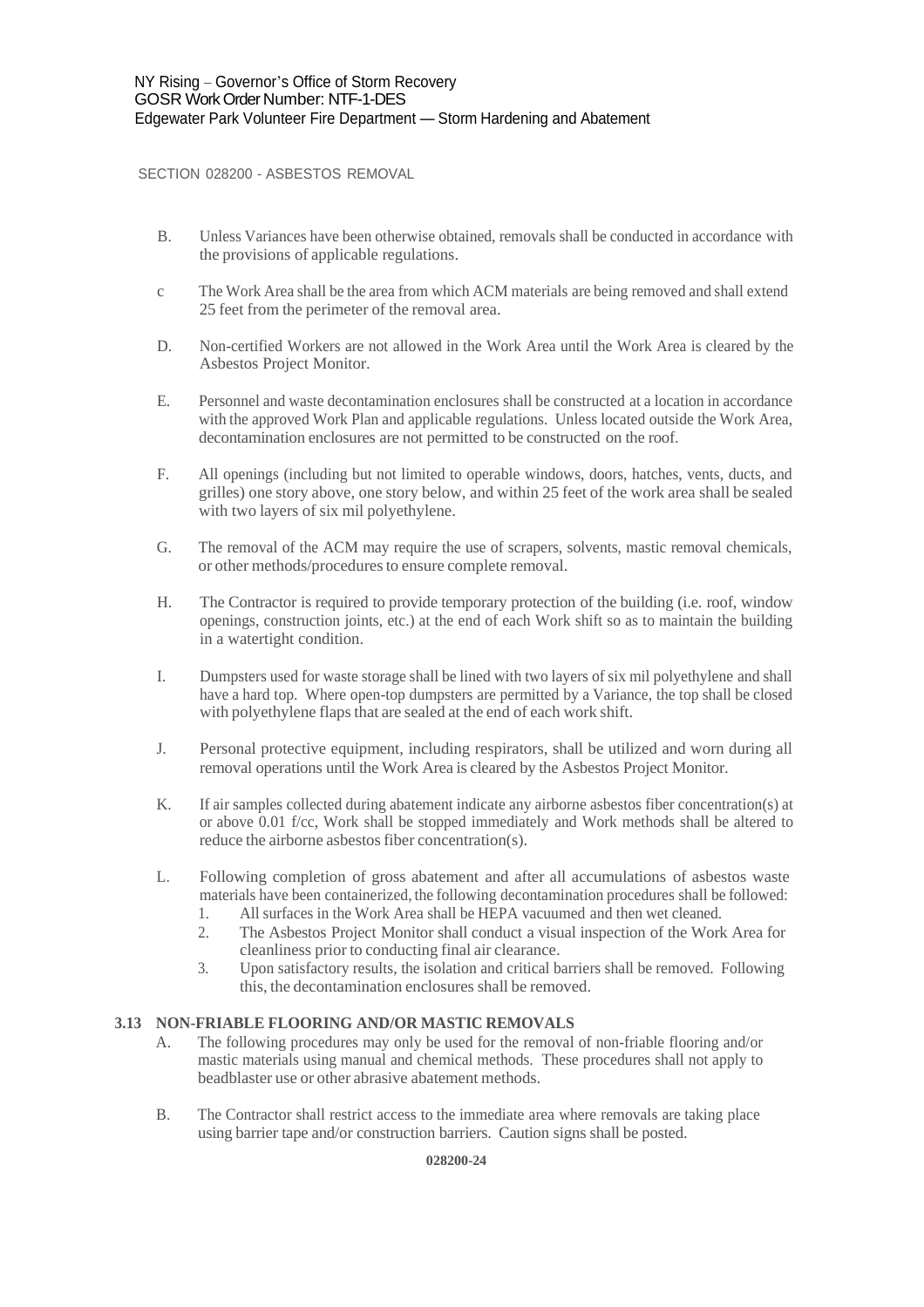B. Unless Variances have been otherwise obtained, removals shall be conducted in accordance with the provisions of applicable regulations.

c The Work Area shall be the area from which ACM materials are being removed and shall extend 25 feet from the perimeter of the removal area.

D. Non-certified Workers are not allowed in the Work Area until the Work Area is cleared by the Asbestos Project Monitor.

E. Personnel and waste decontamination enclosures shall be constructed at a location in accordance with the approved Work Plan and applicable regulations. Unless located outside the Work Area, decontamination enclosures are not permitted to be constructed on the roof.

F. All openings (including but not limited to operable windows, doors, hatches, vents, ducts, and grilles) one story above, one story below, and within 25 feet of the work area shall be sealed with two layers of six mil polyethylene.

G. The removal of the ACM may require the use of scrapers, solvents, mastic removal chemicals, or other methods/procedures to ensure complete removal.

H. The Contractor is required to provide temporary protection of the building (i.e. roof, window openings, construction joints, etc.) at the end of each Work shift so as to maintain the building in a watertight condition.

I. Dumpsters used for waste storage shall be lined with two layers of six mil polyethylene and shall have a hard top. Where open-top dumpsters are permitted by a Variance, the top shall be closed with polyethylene flaps that are sealed at the end of each work shift.

J. Personal protective equipment, including respirators, shall be utilized and worn during all removal operations until the Work Area is cleared by the Asbestos Project Monitor.

K. If air samples collected during abatement indicate any airborne asbestos fiber concentration(s) at or above 0.01 f/cc, Work shall be stopped immediately and Work methods shall be altered to reduce the airborne asbestos fiber concentration(s).

L. Following completion of gross abatement and after all accumulations of asbestos waste materials have been containerized, the following decontamination procedures shall be followed:
   1. All surfaces in the Work Area shall be HEPA vacuumed and then wet cleaned.
   2. The Asbestos Project Monitor shall conduct a visual inspection of the Work Area for cleanliness prior to conducting final air clearance.
   3. Upon satisfactory results, the isolation and critical barriers shall be removed. Following this, the decontamination enclosures shall be removed.

### 3.13 NON-FRIABLE FLOORING AND/OR MASTIC REMOVALS

A. The following procedures may only be used for the removal of non-friable flooring and/or mastic materials using manual and chemical methods. These procedures shall not apply to beadblaster use or other abrasive abatement methods.

B. The Contractor shall restrict access to the immediate area where removals are taking place using barrier tape and/or construction barriers. Caution signs shall be posted.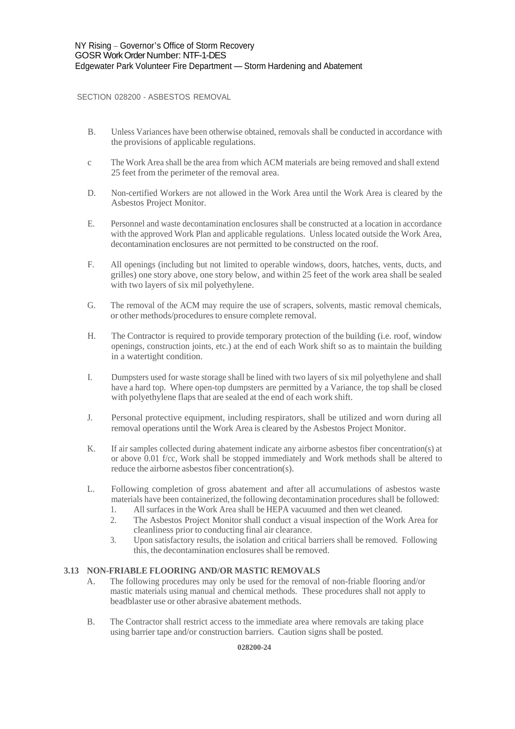B. Unless Variances have been otherwise obtained, removals shall be conducted in accordance with the provisions of applicable regulations.

c The Work Area shall be the area from which ACM materials are being removed and shall extend 25 feet from the perimeter of the removal area.

D. Non-certified Workers are not allowed in the Work Area until the Work Area is cleared by the Asbestos Project Monitor.

E. Personnel and waste decontamination enclosures shall be constructed at a location in accordance with the approved Work Plan and applicable regulations. Unless located outside the Work Area, decontamination enclosures are not permitted to be constructed on the roof.

F. All openings (including but not limited to operable windows, doors, hatches, vents, ducts, and grilles) one story above, one story below, and within 25 feet of the work area shall be sealed with two layers of six mil polyethylene.

G. The removal of the ACM may require the use of scrapers, solvents, mastic removal chemicals, or other methods/procedures to ensure complete removal.

H. The Contractor is required to provide temporary protection of the building (i.e. roof, window openings, construction joints, etc.) at the end of each Work shift so as to maintain the building in a watertight condition.

I. Dumpsters used for waste storage shall be lined with two layers of six mil polyethylene and shall have a hard top. Where open-top dumpsters are permitted by a Variance, the top shall be closed with polyethylene flaps that are sealed at the end of each work shift.

J. Personal protective equipment, including respirators, shall be utilized and worn during all removal operations until the Work Area is cleared by the Asbestos Project Monitor.

K. If air samples collected during abatement indicate any airborne asbestos fiber concentration(s) at or above 0.01 f/cc, Work shall be stopped immediately and Work methods shall be altered to reduce the airborne asbestos fiber concentration(s).

L. Following completion of gross abatement and after all accumulations of asbestos waste materials have been containerized, the following decontamination procedures shall be followed:
   1. All surfaces in the Work Area shall be HEPA vacuumed and then wet cleaned.
   2. The Asbestos Project Monitor shall conduct a visual inspection of the Work Area for cleanliness prior to conducting final air clearance.
   3. Upon satisfactory results, the isolation and critical barriers shall be removed. Following this, the decontamination enclosures shall be removed.

### 3.13 NON-FRIABLE FLOORING AND/OR MASTIC REMOVALS

A. The following procedures may only be used for the removal of non-friable flooring and/or mastic materials using manual and chemical methods. These procedures shall not apply to beadblaster use or other abrasive abatement methods.

B. The Contractor shall restrict access to the immediate area where removals are taking place using barrier tape and/or construction barriers. Caution signs shall be posted.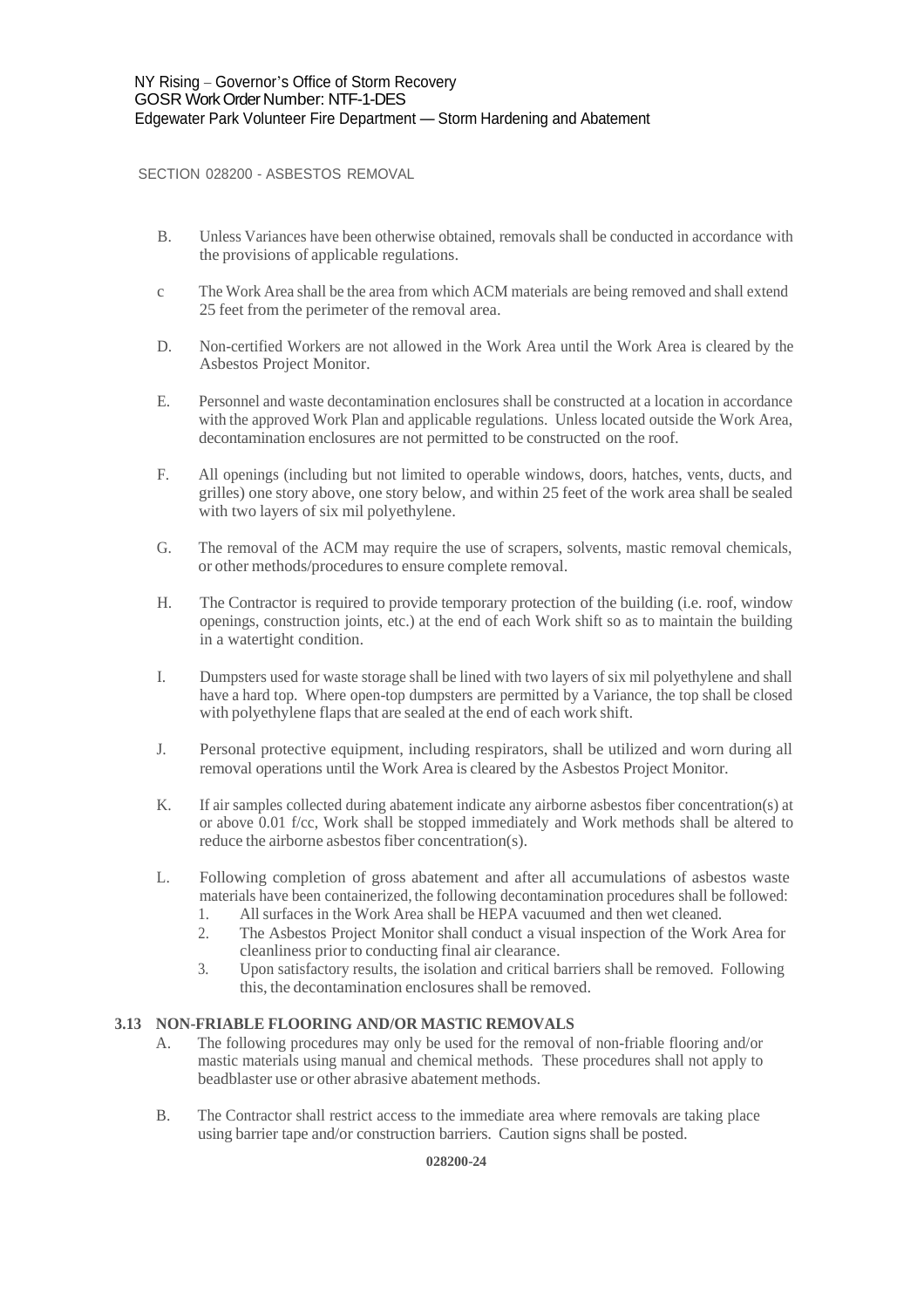B. Unless Variances have been otherwise obtained, removals shall be conducted in accordance with the provisions of applicable regulations.

c The Work Area shall be the area from which ACM materials are being removed and shall extend 25 feet from the perimeter of the removal area.

D. Non-certified Workers are not allowed in the Work Area until the Work Area is cleared by the Asbestos Project Monitor.

E. Personnel and waste decontamination enclosures shall be constructed at a location in accordance with the approved Work Plan and applicable regulations. Unless located outside the Work Area, decontamination enclosures are not permitted to be constructed on the roof.

F. All openings (including but not limited to operable windows, doors, hatches, vents, ducts, and grilles) one story above, one story below, and within 25 feet of the work area shall be sealed with two layers of six mil polyethylene.

G. The removal of the ACM may require the use of scrapers, solvents, mastic removal chemicals, or other methods/procedures to ensure complete removal.

H. The Contractor is required to provide temporary protection of the building (i.e. roof, window openings, construction joints, etc.) at the end of each Work shift so as to maintain the building in a watertight condition.

I. Dumpsters used for waste storage shall be lined with two layers of six mil polyethylene and shall have a hard top. Where open-top dumpsters are permitted by a Variance, the top shall be closed with polyethylene flaps that are sealed at the end of each work shift.

J. Personal protective equipment, including respirators, shall be utilized and worn during all removal operations until the Work Area is cleared by the Asbestos Project Monitor.

K. If air samples collected during abatement indicate any airborne asbestos fiber concentration(s) at or above 0.01 f/cc, Work shall be stopped immediately and Work methods shall be altered to reduce the airborne asbestos fiber concentration(s).

L. Following completion of gross abatement and after all accumulations of asbestos waste materials have been containerized, the following decontamination procedures shall be followed:
   1. All surfaces in the Work Area shall be HEPA vacuumed and then wet cleaned.
   2. The Asbestos Project Monitor shall conduct a visual inspection of the Work Area for cleanliness prior to conducting final air clearance.
   3. Upon satisfactory results, the isolation and critical barriers shall be removed. Following this, the decontamination enclosures shall be removed.

### 3.13 NON-FRIABLE FLOORING AND/OR MASTIC REMOVALS

A. The following procedures may only be used for the removal of non-friable flooring and/or mastic materials using manual and chemical methods. These procedures shall not apply to beadblaster use or other abrasive abatement methods.

B. The Contractor shall restrict access to the immediate area where removals are taking place using barrier tape and/or construction barriers. Caution signs shall be posted.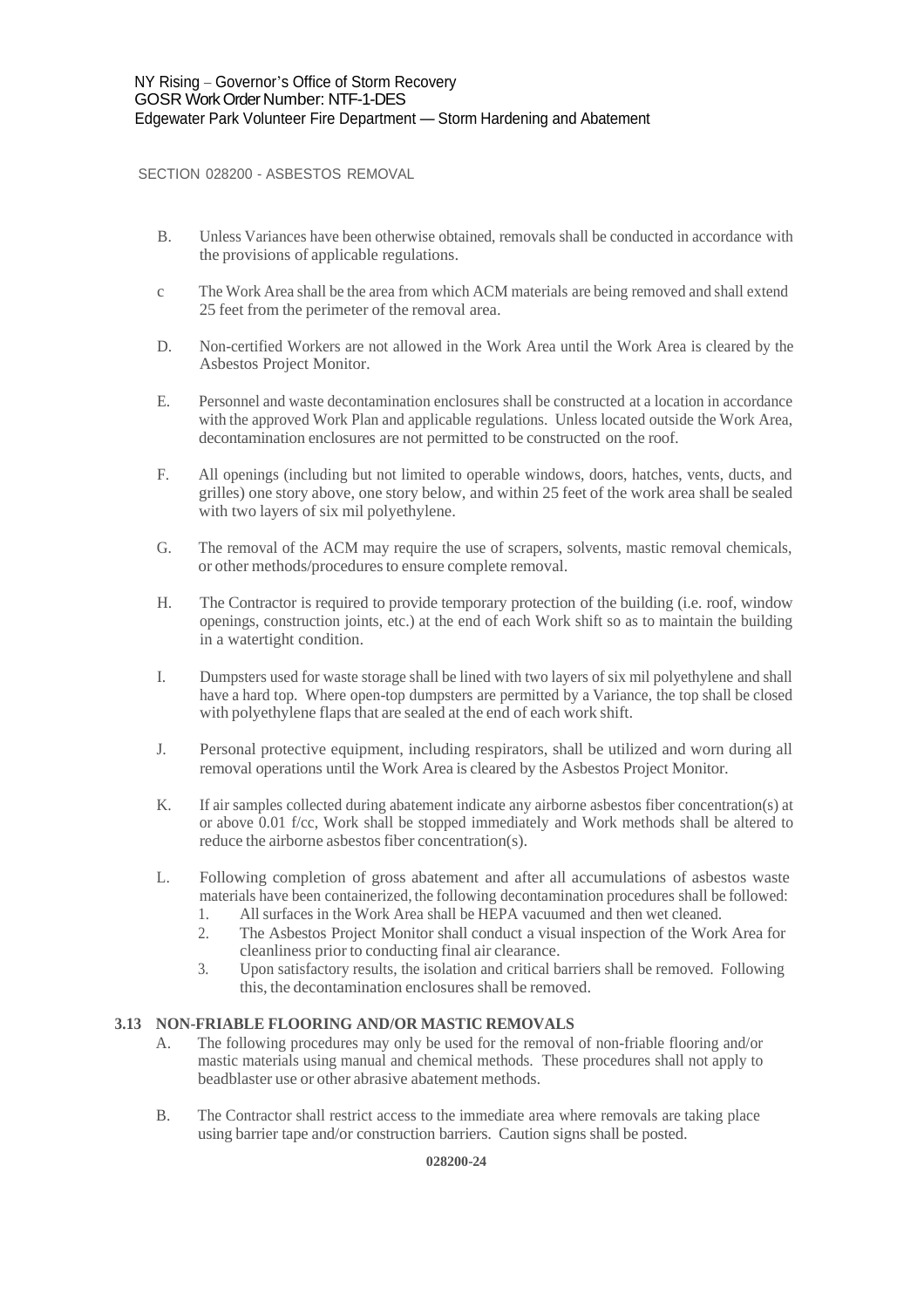B. Unless Variances have been otherwise obtained, removals shall be conducted in accordance with the provisions of applicable regulations.

c The Work Area shall be the area from which ACM materials are being removed and shall extend 25 feet from the perimeter of the removal area.

D. Non-certified Workers are not allowed in the Work Area until the Work Area is cleared by the Asbestos Project Monitor.

E. Personnel and waste decontamination enclosures shall be constructed at a location in accordance with the approved Work Plan and applicable regulations. Unless located outside the Work Area, decontamination enclosures are not permitted to be constructed on the roof.

F. All openings (including but not limited to operable windows, doors, hatches, vents, ducts, and grilles) one story above, one story below, and within 25 feet of the work area shall be sealed with two layers of six mil polyethylene.

G. The removal of the ACM may require the use of scrapers, solvents, mastic removal chemicals, or other methods/procedures to ensure complete removal.

H. The Contractor is required to provide temporary protection of the building (i.e. roof, window openings, construction joints, etc.) at the end of each Work shift so as to maintain the building in a watertight condition.

I. Dumpsters used for waste storage shall be lined with two layers of six mil polyethylene and shall have a hard top. Where open-top dumpsters are permitted by a Variance, the top shall be closed with polyethylene flaps that are sealed at the end of each work shift.

J. Personal protective equipment, including respirators, shall be utilized and worn during all removal operations until the Work Area is cleared by the Asbestos Project Monitor.

K. If air samples collected during abatement indicate any airborne asbestos fiber concentration(s) at or above 0.01 f/cc, Work shall be stopped immediately and Work methods shall be altered to reduce the airborne asbestos fiber concentration(s).

L. Following completion of gross abatement and after all accumulations of asbestos waste materials have been containerized, the following decontamination procedures shall be followed:
   1. All surfaces in the Work Area shall be HEPA vacuumed and then wet cleaned.
   2. The Asbestos Project Monitor shall conduct a visual inspection of the Work Area for cleanliness prior to conducting final air clearance.
   3. Upon satisfactory results, the isolation and critical barriers shall be removed. Following this, the decontamination enclosures shall be removed.

### 3.13 NON-FRIABLE FLOORING AND/OR MASTIC REMOVALS

A. The following procedures may only be used for the removal of non-friable flooring and/or mastic materials using manual and chemical methods. These procedures shall not apply to beadblaster use or other abrasive abatement methods.

B. The Contractor shall restrict access to the immediate area where removals are taking place using barrier tape and/or construction barriers. Caution signs shall be posted.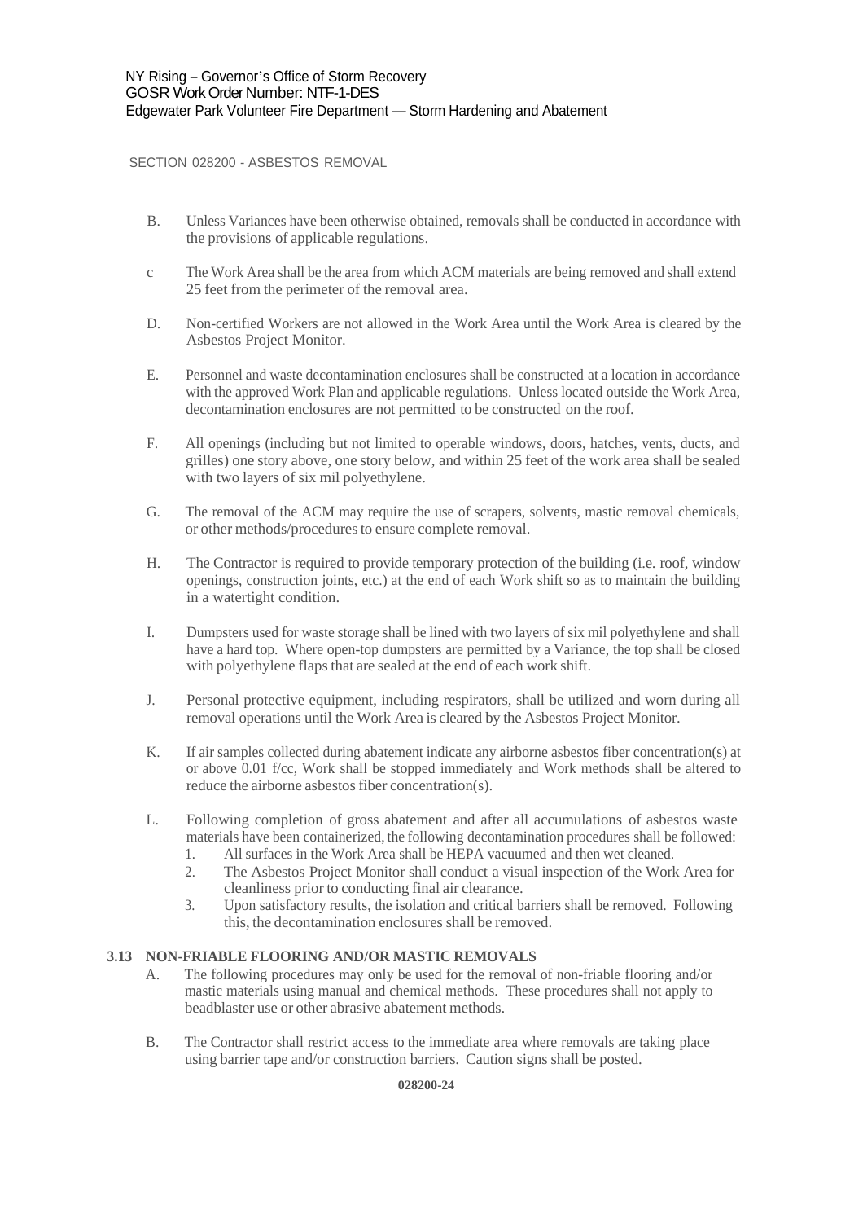B. Unless Variances have been otherwise obtained, removals shall be conducted in accordance with the provisions of applicable regulations.

c The Work Area shall be the area from which ACM materials are being removed and shall extend 25 feet from the perimeter of the removal area.

D. Non-certified Workers are not allowed in the Work Area until the Work Area is cleared by the Asbestos Project Monitor.

E. Personnel and waste decontamination enclosures shall be constructed at a location in accordance with the approved Work Plan and applicable regulations. Unless located outside the Work Area, decontamination enclosures are not permitted to be constructed on the roof.

F. All openings (including but not limited to operable windows, doors, hatches, vents, ducts, and grilles) one story above, one story below, and within 25 feet of the work area shall be sealed with two layers of six mil polyethylene.

G. The removal of the ACM may require the use of scrapers, solvents, mastic removal chemicals, or other methods/procedures to ensure complete removal.

H. The Contractor is required to provide temporary protection of the building (i.e. roof, window openings, construction joints, etc.) at the end of each Work shift so as to maintain the building in a watertight condition.

I. Dumpsters used for waste storage shall be lined with two layers of six mil polyethylene and shall have a hard top. Where open-top dumpsters are permitted by a Variance, the top shall be closed with polyethylene flaps that are sealed at the end of each work shift.

J. Personal protective equipment, including respirators, shall be utilized and worn during all removal operations until the Work Area is cleared by the Asbestos Project Monitor.

K. If air samples collected during abatement indicate any airborne asbestos fiber concentration(s) at or above 0.01 f/cc, Work shall be stopped immediately and Work methods shall be altered to reduce the airborne asbestos fiber concentration(s).

L. Following completion of gross abatement and after all accumulations of asbestos waste materials have been containerized, the following decontamination procedures shall be followed:
   1. All surfaces in the Work Area shall be HEPA vacuumed and then wet cleaned.
   2. The Asbestos Project Monitor shall conduct a visual inspection of the Work Area for cleanliness prior to conducting final air clearance.
   3. Upon satisfactory results, the isolation and critical barriers shall be removed. Following this, the decontamination enclosures shall be removed.

**3.13 NON-FRIABLE FLOORING AND/OR MASTIC REMOVALS**

A. The following procedures may only be used for the removal of non-friable flooring and/or mastic materials using manual and chemical methods. These procedures shall not apply to beadblaster use or other abrasive abatement methods.

B. The Contractor shall restrict access to the immediate area where removals are taking place using barrier tape and/or construction barriers. Caution signs shall be posted.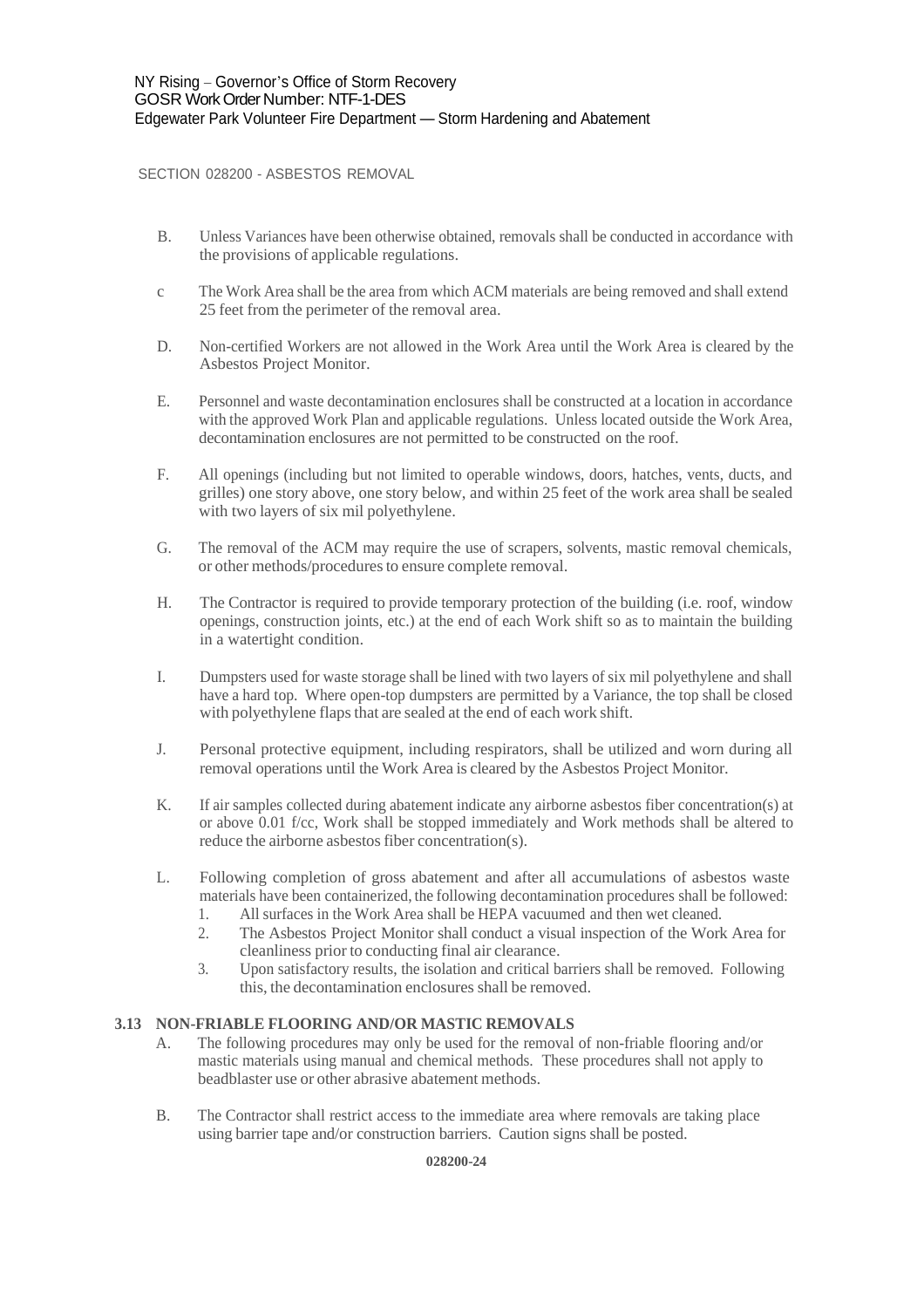B. Unless Variances have been otherwise obtained, removals shall be conducted in accordance with the provisions of applicable regulations.

c The Work Area shall be the area from which ACM materials are being removed and shall extend 25 feet from the perimeter of the removal area.

D. Non-certified Workers are not allowed in the Work Area until the Work Area is cleared by the Asbestos Project Monitor.

E. Personnel and waste decontamination enclosures shall be constructed at a location in accordance with the approved Work Plan and applicable regulations. Unless located outside the Work Area, decontamination enclosures are not permitted to be constructed on the roof.

F. All openings (including but not limited to operable windows, doors, hatches, vents, ducts, and grilles) one story above, one story below, and within 25 feet of the work area shall be sealed with two layers of six mil polyethylene.

G. The removal of the ACM may require the use of scrapers, solvents, mastic removal chemicals, or other methods/procedures to ensure complete removal.

H. The Contractor is required to provide temporary protection of the building (i.e. roof, window openings, construction joints, etc.) at the end of each Work shift so as to maintain the building in a watertight condition.

I. Dumpsters used for waste storage shall be lined with two layers of six mil polyethylene and shall have a hard top. Where open-top dumpsters are permitted by a Variance, the top shall be closed with polyethylene flaps that are sealed at the end of each work shift.

J. Personal protective equipment, including respirators, shall be utilized and worn during all removal operations until the Work Area is cleared by the Asbestos Project Monitor.

K. If air samples collected during abatement indicate any airborne asbestos fiber concentration(s) at or above 0.01 f/cc, Work shall be stopped immediately and Work methods shall be altered to reduce the airborne asbestos fiber concentration(s).

L. Following completion of gross abatement and after all accumulations of asbestos waste materials have been containerized, the following decontamination procedures shall be followed:
1. All surfaces in the Work Area shall be HEPA vacuumed and then wet cleaned.
2. The Asbestos Project Monitor shall conduct a visual inspection of the Work Area for cleanliness prior to conducting final air clearance.
3. Upon satisfactory results, the isolation and critical barriers shall be removed. Following this, the decontamination enclosures shall be removed.

### 3.13 NON-FRIABLE FLOORING AND/OR MASTIC REMOVALS

A. The following procedures may only be used for the removal of non-friable flooring and/or mastic materials using manual and chemical methods. These procedures shall not apply to beadblaster use or other abrasive abatement methods.

B. The Contractor shall restrict access to the immediate area where removals are taking place using barrier tape and/or construction barriers. Caution signs shall be posted.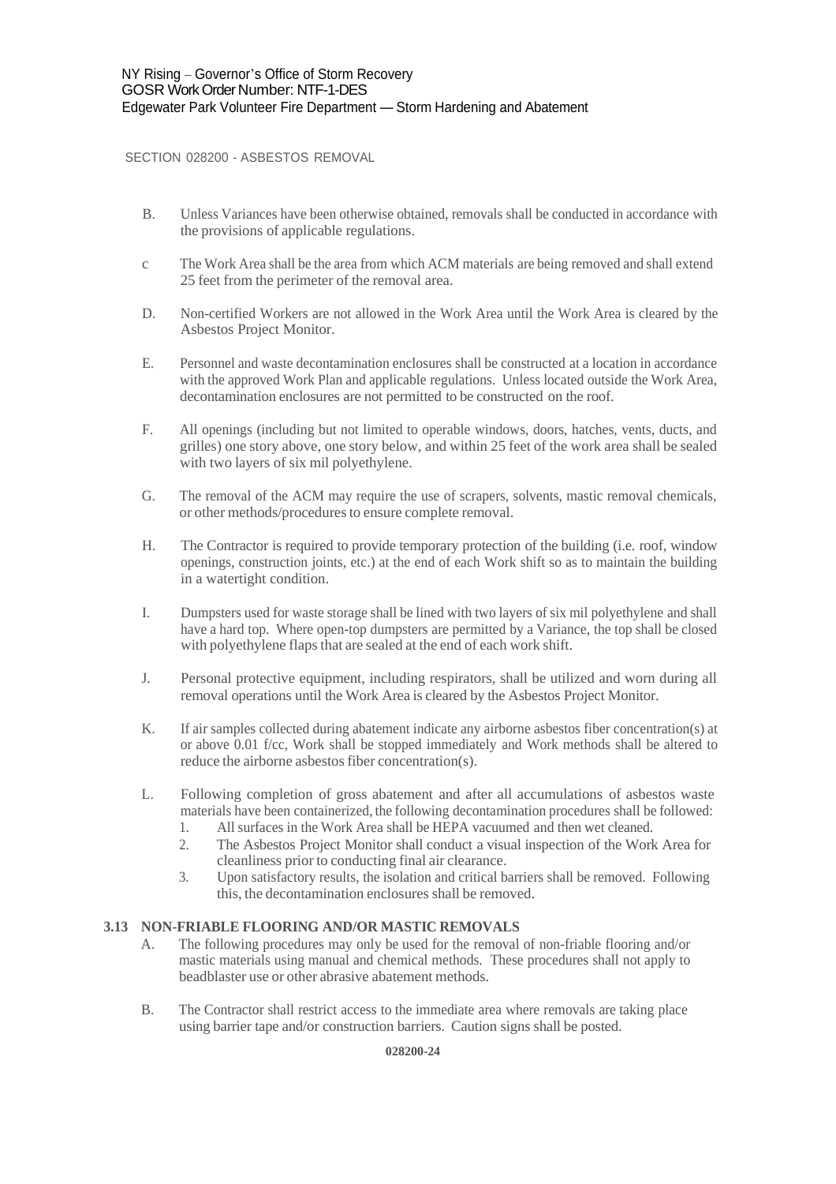B. Unless Variances have been otherwise obtained, removals shall be conducted in accordance with the provisions of applicable regulations.

c The Work Area shall be the area from which ACM materials are being removed and shall extend 25 feet from the perimeter of the removal area.

D. Non-certified Workers are not allowed in the Work Area until the Work Area is cleared by the Asbestos Project Monitor.

E. Personnel and waste decontamination enclosures shall be constructed at a location in accordance with the approved Work Plan and applicable regulations. Unless located outside the Work Area, decontamination enclosures are not permitted to be constructed on the roof.

F. All openings (including but not limited to operable windows, doors, hatches, vents, ducts, and grilles) one story above, one story below, and within 25 feet of the work area shall be sealed with two layers of six mil polyethylene.

G. The removal of the ACM may require the use of scrapers, solvents, mastic removal chemicals, or other methods/procedures to ensure complete removal.

H. The Contractor is required to provide temporary protection of the building (i.e. roof, window openings, construction joints, etc.) at the end of each Work shift so as to maintain the building in a watertight condition.

I. Dumpsters used for waste storage shall be lined with two layers of six mil polyethylene and shall have a hard top. Where open-top dumpsters are permitted by a Variance, the top shall be closed with polyethylene flaps that are sealed at the end of each work shift.

J. Personal protective equipment, including respirators, shall be utilized and worn during all removal operations until the Work Area is cleared by the Asbestos Project Monitor.

K. If air samples collected during abatement indicate any airborne asbestos fiber concentration(s) at or above 0.01 f/cc, Work shall be stopped immediately and Work methods shall be altered to reduce the airborne asbestos fiber concentration(s).

L. Following completion of gross abatement and after all accumulations of asbestos waste materials have been containerized, the following decontamination procedures shall be followed:
   1. All surfaces in the Work Area shall be HEPA vacuumed and then wet cleaned.
   2. The Asbestos Project Monitor shall conduct a visual inspection of the Work Area for cleanliness prior to conducting final air clearance.
   3. Upon satisfactory results, the isolation and critical barriers shall be removed. Following this, the decontamination enclosures shall be removed.

### 3.13 NON-FRIABLE FLOORING AND/OR MASTIC REMOVALS

A. The following procedures may only be used for the removal of non-friable flooring and/or mastic materials using manual and chemical methods. These procedures shall not apply to beadblaster use or other abrasive abatement methods.

B. The Contractor shall restrict access to the immediate area where removals are taking place using barrier tape and/or construction barriers. Caution signs shall be posted.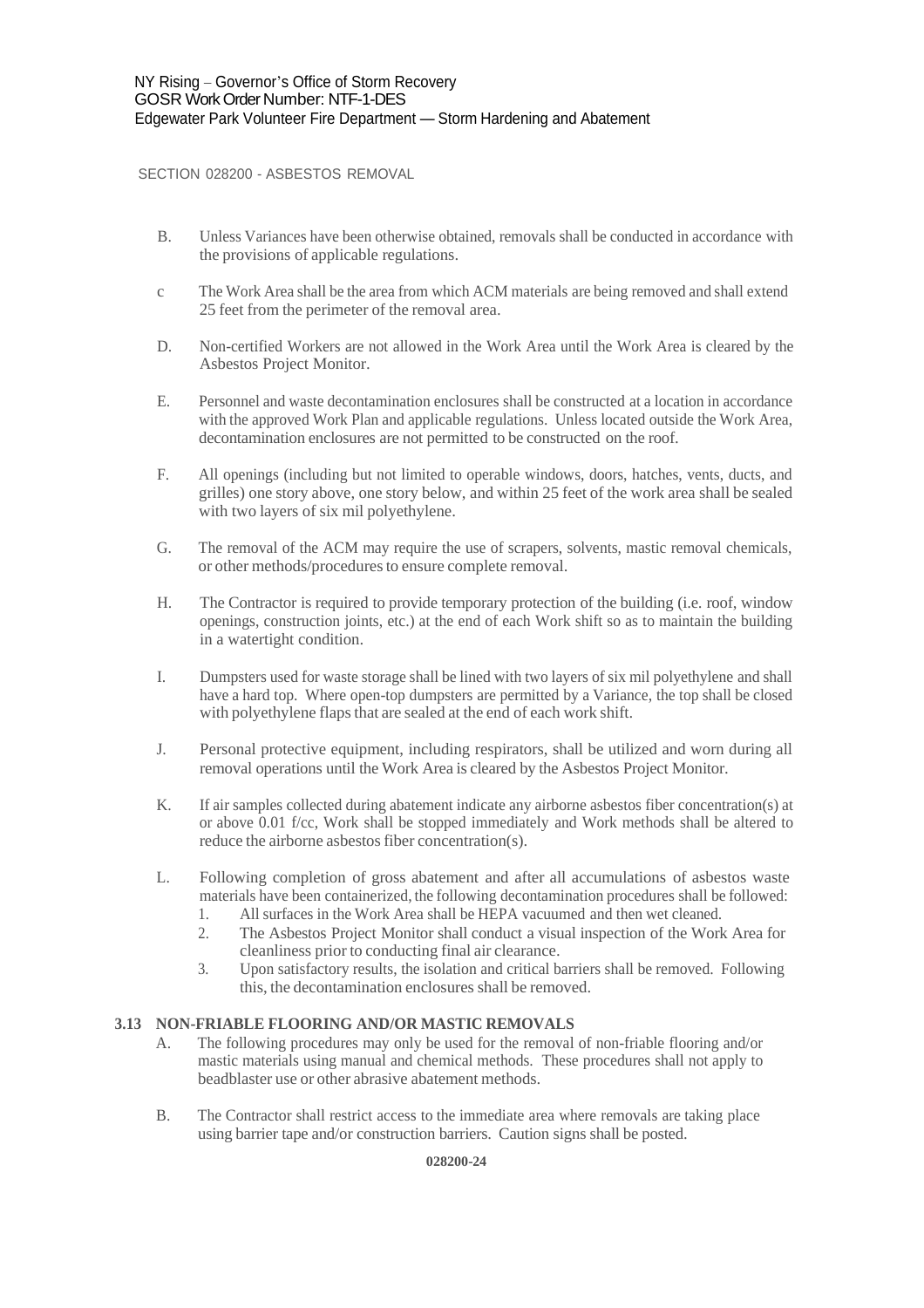B. Unless Variances have been otherwise obtained, removals shall be conducted in accordance with the provisions of applicable regulations.

c The Work Area shall be the area from which ACM materials are being removed and shall extend 25 feet from the perimeter of the removal area.

D. Non-certified Workers are not allowed in the Work Area until the Work Area is cleared by the Asbestos Project Monitor.

E. Personnel and waste decontamination enclosures shall be constructed at a location in accordance with the approved Work Plan and applicable regulations. Unless located outside the Work Area, decontamination enclosures are not permitted to be constructed on the roof.

F. All openings (including but not limited to operable windows, doors, hatches, vents, ducts, and grilles) one story above, one story below, and within 25 feet of the work area shall be sealed with two layers of six mil polyethylene.

G. The removal of the ACM may require the use of scrapers, solvents, mastic removal chemicals, or other methods/procedures to ensure complete removal.

H. The Contractor is required to provide temporary protection of the building (i.e. roof, window openings, construction joints, etc.) at the end of each Work shift so as to maintain the building in a watertight condition.

I. Dumpsters used for waste storage shall be lined with two layers of six mil polyethylene and shall have a hard top. Where open-top dumpsters are permitted by a Variance, the top shall be closed with polyethylene flaps that are sealed at the end of each work shift.

J. Personal protective equipment, including respirators, shall be utilized and worn during all removal operations until the Work Area is cleared by the Asbestos Project Monitor.

K. If air samples collected during abatement indicate any airborne asbestos fiber concentration(s) at or above 0.01 f/cc, Work shall be stopped immediately and Work methods shall be altered to reduce the airborne asbestos fiber concentration(s).

L. Following completion of gross abatement and after all accumulations of asbestos waste materials have been containerized, the following decontamination procedures shall be followed:
   1. All surfaces in the Work Area shall be HEPA vacuumed and then wet cleaned.
   2. The Asbestos Project Monitor shall conduct a visual inspection of the Work Area for cleanliness prior to conducting final air clearance.
   3. Upon satisfactory results, the isolation and critical barriers shall be removed. Following this, the decontamination enclosures shall be removed.

**3.13 NON-FRIABLE FLOORING AND/OR MASTIC REMOVALS**

A. The following procedures may only be used for the removal of non-friable flooring and/or mastic materials using manual and chemical methods. These procedures shall not apply to beadblaster use or other abrasive abatement methods.

B. The Contractor shall restrict access to the immediate area where removals are taking place using barrier tape and/or construction barriers. Caution signs shall be posted.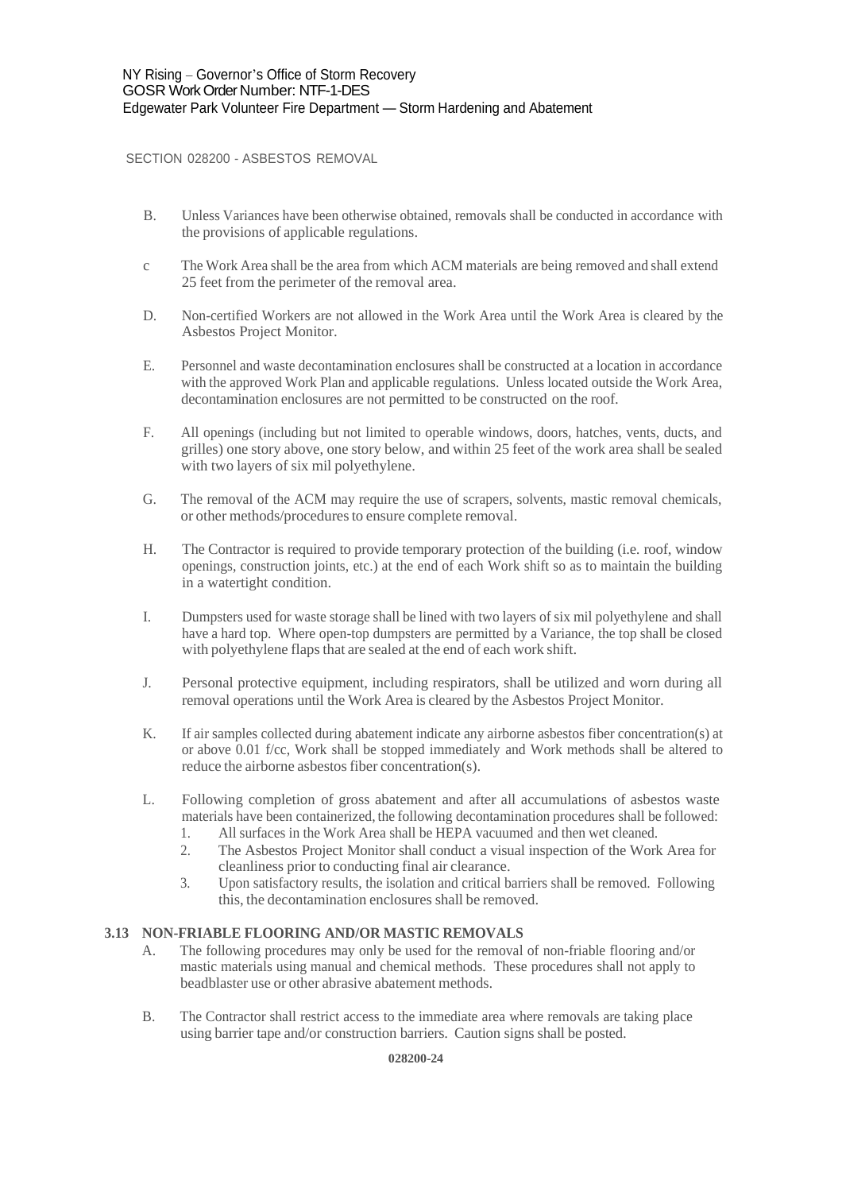B. Unless Variances have been otherwise obtained, removals shall be conducted in accordance with the provisions of applicable regulations.

c The Work Area shall be the area from which ACM materials are being removed and shall extend 25 feet from the perimeter of the removal area.

D. Non-certified Workers are not allowed in the Work Area until the Work Area is cleared by the Asbestos Project Monitor.

E. Personnel and waste decontamination enclosures shall be constructed at a location in accordance with the approved Work Plan and applicable regulations. Unless located outside the Work Area, decontamination enclosures are not permitted to be constructed on the roof.

F. All openings (including but not limited to operable windows, doors, hatches, vents, ducts, and grilles) one story above, one story below, and within 25 feet of the work area shall be sealed with two layers of six mil polyethylene.

G. The removal of the ACM may require the use of scrapers, solvents, mastic removal chemicals, or other methods/procedures to ensure complete removal.

H. The Contractor is required to provide temporary protection of the building (i.e. roof, window openings, construction joints, etc.) at the end of each Work shift so as to maintain the building in a watertight condition.

I. Dumpsters used for waste storage shall be lined with two layers of six mil polyethylene and shall have a hard top. Where open-top dumpsters are permitted by a Variance, the top shall be closed with polyethylene flaps that are sealed at the end of each work shift.

J. Personal protective equipment, including respirators, shall be utilized and worn during all removal operations until the Work Area is cleared by the Asbestos Project Monitor.

K. If air samples collected during abatement indicate any airborne asbestos fiber concentration(s) at or above 0.01 f/cc, Work shall be stopped immediately and Work methods shall be altered to reduce the airborne asbestos fiber concentration(s).

L. Following completion of gross abatement and after all accumulations of asbestos waste materials have been containerized, the following decontamination procedures shall be followed:
1. All surfaces in the Work Area shall be HEPA vacuumed and then wet cleaned.
2. The Asbestos Project Monitor shall conduct a visual inspection of the Work Area for cleanliness prior to conducting final air clearance.
3. Upon satisfactory results, the isolation and critical barriers shall be removed. Following this, the decontamination enclosures shall be removed.

## 3.13 NON-FRIABLE FLOORING AND/OR MASTIC REMOVALS

A. The following procedures may only be used for the removal of non-friable flooring and/or mastic materials using manual and chemical methods. These procedures shall not apply to beadblaster use or other abrasive abatement methods.

B. The Contractor shall restrict access to the immediate area where removals are taking place using barrier tape and/or construction barriers. Caution signs shall be posted.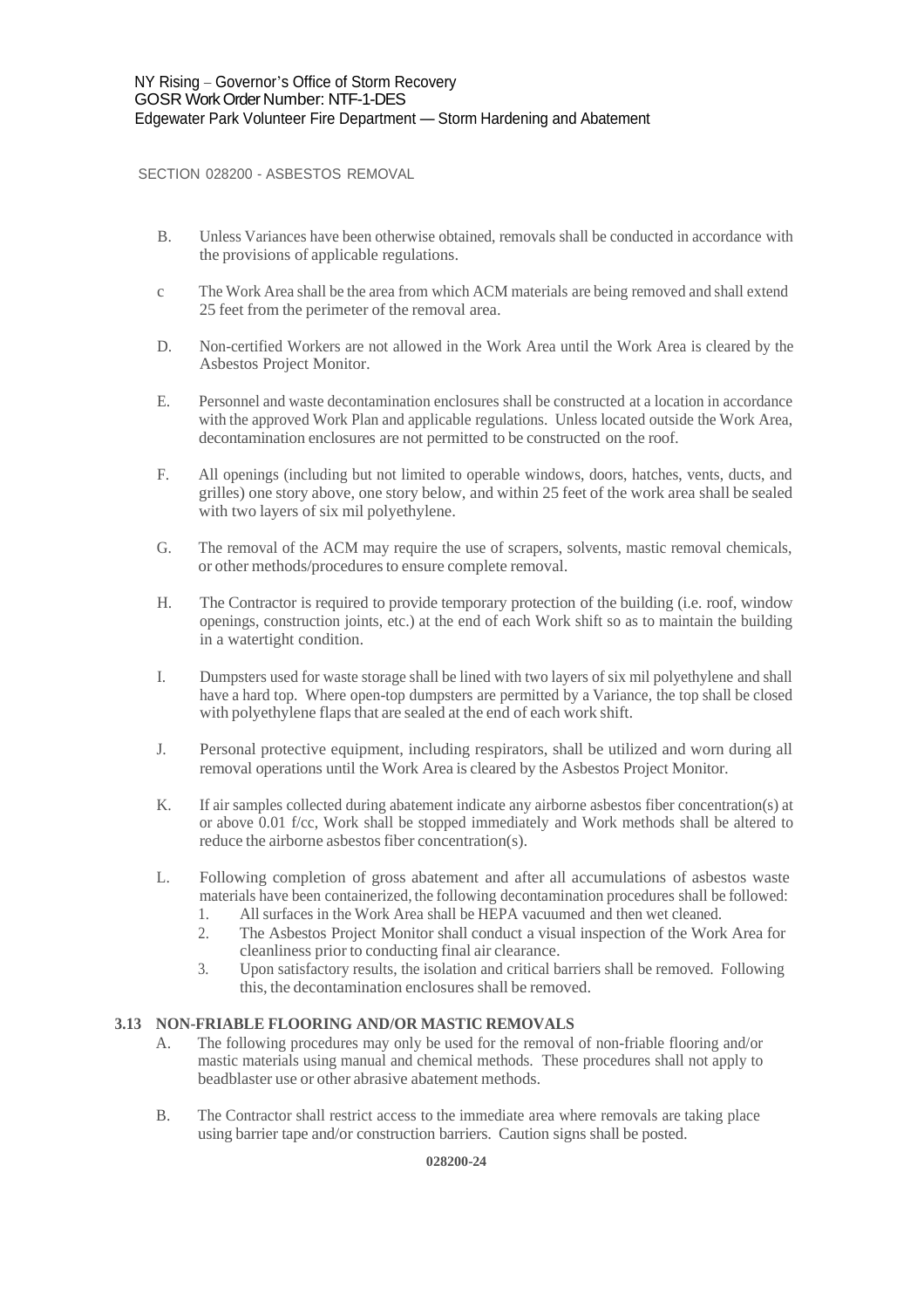B. Unless Variances have been otherwise obtained, removals shall be conducted in accordance with the provisions of applicable regulations.

c The Work Area shall be the area from which ACM materials are being removed and shall extend 25 feet from the perimeter of the removal area.

D. Non-certified Workers are not allowed in the Work Area until the Work Area is cleared by the Asbestos Project Monitor.

E. Personnel and waste decontamination enclosures shall be constructed at a location in accordance with the approved Work Plan and applicable regulations. Unless located outside the Work Area, decontamination enclosures are not permitted to be constructed on the roof.

F. All openings (including but not limited to operable windows, doors, hatches, vents, ducts, and grilles) one story above, one story below, and within 25 feet of the work area shall be sealed with two layers of six mil polyethylene.

G. The removal of the ACM may require the use of scrapers, solvents, mastic removal chemicals, or other methods/procedures to ensure complete removal.

H. The Contractor is required to provide temporary protection of the building (i.e. roof, window openings, construction joints, etc.) at the end of each Work shift so as to maintain the building in a watertight condition.

I. Dumpsters used for waste storage shall be lined with two layers of six mil polyethylene and shall have a hard top. Where open-top dumpsters are permitted by a Variance, the top shall be closed with polyethylene flaps that are sealed at the end of each work shift.

J. Personal protective equipment, including respirators, shall be utilized and worn during all removal operations until the Work Area is cleared by the Asbestos Project Monitor.

K. If air samples collected during abatement indicate any airborne asbestos fiber concentration(s) at or above 0.01 f/cc, Work shall be stopped immediately and Work methods shall be altered to reduce the airborne asbestos fiber concentration(s).

L. Following completion of gross abatement and after all accumulations of asbestos waste materials have been containerized, the following decontamination procedures shall be followed:
   1. All surfaces in the Work Area shall be HEPA vacuumed and then wet cleaned.
   2. The Asbestos Project Monitor shall conduct a visual inspection of the Work Area for cleanliness prior to conducting final air clearance.
   3. Upon satisfactory results, the isolation and critical barriers shall be removed. Following this, the decontamination enclosures shall be removed.

### 3.13 NON-FRIABLE FLOORING AND/OR MASTIC REMOVALS

A. The following procedures may only be used for the removal of non-friable flooring and/or mastic materials using manual and chemical methods. These procedures shall not apply to beadblaster use or other abrasive abatement methods.

B. The Contractor shall restrict access to the immediate area where removals are taking place using barrier tape and/or construction barriers. Caution signs shall be posted.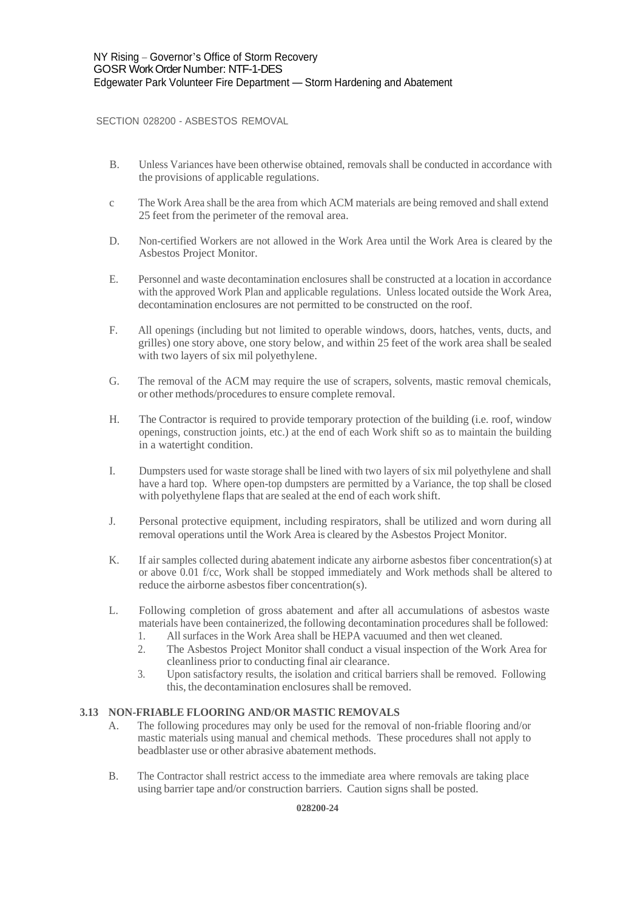B. Unless Variances have been otherwise obtained, removals shall be conducted in accordance with the provisions of applicable regulations.

c The Work Area shall be the area from which ACM materials are being removed and shall extend 25 feet from the perimeter of the removal area.

D. Non-certified Workers are not allowed in the Work Area until the Work Area is cleared by the Asbestos Project Monitor.

E. Personnel and waste decontamination enclosures shall be constructed at a location in accordance with the approved Work Plan and applicable regulations. Unless located outside the Work Area, decontamination enclosures are not permitted to be constructed on the roof.

F. All openings (including but not limited to operable windows, doors, hatches, vents, ducts, and grilles) one story above, one story below, and within 25 feet of the work area shall be sealed with two layers of six mil polyethylene.

G. The removal of the ACM may require the use of scrapers, solvents, mastic removal chemicals, or other methods/procedures to ensure complete removal.

H. The Contractor is required to provide temporary protection of the building (i.e. roof, window openings, construction joints, etc.) at the end of each Work shift so as to maintain the building in a watertight condition.

I. Dumpsters used for waste storage shall be lined with two layers of six mil polyethylene and shall have a hard top. Where open-top dumpsters are permitted by a Variance, the top shall be closed with polyethylene flaps that are sealed at the end of each work shift.

J. Personal protective equipment, including respirators, shall be utilized and worn during all removal operations until the Work Area is cleared by the Asbestos Project Monitor.

K. If air samples collected during abatement indicate any airborne asbestos fiber concentration(s) at or above 0.01 f/cc, Work shall be stopped immediately and Work methods shall be altered to reduce the airborne asbestos fiber concentration(s).

L. Following completion of gross abatement and after all accumulations of asbestos waste materials have been containerized, the following decontamination procedures shall be followed:
   1. All surfaces in the Work Area shall be HEPA vacuumed and then wet cleaned.
   2. The Asbestos Project Monitor shall conduct a visual inspection of the Work Area for cleanliness prior to conducting final air clearance.
   3. Upon satisfactory results, the isolation and critical barriers shall be removed. Following this, the decontamination enclosures shall be removed.

### 3.13 NON-FRIABLE FLOORING AND/OR MASTIC REMOVALS

A. The following procedures may only be used for the removal of non-friable flooring and/or mastic materials using manual and chemical methods. These procedures shall not apply to beadblaster use or other abrasive abatement methods.

B. The Contractor shall restrict access to the immediate area where removals are taking place using barrier tape and/or construction barriers. Caution signs shall be posted.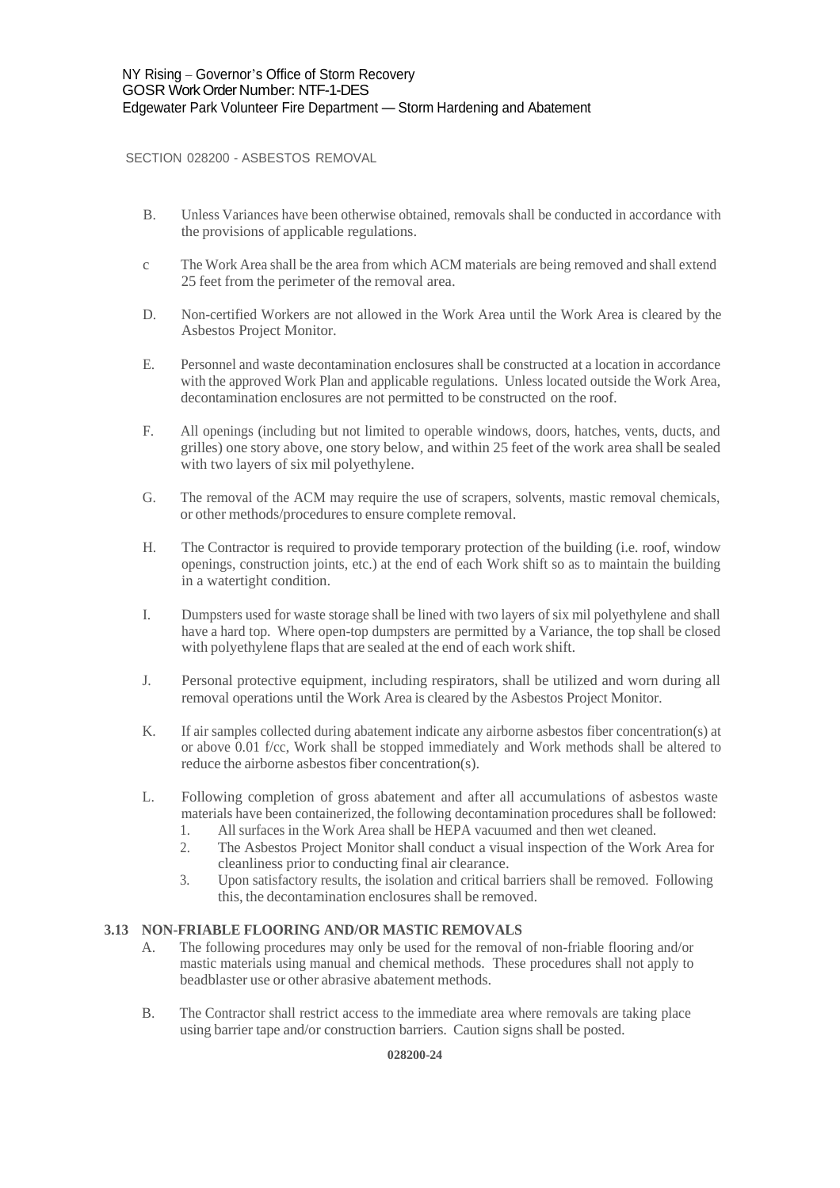B. Unless Variances have been otherwise obtained, removals shall be conducted in accordance with the provisions of applicable regulations.

c The Work Area shall be the area from which ACM materials are being removed and shall extend 25 feet from the perimeter of the removal area.

D. Non-certified Workers are not allowed in the Work Area until the Work Area is cleared by the Asbestos Project Monitor.

E. Personnel and waste decontamination enclosures shall be constructed at a location in accordance with the approved Work Plan and applicable regulations. Unless located outside the Work Area, decontamination enclosures are not permitted to be constructed on the roof.

F. All openings (including but not limited to operable windows, doors, hatches, vents, ducts, and grilles) one story above, one story below, and within 25 feet of the work area shall be sealed with two layers of six mil polyethylene.

G. The removal of the ACM may require the use of scrapers, solvents, mastic removal chemicals, or other methods/procedures to ensure complete removal.

H. The Contractor is required to provide temporary protection of the building (i.e. roof, window openings, construction joints, etc.) at the end of each Work shift so as to maintain the building in a watertight condition.

I. Dumpsters used for waste storage shall be lined with two layers of six mil polyethylene and shall have a hard top. Where open-top dumpsters are permitted by a Variance, the top shall be closed with polyethylene flaps that are sealed at the end of each work shift.

J. Personal protective equipment, including respirators, shall be utilized and worn during all removal operations until the Work Area is cleared by the Asbestos Project Monitor.

K. If air samples collected during abatement indicate any airborne asbestos fiber concentration(s) at or above 0.01 f/cc, Work shall be stopped immediately and Work methods shall be altered to reduce the airborne asbestos fiber concentration(s).

L. Following completion of gross abatement and after all accumulations of asbestos waste materials have been containerized, the following decontamination procedures shall be followed:
   1. All surfaces in the Work Area shall be HEPA vacuumed and then wet cleaned.
   2. The Asbestos Project Monitor shall conduct a visual inspection of the Work Area for cleanliness prior to conducting final air clearance.
   3. Upon satisfactory results, the isolation and critical barriers shall be removed. Following this, the decontamination enclosures shall be removed.

## 3.13 NON-FRIABLE FLOORING AND/OR MASTIC REMOVALS

A. The following procedures may only be used for the removal of non-friable flooring and/or mastic materials using manual and chemical methods. These procedures shall not apply to beadblaster use or other abrasive abatement methods.

B. The Contractor shall restrict access to the immediate area where removals are taking place using barrier tape and/or construction barriers. Caution signs shall be posted.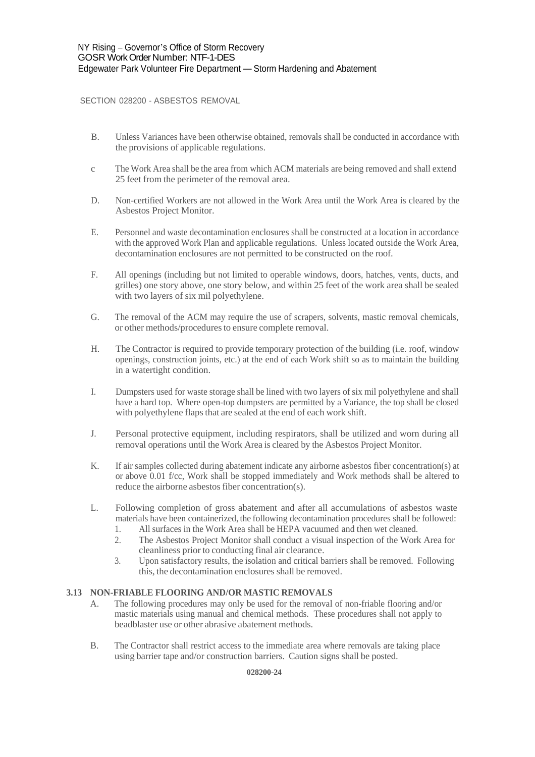B. Unless Variances have been otherwise obtained, removals shall be conducted in accordance with the provisions of applicable regulations.

c The Work Area shall be the area from which ACM materials are being removed and shall extend 25 feet from the perimeter of the removal area.

D. Non-certified Workers are not allowed in the Work Area until the Work Area is cleared by the Asbestos Project Monitor.

E. Personnel and waste decontamination enclosures shall be constructed at a location in accordance with the approved Work Plan and applicable regulations. Unless located outside the Work Area, decontamination enclosures are not permitted to be constructed on the roof.

F. All openings (including but not limited to operable windows, doors, hatches, vents, ducts, and grilles) one story above, one story below, and within 25 feet of the work area shall be sealed with two layers of six mil polyethylene.

G. The removal of the ACM may require the use of scrapers, solvents, mastic removal chemicals, or other methods/procedures to ensure complete removal.

H. The Contractor is required to provide temporary protection of the building (i.e. roof, window openings, construction joints, etc.) at the end of each Work shift so as to maintain the building in a watertight condition.

I. Dumpsters used for waste storage shall be lined with two layers of six mil polyethylene and shall have a hard top. Where open-top dumpsters are permitted by a Variance, the top shall be closed with polyethylene flaps that are sealed at the end of each work shift.

J. Personal protective equipment, including respirators, shall be utilized and worn during all removal operations until the Work Area is cleared by the Asbestos Project Monitor.

K. If air samples collected during abatement indicate any airborne asbestos fiber concentration(s) at or above 0.01 f/cc, Work shall be stopped immediately and Work methods shall be altered to reduce the airborne asbestos fiber concentration(s).

L. Following completion of gross abatement and after all accumulations of asbestos waste materials have been containerized, the following decontamination procedures shall be followed:
   1. All surfaces in the Work Area shall be HEPA vacuumed and then wet cleaned.
   2. The Asbestos Project Monitor shall conduct a visual inspection of the Work Area for cleanliness prior to conducting final air clearance.
   3. Upon satisfactory results, the isolation and critical barriers shall be removed. Following this, the decontamination enclosures shall be removed.

### 3.13 NON-FRIABLE FLOORING AND/OR MASTIC REMOVALS

A. The following procedures may only be used for the removal of non-friable flooring and/or mastic materials using manual and chemical methods. These procedures shall not apply to beadblaster use or other abrasive abatement methods.

B. The Contractor shall restrict access to the immediate area where removals are taking place using barrier tape and/or construction barriers. Caution signs shall be posted.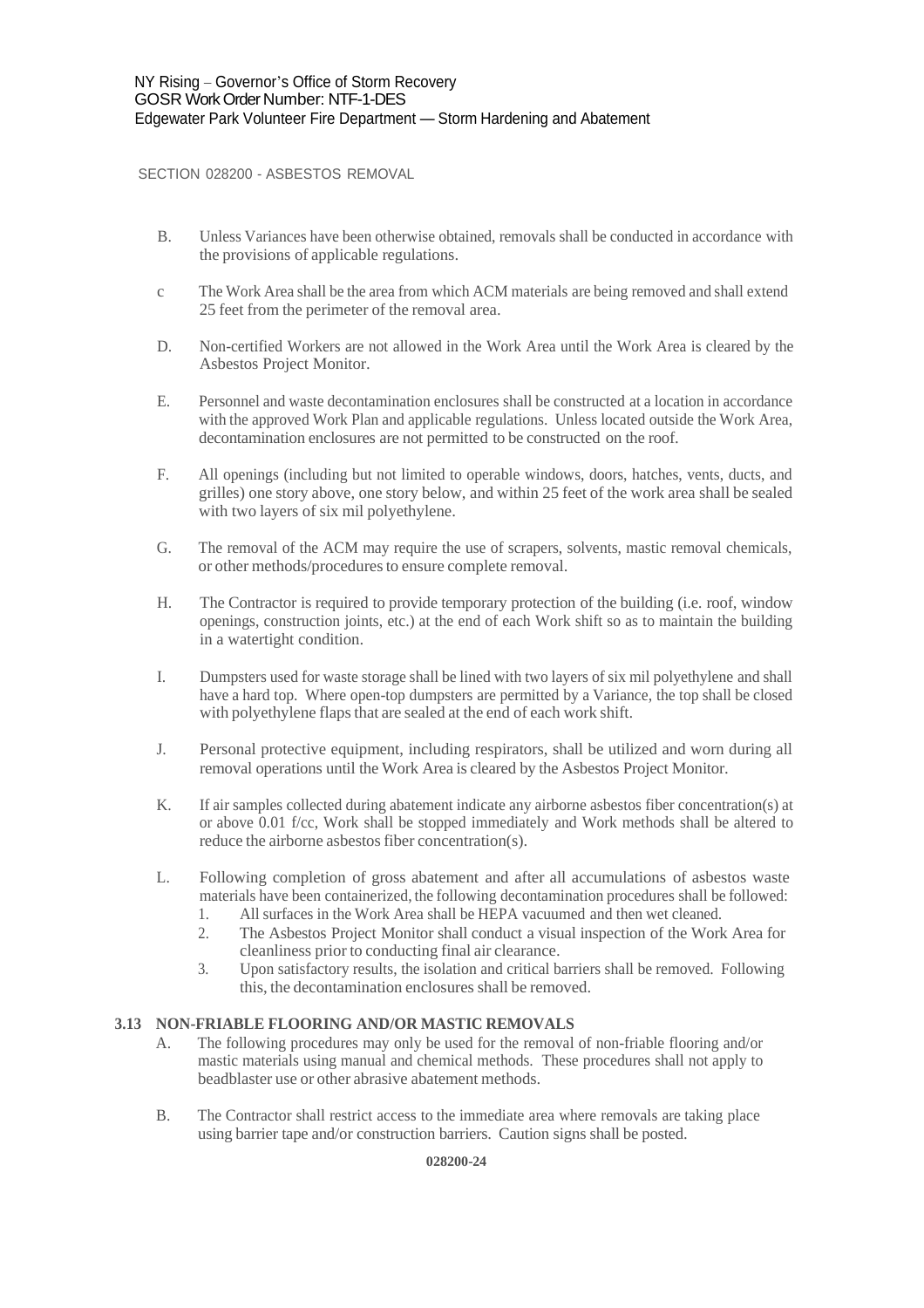B. Unless Variances have been otherwise obtained, removals shall be conducted in accordance with the provisions of applicable regulations.

c The Work Area shall be the area from which ACM materials are being removed and shall extend 25 feet from the perimeter of the removal area.

D. Non-certified Workers are not allowed in the Work Area until the Work Area is cleared by the Asbestos Project Monitor.

E. Personnel and waste decontamination enclosures shall be constructed at a location in accordance with the approved Work Plan and applicable regulations. Unless located outside the Work Area, decontamination enclosures are not permitted to be constructed on the roof.

F. All openings (including but not limited to operable windows, doors, hatches, vents, ducts, and grilles) one story above, one story below, and within 25 feet of the work area shall be sealed with two layers of six mil polyethylene.

G. The removal of the ACM may require the use of scrapers, solvents, mastic removal chemicals, or other methods/procedures to ensure complete removal.

H. The Contractor is required to provide temporary protection of the building (i.e. roof, window openings, construction joints, etc.) at the end of each Work shift so as to maintain the building in a watertight condition.

I. Dumpsters used for waste storage shall be lined with two layers of six mil polyethylene and shall have a hard top. Where open-top dumpsters are permitted by a Variance, the top shall be closed with polyethylene flaps that are sealed at the end of each work shift.

J. Personal protective equipment, including respirators, shall be utilized and worn during all removal operations until the Work Area is cleared by the Asbestos Project Monitor.

K. If air samples collected during abatement indicate any airborne asbestos fiber concentration(s) at or above 0.01 f/cc, Work shall be stopped immediately and Work methods shall be altered to reduce the airborne asbestos fiber concentration(s).

L. Following completion of gross abatement and after all accumulations of asbestos waste materials have been containerized, the following decontamination procedures shall be followed:
   1. All surfaces in the Work Area shall be HEPA vacuumed and then wet cleaned.
   2. The Asbestos Project Monitor shall conduct a visual inspection of the Work Area for cleanliness prior to conducting final air clearance.
   3. Upon satisfactory results, the isolation and critical barriers shall be removed. Following this, the decontamination enclosures shall be removed.

## 3.13 NON-FRIABLE FLOORING AND/OR MASTIC REMOVALS

A. The following procedures may only be used for the removal of non-friable flooring and/or mastic materials using manual and chemical methods. These procedures shall not apply to beadblaster use or other abrasive abatement methods.

B. The Contractor shall restrict access to the immediate area where removals are taking place using barrier tape and/or construction barriers. Caution signs shall be posted.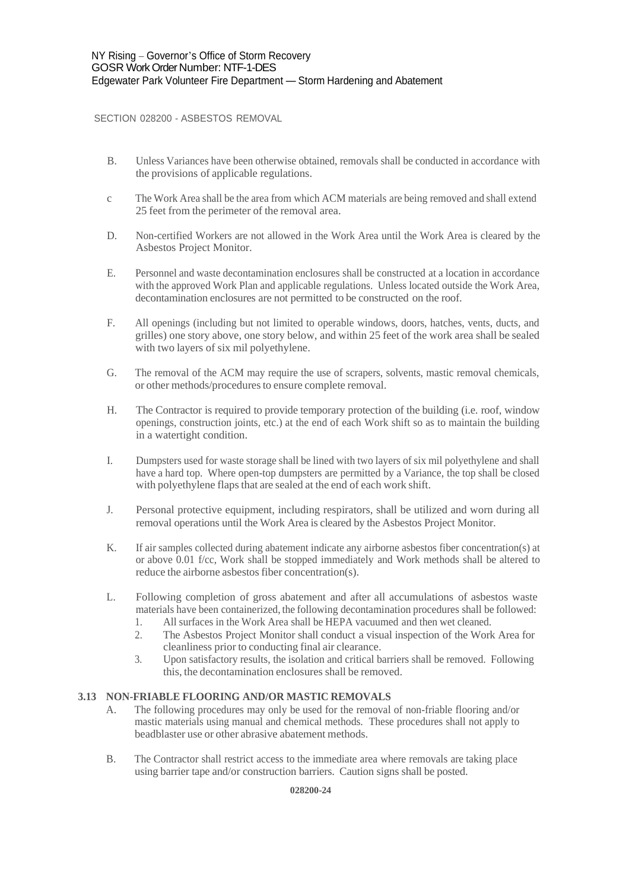B. Unless Variances have been otherwise obtained, removals shall be conducted in accordance with the provisions of applicable regulations.

c The Work Area shall be the area from which ACM materials are being removed and shall extend 25 feet from the perimeter of the removal area.

D. Non-certified Workers are not allowed in the Work Area until the Work Area is cleared by the Asbestos Project Monitor.

E. Personnel and waste decontamination enclosures shall be constructed at a location in accordance with the approved Work Plan and applicable regulations. Unless located outside the Work Area, decontamination enclosures are not permitted to be constructed on the roof.

F. All openings (including but not limited to operable windows, doors, hatches, vents, ducts, and grilles) one story above, one story below, and within 25 feet of the work area shall be sealed with two layers of six mil polyethylene.

G. The removal of the ACM may require the use of scrapers, solvents, mastic removal chemicals, or other methods/procedures to ensure complete removal.

H. The Contractor is required to provide temporary protection of the building (i.e. roof, window openings, construction joints, etc.) at the end of each Work shift so as to maintain the building in a watertight condition.

I. Dumpsters used for waste storage shall be lined with two layers of six mil polyethylene and shall have a hard top. Where open-top dumpsters are permitted by a Variance, the top shall be closed with polyethylene flaps that are sealed at the end of each work shift.

J. Personal protective equipment, including respirators, shall be utilized and worn during all removal operations until the Work Area is cleared by the Asbestos Project Monitor.

K. If air samples collected during abatement indicate any airborne asbestos fiber concentration(s) at or above 0.01 f/cc, Work shall be stopped immediately and Work methods shall be altered to reduce the airborne asbestos fiber concentration(s).

L. Following completion of gross abatement and after all accumulations of asbestos waste materials have been containerized, the following decontamination procedures shall be followed:
   1. All surfaces in the Work Area shall be HEPA vacuumed and then wet cleaned.
   2. The Asbestos Project Monitor shall conduct a visual inspection of the Work Area for cleanliness prior to conducting final air clearance.
   3. Upon satisfactory results, the isolation and critical barriers shall be removed. Following this, the decontamination enclosures shall be removed.

**3.13 NON-FRIABLE FLOORING AND/OR MASTIC REMOVALS**

A. The following procedures may only be used for the removal of non-friable flooring and/or mastic materials using manual and chemical methods. These procedures shall not apply to beadblaster use or other abrasive abatement methods.

B. The Contractor shall restrict access to the immediate area where removals are taking place using barrier tape and/or construction barriers. Caution signs shall be posted.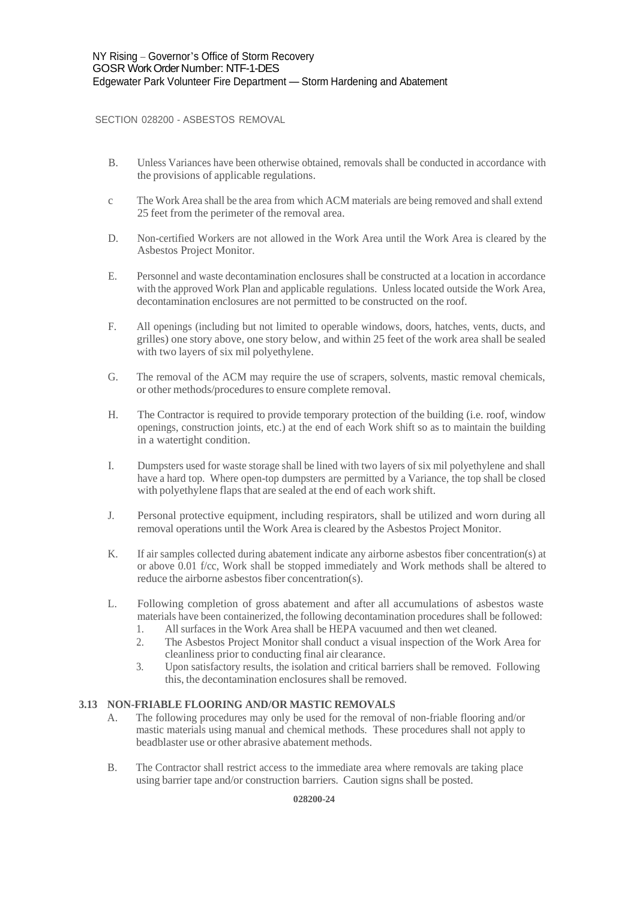SECTION 028200 - ASBESTOS REMOVAL

B. Unless Variances have been otherwise obtained, removals shall be conducted in accordance with the provisions of applicable regulations.

c The Work Area shall be the area from which ACM materials are being removed and shall extend 25 feet from the perimeter of the removal area.

D. Non-certified Workers are not allowed in the Work Area until the Work Area is cleared by the Asbestos Project Monitor.

E. Personnel and waste decontamination enclosures shall be constructed at a location in accordance with the approved Work Plan and applicable regulations. Unless located outside the Work Area, decontamination enclosures are not permitted to be constructed on the roof.

F. All openings (including but not limited to operable windows, doors, hatches, vents, ducts, and grilles) one story above, one story below, and within 25 feet of the work area shall be sealed with two layers of six mil polyethylene.

G. The removal of the ACM may require the use of scrapers, solvents, mastic removal chemicals, or other methods/procedures to ensure complete removal.

H. The Contractor is required to provide temporary protection of the building (i.e. roof, window openings, construction joints, etc.) at the end of each Work shift so as to maintain the building in a watertight condition.

I. Dumpsters used for waste storage shall be lined with two layers of six mil polyethylene and shall have a hard top. Where open-top dumpsters are permitted by a Variance, the top shall be closed with polyethylene flaps that are sealed at the end of each work shift.

J. Personal protective equipment, including respirators, shall be utilized and worn during all removal operations until the Work Area is cleared by the Asbestos Project Monitor.

K. If air samples collected during abatement indicate any airborne asbestos fiber concentration(s) at or above 0.01 f/cc, Work shall be stopped immediately and Work methods shall be altered to reduce the airborne asbestos fiber concentration(s).

L. Following completion of gross abatement and after all accumulations of asbestos waste materials have been containerized, the following decontamination procedures shall be followed:
   1. All surfaces in the Work Area shall be HEPA vacuumed and then wet cleaned.
   2. The Asbestos Project Monitor shall conduct a visual inspection of the Work Area for cleanliness prior to conducting final air clearance.
   3. Upon satisfactory results, the isolation and critical barriers shall be removed. Following this, the decontamination enclosures shall be removed.

### 3.13 NON-FRIABLE FLOORING AND/OR MASTIC REMOVALS

A. The following procedures may only be used for the removal of non-friable flooring and/or mastic materials using manual and chemical methods. These procedures shall not apply to beadblaster use or other abrasive abatement methods.

B. The Contractor shall restrict access to the immediate area where removals are taking place using barrier tape and/or construction barriers. Caution signs shall be posted.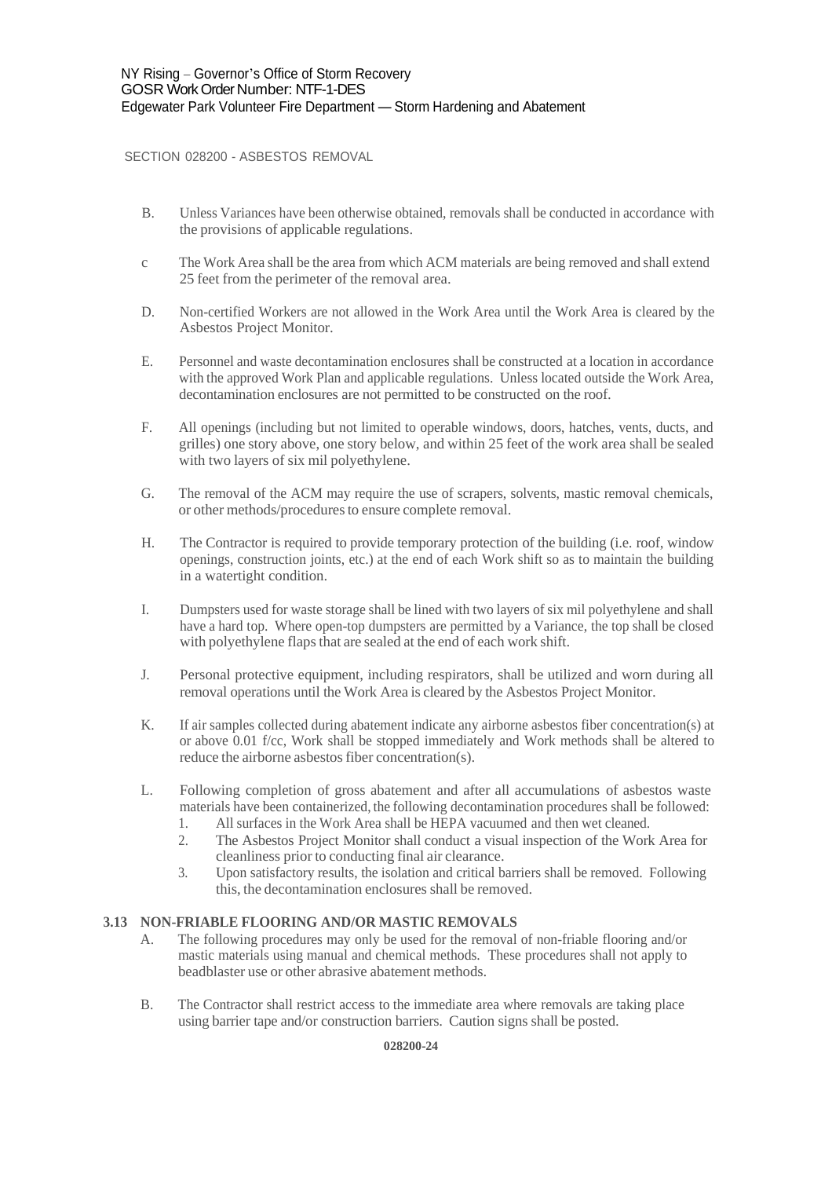B. Unless Variances have been otherwise obtained, removals shall be conducted in accordance with the provisions of applicable regulations.

c The Work Area shall be the area from which ACM materials are being removed and shall extend 25 feet from the perimeter of the removal area.

D. Non-certified Workers are not allowed in the Work Area until the Work Area is cleared by the Asbestos Project Monitor.

E. Personnel and waste decontamination enclosures shall be constructed at a location in accordance with the approved Work Plan and applicable regulations. Unless located outside the Work Area, decontamination enclosures are not permitted to be constructed on the roof.

F. All openings (including but not limited to operable windows, doors, hatches, vents, ducts, and grilles) one story above, one story below, and within 25 feet of the work area shall be sealed with two layers of six mil polyethylene.

G. The removal of the ACM may require the use of scrapers, solvents, mastic removal chemicals, or other methods/procedures to ensure complete removal.

H. The Contractor is required to provide temporary protection of the building (i.e. roof, window openings, construction joints, etc.) at the end of each Work shift so as to maintain the building in a watertight condition.

I. Dumpsters used for waste storage shall be lined with two layers of six mil polyethylene and shall have a hard top. Where open-top dumpsters are permitted by a Variance, the top shall be closed with polyethylene flaps that are sealed at the end of each work shift.

J. Personal protective equipment, including respirators, shall be utilized and worn during all removal operations until the Work Area is cleared by the Asbestos Project Monitor.

K. If air samples collected during abatement indicate any airborne asbestos fiber concentration(s) at or above 0.01 f/cc, Work shall be stopped immediately and Work methods shall be altered to reduce the airborne asbestos fiber concentration(s).

L. Following completion of gross abatement and after all accumulations of asbestos waste materials have been containerized, the following decontamination procedures shall be followed:
   1. All surfaces in the Work Area shall be HEPA vacuumed and then wet cleaned.
   2. The Asbestos Project Monitor shall conduct a visual inspection of the Work Area for cleanliness prior to conducting final air clearance.
   3. Upon satisfactory results, the isolation and critical barriers shall be removed. Following this, the decontamination enclosures shall be removed.

### 3.13 NON-FRIABLE FLOORING AND/OR MASTIC REMOVALS

A. The following procedures may only be used for the removal of non-friable flooring and/or mastic materials using manual and chemical methods. These procedures shall not apply to beadblaster use or other abrasive abatement methods.

B. The Contractor shall restrict access to the immediate area where removals are taking place using barrier tape and/or construction barriers. Caution signs shall be posted.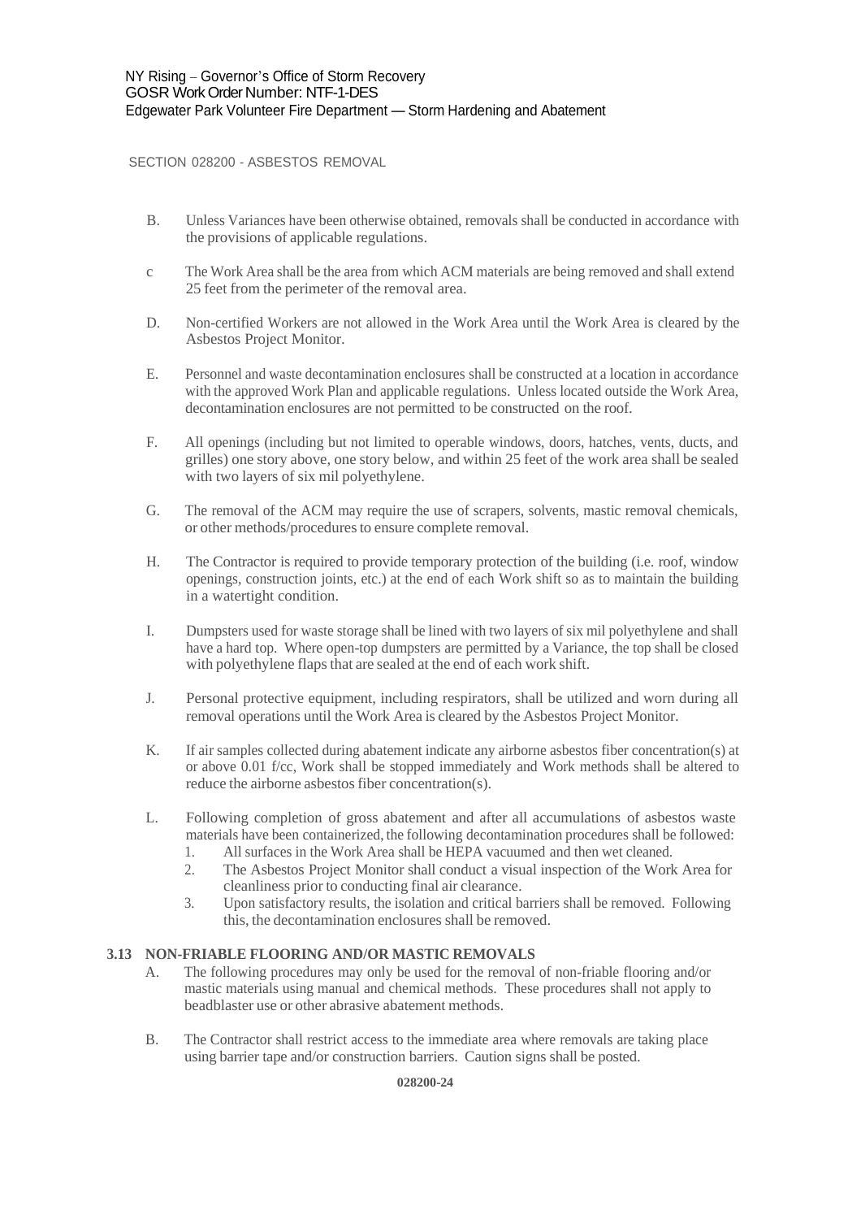B. Unless Variances have been otherwise obtained, removals shall be conducted in accordance with the provisions of applicable regulations.

c The Work Area shall be the area from which ACM materials are being removed and shall extend 25 feet from the perimeter of the removal area.

D. Non-certified Workers are not allowed in the Work Area until the Work Area is cleared by the Asbestos Project Monitor.

E. Personnel and waste decontamination enclosures shall be constructed at a location in accordance with the approved Work Plan and applicable regulations. Unless located outside the Work Area, decontamination enclosures are not permitted to be constructed on the roof.

F. All openings (including but not limited to operable windows, doors, hatches, vents, ducts, and grilles) one story above, one story below, and within 25 feet of the work area shall be sealed with two layers of six mil polyethylene.

G. The removal of the ACM may require the use of scrapers, solvents, mastic removal chemicals, or other methods/procedures to ensure complete removal.

H. The Contractor is required to provide temporary protection of the building (i.e. roof, window openings, construction joints, etc.) at the end of each Work shift so as to maintain the building in a watertight condition.

I. Dumpsters used for waste storage shall be lined with two layers of six mil polyethylene and shall have a hard top. Where open-top dumpsters are permitted by a Variance, the top shall be closed with polyethylene flaps that are sealed at the end of each work shift.

J. Personal protective equipment, including respirators, shall be utilized and worn during all removal operations until the Work Area is cleared by the Asbestos Project Monitor.

K. If air samples collected during abatement indicate any airborne asbestos fiber concentration(s) at or above 0.01 f/cc, Work shall be stopped immediately and Work methods shall be altered to reduce the airborne asbestos fiber concentration(s).

L. Following completion of gross abatement and after all accumulations of asbestos waste materials have been containerized, the following decontamination procedures shall be followed:
   1. All surfaces in the Work Area shall be HEPA vacuumed and then wet cleaned.
   2. The Asbestos Project Monitor shall conduct a visual inspection of the Work Area for cleanliness prior to conducting final air clearance.
   3. Upon satisfactory results, the isolation and critical barriers shall be removed. Following this, the decontamination enclosures shall be removed.

**3.13 NON-FRIABLE FLOORING AND/OR MASTIC REMOVALS**

A. The following procedures may only be used for the removal of non-friable flooring and/or mastic materials using manual and chemical methods. These procedures shall not apply to beadblaster use or other abrasive abatement methods.

B. The Contractor shall restrict access to the immediate area where removals are taking place using barrier tape and/or construction barriers. Caution signs shall be posted.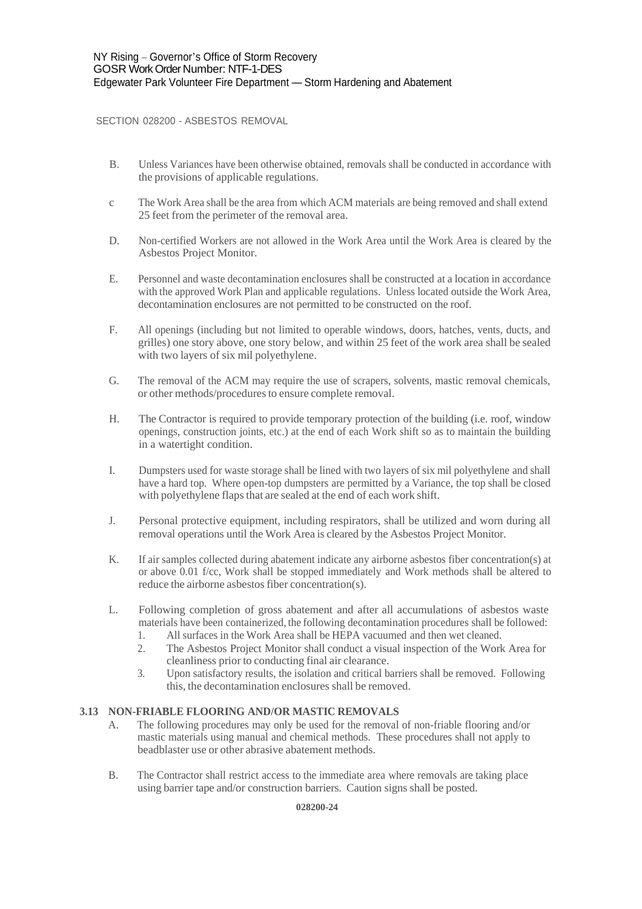B. Unless Variances have been otherwise obtained, removals shall be conducted in accordance with the provisions of applicable regulations.

c The Work Area shall be the area from which ACM materials are being removed and shall extend 25 feet from the perimeter of the removal area.

D. Non-certified Workers are not allowed in the Work Area until the Work Area is cleared by the Asbestos Project Monitor.

E. Personnel and waste decontamination enclosures shall be constructed at a location in accordance with the approved Work Plan and applicable regulations. Unless located outside the Work Area, decontamination enclosures are not permitted to be constructed on the roof.

F. All openings (including but not limited to operable windows, doors, hatches, vents, ducts, and grilles) one story above, one story below, and within 25 feet of the work area shall be sealed with two layers of six mil polyethylene.

G. The removal of the ACM may require the use of scrapers, solvents, mastic removal chemicals, or other methods/procedures to ensure complete removal.

H. The Contractor is required to provide temporary protection of the building (i.e. roof, window openings, construction joints, etc.) at the end of each Work shift so as to maintain the building in a watertight condition.

I. Dumpsters used for waste storage shall be lined with two layers of six mil polyethylene and shall have a hard top. Where open-top dumpsters are permitted by a Variance, the top shall be closed with polyethylene flaps that are sealed at the end of each work shift.

J. Personal protective equipment, including respirators, shall be utilized and worn during all removal operations until the Work Area is cleared by the Asbestos Project Monitor.

K. If air samples collected during abatement indicate any airborne asbestos fiber concentration(s) at or above 0.01 f/cc, Work shall be stopped immediately and Work methods shall be altered to reduce the airborne asbestos fiber concentration(s).

L. Following completion of gross abatement and after all accumulations of asbestos waste materials have been containerized, the following decontamination procedures shall be followed:
1. All surfaces in the Work Area shall be HEPA vacuumed and then wet cleaned.
2. The Asbestos Project Monitor shall conduct a visual inspection of the Work Area for cleanliness prior to conducting final air clearance.
3. Upon satisfactory results, the isolation and critical barriers shall be removed. Following this, the decontamination enclosures shall be removed.

## 3.13 NON-FRIABLE FLOORING AND/OR MASTIC REMOVALS

A. The following procedures may only be used for the removal of non-friable flooring and/or mastic materials using manual and chemical methods. These procedures shall not apply to beadblaster use or other abrasive abatement methods.

B. The Contractor shall restrict access to the immediate area where removals are taking place using barrier tape and/or construction barriers. Caution signs shall be posted.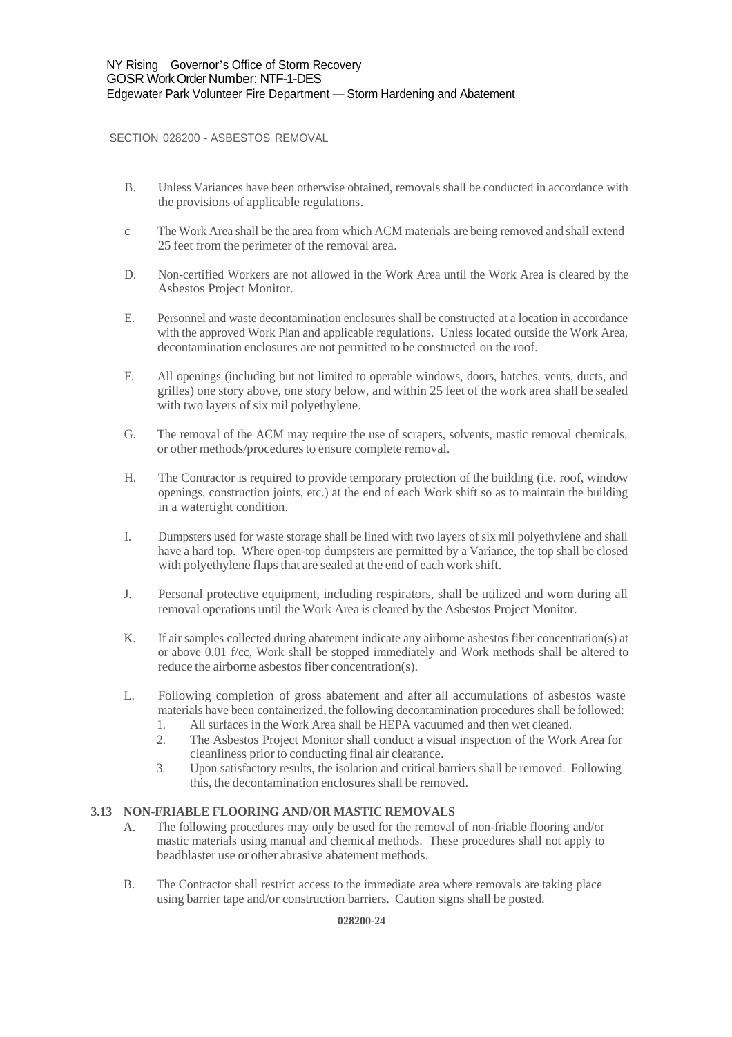B. Unless Variances have been otherwise obtained, removals shall be conducted in accordance with the provisions of applicable regulations.

c The Work Area shall be the area from which ACM materials are being removed and shall extend 25 feet from the perimeter of the removal area.

D. Non-certified Workers are not allowed in the Work Area until the Work Area is cleared by the Asbestos Project Monitor.

E. Personnel and waste decontamination enclosures shall be constructed at a location in accordance with the approved Work Plan and applicable regulations. Unless located outside the Work Area, decontamination enclosures are not permitted to be constructed on the roof.

F. All openings (including but not limited to operable windows, doors, hatches, vents, ducts, and grilles) one story above, one story below, and within 25 feet of the work area shall be sealed with two layers of six mil polyethylene.

G. The removal of the ACM may require the use of scrapers, solvents, mastic removal chemicals, or other methods/procedures to ensure complete removal.

H. The Contractor is required to provide temporary protection of the building (i.e. roof, window openings, construction joints, etc.) at the end of each Work shift so as to maintain the building in a watertight condition.

I. Dumpsters used for waste storage shall be lined with two layers of six mil polyethylene and shall have a hard top. Where open-top dumpsters are permitted by a Variance, the top shall be closed with polyethylene flaps that are sealed at the end of each work shift.

J. Personal protective equipment, including respirators, shall be utilized and worn during all removal operations until the Work Area is cleared by the Asbestos Project Monitor.

K. If air samples collected during abatement indicate any airborne asbestos fiber concentration(s) at or above 0.01 f/cc, Work shall be stopped immediately and Work methods shall be altered to reduce the airborne asbestos fiber concentration(s).

L. Following completion of gross abatement and after all accumulations of asbestos waste materials have been containerized, the following decontamination procedures shall be followed:
   1. All surfaces in the Work Area shall be HEPA vacuumed and then wet cleaned.
   2. The Asbestos Project Monitor shall conduct a visual inspection of the Work Area for cleanliness prior to conducting final air clearance.
   3. Upon satisfactory results, the isolation and critical barriers shall be removed. Following this, the decontamination enclosures shall be removed.

### 3.13 NON-FRIABLE FLOORING AND/OR MASTIC REMOVALS

A. The following procedures may only be used for the removal of non-friable flooring and/or mastic materials using manual and chemical methods. These procedures shall not apply to beadblaster use or other abrasive abatement methods.

B. The Contractor shall restrict access to the immediate area where removals are taking place using barrier tape and/or construction barriers. Caution signs shall be posted.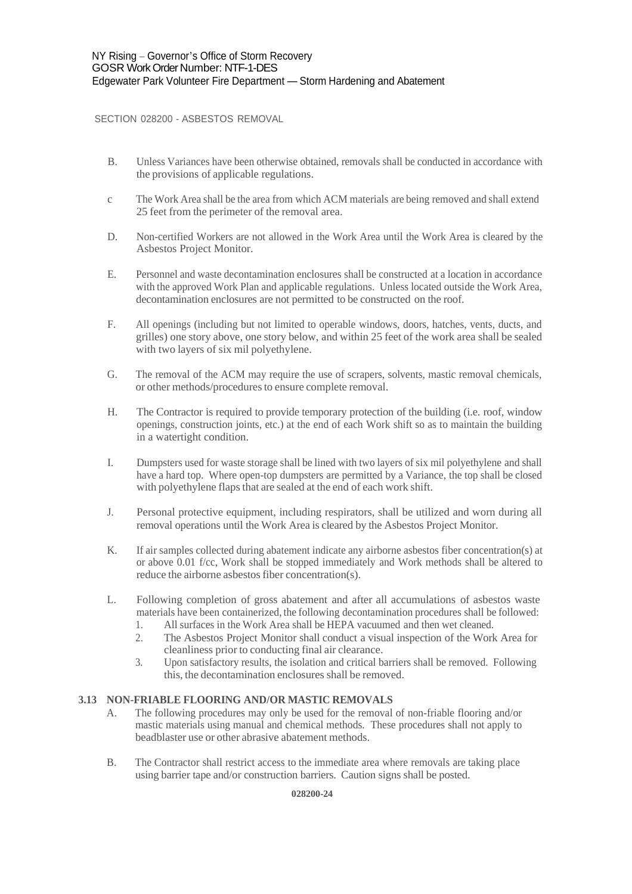B. Unless Variances have been otherwise obtained, removals shall be conducted in accordance with the provisions of applicable regulations.

c The Work Area shall be the area from which ACM materials are being removed and shall extend 25 feet from the perimeter of the removal area.

D. Non-certified Workers are not allowed in the Work Area until the Work Area is cleared by the Asbestos Project Monitor.

E. Personnel and waste decontamination enclosures shall be constructed at a location in accordance with the approved Work Plan and applicable regulations. Unless located outside the Work Area, decontamination enclosures are not permitted to be constructed on the roof.

F. All openings (including but not limited to operable windows, doors, hatches, vents, ducts, and grilles) one story above, one story below, and within 25 feet of the work area shall be sealed with two layers of six mil polyethylene.

G. The removal of the ACM may require the use of scrapers, solvents, mastic removal chemicals, or other methods/procedures to ensure complete removal.

H. The Contractor is required to provide temporary protection of the building (i.e. roof, window openings, construction joints, etc.) at the end of each Work shift so as to maintain the building in a watertight condition.

I. Dumpsters used for waste storage shall be lined with two layers of six mil polyethylene and shall have a hard top. Where open-top dumpsters are permitted by a Variance, the top shall be closed with polyethylene flaps that are sealed at the end of each work shift.

J. Personal protective equipment, including respirators, shall be utilized and worn during all removal operations until the Work Area is cleared by the Asbestos Project Monitor.

K. If air samples collected during abatement indicate any airborne asbestos fiber concentration(s) at or above 0.01 f/cc, Work shall be stopped immediately and Work methods shall be altered to reduce the airborne asbestos fiber concentration(s).

L. Following completion of gross abatement and after all accumulations of asbestos waste materials have been containerized, the following decontamination procedures shall be followed:
   1. All surfaces in the Work Area shall be HEPA vacuumed and then wet cleaned.
   2. The Asbestos Project Monitor shall conduct a visual inspection of the Work Area for cleanliness prior to conducting final air clearance.
   3. Upon satisfactory results, the isolation and critical barriers shall be removed. Following this, the decontamination enclosures shall be removed.

### 3.13 NON-FRIABLE FLOORING AND/OR MASTIC REMOVALS

A. The following procedures may only be used for the removal of non-friable flooring and/or mastic materials using manual and chemical methods. These procedures shall not apply to beadblaster use or other abrasive abatement methods.

B. The Contractor shall restrict access to the immediate area where removals are taking place using barrier tape and/or construction barriers. Caution signs shall be posted.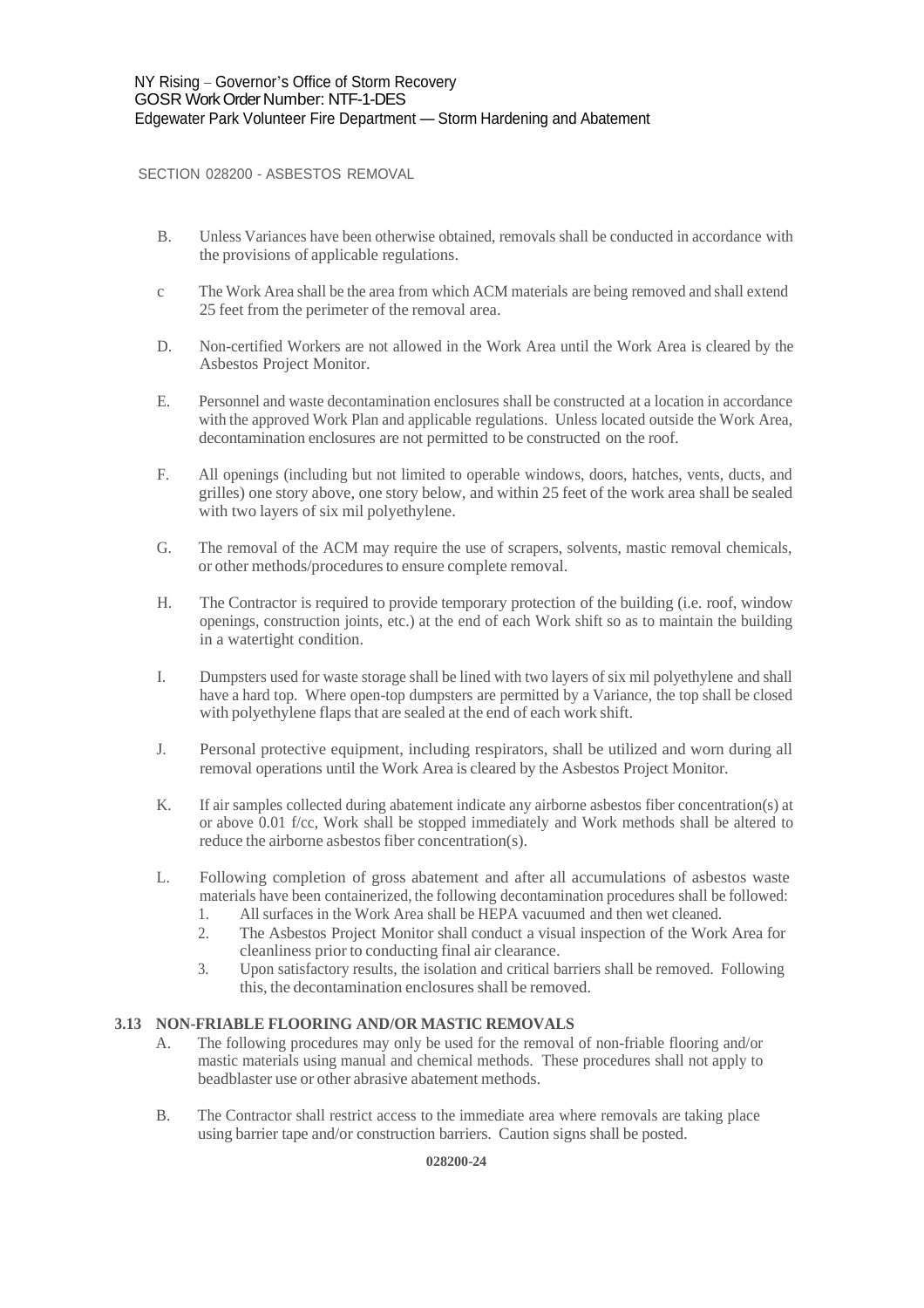B. Unless Variances have been otherwise obtained, removals shall be conducted in accordance with the provisions of applicable regulations.

c The Work Area shall be the area from which ACM materials are being removed and shall extend 25 feet from the perimeter of the removal area.

D. Non-certified Workers are not allowed in the Work Area until the Work Area is cleared by the Asbestos Project Monitor.

E. Personnel and waste decontamination enclosures shall be constructed at a location in accordance with the approved Work Plan and applicable regulations. Unless located outside the Work Area, decontamination enclosures are not permitted to be constructed on the roof.

F. All openings (including but not limited to operable windows, doors, hatches, vents, ducts, and grilles) one story above, one story below, and within 25 feet of the work area shall be sealed with two layers of six mil polyethylene.

G. The removal of the ACM may require the use of scrapers, solvents, mastic removal chemicals, or other methods/procedures to ensure complete removal.

H. The Contractor is required to provide temporary protection of the building (i.e. roof, window openings, construction joints, etc.) at the end of each Work shift so as to maintain the building in a watertight condition.

I. Dumpsters used for waste storage shall be lined with two layers of six mil polyethylene and shall have a hard top. Where open-top dumpsters are permitted by a Variance, the top shall be closed with polyethylene flaps that are sealed at the end of each work shift.

J. Personal protective equipment, including respirators, shall be utilized and worn during all removal operations until the Work Area is cleared by the Asbestos Project Monitor.

K. If air samples collected during abatement indicate any airborne asbestos fiber concentration(s) at or above 0.01 f/cc, Work shall be stopped immediately and Work methods shall be altered to reduce the airborne asbestos fiber concentration(s).

L. Following completion of gross abatement and after all accumulations of asbestos waste materials have been containerized, the following decontamination procedures shall be followed:
   1. All surfaces in the Work Area shall be HEPA vacuumed and then wet cleaned.
   2. The Asbestos Project Monitor shall conduct a visual inspection of the Work Area for cleanliness prior to conducting final air clearance.
   3. Upon satisfactory results, the isolation and critical barriers shall be removed. Following this, the decontamination enclosures shall be removed.

### 3.13 NON-FRIABLE FLOORING AND/OR MASTIC REMOVALS

A. The following procedures may only be used for the removal of non-friable flooring and/or mastic materials using manual and chemical methods. These procedures shall not apply to beadblaster use or other abrasive abatement methods.

B. The Contractor shall restrict access to the immediate area where removals are taking place using barrier tape and/or construction barriers. Caution signs shall be posted.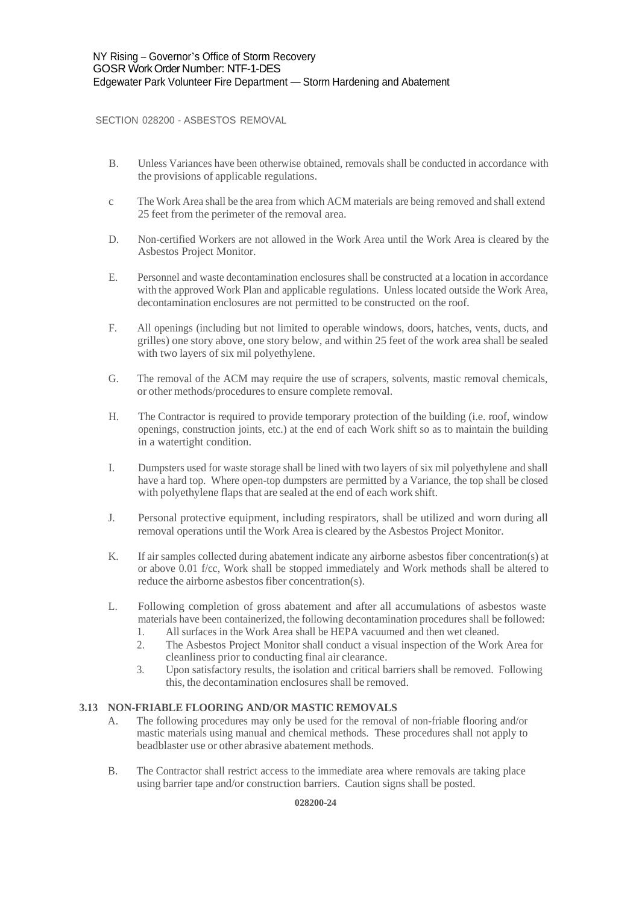B. Unless Variances have been otherwise obtained, removals shall be conducted in accordance with the provisions of applicable regulations.

c The Work Area shall be the area from which ACM materials are being removed and shall extend 25 feet from the perimeter of the removal area.

D. Non-certified Workers are not allowed in the Work Area until the Work Area is cleared by the Asbestos Project Monitor.

E. Personnel and waste decontamination enclosures shall be constructed at a location in accordance with the approved Work Plan and applicable regulations. Unless located outside the Work Area, decontamination enclosures are not permitted to be constructed on the roof.

F. All openings (including but not limited to operable windows, doors, hatches, vents, ducts, and grilles) one story above, one story below, and within 25 feet of the work area shall be sealed with two layers of six mil polyethylene.

G. The removal of the ACM may require the use of scrapers, solvents, mastic removal chemicals, or other methods/procedures to ensure complete removal.

H. The Contractor is required to provide temporary protection of the building (i.e. roof, window openings, construction joints, etc.) at the end of each Work shift so as to maintain the building in a watertight condition.

I. Dumpsters used for waste storage shall be lined with two layers of six mil polyethylene and shall have a hard top. Where open-top dumpsters are permitted by a Variance, the top shall be closed with polyethylene flaps that are sealed at the end of each work shift.

J. Personal protective equipment, including respirators, shall be utilized and worn during all removal operations until the Work Area is cleared by the Asbestos Project Monitor.

K. If air samples collected during abatement indicate any airborne asbestos fiber concentration(s) at or above 0.01 f/cc, Work shall be stopped immediately and Work methods shall be altered to reduce the airborne asbestos fiber concentration(s).

L. Following completion of gross abatement and after all accumulations of asbestos waste materials have been containerized, the following decontamination procedures shall be followed:
   1. All surfaces in the Work Area shall be HEPA vacuumed and then wet cleaned.
   2. The Asbestos Project Monitor shall conduct a visual inspection of the Work Area for cleanliness prior to conducting final air clearance.
   3. Upon satisfactory results, the isolation and critical barriers shall be removed. Following this, the decontamination enclosures shall be removed.

**3.13 NON-FRIABLE FLOORING AND/OR MASTIC REMOVALS**

A. The following procedures may only be used for the removal of non-friable flooring and/or mastic materials using manual and chemical methods. These procedures shall not apply to beadblaster use or other abrasive abatement methods.

B. The Contractor shall restrict access to the immediate area where removals are taking place using barrier tape and/or construction barriers. Caution signs shall be posted.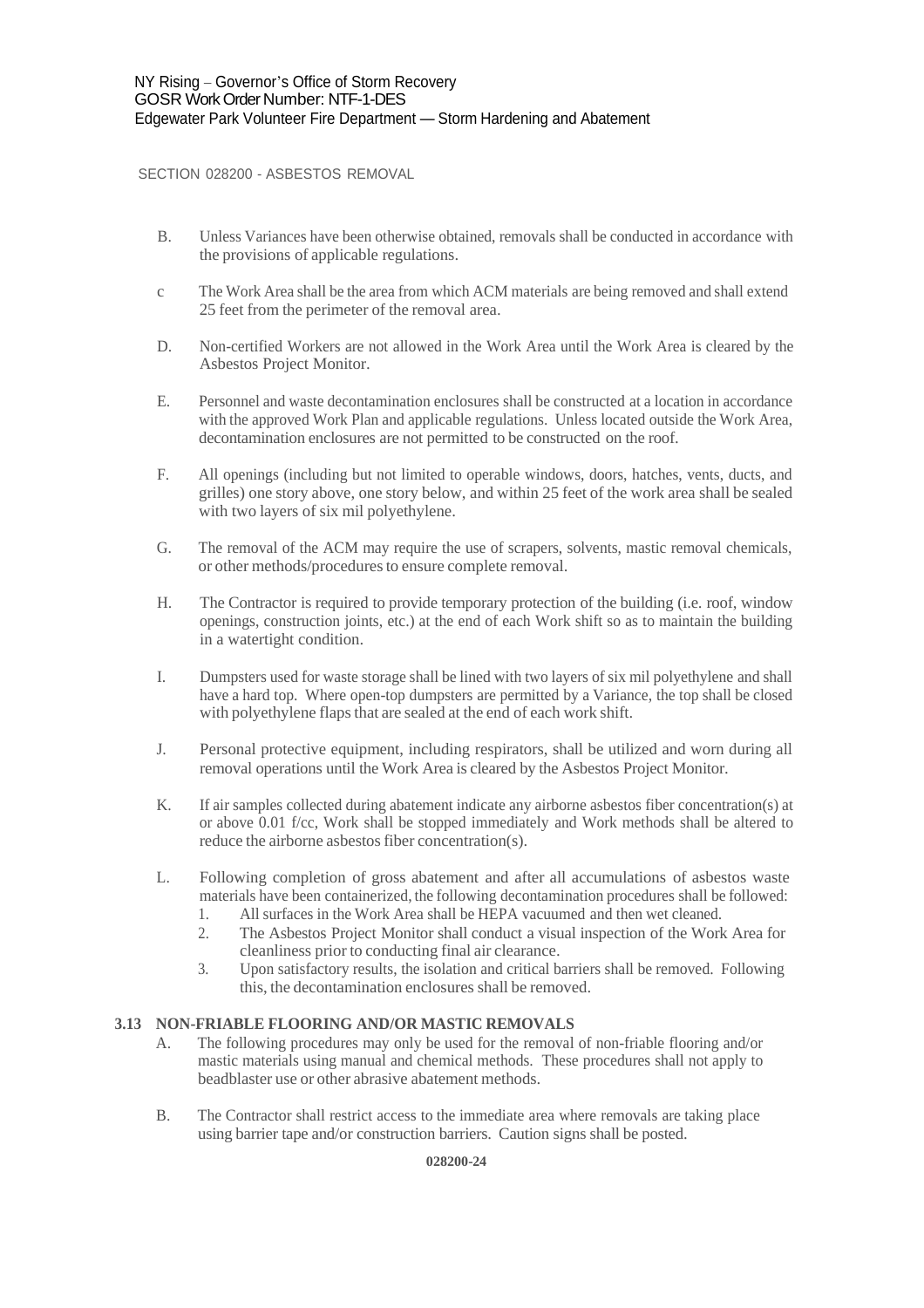B. Unless Variances have been otherwise obtained, removals shall be conducted in accordance with the provisions of applicable regulations.

c The Work Area shall be the area from which ACM materials are being removed and shall extend 25 feet from the perimeter of the removal area.

D. Non-certified Workers are not allowed in the Work Area until the Work Area is cleared by the Asbestos Project Monitor.

E. Personnel and waste decontamination enclosures shall be constructed at a location in accordance with the approved Work Plan and applicable regulations. Unless located outside the Work Area, decontamination enclosures are not permitted to be constructed on the roof.

F. All openings (including but not limited to operable windows, doors, hatches, vents, ducts, and grilles) one story above, one story below, and within 25 feet of the work area shall be sealed with two layers of six mil polyethylene.

G. The removal of the ACM may require the use of scrapers, solvents, mastic removal chemicals, or other methods/procedures to ensure complete removal.

H. The Contractor is required to provide temporary protection of the building (i.e. roof, window openings, construction joints, etc.) at the end of each Work shift so as to maintain the building in a watertight condition.

I. Dumpsters used for waste storage shall be lined with two layers of six mil polyethylene and shall have a hard top. Where open-top dumpsters are permitted by a Variance, the top shall be closed with polyethylene flaps that are sealed at the end of each work shift.

J. Personal protective equipment, including respirators, shall be utilized and worn during all removal operations until the Work Area is cleared by the Asbestos Project Monitor.

K. If air samples collected during abatement indicate any airborne asbestos fiber concentration(s) at or above 0.01 f/cc, Work shall be stopped immediately and Work methods shall be altered to reduce the airborne asbestos fiber concentration(s).

L. Following completion of gross abatement and after all accumulations of asbestos waste materials have been containerized, the following decontamination procedures shall be followed:
   1. All surfaces in the Work Area shall be HEPA vacuumed and then wet cleaned.
   2. The Asbestos Project Monitor shall conduct a visual inspection of the Work Area for cleanliness prior to conducting final air clearance.
   3. Upon satisfactory results, the isolation and critical barriers shall be removed. Following this, the decontamination enclosures shall be removed.

### 3.13 NON-FRIABLE FLOORING AND/OR MASTIC REMOVALS

A. The following procedures may only be used for the removal of non-friable flooring and/or mastic materials using manual and chemical methods. These procedures shall not apply to beadblaster use or other abrasive abatement methods.

B. The Contractor shall restrict access to the immediate area where removals are taking place using barrier tape and/or construction barriers. Caution signs shall be posted.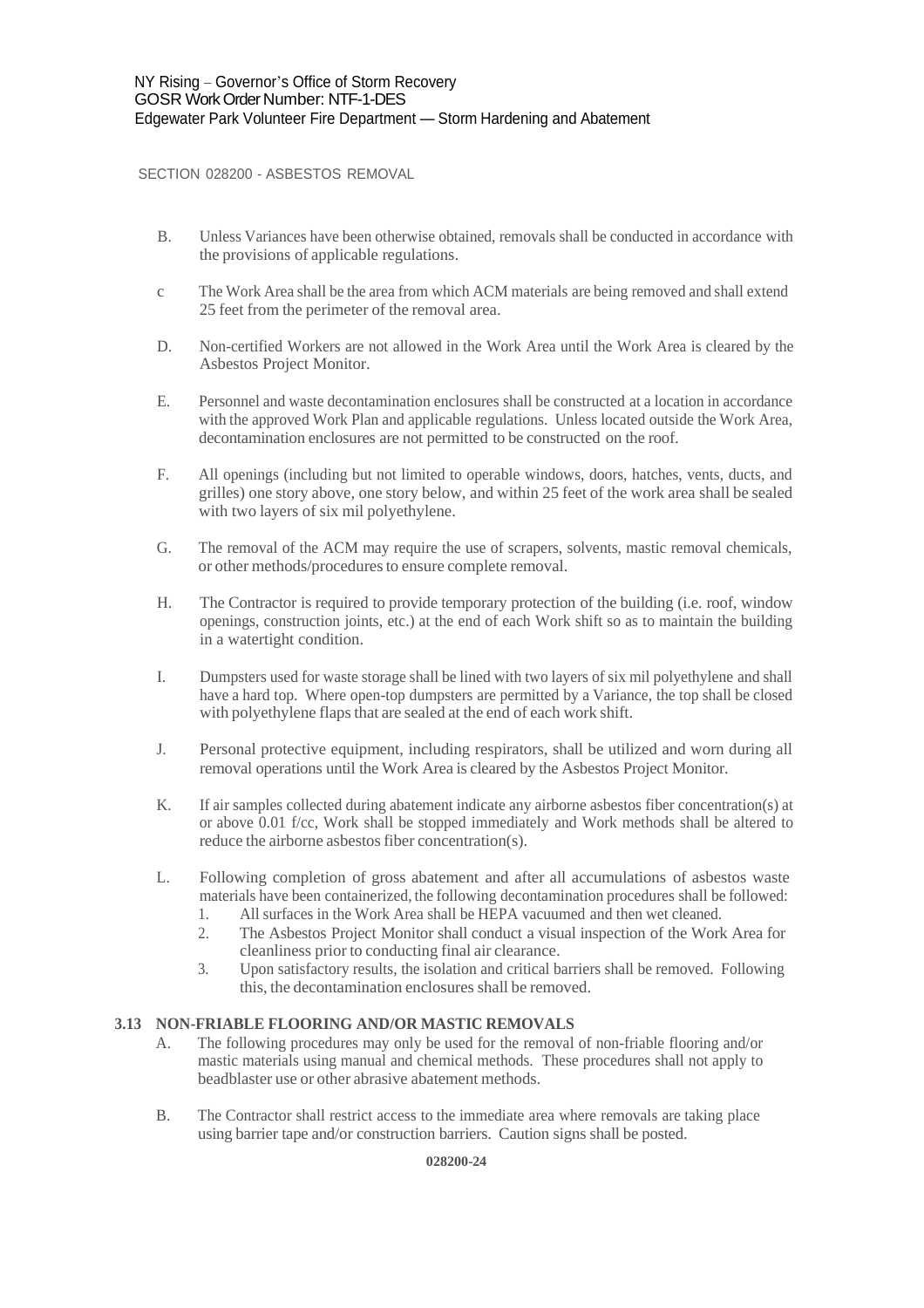B. Unless Variances have been otherwise obtained, removals shall be conducted in accordance with the provisions of applicable regulations.

c The Work Area shall be the area from which ACM materials are being removed and shall extend 25 feet from the perimeter of the removal area.

D. Non-certified Workers are not allowed in the Work Area until the Work Area is cleared by the Asbestos Project Monitor.

E. Personnel and waste decontamination enclosures shall be constructed at a location in accordance with the approved Work Plan and applicable regulations. Unless located outside the Work Area, decontamination enclosures are not permitted to be constructed on the roof.

F. All openings (including but not limited to operable windows, doors, hatches, vents, ducts, and grilles) one story above, one story below, and within 25 feet of the work area shall be sealed with two layers of six mil polyethylene.

G. The removal of the ACM may require the use of scrapers, solvents, mastic removal chemicals, or other methods/procedures to ensure complete removal.

H. The Contractor is required to provide temporary protection of the building (i.e. roof, window openings, construction joints, etc.) at the end of each Work shift so as to maintain the building in a watertight condition.

I. Dumpsters used for waste storage shall be lined with two layers of six mil polyethylene and shall have a hard top. Where open-top dumpsters are permitted by a Variance, the top shall be closed with polyethylene flaps that are sealed at the end of each work shift.

J. Personal protective equipment, including respirators, shall be utilized and worn during all removal operations until the Work Area is cleared by the Asbestos Project Monitor.

K. If air samples collected during abatement indicate any airborne asbestos fiber concentration(s) at or above 0.01 f/cc, Work shall be stopped immediately and Work methods shall be altered to reduce the airborne asbestos fiber concentration(s).

L. Following completion of gross abatement and after all accumulations of asbestos waste materials have been containerized, the following decontamination procedures shall be followed:
   1. All surfaces in the Work Area shall be HEPA vacuumed and then wet cleaned.
   2. The Asbestos Project Monitor shall conduct a visual inspection of the Work Area for cleanliness prior to conducting final air clearance.
   3. Upon satisfactory results, the isolation and critical barriers shall be removed. Following this, the decontamination enclosures shall be removed.

### 3.13 NON-FRIABLE FLOORING AND/OR MASTIC REMOVALS

A. The following procedures may only be used for the removal of non-friable flooring and/or mastic materials using manual and chemical methods. These procedures shall not apply to beadblaster use or other abrasive abatement methods.

B. The Contractor shall restrict access to the immediate area where removals are taking place using barrier tape and/or construction barriers. Caution signs shall be posted.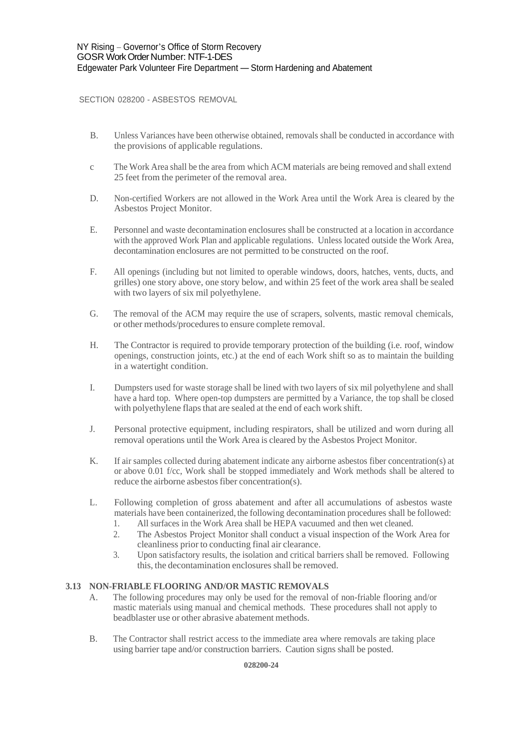B. Unless Variances have been otherwise obtained, removals shall be conducted in accordance with the provisions of applicable regulations.

c The Work Area shall be the area from which ACM materials are being removed and shall extend 25 feet from the perimeter of the removal area.

D. Non-certified Workers are not allowed in the Work Area until the Work Area is cleared by the Asbestos Project Monitor.

E. Personnel and waste decontamination enclosures shall be constructed at a location in accordance with the approved Work Plan and applicable regulations. Unless located outside the Work Area, decontamination enclosures are not permitted to be constructed on the roof.

F. All openings (including but not limited to operable windows, doors, hatches, vents, ducts, and grilles) one story above, one story below, and within 25 feet of the work area shall be sealed with two layers of six mil polyethylene.

G. The removal of the ACM may require the use of scrapers, solvents, mastic removal chemicals, or other methods/procedures to ensure complete removal.

H. The Contractor is required to provide temporary protection of the building (i.e. roof, window openings, construction joints, etc.) at the end of each Work shift so as to maintain the building in a watertight condition.

I. Dumpsters used for waste storage shall be lined with two layers of six mil polyethylene and shall have a hard top. Where open-top dumpsters are permitted by a Variance, the top shall be closed with polyethylene flaps that are sealed at the end of each work shift.

J. Personal protective equipment, including respirators, shall be utilized and worn during all removal operations until the Work Area is cleared by the Asbestos Project Monitor.

K. If air samples collected during abatement indicate any airborne asbestos fiber concentration(s) at or above 0.01 f/cc, Work shall be stopped immediately and Work methods shall be altered to reduce the airborne asbestos fiber concentration(s).

L. Following completion of gross abatement and after all accumulations of asbestos waste materials have been containerized, the following decontamination procedures shall be followed:
   1. All surfaces in the Work Area shall be HEPA vacuumed and then wet cleaned.
   2. The Asbestos Project Monitor shall conduct a visual inspection of the Work Area for cleanliness prior to conducting final air clearance.
   3. Upon satisfactory results, the isolation and critical barriers shall be removed. Following this, the decontamination enclosures shall be removed.

### 3.13 NON-FRIABLE FLOORING AND/OR MASTIC REMOVALS

A. The following procedures may only be used for the removal of non-friable flooring and/or mastic materials using manual and chemical methods. These procedures shall not apply to beadblaster use or other abrasive abatement methods.

B. The Contractor shall restrict access to the immediate area where removals are taking place using barrier tape and/or construction barriers. Caution signs shall be posted.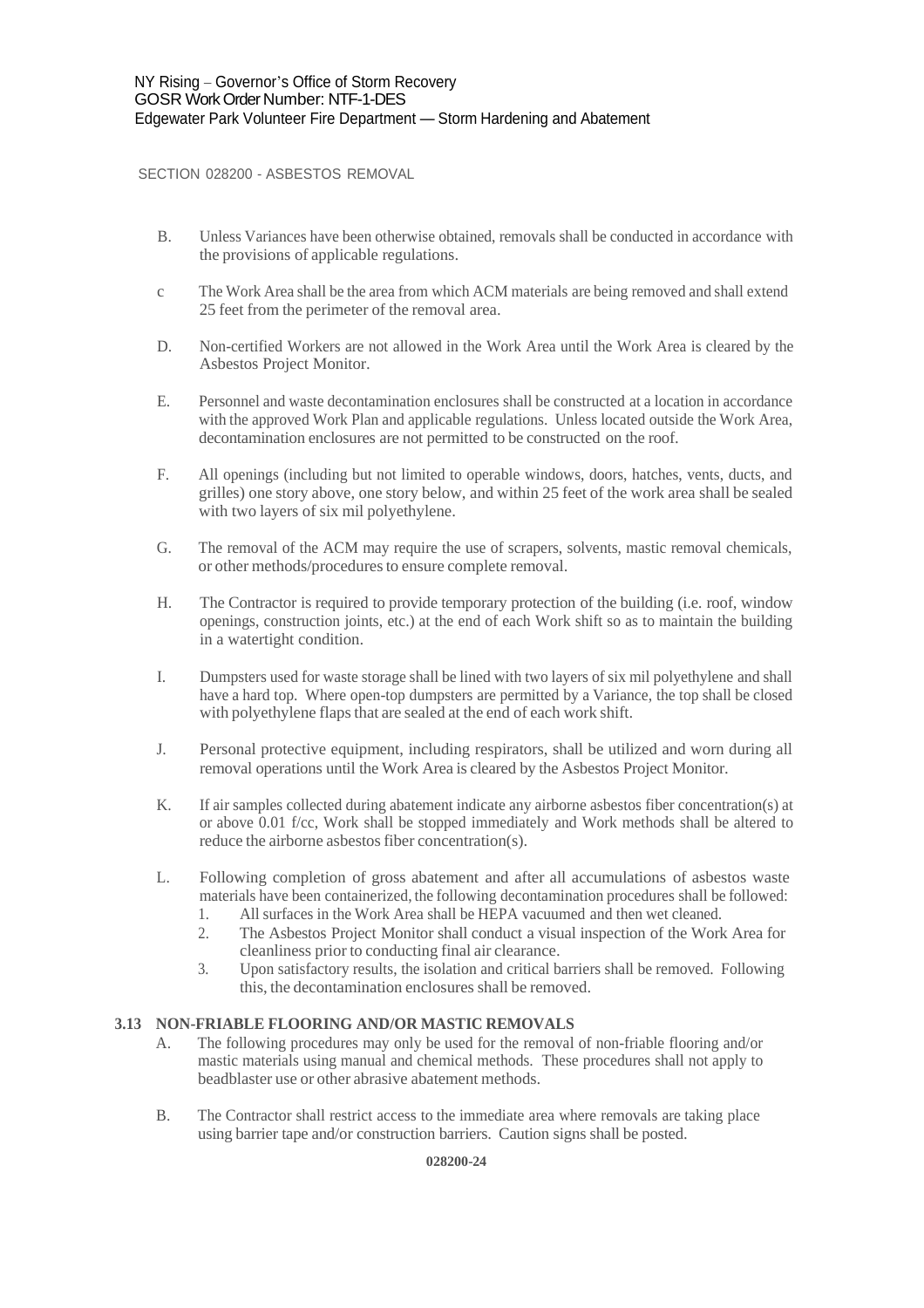B. Unless Variances have been otherwise obtained, removals shall be conducted in accordance with the provisions of applicable regulations.

c The Work Area shall be the area from which ACM materials are being removed and shall extend 25 feet from the perimeter of the removal area.

D. Non-certified Workers are not allowed in the Work Area until the Work Area is cleared by the Asbestos Project Monitor.

E. Personnel and waste decontamination enclosures shall be constructed at a location in accordance with the approved Work Plan and applicable regulations. Unless located outside the Work Area, decontamination enclosures are not permitted to be constructed on the roof.

F. All openings (including but not limited to operable windows, doors, hatches, vents, ducts, and grilles) one story above, one story below, and within 25 feet of the work area shall be sealed with two layers of six mil polyethylene.

G. The removal of the ACM may require the use of scrapers, solvents, mastic removal chemicals, or other methods/procedures to ensure complete removal.

H. The Contractor is required to provide temporary protection of the building (i.e. roof, window openings, construction joints, etc.) at the end of each Work shift so as to maintain the building in a watertight condition.

I. Dumpsters used for waste storage shall be lined with two layers of six mil polyethylene and shall have a hard top. Where open-top dumpsters are permitted by a Variance, the top shall be closed with polyethylene flaps that are sealed at the end of each work shift.

J. Personal protective equipment, including respirators, shall be utilized and worn during all removal operations until the Work Area is cleared by the Asbestos Project Monitor.

K. If air samples collected during abatement indicate any airborne asbestos fiber concentration(s) at or above 0.01 f/cc, Work shall be stopped immediately and Work methods shall be altered to reduce the airborne asbestos fiber concentration(s).

L. Following completion of gross abatement and after all accumulations of asbestos waste materials have been containerized, the following decontamination procedures shall be followed:
   1. All surfaces in the Work Area shall be HEPA vacuumed and then wet cleaned.
   2. The Asbestos Project Monitor shall conduct a visual inspection of the Work Area for cleanliness prior to conducting final air clearance.
   3. Upon satisfactory results, the isolation and critical barriers shall be removed. Following this, the decontamination enclosures shall be removed.

### 3.13 NON-FRIABLE FLOORING AND/OR MASTIC REMOVALS

A. The following procedures may only be used for the removal of non-friable flooring and/or mastic materials using manual and chemical methods. These procedures shall not apply to beadblaster use or other abrasive abatement methods.

B. The Contractor shall restrict access to the immediate area where removals are taking place using barrier tape and/or construction barriers. Caution signs shall be posted.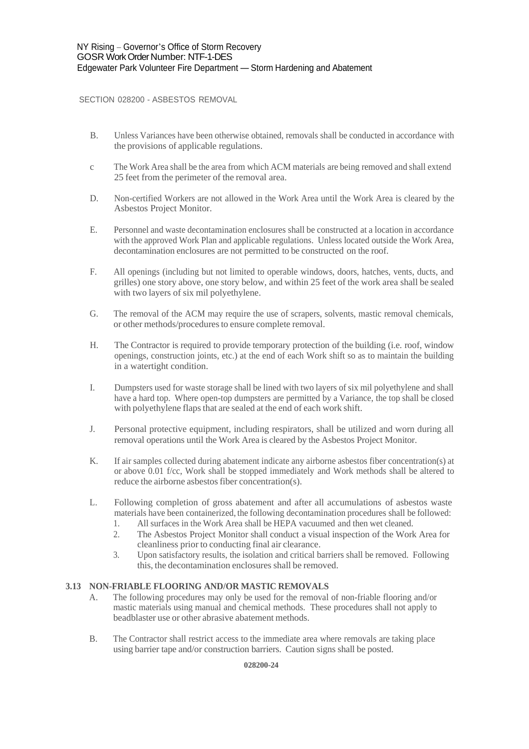B. Unless Variances have been otherwise obtained, removals shall be conducted in accordance with the provisions of applicable regulations.

c The Work Area shall be the area from which ACM materials are being removed and shall extend 25 feet from the perimeter of the removal area.

D. Non-certified Workers are not allowed in the Work Area until the Work Area is cleared by the Asbestos Project Monitor.

E. Personnel and waste decontamination enclosures shall be constructed at a location in accordance with the approved Work Plan and applicable regulations. Unless located outside the Work Area, decontamination enclosures are not permitted to be constructed on the roof.

F. All openings (including but not limited to operable windows, doors, hatches, vents, ducts, and grilles) one story above, one story below, and within 25 feet of the work area shall be sealed with two layers of six mil polyethylene.

G. The removal of the ACM may require the use of scrapers, solvents, mastic removal chemicals, or other methods/procedures to ensure complete removal.

H. The Contractor is required to provide temporary protection of the building (i.e. roof, window openings, construction joints, etc.) at the end of each Work shift so as to maintain the building in a watertight condition.

I. Dumpsters used for waste storage shall be lined with two layers of six mil polyethylene and shall have a hard top. Where open-top dumpsters are permitted by a Variance, the top shall be closed with polyethylene flaps that are sealed at the end of each work shift.

J. Personal protective equipment, including respirators, shall be utilized and worn during all removal operations until the Work Area is cleared by the Asbestos Project Monitor.

K. If air samples collected during abatement indicate any airborne asbestos fiber concentration(s) at or above 0.01 f/cc, Work shall be stopped immediately and Work methods shall be altered to reduce the airborne asbestos fiber concentration(s).

L. Following completion of gross abatement and after all accumulations of asbestos waste materials have been containerized, the following decontamination procedures shall be followed:
   1. All surfaces in the Work Area shall be HEPA vacuumed and then wet cleaned.
   2. The Asbestos Project Monitor shall conduct a visual inspection of the Work Area for cleanliness prior to conducting final air clearance.
   3. Upon satisfactory results, the isolation and critical barriers shall be removed. Following this, the decontamination enclosures shall be removed.

**3.13 NON-FRIABLE FLOORING AND/OR MASTIC REMOVALS**

A. The following procedures may only be used for the removal of non-friable flooring and/or mastic materials using manual and chemical methods. These procedures shall not apply to beadblaster use or other abrasive abatement methods.

B. The Contractor shall restrict access to the immediate area where removals are taking place using barrier tape and/or construction barriers. Caution signs shall be posted.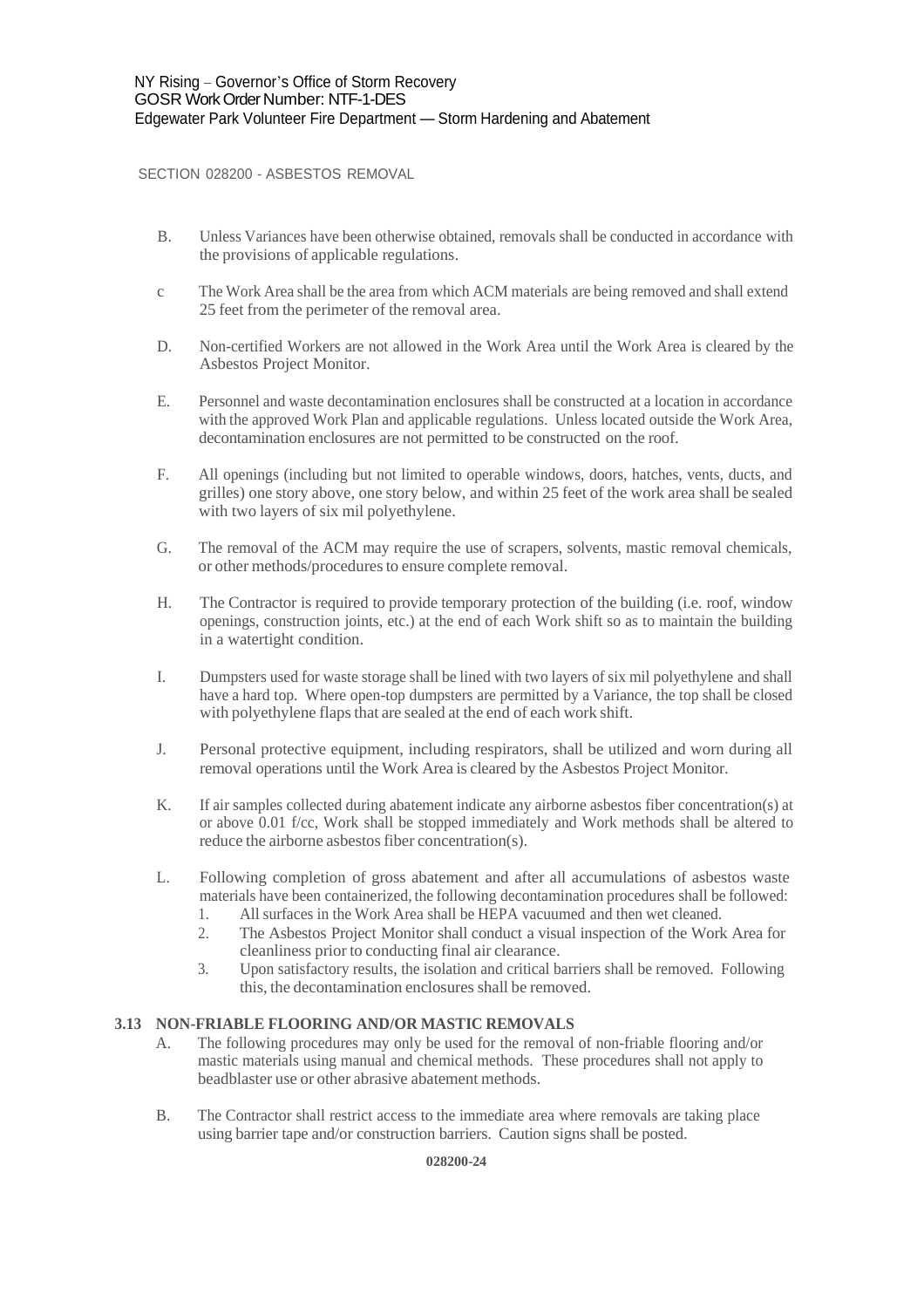B. Unless Variances have been otherwise obtained, removals shall be conducted in accordance with the provisions of applicable regulations.

c The Work Area shall be the area from which ACM materials are being removed and shall extend 25 feet from the perimeter of the removal area.

D. Non-certified Workers are not allowed in the Work Area until the Work Area is cleared by the Asbestos Project Monitor.

E. Personnel and waste decontamination enclosures shall be constructed at a location in accordance with the approved Work Plan and applicable regulations. Unless located outside the Work Area, decontamination enclosures are not permitted to be constructed on the roof.

F. All openings (including but not limited to operable windows, doors, hatches, vents, ducts, and grilles) one story above, one story below, and within 25 feet of the work area shall be sealed with two layers of six mil polyethylene.

G. The removal of the ACM may require the use of scrapers, solvents, mastic removal chemicals, or other methods/procedures to ensure complete removal.

H. The Contractor is required to provide temporary protection of the building (i.e. roof, window openings, construction joints, etc.) at the end of each Work shift so as to maintain the building in a watertight condition.

I. Dumpsters used for waste storage shall be lined with two layers of six mil polyethylene and shall have a hard top. Where open-top dumpsters are permitted by a Variance, the top shall be closed with polyethylene flaps that are sealed at the end of each work shift.

J. Personal protective equipment, including respirators, shall be utilized and worn during all removal operations until the Work Area is cleared by the Asbestos Project Monitor.

K. If air samples collected during abatement indicate any airborne asbestos fiber concentration(s) at or above 0.01 f/cc, Work shall be stopped immediately and Work methods shall be altered to reduce the airborne asbestos fiber concentration(s).

L. Following completion of gross abatement and after all accumulations of asbestos waste materials have been containerized, the following decontamination procedures shall be followed:
   1. All surfaces in the Work Area shall be HEPA vacuumed and then wet cleaned.
   2. The Asbestos Project Monitor shall conduct a visual inspection of the Work Area for cleanliness prior to conducting final air clearance.
   3. Upon satisfactory results, the isolation and critical barriers shall be removed. Following this, the decontamination enclosures shall be removed.

**3.13 NON-FRIABLE FLOORING AND/OR MASTIC REMOVALS**

A. The following procedures may only be used for the removal of non-friable flooring and/or mastic materials using manual and chemical methods. These procedures shall not apply to beadblaster use or other abrasive abatement methods.

B. The Contractor shall restrict access to the immediate area where removals are taking place using barrier tape and/or construction barriers. Caution signs shall be posted.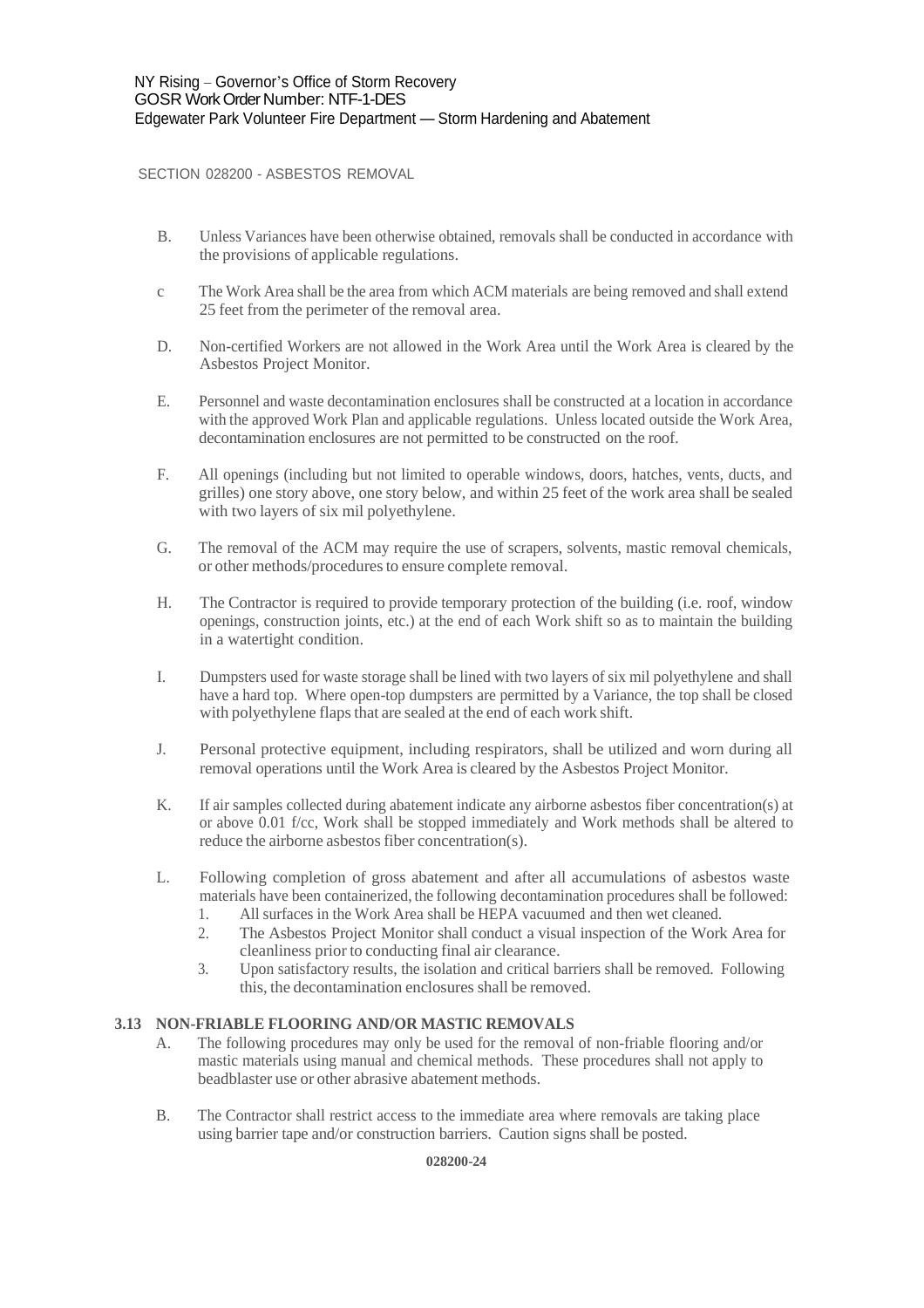B. Unless Variances have been otherwise obtained, removals shall be conducted in accordance with the provisions of applicable regulations.

c The Work Area shall be the area from which ACM materials are being removed and shall extend 25 feet from the perimeter of the removal area.

D. Non-certified Workers are not allowed in the Work Area until the Work Area is cleared by the Asbestos Project Monitor.

E. Personnel and waste decontamination enclosures shall be constructed at a location in accordance with the approved Work Plan and applicable regulations. Unless located outside the Work Area, decontamination enclosures are not permitted to be constructed on the roof.

F. All openings (including but not limited to operable windows, doors, hatches, vents, ducts, and grilles) one story above, one story below, and within 25 feet of the work area shall be sealed with two layers of six mil polyethylene.

G. The removal of the ACM may require the use of scrapers, solvents, mastic removal chemicals, or other methods/procedures to ensure complete removal.

H. The Contractor is required to provide temporary protection of the building (i.e. roof, window openings, construction joints, etc.) at the end of each Work shift so as to maintain the building in a watertight condition.

I. Dumpsters used for waste storage shall be lined with two layers of six mil polyethylene and shall have a hard top. Where open-top dumpsters are permitted by a Variance, the top shall be closed with polyethylene flaps that are sealed at the end of each work shift.

J. Personal protective equipment, including respirators, shall be utilized and worn during all removal operations until the Work Area is cleared by the Asbestos Project Monitor.

K. If air samples collected during abatement indicate any airborne asbestos fiber concentration(s) at or above 0.01 f/cc, Work shall be stopped immediately and Work methods shall be altered to reduce the airborne asbestos fiber concentration(s).

L. Following completion of gross abatement and after all accumulations of asbestos waste materials have been containerized, the following decontamination procedures shall be followed:
   1. All surfaces in the Work Area shall be HEPA vacuumed and then wet cleaned.
   2. The Asbestos Project Monitor shall conduct a visual inspection of the Work Area for cleanliness prior to conducting final air clearance.
   3. Upon satisfactory results, the isolation and critical barriers shall be removed. Following this, the decontamination enclosures shall be removed.

**3.13 NON-FRIABLE FLOORING AND/OR MASTIC REMOVALS**

A. The following procedures may only be used for the removal of non-friable flooring and/or mastic materials using manual and chemical methods. These procedures shall not apply to beadblaster use or other abrasive abatement methods.

B. The Contractor shall restrict access to the immediate area where removals are taking place using barrier tape and/or construction barriers. Caution signs shall be posted.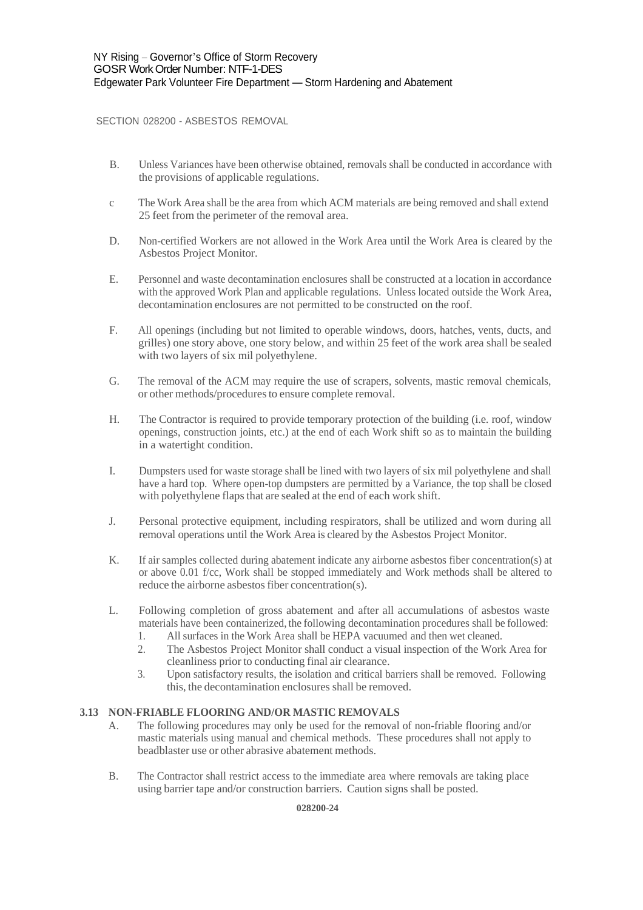B. Unless Variances have been otherwise obtained, removals shall be conducted in accordance with the provisions of applicable regulations.

c The Work Area shall be the area from which ACM materials are being removed and shall extend 25 feet from the perimeter of the removal area.

D. Non-certified Workers are not allowed in the Work Area until the Work Area is cleared by the Asbestos Project Monitor.

E. Personnel and waste decontamination enclosures shall be constructed at a location in accordance with the approved Work Plan and applicable regulations. Unless located outside the Work Area, decontamination enclosures are not permitted to be constructed on the roof.

F. All openings (including but not limited to operable windows, doors, hatches, vents, ducts, and grilles) one story above, one story below, and within 25 feet of the work area shall be sealed with two layers of six mil polyethylene.

G. The removal of the ACM may require the use of scrapers, solvents, mastic removal chemicals, or other methods/procedures to ensure complete removal.

H. The Contractor is required to provide temporary protection of the building (i.e. roof, window openings, construction joints, etc.) at the end of each Work shift so as to maintain the building in a watertight condition.

I. Dumpsters used for waste storage shall be lined with two layers of six mil polyethylene and shall have a hard top. Where open-top dumpsters are permitted by a Variance, the top shall be closed with polyethylene flaps that are sealed at the end of each work shift.

J. Personal protective equipment, including respirators, shall be utilized and worn during all removal operations until the Work Area is cleared by the Asbestos Project Monitor.

K. If air samples collected during abatement indicate any airborne asbestos fiber concentration(s) at or above 0.01 f/cc, Work shall be stopped immediately and Work methods shall be altered to reduce the airborne asbestos fiber concentration(s).

L. Following completion of gross abatement and after all accumulations of asbestos waste materials have been containerized, the following decontamination procedures shall be followed:
   1. All surfaces in the Work Area shall be HEPA vacuumed and then wet cleaned.
   2. The Asbestos Project Monitor shall conduct a visual inspection of the Work Area for cleanliness prior to conducting final air clearance.
   3. Upon satisfactory results, the isolation and critical barriers shall be removed. Following this, the decontamination enclosures shall be removed.

### 3.13 NON-FRIABLE FLOORING AND/OR MASTIC REMOVALS

A. The following procedures may only be used for the removal of non-friable flooring and/or mastic materials using manual and chemical methods. These procedures shall not apply to beadblaster use or other abrasive abatement methods.

B. The Contractor shall restrict access to the immediate area where removals are taking place using barrier tape and/or construction barriers. Caution signs shall be posted.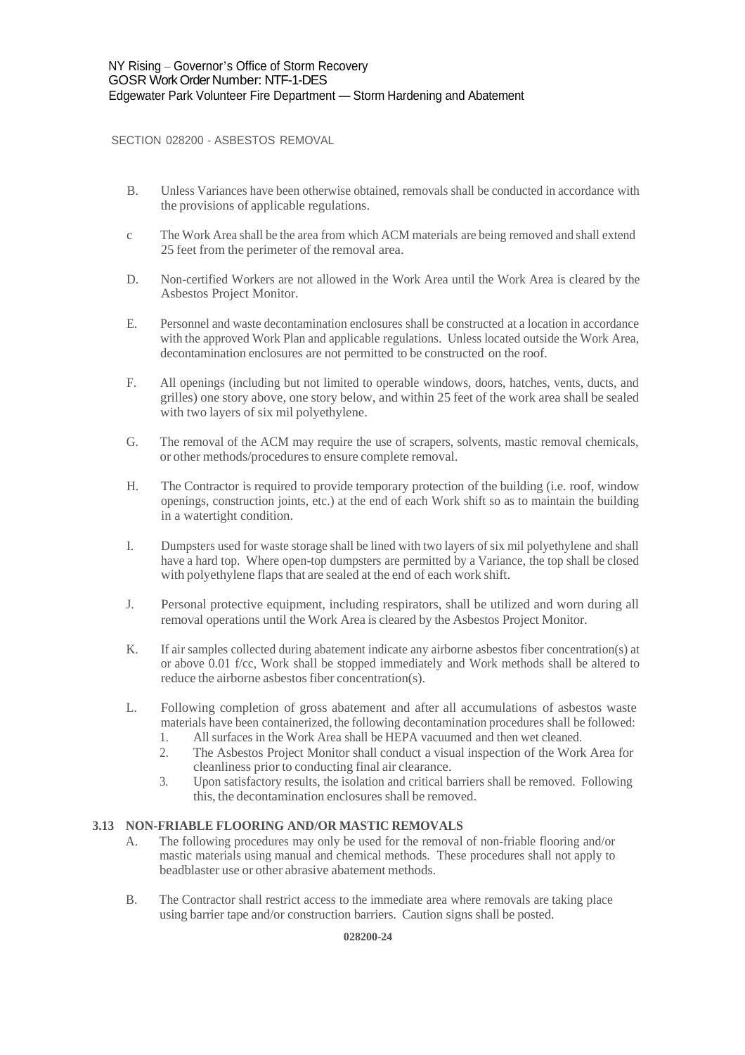B. Unless Variances have been otherwise obtained, removals shall be conducted in accordance with the provisions of applicable regulations.

c The Work Area shall be the area from which ACM materials are being removed and shall extend 25 feet from the perimeter of the removal area.

D. Non-certified Workers are not allowed in the Work Area until the Work Area is cleared by the Asbestos Project Monitor.

E. Personnel and waste decontamination enclosures shall be constructed at a location in accordance with the approved Work Plan and applicable regulations. Unless located outside the Work Area, decontamination enclosures are not permitted to be constructed on the roof.

F. All openings (including but not limited to operable windows, doors, hatches, vents, ducts, and grilles) one story above, one story below, and within 25 feet of the work area shall be sealed with two layers of six mil polyethylene.

G. The removal of the ACM may require the use of scrapers, solvents, mastic removal chemicals, or other methods/procedures to ensure complete removal.

H. The Contractor is required to provide temporary protection of the building (i.e. roof, window openings, construction joints, etc.) at the end of each Work shift so as to maintain the building in a watertight condition.

I. Dumpsters used for waste storage shall be lined with two layers of six mil polyethylene and shall have a hard top. Where open-top dumpsters are permitted by a Variance, the top shall be closed with polyethylene flaps that are sealed at the end of each work shift.

J. Personal protective equipment, including respirators, shall be utilized and worn during all removal operations until the Work Area is cleared by the Asbestos Project Monitor.

K. If air samples collected during abatement indicate any airborne asbestos fiber concentration(s) at or above 0.01 f/cc, Work shall be stopped immediately and Work methods shall be altered to reduce the airborne asbestos fiber concentration(s).

L. Following completion of gross abatement and after all accumulations of asbestos waste materials have been containerized, the following decontamination procedures shall be followed:
   1. All surfaces in the Work Area shall be HEPA vacuumed and then wet cleaned.
   2. The Asbestos Project Monitor shall conduct a visual inspection of the Work Area for cleanliness prior to conducting final air clearance.
   3. Upon satisfactory results, the isolation and critical barriers shall be removed. Following this, the decontamination enclosures shall be removed.

### 3.13 NON-FRIABLE FLOORING AND/OR MASTIC REMOVALS

A. The following procedures may only be used for the removal of non-friable flooring and/or mastic materials using manual and chemical methods. These procedures shall not apply to beadblaster use or other abrasive abatement methods.

B. The Contractor shall restrict access to the immediate area where removals are taking place using barrier tape and/or construction barriers. Caution signs shall be posted.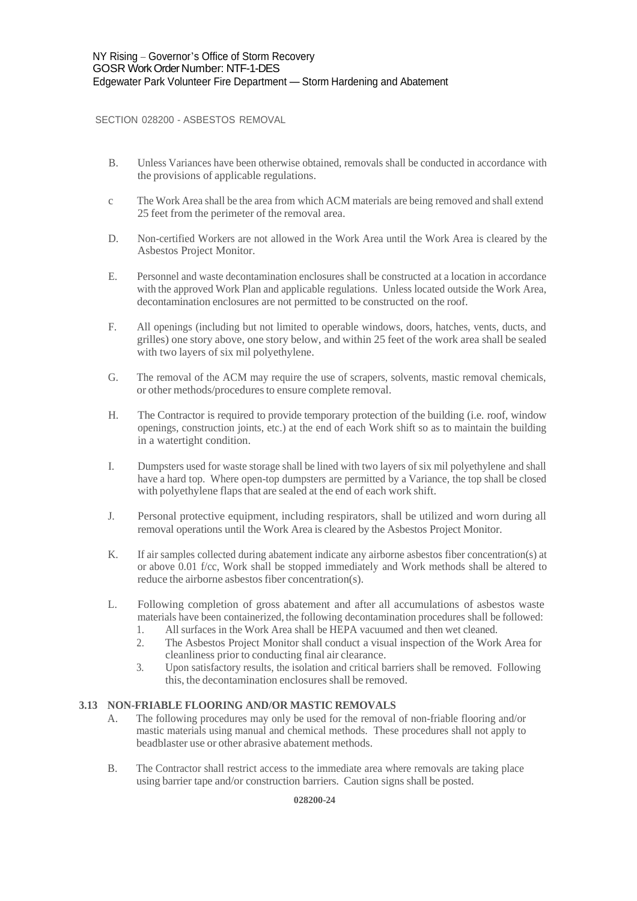B. Unless Variances have been otherwise obtained, removals shall be conducted in accordance with the provisions of applicable regulations.

c The Work Area shall be the area from which ACM materials are being removed and shall extend 25 feet from the perimeter of the removal area.

D. Non-certified Workers are not allowed in the Work Area until the Work Area is cleared by the Asbestos Project Monitor.

E. Personnel and waste decontamination enclosures shall be constructed at a location in accordance with the approved Work Plan and applicable regulations. Unless located outside the Work Area, decontamination enclosures are not permitted to be constructed on the roof.

F. All openings (including but not limited to operable windows, doors, hatches, vents, ducts, and grilles) one story above, one story below, and within 25 feet of the work area shall be sealed with two layers of six mil polyethylene.

G. The removal of the ACM may require the use of scrapers, solvents, mastic removal chemicals, or other methods/procedures to ensure complete removal.

H. The Contractor is required to provide temporary protection of the building (i.e. roof, window openings, construction joints, etc.) at the end of each Work shift so as to maintain the building in a watertight condition.

I. Dumpsters used for waste storage shall be lined with two layers of six mil polyethylene and shall have a hard top. Where open-top dumpsters are permitted by a Variance, the top shall be closed with polyethylene flaps that are sealed at the end of each work shift.

J. Personal protective equipment, including respirators, shall be utilized and worn during all removal operations until the Work Area is cleared by the Asbestos Project Monitor.

K. If air samples collected during abatement indicate any airborne asbestos fiber concentration(s) at or above 0.01 f/cc, Work shall be stopped immediately and Work methods shall be altered to reduce the airborne asbestos fiber concentration(s).

L. Following completion of gross abatement and after all accumulations of asbestos waste materials have been containerized, the following decontamination procedures shall be followed:
   1. All surfaces in the Work Area shall be HEPA vacuumed and then wet cleaned.
   2. The Asbestos Project Monitor shall conduct a visual inspection of the Work Area for cleanliness prior to conducting final air clearance.
   3. Upon satisfactory results, the isolation and critical barriers shall be removed. Following this, the decontamination enclosures shall be removed.

**3.13 NON-FRIABLE FLOORING AND/OR MASTIC REMOVALS**

A. The following procedures may only be used for the removal of non-friable flooring and/or mastic materials using manual and chemical methods. These procedures shall not apply to beadblaster use or other abrasive abatement methods.

B. The Contractor shall restrict access to the immediate area where removals are taking place using barrier tape and/or construction barriers. Caution signs shall be posted.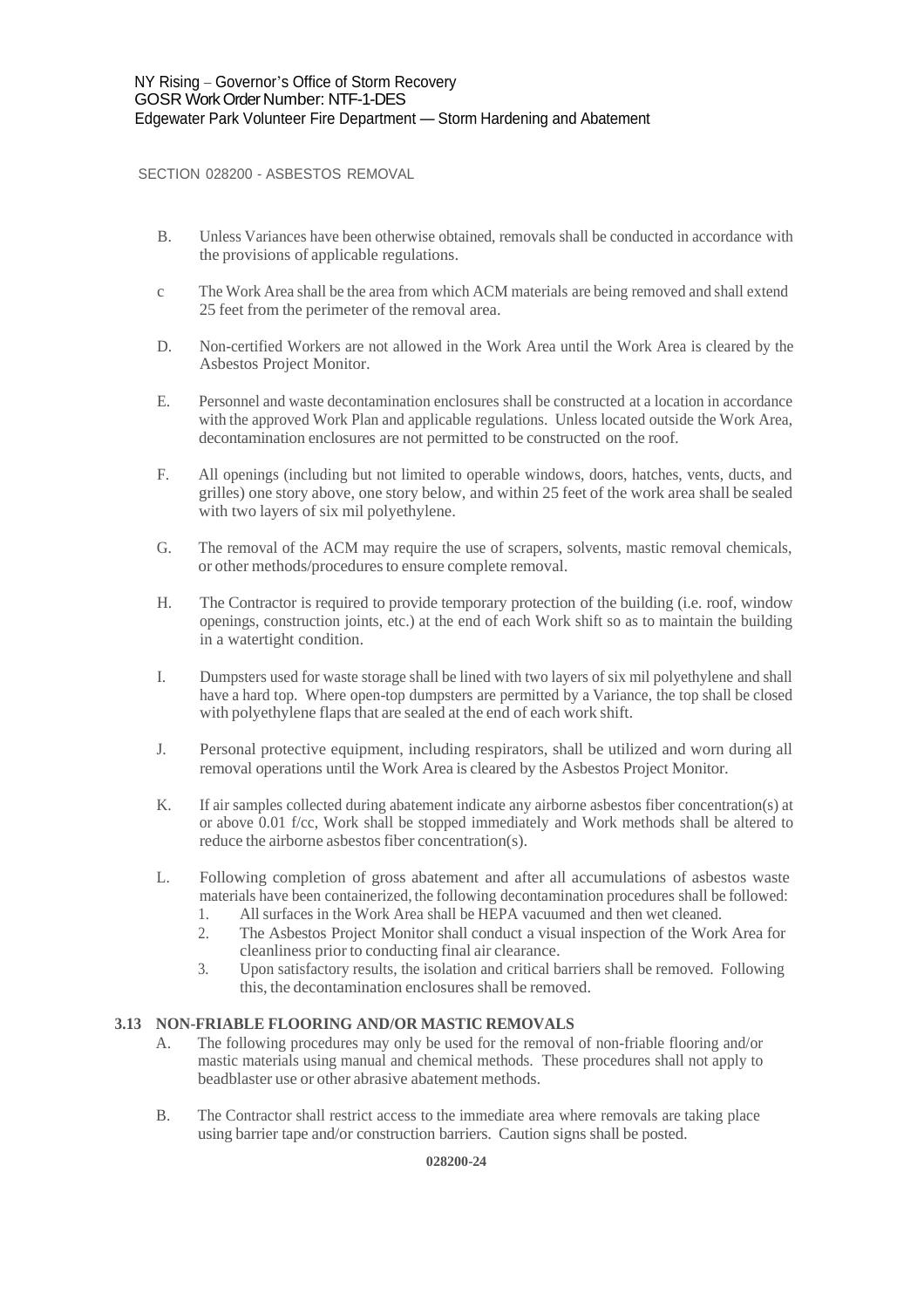B. Unless Variances have been otherwise obtained, removals shall be conducted in accordance with the provisions of applicable regulations.

c The Work Area shall be the area from which ACM materials are being removed and shall extend 25 feet from the perimeter of the removal area.

D. Non-certified Workers are not allowed in the Work Area until the Work Area is cleared by the Asbestos Project Monitor.

E. Personnel and waste decontamination enclosures shall be constructed at a location in accordance with the approved Work Plan and applicable regulations. Unless located outside the Work Area, decontamination enclosures are not permitted to be constructed on the roof.

F. All openings (including but not limited to operable windows, doors, hatches, vents, ducts, and grilles) one story above, one story below, and within 25 feet of the work area shall be sealed with two layers of six mil polyethylene.

G. The removal of the ACM may require the use of scrapers, solvents, mastic removal chemicals, or other methods/procedures to ensure complete removal.

H. The Contractor is required to provide temporary protection of the building (i.e. roof, window openings, construction joints, etc.) at the end of each Work shift so as to maintain the building in a watertight condition.

I. Dumpsters used for waste storage shall be lined with two layers of six mil polyethylene and shall have a hard top. Where open-top dumpsters are permitted by a Variance, the top shall be closed with polyethylene flaps that are sealed at the end of each work shift.

J. Personal protective equipment, including respirators, shall be utilized and worn during all removal operations until the Work Area is cleared by the Asbestos Project Monitor.

K. If air samples collected during abatement indicate any airborne asbestos fiber concentration(s) at or above 0.01 f/cc, Work shall be stopped immediately and Work methods shall be altered to reduce the airborne asbestos fiber concentration(s).

L. Following completion of gross abatement and after all accumulations of asbestos waste materials have been containerized, the following decontamination procedures shall be followed:
   1. All surfaces in the Work Area shall be HEPA vacuumed and then wet cleaned.
   2. The Asbestos Project Monitor shall conduct a visual inspection of the Work Area for cleanliness prior to conducting final air clearance.
   3. Upon satisfactory results, the isolation and critical barriers shall be removed. Following this, the decontamination enclosures shall be removed.

### 3.13 NON-FRIABLE FLOORING AND/OR MASTIC REMOVALS

A. The following procedures may only be used for the removal of non-friable flooring and/or mastic materials using manual and chemical methods. These procedures shall not apply to beadblaster use or other abrasive abatement methods.

B. The Contractor shall restrict access to the immediate area where removals are taking place using barrier tape and/or construction barriers. Caution signs shall be posted.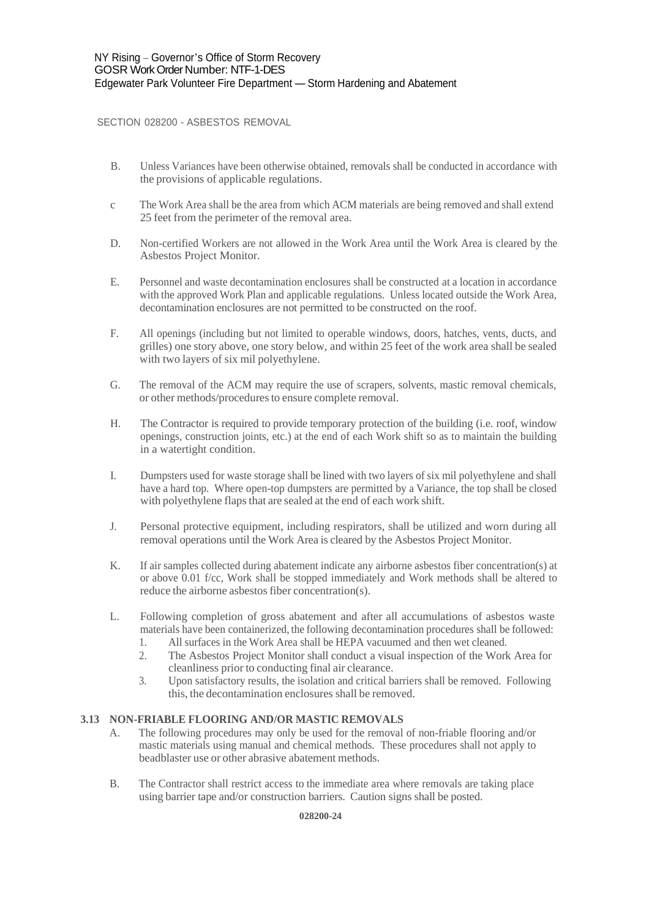SECTION 028200 - ASBESTOS REMOVAL

B. Unless Variances have been otherwise obtained, removals shall be conducted in accordance with the provisions of applicable regulations.

c The Work Area shall be the area from which ACM materials are being removed and shall extend 25 feet from the perimeter of the removal area.

D. Non-certified Workers are not allowed in the Work Area until the Work Area is cleared by the Asbestos Project Monitor.

E. Personnel and waste decontamination enclosures shall be constructed at a location in accordance with the approved Work Plan and applicable regulations. Unless located outside the Work Area, decontamination enclosures are not permitted to be constructed on the roof.

F. All openings (including but not limited to operable windows, doors, hatches, vents, ducts, and grilles) one story above, one story below, and within 25 feet of the work area shall be sealed with two layers of six mil polyethylene.

G. The removal of the ACM may require the use of scrapers, solvents, mastic removal chemicals, or other methods/procedures to ensure complete removal.

H. The Contractor is required to provide temporary protection of the building (i.e. roof, window openings, construction joints, etc.) at the end of each Work shift so as to maintain the building in a watertight condition.

I. Dumpsters used for waste storage shall be lined with two layers of six mil polyethylene and shall have a hard top. Where open-top dumpsters are permitted by a Variance, the top shall be closed with polyethylene flaps that are sealed at the end of each work shift.

J. Personal protective equipment, including respirators, shall be utilized and worn during all removal operations until the Work Area is cleared by the Asbestos Project Monitor.

K. If air samples collected during abatement indicate any airborne asbestos fiber concentration(s) at or above 0.01 f/cc, Work shall be stopped immediately and Work methods shall be altered to reduce the airborne asbestos fiber concentration(s).

L. Following completion of gross abatement and after all accumulations of asbestos waste materials have been containerized, the following decontamination procedures shall be followed:
1. All surfaces in the Work Area shall be HEPA vacuumed and then wet cleaned.
2. The Asbestos Project Monitor shall conduct a visual inspection of the Work Area for cleanliness prior to conducting final air clearance.
3. Upon satisfactory results, the isolation and critical barriers shall be removed. Following this, the decontamination enclosures shall be removed.

### 3.13 NON-FRIABLE FLOORING AND/OR MASTIC REMOVALS

A. The following procedures may only be used for the removal of non-friable flooring and/or mastic materials using manual and chemical methods. These procedures shall not apply to beadblaster use or other abrasive abatement methods.

B. The Contractor shall restrict access to the immediate area where removals are taking place using barrier tape and/or construction barriers. Caution signs shall be posted.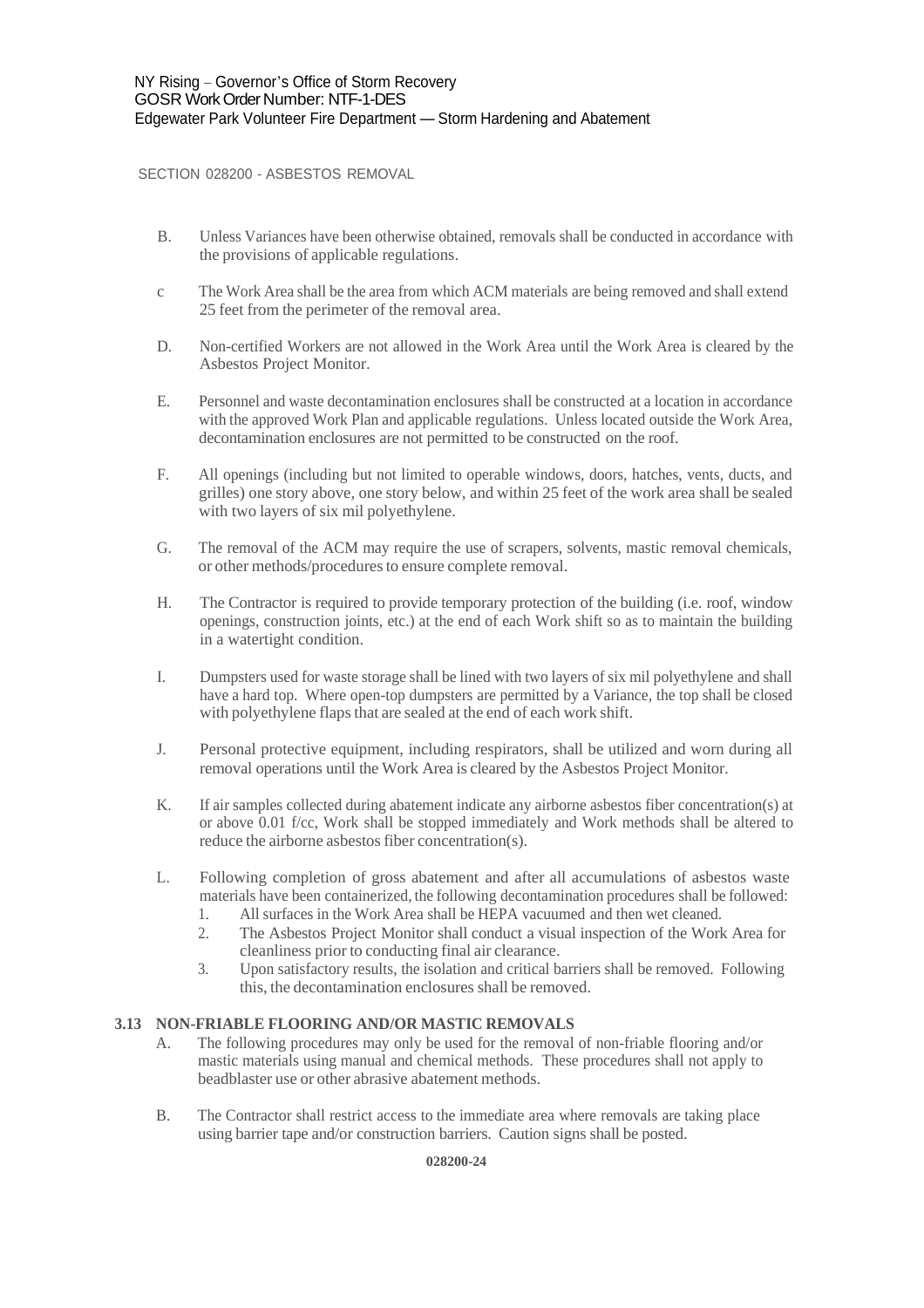B. Unless Variances have been otherwise obtained, removals shall be conducted in accordance with the provisions of applicable regulations.

c The Work Area shall be the area from which ACM materials are being removed and shall extend 25 feet from the perimeter of the removal area.

D. Non-certified Workers are not allowed in the Work Area until the Work Area is cleared by the Asbestos Project Monitor.

E. Personnel and waste decontamination enclosures shall be constructed at a location in accordance with the approved Work Plan and applicable regulations. Unless located outside the Work Area, decontamination enclosures are not permitted to be constructed on the roof.

F. All openings (including but not limited to operable windows, doors, hatches, vents, ducts, and grilles) one story above, one story below, and within 25 feet of the work area shall be sealed with two layers of six mil polyethylene.

G. The removal of the ACM may require the use of scrapers, solvents, mastic removal chemicals, or other methods/procedures to ensure complete removal.

H. The Contractor is required to provide temporary protection of the building (i.e. roof, window openings, construction joints, etc.) at the end of each Work shift so as to maintain the building in a watertight condition.

I. Dumpsters used for waste storage shall be lined with two layers of six mil polyethylene and shall have a hard top. Where open-top dumpsters are permitted by a Variance, the top shall be closed with polyethylene flaps that are sealed at the end of each work shift.

J. Personal protective equipment, including respirators, shall be utilized and worn during all removal operations until the Work Area is cleared by the Asbestos Project Monitor.

K. If air samples collected during abatement indicate any airborne asbestos fiber concentration(s) at or above 0.01 f/cc, Work shall be stopped immediately and Work methods shall be altered to reduce the airborne asbestos fiber concentration(s).

L. Following completion of gross abatement and after all accumulations of asbestos waste materials have been containerized, the following decontamination procedures shall be followed:
   1. All surfaces in the Work Area shall be HEPA vacuumed and then wet cleaned.
   2. The Asbestos Project Monitor shall conduct a visual inspection of the Work Area for cleanliness prior to conducting final air clearance.
   3. Upon satisfactory results, the isolation and critical barriers shall be removed. Following this, the decontamination enclosures shall be removed.

### 3.13 NON-FRIABLE FLOORING AND/OR MASTIC REMOVALS

A. The following procedures may only be used for the removal of non-friable flooring and/or mastic materials using manual and chemical methods. These procedures shall not apply to beadblaster use or other abrasive abatement methods.

B. The Contractor shall restrict access to the immediate area where removals are taking place using barrier tape and/or construction barriers. Caution signs shall be posted.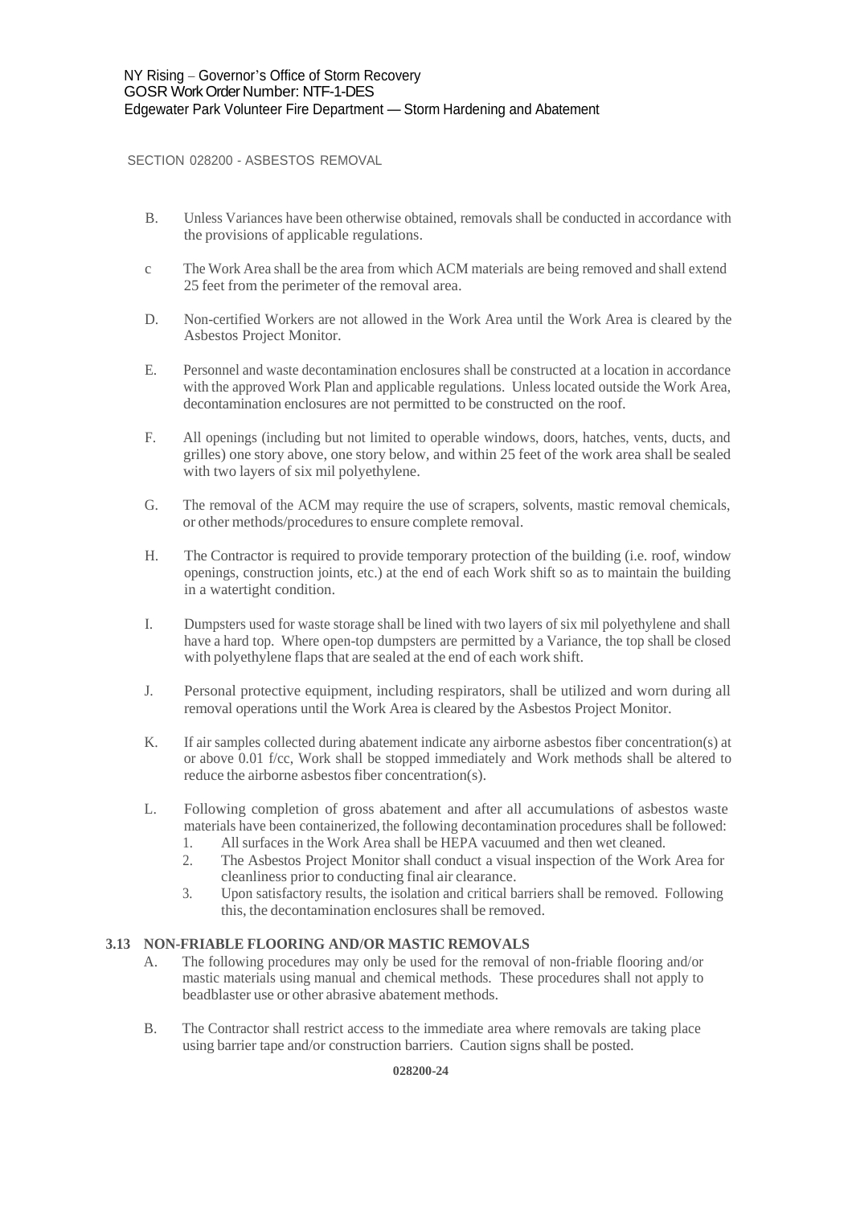B. Unless Variances have been otherwise obtained, removals shall be conducted in accordance with the provisions of applicable regulations.

c The Work Area shall be the area from which ACM materials are being removed and shall extend 25 feet from the perimeter of the removal area.

D. Non-certified Workers are not allowed in the Work Area until the Work Area is cleared by the Asbestos Project Monitor.

E. Personnel and waste decontamination enclosures shall be constructed at a location in accordance with the approved Work Plan and applicable regulations. Unless located outside the Work Area, decontamination enclosures are not permitted to be constructed on the roof.

F. All openings (including but not limited to operable windows, doors, hatches, vents, ducts, and grilles) one story above, one story below, and within 25 feet of the work area shall be sealed with two layers of six mil polyethylene.

G. The removal of the ACM may require the use of scrapers, solvents, mastic removal chemicals, or other methods/procedures to ensure complete removal.

H. The Contractor is required to provide temporary protection of the building (i.e. roof, window openings, construction joints, etc.) at the end of each Work shift so as to maintain the building in a watertight condition.

I. Dumpsters used for waste storage shall be lined with two layers of six mil polyethylene and shall have a hard top. Where open-top dumpsters are permitted by a Variance, the top shall be closed with polyethylene flaps that are sealed at the end of each work shift.

J. Personal protective equipment, including respirators, shall be utilized and worn during all removal operations until the Work Area is cleared by the Asbestos Project Monitor.

K. If air samples collected during abatement indicate any airborne asbestos fiber concentration(s) at or above 0.01 f/cc, Work shall be stopped immediately and Work methods shall be altered to reduce the airborne asbestos fiber concentration(s).

L. Following completion of gross abatement and after all accumulations of asbestos waste materials have been containerized, the following decontamination procedures shall be followed:
   1. All surfaces in the Work Area shall be HEPA vacuumed and then wet cleaned.
   2. The Asbestos Project Monitor shall conduct a visual inspection of the Work Area for cleanliness prior to conducting final air clearance.
   3. Upon satisfactory results, the isolation and critical barriers shall be removed. Following this, the decontamination enclosures shall be removed.

## 3.13 NON-FRIABLE FLOORING AND/OR MASTIC REMOVALS

A. The following procedures may only be used for the removal of non-friable flooring and/or mastic materials using manual and chemical methods. These procedures shall not apply to beadblaster use or other abrasive abatement methods.

B. The Contractor shall restrict access to the immediate area where removals are taking place using barrier tape and/or construction barriers. Caution signs shall be posted.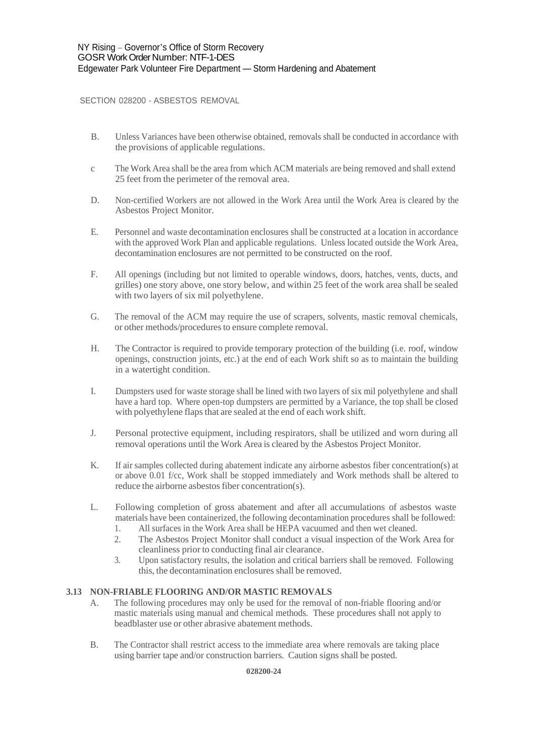B. Unless Variances have been otherwise obtained, removals shall be conducted in accordance with the provisions of applicable regulations.

c The Work Area shall be the area from which ACM materials are being removed and shall extend 25 feet from the perimeter of the removal area.

D. Non-certified Workers are not allowed in the Work Area until the Work Area is cleared by the Asbestos Project Monitor.

E. Personnel and waste decontamination enclosures shall be constructed at a location in accordance with the approved Work Plan and applicable regulations. Unless located outside the Work Area, decontamination enclosures are not permitted to be constructed on the roof.

F. All openings (including but not limited to operable windows, doors, hatches, vents, ducts, and grilles) one story above, one story below, and within 25 feet of the work area shall be sealed with two layers of six mil polyethylene.

G. The removal of the ACM may require the use of scrapers, solvents, mastic removal chemicals, or other methods/procedures to ensure complete removal.

H. The Contractor is required to provide temporary protection of the building (i.e. roof, window openings, construction joints, etc.) at the end of each Work shift so as to maintain the building in a watertight condition.

I. Dumpsters used for waste storage shall be lined with two layers of six mil polyethylene and shall have a hard top. Where open-top dumpsters are permitted by a Variance, the top shall be closed with polyethylene flaps that are sealed at the end of each work shift.

J. Personal protective equipment, including respirators, shall be utilized and worn during all removal operations until the Work Area is cleared by the Asbestos Project Monitor.

K. If air samples collected during abatement indicate any airborne asbestos fiber concentration(s) at or above 0.01 f/cc, Work shall be stopped immediately and Work methods shall be altered to reduce the airborne asbestos fiber concentration(s).

L. Following completion of gross abatement and after all accumulations of asbestos waste materials have been containerized, the following decontamination procedures shall be followed:
   1. All surfaces in the Work Area shall be HEPA vacuumed and then wet cleaned.
   2. The Asbestos Project Monitor shall conduct a visual inspection of the Work Area for cleanliness prior to conducting final air clearance.
   3. Upon satisfactory results, the isolation and critical barriers shall be removed. Following this, the decontamination enclosures shall be removed.

**3.13 NON-FRIABLE FLOORING AND/OR MASTIC REMOVALS**

A. The following procedures may only be used for the removal of non-friable flooring and/or mastic materials using manual and chemical methods. These procedures shall not apply to beadblaster use or other abrasive abatement methods.

B. The Contractor shall restrict access to the immediate area where removals are taking place using barrier tape and/or construction barriers. Caution signs shall be posted.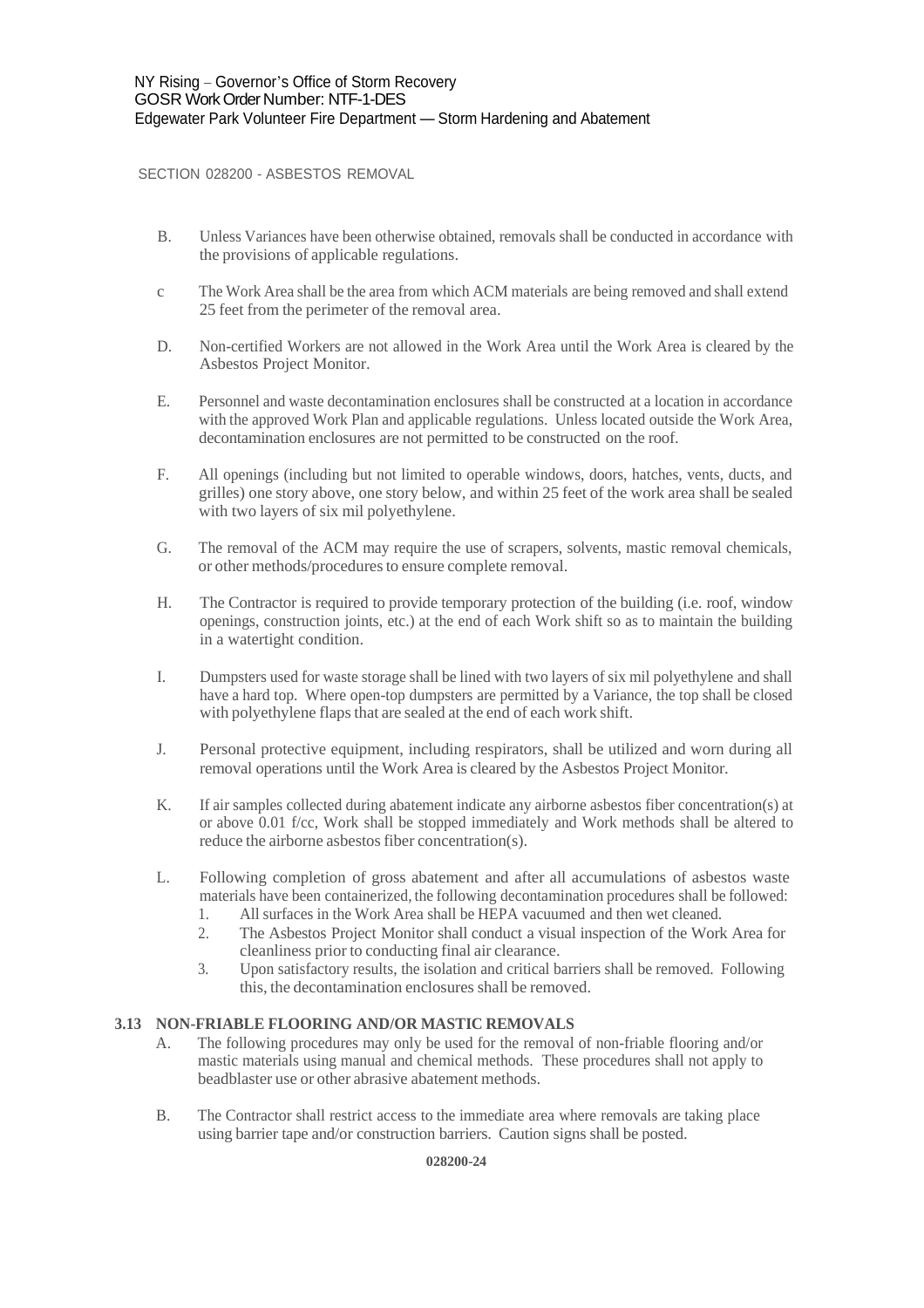B. Unless Variances have been otherwise obtained, removals shall be conducted in accordance with the provisions of applicable regulations.

c The Work Area shall be the area from which ACM materials are being removed and shall extend 25 feet from the perimeter of the removal area.

D. Non-certified Workers are not allowed in the Work Area until the Work Area is cleared by the Asbestos Project Monitor.

E. Personnel and waste decontamination enclosures shall be constructed at a location in accordance with the approved Work Plan and applicable regulations. Unless located outside the Work Area, decontamination enclosures are not permitted to be constructed on the roof.

F. All openings (including but not limited to operable windows, doors, hatches, vents, ducts, and grilles) one story above, one story below, and within 25 feet of the work area shall be sealed with two layers of six mil polyethylene.

G. The removal of the ACM may require the use of scrapers, solvents, mastic removal chemicals, or other methods/procedures to ensure complete removal.

H. The Contractor is required to provide temporary protection of the building (i.e. roof, window openings, construction joints, etc.) at the end of each Work shift so as to maintain the building in a watertight condition.

I. Dumpsters used for waste storage shall be lined with two layers of six mil polyethylene and shall have a hard top. Where open-top dumpsters are permitted by a Variance, the top shall be closed with polyethylene flaps that are sealed at the end of each work shift.

J. Personal protective equipment, including respirators, shall be utilized and worn during all removal operations until the Work Area is cleared by the Asbestos Project Monitor.

K. If air samples collected during abatement indicate any airborne asbestos fiber concentration(s) at or above 0.01 f/cc, Work shall be stopped immediately and Work methods shall be altered to reduce the airborne asbestos fiber concentration(s).

L. Following completion of gross abatement and after all accumulations of asbestos waste materials have been containerized, the following decontamination procedures shall be followed:
   1. All surfaces in the Work Area shall be HEPA vacuumed and then wet cleaned.
   2. The Asbestos Project Monitor shall conduct a visual inspection of the Work Area for cleanliness prior to conducting final air clearance.
   3. Upon satisfactory results, the isolation and critical barriers shall be removed. Following this, the decontamination enclosures shall be removed.

### 3.13 NON-FRIABLE FLOORING AND/OR MASTIC REMOVALS

A. The following procedures may only be used for the removal of non-friable flooring and/or mastic materials using manual and chemical methods. These procedures shall not apply to beadblaster use or other abrasive abatement methods.

B. The Contractor shall restrict access to the immediate area where removals are taking place using barrier tape and/or construction barriers. Caution signs shall be posted.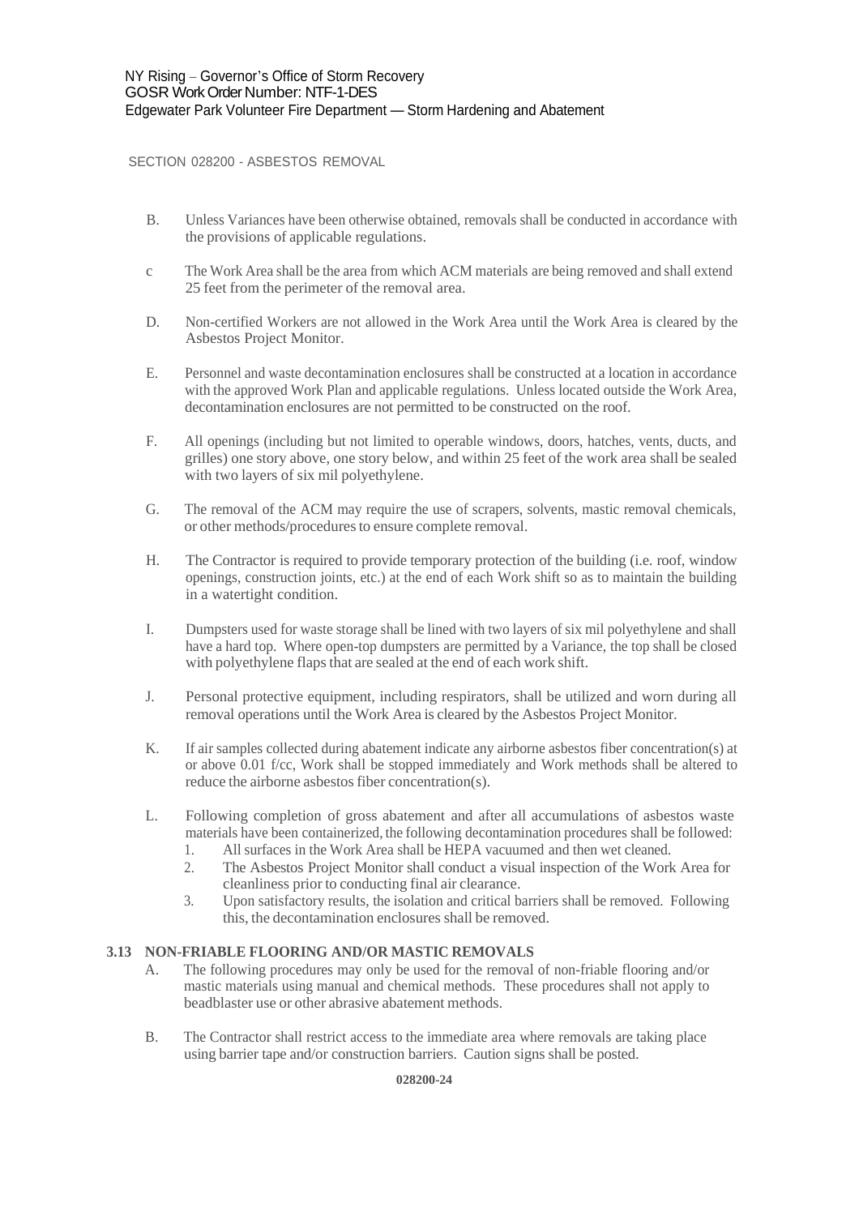B. Unless Variances have been otherwise obtained, removals shall be conducted in accordance with the provisions of applicable regulations.

c The Work Area shall be the area from which ACM materials are being removed and shall extend 25 feet from the perimeter of the removal area.

D. Non-certified Workers are not allowed in the Work Area until the Work Area is cleared by the Asbestos Project Monitor.

E. Personnel and waste decontamination enclosures shall be constructed at a location in accordance with the approved Work Plan and applicable regulations. Unless located outside the Work Area, decontamination enclosures are not permitted to be constructed on the roof.

F. All openings (including but not limited to operable windows, doors, hatches, vents, ducts, and grilles) one story above, one story below, and within 25 feet of the work area shall be sealed with two layers of six mil polyethylene.

G. The removal of the ACM may require the use of scrapers, solvents, mastic removal chemicals, or other methods/procedures to ensure complete removal.

H. The Contractor is required to provide temporary protection of the building (i.e. roof, window openings, construction joints, etc.) at the end of each Work shift so as to maintain the building in a watertight condition.

I. Dumpsters used for waste storage shall be lined with two layers of six mil polyethylene and shall have a hard top. Where open-top dumpsters are permitted by a Variance, the top shall be closed with polyethylene flaps that are sealed at the end of each work shift.

J. Personal protective equipment, including respirators, shall be utilized and worn during all removal operations until the Work Area is cleared by the Asbestos Project Monitor.

K. If air samples collected during abatement indicate any airborne asbestos fiber concentration(s) at or above 0.01 f/cc, Work shall be stopped immediately and Work methods shall be altered to reduce the airborne asbestos fiber concentration(s).

L. Following completion of gross abatement and after all accumulations of asbestos waste materials have been containerized, the following decontamination procedures shall be followed:
   1. All surfaces in the Work Area shall be HEPA vacuumed and then wet cleaned.
   2. The Asbestos Project Monitor shall conduct a visual inspection of the Work Area for cleanliness prior to conducting final air clearance.
   3. Upon satisfactory results, the isolation and critical barriers shall be removed. Following this, the decontamination enclosures shall be removed.

**3.13 NON-FRIABLE FLOORING AND/OR MASTIC REMOVALS**

A. The following procedures may only be used for the removal of non-friable flooring and/or mastic materials using manual and chemical methods. These procedures shall not apply to beadblaster use or other abrasive abatement methods.

B. The Contractor shall restrict access to the immediate area where removals are taking place using barrier tape and/or construction barriers. Caution signs shall be posted.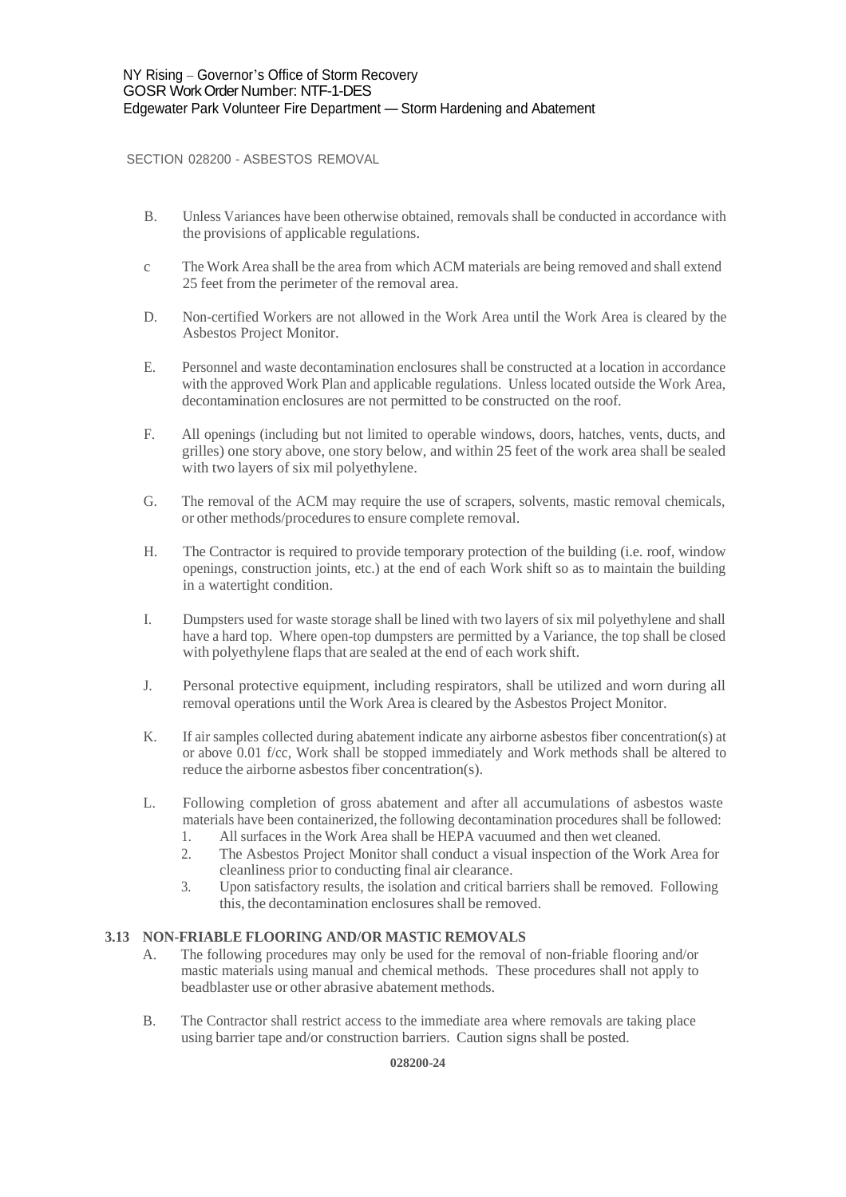SECTION 028200 - ASBESTOS REMOVAL

B. Unless Variances have been otherwise obtained, removals shall be conducted in accordance with the provisions of applicable regulations.

c The Work Area shall be the area from which ACM materials are being removed and shall extend 25 feet from the perimeter of the removal area.

D. Non-certified Workers are not allowed in the Work Area until the Work Area is cleared by the Asbestos Project Monitor.

E. Personnel and waste decontamination enclosures shall be constructed at a location in accordance with the approved Work Plan and applicable regulations. Unless located outside the Work Area, decontamination enclosures are not permitted to be constructed on the roof.

F. All openings (including but not limited to operable windows, doors, hatches, vents, ducts, and grilles) one story above, one story below, and within 25 feet of the work area shall be sealed with two layers of six mil polyethylene.

G. The removal of the ACM may require the use of scrapers, solvents, mastic removal chemicals, or other methods/procedures to ensure complete removal.

H. The Contractor is required to provide temporary protection of the building (i.e. roof, window openings, construction joints, etc.) at the end of each Work shift so as to maintain the building in a watertight condition.

I. Dumpsters used for waste storage shall be lined with two layers of six mil polyethylene and shall have a hard top. Where open-top dumpsters are permitted by a Variance, the top shall be closed with polyethylene flaps that are sealed at the end of each work shift.

J. Personal protective equipment, including respirators, shall be utilized and worn during all removal operations until the Work Area is cleared by the Asbestos Project Monitor.

K. If air samples collected during abatement indicate any airborne asbestos fiber concentration(s) at or above 0.01 f/cc, Work shall be stopped immediately and Work methods shall be altered to reduce the airborne asbestos fiber concentration(s).

L. Following completion of gross abatement and after all accumulations of asbestos waste materials have been containerized, the following decontamination procedures shall be followed:
   1. All surfaces in the Work Area shall be HEPA vacuumed and then wet cleaned.
   2. The Asbestos Project Monitor shall conduct a visual inspection of the Work Area for cleanliness prior to conducting final air clearance.
   3. Upon satisfactory results, the isolation and critical barriers shall be removed. Following this, the decontamination enclosures shall be removed.

**3.13 NON-FRIABLE FLOORING AND/OR MASTIC REMOVALS**

A. The following procedures may only be used for the removal of non-friable flooring and/or mastic materials using manual and chemical methods. These procedures shall not apply to beadblaster use or other abrasive abatement methods.

B. The Contractor shall restrict access to the immediate area where removals are taking place using barrier tape and/or construction barriers. Caution signs shall be posted.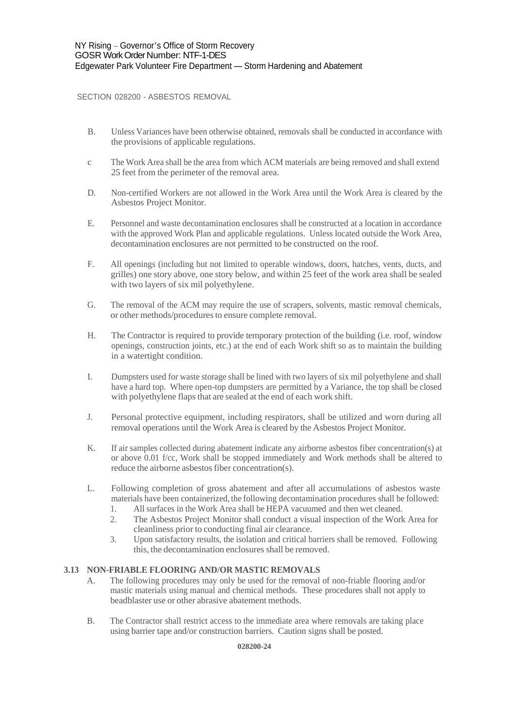B. Unless Variances have been otherwise obtained, removals shall be conducted in accordance with the provisions of applicable regulations.

c The Work Area shall be the area from which ACM materials are being removed and shall extend 25 feet from the perimeter of the removal area.

D. Non-certified Workers are not allowed in the Work Area until the Work Area is cleared by the Asbestos Project Monitor.

E. Personnel and waste decontamination enclosures shall be constructed at a location in accordance with the approved Work Plan and applicable regulations. Unless located outside the Work Area, decontamination enclosures are not permitted to be constructed on the roof.

F. All openings (including but not limited to operable windows, doors, hatches, vents, ducts, and grilles) one story above, one story below, and within 25 feet of the work area shall be sealed with two layers of six mil polyethylene.

G. The removal of the ACM may require the use of scrapers, solvents, mastic removal chemicals, or other methods/procedures to ensure complete removal.

H. The Contractor is required to provide temporary protection of the building (i.e. roof, window openings, construction joints, etc.) at the end of each Work shift so as to maintain the building in a watertight condition.

I. Dumpsters used for waste storage shall be lined with two layers of six mil polyethylene and shall have a hard top. Where open-top dumpsters are permitted by a Variance, the top shall be closed with polyethylene flaps that are sealed at the end of each work shift.

J. Personal protective equipment, including respirators, shall be utilized and worn during all removal operations until the Work Area is cleared by the Asbestos Project Monitor.

K. If air samples collected during abatement indicate any airborne asbestos fiber concentration(s) at or above 0.01 f/cc, Work shall be stopped immediately and Work methods shall be altered to reduce the airborne asbestos fiber concentration(s).

L. Following completion of gross abatement and after all accumulations of asbestos waste materials have been containerized, the following decontamination procedures shall be followed:
   1. All surfaces in the Work Area shall be HEPA vacuumed and then wet cleaned.
   2. The Asbestos Project Monitor shall conduct a visual inspection of the Work Area for cleanliness prior to conducting final air clearance.
   3. Upon satisfactory results, the isolation and critical barriers shall be removed. Following this, the decontamination enclosures shall be removed.

### 3.13 NON-FRIABLE FLOORING AND/OR MASTIC REMOVALS

A. The following procedures may only be used for the removal of non-friable flooring and/or mastic materials using manual and chemical methods. These procedures shall not apply to beadblaster use or other abrasive abatement methods.

B. The Contractor shall restrict access to the immediate area where removals are taking place using barrier tape and/or construction barriers. Caution signs shall be posted.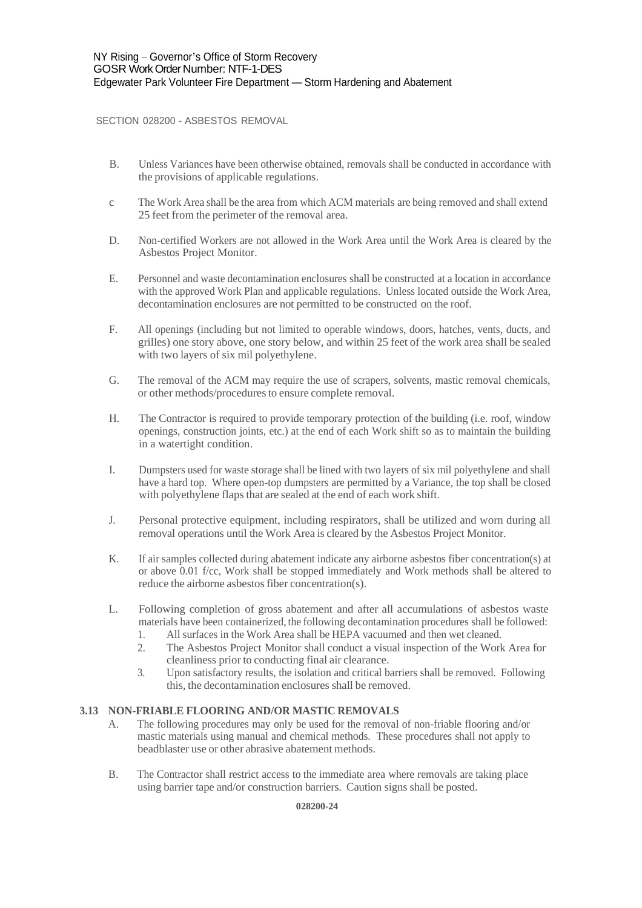B. Unless Variances have been otherwise obtained, removals shall be conducted in accordance with the provisions of applicable regulations.

c The Work Area shall be the area from which ACM materials are being removed and shall extend 25 feet from the perimeter of the removal area.

D. Non-certified Workers are not allowed in the Work Area until the Work Area is cleared by the Asbestos Project Monitor.

E. Personnel and waste decontamination enclosures shall be constructed at a location in accordance with the approved Work Plan and applicable regulations. Unless located outside the Work Area, decontamination enclosures are not permitted to be constructed on the roof.

F. All openings (including but not limited to operable windows, doors, hatches, vents, ducts, and grilles) one story above, one story below, and within 25 feet of the work area shall be sealed with two layers of six mil polyethylene.

G. The removal of the ACM may require the use of scrapers, solvents, mastic removal chemicals, or other methods/procedures to ensure complete removal.

H. The Contractor is required to provide temporary protection of the building (i.e. roof, window openings, construction joints, etc.) at the end of each Work shift so as to maintain the building in a watertight condition.

I. Dumpsters used for waste storage shall be lined with two layers of six mil polyethylene and shall have a hard top. Where open-top dumpsters are permitted by a Variance, the top shall be closed with polyethylene flaps that are sealed at the end of each work shift.

J. Personal protective equipment, including respirators, shall be utilized and worn during all removal operations until the Work Area is cleared by the Asbestos Project Monitor.

K. If air samples collected during abatement indicate any airborne asbestos fiber concentration(s) at or above 0.01 f/cc, Work shall be stopped immediately and Work methods shall be altered to reduce the airborne asbestos fiber concentration(s).

L. Following completion of gross abatement and after all accumulations of asbestos waste materials have been containerized, the following decontamination procedures shall be followed:
   1. All surfaces in the Work Area shall be HEPA vacuumed and then wet cleaned.
   2. The Asbestos Project Monitor shall conduct a visual inspection of the Work Area for cleanliness prior to conducting final air clearance.
   3. Upon satisfactory results, the isolation and critical barriers shall be removed. Following this, the decontamination enclosures shall be removed.

### 3.13 NON-FRIABLE FLOORING AND/OR MASTIC REMOVALS

A. The following procedures may only be used for the removal of non-friable flooring and/or mastic materials using manual and chemical methods. These procedures shall not apply to beadblaster use or other abrasive abatement methods.

B. The Contractor shall restrict access to the immediate area where removals are taking place using barrier tape and/or construction barriers. Caution signs shall be posted.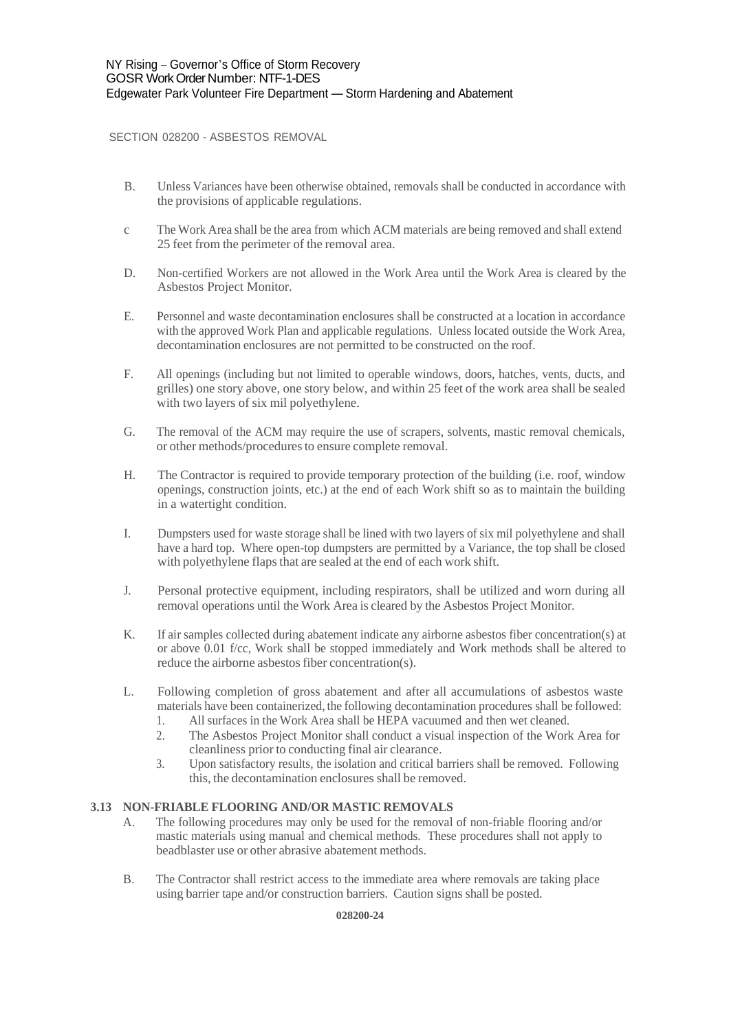B. Unless Variances have been otherwise obtained, removals shall be conducted in accordance with the provisions of applicable regulations.

c The Work Area shall be the area from which ACM materials are being removed and shall extend 25 feet from the perimeter of the removal area.

D. Non-certified Workers are not allowed in the Work Area until the Work Area is cleared by the Asbestos Project Monitor.

E. Personnel and waste decontamination enclosures shall be constructed at a location in accordance with the approved Work Plan and applicable regulations. Unless located outside the Work Area, decontamination enclosures are not permitted to be constructed on the roof.

F. All openings (including but not limited to operable windows, doors, hatches, vents, ducts, and grilles) one story above, one story below, and within 25 feet of the work area shall be sealed with two layers of six mil polyethylene.

G. The removal of the ACM may require the use of scrapers, solvents, mastic removal chemicals, or other methods/procedures to ensure complete removal.

H. The Contractor is required to provide temporary protection of the building (i.e. roof, window openings, construction joints, etc.) at the end of each Work shift so as to maintain the building in a watertight condition.

I. Dumpsters used for waste storage shall be lined with two layers of six mil polyethylene and shall have a hard top. Where open-top dumpsters are permitted by a Variance, the top shall be closed with polyethylene flaps that are sealed at the end of each work shift.

J. Personal protective equipment, including respirators, shall be utilized and worn during all removal operations until the Work Area is cleared by the Asbestos Project Monitor.

K. If air samples collected during abatement indicate any airborne asbestos fiber concentration(s) at or above 0.01 f/cc, Work shall be stopped immediately and Work methods shall be altered to reduce the airborne asbestos fiber concentration(s).

L. Following completion of gross abatement and after all accumulations of asbestos waste materials have been containerized, the following decontamination procedures shall be followed:
   1. All surfaces in the Work Area shall be HEPA vacuumed and then wet cleaned.
   2. The Asbestos Project Monitor shall conduct a visual inspection of the Work Area for cleanliness prior to conducting final air clearance.
   3. Upon satisfactory results, the isolation and critical barriers shall be removed. Following this, the decontamination enclosures shall be removed.

## 3.13 NON-FRIABLE FLOORING AND/OR MASTIC REMOVALS

A. The following procedures may only be used for the removal of non-friable flooring and/or mastic materials using manual and chemical methods. These procedures shall not apply to beadblaster use or other abrasive abatement methods.

B. The Contractor shall restrict access to the immediate area where removals are taking place using barrier tape and/or construction barriers. Caution signs shall be posted.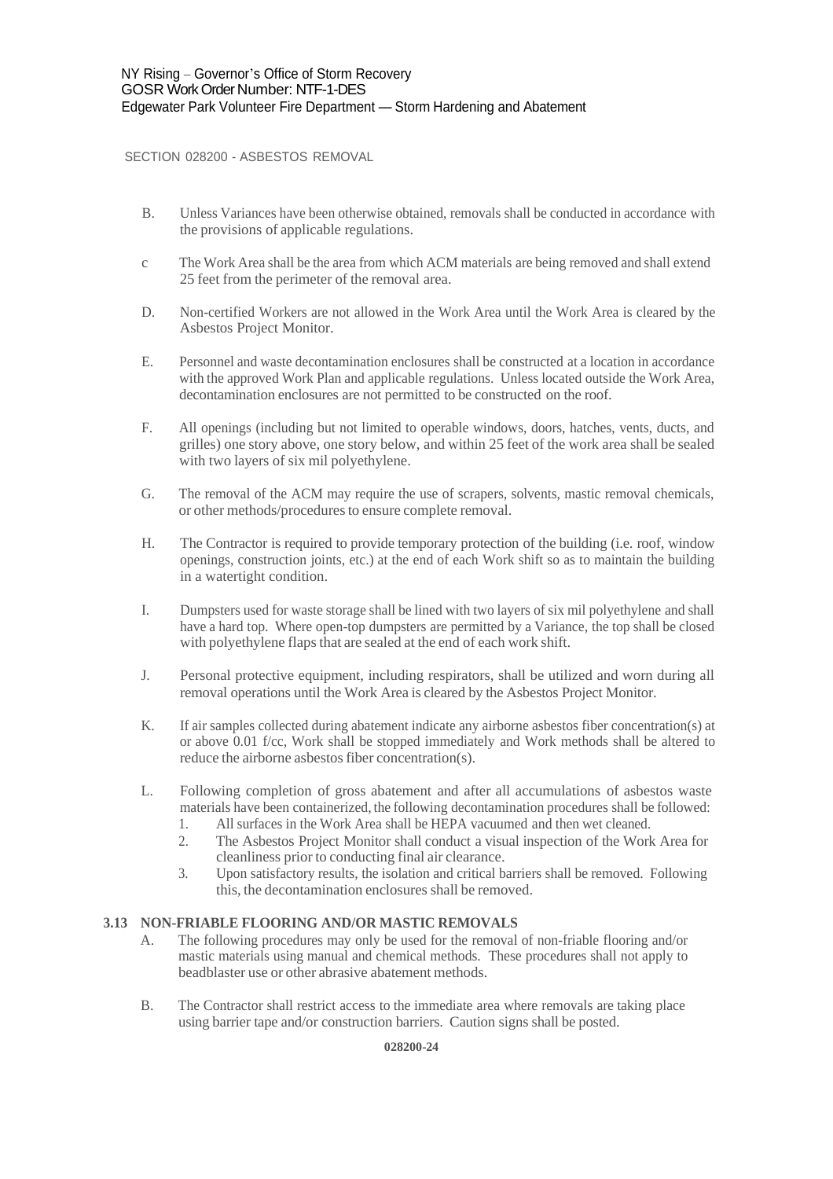B. Unless Variances have been otherwise obtained, removals shall be conducted in accordance with the provisions of applicable regulations.

c The Work Area shall be the area from which ACM materials are being removed and shall extend 25 feet from the perimeter of the removal area.

D. Non-certified Workers are not allowed in the Work Area until the Work Area is cleared by the Asbestos Project Monitor.

E. Personnel and waste decontamination enclosures shall be constructed at a location in accordance with the approved Work Plan and applicable regulations. Unless located outside the Work Area, decontamination enclosures are not permitted to be constructed on the roof.

F. All openings (including but not limited to operable windows, doors, hatches, vents, ducts, and grilles) one story above, one story below, and within 25 feet of the work area shall be sealed with two layers of six mil polyethylene.

G. The removal of the ACM may require the use of scrapers, solvents, mastic removal chemicals, or other methods/procedures to ensure complete removal.

H. The Contractor is required to provide temporary protection of the building (i.e. roof, window openings, construction joints, etc.) at the end of each Work shift so as to maintain the building in a watertight condition.

I. Dumpsters used for waste storage shall be lined with two layers of six mil polyethylene and shall have a hard top. Where open-top dumpsters are permitted by a Variance, the top shall be closed with polyethylene flaps that are sealed at the end of each work shift.

J. Personal protective equipment, including respirators, shall be utilized and worn during all removal operations until the Work Area is cleared by the Asbestos Project Monitor.

K. If air samples collected during abatement indicate any airborne asbestos fiber concentration(s) at or above 0.01 f/cc, Work shall be stopped immediately and Work methods shall be altered to reduce the airborne asbestos fiber concentration(s).

L. Following completion of gross abatement and after all accumulations of asbestos waste materials have been containerized, the following decontamination procedures shall be followed:
   1. All surfaces in the Work Area shall be HEPA vacuumed and then wet cleaned.
   2. The Asbestos Project Monitor shall conduct a visual inspection of the Work Area for cleanliness prior to conducting final air clearance.
   3. Upon satisfactory results, the isolation and critical barriers shall be removed. Following this, the decontamination enclosures shall be removed.

**3.13 NON-FRIABLE FLOORING AND/OR MASTIC REMOVALS**

A. The following procedures may only be used for the removal of non-friable flooring and/or mastic materials using manual and chemical methods. These procedures shall not apply to beadblaster use or other abrasive abatement methods.

B. The Contractor shall restrict access to the immediate area where removals are taking place using barrier tape and/or construction barriers. Caution signs shall be posted.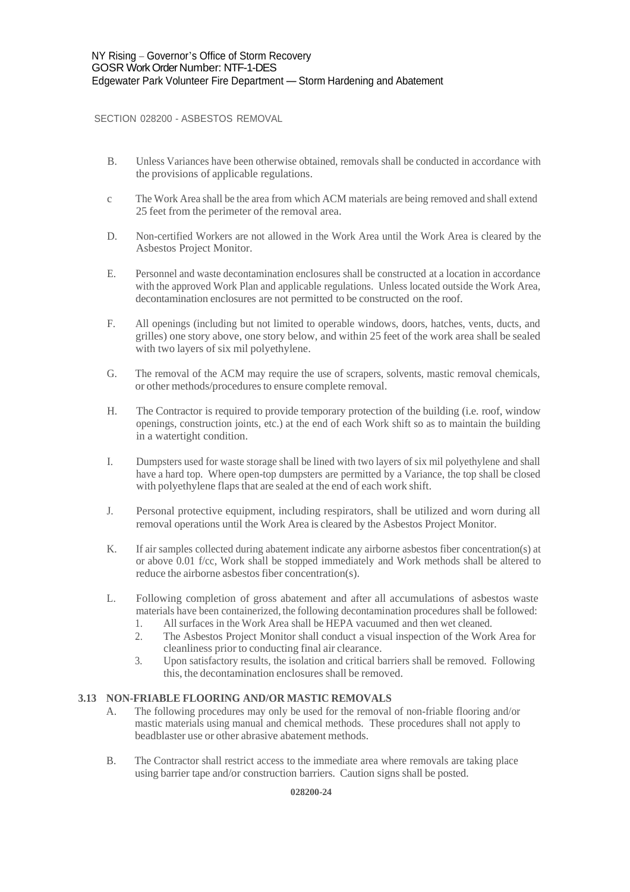B. Unless Variances have been otherwise obtained, removals shall be conducted in accordance with the provisions of applicable regulations.

c The Work Area shall be the area from which ACM materials are being removed and shall extend 25 feet from the perimeter of the removal area.

D. Non-certified Workers are not allowed in the Work Area until the Work Area is cleared by the Asbestos Project Monitor.

E. Personnel and waste decontamination enclosures shall be constructed at a location in accordance with the approved Work Plan and applicable regulations. Unless located outside the Work Area, decontamination enclosures are not permitted to be constructed on the roof.

F. All openings (including but not limited to operable windows, doors, hatches, vents, ducts, and grilles) one story above, one story below, and within 25 feet of the work area shall be sealed with two layers of six mil polyethylene.

G. The removal of the ACM may require the use of scrapers, solvents, mastic removal chemicals, or other methods/procedures to ensure complete removal.

H. The Contractor is required to provide temporary protection of the building (i.e. roof, window openings, construction joints, etc.) at the end of each Work shift so as to maintain the building in a watertight condition.

I. Dumpsters used for waste storage shall be lined with two layers of six mil polyethylene and shall have a hard top. Where open-top dumpsters are permitted by a Variance, the top shall be closed with polyethylene flaps that are sealed at the end of each work shift.

J. Personal protective equipment, including respirators, shall be utilized and worn during all removal operations until the Work Area is cleared by the Asbestos Project Monitor.

K. If air samples collected during abatement indicate any airborne asbestos fiber concentration(s) at or above 0.01 f/cc, Work shall be stopped immediately and Work methods shall be altered to reduce the airborne asbestos fiber concentration(s).

L. Following completion of gross abatement and after all accumulations of asbestos waste materials have been containerized, the following decontamination procedures shall be followed:
   1. All surfaces in the Work Area shall be HEPA vacuumed and then wet cleaned.
   2. The Asbestos Project Monitor shall conduct a visual inspection of the Work Area for cleanliness prior to conducting final air clearance.
   3. Upon satisfactory results, the isolation and critical barriers shall be removed. Following this, the decontamination enclosures shall be removed.

### 3.13 NON-FRIABLE FLOORING AND/OR MASTIC REMOVALS

A. The following procedures may only be used for the removal of non-friable flooring and/or mastic materials using manual and chemical methods. These procedures shall not apply to beadblaster use or other abrasive abatement methods.

B. The Contractor shall restrict access to the immediate area where removals are taking place using barrier tape and/or construction barriers. Caution signs shall be posted.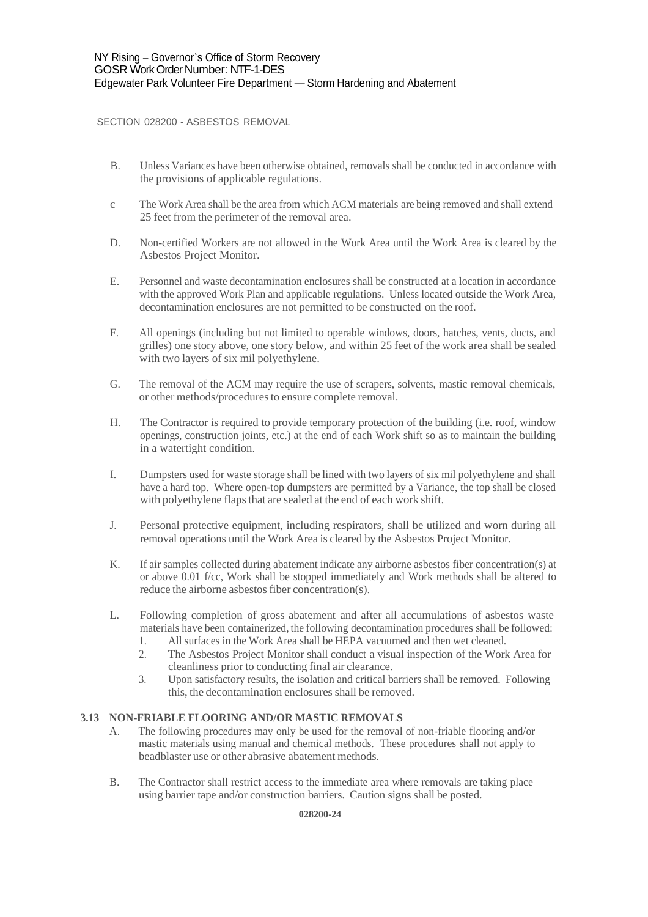B. Unless Variances have been otherwise obtained, removals shall be conducted in accordance with the provisions of applicable regulations.

c The Work Area shall be the area from which ACM materials are being removed and shall extend 25 feet from the perimeter of the removal area.

D. Non-certified Workers are not allowed in the Work Area until the Work Area is cleared by the Asbestos Project Monitor.

E. Personnel and waste decontamination enclosures shall be constructed at a location in accordance with the approved Work Plan and applicable regulations. Unless located outside the Work Area, decontamination enclosures are not permitted to be constructed on the roof.

F. All openings (including but not limited to operable windows, doors, hatches, vents, ducts, and grilles) one story above, one story below, and within 25 feet of the work area shall be sealed with two layers of six mil polyethylene.

G. The removal of the ACM may require the use of scrapers, solvents, mastic removal chemicals, or other methods/procedures to ensure complete removal.

H. The Contractor is required to provide temporary protection of the building (i.e. roof, window openings, construction joints, etc.) at the end of each Work shift so as to maintain the building in a watertight condition.

I. Dumpsters used for waste storage shall be lined with two layers of six mil polyethylene and shall have a hard top. Where open-top dumpsters are permitted by a Variance, the top shall be closed with polyethylene flaps that are sealed at the end of each work shift.

J. Personal protective equipment, including respirators, shall be utilized and worn during all removal operations until the Work Area is cleared by the Asbestos Project Monitor.

K. If air samples collected during abatement indicate any airborne asbestos fiber concentration(s) at or above 0.01 f/cc, Work shall be stopped immediately and Work methods shall be altered to reduce the airborne asbestos fiber concentration(s).

L. Following completion of gross abatement and after all accumulations of asbestos waste materials have been containerized, the following decontamination procedures shall be followed:
   1. All surfaces in the Work Area shall be HEPA vacuumed and then wet cleaned.
   2. The Asbestos Project Monitor shall conduct a visual inspection of the Work Area for cleanliness prior to conducting final air clearance.
   3. Upon satisfactory results, the isolation and critical barriers shall be removed. Following this, the decontamination enclosures shall be removed.

### 3.13 NON-FRIABLE FLOORING AND/OR MASTIC REMOVALS

A. The following procedures may only be used for the removal of non-friable flooring and/or mastic materials using manual and chemical methods. These procedures shall not apply to beadblaster use or other abrasive abatement methods.

B. The Contractor shall restrict access to the immediate area where removals are taking place using barrier tape and/or construction barriers. Caution signs shall be posted.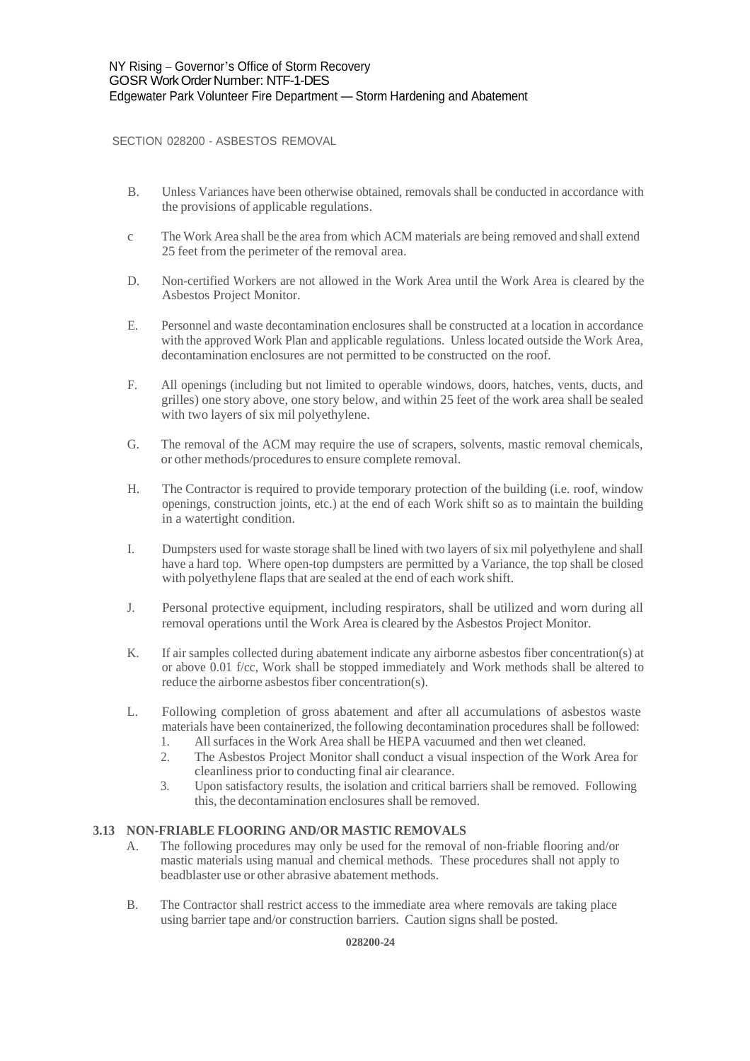B. Unless Variances have been otherwise obtained, removals shall be conducted in accordance with the provisions of applicable regulations.

c The Work Area shall be the area from which ACM materials are being removed and shall extend 25 feet from the perimeter of the removal area.

D. Non-certified Workers are not allowed in the Work Area until the Work Area is cleared by the Asbestos Project Monitor.

E. Personnel and waste decontamination enclosures shall be constructed at a location in accordance with the approved Work Plan and applicable regulations. Unless located outside the Work Area, decontamination enclosures are not permitted to be constructed on the roof.

F. All openings (including but not limited to operable windows, doors, hatches, vents, ducts, and grilles) one story above, one story below, and within 25 feet of the work area shall be sealed with two layers of six mil polyethylene.

G. The removal of the ACM may require the use of scrapers, solvents, mastic removal chemicals, or other methods/procedures to ensure complete removal.

H. The Contractor is required to provide temporary protection of the building (i.e. roof, window openings, construction joints, etc.) at the end of each Work shift so as to maintain the building in a watertight condition.

I. Dumpsters used for waste storage shall be lined with two layers of six mil polyethylene and shall have a hard top. Where open-top dumpsters are permitted by a Variance, the top shall be closed with polyethylene flaps that are sealed at the end of each work shift.

J. Personal protective equipment, including respirators, shall be utilized and worn during all removal operations until the Work Area is cleared by the Asbestos Project Monitor.

K. If air samples collected during abatement indicate any airborne asbestos fiber concentration(s) at or above 0.01 f/cc, Work shall be stopped immediately and Work methods shall be altered to reduce the airborne asbestos fiber concentration(s).

L. Following completion of gross abatement and after all accumulations of asbestos waste materials have been containerized, the following decontamination procedures shall be followed:
   1. All surfaces in the Work Area shall be HEPA vacuumed and then wet cleaned.
   2. The Asbestos Project Monitor shall conduct a visual inspection of the Work Area for cleanliness prior to conducting final air clearance.
   3. Upon satisfactory results, the isolation and critical barriers shall be removed. Following this, the decontamination enclosures shall be removed.

### 3.13 NON-FRIABLE FLOORING AND/OR MASTIC REMOVALS

A. The following procedures may only be used for the removal of non-friable flooring and/or mastic materials using manual and chemical methods. These procedures shall not apply to beadblaster use or other abrasive abatement methods.

B. The Contractor shall restrict access to the immediate area where removals are taking place using barrier tape and/or construction barriers. Caution signs shall be posted.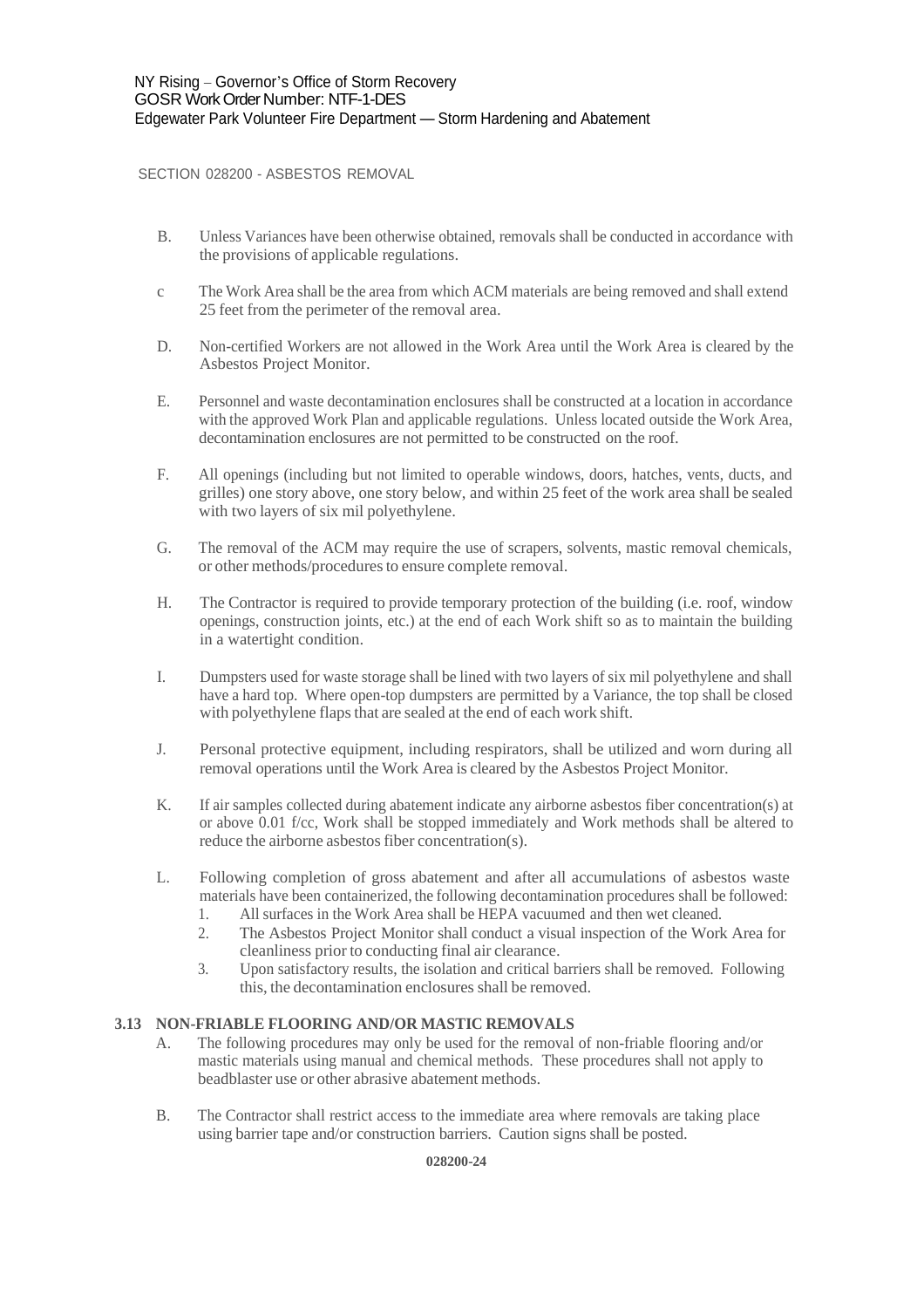B. Unless Variances have been otherwise obtained, removals shall be conducted in accordance with the provisions of applicable regulations.

c The Work Area shall be the area from which ACM materials are being removed and shall extend 25 feet from the perimeter of the removal area.

D. Non-certified Workers are not allowed in the Work Area until the Work Area is cleared by the Asbestos Project Monitor.

E. Personnel and waste decontamination enclosures shall be constructed at a location in accordance with the approved Work Plan and applicable regulations. Unless located outside the Work Area, decontamination enclosures are not permitted to be constructed on the roof.

F. All openings (including but not limited to operable windows, doors, hatches, vents, ducts, and grilles) one story above, one story below, and within 25 feet of the work area shall be sealed with two layers of six mil polyethylene.

G. The removal of the ACM may require the use of scrapers, solvents, mastic removal chemicals, or other methods/procedures to ensure complete removal.

H. The Contractor is required to provide temporary protection of the building (i.e. roof, window openings, construction joints, etc.) at the end of each Work shift so as to maintain the building in a watertight condition.

I. Dumpsters used for waste storage shall be lined with two layers of six mil polyethylene and shall have a hard top. Where open-top dumpsters are permitted by a Variance, the top shall be closed with polyethylene flaps that are sealed at the end of each work shift.

J. Personal protective equipment, including respirators, shall be utilized and worn during all removal operations until the Work Area is cleared by the Asbestos Project Monitor.

K. If air samples collected during abatement indicate any airborne asbestos fiber concentration(s) at or above 0.01 f/cc, Work shall be stopped immediately and Work methods shall be altered to reduce the airborne asbestos fiber concentration(s).

L. Following completion of gross abatement and after all accumulations of asbestos waste materials have been containerized, the following decontamination procedures shall be followed:
   1. All surfaces in the Work Area shall be HEPA vacuumed and then wet cleaned.
   2. The Asbestos Project Monitor shall conduct a visual inspection of the Work Area for cleanliness prior to conducting final air clearance.
   3. Upon satisfactory results, the isolation and critical barriers shall be removed. Following this, the decontamination enclosures shall be removed.

### 3.13 NON-FRIABLE FLOORING AND/OR MASTIC REMOVALS

A. The following procedures may only be used for the removal of non-friable flooring and/or mastic materials using manual and chemical methods. These procedures shall not apply to beadblaster use or other abrasive abatement methods.

B. The Contractor shall restrict access to the immediate area where removals are taking place using barrier tape and/or construction barriers. Caution signs shall be posted.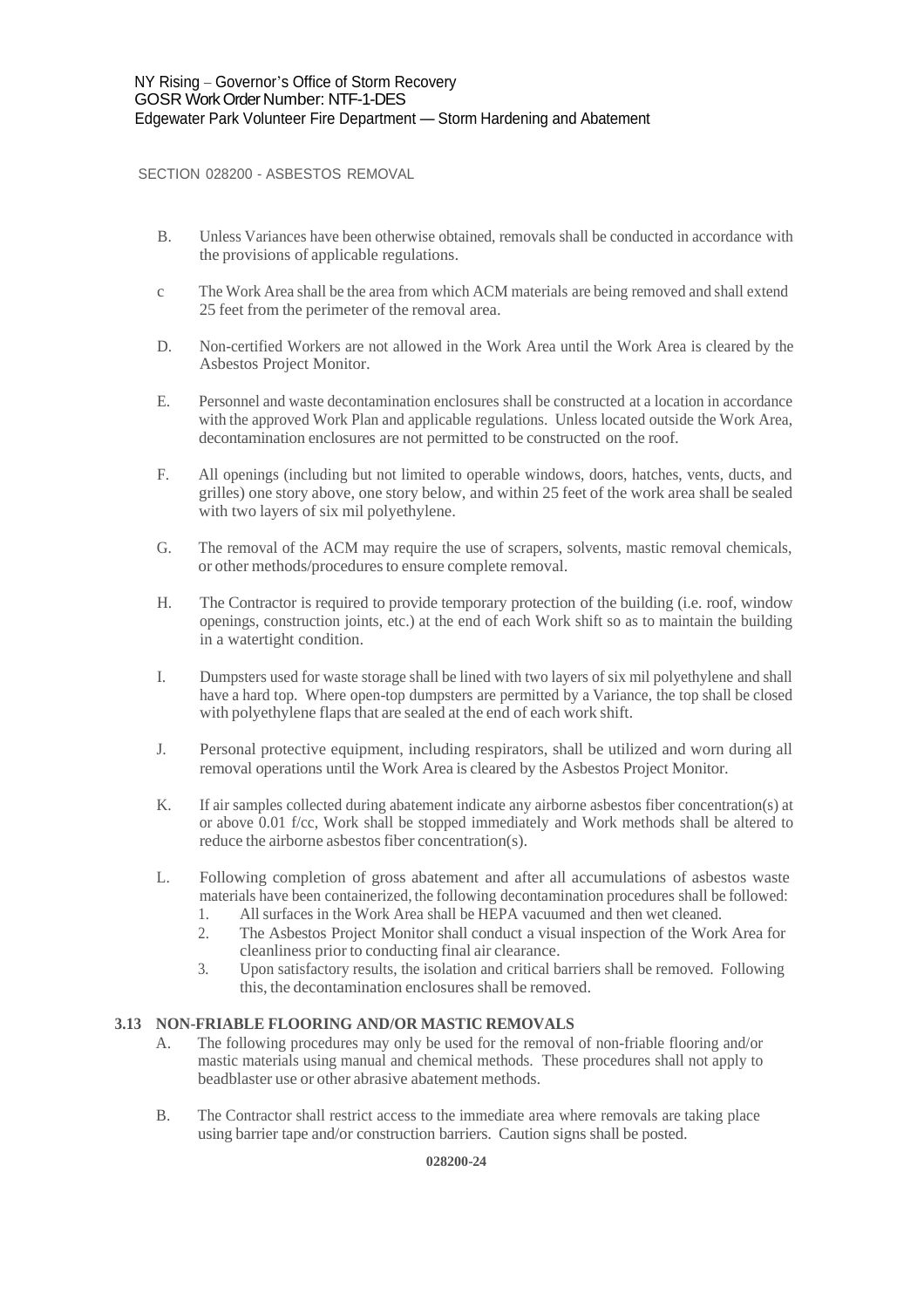B. Unless Variances have been otherwise obtained, removals shall be conducted in accordance with the provisions of applicable regulations.

c The Work Area shall be the area from which ACM materials are being removed and shall extend 25 feet from the perimeter of the removal area.

D. Non-certified Workers are not allowed in the Work Area until the Work Area is cleared by the Asbestos Project Monitor.

E. Personnel and waste decontamination enclosures shall be constructed at a location in accordance with the approved Work Plan and applicable regulations. Unless located outside the Work Area, decontamination enclosures are not permitted to be constructed on the roof.

F. All openings (including but not limited to operable windows, doors, hatches, vents, ducts, and grilles) one story above, one story below, and within 25 feet of the work area shall be sealed with two layers of six mil polyethylene.

G. The removal of the ACM may require the use of scrapers, solvents, mastic removal chemicals, or other methods/procedures to ensure complete removal.

H. The Contractor is required to provide temporary protection of the building (i.e. roof, window openings, construction joints, etc.) at the end of each Work shift so as to maintain the building in a watertight condition.

I. Dumpsters used for waste storage shall be lined with two layers of six mil polyethylene and shall have a hard top. Where open-top dumpsters are permitted by a Variance, the top shall be closed with polyethylene flaps that are sealed at the end of each work shift.

J. Personal protective equipment, including respirators, shall be utilized and worn during all removal operations until the Work Area is cleared by the Asbestos Project Monitor.

K. If air samples collected during abatement indicate any airborne asbestos fiber concentration(s) at or above 0.01 f/cc, Work shall be stopped immediately and Work methods shall be altered to reduce the airborne asbestos fiber concentration(s).

L. Following completion of gross abatement and after all accumulations of asbestos waste materials have been containerized, the following decontamination procedures shall be followed:
   1. All surfaces in the Work Area shall be HEPA vacuumed and then wet cleaned.
   2. The Asbestos Project Monitor shall conduct a visual inspection of the Work Area for cleanliness prior to conducting final air clearance.
   3. Upon satisfactory results, the isolation and critical barriers shall be removed. Following this, the decontamination enclosures shall be removed.

**3.13 NON-FRIABLE FLOORING AND/OR MASTIC REMOVALS**

A. The following procedures may only be used for the removal of non-friable flooring and/or mastic materials using manual and chemical methods. These procedures shall not apply to beadblaster use or other abrasive abatement methods.

B. The Contractor shall restrict access to the immediate area where removals are taking place using barrier tape and/or construction barriers. Caution signs shall be posted.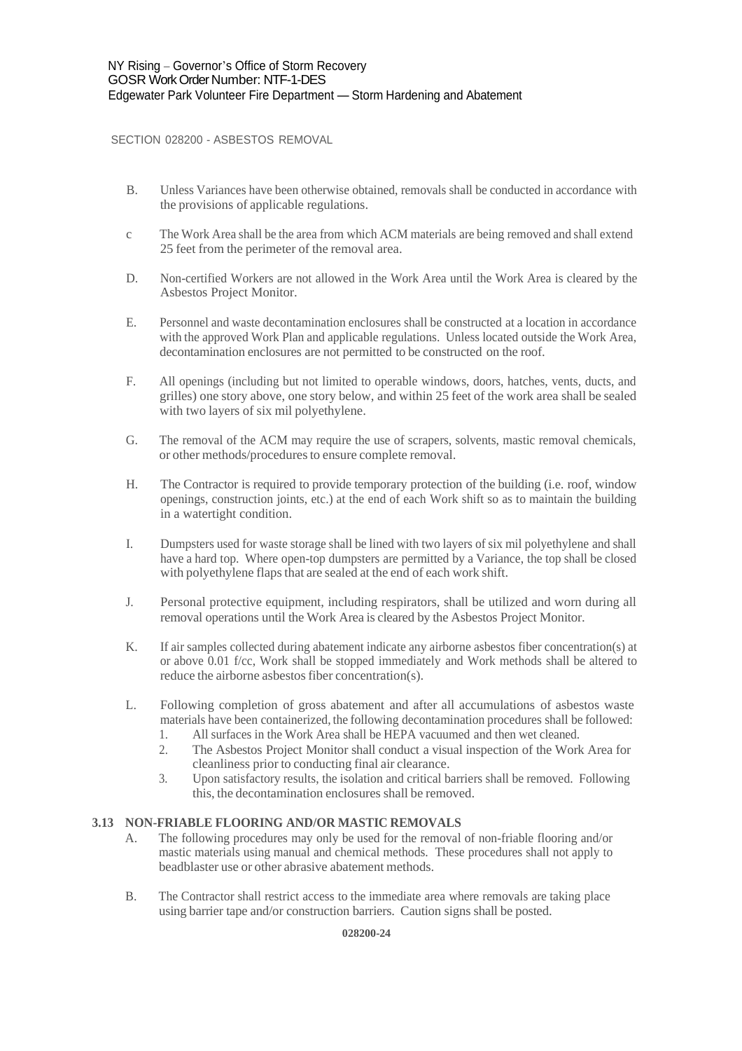B. Unless Variances have been otherwise obtained, removals shall be conducted in accordance with the provisions of applicable regulations.

c The Work Area shall be the area from which ACM materials are being removed and shall extend 25 feet from the perimeter of the removal area.

D. Non-certified Workers are not allowed in the Work Area until the Work Area is cleared by the Asbestos Project Monitor.

E. Personnel and waste decontamination enclosures shall be constructed at a location in accordance with the approved Work Plan and applicable regulations. Unless located outside the Work Area, decontamination enclosures are not permitted to be constructed on the roof.

F. All openings (including but not limited to operable windows, doors, hatches, vents, ducts, and grilles) one story above, one story below, and within 25 feet of the work area shall be sealed with two layers of six mil polyethylene.

G. The removal of the ACM may require the use of scrapers, solvents, mastic removal chemicals, or other methods/procedures to ensure complete removal.

H. The Contractor is required to provide temporary protection of the building (i.e. roof, window openings, construction joints, etc.) at the end of each Work shift so as to maintain the building in a watertight condition.

I. Dumpsters used for waste storage shall be lined with two layers of six mil polyethylene and shall have a hard top. Where open-top dumpsters are permitted by a Variance, the top shall be closed with polyethylene flaps that are sealed at the end of each work shift.

J. Personal protective equipment, including respirators, shall be utilized and worn during all removal operations until the Work Area is cleared by the Asbestos Project Monitor.

K. If air samples collected during abatement indicate any airborne asbestos fiber concentration(s) at or above 0.01 f/cc, Work shall be stopped immediately and Work methods shall be altered to reduce the airborne asbestos fiber concentration(s).

L. Following completion of gross abatement and after all accumulations of asbestos waste materials have been containerized, the following decontamination procedures shall be followed:
   1. All surfaces in the Work Area shall be HEPA vacuumed and then wet cleaned.
   2. The Asbestos Project Monitor shall conduct a visual inspection of the Work Area for cleanliness prior to conducting final air clearance.
   3. Upon satisfactory results, the isolation and critical barriers shall be removed. Following this, the decontamination enclosures shall be removed.

### 3.13 NON-FRIABLE FLOORING AND/OR MASTIC REMOVALS

A. The following procedures may only be used for the removal of non-friable flooring and/or mastic materials using manual and chemical methods. These procedures shall not apply to beadblaster use or other abrasive abatement methods.

B. The Contractor shall restrict access to the immediate area where removals are taking place using barrier tape and/or construction barriers. Caution signs shall be posted.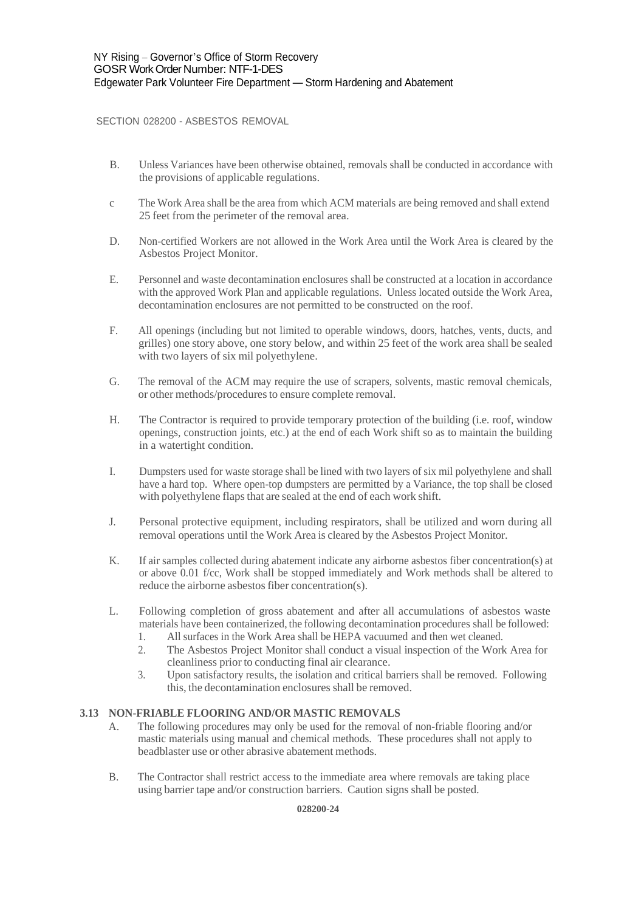B. Unless Variances have been otherwise obtained, removals shall be conducted in accordance with the provisions of applicable regulations.

c The Work Area shall be the area from which ACM materials are being removed and shall extend 25 feet from the perimeter of the removal area.

D. Non-certified Workers are not allowed in the Work Area until the Work Area is cleared by the Asbestos Project Monitor.

E. Personnel and waste decontamination enclosures shall be constructed at a location in accordance with the approved Work Plan and applicable regulations. Unless located outside the Work Area, decontamination enclosures are not permitted to be constructed on the roof.

F. All openings (including but not limited to operable windows, doors, hatches, vents, ducts, and grilles) one story above, one story below, and within 25 feet of the work area shall be sealed with two layers of six mil polyethylene.

G. The removal of the ACM may require the use of scrapers, solvents, mastic removal chemicals, or other methods/procedures to ensure complete removal.

H. The Contractor is required to provide temporary protection of the building (i.e. roof, window openings, construction joints, etc.) at the end of each Work shift so as to maintain the building in a watertight condition.

I. Dumpsters used for waste storage shall be lined with two layers of six mil polyethylene and shall have a hard top. Where open-top dumpsters are permitted by a Variance, the top shall be closed with polyethylene flaps that are sealed at the end of each work shift.

J. Personal protective equipment, including respirators, shall be utilized and worn during all removal operations until the Work Area is cleared by the Asbestos Project Monitor.

K. If air samples collected during abatement indicate any airborne asbestos fiber concentration(s) at or above 0.01 f/cc, Work shall be stopped immediately and Work methods shall be altered to reduce the airborne asbestos fiber concentration(s).

L. Following completion of gross abatement and after all accumulations of asbestos waste materials have been containerized, the following decontamination procedures shall be followed:
   1. All surfaces in the Work Area shall be HEPA vacuumed and then wet cleaned.
   2. The Asbestos Project Monitor shall conduct a visual inspection of the Work Area for cleanliness prior to conducting final air clearance.
   3. Upon satisfactory results, the isolation and critical barriers shall be removed. Following this, the decontamination enclosures shall be removed.

**3.13 NON-FRIABLE FLOORING AND/OR MASTIC REMOVALS**

A. The following procedures may only be used for the removal of non-friable flooring and/or mastic materials using manual and chemical methods. These procedures shall not apply to beadblaster use or other abrasive abatement methods.

B. The Contractor shall restrict access to the immediate area where removals are taking place using barrier tape and/or construction barriers. Caution signs shall be posted.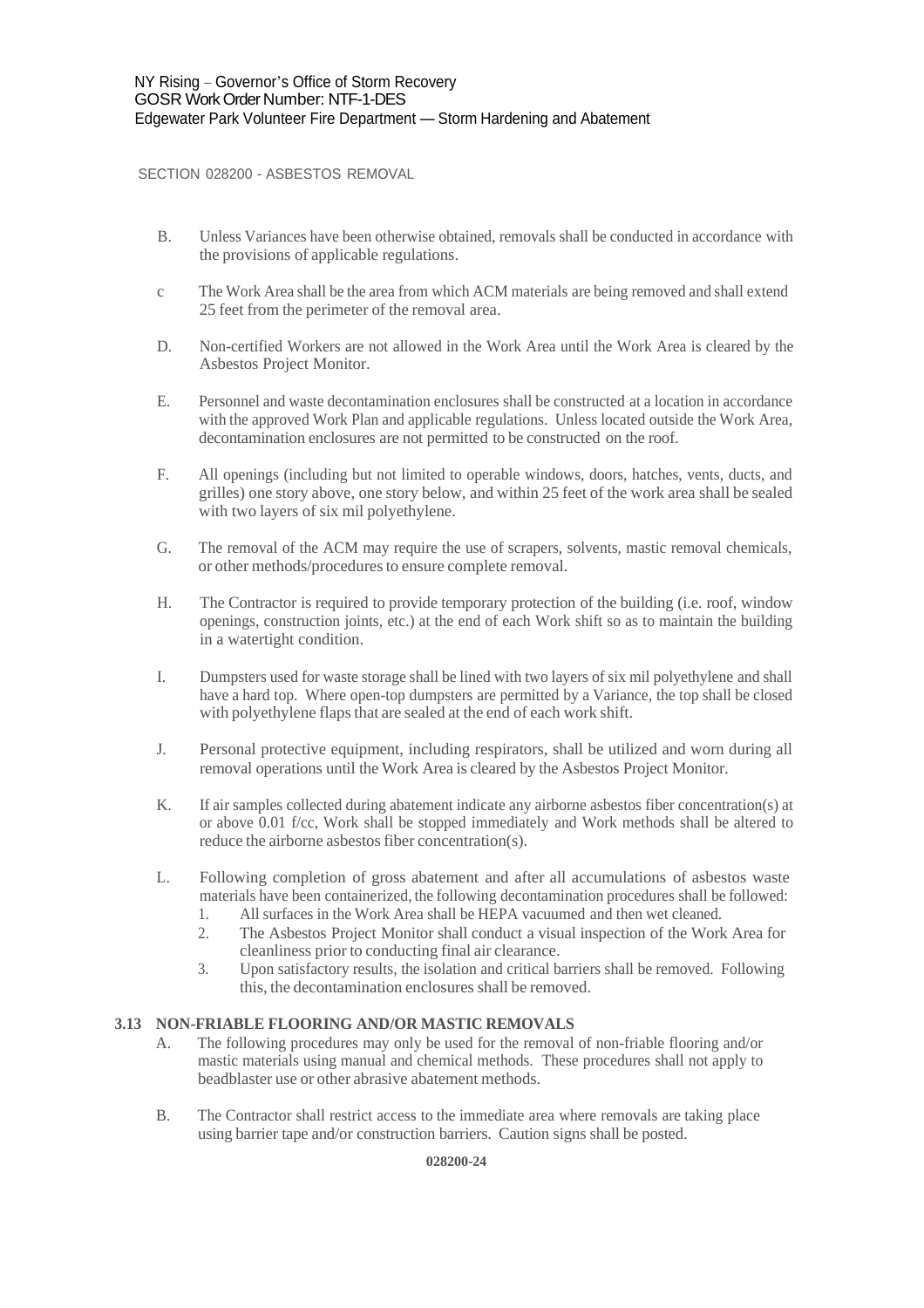B. Unless Variances have been otherwise obtained, removals shall be conducted in accordance with the provisions of applicable regulations.

c The Work Area shall be the area from which ACM materials are being removed and shall extend 25 feet from the perimeter of the removal area.

D. Non-certified Workers are not allowed in the Work Area until the Work Area is cleared by the Asbestos Project Monitor.

E. Personnel and waste decontamination enclosures shall be constructed at a location in accordance with the approved Work Plan and applicable regulations. Unless located outside the Work Area, decontamination enclosures are not permitted to be constructed on the roof.

F. All openings (including but not limited to operable windows, doors, hatches, vents, ducts, and grilles) one story above, one story below, and within 25 feet of the work area shall be sealed with two layers of six mil polyethylene.

G. The removal of the ACM may require the use of scrapers, solvents, mastic removal chemicals, or other methods/procedures to ensure complete removal.

H. The Contractor is required to provide temporary protection of the building (i.e. roof, window openings, construction joints, etc.) at the end of each Work shift so as to maintain the building in a watertight condition.

I. Dumpsters used for waste storage shall be lined with two layers of six mil polyethylene and shall have a hard top. Where open-top dumpsters are permitted by a Variance, the top shall be closed with polyethylene flaps that are sealed at the end of each work shift.

J. Personal protective equipment, including respirators, shall be utilized and worn during all removal operations until the Work Area is cleared by the Asbestos Project Monitor.

K. If air samples collected during abatement indicate any airborne asbestos fiber concentration(s) at or above 0.01 f/cc, Work shall be stopped immediately and Work methods shall be altered to reduce the airborne asbestos fiber concentration(s).

L. Following completion of gross abatement and after all accumulations of asbestos waste materials have been containerized, the following decontamination procedures shall be followed:
   1. All surfaces in the Work Area shall be HEPA vacuumed and then wet cleaned.
   2. The Asbestos Project Monitor shall conduct a visual inspection of the Work Area for cleanliness prior to conducting final air clearance.
   3. Upon satisfactory results, the isolation and critical barriers shall be removed. Following this, the decontamination enclosures shall be removed.

**3.13 NON-FRIABLE FLOORING AND/OR MASTIC REMOVALS**

A. The following procedures may only be used for the removal of non-friable flooring and/or mastic materials using manual and chemical methods. These procedures shall not apply to beadblaster use or other abrasive abatement methods.

B. The Contractor shall restrict access to the immediate area where removals are taking place using barrier tape and/or construction barriers. Caution signs shall be posted.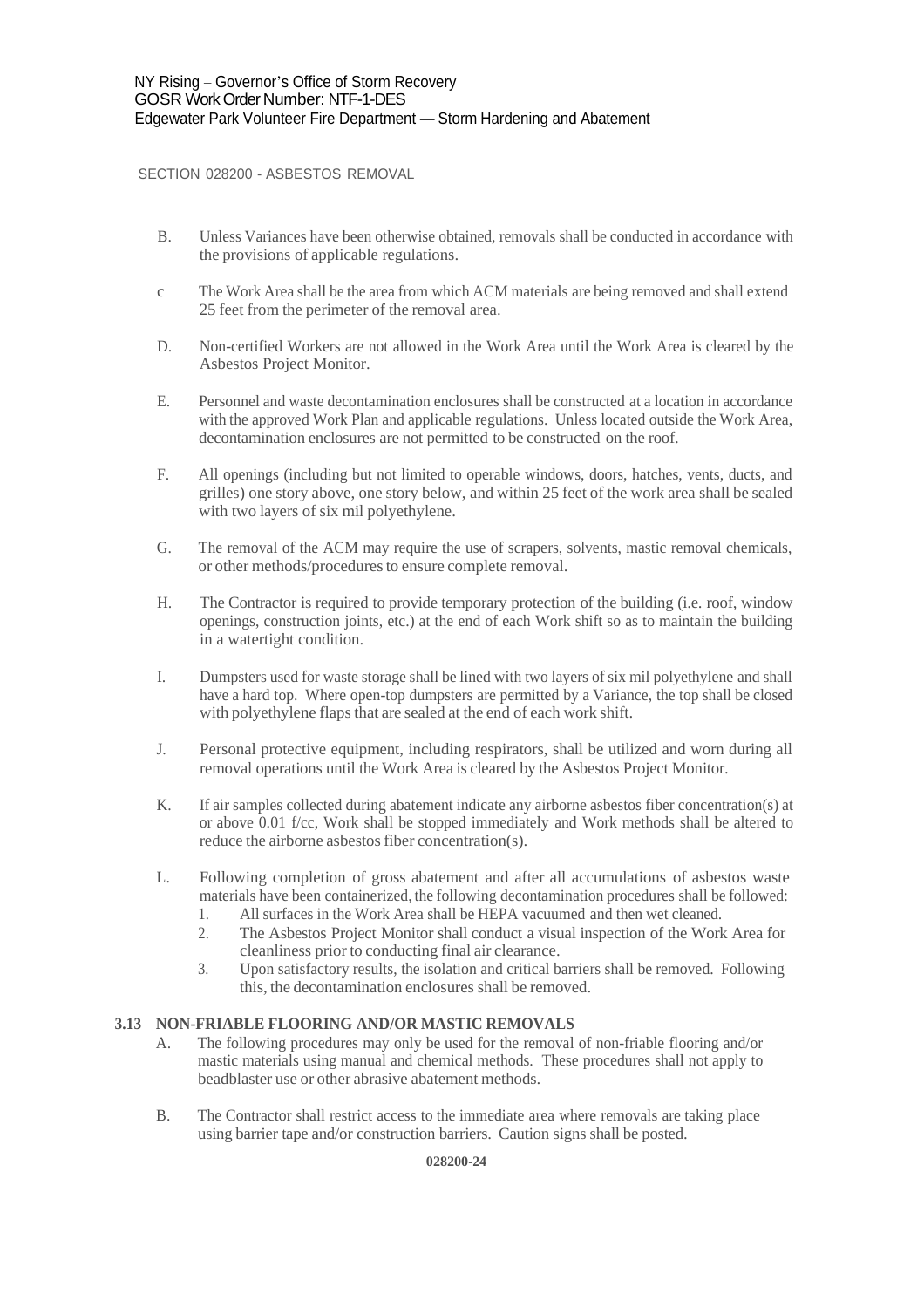B. Unless Variances have been otherwise obtained, removals shall be conducted in accordance with the provisions of applicable regulations.

c The Work Area shall be the area from which ACM materials are being removed and shall extend 25 feet from the perimeter of the removal area.

D. Non-certified Workers are not allowed in the Work Area until the Work Area is cleared by the Asbestos Project Monitor.

E. Personnel and waste decontamination enclosures shall be constructed at a location in accordance with the approved Work Plan and applicable regulations. Unless located outside the Work Area, decontamination enclosures are not permitted to be constructed on the roof.

F. All openings (including but not limited to operable windows, doors, hatches, vents, ducts, and grilles) one story above, one story below, and within 25 feet of the work area shall be sealed with two layers of six mil polyethylene.

G. The removal of the ACM may require the use of scrapers, solvents, mastic removal chemicals, or other methods/procedures to ensure complete removal.

H. The Contractor is required to provide temporary protection of the building (i.e. roof, window openings, construction joints, etc.) at the end of each Work shift so as to maintain the building in a watertight condition.

I. Dumpsters used for waste storage shall be lined with two layers of six mil polyethylene and shall have a hard top. Where open-top dumpsters are permitted by a Variance, the top shall be closed with polyethylene flaps that are sealed at the end of each work shift.

J. Personal protective equipment, including respirators, shall be utilized and worn during all removal operations until the Work Area is cleared by the Asbestos Project Monitor.

K. If air samples collected during abatement indicate any airborne asbestos fiber concentration(s) at or above 0.01 f/cc, Work shall be stopped immediately and Work methods shall be altered to reduce the airborne asbestos fiber concentration(s).

L. Following completion of gross abatement and after all accumulations of asbestos waste materials have been containerized, the following decontamination procedures shall be followed:
   1. All surfaces in the Work Area shall be HEPA vacuumed and then wet cleaned.
   2. The Asbestos Project Monitor shall conduct a visual inspection of the Work Area for cleanliness prior to conducting final air clearance.
   3. Upon satisfactory results, the isolation and critical barriers shall be removed. Following this, the decontamination enclosures shall be removed.

**3.13 NON-FRIABLE FLOORING AND/OR MASTIC REMOVALS**

A. The following procedures may only be used for the removal of non-friable flooring and/or mastic materials using manual and chemical methods. These procedures shall not apply to beadblaster use or other abrasive abatement methods.

B. The Contractor shall restrict access to the immediate area where removals are taking place using barrier tape and/or construction barriers. Caution signs shall be posted.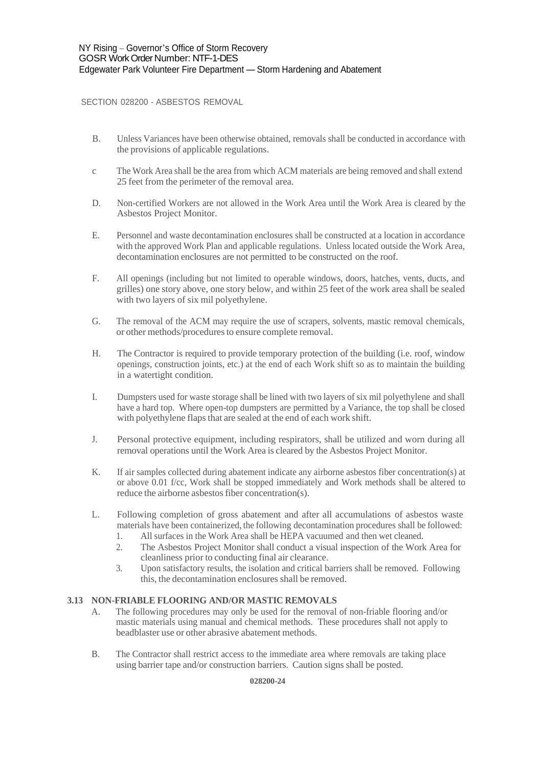B. Unless Variances have been otherwise obtained, removals shall be conducted in accordance with the provisions of applicable regulations.

c The Work Area shall be the area from which ACM materials are being removed and shall extend 25 feet from the perimeter of the removal area.

D. Non-certified Workers are not allowed in the Work Area until the Work Area is cleared by the Asbestos Project Monitor.

E. Personnel and waste decontamination enclosures shall be constructed at a location in accordance with the approved Work Plan and applicable regulations. Unless located outside the Work Area, decontamination enclosures are not permitted to be constructed on the roof.

F. All openings (including but not limited to operable windows, doors, hatches, vents, ducts, and grilles) one story above, one story below, and within 25 feet of the work area shall be sealed with two layers of six mil polyethylene.

G. The removal of the ACM may require the use of scrapers, solvents, mastic removal chemicals, or other methods/procedures to ensure complete removal.

H. The Contractor is required to provide temporary protection of the building (i.e. roof, window openings, construction joints, etc.) at the end of each Work shift so as to maintain the building in a watertight condition.

I. Dumpsters used for waste storage shall be lined with two layers of six mil polyethylene and shall have a hard top. Where open-top dumpsters are permitted by a Variance, the top shall be closed with polyethylene flaps that are sealed at the end of each work shift.

J. Personal protective equipment, including respirators, shall be utilized and worn during all removal operations until the Work Area is cleared by the Asbestos Project Monitor.

K. If air samples collected during abatement indicate any airborne asbestos fiber concentration(s) at or above 0.01 f/cc, Work shall be stopped immediately and Work methods shall be altered to reduce the airborne asbestos fiber concentration(s).

L. Following completion of gross abatement and after all accumulations of asbestos waste materials have been containerized, the following decontamination procedures shall be followed:
   1. All surfaces in the Work Area shall be HEPA vacuumed and then wet cleaned.
   2. The Asbestos Project Monitor shall conduct a visual inspection of the Work Area for cleanliness prior to conducting final air clearance.
   3. Upon satisfactory results, the isolation and critical barriers shall be removed. Following this, the decontamination enclosures shall be removed.

### 3.13 NON-FRIABLE FLOORING AND/OR MASTIC REMOVALS

A. The following procedures may only be used for the removal of non-friable flooring and/or mastic materials using manual and chemical methods. These procedures shall not apply to beadblaster use or other abrasive abatement methods.

B. The Contractor shall restrict access to the immediate area where removals are taking place using barrier tape and/or construction barriers. Caution signs shall be posted.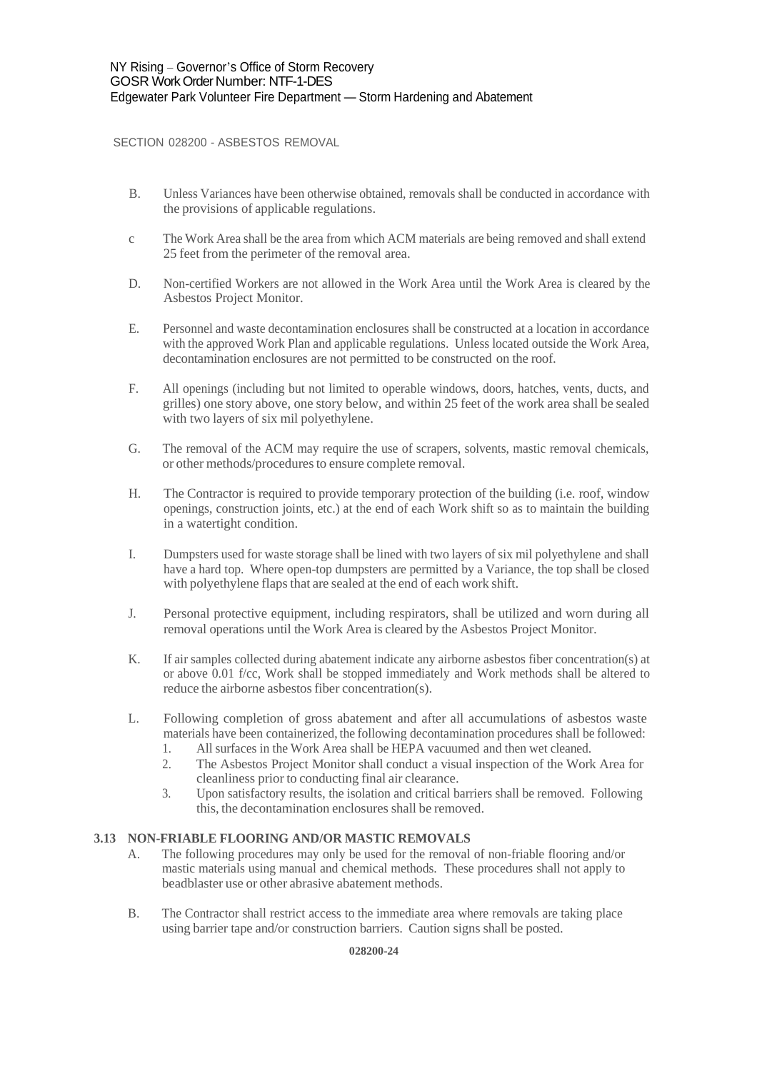B. Unless Variances have been otherwise obtained, removals shall be conducted in accordance with the provisions of applicable regulations.

c The Work Area shall be the area from which ACM materials are being removed and shall extend 25 feet from the perimeter of the removal area.

D. Non-certified Workers are not allowed in the Work Area until the Work Area is cleared by the Asbestos Project Monitor.

E. Personnel and waste decontamination enclosures shall be constructed at a location in accordance with the approved Work Plan and applicable regulations. Unless located outside the Work Area, decontamination enclosures are not permitted to be constructed on the roof.

F. All openings (including but not limited to operable windows, doors, hatches, vents, ducts, and grilles) one story above, one story below, and within 25 feet of the work area shall be sealed with two layers of six mil polyethylene.

G. The removal of the ACM may require the use of scrapers, solvents, mastic removal chemicals, or other methods/procedures to ensure complete removal.

H. The Contractor is required to provide temporary protection of the building (i.e. roof, window openings, construction joints, etc.) at the end of each Work shift so as to maintain the building in a watertight condition.

I. Dumpsters used for waste storage shall be lined with two layers of six mil polyethylene and shall have a hard top. Where open-top dumpsters are permitted by a Variance, the top shall be closed with polyethylene flaps that are sealed at the end of each work shift.

J. Personal protective equipment, including respirators, shall be utilized and worn during all removal operations until the Work Area is cleared by the Asbestos Project Monitor.

K. If air samples collected during abatement indicate any airborne asbestos fiber concentration(s) at or above 0.01 f/cc, Work shall be stopped immediately and Work methods shall be altered to reduce the airborne asbestos fiber concentration(s).

L. Following completion of gross abatement and after all accumulations of asbestos waste materials have been containerized, the following decontamination procedures shall be followed:
   1. All surfaces in the Work Area shall be HEPA vacuumed and then wet cleaned.
   2. The Asbestos Project Monitor shall conduct a visual inspection of the Work Area for cleanliness prior to conducting final air clearance.
   3. Upon satisfactory results, the isolation and critical barriers shall be removed. Following this, the decontamination enclosures shall be removed.

### 3.13 NON-FRIABLE FLOORING AND/OR MASTIC REMOVALS

A. The following procedures may only be used for the removal of non-friable flooring and/or mastic materials using manual and chemical methods. These procedures shall not apply to beadblaster use or other abrasive abatement methods.

B. The Contractor shall restrict access to the immediate area where removals are taking place using barrier tape and/or construction barriers. Caution signs shall be posted.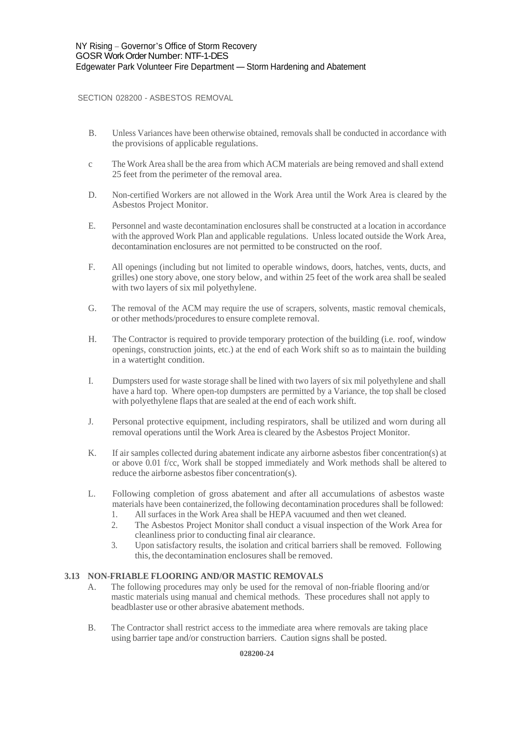B. Unless Variances have been otherwise obtained, removals shall be conducted in accordance with the provisions of applicable regulations.

c The Work Area shall be the area from which ACM materials are being removed and shall extend 25 feet from the perimeter of the removal area.

D. Non-certified Workers are not allowed in the Work Area until the Work Area is cleared by the Asbestos Project Monitor.

E. Personnel and waste decontamination enclosures shall be constructed at a location in accordance with the approved Work Plan and applicable regulations. Unless located outside the Work Area, decontamination enclosures are not permitted to be constructed on the roof.

F. All openings (including but not limited to operable windows, doors, hatches, vents, ducts, and grilles) one story above, one story below, and within 25 feet of the work area shall be sealed with two layers of six mil polyethylene.

G. The removal of the ACM may require the use of scrapers, solvents, mastic removal chemicals, or other methods/procedures to ensure complete removal.

H. The Contractor is required to provide temporary protection of the building (i.e. roof, window openings, construction joints, etc.) at the end of each Work shift so as to maintain the building in a watertight condition.

I. Dumpsters used for waste storage shall be lined with two layers of six mil polyethylene and shall have a hard top. Where open-top dumpsters are permitted by a Variance, the top shall be closed with polyethylene flaps that are sealed at the end of each work shift.

J. Personal protective equipment, including respirators, shall be utilized and worn during all removal operations until the Work Area is cleared by the Asbestos Project Monitor.

K. If air samples collected during abatement indicate any airborne asbestos fiber concentration(s) at or above 0.01 f/cc, Work shall be stopped immediately and Work methods shall be altered to reduce the airborne asbestos fiber concentration(s).

L. Following completion of gross abatement and after all accumulations of asbestos waste materials have been containerized, the following decontamination procedures shall be followed:
   1. All surfaces in the Work Area shall be HEPA vacuumed and then wet cleaned.
   2. The Asbestos Project Monitor shall conduct a visual inspection of the Work Area for cleanliness prior to conducting final air clearance.
   3. Upon satisfactory results, the isolation and critical barriers shall be removed. Following this, the decontamination enclosures shall be removed.

## 3.13 NON-FRIABLE FLOORING AND/OR MASTIC REMOVALS

A. The following procedures may only be used for the removal of non-friable flooring and/or mastic materials using manual and chemical methods. These procedures shall not apply to beadblaster use or other abrasive abatement methods.

B. The Contractor shall restrict access to the immediate area where removals are taking place using barrier tape and/or construction barriers. Caution signs shall be posted.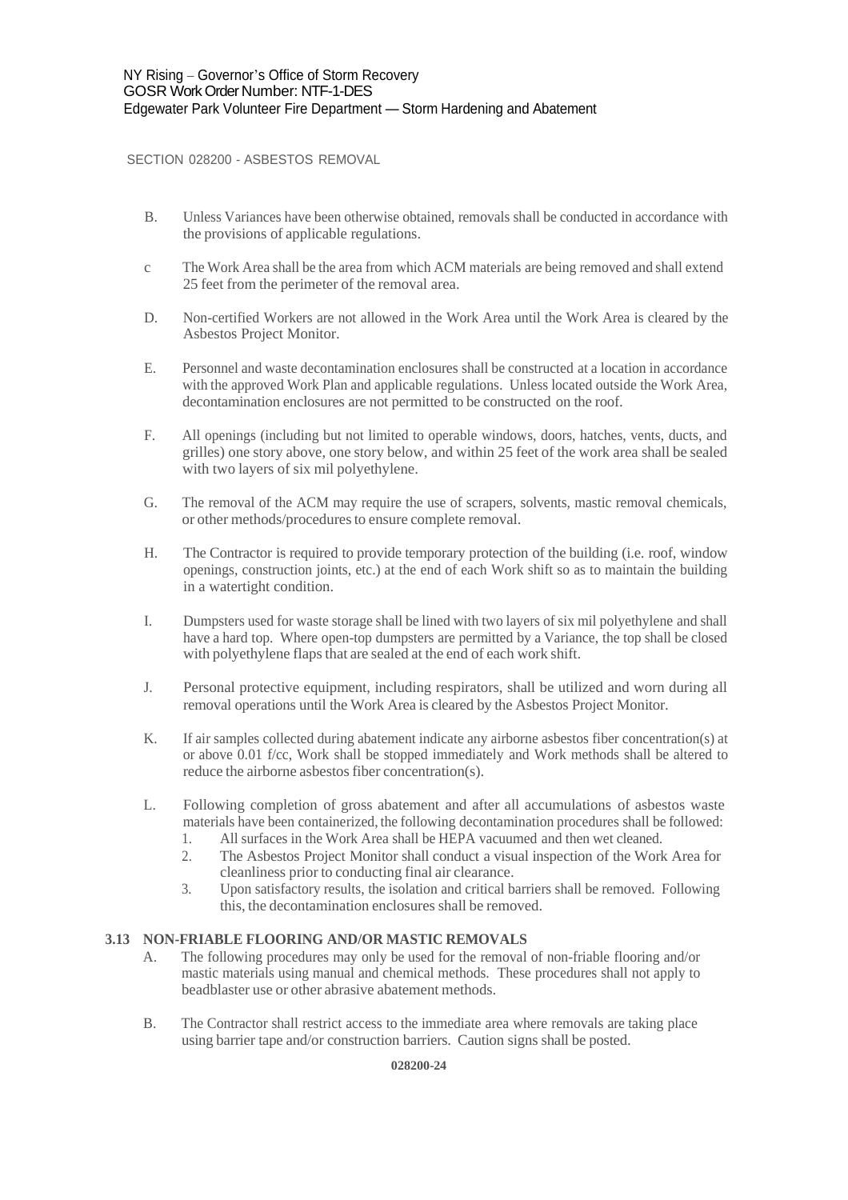B. Unless Variances have been otherwise obtained, removals shall be conducted in accordance with the provisions of applicable regulations.

c The Work Area shall be the area from which ACM materials are being removed and shall extend 25 feet from the perimeter of the removal area.

D. Non-certified Workers are not allowed in the Work Area until the Work Area is cleared by the Asbestos Project Monitor.

E. Personnel and waste decontamination enclosures shall be constructed at a location in accordance with the approved Work Plan and applicable regulations. Unless located outside the Work Area, decontamination enclosures are not permitted to be constructed on the roof.

F. All openings (including but not limited to operable windows, doors, hatches, vents, ducts, and grilles) one story above, one story below, and within 25 feet of the work area shall be sealed with two layers of six mil polyethylene.

G. The removal of the ACM may require the use of scrapers, solvents, mastic removal chemicals, or other methods/procedures to ensure complete removal.

H. The Contractor is required to provide temporary protection of the building (i.e. roof, window openings, construction joints, etc.) at the end of each Work shift so as to maintain the building in a watertight condition.

I. Dumpsters used for waste storage shall be lined with two layers of six mil polyethylene and shall have a hard top. Where open-top dumpsters are permitted by a Variance, the top shall be closed with polyethylene flaps that are sealed at the end of each work shift.

J. Personal protective equipment, including respirators, shall be utilized and worn during all removal operations until the Work Area is cleared by the Asbestos Project Monitor.

K. If air samples collected during abatement indicate any airborne asbestos fiber concentration(s) at or above 0.01 f/cc, Work shall be stopped immediately and Work methods shall be altered to reduce the airborne asbestos fiber concentration(s).

L. Following completion of gross abatement and after all accumulations of asbestos waste materials have been containerized, the following decontamination procedures shall be followed:
   1. All surfaces in the Work Area shall be HEPA vacuumed and then wet cleaned.
   2. The Asbestos Project Monitor shall conduct a visual inspection of the Work Area for cleanliness prior to conducting final air clearance.
   3. Upon satisfactory results, the isolation and critical barriers shall be removed. Following this, the decontamination enclosures shall be removed.

## 3.13 NON-FRIABLE FLOORING AND/OR MASTIC REMOVALS

A. The following procedures may only be used for the removal of non-friable flooring and/or mastic materials using manual and chemical methods. These procedures shall not apply to beadblaster use or other abrasive abatement methods.

B. The Contractor shall restrict access to the immediate area where removals are taking place using barrier tape and/or construction barriers. Caution signs shall be posted.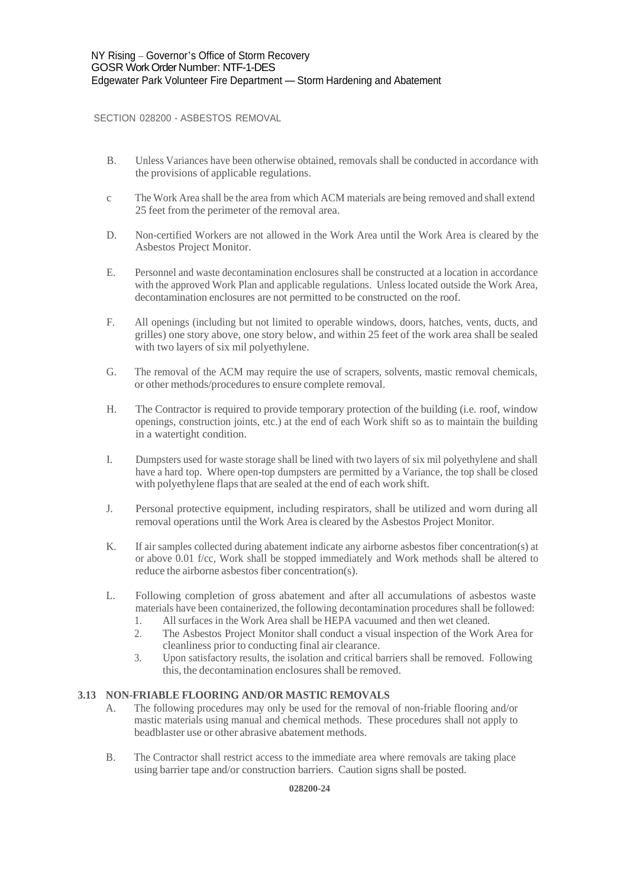B. Unless Variances have been otherwise obtained, removals shall be conducted in accordance with the provisions of applicable regulations.

c The Work Area shall be the area from which ACM materials are being removed and shall extend 25 feet from the perimeter of the removal area.

D. Non-certified Workers are not allowed in the Work Area until the Work Area is cleared by the Asbestos Project Monitor.

E. Personnel and waste decontamination enclosures shall be constructed at a location in accordance with the approved Work Plan and applicable regulations. Unless located outside the Work Area, decontamination enclosures are not permitted to be constructed on the roof.

F. All openings (including but not limited to operable windows, doors, hatches, vents, ducts, and grilles) one story above, one story below, and within 25 feet of the work area shall be sealed with two layers of six mil polyethylene.

G. The removal of the ACM may require the use of scrapers, solvents, mastic removal chemicals, or other methods/procedures to ensure complete removal.

H. The Contractor is required to provide temporary protection of the building (i.e. roof, window openings, construction joints, etc.) at the end of each Work shift so as to maintain the building in a watertight condition.

I. Dumpsters used for waste storage shall be lined with two layers of six mil polyethylene and shall have a hard top. Where open-top dumpsters are permitted by a Variance, the top shall be closed with polyethylene flaps that are sealed at the end of each work shift.

J. Personal protective equipment, including respirators, shall be utilized and worn during all removal operations until the Work Area is cleared by the Asbestos Project Monitor.

K. If air samples collected during abatement indicate any airborne asbestos fiber concentration(s) at or above 0.01 f/cc, Work shall be stopped immediately and Work methods shall be altered to reduce the airborne asbestos fiber concentration(s).

L. Following completion of gross abatement and after all accumulations of asbestos waste materials have been containerized, the following decontamination procedures shall be followed:
   1. All surfaces in the Work Area shall be HEPA vacuumed and then wet cleaned.
   2. The Asbestos Project Monitor shall conduct a visual inspection of the Work Area for cleanliness prior to conducting final air clearance.
   3. Upon satisfactory results, the isolation and critical barriers shall be removed. Following this, the decontamination enclosures shall be removed.

### 3.13 NON-FRIABLE FLOORING AND/OR MASTIC REMOVALS

A. The following procedures may only be used for the removal of non-friable flooring and/or mastic materials using manual and chemical methods. These procedures shall not apply to beadblaster use or other abrasive abatement methods.

B. The Contractor shall restrict access to the immediate area where removals are taking place using barrier tape and/or construction barriers. Caution signs shall be posted.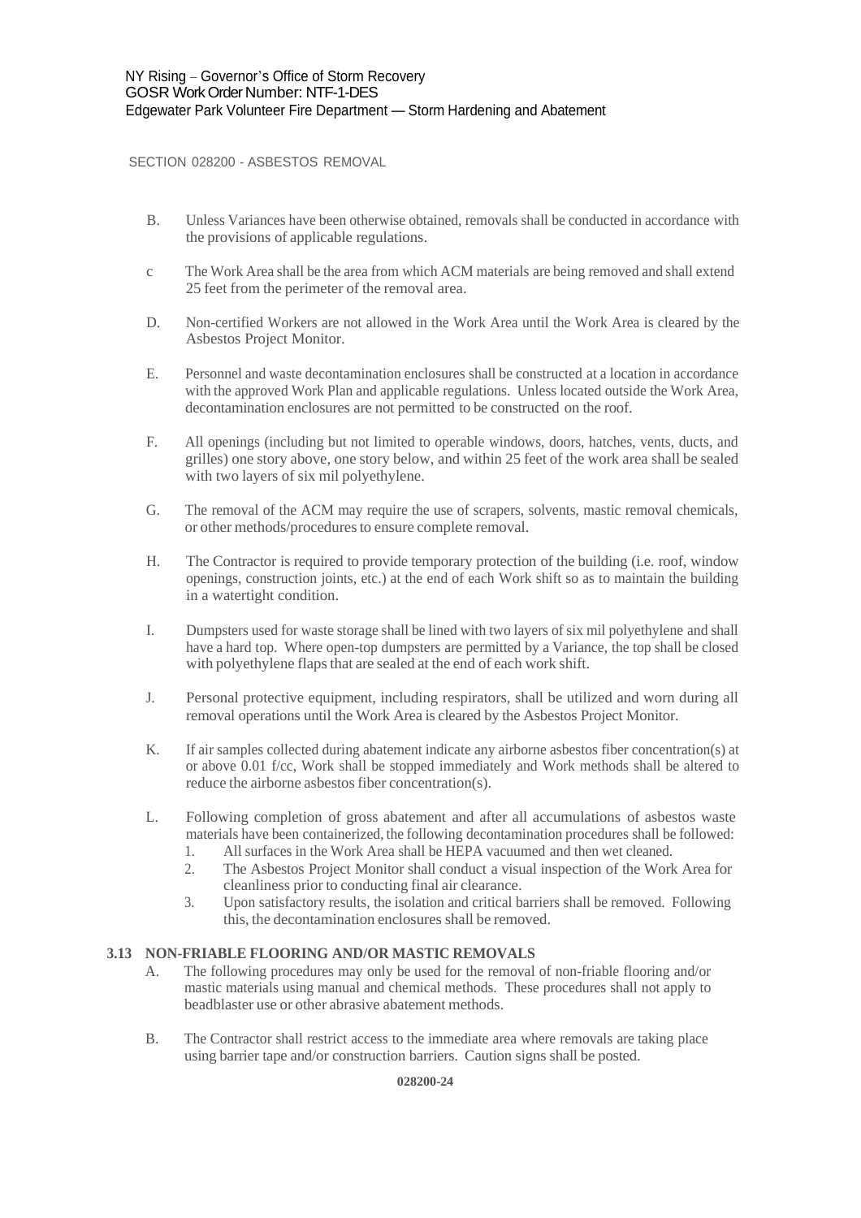B. Unless Variances have been otherwise obtained, removals shall be conducted in accordance with the provisions of applicable regulations.

c The Work Area shall be the area from which ACM materials are being removed and shall extend 25 feet from the perimeter of the removal area.

D. Non-certified Workers are not allowed in the Work Area until the Work Area is cleared by the Asbestos Project Monitor.

E. Personnel and waste decontamination enclosures shall be constructed at a location in accordance with the approved Work Plan and applicable regulations. Unless located outside the Work Area, decontamination enclosures are not permitted to be constructed on the roof.

F. All openings (including but not limited to operable windows, doors, hatches, vents, ducts, and grilles) one story above, one story below, and within 25 feet of the work area shall be sealed with two layers of six mil polyethylene.

G. The removal of the ACM may require the use of scrapers, solvents, mastic removal chemicals, or other methods/procedures to ensure complete removal.

H. The Contractor is required to provide temporary protection of the building (i.e. roof, window openings, construction joints, etc.) at the end of each Work shift so as to maintain the building in a watertight condition.

I. Dumpsters used for waste storage shall be lined with two layers of six mil polyethylene and shall have a hard top. Where open-top dumpsters are permitted by a Variance, the top shall be closed with polyethylene flaps that are sealed at the end of each work shift.

J. Personal protective equipment, including respirators, shall be utilized and worn during all removal operations until the Work Area is cleared by the Asbestos Project Monitor.

K. If air samples collected during abatement indicate any airborne asbestos fiber concentration(s) at or above 0.01 f/cc, Work shall be stopped immediately and Work methods shall be altered to reduce the airborne asbestos fiber concentration(s).

L. Following completion of gross abatement and after all accumulations of asbestos waste materials have been containerized, the following decontamination procedures shall be followed:
   1. All surfaces in the Work Area shall be HEPA vacuumed and then wet cleaned.
   2. The Asbestos Project Monitor shall conduct a visual inspection of the Work Area for cleanliness prior to conducting final air clearance.
   3. Upon satisfactory results, the isolation and critical barriers shall be removed. Following this, the decontamination enclosures shall be removed.

### 3.13 NON-FRIABLE FLOORING AND/OR MASTIC REMOVALS

A. The following procedures may only be used for the removal of non-friable flooring and/or mastic materials using manual and chemical methods. These procedures shall not apply to beadblaster use or other abrasive abatement methods.

B. The Contractor shall restrict access to the immediate area where removals are taking place using barrier tape and/or construction barriers. Caution signs shall be posted.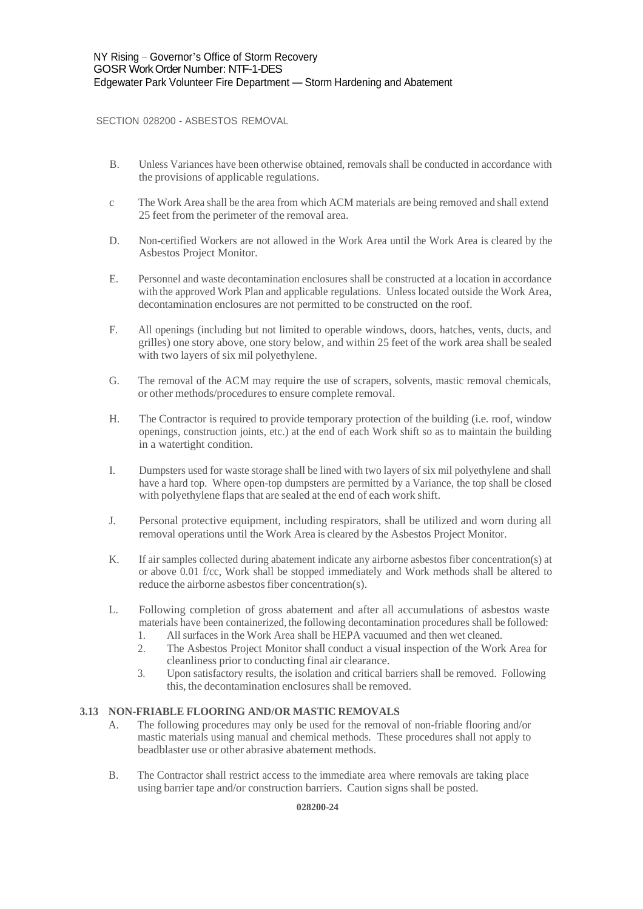B. Unless Variances have been otherwise obtained, removals shall be conducted in accordance with the provisions of applicable regulations.

c The Work Area shall be the area from which ACM materials are being removed and shall extend 25 feet from the perimeter of the removal area.

D. Non-certified Workers are not allowed in the Work Area until the Work Area is cleared by the Asbestos Project Monitor.

E. Personnel and waste decontamination enclosures shall be constructed at a location in accordance with the approved Work Plan and applicable regulations. Unless located outside the Work Area, decontamination enclosures are not permitted to be constructed on the roof.

F. All openings (including but not limited to operable windows, doors, hatches, vents, ducts, and grilles) one story above, one story below, and within 25 feet of the work area shall be sealed with two layers of six mil polyethylene.

G. The removal of the ACM may require the use of scrapers, solvents, mastic removal chemicals, or other methods/procedures to ensure complete removal.

H. The Contractor is required to provide temporary protection of the building (i.e. roof, window openings, construction joints, etc.) at the end of each Work shift so as to maintain the building in a watertight condition.

I. Dumpsters used for waste storage shall be lined with two layers of six mil polyethylene and shall have a hard top. Where open-top dumpsters are permitted by a Variance, the top shall be closed with polyethylene flaps that are sealed at the end of each work shift.

J. Personal protective equipment, including respirators, shall be utilized and worn during all removal operations until the Work Area is cleared by the Asbestos Project Monitor.

K. If air samples collected during abatement indicate any airborne asbestos fiber concentration(s) at or above 0.01 f/cc, Work shall be stopped immediately and Work methods shall be altered to reduce the airborne asbestos fiber concentration(s).

L. Following completion of gross abatement and after all accumulations of asbestos waste materials have been containerized, the following decontamination procedures shall be followed:
   1. All surfaces in the Work Area shall be HEPA vacuumed and then wet cleaned.
   2. The Asbestos Project Monitor shall conduct a visual inspection of the Work Area for cleanliness prior to conducting final air clearance.
   3. Upon satisfactory results, the isolation and critical barriers shall be removed. Following this, the decontamination enclosures shall be removed.

**3.13 NON-FRIABLE FLOORING AND/OR MASTIC REMOVALS**

A. The following procedures may only be used for the removal of non-friable flooring and/or mastic materials using manual and chemical methods. These procedures shall not apply to beadblaster use or other abrasive abatement methods.

B. The Contractor shall restrict access to the immediate area where removals are taking place using barrier tape and/or construction barriers. Caution signs shall be posted.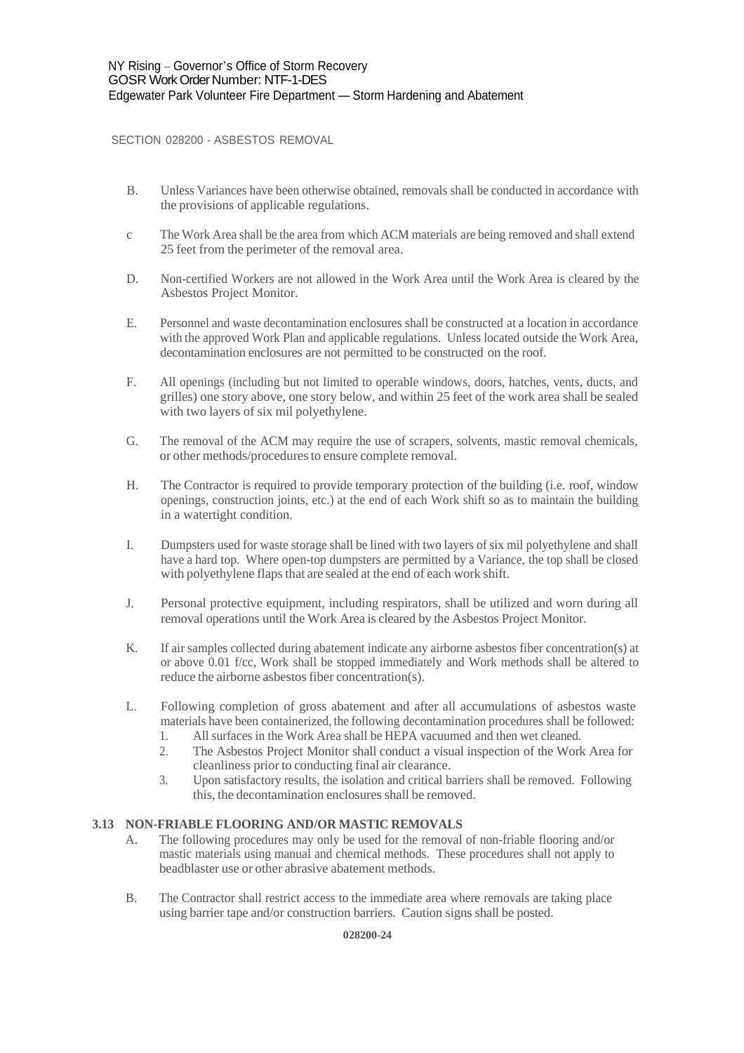B. Unless Variances have been otherwise obtained, removals shall be conducted in accordance with the provisions of applicable regulations.

c The Work Area shall be the area from which ACM materials are being removed and shall extend 25 feet from the perimeter of the removal area.

D. Non-certified Workers are not allowed in the Work Area until the Work Area is cleared by the Asbestos Project Monitor.

E. Personnel and waste decontamination enclosures shall be constructed at a location in accordance with the approved Work Plan and applicable regulations. Unless located outside the Work Area, decontamination enclosures are not permitted to be constructed on the roof.

F. All openings (including but not limited to operable windows, doors, hatches, vents, ducts, and grilles) one story above, one story below, and within 25 feet of the work area shall be sealed with two layers of six mil polyethylene.

G. The removal of the ACM may require the use of scrapers, solvents, mastic removal chemicals, or other methods/procedures to ensure complete removal.

H. The Contractor is required to provide temporary protection of the building (i.e. roof, window openings, construction joints, etc.) at the end of each Work shift so as to maintain the building in a watertight condition.

I. Dumpsters used for waste storage shall be lined with two layers of six mil polyethylene and shall have a hard top. Where open-top dumpsters are permitted by a Variance, the top shall be closed with polyethylene flaps that are sealed at the end of each work shift.

J. Personal protective equipment, including respirators, shall be utilized and worn during all removal operations until the Work Area is cleared by the Asbestos Project Monitor.

K. If air samples collected during abatement indicate any airborne asbestos fiber concentration(s) at or above 0.01 f/cc, Work shall be stopped immediately and Work methods shall be altered to reduce the airborne asbestos fiber concentration(s).

L. Following completion of gross abatement and after all accumulations of asbestos waste materials have been containerized, the following decontamination procedures shall be followed:
   1. All surfaces in the Work Area shall be HEPA vacuumed and then wet cleaned.
   2. The Asbestos Project Monitor shall conduct a visual inspection of the Work Area for cleanliness prior to conducting final air clearance.
   3. Upon satisfactory results, the isolation and critical barriers shall be removed. Following this, the decontamination enclosures shall be removed.

## 3.13 NON-FRIABLE FLOORING AND/OR MASTIC REMOVALS

A. The following procedures may only be used for the removal of non-friable flooring and/or mastic materials using manual and chemical methods. These procedures shall not apply to beadblaster use or other abrasive abatement methods.

B. The Contractor shall restrict access to the immediate area where removals are taking place using barrier tape and/or construction barriers. Caution signs shall be posted.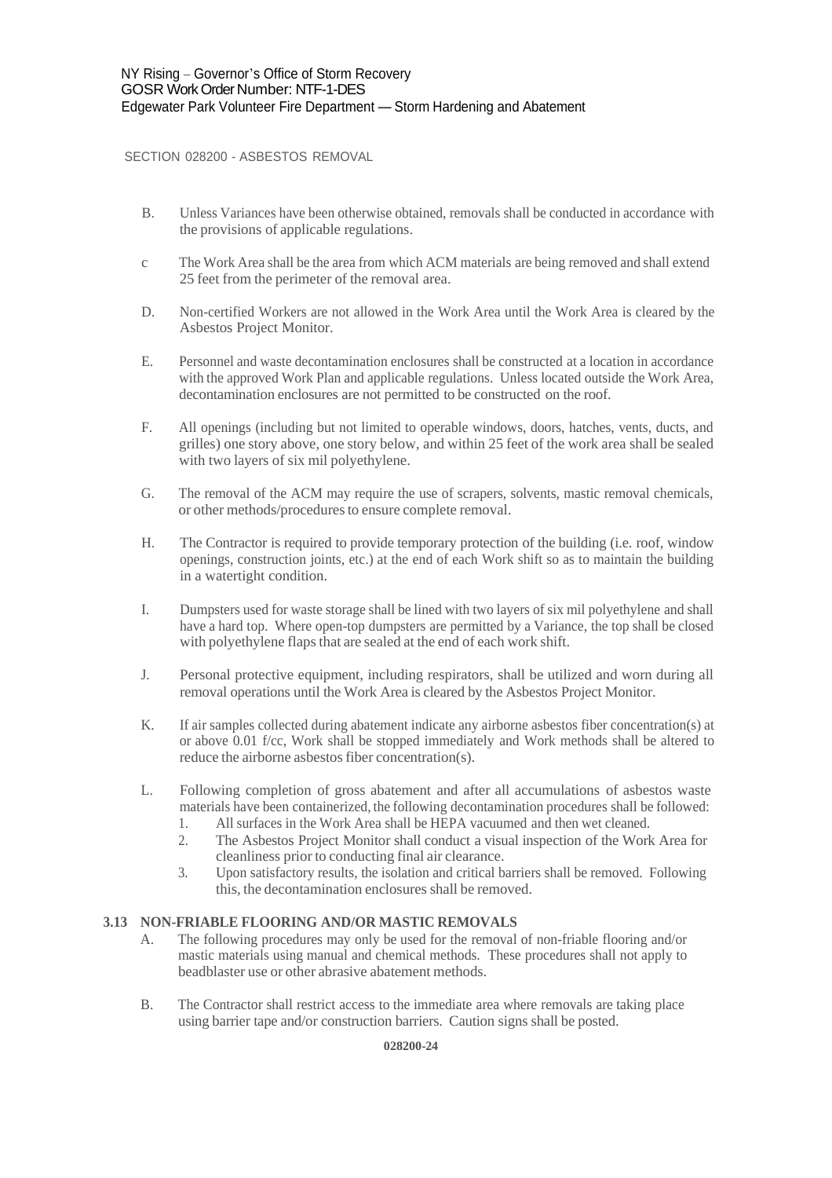B. Unless Variances have been otherwise obtained, removals shall be conducted in accordance with the provisions of applicable regulations.

c The Work Area shall be the area from which ACM materials are being removed and shall extend 25 feet from the perimeter of the removal area.

D. Non-certified Workers are not allowed in the Work Area until the Work Area is cleared by the Asbestos Project Monitor.

E. Personnel and waste decontamination enclosures shall be constructed at a location in accordance with the approved Work Plan and applicable regulations. Unless located outside the Work Area, decontamination enclosures are not permitted to be constructed on the roof.

F. All openings (including but not limited to operable windows, doors, hatches, vents, ducts, and grilles) one story above, one story below, and within 25 feet of the work area shall be sealed with two layers of six mil polyethylene.

G. The removal of the ACM may require the use of scrapers, solvents, mastic removal chemicals, or other methods/procedures to ensure complete removal.

H. The Contractor is required to provide temporary protection of the building (i.e. roof, window openings, construction joints, etc.) at the end of each Work shift so as to maintain the building in a watertight condition.

I. Dumpsters used for waste storage shall be lined with two layers of six mil polyethylene and shall have a hard top. Where open-top dumpsters are permitted by a Variance, the top shall be closed with polyethylene flaps that are sealed at the end of each work shift.

J. Personal protective equipment, including respirators, shall be utilized and worn during all removal operations until the Work Area is cleared by the Asbestos Project Monitor.

K. If air samples collected during abatement indicate any airborne asbestos fiber concentration(s) at or above 0.01 f/cc, Work shall be stopped immediately and Work methods shall be altered to reduce the airborne asbestos fiber concentration(s).

L. Following completion of gross abatement and after all accumulations of asbestos waste materials have been containerized, the following decontamination procedures shall be followed:
1. All surfaces in the Work Area shall be HEPA vacuumed and then wet cleaned.
2. The Asbestos Project Monitor shall conduct a visual inspection of the Work Area for cleanliness prior to conducting final air clearance.
3. Upon satisfactory results, the isolation and critical barriers shall be removed. Following this, the decontamination enclosures shall be removed.

### 3.13 NON-FRIABLE FLOORING AND/OR MASTIC REMOVALS

A. The following procedures may only be used for the removal of non-friable flooring and/or mastic materials using manual and chemical methods. These procedures shall not apply to beadblaster use or other abrasive abatement methods.

B. The Contractor shall restrict access to the immediate area where removals are taking place using barrier tape and/or construction barriers. Caution signs shall be posted.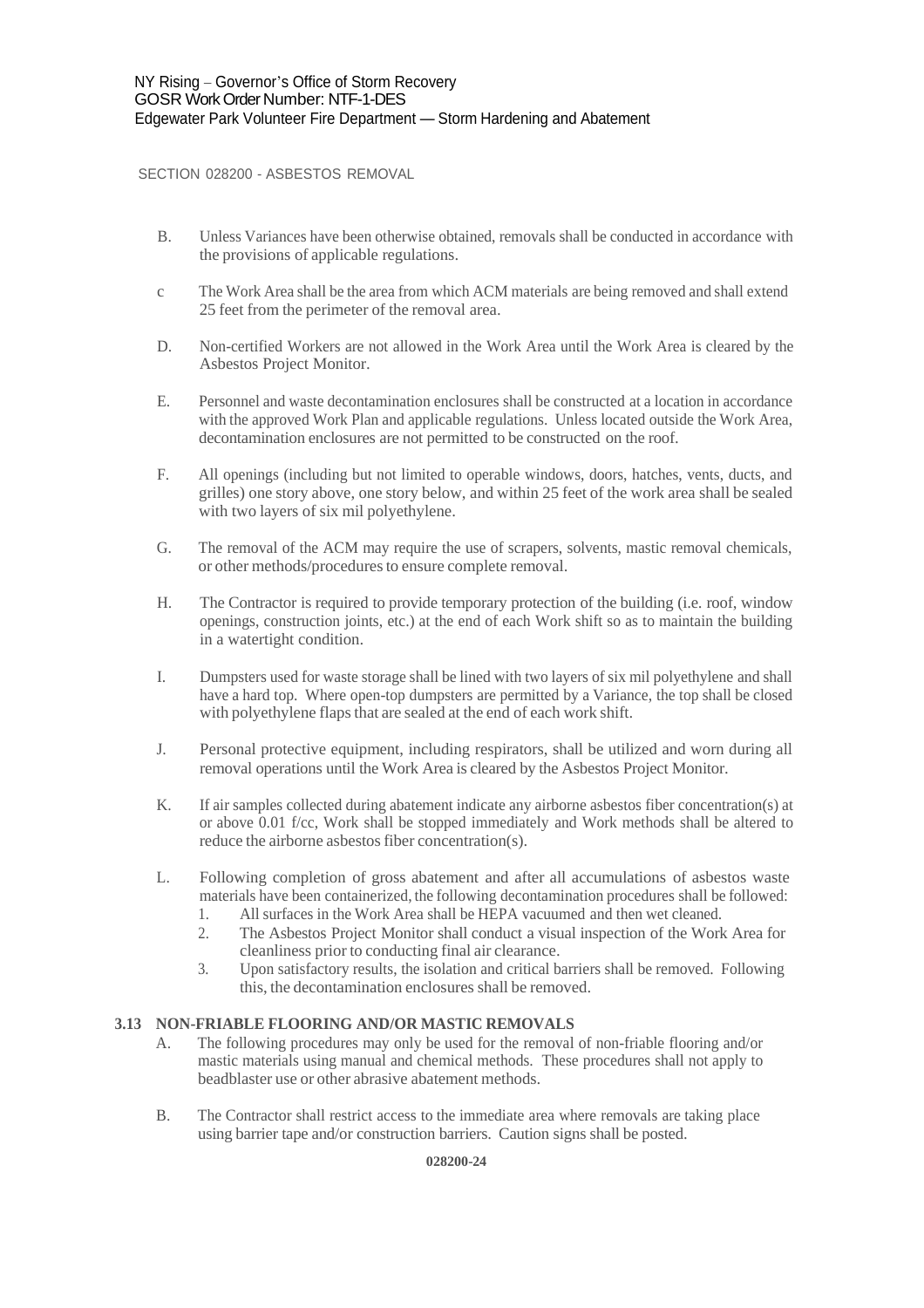B. Unless Variances have been otherwise obtained, removals shall be conducted in accordance with the provisions of applicable regulations.

c The Work Area shall be the area from which ACM materials are being removed and shall extend 25 feet from the perimeter of the removal area.

D. Non-certified Workers are not allowed in the Work Area until the Work Area is cleared by the Asbestos Project Monitor.

E. Personnel and waste decontamination enclosures shall be constructed at a location in accordance with the approved Work Plan and applicable regulations. Unless located outside the Work Area, decontamination enclosures are not permitted to be constructed on the roof.

F. All openings (including but not limited to operable windows, doors, hatches, vents, ducts, and grilles) one story above, one story below, and within 25 feet of the work area shall be sealed with two layers of six mil polyethylene.

G. The removal of the ACM may require the use of scrapers, solvents, mastic removal chemicals, or other methods/procedures to ensure complete removal.

H. The Contractor is required to provide temporary protection of the building (i.e. roof, window openings, construction joints, etc.) at the end of each Work shift so as to maintain the building in a watertight condition.

I. Dumpsters used for waste storage shall be lined with two layers of six mil polyethylene and shall have a hard top. Where open-top dumpsters are permitted by a Variance, the top shall be closed with polyethylene flaps that are sealed at the end of each work shift.

J. Personal protective equipment, including respirators, shall be utilized and worn during all removal operations until the Work Area is cleared by the Asbestos Project Monitor.

K. If air samples collected during abatement indicate any airborne asbestos fiber concentration(s) at or above 0.01 f/cc, Work shall be stopped immediately and Work methods shall be altered to reduce the airborne asbestos fiber concentration(s).

L. Following completion of gross abatement and after all accumulations of asbestos waste materials have been containerized, the following decontamination procedures shall be followed:
   1. All surfaces in the Work Area shall be HEPA vacuumed and then wet cleaned.
   2. The Asbestos Project Monitor shall conduct a visual inspection of the Work Area for cleanliness prior to conducting final air clearance.
   3. Upon satisfactory results, the isolation and critical barriers shall be removed. Following this, the decontamination enclosures shall be removed.

### 3.13 NON-FRIABLE FLOORING AND/OR MASTIC REMOVALS

A. The following procedures may only be used for the removal of non-friable flooring and/or mastic materials using manual and chemical methods. These procedures shall not apply to beadblaster use or other abrasive abatement methods.

B. The Contractor shall restrict access to the immediate area where removals are taking place using barrier tape and/or construction barriers. Caution signs shall be posted.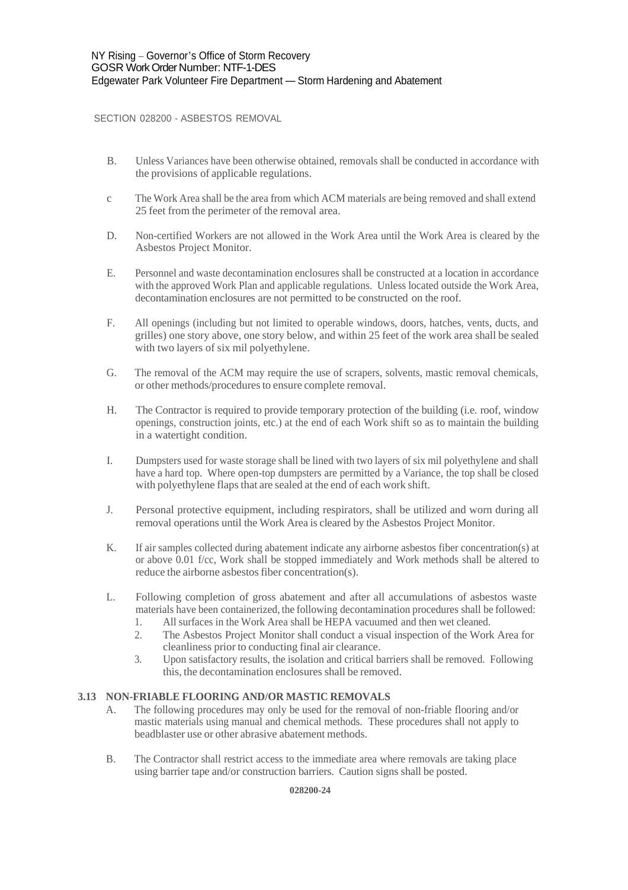B. Unless Variances have been otherwise obtained, removals shall be conducted in accordance with the provisions of applicable regulations.

c The Work Area shall be the area from which ACM materials are being removed and shall extend 25 feet from the perimeter of the removal area.

D. Non-certified Workers are not allowed in the Work Area until the Work Area is cleared by the Asbestos Project Monitor.

E. Personnel and waste decontamination enclosures shall be constructed at a location in accordance with the approved Work Plan and applicable regulations. Unless located outside the Work Area, decontamination enclosures are not permitted to be constructed on the roof.

F. All openings (including but not limited to operable windows, doors, hatches, vents, ducts, and grilles) one story above, one story below, and within 25 feet of the work area shall be sealed with two layers of six mil polyethylene.

G. The removal of the ACM may require the use of scrapers, solvents, mastic removal chemicals, or other methods/procedures to ensure complete removal.

H. The Contractor is required to provide temporary protection of the building (i.e. roof, window openings, construction joints, etc.) at the end of each Work shift so as to maintain the building in a watertight condition.

I. Dumpsters used for waste storage shall be lined with two layers of six mil polyethylene and shall have a hard top. Where open-top dumpsters are permitted by a Variance, the top shall be closed with polyethylene flaps that are sealed at the end of each work shift.

J. Personal protective equipment, including respirators, shall be utilized and worn during all removal operations until the Work Area is cleared by the Asbestos Project Monitor.

K. If air samples collected during abatement indicate any airborne asbestos fiber concentration(s) at or above 0.01 f/cc, Work shall be stopped immediately and Work methods shall be altered to reduce the airborne asbestos fiber concentration(s).

L. Following completion of gross abatement and after all accumulations of asbestos waste materials have been containerized, the following decontamination procedures shall be followed:
   1. All surfaces in the Work Area shall be HEPA vacuumed and then wet cleaned.
   2. The Asbestos Project Monitor shall conduct a visual inspection of the Work Area for cleanliness prior to conducting final air clearance.
   3. Upon satisfactory results, the isolation and critical barriers shall be removed. Following this, the decontamination enclosures shall be removed.

### 3.13 NON-FRIABLE FLOORING AND/OR MASTIC REMOVALS

A. The following procedures may only be used for the removal of non-friable flooring and/or mastic materials using manual and chemical methods. These procedures shall not apply to beadblaster use or other abrasive abatement methods.

B. The Contractor shall restrict access to the immediate area where removals are taking place using barrier tape and/or construction barriers. Caution signs shall be posted.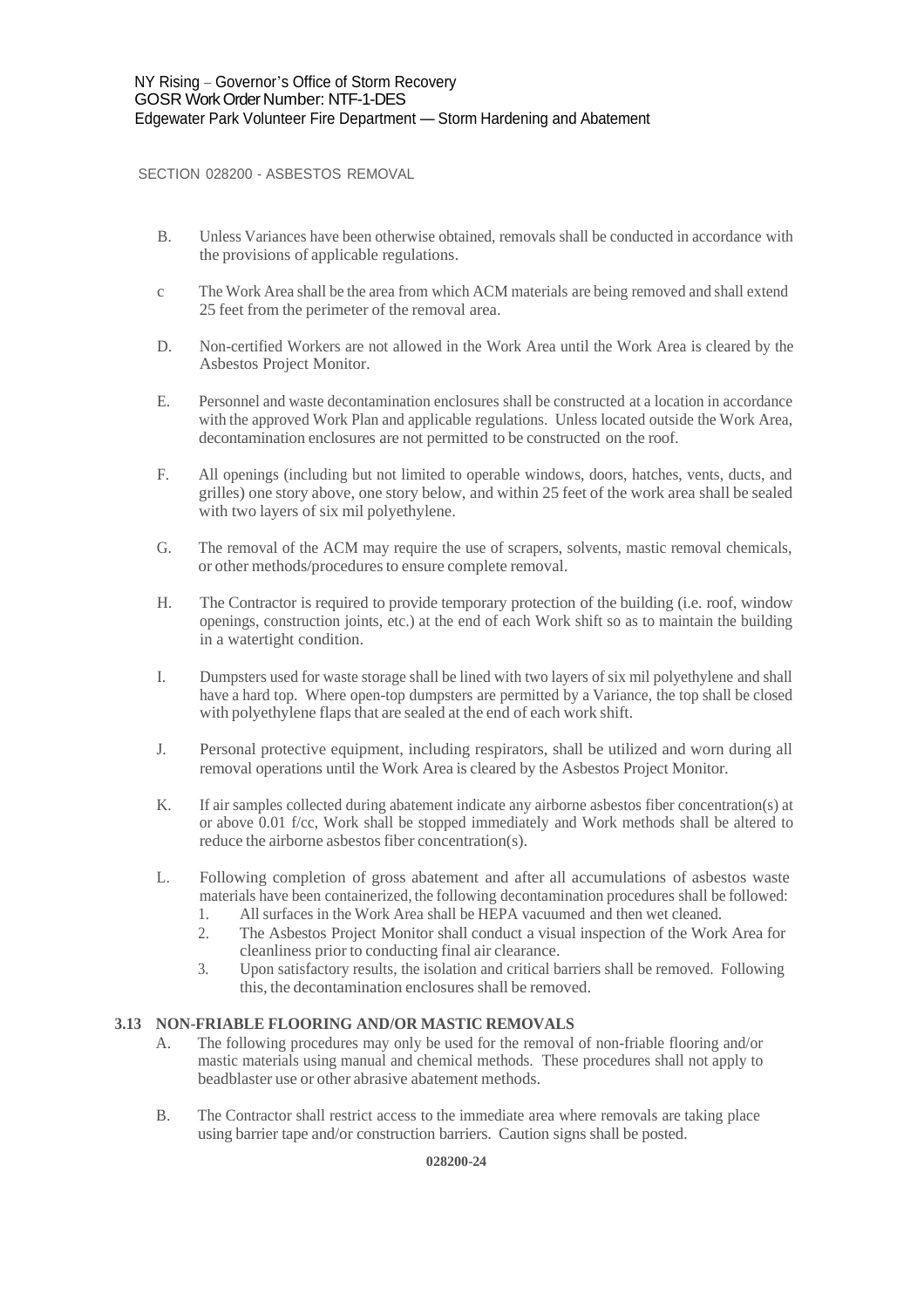SECTION 028200 - ASBESTOS REMOVAL

B. Unless Variances have been otherwise obtained, removals shall be conducted in accordance with the provisions of applicable regulations.

c The Work Area shall be the area from which ACM materials are being removed and shall extend 25 feet from the perimeter of the removal area.

D. Non-certified Workers are not allowed in the Work Area until the Work Area is cleared by the Asbestos Project Monitor.

E. Personnel and waste decontamination enclosures shall be constructed at a location in accordance with the approved Work Plan and applicable regulations. Unless located outside the Work Area, decontamination enclosures are not permitted to be constructed on the roof.

F. All openings (including but not limited to operable windows, doors, hatches, vents, ducts, and grilles) one story above, one story below, and within 25 feet of the work area shall be sealed with two layers of six mil polyethylene.

G. The removal of the ACM may require the use of scrapers, solvents, mastic removal chemicals, or other methods/procedures to ensure complete removal.

H. The Contractor is required to provide temporary protection of the building (i.e. roof, window openings, construction joints, etc.) at the end of each Work shift so as to maintain the building in a watertight condition.

I. Dumpsters used for waste storage shall be lined with two layers of six mil polyethylene and shall have a hard top. Where open-top dumpsters are permitted by a Variance, the top shall be closed with polyethylene flaps that are sealed at the end of each work shift.

J. Personal protective equipment, including respirators, shall be utilized and worn during all removal operations until the Work Area is cleared by the Asbestos Project Monitor.

K. If air samples collected during abatement indicate any airborne asbestos fiber concentration(s) at or above 0.01 f/cc, Work shall be stopped immediately and Work methods shall be altered to reduce the airborne asbestos fiber concentration(s).

L. Following completion of gross abatement and after all accumulations of asbestos waste materials have been containerized, the following decontamination procedures shall be followed:
1. All surfaces in the Work Area shall be HEPA vacuumed and then wet cleaned.
2. The Asbestos Project Monitor shall conduct a visual inspection of the Work Area for cleanliness prior to conducting final air clearance.
3. Upon satisfactory results, the isolation and critical barriers shall be removed. Following this, the decontamination enclosures shall be removed.

**3.13 NON-FRIABLE FLOORING AND/OR MASTIC REMOVALS**

A. The following procedures may only be used for the removal of non-friable flooring and/or mastic materials using manual and chemical methods. These procedures shall not apply to beadblaster use or other abrasive abatement methods.

B. The Contractor shall restrict access to the immediate area where removals are taking place using barrier tape and/or construction barriers. Caution signs shall be posted.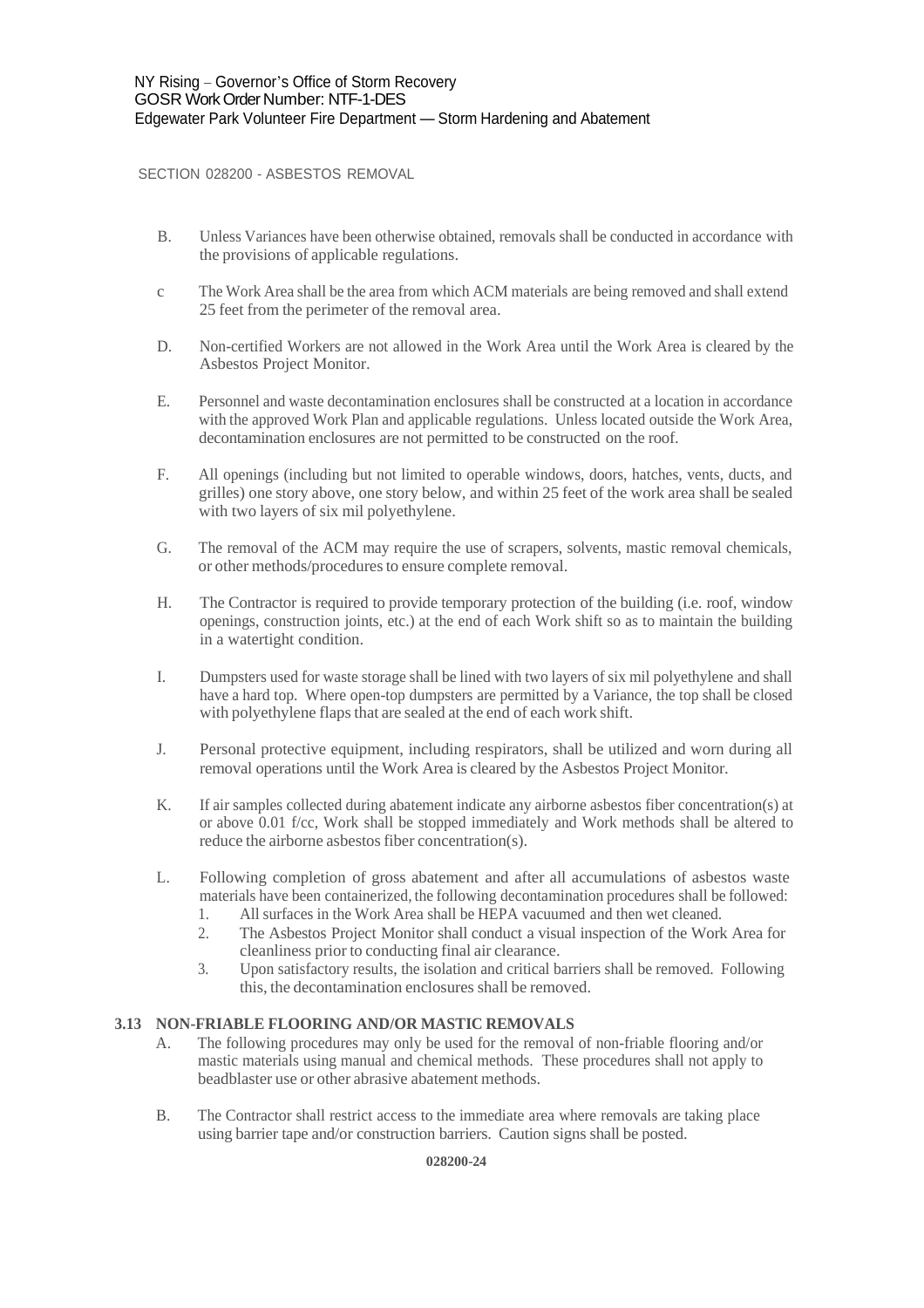B. Unless Variances have been otherwise obtained, removals shall be conducted in accordance with the provisions of applicable regulations.

c The Work Area shall be the area from which ACM materials are being removed and shall extend 25 feet from the perimeter of the removal area.

D. Non-certified Workers are not allowed in the Work Area until the Work Area is cleared by the Asbestos Project Monitor.

E. Personnel and waste decontamination enclosures shall be constructed at a location in accordance with the approved Work Plan and applicable regulations. Unless located outside the Work Area, decontamination enclosures are not permitted to be constructed on the roof.

F. All openings (including but not limited to operable windows, doors, hatches, vents, ducts, and grilles) one story above, one story below, and within 25 feet of the work area shall be sealed with two layers of six mil polyethylene.

G. The removal of the ACM may require the use of scrapers, solvents, mastic removal chemicals, or other methods/procedures to ensure complete removal.

H. The Contractor is required to provide temporary protection of the building (i.e. roof, window openings, construction joints, etc.) at the end of each Work shift so as to maintain the building in a watertight condition.

I. Dumpsters used for waste storage shall be lined with two layers of six mil polyethylene and shall have a hard top. Where open-top dumpsters are permitted by a Variance, the top shall be closed with polyethylene flaps that are sealed at the end of each work shift.

J. Personal protective equipment, including respirators, shall be utilized and worn during all removal operations until the Work Area is cleared by the Asbestos Project Monitor.

K. If air samples collected during abatement indicate any airborne asbestos fiber concentration(s) at or above 0.01 f/cc, Work shall be stopped immediately and Work methods shall be altered to reduce the airborne asbestos fiber concentration(s).

L. Following completion of gross abatement and after all accumulations of asbestos waste materials have been containerized, the following decontamination procedures shall be followed:
   1. All surfaces in the Work Area shall be HEPA vacuumed and then wet cleaned.
   2. The Asbestos Project Monitor shall conduct a visual inspection of the Work Area for cleanliness prior to conducting final air clearance.
   3. Upon satisfactory results, the isolation and critical barriers shall be removed. Following this, the decontamination enclosures shall be removed.

### 3.13 NON-FRIABLE FLOORING AND/OR MASTIC REMOVALS

A. The following procedures may only be used for the removal of non-friable flooring and/or mastic materials using manual and chemical methods. These procedures shall not apply to beadblaster use or other abrasive abatement methods.

B. The Contractor shall restrict access to the immediate area where removals are taking place using barrier tape and/or construction barriers. Caution signs shall be posted.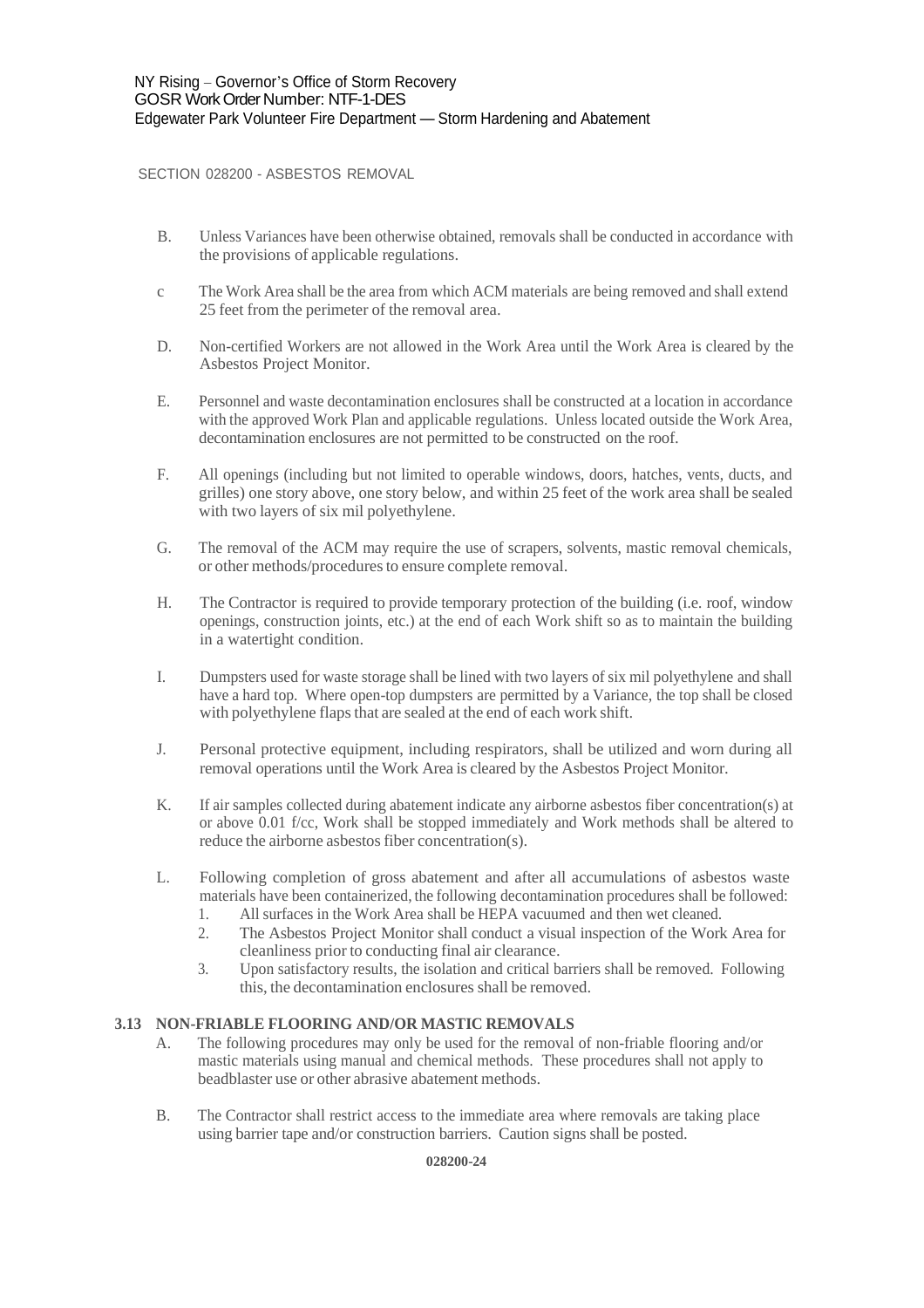B. Unless Variances have been otherwise obtained, removals shall be conducted in accordance with the provisions of applicable regulations.

c The Work Area shall be the area from which ACM materials are being removed and shall extend 25 feet from the perimeter of the removal area.

D. Non-certified Workers are not allowed in the Work Area until the Work Area is cleared by the Asbestos Project Monitor.

E. Personnel and waste decontamination enclosures shall be constructed at a location in accordance with the approved Work Plan and applicable regulations. Unless located outside the Work Area, decontamination enclosures are not permitted to be constructed on the roof.

F. All openings (including but not limited to operable windows, doors, hatches, vents, ducts, and grilles) one story above, one story below, and within 25 feet of the work area shall be sealed with two layers of six mil polyethylene.

G. The removal of the ACM may require the use of scrapers, solvents, mastic removal chemicals, or other methods/procedures to ensure complete removal.

H. The Contractor is required to provide temporary protection of the building (i.e. roof, window openings, construction joints, etc.) at the end of each Work shift so as to maintain the building in a watertight condition.

I. Dumpsters used for waste storage shall be lined with two layers of six mil polyethylene and shall have a hard top. Where open-top dumpsters are permitted by a Variance, the top shall be closed with polyethylene flaps that are sealed at the end of each work shift.

J. Personal protective equipment, including respirators, shall be utilized and worn during all removal operations until the Work Area is cleared by the Asbestos Project Monitor.

K. If air samples collected during abatement indicate any airborne asbestos fiber concentration(s) at or above 0.01 f/cc, Work shall be stopped immediately and Work methods shall be altered to reduce the airborne asbestos fiber concentration(s).

L. Following completion of gross abatement and after all accumulations of asbestos waste materials have been containerized, the following decontamination procedures shall be followed:
   1. All surfaces in the Work Area shall be HEPA vacuumed and then wet cleaned.
   2. The Asbestos Project Monitor shall conduct a visual inspection of the Work Area for cleanliness prior to conducting final air clearance.
   3. Upon satisfactory results, the isolation and critical barriers shall be removed. Following this, the decontamination enclosures shall be removed.

### 3.13 NON-FRIABLE FLOORING AND/OR MASTIC REMOVALS

A. The following procedures may only be used for the removal of non-friable flooring and/or mastic materials using manual and chemical methods. These procedures shall not apply to beadblaster use or other abrasive abatement methods.

B. The Contractor shall restrict access to the immediate area where removals are taking place using barrier tape and/or construction barriers. Caution signs shall be posted.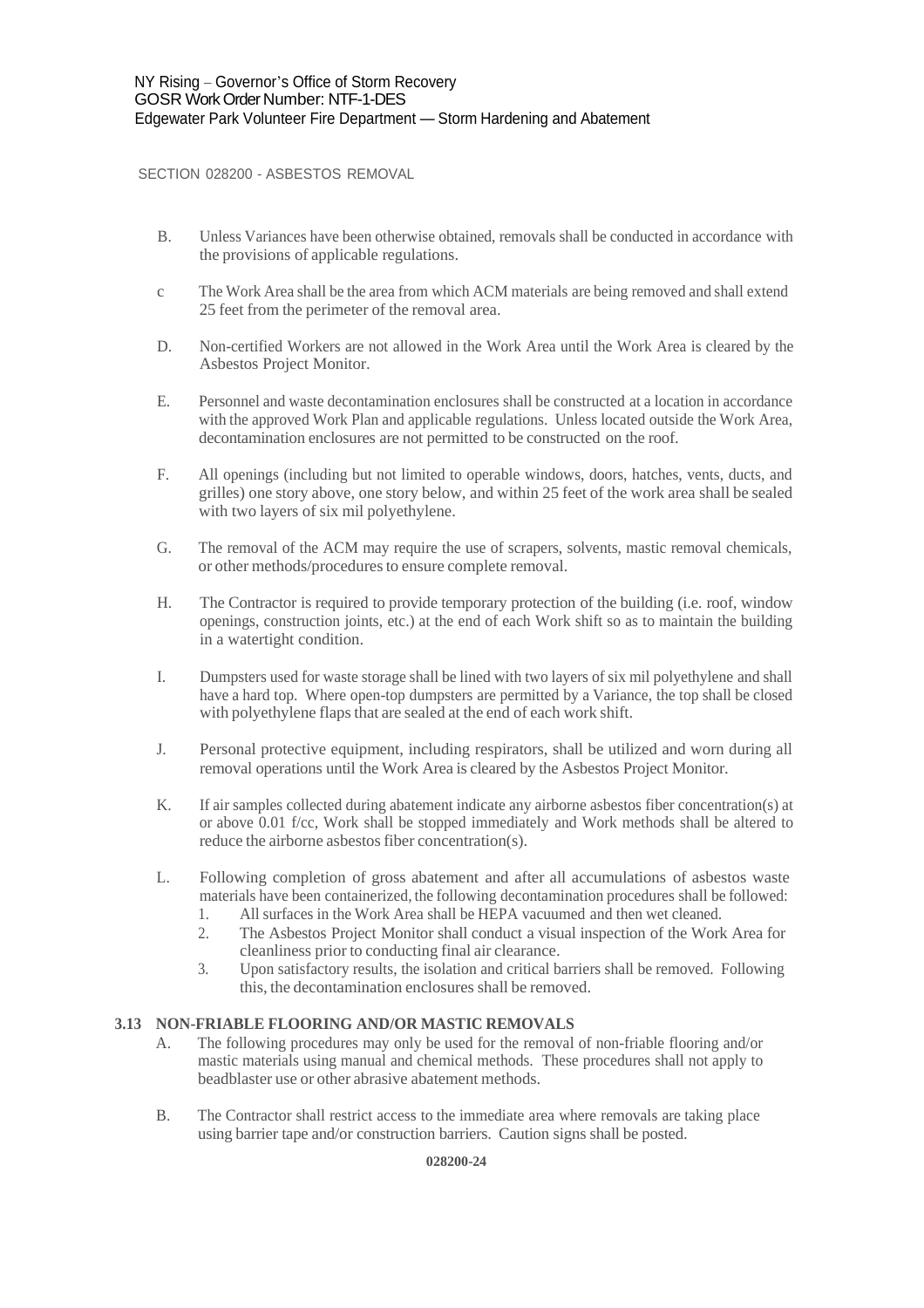B. Unless Variances have been otherwise obtained, removals shall be conducted in accordance with the provisions of applicable regulations.

c The Work Area shall be the area from which ACM materials are being removed and shall extend 25 feet from the perimeter of the removal area.

D. Non-certified Workers are not allowed in the Work Area until the Work Area is cleared by the Asbestos Project Monitor.

E. Personnel and waste decontamination enclosures shall be constructed at a location in accordance with the approved Work Plan and applicable regulations. Unless located outside the Work Area, decontamination enclosures are not permitted to be constructed on the roof.

F. All openings (including but not limited to operable windows, doors, hatches, vents, ducts, and grilles) one story above, one story below, and within 25 feet of the work area shall be sealed with two layers of six mil polyethylene.

G. The removal of the ACM may require the use of scrapers, solvents, mastic removal chemicals, or other methods/procedures to ensure complete removal.

H. The Contractor is required to provide temporary protection of the building (i.e. roof, window openings, construction joints, etc.) at the end of each Work shift so as to maintain the building in a watertight condition.

I. Dumpsters used for waste storage shall be lined with two layers of six mil polyethylene and shall have a hard top. Where open-top dumpsters are permitted by a Variance, the top shall be closed with polyethylene flaps that are sealed at the end of each work shift.

J. Personal protective equipment, including respirators, shall be utilized and worn during all removal operations until the Work Area is cleared by the Asbestos Project Monitor.

K. If air samples collected during abatement indicate any airborne asbestos fiber concentration(s) at or above 0.01 f/cc, Work shall be stopped immediately and Work methods shall be altered to reduce the airborne asbestos fiber concentration(s).

L. Following completion of gross abatement and after all accumulations of asbestos waste materials have been containerized, the following decontamination procedures shall be followed:
   1. All surfaces in the Work Area shall be HEPA vacuumed and then wet cleaned.
   2. The Asbestos Project Monitor shall conduct a visual inspection of the Work Area for cleanliness prior to conducting final air clearance.
   3. Upon satisfactory results, the isolation and critical barriers shall be removed. Following this, the decontamination enclosures shall be removed.

### 3.13 NON-FRIABLE FLOORING AND/OR MASTIC REMOVALS

A. The following procedures may only be used for the removal of non-friable flooring and/or mastic materials using manual and chemical methods. These procedures shall not apply to beadblaster use or other abrasive abatement methods.

B. The Contractor shall restrict access to the immediate area where removals are taking place using barrier tape and/or construction barriers. Caution signs shall be posted.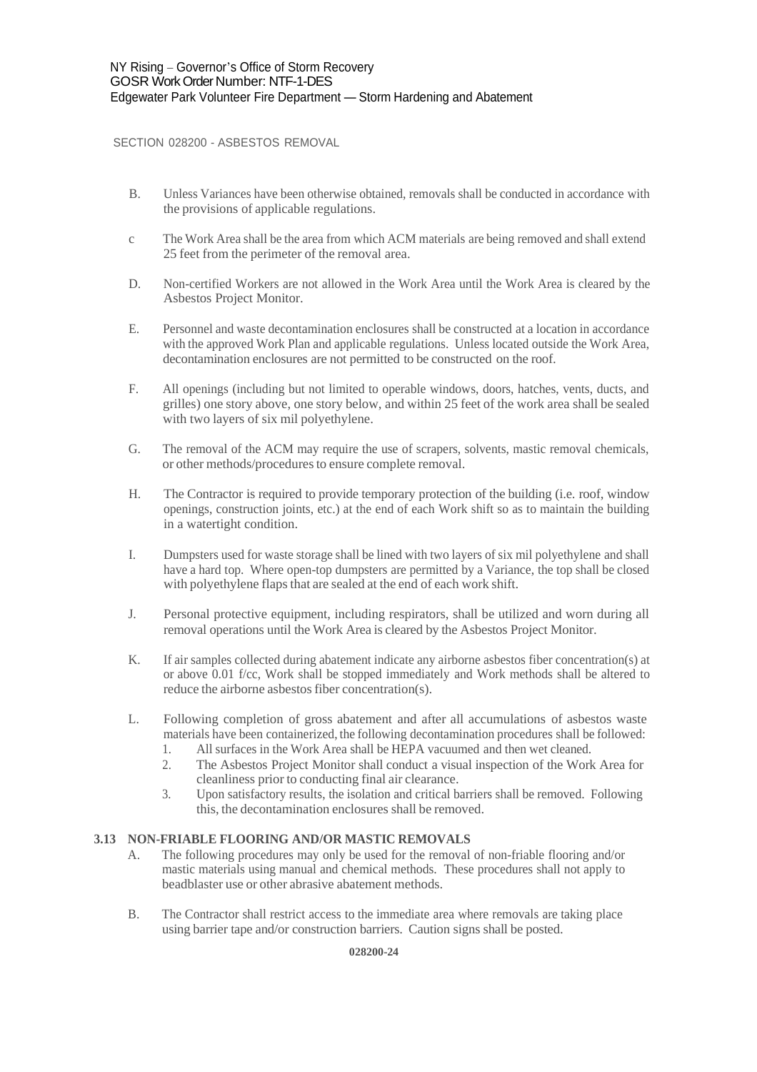SECTION 028200 - ASBESTOS REMOVAL

B. Unless Variances have been otherwise obtained, removals shall be conducted in accordance with the provisions of applicable regulations.

c The Work Area shall be the area from which ACM materials are being removed and shall extend 25 feet from the perimeter of the removal area.

D. Non-certified Workers are not allowed in the Work Area until the Work Area is cleared by the Asbestos Project Monitor.

E. Personnel and waste decontamination enclosures shall be constructed at a location in accordance with the approved Work Plan and applicable regulations. Unless located outside the Work Area, decontamination enclosures are not permitted to be constructed on the roof.

F. All openings (including but not limited to operable windows, doors, hatches, vents, ducts, and grilles) one story above, one story below, and within 25 feet of the work area shall be sealed with two layers of six mil polyethylene.

G. The removal of the ACM may require the use of scrapers, solvents, mastic removal chemicals, or other methods/procedures to ensure complete removal.

H. The Contractor is required to provide temporary protection of the building (i.e. roof, window openings, construction joints, etc.) at the end of each Work shift so as to maintain the building in a watertight condition.

I. Dumpsters used for waste storage shall be lined with two layers of six mil polyethylene and shall have a hard top. Where open-top dumpsters are permitted by a Variance, the top shall be closed with polyethylene flaps that are sealed at the end of each work shift.

J. Personal protective equipment, including respirators, shall be utilized and worn during all removal operations until the Work Area is cleared by the Asbestos Project Monitor.

K. If air samples collected during abatement indicate any airborne asbestos fiber concentration(s) at or above 0.01 f/cc, Work shall be stopped immediately and Work methods shall be altered to reduce the airborne asbestos fiber concentration(s).

L. Following completion of gross abatement and after all accumulations of asbestos waste materials have been containerized, the following decontamination procedures shall be followed:
1. All surfaces in the Work Area shall be HEPA vacuumed and then wet cleaned.
2. The Asbestos Project Monitor shall conduct a visual inspection of the Work Area for cleanliness prior to conducting final air clearance.
3. Upon satisfactory results, the isolation and critical barriers shall be removed. Following this, the decontamination enclosures shall be removed.

**3.13 NON-FRIABLE FLOORING AND/OR MASTIC REMOVALS**

A. The following procedures may only be used for the removal of non-friable flooring and/or mastic materials using manual and chemical methods. These procedures shall not apply to beadblaster use or other abrasive abatement methods.

B. The Contractor shall restrict access to the immediate area where removals are taking place using barrier tape and/or construction barriers. Caution signs shall be posted.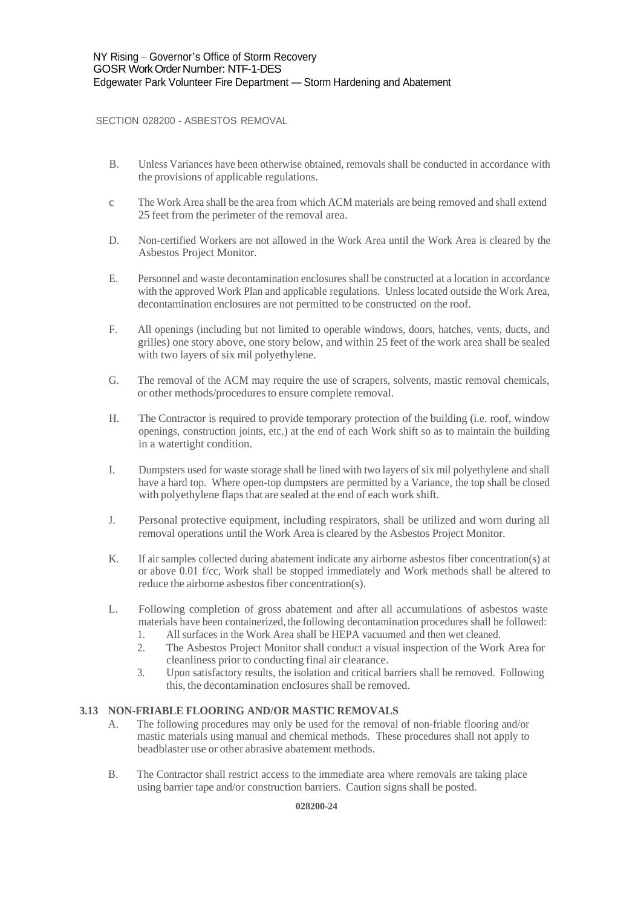B. Unless Variances have been otherwise obtained, removals shall be conducted in accordance with the provisions of applicable regulations.

c The Work Area shall be the area from which ACM materials are being removed and shall extend 25 feet from the perimeter of the removal area.

D. Non-certified Workers are not allowed in the Work Area until the Work Area is cleared by the Asbestos Project Monitor.

E. Personnel and waste decontamination enclosures shall be constructed at a location in accordance with the approved Work Plan and applicable regulations. Unless located outside the Work Area, decontamination enclosures are not permitted to be constructed on the roof.

F. All openings (including but not limited to operable windows, doors, hatches, vents, ducts, and grilles) one story above, one story below, and within 25 feet of the work area shall be sealed with two layers of six mil polyethylene.

G. The removal of the ACM may require the use of scrapers, solvents, mastic removal chemicals, or other methods/procedures to ensure complete removal.

H. The Contractor is required to provide temporary protection of the building (i.e. roof, window openings, construction joints, etc.) at the end of each Work shift so as to maintain the building in a watertight condition.

I. Dumpsters used for waste storage shall be lined with two layers of six mil polyethylene and shall have a hard top. Where open-top dumpsters are permitted by a Variance, the top shall be closed with polyethylene flaps that are sealed at the end of each work shift.

J. Personal protective equipment, including respirators, shall be utilized and worn during all removal operations until the Work Area is cleared by the Asbestos Project Monitor.

K. If air samples collected during abatement indicate any airborne asbestos fiber concentration(s) at or above 0.01 f/cc, Work shall be stopped immediately and Work methods shall be altered to reduce the airborne asbestos fiber concentration(s).

L. Following completion of gross abatement and after all accumulations of asbestos waste materials have been containerized, the following decontamination procedures shall be followed:
1. All surfaces in the Work Area shall be HEPA vacuumed and then wet cleaned.
2. The Asbestos Project Monitor shall conduct a visual inspection of the Work Area for cleanliness prior to conducting final air clearance.
3. Upon satisfactory results, the isolation and critical barriers shall be removed. Following this, the decontamination enclosures shall be removed.

### 3.13 NON-FRIABLE FLOORING AND/OR MASTIC REMOVALS

A. The following procedures may only be used for the removal of non-friable flooring and/or mastic materials using manual and chemical methods. These procedures shall not apply to beadblaster use or other abrasive abatement methods.

B. The Contractor shall restrict access to the immediate area where removals are taking place using barrier tape and/or construction barriers. Caution signs shall be posted.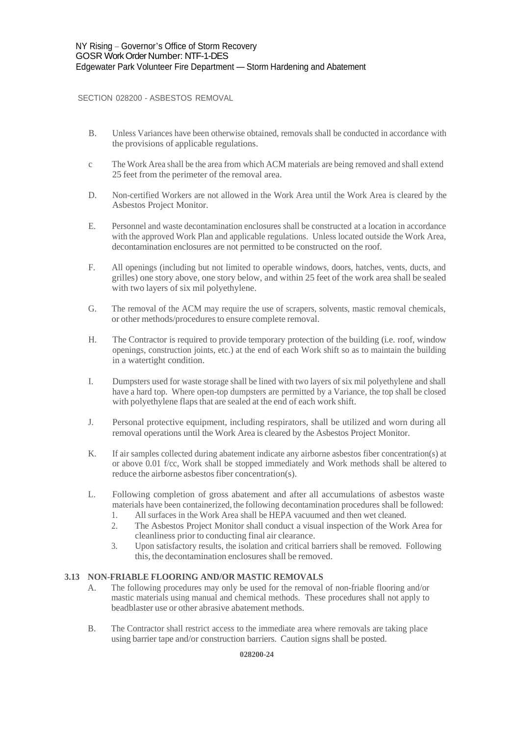B. Unless Variances have been otherwise obtained, removals shall be conducted in accordance with the provisions of applicable regulations.

c The Work Area shall be the area from which ACM materials are being removed and shall extend 25 feet from the perimeter of the removal area.

D. Non-certified Workers are not allowed in the Work Area until the Work Area is cleared by the Asbestos Project Monitor.

E. Personnel and waste decontamination enclosures shall be constructed at a location in accordance with the approved Work Plan and applicable regulations. Unless located outside the Work Area, decontamination enclosures are not permitted to be constructed on the roof.

F. All openings (including but not limited to operable windows, doors, hatches, vents, ducts, and grilles) one story above, one story below, and within 25 feet of the work area shall be sealed with two layers of six mil polyethylene.

G. The removal of the ACM may require the use of scrapers, solvents, mastic removal chemicals, or other methods/procedures to ensure complete removal.

H. The Contractor is required to provide temporary protection of the building (i.e. roof, window openings, construction joints, etc.) at the end of each Work shift so as to maintain the building in a watertight condition.

I. Dumpsters used for waste storage shall be lined with two layers of six mil polyethylene and shall have a hard top. Where open-top dumpsters are permitted by a Variance, the top shall be closed with polyethylene flaps that are sealed at the end of each work shift.

J. Personal protective equipment, including respirators, shall be utilized and worn during all removal operations until the Work Area is cleared by the Asbestos Project Monitor.

K. If air samples collected during abatement indicate any airborne asbestos fiber concentration(s) at or above 0.01 f/cc, Work shall be stopped immediately and Work methods shall be altered to reduce the airborne asbestos fiber concentration(s).

L. Following completion of gross abatement and after all accumulations of asbestos waste materials have been containerized, the following decontamination procedures shall be followed:
1. All surfaces in the Work Area shall be HEPA vacuumed and then wet cleaned.
2. The Asbestos Project Monitor shall conduct a visual inspection of the Work Area for cleanliness prior to conducting final air clearance.
3. Upon satisfactory results, the isolation and critical barriers shall be removed. Following this, the decontamination enclosures shall be removed.

**3.13 NON-FRIABLE FLOORING AND/OR MASTIC REMOVALS**

A. The following procedures may only be used for the removal of non-friable flooring and/or mastic materials using manual and chemical methods. These procedures shall not apply to beadblaster use or other abrasive abatement methods.

B. The Contractor shall restrict access to the immediate area where removals are taking place using barrier tape and/or construction barriers. Caution signs shall be posted.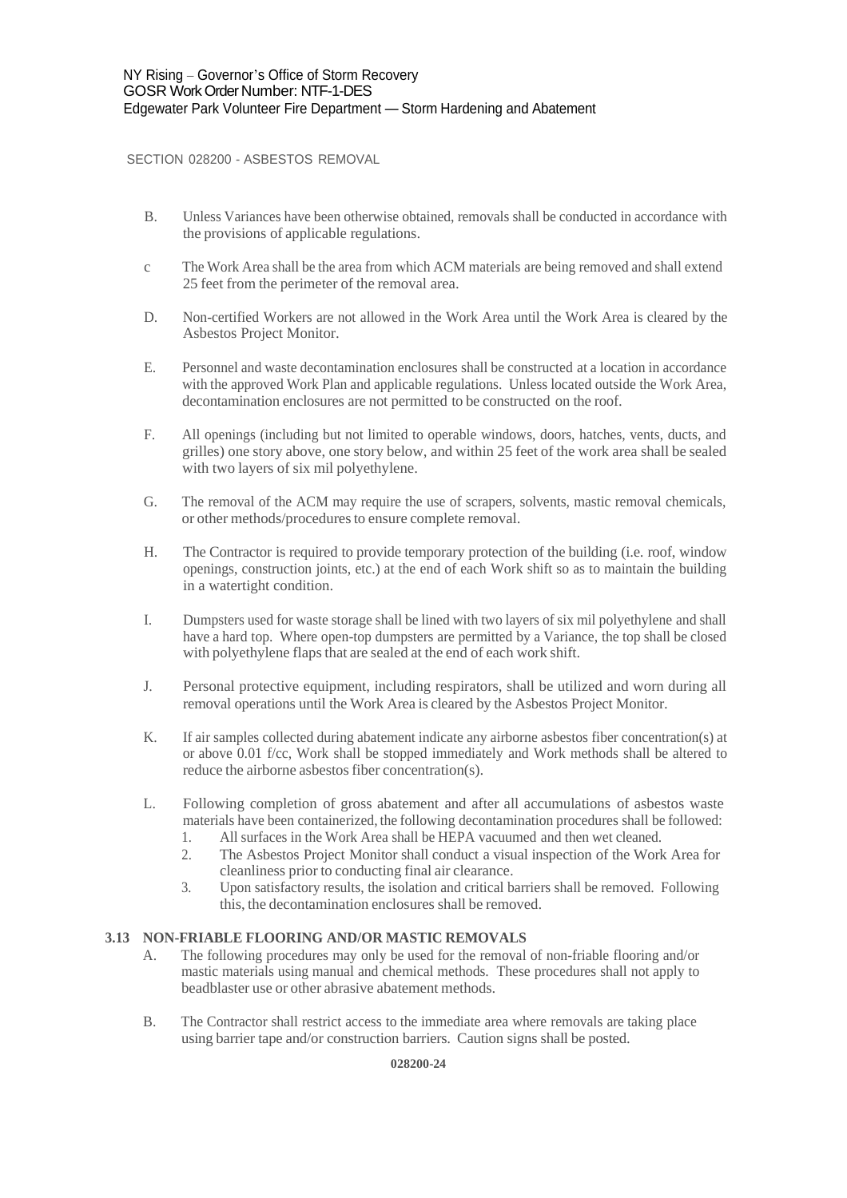B. Unless Variances have been otherwise obtained, removals shall be conducted in accordance with the provisions of applicable regulations.

c The Work Area shall be the area from which ACM materials are being removed and shall extend 25 feet from the perimeter of the removal area.

D. Non-certified Workers are not allowed in the Work Area until the Work Area is cleared by the Asbestos Project Monitor.

E. Personnel and waste decontamination enclosures shall be constructed at a location in accordance with the approved Work Plan and applicable regulations. Unless located outside the Work Area, decontamination enclosures are not permitted to be constructed on the roof.

F. All openings (including but not limited to operable windows, doors, hatches, vents, ducts, and grilles) one story above, one story below, and within 25 feet of the work area shall be sealed with two layers of six mil polyethylene.

G. The removal of the ACM may require the use of scrapers, solvents, mastic removal chemicals, or other methods/procedures to ensure complete removal.

H. The Contractor is required to provide temporary protection of the building (i.e. roof, window openings, construction joints, etc.) at the end of each Work shift so as to maintain the building in a watertight condition.

I. Dumpsters used for waste storage shall be lined with two layers of six mil polyethylene and shall have a hard top. Where open-top dumpsters are permitted by a Variance, the top shall be closed with polyethylene flaps that are sealed at the end of each work shift.

J. Personal protective equipment, including respirators, shall be utilized and worn during all removal operations until the Work Area is cleared by the Asbestos Project Monitor.

K. If air samples collected during abatement indicate any airborne asbestos fiber concentration(s) at or above 0.01 f/cc, Work shall be stopped immediately and Work methods shall be altered to reduce the airborne asbestos fiber concentration(s).

L. Following completion of gross abatement and after all accumulations of asbestos waste materials have been containerized, the following decontamination procedures shall be followed:
   1. All surfaces in the Work Area shall be HEPA vacuumed and then wet cleaned.
   2. The Asbestos Project Monitor shall conduct a visual inspection of the Work Area for cleanliness prior to conducting final air clearance.
   3. Upon satisfactory results, the isolation and critical barriers shall be removed. Following this, the decontamination enclosures shall be removed.

### 3.13 NON-FRIABLE FLOORING AND/OR MASTIC REMOVALS

A. The following procedures may only be used for the removal of non-friable flooring and/or mastic materials using manual and chemical methods. These procedures shall not apply to beadblaster use or other abrasive abatement methods.

B. The Contractor shall restrict access to the immediate area where removals are taking place using barrier tape and/or construction barriers. Caution signs shall be posted.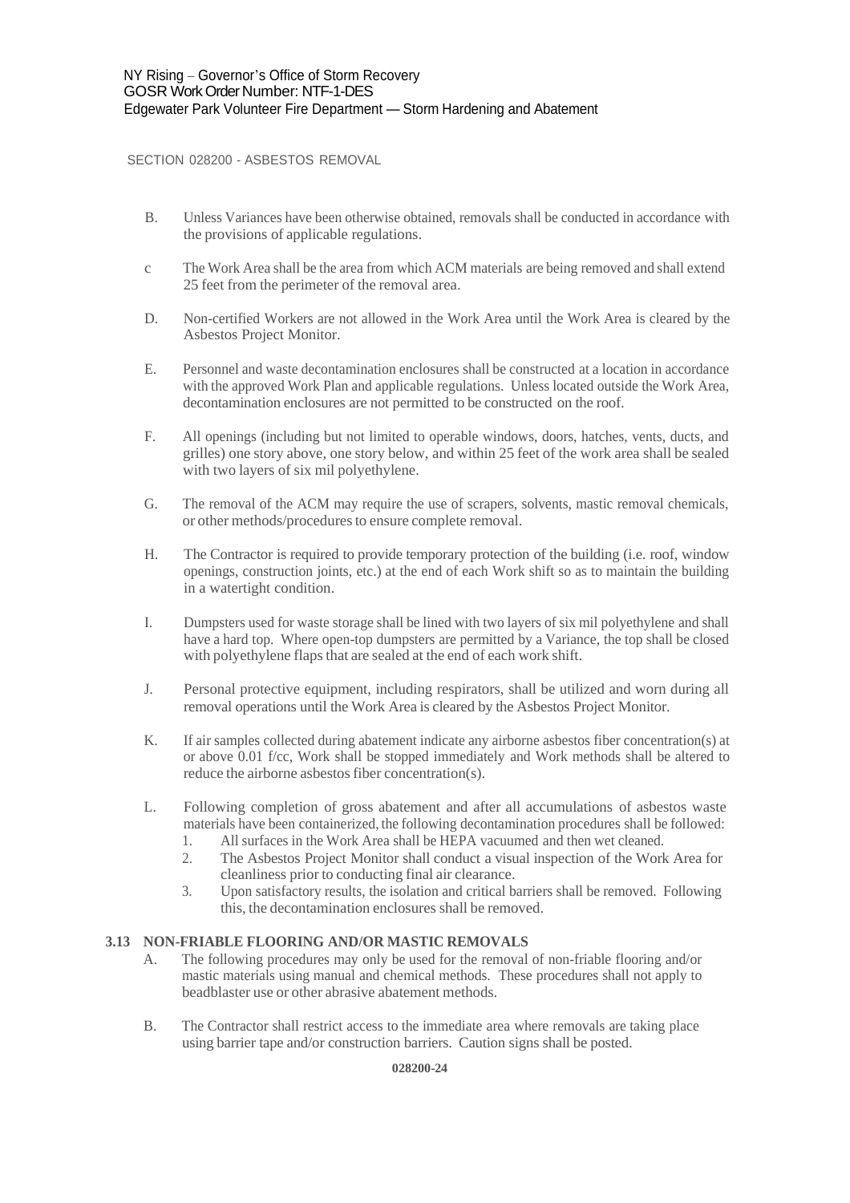SECTION 028200 - ASBESTOS REMOVAL

B. Unless Variances have been otherwise obtained, removals shall be conducted in accordance with the provisions of applicable regulations.

c The Work Area shall be the area from which ACM materials are being removed and shall extend 25 feet from the perimeter of the removal area.

D. Non-certified Workers are not allowed in the Work Area until the Work Area is cleared by the Asbestos Project Monitor.

E. Personnel and waste decontamination enclosures shall be constructed at a location in accordance with the approved Work Plan and applicable regulations. Unless located outside the Work Area, decontamination enclosures are not permitted to be constructed on the roof.

F. All openings (including but not limited to operable windows, doors, hatches, vents, ducts, and grilles) one story above, one story below, and within 25 feet of the work area shall be sealed with two layers of six mil polyethylene.

G. The removal of the ACM may require the use of scrapers, solvents, mastic removal chemicals, or other methods/procedures to ensure complete removal.

H. The Contractor is required to provide temporary protection of the building (i.e. roof, window openings, construction joints, etc.) at the end of each Work shift so as to maintain the building in a watertight condition.

I. Dumpsters used for waste storage shall be lined with two layers of six mil polyethylene and shall have a hard top. Where open-top dumpsters are permitted by a Variance, the top shall be closed with polyethylene flaps that are sealed at the end of each work shift.

J. Personal protective equipment, including respirators, shall be utilized and worn during all removal operations until the Work Area is cleared by the Asbestos Project Monitor.

K. If air samples collected during abatement indicate any airborne asbestos fiber concentration(s) at or above 0.01 f/cc, Work shall be stopped immediately and Work methods shall be altered to reduce the airborne asbestos fiber concentration(s).

L. Following completion of gross abatement and after all accumulations of asbestos waste materials have been containerized, the following decontamination procedures shall be followed:
1. All surfaces in the Work Area shall be HEPA vacuumed and then wet cleaned.
2. The Asbestos Project Monitor shall conduct a visual inspection of the Work Area for cleanliness prior to conducting final air clearance.
3. Upon satisfactory results, the isolation and critical barriers shall be removed. Following this, the decontamination enclosures shall be removed.

### 3.13 NON-FRIABLE FLOORING AND/OR MASTIC REMOVALS

A. The following procedures may only be used for the removal of non-friable flooring and/or mastic materials using manual and chemical methods. These procedures shall not apply to beadblaster use or other abrasive abatement methods.

B. The Contractor shall restrict access to the immediate area where removals are taking place using barrier tape and/or construction barriers. Caution signs shall be posted.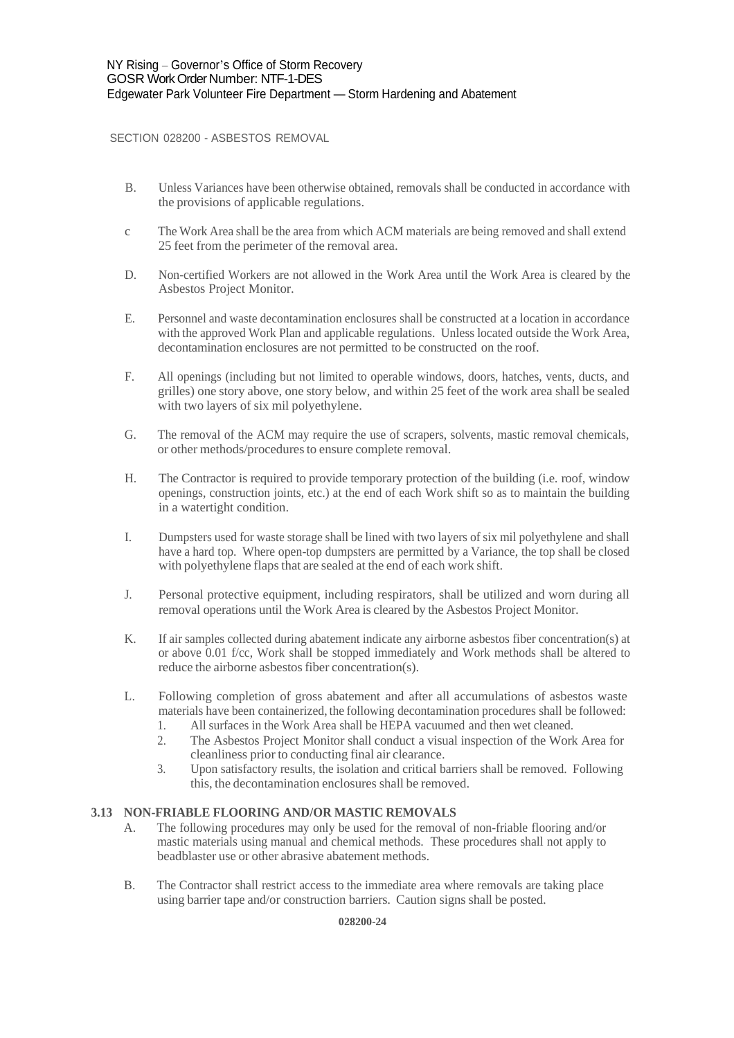SECTION 028200 - ASBESTOS REMOVAL

B. Unless Variances have been otherwise obtained, removals shall be conducted in accordance with the provisions of applicable regulations.

c The Work Area shall be the area from which ACM materials are being removed and shall extend 25 feet from the perimeter of the removal area.

D. Non-certified Workers are not allowed in the Work Area until the Work Area is cleared by the Asbestos Project Monitor.

E. Personnel and waste decontamination enclosures shall be constructed at a location in accordance with the approved Work Plan and applicable regulations. Unless located outside the Work Area, decontamination enclosures are not permitted to be constructed on the roof.

F. All openings (including but not limited to operable windows, doors, hatches, vents, ducts, and grilles) one story above, one story below, and within 25 feet of the work area shall be sealed with two layers of six mil polyethylene.

G. The removal of the ACM may require the use of scrapers, solvents, mastic removal chemicals, or other methods/procedures to ensure complete removal.

H. The Contractor is required to provide temporary protection of the building (i.e. roof, window openings, construction joints, etc.) at the end of each Work shift so as to maintain the building in a watertight condition.

I. Dumpsters used for waste storage shall be lined with two layers of six mil polyethylene and shall have a hard top. Where open-top dumpsters are permitted by a Variance, the top shall be closed with polyethylene flaps that are sealed at the end of each work shift.

J. Personal protective equipment, including respirators, shall be utilized and worn during all removal operations until the Work Area is cleared by the Asbestos Project Monitor.

K. If air samples collected during abatement indicate any airborne asbestos fiber concentration(s) at or above 0.01 f/cc, Work shall be stopped immediately and Work methods shall be altered to reduce the airborne asbestos fiber concentration(s).

L. Following completion of gross abatement and after all accumulations of asbestos waste materials have been containerized, the following decontamination procedures shall be followed:
   1. All surfaces in the Work Area shall be HEPA vacuumed and then wet cleaned.
   2. The Asbestos Project Monitor shall conduct a visual inspection of the Work Area for cleanliness prior to conducting final air clearance.
   3. Upon satisfactory results, the isolation and critical barriers shall be removed. Following this, the decontamination enclosures shall be removed.

## 3.13 NON-FRIABLE FLOORING AND/OR MASTIC REMOVALS

A. The following procedures may only be used for the removal of non-friable flooring and/or mastic materials using manual and chemical methods. These procedures shall not apply to beadblaster use or other abrasive abatement methods.

B. The Contractor shall restrict access to the immediate area where removals are taking place using barrier tape and/or construction barriers. Caution signs shall be posted.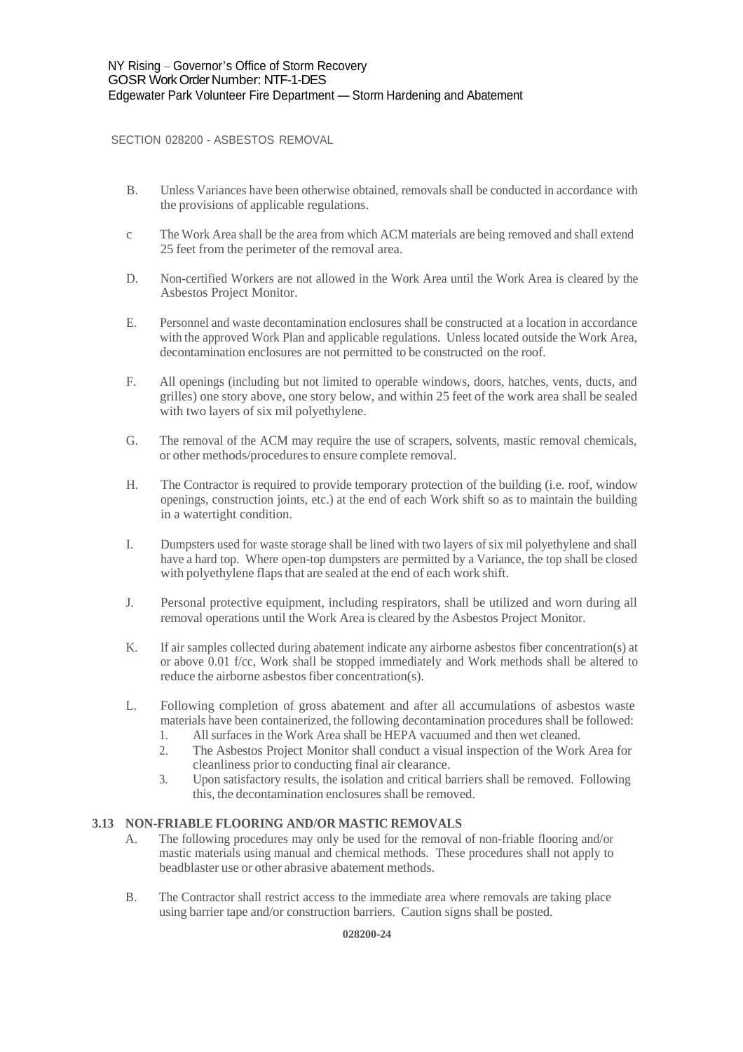B. Unless Variances have been otherwise obtained, removals shall be conducted in accordance with the provisions of applicable regulations.

c The Work Area shall be the area from which ACM materials are being removed and shall extend 25 feet from the perimeter of the removal area.

D. Non-certified Workers are not allowed in the Work Area until the Work Area is cleared by the Asbestos Project Monitor.

E. Personnel and waste decontamination enclosures shall be constructed at a location in accordance with the approved Work Plan and applicable regulations. Unless located outside the Work Area, decontamination enclosures are not permitted to be constructed on the roof.

F. All openings (including but not limited to operable windows, doors, hatches, vents, ducts, and grilles) one story above, one story below, and within 25 feet of the work area shall be sealed with two layers of six mil polyethylene.

G. The removal of the ACM may require the use of scrapers, solvents, mastic removal chemicals, or other methods/procedures to ensure complete removal.

H. The Contractor is required to provide temporary protection of the building (i.e. roof, window openings, construction joints, etc.) at the end of each Work shift so as to maintain the building in a watertight condition.

I. Dumpsters used for waste storage shall be lined with two layers of six mil polyethylene and shall have a hard top. Where open-top dumpsters are permitted by a Variance, the top shall be closed with polyethylene flaps that are sealed at the end of each work shift.

J. Personal protective equipment, including respirators, shall be utilized and worn during all removal operations until the Work Area is cleared by the Asbestos Project Monitor.

K. If air samples collected during abatement indicate any airborne asbestos fiber concentration(s) at or above 0.01 f/cc, Work shall be stopped immediately and Work methods shall be altered to reduce the airborne asbestos fiber concentration(s).

L. Following completion of gross abatement and after all accumulations of asbestos waste materials have been containerized, the following decontamination procedures shall be followed:
   1. All surfaces in the Work Area shall be HEPA vacuumed and then wet cleaned.
   2. The Asbestos Project Monitor shall conduct a visual inspection of the Work Area for cleanliness prior to conducting final air clearance.
   3. Upon satisfactory results, the isolation and critical barriers shall be removed. Following this, the decontamination enclosures shall be removed.

### 3.13 NON-FRIABLE FLOORING AND/OR MASTIC REMOVALS

A. The following procedures may only be used for the removal of non-friable flooring and/or mastic materials using manual and chemical methods. These procedures shall not apply to beadblaster use or other abrasive abatement methods.

B. The Contractor shall restrict access to the immediate area where removals are taking place using barrier tape and/or construction barriers. Caution signs shall be posted.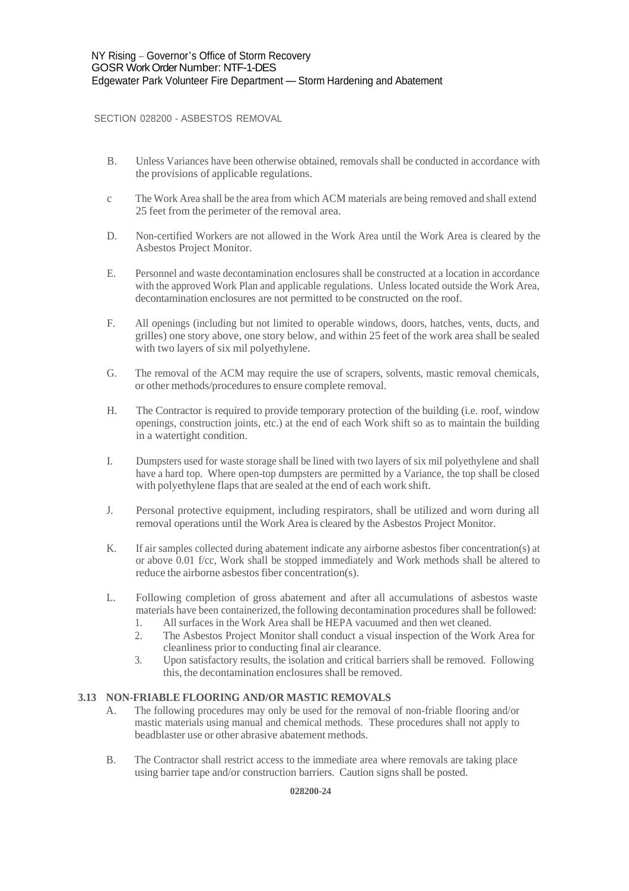B. Unless Variances have been otherwise obtained, removals shall be conducted in accordance with the provisions of applicable regulations.

c The Work Area shall be the area from which ACM materials are being removed and shall extend 25 feet from the perimeter of the removal area.

D. Non-certified Workers are not allowed in the Work Area until the Work Area is cleared by the Asbestos Project Monitor.

E. Personnel and waste decontamination enclosures shall be constructed at a location in accordance with the approved Work Plan and applicable regulations. Unless located outside the Work Area, decontamination enclosures are not permitted to be constructed on the roof.

F. All openings (including but not limited to operable windows, doors, hatches, vents, ducts, and grilles) one story above, one story below, and within 25 feet of the work area shall be sealed with two layers of six mil polyethylene.

G. The removal of the ACM may require the use of scrapers, solvents, mastic removal chemicals, or other methods/procedures to ensure complete removal.

H. The Contractor is required to provide temporary protection of the building (i.e. roof, window openings, construction joints, etc.) at the end of each Work shift so as to maintain the building in a watertight condition.

I. Dumpsters used for waste storage shall be lined with two layers of six mil polyethylene and shall have a hard top. Where open-top dumpsters are permitted by a Variance, the top shall be closed with polyethylene flaps that are sealed at the end of each work shift.

J. Personal protective equipment, including respirators, shall be utilized and worn during all removal operations until the Work Area is cleared by the Asbestos Project Monitor.

K. If air samples collected during abatement indicate any airborne asbestos fiber concentration(s) at or above 0.01 f/cc, Work shall be stopped immediately and Work methods shall be altered to reduce the airborne asbestos fiber concentration(s).

L. Following completion of gross abatement and after all accumulations of asbestos waste materials have been containerized, the following decontamination procedures shall be followed:
   1. All surfaces in the Work Area shall be HEPA vacuumed and then wet cleaned.
   2. The Asbestos Project Monitor shall conduct a visual inspection of the Work Area for cleanliness prior to conducting final air clearance.
   3. Upon satisfactory results, the isolation and critical barriers shall be removed. Following this, the decontamination enclosures shall be removed.

**3.13 NON-FRIABLE FLOORING AND/OR MASTIC REMOVALS**

A. The following procedures may only be used for the removal of non-friable flooring and/or mastic materials using manual and chemical methods. These procedures shall not apply to beadblaster use or other abrasive abatement methods.

B. The Contractor shall restrict access to the immediate area where removals are taking place using barrier tape and/or construction barriers. Caution signs shall be posted.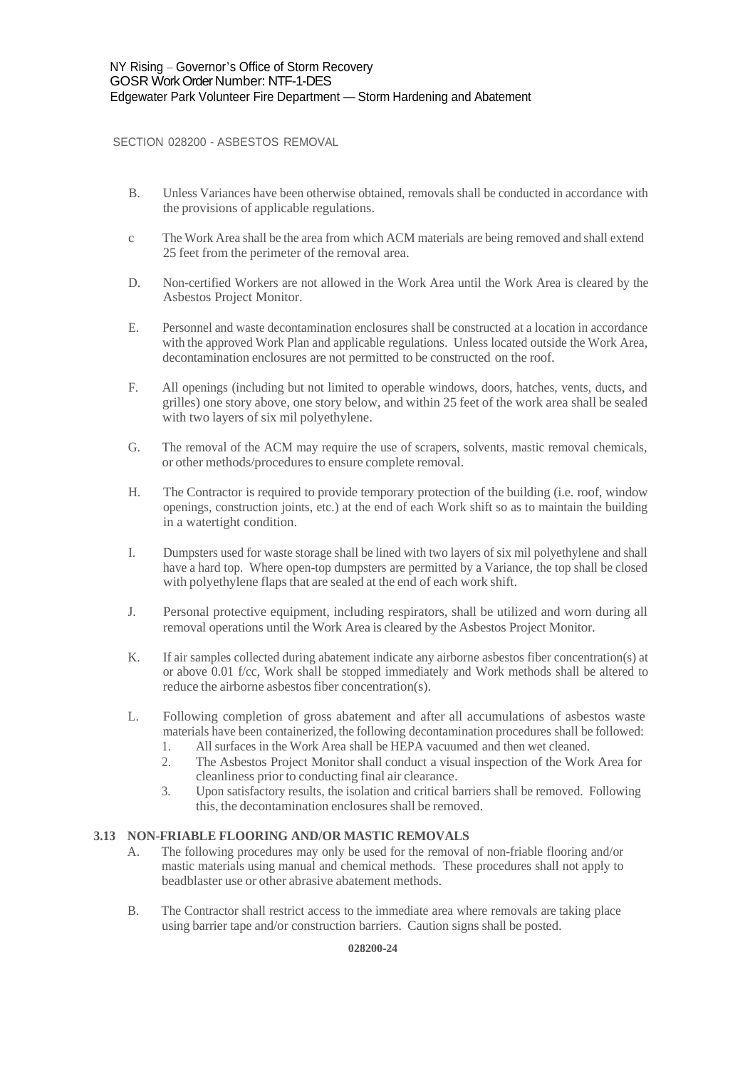B. Unless Variances have been otherwise obtained, removals shall be conducted in accordance with the provisions of applicable regulations.

c The Work Area shall be the area from which ACM materials are being removed and shall extend 25 feet from the perimeter of the removal area.

D. Non-certified Workers are not allowed in the Work Area until the Work Area is cleared by the Asbestos Project Monitor.

E. Personnel and waste decontamination enclosures shall be constructed at a location in accordance with the approved Work Plan and applicable regulations. Unless located outside the Work Area, decontamination enclosures are not permitted to be constructed on the roof.

F. All openings (including but not limited to operable windows, doors, hatches, vents, ducts, and grilles) one story above, one story below, and within 25 feet of the work area shall be sealed with two layers of six mil polyethylene.

G. The removal of the ACM may require the use of scrapers, solvents, mastic removal chemicals, or other methods/procedures to ensure complete removal.

H. The Contractor is required to provide temporary protection of the building (i.e. roof, window openings, construction joints, etc.) at the end of each Work shift so as to maintain the building in a watertight condition.

I. Dumpsters used for waste storage shall be lined with two layers of six mil polyethylene and shall have a hard top. Where open-top dumpsters are permitted by a Variance, the top shall be closed with polyethylene flaps that are sealed at the end of each work shift.

J. Personal protective equipment, including respirators, shall be utilized and worn during all removal operations until the Work Area is cleared by the Asbestos Project Monitor.

K. If air samples collected during abatement indicate any airborne asbestos fiber concentration(s) at or above 0.01 f/cc, Work shall be stopped immediately and Work methods shall be altered to reduce the airborne asbestos fiber concentration(s).

L. Following completion of gross abatement and after all accumulations of asbestos waste materials have been containerized, the following decontamination procedures shall be followed:
   1. All surfaces in the Work Area shall be HEPA vacuumed and then wet cleaned.
   2. The Asbestos Project Monitor shall conduct a visual inspection of the Work Area for cleanliness prior to conducting final air clearance.
   3. Upon satisfactory results, the isolation and critical barriers shall be removed. Following this, the decontamination enclosures shall be removed.

**3.13 NON-FRIABLE FLOORING AND/OR MASTIC REMOVALS**

A. The following procedures may only be used for the removal of non-friable flooring and/or mastic materials using manual and chemical methods. These procedures shall not apply to beadblaster use or other abrasive abatement methods.

B. The Contractor shall restrict access to the immediate area where removals are taking place using barrier tape and/or construction barriers. Caution signs shall be posted.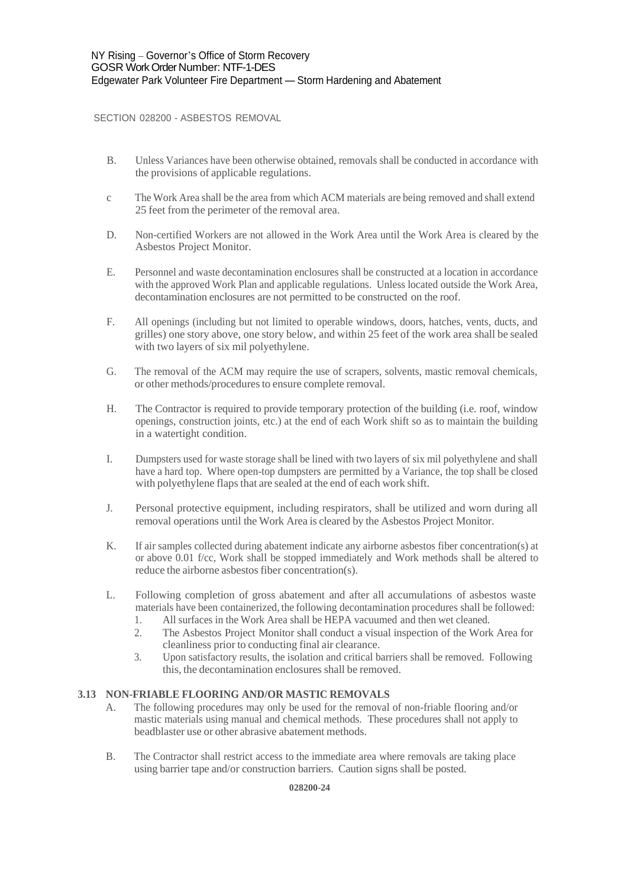B. Unless Variances have been otherwise obtained, removals shall be conducted in accordance with the provisions of applicable regulations.

c The Work Area shall be the area from which ACM materials are being removed and shall extend 25 feet from the perimeter of the removal area.

D. Non-certified Workers are not allowed in the Work Area until the Work Area is cleared by the Asbestos Project Monitor.

E. Personnel and waste decontamination enclosures shall be constructed at a location in accordance with the approved Work Plan and applicable regulations. Unless located outside the Work Area, decontamination enclosures are not permitted to be constructed on the roof.

F. All openings (including but not limited to operable windows, doors, hatches, vents, ducts, and grilles) one story above, one story below, and within 25 feet of the work area shall be sealed with two layers of six mil polyethylene.

G. The removal of the ACM may require the use of scrapers, solvents, mastic removal chemicals, or other methods/procedures to ensure complete removal.

H. The Contractor is required to provide temporary protection of the building (i.e. roof, window openings, construction joints, etc.) at the end of each Work shift so as to maintain the building in a watertight condition.

I. Dumpsters used for waste storage shall be lined with two layers of six mil polyethylene and shall have a hard top. Where open-top dumpsters are permitted by a Variance, the top shall be closed with polyethylene flaps that are sealed at the end of each work shift.

J. Personal protective equipment, including respirators, shall be utilized and worn during all removal operations until the Work Area is cleared by the Asbestos Project Monitor.

K. If air samples collected during abatement indicate any airborne asbestos fiber concentration(s) at or above 0.01 f/cc, Work shall be stopped immediately and Work methods shall be altered to reduce the airborne asbestos fiber concentration(s).

L. Following completion of gross abatement and after all accumulations of asbestos waste materials have been containerized, the following decontamination procedures shall be followed:
   1. All surfaces in the Work Area shall be HEPA vacuumed and then wet cleaned.
   2. The Asbestos Project Monitor shall conduct a visual inspection of the Work Area for cleanliness prior to conducting final air clearance.
   3. Upon satisfactory results, the isolation and critical barriers shall be removed. Following this, the decontamination enclosures shall be removed.

**3.13 NON-FRIABLE FLOORING AND/OR MASTIC REMOVALS**

A. The following procedures may only be used for the removal of non-friable flooring and/or mastic materials using manual and chemical methods. These procedures shall not apply to beadblaster use or other abrasive abatement methods.

B. The Contractor shall restrict access to the immediate area where removals are taking place using barrier tape and/or construction barriers. Caution signs shall be posted.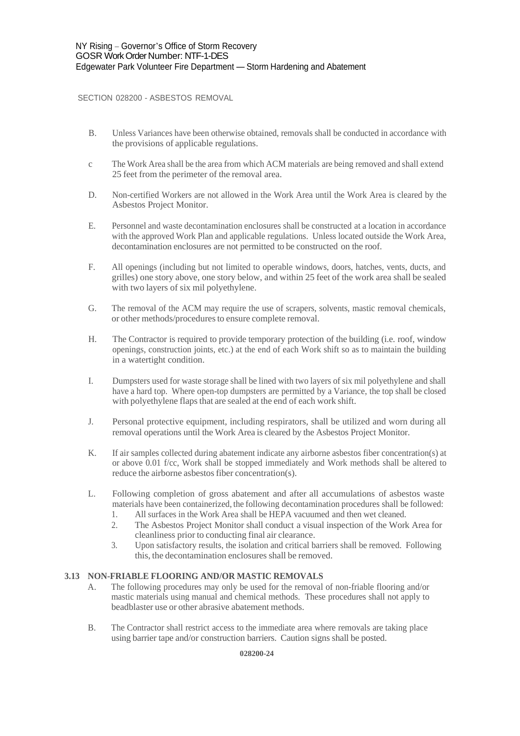B. Unless Variances have been otherwise obtained, removals shall be conducted in accordance with the provisions of applicable regulations.

c The Work Area shall be the area from which ACM materials are being removed and shall extend 25 feet from the perimeter of the removal area.

D. Non-certified Workers are not allowed in the Work Area until the Work Area is cleared by the Asbestos Project Monitor.

E. Personnel and waste decontamination enclosures shall be constructed at a location in accordance with the approved Work Plan and applicable regulations. Unless located outside the Work Area, decontamination enclosures are not permitted to be constructed on the roof.

F. All openings (including but not limited to operable windows, doors, hatches, vents, ducts, and grilles) one story above, one story below, and within 25 feet of the work area shall be sealed with two layers of six mil polyethylene.

G. The removal of the ACM may require the use of scrapers, solvents, mastic removal chemicals, or other methods/procedures to ensure complete removal.

H. The Contractor is required to provide temporary protection of the building (i.e. roof, window openings, construction joints, etc.) at the end of each Work shift so as to maintain the building in a watertight condition.

I. Dumpsters used for waste storage shall be lined with two layers of six mil polyethylene and shall have a hard top. Where open-top dumpsters are permitted by a Variance, the top shall be closed with polyethylene flaps that are sealed at the end of each work shift.

J. Personal protective equipment, including respirators, shall be utilized and worn during all removal operations until the Work Area is cleared by the Asbestos Project Monitor.

K. If air samples collected during abatement indicate any airborne asbestos fiber concentration(s) at or above 0.01 f/cc, Work shall be stopped immediately and Work methods shall be altered to reduce the airborne asbestos fiber concentration(s).

L. Following completion of gross abatement and after all accumulations of asbestos waste materials have been containerized, the following decontamination procedures shall be followed:
   1. All surfaces in the Work Area shall be HEPA vacuumed and then wet cleaned.
   2. The Asbestos Project Monitor shall conduct a visual inspection of the Work Area for cleanliness prior to conducting final air clearance.
   3. Upon satisfactory results, the isolation and critical barriers shall be removed. Following this, the decontamination enclosures shall be removed.

### 3.13 NON-FRIABLE FLOORING AND/OR MASTIC REMOVALS

A. The following procedures may only be used for the removal of non-friable flooring and/or mastic materials using manual and chemical methods. These procedures shall not apply to beadblaster use or other abrasive abatement methods.

B. The Contractor shall restrict access to the immediate area where removals are taking place using barrier tape and/or construction barriers. Caution signs shall be posted.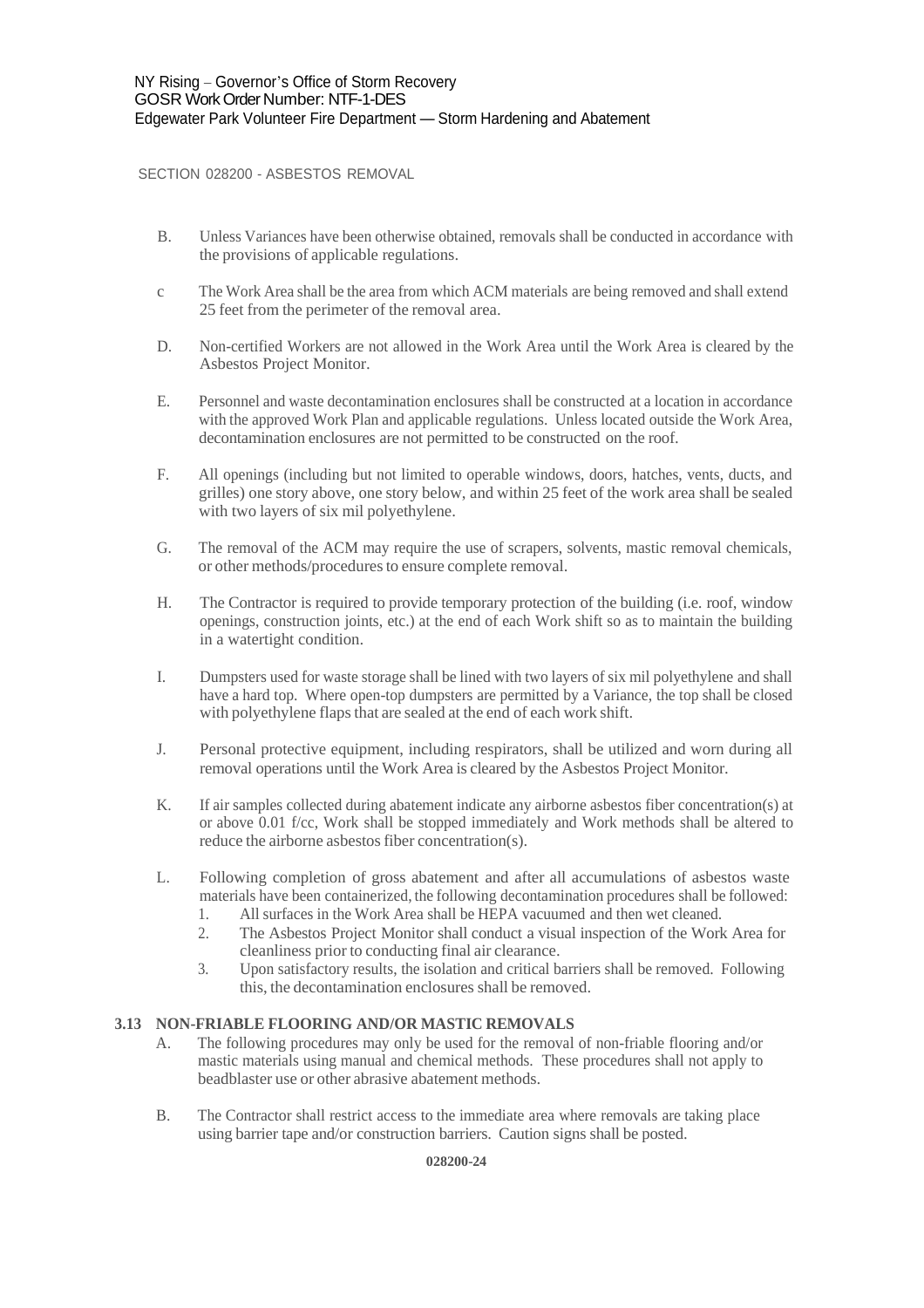B. Unless Variances have been otherwise obtained, removals shall be conducted in accordance with the provisions of applicable regulations.

c The Work Area shall be the area from which ACM materials are being removed and shall extend 25 feet from the perimeter of the removal area.

D. Non-certified Workers are not allowed in the Work Area until the Work Area is cleared by the Asbestos Project Monitor.

E. Personnel and waste decontamination enclosures shall be constructed at a location in accordance with the approved Work Plan and applicable regulations. Unless located outside the Work Area, decontamination enclosures are not permitted to be constructed on the roof.

F. All openings (including but not limited to operable windows, doors, hatches, vents, ducts, and grilles) one story above, one story below, and within 25 feet of the work area shall be sealed with two layers of six mil polyethylene.

G. The removal of the ACM may require the use of scrapers, solvents, mastic removal chemicals, or other methods/procedures to ensure complete removal.

H. The Contractor is required to provide temporary protection of the building (i.e. roof, window openings, construction joints, etc.) at the end of each Work shift so as to maintain the building in a watertight condition.

I. Dumpsters used for waste storage shall be lined with two layers of six mil polyethylene and shall have a hard top. Where open-top dumpsters are permitted by a Variance, the top shall be closed with polyethylene flaps that are sealed at the end of each work shift.

J. Personal protective equipment, including respirators, shall be utilized and worn during all removal operations until the Work Area is cleared by the Asbestos Project Monitor.

K. If air samples collected during abatement indicate any airborne asbestos fiber concentration(s) at or above 0.01 f/cc, Work shall be stopped immediately and Work methods shall be altered to reduce the airborne asbestos fiber concentration(s).

L. Following completion of gross abatement and after all accumulations of asbestos waste materials have been containerized, the following decontamination procedures shall be followed:
   1. All surfaces in the Work Area shall be HEPA vacuumed and then wet cleaned.
   2. The Asbestos Project Monitor shall conduct a visual inspection of the Work Area for cleanliness prior to conducting final air clearance.
   3. Upon satisfactory results, the isolation and critical barriers shall be removed. Following this, the decontamination enclosures shall be removed.

### 3.13 NON-FRIABLE FLOORING AND/OR MASTIC REMOVALS

A. The following procedures may only be used for the removal of non-friable flooring and/or mastic materials using manual and chemical methods. These procedures shall not apply to beadblaster use or other abrasive abatement methods.

B. The Contractor shall restrict access to the immediate area where removals are taking place using barrier tape and/or construction barriers. Caution signs shall be posted.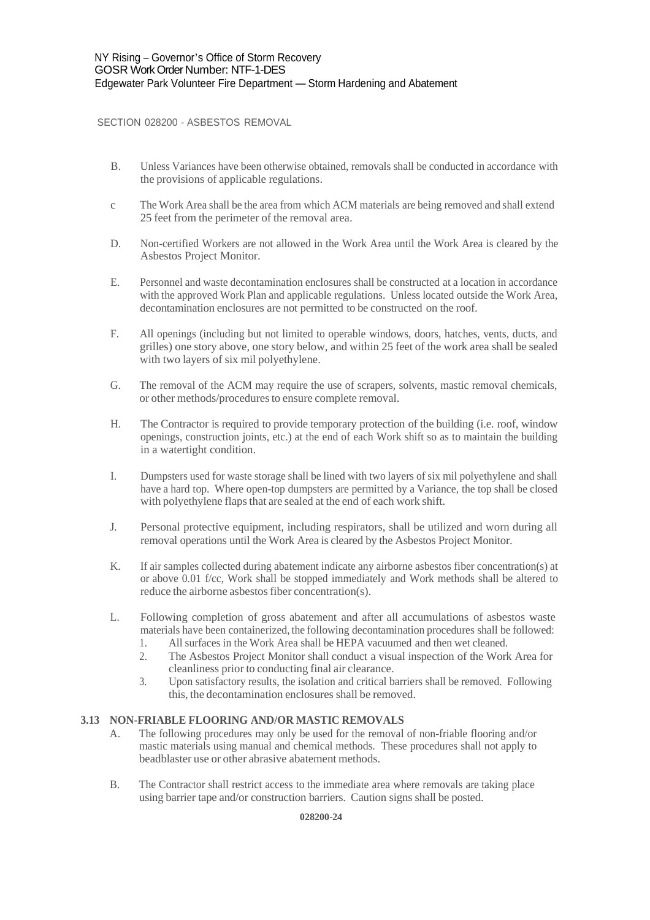B. Unless Variances have been otherwise obtained, removals shall be conducted in accordance with the provisions of applicable regulations.

c The Work Area shall be the area from which ACM materials are being removed and shall extend 25 feet from the perimeter of the removal area.

D. Non-certified Workers are not allowed in the Work Area until the Work Area is cleared by the Asbestos Project Monitor.

E. Personnel and waste decontamination enclosures shall be constructed at a location in accordance with the approved Work Plan and applicable regulations. Unless located outside the Work Area, decontamination enclosures are not permitted to be constructed on the roof.

F. All openings (including but not limited to operable windows, doors, hatches, vents, ducts, and grilles) one story above, one story below, and within 25 feet of the work area shall be sealed with two layers of six mil polyethylene.

G. The removal of the ACM may require the use of scrapers, solvents, mastic removal chemicals, or other methods/procedures to ensure complete removal.

H. The Contractor is required to provide temporary protection of the building (i.e. roof, window openings, construction joints, etc.) at the end of each Work shift so as to maintain the building in a watertight condition.

I. Dumpsters used for waste storage shall be lined with two layers of six mil polyethylene and shall have a hard top. Where open-top dumpsters are permitted by a Variance, the top shall be closed with polyethylene flaps that are sealed at the end of each work shift.

J. Personal protective equipment, including respirators, shall be utilized and worn during all removal operations until the Work Area is cleared by the Asbestos Project Monitor.

K. If air samples collected during abatement indicate any airborne asbestos fiber concentration(s) at or above 0.01 f/cc, Work shall be stopped immediately and Work methods shall be altered to reduce the airborne asbestos fiber concentration(s).

L. Following completion of gross abatement and after all accumulations of asbestos waste materials have been containerized, the following decontamination procedures shall be followed:
   1. All surfaces in the Work Area shall be HEPA vacuumed and then wet cleaned.
   2. The Asbestos Project Monitor shall conduct a visual inspection of the Work Area for cleanliness prior to conducting final air clearance.
   3. Upon satisfactory results, the isolation and critical barriers shall be removed. Following this, the decontamination enclosures shall be removed.

### 3.13 NON-FRIABLE FLOORING AND/OR MASTIC REMOVALS

A. The following procedures may only be used for the removal of non-friable flooring and/or mastic materials using manual and chemical methods. These procedures shall not apply to beadblaster use or other abrasive abatement methods.

B. The Contractor shall restrict access to the immediate area where removals are taking place using barrier tape and/or construction barriers. Caution signs shall be posted.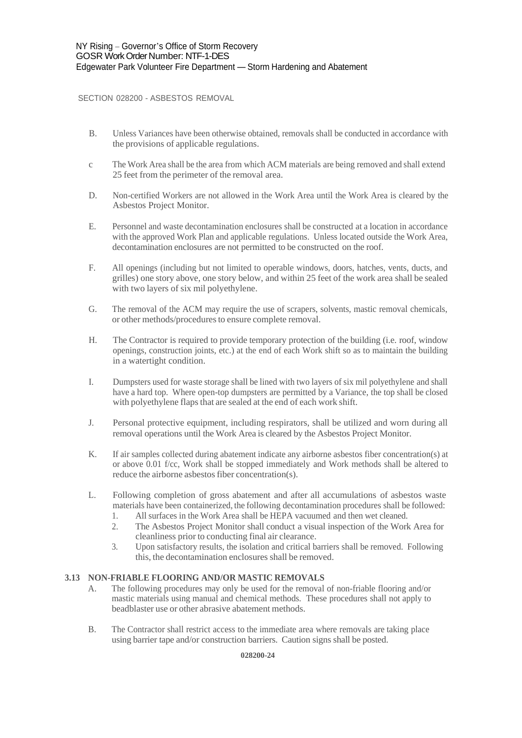B. Unless Variances have been otherwise obtained, removals shall be conducted in accordance with the provisions of applicable regulations.

c The Work Area shall be the area from which ACM materials are being removed and shall extend 25 feet from the perimeter of the removal area.

D. Non-certified Workers are not allowed in the Work Area until the Work Area is cleared by the Asbestos Project Monitor.

E. Personnel and waste decontamination enclosures shall be constructed at a location in accordance with the approved Work Plan and applicable regulations. Unless located outside the Work Area, decontamination enclosures are not permitted to be constructed on the roof.

F. All openings (including but not limited to operable windows, doors, hatches, vents, ducts, and grilles) one story above, one story below, and within 25 feet of the work area shall be sealed with two layers of six mil polyethylene.

G. The removal of the ACM may require the use of scrapers, solvents, mastic removal chemicals, or other methods/procedures to ensure complete removal.

H. The Contractor is required to provide temporary protection of the building (i.e. roof, window openings, construction joints, etc.) at the end of each Work shift so as to maintain the building in a watertight condition.

I. Dumpsters used for waste storage shall be lined with two layers of six mil polyethylene and shall have a hard top. Where open-top dumpsters are permitted by a Variance, the top shall be closed with polyethylene flaps that are sealed at the end of each work shift.

J. Personal protective equipment, including respirators, shall be utilized and worn during all removal operations until the Work Area is cleared by the Asbestos Project Monitor.

K. If air samples collected during abatement indicate any airborne asbestos fiber concentration(s) at or above 0.01 f/cc, Work shall be stopped immediately and Work methods shall be altered to reduce the airborne asbestos fiber concentration(s).

L. Following completion of gross abatement and after all accumulations of asbestos waste materials have been containerized, the following decontamination procedures shall be followed:
   1. All surfaces in the Work Area shall be HEPA vacuumed and then wet cleaned.
   2. The Asbestos Project Monitor shall conduct a visual inspection of the Work Area for cleanliness prior to conducting final air clearance.
   3. Upon satisfactory results, the isolation and critical barriers shall be removed. Following this, the decontamination enclosures shall be removed.

### 3.13 NON-FRIABLE FLOORING AND/OR MASTIC REMOVALS

A. The following procedures may only be used for the removal of non-friable flooring and/or mastic materials using manual and chemical methods. These procedures shall not apply to beadblaster use or other abrasive abatement methods.

B. The Contractor shall restrict access to the immediate area where removals are taking place using barrier tape and/or construction barriers. Caution signs shall be posted.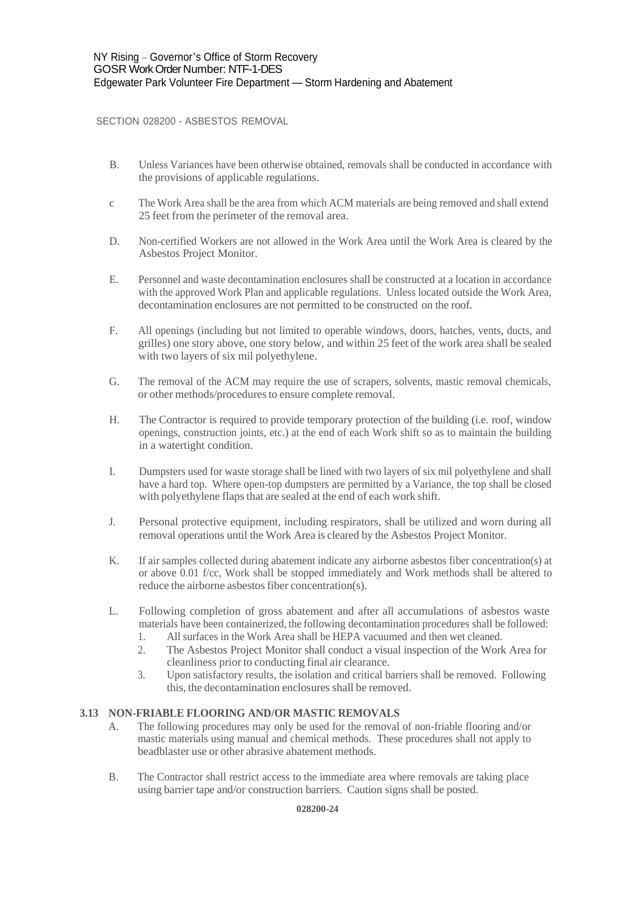SECTION 028200 - ASBESTOS REMOVAL

B. Unless Variances have been otherwise obtained, removals shall be conducted in accordance with the provisions of applicable regulations.

c The Work Area shall be the area from which ACM materials are being removed and shall extend 25 feet from the perimeter of the removal area.

D. Non-certified Workers are not allowed in the Work Area until the Work Area is cleared by the Asbestos Project Monitor.

E. Personnel and waste decontamination enclosures shall be constructed at a location in accordance with the approved Work Plan and applicable regulations. Unless located outside the Work Area, decontamination enclosures are not permitted to be constructed on the roof.

F. All openings (including but not limited to operable windows, doors, hatches, vents, ducts, and grilles) one story above, one story below, and within 25 feet of the work area shall be sealed with two layers of six mil polyethylene.

G. The removal of the ACM may require the use of scrapers, solvents, mastic removal chemicals, or other methods/procedures to ensure complete removal.

H. The Contractor is required to provide temporary protection of the building (i.e. roof, window openings, construction joints, etc.) at the end of each Work shift so as to maintain the building in a watertight condition.

I. Dumpsters used for waste storage shall be lined with two layers of six mil polyethylene and shall have a hard top. Where open-top dumpsters are permitted by a Variance, the top shall be closed with polyethylene flaps that are sealed at the end of each work shift.

J. Personal protective equipment, including respirators, shall be utilized and worn during all removal operations until the Work Area is cleared by the Asbestos Project Monitor.

K. If air samples collected during abatement indicate any airborne asbestos fiber concentration(s) at or above 0.01 f/cc, Work shall be stopped immediately and Work methods shall be altered to reduce the airborne asbestos fiber concentration(s).

L. Following completion of gross abatement and after all accumulations of asbestos waste materials have been containerized, the following decontamination procedures shall be followed:
   1. All surfaces in the Work Area shall be HEPA vacuumed and then wet cleaned.
   2. The Asbestos Project Monitor shall conduct a visual inspection of the Work Area for cleanliness prior to conducting final air clearance.
   3. Upon satisfactory results, the isolation and critical barriers shall be removed. Following this, the decontamination enclosures shall be removed.

**3.13 NON-FRIABLE FLOORING AND/OR MASTIC REMOVALS**

A. The following procedures may only be used for the removal of non-friable flooring and/or mastic materials using manual and chemical methods. These procedures shall not apply to beadblaster use or other abrasive abatement methods.

B. The Contractor shall restrict access to the immediate area where removals are taking place using barrier tape and/or construction barriers. Caution signs shall be posted.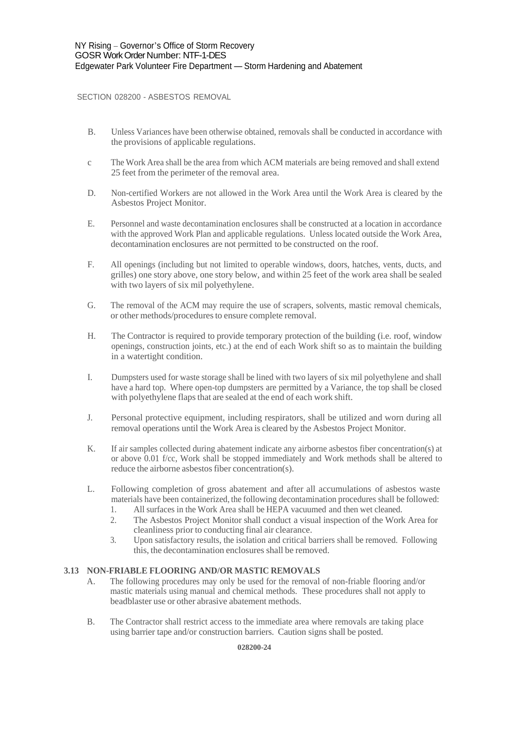B. Unless Variances have been otherwise obtained, removals shall be conducted in accordance with the provisions of applicable regulations.

c The Work Area shall be the area from which ACM materials are being removed and shall extend 25 feet from the perimeter of the removal area.

D. Non-certified Workers are not allowed in the Work Area until the Work Area is cleared by the Asbestos Project Monitor.

E. Personnel and waste decontamination enclosures shall be constructed at a location in accordance with the approved Work Plan and applicable regulations. Unless located outside the Work Area, decontamination enclosures are not permitted to be constructed on the roof.

F. All openings (including but not limited to operable windows, doors, hatches, vents, ducts, and grilles) one story above, one story below, and within 25 feet of the work area shall be sealed with two layers of six mil polyethylene.

G. The removal of the ACM may require the use of scrapers, solvents, mastic removal chemicals, or other methods/procedures to ensure complete removal.

H. The Contractor is required to provide temporary protection of the building (i.e. roof, window openings, construction joints, etc.) at the end of each Work shift so as to maintain the building in a watertight condition.

I. Dumpsters used for waste storage shall be lined with two layers of six mil polyethylene and shall have a hard top. Where open-top dumpsters are permitted by a Variance, the top shall be closed with polyethylene flaps that are sealed at the end of each work shift.

J. Personal protective equipment, including respirators, shall be utilized and worn during all removal operations until the Work Area is cleared by the Asbestos Project Monitor.

K. If air samples collected during abatement indicate any airborne asbestos fiber concentration(s) at or above 0.01 f/cc, Work shall be stopped immediately and Work methods shall be altered to reduce the airborne asbestos fiber concentration(s).

L. Following completion of gross abatement and after all accumulations of asbestos waste materials have been containerized, the following decontamination procedures shall be followed:
   1. All surfaces in the Work Area shall be HEPA vacuumed and then wet cleaned.
   2. The Asbestos Project Monitor shall conduct a visual inspection of the Work Area for cleanliness prior to conducting final air clearance.
   3. Upon satisfactory results, the isolation and critical barriers shall be removed. Following this, the decontamination enclosures shall be removed.

**3.13 NON-FRIABLE FLOORING AND/OR MASTIC REMOVALS**

A. The following procedures may only be used for the removal of non-friable flooring and/or mastic materials using manual and chemical methods. These procedures shall not apply to beadblaster use or other abrasive abatement methods.

B. The Contractor shall restrict access to the immediate area where removals are taking place using barrier tape and/or construction barriers. Caution signs shall be posted.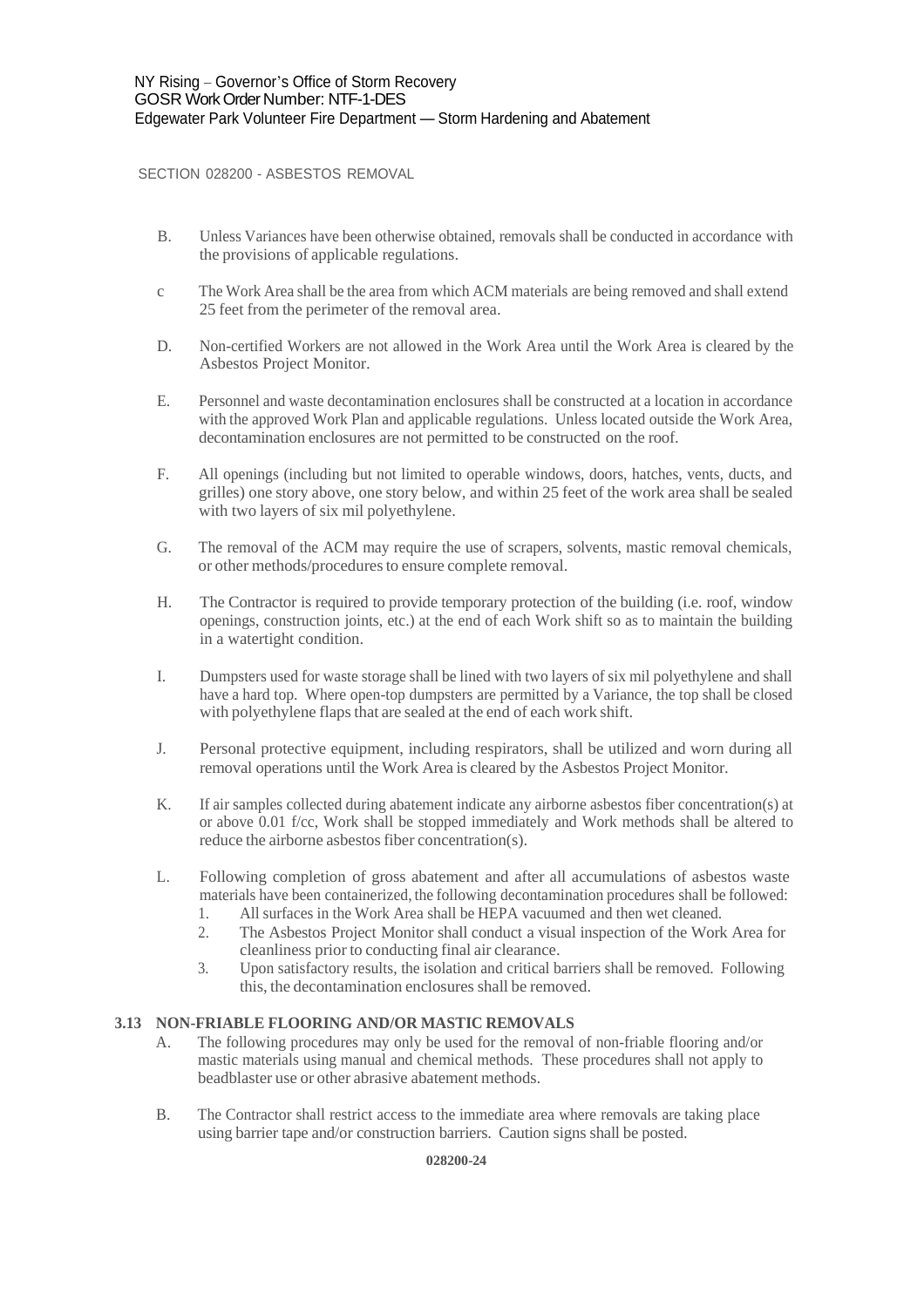B. Unless Variances have been otherwise obtained, removals shall be conducted in accordance with the provisions of applicable regulations.

c The Work Area shall be the area from which ACM materials are being removed and shall extend 25 feet from the perimeter of the removal area.

D. Non-certified Workers are not allowed in the Work Area until the Work Area is cleared by the Asbestos Project Monitor.

E. Personnel and waste decontamination enclosures shall be constructed at a location in accordance with the approved Work Plan and applicable regulations. Unless located outside the Work Area, decontamination enclosures are not permitted to be constructed on the roof.

F. All openings (including but not limited to operable windows, doors, hatches, vents, ducts, and grilles) one story above, one story below, and within 25 feet of the work area shall be sealed with two layers of six mil polyethylene.

G. The removal of the ACM may require the use of scrapers, solvents, mastic removal chemicals, or other methods/procedures to ensure complete removal.

H. The Contractor is required to provide temporary protection of the building (i.e. roof, window openings, construction joints, etc.) at the end of each Work shift so as to maintain the building in a watertight condition.

I. Dumpsters used for waste storage shall be lined with two layers of six mil polyethylene and shall have a hard top. Where open-top dumpsters are permitted by a Variance, the top shall be closed with polyethylene flaps that are sealed at the end of each work shift.

J. Personal protective equipment, including respirators, shall be utilized and worn during all removal operations until the Work Area is cleared by the Asbestos Project Monitor.

K. If air samples collected during abatement indicate any airborne asbestos fiber concentration(s) at or above 0.01 f/cc, Work shall be stopped immediately and Work methods shall be altered to reduce the airborne asbestos fiber concentration(s).

L. Following completion of gross abatement and after all accumulations of asbestos waste materials have been containerized, the following decontamination procedures shall be followed:

1. All surfaces in the Work Area shall be HEPA vacuumed and then wet cleaned.
2. The Asbestos Project Monitor shall conduct a visual inspection of the Work Area for cleanliness prior to conducting final air clearance.
3. Upon satisfactory results, the isolation and critical barriers shall be removed. Following this, the decontamination enclosures shall be removed.

### 3.13 NON-FRIABLE FLOORING AND/OR MASTIC REMOVALS

A. The following procedures may only be used for the removal of non-friable flooring and/or mastic materials using manual and chemical methods. These procedures shall not apply to beadblaster use or other abrasive abatement methods.

B. The Contractor shall restrict access to the immediate area where removals are taking place using barrier tape and/or construction barriers. Caution signs shall be posted.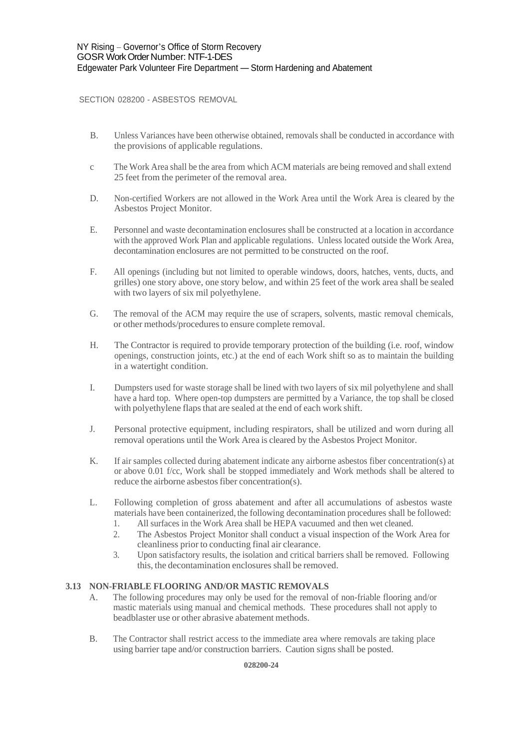B. Unless Variances have been otherwise obtained, removals shall be conducted in accordance with the provisions of applicable regulations.

c The Work Area shall be the area from which ACM materials are being removed and shall extend 25 feet from the perimeter of the removal area.

D. Non-certified Workers are not allowed in the Work Area until the Work Area is cleared by the Asbestos Project Monitor.

E. Personnel and waste decontamination enclosures shall be constructed at a location in accordance with the approved Work Plan and applicable regulations. Unless located outside the Work Area, decontamination enclosures are not permitted to be constructed on the roof.

F. All openings (including but not limited to operable windows, doors, hatches, vents, ducts, and grilles) one story above, one story below, and within 25 feet of the work area shall be sealed with two layers of six mil polyethylene.

G. The removal of the ACM may require the use of scrapers, solvents, mastic removal chemicals, or other methods/procedures to ensure complete removal.

H. The Contractor is required to provide temporary protection of the building (i.e. roof, window openings, construction joints, etc.) at the end of each Work shift so as to maintain the building in a watertight condition.

I. Dumpsters used for waste storage shall be lined with two layers of six mil polyethylene and shall have a hard top. Where open-top dumpsters are permitted by a Variance, the top shall be closed with polyethylene flaps that are sealed at the end of each work shift.

J. Personal protective equipment, including respirators, shall be utilized and worn during all removal operations until the Work Area is cleared by the Asbestos Project Monitor.

K. If air samples collected during abatement indicate any airborne asbestos fiber concentration(s) at or above 0.01 f/cc, Work shall be stopped immediately and Work methods shall be altered to reduce the airborne asbestos fiber concentration(s).

L. Following completion of gross abatement and after all accumulations of asbestos waste materials have been containerized, the following decontamination procedures shall be followed:
   1. All surfaces in the Work Area shall be HEPA vacuumed and then wet cleaned.
   2. The Asbestos Project Monitor shall conduct a visual inspection of the Work Area for cleanliness prior to conducting final air clearance.
   3. Upon satisfactory results, the isolation and critical barriers shall be removed. Following this, the decontamination enclosures shall be removed.

**3.13 NON-FRIABLE FLOORING AND/OR MASTIC REMOVALS**

A. The following procedures may only be used for the removal of non-friable flooring and/or mastic materials using manual and chemical methods. These procedures shall not apply to beadblaster use or other abrasive abatement methods.

B. The Contractor shall restrict access to the immediate area where removals are taking place using barrier tape and/or construction barriers. Caution signs shall be posted.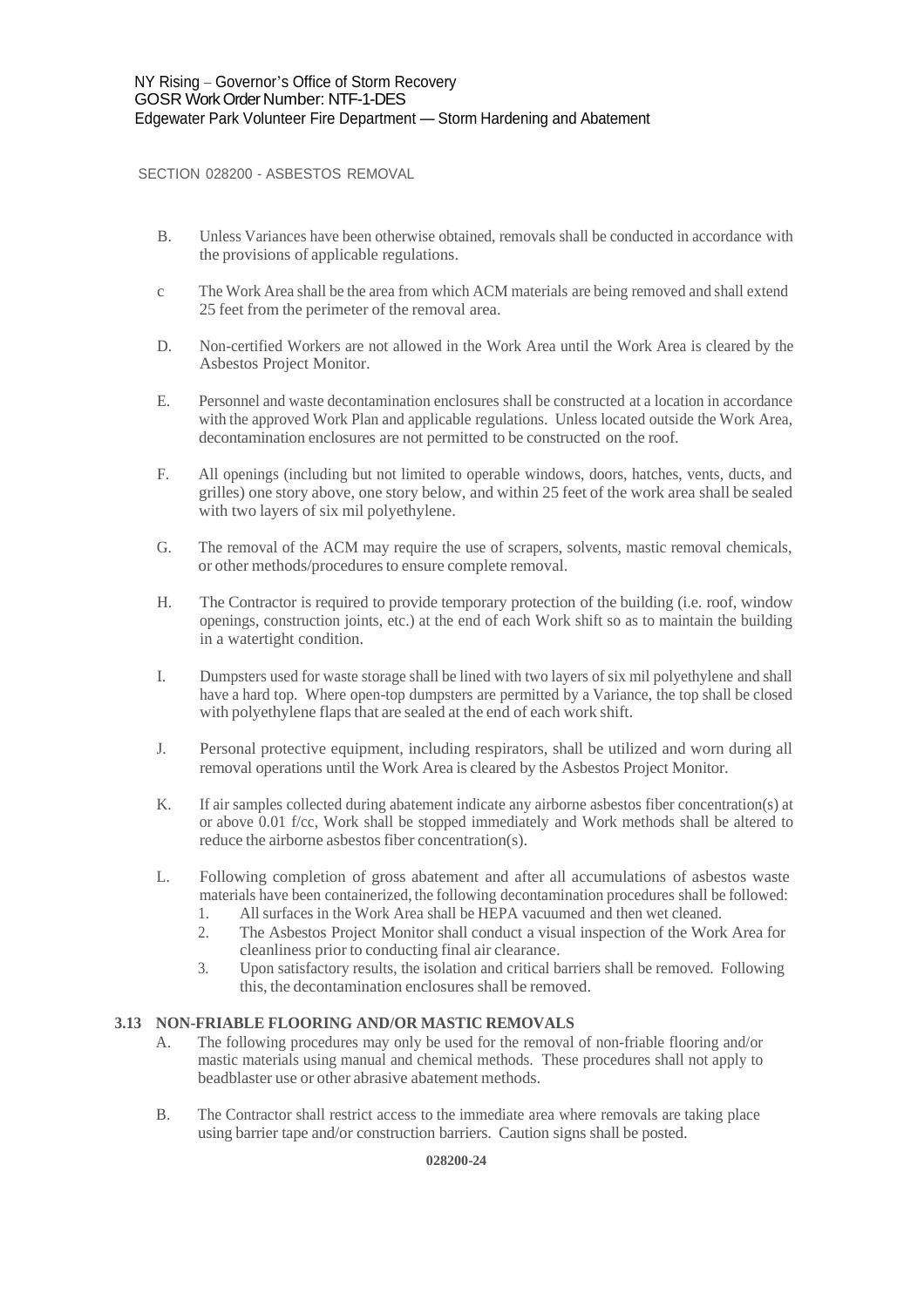B. Unless Variances have been otherwise obtained, removals shall be conducted in accordance with the provisions of applicable regulations.

c The Work Area shall be the area from which ACM materials are being removed and shall extend 25 feet from the perimeter of the removal area.

D. Non-certified Workers are not allowed in the Work Area until the Work Area is cleared by the Asbestos Project Monitor.

E. Personnel and waste decontamination enclosures shall be constructed at a location in accordance with the approved Work Plan and applicable regulations. Unless located outside the Work Area, decontamination enclosures are not permitted to be constructed on the roof.

F. All openings (including but not limited to operable windows, doors, hatches, vents, ducts, and grilles) one story above, one story below, and within 25 feet of the work area shall be sealed with two layers of six mil polyethylene.

G. The removal of the ACM may require the use of scrapers, solvents, mastic removal chemicals, or other methods/procedures to ensure complete removal.

H. The Contractor is required to provide temporary protection of the building (i.e. roof, window openings, construction joints, etc.) at the end of each Work shift so as to maintain the building in a watertight condition.

I. Dumpsters used for waste storage shall be lined with two layers of six mil polyethylene and shall have a hard top. Where open-top dumpsters are permitted by a Variance, the top shall be closed with polyethylene flaps that are sealed at the end of each work shift.

J. Personal protective equipment, including respirators, shall be utilized and worn during all removal operations until the Work Area is cleared by the Asbestos Project Monitor.

K. If air samples collected during abatement indicate any airborne asbestos fiber concentration(s) at or above 0.01 f/cc, Work shall be stopped immediately and Work methods shall be altered to reduce the airborne asbestos fiber concentration(s).

L. Following completion of gross abatement and after all accumulations of asbestos waste materials have been containerized, the following decontamination procedures shall be followed:
   1. All surfaces in the Work Area shall be HEPA vacuumed and then wet cleaned.
   2. The Asbestos Project Monitor shall conduct a visual inspection of the Work Area for cleanliness prior to conducting final air clearance.
   3. Upon satisfactory results, the isolation and critical barriers shall be removed. Following this, the decontamination enclosures shall be removed.

### 3.13 NON-FRIABLE FLOORING AND/OR MASTIC REMOVALS

A. The following procedures may only be used for the removal of non-friable flooring and/or mastic materials using manual and chemical methods. These procedures shall not apply to beadblaster use or other abrasive abatement methods.

B. The Contractor shall restrict access to the immediate area where removals are taking place using barrier tape and/or construction barriers. Caution signs shall be posted.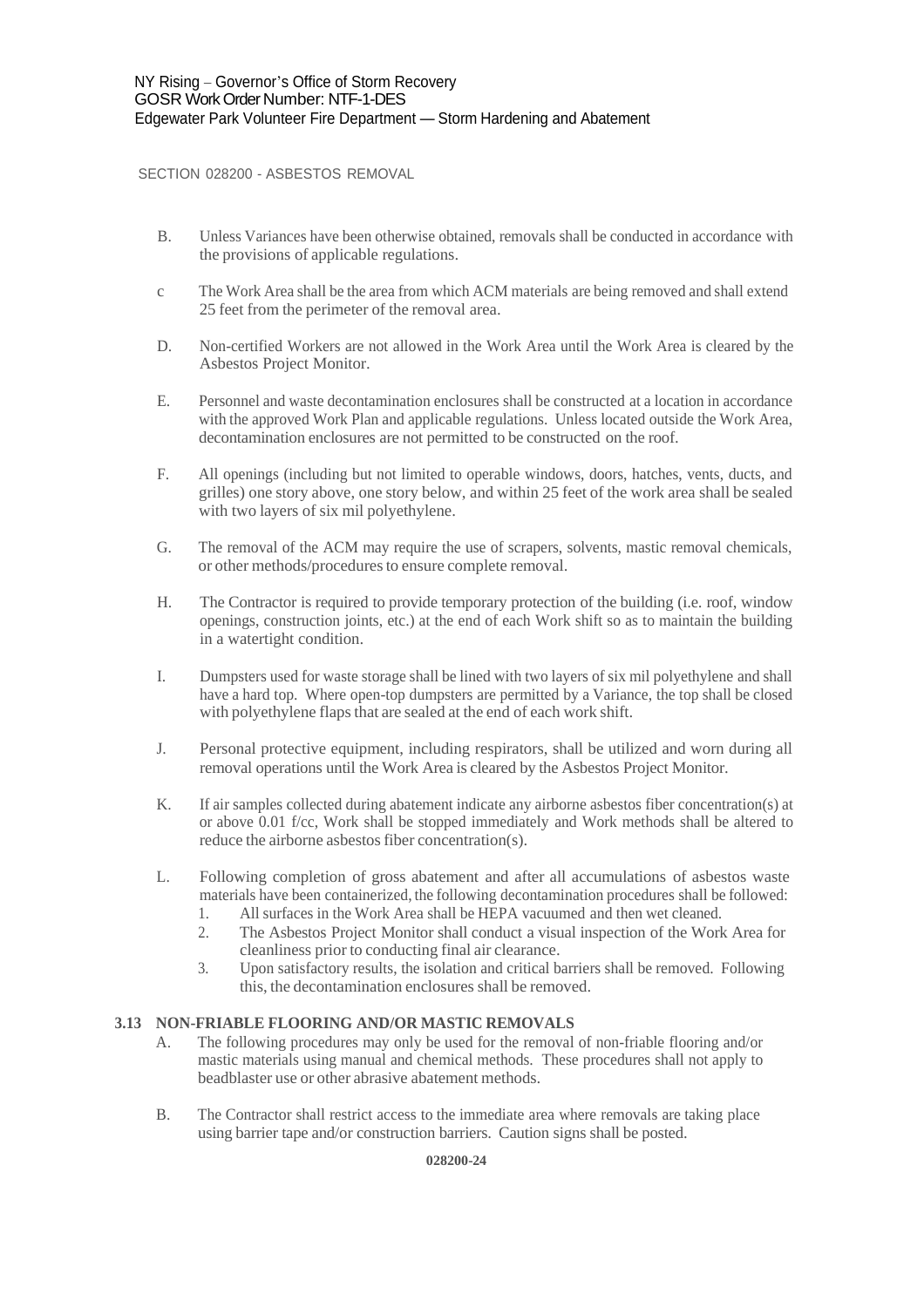B. Unless Variances have been otherwise obtained, removals shall be conducted in accordance with the provisions of applicable regulations.

c The Work Area shall be the area from which ACM materials are being removed and shall extend 25 feet from the perimeter of the removal area.

D. Non-certified Workers are not allowed in the Work Area until the Work Area is cleared by the Asbestos Project Monitor.

E. Personnel and waste decontamination enclosures shall be constructed at a location in accordance with the approved Work Plan and applicable regulations. Unless located outside the Work Area, decontamination enclosures are not permitted to be constructed on the roof.

F. All openings (including but not limited to operable windows, doors, hatches, vents, ducts, and grilles) one story above, one story below, and within 25 feet of the work area shall be sealed with two layers of six mil polyethylene.

G. The removal of the ACM may require the use of scrapers, solvents, mastic removal chemicals, or other methods/procedures to ensure complete removal.

H. The Contractor is required to provide temporary protection of the building (i.e. roof, window openings, construction joints, etc.) at the end of each Work shift so as to maintain the building in a watertight condition.

I. Dumpsters used for waste storage shall be lined with two layers of six mil polyethylene and shall have a hard top. Where open-top dumpsters are permitted by a Variance, the top shall be closed with polyethylene flaps that are sealed at the end of each work shift.

J. Personal protective equipment, including respirators, shall be utilized and worn during all removal operations until the Work Area is cleared by the Asbestos Project Monitor.

K. If air samples collected during abatement indicate any airborne asbestos fiber concentration(s) at or above 0.01 f/cc, Work shall be stopped immediately and Work methods shall be altered to reduce the airborne asbestos fiber concentration(s).

L. Following completion of gross abatement and after all accumulations of asbestos waste materials have been containerized, the following decontamination procedures shall be followed:
1. All surfaces in the Work Area shall be HEPA vacuumed and then wet cleaned.
2. The Asbestos Project Monitor shall conduct a visual inspection of the Work Area for cleanliness prior to conducting final air clearance.
3. Upon satisfactory results, the isolation and critical barriers shall be removed. Following this, the decontamination enclosures shall be removed.

## 3.13 NON-FRIABLE FLOORING AND/OR MASTIC REMOVALS

A. The following procedures may only be used for the removal of non-friable flooring and/or mastic materials using manual and chemical methods. These procedures shall not apply to beadblaster use or other abrasive abatement methods.

B. The Contractor shall restrict access to the immediate area where removals are taking place using barrier tape and/or construction barriers. Caution signs shall be posted.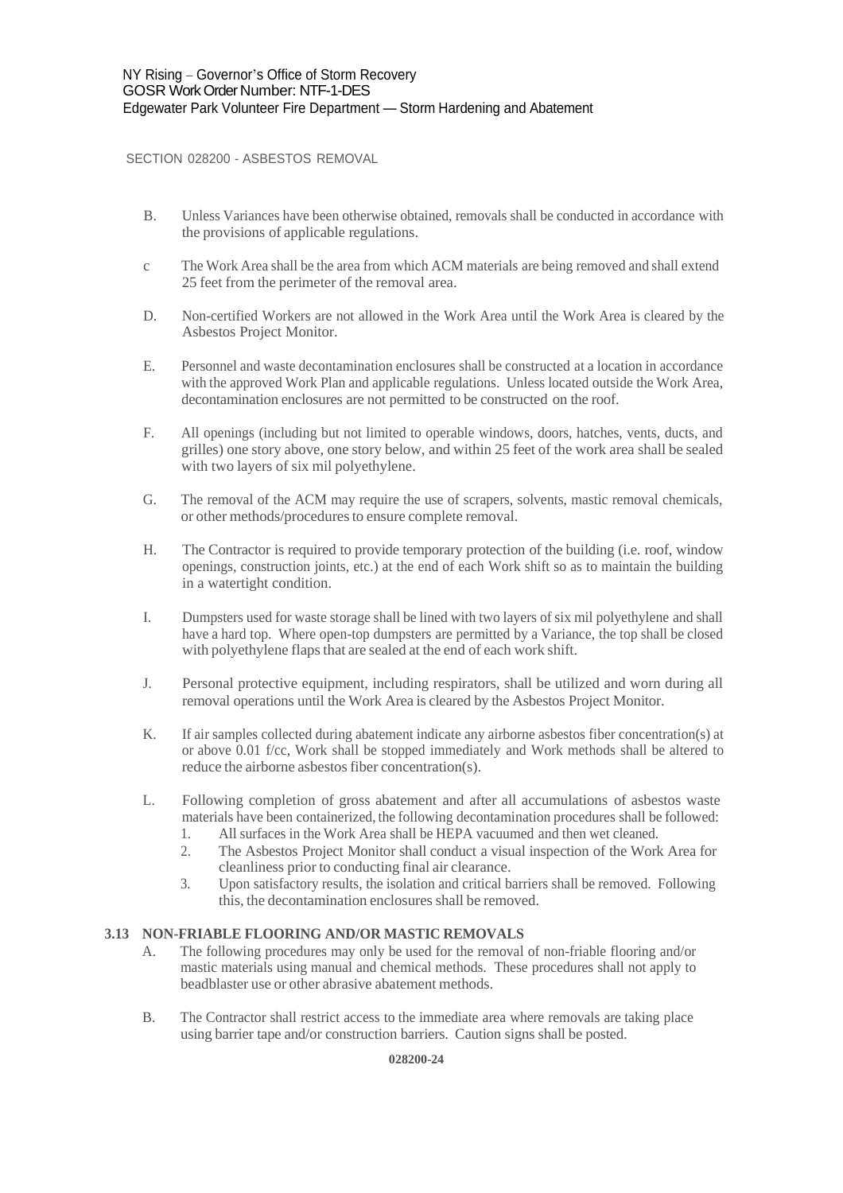B. Unless Variances have been otherwise obtained, removals shall be conducted in accordance with the provisions of applicable regulations.

c The Work Area shall be the area from which ACM materials are being removed and shall extend 25 feet from the perimeter of the removal area.

D. Non-certified Workers are not allowed in the Work Area until the Work Area is cleared by the Asbestos Project Monitor.

E. Personnel and waste decontamination enclosures shall be constructed at a location in accordance with the approved Work Plan and applicable regulations. Unless located outside the Work Area, decontamination enclosures are not permitted to be constructed on the roof.

F. All openings (including but not limited to operable windows, doors, hatches, vents, ducts, and grilles) one story above, one story below, and within 25 feet of the work area shall be sealed with two layers of six mil polyethylene.

G. The removal of the ACM may require the use of scrapers, solvents, mastic removal chemicals, or other methods/procedures to ensure complete removal.

H. The Contractor is required to provide temporary protection of the building (i.e. roof, window openings, construction joints, etc.) at the end of each Work shift so as to maintain the building in a watertight condition.

I. Dumpsters used for waste storage shall be lined with two layers of six mil polyethylene and shall have a hard top. Where open-top dumpsters are permitted by a Variance, the top shall be closed with polyethylene flaps that are sealed at the end of each work shift.

J. Personal protective equipment, including respirators, shall be utilized and worn during all removal operations until the Work Area is cleared by the Asbestos Project Monitor.

K. If air samples collected during abatement indicate any airborne asbestos fiber concentration(s) at or above 0.01 f/cc, Work shall be stopped immediately and Work methods shall be altered to reduce the airborne asbestos fiber concentration(s).

L. Following completion of gross abatement and after all accumulations of asbestos waste materials have been containerized, the following decontamination procedures shall be followed:
   1. All surfaces in the Work Area shall be HEPA vacuumed and then wet cleaned.
   2. The Asbestos Project Monitor shall conduct a visual inspection of the Work Area for cleanliness prior to conducting final air clearance.
   3. Upon satisfactory results, the isolation and critical barriers shall be removed. Following this, the decontamination enclosures shall be removed.

**3.13 NON-FRIABLE FLOORING AND/OR MASTIC REMOVALS**

A. The following procedures may only be used for the removal of non-friable flooring and/or mastic materials using manual and chemical methods. These procedures shall not apply to beadblaster use or other abrasive abatement methods.

B. The Contractor shall restrict access to the immediate area where removals are taking place using barrier tape and/or construction barriers. Caution signs shall be posted.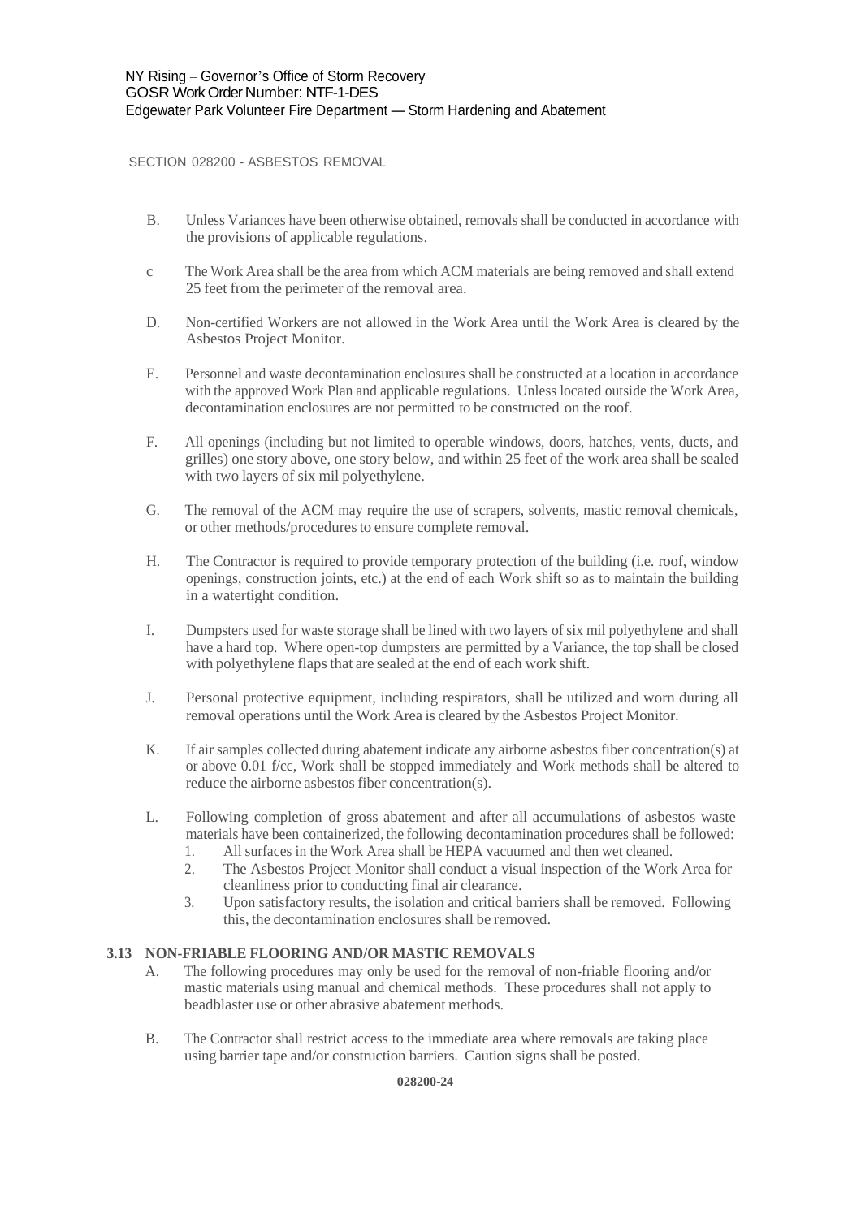B. Unless Variances have been otherwise obtained, removals shall be conducted in accordance with the provisions of applicable regulations.

c The Work Area shall be the area from which ACM materials are being removed and shall extend 25 feet from the perimeter of the removal area.

D. Non-certified Workers are not allowed in the Work Area until the Work Area is cleared by the Asbestos Project Monitor.

E. Personnel and waste decontamination enclosures shall be constructed at a location in accordance with the approved Work Plan and applicable regulations. Unless located outside the Work Area, decontamination enclosures are not permitted to be constructed on the roof.

F. All openings (including but not limited to operable windows, doors, hatches, vents, ducts, and grilles) one story above, one story below, and within 25 feet of the work area shall be sealed with two layers of six mil polyethylene.

G. The removal of the ACM may require the use of scrapers, solvents, mastic removal chemicals, or other methods/procedures to ensure complete removal.

H. The Contractor is required to provide temporary protection of the building (i.e. roof, window openings, construction joints, etc.) at the end of each Work shift so as to maintain the building in a watertight condition.

I. Dumpsters used for waste storage shall be lined with two layers of six mil polyethylene and shall have a hard top. Where open-top dumpsters are permitted by a Variance, the top shall be closed with polyethylene flaps that are sealed at the end of each work shift.

J. Personal protective equipment, including respirators, shall be utilized and worn during all removal operations until the Work Area is cleared by the Asbestos Project Monitor.

K. If air samples collected during abatement indicate any airborne asbestos fiber concentration(s) at or above 0.01 f/cc, Work shall be stopped immediately and Work methods shall be altered to reduce the airborne asbestos fiber concentration(s).

L. Following completion of gross abatement and after all accumulations of asbestos waste materials have been containerized, the following decontamination procedures shall be followed:
   1. All surfaces in the Work Area shall be HEPA vacuumed and then wet cleaned.
   2. The Asbestos Project Monitor shall conduct a visual inspection of the Work Area for cleanliness prior to conducting final air clearance.
   3. Upon satisfactory results, the isolation and critical barriers shall be removed. Following this, the decontamination enclosures shall be removed.

### 3.13 NON-FRIABLE FLOORING AND/OR MASTIC REMOVALS

A. The following procedures may only be used for the removal of non-friable flooring and/or mastic materials using manual and chemical methods. These procedures shall not apply to beadblaster use or other abrasive abatement methods.

B. The Contractor shall restrict access to the immediate area where removals are taking place using barrier tape and/or construction barriers. Caution signs shall be posted.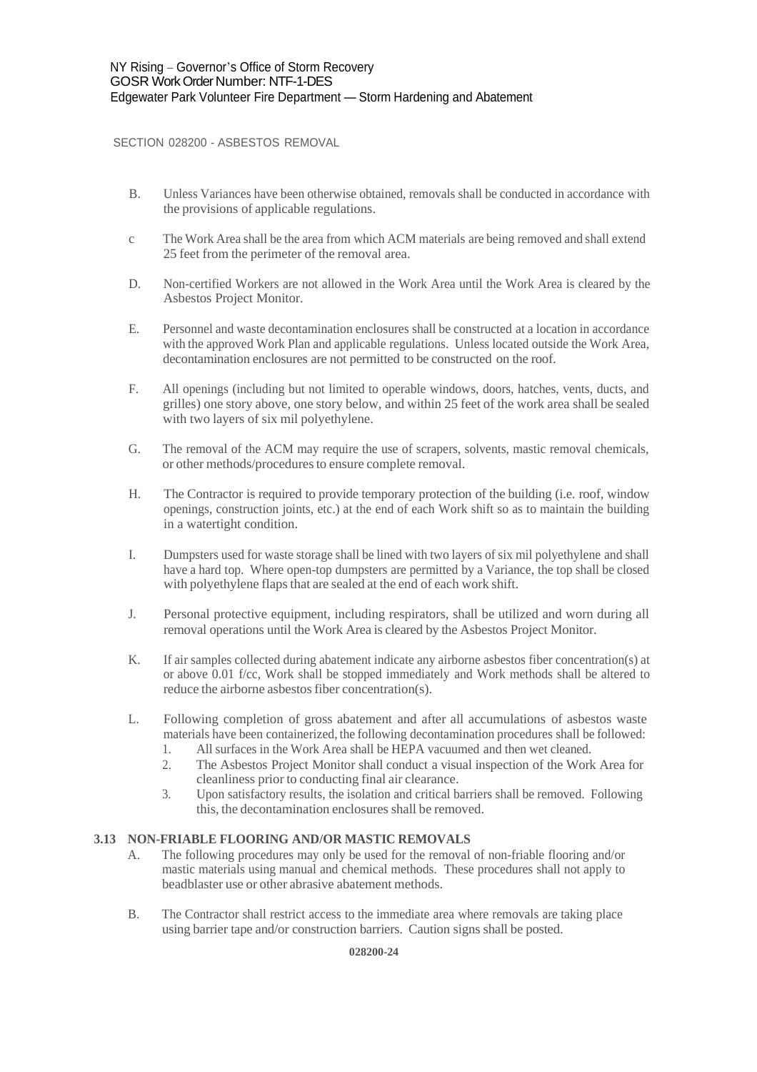B. Unless Variances have been otherwise obtained, removals shall be conducted in accordance with the provisions of applicable regulations.

c The Work Area shall be the area from which ACM materials are being removed and shall extend 25 feet from the perimeter of the removal area.

D. Non-certified Workers are not allowed in the Work Area until the Work Area is cleared by the Asbestos Project Monitor.

E. Personnel and waste decontamination enclosures shall be constructed at a location in accordance with the approved Work Plan and applicable regulations. Unless located outside the Work Area, decontamination enclosures are not permitted to be constructed on the roof.

F. All openings (including but not limited to operable windows, doors, hatches, vents, ducts, and grilles) one story above, one story below, and within 25 feet of the work area shall be sealed with two layers of six mil polyethylene.

G. The removal of the ACM may require the use of scrapers, solvents, mastic removal chemicals, or other methods/procedures to ensure complete removal.

H. The Contractor is required to provide temporary protection of the building (i.e. roof, window openings, construction joints, etc.) at the end of each Work shift so as to maintain the building in a watertight condition.

I. Dumpsters used for waste storage shall be lined with two layers of six mil polyethylene and shall have a hard top. Where open-top dumpsters are permitted by a Variance, the top shall be closed with polyethylene flaps that are sealed at the end of each work shift.

J. Personal protective equipment, including respirators, shall be utilized and worn during all removal operations until the Work Area is cleared by the Asbestos Project Monitor.

K. If air samples collected during abatement indicate any airborne asbestos fiber concentration(s) at or above 0.01 f/cc, Work shall be stopped immediately and Work methods shall be altered to reduce the airborne asbestos fiber concentration(s).

L. Following completion of gross abatement and after all accumulations of asbestos waste materials have been containerized, the following decontamination procedures shall be followed:
   1. All surfaces in the Work Area shall be HEPA vacuumed and then wet cleaned.
   2. The Asbestos Project Monitor shall conduct a visual inspection of the Work Area for cleanliness prior to conducting final air clearance.
   3. Upon satisfactory results, the isolation and critical barriers shall be removed. Following this, the decontamination enclosures shall be removed.

### 3.13 NON-FRIABLE FLOORING AND/OR MASTIC REMOVALS

A. The following procedures may only be used for the removal of non-friable flooring and/or mastic materials using manual and chemical methods. These procedures shall not apply to beadblaster use or other abrasive abatement methods.

B. The Contractor shall restrict access to the immediate area where removals are taking place using barrier tape and/or construction barriers. Caution signs shall be posted.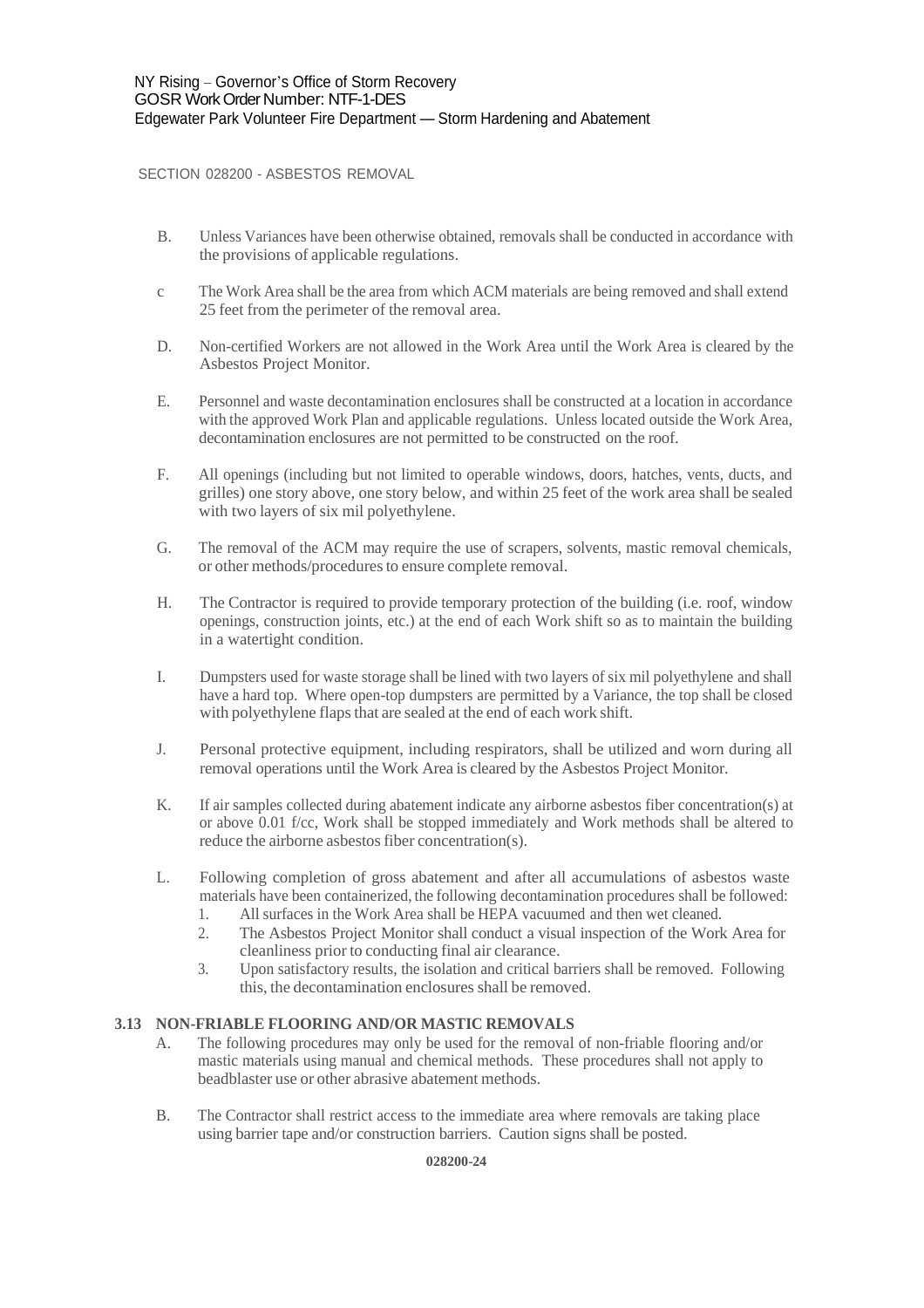B. Unless Variances have been otherwise obtained, removals shall be conducted in accordance with the provisions of applicable regulations.

c The Work Area shall be the area from which ACM materials are being removed and shall extend 25 feet from the perimeter of the removal area.

D. Non-certified Workers are not allowed in the Work Area until the Work Area is cleared by the Asbestos Project Monitor.

E. Personnel and waste decontamination enclosures shall be constructed at a location in accordance with the approved Work Plan and applicable regulations. Unless located outside the Work Area, decontamination enclosures are not permitted to be constructed on the roof.

F. All openings (including but not limited to operable windows, doors, hatches, vents, ducts, and grilles) one story above, one story below, and within 25 feet of the work area shall be sealed with two layers of six mil polyethylene.

G. The removal of the ACM may require the use of scrapers, solvents, mastic removal chemicals, or other methods/procedures to ensure complete removal.

H. The Contractor is required to provide temporary protection of the building (i.e. roof, window openings, construction joints, etc.) at the end of each Work shift so as to maintain the building in a watertight condition.

I. Dumpsters used for waste storage shall be lined with two layers of six mil polyethylene and shall have a hard top. Where open-top dumpsters are permitted by a Variance, the top shall be closed with polyethylene flaps that are sealed at the end of each work shift.

J. Personal protective equipment, including respirators, shall be utilized and worn during all removal operations until the Work Area is cleared by the Asbestos Project Monitor.

K. If air samples collected during abatement indicate any airborne asbestos fiber concentration(s) at or above 0.01 f/cc, Work shall be stopped immediately and Work methods shall be altered to reduce the airborne asbestos fiber concentration(s).

L. Following completion of gross abatement and after all accumulations of asbestos waste materials have been containerized, the following decontamination procedures shall be followed:
1. All surfaces in the Work Area shall be HEPA vacuumed and then wet cleaned.
2. The Asbestos Project Monitor shall conduct a visual inspection of the Work Area for cleanliness prior to conducting final air clearance.
3. Upon satisfactory results, the isolation and critical barriers shall be removed. Following this, the decontamination enclosures shall be removed.

### 3.13 NON-FRIABLE FLOORING AND/OR MASTIC REMOVALS

A. The following procedures may only be used for the removal of non-friable flooring and/or mastic materials using manual and chemical methods. These procedures shall not apply to beadblaster use or other abrasive abatement methods.

B. The Contractor shall restrict access to the immediate area where removals are taking place using barrier tape and/or construction barriers. Caution signs shall be posted.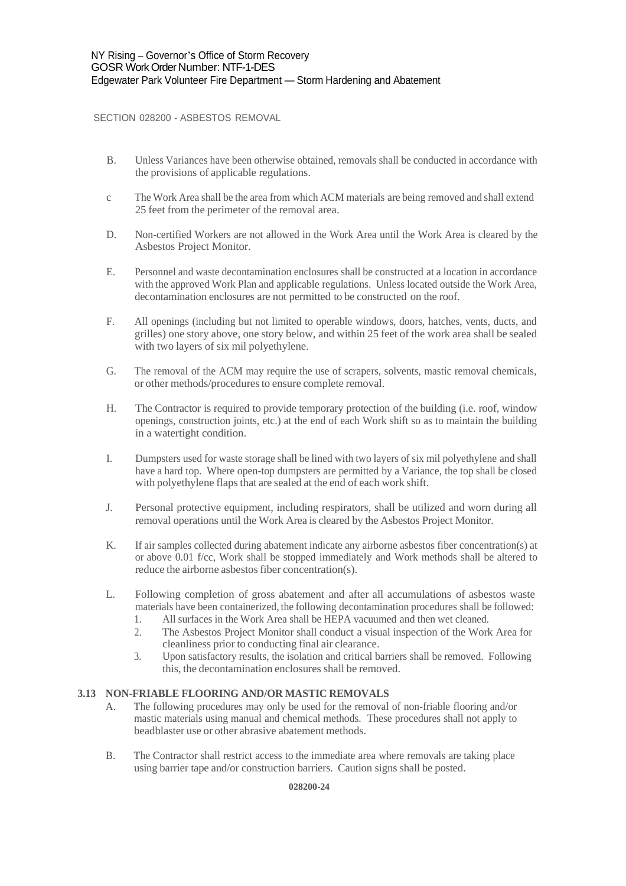B. Unless Variances have been otherwise obtained, removals shall be conducted in accordance with the provisions of applicable regulations.

c The Work Area shall be the area from which ACM materials are being removed and shall extend 25 feet from the perimeter of the removal area.

D. Non-certified Workers are not allowed in the Work Area until the Work Area is cleared by the Asbestos Project Monitor.

E. Personnel and waste decontamination enclosures shall be constructed at a location in accordance with the approved Work Plan and applicable regulations. Unless located outside the Work Area, decontamination enclosures are not permitted to be constructed on the roof.

F. All openings (including but not limited to operable windows, doors, hatches, vents, ducts, and grilles) one story above, one story below, and within 25 feet of the work area shall be sealed with two layers of six mil polyethylene.

G. The removal of the ACM may require the use of scrapers, solvents, mastic removal chemicals, or other methods/procedures to ensure complete removal.

H. The Contractor is required to provide temporary protection of the building (i.e. roof, window openings, construction joints, etc.) at the end of each Work shift so as to maintain the building in a watertight condition.

I. Dumpsters used for waste storage shall be lined with two layers of six mil polyethylene and shall have a hard top. Where open-top dumpsters are permitted by a Variance, the top shall be closed with polyethylene flaps that are sealed at the end of each work shift.

J. Personal protective equipment, including respirators, shall be utilized and worn during all removal operations until the Work Area is cleared by the Asbestos Project Monitor.

K. If air samples collected during abatement indicate any airborne asbestos fiber concentration(s) at or above 0.01 f/cc, Work shall be stopped immediately and Work methods shall be altered to reduce the airborne asbestos fiber concentration(s).

L. Following completion of gross abatement and after all accumulations of asbestos waste materials have been containerized, the following decontamination procedures shall be followed:
   1. All surfaces in the Work Area shall be HEPA vacuumed and then wet cleaned.
   2. The Asbestos Project Monitor shall conduct a visual inspection of the Work Area for cleanliness prior to conducting final air clearance.
   3. Upon satisfactory results, the isolation and critical barriers shall be removed. Following this, the decontamination enclosures shall be removed.

### 3.13 NON-FRIABLE FLOORING AND/OR MASTIC REMOVALS

A. The following procedures may only be used for the removal of non-friable flooring and/or mastic materials using manual and chemical methods. These procedures shall not apply to beadblaster use or other abrasive abatement methods.

B. The Contractor shall restrict access to the immediate area where removals are taking place using barrier tape and/or construction barriers. Caution signs shall be posted.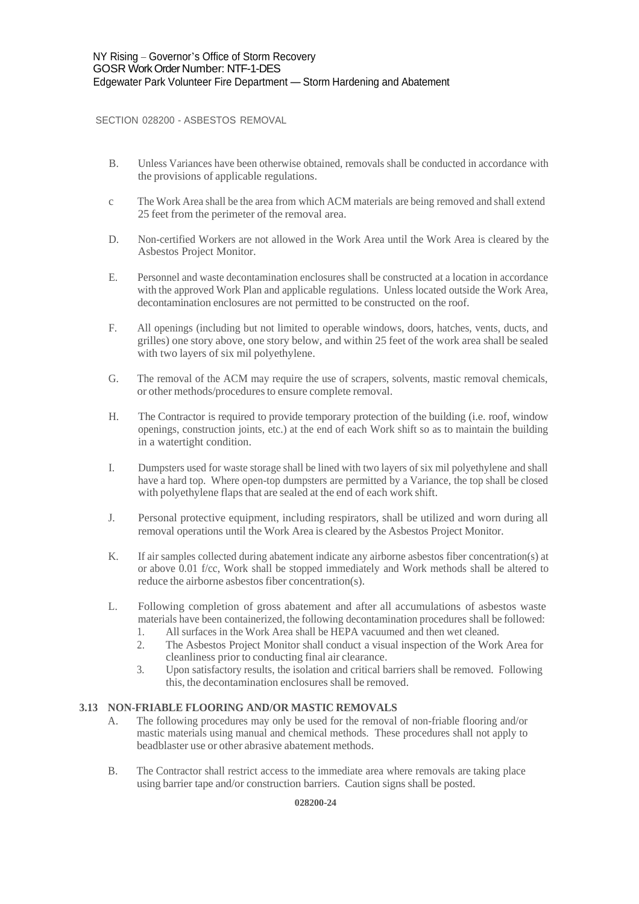B. Unless Variances have been otherwise obtained, removals shall be conducted in accordance with the provisions of applicable regulations.

c The Work Area shall be the area from which ACM materials are being removed and shall extend 25 feet from the perimeter of the removal area.

D. Non-certified Workers are not allowed in the Work Area until the Work Area is cleared by the Asbestos Project Monitor.

E. Personnel and waste decontamination enclosures shall be constructed at a location in accordance with the approved Work Plan and applicable regulations. Unless located outside the Work Area, decontamination enclosures are not permitted to be constructed on the roof.

F. All openings (including but not limited to operable windows, doors, hatches, vents, ducts, and grilles) one story above, one story below, and within 25 feet of the work area shall be sealed with two layers of six mil polyethylene.

G. The removal of the ACM may require the use of scrapers, solvents, mastic removal chemicals, or other methods/procedures to ensure complete removal.

H. The Contractor is required to provide temporary protection of the building (i.e. roof, window openings, construction joints, etc.) at the end of each Work shift so as to maintain the building in a watertight condition.

I. Dumpsters used for waste storage shall be lined with two layers of six mil polyethylene and shall have a hard top. Where open-top dumpsters are permitted by a Variance, the top shall be closed with polyethylene flaps that are sealed at the end of each work shift.

J. Personal protective equipment, including respirators, shall be utilized and worn during all removal operations until the Work Area is cleared by the Asbestos Project Monitor.

K. If air samples collected during abatement indicate any airborne asbestos fiber concentration(s) at or above 0.01 f/cc, Work shall be stopped immediately and Work methods shall be altered to reduce the airborne asbestos fiber concentration(s).

L. Following completion of gross abatement and after all accumulations of asbestos waste materials have been containerized, the following decontamination procedures shall be followed:
   1. All surfaces in the Work Area shall be HEPA vacuumed and then wet cleaned.
   2. The Asbestos Project Monitor shall conduct a visual inspection of the Work Area for cleanliness prior to conducting final air clearance.
   3. Upon satisfactory results, the isolation and critical barriers shall be removed. Following this, the decontamination enclosures shall be removed.

**3.13 NON-FRIABLE FLOORING AND/OR MASTIC REMOVALS**

A. The following procedures may only be used for the removal of non-friable flooring and/or mastic materials using manual and chemical methods. These procedures shall not apply to beadblaster use or other abrasive abatement methods.

B. The Contractor shall restrict access to the immediate area where removals are taking place using barrier tape and/or construction barriers. Caution signs shall be posted.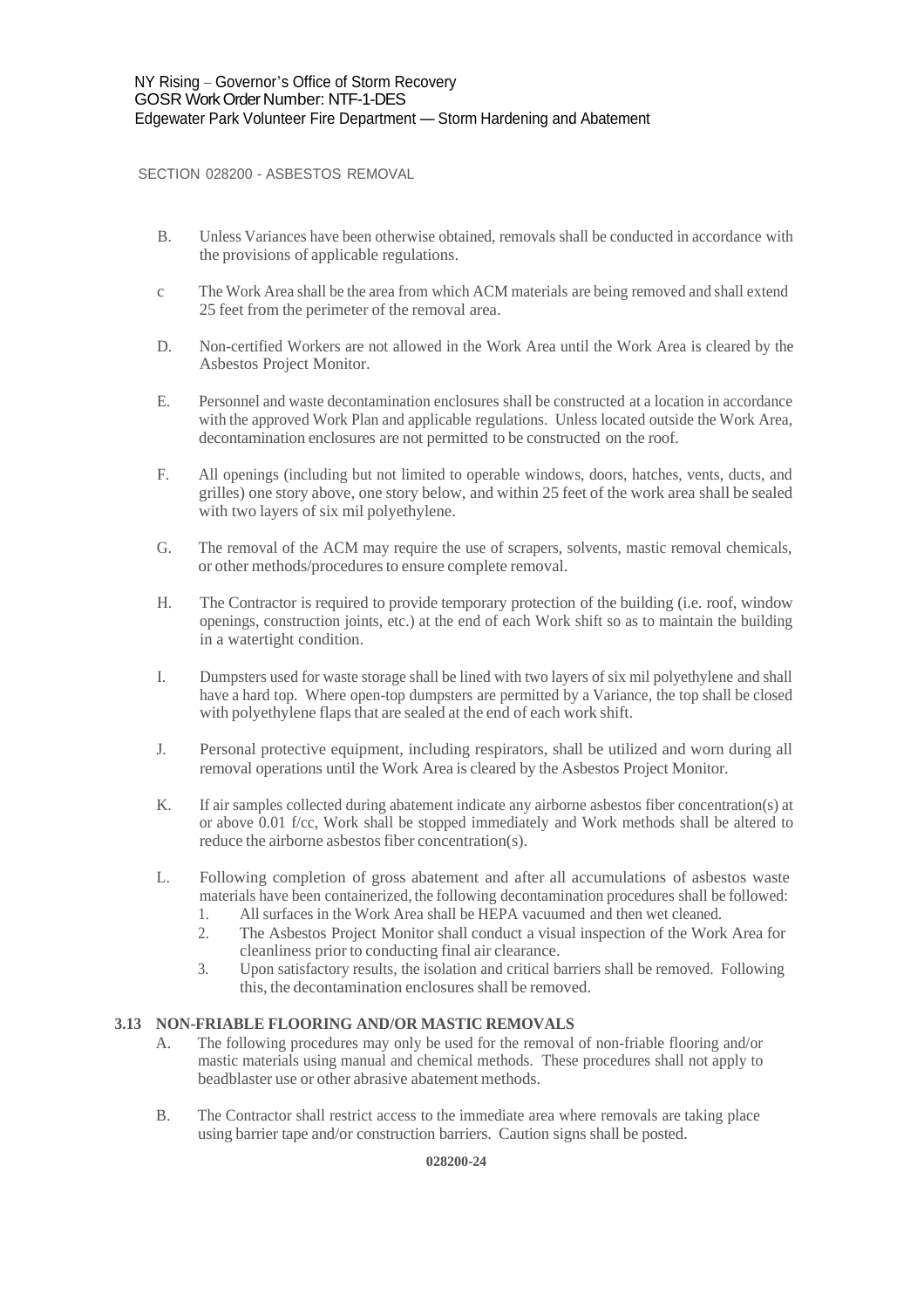B. Unless Variances have been otherwise obtained, removals shall be conducted in accordance with the provisions of applicable regulations.

c The Work Area shall be the area from which ACM materials are being removed and shall extend 25 feet from the perimeter of the removal area.

D. Non-certified Workers are not allowed in the Work Area until the Work Area is cleared by the Asbestos Project Monitor.

E. Personnel and waste decontamination enclosures shall be constructed at a location in accordance with the approved Work Plan and applicable regulations. Unless located outside the Work Area, decontamination enclosures are not permitted to be constructed on the roof.

F. All openings (including but not limited to operable windows, doors, hatches, vents, ducts, and grilles) one story above, one story below, and within 25 feet of the work area shall be sealed with two layers of six mil polyethylene.

G. The removal of the ACM may require the use of scrapers, solvents, mastic removal chemicals, or other methods/procedures to ensure complete removal.

H. The Contractor is required to provide temporary protection of the building (i.e. roof, window openings, construction joints, etc.) at the end of each Work shift so as to maintain the building in a watertight condition.

I. Dumpsters used for waste storage shall be lined with two layers of six mil polyethylene and shall have a hard top. Where open-top dumpsters are permitted by a Variance, the top shall be closed with polyethylene flaps that are sealed at the end of each work shift.

J. Personal protective equipment, including respirators, shall be utilized and worn during all removal operations until the Work Area is cleared by the Asbestos Project Monitor.

K. If air samples collected during abatement indicate any airborne asbestos fiber concentration(s) at or above 0.01 f/cc, Work shall be stopped immediately and Work methods shall be altered to reduce the airborne asbestos fiber concentration(s).

L. Following completion of gross abatement and after all accumulations of asbestos waste materials have been containerized, the following decontamination procedures shall be followed:
   1. All surfaces in the Work Area shall be HEPA vacuumed and then wet cleaned.
   2. The Asbestos Project Monitor shall conduct a visual inspection of the Work Area for cleanliness prior to conducting final air clearance.
   3. Upon satisfactory results, the isolation and critical barriers shall be removed. Following this, the decontamination enclosures shall be removed.

## 3.13 NON-FRIABLE FLOORING AND/OR MASTIC REMOVALS

A. The following procedures may only be used for the removal of non-friable flooring and/or mastic materials using manual and chemical methods. These procedures shall not apply to beadblaster use or other abrasive abatement methods.

B. The Contractor shall restrict access to the immediate area where removals are taking place using barrier tape and/or construction barriers. Caution signs shall be posted.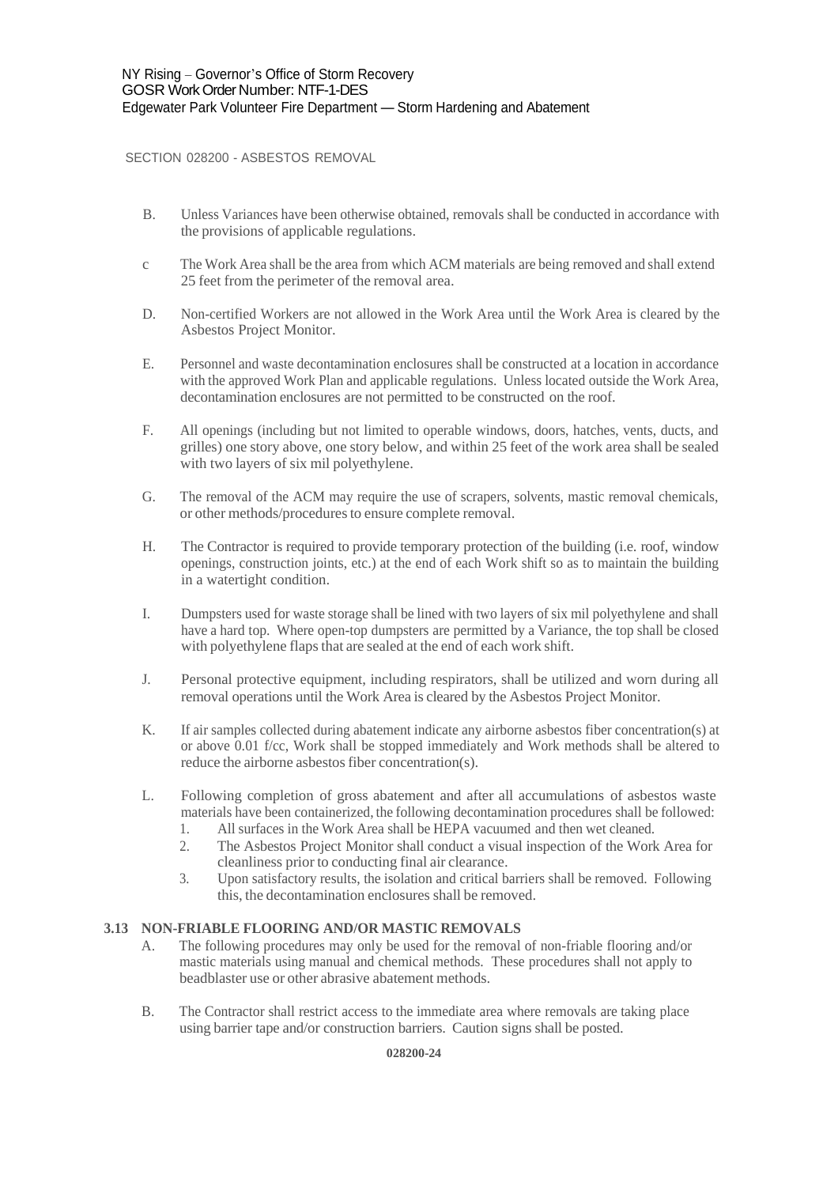B. Unless Variances have been otherwise obtained, removals shall be conducted in accordance with the provisions of applicable regulations.

c The Work Area shall be the area from which ACM materials are being removed and shall extend 25 feet from the perimeter of the removal area.

D. Non-certified Workers are not allowed in the Work Area until the Work Area is cleared by the Asbestos Project Monitor.

E. Personnel and waste decontamination enclosures shall be constructed at a location in accordance with the approved Work Plan and applicable regulations. Unless located outside the Work Area, decontamination enclosures are not permitted to be constructed on the roof.

F. All openings (including but not limited to operable windows, doors, hatches, vents, ducts, and grilles) one story above, one story below, and within 25 feet of the work area shall be sealed with two layers of six mil polyethylene.

G. The removal of the ACM may require the use of scrapers, solvents, mastic removal chemicals, or other methods/procedures to ensure complete removal.

H. The Contractor is required to provide temporary protection of the building (i.e. roof, window openings, construction joints, etc.) at the end of each Work shift so as to maintain the building in a watertight condition.

I. Dumpsters used for waste storage shall be lined with two layers of six mil polyethylene and shall have a hard top. Where open-top dumpsters are permitted by a Variance, the top shall be closed with polyethylene flaps that are sealed at the end of each work shift.

J. Personal protective equipment, including respirators, shall be utilized and worn during all removal operations until the Work Area is cleared by the Asbestos Project Monitor.

K. If air samples collected during abatement indicate any airborne asbestos fiber concentration(s) at or above 0.01 f/cc, Work shall be stopped immediately and Work methods shall be altered to reduce the airborne asbestos fiber concentration(s).

L. Following completion of gross abatement and after all accumulations of asbestos waste materials have been containerized, the following decontamination procedures shall be followed:
   1. All surfaces in the Work Area shall be HEPA vacuumed and then wet cleaned.
   2. The Asbestos Project Monitor shall conduct a visual inspection of the Work Area for cleanliness prior to conducting final air clearance.
   3. Upon satisfactory results, the isolation and critical barriers shall be removed. Following this, the decontamination enclosures shall be removed.

### 3.13 NON-FRIABLE FLOORING AND/OR MASTIC REMOVALS

A. The following procedures may only be used for the removal of non-friable flooring and/or mastic materials using manual and chemical methods. These procedures shall not apply to beadblaster use or other abrasive abatement methods.

B. The Contractor shall restrict access to the immediate area where removals are taking place using barrier tape and/or construction barriers. Caution signs shall be posted.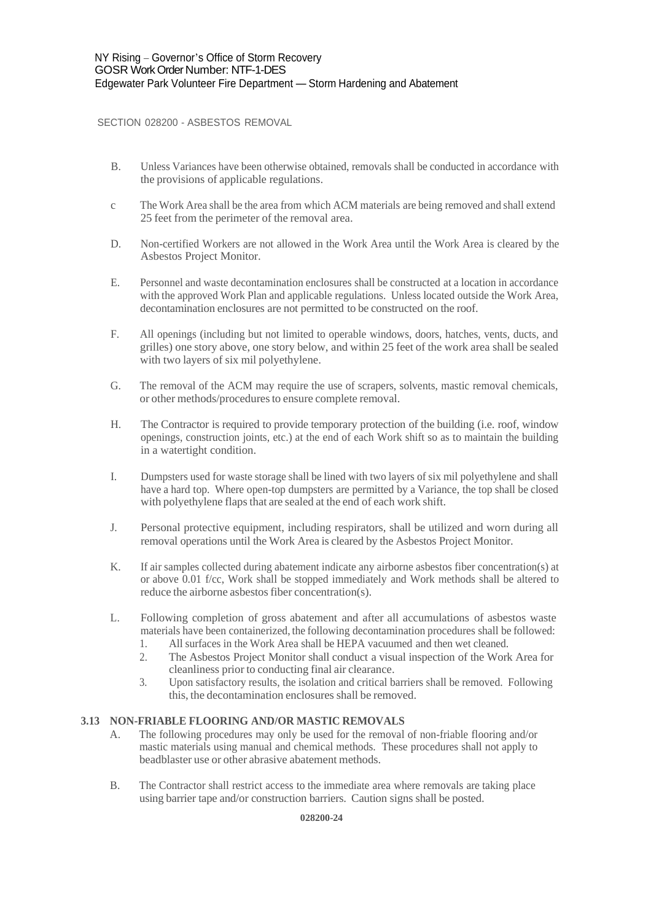B. Unless Variances have been otherwise obtained, removals shall be conducted in accordance with the provisions of applicable regulations.

c The Work Area shall be the area from which ACM materials are being removed and shall extend 25 feet from the perimeter of the removal area.

D. Non-certified Workers are not allowed in the Work Area until the Work Area is cleared by the Asbestos Project Monitor.

E. Personnel and waste decontamination enclosures shall be constructed at a location in accordance with the approved Work Plan and applicable regulations. Unless located outside the Work Area, decontamination enclosures are not permitted to be constructed on the roof.

F. All openings (including but not limited to operable windows, doors, hatches, vents, ducts, and grilles) one story above, one story below, and within 25 feet of the work area shall be sealed with two layers of six mil polyethylene.

G. The removal of the ACM may require the use of scrapers, solvents, mastic removal chemicals, or other methods/procedures to ensure complete removal.

H. The Contractor is required to provide temporary protection of the building (i.e. roof, window openings, construction joints, etc.) at the end of each Work shift so as to maintain the building in a watertight condition.

I. Dumpsters used for waste storage shall be lined with two layers of six mil polyethylene and shall have a hard top. Where open-top dumpsters are permitted by a Variance, the top shall be closed with polyethylene flaps that are sealed at the end of each work shift.

J. Personal protective equipment, including respirators, shall be utilized and worn during all removal operations until the Work Area is cleared by the Asbestos Project Monitor.

K. If air samples collected during abatement indicate any airborne asbestos fiber concentration(s) at or above 0.01 f/cc, Work shall be stopped immediately and Work methods shall be altered to reduce the airborne asbestos fiber concentration(s).

L. Following completion of gross abatement and after all accumulations of asbestos waste materials have been containerized, the following decontamination procedures shall be followed:
   1. All surfaces in the Work Area shall be HEPA vacuumed and then wet cleaned.
   2. The Asbestos Project Monitor shall conduct a visual inspection of the Work Area for cleanliness prior to conducting final air clearance.
   3. Upon satisfactory results, the isolation and critical barriers shall be removed. Following this, the decontamination enclosures shall be removed.

**3.13 NON-FRIABLE FLOORING AND/OR MASTIC REMOVALS**

A. The following procedures may only be used for the removal of non-friable flooring and/or mastic materials using manual and chemical methods. These procedures shall not apply to beadblaster use or other abrasive abatement methods.

B. The Contractor shall restrict access to the immediate area where removals are taking place using barrier tape and/or construction barriers. Caution signs shall be posted.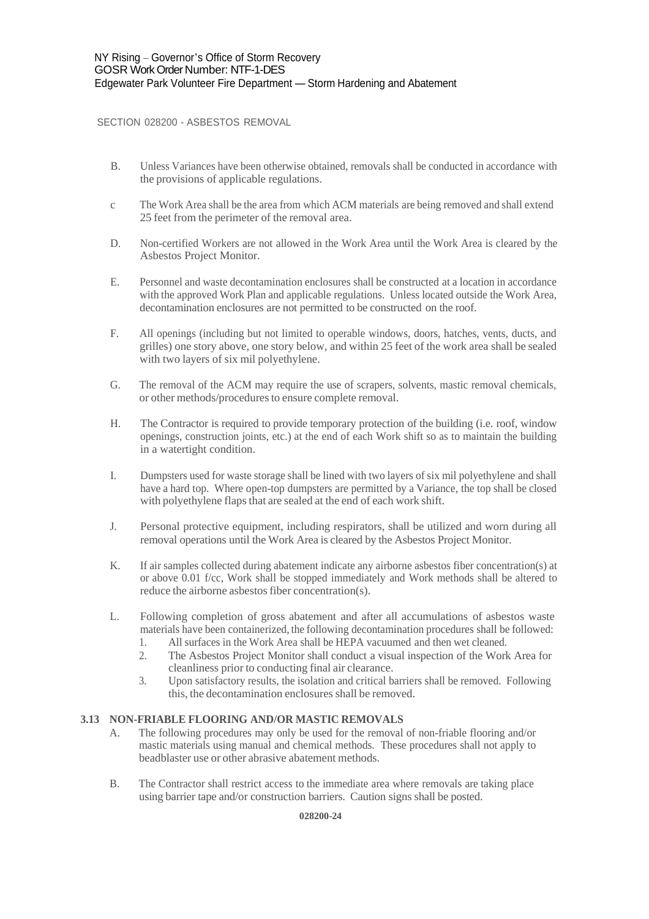B. Unless Variances have been otherwise obtained, removals shall be conducted in accordance with the provisions of applicable regulations.

c The Work Area shall be the area from which ACM materials are being removed and shall extend 25 feet from the perimeter of the removal area.

D. Non-certified Workers are not allowed in the Work Area until the Work Area is cleared by the Asbestos Project Monitor.

E. Personnel and waste decontamination enclosures shall be constructed at a location in accordance with the approved Work Plan and applicable regulations. Unless located outside the Work Area, decontamination enclosures are not permitted to be constructed on the roof.

F. All openings (including but not limited to operable windows, doors, hatches, vents, ducts, and grilles) one story above, one story below, and within 25 feet of the work area shall be sealed with two layers of six mil polyethylene.

G. The removal of the ACM may require the use of scrapers, solvents, mastic removal chemicals, or other methods/procedures to ensure complete removal.

H. The Contractor is required to provide temporary protection of the building (i.e. roof, window openings, construction joints, etc.) at the end of each Work shift so as to maintain the building in a watertight condition.

I. Dumpsters used for waste storage shall be lined with two layers of six mil polyethylene and shall have a hard top. Where open-top dumpsters are permitted by a Variance, the top shall be closed with polyethylene flaps that are sealed at the end of each work shift.

J. Personal protective equipment, including respirators, shall be utilized and worn during all removal operations until the Work Area is cleared by the Asbestos Project Monitor.

K. If air samples collected during abatement indicate any airborne asbestos fiber concentration(s) at or above 0.01 f/cc, Work shall be stopped immediately and Work methods shall be altered to reduce the airborne asbestos fiber concentration(s).

L. Following completion of gross abatement and after all accumulations of asbestos waste materials have been containerized, the following decontamination procedures shall be followed:
   1. All surfaces in the Work Area shall be HEPA vacuumed and then wet cleaned.
   2. The Asbestos Project Monitor shall conduct a visual inspection of the Work Area for cleanliness prior to conducting final air clearance.
   3. Upon satisfactory results, the isolation and critical barriers shall be removed. Following this, the decontamination enclosures shall be removed.

**3.13 NON-FRIABLE FLOORING AND/OR MASTIC REMOVALS**

A. The following procedures may only be used for the removal of non-friable flooring and/or mastic materials using manual and chemical methods. These procedures shall not apply to beadblaster use or other abrasive abatement methods.

B. The Contractor shall restrict access to the immediate area where removals are taking place using barrier tape and/or construction barriers. Caution signs shall be posted.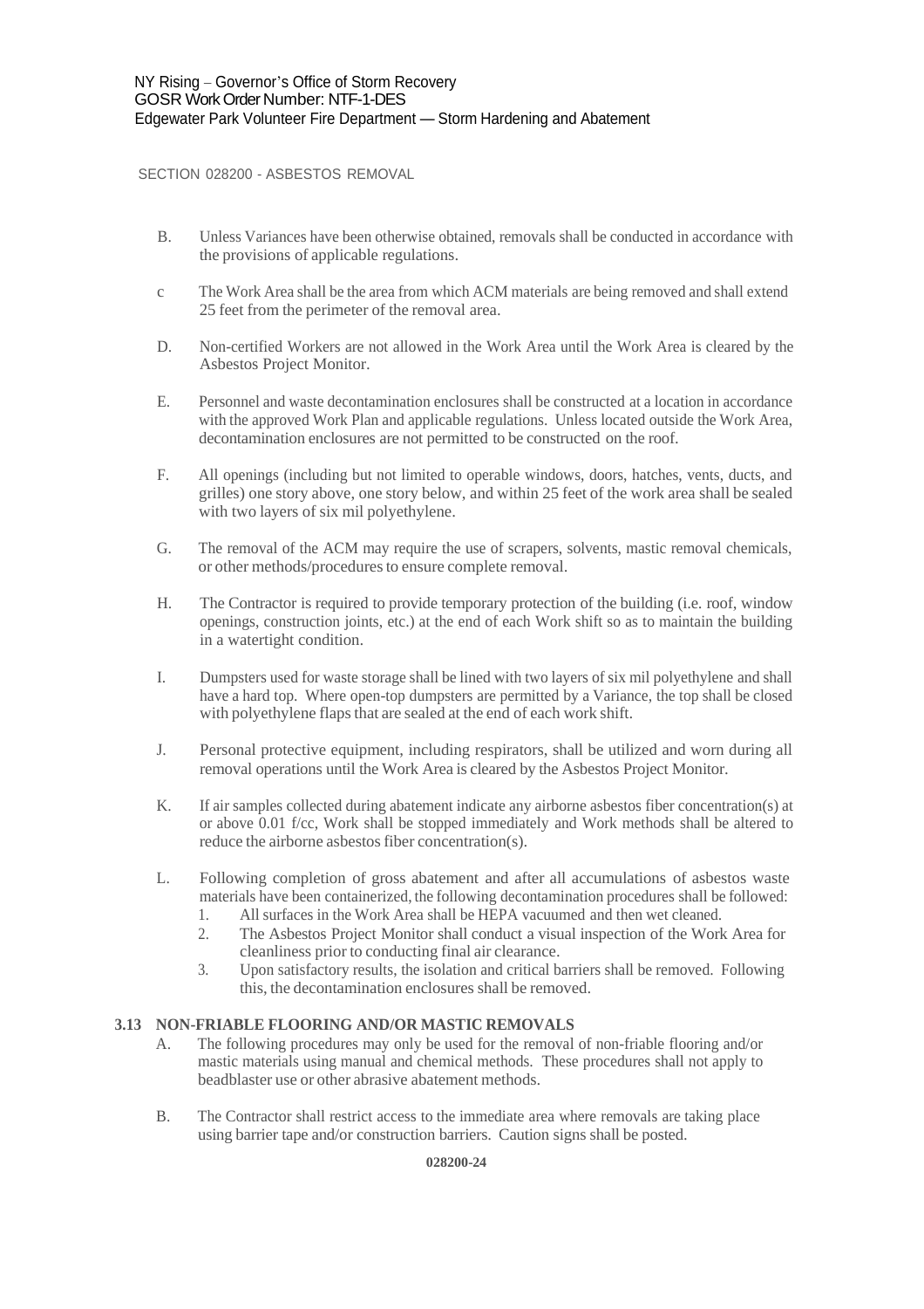B. Unless Variances have been otherwise obtained, removals shall be conducted in accordance with the provisions of applicable regulations.

c The Work Area shall be the area from which ACM materials are being removed and shall extend 25 feet from the perimeter of the removal area.

D. Non-certified Workers are not allowed in the Work Area until the Work Area is cleared by the Asbestos Project Monitor.

E. Personnel and waste decontamination enclosures shall be constructed at a location in accordance with the approved Work Plan and applicable regulations. Unless located outside the Work Area, decontamination enclosures are not permitted to be constructed on the roof.

F. All openings (including but not limited to operable windows, doors, hatches, vents, ducts, and grilles) one story above, one story below, and within 25 feet of the work area shall be sealed with two layers of six mil polyethylene.

G. The removal of the ACM may require the use of scrapers, solvents, mastic removal chemicals, or other methods/procedures to ensure complete removal.

H. The Contractor is required to provide temporary protection of the building (i.e. roof, window openings, construction joints, etc.) at the end of each Work shift so as to maintain the building in a watertight condition.

I. Dumpsters used for waste storage shall be lined with two layers of six mil polyethylene and shall have a hard top. Where open-top dumpsters are permitted by a Variance, the top shall be closed with polyethylene flaps that are sealed at the end of each work shift.

J. Personal protective equipment, including respirators, shall be utilized and worn during all removal operations until the Work Area is cleared by the Asbestos Project Monitor.

K. If air samples collected during abatement indicate any airborne asbestos fiber concentration(s) at or above 0.01 f/cc, Work shall be stopped immediately and Work methods shall be altered to reduce the airborne asbestos fiber concentration(s).

L. Following completion of gross abatement and after all accumulations of asbestos waste materials have been containerized, the following decontamination procedures shall be followed:
   1. All surfaces in the Work Area shall be HEPA vacuumed and then wet cleaned.
   2. The Asbestos Project Monitor shall conduct a visual inspection of the Work Area for cleanliness prior to conducting final air clearance.
   3. Upon satisfactory results, the isolation and critical barriers shall be removed. Following this, the decontamination enclosures shall be removed.

### 3.13 NON-FRIABLE FLOORING AND/OR MASTIC REMOVALS

A. The following procedures may only be used for the removal of non-friable flooring and/or mastic materials using manual and chemical methods. These procedures shall not apply to beadblaster use or other abrasive abatement methods.

B. The Contractor shall restrict access to the immediate area where removals are taking place using barrier tape and/or construction barriers. Caution signs shall be posted.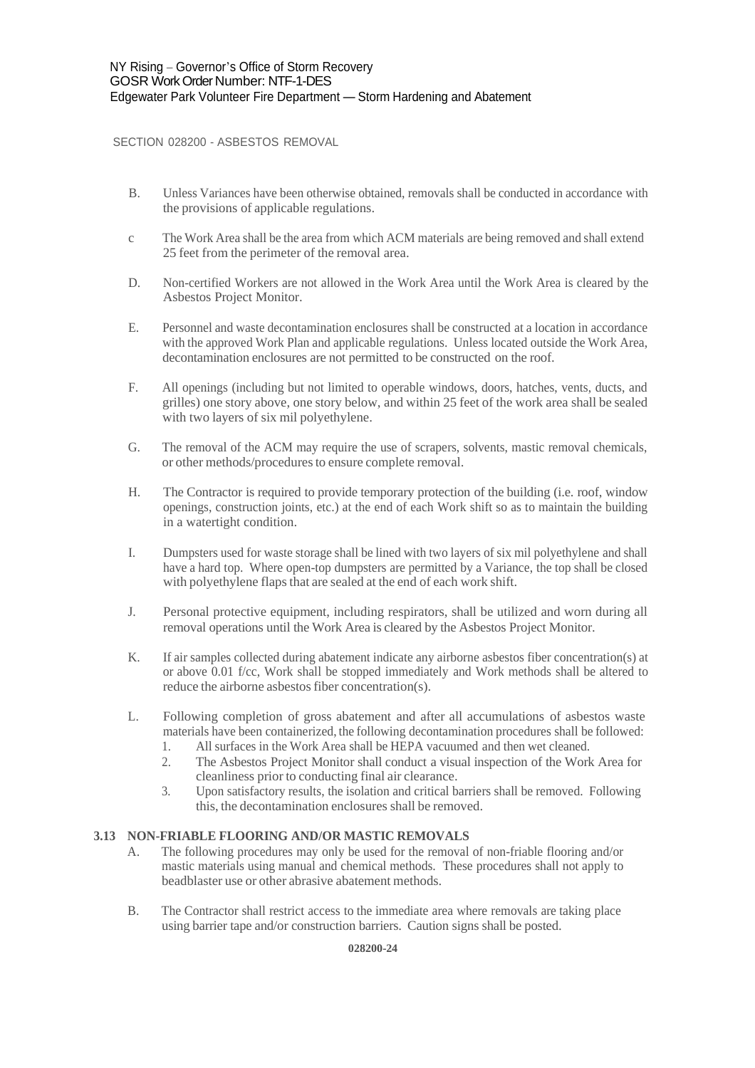B. Unless Variances have been otherwise obtained, removals shall be conducted in accordance with the provisions of applicable regulations.

c The Work Area shall be the area from which ACM materials are being removed and shall extend 25 feet from the perimeter of the removal area.

D. Non-certified Workers are not allowed in the Work Area until the Work Area is cleared by the Asbestos Project Monitor.

E. Personnel and waste decontamination enclosures shall be constructed at a location in accordance with the approved Work Plan and applicable regulations. Unless located outside the Work Area, decontamination enclosures are not permitted to be constructed on the roof.

F. All openings (including but not limited to operable windows, doors, hatches, vents, ducts, and grilles) one story above, one story below, and within 25 feet of the work area shall be sealed with two layers of six mil polyethylene.

G. The removal of the ACM may require the use of scrapers, solvents, mastic removal chemicals, or other methods/procedures to ensure complete removal.

H. The Contractor is required to provide temporary protection of the building (i.e. roof, window openings, construction joints, etc.) at the end of each Work shift so as to maintain the building in a watertight condition.

I. Dumpsters used for waste storage shall be lined with two layers of six mil polyethylene and shall have a hard top. Where open-top dumpsters are permitted by a Variance, the top shall be closed with polyethylene flaps that are sealed at the end of each work shift.

J. Personal protective equipment, including respirators, shall be utilized and worn during all removal operations until the Work Area is cleared by the Asbestos Project Monitor.

K. If air samples collected during abatement indicate any airborne asbestos fiber concentration(s) at or above 0.01 f/cc, Work shall be stopped immediately and Work methods shall be altered to reduce the airborne asbestos fiber concentration(s).

L. Following completion of gross abatement and after all accumulations of asbestos waste materials have been containerized, the following decontamination procedures shall be followed:
   1. All surfaces in the Work Area shall be HEPA vacuumed and then wet cleaned.
   2. The Asbestos Project Monitor shall conduct a visual inspection of the Work Area for cleanliness prior to conducting final air clearance.
   3. Upon satisfactory results, the isolation and critical barriers shall be removed. Following this, the decontamination enclosures shall be removed.

**3.13 NON-FRIABLE FLOORING AND/OR MASTIC REMOVALS**

A. The following procedures may only be used for the removal of non-friable flooring and/or mastic materials using manual and chemical methods. These procedures shall not apply to beadblaster use or other abrasive abatement methods.

B. The Contractor shall restrict access to the immediate area where removals are taking place using barrier tape and/or construction barriers. Caution signs shall be posted.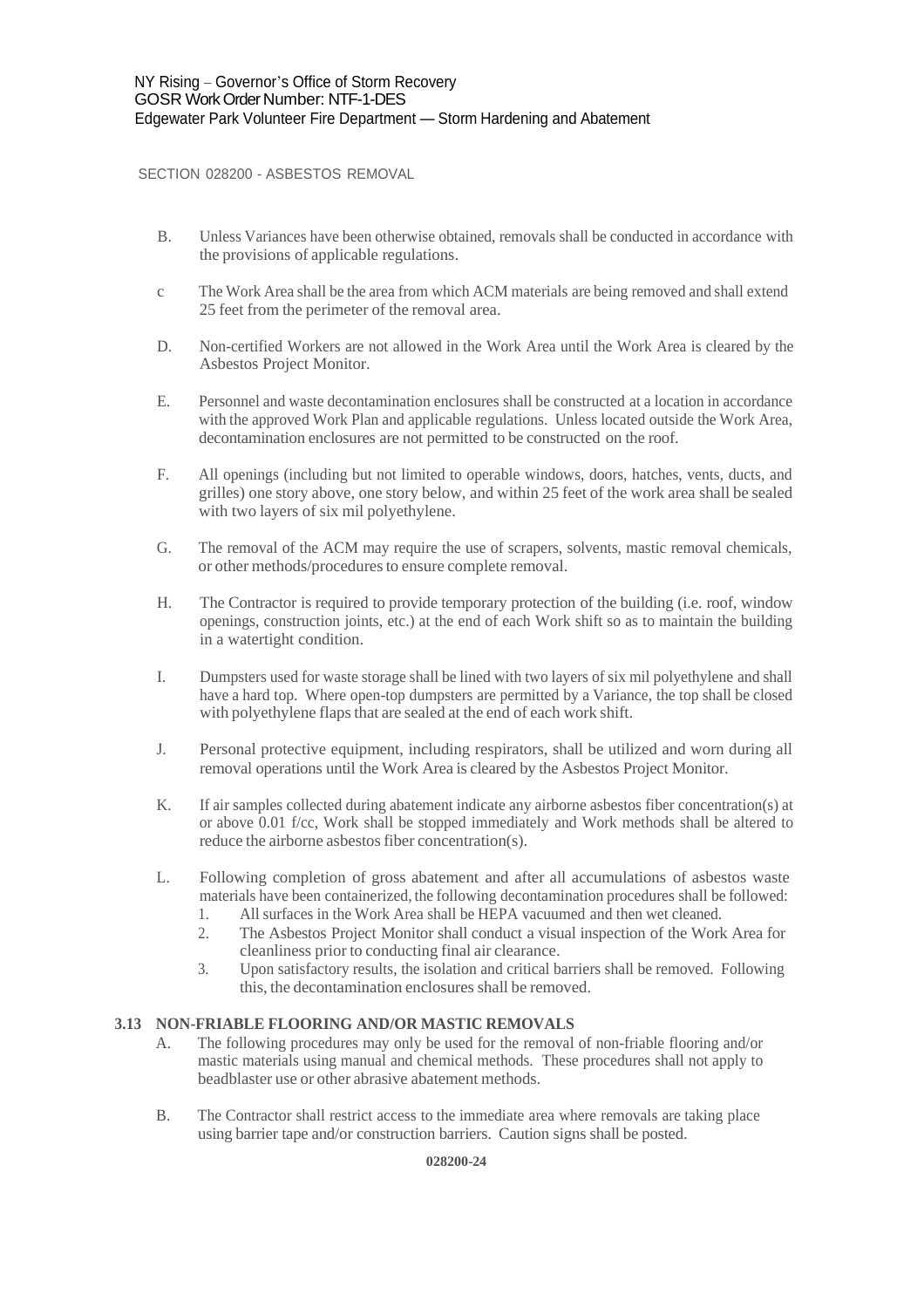SECTION 028200 - ASBESTOS REMOVAL

B. Unless Variances have been otherwise obtained, removals shall be conducted in accordance with the provisions of applicable regulations.

c The Work Area shall be the area from which ACM materials are being removed and shall extend 25 feet from the perimeter of the removal area.

D. Non-certified Workers are not allowed in the Work Area until the Work Area is cleared by the Asbestos Project Monitor.

E. Personnel and waste decontamination enclosures shall be constructed at a location in accordance with the approved Work Plan and applicable regulations. Unless located outside the Work Area, decontamination enclosures are not permitted to be constructed on the roof.

F. All openings (including but not limited to operable windows, doors, hatches, vents, ducts, and grilles) one story above, one story below, and within 25 feet of the work area shall be sealed with two layers of six mil polyethylene.

G. The removal of the ACM may require the use of scrapers, solvents, mastic removal chemicals, or other methods/procedures to ensure complete removal.

H. The Contractor is required to provide temporary protection of the building (i.e. roof, window openings, construction joints, etc.) at the end of each Work shift so as to maintain the building in a watertight condition.

I. Dumpsters used for waste storage shall be lined with two layers of six mil polyethylene and shall have a hard top. Where open-top dumpsters are permitted by a Variance, the top shall be closed with polyethylene flaps that are sealed at the end of each work shift.

J. Personal protective equipment, including respirators, shall be utilized and worn during all removal operations until the Work Area is cleared by the Asbestos Project Monitor.

K. If air samples collected during abatement indicate any airborne asbestos fiber concentration(s) at or above 0.01 f/cc, Work shall be stopped immediately and Work methods shall be altered to reduce the airborne asbestos fiber concentration(s).

L. Following completion of gross abatement and after all accumulations of asbestos waste materials have been containerized, the following decontamination procedures shall be followed:
  1. All surfaces in the Work Area shall be HEPA vacuumed and then wet cleaned.
  2. The Asbestos Project Monitor shall conduct a visual inspection of the Work Area for cleanliness prior to conducting final air clearance.
  3. Upon satisfactory results, the isolation and critical barriers shall be removed. Following this, the decontamination enclosures shall be removed.

### 3.13 NON-FRIABLE FLOORING AND/OR MASTIC REMOVALS

A. The following procedures may only be used for the removal of non-friable flooring and/or mastic materials using manual and chemical methods. These procedures shall not apply to beadblaster use or other abrasive abatement methods.

B. The Contractor shall restrict access to the immediate area where removals are taking place using barrier tape and/or construction barriers. Caution signs shall be posted.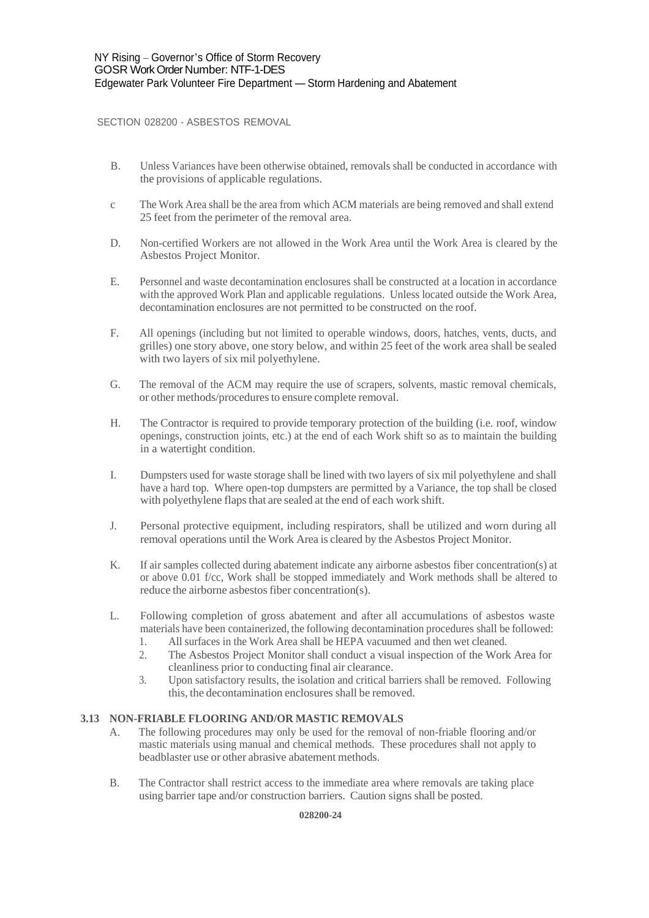B. Unless Variances have been otherwise obtained, removals shall be conducted in accordance with the provisions of applicable regulations.

c The Work Area shall be the area from which ACM materials are being removed and shall extend 25 feet from the perimeter of the removal area.

D. Non-certified Workers are not allowed in the Work Area until the Work Area is cleared by the Asbestos Project Monitor.

E. Personnel and waste decontamination enclosures shall be constructed at a location in accordance with the approved Work Plan and applicable regulations. Unless located outside the Work Area, decontamination enclosures are not permitted to be constructed on the roof.

F. All openings (including but not limited to operable windows, doors, hatches, vents, ducts, and grilles) one story above, one story below, and within 25 feet of the work area shall be sealed with two layers of six mil polyethylene.

G. The removal of the ACM may require the use of scrapers, solvents, mastic removal chemicals, or other methods/procedures to ensure complete removal.

H. The Contractor is required to provide temporary protection of the building (i.e. roof, window openings, construction joints, etc.) at the end of each Work shift so as to maintain the building in a watertight condition.

I. Dumpsters used for waste storage shall be lined with two layers of six mil polyethylene and shall have a hard top. Where open-top dumpsters are permitted by a Variance, the top shall be closed with polyethylene flaps that are sealed at the end of each work shift.

J. Personal protective equipment, including respirators, shall be utilized and worn during all removal operations until the Work Area is cleared by the Asbestos Project Monitor.

K. If air samples collected during abatement indicate any airborne asbestos fiber concentration(s) at or above 0.01 f/cc, Work shall be stopped immediately and Work methods shall be altered to reduce the airborne asbestos fiber concentration(s).

L. Following completion of gross abatement and after all accumulations of asbestos waste materials have been containerized, the following decontamination procedures shall be followed:
   1. All surfaces in the Work Area shall be HEPA vacuumed and then wet cleaned.
   2. The Asbestos Project Monitor shall conduct a visual inspection of the Work Area for cleanliness prior to conducting final air clearance.
   3. Upon satisfactory results, the isolation and critical barriers shall be removed. Following this, the decontamination enclosures shall be removed.

**3.13 NON-FRIABLE FLOORING AND/OR MASTIC REMOVALS**

A. The following procedures may only be used for the removal of non-friable flooring and/or mastic materials using manual and chemical methods. These procedures shall not apply to beadblaster use or other abrasive abatement methods.

B. The Contractor shall restrict access to the immediate area where removals are taking place using barrier tape and/or construction barriers. Caution signs shall be posted.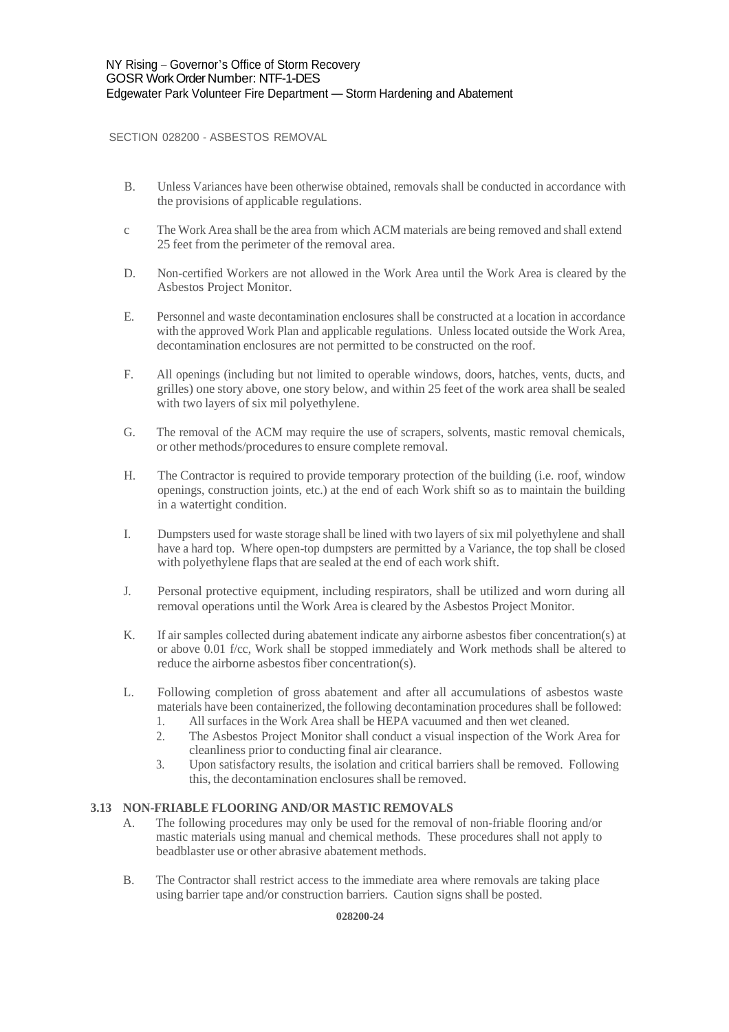SECTION 028200 - ASBESTOS REMOVAL

B. Unless Variances have been otherwise obtained, removals shall be conducted in accordance with the provisions of applicable regulations.

c The Work Area shall be the area from which ACM materials are being removed and shall extend 25 feet from the perimeter of the removal area.

D. Non-certified Workers are not allowed in the Work Area until the Work Area is cleared by the Asbestos Project Monitor.

E. Personnel and waste decontamination enclosures shall be constructed at a location in accordance with the approved Work Plan and applicable regulations. Unless located outside the Work Area, decontamination enclosures are not permitted to be constructed on the roof.

F. All openings (including but not limited to operable windows, doors, hatches, vents, ducts, and grilles) one story above, one story below, and within 25 feet of the work area shall be sealed with two layers of six mil polyethylene.

G. The removal of the ACM may require the use of scrapers, solvents, mastic removal chemicals, or other methods/procedures to ensure complete removal.

H. The Contractor is required to provide temporary protection of the building (i.e. roof, window openings, construction joints, etc.) at the end of each Work shift so as to maintain the building in a watertight condition.

I. Dumpsters used for waste storage shall be lined with two layers of six mil polyethylene and shall have a hard top. Where open-top dumpsters are permitted by a Variance, the top shall be closed with polyethylene flaps that are sealed at the end of each work shift.

J. Personal protective equipment, including respirators, shall be utilized and worn during all removal operations until the Work Area is cleared by the Asbestos Project Monitor.

K. If air samples collected during abatement indicate any airborne asbestos fiber concentration(s) at or above 0.01 f/cc, Work shall be stopped immediately and Work methods shall be altered to reduce the airborne asbestos fiber concentration(s).

L. Following completion of gross abatement and after all accumulations of asbestos waste materials have been containerized, the following decontamination procedures shall be followed:

1. All surfaces in the Work Area shall be HEPA vacuumed and then wet cleaned.
2. The Asbestos Project Monitor shall conduct a visual inspection of the Work Area for cleanliness prior to conducting final air clearance.
3. Upon satisfactory results, the isolation and critical barriers shall be removed. Following this, the decontamination enclosures shall be removed.

### 3.13 NON-FRIABLE FLOORING AND/OR MASTIC REMOVALS

A. The following procedures may only be used for the removal of non-friable flooring and/or mastic materials using manual and chemical methods. These procedures shall not apply to beadblaster use or other abrasive abatement methods.

B. The Contractor shall restrict access to the immediate area where removals are taking place using barrier tape and/or construction barriers. Caution signs shall be posted.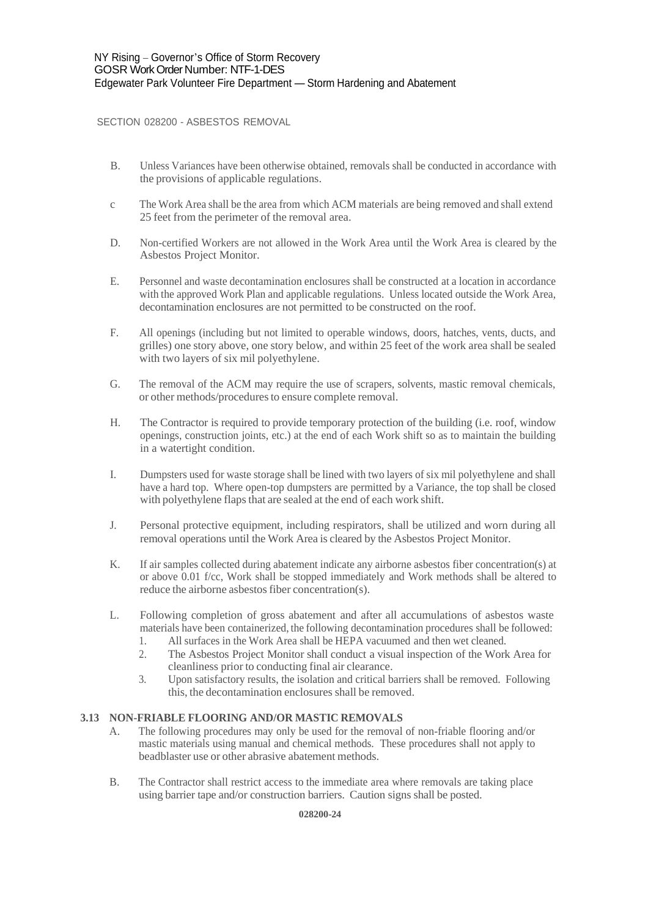B. Unless Variances have been otherwise obtained, removals shall be conducted in accordance with the provisions of applicable regulations.

c The Work Area shall be the area from which ACM materials are being removed and shall extend 25 feet from the perimeter of the removal area.

D. Non-certified Workers are not allowed in the Work Area until the Work Area is cleared by the Asbestos Project Monitor.

E. Personnel and waste decontamination enclosures shall be constructed at a location in accordance with the approved Work Plan and applicable regulations. Unless located outside the Work Area, decontamination enclosures are not permitted to be constructed on the roof.

F. All openings (including but not limited to operable windows, doors, hatches, vents, ducts, and grilles) one story above, one story below, and within 25 feet of the work area shall be sealed with two layers of six mil polyethylene.

G. The removal of the ACM may require the use of scrapers, solvents, mastic removal chemicals, or other methods/procedures to ensure complete removal.

H. The Contractor is required to provide temporary protection of the building (i.e. roof, window openings, construction joints, etc.) at the end of each Work shift so as to maintain the building in a watertight condition.

I. Dumpsters used for waste storage shall be lined with two layers of six mil polyethylene and shall have a hard top. Where open-top dumpsters are permitted by a Variance, the top shall be closed with polyethylene flaps that are sealed at the end of each work shift.

J. Personal protective equipment, including respirators, shall be utilized and worn during all removal operations until the Work Area is cleared by the Asbestos Project Monitor.

K. If air samples collected during abatement indicate any airborne asbestos fiber concentration(s) at or above 0.01 f/cc, Work shall be stopped immediately and Work methods shall be altered to reduce the airborne asbestos fiber concentration(s).

L. Following completion of gross abatement and after all accumulations of asbestos waste materials have been containerized, the following decontamination procedures shall be followed:
   1. All surfaces in the Work Area shall be HEPA vacuumed and then wet cleaned.
   2. The Asbestos Project Monitor shall conduct a visual inspection of the Work Area for cleanliness prior to conducting final air clearance.
   3. Upon satisfactory results, the isolation and critical barriers shall be removed. Following this, the decontamination enclosures shall be removed.

**3.13 NON-FRIABLE FLOORING AND/OR MASTIC REMOVALS**

A. The following procedures may only be used for the removal of non-friable flooring and/or mastic materials using manual and chemical methods. These procedures shall not apply to beadblaster use or other abrasive abatement methods.

B. The Contractor shall restrict access to the immediate area where removals are taking place using barrier tape and/or construction barriers. Caution signs shall be posted.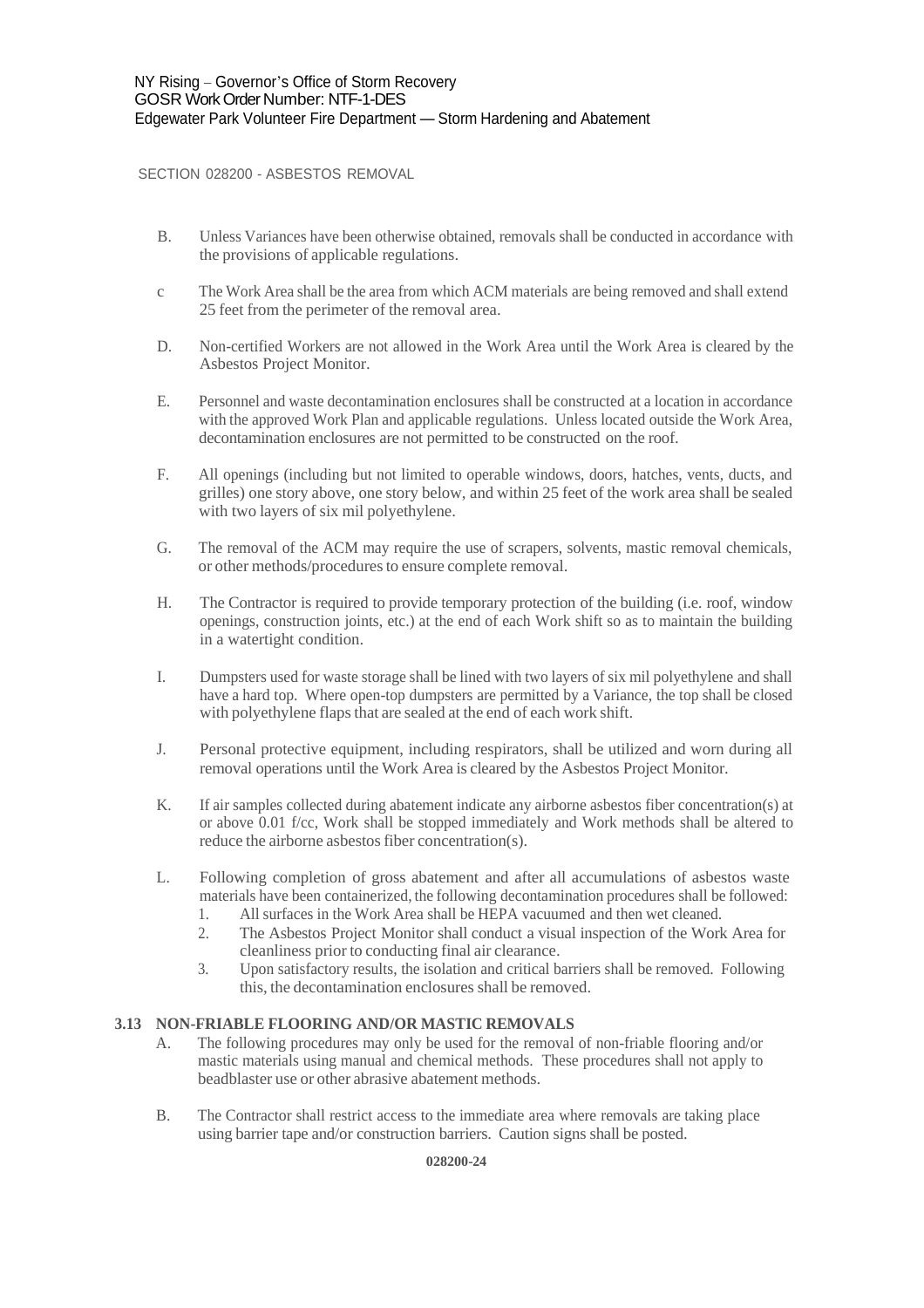B. Unless Variances have been otherwise obtained, removals shall be conducted in accordance with the provisions of applicable regulations.

c The Work Area shall be the area from which ACM materials are being removed and shall extend 25 feet from the perimeter of the removal area.

D. Non-certified Workers are not allowed in the Work Area until the Work Area is cleared by the Asbestos Project Monitor.

E. Personnel and waste decontamination enclosures shall be constructed at a location in accordance with the approved Work Plan and applicable regulations. Unless located outside the Work Area, decontamination enclosures are not permitted to be constructed on the roof.

F. All openings (including but not limited to operable windows, doors, hatches, vents, ducts, and grilles) one story above, one story below, and within 25 feet of the work area shall be sealed with two layers of six mil polyethylene.

G. The removal of the ACM may require the use of scrapers, solvents, mastic removal chemicals, or other methods/procedures to ensure complete removal.

H. The Contractor is required to provide temporary protection of the building (i.e. roof, window openings, construction joints, etc.) at the end of each Work shift so as to maintain the building in a watertight condition.

I. Dumpsters used for waste storage shall be lined with two layers of six mil polyethylene and shall have a hard top. Where open-top dumpsters are permitted by a Variance, the top shall be closed with polyethylene flaps that are sealed at the end of each work shift.

J. Personal protective equipment, including respirators, shall be utilized and worn during all removal operations until the Work Area is cleared by the Asbestos Project Monitor.

K. If air samples collected during abatement indicate any airborne asbestos fiber concentration(s) at or above 0.01 f/cc, Work shall be stopped immediately and Work methods shall be altered to reduce the airborne asbestos fiber concentration(s).

L. Following completion of gross abatement and after all accumulations of asbestos waste materials have been containerized, the following decontamination procedures shall be followed:
   1. All surfaces in the Work Area shall be HEPA vacuumed and then wet cleaned.
   2. The Asbestos Project Monitor shall conduct a visual inspection of the Work Area for cleanliness prior to conducting final air clearance.
   3. Upon satisfactory results, the isolation and critical barriers shall be removed. Following this, the decontamination enclosures shall be removed.

### 3.13 NON-FRIABLE FLOORING AND/OR MASTIC REMOVALS

A. The following procedures may only be used for the removal of non-friable flooring and/or mastic materials using manual and chemical methods. These procedures shall not apply to beadblaster use or other abrasive abatement methods.

B. The Contractor shall restrict access to the immediate area where removals are taking place using barrier tape and/or construction barriers. Caution signs shall be posted.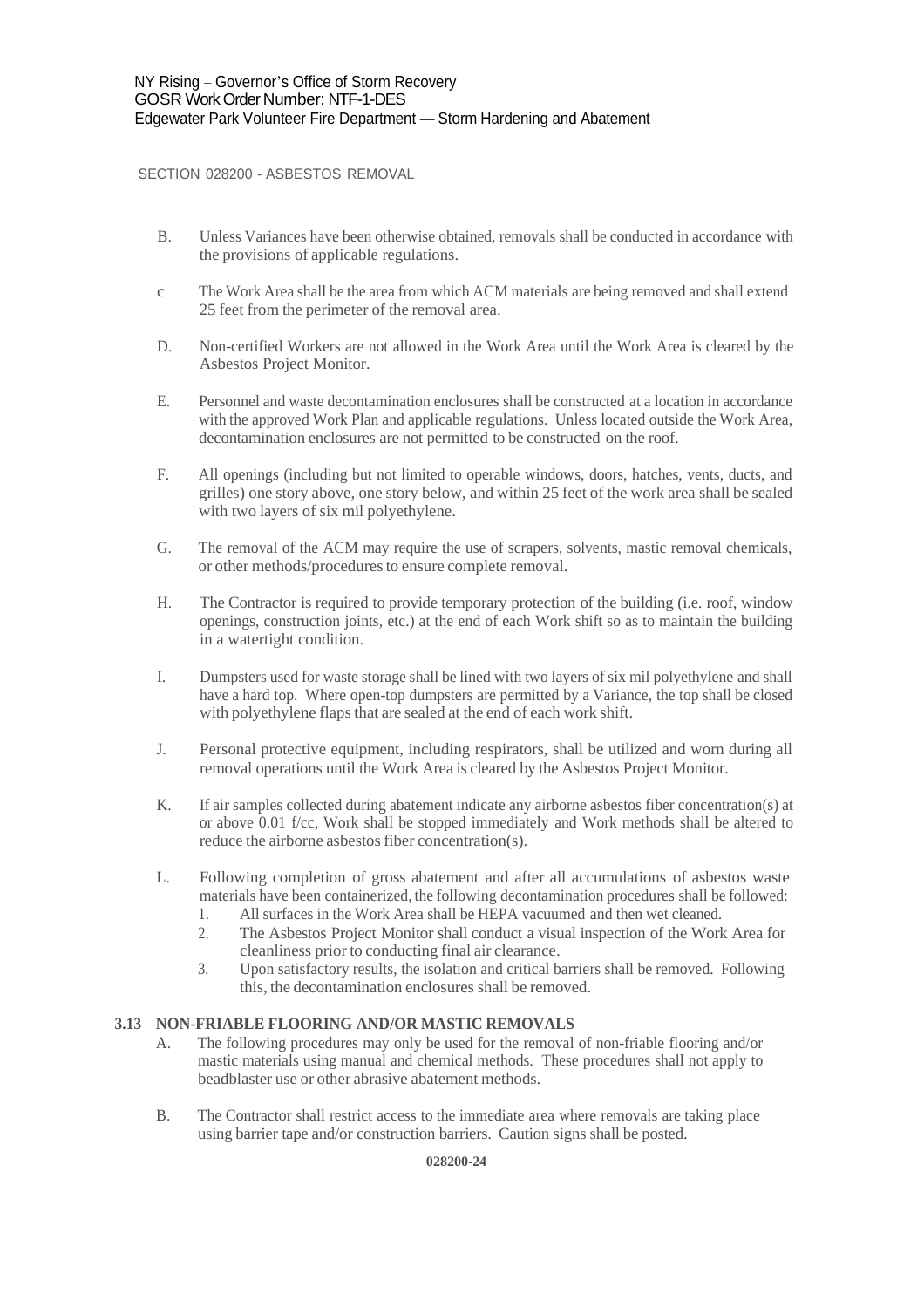B. Unless Variances have been otherwise obtained, removals shall be conducted in accordance with the provisions of applicable regulations.

c The Work Area shall be the area from which ACM materials are being removed and shall extend 25 feet from the perimeter of the removal area.

D. Non-certified Workers are not allowed in the Work Area until the Work Area is cleared by the Asbestos Project Monitor.

E. Personnel and waste decontamination enclosures shall be constructed at a location in accordance with the approved Work Plan and applicable regulations. Unless located outside the Work Area, decontamination enclosures are not permitted to be constructed on the roof.

F. All openings (including but not limited to operable windows, doors, hatches, vents, ducts, and grilles) one story above, one story below, and within 25 feet of the work area shall be sealed with two layers of six mil polyethylene.

G. The removal of the ACM may require the use of scrapers, solvents, mastic removal chemicals, or other methods/procedures to ensure complete removal.

H. The Contractor is required to provide temporary protection of the building (i.e. roof, window openings, construction joints, etc.) at the end of each Work shift so as to maintain the building in a watertight condition.

I. Dumpsters used for waste storage shall be lined with two layers of six mil polyethylene and shall have a hard top. Where open-top dumpsters are permitted by a Variance, the top shall be closed with polyethylene flaps that are sealed at the end of each work shift.

J. Personal protective equipment, including respirators, shall be utilized and worn during all removal operations until the Work Area is cleared by the Asbestos Project Monitor.

K. If air samples collected during abatement indicate any airborne asbestos fiber concentration(s) at or above 0.01 f/cc, Work shall be stopped immediately and Work methods shall be altered to reduce the airborne asbestos fiber concentration(s).

L. Following completion of gross abatement and after all accumulations of asbestos waste materials have been containerized, the following decontamination procedures shall be followed:
   1. All surfaces in the Work Area shall be HEPA vacuumed and then wet cleaned.
   2. The Asbestos Project Monitor shall conduct a visual inspection of the Work Area for cleanliness prior to conducting final air clearance.
   3. Upon satisfactory results, the isolation and critical barriers shall be removed. Following this, the decontamination enclosures shall be removed.

**3.13 NON-FRIABLE FLOORING AND/OR MASTIC REMOVALS**

A. The following procedures may only be used for the removal of non-friable flooring and/or mastic materials using manual and chemical methods. These procedures shall not apply to beadblaster use or other abrasive abatement methods.

B. The Contractor shall restrict access to the immediate area where removals are taking place using barrier tape and/or construction barriers. Caution signs shall be posted.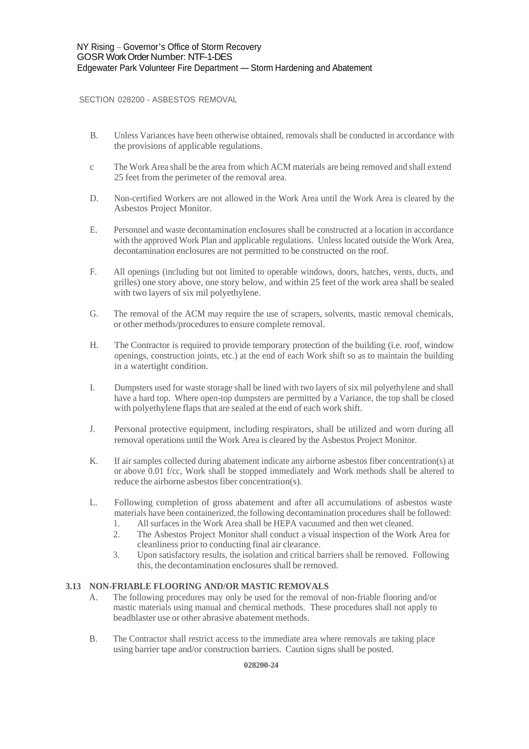B. Unless Variances have been otherwise obtained, removals shall be conducted in accordance with the provisions of applicable regulations.

c The Work Area shall be the area from which ACM materials are being removed and shall extend 25 feet from the perimeter of the removal area.

D. Non-certified Workers are not allowed in the Work Area until the Work Area is cleared by the Asbestos Project Monitor.

E. Personnel and waste decontamination enclosures shall be constructed at a location in accordance with the approved Work Plan and applicable regulations. Unless located outside the Work Area, decontamination enclosures are not permitted to be constructed on the roof.

F. All openings (including but not limited to operable windows, doors, hatches, vents, ducts, and grilles) one story above, one story below, and within 25 feet of the work area shall be sealed with two layers of six mil polyethylene.

G. The removal of the ACM may require the use of scrapers, solvents, mastic removal chemicals, or other methods/procedures to ensure complete removal.

H. The Contractor is required to provide temporary protection of the building (i.e. roof, window openings, construction joints, etc.) at the end of each Work shift so as to maintain the building in a watertight condition.

I. Dumpsters used for waste storage shall be lined with two layers of six mil polyethylene and shall have a hard top. Where open-top dumpsters are permitted by a Variance, the top shall be closed with polyethylene flaps that are sealed at the end of each work shift.

J. Personal protective equipment, including respirators, shall be utilized and worn during all removal operations until the Work Area is cleared by the Asbestos Project Monitor.

K. If air samples collected during abatement indicate any airborne asbestos fiber concentration(s) at or above 0.01 f/cc, Work shall be stopped immediately and Work methods shall be altered to reduce the airborne asbestos fiber concentration(s).

L. Following completion of gross abatement and after all accumulations of asbestos waste materials have been containerized, the following decontamination procedures shall be followed:
   1. All surfaces in the Work Area shall be HEPA vacuumed and then wet cleaned.
   2. The Asbestos Project Monitor shall conduct a visual inspection of the Work Area for cleanliness prior to conducting final air clearance.
   3. Upon satisfactory results, the isolation and critical barriers shall be removed. Following this, the decontamination enclosures shall be removed.

### 3.13 NON-FRIABLE FLOORING AND/OR MASTIC REMOVALS

A. The following procedures may only be used for the removal of non-friable flooring and/or mastic materials using manual and chemical methods. These procedures shall not apply to beadblaster use or other abrasive abatement methods.

B. The Contractor shall restrict access to the immediate area where removals are taking place using barrier tape and/or construction barriers. Caution signs shall be posted.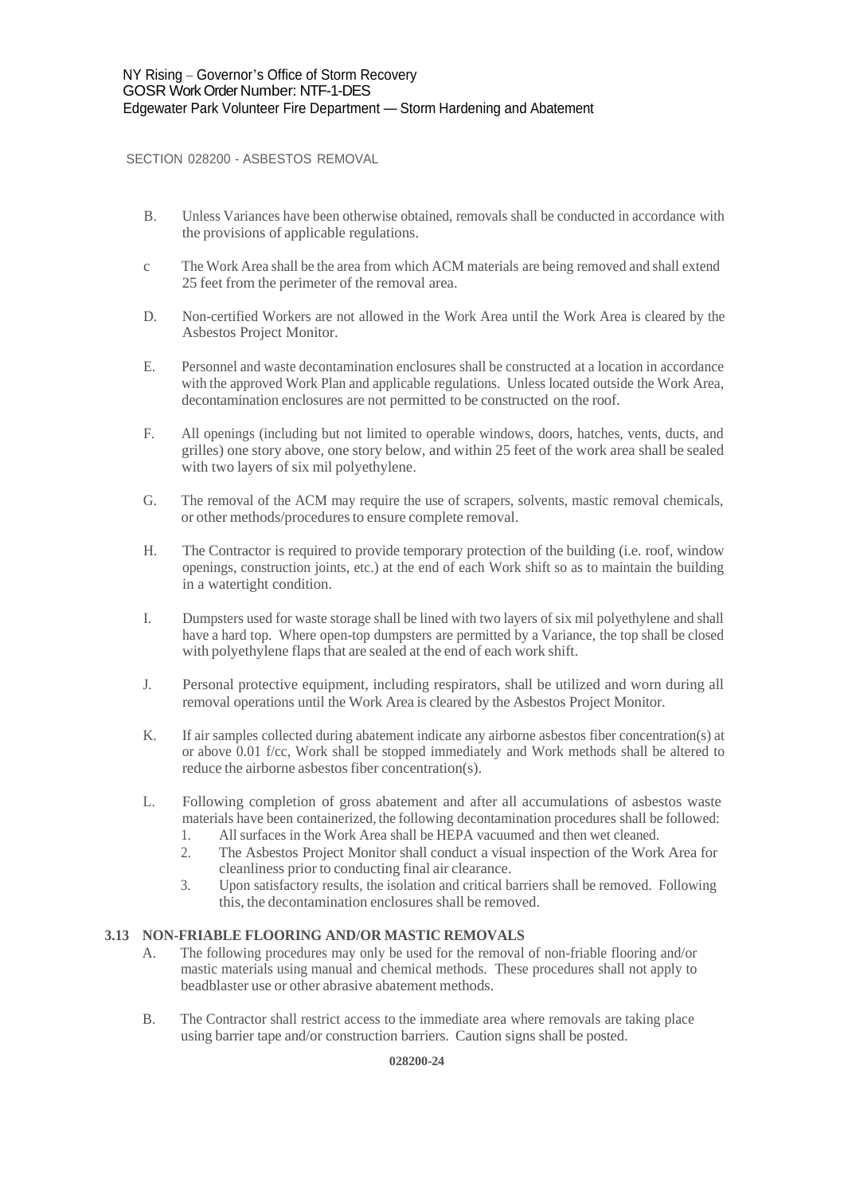B. Unless Variances have been otherwise obtained, removals shall be conducted in accordance with the provisions of applicable regulations.

c The Work Area shall be the area from which ACM materials are being removed and shall extend 25 feet from the perimeter of the removal area.

D. Non-certified Workers are not allowed in the Work Area until the Work Area is cleared by the Asbestos Project Monitor.

E. Personnel and waste decontamination enclosures shall be constructed at a location in accordance with the approved Work Plan and applicable regulations. Unless located outside the Work Area, decontamination enclosures are not permitted to be constructed on the roof.

F. All openings (including but not limited to operable windows, doors, hatches, vents, ducts, and grilles) one story above, one story below, and within 25 feet of the work area shall be sealed with two layers of six mil polyethylene.

G. The removal of the ACM may require the use of scrapers, solvents, mastic removal chemicals, or other methods/procedures to ensure complete removal.

H. The Contractor is required to provide temporary protection of the building (i.e. roof, window openings, construction joints, etc.) at the end of each Work shift so as to maintain the building in a watertight condition.

I. Dumpsters used for waste storage shall be lined with two layers of six mil polyethylene and shall have a hard top. Where open-top dumpsters are permitted by a Variance, the top shall be closed with polyethylene flaps that are sealed at the end of each work shift.

J. Personal protective equipment, including respirators, shall be utilized and worn during all removal operations until the Work Area is cleared by the Asbestos Project Monitor.

K. If air samples collected during abatement indicate any airborne asbestos fiber concentration(s) at or above 0.01 f/cc, Work shall be stopped immediately and Work methods shall be altered to reduce the airborne asbestos fiber concentration(s).

L. Following completion of gross abatement and after all accumulations of asbestos waste materials have been containerized, the following decontamination procedures shall be followed:
   1. All surfaces in the Work Area shall be HEPA vacuumed and then wet cleaned.
   2. The Asbestos Project Monitor shall conduct a visual inspection of the Work Area for cleanliness prior to conducting final air clearance.
   3. Upon satisfactory results, the isolation and critical barriers shall be removed. Following this, the decontamination enclosures shall be removed.

**3.13 NON-FRIABLE FLOORING AND/OR MASTIC REMOVALS**

A. The following procedures may only be used for the removal of non-friable flooring and/or mastic materials using manual and chemical methods. These procedures shall not apply to beadblaster use or other abrasive abatement methods.

B. The Contractor shall restrict access to the immediate area where removals are taking place using barrier tape and/or construction barriers. Caution signs shall be posted.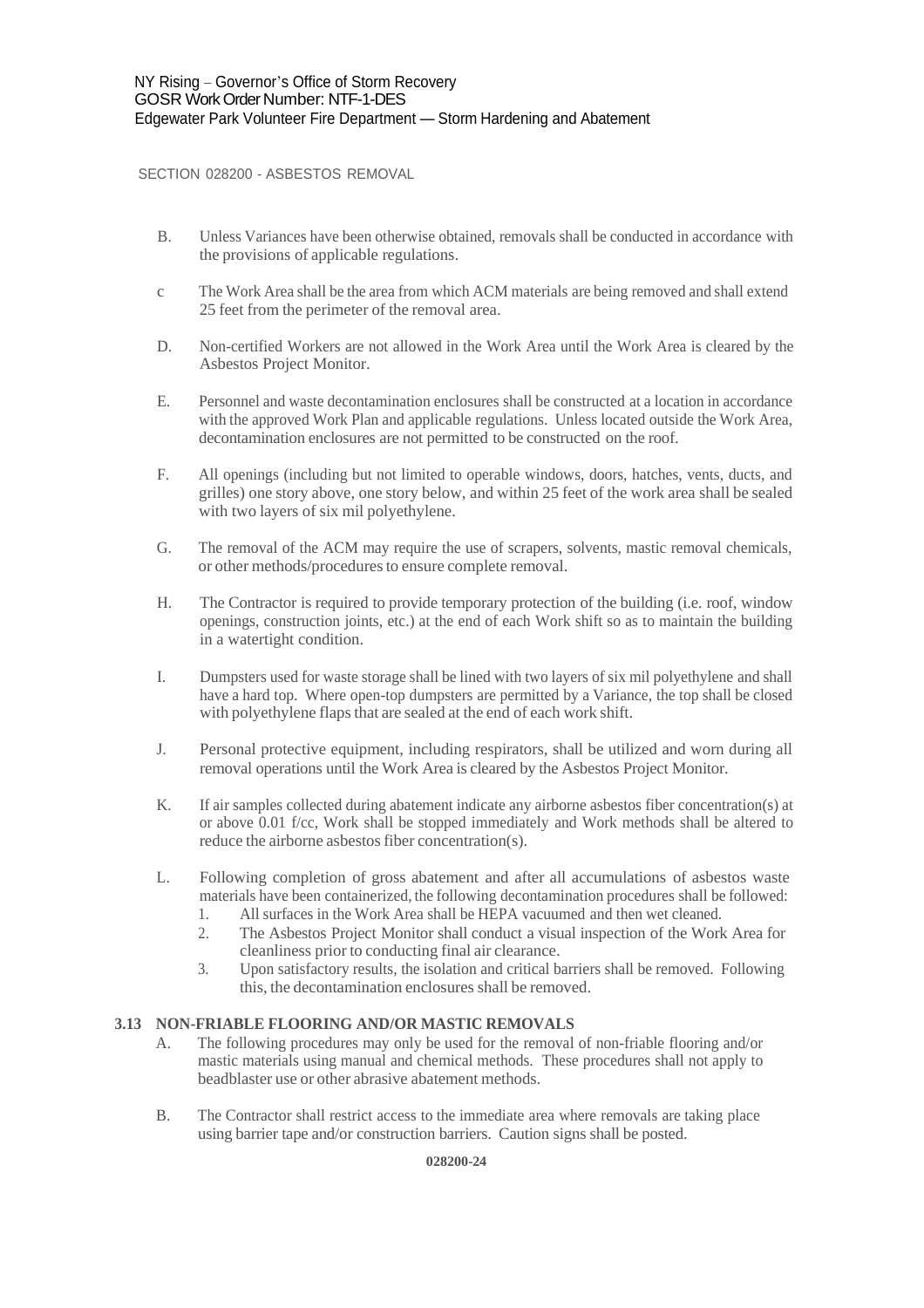B. Unless Variances have been otherwise obtained, removals shall be conducted in accordance with the provisions of applicable regulations.

c The Work Area shall be the area from which ACM materials are being removed and shall extend 25 feet from the perimeter of the removal area.

D. Non-certified Workers are not allowed in the Work Area until the Work Area is cleared by the Asbestos Project Monitor.

E. Personnel and waste decontamination enclosures shall be constructed at a location in accordance with the approved Work Plan and applicable regulations. Unless located outside the Work Area, decontamination enclosures are not permitted to be constructed on the roof.

F. All openings (including but not limited to operable windows, doors, hatches, vents, ducts, and grilles) one story above, one story below, and within 25 feet of the work area shall be sealed with two layers of six mil polyethylene.

G. The removal of the ACM may require the use of scrapers, solvents, mastic removal chemicals, or other methods/procedures to ensure complete removal.

H. The Contractor is required to provide temporary protection of the building (i.e. roof, window openings, construction joints, etc.) at the end of each Work shift so as to maintain the building in a watertight condition.

I. Dumpsters used for waste storage shall be lined with two layers of six mil polyethylene and shall have a hard top. Where open-top dumpsters are permitted by a Variance, the top shall be closed with polyethylene flaps that are sealed at the end of each work shift.

J. Personal protective equipment, including respirators, shall be utilized and worn during all removal operations until the Work Area is cleared by the Asbestos Project Monitor.

K. If air samples collected during abatement indicate any airborne asbestos fiber concentration(s) at or above 0.01 f/cc, Work shall be stopped immediately and Work methods shall be altered to reduce the airborne asbestos fiber concentration(s).

L. Following completion of gross abatement and after all accumulations of asbestos waste materials have been containerized, the following decontamination procedures shall be followed:
   1. All surfaces in the Work Area shall be HEPA vacuumed and then wet cleaned.
   2. The Asbestos Project Monitor shall conduct a visual inspection of the Work Area for cleanliness prior to conducting final air clearance.
   3. Upon satisfactory results, the isolation and critical barriers shall be removed. Following this, the decontamination enclosures shall be removed.

### 3.13 NON-FRIABLE FLOORING AND/OR MASTIC REMOVALS

A. The following procedures may only be used for the removal of non-friable flooring and/or mastic materials using manual and chemical methods. These procedures shall not apply to beadblaster use or other abrasive abatement methods.

B. The Contractor shall restrict access to the immediate area where removals are taking place using barrier tape and/or construction barriers. Caution signs shall be posted.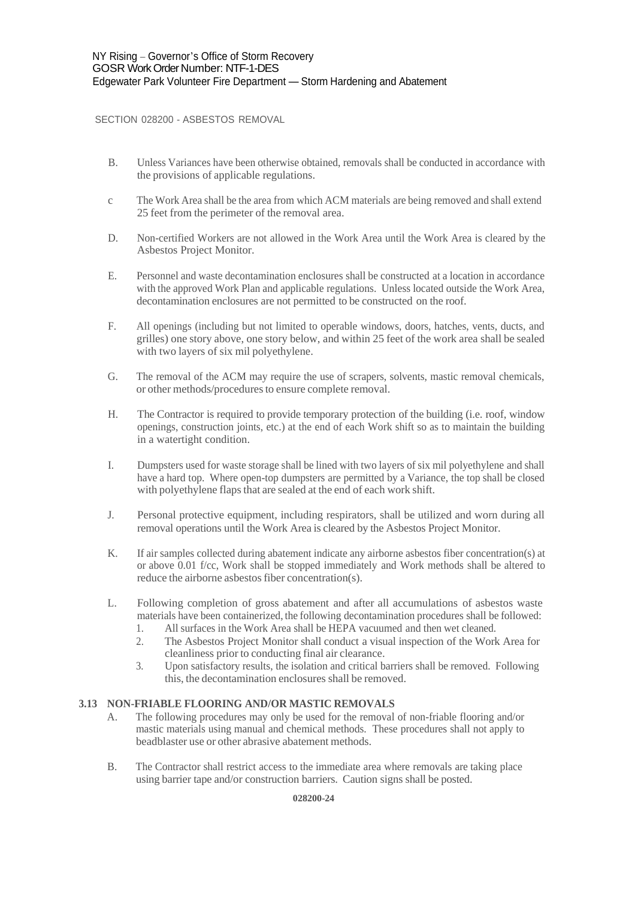B. Unless Variances have been otherwise obtained, removals shall be conducted in accordance with the provisions of applicable regulations.

c The Work Area shall be the area from which ACM materials are being removed and shall extend 25 feet from the perimeter of the removal area.

D. Non-certified Workers are not allowed in the Work Area until the Work Area is cleared by the Asbestos Project Monitor.

E. Personnel and waste decontamination enclosures shall be constructed at a location in accordance with the approved Work Plan and applicable regulations. Unless located outside the Work Area, decontamination enclosures are not permitted to be constructed on the roof.

F. All openings (including but not limited to operable windows, doors, hatches, vents, ducts, and grilles) one story above, one story below, and within 25 feet of the work area shall be sealed with two layers of six mil polyethylene.

G. The removal of the ACM may require the use of scrapers, solvents, mastic removal chemicals, or other methods/procedures to ensure complete removal.

H. The Contractor is required to provide temporary protection of the building (i.e. roof, window openings, construction joints, etc.) at the end of each Work shift so as to maintain the building in a watertight condition.

I. Dumpsters used for waste storage shall be lined with two layers of six mil polyethylene and shall have a hard top. Where open-top dumpsters are permitted by a Variance, the top shall be closed with polyethylene flaps that are sealed at the end of each work shift.

J. Personal protective equipment, including respirators, shall be utilized and worn during all removal operations until the Work Area is cleared by the Asbestos Project Monitor.

K. If air samples collected during abatement indicate any airborne asbestos fiber concentration(s) at or above 0.01 f/cc, Work shall be stopped immediately and Work methods shall be altered to reduce the airborne asbestos fiber concentration(s).

L. Following completion of gross abatement and after all accumulations of asbestos waste materials have been containerized, the following decontamination procedures shall be followed:
   1. All surfaces in the Work Area shall be HEPA vacuumed and then wet cleaned.
   2. The Asbestos Project Monitor shall conduct a visual inspection of the Work Area for cleanliness prior to conducting final air clearance.
   3. Upon satisfactory results, the isolation and critical barriers shall be removed. Following this, the decontamination enclosures shall be removed.

## 3.13 NON-FRIABLE FLOORING AND/OR MASTIC REMOVALS

A. The following procedures may only be used for the removal of non-friable flooring and/or mastic materials using manual and chemical methods. These procedures shall not apply to beadblaster use or other abrasive abatement methods.

B. The Contractor shall restrict access to the immediate area where removals are taking place using barrier tape and/or construction barriers. Caution signs shall be posted.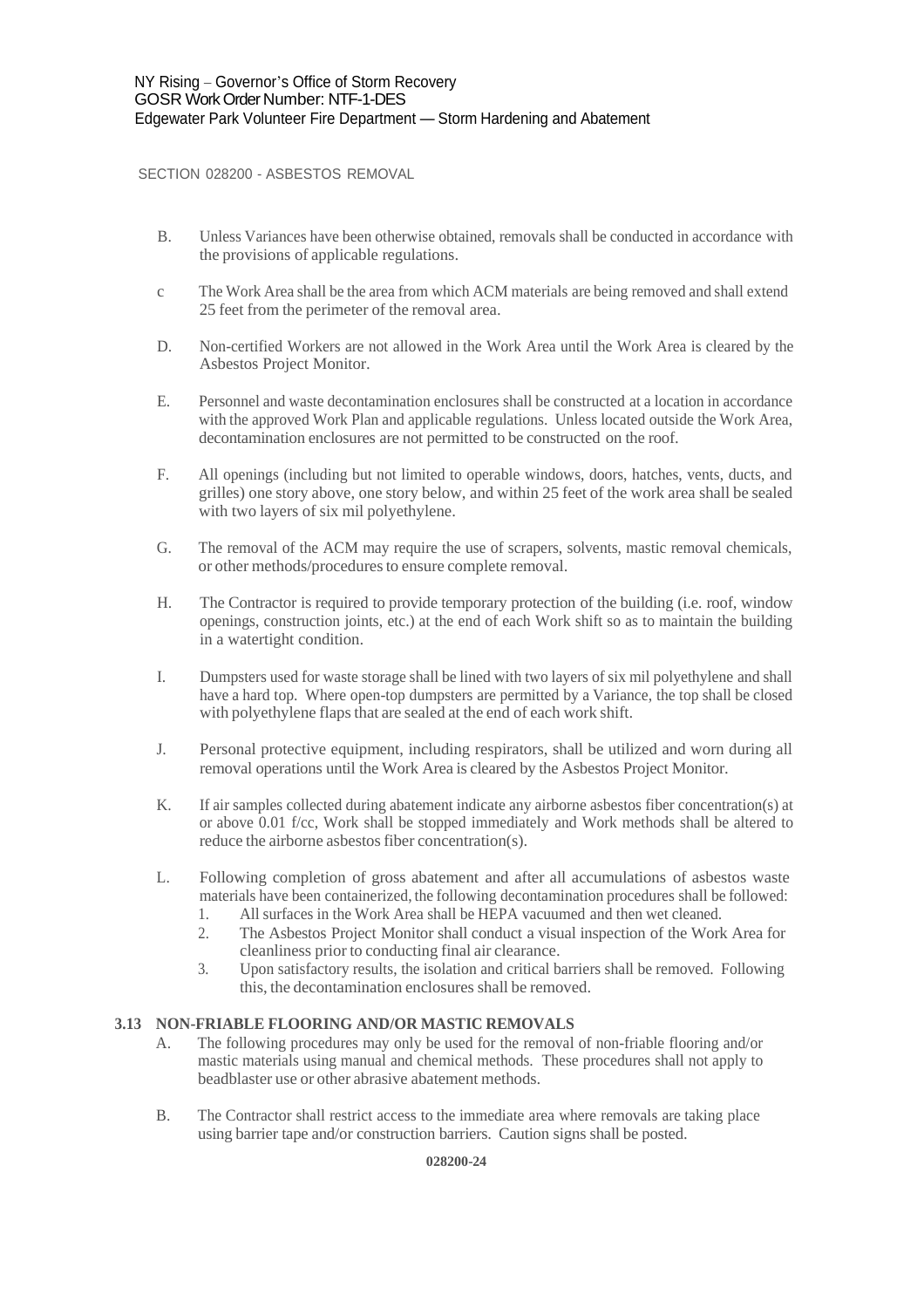SECTION 028200 - ASBESTOS REMOVAL

B. Unless Variances have been otherwise obtained, removals shall be conducted in accordance with the provisions of applicable regulations.

c The Work Area shall be the area from which ACM materials are being removed and shall extend 25 feet from the perimeter of the removal area.

D. Non-certified Workers are not allowed in the Work Area until the Work Area is cleared by the Asbestos Project Monitor.

E. Personnel and waste decontamination enclosures shall be constructed at a location in accordance with the approved Work Plan and applicable regulations. Unless located outside the Work Area, decontamination enclosures are not permitted to be constructed on the roof.

F. All openings (including but not limited to operable windows, doors, hatches, vents, ducts, and grilles) one story above, one story below, and within 25 feet of the work area shall be sealed with two layers of six mil polyethylene.

G. The removal of the ACM may require the use of scrapers, solvents, mastic removal chemicals, or other methods/procedures to ensure complete removal.

H. The Contractor is required to provide temporary protection of the building (i.e. roof, window openings, construction joints, etc.) at the end of each Work shift so as to maintain the building in a watertight condition.

I. Dumpsters used for waste storage shall be lined with two layers of six mil polyethylene and shall have a hard top. Where open-top dumpsters are permitted by a Variance, the top shall be closed with polyethylene flaps that are sealed at the end of each work shift.

J. Personal protective equipment, including respirators, shall be utilized and worn during all removal operations until the Work Area is cleared by the Asbestos Project Monitor.

K. If air samples collected during abatement indicate any airborne asbestos fiber concentration(s) at or above 0.01 f/cc, Work shall be stopped immediately and Work methods shall be altered to reduce the airborne asbestos fiber concentration(s).

L. Following completion of gross abatement and after all accumulations of asbestos waste materials have been containerized, the following decontamination procedures shall be followed:
   1. All surfaces in the Work Area shall be HEPA vacuumed and then wet cleaned.
   2. The Asbestos Project Monitor shall conduct a visual inspection of the Work Area for cleanliness prior to conducting final air clearance.
   3. Upon satisfactory results, the isolation and critical barriers shall be removed. Following this, the decontamination enclosures shall be removed.

**3.13 NON-FRIABLE FLOORING AND/OR MASTIC REMOVALS**

A. The following procedures may only be used for the removal of non-friable flooring and/or mastic materials using manual and chemical methods. These procedures shall not apply to beadblaster use or other abrasive abatement methods.

B. The Contractor shall restrict access to the immediate area where removals are taking place using barrier tape and/or construction barriers. Caution signs shall be posted.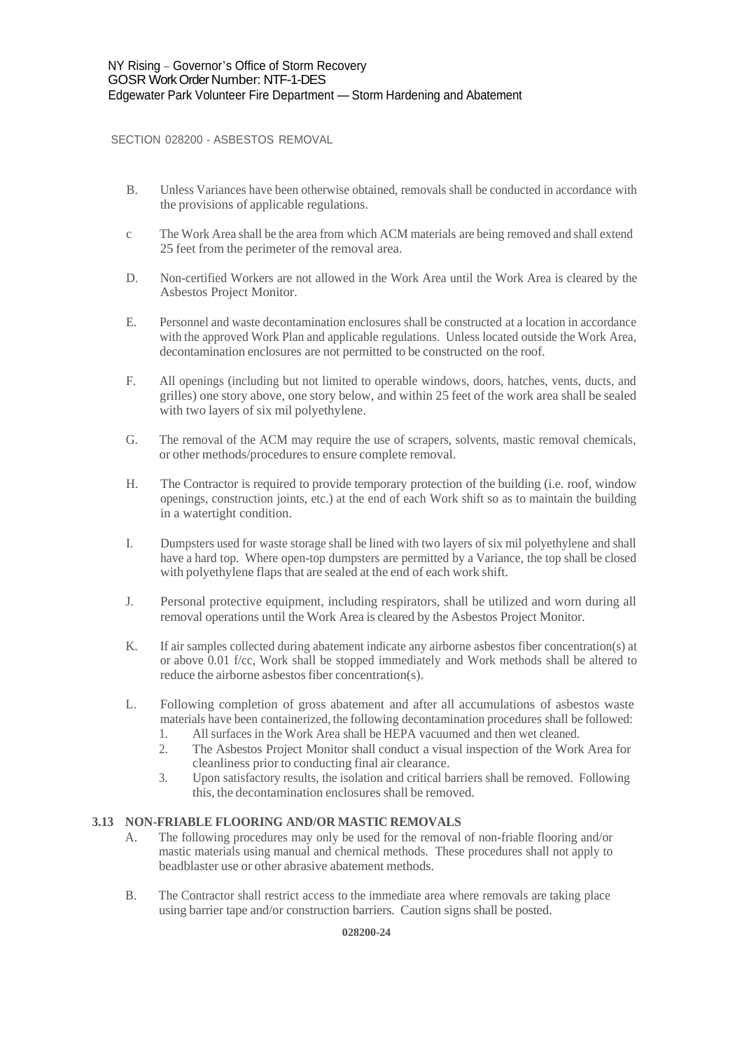B. Unless Variances have been otherwise obtained, removals shall be conducted in accordance with the provisions of applicable regulations.

c The Work Area shall be the area from which ACM materials are being removed and shall extend 25 feet from the perimeter of the removal area.

D. Non-certified Workers are not allowed in the Work Area until the Work Area is cleared by the Asbestos Project Monitor.

E. Personnel and waste decontamination enclosures shall be constructed at a location in accordance with the approved Work Plan and applicable regulations. Unless located outside the Work Area, decontamination enclosures are not permitted to be constructed on the roof.

F. All openings (including but not limited to operable windows, doors, hatches, vents, ducts, and grilles) one story above, one story below, and within 25 feet of the work area shall be sealed with two layers of six mil polyethylene.

G. The removal of the ACM may require the use of scrapers, solvents, mastic removal chemicals, or other methods/procedures to ensure complete removal.

H. The Contractor is required to provide temporary protection of the building (i.e. roof, window openings, construction joints, etc.) at the end of each Work shift so as to maintain the building in a watertight condition.

I. Dumpsters used for waste storage shall be lined with two layers of six mil polyethylene and shall have a hard top. Where open-top dumpsters are permitted by a Variance, the top shall be closed with polyethylene flaps that are sealed at the end of each work shift.

J. Personal protective equipment, including respirators, shall be utilized and worn during all removal operations until the Work Area is cleared by the Asbestos Project Monitor.

K. If air samples collected during abatement indicate any airborne asbestos fiber concentration(s) at or above 0.01 f/cc, Work shall be stopped immediately and Work methods shall be altered to reduce the airborne asbestos fiber concentration(s).

L. Following completion of gross abatement and after all accumulations of asbestos waste materials have been containerized, the following decontamination procedures shall be followed:
   1. All surfaces in the Work Area shall be HEPA vacuumed and then wet cleaned.
   2. The Asbestos Project Monitor shall conduct a visual inspection of the Work Area for cleanliness prior to conducting final air clearance.
   3. Upon satisfactory results, the isolation and critical barriers shall be removed. Following this, the decontamination enclosures shall be removed.

**3.13 NON-FRIABLE FLOORING AND/OR MASTIC REMOVALS**

A. The following procedures may only be used for the removal of non-friable flooring and/or mastic materials using manual and chemical methods. These procedures shall not apply to beadblaster use or other abrasive abatement methods.

B. The Contractor shall restrict access to the immediate area where removals are taking place using barrier tape and/or construction barriers. Caution signs shall be posted.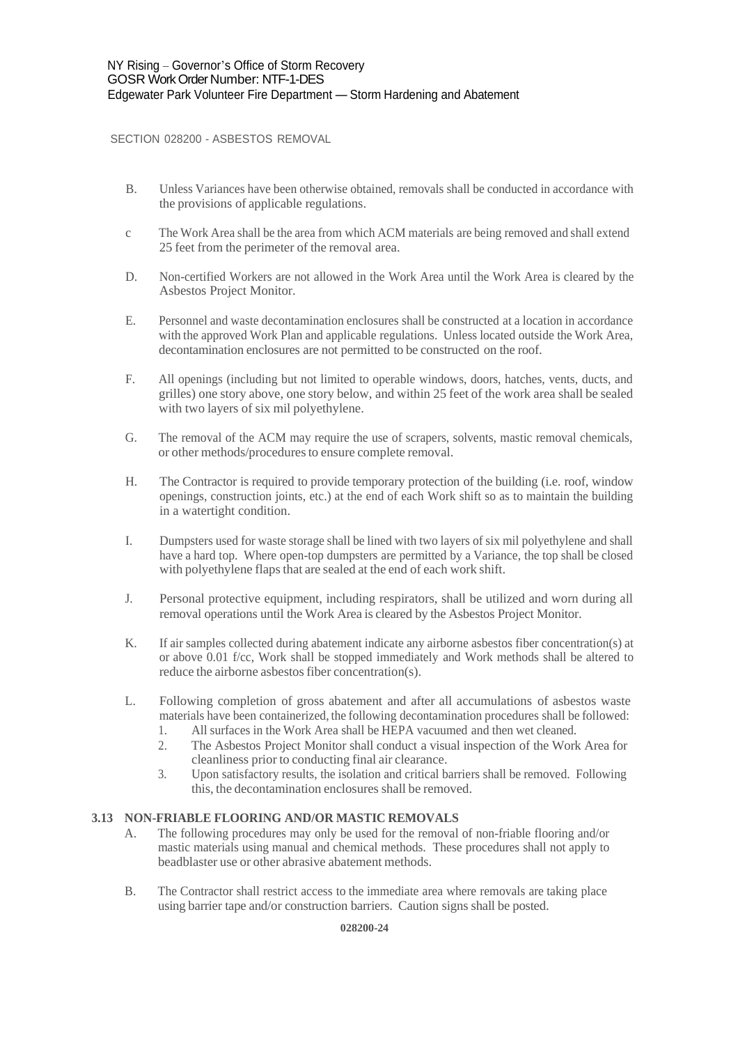B. Unless Variances have been otherwise obtained, removals shall be conducted in accordance with the provisions of applicable regulations.

c The Work Area shall be the area from which ACM materials are being removed and shall extend 25 feet from the perimeter of the removal area.

D. Non-certified Workers are not allowed in the Work Area until the Work Area is cleared by the Asbestos Project Monitor.

E. Personnel and waste decontamination enclosures shall be constructed at a location in accordance with the approved Work Plan and applicable regulations. Unless located outside the Work Area, decontamination enclosures are not permitted to be constructed on the roof.

F. All openings (including but not limited to operable windows, doors, hatches, vents, ducts, and grilles) one story above, one story below, and within 25 feet of the work area shall be sealed with two layers of six mil polyethylene.

G. The removal of the ACM may require the use of scrapers, solvents, mastic removal chemicals, or other methods/procedures to ensure complete removal.

H. The Contractor is required to provide temporary protection of the building (i.e. roof, window openings, construction joints, etc.) at the end of each Work shift so as to maintain the building in a watertight condition.

I. Dumpsters used for waste storage shall be lined with two layers of six mil polyethylene and shall have a hard top. Where open-top dumpsters are permitted by a Variance, the top shall be closed with polyethylene flaps that are sealed at the end of each work shift.

J. Personal protective equipment, including respirators, shall be utilized and worn during all removal operations until the Work Area is cleared by the Asbestos Project Monitor.

K. If air samples collected during abatement indicate any airborne asbestos fiber concentration(s) at or above 0.01 f/cc, Work shall be stopped immediately and Work methods shall be altered to reduce the airborne asbestos fiber concentration(s).

L. Following completion of gross abatement and after all accumulations of asbestos waste materials have been containerized, the following decontamination procedures shall be followed:
   1. All surfaces in the Work Area shall be HEPA vacuumed and then wet cleaned.
   2. The Asbestos Project Monitor shall conduct a visual inspection of the Work Area for cleanliness prior to conducting final air clearance.
   3. Upon satisfactory results, the isolation and critical barriers shall be removed. Following this, the decontamination enclosures shall be removed.

### 3.13 NON-FRIABLE FLOORING AND/OR MASTIC REMOVALS

A. The following procedures may only be used for the removal of non-friable flooring and/or mastic materials using manual and chemical methods. These procedures shall not apply to beadblaster use or other abrasive abatement methods.

B. The Contractor shall restrict access to the immediate area where removals are taking place using barrier tape and/or construction barriers. Caution signs shall be posted.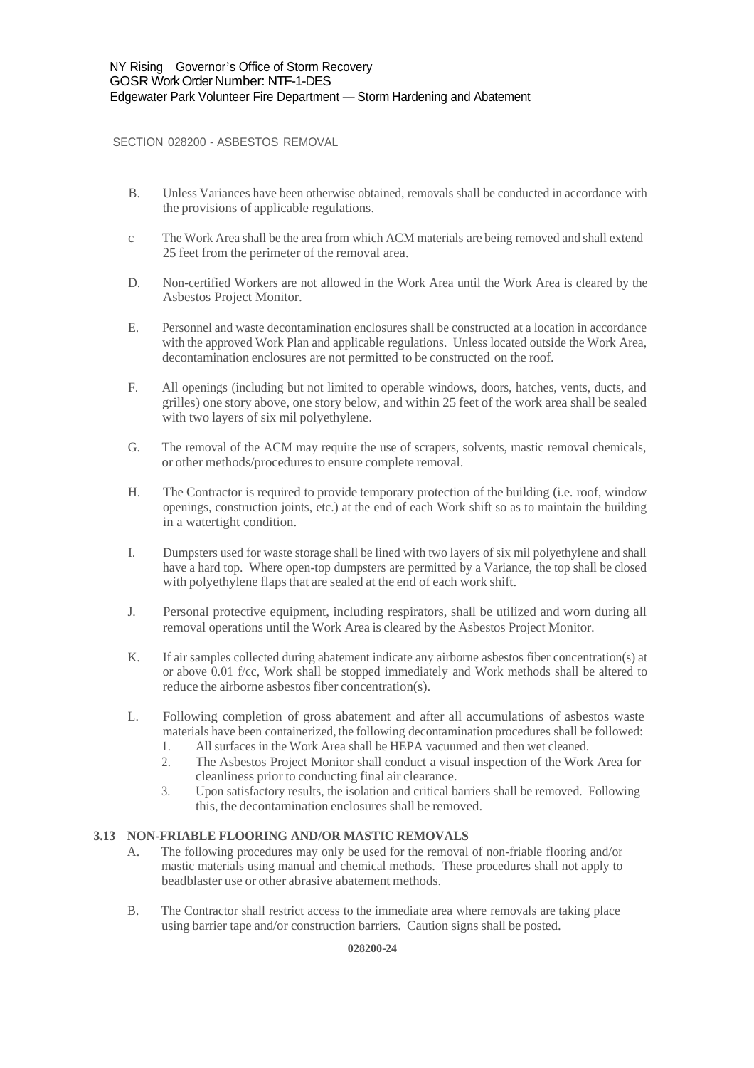B. Unless Variances have been otherwise obtained, removals shall be conducted in accordance with the provisions of applicable regulations.

c The Work Area shall be the area from which ACM materials are being removed and shall extend 25 feet from the perimeter of the removal area.

D. Non-certified Workers are not allowed in the Work Area until the Work Area is cleared by the Asbestos Project Monitor.

E. Personnel and waste decontamination enclosures shall be constructed at a location in accordance with the approved Work Plan and applicable regulations. Unless located outside the Work Area, decontamination enclosures are not permitted to be constructed on the roof.

F. All openings (including but not limited to operable windows, doors, hatches, vents, ducts, and grilles) one story above, one story below, and within 25 feet of the work area shall be sealed with two layers of six mil polyethylene.

G. The removal of the ACM may require the use of scrapers, solvents, mastic removal chemicals, or other methods/procedures to ensure complete removal.

H. The Contractor is required to provide temporary protection of the building (i.e. roof, window openings, construction joints, etc.) at the end of each Work shift so as to maintain the building in a watertight condition.

I. Dumpsters used for waste storage shall be lined with two layers of six mil polyethylene and shall have a hard top. Where open-top dumpsters are permitted by a Variance, the top shall be closed with polyethylene flaps that are sealed at the end of each work shift.

J. Personal protective equipment, including respirators, shall be utilized and worn during all removal operations until the Work Area is cleared by the Asbestos Project Monitor.

K. If air samples collected during abatement indicate any airborne asbestos fiber concentration(s) at or above 0.01 f/cc, Work shall be stopped immediately and Work methods shall be altered to reduce the airborne asbestos fiber concentration(s).

L. Following completion of gross abatement and after all accumulations of asbestos waste materials have been containerized, the following decontamination procedures shall be followed:
   1. All surfaces in the Work Area shall be HEPA vacuumed and then wet cleaned.
   2. The Asbestos Project Monitor shall conduct a visual inspection of the Work Area for cleanliness prior to conducting final air clearance.
   3. Upon satisfactory results, the isolation and critical barriers shall be removed. Following this, the decontamination enclosures shall be removed.

**3.13 NON-FRIABLE FLOORING AND/OR MASTIC REMOVALS**

A. The following procedures may only be used for the removal of non-friable flooring and/or mastic materials using manual and chemical methods. These procedures shall not apply to beadblaster use or other abrasive abatement methods.

B. The Contractor shall restrict access to the immediate area where removals are taking place using barrier tape and/or construction barriers. Caution signs shall be posted.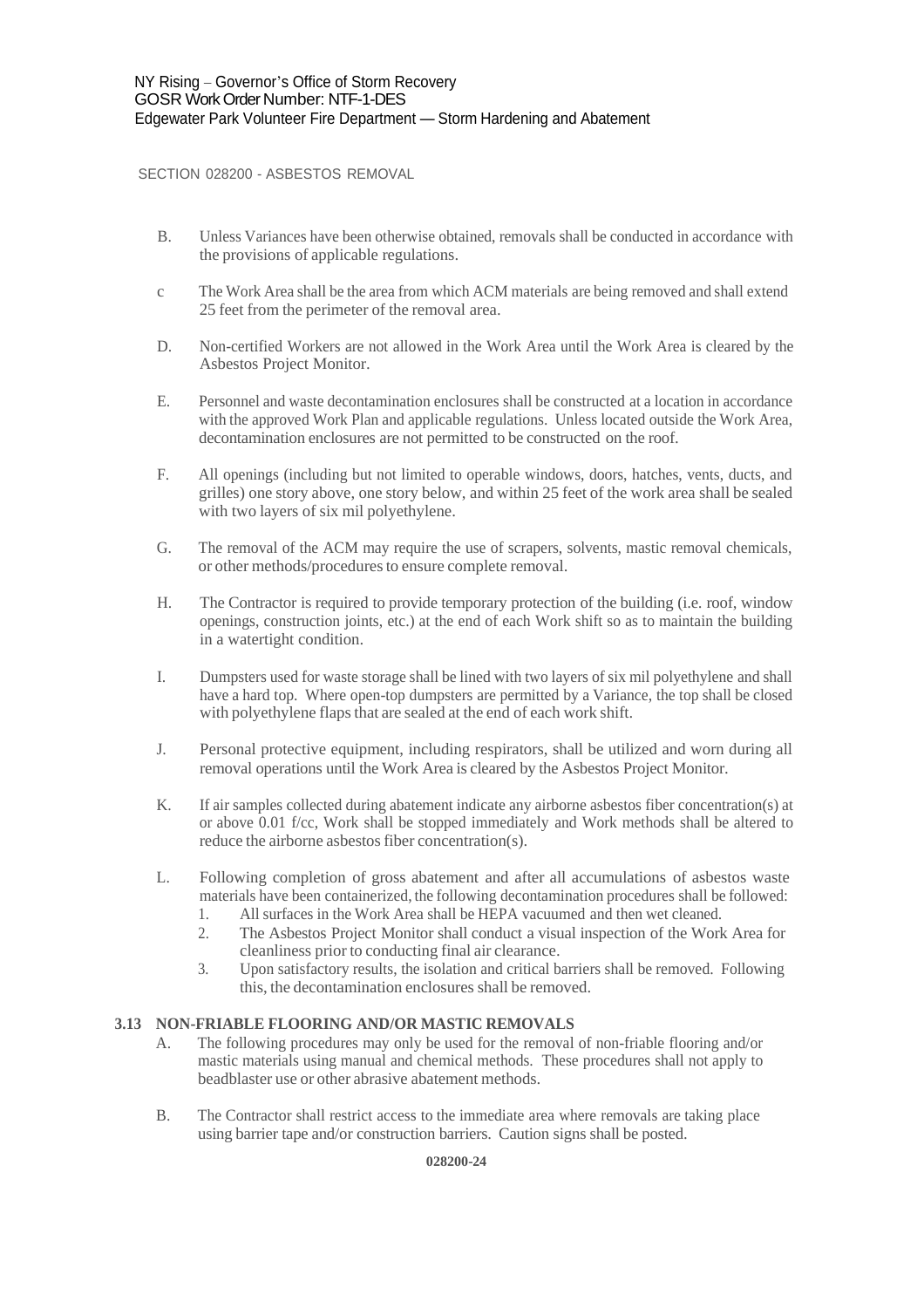B. Unless Variances have been otherwise obtained, removals shall be conducted in accordance with the provisions of applicable regulations.

c The Work Area shall be the area from which ACM materials are being removed and shall extend 25 feet from the perimeter of the removal area.

D. Non-certified Workers are not allowed in the Work Area until the Work Area is cleared by the Asbestos Project Monitor.

E. Personnel and waste decontamination enclosures shall be constructed at a location in accordance with the approved Work Plan and applicable regulations. Unless located outside the Work Area, decontamination enclosures are not permitted to be constructed on the roof.

F. All openings (including but not limited to operable windows, doors, hatches, vents, ducts, and grilles) one story above, one story below, and within 25 feet of the work area shall be sealed with two layers of six mil polyethylene.

G. The removal of the ACM may require the use of scrapers, solvents, mastic removal chemicals, or other methods/procedures to ensure complete removal.

H. The Contractor is required to provide temporary protection of the building (i.e. roof, window openings, construction joints, etc.) at the end of each Work shift so as to maintain the building in a watertight condition.

I. Dumpsters used for waste storage shall be lined with two layers of six mil polyethylene and shall have a hard top. Where open-top dumpsters are permitted by a Variance, the top shall be closed with polyethylene flaps that are sealed at the end of each work shift.

J. Personal protective equipment, including respirators, shall be utilized and worn during all removal operations until the Work Area is cleared by the Asbestos Project Monitor.

K. If air samples collected during abatement indicate any airborne asbestos fiber concentration(s) at or above 0.01 f/cc, Work shall be stopped immediately and Work methods shall be altered to reduce the airborne asbestos fiber concentration(s).

L. Following completion of gross abatement and after all accumulations of asbestos waste materials have been containerized, the following decontamination procedures shall be followed:
   1. All surfaces in the Work Area shall be HEPA vacuumed and then wet cleaned.
   2. The Asbestos Project Monitor shall conduct a visual inspection of the Work Area for cleanliness prior to conducting final air clearance.
   3. Upon satisfactory results, the isolation and critical barriers shall be removed. Following this, the decontamination enclosures shall be removed.

### 3.13 NON-FRIABLE FLOORING AND/OR MASTIC REMOVALS

A. The following procedures may only be used for the removal of non-friable flooring and/or mastic materials using manual and chemical methods. These procedures shall not apply to beadblaster use or other abrasive abatement methods.

B. The Contractor shall restrict access to the immediate area where removals are taking place using barrier tape and/or construction barriers. Caution signs shall be posted.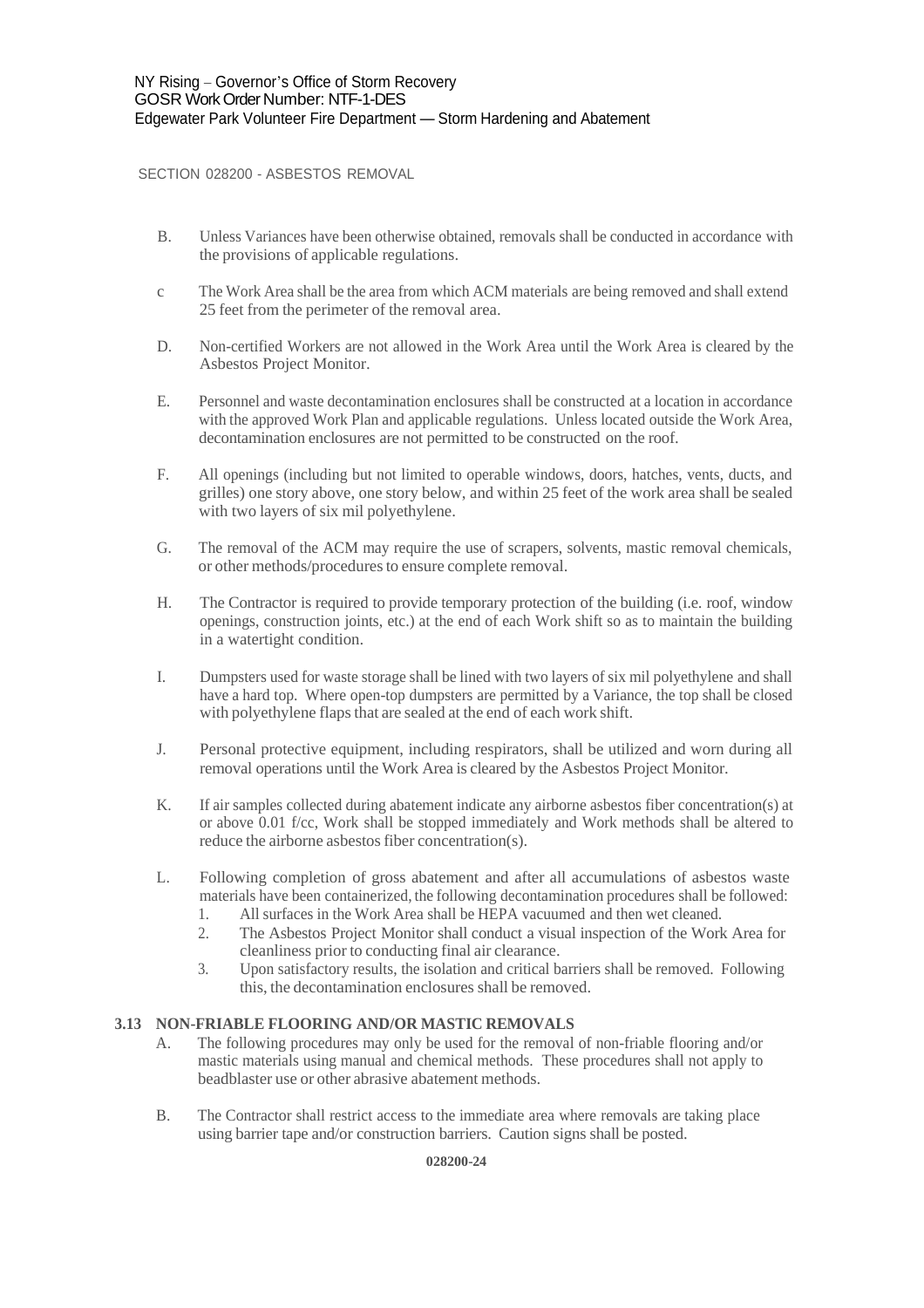B. Unless Variances have been otherwise obtained, removals shall be conducted in accordance with the provisions of applicable regulations.

c The Work Area shall be the area from which ACM materials are being removed and shall extend 25 feet from the perimeter of the removal area.

D. Non-certified Workers are not allowed in the Work Area until the Work Area is cleared by the Asbestos Project Monitor.

E. Personnel and waste decontamination enclosures shall be constructed at a location in accordance with the approved Work Plan and applicable regulations. Unless located outside the Work Area, decontamination enclosures are not permitted to be constructed on the roof.

F. All openings (including but not limited to operable windows, doors, hatches, vents, ducts, and grilles) one story above, one story below, and within 25 feet of the work area shall be sealed with two layers of six mil polyethylene.

G. The removal of the ACM may require the use of scrapers, solvents, mastic removal chemicals, or other methods/procedures to ensure complete removal.

H. The Contractor is required to provide temporary protection of the building (i.e. roof, window openings, construction joints, etc.) at the end of each Work shift so as to maintain the building in a watertight condition.

I. Dumpsters used for waste storage shall be lined with two layers of six mil polyethylene and shall have a hard top. Where open-top dumpsters are permitted by a Variance, the top shall be closed with polyethylene flaps that are sealed at the end of each work shift.

J. Personal protective equipment, including respirators, shall be utilized and worn during all removal operations until the Work Area is cleared by the Asbestos Project Monitor.

K. If air samples collected during abatement indicate any airborne asbestos fiber concentration(s) at or above 0.01 f/cc, Work shall be stopped immediately and Work methods shall be altered to reduce the airborne asbestos fiber concentration(s).

L. Following completion of gross abatement and after all accumulations of asbestos waste materials have been containerized, the following decontamination procedures shall be followed:
   1. All surfaces in the Work Area shall be HEPA vacuumed and then wet cleaned.
   2. The Asbestos Project Monitor shall conduct a visual inspection of the Work Area for cleanliness prior to conducting final air clearance.
   3. Upon satisfactory results, the isolation and critical barriers shall be removed. Following this, the decontamination enclosures shall be removed.

## 3.13 NON-FRIABLE FLOORING AND/OR MASTIC REMOVALS

A. The following procedures may only be used for the removal of non-friable flooring and/or mastic materials using manual and chemical methods. These procedures shall not apply to beadblaster use or other abrasive abatement methods.

B. The Contractor shall restrict access to the immediate area where removals are taking place using barrier tape and/or construction barriers. Caution signs shall be posted.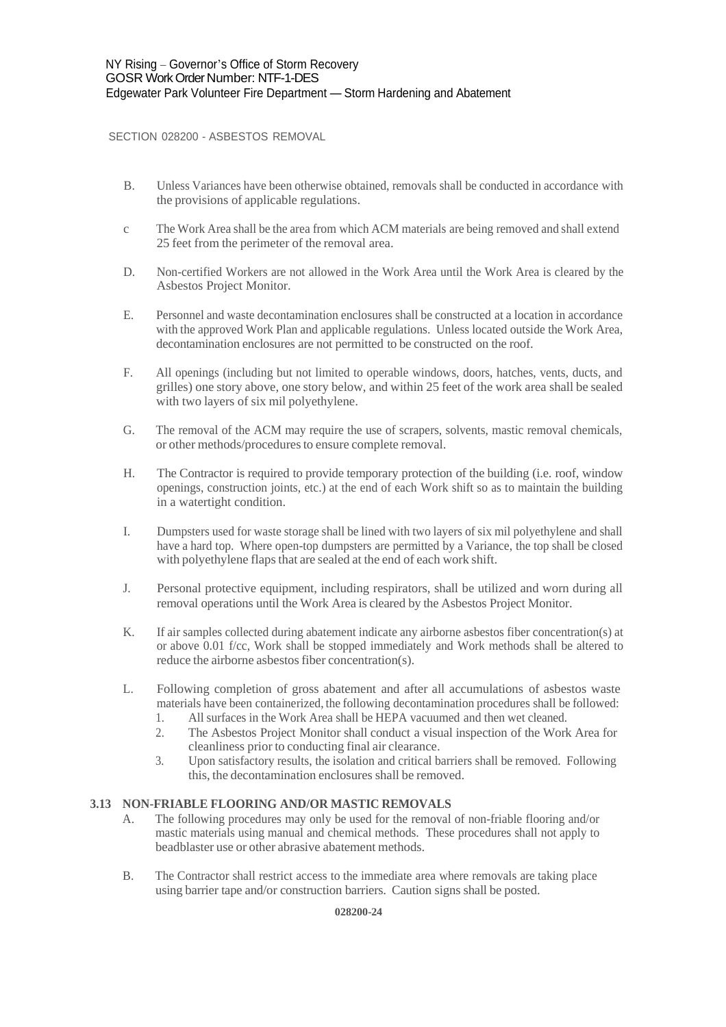B. Unless Variances have been otherwise obtained, removals shall be conducted in accordance with the provisions of applicable regulations.

c The Work Area shall be the area from which ACM materials are being removed and shall extend 25 feet from the perimeter of the removal area.

D. Non-certified Workers are not allowed in the Work Area until the Work Area is cleared by the Asbestos Project Monitor.

E. Personnel and waste decontamination enclosures shall be constructed at a location in accordance with the approved Work Plan and applicable regulations. Unless located outside the Work Area, decontamination enclosures are not permitted to be constructed on the roof.

F. All openings (including but not limited to operable windows, doors, hatches, vents, ducts, and grilles) one story above, one story below, and within 25 feet of the work area shall be sealed with two layers of six mil polyethylene.

G. The removal of the ACM may require the use of scrapers, solvents, mastic removal chemicals, or other methods/procedures to ensure complete removal.

H. The Contractor is required to provide temporary protection of the building (i.e. roof, window openings, construction joints, etc.) at the end of each Work shift so as to maintain the building in a watertight condition.

I. Dumpsters used for waste storage shall be lined with two layers of six mil polyethylene and shall have a hard top. Where open-top dumpsters are permitted by a Variance, the top shall be closed with polyethylene flaps that are sealed at the end of each work shift.

J. Personal protective equipment, including respirators, shall be utilized and worn during all removal operations until the Work Area is cleared by the Asbestos Project Monitor.

K. If air samples collected during abatement indicate any airborne asbestos fiber concentration(s) at or above 0.01 f/cc, Work shall be stopped immediately and Work methods shall be altered to reduce the airborne asbestos fiber concentration(s).

L. Following completion of gross abatement and after all accumulations of asbestos waste materials have been containerized, the following decontamination procedures shall be followed:
   1. All surfaces in the Work Area shall be HEPA vacuumed and then wet cleaned.
   2. The Asbestos Project Monitor shall conduct a visual inspection of the Work Area for cleanliness prior to conducting final air clearance.
   3. Upon satisfactory results, the isolation and critical barriers shall be removed. Following this, the decontamination enclosures shall be removed.

## 3.13 NON-FRIABLE FLOORING AND/OR MASTIC REMOVALS

A. The following procedures may only be used for the removal of non-friable flooring and/or mastic materials using manual and chemical methods. These procedures shall not apply to beadblaster use or other abrasive abatement methods.

B. The Contractor shall restrict access to the immediate area where removals are taking place using barrier tape and/or construction barriers. Caution signs shall be posted.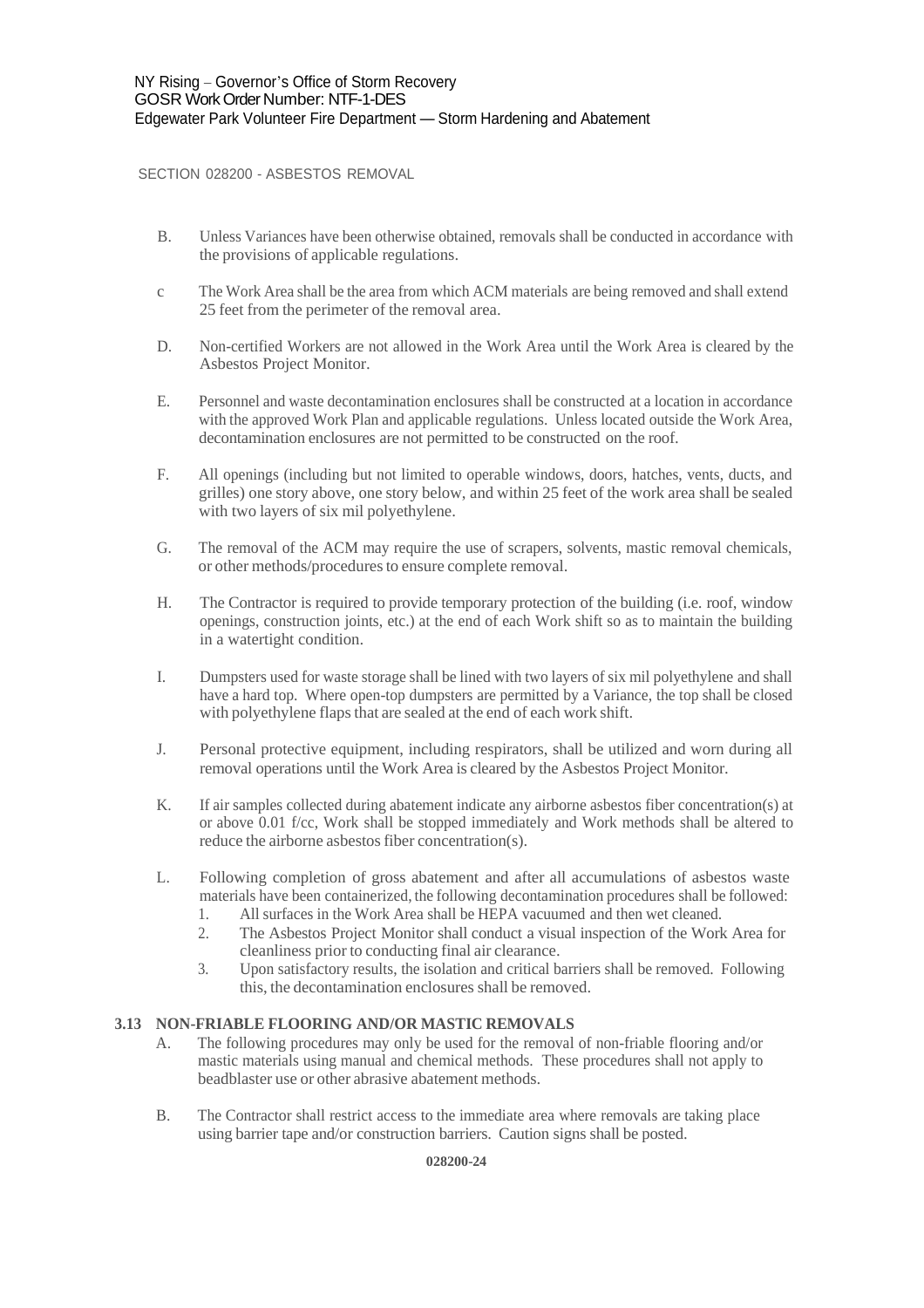B. Unless Variances have been otherwise obtained, removals shall be conducted in accordance with the provisions of applicable regulations.

c The Work Area shall be the area from which ACM materials are being removed and shall extend 25 feet from the perimeter of the removal area.

D. Non-certified Workers are not allowed in the Work Area until the Work Area is cleared by the Asbestos Project Monitor.

E. Personnel and waste decontamination enclosures shall be constructed at a location in accordance with the approved Work Plan and applicable regulations. Unless located outside the Work Area, decontamination enclosures are not permitted to be constructed on the roof.

F. All openings (including but not limited to operable windows, doors, hatches, vents, ducts, and grilles) one story above, one story below, and within 25 feet of the work area shall be sealed with two layers of six mil polyethylene.

G. The removal of the ACM may require the use of scrapers, solvents, mastic removal chemicals, or other methods/procedures to ensure complete removal.

H. The Contractor is required to provide temporary protection of the building (i.e. roof, window openings, construction joints, etc.) at the end of each Work shift so as to maintain the building in a watertight condition.

I. Dumpsters used for waste storage shall be lined with two layers of six mil polyethylene and shall have a hard top. Where open-top dumpsters are permitted by a Variance, the top shall be closed with polyethylene flaps that are sealed at the end of each work shift.

J. Personal protective equipment, including respirators, shall be utilized and worn during all removal operations until the Work Area is cleared by the Asbestos Project Monitor.

K. If air samples collected during abatement indicate any airborne asbestos fiber concentration(s) at or above 0.01 f/cc, Work shall be stopped immediately and Work methods shall be altered to reduce the airborne asbestos fiber concentration(s).

L. Following completion of gross abatement and after all accumulations of asbestos waste materials have been containerized, the following decontamination procedures shall be followed:
   1. All surfaces in the Work Area shall be HEPA vacuumed and then wet cleaned.
   2. The Asbestos Project Monitor shall conduct a visual inspection of the Work Area for cleanliness prior to conducting final air clearance.
   3. Upon satisfactory results, the isolation and critical barriers shall be removed. Following this, the decontamination enclosures shall be removed.

### 3.13 NON-FRIABLE FLOORING AND/OR MASTIC REMOVALS

A. The following procedures may only be used for the removal of non-friable flooring and/or mastic materials using manual and chemical methods. These procedures shall not apply to beadblaster use or other abrasive abatement methods.

B. The Contractor shall restrict access to the immediate area where removals are taking place using barrier tape and/or construction barriers. Caution signs shall be posted.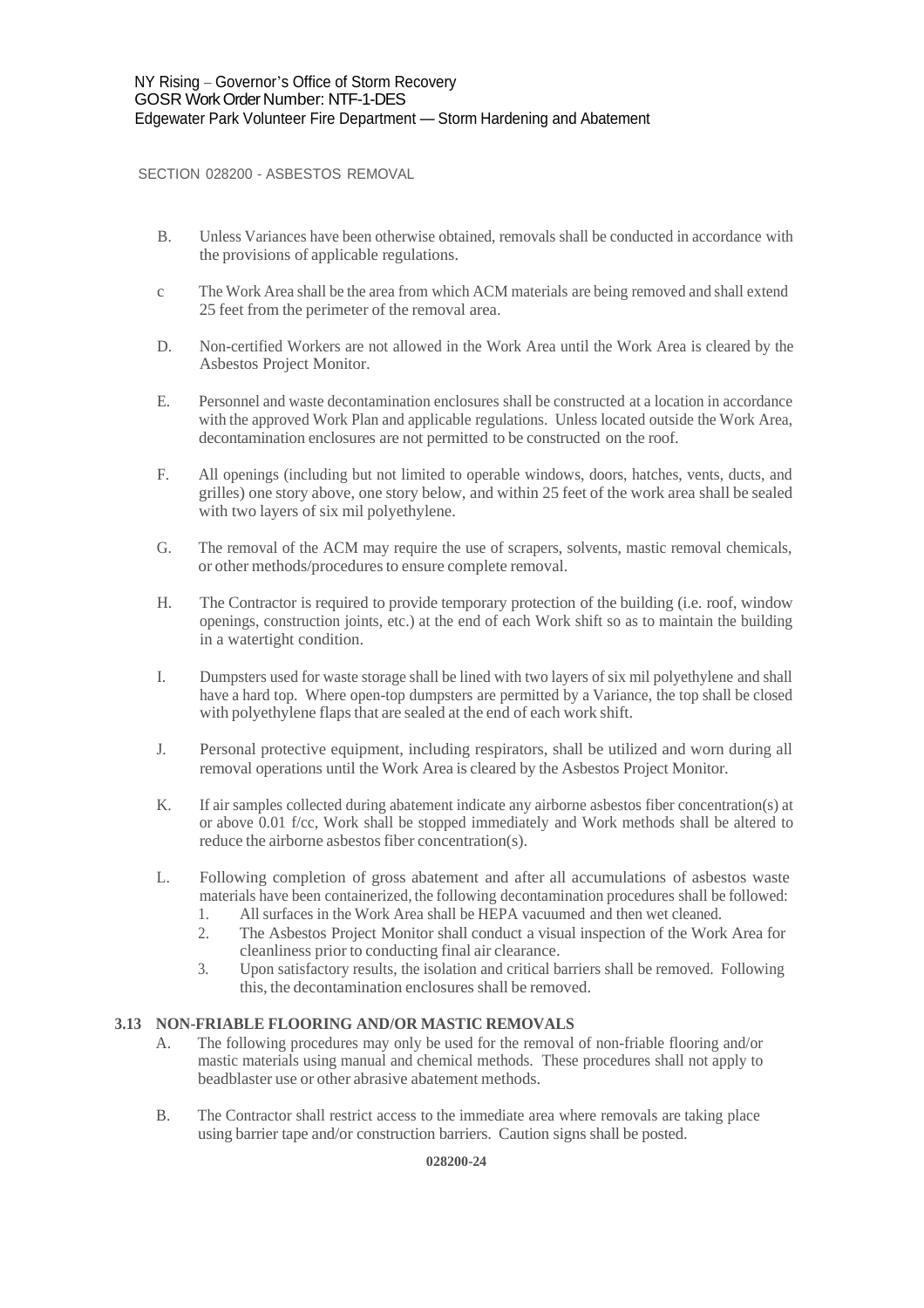B. Unless Variances have been otherwise obtained, removals shall be conducted in accordance with the provisions of applicable regulations.

c The Work Area shall be the area from which ACM materials are being removed and shall extend 25 feet from the perimeter of the removal area.

D. Non-certified Workers are not allowed in the Work Area until the Work Area is cleared by the Asbestos Project Monitor.

E. Personnel and waste decontamination enclosures shall be constructed at a location in accordance with the approved Work Plan and applicable regulations. Unless located outside the Work Area, decontamination enclosures are not permitted to be constructed on the roof.

F. All openings (including but not limited to operable windows, doors, hatches, vents, ducts, and grilles) one story above, one story below, and within 25 feet of the work area shall be sealed with two layers of six mil polyethylene.

G. The removal of the ACM may require the use of scrapers, solvents, mastic removal chemicals, or other methods/procedures to ensure complete removal.

H. The Contractor is required to provide temporary protection of the building (i.e. roof, window openings, construction joints, etc.) at the end of each Work shift so as to maintain the building in a watertight condition.

I. Dumpsters used for waste storage shall be lined with two layers of six mil polyethylene and shall have a hard top. Where open-top dumpsters are permitted by a Variance, the top shall be closed with polyethylene flaps that are sealed at the end of each work shift.

J. Personal protective equipment, including respirators, shall be utilized and worn during all removal operations until the Work Area is cleared by the Asbestos Project Monitor.

K. If air samples collected during abatement indicate any airborne asbestos fiber concentration(s) at or above 0.01 f/cc, Work shall be stopped immediately and Work methods shall be altered to reduce the airborne asbestos fiber concentration(s).

L. Following completion of gross abatement and after all accumulations of asbestos waste materials have been containerized, the following decontamination procedures shall be followed:
   1. All surfaces in the Work Area shall be HEPA vacuumed and then wet cleaned.
   2. The Asbestos Project Monitor shall conduct a visual inspection of the Work Area for cleanliness prior to conducting final air clearance.
   3. Upon satisfactory results, the isolation and critical barriers shall be removed. Following this, the decontamination enclosures shall be removed.

**3.13 NON-FRIABLE FLOORING AND/OR MASTIC REMOVALS**

A. The following procedures may only be used for the removal of non-friable flooring and/or mastic materials using manual and chemical methods. These procedures shall not apply to beadblaster use or other abrasive abatement methods.

B. The Contractor shall restrict access to the immediate area where removals are taking place using barrier tape and/or construction barriers. Caution signs shall be posted.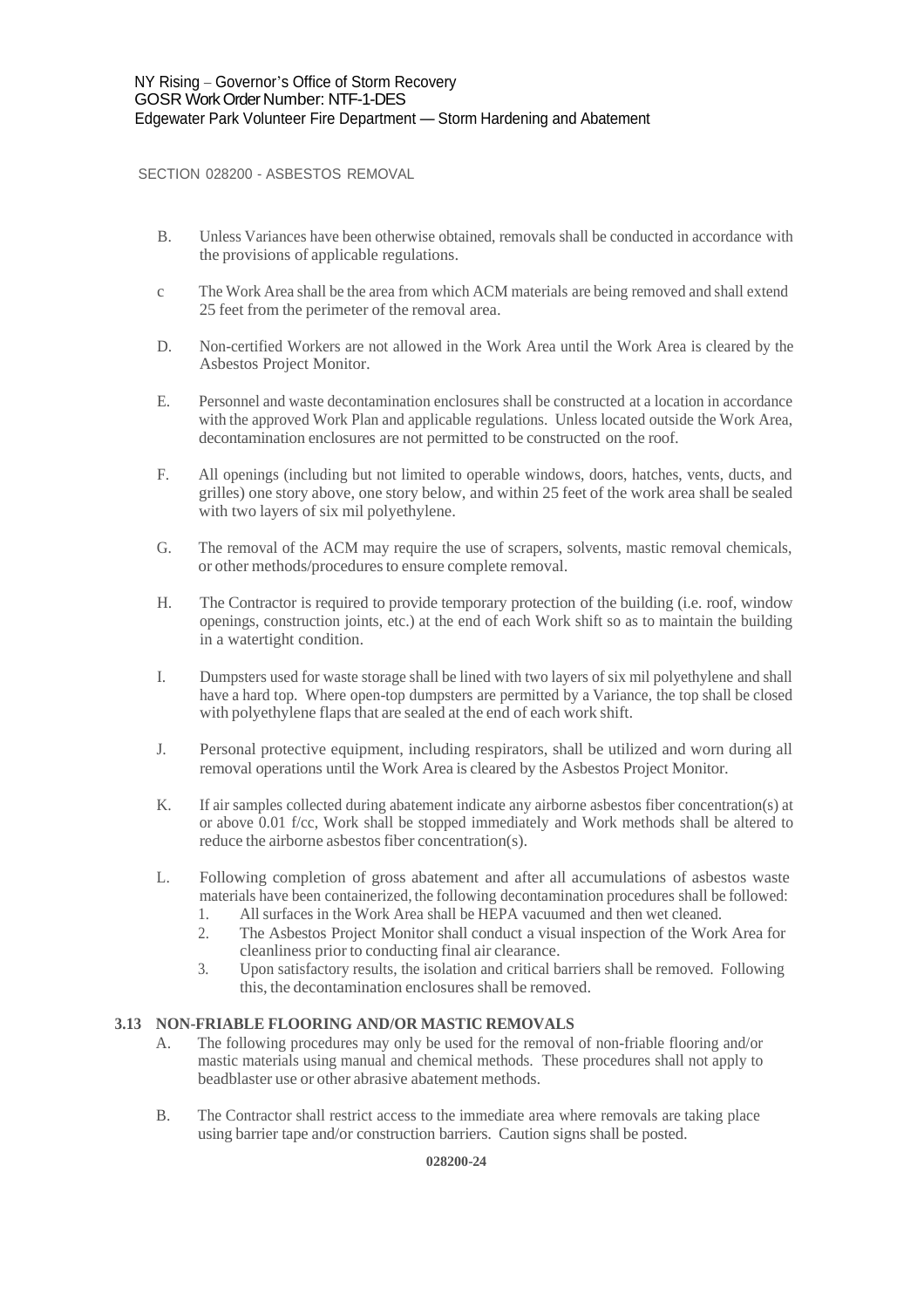B. Unless Variances have been otherwise obtained, removals shall be conducted in accordance with the provisions of applicable regulations.

c The Work Area shall be the area from which ACM materials are being removed and shall extend 25 feet from the perimeter of the removal area.

D. Non-certified Workers are not allowed in the Work Area until the Work Area is cleared by the Asbestos Project Monitor.

E. Personnel and waste decontamination enclosures shall be constructed at a location in accordance with the approved Work Plan and applicable regulations. Unless located outside the Work Area, decontamination enclosures are not permitted to be constructed on the roof.

F. All openings (including but not limited to operable windows, doors, hatches, vents, ducts, and grilles) one story above, one story below, and within 25 feet of the work area shall be sealed with two layers of six mil polyethylene.

G. The removal of the ACM may require the use of scrapers, solvents, mastic removal chemicals, or other methods/procedures to ensure complete removal.

H. The Contractor is required to provide temporary protection of the building (i.e. roof, window openings, construction joints, etc.) at the end of each Work shift so as to maintain the building in a watertight condition.

I. Dumpsters used for waste storage shall be lined with two layers of six mil polyethylene and shall have a hard top. Where open-top dumpsters are permitted by a Variance, the top shall be closed with polyethylene flaps that are sealed at the end of each work shift.

J. Personal protective equipment, including respirators, shall be utilized and worn during all removal operations until the Work Area is cleared by the Asbestos Project Monitor.

K. If air samples collected during abatement indicate any airborne asbestos fiber concentration(s) at or above 0.01 f/cc, Work shall be stopped immediately and Work methods shall be altered to reduce the airborne asbestos fiber concentration(s).

L. Following completion of gross abatement and after all accumulations of asbestos waste materials have been containerized, the following decontamination procedures shall be followed:

1. All surfaces in the Work Area shall be HEPA vacuumed and then wet cleaned.
2. The Asbestos Project Monitor shall conduct a visual inspection of the Work Area for cleanliness prior to conducting final air clearance.
3. Upon satisfactory results, the isolation and critical barriers shall be removed. Following this, the decontamination enclosures shall be removed.

### 3.13 NON-FRIABLE FLOORING AND/OR MASTIC REMOVALS

A. The following procedures may only be used for the removal of non-friable flooring and/or mastic materials using manual and chemical methods. These procedures shall not apply to beadblaster use or other abrasive abatement methods.

B. The Contractor shall restrict access to the immediate area where removals are taking place using barrier tape and/or construction barriers. Caution signs shall be posted.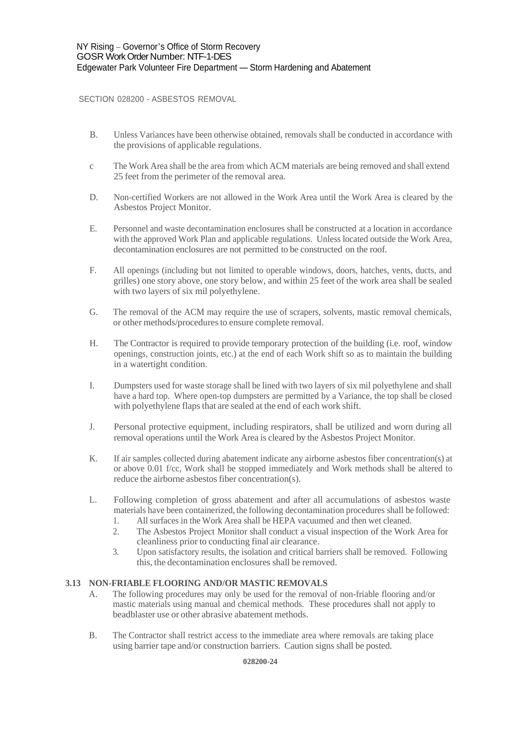B. Unless Variances have been otherwise obtained, removals shall be conducted in accordance with the provisions of applicable regulations.

c The Work Area shall be the area from which ACM materials are being removed and shall extend 25 feet from the perimeter of the removal area.

D. Non-certified Workers are not allowed in the Work Area until the Work Area is cleared by the Asbestos Project Monitor.

E. Personnel and waste decontamination enclosures shall be constructed at a location in accordance with the approved Work Plan and applicable regulations. Unless located outside the Work Area, decontamination enclosures are not permitted to be constructed on the roof.

F. All openings (including but not limited to operable windows, doors, hatches, vents, ducts, and grilles) one story above, one story below, and within 25 feet of the work area shall be sealed with two layers of six mil polyethylene.

G. The removal of the ACM may require the use of scrapers, solvents, mastic removal chemicals, or other methods/procedures to ensure complete removal.

H. The Contractor is required to provide temporary protection of the building (i.e. roof, window openings, construction joints, etc.) at the end of each Work shift so as to maintain the building in a watertight condition.

I. Dumpsters used for waste storage shall be lined with two layers of six mil polyethylene and shall have a hard top. Where open-top dumpsters are permitted by a Variance, the top shall be closed with polyethylene flaps that are sealed at the end of each work shift.

J. Personal protective equipment, including respirators, shall be utilized and worn during all removal operations until the Work Area is cleared by the Asbestos Project Monitor.

K. If air samples collected during abatement indicate any airborne asbestos fiber concentration(s) at or above 0.01 f/cc, Work shall be stopped immediately and Work methods shall be altered to reduce the airborne asbestos fiber concentration(s).

L. Following completion of gross abatement and after all accumulations of asbestos waste materials have been containerized, the following decontamination procedures shall be followed:
   1. All surfaces in the Work Area shall be HEPA vacuumed and then wet cleaned.
   2. The Asbestos Project Monitor shall conduct a visual inspection of the Work Area for cleanliness prior to conducting final air clearance.
   3. Upon satisfactory results, the isolation and critical barriers shall be removed. Following this, the decontamination enclosures shall be removed.

### 3.13 NON-FRIABLE FLOORING AND/OR MASTIC REMOVALS

A. The following procedures may only be used for the removal of non-friable flooring and/or mastic materials using manual and chemical methods. These procedures shall not apply to beadblaster use or other abrasive abatement methods.

B. The Contractor shall restrict access to the immediate area where removals are taking place using barrier tape and/or construction barriers. Caution signs shall be posted.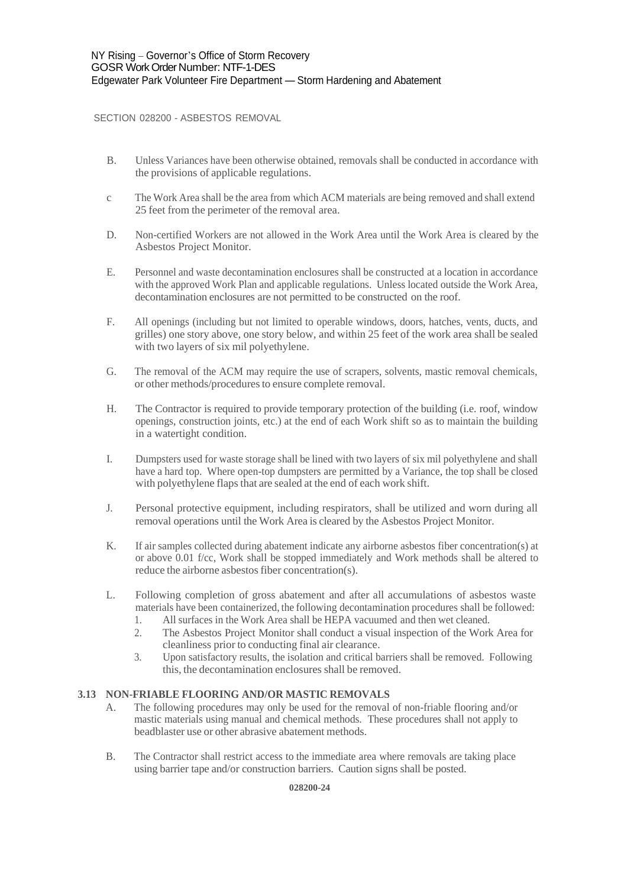B. Unless Variances have been otherwise obtained, removals shall be conducted in accordance with the provisions of applicable regulations.

c The Work Area shall be the area from which ACM materials are being removed and shall extend 25 feet from the perimeter of the removal area.

D. Non-certified Workers are not allowed in the Work Area until the Work Area is cleared by the Asbestos Project Monitor.

E. Personnel and waste decontamination enclosures shall be constructed at a location in accordance with the approved Work Plan and applicable regulations. Unless located outside the Work Area, decontamination enclosures are not permitted to be constructed on the roof.

F. All openings (including but not limited to operable windows, doors, hatches, vents, ducts, and grilles) one story above, one story below, and within 25 feet of the work area shall be sealed with two layers of six mil polyethylene.

G. The removal of the ACM may require the use of scrapers, solvents, mastic removal chemicals, or other methods/procedures to ensure complete removal.

H. The Contractor is required to provide temporary protection of the building (i.e. roof, window openings, construction joints, etc.) at the end of each Work shift so as to maintain the building in a watertight condition.

I. Dumpsters used for waste storage shall be lined with two layers of six mil polyethylene and shall have a hard top. Where open-top dumpsters are permitted by a Variance, the top shall be closed with polyethylene flaps that are sealed at the end of each work shift.

J. Personal protective equipment, including respirators, shall be utilized and worn during all removal operations until the Work Area is cleared by the Asbestos Project Monitor.

K. If air samples collected during abatement indicate any airborne asbestos fiber concentration(s) at or above 0.01 f/cc, Work shall be stopped immediately and Work methods shall be altered to reduce the airborne asbestos fiber concentration(s).

L. Following completion of gross abatement and after all accumulations of asbestos waste materials have been containerized, the following decontamination procedures shall be followed:
   1. All surfaces in the Work Area shall be HEPA vacuumed and then wet cleaned.
   2. The Asbestos Project Monitor shall conduct a visual inspection of the Work Area for cleanliness prior to conducting final air clearance.
   3. Upon satisfactory results, the isolation and critical barriers shall be removed. Following this, the decontamination enclosures shall be removed.

### 3.13 NON-FRIABLE FLOORING AND/OR MASTIC REMOVALS

A. The following procedures may only be used for the removal of non-friable flooring and/or mastic materials using manual and chemical methods. These procedures shall not apply to beadblaster use or other abrasive abatement methods.

B. The Contractor shall restrict access to the immediate area where removals are taking place using barrier tape and/or construction barriers. Caution signs shall be posted.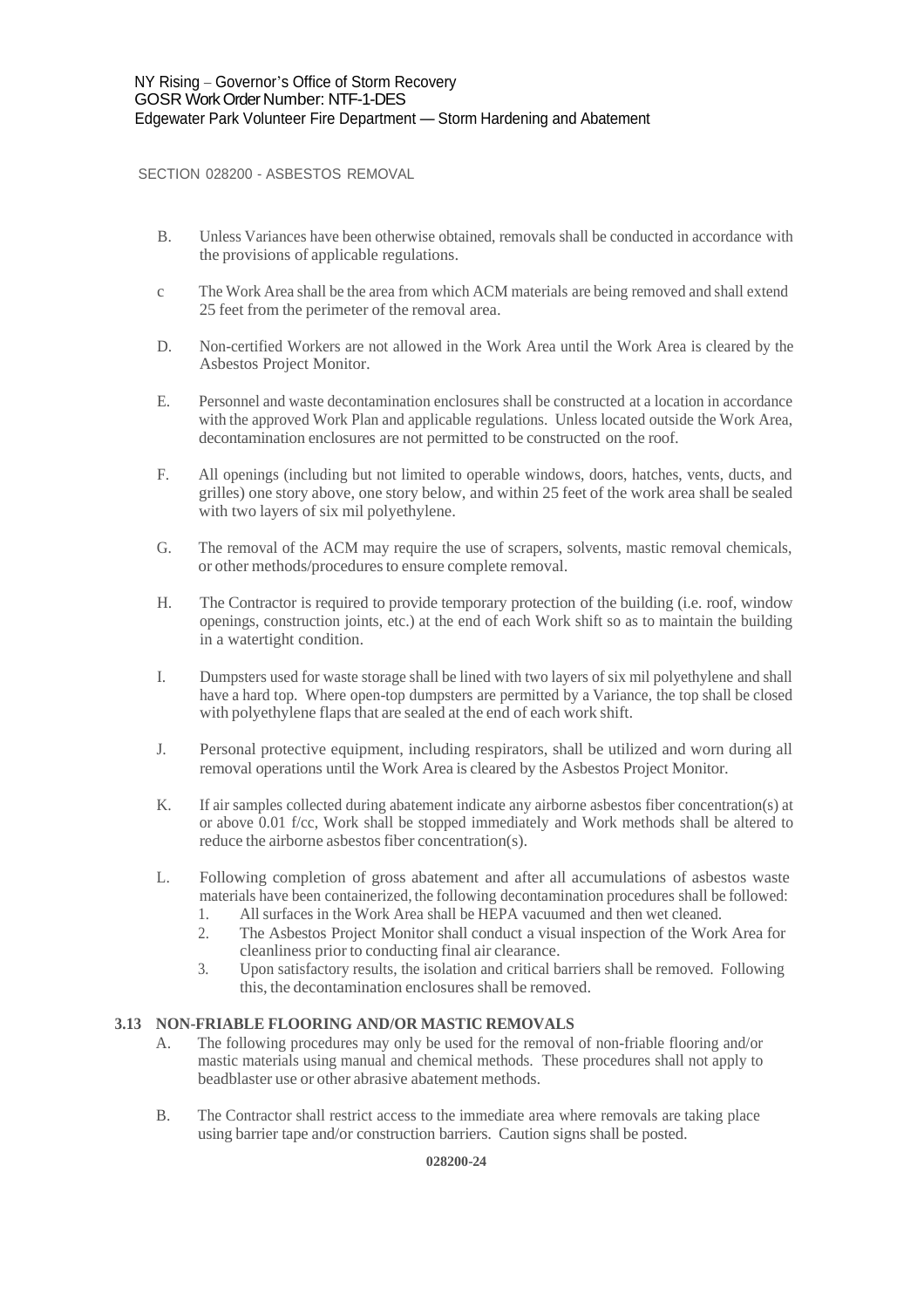SECTION 028200 - ASBESTOS REMOVAL

B. Unless Variances have been otherwise obtained, removals shall be conducted in accordance with the provisions of applicable regulations.

c The Work Area shall be the area from which ACM materials are being removed and shall extend 25 feet from the perimeter of the removal area.

D. Non-certified Workers are not allowed in the Work Area until the Work Area is cleared by the Asbestos Project Monitor.

E. Personnel and waste decontamination enclosures shall be constructed at a location in accordance with the approved Work Plan and applicable regulations. Unless located outside the Work Area, decontamination enclosures are not permitted to be constructed on the roof.

F. All openings (including but not limited to operable windows, doors, hatches, vents, ducts, and grilles) one story above, one story below, and within 25 feet of the work area shall be sealed with two layers of six mil polyethylene.

G. The removal of the ACM may require the use of scrapers, solvents, mastic removal chemicals, or other methods/procedures to ensure complete removal.

H. The Contractor is required to provide temporary protection of the building (i.e. roof, window openings, construction joints, etc.) at the end of each Work shift so as to maintain the building in a watertight condition.

I. Dumpsters used for waste storage shall be lined with two layers of six mil polyethylene and shall have a hard top. Where open-top dumpsters are permitted by a Variance, the top shall be closed with polyethylene flaps that are sealed at the end of each work shift.

J. Personal protective equipment, including respirators, shall be utilized and worn during all removal operations until the Work Area is cleared by the Asbestos Project Monitor.

K. If air samples collected during abatement indicate any airborne asbestos fiber concentration(s) at or above 0.01 f/cc, Work shall be stopped immediately and Work methods shall be altered to reduce the airborne asbestos fiber concentration(s).

L. Following completion of gross abatement and after all accumulations of asbestos waste materials have been containerized, the following decontamination procedures shall be followed:
   1. All surfaces in the Work Area shall be HEPA vacuumed and then wet cleaned.
   2. The Asbestos Project Monitor shall conduct a visual inspection of the Work Area for cleanliness prior to conducting final air clearance.
   3. Upon satisfactory results, the isolation and critical barriers shall be removed. Following this, the decontamination enclosures shall be removed.

**3.13 NON-FRIABLE FLOORING AND/OR MASTIC REMOVALS**

A. The following procedures may only be used for the removal of non-friable flooring and/or mastic materials using manual and chemical methods. These procedures shall not apply to beadblaster use or other abrasive abatement methods.

B. The Contractor shall restrict access to the immediate area where removals are taking place using barrier tape and/or construction barriers. Caution signs shall be posted.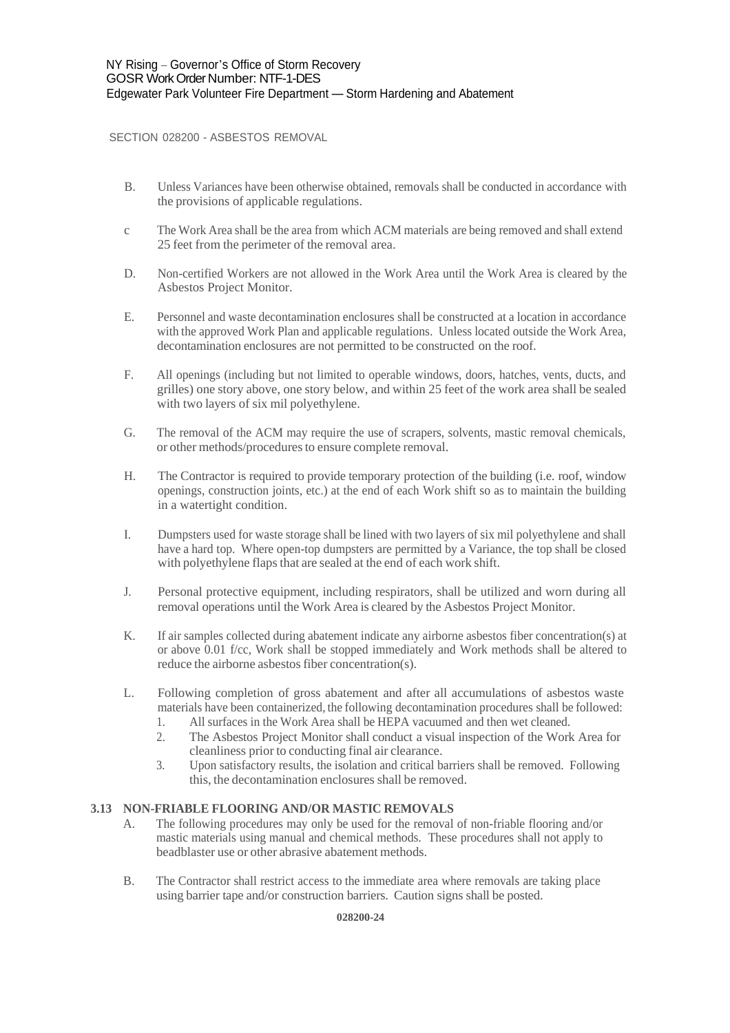B. Unless Variances have been otherwise obtained, removals shall be conducted in accordance with the provisions of applicable regulations.

c The Work Area shall be the area from which ACM materials are being removed and shall extend 25 feet from the perimeter of the removal area.

D. Non-certified Workers are not allowed in the Work Area until the Work Area is cleared by the Asbestos Project Monitor.

E. Personnel and waste decontamination enclosures shall be constructed at a location in accordance with the approved Work Plan and applicable regulations. Unless located outside the Work Area, decontamination enclosures are not permitted to be constructed on the roof.

F. All openings (including but not limited to operable windows, doors, hatches, vents, ducts, and grilles) one story above, one story below, and within 25 feet of the work area shall be sealed with two layers of six mil polyethylene.

G. The removal of the ACM may require the use of scrapers, solvents, mastic removal chemicals, or other methods/procedures to ensure complete removal.

H. The Contractor is required to provide temporary protection of the building (i.e. roof, window openings, construction joints, etc.) at the end of each Work shift so as to maintain the building in a watertight condition.

I. Dumpsters used for waste storage shall be lined with two layers of six mil polyethylene and shall have a hard top. Where open-top dumpsters are permitted by a Variance, the top shall be closed with polyethylene flaps that are sealed at the end of each work shift.

J. Personal protective equipment, including respirators, shall be utilized and worn during all removal operations until the Work Area is cleared by the Asbestos Project Monitor.

K. If air samples collected during abatement indicate any airborne asbestos fiber concentration(s) at or above 0.01 f/cc, Work shall be stopped immediately and Work methods shall be altered to reduce the airborne asbestos fiber concentration(s).

L. Following completion of gross abatement and after all accumulations of asbestos waste materials have been containerized, the following decontamination procedures shall be followed:
   1. All surfaces in the Work Area shall be HEPA vacuumed and then wet cleaned.
   2. The Asbestos Project Monitor shall conduct a visual inspection of the Work Area for cleanliness prior to conducting final air clearance.
   3. Upon satisfactory results, the isolation and critical barriers shall be removed. Following this, the decontamination enclosures shall be removed.

**3.13 NON-FRIABLE FLOORING AND/OR MASTIC REMOVALS**

A. The following procedures may only be used for the removal of non-friable flooring and/or mastic materials using manual and chemical methods. These procedures shall not apply to beadblaster use or other abrasive abatement methods.

B. The Contractor shall restrict access to the immediate area where removals are taking place using barrier tape and/or construction barriers. Caution signs shall be posted.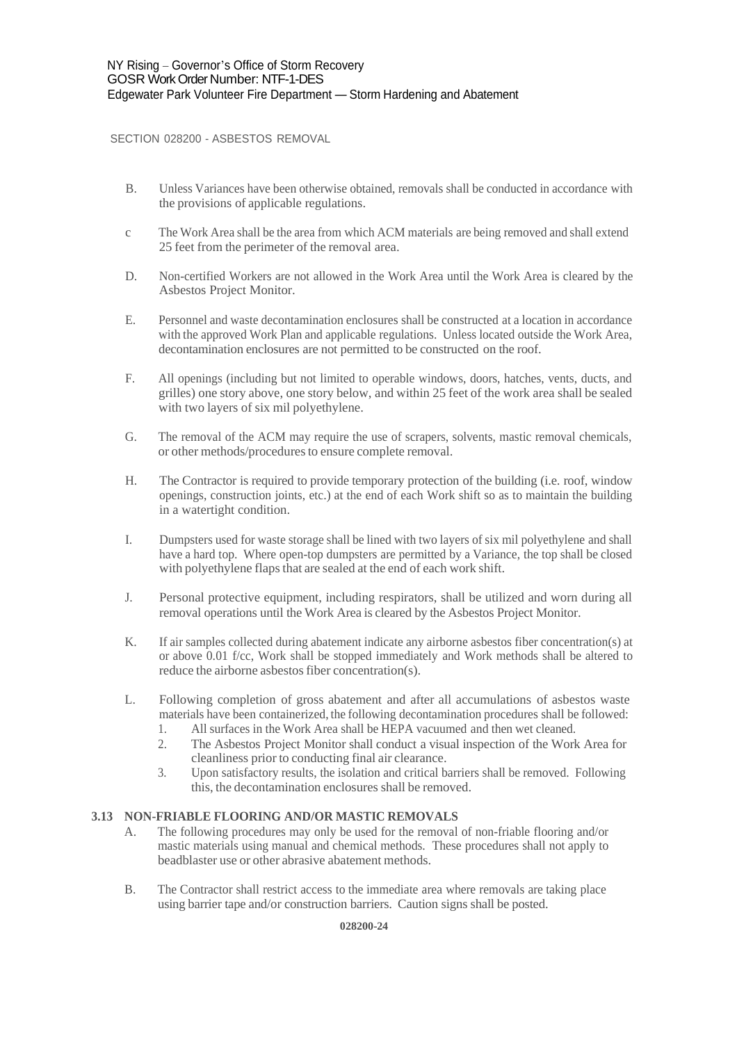B. Unless Variances have been otherwise obtained, removals shall be conducted in accordance with the provisions of applicable regulations.

c The Work Area shall be the area from which ACM materials are being removed and shall extend 25 feet from the perimeter of the removal area.

D. Non-certified Workers are not allowed in the Work Area until the Work Area is cleared by the Asbestos Project Monitor.

E. Personnel and waste decontamination enclosures shall be constructed at a location in accordance with the approved Work Plan and applicable regulations. Unless located outside the Work Area, decontamination enclosures are not permitted to be constructed on the roof.

F. All openings (including but not limited to operable windows, doors, hatches, vents, ducts, and grilles) one story above, one story below, and within 25 feet of the work area shall be sealed with two layers of six mil polyethylene.

G. The removal of the ACM may require the use of scrapers, solvents, mastic removal chemicals, or other methods/procedures to ensure complete removal.

H. The Contractor is required to provide temporary protection of the building (i.e. roof, window openings, construction joints, etc.) at the end of each Work shift so as to maintain the building in a watertight condition.

I. Dumpsters used for waste storage shall be lined with two layers of six mil polyethylene and shall have a hard top. Where open-top dumpsters are permitted by a Variance, the top shall be closed with polyethylene flaps that are sealed at the end of each work shift.

J. Personal protective equipment, including respirators, shall be utilized and worn during all removal operations until the Work Area is cleared by the Asbestos Project Monitor.

K. If air samples collected during abatement indicate any airborne asbestos fiber concentration(s) at or above 0.01 f/cc, Work shall be stopped immediately and Work methods shall be altered to reduce the airborne asbestos fiber concentration(s).

L. Following completion of gross abatement and after all accumulations of asbestos waste materials have been containerized, the following decontamination procedures shall be followed:
   1. All surfaces in the Work Area shall be HEPA vacuumed and then wet cleaned.
   2. The Asbestos Project Monitor shall conduct a visual inspection of the Work Area for cleanliness prior to conducting final air clearance.
   3. Upon satisfactory results, the isolation and critical barriers shall be removed. Following this, the decontamination enclosures shall be removed.

### 3.13 NON-FRIABLE FLOORING AND/OR MASTIC REMOVALS

A. The following procedures may only be used for the removal of non-friable flooring and/or mastic materials using manual and chemical methods. These procedures shall not apply to beadblaster use or other abrasive abatement methods.

B. The Contractor shall restrict access to the immediate area where removals are taking place using barrier tape and/or construction barriers. Caution signs shall be posted.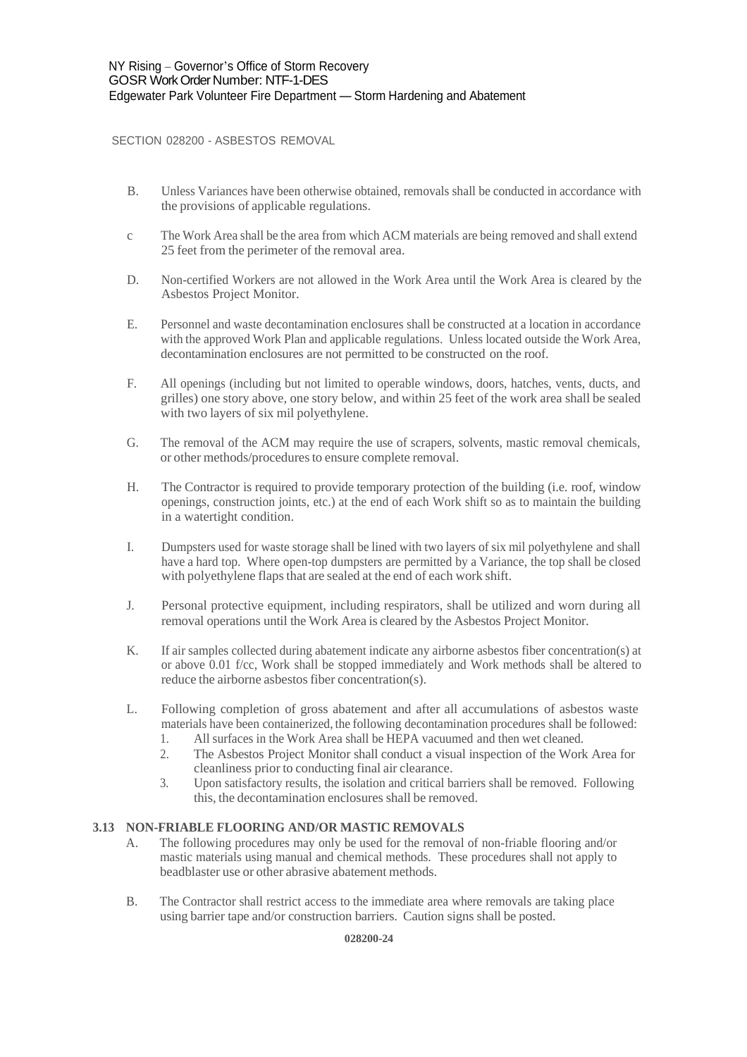B. Unless Variances have been otherwise obtained, removals shall be conducted in accordance with the provisions of applicable regulations.

c The Work Area shall be the area from which ACM materials are being removed and shall extend 25 feet from the perimeter of the removal area.

D. Non-certified Workers are not allowed in the Work Area until the Work Area is cleared by the Asbestos Project Monitor.

E. Personnel and waste decontamination enclosures shall be constructed at a location in accordance with the approved Work Plan and applicable regulations. Unless located outside the Work Area, decontamination enclosures are not permitted to be constructed on the roof.

F. All openings (including but not limited to operable windows, doors, hatches, vents, ducts, and grilles) one story above, one story below, and within 25 feet of the work area shall be sealed with two layers of six mil polyethylene.

G. The removal of the ACM may require the use of scrapers, solvents, mastic removal chemicals, or other methods/procedures to ensure complete removal.

H. The Contractor is required to provide temporary protection of the building (i.e. roof, window openings, construction joints, etc.) at the end of each Work shift so as to maintain the building in a watertight condition.

I. Dumpsters used for waste storage shall be lined with two layers of six mil polyethylene and shall have a hard top. Where open-top dumpsters are permitted by a Variance, the top shall be closed with polyethylene flaps that are sealed at the end of each work shift.

J. Personal protective equipment, including respirators, shall be utilized and worn during all removal operations until the Work Area is cleared by the Asbestos Project Monitor.

K. If air samples collected during abatement indicate any airborne asbestos fiber concentration(s) at or above 0.01 f/cc, Work shall be stopped immediately and Work methods shall be altered to reduce the airborne asbestos fiber concentration(s).

L. Following completion of gross abatement and after all accumulations of asbestos waste materials have been containerized, the following decontamination procedures shall be followed:
   1. All surfaces in the Work Area shall be HEPA vacuumed and then wet cleaned.
   2. The Asbestos Project Monitor shall conduct a visual inspection of the Work Area for cleanliness prior to conducting final air clearance.
   3. Upon satisfactory results, the isolation and critical barriers shall be removed. Following this, the decontamination enclosures shall be removed.

**3.13 NON-FRIABLE FLOORING AND/OR MASTIC REMOVALS**

A. The following procedures may only be used for the removal of non-friable flooring and/or mastic materials using manual and chemical methods. These procedures shall not apply to beadblaster use or other abrasive abatement methods.

B. The Contractor shall restrict access to the immediate area where removals are taking place using barrier tape and/or construction barriers. Caution signs shall be posted.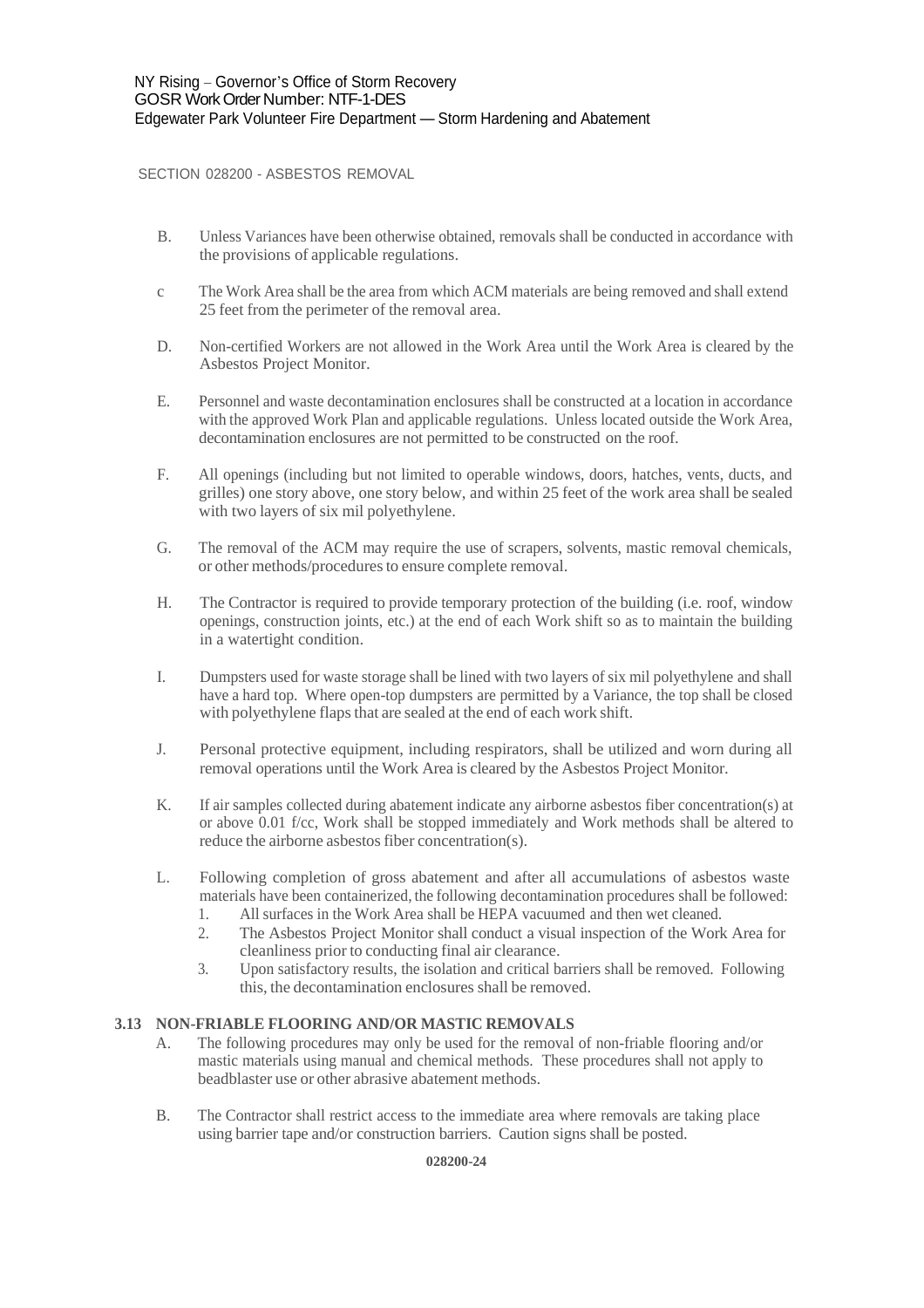B. Unless Variances have been otherwise obtained, removals shall be conducted in accordance with the provisions of applicable regulations.

c The Work Area shall be the area from which ACM materials are being removed and shall extend 25 feet from the perimeter of the removal area.

D. Non-certified Workers are not allowed in the Work Area until the Work Area is cleared by the Asbestos Project Monitor.

E. Personnel and waste decontamination enclosures shall be constructed at a location in accordance with the approved Work Plan and applicable regulations. Unless located outside the Work Area, decontamination enclosures are not permitted to be constructed on the roof.

F. All openings (including but not limited to operable windows, doors, hatches, vents, ducts, and grilles) one story above, one story below, and within 25 feet of the work area shall be sealed with two layers of six mil polyethylene.

G. The removal of the ACM may require the use of scrapers, solvents, mastic removal chemicals, or other methods/procedures to ensure complete removal.

H. The Contractor is required to provide temporary protection of the building (i.e. roof, window openings, construction joints, etc.) at the end of each Work shift so as to maintain the building in a watertight condition.

I. Dumpsters used for waste storage shall be lined with two layers of six mil polyethylene and shall have a hard top. Where open-top dumpsters are permitted by a Variance, the top shall be closed with polyethylene flaps that are sealed at the end of each work shift.

J. Personal protective equipment, including respirators, shall be utilized and worn during all removal operations until the Work Area is cleared by the Asbestos Project Monitor.

K. If air samples collected during abatement indicate any airborne asbestos fiber concentration(s) at or above 0.01 f/cc, Work shall be stopped immediately and Work methods shall be altered to reduce the airborne asbestos fiber concentration(s).

L. Following completion of gross abatement and after all accumulations of asbestos waste materials have been containerized, the following decontamination procedures shall be followed:
   1. All surfaces in the Work Area shall be HEPA vacuumed and then wet cleaned.
   2. The Asbestos Project Monitor shall conduct a visual inspection of the Work Area for cleanliness prior to conducting final air clearance.
   3. Upon satisfactory results, the isolation and critical barriers shall be removed. Following this, the decontamination enclosures shall be removed.

### 3.13 NON-FRIABLE FLOORING AND/OR MASTIC REMOVALS

A. The following procedures may only be used for the removal of non-friable flooring and/or mastic materials using manual and chemical methods. These procedures shall not apply to beadblaster use or other abrasive abatement methods.

B. The Contractor shall restrict access to the immediate area where removals are taking place using barrier tape and/or construction barriers. Caution signs shall be posted.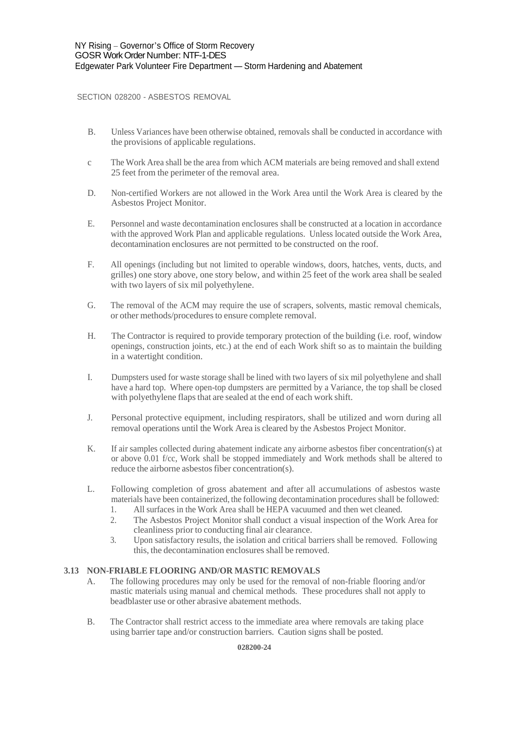B. Unless Variances have been otherwise obtained, removals shall be conducted in accordance with the provisions of applicable regulations.

c The Work Area shall be the area from which ACM materials are being removed and shall extend 25 feet from the perimeter of the removal area.

D. Non-certified Workers are not allowed in the Work Area until the Work Area is cleared by the Asbestos Project Monitor.

E. Personnel and waste decontamination enclosures shall be constructed at a location in accordance with the approved Work Plan and applicable regulations. Unless located outside the Work Area, decontamination enclosures are not permitted to be constructed on the roof.

F. All openings (including but not limited to operable windows, doors, hatches, vents, ducts, and grilles) one story above, one story below, and within 25 feet of the work area shall be sealed with two layers of six mil polyethylene.

G. The removal of the ACM may require the use of scrapers, solvents, mastic removal chemicals, or other methods/procedures to ensure complete removal.

H. The Contractor is required to provide temporary protection of the building (i.e. roof, window openings, construction joints, etc.) at the end of each Work shift so as to maintain the building in a watertight condition.

I. Dumpsters used for waste storage shall be lined with two layers of six mil polyethylene and shall have a hard top. Where open-top dumpsters are permitted by a Variance, the top shall be closed with polyethylene flaps that are sealed at the end of each work shift.

J. Personal protective equipment, including respirators, shall be utilized and worn during all removal operations until the Work Area is cleared by the Asbestos Project Monitor.

K. If air samples collected during abatement indicate any airborne asbestos fiber concentration(s) at or above 0.01 f/cc, Work shall be stopped immediately and Work methods shall be altered to reduce the airborne asbestos fiber concentration(s).

L. Following completion of gross abatement and after all accumulations of asbestos waste materials have been containerized, the following decontamination procedures shall be followed:
   1. All surfaces in the Work Area shall be HEPA vacuumed and then wet cleaned.
   2. The Asbestos Project Monitor shall conduct a visual inspection of the Work Area for cleanliness prior to conducting final air clearance.
   3. Upon satisfactory results, the isolation and critical barriers shall be removed. Following this, the decontamination enclosures shall be removed.

### 3.13 NON-FRIABLE FLOORING AND/OR MASTIC REMOVALS

A. The following procedures may only be used for the removal of non-friable flooring and/or mastic materials using manual and chemical methods. These procedures shall not apply to beadblaster use or other abrasive abatement methods.

B. The Contractor shall restrict access to the immediate area where removals are taking place using barrier tape and/or construction barriers. Caution signs shall be posted.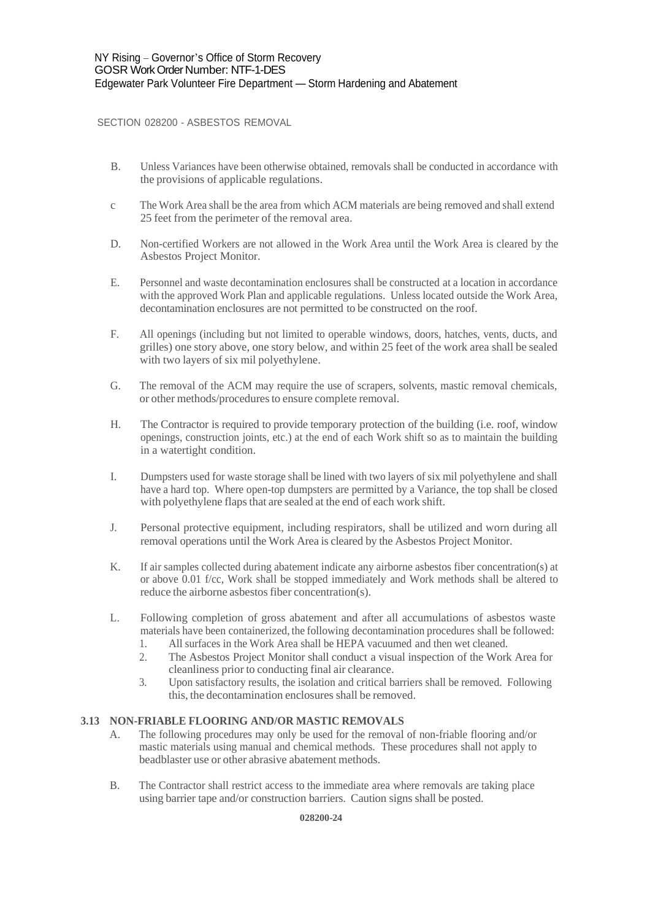B. Unless Variances have been otherwise obtained, removals shall be conducted in accordance with the provisions of applicable regulations.

c The Work Area shall be the area from which ACM materials are being removed and shall extend 25 feet from the perimeter of the removal area.

D. Non-certified Workers are not allowed in the Work Area until the Work Area is cleared by the Asbestos Project Monitor.

E. Personnel and waste decontamination enclosures shall be constructed at a location in accordance with the approved Work Plan and applicable regulations. Unless located outside the Work Area, decontamination enclosures are not permitted to be constructed on the roof.

F. All openings (including but not limited to operable windows, doors, hatches, vents, ducts, and grilles) one story above, one story below, and within 25 feet of the work area shall be sealed with two layers of six mil polyethylene.

G. The removal of the ACM may require the use of scrapers, solvents, mastic removal chemicals, or other methods/procedures to ensure complete removal.

H. The Contractor is required to provide temporary protection of the building (i.e. roof, window openings, construction joints, etc.) at the end of each Work shift so as to maintain the building in a watertight condition.

I. Dumpsters used for waste storage shall be lined with two layers of six mil polyethylene and shall have a hard top. Where open-top dumpsters are permitted by a Variance, the top shall be closed with polyethylene flaps that are sealed at the end of each work shift.

J. Personal protective equipment, including respirators, shall be utilized and worn during all removal operations until the Work Area is cleared by the Asbestos Project Monitor.

K. If air samples collected during abatement indicate any airborne asbestos fiber concentration(s) at or above 0.01 f/cc, Work shall be stopped immediately and Work methods shall be altered to reduce the airborne asbestos fiber concentration(s).

L. Following completion of gross abatement and after all accumulations of asbestos waste materials have been containerized, the following decontamination procedures shall be followed:
   1. All surfaces in the Work Area shall be HEPA vacuumed and then wet cleaned.
   2. The Asbestos Project Monitor shall conduct a visual inspection of the Work Area for cleanliness prior to conducting final air clearance.
   3. Upon satisfactory results, the isolation and critical barriers shall be removed. Following this, the decontamination enclosures shall be removed.

### 3.13 NON-FRIABLE FLOORING AND/OR MASTIC REMOVALS

A. The following procedures may only be used for the removal of non-friable flooring and/or mastic materials using manual and chemical methods. These procedures shall not apply to beadblaster use or other abrasive abatement methods.

B. The Contractor shall restrict access to the immediate area where removals are taking place using barrier tape and/or construction barriers. Caution signs shall be posted.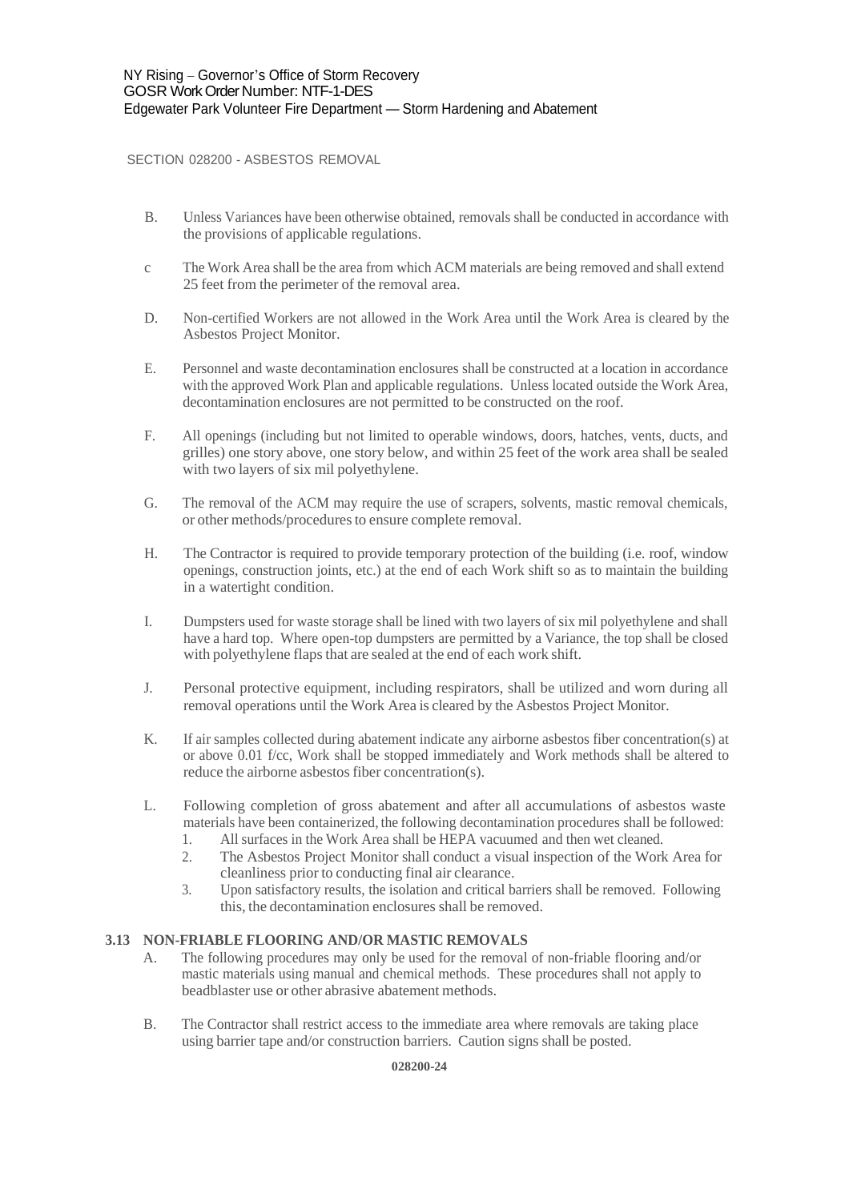B. Unless Variances have been otherwise obtained, removals shall be conducted in accordance with the provisions of applicable regulations.

c The Work Area shall be the area from which ACM materials are being removed and shall extend 25 feet from the perimeter of the removal area.

D. Non-certified Workers are not allowed in the Work Area until the Work Area is cleared by the Asbestos Project Monitor.

E. Personnel and waste decontamination enclosures shall be constructed at a location in accordance with the approved Work Plan and applicable regulations. Unless located outside the Work Area, decontamination enclosures are not permitted to be constructed on the roof.

F. All openings (including but not limited to operable windows, doors, hatches, vents, ducts, and grilles) one story above, one story below, and within 25 feet of the work area shall be sealed with two layers of six mil polyethylene.

G. The removal of the ACM may require the use of scrapers, solvents, mastic removal chemicals, or other methods/procedures to ensure complete removal.

H. The Contractor is required to provide temporary protection of the building (i.e. roof, window openings, construction joints, etc.) at the end of each Work shift so as to maintain the building in a watertight condition.

I. Dumpsters used for waste storage shall be lined with two layers of six mil polyethylene and shall have a hard top. Where open-top dumpsters are permitted by a Variance, the top shall be closed with polyethylene flaps that are sealed at the end of each work shift.

J. Personal protective equipment, including respirators, shall be utilized and worn during all removal operations until the Work Area is cleared by the Asbestos Project Monitor.

K. If air samples collected during abatement indicate any airborne asbestos fiber concentration(s) at or above 0.01 f/cc, Work shall be stopped immediately and Work methods shall be altered to reduce the airborne asbestos fiber concentration(s).

L. Following completion of gross abatement and after all accumulations of asbestos waste materials have been containerized, the following decontamination procedures shall be followed:
   1. All surfaces in the Work Area shall be HEPA vacuumed and then wet cleaned.
   2. The Asbestos Project Monitor shall conduct a visual inspection of the Work Area for cleanliness prior to conducting final air clearance.
   3. Upon satisfactory results, the isolation and critical barriers shall be removed. Following this, the decontamination enclosures shall be removed.

### 3.13 NON-FRIABLE FLOORING AND/OR MASTIC REMOVALS

A. The following procedures may only be used for the removal of non-friable flooring and/or mastic materials using manual and chemical methods. These procedures shall not apply to beadblaster use or other abrasive abatement methods.

B. The Contractor shall restrict access to the immediate area where removals are taking place using barrier tape and/or construction barriers. Caution signs shall be posted.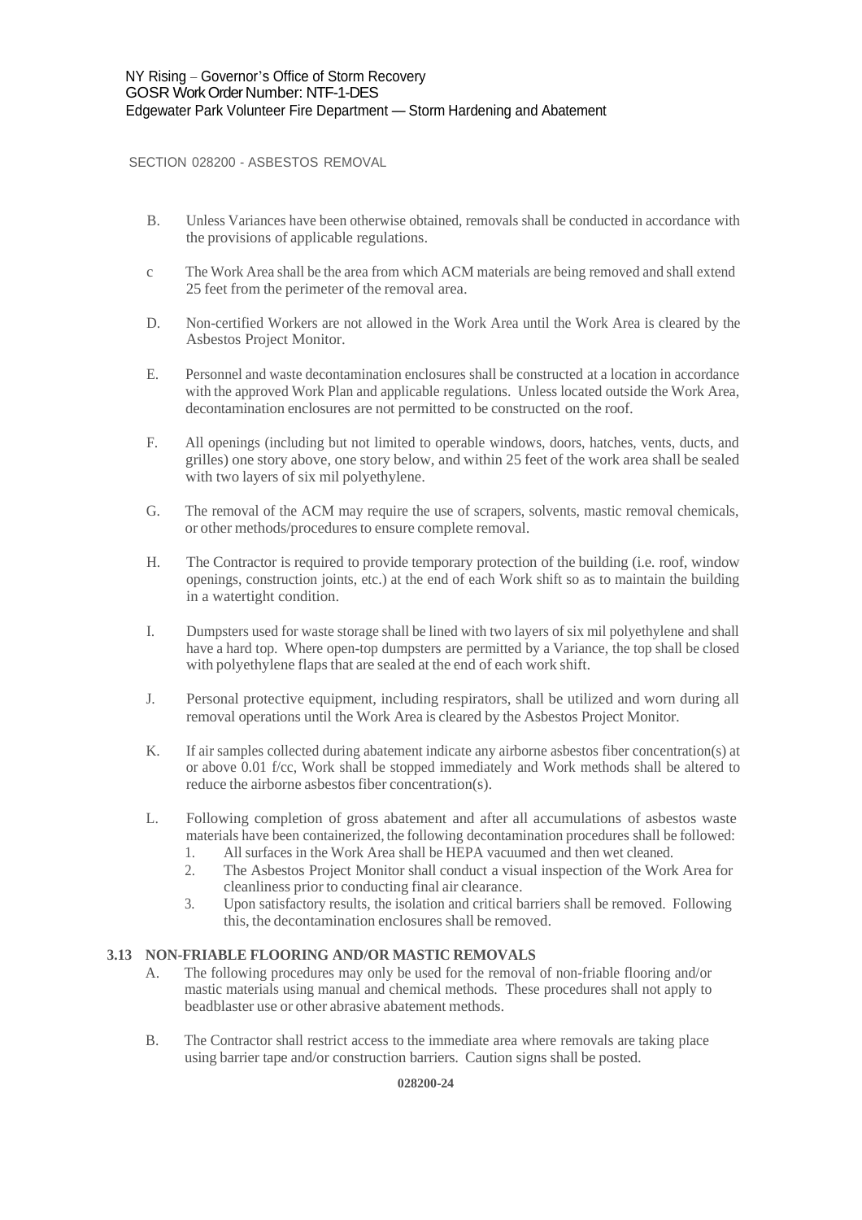B. Unless Variances have been otherwise obtained, removals shall be conducted in accordance with the provisions of applicable regulations.

c The Work Area shall be the area from which ACM materials are being removed and shall extend 25 feet from the perimeter of the removal area.

D. Non-certified Workers are not allowed in the Work Area until the Work Area is cleared by the Asbestos Project Monitor.

E. Personnel and waste decontamination enclosures shall be constructed at a location in accordance with the approved Work Plan and applicable regulations. Unless located outside the Work Area, decontamination enclosures are not permitted to be constructed on the roof.

F. All openings (including but not limited to operable windows, doors, hatches, vents, ducts, and grilles) one story above, one story below, and within 25 feet of the work area shall be sealed with two layers of six mil polyethylene.

G. The removal of the ACM may require the use of scrapers, solvents, mastic removal chemicals, or other methods/procedures to ensure complete removal.

H. The Contractor is required to provide temporary protection of the building (i.e. roof, window openings, construction joints, etc.) at the end of each Work shift so as to maintain the building in a watertight condition.

I. Dumpsters used for waste storage shall be lined with two layers of six mil polyethylene and shall have a hard top. Where open-top dumpsters are permitted by a Variance, the top shall be closed with polyethylene flaps that are sealed at the end of each work shift.

J. Personal protective equipment, including respirators, shall be utilized and worn during all removal operations until the Work Area is cleared by the Asbestos Project Monitor.

K. If air samples collected during abatement indicate any airborne asbestos fiber concentration(s) at or above 0.01 f/cc, Work shall be stopped immediately and Work methods shall be altered to reduce the airborne asbestos fiber concentration(s).

L. Following completion of gross abatement and after all accumulations of asbestos waste materials have been containerized, the following decontamination procedures shall be followed:
   1. All surfaces in the Work Area shall be HEPA vacuumed and then wet cleaned.
   2. The Asbestos Project Monitor shall conduct a visual inspection of the Work Area for cleanliness prior to conducting final air clearance.
   3. Upon satisfactory results, the isolation and critical barriers shall be removed. Following this, the decontamination enclosures shall be removed.

**3.13 NON-FRIABLE FLOORING AND/OR MASTIC REMOVALS**

A. The following procedures may only be used for the removal of non-friable flooring and/or mastic materials using manual and chemical methods. These procedures shall not apply to beadblaster use or other abrasive abatement methods.

B. The Contractor shall restrict access to the immediate area where removals are taking place using barrier tape and/or construction barriers. Caution signs shall be posted.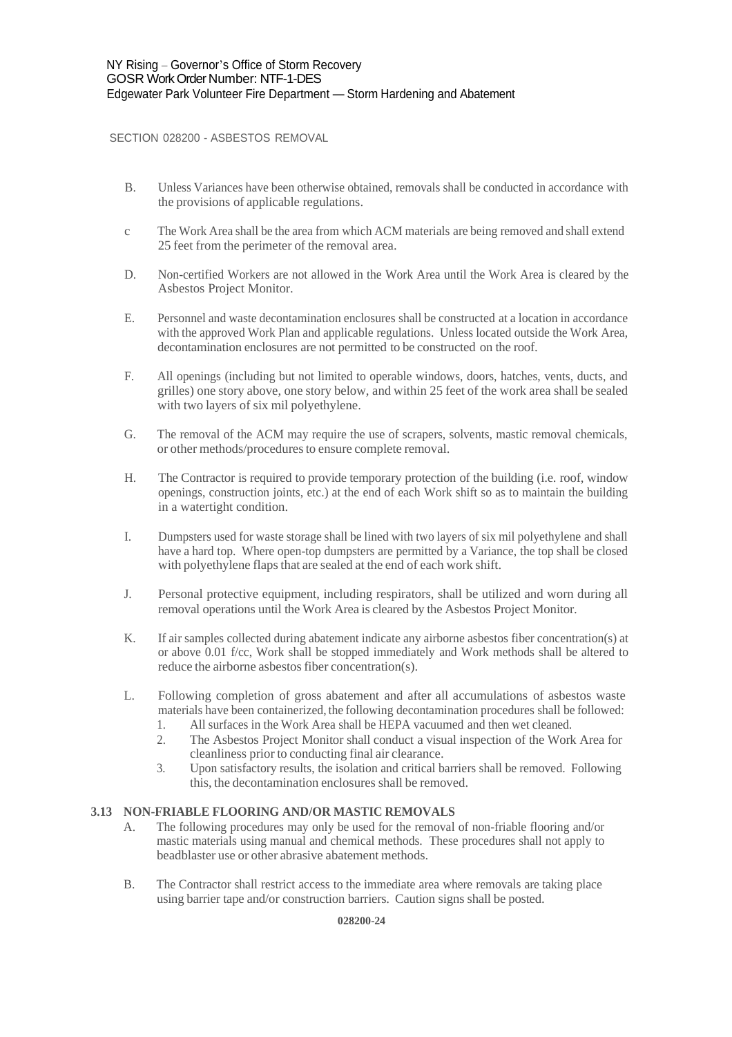B. Unless Variances have been otherwise obtained, removals shall be conducted in accordance with the provisions of applicable regulations.

c The Work Area shall be the area from which ACM materials are being removed and shall extend 25 feet from the perimeter of the removal area.

D. Non-certified Workers are not allowed in the Work Area until the Work Area is cleared by the Asbestos Project Monitor.

E. Personnel and waste decontamination enclosures shall be constructed at a location in accordance with the approved Work Plan and applicable regulations. Unless located outside the Work Area, decontamination enclosures are not permitted to be constructed on the roof.

F. All openings (including but not limited to operable windows, doors, hatches, vents, ducts, and grilles) one story above, one story below, and within 25 feet of the work area shall be sealed with two layers of six mil polyethylene.

G. The removal of the ACM may require the use of scrapers, solvents, mastic removal chemicals, or other methods/procedures to ensure complete removal.

H. The Contractor is required to provide temporary protection of the building (i.e. roof, window openings, construction joints, etc.) at the end of each Work shift so as to maintain the building in a watertight condition.

I. Dumpsters used for waste storage shall be lined with two layers of six mil polyethylene and shall have a hard top. Where open-top dumpsters are permitted by a Variance, the top shall be closed with polyethylene flaps that are sealed at the end of each work shift.

J. Personal protective equipment, including respirators, shall be utilized and worn during all removal operations until the Work Area is cleared by the Asbestos Project Monitor.

K. If air samples collected during abatement indicate any airborne asbestos fiber concentration(s) at or above 0.01 f/cc, Work shall be stopped immediately and Work methods shall be altered to reduce the airborne asbestos fiber concentration(s).

L. Following completion of gross abatement and after all accumulations of asbestos waste materials have been containerized, the following decontamination procedures shall be followed:
   1. All surfaces in the Work Area shall be HEPA vacuumed and then wet cleaned.
   2. The Asbestos Project Monitor shall conduct a visual inspection of the Work Area for cleanliness prior to conducting final air clearance.
   3. Upon satisfactory results, the isolation and critical barriers shall be removed. Following this, the decontamination enclosures shall be removed.

## 3.13 NON-FRIABLE FLOORING AND/OR MASTIC REMOVALS

A. The following procedures may only be used for the removal of non-friable flooring and/or mastic materials using manual and chemical methods. These procedures shall not apply to beadblaster use or other abrasive abatement methods.

B. The Contractor shall restrict access to the immediate area where removals are taking place using barrier tape and/or construction barriers. Caution signs shall be posted.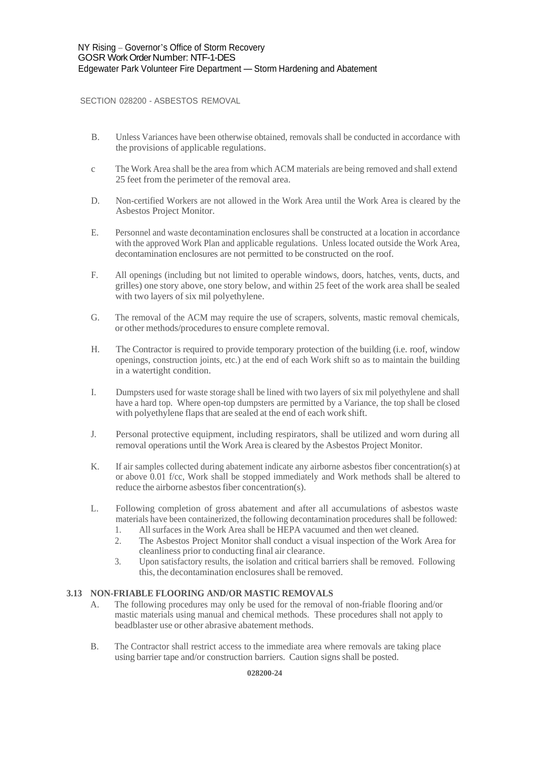B. Unless Variances have been otherwise obtained, removals shall be conducted in accordance with the provisions of applicable regulations.

c The Work Area shall be the area from which ACM materials are being removed and shall extend 25 feet from the perimeter of the removal area.

D. Non-certified Workers are not allowed in the Work Area until the Work Area is cleared by the Asbestos Project Monitor.

E. Personnel and waste decontamination enclosures shall be constructed at a location in accordance with the approved Work Plan and applicable regulations. Unless located outside the Work Area, decontamination enclosures are not permitted to be constructed on the roof.

F. All openings (including but not limited to operable windows, doors, hatches, vents, ducts, and grilles) one story above, one story below, and within 25 feet of the work area shall be sealed with two layers of six mil polyethylene.

G. The removal of the ACM may require the use of scrapers, solvents, mastic removal chemicals, or other methods/procedures to ensure complete removal.

H. The Contractor is required to provide temporary protection of the building (i.e. roof, window openings, construction joints, etc.) at the end of each Work shift so as to maintain the building in a watertight condition.

I. Dumpsters used for waste storage shall be lined with two layers of six mil polyethylene and shall have a hard top. Where open-top dumpsters are permitted by a Variance, the top shall be closed with polyethylene flaps that are sealed at the end of each work shift.

J. Personal protective equipment, including respirators, shall be utilized and worn during all removal operations until the Work Area is cleared by the Asbestos Project Monitor.

K. If air samples collected during abatement indicate any airborne asbestos fiber concentration(s) at or above 0.01 f/cc, Work shall be stopped immediately and Work methods shall be altered to reduce the airborne asbestos fiber concentration(s).

L. Following completion of gross abatement and after all accumulations of asbestos waste materials have been containerized, the following decontamination procedures shall be followed:
   1. All surfaces in the Work Area shall be HEPA vacuumed and then wet cleaned.
   2. The Asbestos Project Monitor shall conduct a visual inspection of the Work Area for cleanliness prior to conducting final air clearance.
   3. Upon satisfactory results, the isolation and critical barriers shall be removed. Following this, the decontamination enclosures shall be removed.

**3.13 NON-FRIABLE FLOORING AND/OR MASTIC REMOVALS**

A. The following procedures may only be used for the removal of non-friable flooring and/or mastic materials using manual and chemical methods. These procedures shall not apply to beadblaster use or other abrasive abatement methods.

B. The Contractor shall restrict access to the immediate area where removals are taking place using barrier tape and/or construction barriers. Caution signs shall be posted.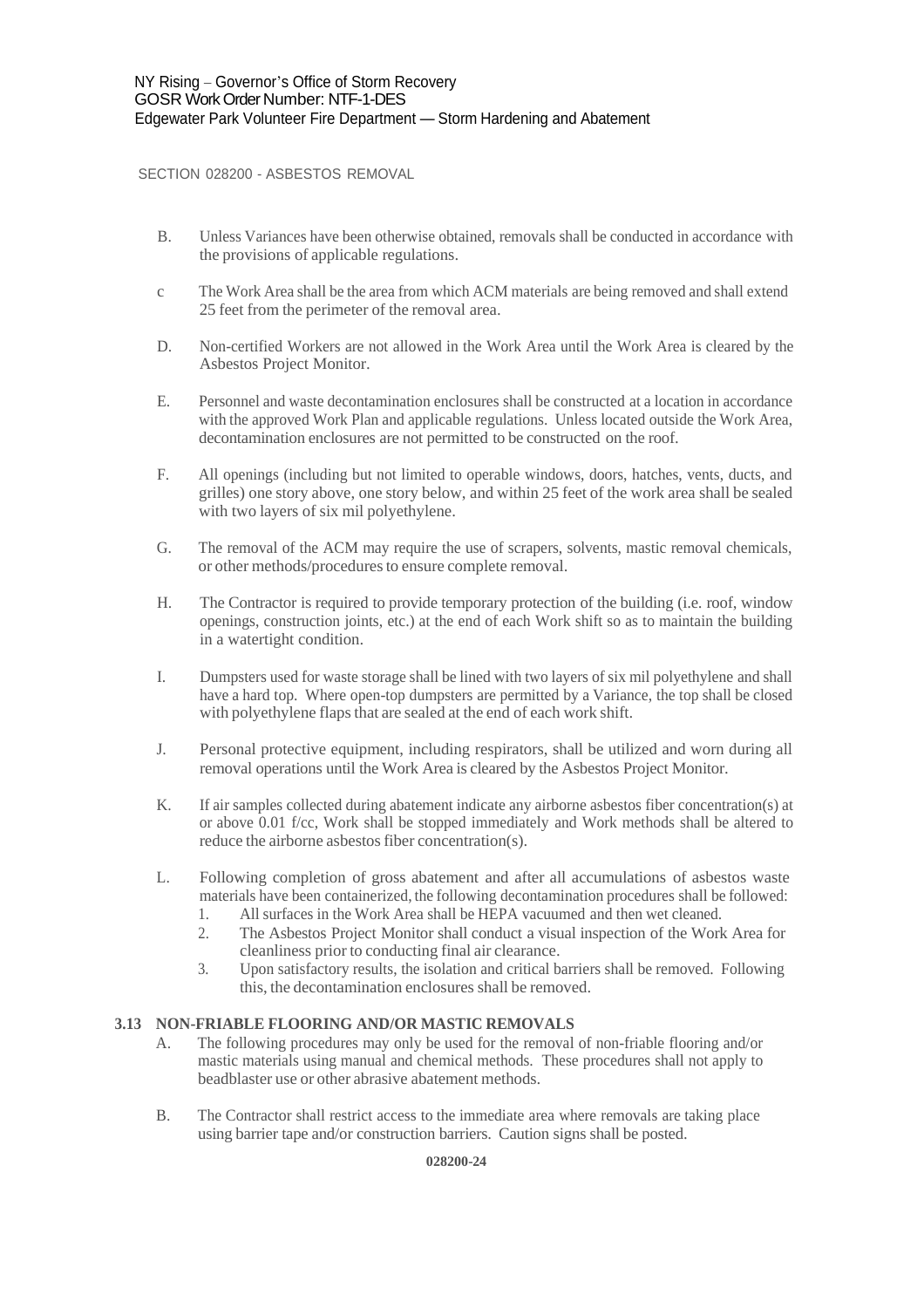B. Unless Variances have been otherwise obtained, removals shall be conducted in accordance with the provisions of applicable regulations.

c The Work Area shall be the area from which ACM materials are being removed and shall extend 25 feet from the perimeter of the removal area.

D. Non-certified Workers are not allowed in the Work Area until the Work Area is cleared by the Asbestos Project Monitor.

E. Personnel and waste decontamination enclosures shall be constructed at a location in accordance with the approved Work Plan and applicable regulations. Unless located outside the Work Area, decontamination enclosures are not permitted to be constructed on the roof.

F. All openings (including but not limited to operable windows, doors, hatches, vents, ducts, and grilles) one story above, one story below, and within 25 feet of the work area shall be sealed with two layers of six mil polyethylene.

G. The removal of the ACM may require the use of scrapers, solvents, mastic removal chemicals, or other methods/procedures to ensure complete removal.

H. The Contractor is required to provide temporary protection of the building (i.e. roof, window openings, construction joints, etc.) at the end of each Work shift so as to maintain the building in a watertight condition.

I. Dumpsters used for waste storage shall be lined with two layers of six mil polyethylene and shall have a hard top. Where open-top dumpsters are permitted by a Variance, the top shall be closed with polyethylene flaps that are sealed at the end of each work shift.

J. Personal protective equipment, including respirators, shall be utilized and worn during all removal operations until the Work Area is cleared by the Asbestos Project Monitor.

K. If air samples collected during abatement indicate any airborne asbestos fiber concentration(s) at or above 0.01 f/cc, Work shall be stopped immediately and Work methods shall be altered to reduce the airborne asbestos fiber concentration(s).

L. Following completion of gross abatement and after all accumulations of asbestos waste materials have been containerized, the following decontamination procedures shall be followed:
   1. All surfaces in the Work Area shall be HEPA vacuumed and then wet cleaned.
   2. The Asbestos Project Monitor shall conduct a visual inspection of the Work Area for cleanliness prior to conducting final air clearance.
   3. Upon satisfactory results, the isolation and critical barriers shall be removed. Following this, the decontamination enclosures shall be removed.

**3.13 NON-FRIABLE FLOORING AND/OR MASTIC REMOVALS**

A. The following procedures may only be used for the removal of non-friable flooring and/or mastic materials using manual and chemical methods. These procedures shall not apply to beadblaster use or other abrasive abatement methods.

B. The Contractor shall restrict access to the immediate area where removals are taking place using barrier tape and/or construction barriers. Caution signs shall be posted.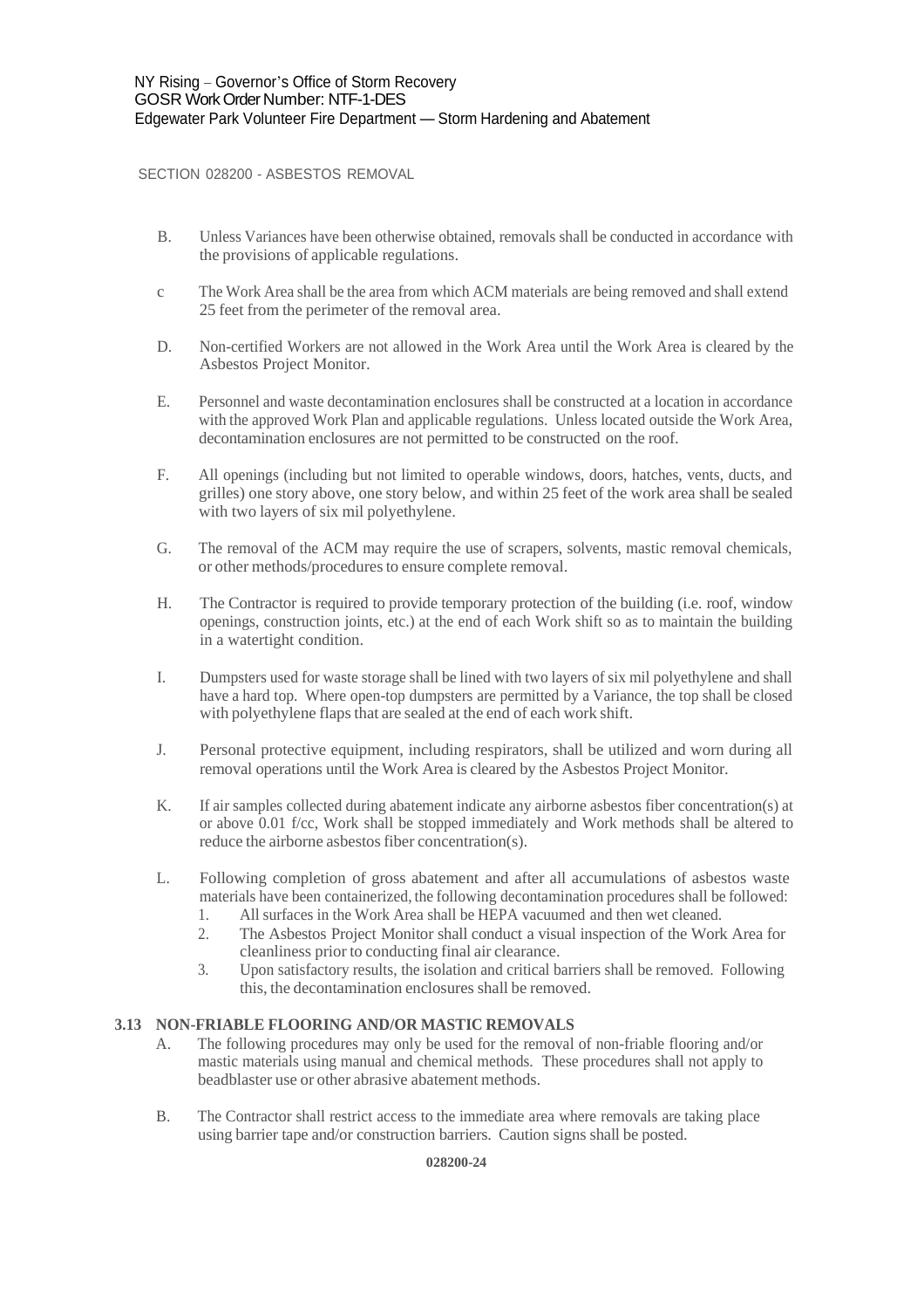B. Unless Variances have been otherwise obtained, removals shall be conducted in accordance with the provisions of applicable regulations.

c The Work Area shall be the area from which ACM materials are being removed and shall extend 25 feet from the perimeter of the removal area.

D. Non-certified Workers are not allowed in the Work Area until the Work Area is cleared by the Asbestos Project Monitor.

E. Personnel and waste decontamination enclosures shall be constructed at a location in accordance with the approved Work Plan and applicable regulations. Unless located outside the Work Area, decontamination enclosures are not permitted to be constructed on the roof.

F. All openings (including but not limited to operable windows, doors, hatches, vents, ducts, and grilles) one story above, one story below, and within 25 feet of the work area shall be sealed with two layers of six mil polyethylene.

G. The removal of the ACM may require the use of scrapers, solvents, mastic removal chemicals, or other methods/procedures to ensure complete removal.

H. The Contractor is required to provide temporary protection of the building (i.e. roof, window openings, construction joints, etc.) at the end of each Work shift so as to maintain the building in a watertight condition.

I. Dumpsters used for waste storage shall be lined with two layers of six mil polyethylene and shall have a hard top. Where open-top dumpsters are permitted by a Variance, the top shall be closed with polyethylene flaps that are sealed at the end of each work shift.

J. Personal protective equipment, including respirators, shall be utilized and worn during all removal operations until the Work Area is cleared by the Asbestos Project Monitor.

K. If air samples collected during abatement indicate any airborne asbestos fiber concentration(s) at or above 0.01 f/cc, Work shall be stopped immediately and Work methods shall be altered to reduce the airborne asbestos fiber concentration(s).

L. Following completion of gross abatement and after all accumulations of asbestos waste materials have been containerized, the following decontamination procedures shall be followed:

1. All surfaces in the Work Area shall be HEPA vacuumed and then wet cleaned.
2. The Asbestos Project Monitor shall conduct a visual inspection of the Work Area for cleanliness prior to conducting final air clearance.
3. Upon satisfactory results, the isolation and critical barriers shall be removed. Following this, the decontamination enclosures shall be removed.

## 3.13 NON-FRIABLE FLOORING AND/OR MASTIC REMOVALS

A. The following procedures may only be used for the removal of non-friable flooring and/or mastic materials using manual and chemical methods. These procedures shall not apply to beadblaster use or other abrasive abatement methods.

B. The Contractor shall restrict access to the immediate area where removals are taking place using barrier tape and/or construction barriers. Caution signs shall be posted.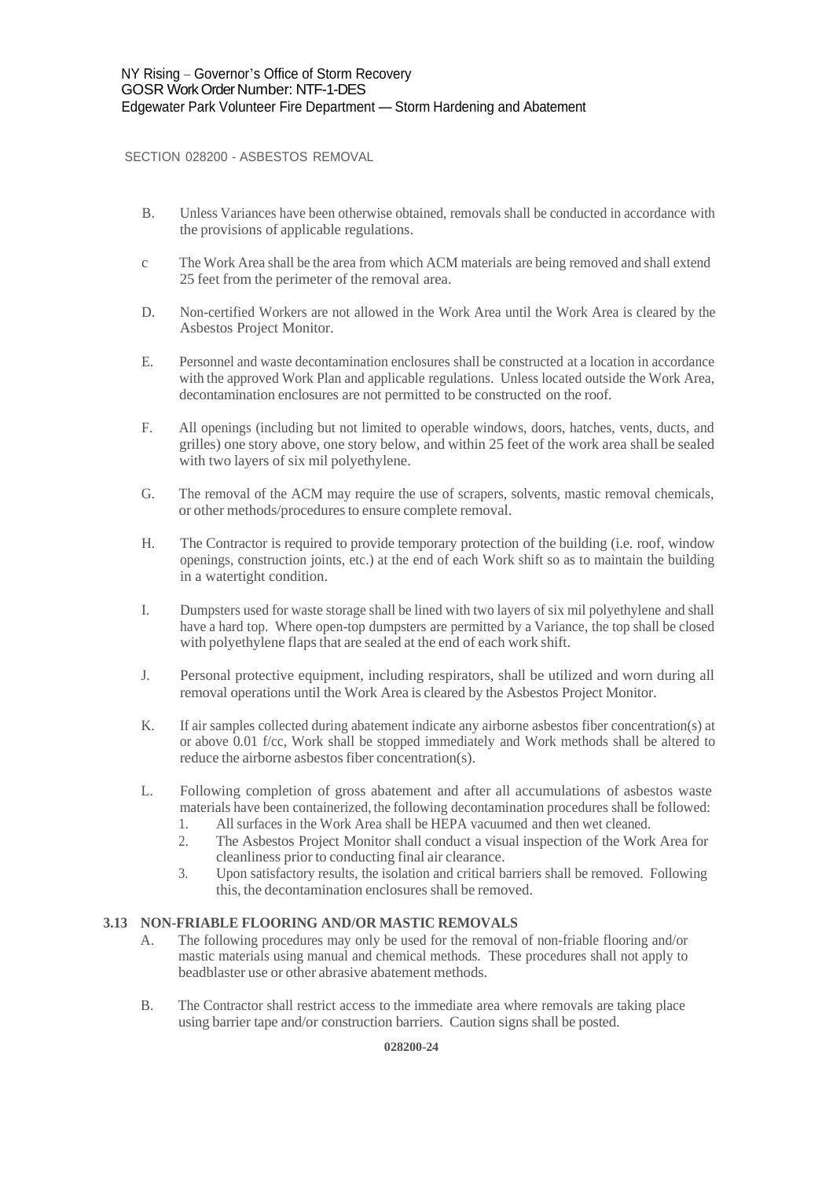B. Unless Variances have been otherwise obtained, removals shall be conducted in accordance with the provisions of applicable regulations.

c The Work Area shall be the area from which ACM materials are being removed and shall extend 25 feet from the perimeter of the removal area.

D. Non-certified Workers are not allowed in the Work Area until the Work Area is cleared by the Asbestos Project Monitor.

E. Personnel and waste decontamination enclosures shall be constructed at a location in accordance with the approved Work Plan and applicable regulations. Unless located outside the Work Area, decontamination enclosures are not permitted to be constructed on the roof.

F. All openings (including but not limited to operable windows, doors, hatches, vents, ducts, and grilles) one story above, one story below, and within 25 feet of the work area shall be sealed with two layers of six mil polyethylene.

G. The removal of the ACM may require the use of scrapers, solvents, mastic removal chemicals, or other methods/procedures to ensure complete removal.

H. The Contractor is required to provide temporary protection of the building (i.e. roof, window openings, construction joints, etc.) at the end of each Work shift so as to maintain the building in a watertight condition.

I. Dumpsters used for waste storage shall be lined with two layers of six mil polyethylene and shall have a hard top. Where open-top dumpsters are permitted by a Variance, the top shall be closed with polyethylene flaps that are sealed at the end of each work shift.

J. Personal protective equipment, including respirators, shall be utilized and worn during all removal operations until the Work Area is cleared by the Asbestos Project Monitor.

K. If air samples collected during abatement indicate any airborne asbestos fiber concentration(s) at or above 0.01 f/cc, Work shall be stopped immediately and Work methods shall be altered to reduce the airborne asbestos fiber concentration(s).

L. Following completion of gross abatement and after all accumulations of asbestos waste materials have been containerized, the following decontamination procedures shall be followed:
   1. All surfaces in the Work Area shall be HEPA vacuumed and then wet cleaned.
   2. The Asbestos Project Monitor shall conduct a visual inspection of the Work Area for cleanliness prior to conducting final air clearance.
   3. Upon satisfactory results, the isolation and critical barriers shall be removed. Following this, the decontamination enclosures shall be removed.

### 3.13 NON-FRIABLE FLOORING AND/OR MASTIC REMOVALS

A. The following procedures may only be used for the removal of non-friable flooring and/or mastic materials using manual and chemical methods. These procedures shall not apply to beadblaster use or other abrasive abatement methods.

B. The Contractor shall restrict access to the immediate area where removals are taking place using barrier tape and/or construction barriers. Caution signs shall be posted.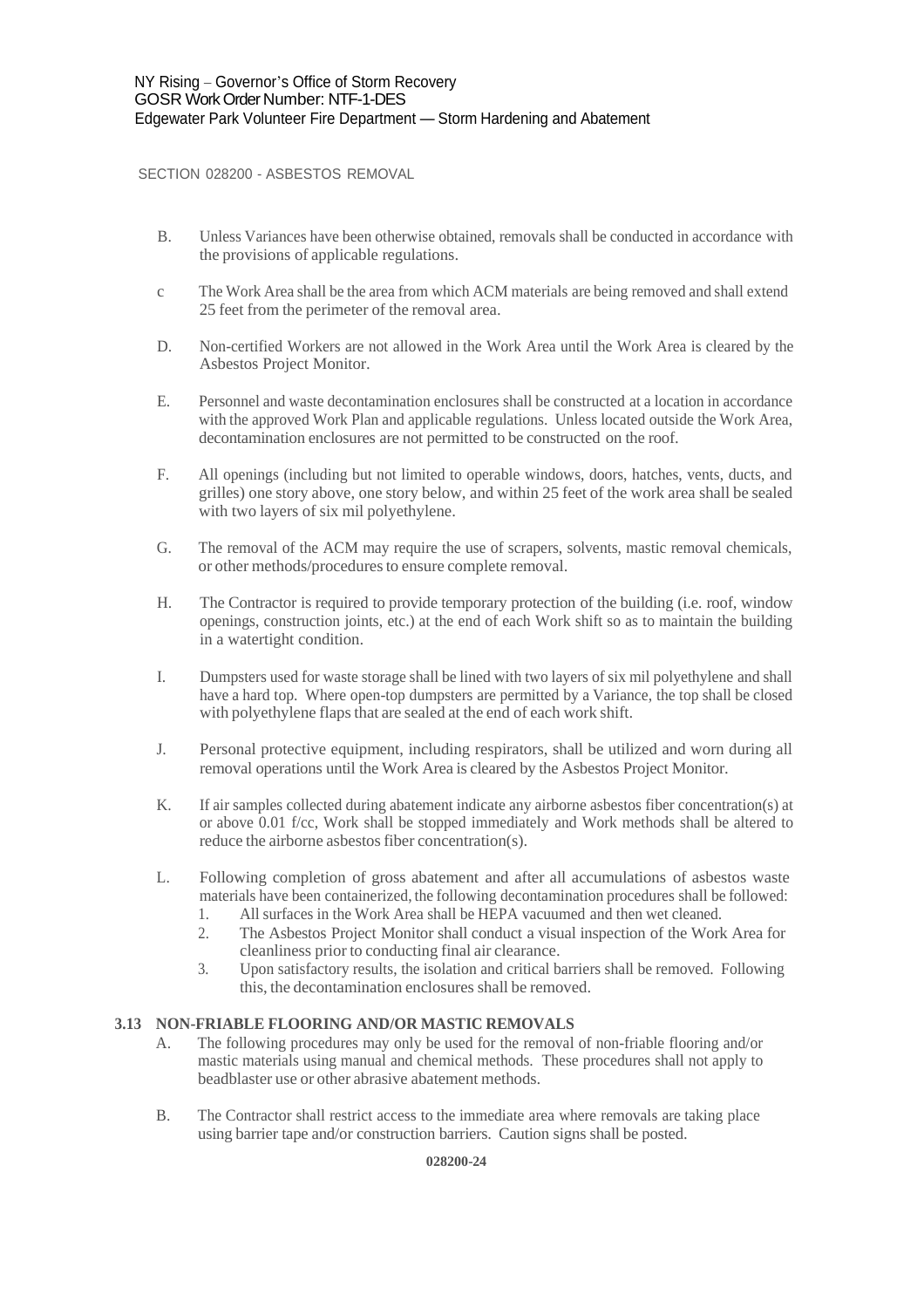B. Unless Variances have been otherwise obtained, removals shall be conducted in accordance with the provisions of applicable regulations.

c The Work Area shall be the area from which ACM materials are being removed and shall extend 25 feet from the perimeter of the removal area.

D. Non-certified Workers are not allowed in the Work Area until the Work Area is cleared by the Asbestos Project Monitor.

E. Personnel and waste decontamination enclosures shall be constructed at a location in accordance with the approved Work Plan and applicable regulations. Unless located outside the Work Area, decontamination enclosures are not permitted to be constructed on the roof.

F. All openings (including but not limited to operable windows, doors, hatches, vents, ducts, and grilles) one story above, one story below, and within 25 feet of the work area shall be sealed with two layers of six mil polyethylene.

G. The removal of the ACM may require the use of scrapers, solvents, mastic removal chemicals, or other methods/procedures to ensure complete removal.

H. The Contractor is required to provide temporary protection of the building (i.e. roof, window openings, construction joints, etc.) at the end of each Work shift so as to maintain the building in a watertight condition.

I. Dumpsters used for waste storage shall be lined with two layers of six mil polyethylene and shall have a hard top. Where open-top dumpsters are permitted by a Variance, the top shall be closed with polyethylene flaps that are sealed at the end of each work shift.

J. Personal protective equipment, including respirators, shall be utilized and worn during all removal operations until the Work Area is cleared by the Asbestos Project Monitor.

K. If air samples collected during abatement indicate any airborne asbestos fiber concentration(s) at or above 0.01 f/cc, Work shall be stopped immediately and Work methods shall be altered to reduce the airborne asbestos fiber concentration(s).

L. Following completion of gross abatement and after all accumulations of asbestos waste materials have been containerized, the following decontamination procedures shall be followed:
   1. All surfaces in the Work Area shall be HEPA vacuumed and then wet cleaned.
   2. The Asbestos Project Monitor shall conduct a visual inspection of the Work Area for cleanliness prior to conducting final air clearance.
   3. Upon satisfactory results, the isolation and critical barriers shall be removed. Following this, the decontamination enclosures shall be removed.

### 3.13 NON-FRIABLE FLOORING AND/OR MASTIC REMOVALS

A. The following procedures may only be used for the removal of non-friable flooring and/or mastic materials using manual and chemical methods. These procedures shall not apply to beadblaster use or other abrasive abatement methods.

B. The Contractor shall restrict access to the immediate area where removals are taking place using barrier tape and/or construction barriers. Caution signs shall be posted.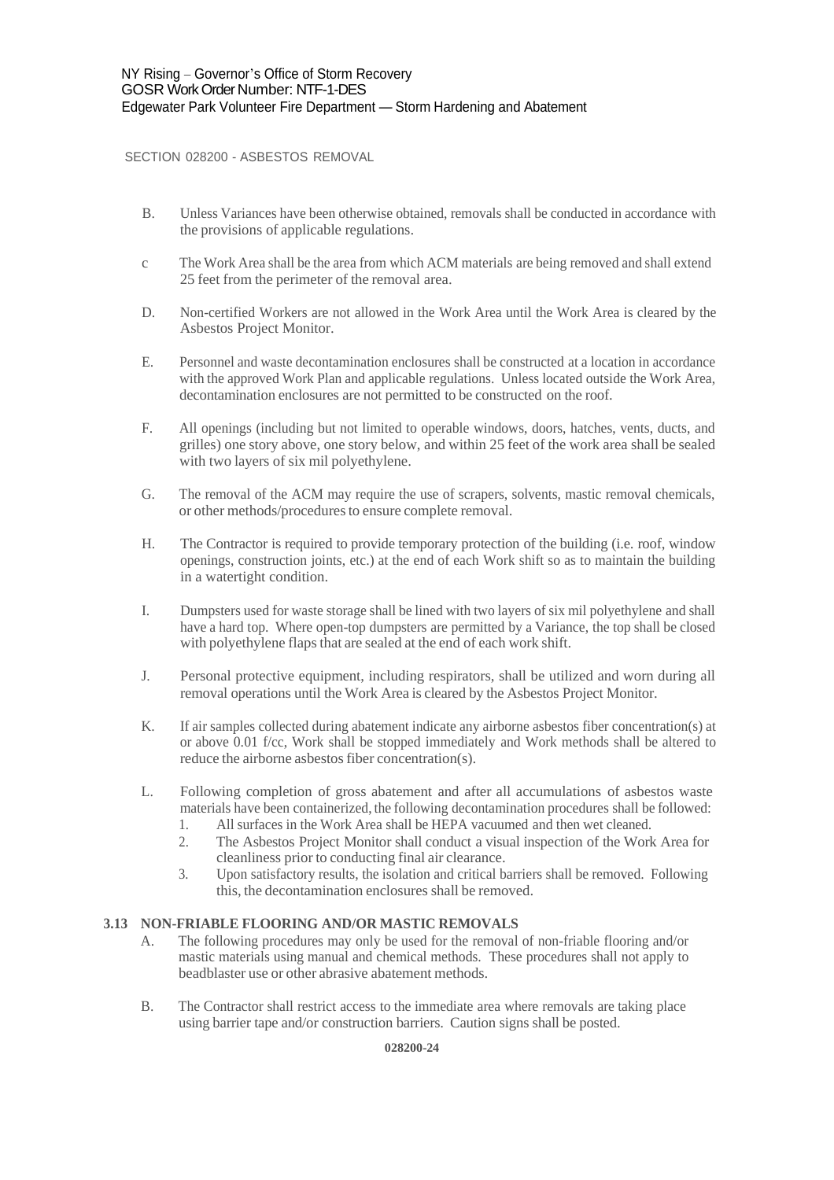B. Unless Variances have been otherwise obtained, removals shall be conducted in accordance with the provisions of applicable regulations.

c The Work Area shall be the area from which ACM materials are being removed and shall extend 25 feet from the perimeter of the removal area.

D. Non-certified Workers are not allowed in the Work Area until the Work Area is cleared by the Asbestos Project Monitor.

E. Personnel and waste decontamination enclosures shall be constructed at a location in accordance with the approved Work Plan and applicable regulations. Unless located outside the Work Area, decontamination enclosures are not permitted to be constructed on the roof.

F. All openings (including but not limited to operable windows, doors, hatches, vents, ducts, and grilles) one story above, one story below, and within 25 feet of the work area shall be sealed with two layers of six mil polyethylene.

G. The removal of the ACM may require the use of scrapers, solvents, mastic removal chemicals, or other methods/procedures to ensure complete removal.

H. The Contractor is required to provide temporary protection of the building (i.e. roof, window openings, construction joints, etc.) at the end of each Work shift so as to maintain the building in a watertight condition.

I. Dumpsters used for waste storage shall be lined with two layers of six mil polyethylene and shall have a hard top. Where open-top dumpsters are permitted by a Variance, the top shall be closed with polyethylene flaps that are sealed at the end of each work shift.

J. Personal protective equipment, including respirators, shall be utilized and worn during all removal operations until the Work Area is cleared by the Asbestos Project Monitor.

K. If air samples collected during abatement indicate any airborne asbestos fiber concentration(s) at or above 0.01 f/cc, Work shall be stopped immediately and Work methods shall be altered to reduce the airborne asbestos fiber concentration(s).

L. Following completion of gross abatement and after all accumulations of asbestos waste materials have been containerized, the following decontamination procedures shall be followed:
   1. All surfaces in the Work Area shall be HEPA vacuumed and then wet cleaned.
   2. The Asbestos Project Monitor shall conduct a visual inspection of the Work Area for cleanliness prior to conducting final air clearance.
   3. Upon satisfactory results, the isolation and critical barriers shall be removed. Following this, the decontamination enclosures shall be removed.

### 3.13 NON-FRIABLE FLOORING AND/OR MASTIC REMOVALS

A. The following procedures may only be used for the removal of non-friable flooring and/or mastic materials using manual and chemical methods. These procedures shall not apply to beadblaster use or other abrasive abatement methods.

B. The Contractor shall restrict access to the immediate area where removals are taking place using barrier tape and/or construction barriers. Caution signs shall be posted.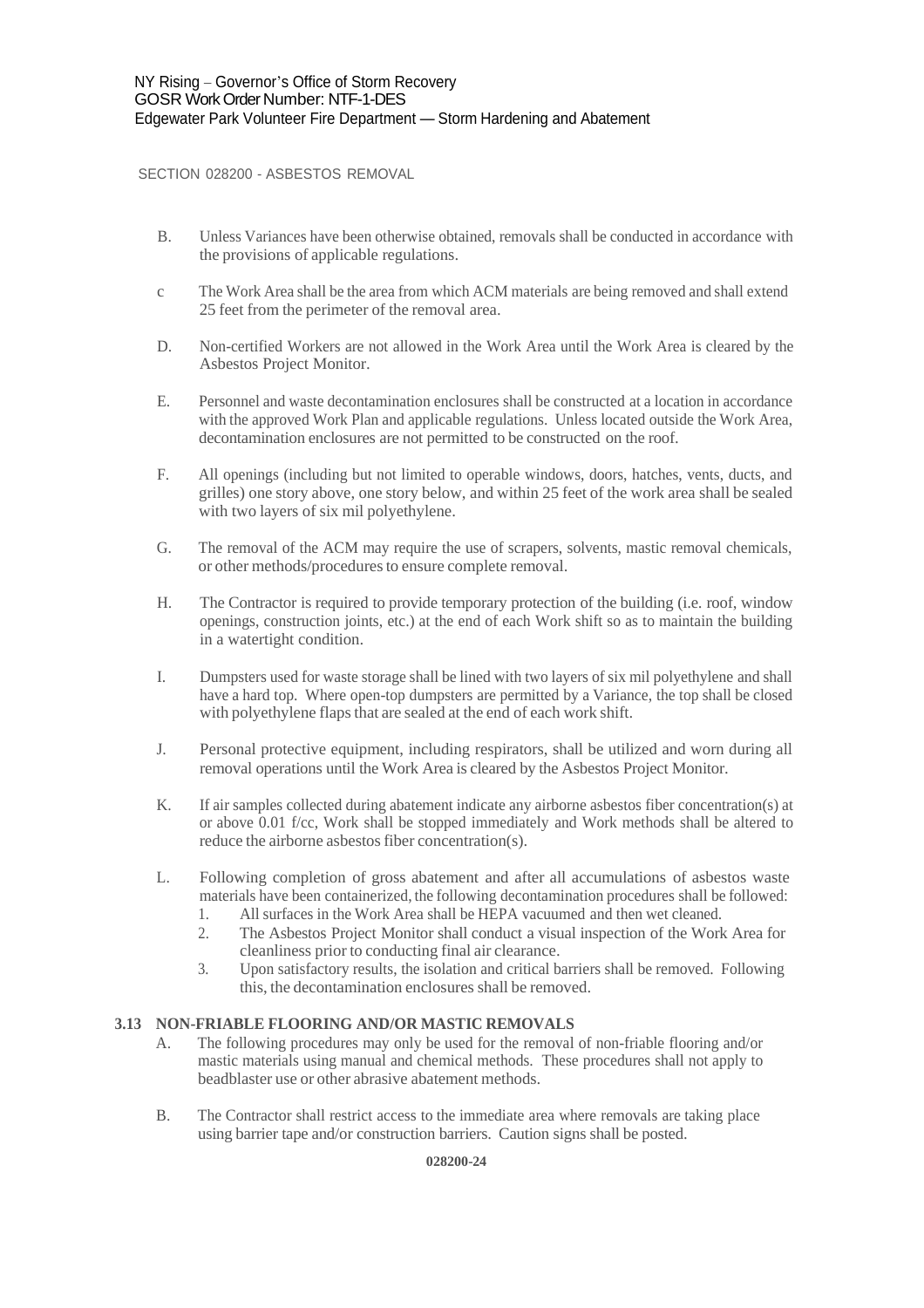B. Unless Variances have been otherwise obtained, removals shall be conducted in accordance with the provisions of applicable regulations.

c The Work Area shall be the area from which ACM materials are being removed and shall extend 25 feet from the perimeter of the removal area.

D. Non-certified Workers are not allowed in the Work Area until the Work Area is cleared by the Asbestos Project Monitor.

E. Personnel and waste decontamination enclosures shall be constructed at a location in accordance with the approved Work Plan and applicable regulations. Unless located outside the Work Area, decontamination enclosures are not permitted to be constructed on the roof.

F. All openings (including but not limited to operable windows, doors, hatches, vents, ducts, and grilles) one story above, one story below, and within 25 feet of the work area shall be sealed with two layers of six mil polyethylene.

G. The removal of the ACM may require the use of scrapers, solvents, mastic removal chemicals, or other methods/procedures to ensure complete removal.

H. The Contractor is required to provide temporary protection of the building (i.e. roof, window openings, construction joints, etc.) at the end of each Work shift so as to maintain the building in a watertight condition.

I. Dumpsters used for waste storage shall be lined with two layers of six mil polyethylene and shall have a hard top. Where open-top dumpsters are permitted by a Variance, the top shall be closed with polyethylene flaps that are sealed at the end of each work shift.

J. Personal protective equipment, including respirators, shall be utilized and worn during all removal operations until the Work Area is cleared by the Asbestos Project Monitor.

K. If air samples collected during abatement indicate any airborne asbestos fiber concentration(s) at or above 0.01 f/cc, Work shall be stopped immediately and Work methods shall be altered to reduce the airborne asbestos fiber concentration(s).

L. Following completion of gross abatement and after all accumulations of asbestos waste materials have been containerized, the following decontamination procedures shall be followed:
   1. All surfaces in the Work Area shall be HEPA vacuumed and then wet cleaned.
   2. The Asbestos Project Monitor shall conduct a visual inspection of the Work Area for cleanliness prior to conducting final air clearance.
   3. Upon satisfactory results, the isolation and critical barriers shall be removed. Following this, the decontamination enclosures shall be removed.

### 3.13 NON-FRIABLE FLOORING AND/OR MASTIC REMOVALS

A. The following procedures may only be used for the removal of non-friable flooring and/or mastic materials using manual and chemical methods. These procedures shall not apply to beadblaster use or other abrasive abatement methods.

B. The Contractor shall restrict access to the immediate area where removals are taking place using barrier tape and/or construction barriers. Caution signs shall be posted.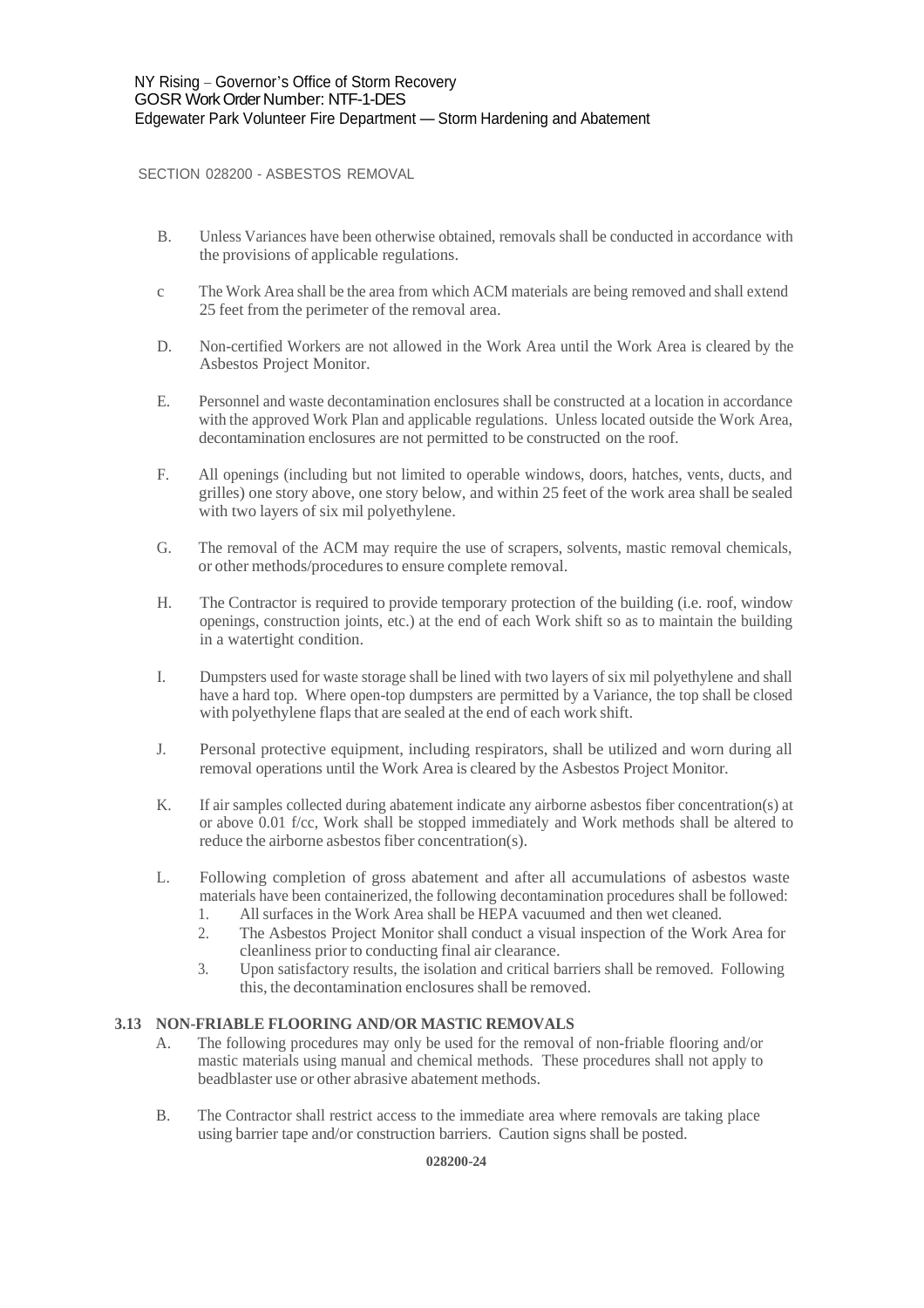B. Unless Variances have been otherwise obtained, removals shall be conducted in accordance with the provisions of applicable regulations.

c The Work Area shall be the area from which ACM materials are being removed and shall extend 25 feet from the perimeter of the removal area.

D. Non-certified Workers are not allowed in the Work Area until the Work Area is cleared by the Asbestos Project Monitor.

E. Personnel and waste decontamination enclosures shall be constructed at a location in accordance with the approved Work Plan and applicable regulations. Unless located outside the Work Area, decontamination enclosures are not permitted to be constructed on the roof.

F. All openings (including but not limited to operable windows, doors, hatches, vents, ducts, and grilles) one story above, one story below, and within 25 feet of the work area shall be sealed with two layers of six mil polyethylene.

G. The removal of the ACM may require the use of scrapers, solvents, mastic removal chemicals, or other methods/procedures to ensure complete removal.

H. The Contractor is required to provide temporary protection of the building (i.e. roof, window openings, construction joints, etc.) at the end of each Work shift so as to maintain the building in a watertight condition.

I. Dumpsters used for waste storage shall be lined with two layers of six mil polyethylene and shall have a hard top. Where open-top dumpsters are permitted by a Variance, the top shall be closed with polyethylene flaps that are sealed at the end of each work shift.

J. Personal protective equipment, including respirators, shall be utilized and worn during all removal operations until the Work Area is cleared by the Asbestos Project Monitor.

K. If air samples collected during abatement indicate any airborne asbestos fiber concentration(s) at or above 0.01 f/cc, Work shall be stopped immediately and Work methods shall be altered to reduce the airborne asbestos fiber concentration(s).

L. Following completion of gross abatement and after all accumulations of asbestos waste materials have been containerized, the following decontamination procedures shall be followed:
   1. All surfaces in the Work Area shall be HEPA vacuumed and then wet cleaned.
   2. The Asbestos Project Monitor shall conduct a visual inspection of the Work Area for cleanliness prior to conducting final air clearance.
   3. Upon satisfactory results, the isolation and critical barriers shall be removed. Following this, the decontamination enclosures shall be removed.

### 3.13 NON-FRIABLE FLOORING AND/OR MASTIC REMOVALS

A. The following procedures may only be used for the removal of non-friable flooring and/or mastic materials using manual and chemical methods. These procedures shall not apply to beadblaster use or other abrasive abatement methods.

B. The Contractor shall restrict access to the immediate area where removals are taking place using barrier tape and/or construction barriers. Caution signs shall be posted.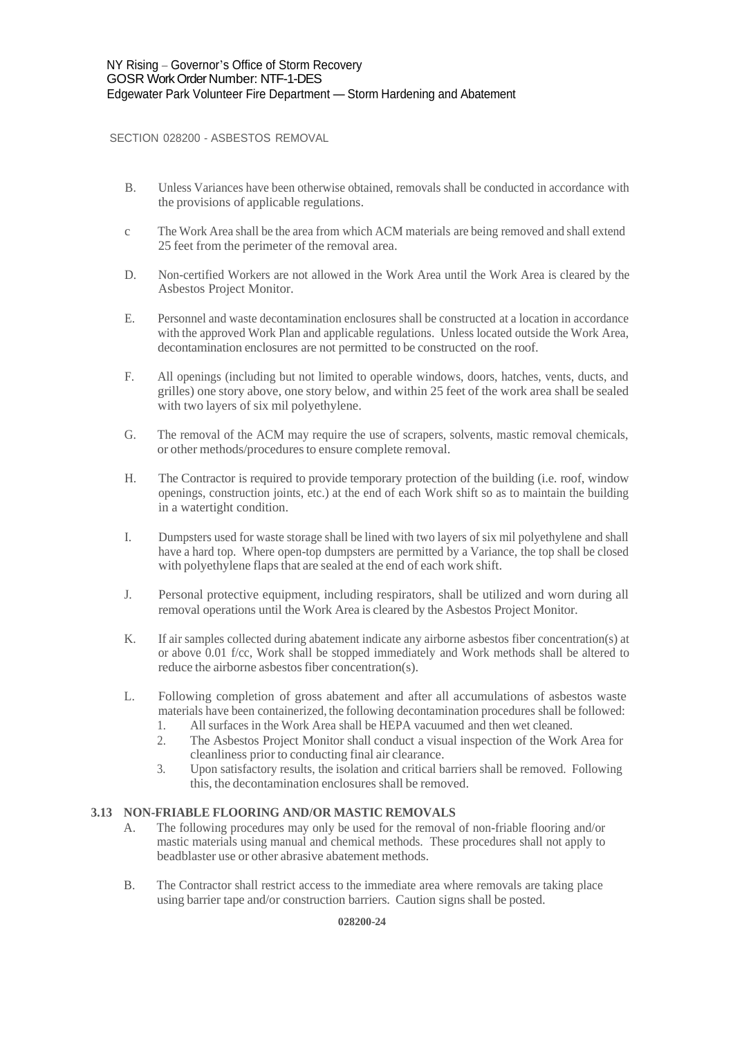SECTION 028200 - ASBESTOS REMOVAL

B. Unless Variances have been otherwise obtained, removals shall be conducted in accordance with the provisions of applicable regulations.

c The Work Area shall be the area from which ACM materials are being removed and shall extend 25 feet from the perimeter of the removal area.

D. Non-certified Workers are not allowed in the Work Area until the Work Area is cleared by the Asbestos Project Monitor.

E. Personnel and waste decontamination enclosures shall be constructed at a location in accordance with the approved Work Plan and applicable regulations. Unless located outside the Work Area, decontamination enclosures are not permitted to be constructed on the roof.

F. All openings (including but not limited to operable windows, doors, hatches, vents, ducts, and grilles) one story above, one story below, and within 25 feet of the work area shall be sealed with two layers of six mil polyethylene.

G. The removal of the ACM may require the use of scrapers, solvents, mastic removal chemicals, or other methods/procedures to ensure complete removal.

H. The Contractor is required to provide temporary protection of the building (i.e. roof, window openings, construction joints, etc.) at the end of each Work shift so as to maintain the building in a watertight condition.

I. Dumpsters used for waste storage shall be lined with two layers of six mil polyethylene and shall have a hard top. Where open-top dumpsters are permitted by a Variance, the top shall be closed with polyethylene flaps that are sealed at the end of each work shift.

J. Personal protective equipment, including respirators, shall be utilized and worn during all removal operations until the Work Area is cleared by the Asbestos Project Monitor.

K. If air samples collected during abatement indicate any airborne asbestos fiber concentration(s) at or above 0.01 f/cc, Work shall be stopped immediately and Work methods shall be altered to reduce the airborne asbestos fiber concentration(s).

L. Following completion of gross abatement and after all accumulations of asbestos waste materials have been containerized, the following decontamination procedures shall be followed:
   1. All surfaces in the Work Area shall be HEPA vacuumed and then wet cleaned.
   2. The Asbestos Project Monitor shall conduct a visual inspection of the Work Area for cleanliness prior to conducting final air clearance.
   3. Upon satisfactory results, the isolation and critical barriers shall be removed. Following this, the decontamination enclosures shall be removed.

### 3.13 NON-FRIABLE FLOORING AND/OR MASTIC REMOVALS

A. The following procedures may only be used for the removal of non-friable flooring and/or mastic materials using manual and chemical methods. These procedures shall not apply to beadblaster use or other abrasive abatement methods.

B. The Contractor shall restrict access to the immediate area where removals are taking place using barrier tape and/or construction barriers. Caution signs shall be posted.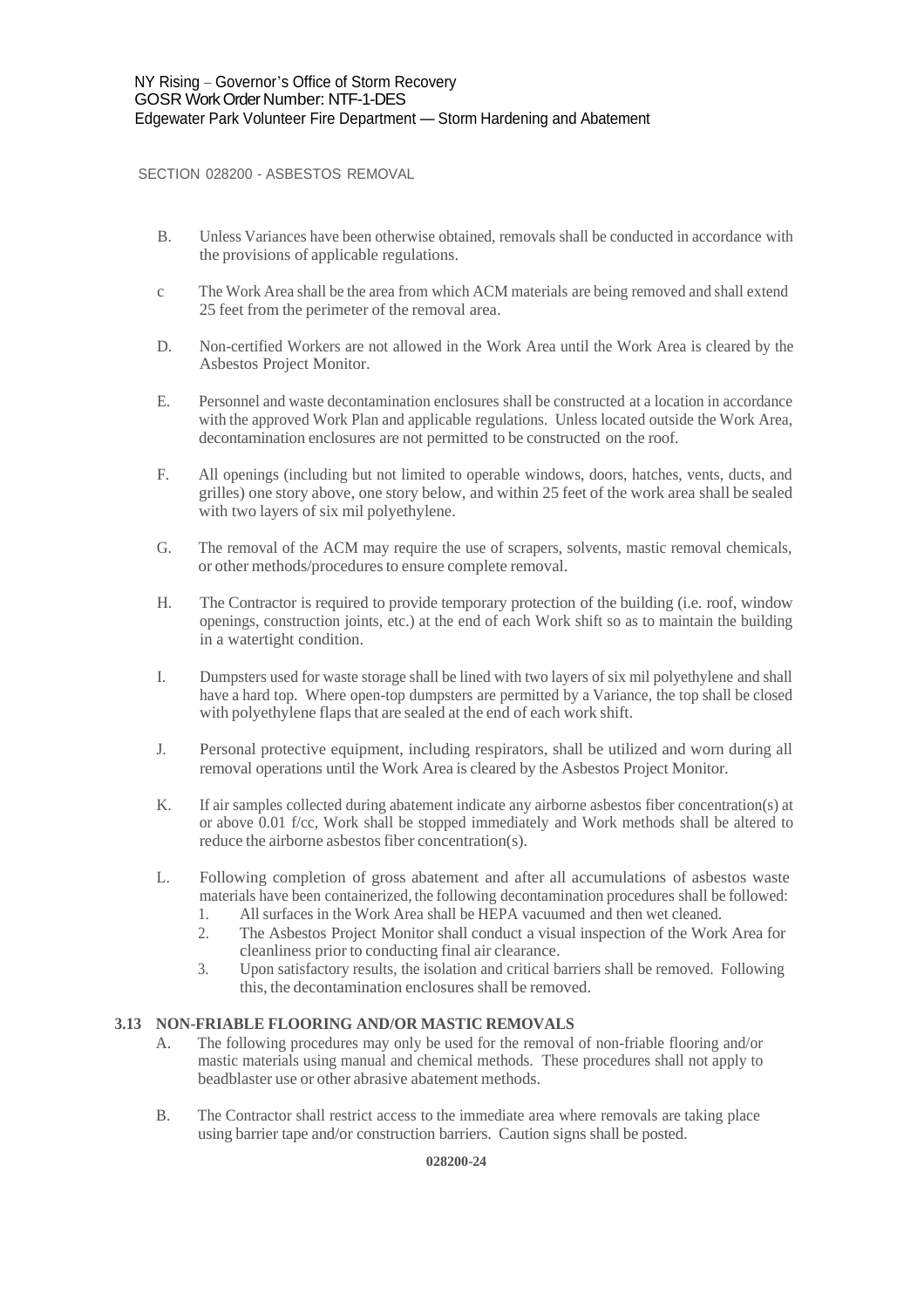B. Unless Variances have been otherwise obtained, removals shall be conducted in accordance with the provisions of applicable regulations.

c The Work Area shall be the area from which ACM materials are being removed and shall extend 25 feet from the perimeter of the removal area.

D. Non-certified Workers are not allowed in the Work Area until the Work Area is cleared by the Asbestos Project Monitor.

E. Personnel and waste decontamination enclosures shall be constructed at a location in accordance with the approved Work Plan and applicable regulations. Unless located outside the Work Area, decontamination enclosures are not permitted to be constructed on the roof.

F. All openings (including but not limited to operable windows, doors, hatches, vents, ducts, and grilles) one story above, one story below, and within 25 feet of the work area shall be sealed with two layers of six mil polyethylene.

G. The removal of the ACM may require the use of scrapers, solvents, mastic removal chemicals, or other methods/procedures to ensure complete removal.

H. The Contractor is required to provide temporary protection of the building (i.e. roof, window openings, construction joints, etc.) at the end of each Work shift so as to maintain the building in a watertight condition.

I. Dumpsters used for waste storage shall be lined with two layers of six mil polyethylene and shall have a hard top. Where open-top dumpsters are permitted by a Variance, the top shall be closed with polyethylene flaps that are sealed at the end of each work shift.

J. Personal protective equipment, including respirators, shall be utilized and worn during all removal operations until the Work Area is cleared by the Asbestos Project Monitor.

K. If air samples collected during abatement indicate any airborne asbestos fiber concentration(s) at or above 0.01 f/cc, Work shall be stopped immediately and Work methods shall be altered to reduce the airborne asbestos fiber concentration(s).

L. Following completion of gross abatement and after all accumulations of asbestos waste materials have been containerized, the following decontamination procedures shall be followed:
   1. All surfaces in the Work Area shall be HEPA vacuumed and then wet cleaned.
   2. The Asbestos Project Monitor shall conduct a visual inspection of the Work Area for cleanliness prior to conducting final air clearance.
   3. Upon satisfactory results, the isolation and critical barriers shall be removed. Following this, the decontamination enclosures shall be removed.

### 3.13 NON-FRIABLE FLOORING AND/OR MASTIC REMOVALS

A. The following procedures may only be used for the removal of non-friable flooring and/or mastic materials using manual and chemical methods. These procedures shall not apply to beadblaster use or other abrasive abatement methods.

B. The Contractor shall restrict access to the immediate area where removals are taking place using barrier tape and/or construction barriers. Caution signs shall be posted.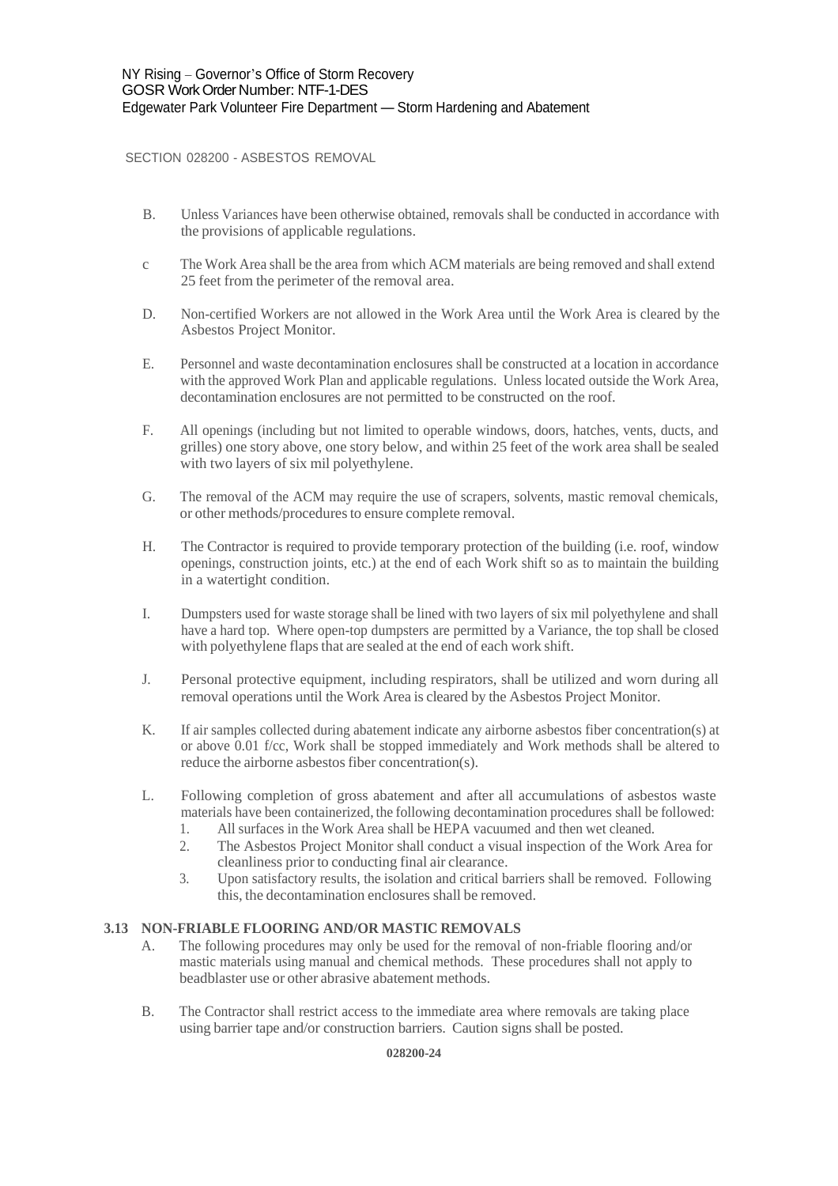B. Unless Variances have been otherwise obtained, removals shall be conducted in accordance with the provisions of applicable regulations.

c The Work Area shall be the area from which ACM materials are being removed and shall extend 25 feet from the perimeter of the removal area.

D. Non-certified Workers are not allowed in the Work Area until the Work Area is cleared by the Asbestos Project Monitor.

E. Personnel and waste decontamination enclosures shall be constructed at a location in accordance with the approved Work Plan and applicable regulations. Unless located outside the Work Area, decontamination enclosures are not permitted to be constructed on the roof.

F. All openings (including but not limited to operable windows, doors, hatches, vents, ducts, and grilles) one story above, one story below, and within 25 feet of the work area shall be sealed with two layers of six mil polyethylene.

G. The removal of the ACM may require the use of scrapers, solvents, mastic removal chemicals, or other methods/procedures to ensure complete removal.

H. The Contractor is required to provide temporary protection of the building (i.e. roof, window openings, construction joints, etc.) at the end of each Work shift so as to maintain the building in a watertight condition.

I. Dumpsters used for waste storage shall be lined with two layers of six mil polyethylene and shall have a hard top. Where open-top dumpsters are permitted by a Variance, the top shall be closed with polyethylene flaps that are sealed at the end of each work shift.

J. Personal protective equipment, including respirators, shall be utilized and worn during all removal operations until the Work Area is cleared by the Asbestos Project Monitor.

K. If air samples collected during abatement indicate any airborne asbestos fiber concentration(s) at or above 0.01 f/cc, Work shall be stopped immediately and Work methods shall be altered to reduce the airborne asbestos fiber concentration(s).

L. Following completion of gross abatement and after all accumulations of asbestos waste materials have been containerized, the following decontamination procedures shall be followed:
   1. All surfaces in the Work Area shall be HEPA vacuumed and then wet cleaned.
   2. The Asbestos Project Monitor shall conduct a visual inspection of the Work Area for cleanliness prior to conducting final air clearance.
   3. Upon satisfactory results, the isolation and critical barriers shall be removed. Following this, the decontamination enclosures shall be removed.

### 3.13 NON-FRIABLE FLOORING AND/OR MASTIC REMOVALS

A. The following procedures may only be used for the removal of non-friable flooring and/or mastic materials using manual and chemical methods. These procedures shall not apply to beadblaster use or other abrasive abatement methods.

B. The Contractor shall restrict access to the immediate area where removals are taking place using barrier tape and/or construction barriers. Caution signs shall be posted.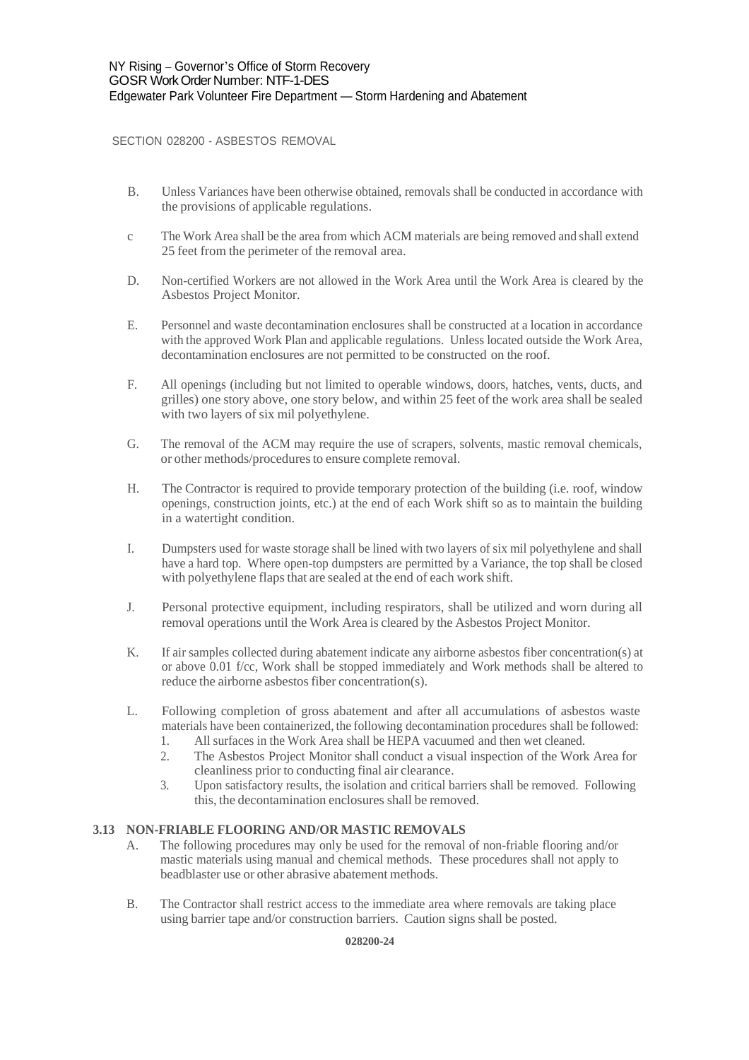B. Unless Variances have been otherwise obtained, removals shall be conducted in accordance with the provisions of applicable regulations.

c The Work Area shall be the area from which ACM materials are being removed and shall extend 25 feet from the perimeter of the removal area.

D. Non-certified Workers are not allowed in the Work Area until the Work Area is cleared by the Asbestos Project Monitor.

E. Personnel and waste decontamination enclosures shall be constructed at a location in accordance with the approved Work Plan and applicable regulations. Unless located outside the Work Area, decontamination enclosures are not permitted to be constructed on the roof.

F. All openings (including but not limited to operable windows, doors, hatches, vents, ducts, and grilles) one story above, one story below, and within 25 feet of the work area shall be sealed with two layers of six mil polyethylene.

G. The removal of the ACM may require the use of scrapers, solvents, mastic removal chemicals, or other methods/procedures to ensure complete removal.

H. The Contractor is required to provide temporary protection of the building (i.e. roof, window openings, construction joints, etc.) at the end of each Work shift so as to maintain the building in a watertight condition.

I. Dumpsters used for waste storage shall be lined with two layers of six mil polyethylene and shall have a hard top. Where open-top dumpsters are permitted by a Variance, the top shall be closed with polyethylene flaps that are sealed at the end of each work shift.

J. Personal protective equipment, including respirators, shall be utilized and worn during all removal operations until the Work Area is cleared by the Asbestos Project Monitor.

K. If air samples collected during abatement indicate any airborne asbestos fiber concentration(s) at or above 0.01 f/cc, Work shall be stopped immediately and Work methods shall be altered to reduce the airborne asbestos fiber concentration(s).

L. Following completion of gross abatement and after all accumulations of asbestos waste materials have been containerized, the following decontamination procedures shall be followed:
   1. All surfaces in the Work Area shall be HEPA vacuumed and then wet cleaned.
   2. The Asbestos Project Monitor shall conduct a visual inspection of the Work Area for cleanliness prior to conducting final air clearance.
   3. Upon satisfactory results, the isolation and critical barriers shall be removed. Following this, the decontamination enclosures shall be removed.

**3.13 NON-FRIABLE FLOORING AND/OR MASTIC REMOVALS**

A. The following procedures may only be used for the removal of non-friable flooring and/or mastic materials using manual and chemical methods. These procedures shall not apply to beadblaster use or other abrasive abatement methods.

B. The Contractor shall restrict access to the immediate area where removals are taking place using barrier tape and/or construction barriers. Caution signs shall be posted.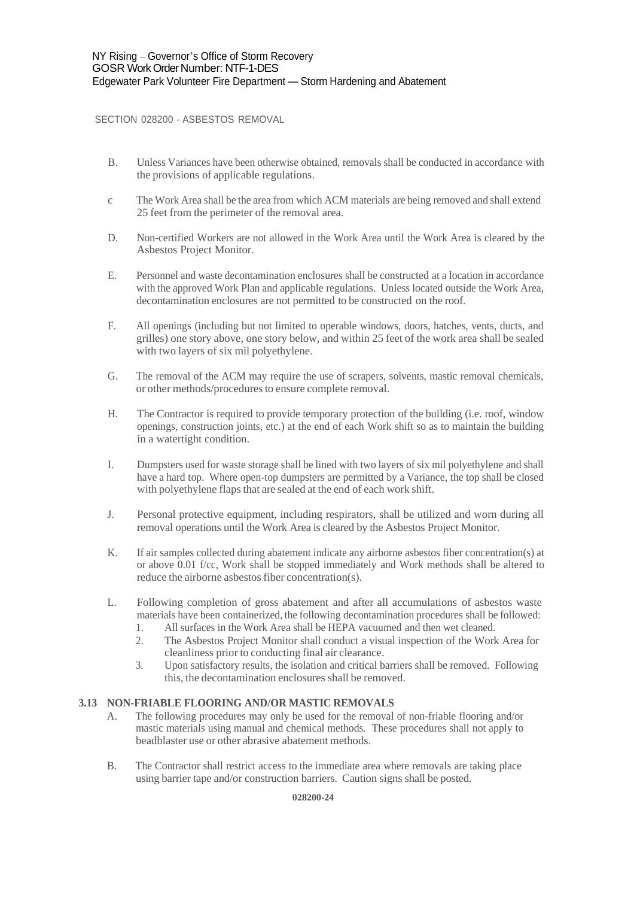B. Unless Variances have been otherwise obtained, removals shall be conducted in accordance with the provisions of applicable regulations.

c The Work Area shall be the area from which ACM materials are being removed and shall extend 25 feet from the perimeter of the removal area.

D. Non-certified Workers are not allowed in the Work Area until the Work Area is cleared by the Asbestos Project Monitor.

E. Personnel and waste decontamination enclosures shall be constructed at a location in accordance with the approved Work Plan and applicable regulations. Unless located outside the Work Area, decontamination enclosures are not permitted to be constructed on the roof.

F. All openings (including but not limited to operable windows, doors, hatches, vents, ducts, and grilles) one story above, one story below, and within 25 feet of the work area shall be sealed with two layers of six mil polyethylene.

G. The removal of the ACM may require the use of scrapers, solvents, mastic removal chemicals, or other methods/procedures to ensure complete removal.

H. The Contractor is required to provide temporary protection of the building (i.e. roof, window openings, construction joints, etc.) at the end of each Work shift so as to maintain the building in a watertight condition.

I. Dumpsters used for waste storage shall be lined with two layers of six mil polyethylene and shall have a hard top. Where open-top dumpsters are permitted by a Variance, the top shall be closed with polyethylene flaps that are sealed at the end of each work shift.

J. Personal protective equipment, including respirators, shall be utilized and worn during all removal operations until the Work Area is cleared by the Asbestos Project Monitor.

K. If air samples collected during abatement indicate any airborne asbestos fiber concentration(s) at or above 0.01 f/cc, Work shall be stopped immediately and Work methods shall be altered to reduce the airborne asbestos fiber concentration(s).

L. Following completion of gross abatement and after all accumulations of asbestos waste materials have been containerized, the following decontamination procedures shall be followed:
   1. All surfaces in the Work Area shall be HEPA vacuumed and then wet cleaned.
   2. The Asbestos Project Monitor shall conduct a visual inspection of the Work Area for cleanliness prior to conducting final air clearance.
   3. Upon satisfactory results, the isolation and critical barriers shall be removed. Following this, the decontamination enclosures shall be removed.

## 3.13 NON-FRIABLE FLOORING AND/OR MASTIC REMOVALS

A. The following procedures may only be used for the removal of non-friable flooring and/or mastic materials using manual and chemical methods. These procedures shall not apply to beadblaster use or other abrasive abatement methods.

B. The Contractor shall restrict access to the immediate area where removals are taking place using barrier tape and/or construction barriers. Caution signs shall be posted.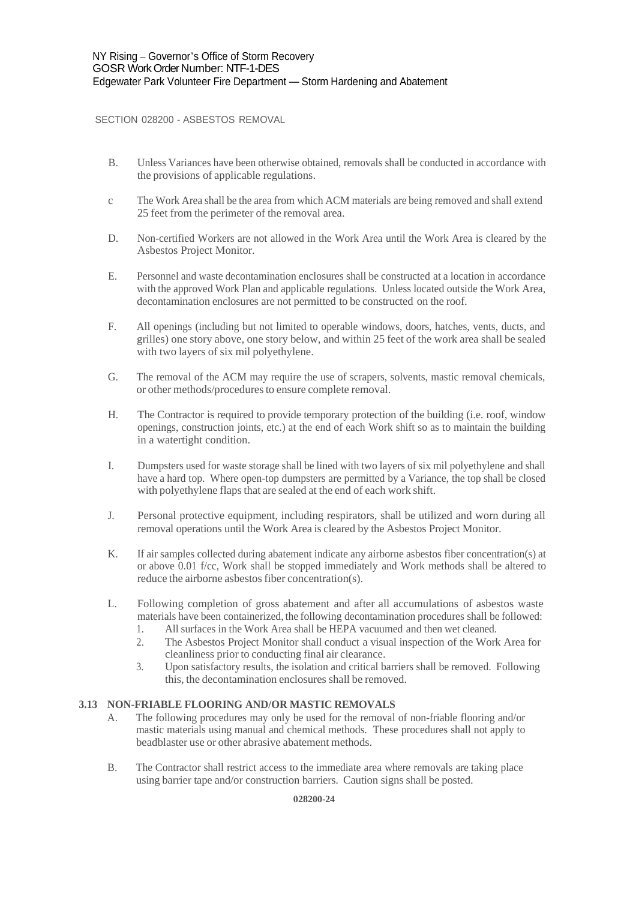B. Unless Variances have been otherwise obtained, removals shall be conducted in accordance with the provisions of applicable regulations.

c The Work Area shall be the area from which ACM materials are being removed and shall extend 25 feet from the perimeter of the removal area.

D. Non-certified Workers are not allowed in the Work Area until the Work Area is cleared by the Asbestos Project Monitor.

E. Personnel and waste decontamination enclosures shall be constructed at a location in accordance with the approved Work Plan and applicable regulations. Unless located outside the Work Area, decontamination enclosures are not permitted to be constructed on the roof.

F. All openings (including but not limited to operable windows, doors, hatches, vents, ducts, and grilles) one story above, one story below, and within 25 feet of the work area shall be sealed with two layers of six mil polyethylene.

G. The removal of the ACM may require the use of scrapers, solvents, mastic removal chemicals, or other methods/procedures to ensure complete removal.

H. The Contractor is required to provide temporary protection of the building (i.e. roof, window openings, construction joints, etc.) at the end of each Work shift so as to maintain the building in a watertight condition.

I. Dumpsters used for waste storage shall be lined with two layers of six mil polyethylene and shall have a hard top. Where open-top dumpsters are permitted by a Variance, the top shall be closed with polyethylene flaps that are sealed at the end of each work shift.

J. Personal protective equipment, including respirators, shall be utilized and worn during all removal operations until the Work Area is cleared by the Asbestos Project Monitor.

K. If air samples collected during abatement indicate any airborne asbestos fiber concentration(s) at or above 0.01 f/cc, Work shall be stopped immediately and Work methods shall be altered to reduce the airborne asbestos fiber concentration(s).

L. Following completion of gross abatement and after all accumulations of asbestos waste materials have been containerized, the following decontamination procedures shall be followed:
   1. All surfaces in the Work Area shall be HEPA vacuumed and then wet cleaned.
   2. The Asbestos Project Monitor shall conduct a visual inspection of the Work Area for cleanliness prior to conducting final air clearance.
   3. Upon satisfactory results, the isolation and critical barriers shall be removed. Following this, the decontamination enclosures shall be removed.

**3.13 NON-FRIABLE FLOORING AND/OR MASTIC REMOVALS**

A. The following procedures may only be used for the removal of non-friable flooring and/or mastic materials using manual and chemical methods. These procedures shall not apply to beadblaster use or other abrasive abatement methods.

B. The Contractor shall restrict access to the immediate area where removals are taking place using barrier tape and/or construction barriers. Caution signs shall be posted.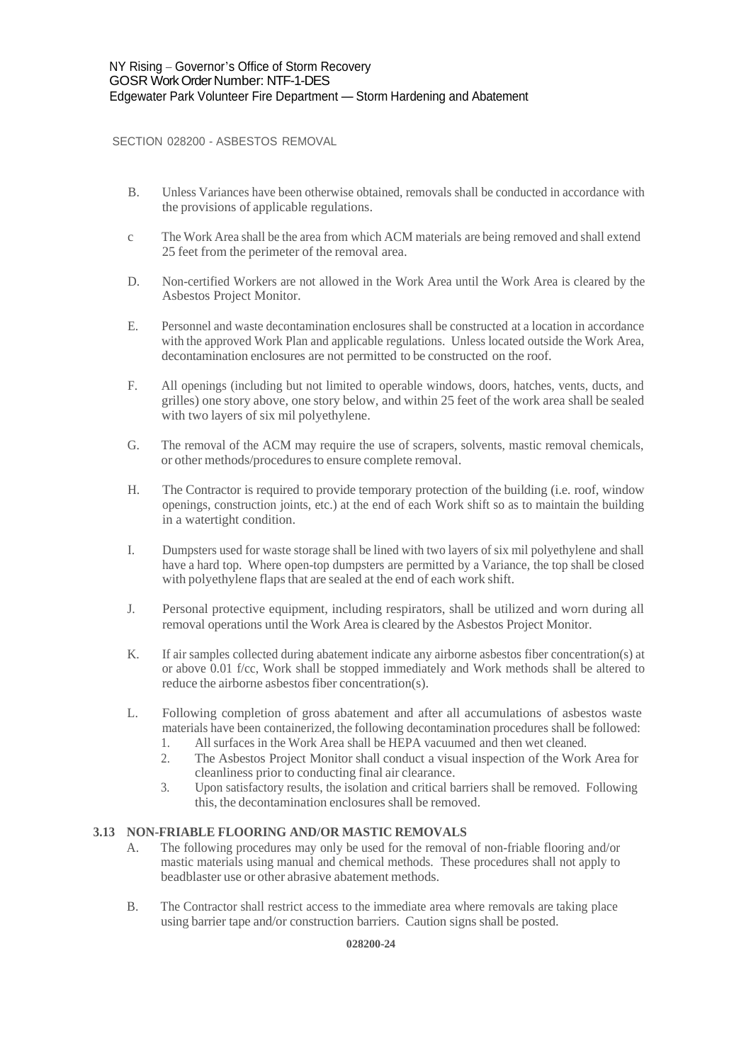B. Unless Variances have been otherwise obtained, removals shall be conducted in accordance with the provisions of applicable regulations.

c The Work Area shall be the area from which ACM materials are being removed and shall extend 25 feet from the perimeter of the removal area.

D. Non-certified Workers are not allowed in the Work Area until the Work Area is cleared by the Asbestos Project Monitor.

E. Personnel and waste decontamination enclosures shall be constructed at a location in accordance with the approved Work Plan and applicable regulations. Unless located outside the Work Area, decontamination enclosures are not permitted to be constructed on the roof.

F. All openings (including but not limited to operable windows, doors, hatches, vents, ducts, and grilles) one story above, one story below, and within 25 feet of the work area shall be sealed with two layers of six mil polyethylene.

G. The removal of the ACM may require the use of scrapers, solvents, mastic removal chemicals, or other methods/procedures to ensure complete removal.

H. The Contractor is required to provide temporary protection of the building (i.e. roof, window openings, construction joints, etc.) at the end of each Work shift so as to maintain the building in a watertight condition.

I. Dumpsters used for waste storage shall be lined with two layers of six mil polyethylene and shall have a hard top. Where open-top dumpsters are permitted by a Variance, the top shall be closed with polyethylene flaps that are sealed at the end of each work shift.

J. Personal protective equipment, including respirators, shall be utilized and worn during all removal operations until the Work Area is cleared by the Asbestos Project Monitor.

K. If air samples collected during abatement indicate any airborne asbestos fiber concentration(s) at or above 0.01 f/cc, Work shall be stopped immediately and Work methods shall be altered to reduce the airborne asbestos fiber concentration(s).

L. Following completion of gross abatement and after all accumulations of asbestos waste materials have been containerized, the following decontamination procedures shall be followed:
1. All surfaces in the Work Area shall be HEPA vacuumed and then wet cleaned.
2. The Asbestos Project Monitor shall conduct a visual inspection of the Work Area for cleanliness prior to conducting final air clearance.
3. Upon satisfactory results, the isolation and critical barriers shall be removed. Following this, the decontamination enclosures shall be removed.

### 3.13 NON-FRIABLE FLOORING AND/OR MASTIC REMOVALS

A. The following procedures may only be used for the removal of non-friable flooring and/or mastic materials using manual and chemical methods. These procedures shall not apply to beadblaster use or other abrasive abatement methods.

B. The Contractor shall restrict access to the immediate area where removals are taking place using barrier tape and/or construction barriers. Caution signs shall be posted.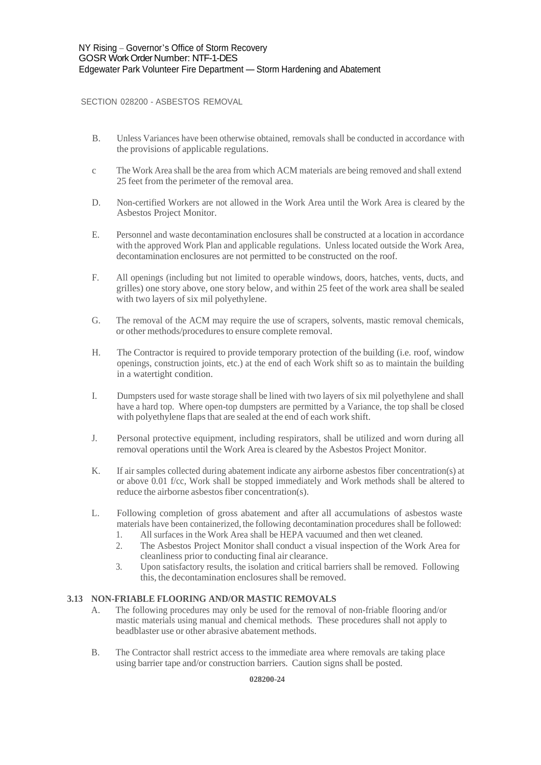B. Unless Variances have been otherwise obtained, removals shall be conducted in accordance with the provisions of applicable regulations.

c The Work Area shall be the area from which ACM materials are being removed and shall extend 25 feet from the perimeter of the removal area.

D. Non-certified Workers are not allowed in the Work Area until the Work Area is cleared by the Asbestos Project Monitor.

E. Personnel and waste decontamination enclosures shall be constructed at a location in accordance with the approved Work Plan and applicable regulations. Unless located outside the Work Area, decontamination enclosures are not permitted to be constructed on the roof.

F. All openings (including but not limited to operable windows, doors, hatches, vents, ducts, and grilles) one story above, one story below, and within 25 feet of the work area shall be sealed with two layers of six mil polyethylene.

G. The removal of the ACM may require the use of scrapers, solvents, mastic removal chemicals, or other methods/procedures to ensure complete removal.

H. The Contractor is required to provide temporary protection of the building (i.e. roof, window openings, construction joints, etc.) at the end of each Work shift so as to maintain the building in a watertight condition.

I. Dumpsters used for waste storage shall be lined with two layers of six mil polyethylene and shall have a hard top. Where open-top dumpsters are permitted by a Variance, the top shall be closed with polyethylene flaps that are sealed at the end of each work shift.

J. Personal protective equipment, including respirators, shall be utilized and worn during all removal operations until the Work Area is cleared by the Asbestos Project Monitor.

K. If air samples collected during abatement indicate any airborne asbestos fiber concentration(s) at or above 0.01 f/cc, Work shall be stopped immediately and Work methods shall be altered to reduce the airborne asbestos fiber concentration(s).

L. Following completion of gross abatement and after all accumulations of asbestos waste materials have been containerized, the following decontamination procedures shall be followed:
   1. All surfaces in the Work Area shall be HEPA vacuumed and then wet cleaned.
   2. The Asbestos Project Monitor shall conduct a visual inspection of the Work Area for cleanliness prior to conducting final air clearance.
   3. Upon satisfactory results, the isolation and critical barriers shall be removed. Following this, the decontamination enclosures shall be removed.

**3.13 NON-FRIABLE FLOORING AND/OR MASTIC REMOVALS**

A. The following procedures may only be used for the removal of non-friable flooring and/or mastic materials using manual and chemical methods. These procedures shall not apply to beadblaster use or other abrasive abatement methods.

B. The Contractor shall restrict access to the immediate area where removals are taking place using barrier tape and/or construction barriers. Caution signs shall be posted.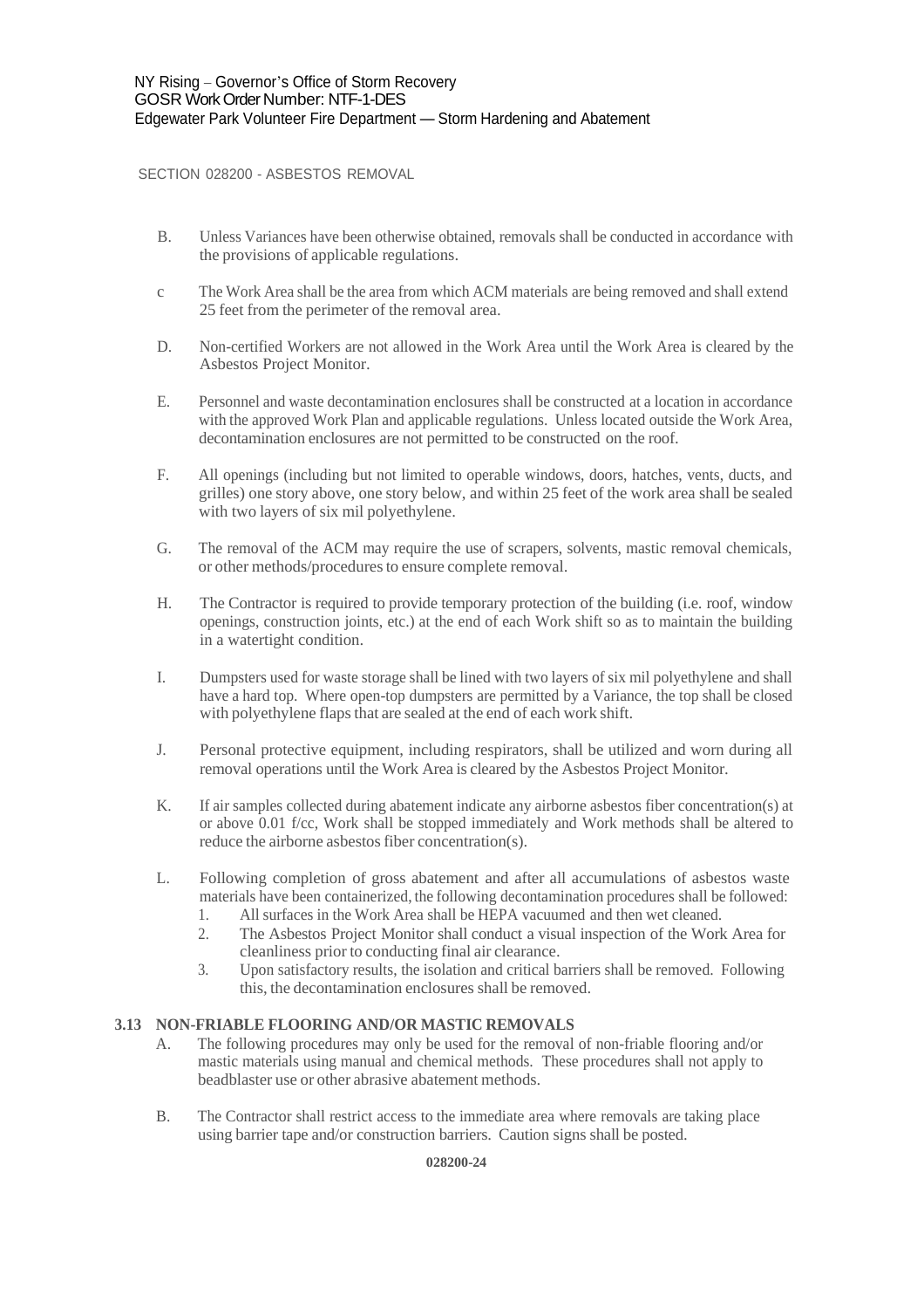B. Unless Variances have been otherwise obtained, removals shall be conducted in accordance with the provisions of applicable regulations.

c The Work Area shall be the area from which ACM materials are being removed and shall extend 25 feet from the perimeter of the removal area.

D. Non-certified Workers are not allowed in the Work Area until the Work Area is cleared by the Asbestos Project Monitor.

E. Personnel and waste decontamination enclosures shall be constructed at a location in accordance with the approved Work Plan and applicable regulations. Unless located outside the Work Area, decontamination enclosures are not permitted to be constructed on the roof.

F. All openings (including but not limited to operable windows, doors, hatches, vents, ducts, and grilles) one story above, one story below, and within 25 feet of the work area shall be sealed with two layers of six mil polyethylene.

G. The removal of the ACM may require the use of scrapers, solvents, mastic removal chemicals, or other methods/procedures to ensure complete removal.

H. The Contractor is required to provide temporary protection of the building (i.e. roof, window openings, construction joints, etc.) at the end of each Work shift so as to maintain the building in a watertight condition.

I. Dumpsters used for waste storage shall be lined with two layers of six mil polyethylene and shall have a hard top. Where open-top dumpsters are permitted by a Variance, the top shall be closed with polyethylene flaps that are sealed at the end of each work shift.

J. Personal protective equipment, including respirators, shall be utilized and worn during all removal operations until the Work Area is cleared by the Asbestos Project Monitor.

K. If air samples collected during abatement indicate any airborne asbestos fiber concentration(s) at or above 0.01 f/cc, Work shall be stopped immediately and Work methods shall be altered to reduce the airborne asbestos fiber concentration(s).

L. Following completion of gross abatement and after all accumulations of asbestos waste materials have been containerized, the following decontamination procedures shall be followed:
   1. All surfaces in the Work Area shall be HEPA vacuumed and then wet cleaned.
   2. The Asbestos Project Monitor shall conduct a visual inspection of the Work Area for cleanliness prior to conducting final air clearance.
   3. Upon satisfactory results, the isolation and critical barriers shall be removed. Following this, the decontamination enclosures shall be removed.

**3.13 NON-FRIABLE FLOORING AND/OR MASTIC REMOVALS**

A. The following procedures may only be used for the removal of non-friable flooring and/or mastic materials using manual and chemical methods. These procedures shall not apply to beadblaster use or other abrasive abatement methods.

B. The Contractor shall restrict access to the immediate area where removals are taking place using barrier tape and/or construction barriers. Caution signs shall be posted.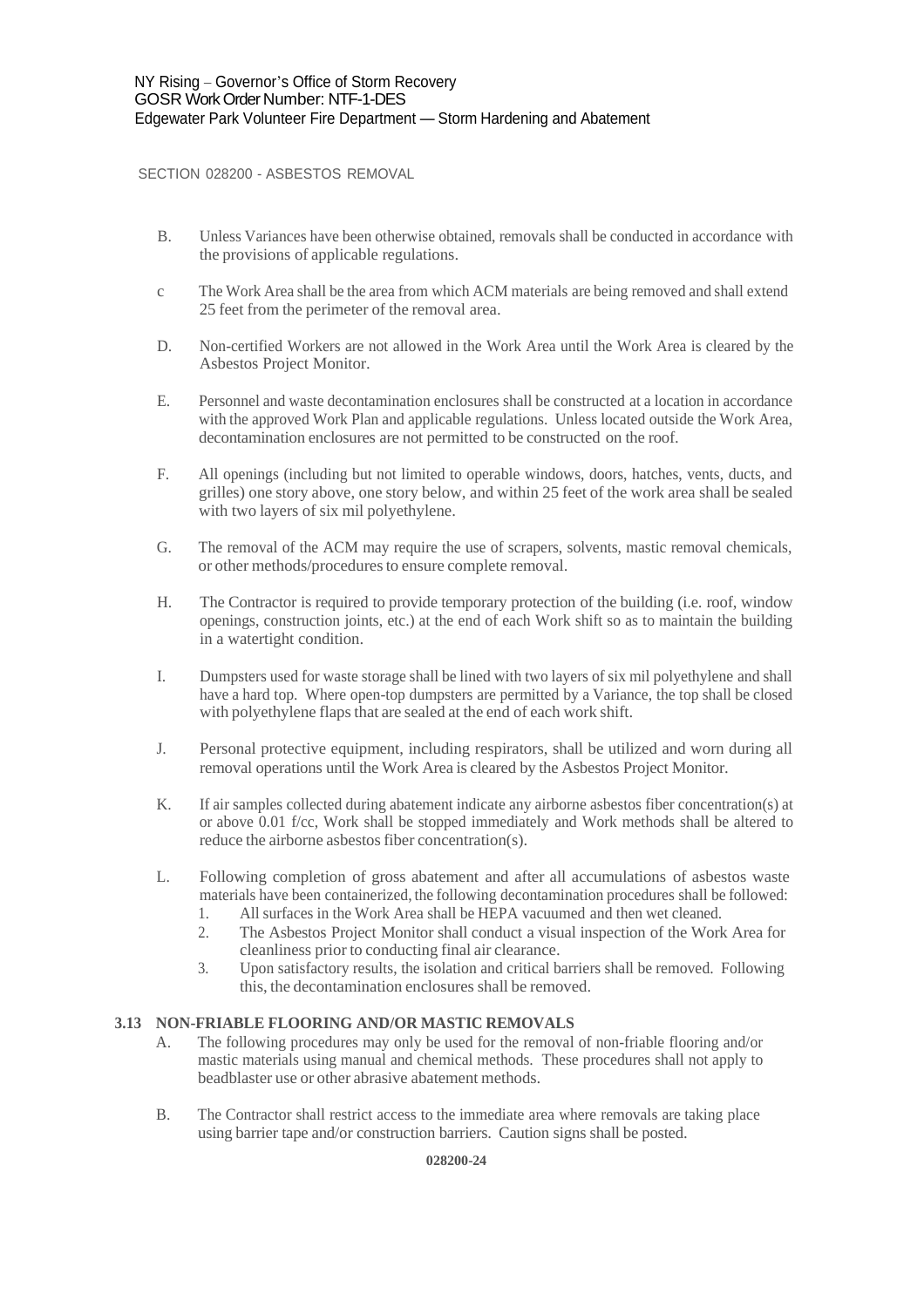SECTION 028200 - ASBESTOS REMOVAL

B. Unless Variances have been otherwise obtained, removals shall be conducted in accordance with the provisions of applicable regulations.

c The Work Area shall be the area from which ACM materials are being removed and shall extend 25 feet from the perimeter of the removal area.

D. Non-certified Workers are not allowed in the Work Area until the Work Area is cleared by the Asbestos Project Monitor.

E. Personnel and waste decontamination enclosures shall be constructed at a location in accordance with the approved Work Plan and applicable regulations. Unless located outside the Work Area, decontamination enclosures are not permitted to be constructed on the roof.

F. All openings (including but not limited to operable windows, doors, hatches, vents, ducts, and grilles) one story above, one story below, and within 25 feet of the work area shall be sealed with two layers of six mil polyethylene.

G. The removal of the ACM may require the use of scrapers, solvents, mastic removal chemicals, or other methods/procedures to ensure complete removal.

H. The Contractor is required to provide temporary protection of the building (i.e. roof, window openings, construction joints, etc.) at the end of each Work shift so as to maintain the building in a watertight condition.

I. Dumpsters used for waste storage shall be lined with two layers of six mil polyethylene and shall have a hard top. Where open-top dumpsters are permitted by a Variance, the top shall be closed with polyethylene flaps that are sealed at the end of each work shift.

J. Personal protective equipment, including respirators, shall be utilized and worn during all removal operations until the Work Area is cleared by the Asbestos Project Monitor.

K. If air samples collected during abatement indicate any airborne asbestos fiber concentration(s) at or above 0.01 f/cc, Work shall be stopped immediately and Work methods shall be altered to reduce the airborne asbestos fiber concentration(s).

L. Following completion of gross abatement and after all accumulations of asbestos waste materials have been containerized, the following decontamination procedures shall be followed:
1. All surfaces in the Work Area shall be HEPA vacuumed and then wet cleaned.
2. The Asbestos Project Monitor shall conduct a visual inspection of the Work Area for cleanliness prior to conducting final air clearance.
3. Upon satisfactory results, the isolation and critical barriers shall be removed. Following this, the decontamination enclosures shall be removed.

### 3.13 NON-FRIABLE FLOORING AND/OR MASTIC REMOVALS

A. The following procedures may only be used for the removal of non-friable flooring and/or mastic materials using manual and chemical methods. These procedures shall not apply to beadblaster use or other abrasive abatement methods.

B. The Contractor shall restrict access to the immediate area where removals are taking place using barrier tape and/or construction barriers. Caution signs shall be posted.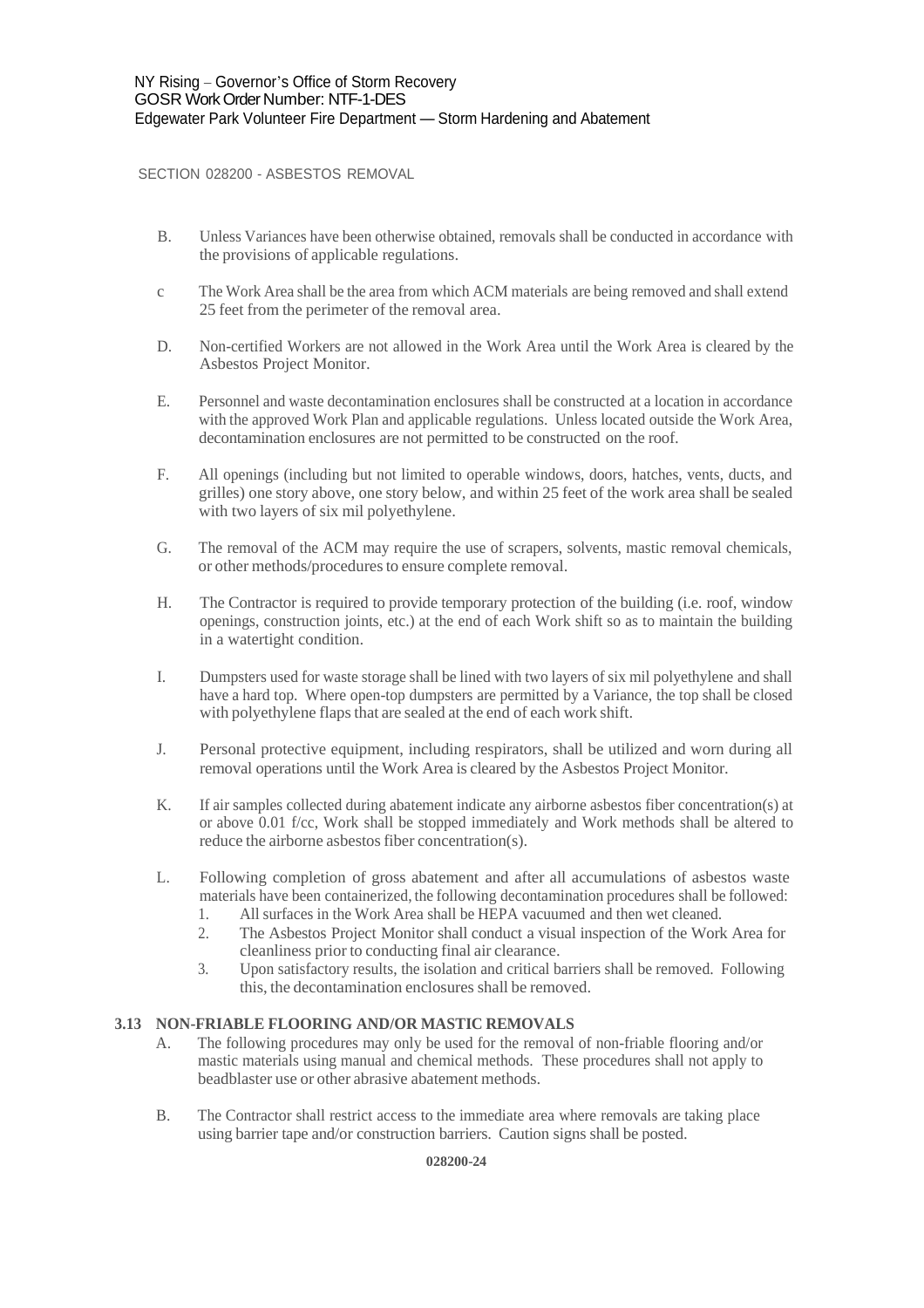B. Unless Variances have been otherwise obtained, removals shall be conducted in accordance with the provisions of applicable regulations.

c The Work Area shall be the area from which ACM materials are being removed and shall extend 25 feet from the perimeter of the removal area.

D. Non-certified Workers are not allowed in the Work Area until the Work Area is cleared by the Asbestos Project Monitor.

E. Personnel and waste decontamination enclosures shall be constructed at a location in accordance with the approved Work Plan and applicable regulations. Unless located outside the Work Area, decontamination enclosures are not permitted to be constructed on the roof.

F. All openings (including but not limited to operable windows, doors, hatches, vents, ducts, and grilles) one story above, one story below, and within 25 feet of the work area shall be sealed with two layers of six mil polyethylene.

G. The removal of the ACM may require the use of scrapers, solvents, mastic removal chemicals, or other methods/procedures to ensure complete removal.

H. The Contractor is required to provide temporary protection of the building (i.e. roof, window openings, construction joints, etc.) at the end of each Work shift so as to maintain the building in a watertight condition.

I. Dumpsters used for waste storage shall be lined with two layers of six mil polyethylene and shall have a hard top. Where open-top dumpsters are permitted by a Variance, the top shall be closed with polyethylene flaps that are sealed at the end of each work shift.

J. Personal protective equipment, including respirators, shall be utilized and worn during all removal operations until the Work Area is cleared by the Asbestos Project Monitor.

K. If air samples collected during abatement indicate any airborne asbestos fiber concentration(s) at or above 0.01 f/cc, Work shall be stopped immediately and Work methods shall be altered to reduce the airborne asbestos fiber concentration(s).

L. Following completion of gross abatement and after all accumulations of asbestos waste materials have been containerized, the following decontamination procedures shall be followed:
   1. All surfaces in the Work Area shall be HEPA vacuumed and then wet cleaned.
   2. The Asbestos Project Monitor shall conduct a visual inspection of the Work Area for cleanliness prior to conducting final air clearance.
   3. Upon satisfactory results, the isolation and critical barriers shall be removed. Following this, the decontamination enclosures shall be removed.

### 3.13 NON-FRIABLE FLOORING AND/OR MASTIC REMOVALS

A. The following procedures may only be used for the removal of non-friable flooring and/or mastic materials using manual and chemical methods. These procedures shall not apply to beadblaster use or other abrasive abatement methods.

B. The Contractor shall restrict access to the immediate area where removals are taking place using barrier tape and/or construction barriers. Caution signs shall be posted.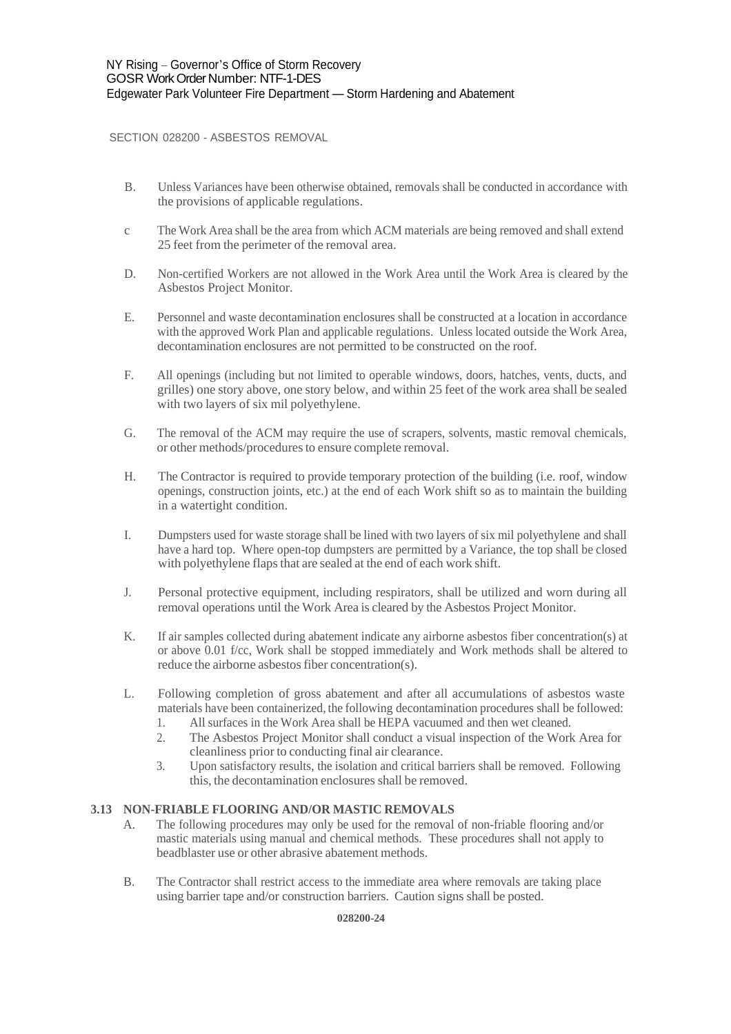B. Unless Variances have been otherwise obtained, removals shall be conducted in accordance with the provisions of applicable regulations.

c The Work Area shall be the area from which ACM materials are being removed and shall extend 25 feet from the perimeter of the removal area.

D. Non-certified Workers are not allowed in the Work Area until the Work Area is cleared by the Asbestos Project Monitor.

E. Personnel and waste decontamination enclosures shall be constructed at a location in accordance with the approved Work Plan and applicable regulations. Unless located outside the Work Area, decontamination enclosures are not permitted to be constructed on the roof.

F. All openings (including but not limited to operable windows, doors, hatches, vents, ducts, and grilles) one story above, one story below, and within 25 feet of the work area shall be sealed with two layers of six mil polyethylene.

G. The removal of the ACM may require the use of scrapers, solvents, mastic removal chemicals, or other methods/procedures to ensure complete removal.

H. The Contractor is required to provide temporary protection of the building (i.e. roof, window openings, construction joints, etc.) at the end of each Work shift so as to maintain the building in a watertight condition.

I. Dumpsters used for waste storage shall be lined with two layers of six mil polyethylene and shall have a hard top. Where open-top dumpsters are permitted by a Variance, the top shall be closed with polyethylene flaps that are sealed at the end of each work shift.

J. Personal protective equipment, including respirators, shall be utilized and worn during all removal operations until the Work Area is cleared by the Asbestos Project Monitor.

K. If air samples collected during abatement indicate any airborne asbestos fiber concentration(s) at or above 0.01 f/cc, Work shall be stopped immediately and Work methods shall be altered to reduce the airborne asbestos fiber concentration(s).

L. Following completion of gross abatement and after all accumulations of asbestos waste materials have been containerized, the following decontamination procedures shall be followed:
   1. All surfaces in the Work Area shall be HEPA vacuumed and then wet cleaned.
   2. The Asbestos Project Monitor shall conduct a visual inspection of the Work Area for cleanliness prior to conducting final air clearance.
   3. Upon satisfactory results, the isolation and critical barriers shall be removed. Following this, the decontamination enclosures shall be removed.

**3.13 NON-FRIABLE FLOORING AND/OR MASTIC REMOVALS**

A. The following procedures may only be used for the removal of non-friable flooring and/or mastic materials using manual and chemical methods. These procedures shall not apply to beadblaster use or other abrasive abatement methods.

B. The Contractor shall restrict access to the immediate area where removals are taking place using barrier tape and/or construction barriers. Caution signs shall be posted.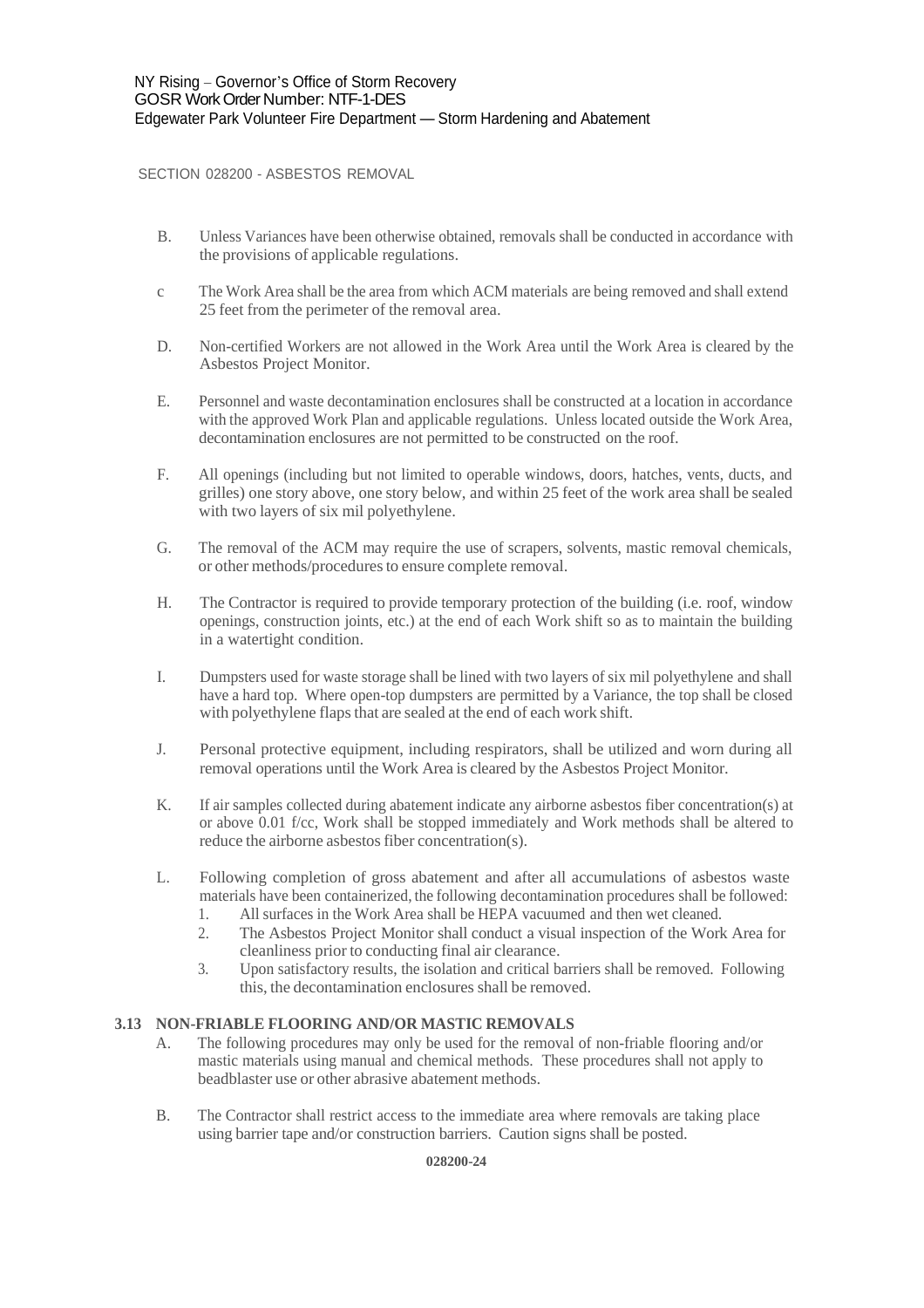B. Unless Variances have been otherwise obtained, removals shall be conducted in accordance with the provisions of applicable regulations.

c The Work Area shall be the area from which ACM materials are being removed and shall extend 25 feet from the perimeter of the removal area.

D. Non-certified Workers are not allowed in the Work Area until the Work Area is cleared by the Asbestos Project Monitor.

E. Personnel and waste decontamination enclosures shall be constructed at a location in accordance with the approved Work Plan and applicable regulations. Unless located outside the Work Area, decontamination enclosures are not permitted to be constructed on the roof.

F. All openings (including but not limited to operable windows, doors, hatches, vents, ducts, and grilles) one story above, one story below, and within 25 feet of the work area shall be sealed with two layers of six mil polyethylene.

G. The removal of the ACM may require the use of scrapers, solvents, mastic removal chemicals, or other methods/procedures to ensure complete removal.

H. The Contractor is required to provide temporary protection of the building (i.e. roof, window openings, construction joints, etc.) at the end of each Work shift so as to maintain the building in a watertight condition.

I. Dumpsters used for waste storage shall be lined with two layers of six mil polyethylene and shall have a hard top. Where open-top dumpsters are permitted by a Variance, the top shall be closed with polyethylene flaps that are sealed at the end of each work shift.

J. Personal protective equipment, including respirators, shall be utilized and worn during all removal operations until the Work Area is cleared by the Asbestos Project Monitor.

K. If air samples collected during abatement indicate any airborne asbestos fiber concentration(s) at or above 0.01 f/cc, Work shall be stopped immediately and Work methods shall be altered to reduce the airborne asbestos fiber concentration(s).

L. Following completion of gross abatement and after all accumulations of asbestos waste materials have been containerized, the following decontamination procedures shall be followed:
   1. All surfaces in the Work Area shall be HEPA vacuumed and then wet cleaned.
   2. The Asbestos Project Monitor shall conduct a visual inspection of the Work Area for cleanliness prior to conducting final air clearance.
   3. Upon satisfactory results, the isolation and critical barriers shall be removed. Following this, the decontamination enclosures shall be removed.

## 3.13 NON-FRIABLE FLOORING AND/OR MASTIC REMOVALS

A. The following procedures may only be used for the removal of non-friable flooring and/or mastic materials using manual and chemical methods. These procedures shall not apply to beadblaster use or other abrasive abatement methods.

B. The Contractor shall restrict access to the immediate area where removals are taking place using barrier tape and/or construction barriers. Caution signs shall be posted.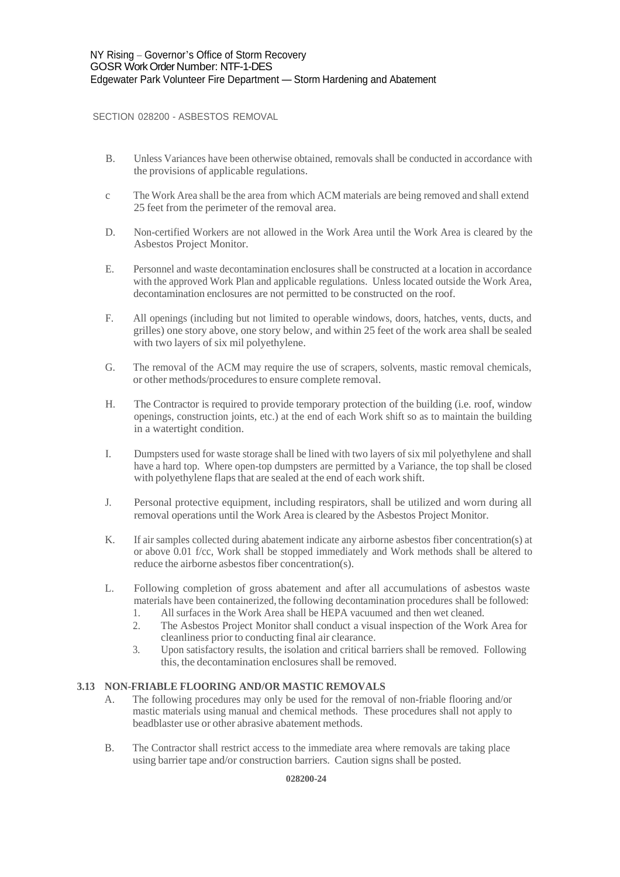B. Unless Variances have been otherwise obtained, removals shall be conducted in accordance with the provisions of applicable regulations.

c The Work Area shall be the area from which ACM materials are being removed and shall extend 25 feet from the perimeter of the removal area.

D. Non-certified Workers are not allowed in the Work Area until the Work Area is cleared by the Asbestos Project Monitor.

E. Personnel and waste decontamination enclosures shall be constructed at a location in accordance with the approved Work Plan and applicable regulations. Unless located outside the Work Area, decontamination enclosures are not permitted to be constructed on the roof.

F. All openings (including but not limited to operable windows, doors, hatches, vents, ducts, and grilles) one story above, one story below, and within 25 feet of the work area shall be sealed with two layers of six mil polyethylene.

G. The removal of the ACM may require the use of scrapers, solvents, mastic removal chemicals, or other methods/procedures to ensure complete removal.

H. The Contractor is required to provide temporary protection of the building (i.e. roof, window openings, construction joints, etc.) at the end of each Work shift so as to maintain the building in a watertight condition.

I. Dumpsters used for waste storage shall be lined with two layers of six mil polyethylene and shall have a hard top. Where open-top dumpsters are permitted by a Variance, the top shall be closed with polyethylene flaps that are sealed at the end of each work shift.

J. Personal protective equipment, including respirators, shall be utilized and worn during all removal operations until the Work Area is cleared by the Asbestos Project Monitor.

K. If air samples collected during abatement indicate any airborne asbestos fiber concentration(s) at or above 0.01 f/cc, Work shall be stopped immediately and Work methods shall be altered to reduce the airborne asbestos fiber concentration(s).

L. Following completion of gross abatement and after all accumulations of asbestos waste materials have been containerized, the following decontamination procedures shall be followed:
   1. All surfaces in the Work Area shall be HEPA vacuumed and then wet cleaned.
   2. The Asbestos Project Monitor shall conduct a visual inspection of the Work Area for cleanliness prior to conducting final air clearance.
   3. Upon satisfactory results, the isolation and critical barriers shall be removed. Following this, the decontamination enclosures shall be removed.

### 3.13 NON-FRIABLE FLOORING AND/OR MASTIC REMOVALS

A. The following procedures may only be used for the removal of non-friable flooring and/or mastic materials using manual and chemical methods. These procedures shall not apply to beadblaster use or other abrasive abatement methods.

B. The Contractor shall restrict access to the immediate area where removals are taking place using barrier tape and/or construction barriers. Caution signs shall be posted.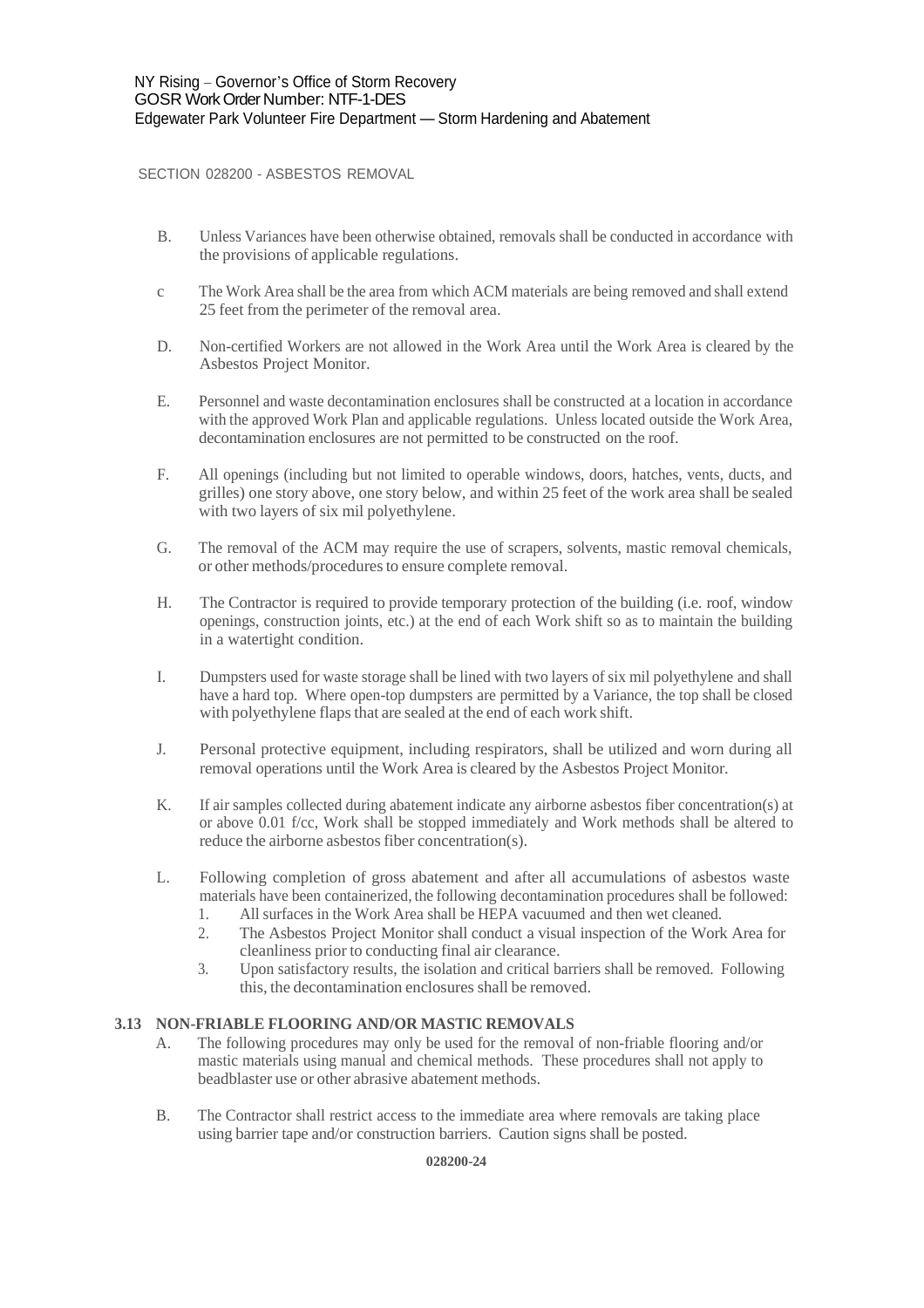B. Unless Variances have been otherwise obtained, removals shall be conducted in accordance with the provisions of applicable regulations.

c The Work Area shall be the area from which ACM materials are being removed and shall extend 25 feet from the perimeter of the removal area.

D. Non-certified Workers are not allowed in the Work Area until the Work Area is cleared by the Asbestos Project Monitor.

E. Personnel and waste decontamination enclosures shall be constructed at a location in accordance with the approved Work Plan and applicable regulations. Unless located outside the Work Area, decontamination enclosures are not permitted to be constructed on the roof.

F. All openings (including but not limited to operable windows, doors, hatches, vents, ducts, and grilles) one story above, one story below, and within 25 feet of the work area shall be sealed with two layers of six mil polyethylene.

G. The removal of the ACM may require the use of scrapers, solvents, mastic removal chemicals, or other methods/procedures to ensure complete removal.

H. The Contractor is required to provide temporary protection of the building (i.e. roof, window openings, construction joints, etc.) at the end of each Work shift so as to maintain the building in a watertight condition.

I. Dumpsters used for waste storage shall be lined with two layers of six mil polyethylene and shall have a hard top. Where open-top dumpsters are permitted by a Variance, the top shall be closed with polyethylene flaps that are sealed at the end of each work shift.

J. Personal protective equipment, including respirators, shall be utilized and worn during all removal operations until the Work Area is cleared by the Asbestos Project Monitor.

K. If air samples collected during abatement indicate any airborne asbestos fiber concentration(s) at or above 0.01 f/cc, Work shall be stopped immediately and Work methods shall be altered to reduce the airborne asbestos fiber concentration(s).

L. Following completion of gross abatement and after all accumulations of asbestos waste materials have been containerized, the following decontamination procedures shall be followed:
   1. All surfaces in the Work Area shall be HEPA vacuumed and then wet cleaned.
   2. The Asbestos Project Monitor shall conduct a visual inspection of the Work Area for cleanliness prior to conducting final air clearance.
   3. Upon satisfactory results, the isolation and critical barriers shall be removed. Following this, the decontamination enclosures shall be removed.

### 3.13 NON-FRIABLE FLOORING AND/OR MASTIC REMOVALS

A. The following procedures may only be used for the removal of non-friable flooring and/or mastic materials using manual and chemical methods. These procedures shall not apply to beadblaster use or other abrasive abatement methods.

B. The Contractor shall restrict access to the immediate area where removals are taking place using barrier tape and/or construction barriers. Caution signs shall be posted.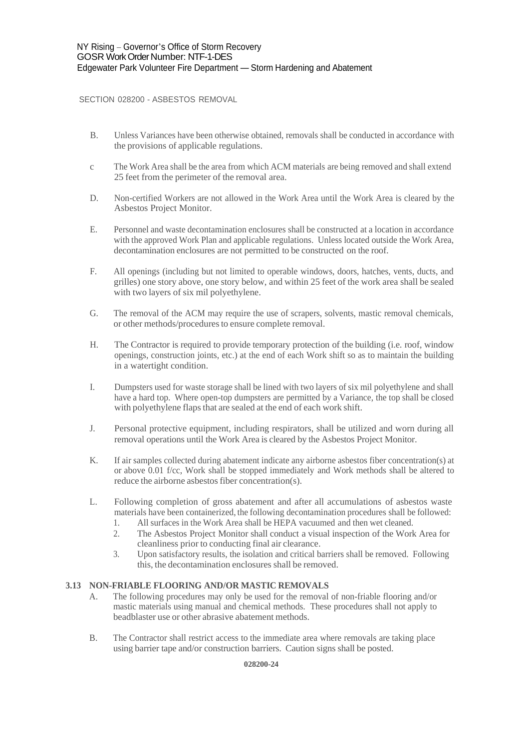B. Unless Variances have been otherwise obtained, removals shall be conducted in accordance with the provisions of applicable regulations.

c The Work Area shall be the area from which ACM materials are being removed and shall extend 25 feet from the perimeter of the removal area.

D. Non-certified Workers are not allowed in the Work Area until the Work Area is cleared by the Asbestos Project Monitor.

E. Personnel and waste decontamination enclosures shall be constructed at a location in accordance with the approved Work Plan and applicable regulations. Unless located outside the Work Area, decontamination enclosures are not permitted to be constructed on the roof.

F. All openings (including but not limited to operable windows, doors, hatches, vents, ducts, and grilles) one story above, one story below, and within 25 feet of the work area shall be sealed with two layers of six mil polyethylene.

G. The removal of the ACM may require the use of scrapers, solvents, mastic removal chemicals, or other methods/procedures to ensure complete removal.

H. The Contractor is required to provide temporary protection of the building (i.e. roof, window openings, construction joints, etc.) at the end of each Work shift so as to maintain the building in a watertight condition.

I. Dumpsters used for waste storage shall be lined with two layers of six mil polyethylene and shall have a hard top. Where open-top dumpsters are permitted by a Variance, the top shall be closed with polyethylene flaps that are sealed at the end of each work shift.

J. Personal protective equipment, including respirators, shall be utilized and worn during all removal operations until the Work Area is cleared by the Asbestos Project Monitor.

K. If air samples collected during abatement indicate any airborne asbestos fiber concentration(s) at or above 0.01 f/cc, Work shall be stopped immediately and Work methods shall be altered to reduce the airborne asbestos fiber concentration(s).

L. Following completion of gross abatement and after all accumulations of asbestos waste materials have been containerized, the following decontamination procedures shall be followed:
   1. All surfaces in the Work Area shall be HEPA vacuumed and then wet cleaned.
   2. The Asbestos Project Monitor shall conduct a visual inspection of the Work Area for cleanliness prior to conducting final air clearance.
   3. Upon satisfactory results, the isolation and critical barriers shall be removed. Following this, the decontamination enclosures shall be removed.

**3.13 NON-FRIABLE FLOORING AND/OR MASTIC REMOVALS**

A. The following procedures may only be used for the removal of non-friable flooring and/or mastic materials using manual and chemical methods. These procedures shall not apply to beadblaster use or other abrasive abatement methods.

B. The Contractor shall restrict access to the immediate area where removals are taking place using barrier tape and/or construction barriers. Caution signs shall be posted.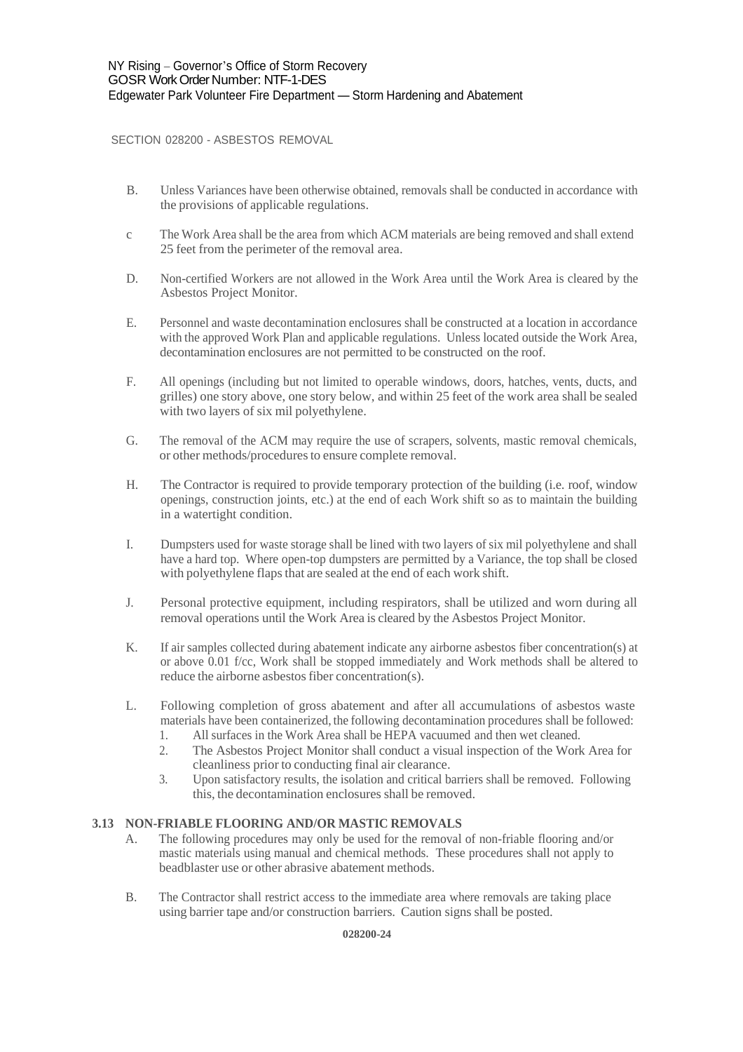B. Unless Variances have been otherwise obtained, removals shall be conducted in accordance with the provisions of applicable regulations.

c The Work Area shall be the area from which ACM materials are being removed and shall extend 25 feet from the perimeter of the removal area.

D. Non-certified Workers are not allowed in the Work Area until the Work Area is cleared by the Asbestos Project Monitor.

E. Personnel and waste decontamination enclosures shall be constructed at a location in accordance with the approved Work Plan and applicable regulations. Unless located outside the Work Area, decontamination enclosures are not permitted to be constructed on the roof.

F. All openings (including but not limited to operable windows, doors, hatches, vents, ducts, and grilles) one story above, one story below, and within 25 feet of the work area shall be sealed with two layers of six mil polyethylene.

G. The removal of the ACM may require the use of scrapers, solvents, mastic removal chemicals, or other methods/procedures to ensure complete removal.

H. The Contractor is required to provide temporary protection of the building (i.e. roof, window openings, construction joints, etc.) at the end of each Work shift so as to maintain the building in a watertight condition.

I. Dumpsters used for waste storage shall be lined with two layers of six mil polyethylene and shall have a hard top. Where open-top dumpsters are permitted by a Variance, the top shall be closed with polyethylene flaps that are sealed at the end of each work shift.

J. Personal protective equipment, including respirators, shall be utilized and worn during all removal operations until the Work Area is cleared by the Asbestos Project Monitor.

K. If air samples collected during abatement indicate any airborne asbestos fiber concentration(s) at or above 0.01 f/cc, Work shall be stopped immediately and Work methods shall be altered to reduce the airborne asbestos fiber concentration(s).

L. Following completion of gross abatement and after all accumulations of asbestos waste materials have been containerized, the following decontamination procedures shall be followed:
   1. All surfaces in the Work Area shall be HEPA vacuumed and then wet cleaned.
   2. The Asbestos Project Monitor shall conduct a visual inspection of the Work Area for cleanliness prior to conducting final air clearance.
   3. Upon satisfactory results, the isolation and critical barriers shall be removed. Following this, the decontamination enclosures shall be removed.

**3.13 NON-FRIABLE FLOORING AND/OR MASTIC REMOVALS**

A. The following procedures may only be used for the removal of non-friable flooring and/or mastic materials using manual and chemical methods. These procedures shall not apply to beadblaster use or other abrasive abatement methods.

B. The Contractor shall restrict access to the immediate area where removals are taking place using barrier tape and/or construction barriers. Caution signs shall be posted.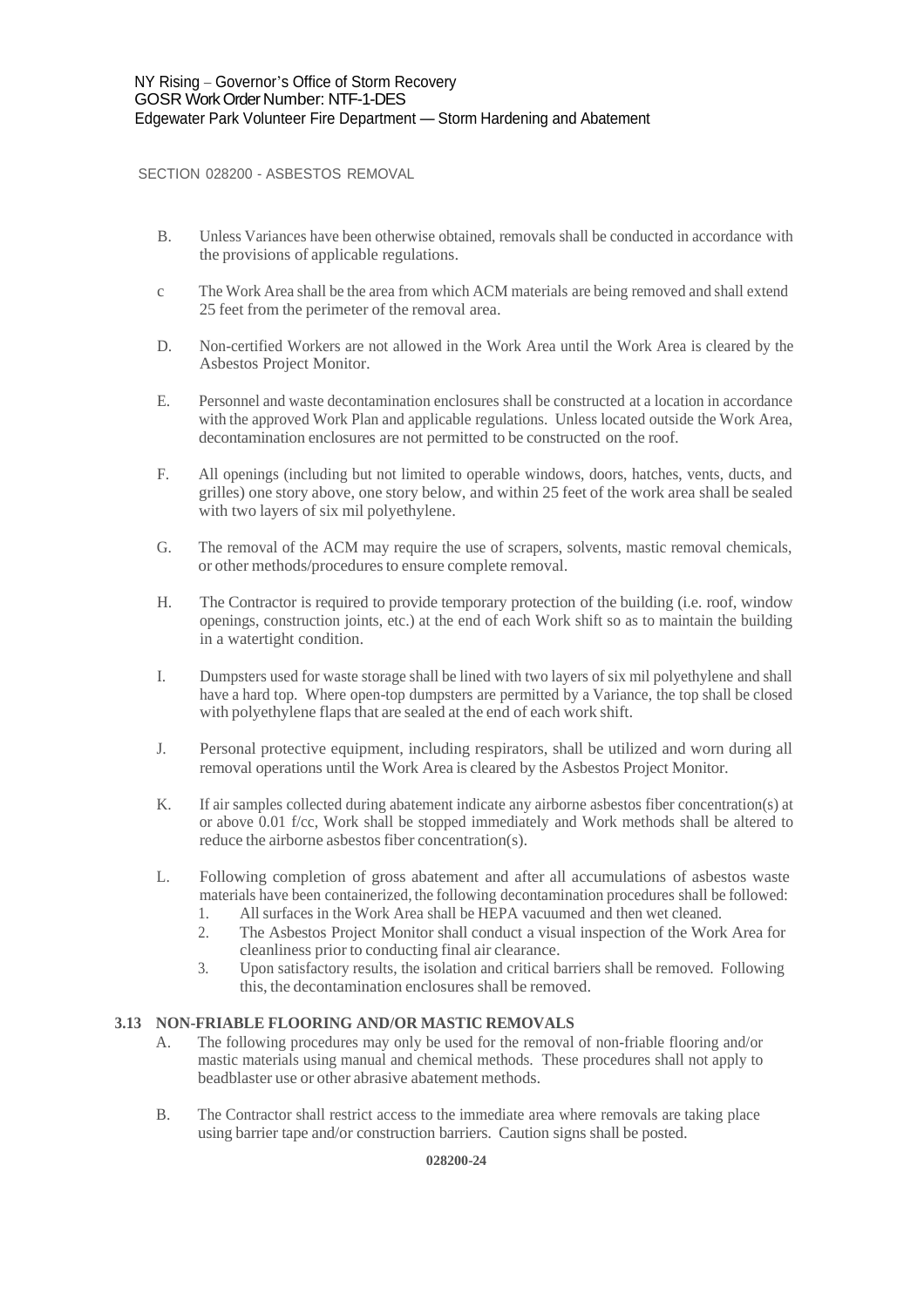B. Unless Variances have been otherwise obtained, removals shall be conducted in accordance with the provisions of applicable regulations.

c The Work Area shall be the area from which ACM materials are being removed and shall extend 25 feet from the perimeter of the removal area.

D. Non-certified Workers are not allowed in the Work Area until the Work Area is cleared by the Asbestos Project Monitor.

E. Personnel and waste decontamination enclosures shall be constructed at a location in accordance with the approved Work Plan and applicable regulations. Unless located outside the Work Area, decontamination enclosures are not permitted to be constructed on the roof.

F. All openings (including but not limited to operable windows, doors, hatches, vents, ducts, and grilles) one story above, one story below, and within 25 feet of the work area shall be sealed with two layers of six mil polyethylene.

G. The removal of the ACM may require the use of scrapers, solvents, mastic removal chemicals, or other methods/procedures to ensure complete removal.

H. The Contractor is required to provide temporary protection of the building (i.e. roof, window openings, construction joints, etc.) at the end of each Work shift so as to maintain the building in a watertight condition.

I. Dumpsters used for waste storage shall be lined with two layers of six mil polyethylene and shall have a hard top. Where open-top dumpsters are permitted by a Variance, the top shall be closed with polyethylene flaps that are sealed at the end of each work shift.

J. Personal protective equipment, including respirators, shall be utilized and worn during all removal operations until the Work Area is cleared by the Asbestos Project Monitor.

K. If air samples collected during abatement indicate any airborne asbestos fiber concentration(s) at or above 0.01 f/cc, Work shall be stopped immediately and Work methods shall be altered to reduce the airborne asbestos fiber concentration(s).

L. Following completion of gross abatement and after all accumulations of asbestos waste materials have been containerized, the following decontamination procedures shall be followed:
   1. All surfaces in the Work Area shall be HEPA vacuumed and then wet cleaned.
   2. The Asbestos Project Monitor shall conduct a visual inspection of the Work Area for cleanliness prior to conducting final air clearance.
   3. Upon satisfactory results, the isolation and critical barriers shall be removed. Following this, the decontamination enclosures shall be removed.

**3.13 NON-FRIABLE FLOORING AND/OR MASTIC REMOVALS**

A. The following procedures may only be used for the removal of non-friable flooring and/or mastic materials using manual and chemical methods. These procedures shall not apply to beadblaster use or other abrasive abatement methods.

B. The Contractor shall restrict access to the immediate area where removals are taking place using barrier tape and/or construction barriers. Caution signs shall be posted.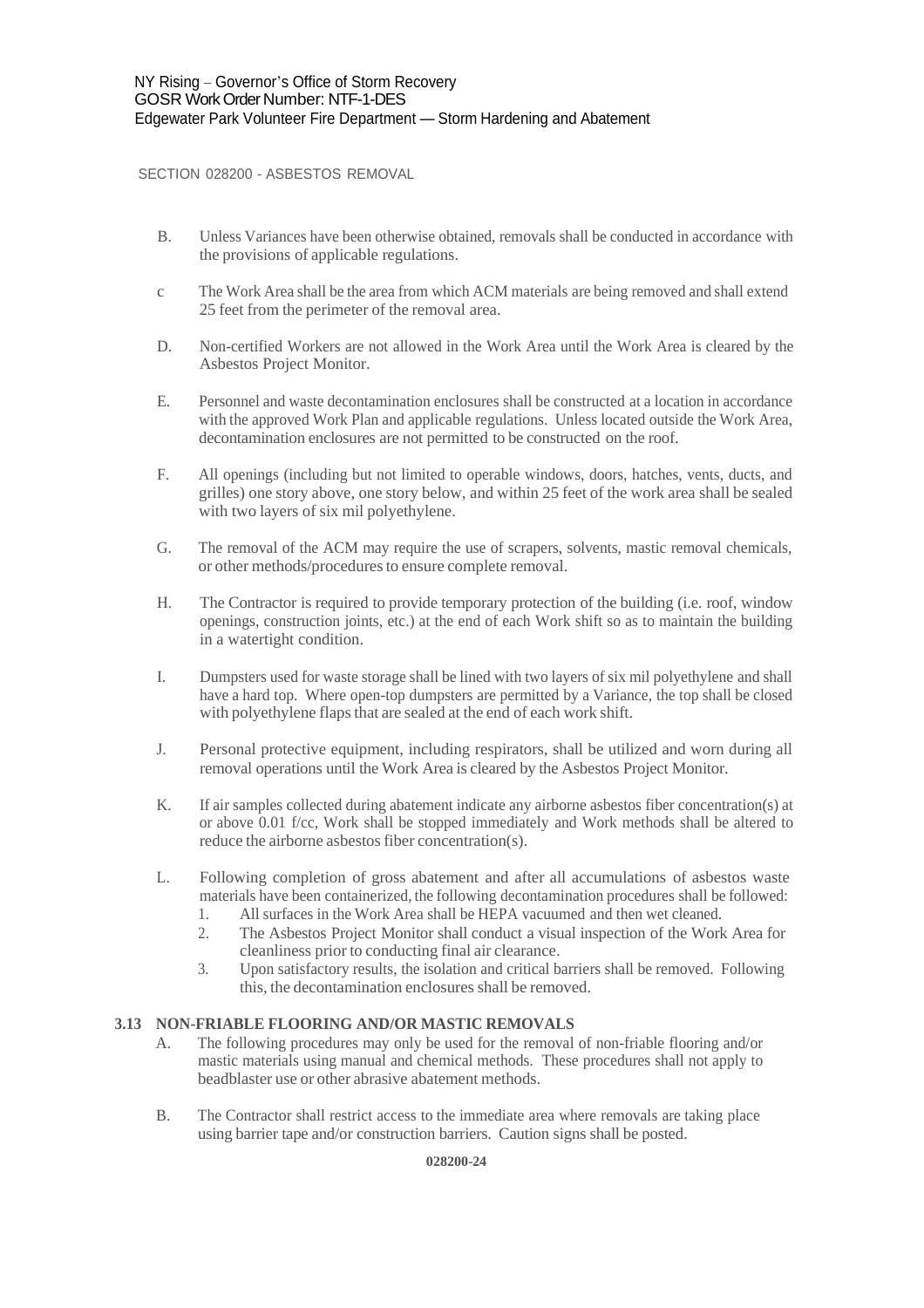B. Unless Variances have been otherwise obtained, removals shall be conducted in accordance with the provisions of applicable regulations.

c The Work Area shall be the area from which ACM materials are being removed and shall extend 25 feet from the perimeter of the removal area.

D. Non-certified Workers are not allowed in the Work Area until the Work Area is cleared by the Asbestos Project Monitor.

E. Personnel and waste decontamination enclosures shall be constructed at a location in accordance with the approved Work Plan and applicable regulations. Unless located outside the Work Area, decontamination enclosures are not permitted to be constructed on the roof.

F. All openings (including but not limited to operable windows, doors, hatches, vents, ducts, and grilles) one story above, one story below, and within 25 feet of the work area shall be sealed with two layers of six mil polyethylene.

G. The removal of the ACM may require the use of scrapers, solvents, mastic removal chemicals, or other methods/procedures to ensure complete removal.

H. The Contractor is required to provide temporary protection of the building (i.e. roof, window openings, construction joints, etc.) at the end of each Work shift so as to maintain the building in a watertight condition.

I. Dumpsters used for waste storage shall be lined with two layers of six mil polyethylene and shall have a hard top. Where open-top dumpsters are permitted by a Variance, the top shall be closed with polyethylene flaps that are sealed at the end of each work shift.

J. Personal protective equipment, including respirators, shall be utilized and worn during all removal operations until the Work Area is cleared by the Asbestos Project Monitor.

K. If air samples collected during abatement indicate any airborne asbestos fiber concentration(s) at or above 0.01 f/cc, Work shall be stopped immediately and Work methods shall be altered to reduce the airborne asbestos fiber concentration(s).

L. Following completion of gross abatement and after all accumulations of asbestos waste materials have been containerized, the following decontamination procedures shall be followed:
   1. All surfaces in the Work Area shall be HEPA vacuumed and then wet cleaned.
   2. The Asbestos Project Monitor shall conduct a visual inspection of the Work Area for cleanliness prior to conducting final air clearance.
   3. Upon satisfactory results, the isolation and critical barriers shall be removed. Following this, the decontamination enclosures shall be removed.

**3.13 NON-FRIABLE FLOORING AND/OR MASTIC REMOVALS**

A. The following procedures may only be used for the removal of non-friable flooring and/or mastic materials using manual and chemical methods. These procedures shall not apply to beadblaster use or other abrasive abatement methods.

B. The Contractor shall restrict access to the immediate area where removals are taking place using barrier tape and/or construction barriers. Caution signs shall be posted.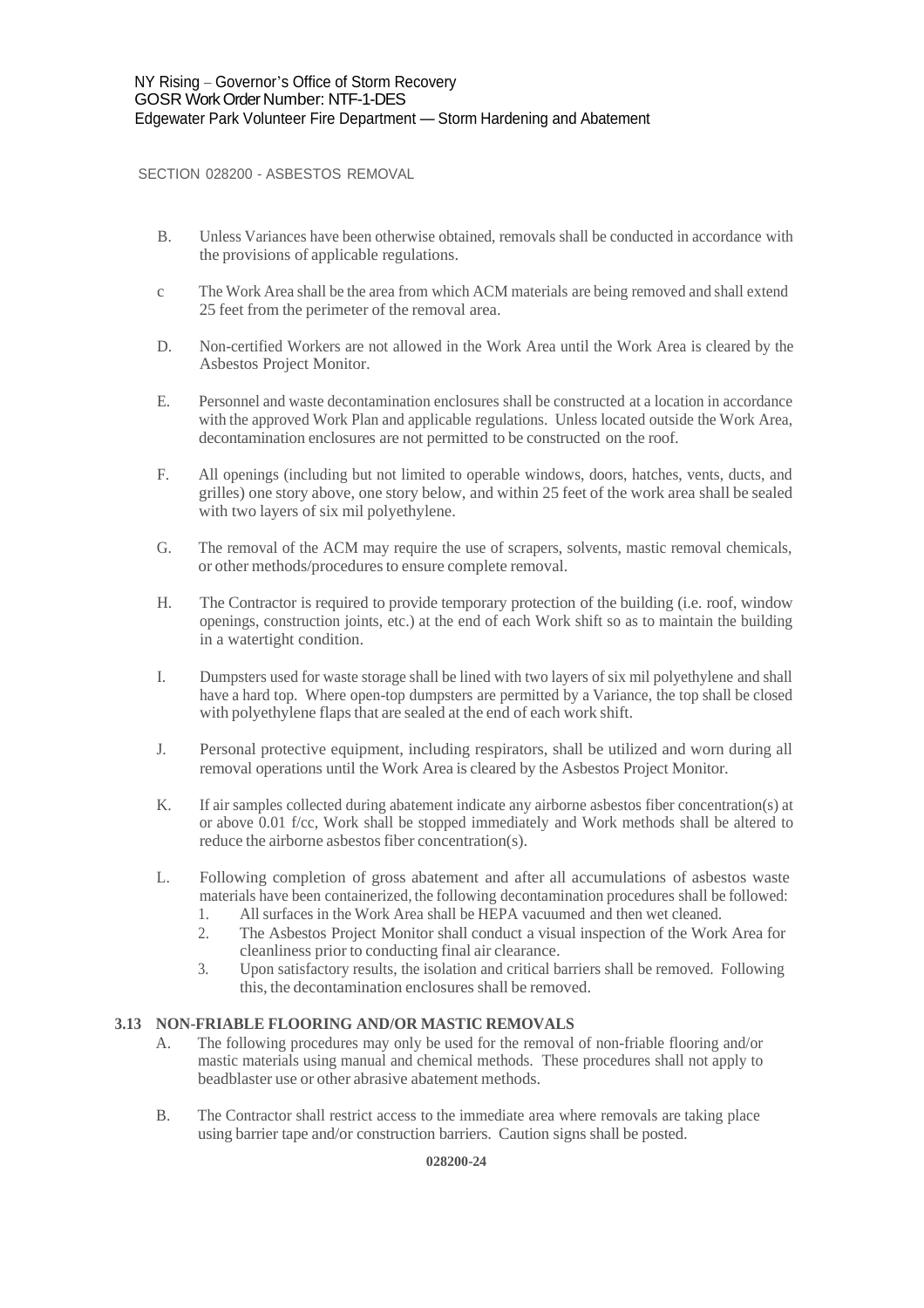B. Unless Variances have been otherwise obtained, removals shall be conducted in accordance with the provisions of applicable regulations.

c The Work Area shall be the area from which ACM materials are being removed and shall extend 25 feet from the perimeter of the removal area.

D. Non-certified Workers are not allowed in the Work Area until the Work Area is cleared by the Asbestos Project Monitor.

E. Personnel and waste decontamination enclosures shall be constructed at a location in accordance with the approved Work Plan and applicable regulations. Unless located outside the Work Area, decontamination enclosures are not permitted to be constructed on the roof.

F. All openings (including but not limited to operable windows, doors, hatches, vents, ducts, and grilles) one story above, one story below, and within 25 feet of the work area shall be sealed with two layers of six mil polyethylene.

G. The removal of the ACM may require the use of scrapers, solvents, mastic removal chemicals, or other methods/procedures to ensure complete removal.

H. The Contractor is required to provide temporary protection of the building (i.e. roof, window openings, construction joints, etc.) at the end of each Work shift so as to maintain the building in a watertight condition.

I. Dumpsters used for waste storage shall be lined with two layers of six mil polyethylene and shall have a hard top. Where open-top dumpsters are permitted by a Variance, the top shall be closed with polyethylene flaps that are sealed at the end of each work shift.

J. Personal protective equipment, including respirators, shall be utilized and worn during all removal operations until the Work Area is cleared by the Asbestos Project Monitor.

K. If air samples collected during abatement indicate any airborne asbestos fiber concentration(s) at or above 0.01 f/cc, Work shall be stopped immediately and Work methods shall be altered to reduce the airborne asbestos fiber concentration(s).

L. Following completion of gross abatement and after all accumulations of asbestos waste materials have been containerized, the following decontamination procedures shall be followed:
   1. All surfaces in the Work Area shall be HEPA vacuumed and then wet cleaned.
   2. The Asbestos Project Monitor shall conduct a visual inspection of the Work Area for cleanliness prior to conducting final air clearance.
   3. Upon satisfactory results, the isolation and critical barriers shall be removed. Following this, the decontamination enclosures shall be removed.

### 3.13 NON-FRIABLE FLOORING AND/OR MASTIC REMOVALS

A. The following procedures may only be used for the removal of non-friable flooring and/or mastic materials using manual and chemical methods. These procedures shall not apply to beadblaster use or other abrasive abatement methods.

B. The Contractor shall restrict access to the immediate area where removals are taking place using barrier tape and/or construction barriers. Caution signs shall be posted.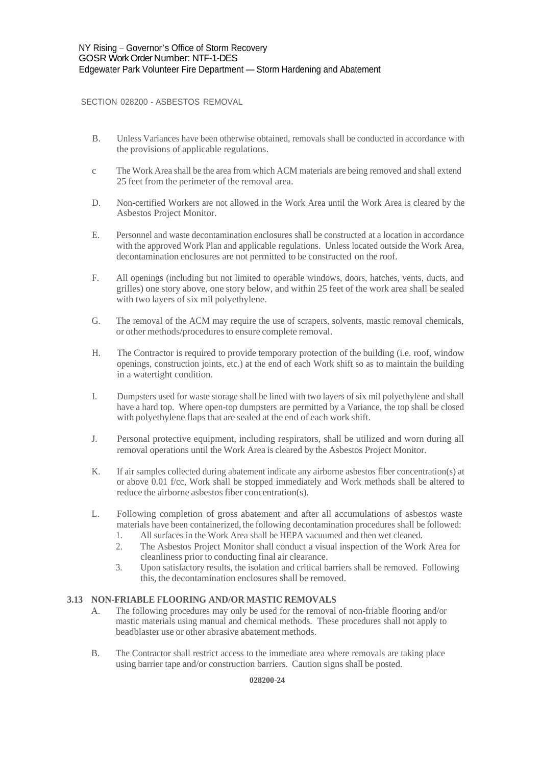B. Unless Variances have been otherwise obtained, removals shall be conducted in accordance with the provisions of applicable regulations.

c The Work Area shall be the area from which ACM materials are being removed and shall extend 25 feet from the perimeter of the removal area.

D. Non-certified Workers are not allowed in the Work Area until the Work Area is cleared by the Asbestos Project Monitor.

E. Personnel and waste decontamination enclosures shall be constructed at a location in accordance with the approved Work Plan and applicable regulations. Unless located outside the Work Area, decontamination enclosures are not permitted to be constructed on the roof.

F. All openings (including but not limited to operable windows, doors, hatches, vents, ducts, and grilles) one story above, one story below, and within 25 feet of the work area shall be sealed with two layers of six mil polyethylene.

G. The removal of the ACM may require the use of scrapers, solvents, mastic removal chemicals, or other methods/procedures to ensure complete removal.

H. The Contractor is required to provide temporary protection of the building (i.e. roof, window openings, construction joints, etc.) at the end of each Work shift so as to maintain the building in a watertight condition.

I. Dumpsters used for waste storage shall be lined with two layers of six mil polyethylene and shall have a hard top. Where open-top dumpsters are permitted by a Variance, the top shall be closed with polyethylene flaps that are sealed at the end of each work shift.

J. Personal protective equipment, including respirators, shall be utilized and worn during all removal operations until the Work Area is cleared by the Asbestos Project Monitor.

K. If air samples collected during abatement indicate any airborne asbestos fiber concentration(s) at or above 0.01 f/cc, Work shall be stopped immediately and Work methods shall be altered to reduce the airborne asbestos fiber concentration(s).

L. Following completion of gross abatement and after all accumulations of asbestos waste materials have been containerized, the following decontamination procedures shall be followed:
   1. All surfaces in the Work Area shall be HEPA vacuumed and then wet cleaned.
   2. The Asbestos Project Monitor shall conduct a visual inspection of the Work Area for cleanliness prior to conducting final air clearance.
   3. Upon satisfactory results, the isolation and critical barriers shall be removed. Following this, the decontamination enclosures shall be removed.

### 3.13 NON-FRIABLE FLOORING AND/OR MASTIC REMOVALS

A. The following procedures may only be used for the removal of non-friable flooring and/or mastic materials using manual and chemical methods. These procedures shall not apply to beadblaster use or other abrasive abatement methods.

B. The Contractor shall restrict access to the immediate area where removals are taking place using barrier tape and/or construction barriers. Caution signs shall be posted.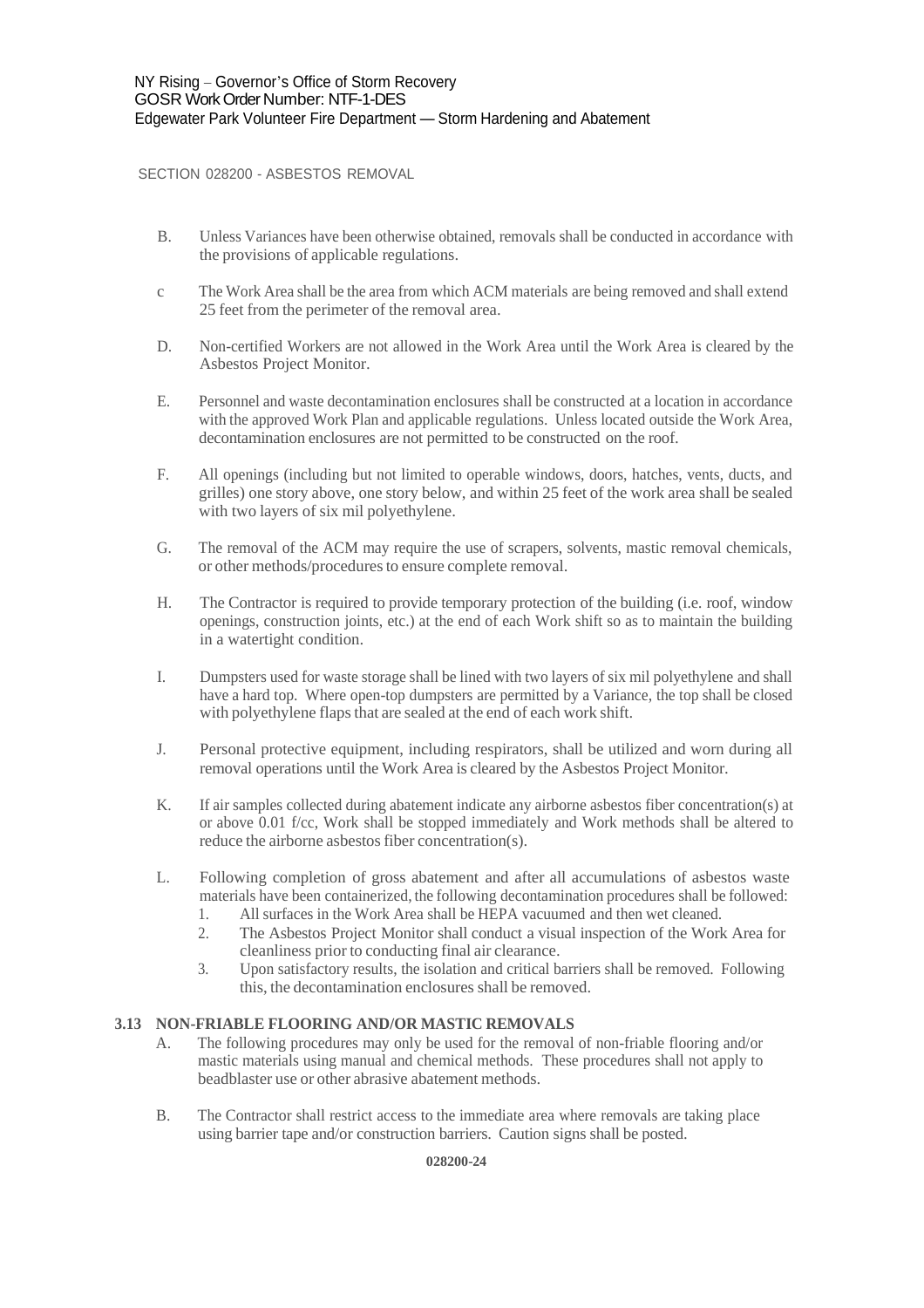B. Unless Variances have been otherwise obtained, removals shall be conducted in accordance with the provisions of applicable regulations.

c The Work Area shall be the area from which ACM materials are being removed and shall extend 25 feet from the perimeter of the removal area.

D. Non-certified Workers are not allowed in the Work Area until the Work Area is cleared by the Asbestos Project Monitor.

E. Personnel and waste decontamination enclosures shall be constructed at a location in accordance with the approved Work Plan and applicable regulations. Unless located outside the Work Area, decontamination enclosures are not permitted to be constructed on the roof.

F. All openings (including but not limited to operable windows, doors, hatches, vents, ducts, and grilles) one story above, one story below, and within 25 feet of the work area shall be sealed with two layers of six mil polyethylene.

G. The removal of the ACM may require the use of scrapers, solvents, mastic removal chemicals, or other methods/procedures to ensure complete removal.

H. The Contractor is required to provide temporary protection of the building (i.e. roof, window openings, construction joints, etc.) at the end of each Work shift so as to maintain the building in a watertight condition.

I. Dumpsters used for waste storage shall be lined with two layers of six mil polyethylene and shall have a hard top. Where open-top dumpsters are permitted by a Variance, the top shall be closed with polyethylene flaps that are sealed at the end of each work shift.

J. Personal protective equipment, including respirators, shall be utilized and worn during all removal operations until the Work Area is cleared by the Asbestos Project Monitor.

K. If air samples collected during abatement indicate any airborne asbestos fiber concentration(s) at or above 0.01 f/cc, Work shall be stopped immediately and Work methods shall be altered to reduce the airborne asbestos fiber concentration(s).

L. Following completion of gross abatement and after all accumulations of asbestos waste materials have been containerized, the following decontamination procedures shall be followed:
   1. All surfaces in the Work Area shall be HEPA vacuumed and then wet cleaned.
   2. The Asbestos Project Monitor shall conduct a visual inspection of the Work Area for cleanliness prior to conducting final air clearance.
   3. Upon satisfactory results, the isolation and critical barriers shall be removed. Following this, the decontamination enclosures shall be removed.

**3.13 NON-FRIABLE FLOORING AND/OR MASTIC REMOVALS**

A. The following procedures may only be used for the removal of non-friable flooring and/or mastic materials using manual and chemical methods. These procedures shall not apply to beadblaster use or other abrasive abatement methods.

B. The Contractor shall restrict access to the immediate area where removals are taking place using barrier tape and/or construction barriers. Caution signs shall be posted.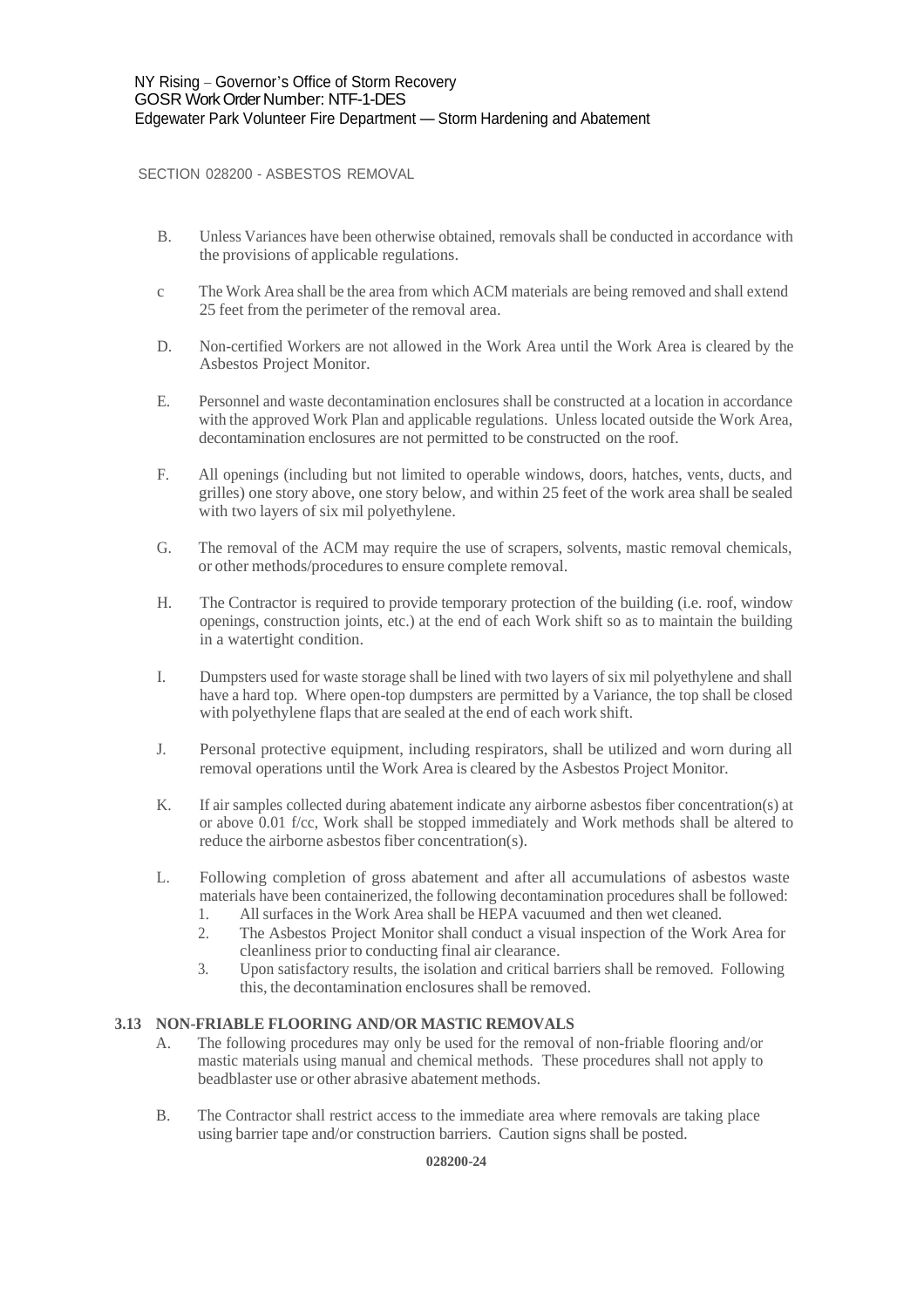B. Unless Variances have been otherwise obtained, removals shall be conducted in accordance with the provisions of applicable regulations.

c The Work Area shall be the area from which ACM materials are being removed and shall extend 25 feet from the perimeter of the removal area.

D. Non-certified Workers are not allowed in the Work Area until the Work Area is cleared by the Asbestos Project Monitor.

E. Personnel and waste decontamination enclosures shall be constructed at a location in accordance with the approved Work Plan and applicable regulations. Unless located outside the Work Area, decontamination enclosures are not permitted to be constructed on the roof.

F. All openings (including but not limited to operable windows, doors, hatches, vents, ducts, and grilles) one story above, one story below, and within 25 feet of the work area shall be sealed with two layers of six mil polyethylene.

G. The removal of the ACM may require the use of scrapers, solvents, mastic removal chemicals, or other methods/procedures to ensure complete removal.

H. The Contractor is required to provide temporary protection of the building (i.e. roof, window openings, construction joints, etc.) at the end of each Work shift so as to maintain the building in a watertight condition.

I. Dumpsters used for waste storage shall be lined with two layers of six mil polyethylene and shall have a hard top. Where open-top dumpsters are permitted by a Variance, the top shall be closed with polyethylene flaps that are sealed at the end of each work shift.

J. Personal protective equipment, including respirators, shall be utilized and worn during all removal operations until the Work Area is cleared by the Asbestos Project Monitor.

K. If air samples collected during abatement indicate any airborne asbestos fiber concentration(s) at or above 0.01 f/cc, Work shall be stopped immediately and Work methods shall be altered to reduce the airborne asbestos fiber concentration(s).

L. Following completion of gross abatement and after all accumulations of asbestos waste materials have been containerized, the following decontamination procedures shall be followed:
   1. All surfaces in the Work Area shall be HEPA vacuumed and then wet cleaned.
   2. The Asbestos Project Monitor shall conduct a visual inspection of the Work Area for cleanliness prior to conducting final air clearance.
   3. Upon satisfactory results, the isolation and critical barriers shall be removed. Following this, the decontamination enclosures shall be removed.

**3.13 NON-FRIABLE FLOORING AND/OR MASTIC REMOVALS**

A. The following procedures may only be used for the removal of non-friable flooring and/or mastic materials using manual and chemical methods. These procedures shall not apply to beadblaster use or other abrasive abatement methods.

B. The Contractor shall restrict access to the immediate area where removals are taking place using barrier tape and/or construction barriers. Caution signs shall be posted.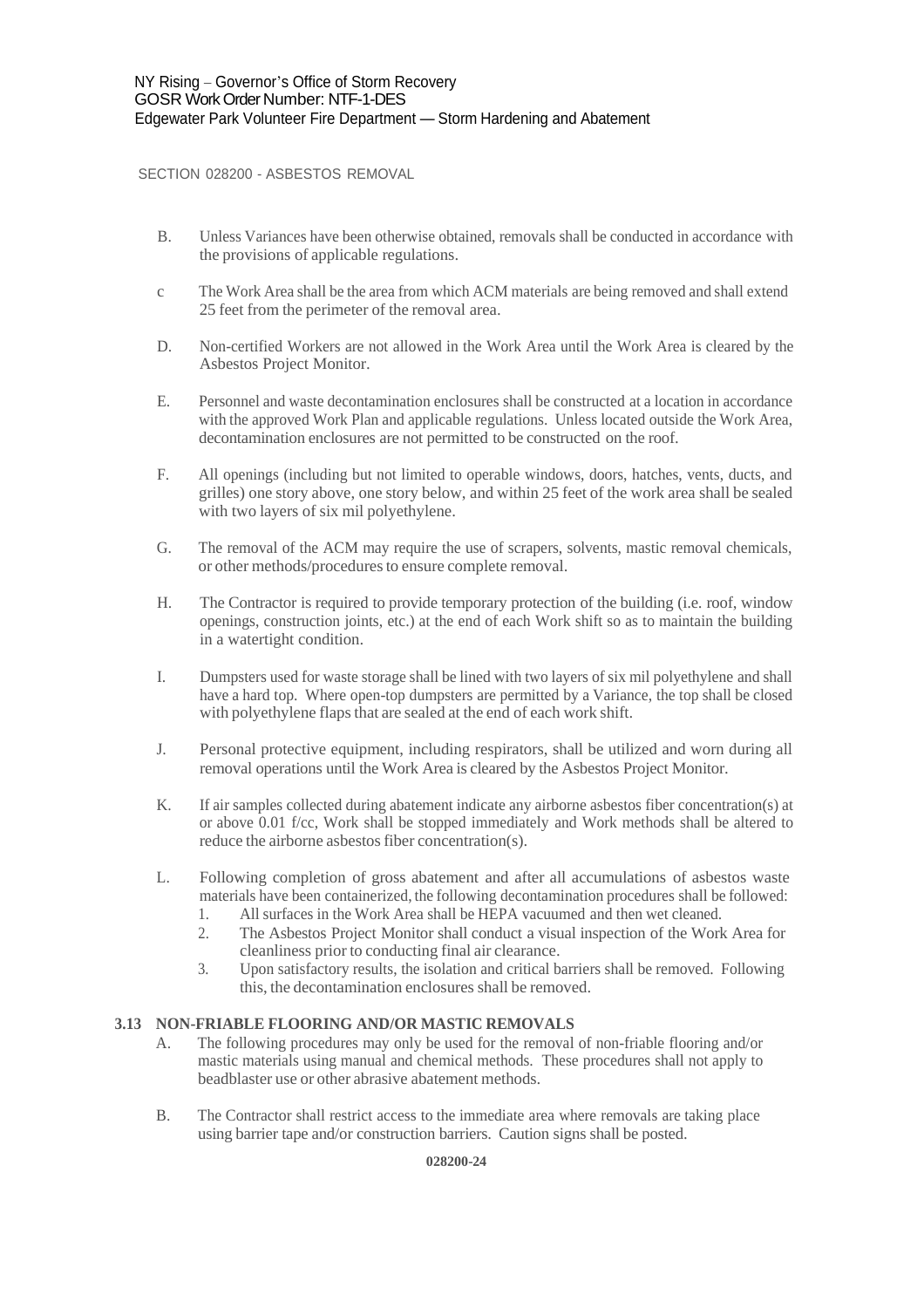B. Unless Variances have been otherwise obtained, removals shall be conducted in accordance with the provisions of applicable regulations.

c The Work Area shall be the area from which ACM materials are being removed and shall extend 25 feet from the perimeter of the removal area.

D. Non-certified Workers are not allowed in the Work Area until the Work Area is cleared by the Asbestos Project Monitor.

E. Personnel and waste decontamination enclosures shall be constructed at a location in accordance with the approved Work Plan and applicable regulations. Unless located outside the Work Area, decontamination enclosures are not permitted to be constructed on the roof.

F. All openings (including but not limited to operable windows, doors, hatches, vents, ducts, and grilles) one story above, one story below, and within 25 feet of the work area shall be sealed with two layers of six mil polyethylene.

G. The removal of the ACM may require the use of scrapers, solvents, mastic removal chemicals, or other methods/procedures to ensure complete removal.

H. The Contractor is required to provide temporary protection of the building (i.e. roof, window openings, construction joints, etc.) at the end of each Work shift so as to maintain the building in a watertight condition.

I. Dumpsters used for waste storage shall be lined with two layers of six mil polyethylene and shall have a hard top. Where open-top dumpsters are permitted by a Variance, the top shall be closed with polyethylene flaps that are sealed at the end of each work shift.

J. Personal protective equipment, including respirators, shall be utilized and worn during all removal operations until the Work Area is cleared by the Asbestos Project Monitor.

K. If air samples collected during abatement indicate any airborne asbestos fiber concentration(s) at or above 0.01 f/cc, Work shall be stopped immediately and Work methods shall be altered to reduce the airborne asbestos fiber concentration(s).

L. Following completion of gross abatement and after all accumulations of asbestos waste materials have been containerized, the following decontamination procedures shall be followed:
   1. All surfaces in the Work Area shall be HEPA vacuumed and then wet cleaned.
   2. The Asbestos Project Monitor shall conduct a visual inspection of the Work Area for cleanliness prior to conducting final air clearance.
   3. Upon satisfactory results, the isolation and critical barriers shall be removed. Following this, the decontamination enclosures shall be removed.

**3.13 NON-FRIABLE FLOORING AND/OR MASTIC REMOVALS**

A. The following procedures may only be used for the removal of non-friable flooring and/or mastic materials using manual and chemical methods. These procedures shall not apply to beadblaster use or other abrasive abatement methods.

B. The Contractor shall restrict access to the immediate area where removals are taking place using barrier tape and/or construction barriers. Caution signs shall be posted.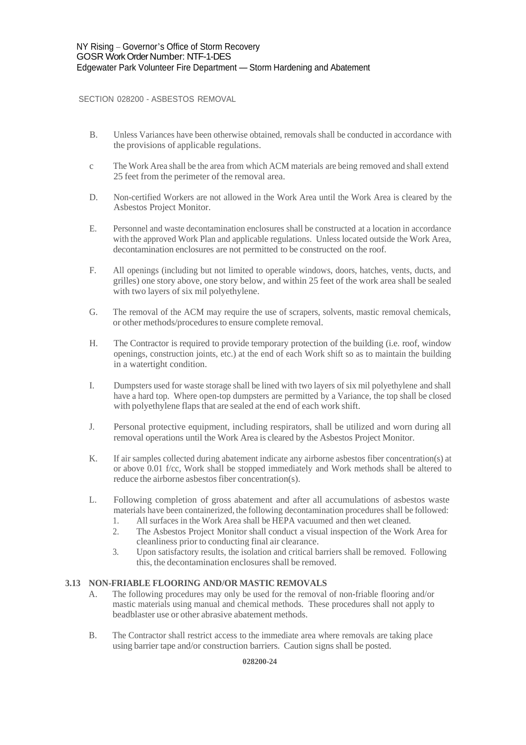B. Unless Variances have been otherwise obtained, removals shall be conducted in accordance with the provisions of applicable regulations.

c The Work Area shall be the area from which ACM materials are being removed and shall extend 25 feet from the perimeter of the removal area.

D. Non-certified Workers are not allowed in the Work Area until the Work Area is cleared by the Asbestos Project Monitor.

E. Personnel and waste decontamination enclosures shall be constructed at a location in accordance with the approved Work Plan and applicable regulations. Unless located outside the Work Area, decontamination enclosures are not permitted to be constructed on the roof.

F. All openings (including but not limited to operable windows, doors, hatches, vents, ducts, and grilles) one story above, one story below, and within 25 feet of the work area shall be sealed with two layers of six mil polyethylene.

G. The removal of the ACM may require the use of scrapers, solvents, mastic removal chemicals, or other methods/procedures to ensure complete removal.

H. The Contractor is required to provide temporary protection of the building (i.e. roof, window openings, construction joints, etc.) at the end of each Work shift so as to maintain the building in a watertight condition.

I. Dumpsters used for waste storage shall be lined with two layers of six mil polyethylene and shall have a hard top. Where open-top dumpsters are permitted by a Variance, the top shall be closed with polyethylene flaps that are sealed at the end of each work shift.

J. Personal protective equipment, including respirators, shall be utilized and worn during all removal operations until the Work Area is cleared by the Asbestos Project Monitor.

K. If air samples collected during abatement indicate any airborne asbestos fiber concentration(s) at or above 0.01 f/cc, Work shall be stopped immediately and Work methods shall be altered to reduce the airborne asbestos fiber concentration(s).

L. Following completion of gross abatement and after all accumulations of asbestos waste materials have been containerized, the following decontamination procedures shall be followed:
   1. All surfaces in the Work Area shall be HEPA vacuumed and then wet cleaned.
   2. The Asbestos Project Monitor shall conduct a visual inspection of the Work Area for cleanliness prior to conducting final air clearance.
   3. Upon satisfactory results, the isolation and critical barriers shall be removed. Following this, the decontamination enclosures shall be removed.

### 3.13 NON-FRIABLE FLOORING AND/OR MASTIC REMOVALS

A. The following procedures may only be used for the removal of non-friable flooring and/or mastic materials using manual and chemical methods. These procedures shall not apply to beadblaster use or other abrasive abatement methods.

B. The Contractor shall restrict access to the immediate area where removals are taking place using barrier tape and/or construction barriers. Caution signs shall be posted.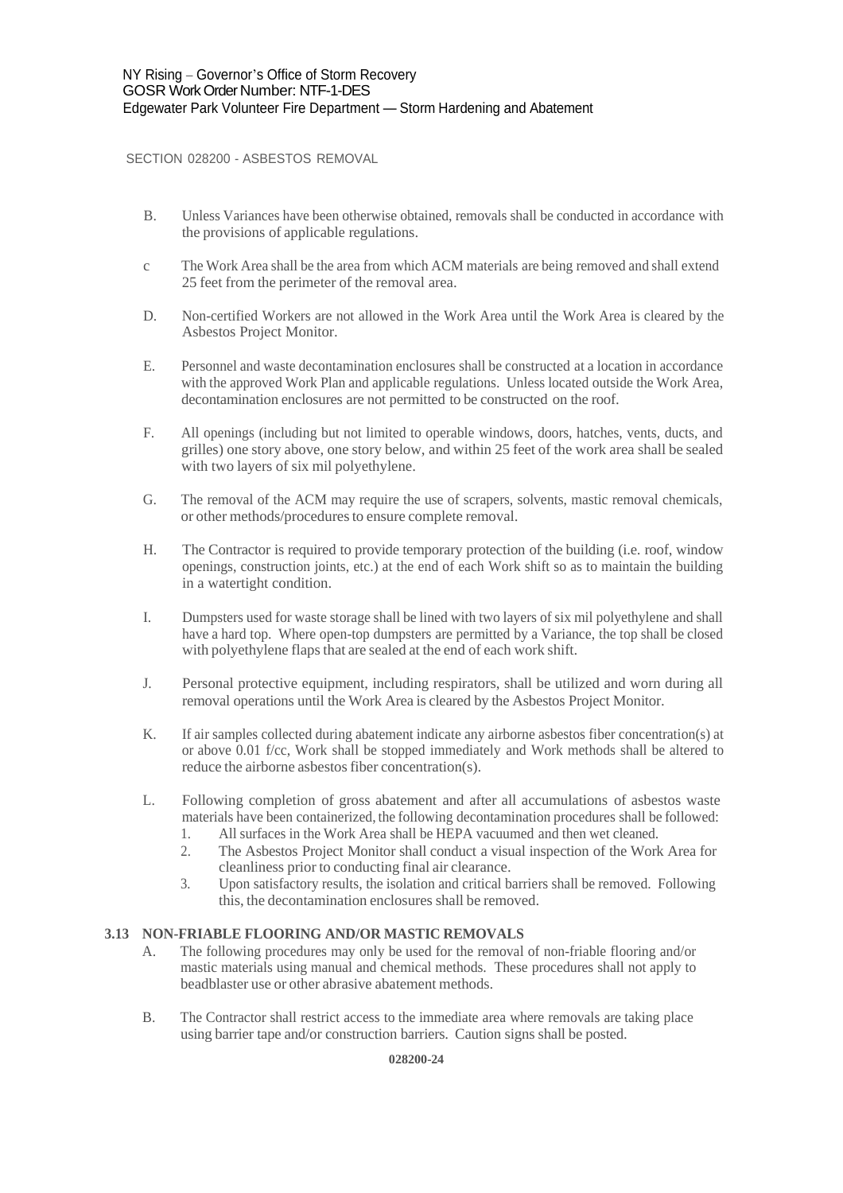B. Unless Variances have been otherwise obtained, removals shall be conducted in accordance with the provisions of applicable regulations.

c The Work Area shall be the area from which ACM materials are being removed and shall extend 25 feet from the perimeter of the removal area.

D. Non-certified Workers are not allowed in the Work Area until the Work Area is cleared by the Asbestos Project Monitor.

E. Personnel and waste decontamination enclosures shall be constructed at a location in accordance with the approved Work Plan and applicable regulations. Unless located outside the Work Area, decontamination enclosures are not permitted to be constructed on the roof.

F. All openings (including but not limited to operable windows, doors, hatches, vents, ducts, and grilles) one story above, one story below, and within 25 feet of the work area shall be sealed with two layers of six mil polyethylene.

G. The removal of the ACM may require the use of scrapers, solvents, mastic removal chemicals, or other methods/procedures to ensure complete removal.

H. The Contractor is required to provide temporary protection of the building (i.e. roof, window openings, construction joints, etc.) at the end of each Work shift so as to maintain the building in a watertight condition.

I. Dumpsters used for waste storage shall be lined with two layers of six mil polyethylene and shall have a hard top. Where open-top dumpsters are permitted by a Variance, the top shall be closed with polyethylene flaps that are sealed at the end of each work shift.

J. Personal protective equipment, including respirators, shall be utilized and worn during all removal operations until the Work Area is cleared by the Asbestos Project Monitor.

K. If air samples collected during abatement indicate any airborne asbestos fiber concentration(s) at or above 0.01 f/cc, Work shall be stopped immediately and Work methods shall be altered to reduce the airborne asbestos fiber concentration(s).

L. Following completion of gross abatement and after all accumulations of asbestos waste materials have been containerized, the following decontamination procedures shall be followed:
   1. All surfaces in the Work Area shall be HEPA vacuumed and then wet cleaned.
   2. The Asbestos Project Monitor shall conduct a visual inspection of the Work Area for cleanliness prior to conducting final air clearance.
   3. Upon satisfactory results, the isolation and critical barriers shall be removed. Following this, the decontamination enclosures shall be removed.

### 3.13 NON-FRIABLE FLOORING AND/OR MASTIC REMOVALS

A. The following procedures may only be used for the removal of non-friable flooring and/or mastic materials using manual and chemical methods. These procedures shall not apply to beadblaster use or other abrasive abatement methods.

B. The Contractor shall restrict access to the immediate area where removals are taking place using barrier tape and/or construction barriers. Caution signs shall be posted.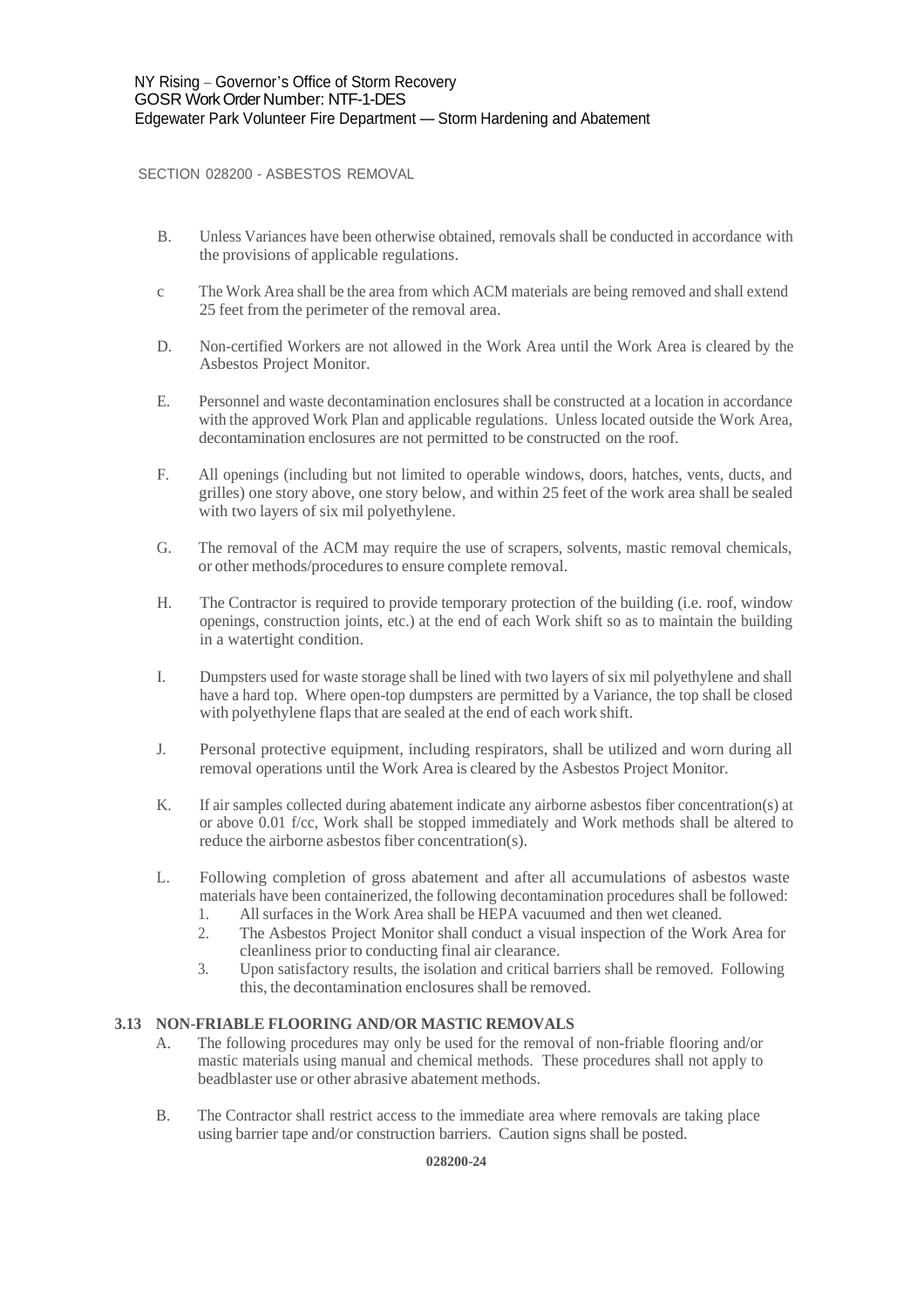B. Unless Variances have been otherwise obtained, removals shall be conducted in accordance with the provisions of applicable regulations.

c The Work Area shall be the area from which ACM materials are being removed and shall extend 25 feet from the perimeter of the removal area.

D. Non-certified Workers are not allowed in the Work Area until the Work Area is cleared by the Asbestos Project Monitor.

E. Personnel and waste decontamination enclosures shall be constructed at a location in accordance with the approved Work Plan and applicable regulations. Unless located outside the Work Area, decontamination enclosures are not permitted to be constructed on the roof.

F. All openings (including but not limited to operable windows, doors, hatches, vents, ducts, and grilles) one story above, one story below, and within 25 feet of the work area shall be sealed with two layers of six mil polyethylene.

G. The removal of the ACM may require the use of scrapers, solvents, mastic removal chemicals, or other methods/procedures to ensure complete removal.

H. The Contractor is required to provide temporary protection of the building (i.e. roof, window openings, construction joints, etc.) at the end of each Work shift so as to maintain the building in a watertight condition.

I. Dumpsters used for waste storage shall be lined with two layers of six mil polyethylene and shall have a hard top. Where open-top dumpsters are permitted by a Variance, the top shall be closed with polyethylene flaps that are sealed at the end of each work shift.

J. Personal protective equipment, including respirators, shall be utilized and worn during all removal operations until the Work Area is cleared by the Asbestos Project Monitor.

K. If air samples collected during abatement indicate any airborne asbestos fiber concentration(s) at or above 0.01 f/cc, Work shall be stopped immediately and Work methods shall be altered to reduce the airborne asbestos fiber concentration(s).

L. Following completion of gross abatement and after all accumulations of asbestos waste materials have been containerized, the following decontamination procedures shall be followed:
   1. All surfaces in the Work Area shall be HEPA vacuumed and then wet cleaned.
   2. The Asbestos Project Monitor shall conduct a visual inspection of the Work Area for cleanliness prior to conducting final air clearance.
   3. Upon satisfactory results, the isolation and critical barriers shall be removed. Following this, the decontamination enclosures shall be removed.

## 3.13 NON-FRIABLE FLOORING AND/OR MASTIC REMOVALS

A. The following procedures may only be used for the removal of non-friable flooring and/or mastic materials using manual and chemical methods. These procedures shall not apply to beadblaster use or other abrasive abatement methods.

B. The Contractor shall restrict access to the immediate area where removals are taking place using barrier tape and/or construction barriers. Caution signs shall be posted.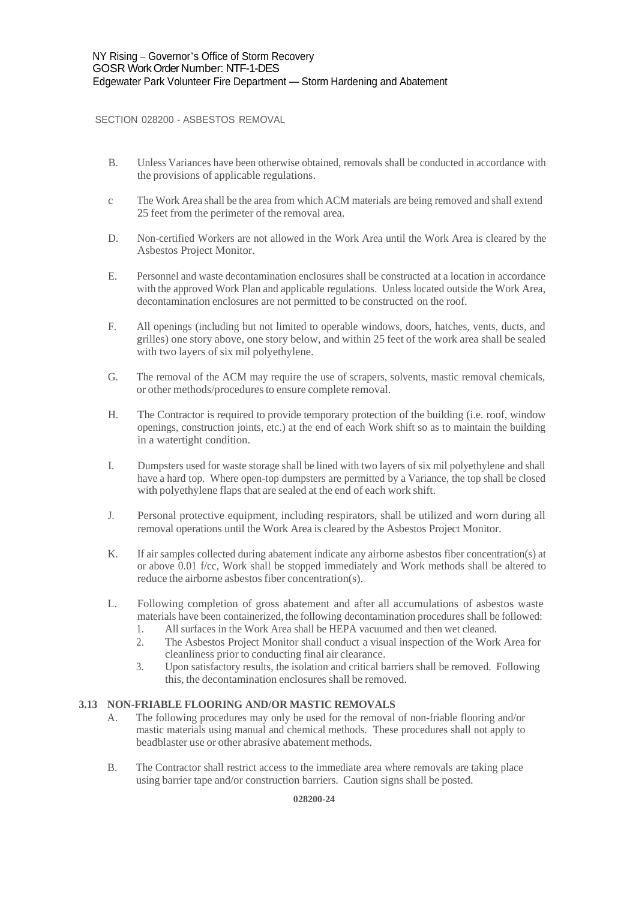B. Unless Variances have been otherwise obtained, removals shall be conducted in accordance with the provisions of applicable regulations.

c The Work Area shall be the area from which ACM materials are being removed and shall extend 25 feet from the perimeter of the removal area.

D. Non-certified Workers are not allowed in the Work Area until the Work Area is cleared by the Asbestos Project Monitor.

E. Personnel and waste decontamination enclosures shall be constructed at a location in accordance with the approved Work Plan and applicable regulations. Unless located outside the Work Area, decontamination enclosures are not permitted to be constructed on the roof.

F. All openings (including but not limited to operable windows, doors, hatches, vents, ducts, and grilles) one story above, one story below, and within 25 feet of the work area shall be sealed with two layers of six mil polyethylene.

G. The removal of the ACM may require the use of scrapers, solvents, mastic removal chemicals, or other methods/procedures to ensure complete removal.

H. The Contractor is required to provide temporary protection of the building (i.e. roof, window openings, construction joints, etc.) at the end of each Work shift so as to maintain the building in a watertight condition.

I. Dumpsters used for waste storage shall be lined with two layers of six mil polyethylene and shall have a hard top. Where open-top dumpsters are permitted by a Variance, the top shall be closed with polyethylene flaps that are sealed at the end of each work shift.

J. Personal protective equipment, including respirators, shall be utilized and worn during all removal operations until the Work Area is cleared by the Asbestos Project Monitor.

K. If air samples collected during abatement indicate any airborne asbestos fiber concentration(s) at or above 0.01 f/cc, Work shall be stopped immediately and Work methods shall be altered to reduce the airborne asbestos fiber concentration(s).

L. Following completion of gross abatement and after all accumulations of asbestos waste materials have been containerized, the following decontamination procedures shall be followed:
   1. All surfaces in the Work Area shall be HEPA vacuumed and then wet cleaned.
   2. The Asbestos Project Monitor shall conduct a visual inspection of the Work Area for cleanliness prior to conducting final air clearance.
   3. Upon satisfactory results, the isolation and critical barriers shall be removed. Following this, the decontamination enclosures shall be removed.

**3.13 NON-FRIABLE FLOORING AND/OR MASTIC REMOVALS**

A. The following procedures may only be used for the removal of non-friable flooring and/or mastic materials using manual and chemical methods. These procedures shall not apply to beadblaster use or other abrasive abatement methods.

B. The Contractor shall restrict access to the immediate area where removals are taking place using barrier tape and/or construction barriers. Caution signs shall be posted.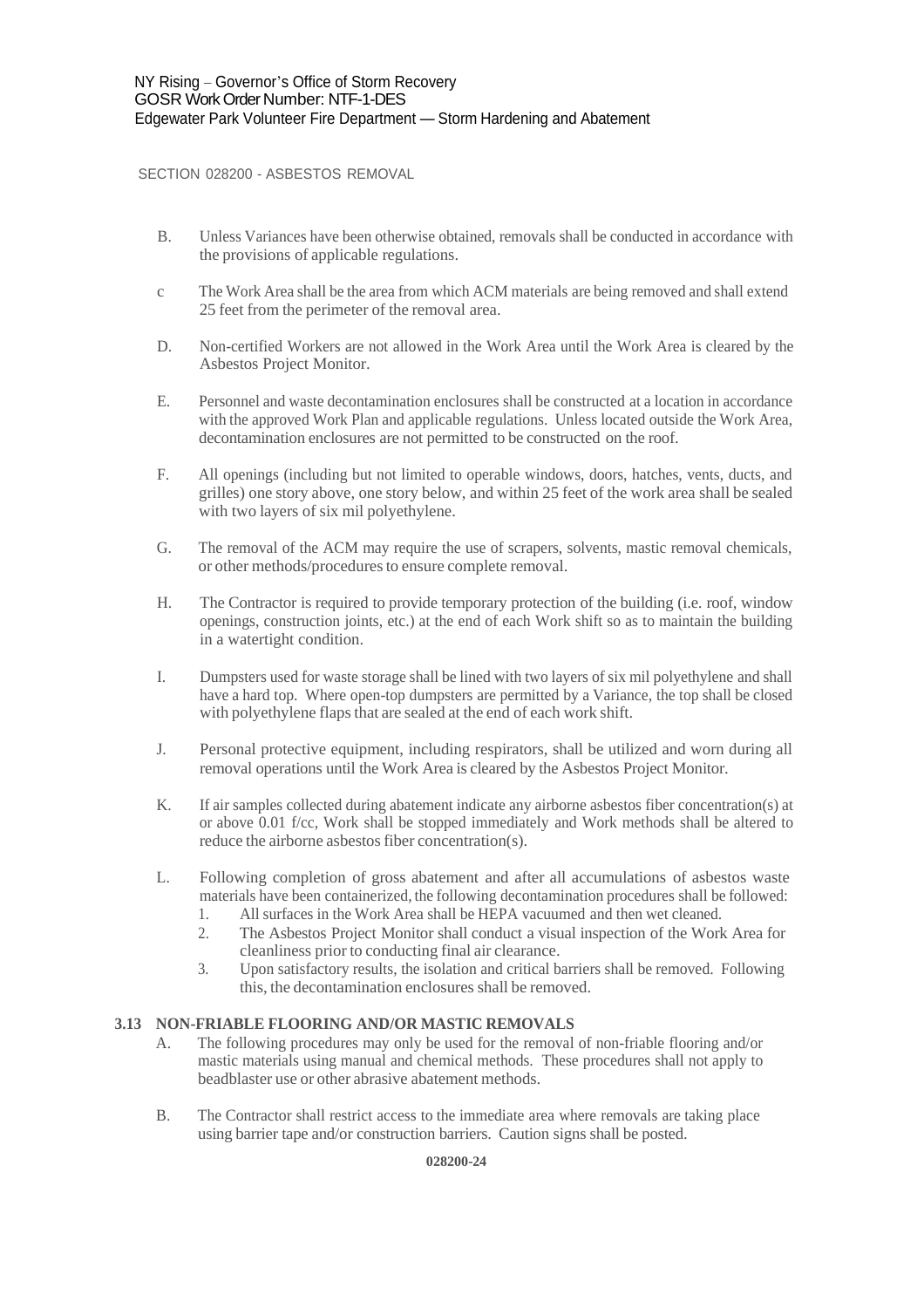B. Unless Variances have been otherwise obtained, removals shall be conducted in accordance with the provisions of applicable regulations.

c The Work Area shall be the area from which ACM materials are being removed and shall extend 25 feet from the perimeter of the removal area.

D. Non-certified Workers are not allowed in the Work Area until the Work Area is cleared by the Asbestos Project Monitor.

E. Personnel and waste decontamination enclosures shall be constructed at a location in accordance with the approved Work Plan and applicable regulations. Unless located outside the Work Area, decontamination enclosures are not permitted to be constructed on the roof.

F. All openings (including but not limited to operable windows, doors, hatches, vents, ducts, and grilles) one story above, one story below, and within 25 feet of the work area shall be sealed with two layers of six mil polyethylene.

G. The removal of the ACM may require the use of scrapers, solvents, mastic removal chemicals, or other methods/procedures to ensure complete removal.

H. The Contractor is required to provide temporary protection of the building (i.e. roof, window openings, construction joints, etc.) at the end of each Work shift so as to maintain the building in a watertight condition.

I. Dumpsters used for waste storage shall be lined with two layers of six mil polyethylene and shall have a hard top. Where open-top dumpsters are permitted by a Variance, the top shall be closed with polyethylene flaps that are sealed at the end of each work shift.

J. Personal protective equipment, including respirators, shall be utilized and worn during all removal operations until the Work Area is cleared by the Asbestos Project Monitor.

K. If air samples collected during abatement indicate any airborne asbestos fiber concentration(s) at or above 0.01 f/cc, Work shall be stopped immediately and Work methods shall be altered to reduce the airborne asbestos fiber concentration(s).

L. Following completion of gross abatement and after all accumulations of asbestos waste materials have been containerized, the following decontamination procedures shall be followed:
   1. All surfaces in the Work Area shall be HEPA vacuumed and then wet cleaned.
   2. The Asbestos Project Monitor shall conduct a visual inspection of the Work Area for cleanliness prior to conducting final air clearance.
   3. Upon satisfactory results, the isolation and critical barriers shall be removed. Following this, the decontamination enclosures shall be removed.

**3.13 NON-FRIABLE FLOORING AND/OR MASTIC REMOVALS**

A. The following procedures may only be used for the removal of non-friable flooring and/or mastic materials using manual and chemical methods. These procedures shall not apply to beadblaster use or other abrasive abatement methods.

B. The Contractor shall restrict access to the immediate area where removals are taking place using barrier tape and/or construction barriers. Caution signs shall be posted.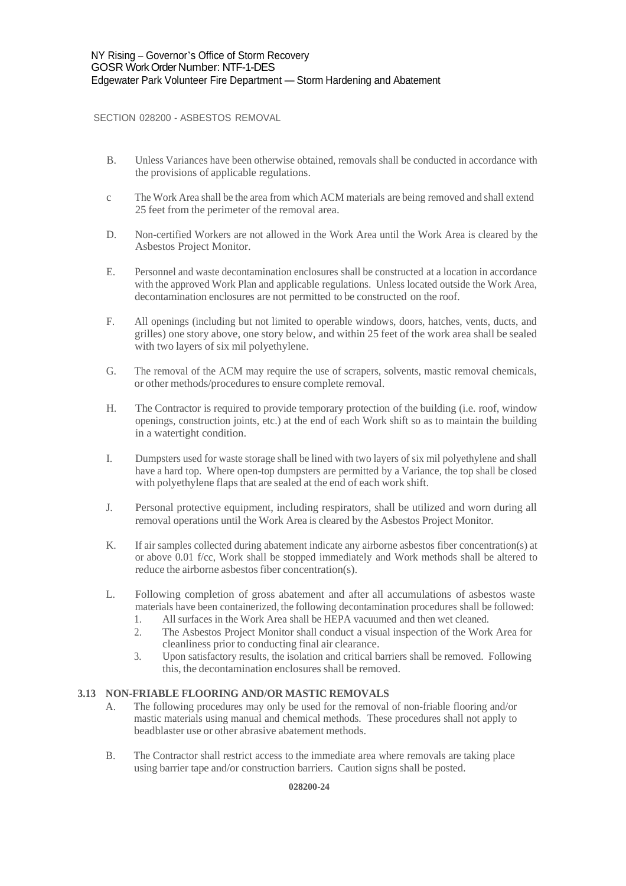SECTION 028200 - ASBESTOS REMOVAL

B. Unless Variances have been otherwise obtained, removals shall be conducted in accordance with the provisions of applicable regulations.

c The Work Area shall be the area from which ACM materials are being removed and shall extend 25 feet from the perimeter of the removal area.

D. Non-certified Workers are not allowed in the Work Area until the Work Area is cleared by the Asbestos Project Monitor.

E. Personnel and waste decontamination enclosures shall be constructed at a location in accordance with the approved Work Plan and applicable regulations. Unless located outside the Work Area, decontamination enclosures are not permitted to be constructed on the roof.

F. All openings (including but not limited to operable windows, doors, hatches, vents, ducts, and grilles) one story above, one story below, and within 25 feet of the work area shall be sealed with two layers of six mil polyethylene.

G. The removal of the ACM may require the use of scrapers, solvents, mastic removal chemicals, or other methods/procedures to ensure complete removal.

H. The Contractor is required to provide temporary protection of the building (i.e. roof, window openings, construction joints, etc.) at the end of each Work shift so as to maintain the building in a watertight condition.

I. Dumpsters used for waste storage shall be lined with two layers of six mil polyethylene and shall have a hard top. Where open-top dumpsters are permitted by a Variance, the top shall be closed with polyethylene flaps that are sealed at the end of each work shift.

J. Personal protective equipment, including respirators, shall be utilized and worn during all removal operations until the Work Area is cleared by the Asbestos Project Monitor.

K. If air samples collected during abatement indicate any airborne asbestos fiber concentration(s) at or above 0.01 f/cc, Work shall be stopped immediately and Work methods shall be altered to reduce the airborne asbestos fiber concentration(s).

L. Following completion of gross abatement and after all accumulations of asbestos waste materials have been containerized, the following decontamination procedures shall be followed:
1. All surfaces in the Work Area shall be HEPA vacuumed and then wet cleaned.
2. The Asbestos Project Monitor shall conduct a visual inspection of the Work Area for cleanliness prior to conducting final air clearance.
3. Upon satisfactory results, the isolation and critical barriers shall be removed. Following this, the decontamination enclosures shall be removed.

**3.13 NON-FRIABLE FLOORING AND/OR MASTIC REMOVALS**

A. The following procedures may only be used for the removal of non-friable flooring and/or mastic materials using manual and chemical methods. These procedures shall not apply to beadblaster use or other abrasive abatement methods.

B. The Contractor shall restrict access to the immediate area where removals are taking place using barrier tape and/or construction barriers. Caution signs shall be posted.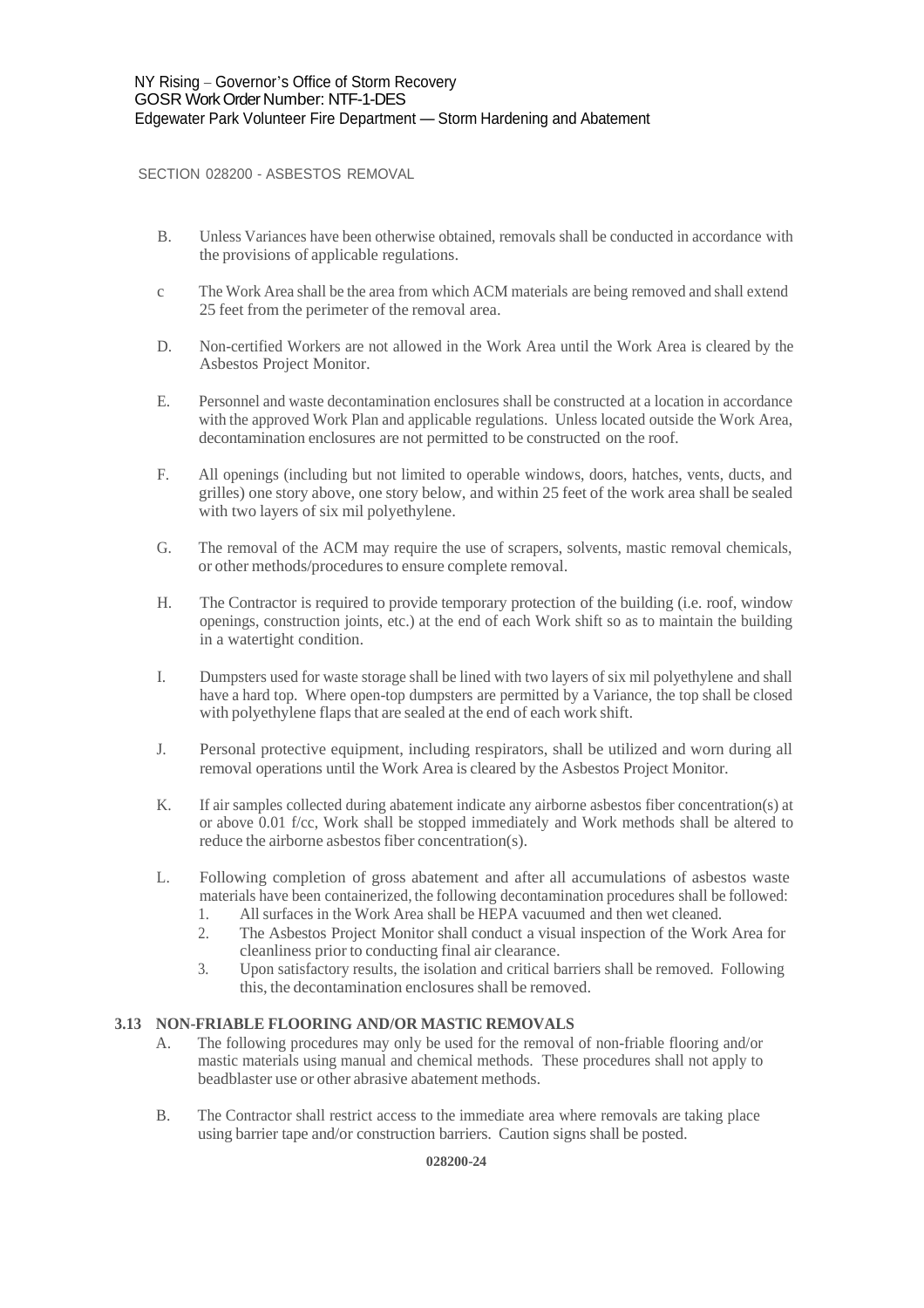B. Unless Variances have been otherwise obtained, removals shall be conducted in accordance with the provisions of applicable regulations.

c The Work Area shall be the area from which ACM materials are being removed and shall extend 25 feet from the perimeter of the removal area.

D. Non-certified Workers are not allowed in the Work Area until the Work Area is cleared by the Asbestos Project Monitor.

E. Personnel and waste decontamination enclosures shall be constructed at a location in accordance with the approved Work Plan and applicable regulations. Unless located outside the Work Area, decontamination enclosures are not permitted to be constructed on the roof.

F. All openings (including but not limited to operable windows, doors, hatches, vents, ducts, and grilles) one story above, one story below, and within 25 feet of the work area shall be sealed with two layers of six mil polyethylene.

G. The removal of the ACM may require the use of scrapers, solvents, mastic removal chemicals, or other methods/procedures to ensure complete removal.

H. The Contractor is required to provide temporary protection of the building (i.e. roof, window openings, construction joints, etc.) at the end of each Work shift so as to maintain the building in a watertight condition.

I. Dumpsters used for waste storage shall be lined with two layers of six mil polyethylene and shall have a hard top. Where open-top dumpsters are permitted by a Variance, the top shall be closed with polyethylene flaps that are sealed at the end of each work shift.

J. Personal protective equipment, including respirators, shall be utilized and worn during all removal operations until the Work Area is cleared by the Asbestos Project Monitor.

K. If air samples collected during abatement indicate any airborne asbestos fiber concentration(s) at or above 0.01 f/cc, Work shall be stopped immediately and Work methods shall be altered to reduce the airborne asbestos fiber concentration(s).

L. Following completion of gross abatement and after all accumulations of asbestos waste materials have been containerized, the following decontamination procedures shall be followed:
   1. All surfaces in the Work Area shall be HEPA vacuumed and then wet cleaned.
   2. The Asbestos Project Monitor shall conduct a visual inspection of the Work Area for cleanliness prior to conducting final air clearance.
   3. Upon satisfactory results, the isolation and critical barriers shall be removed. Following this, the decontamination enclosures shall be removed.

### 3.13 NON-FRIABLE FLOORING AND/OR MASTIC REMOVALS

A. The following procedures may only be used for the removal of non-friable flooring and/or mastic materials using manual and chemical methods. These procedures shall not apply to beadblaster use or other abrasive abatement methods.

B. The Contractor shall restrict access to the immediate area where removals are taking place using barrier tape and/or construction barriers. Caution signs shall be posted.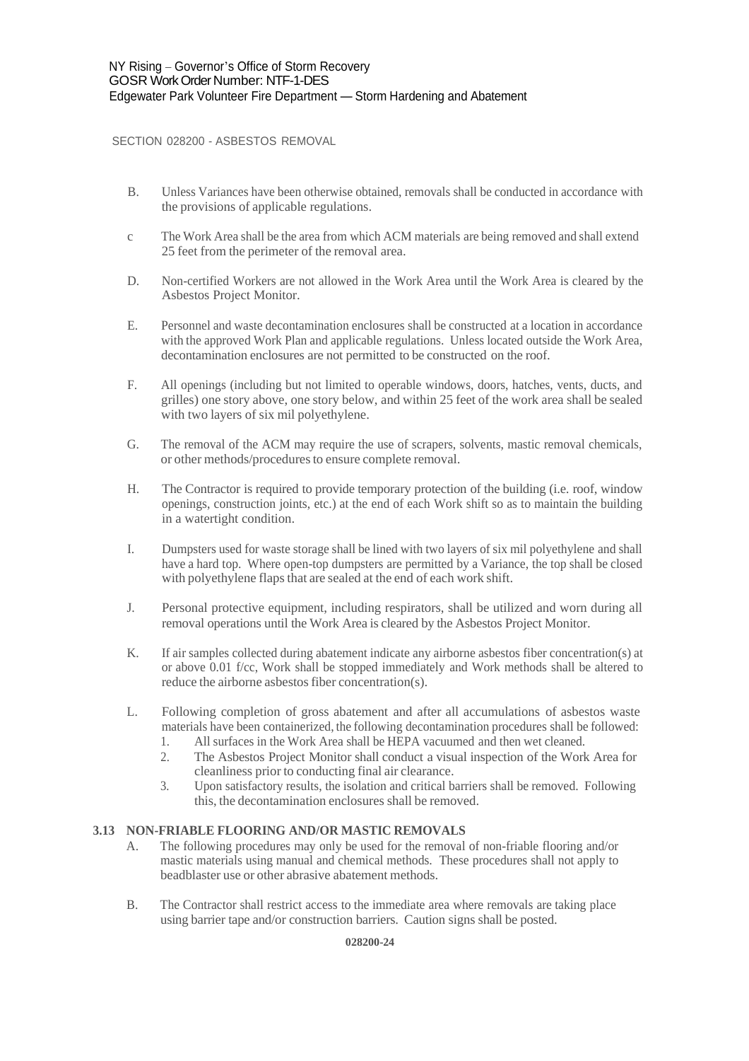B. Unless Variances have been otherwise obtained, removals shall be conducted in accordance with the provisions of applicable regulations.

c The Work Area shall be the area from which ACM materials are being removed and shall extend 25 feet from the perimeter of the removal area.

D. Non-certified Workers are not allowed in the Work Area until the Work Area is cleared by the Asbestos Project Monitor.

E. Personnel and waste decontamination enclosures shall be constructed at a location in accordance with the approved Work Plan and applicable regulations. Unless located outside the Work Area, decontamination enclosures are not permitted to be constructed on the roof.

F. All openings (including but not limited to operable windows, doors, hatches, vents, ducts, and grilles) one story above, one story below, and within 25 feet of the work area shall be sealed with two layers of six mil polyethylene.

G. The removal of the ACM may require the use of scrapers, solvents, mastic removal chemicals, or other methods/procedures to ensure complete removal.

H. The Contractor is required to provide temporary protection of the building (i.e. roof, window openings, construction joints, etc.) at the end of each Work shift so as to maintain the building in a watertight condition.

I. Dumpsters used for waste storage shall be lined with two layers of six mil polyethylene and shall have a hard top. Where open-top dumpsters are permitted by a Variance, the top shall be closed with polyethylene flaps that are sealed at the end of each work shift.

J. Personal protective equipment, including respirators, shall be utilized and worn during all removal operations until the Work Area is cleared by the Asbestos Project Monitor.

K. If air samples collected during abatement indicate any airborne asbestos fiber concentration(s) at or above 0.01 f/cc, Work shall be stopped immediately and Work methods shall be altered to reduce the airborne asbestos fiber concentration(s).

L. Following completion of gross abatement and after all accumulations of asbestos waste materials have been containerized, the following decontamination procedures shall be followed:
   1. All surfaces in the Work Area shall be HEPA vacuumed and then wet cleaned.
   2. The Asbestos Project Monitor shall conduct a visual inspection of the Work Area for cleanliness prior to conducting final air clearance.
   3. Upon satisfactory results, the isolation and critical barriers shall be removed. Following this, the decontamination enclosures shall be removed.

## 3.13 NON-FRIABLE FLOORING AND/OR MASTIC REMOVALS

A. The following procedures may only be used for the removal of non-friable flooring and/or mastic materials using manual and chemical methods. These procedures shall not apply to beadblaster use or other abrasive abatement methods.

B. The Contractor shall restrict access to the immediate area where removals are taking place using barrier tape and/or construction barriers. Caution signs shall be posted.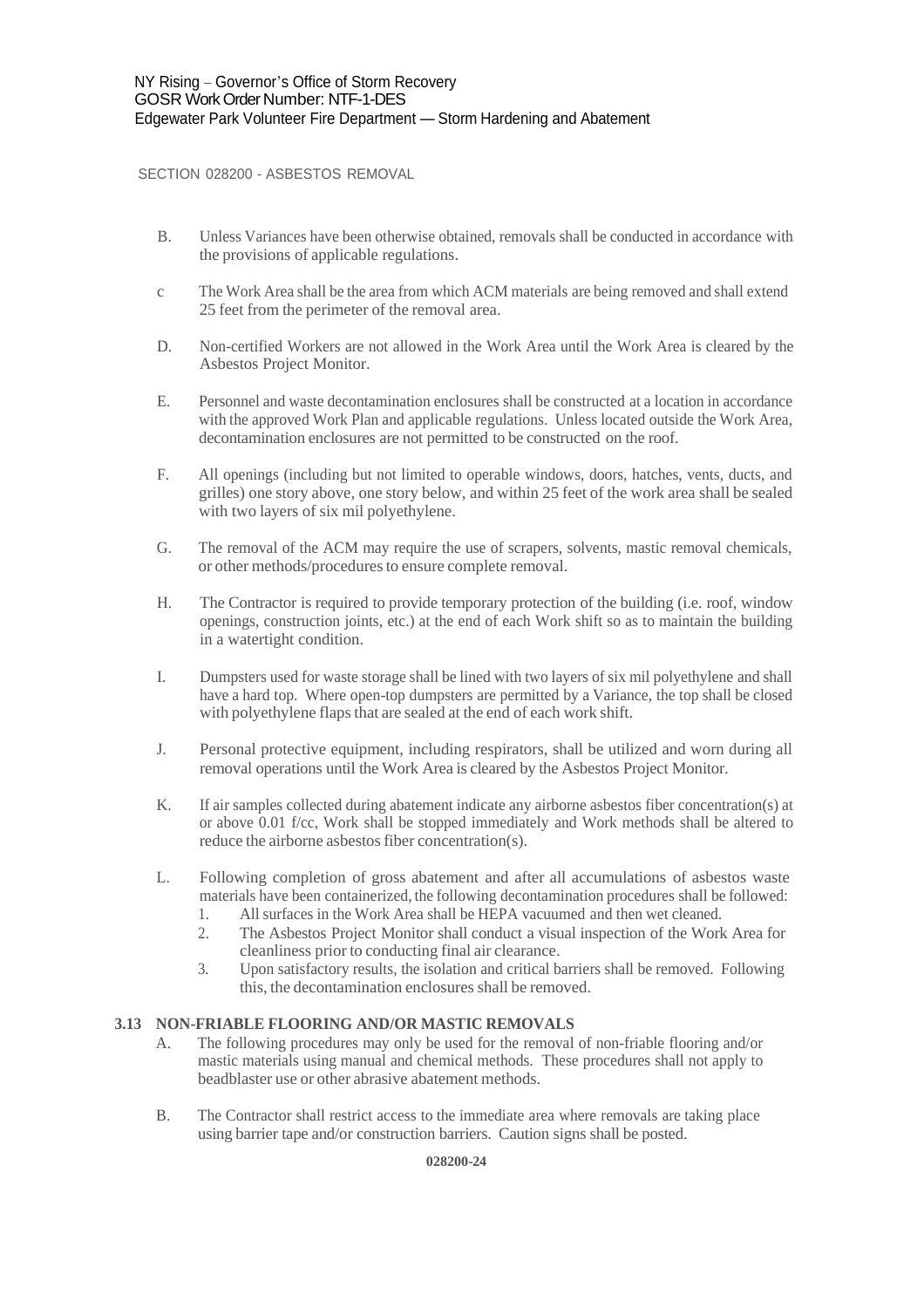B. Unless Variances have been otherwise obtained, removals shall be conducted in accordance with the provisions of applicable regulations.

c The Work Area shall be the area from which ACM materials are being removed and shall extend 25 feet from the perimeter of the removal area.

D. Non-certified Workers are not allowed in the Work Area until the Work Area is cleared by the Asbestos Project Monitor.

E. Personnel and waste decontamination enclosures shall be constructed at a location in accordance with the approved Work Plan and applicable regulations. Unless located outside the Work Area, decontamination enclosures are not permitted to be constructed on the roof.

F. All openings (including but not limited to operable windows, doors, hatches, vents, ducts, and grilles) one story above, one story below, and within 25 feet of the work area shall be sealed with two layers of six mil polyethylene.

G. The removal of the ACM may require the use of scrapers, solvents, mastic removal chemicals, or other methods/procedures to ensure complete removal.

H. The Contractor is required to provide temporary protection of the building (i.e. roof, window openings, construction joints, etc.) at the end of each Work shift so as to maintain the building in a watertight condition.

I. Dumpsters used for waste storage shall be lined with two layers of six mil polyethylene and shall have a hard top. Where open-top dumpsters are permitted by a Variance, the top shall be closed with polyethylene flaps that are sealed at the end of each work shift.

J. Personal protective equipment, including respirators, shall be utilized and worn during all removal operations until the Work Area is cleared by the Asbestos Project Monitor.

K. If air samples collected during abatement indicate any airborne asbestos fiber concentration(s) at or above 0.01 f/cc, Work shall be stopped immediately and Work methods shall be altered to reduce the airborne asbestos fiber concentration(s).

L. Following completion of gross abatement and after all accumulations of asbestos waste materials have been containerized, the following decontamination procedures shall be followed:
   1. All surfaces in the Work Area shall be HEPA vacuumed and then wet cleaned.
   2. The Asbestos Project Monitor shall conduct a visual inspection of the Work Area for cleanliness prior to conducting final air clearance.
   3. Upon satisfactory results, the isolation and critical barriers shall be removed. Following this, the decontamination enclosures shall be removed.

**3.13 NON-FRIABLE FLOORING AND/OR MASTIC REMOVALS**

A. The following procedures may only be used for the removal of non-friable flooring and/or mastic materials using manual and chemical methods. These procedures shall not apply to beadblaster use or other abrasive abatement methods.

B. The Contractor shall restrict access to the immediate area where removals are taking place using barrier tape and/or construction barriers. Caution signs shall be posted.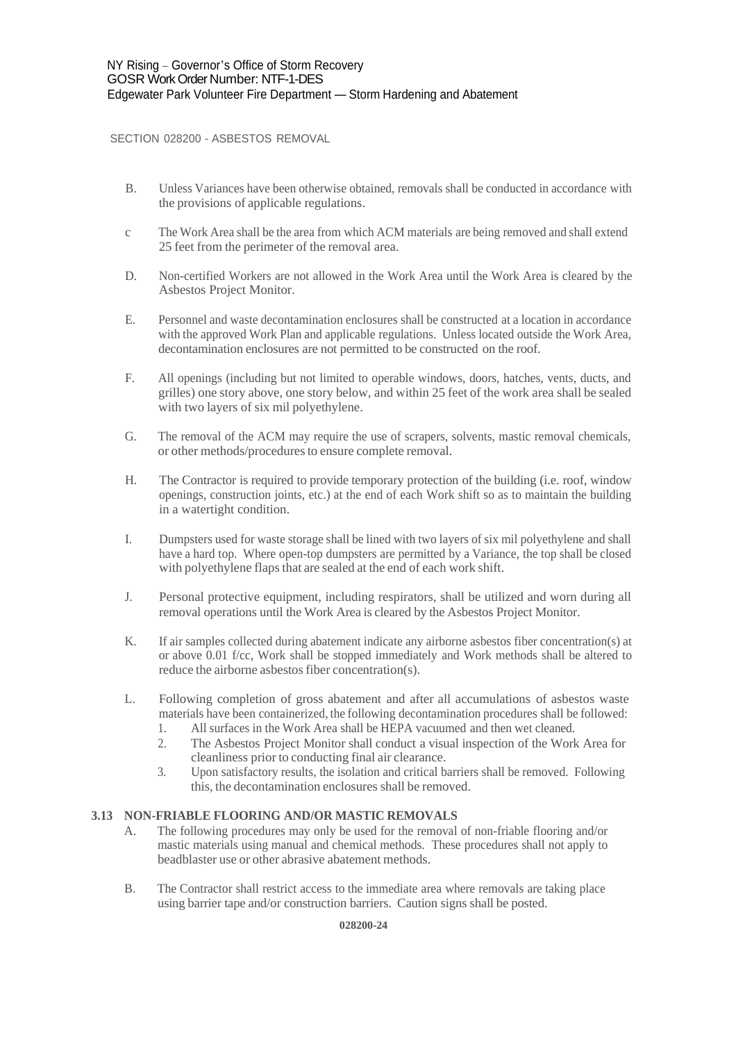B. Unless Variances have been otherwise obtained, removals shall be conducted in accordance with the provisions of applicable regulations.

c The Work Area shall be the area from which ACM materials are being removed and shall extend 25 feet from the perimeter of the removal area.

D. Non-certified Workers are not allowed in the Work Area until the Work Area is cleared by the Asbestos Project Monitor.

E. Personnel and waste decontamination enclosures shall be constructed at a location in accordance with the approved Work Plan and applicable regulations. Unless located outside the Work Area, decontamination enclosures are not permitted to be constructed on the roof.

F. All openings (including but not limited to operable windows, doors, hatches, vents, ducts, and grilles) one story above, one story below, and within 25 feet of the work area shall be sealed with two layers of six mil polyethylene.

G. The removal of the ACM may require the use of scrapers, solvents, mastic removal chemicals, or other methods/procedures to ensure complete removal.

H. The Contractor is required to provide temporary protection of the building (i.e. roof, window openings, construction joints, etc.) at the end of each Work shift so as to maintain the building in a watertight condition.

I. Dumpsters used for waste storage shall be lined with two layers of six mil polyethylene and shall have a hard top. Where open-top dumpsters are permitted by a Variance, the top shall be closed with polyethylene flaps that are sealed at the end of each work shift.

J. Personal protective equipment, including respirators, shall be utilized and worn during all removal operations until the Work Area is cleared by the Asbestos Project Monitor.

K. If air samples collected during abatement indicate any airborne asbestos fiber concentration(s) at or above 0.01 f/cc, Work shall be stopped immediately and Work methods shall be altered to reduce the airborne asbestos fiber concentration(s).

L. Following completion of gross abatement and after all accumulations of asbestos waste materials have been containerized, the following decontamination procedures shall be followed:
   1. All surfaces in the Work Area shall be HEPA vacuumed and then wet cleaned.
   2. The Asbestos Project Monitor shall conduct a visual inspection of the Work Area for cleanliness prior to conducting final air clearance.
   3. Upon satisfactory results, the isolation and critical barriers shall be removed. Following this, the decontamination enclosures shall be removed.

**3.13 NON-FRIABLE FLOORING AND/OR MASTIC REMOVALS**

A. The following procedures may only be used for the removal of non-friable flooring and/or mastic materials using manual and chemical methods. These procedures shall not apply to beadblaster use or other abrasive abatement methods.

B. The Contractor shall restrict access to the immediate area where removals are taking place using barrier tape and/or construction barriers. Caution signs shall be posted.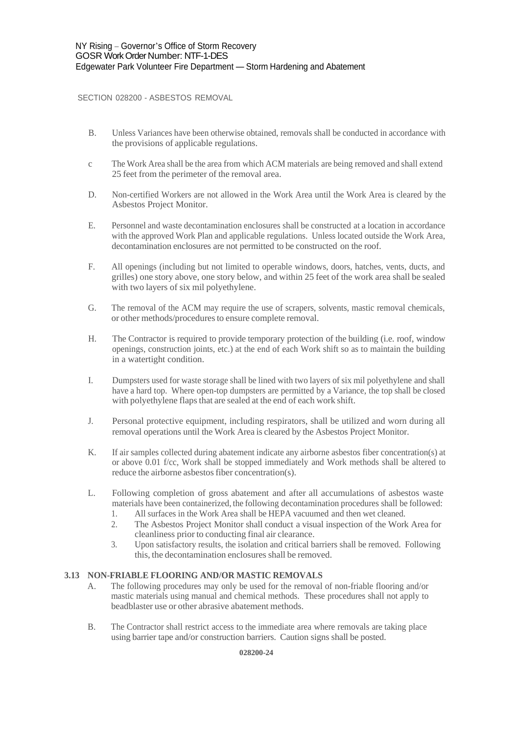SECTION 028200 - ASBESTOS REMOVAL

B. Unless Variances have been otherwise obtained, removals shall be conducted in accordance with the provisions of applicable regulations.

c The Work Area shall be the area from which ACM materials are being removed and shall extend 25 feet from the perimeter of the removal area.

D. Non-certified Workers are not allowed in the Work Area until the Work Area is cleared by the Asbestos Project Monitor.

E. Personnel and waste decontamination enclosures shall be constructed at a location in accordance with the approved Work Plan and applicable regulations. Unless located outside the Work Area, decontamination enclosures are not permitted to be constructed on the roof.

F. All openings (including but not limited to operable windows, doors, hatches, vents, ducts, and grilles) one story above, one story below, and within 25 feet of the work area shall be sealed with two layers of six mil polyethylene.

G. The removal of the ACM may require the use of scrapers, solvents, mastic removal chemicals, or other methods/procedures to ensure complete removal.

H. The Contractor is required to provide temporary protection of the building (i.e. roof, window openings, construction joints, etc.) at the end of each Work shift so as to maintain the building in a watertight condition.

I. Dumpsters used for waste storage shall be lined with two layers of six mil polyethylene and shall have a hard top. Where open-top dumpsters are permitted by a Variance, the top shall be closed with polyethylene flaps that are sealed at the end of each work shift.

J. Personal protective equipment, including respirators, shall be utilized and worn during all removal operations until the Work Area is cleared by the Asbestos Project Monitor.

K. If air samples collected during abatement indicate any airborne asbestos fiber concentration(s) at or above 0.01 f/cc, Work shall be stopped immediately and Work methods shall be altered to reduce the airborne asbestos fiber concentration(s).

L. Following completion of gross abatement and after all accumulations of asbestos waste materials have been containerized, the following decontamination procedures shall be followed:
   1. All surfaces in the Work Area shall be HEPA vacuumed and then wet cleaned.
   2. The Asbestos Project Monitor shall conduct a visual inspection of the Work Area for cleanliness prior to conducting final air clearance.
   3. Upon satisfactory results, the isolation and critical barriers shall be removed. Following this, the decontamination enclosures shall be removed.

**3.13 NON-FRIABLE FLOORING AND/OR MASTIC REMOVALS**

A. The following procedures may only be used for the removal of non-friable flooring and/or mastic materials using manual and chemical methods. These procedures shall not apply to beadblaster use or other abrasive abatement methods.

B. The Contractor shall restrict access to the immediate area where removals are taking place using barrier tape and/or construction barriers. Caution signs shall be posted.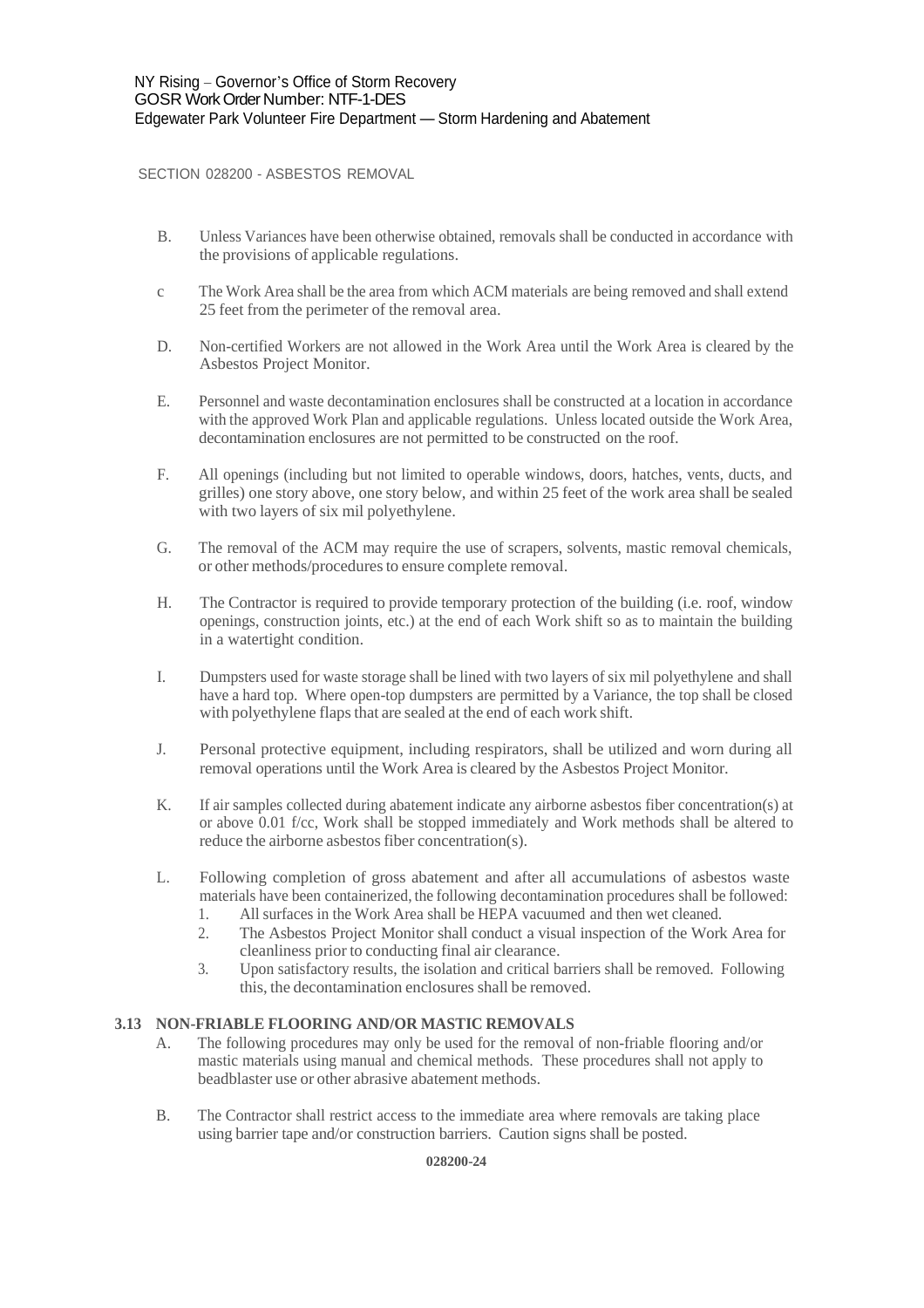B. Unless Variances have been otherwise obtained, removals shall be conducted in accordance with the provisions of applicable regulations.

c The Work Area shall be the area from which ACM materials are being removed and shall extend 25 feet from the perimeter of the removal area.

D. Non-certified Workers are not allowed in the Work Area until the Work Area is cleared by the Asbestos Project Monitor.

E. Personnel and waste decontamination enclosures shall be constructed at a location in accordance with the approved Work Plan and applicable regulations. Unless located outside the Work Area, decontamination enclosures are not permitted to be constructed on the roof.

F. All openings (including but not limited to operable windows, doors, hatches, vents, ducts, and grilles) one story above, one story below, and within 25 feet of the work area shall be sealed with two layers of six mil polyethylene.

G. The removal of the ACM may require the use of scrapers, solvents, mastic removal chemicals, or other methods/procedures to ensure complete removal.

H. The Contractor is required to provide temporary protection of the building (i.e. roof, window openings, construction joints, etc.) at the end of each Work shift so as to maintain the building in a watertight condition.

I. Dumpsters used for waste storage shall be lined with two layers of six mil polyethylene and shall have a hard top. Where open-top dumpsters are permitted by a Variance, the top shall be closed with polyethylene flaps that are sealed at the end of each work shift.

J. Personal protective equipment, including respirators, shall be utilized and worn during all removal operations until the Work Area is cleared by the Asbestos Project Monitor.

K. If air samples collected during abatement indicate any airborne asbestos fiber concentration(s) at or above 0.01 f/cc, Work shall be stopped immediately and Work methods shall be altered to reduce the airborne asbestos fiber concentration(s).

L. Following completion of gross abatement and after all accumulations of asbestos waste materials have been containerized, the following decontamination procedures shall be followed:
1. All surfaces in the Work Area shall be HEPA vacuumed and then wet cleaned.
2. The Asbestos Project Monitor shall conduct a visual inspection of the Work Area for cleanliness prior to conducting final air clearance.
3. Upon satisfactory results, the isolation and critical barriers shall be removed. Following this, the decontamination enclosures shall be removed.

### 3.13 NON-FRIABLE FLOORING AND/OR MASTIC REMOVALS

A. The following procedures may only be used for the removal of non-friable flooring and/or mastic materials using manual and chemical methods. These procedures shall not apply to beadblaster use or other abrasive abatement methods.

B. The Contractor shall restrict access to the immediate area where removals are taking place using barrier tape and/or construction barriers. Caution signs shall be posted.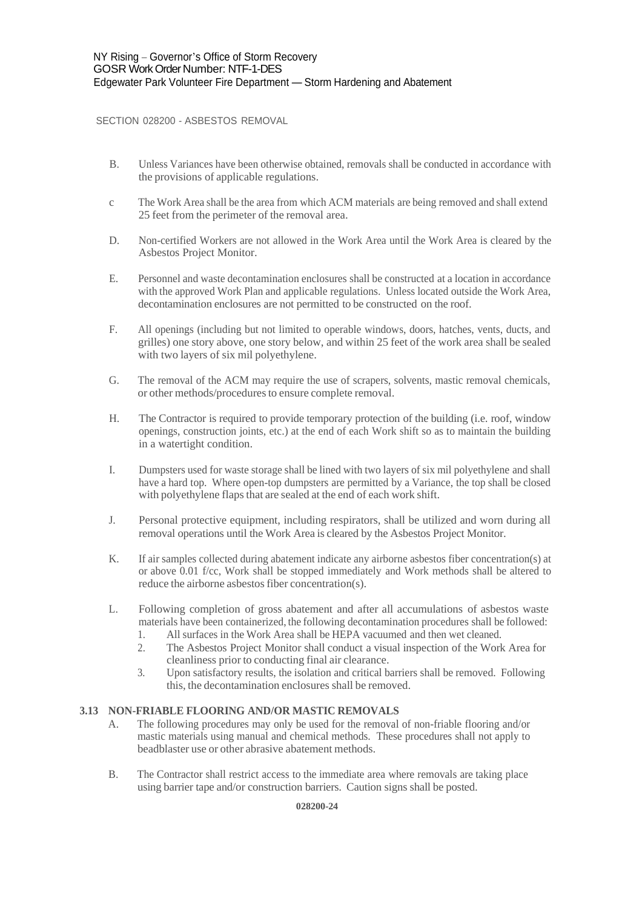B. Unless Variances have been otherwise obtained, removals shall be conducted in accordance with the provisions of applicable regulations.

c The Work Area shall be the area from which ACM materials are being removed and shall extend 25 feet from the perimeter of the removal area.

D. Non-certified Workers are not allowed in the Work Area until the Work Area is cleared by the Asbestos Project Monitor.

E. Personnel and waste decontamination enclosures shall be constructed at a location in accordance with the approved Work Plan and applicable regulations. Unless located outside the Work Area, decontamination enclosures are not permitted to be constructed on the roof.

F. All openings (including but not limited to operable windows, doors, hatches, vents, ducts, and grilles) one story above, one story below, and within 25 feet of the work area shall be sealed with two layers of six mil polyethylene.

G. The removal of the ACM may require the use of scrapers, solvents, mastic removal chemicals, or other methods/procedures to ensure complete removal.

H. The Contractor is required to provide temporary protection of the building (i.e. roof, window openings, construction joints, etc.) at the end of each Work shift so as to maintain the building in a watertight condition.

I. Dumpsters used for waste storage shall be lined with two layers of six mil polyethylene and shall have a hard top. Where open-top dumpsters are permitted by a Variance, the top shall be closed with polyethylene flaps that are sealed at the end of each work shift.

J. Personal protective equipment, including respirators, shall be utilized and worn during all removal operations until the Work Area is cleared by the Asbestos Project Monitor.

K. If air samples collected during abatement indicate any airborne asbestos fiber concentration(s) at or above 0.01 f/cc, Work shall be stopped immediately and Work methods shall be altered to reduce the airborne asbestos fiber concentration(s).

L. Following completion of gross abatement and after all accumulations of asbestos waste materials have been containerized, the following decontamination procedures shall be followed:
   1. All surfaces in the Work Area shall be HEPA vacuumed and then wet cleaned.
   2. The Asbestos Project Monitor shall conduct a visual inspection of the Work Area for cleanliness prior to conducting final air clearance.
   3. Upon satisfactory results, the isolation and critical barriers shall be removed. Following this, the decontamination enclosures shall be removed.

**3.13 NON-FRIABLE FLOORING AND/OR MASTIC REMOVALS**

A. The following procedures may only be used for the removal of non-friable flooring and/or mastic materials using manual and chemical methods. These procedures shall not apply to beadblaster use or other abrasive abatement methods.

B. The Contractor shall restrict access to the immediate area where removals are taking place using barrier tape and/or construction barriers. Caution signs shall be posted.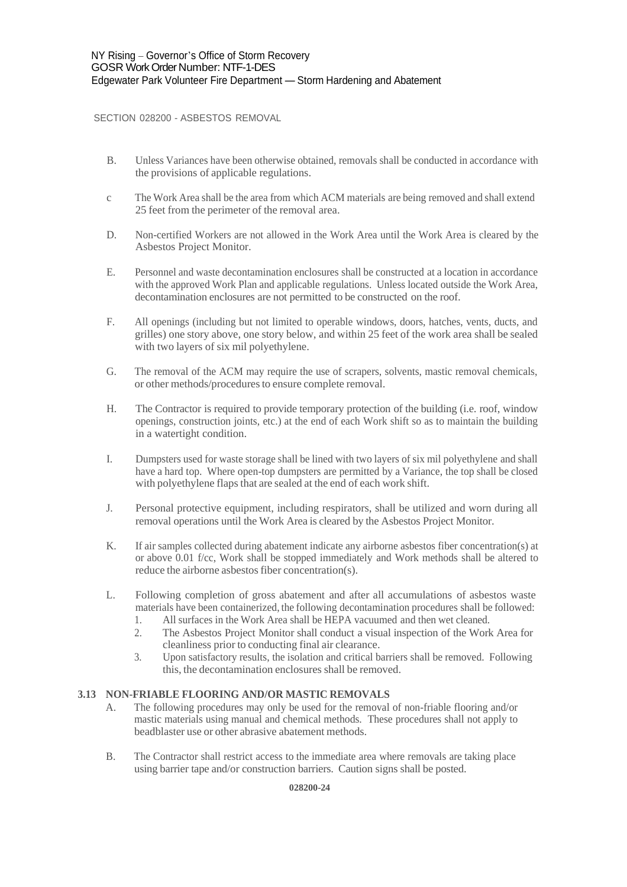B. Unless Variances have been otherwise obtained, removals shall be conducted in accordance with the provisions of applicable regulations.

c The Work Area shall be the area from which ACM materials are being removed and shall extend 25 feet from the perimeter of the removal area.

D. Non-certified Workers are not allowed in the Work Area until the Work Area is cleared by the Asbestos Project Monitor.

E. Personnel and waste decontamination enclosures shall be constructed at a location in accordance with the approved Work Plan and applicable regulations. Unless located outside the Work Area, decontamination enclosures are not permitted to be constructed on the roof.

F. All openings (including but not limited to operable windows, doors, hatches, vents, ducts, and grilles) one story above, one story below, and within 25 feet of the work area shall be sealed with two layers of six mil polyethylene.

G. The removal of the ACM may require the use of scrapers, solvents, mastic removal chemicals, or other methods/procedures to ensure complete removal.

H. The Contractor is required to provide temporary protection of the building (i.e. roof, window openings, construction joints, etc.) at the end of each Work shift so as to maintain the building in a watertight condition.

I. Dumpsters used for waste storage shall be lined with two layers of six mil polyethylene and shall have a hard top. Where open-top dumpsters are permitted by a Variance, the top shall be closed with polyethylene flaps that are sealed at the end of each work shift.

J. Personal protective equipment, including respirators, shall be utilized and worn during all removal operations until the Work Area is cleared by the Asbestos Project Monitor.

K. If air samples collected during abatement indicate any airborne asbestos fiber concentration(s) at or above 0.01 f/cc, Work shall be stopped immediately and Work methods shall be altered to reduce the airborne asbestos fiber concentration(s).

L. Following completion of gross abatement and after all accumulations of asbestos waste materials have been containerized, the following decontamination procedures shall be followed:
   1. All surfaces in the Work Area shall be HEPA vacuumed and then wet cleaned.
   2. The Asbestos Project Monitor shall conduct a visual inspection of the Work Area for cleanliness prior to conducting final air clearance.
   3. Upon satisfactory results, the isolation and critical barriers shall be removed. Following this, the decontamination enclosures shall be removed.

### 3.13 NON-FRIABLE FLOORING AND/OR MASTIC REMOVALS

A. The following procedures may only be used for the removal of non-friable flooring and/or mastic materials using manual and chemical methods. These procedures shall not apply to beadblaster use or other abrasive abatement methods.

B. The Contractor shall restrict access to the immediate area where removals are taking place using barrier tape and/or construction barriers. Caution signs shall be posted.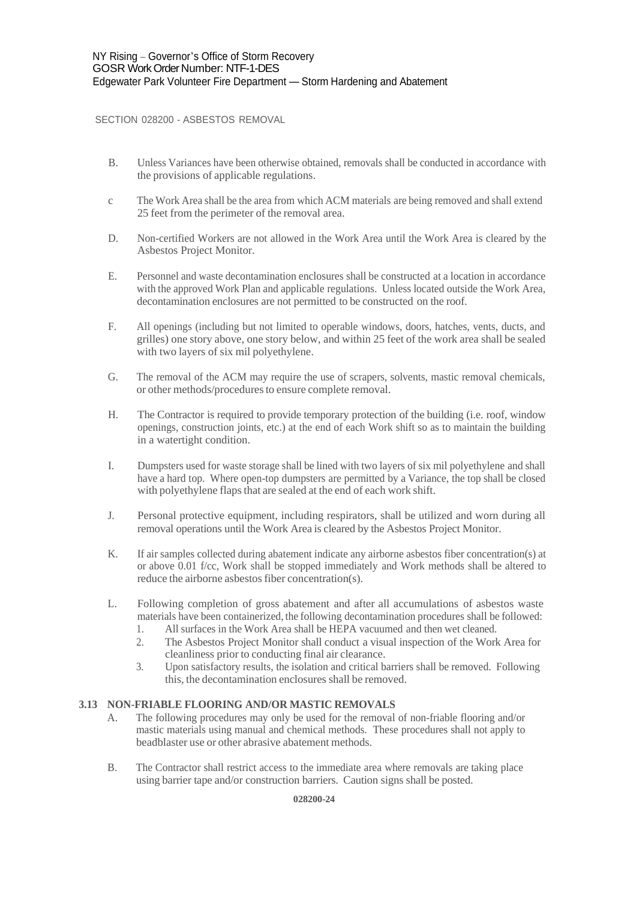B. Unless Variances have been otherwise obtained, removals shall be conducted in accordance with the provisions of applicable regulations.

c The Work Area shall be the area from which ACM materials are being removed and shall extend 25 feet from the perimeter of the removal area.

D. Non-certified Workers are not allowed in the Work Area until the Work Area is cleared by the Asbestos Project Monitor.

E. Personnel and waste decontamination enclosures shall be constructed at a location in accordance with the approved Work Plan and applicable regulations. Unless located outside the Work Area, decontamination enclosures are not permitted to be constructed on the roof.

F. All openings (including but not limited to operable windows, doors, hatches, vents, ducts, and grilles) one story above, one story below, and within 25 feet of the work area shall be sealed with two layers of six mil polyethylene.

G. The removal of the ACM may require the use of scrapers, solvents, mastic removal chemicals, or other methods/procedures to ensure complete removal.

H. The Contractor is required to provide temporary protection of the building (i.e. roof, window openings, construction joints, etc.) at the end of each Work shift so as to maintain the building in a watertight condition.

I. Dumpsters used for waste storage shall be lined with two layers of six mil polyethylene and shall have a hard top. Where open-top dumpsters are permitted by a Variance, the top shall be closed with polyethylene flaps that are sealed at the end of each work shift.

J. Personal protective equipment, including respirators, shall be utilized and worn during all removal operations until the Work Area is cleared by the Asbestos Project Monitor.

K. If air samples collected during abatement indicate any airborne asbestos fiber concentration(s) at or above 0.01 f/cc, Work shall be stopped immediately and Work methods shall be altered to reduce the airborne asbestos fiber concentration(s).

L. Following completion of gross abatement and after all accumulations of asbestos waste materials have been containerized, the following decontamination procedures shall be followed:
   1. All surfaces in the Work Area shall be HEPA vacuumed and then wet cleaned.
   2. The Asbestos Project Monitor shall conduct a visual inspection of the Work Area for cleanliness prior to conducting final air clearance.
   3. Upon satisfactory results, the isolation and critical barriers shall be removed. Following this, the decontamination enclosures shall be removed.

**3.13 NON-FRIABLE FLOORING AND/OR MASTIC REMOVALS**

A. The following procedures may only be used for the removal of non-friable flooring and/or mastic materials using manual and chemical methods. These procedures shall not apply to beadblaster use or other abrasive abatement methods.

B. The Contractor shall restrict access to the immediate area where removals are taking place using barrier tape and/or construction barriers. Caution signs shall be posted.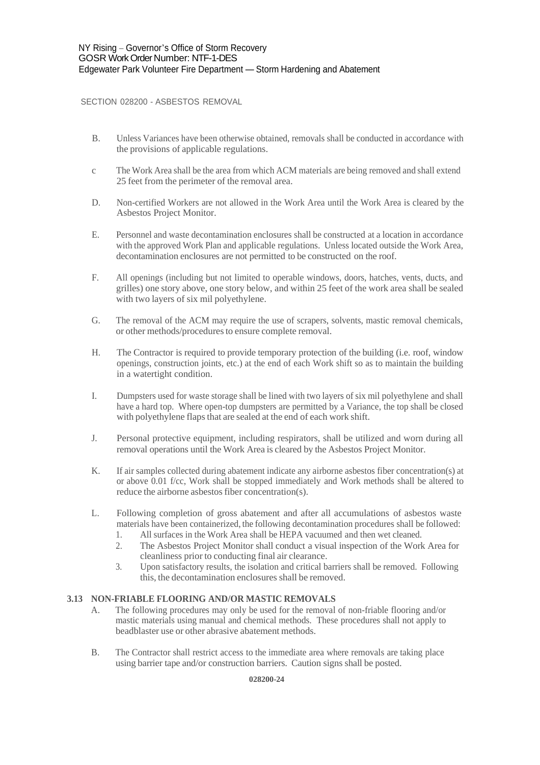B. Unless Variances have been otherwise obtained, removals shall be conducted in accordance with the provisions of applicable regulations.

c The Work Area shall be the area from which ACM materials are being removed and shall extend 25 feet from the perimeter of the removal area.

D. Non-certified Workers are not allowed in the Work Area until the Work Area is cleared by the Asbestos Project Monitor.

E. Personnel and waste decontamination enclosures shall be constructed at a location in accordance with the approved Work Plan and applicable regulations. Unless located outside the Work Area, decontamination enclosures are not permitted to be constructed on the roof.

F. All openings (including but not limited to operable windows, doors, hatches, vents, ducts, and grilles) one story above, one story below, and within 25 feet of the work area shall be sealed with two layers of six mil polyethylene.

G. The removal of the ACM may require the use of scrapers, solvents, mastic removal chemicals, or other methods/procedures to ensure complete removal.

H. The Contractor is required to provide temporary protection of the building (i.e. roof, window openings, construction joints, etc.) at the end of each Work shift so as to maintain the building in a watertight condition.

I. Dumpsters used for waste storage shall be lined with two layers of six mil polyethylene and shall have a hard top. Where open-top dumpsters are permitted by a Variance, the top shall be closed with polyethylene flaps that are sealed at the end of each work shift.

J. Personal protective equipment, including respirators, shall be utilized and worn during all removal operations until the Work Area is cleared by the Asbestos Project Monitor.

K. If air samples collected during abatement indicate any airborne asbestos fiber concentration(s) at or above 0.01 f/cc, Work shall be stopped immediately and Work methods shall be altered to reduce the airborne asbestos fiber concentration(s).

L. Following completion of gross abatement and after all accumulations of asbestos waste materials have been containerized, the following decontamination procedures shall be followed:
   1. All surfaces in the Work Area shall be HEPA vacuumed and then wet cleaned.
   2. The Asbestos Project Monitor shall conduct a visual inspection of the Work Area for cleanliness prior to conducting final air clearance.
   3. Upon satisfactory results, the isolation and critical barriers shall be removed. Following this, the decontamination enclosures shall be removed.

**3.13 NON-FRIABLE FLOORING AND/OR MASTIC REMOVALS**

A. The following procedures may only be used for the removal of non-friable flooring and/or mastic materials using manual and chemical methods. These procedures shall not apply to beadblaster use or other abrasive abatement methods.

B. The Contractor shall restrict access to the immediate area where removals are taking place using barrier tape and/or construction barriers. Caution signs shall be posted.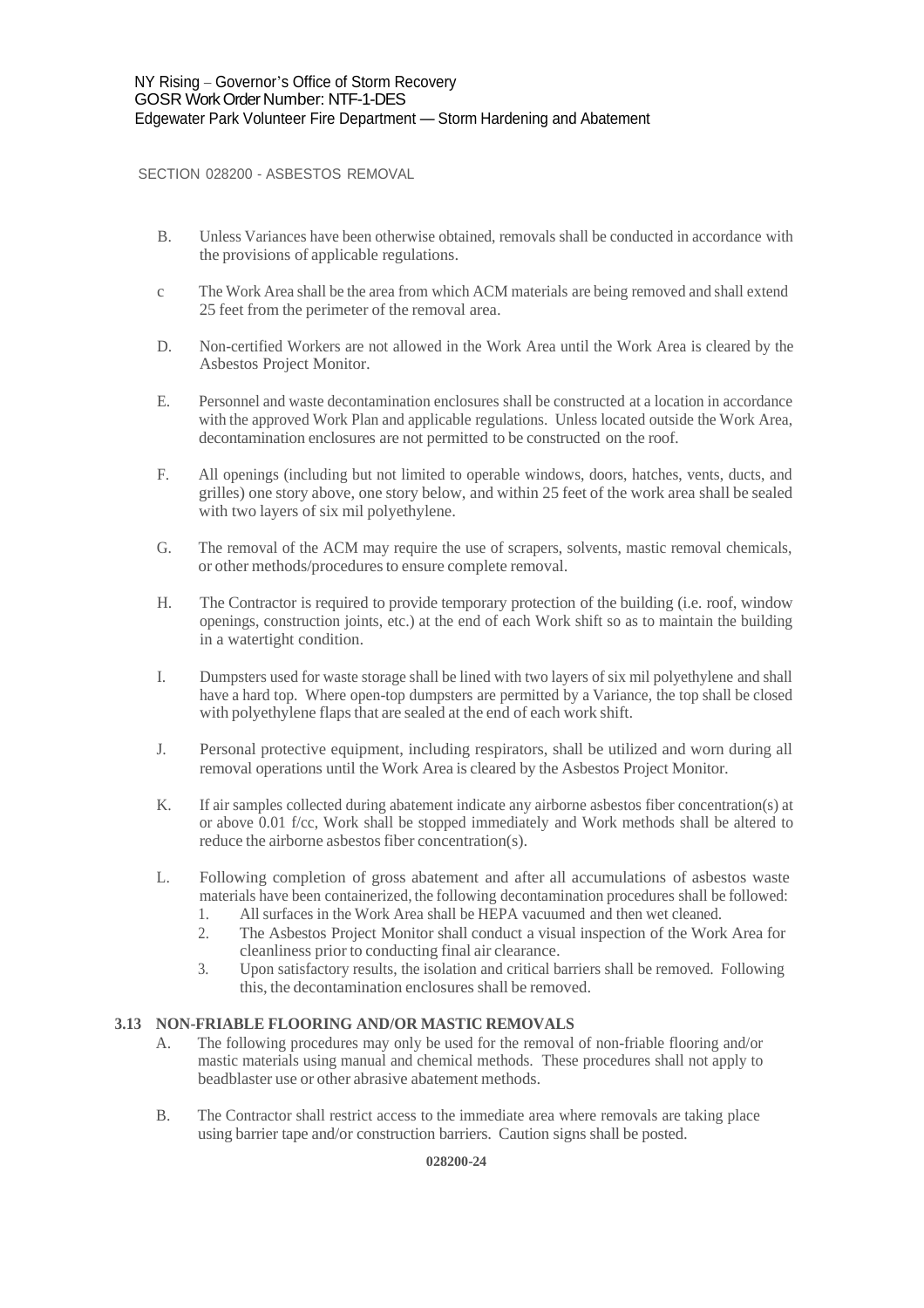B. Unless Variances have been otherwise obtained, removals shall be conducted in accordance with the provisions of applicable regulations.

c The Work Area shall be the area from which ACM materials are being removed and shall extend 25 feet from the perimeter of the removal area.

D. Non-certified Workers are not allowed in the Work Area until the Work Area is cleared by the Asbestos Project Monitor.

E. Personnel and waste decontamination enclosures shall be constructed at a location in accordance with the approved Work Plan and applicable regulations. Unless located outside the Work Area, decontamination enclosures are not permitted to be constructed on the roof.

F. All openings (including but not limited to operable windows, doors, hatches, vents, ducts, and grilles) one story above, one story below, and within 25 feet of the work area shall be sealed with two layers of six mil polyethylene.

G. The removal of the ACM may require the use of scrapers, solvents, mastic removal chemicals, or other methods/procedures to ensure complete removal.

H. The Contractor is required to provide temporary protection of the building (i.e. roof, window openings, construction joints, etc.) at the end of each Work shift so as to maintain the building in a watertight condition.

I. Dumpsters used for waste storage shall be lined with two layers of six mil polyethylene and shall have a hard top. Where open-top dumpsters are permitted by a Variance, the top shall be closed with polyethylene flaps that are sealed at the end of each work shift.

J. Personal protective equipment, including respirators, shall be utilized and worn during all removal operations until the Work Area is cleared by the Asbestos Project Monitor.

K. If air samples collected during abatement indicate any airborne asbestos fiber concentration(s) at or above 0.01 f/cc, Work shall be stopped immediately and Work methods shall be altered to reduce the airborne asbestos fiber concentration(s).

L. Following completion of gross abatement and after all accumulations of asbestos waste materials have been containerized, the following decontamination procedures shall be followed:
   1. All surfaces in the Work Area shall be HEPA vacuumed and then wet cleaned.
   2. The Asbestos Project Monitor shall conduct a visual inspection of the Work Area for cleanliness prior to conducting final air clearance.
   3. Upon satisfactory results, the isolation and critical barriers shall be removed. Following this, the decontamination enclosures shall be removed.

### 3.13 NON-FRIABLE FLOORING AND/OR MASTIC REMOVALS

A. The following procedures may only be used for the removal of non-friable flooring and/or mastic materials using manual and chemical methods. These procedures shall not apply to beadblaster use or other abrasive abatement methods.

B. The Contractor shall restrict access to the immediate area where removals are taking place using barrier tape and/or construction barriers. Caution signs shall be posted.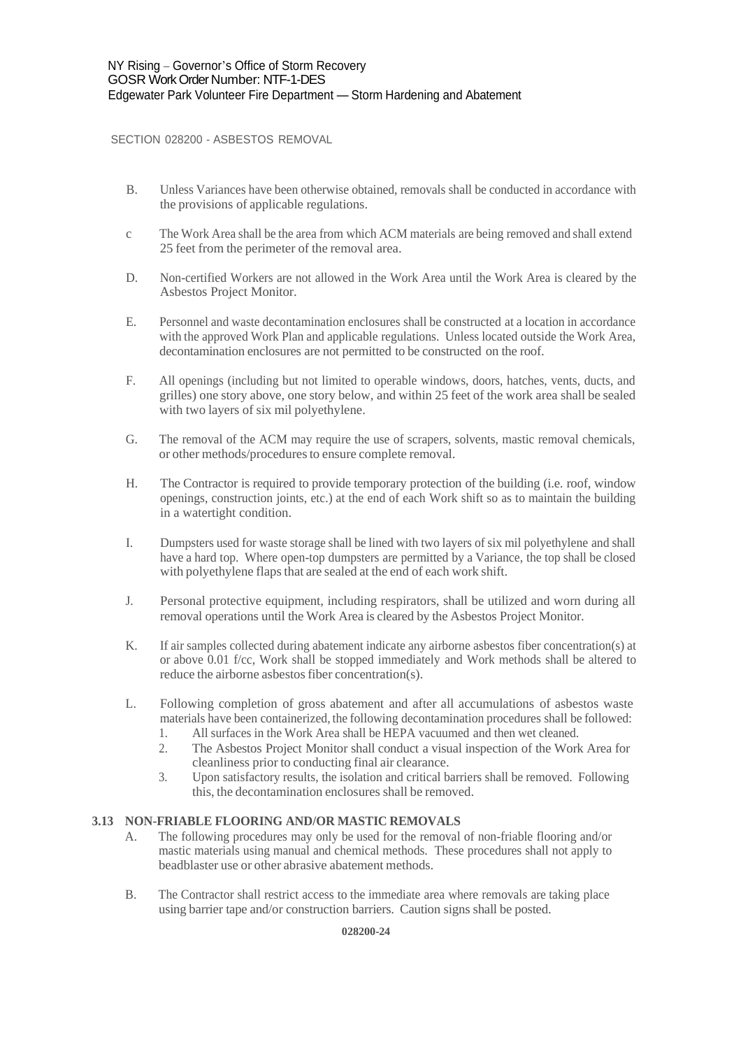B. Unless Variances have been otherwise obtained, removals shall be conducted in accordance with the provisions of applicable regulations.

c The Work Area shall be the area from which ACM materials are being removed and shall extend 25 feet from the perimeter of the removal area.

D. Non-certified Workers are not allowed in the Work Area until the Work Area is cleared by the Asbestos Project Monitor.

E. Personnel and waste decontamination enclosures shall be constructed at a location in accordance with the approved Work Plan and applicable regulations. Unless located outside the Work Area, decontamination enclosures are not permitted to be constructed on the roof.

F. All openings (including but not limited to operable windows, doors, hatches, vents, ducts, and grilles) one story above, one story below, and within 25 feet of the work area shall be sealed with two layers of six mil polyethylene.

G. The removal of the ACM may require the use of scrapers, solvents, mastic removal chemicals, or other methods/procedures to ensure complete removal.

H. The Contractor is required to provide temporary protection of the building (i.e. roof, window openings, construction joints, etc.) at the end of each Work shift so as to maintain the building in a watertight condition.

I. Dumpsters used for waste storage shall be lined with two layers of six mil polyethylene and shall have a hard top. Where open-top dumpsters are permitted by a Variance, the top shall be closed with polyethylene flaps that are sealed at the end of each work shift.

J. Personal protective equipment, including respirators, shall be utilized and worn during all removal operations until the Work Area is cleared by the Asbestos Project Monitor.

K. If air samples collected during abatement indicate any airborne asbestos fiber concentration(s) at or above 0.01 f/cc, Work shall be stopped immediately and Work methods shall be altered to reduce the airborne asbestos fiber concentration(s).

L. Following completion of gross abatement and after all accumulations of asbestos waste materials have been containerized, the following decontamination procedures shall be followed:
   1. All surfaces in the Work Area shall be HEPA vacuumed and then wet cleaned.
   2. The Asbestos Project Monitor shall conduct a visual inspection of the Work Area for cleanliness prior to conducting final air clearance.
   3. Upon satisfactory results, the isolation and critical barriers shall be removed. Following this, the decontamination enclosures shall be removed.

### 3.13 NON-FRIABLE FLOORING AND/OR MASTIC REMOVALS

A. The following procedures may only be used for the removal of non-friable flooring and/or mastic materials using manual and chemical methods. These procedures shall not apply to beadblaster use or other abrasive abatement methods.

B. The Contractor shall restrict access to the immediate area where removals are taking place using barrier tape and/or construction barriers. Caution signs shall be posted.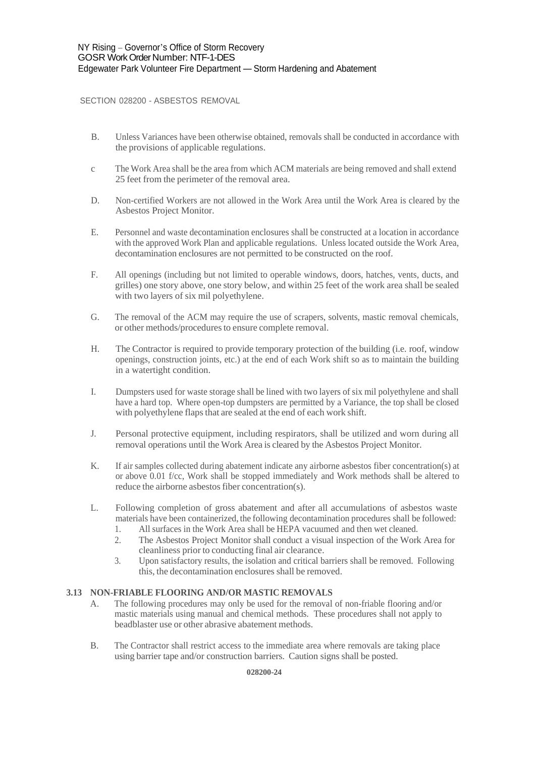B. Unless Variances have been otherwise obtained, removals shall be conducted in accordance with the provisions of applicable regulations.

c The Work Area shall be the area from which ACM materials are being removed and shall extend 25 feet from the perimeter of the removal area.

D. Non-certified Workers are not allowed in the Work Area until the Work Area is cleared by the Asbestos Project Monitor.

E. Personnel and waste decontamination enclosures shall be constructed at a location in accordance with the approved Work Plan and applicable regulations. Unless located outside the Work Area, decontamination enclosures are not permitted to be constructed on the roof.

F. All openings (including but not limited to operable windows, doors, hatches, vents, ducts, and grilles) one story above, one story below, and within 25 feet of the work area shall be sealed with two layers of six mil polyethylene.

G. The removal of the ACM may require the use of scrapers, solvents, mastic removal chemicals, or other methods/procedures to ensure complete removal.

H. The Contractor is required to provide temporary protection of the building (i.e. roof, window openings, construction joints, etc.) at the end of each Work shift so as to maintain the building in a watertight condition.

I. Dumpsters used for waste storage shall be lined with two layers of six mil polyethylene and shall have a hard top. Where open-top dumpsters are permitted by a Variance, the top shall be closed with polyethylene flaps that are sealed at the end of each work shift.

J. Personal protective equipment, including respirators, shall be utilized and worn during all removal operations until the Work Area is cleared by the Asbestos Project Monitor.

K. If air samples collected during abatement indicate any airborne asbestos fiber concentration(s) at or above 0.01 f/cc, Work shall be stopped immediately and Work methods shall be altered to reduce the airborne asbestos fiber concentration(s).

L. Following completion of gross abatement and after all accumulations of asbestos waste materials have been containerized, the following decontamination procedures shall be followed:
   1. All surfaces in the Work Area shall be HEPA vacuumed and then wet cleaned.
   2. The Asbestos Project Monitor shall conduct a visual inspection of the Work Area for cleanliness prior to conducting final air clearance.
   3. Upon satisfactory results, the isolation and critical barriers shall be removed. Following this, the decontamination enclosures shall be removed.

### 3.13 NON-FRIABLE FLOORING AND/OR MASTIC REMOVALS

A. The following procedures may only be used for the removal of non-friable flooring and/or mastic materials using manual and chemical methods. These procedures shall not apply to beadblaster use or other abrasive abatement methods.

B. The Contractor shall restrict access to the immediate area where removals are taking place using barrier tape and/or construction barriers. Caution signs shall be posted.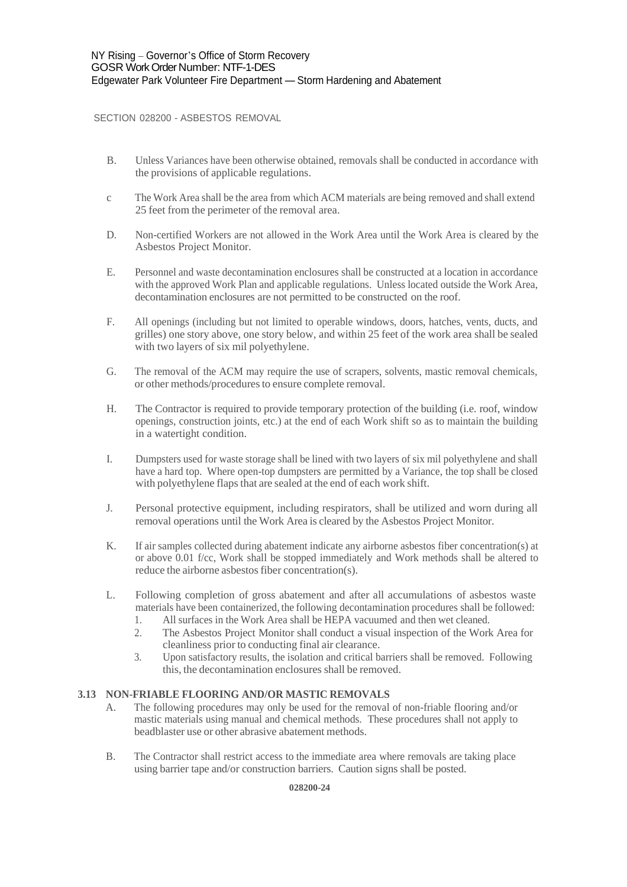SECTION 028200 - ASBESTOS REMOVAL

B. Unless Variances have been otherwise obtained, removals shall be conducted in accordance with the provisions of applicable regulations.

c The Work Area shall be the area from which ACM materials are being removed and shall extend 25 feet from the perimeter of the removal area.

D. Non-certified Workers are not allowed in the Work Area until the Work Area is cleared by the Asbestos Project Monitor.

E. Personnel and waste decontamination enclosures shall be constructed at a location in accordance with the approved Work Plan and applicable regulations. Unless located outside the Work Area, decontamination enclosures are not permitted to be constructed on the roof.

F. All openings (including but not limited to operable windows, doors, hatches, vents, ducts, and grilles) one story above, one story below, and within 25 feet of the work area shall be sealed with two layers of six mil polyethylene.

G. The removal of the ACM may require the use of scrapers, solvents, mastic removal chemicals, or other methods/procedures to ensure complete removal.

H. The Contractor is required to provide temporary protection of the building (i.e. roof, window openings, construction joints, etc.) at the end of each Work shift so as to maintain the building in a watertight condition.

I. Dumpsters used for waste storage shall be lined with two layers of six mil polyethylene and shall have a hard top. Where open-top dumpsters are permitted by a Variance, the top shall be closed with polyethylene flaps that are sealed at the end of each work shift.

J. Personal protective equipment, including respirators, shall be utilized and worn during all removal operations until the Work Area is cleared by the Asbestos Project Monitor.

K. If air samples collected during abatement indicate any airborne asbestos fiber concentration(s) at or above 0.01 f/cc, Work shall be stopped immediately and Work methods shall be altered to reduce the airborne asbestos fiber concentration(s).

L. Following completion of gross abatement and after all accumulations of asbestos waste materials have been containerized, the following decontamination procedures shall be followed:
   1. All surfaces in the Work Area shall be HEPA vacuumed and then wet cleaned.
   2. The Asbestos Project Monitor shall conduct a visual inspection of the Work Area for cleanliness prior to conducting final air clearance.
   3. Upon satisfactory results, the isolation and critical barriers shall be removed. Following this, the decontamination enclosures shall be removed.

## 3.13 NON-FRIABLE FLOORING AND/OR MASTIC REMOVALS

A. The following procedures may only be used for the removal of non-friable flooring and/or mastic materials using manual and chemical methods. These procedures shall not apply to beadblaster use or other abrasive abatement methods.

B. The Contractor shall restrict access to the immediate area where removals are taking place using barrier tape and/or construction barriers. Caution signs shall be posted.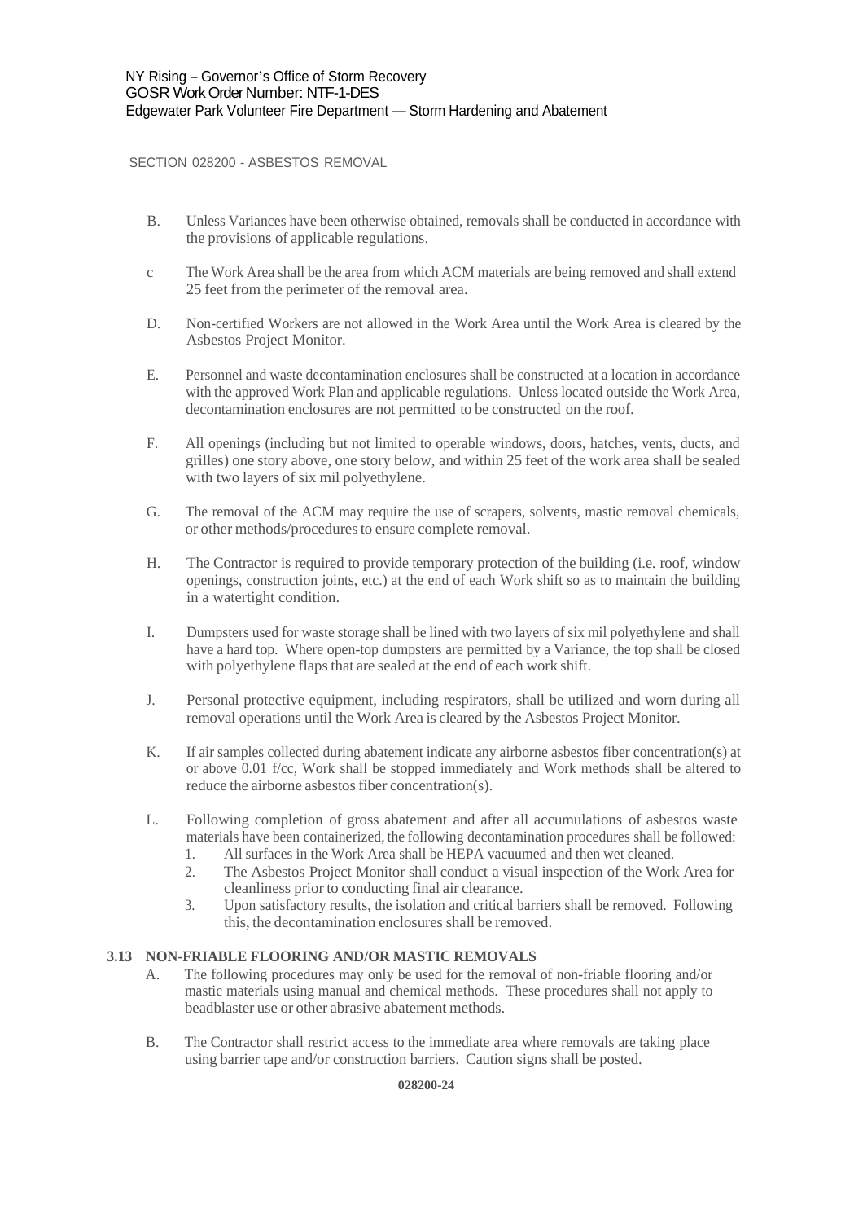B. Unless Variances have been otherwise obtained, removals shall be conducted in accordance with the provisions of applicable regulations.

c The Work Area shall be the area from which ACM materials are being removed and shall extend 25 feet from the perimeter of the removal area.

D. Non-certified Workers are not allowed in the Work Area until the Work Area is cleared by the Asbestos Project Monitor.

E. Personnel and waste decontamination enclosures shall be constructed at a location in accordance with the approved Work Plan and applicable regulations. Unless located outside the Work Area, decontamination enclosures are not permitted to be constructed on the roof.

F. All openings (including but not limited to operable windows, doors, hatches, vents, ducts, and grilles) one story above, one story below, and within 25 feet of the work area shall be sealed with two layers of six mil polyethylene.

G. The removal of the ACM may require the use of scrapers, solvents, mastic removal chemicals, or other methods/procedures to ensure complete removal.

H. The Contractor is required to provide temporary protection of the building (i.e. roof, window openings, construction joints, etc.) at the end of each Work shift so as to maintain the building in a watertight condition.

I. Dumpsters used for waste storage shall be lined with two layers of six mil polyethylene and shall have a hard top. Where open-top dumpsters are permitted by a Variance, the top shall be closed with polyethylene flaps that are sealed at the end of each work shift.

J. Personal protective equipment, including respirators, shall be utilized and worn during all removal operations until the Work Area is cleared by the Asbestos Project Monitor.

K. If air samples collected during abatement indicate any airborne asbestos fiber concentration(s) at or above 0.01 f/cc, Work shall be stopped immediately and Work methods shall be altered to reduce the airborne asbestos fiber concentration(s).

L. Following completion of gross abatement and after all accumulations of asbestos waste materials have been containerized, the following decontamination procedures shall be followed:
   1. All surfaces in the Work Area shall be HEPA vacuumed and then wet cleaned.
   2. The Asbestos Project Monitor shall conduct a visual inspection of the Work Area for cleanliness prior to conducting final air clearance.
   3. Upon satisfactory results, the isolation and critical barriers shall be removed. Following this, the decontamination enclosures shall be removed.

**3.13 NON-FRIABLE FLOORING AND/OR MASTIC REMOVALS**

A. The following procedures may only be used for the removal of non-friable flooring and/or mastic materials using manual and chemical methods. These procedures shall not apply to beadblaster use or other abrasive abatement methods.

B. The Contractor shall restrict access to the immediate area where removals are taking place using barrier tape and/or construction barriers. Caution signs shall be posted.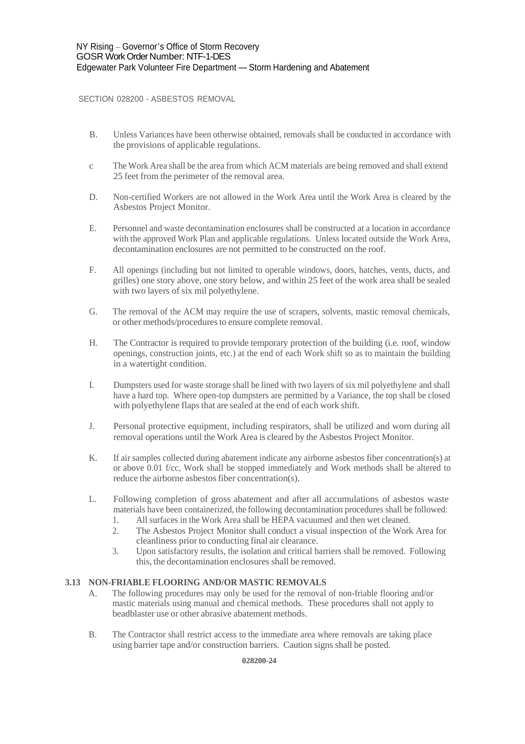B. Unless Variances have been otherwise obtained, removals shall be conducted in accordance with the provisions of applicable regulations.

c The Work Area shall be the area from which ACM materials are being removed and shall extend 25 feet from the perimeter of the removal area.

D. Non-certified Workers are not allowed in the Work Area until the Work Area is cleared by the Asbestos Project Monitor.

E. Personnel and waste decontamination enclosures shall be constructed at a location in accordance with the approved Work Plan and applicable regulations. Unless located outside the Work Area, decontamination enclosures are not permitted to be constructed on the roof.

F. All openings (including but not limited to operable windows, doors, hatches, vents, ducts, and grilles) one story above, one story below, and within 25 feet of the work area shall be sealed with two layers of six mil polyethylene.

G. The removal of the ACM may require the use of scrapers, solvents, mastic removal chemicals, or other methods/procedures to ensure complete removal.

H. The Contractor is required to provide temporary protection of the building (i.e. roof, window openings, construction joints, etc.) at the end of each Work shift so as to maintain the building in a watertight condition.

I. Dumpsters used for waste storage shall be lined with two layers of six mil polyethylene and shall have a hard top. Where open-top dumpsters are permitted by a Variance, the top shall be closed with polyethylene flaps that are sealed at the end of each work shift.

J. Personal protective equipment, including respirators, shall be utilized and worn during all removal operations until the Work Area is cleared by the Asbestos Project Monitor.

K. If air samples collected during abatement indicate any airborne asbestos fiber concentration(s) at or above 0.01 f/cc, Work shall be stopped immediately and Work methods shall be altered to reduce the airborne asbestos fiber concentration(s).

L. Following completion of gross abatement and after all accumulations of asbestos waste materials have been containerized, the following decontamination procedures shall be followed:
   1. All surfaces in the Work Area shall be HEPA vacuumed and then wet cleaned.
   2. The Asbestos Project Monitor shall conduct a visual inspection of the Work Area for cleanliness prior to conducting final air clearance.
   3. Upon satisfactory results, the isolation and critical barriers shall be removed. Following this, the decontamination enclosures shall be removed.

### 3.13 NON-FRIABLE FLOORING AND/OR MASTIC REMOVALS

A. The following procedures may only be used for the removal of non-friable flooring and/or mastic materials using manual and chemical methods. These procedures shall not apply to beadblaster use or other abrasive abatement methods.

B. The Contractor shall restrict access to the immediate area where removals are taking place using barrier tape and/or construction barriers. Caution signs shall be posted.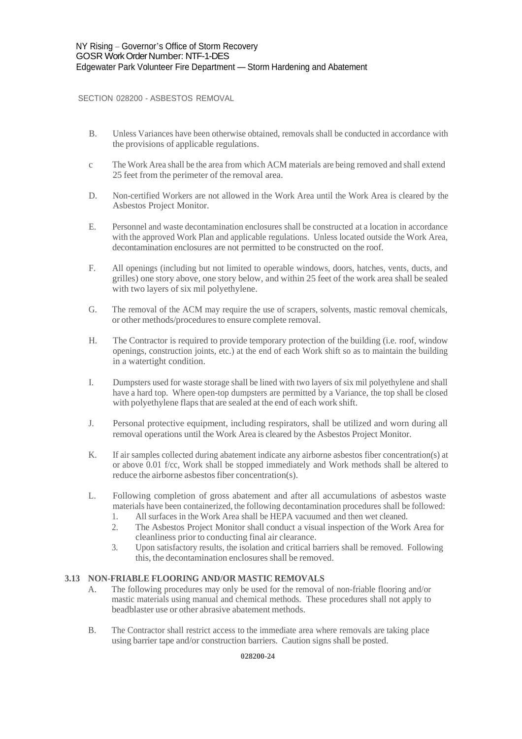B. Unless Variances have been otherwise obtained, removals shall be conducted in accordance with the provisions of applicable regulations.

c The Work Area shall be the area from which ACM materials are being removed and shall extend 25 feet from the perimeter of the removal area.

D. Non-certified Workers are not allowed in the Work Area until the Work Area is cleared by the Asbestos Project Monitor.

E. Personnel and waste decontamination enclosures shall be constructed at a location in accordance with the approved Work Plan and applicable regulations. Unless located outside the Work Area, decontamination enclosures are not permitted to be constructed on the roof.

F. All openings (including but not limited to operable windows, doors, hatches, vents, ducts, and grilles) one story above, one story below, and within 25 feet of the work area shall be sealed with two layers of six mil polyethylene.

G. The removal of the ACM may require the use of scrapers, solvents, mastic removal chemicals, or other methods/procedures to ensure complete removal.

H. The Contractor is required to provide temporary protection of the building (i.e. roof, window openings, construction joints, etc.) at the end of each Work shift so as to maintain the building in a watertight condition.

I. Dumpsters used for waste storage shall be lined with two layers of six mil polyethylene and shall have a hard top. Where open-top dumpsters are permitted by a Variance, the top shall be closed with polyethylene flaps that are sealed at the end of each work shift.

J. Personal protective equipment, including respirators, shall be utilized and worn during all removal operations until the Work Area is cleared by the Asbestos Project Monitor.

K. If air samples collected during abatement indicate any airborne asbestos fiber concentration(s) at or above 0.01 f/cc, Work shall be stopped immediately and Work methods shall be altered to reduce the airborne asbestos fiber concentration(s).

L. Following completion of gross abatement and after all accumulations of asbestos waste materials have been containerized, the following decontamination procedures shall be followed:
   1. All surfaces in the Work Area shall be HEPA vacuumed and then wet cleaned.
   2. The Asbestos Project Monitor shall conduct a visual inspection of the Work Area for cleanliness prior to conducting final air clearance.
   3. Upon satisfactory results, the isolation and critical barriers shall be removed. Following this, the decontamination enclosures shall be removed.

**3.13 NON-FRIABLE FLOORING AND/OR MASTIC REMOVALS**

A. The following procedures may only be used for the removal of non-friable flooring and/or mastic materials using manual and chemical methods. These procedures shall not apply to beadblaster use or other abrasive abatement methods.

B. The Contractor shall restrict access to the immediate area where removals are taking place using barrier tape and/or construction barriers. Caution signs shall be posted.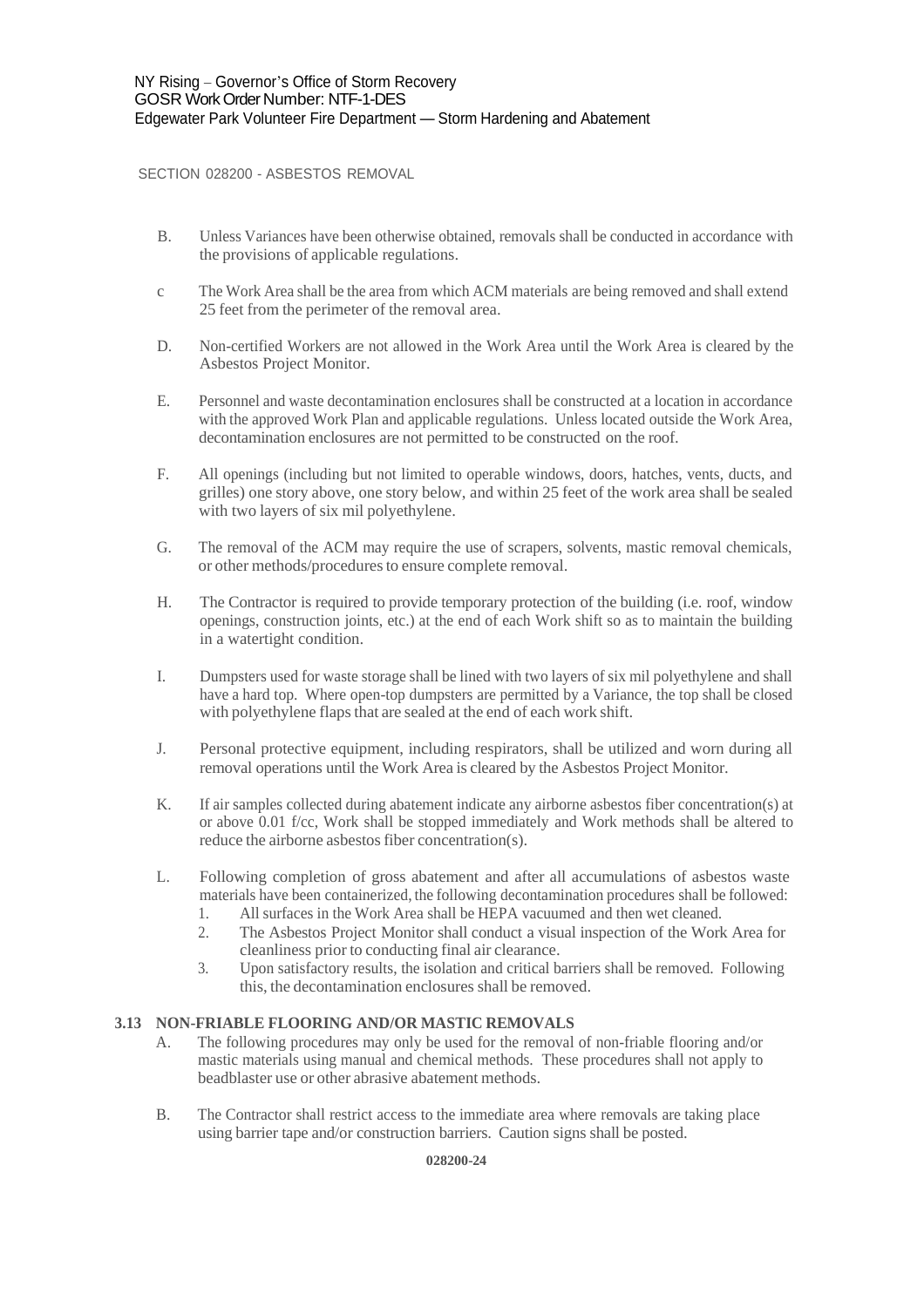B. Unless Variances have been otherwise obtained, removals shall be conducted in accordance with the provisions of applicable regulations.

c The Work Area shall be the area from which ACM materials are being removed and shall extend 25 feet from the perimeter of the removal area.

D. Non-certified Workers are not allowed in the Work Area until the Work Area is cleared by the Asbestos Project Monitor.

E. Personnel and waste decontamination enclosures shall be constructed at a location in accordance with the approved Work Plan and applicable regulations. Unless located outside the Work Area, decontamination enclosures are not permitted to be constructed on the roof.

F. All openings (including but not limited to operable windows, doors, hatches, vents, ducts, and grilles) one story above, one story below, and within 25 feet of the work area shall be sealed with two layers of six mil polyethylene.

G. The removal of the ACM may require the use of scrapers, solvents, mastic removal chemicals, or other methods/procedures to ensure complete removal.

H. The Contractor is required to provide temporary protection of the building (i.e. roof, window openings, construction joints, etc.) at the end of each Work shift so as to maintain the building in a watertight condition.

I. Dumpsters used for waste storage shall be lined with two layers of six mil polyethylene and shall have a hard top. Where open-top dumpsters are permitted by a Variance, the top shall be closed with polyethylene flaps that are sealed at the end of each work shift.

J. Personal protective equipment, including respirators, shall be utilized and worn during all removal operations until the Work Area is cleared by the Asbestos Project Monitor.

K. If air samples collected during abatement indicate any airborne asbestos fiber concentration(s) at or above 0.01 f/cc, Work shall be stopped immediately and Work methods shall be altered to reduce the airborne asbestos fiber concentration(s).

L. Following completion of gross abatement and after all accumulations of asbestos waste materials have been containerized, the following decontamination procedures shall be followed:
   1. All surfaces in the Work Area shall be HEPA vacuumed and then wet cleaned.
   2. The Asbestos Project Monitor shall conduct a visual inspection of the Work Area for cleanliness prior to conducting final air clearance.
   3. Upon satisfactory results, the isolation and critical barriers shall be removed. Following this, the decontamination enclosures shall be removed.

### 3.13 NON-FRIABLE FLOORING AND/OR MASTIC REMOVALS

A. The following procedures may only be used for the removal of non-friable flooring and/or mastic materials using manual and chemical methods. These procedures shall not apply to beadblaster use or other abrasive abatement methods.

B. The Contractor shall restrict access to the immediate area where removals are taking place using barrier tape and/or construction barriers. Caution signs shall be posted.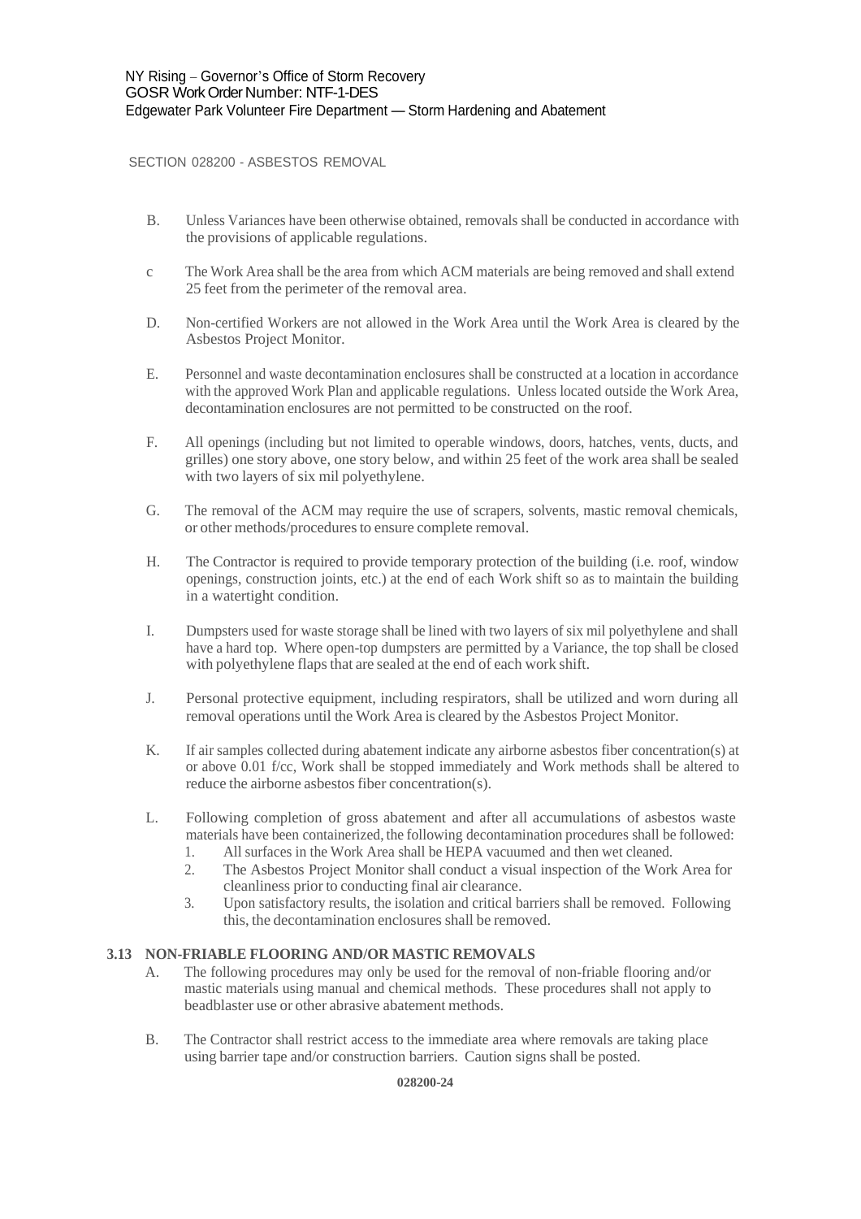B. Unless Variances have been otherwise obtained, removals shall be conducted in accordance with the provisions of applicable regulations.

c The Work Area shall be the area from which ACM materials are being removed and shall extend 25 feet from the perimeter of the removal area.

D. Non-certified Workers are not allowed in the Work Area until the Work Area is cleared by the Asbestos Project Monitor.

E. Personnel and waste decontamination enclosures shall be constructed at a location in accordance with the approved Work Plan and applicable regulations. Unless located outside the Work Area, decontamination enclosures are not permitted to be constructed on the roof.

F. All openings (including but not limited to operable windows, doors, hatches, vents, ducts, and grilles) one story above, one story below, and within 25 feet of the work area shall be sealed with two layers of six mil polyethylene.

G. The removal of the ACM may require the use of scrapers, solvents, mastic removal chemicals, or other methods/procedures to ensure complete removal.

H. The Contractor is required to provide temporary protection of the building (i.e. roof, window openings, construction joints, etc.) at the end of each Work shift so as to maintain the building in a watertight condition.

I. Dumpsters used for waste storage shall be lined with two layers of six mil polyethylene and shall have a hard top. Where open-top dumpsters are permitted by a Variance, the top shall be closed with polyethylene flaps that are sealed at the end of each work shift.

J. Personal protective equipment, including respirators, shall be utilized and worn during all removal operations until the Work Area is cleared by the Asbestos Project Monitor.

K. If air samples collected during abatement indicate any airborne asbestos fiber concentration(s) at or above 0.01 f/cc, Work shall be stopped immediately and Work methods shall be altered to reduce the airborne asbestos fiber concentration(s).

L. Following completion of gross abatement and after all accumulations of asbestos waste materials have been containerized, the following decontamination procedures shall be followed:
   1. All surfaces in the Work Area shall be HEPA vacuumed and then wet cleaned.
   2. The Asbestos Project Monitor shall conduct a visual inspection of the Work Area for cleanliness prior to conducting final air clearance.
   3. Upon satisfactory results, the isolation and critical barriers shall be removed. Following this, the decontamination enclosures shall be removed.

**3.13 NON-FRIABLE FLOORING AND/OR MASTIC REMOVALS**

A. The following procedures may only be used for the removal of non-friable flooring and/or mastic materials using manual and chemical methods. These procedures shall not apply to beadblaster use or other abrasive abatement methods.

B. The Contractor shall restrict access to the immediate area where removals are taking place using barrier tape and/or construction barriers. Caution signs shall be posted.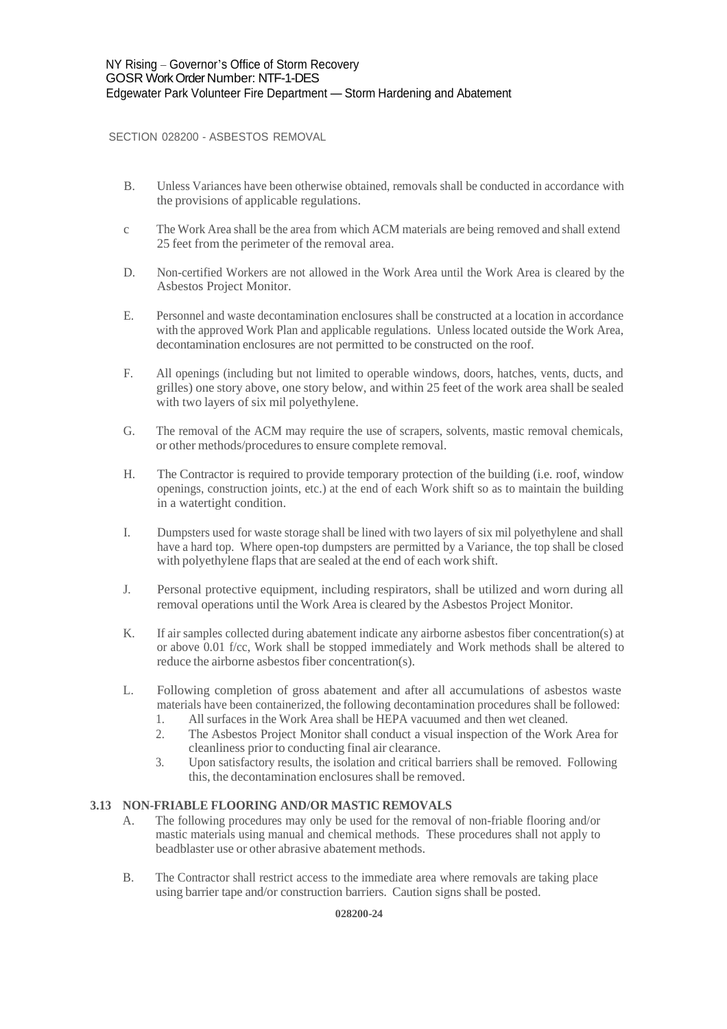B. Unless Variances have been otherwise obtained, removals shall be conducted in accordance with the provisions of applicable regulations.

c The Work Area shall be the area from which ACM materials are being removed and shall extend 25 feet from the perimeter of the removal area.

D. Non-certified Workers are not allowed in the Work Area until the Work Area is cleared by the Asbestos Project Monitor.

E. Personnel and waste decontamination enclosures shall be constructed at a location in accordance with the approved Work Plan and applicable regulations. Unless located outside the Work Area, decontamination enclosures are not permitted to be constructed on the roof.

F. All openings (including but not limited to operable windows, doors, hatches, vents, ducts, and grilles) one story above, one story below, and within 25 feet of the work area shall be sealed with two layers of six mil polyethylene.

G. The removal of the ACM may require the use of scrapers, solvents, mastic removal chemicals, or other methods/procedures to ensure complete removal.

H. The Contractor is required to provide temporary protection of the building (i.e. roof, window openings, construction joints, etc.) at the end of each Work shift so as to maintain the building in a watertight condition.

I. Dumpsters used for waste storage shall be lined with two layers of six mil polyethylene and shall have a hard top. Where open-top dumpsters are permitted by a Variance, the top shall be closed with polyethylene flaps that are sealed at the end of each work shift.

J. Personal protective equipment, including respirators, shall be utilized and worn during all removal operations until the Work Area is cleared by the Asbestos Project Monitor.

K. If air samples collected during abatement indicate any airborne asbestos fiber concentration(s) at or above 0.01 f/cc, Work shall be stopped immediately and Work methods shall be altered to reduce the airborne asbestos fiber concentration(s).

L. Following completion of gross abatement and after all accumulations of asbestos waste materials have been containerized, the following decontamination procedures shall be followed:
   1. All surfaces in the Work Area shall be HEPA vacuumed and then wet cleaned.
   2. The Asbestos Project Monitor shall conduct a visual inspection of the Work Area for cleanliness prior to conducting final air clearance.
   3. Upon satisfactory results, the isolation and critical barriers shall be removed. Following this, the decontamination enclosures shall be removed.

**3.13 NON-FRIABLE FLOORING AND/OR MASTIC REMOVALS**

A. The following procedures may only be used for the removal of non-friable flooring and/or mastic materials using manual and chemical methods. These procedures shall not apply to beadblaster use or other abrasive abatement methods.

B. The Contractor shall restrict access to the immediate area where removals are taking place using barrier tape and/or construction barriers. Caution signs shall be posted.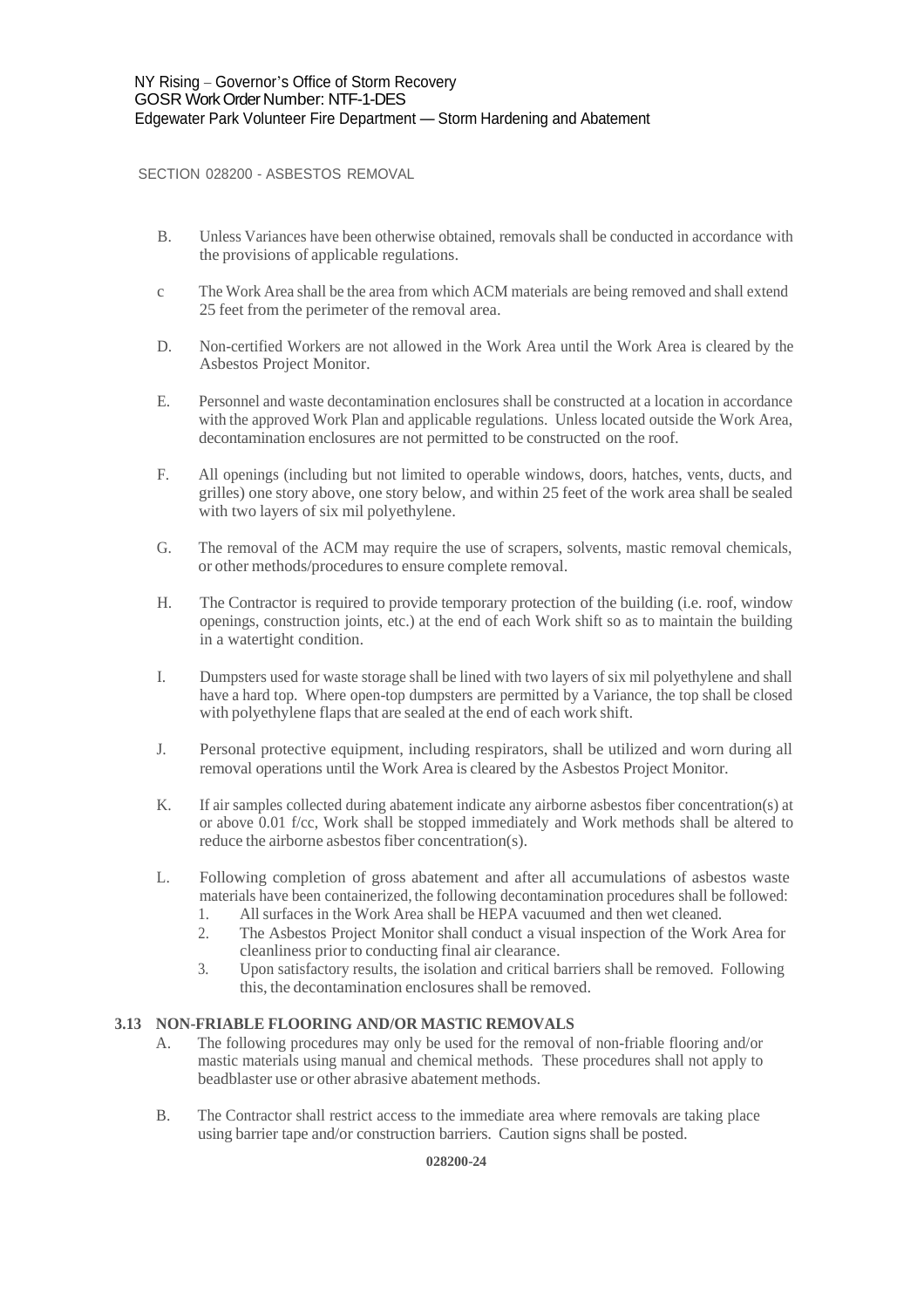B. Unless Variances have been otherwise obtained, removals shall be conducted in accordance with the provisions of applicable regulations.

c The Work Area shall be the area from which ACM materials are being removed and shall extend 25 feet from the perimeter of the removal area.

D. Non-certified Workers are not allowed in the Work Area until the Work Area is cleared by the Asbestos Project Monitor.

E. Personnel and waste decontamination enclosures shall be constructed at a location in accordance with the approved Work Plan and applicable regulations. Unless located outside the Work Area, decontamination enclosures are not permitted to be constructed on the roof.

F. All openings (including but not limited to operable windows, doors, hatches, vents, ducts, and grilles) one story above, one story below, and within 25 feet of the work area shall be sealed with two layers of six mil polyethylene.

G. The removal of the ACM may require the use of scrapers, solvents, mastic removal chemicals, or other methods/procedures to ensure complete removal.

H. The Contractor is required to provide temporary protection of the building (i.e. roof, window openings, construction joints, etc.) at the end of each Work shift so as to maintain the building in a watertight condition.

I. Dumpsters used for waste storage shall be lined with two layers of six mil polyethylene and shall have a hard top. Where open-top dumpsters are permitted by a Variance, the top shall be closed with polyethylene flaps that are sealed at the end of each work shift.

J. Personal protective equipment, including respirators, shall be utilized and worn during all removal operations until the Work Area is cleared by the Asbestos Project Monitor.

K. If air samples collected during abatement indicate any airborne asbestos fiber concentration(s) at or above 0.01 f/cc, Work shall be stopped immediately and Work methods shall be altered to reduce the airborne asbestos fiber concentration(s).

L. Following completion of gross abatement and after all accumulations of asbestos waste materials have been containerized, the following decontamination procedures shall be followed:
   1. All surfaces in the Work Area shall be HEPA vacuumed and then wet cleaned.
   2. The Asbestos Project Monitor shall conduct a visual inspection of the Work Area for cleanliness prior to conducting final air clearance.
   3. Upon satisfactory results, the isolation and critical barriers shall be removed. Following this, the decontamination enclosures shall be removed.

**3.13 NON-FRIABLE FLOORING AND/OR MASTIC REMOVALS**

A. The following procedures may only be used for the removal of non-friable flooring and/or mastic materials using manual and chemical methods. These procedures shall not apply to beadblaster use or other abrasive abatement methods.

B. The Contractor shall restrict access to the immediate area where removals are taking place using barrier tape and/or construction barriers. Caution signs shall be posted.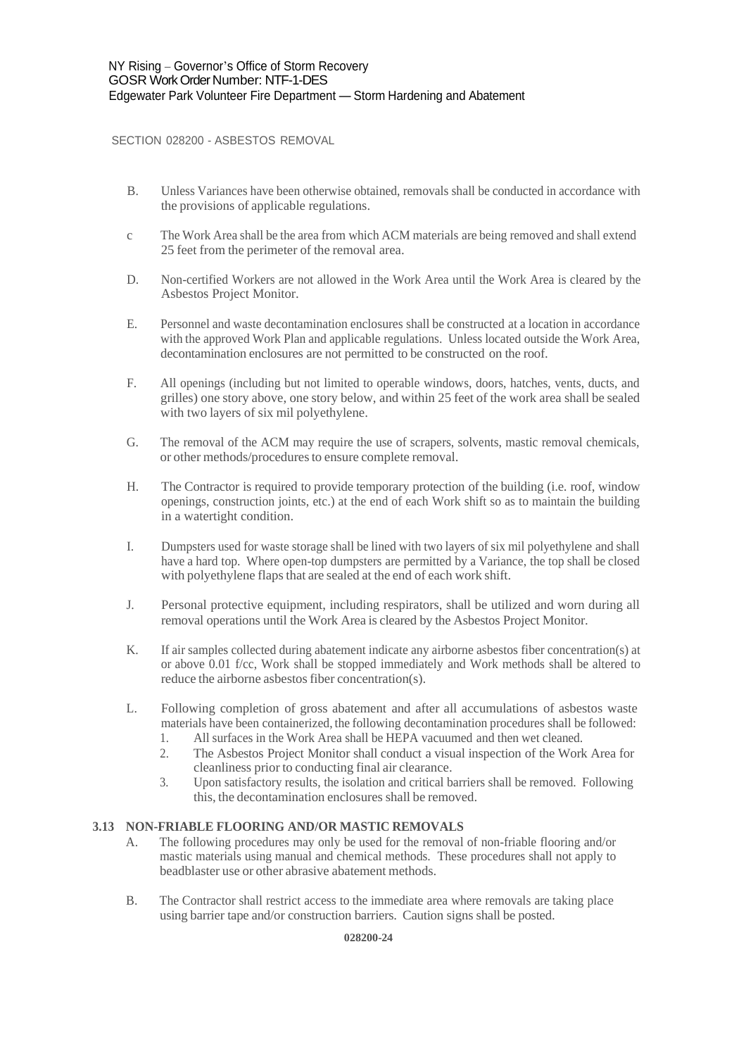B. Unless Variances have been otherwise obtained, removals shall be conducted in accordance with the provisions of applicable regulations.

c The Work Area shall be the area from which ACM materials are being removed and shall extend 25 feet from the perimeter of the removal area.

D. Non-certified Workers are not allowed in the Work Area until the Work Area is cleared by the Asbestos Project Monitor.

E. Personnel and waste decontamination enclosures shall be constructed at a location in accordance with the approved Work Plan and applicable regulations. Unless located outside the Work Area, decontamination enclosures are not permitted to be constructed on the roof.

F. All openings (including but not limited to operable windows, doors, hatches, vents, ducts, and grilles) one story above, one story below, and within 25 feet of the work area shall be sealed with two layers of six mil polyethylene.

G. The removal of the ACM may require the use of scrapers, solvents, mastic removal chemicals, or other methods/procedures to ensure complete removal.

H. The Contractor is required to provide temporary protection of the building (i.e. roof, window openings, construction joints, etc.) at the end of each Work shift so as to maintain the building in a watertight condition.

I. Dumpsters used for waste storage shall be lined with two layers of six mil polyethylene and shall have a hard top. Where open-top dumpsters are permitted by a Variance, the top shall be closed with polyethylene flaps that are sealed at the end of each work shift.

J. Personal protective equipment, including respirators, shall be utilized and worn during all removal operations until the Work Area is cleared by the Asbestos Project Monitor.

K. If air samples collected during abatement indicate any airborne asbestos fiber concentration(s) at or above 0.01 f/cc, Work shall be stopped immediately and Work methods shall be altered to reduce the airborne asbestos fiber concentration(s).

L. Following completion of gross abatement and after all accumulations of asbestos waste materials have been containerized, the following decontamination procedures shall be followed:
   1. All surfaces in the Work Area shall be HEPA vacuumed and then wet cleaned.
   2. The Asbestos Project Monitor shall conduct a visual inspection of the Work Area for cleanliness prior to conducting final air clearance.
   3. Upon satisfactory results, the isolation and critical barriers shall be removed. Following this, the decontamination enclosures shall be removed.

**3.13 NON-FRIABLE FLOORING AND/OR MASTIC REMOVALS**

A. The following procedures may only be used for the removal of non-friable flooring and/or mastic materials using manual and chemical methods. These procedures shall not apply to beadblaster use or other abrasive abatement methods.

B. The Contractor shall restrict access to the immediate area where removals are taking place using barrier tape and/or construction barriers. Caution signs shall be posted.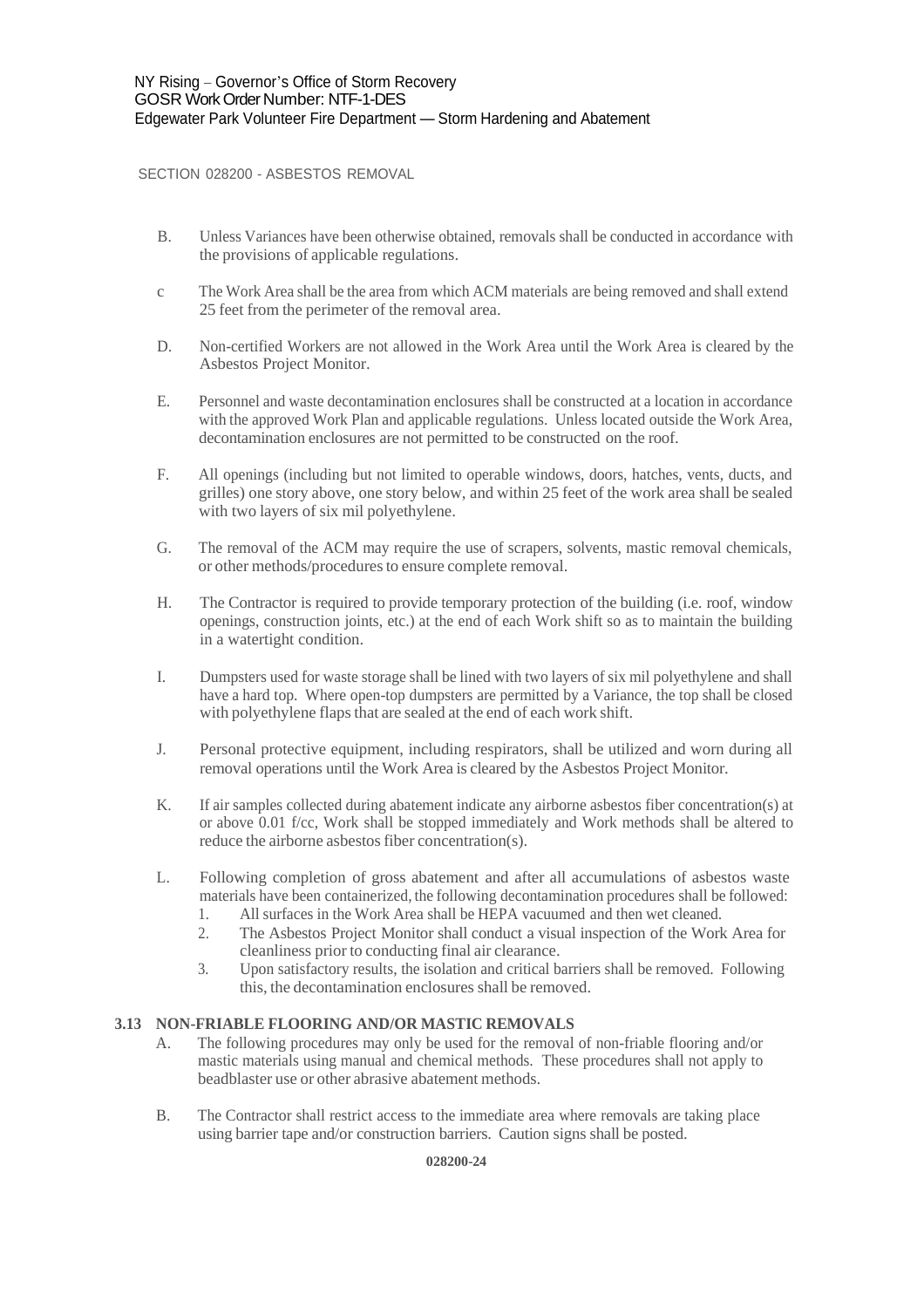B. Unless Variances have been otherwise obtained, removals shall be conducted in accordance with the provisions of applicable regulations.

c The Work Area shall be the area from which ACM materials are being removed and shall extend 25 feet from the perimeter of the removal area.

D. Non-certified Workers are not allowed in the Work Area until the Work Area is cleared by the Asbestos Project Monitor.

E. Personnel and waste decontamination enclosures shall be constructed at a location in accordance with the approved Work Plan and applicable regulations. Unless located outside the Work Area, decontamination enclosures are not permitted to be constructed on the roof.

F. All openings (including but not limited to operable windows, doors, hatches, vents, ducts, and grilles) one story above, one story below, and within 25 feet of the work area shall be sealed with two layers of six mil polyethylene.

G. The removal of the ACM may require the use of scrapers, solvents, mastic removal chemicals, or other methods/procedures to ensure complete removal.

H. The Contractor is required to provide temporary protection of the building (i.e. roof, window openings, construction joints, etc.) at the end of each Work shift so as to maintain the building in a watertight condition.

I. Dumpsters used for waste storage shall be lined with two layers of six mil polyethylene and shall have a hard top. Where open-top dumpsters are permitted by a Variance, the top shall be closed with polyethylene flaps that are sealed at the end of each work shift.

J. Personal protective equipment, including respirators, shall be utilized and worn during all removal operations until the Work Area is cleared by the Asbestos Project Monitor.

K. If air samples collected during abatement indicate any airborne asbestos fiber concentration(s) at or above 0.01 f/cc, Work shall be stopped immediately and Work methods shall be altered to reduce the airborne asbestos fiber concentration(s).

L. Following completion of gross abatement and after all accumulations of asbestos waste materials have been containerized, the following decontamination procedures shall be followed:
   1. All surfaces in the Work Area shall be HEPA vacuumed and then wet cleaned.
   2. The Asbestos Project Monitor shall conduct a visual inspection of the Work Area for cleanliness prior to conducting final air clearance.
   3. Upon satisfactory results, the isolation and critical barriers shall be removed. Following this, the decontamination enclosures shall be removed.

**3.13 NON-FRIABLE FLOORING AND/OR MASTIC REMOVALS**

A. The following procedures may only be used for the removal of non-friable flooring and/or mastic materials using manual and chemical methods. These procedures shall not apply to beadblaster use or other abrasive abatement methods.

B. The Contractor shall restrict access to the immediate area where removals are taking place using barrier tape and/or construction barriers. Caution signs shall be posted.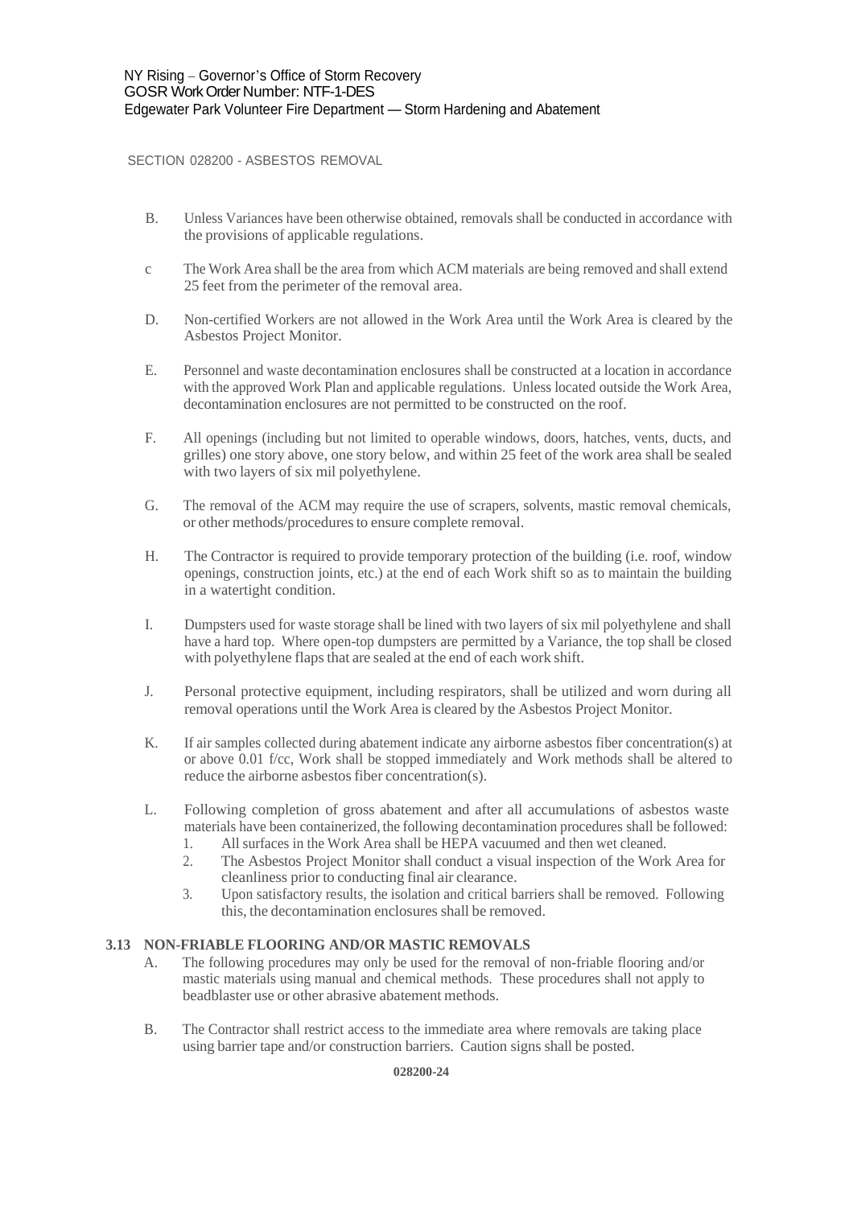B. Unless Variances have been otherwise obtained, removals shall be conducted in accordance with the provisions of applicable regulations.

c The Work Area shall be the area from which ACM materials are being removed and shall extend 25 feet from the perimeter of the removal area.

D. Non-certified Workers are not allowed in the Work Area until the Work Area is cleared by the Asbestos Project Monitor.

E. Personnel and waste decontamination enclosures shall be constructed at a location in accordance with the approved Work Plan and applicable regulations. Unless located outside the Work Area, decontamination enclosures are not permitted to be constructed on the roof.

F. All openings (including but not limited to operable windows, doors, hatches, vents, ducts, and grilles) one story above, one story below, and within 25 feet of the work area shall be sealed with two layers of six mil polyethylene.

G. The removal of the ACM may require the use of scrapers, solvents, mastic removal chemicals, or other methods/procedures to ensure complete removal.

H. The Contractor is required to provide temporary protection of the building (i.e. roof, window openings, construction joints, etc.) at the end of each Work shift so as to maintain the building in a watertight condition.

I. Dumpsters used for waste storage shall be lined with two layers of six mil polyethylene and shall have a hard top. Where open-top dumpsters are permitted by a Variance, the top shall be closed with polyethylene flaps that are sealed at the end of each work shift.

J. Personal protective equipment, including respirators, shall be utilized and worn during all removal operations until the Work Area is cleared by the Asbestos Project Monitor.

K. If air samples collected during abatement indicate any airborne asbestos fiber concentration(s) at or above 0.01 f/cc, Work shall be stopped immediately and Work methods shall be altered to reduce the airborne asbestos fiber concentration(s).

L. Following completion of gross abatement and after all accumulations of asbestos waste materials have been containerized, the following decontamination procedures shall be followed:
   1. All surfaces in the Work Area shall be HEPA vacuumed and then wet cleaned.
   2. The Asbestos Project Monitor shall conduct a visual inspection of the Work Area for cleanliness prior to conducting final air clearance.
   3. Upon satisfactory results, the isolation and critical barriers shall be removed. Following this, the decontamination enclosures shall be removed.

### 3.13 NON-FRIABLE FLOORING AND/OR MASTIC REMOVALS

A. The following procedures may only be used for the removal of non-friable flooring and/or mastic materials using manual and chemical methods. These procedures shall not apply to beadblaster use or other abrasive abatement methods.

B. The Contractor shall restrict access to the immediate area where removals are taking place using barrier tape and/or construction barriers. Caution signs shall be posted.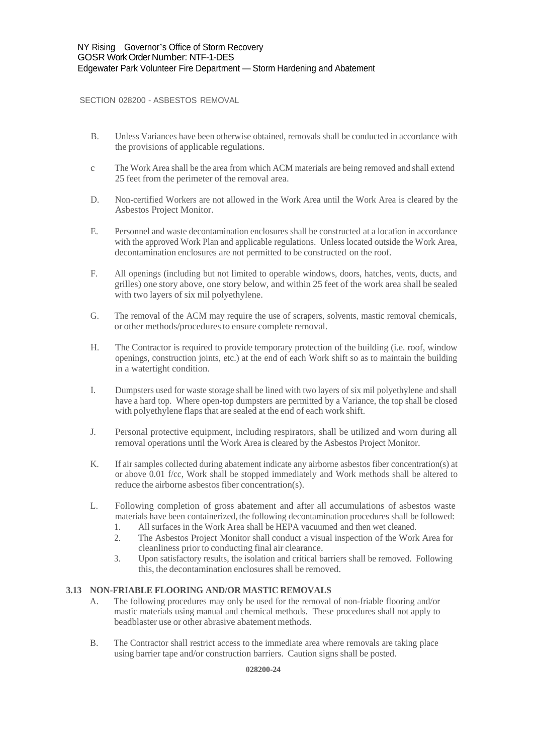B. Unless Variances have been otherwise obtained, removals shall be conducted in accordance with the provisions of applicable regulations.

c The Work Area shall be the area from which ACM materials are being removed and shall extend 25 feet from the perimeter of the removal area.

D. Non-certified Workers are not allowed in the Work Area until the Work Area is cleared by the Asbestos Project Monitor.

E. Personnel and waste decontamination enclosures shall be constructed at a location in accordance with the approved Work Plan and applicable regulations. Unless located outside the Work Area, decontamination enclosures are not permitted to be constructed on the roof.

F. All openings (including but not limited to operable windows, doors, hatches, vents, ducts, and grilles) one story above, one story below, and within 25 feet of the work area shall be sealed with two layers of six mil polyethylene.

G. The removal of the ACM may require the use of scrapers, solvents, mastic removal chemicals, or other methods/procedures to ensure complete removal.

H. The Contractor is required to provide temporary protection of the building (i.e. roof, window openings, construction joints, etc.) at the end of each Work shift so as to maintain the building in a watertight condition.

I. Dumpsters used for waste storage shall be lined with two layers of six mil polyethylene and shall have a hard top. Where open-top dumpsters are permitted by a Variance, the top shall be closed with polyethylene flaps that are sealed at the end of each work shift.

J. Personal protective equipment, including respirators, shall be utilized and worn during all removal operations until the Work Area is cleared by the Asbestos Project Monitor.

K. If air samples collected during abatement indicate any airborne asbestos fiber concentration(s) at or above 0.01 f/cc, Work shall be stopped immediately and Work methods shall be altered to reduce the airborne asbestos fiber concentration(s).

L. Following completion of gross abatement and after all accumulations of asbestos waste materials have been containerized, the following decontamination procedures shall be followed:
   1. All surfaces in the Work Area shall be HEPA vacuumed and then wet cleaned.
   2. The Asbestos Project Monitor shall conduct a visual inspection of the Work Area for cleanliness prior to conducting final air clearance.
   3. Upon satisfactory results, the isolation and critical barriers shall be removed. Following this, the decontamination enclosures shall be removed.

### 3.13 NON-FRIABLE FLOORING AND/OR MASTIC REMOVALS

A. The following procedures may only be used for the removal of non-friable flooring and/or mastic materials using manual and chemical methods. These procedures shall not apply to beadblaster use or other abrasive abatement methods.

B. The Contractor shall restrict access to the immediate area where removals are taking place using barrier tape and/or construction barriers. Caution signs shall be posted.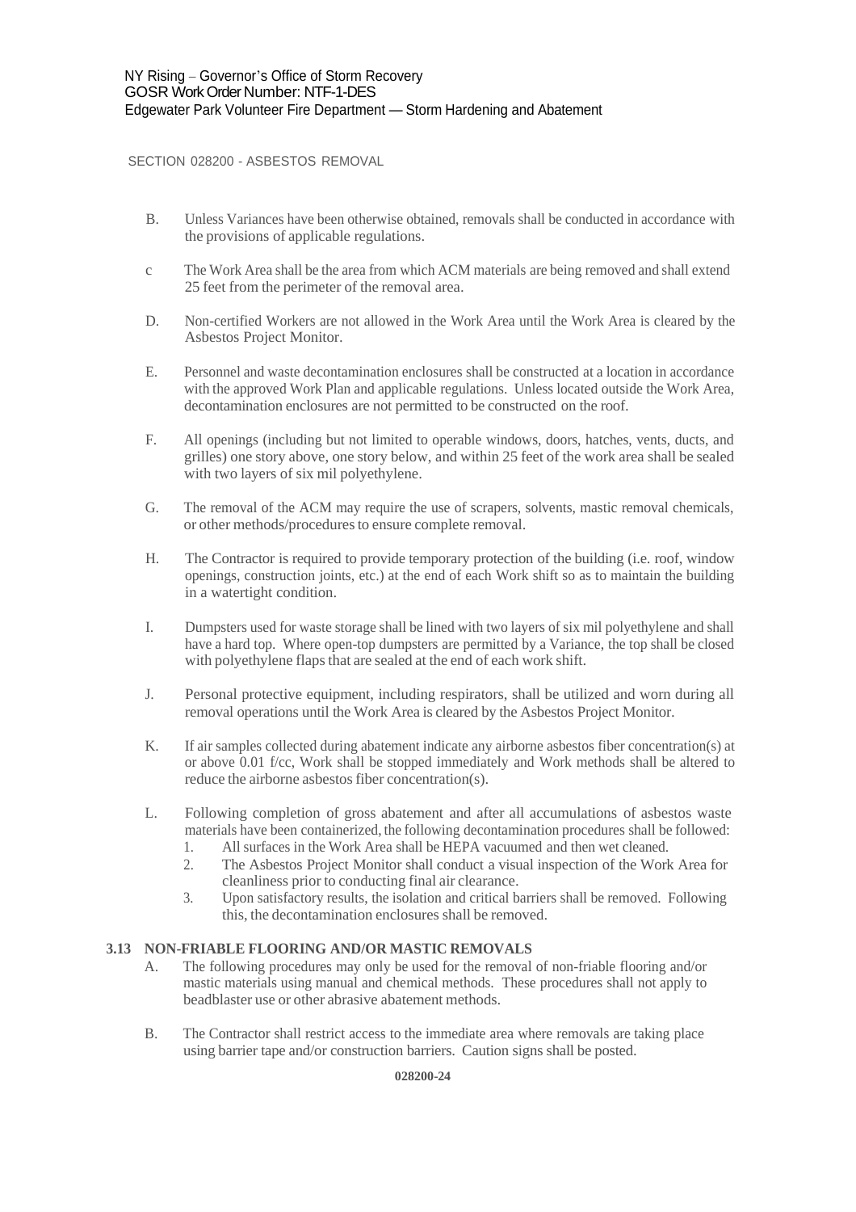B. Unless Variances have been otherwise obtained, removals shall be conducted in accordance with the provisions of applicable regulations.

c The Work Area shall be the area from which ACM materials are being removed and shall extend 25 feet from the perimeter of the removal area.

D. Non-certified Workers are not allowed in the Work Area until the Work Area is cleared by the Asbestos Project Monitor.

E. Personnel and waste decontamination enclosures shall be constructed at a location in accordance with the approved Work Plan and applicable regulations. Unless located outside the Work Area, decontamination enclosures are not permitted to be constructed on the roof.

F. All openings (including but not limited to operable windows, doors, hatches, vents, ducts, and grilles) one story above, one story below, and within 25 feet of the work area shall be sealed with two layers of six mil polyethylene.

G. The removal of the ACM may require the use of scrapers, solvents, mastic removal chemicals, or other methods/procedures to ensure complete removal.

H. The Contractor is required to provide temporary protection of the building (i.e. roof, window openings, construction joints, etc.) at the end of each Work shift so as to maintain the building in a watertight condition.

I. Dumpsters used for waste storage shall be lined with two layers of six mil polyethylene and shall have a hard top. Where open-top dumpsters are permitted by a Variance, the top shall be closed with polyethylene flaps that are sealed at the end of each work shift.

J. Personal protective equipment, including respirators, shall be utilized and worn during all removal operations until the Work Area is cleared by the Asbestos Project Monitor.

K. If air samples collected during abatement indicate any airborne asbestos fiber concentration(s) at or above 0.01 f/cc, Work shall be stopped immediately and Work methods shall be altered to reduce the airborne asbestos fiber concentration(s).

L. Following completion of gross abatement and after all accumulations of asbestos waste materials have been containerized, the following decontamination procedures shall be followed:
   1. All surfaces in the Work Area shall be HEPA vacuumed and then wet cleaned.
   2. The Asbestos Project Monitor shall conduct a visual inspection of the Work Area for cleanliness prior to conducting final air clearance.
   3. Upon satisfactory results, the isolation and critical barriers shall be removed. Following this, the decontamination enclosures shall be removed.

**3.13 NON-FRIABLE FLOORING AND/OR MASTIC REMOVALS**

A. The following procedures may only be used for the removal of non-friable flooring and/or mastic materials using manual and chemical methods. These procedures shall not apply to beadblaster use or other abrasive abatement methods.

B. The Contractor shall restrict access to the immediate area where removals are taking place using barrier tape and/or construction barriers. Caution signs shall be posted.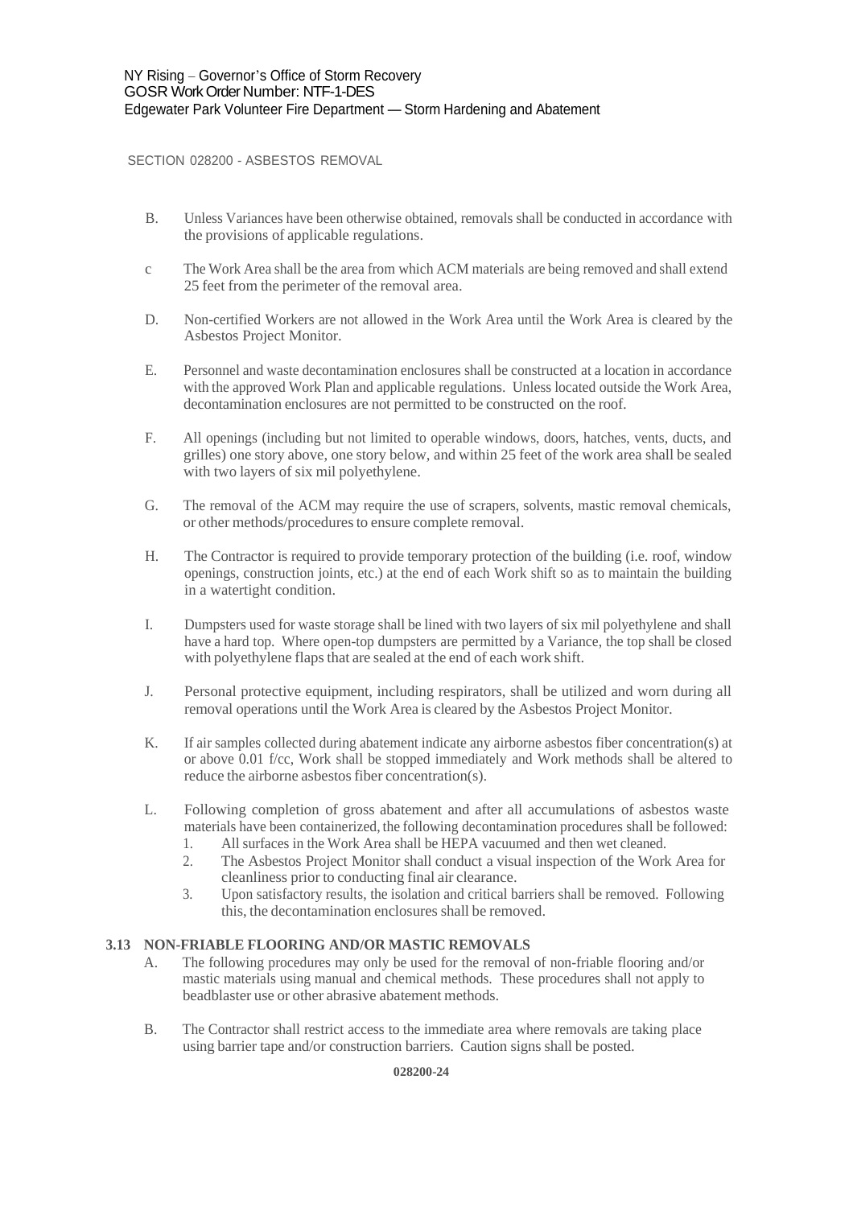B. Unless Variances have been otherwise obtained, removals shall be conducted in accordance with the provisions of applicable regulations.

c The Work Area shall be the area from which ACM materials are being removed and shall extend 25 feet from the perimeter of the removal area.

D. Non-certified Workers are not allowed in the Work Area until the Work Area is cleared by the Asbestos Project Monitor.

E. Personnel and waste decontamination enclosures shall be constructed at a location in accordance with the approved Work Plan and applicable regulations. Unless located outside the Work Area, decontamination enclosures are not permitted to be constructed on the roof.

F. All openings (including but not limited to operable windows, doors, hatches, vents, ducts, and grilles) one story above, one story below, and within 25 feet of the work area shall be sealed with two layers of six mil polyethylene.

G. The removal of the ACM may require the use of scrapers, solvents, mastic removal chemicals, or other methods/procedures to ensure complete removal.

H. The Contractor is required to provide temporary protection of the building (i.e. roof, window openings, construction joints, etc.) at the end of each Work shift so as to maintain the building in a watertight condition.

I. Dumpsters used for waste storage shall be lined with two layers of six mil polyethylene and shall have a hard top. Where open-top dumpsters are permitted by a Variance, the top shall be closed with polyethylene flaps that are sealed at the end of each work shift.

J. Personal protective equipment, including respirators, shall be utilized and worn during all removal operations until the Work Area is cleared by the Asbestos Project Monitor.

K. If air samples collected during abatement indicate any airborne asbestos fiber concentration(s) at or above 0.01 f/cc, Work shall be stopped immediately and Work methods shall be altered to reduce the airborne asbestos fiber concentration(s).

L. Following completion of gross abatement and after all accumulations of asbestos waste materials have been containerized, the following decontamination procedures shall be followed:
   1. All surfaces in the Work Area shall be HEPA vacuumed and then wet cleaned.
   2. The Asbestos Project Monitor shall conduct a visual inspection of the Work Area for cleanliness prior to conducting final air clearance.
   3. Upon satisfactory results, the isolation and critical barriers shall be removed. Following this, the decontamination enclosures shall be removed.

**3.13 NON-FRIABLE FLOORING AND/OR MASTIC REMOVALS**

A. The following procedures may only be used for the removal of non-friable flooring and/or mastic materials using manual and chemical methods. These procedures shall not apply to beadblaster use or other abrasive abatement methods.

B. The Contractor shall restrict access to the immediate area where removals are taking place using barrier tape and/or construction barriers. Caution signs shall be posted.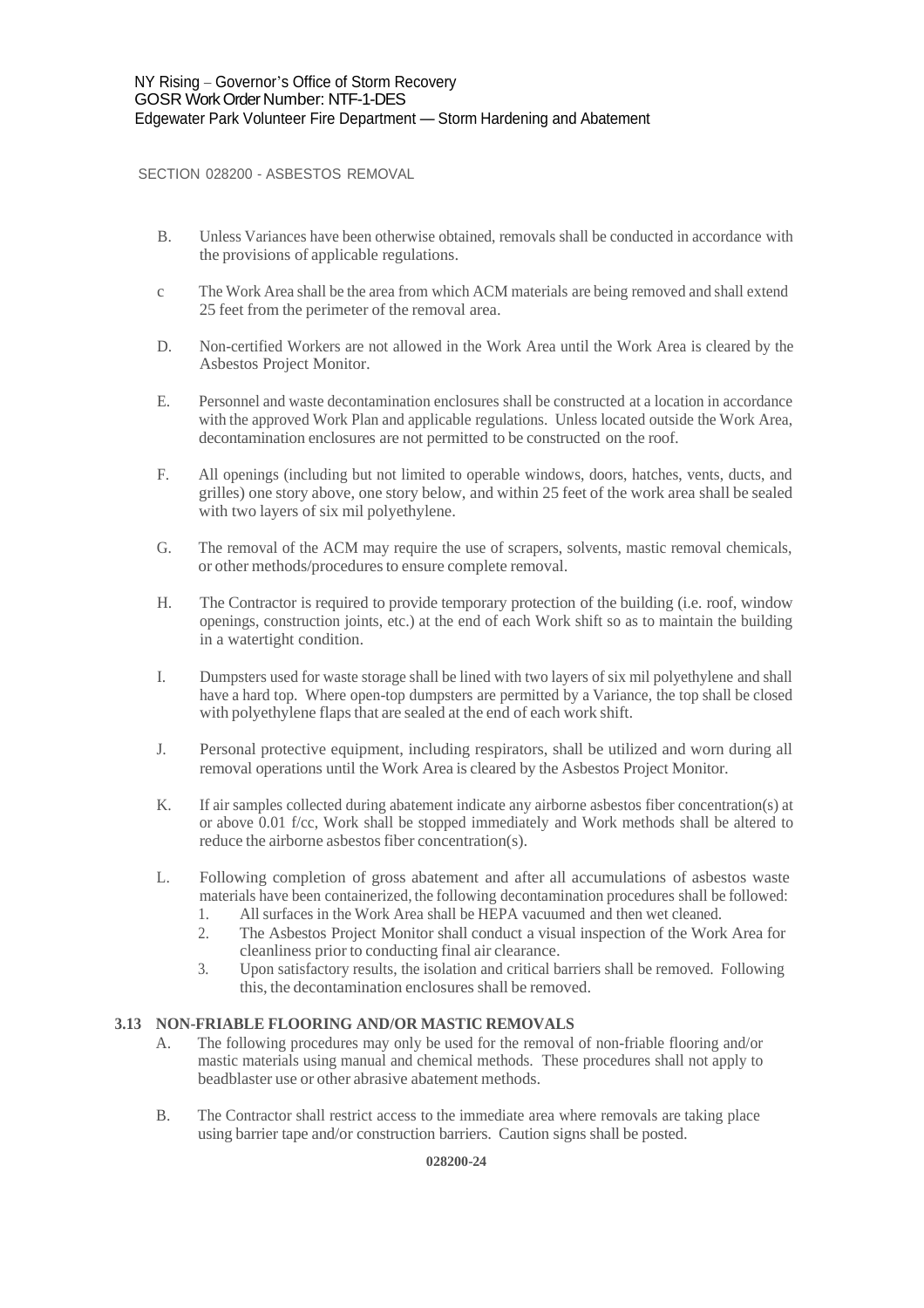B. Unless Variances have been otherwise obtained, removals shall be conducted in accordance with the provisions of applicable regulations.

c The Work Area shall be the area from which ACM materials are being removed and shall extend 25 feet from the perimeter of the removal area.

D. Non-certified Workers are not allowed in the Work Area until the Work Area is cleared by the Asbestos Project Monitor.

E. Personnel and waste decontamination enclosures shall be constructed at a location in accordance with the approved Work Plan and applicable regulations. Unless located outside the Work Area, decontamination enclosures are not permitted to be constructed on the roof.

F. All openings (including but not limited to operable windows, doors, hatches, vents, ducts, and grilles) one story above, one story below, and within 25 feet of the work area shall be sealed with two layers of six mil polyethylene.

G. The removal of the ACM may require the use of scrapers, solvents, mastic removal chemicals, or other methods/procedures to ensure complete removal.

H. The Contractor is required to provide temporary protection of the building (i.e. roof, window openings, construction joints, etc.) at the end of each Work shift so as to maintain the building in a watertight condition.

I. Dumpsters used for waste storage shall be lined with two layers of six mil polyethylene and shall have a hard top. Where open-top dumpsters are permitted by a Variance, the top shall be closed with polyethylene flaps that are sealed at the end of each work shift.

J. Personal protective equipment, including respirators, shall be utilized and worn during all removal operations until the Work Area is cleared by the Asbestos Project Monitor.

K. If air samples collected during abatement indicate any airborne asbestos fiber concentration(s) at or above 0.01 f/cc, Work shall be stopped immediately and Work methods shall be altered to reduce the airborne asbestos fiber concentration(s).

L. Following completion of gross abatement and after all accumulations of asbestos waste materials have been containerized, the following decontamination procedures shall be followed:
   1. All surfaces in the Work Area shall be HEPA vacuumed and then wet cleaned.
   2. The Asbestos Project Monitor shall conduct a visual inspection of the Work Area for cleanliness prior to conducting final air clearance.
   3. Upon satisfactory results, the isolation and critical barriers shall be removed. Following this, the decontamination enclosures shall be removed.

## 3.13 NON-FRIABLE FLOORING AND/OR MASTIC REMOVALS

A. The following procedures may only be used for the removal of non-friable flooring and/or mastic materials using manual and chemical methods. These procedures shall not apply to beadblaster use or other abrasive abatement methods.

B. The Contractor shall restrict access to the immediate area where removals are taking place using barrier tape and/or construction barriers. Caution signs shall be posted.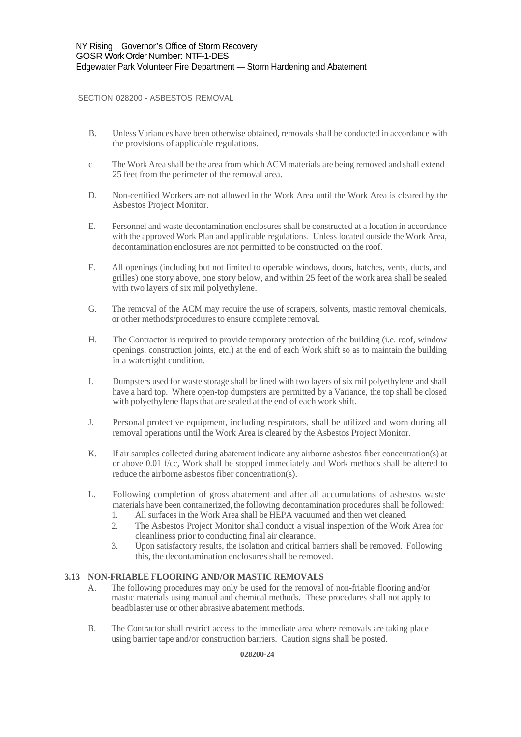B. Unless Variances have been otherwise obtained, removals shall be conducted in accordance with the provisions of applicable regulations.

c The Work Area shall be the area from which ACM materials are being removed and shall extend 25 feet from the perimeter of the removal area.

D. Non-certified Workers are not allowed in the Work Area until the Work Area is cleared by the Asbestos Project Monitor.

E. Personnel and waste decontamination enclosures shall be constructed at a location in accordance with the approved Work Plan and applicable regulations. Unless located outside the Work Area, decontamination enclosures are not permitted to be constructed on the roof.

F. All openings (including but not limited to operable windows, doors, hatches, vents, ducts, and grilles) one story above, one story below, and within 25 feet of the work area shall be sealed with two layers of six mil polyethylene.

G. The removal of the ACM may require the use of scrapers, solvents, mastic removal chemicals, or other methods/procedures to ensure complete removal.

H. The Contractor is required to provide temporary protection of the building (i.e. roof, window openings, construction joints, etc.) at the end of each Work shift so as to maintain the building in a watertight condition.

I. Dumpsters used for waste storage shall be lined with two layers of six mil polyethylene and shall have a hard top. Where open-top dumpsters are permitted by a Variance, the top shall be closed with polyethylene flaps that are sealed at the end of each work shift.

J. Personal protective equipment, including respirators, shall be utilized and worn during all removal operations until the Work Area is cleared by the Asbestos Project Monitor.

K. If air samples collected during abatement indicate any airborne asbestos fiber concentration(s) at or above 0.01 f/cc, Work shall be stopped immediately and Work methods shall be altered to reduce the airborne asbestos fiber concentration(s).

L. Following completion of gross abatement and after all accumulations of asbestos waste materials have been containerized, the following decontamination procedures shall be followed:
   1. All surfaces in the Work Area shall be HEPA vacuumed and then wet cleaned.
   2. The Asbestos Project Monitor shall conduct a visual inspection of the Work Area for cleanliness prior to conducting final air clearance.
   3. Upon satisfactory results, the isolation and critical barriers shall be removed. Following this, the decontamination enclosures shall be removed.

**3.13 NON-FRIABLE FLOORING AND/OR MASTIC REMOVALS**

A. The following procedures may only be used for the removal of non-friable flooring and/or mastic materials using manual and chemical methods. These procedures shall not apply to beadblaster use or other abrasive abatement methods.

B. The Contractor shall restrict access to the immediate area where removals are taking place using barrier tape and/or construction barriers. Caution signs shall be posted.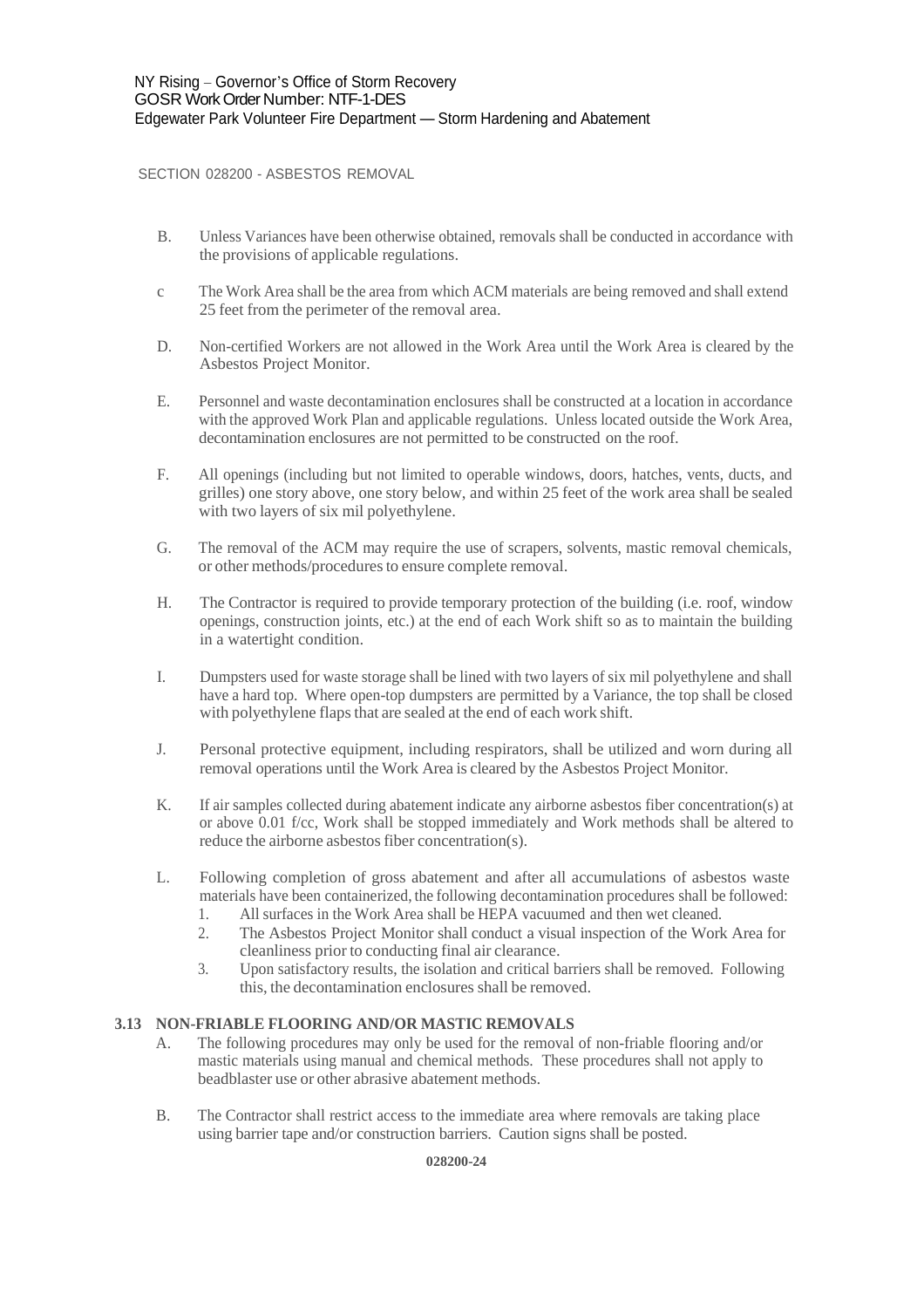B. Unless Variances have been otherwise obtained, removals shall be conducted in accordance with the provisions of applicable regulations.

c The Work Area shall be the area from which ACM materials are being removed and shall extend 25 feet from the perimeter of the removal area.

D. Non-certified Workers are not allowed in the Work Area until the Work Area is cleared by the Asbestos Project Monitor.

E. Personnel and waste decontamination enclosures shall be constructed at a location in accordance with the approved Work Plan and applicable regulations. Unless located outside the Work Area, decontamination enclosures are not permitted to be constructed on the roof.

F. All openings (including but not limited to operable windows, doors, hatches, vents, ducts, and grilles) one story above, one story below, and within 25 feet of the work area shall be sealed with two layers of six mil polyethylene.

G. The removal of the ACM may require the use of scrapers, solvents, mastic removal chemicals, or other methods/procedures to ensure complete removal.

H. The Contractor is required to provide temporary protection of the building (i.e. roof, window openings, construction joints, etc.) at the end of each Work shift so as to maintain the building in a watertight condition.

I. Dumpsters used for waste storage shall be lined with two layers of six mil polyethylene and shall have a hard top. Where open-top dumpsters are permitted by a Variance, the top shall be closed with polyethylene flaps that are sealed at the end of each work shift.

J. Personal protective equipment, including respirators, shall be utilized and worn during all removal operations until the Work Area is cleared by the Asbestos Project Monitor.

K. If air samples collected during abatement indicate any airborne asbestos fiber concentration(s) at or above 0.01 f/cc, Work shall be stopped immediately and Work methods shall be altered to reduce the airborne asbestos fiber concentration(s).

L. Following completion of gross abatement and after all accumulations of asbestos waste materials have been containerized, the following decontamination procedures shall be followed:
   1. All surfaces in the Work Area shall be HEPA vacuumed and then wet cleaned.
   2. The Asbestos Project Monitor shall conduct a visual inspection of the Work Area for cleanliness prior to conducting final air clearance.
   3. Upon satisfactory results, the isolation and critical barriers shall be removed. Following this, the decontamination enclosures shall be removed.

**3.13 NON-FRIABLE FLOORING AND/OR MASTIC REMOVALS**

A. The following procedures may only be used for the removal of non-friable flooring and/or mastic materials using manual and chemical methods. These procedures shall not apply to beadblaster use or other abrasive abatement methods.

B. The Contractor shall restrict access to the immediate area where removals are taking place using barrier tape and/or construction barriers. Caution signs shall be posted.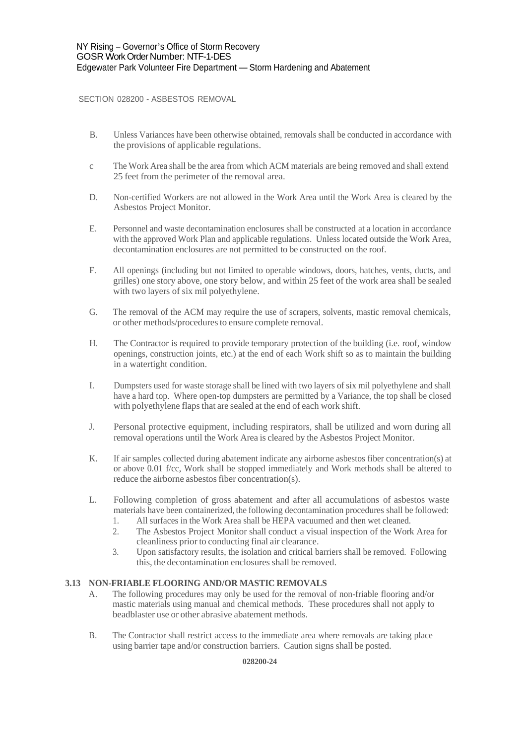B. Unless Variances have been otherwise obtained, removals shall be conducted in accordance with the provisions of applicable regulations.

c The Work Area shall be the area from which ACM materials are being removed and shall extend 25 feet from the perimeter of the removal area.

D. Non-certified Workers are not allowed in the Work Area until the Work Area is cleared by the Asbestos Project Monitor.

E. Personnel and waste decontamination enclosures shall be constructed at a location in accordance with the approved Work Plan and applicable regulations. Unless located outside the Work Area, decontamination enclosures are not permitted to be constructed on the roof.

F. All openings (including but not limited to operable windows, doors, hatches, vents, ducts, and grilles) one story above, one story below, and within 25 feet of the work area shall be sealed with two layers of six mil polyethylene.

G. The removal of the ACM may require the use of scrapers, solvents, mastic removal chemicals, or other methods/procedures to ensure complete removal.

H. The Contractor is required to provide temporary protection of the building (i.e. roof, window openings, construction joints, etc.) at the end of each Work shift so as to maintain the building in a watertight condition.

I. Dumpsters used for waste storage shall be lined with two layers of six mil polyethylene and shall have a hard top. Where open-top dumpsters are permitted by a Variance, the top shall be closed with polyethylene flaps that are sealed at the end of each work shift.

J. Personal protective equipment, including respirators, shall be utilized and worn during all removal operations until the Work Area is cleared by the Asbestos Project Monitor.

K. If air samples collected during abatement indicate any airborne asbestos fiber concentration(s) at or above 0.01 f/cc, Work shall be stopped immediately and Work methods shall be altered to reduce the airborne asbestos fiber concentration(s).

L. Following completion of gross abatement and after all accumulations of asbestos waste materials have been containerized, the following decontamination procedures shall be followed:
   1. All surfaces in the Work Area shall be HEPA vacuumed and then wet cleaned.
   2. The Asbestos Project Monitor shall conduct a visual inspection of the Work Area for cleanliness prior to conducting final air clearance.
   3. Upon satisfactory results, the isolation and critical barriers shall be removed. Following this, the decontamination enclosures shall be removed.

### 3.13 NON-FRIABLE FLOORING AND/OR MASTIC REMOVALS

A. The following procedures may only be used for the removal of non-friable flooring and/or mastic materials using manual and chemical methods. These procedures shall not apply to beadblaster use or other abrasive abatement methods.

B. The Contractor shall restrict access to the immediate area where removals are taking place using barrier tape and/or construction barriers. Caution signs shall be posted.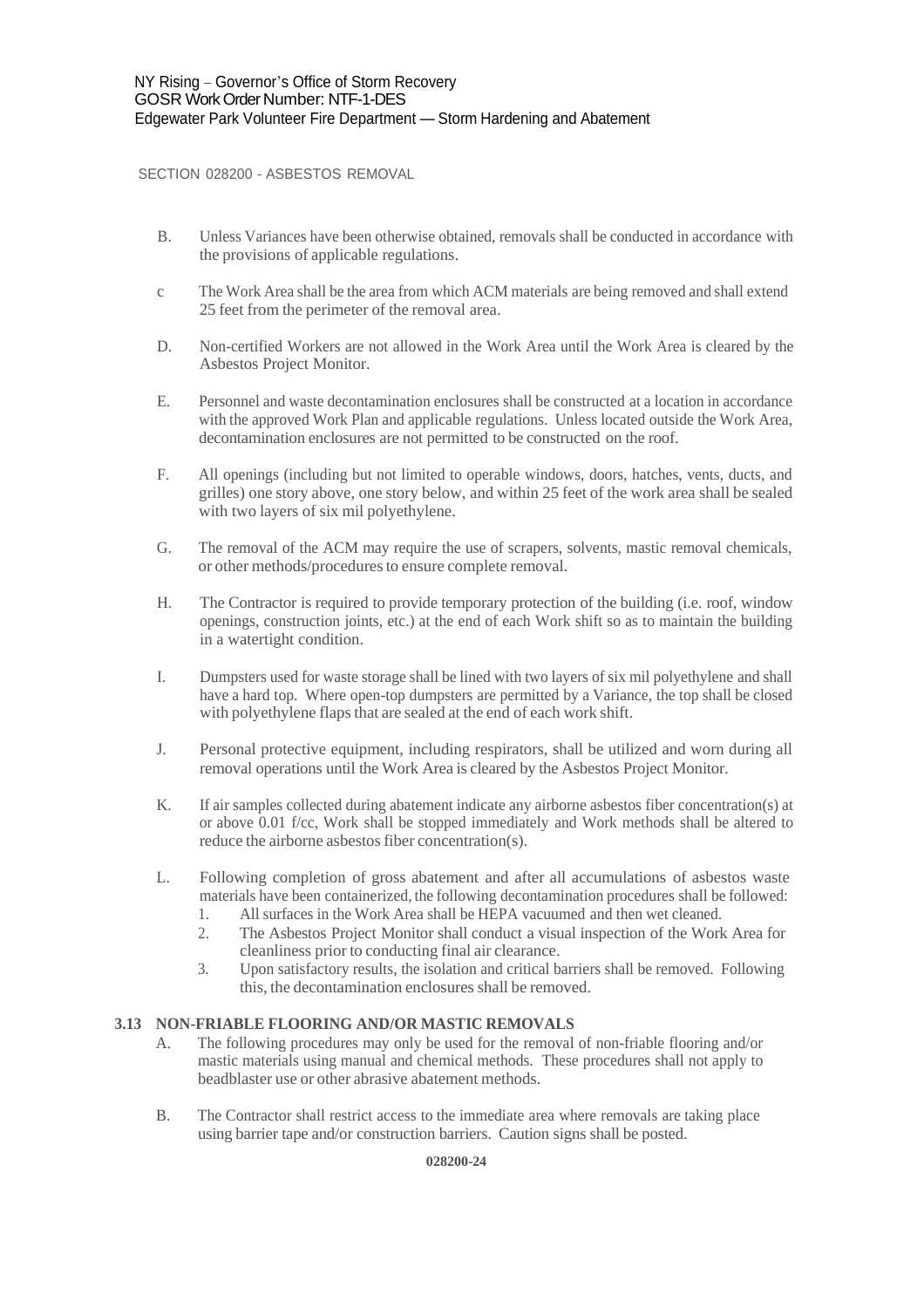B. Unless Variances have been otherwise obtained, removals shall be conducted in accordance with the provisions of applicable regulations.

c The Work Area shall be the area from which ACM materials are being removed and shall extend 25 feet from the perimeter of the removal area.

D. Non-certified Workers are not allowed in the Work Area until the Work Area is cleared by the Asbestos Project Monitor.

E. Personnel and waste decontamination enclosures shall be constructed at a location in accordance with the approved Work Plan and applicable regulations. Unless located outside the Work Area, decontamination enclosures are not permitted to be constructed on the roof.

F. All openings (including but not limited to operable windows, doors, hatches, vents, ducts, and grilles) one story above, one story below, and within 25 feet of the work area shall be sealed with two layers of six mil polyethylene.

G. The removal of the ACM may require the use of scrapers, solvents, mastic removal chemicals, or other methods/procedures to ensure complete removal.

H. The Contractor is required to provide temporary protection of the building (i.e. roof, window openings, construction joints, etc.) at the end of each Work shift so as to maintain the building in a watertight condition.

I. Dumpsters used for waste storage shall be lined with two layers of six mil polyethylene and shall have a hard top. Where open-top dumpsters are permitted by a Variance, the top shall be closed with polyethylene flaps that are sealed at the end of each work shift.

J. Personal protective equipment, including respirators, shall be utilized and worn during all removal operations until the Work Area is cleared by the Asbestos Project Monitor.

K. If air samples collected during abatement indicate any airborne asbestos fiber concentration(s) at or above 0.01 f/cc, Work shall be stopped immediately and Work methods shall be altered to reduce the airborne asbestos fiber concentration(s).

L. Following completion of gross abatement and after all accumulations of asbestos waste materials have been containerized, the following decontamination procedures shall be followed:
   1. All surfaces in the Work Area shall be HEPA vacuumed and then wet cleaned.
   2. The Asbestos Project Monitor shall conduct a visual inspection of the Work Area for cleanliness prior to conducting final air clearance.
   3. Upon satisfactory results, the isolation and critical barriers shall be removed. Following this, the decontamination enclosures shall be removed.

**3.13 NON-FRIABLE FLOORING AND/OR MASTIC REMOVALS**

A. The following procedures may only be used for the removal of non-friable flooring and/or mastic materials using manual and chemical methods. These procedures shall not apply to beadblaster use or other abrasive abatement methods.

B. The Contractor shall restrict access to the immediate area where removals are taking place using barrier tape and/or construction barriers. Caution signs shall be posted.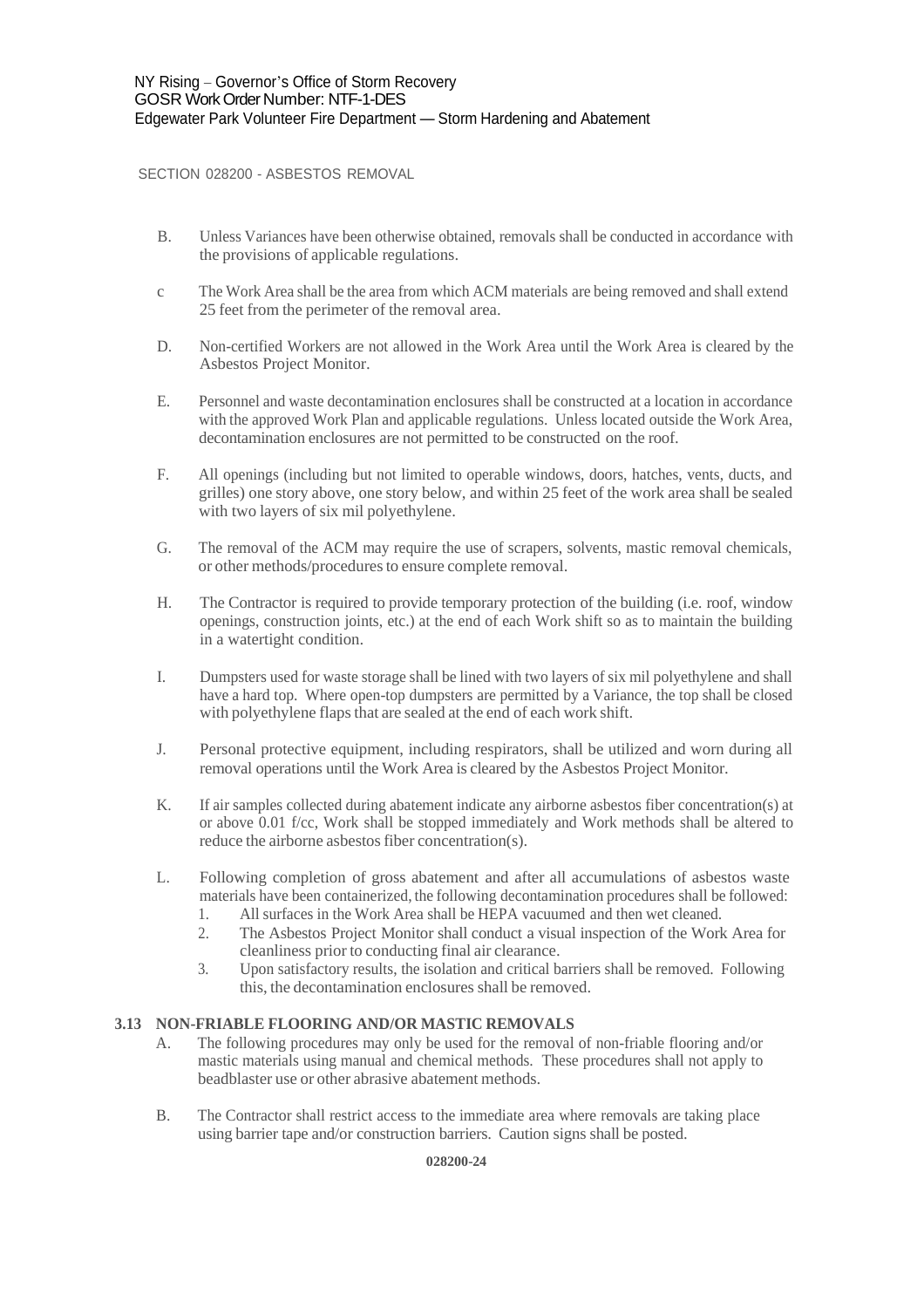B. Unless Variances have been otherwise obtained, removals shall be conducted in accordance with the provisions of applicable regulations.

c The Work Area shall be the area from which ACM materials are being removed and shall extend 25 feet from the perimeter of the removal area.

D. Non-certified Workers are not allowed in the Work Area until the Work Area is cleared by the Asbestos Project Monitor.

E. Personnel and waste decontamination enclosures shall be constructed at a location in accordance with the approved Work Plan and applicable regulations. Unless located outside the Work Area, decontamination enclosures are not permitted to be constructed on the roof.

F. All openings (including but not limited to operable windows, doors, hatches, vents, ducts, and grilles) one story above, one story below, and within 25 feet of the work area shall be sealed with two layers of six mil polyethylene.

G. The removal of the ACM may require the use of scrapers, solvents, mastic removal chemicals, or other methods/procedures to ensure complete removal.

H. The Contractor is required to provide temporary protection of the building (i.e. roof, window openings, construction joints, etc.) at the end of each Work shift so as to maintain the building in a watertight condition.

I. Dumpsters used for waste storage shall be lined with two layers of six mil polyethylene and shall have a hard top. Where open-top dumpsters are permitted by a Variance, the top shall be closed with polyethylene flaps that are sealed at the end of each work shift.

J. Personal protective equipment, including respirators, shall be utilized and worn during all removal operations until the Work Area is cleared by the Asbestos Project Monitor.

K. If air samples collected during abatement indicate any airborne asbestos fiber concentration(s) at or above 0.01 f/cc, Work shall be stopped immediately and Work methods shall be altered to reduce the airborne asbestos fiber concentration(s).

L. Following completion of gross abatement and after all accumulations of asbestos waste materials have been containerized, the following decontamination procedures shall be followed:
1. All surfaces in the Work Area shall be HEPA vacuumed and then wet cleaned.
2. The Asbestos Project Monitor shall conduct a visual inspection of the Work Area for cleanliness prior to conducting final air clearance.
3. Upon satisfactory results, the isolation and critical barriers shall be removed. Following this, the decontamination enclosures shall be removed.

### 3.13 NON-FRIABLE FLOORING AND/OR MASTIC REMOVALS

A. The following procedures may only be used for the removal of non-friable flooring and/or mastic materials using manual and chemical methods. These procedures shall not apply to beadblaster use or other abrasive abatement methods.

B. The Contractor shall restrict access to the immediate area where removals are taking place using barrier tape and/or construction barriers. Caution signs shall be posted.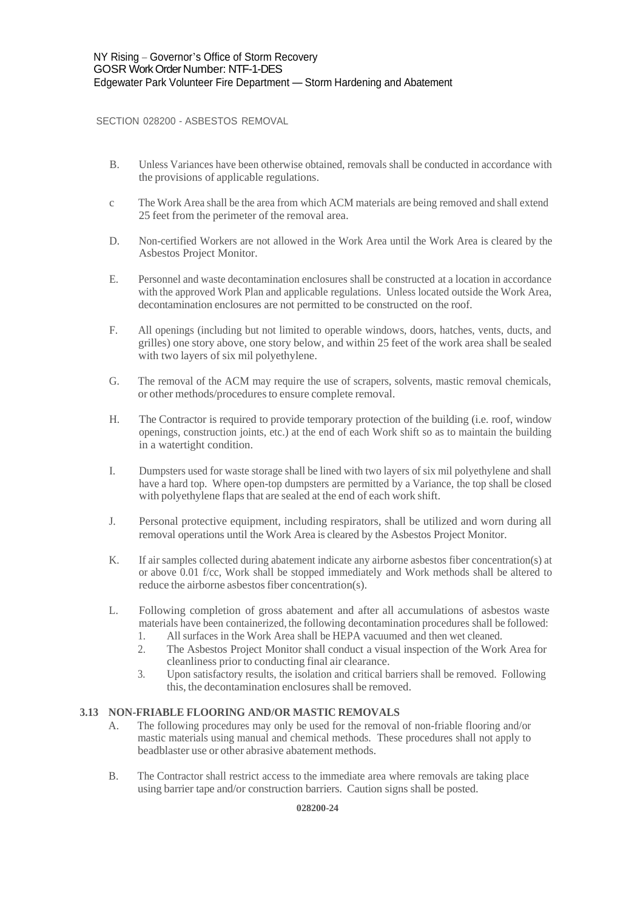B. Unless Variances have been otherwise obtained, removals shall be conducted in accordance with the provisions of applicable regulations.

c The Work Area shall be the area from which ACM materials are being removed and shall extend 25 feet from the perimeter of the removal area.

D. Non-certified Workers are not allowed in the Work Area until the Work Area is cleared by the Asbestos Project Monitor.

E. Personnel and waste decontamination enclosures shall be constructed at a location in accordance with the approved Work Plan and applicable regulations. Unless located outside the Work Area, decontamination enclosures are not permitted to be constructed on the roof.

F. All openings (including but not limited to operable windows, doors, hatches, vents, ducts, and grilles) one story above, one story below, and within 25 feet of the work area shall be sealed with two layers of six mil polyethylene.

G. The removal of the ACM may require the use of scrapers, solvents, mastic removal chemicals, or other methods/procedures to ensure complete removal.

H. The Contractor is required to provide temporary protection of the building (i.e. roof, window openings, construction joints, etc.) at the end of each Work shift so as to maintain the building in a watertight condition.

I. Dumpsters used for waste storage shall be lined with two layers of six mil polyethylene and shall have a hard top. Where open-top dumpsters are permitted by a Variance, the top shall be closed with polyethylene flaps that are sealed at the end of each work shift.

J. Personal protective equipment, including respirators, shall be utilized and worn during all removal operations until the Work Area is cleared by the Asbestos Project Monitor.

K. If air samples collected during abatement indicate any airborne asbestos fiber concentration(s) at or above 0.01 f/cc, Work shall be stopped immediately and Work methods shall be altered to reduce the airborne asbestos fiber concentration(s).

L. Following completion of gross abatement and after all accumulations of asbestos waste materials have been containerized, the following decontamination procedures shall be followed:
   1. All surfaces in the Work Area shall be HEPA vacuumed and then wet cleaned.
   2. The Asbestos Project Monitor shall conduct a visual inspection of the Work Area for cleanliness prior to conducting final air clearance.
   3. Upon satisfactory results, the isolation and critical barriers shall be removed. Following this, the decontamination enclosures shall be removed.

**3.13 NON-FRIABLE FLOORING AND/OR MASTIC REMOVALS**

A. The following procedures may only be used for the removal of non-friable flooring and/or mastic materials using manual and chemical methods. These procedures shall not apply to beadblaster use or other abrasive abatement methods.

B. The Contractor shall restrict access to the immediate area where removals are taking place using barrier tape and/or construction barriers. Caution signs shall be posted.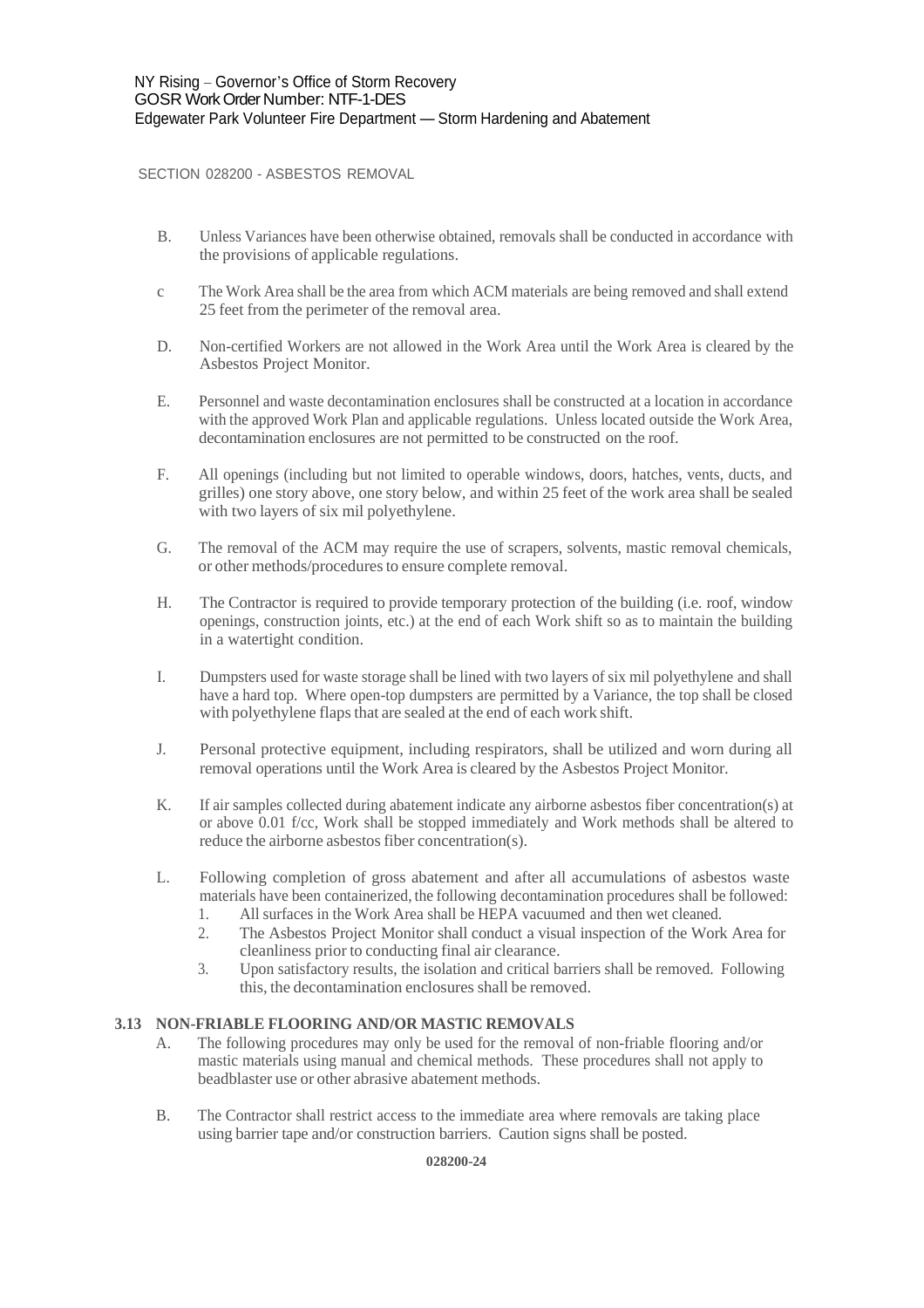B. Unless Variances have been otherwise obtained, removals shall be conducted in accordance with the provisions of applicable regulations.

c The Work Area shall be the area from which ACM materials are being removed and shall extend 25 feet from the perimeter of the removal area.

D. Non-certified Workers are not allowed in the Work Area until the Work Area is cleared by the Asbestos Project Monitor.

E. Personnel and waste decontamination enclosures shall be constructed at a location in accordance with the approved Work Plan and applicable regulations. Unless located outside the Work Area, decontamination enclosures are not permitted to be constructed on the roof.

F. All openings (including but not limited to operable windows, doors, hatches, vents, ducts, and grilles) one story above, one story below, and within 25 feet of the work area shall be sealed with two layers of six mil polyethylene.

G. The removal of the ACM may require the use of scrapers, solvents, mastic removal chemicals, or other methods/procedures to ensure complete removal.

H. The Contractor is required to provide temporary protection of the building (i.e. roof, window openings, construction joints, etc.) at the end of each Work shift so as to maintain the building in a watertight condition.

I. Dumpsters used for waste storage shall be lined with two layers of six mil polyethylene and shall have a hard top. Where open-top dumpsters are permitted by a Variance, the top shall be closed with polyethylene flaps that are sealed at the end of each work shift.

J. Personal protective equipment, including respirators, shall be utilized and worn during all removal operations until the Work Area is cleared by the Asbestos Project Monitor.

K. If air samples collected during abatement indicate any airborne asbestos fiber concentration(s) at or above 0.01 f/cc, Work shall be stopped immediately and Work methods shall be altered to reduce the airborne asbestos fiber concentration(s).

L. Following completion of gross abatement and after all accumulations of asbestos waste materials have been containerized, the following decontamination procedures shall be followed:
  1. All surfaces in the Work Area shall be HEPA vacuumed and then wet cleaned.
  2. The Asbestos Project Monitor shall conduct a visual inspection of the Work Area for cleanliness prior to conducting final air clearance.
  3. Upon satisfactory results, the isolation and critical barriers shall be removed. Following this, the decontamination enclosures shall be removed.

### 3.13 NON-FRIABLE FLOORING AND/OR MASTIC REMOVALS

A. The following procedures may only be used for the removal of non-friable flooring and/or mastic materials using manual and chemical methods. These procedures shall not apply to beadblaster use or other abrasive abatement methods.

B. The Contractor shall restrict access to the immediate area where removals are taking place using barrier tape and/or construction barriers. Caution signs shall be posted.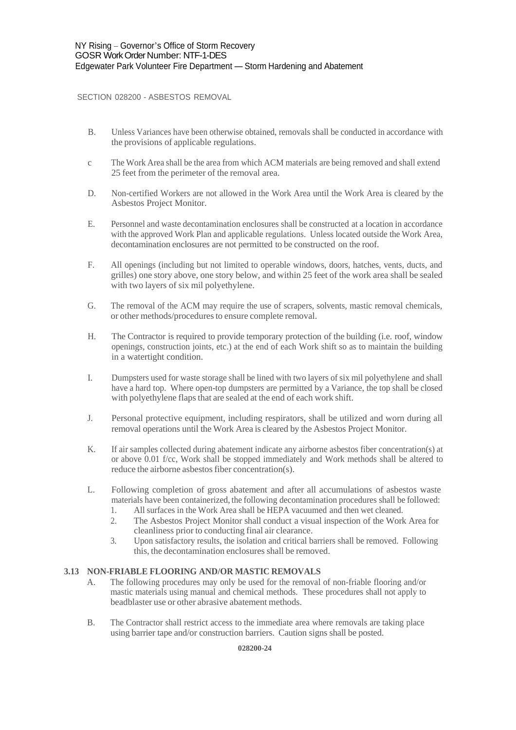SECTION 028200 - ASBESTOS REMOVAL

B. Unless Variances have been otherwise obtained, removals shall be conducted in accordance with the provisions of applicable regulations.

c The Work Area shall be the area from which ACM materials are being removed and shall extend 25 feet from the perimeter of the removal area.

D. Non-certified Workers are not allowed in the Work Area until the Work Area is cleared by the Asbestos Project Monitor.

E. Personnel and waste decontamination enclosures shall be constructed at a location in accordance with the approved Work Plan and applicable regulations. Unless located outside the Work Area, decontamination enclosures are not permitted to be constructed on the roof.

F. All openings (including but not limited to operable windows, doors, hatches, vents, ducts, and grilles) one story above, one story below, and within 25 feet of the work area shall be sealed with two layers of six mil polyethylene.

G. The removal of the ACM may require the use of scrapers, solvents, mastic removal chemicals, or other methods/procedures to ensure complete removal.

H. The Contractor is required to provide temporary protection of the building (i.e. roof, window openings, construction joints, etc.) at the end of each Work shift so as to maintain the building in a watertight condition.

I. Dumpsters used for waste storage shall be lined with two layers of six mil polyethylene and shall have a hard top. Where open-top dumpsters are permitted by a Variance, the top shall be closed with polyethylene flaps that are sealed at the end of each work shift.

J. Personal protective equipment, including respirators, shall be utilized and worn during all removal operations until the Work Area is cleared by the Asbestos Project Monitor.

K. If air samples collected during abatement indicate any airborne asbestos fiber concentration(s) at or above 0.01 f/cc, Work shall be stopped immediately and Work methods shall be altered to reduce the airborne asbestos fiber concentration(s).

L. Following completion of gross abatement and after all accumulations of asbestos waste materials have been containerized, the following decontamination procedures shall be followed:

1. All surfaces in the Work Area shall be HEPA vacuumed and then wet cleaned.
2. The Asbestos Project Monitor shall conduct a visual inspection of the Work Area for cleanliness prior to conducting final air clearance.
3. Upon satisfactory results, the isolation and critical barriers shall be removed. Following this, the decontamination enclosures shall be removed.

**3.13 NON-FRIABLE FLOORING AND/OR MASTIC REMOVALS**

A. The following procedures may only be used for the removal of non-friable flooring and/or mastic materials using manual and chemical methods. These procedures shall not apply to beadblaster use or other abrasive abatement methods.

B. The Contractor shall restrict access to the immediate area where removals are taking place using barrier tape and/or construction barriers. Caution signs shall be posted.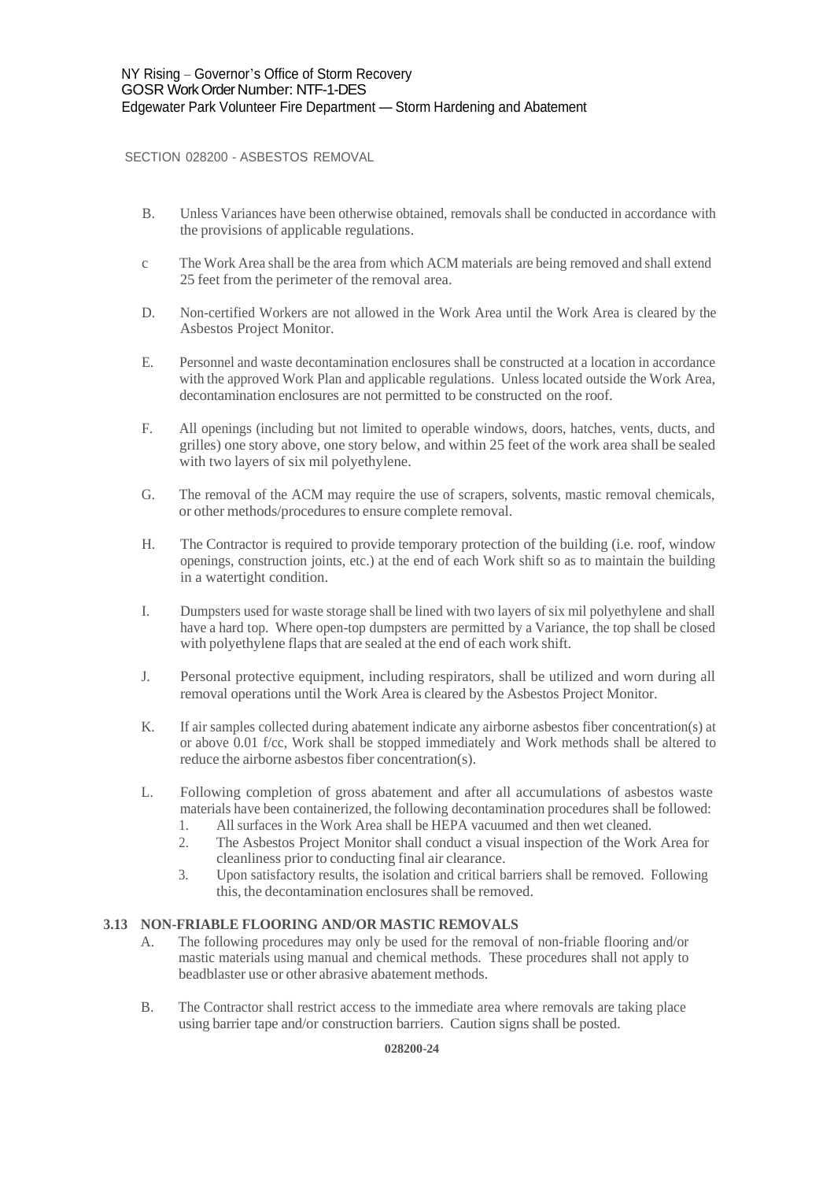B. Unless Variances have been otherwise obtained, removals shall be conducted in accordance with the provisions of applicable regulations.

c The Work Area shall be the area from which ACM materials are being removed and shall extend 25 feet from the perimeter of the removal area.

D. Non-certified Workers are not allowed in the Work Area until the Work Area is cleared by the Asbestos Project Monitor.

E. Personnel and waste decontamination enclosures shall be constructed at a location in accordance with the approved Work Plan and applicable regulations. Unless located outside the Work Area, decontamination enclosures are not permitted to be constructed on the roof.

F. All openings (including but not limited to operable windows, doors, hatches, vents, ducts, and grilles) one story above, one story below, and within 25 feet of the work area shall be sealed with two layers of six mil polyethylene.

G. The removal of the ACM may require the use of scrapers, solvents, mastic removal chemicals, or other methods/procedures to ensure complete removal.

H. The Contractor is required to provide temporary protection of the building (i.e. roof, window openings, construction joints, etc.) at the end of each Work shift so as to maintain the building in a watertight condition.

I. Dumpsters used for waste storage shall be lined with two layers of six mil polyethylene and shall have a hard top. Where open-top dumpsters are permitted by a Variance, the top shall be closed with polyethylene flaps that are sealed at the end of each work shift.

J. Personal protective equipment, including respirators, shall be utilized and worn during all removal operations until the Work Area is cleared by the Asbestos Project Monitor.

K. If air samples collected during abatement indicate any airborne asbestos fiber concentration(s) at or above 0.01 f/cc, Work shall be stopped immediately and Work methods shall be altered to reduce the airborne asbestos fiber concentration(s).

L. Following completion of gross abatement and after all accumulations of asbestos waste materials have been containerized, the following decontamination procedures shall be followed:
   1. All surfaces in the Work Area shall be HEPA vacuumed and then wet cleaned.
   2. The Asbestos Project Monitor shall conduct a visual inspection of the Work Area for cleanliness prior to conducting final air clearance.
   3. Upon satisfactory results, the isolation and critical barriers shall be removed. Following this, the decontamination enclosures shall be removed.

### 3.13 NON-FRIABLE FLOORING AND/OR MASTIC REMOVALS

A. The following procedures may only be used for the removal of non-friable flooring and/or mastic materials using manual and chemical methods. These procedures shall not apply to beadblaster use or other abrasive abatement methods.

B. The Contractor shall restrict access to the immediate area where removals are taking place using barrier tape and/or construction barriers. Caution signs shall be posted.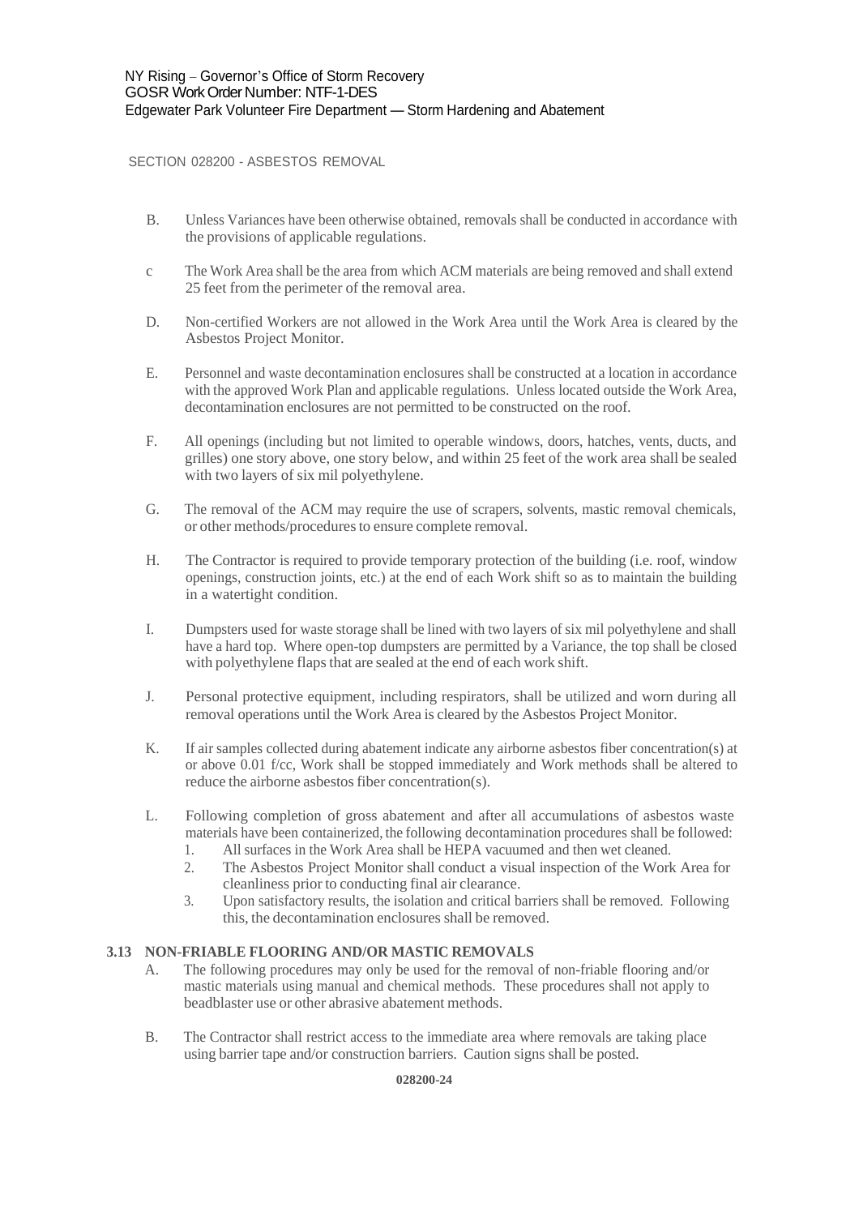B. Unless Variances have been otherwise obtained, removals shall be conducted in accordance with the provisions of applicable regulations.

c The Work Area shall be the area from which ACM materials are being removed and shall extend 25 feet from the perimeter of the removal area.

D. Non-certified Workers are not allowed in the Work Area until the Work Area is cleared by the Asbestos Project Monitor.

E. Personnel and waste decontamination enclosures shall be constructed at a location in accordance with the approved Work Plan and applicable regulations. Unless located outside the Work Area, decontamination enclosures are not permitted to be constructed on the roof.

F. All openings (including but not limited to operable windows, doors, hatches, vents, ducts, and grilles) one story above, one story below, and within 25 feet of the work area shall be sealed with two layers of six mil polyethylene.

G. The removal of the ACM may require the use of scrapers, solvents, mastic removal chemicals, or other methods/procedures to ensure complete removal.

H. The Contractor is required to provide temporary protection of the building (i.e. roof, window openings, construction joints, etc.) at the end of each Work shift so as to maintain the building in a watertight condition.

I. Dumpsters used for waste storage shall be lined with two layers of six mil polyethylene and shall have a hard top. Where open-top dumpsters are permitted by a Variance, the top shall be closed with polyethylene flaps that are sealed at the end of each work shift.

J. Personal protective equipment, including respirators, shall be utilized and worn during all removal operations until the Work Area is cleared by the Asbestos Project Monitor.

K. If air samples collected during abatement indicate any airborne asbestos fiber concentration(s) at or above 0.01 f/cc, Work shall be stopped immediately and Work methods shall be altered to reduce the airborne asbestos fiber concentration(s).

L. Following completion of gross abatement and after all accumulations of asbestos waste materials have been containerized, the following decontamination procedures shall be followed:
   1. All surfaces in the Work Area shall be HEPA vacuumed and then wet cleaned.
   2. The Asbestos Project Monitor shall conduct a visual inspection of the Work Area for cleanliness prior to conducting final air clearance.
   3. Upon satisfactory results, the isolation and critical barriers shall be removed. Following this, the decontamination enclosures shall be removed.

### 3.13 NON-FRIABLE FLOORING AND/OR MASTIC REMOVALS

A. The following procedures may only be used for the removal of non-friable flooring and/or mastic materials using manual and chemical methods. These procedures shall not apply to beadblaster use or other abrasive abatement methods.

B. The Contractor shall restrict access to the immediate area where removals are taking place using barrier tape and/or construction barriers. Caution signs shall be posted.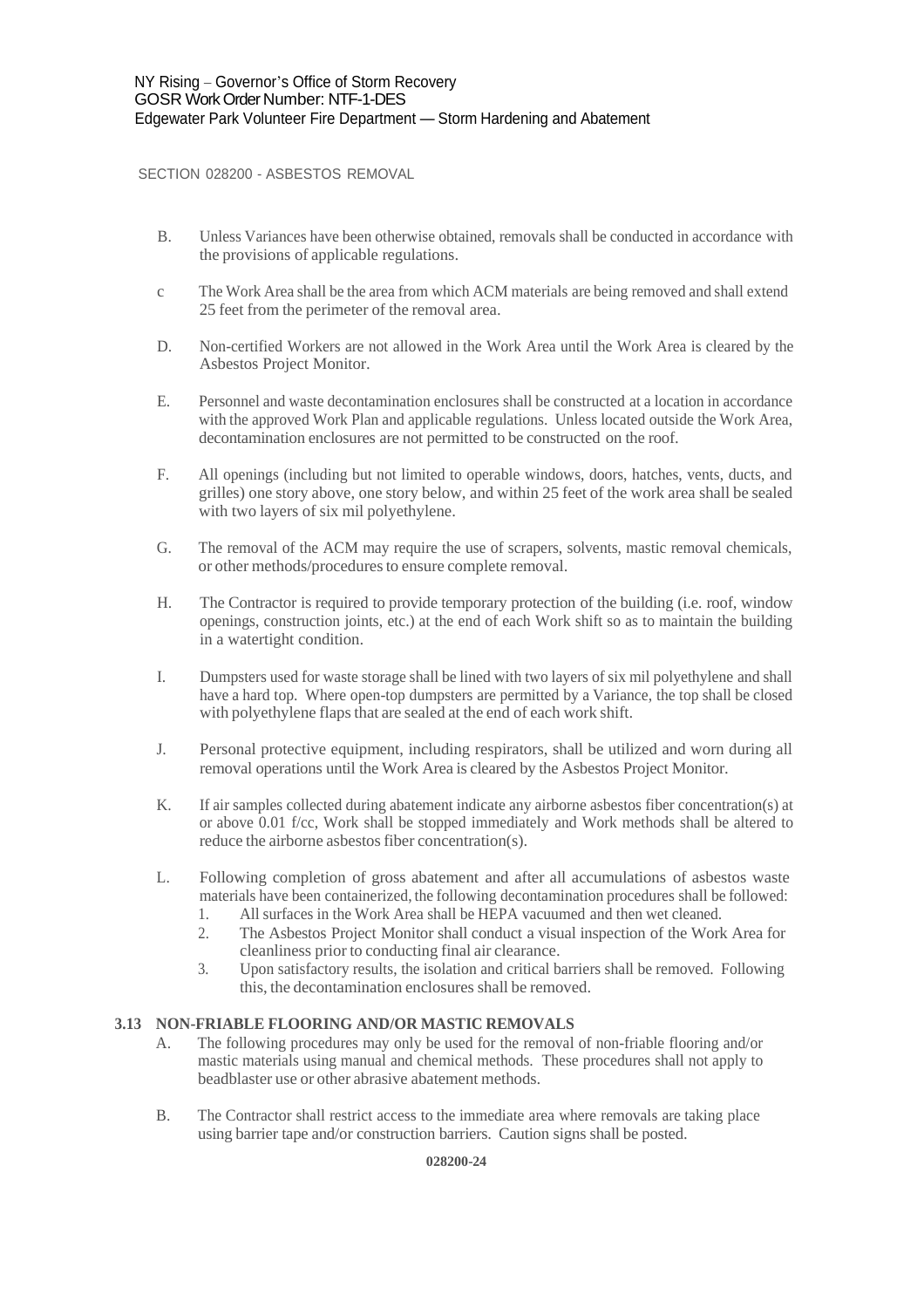B. Unless Variances have been otherwise obtained, removals shall be conducted in accordance with the provisions of applicable regulations.

c The Work Area shall be the area from which ACM materials are being removed and shall extend 25 feet from the perimeter of the removal area.

D. Non-certified Workers are not allowed in the Work Area until the Work Area is cleared by the Asbestos Project Monitor.

E. Personnel and waste decontamination enclosures shall be constructed at a location in accordance with the approved Work Plan and applicable regulations. Unless located outside the Work Area, decontamination enclosures are not permitted to be constructed on the roof.

F. All openings (including but not limited to operable windows, doors, hatches, vents, ducts, and grilles) one story above, one story below, and within 25 feet of the work area shall be sealed with two layers of six mil polyethylene.

G. The removal of the ACM may require the use of scrapers, solvents, mastic removal chemicals, or other methods/procedures to ensure complete removal.

H. The Contractor is required to provide temporary protection of the building (i.e. roof, window openings, construction joints, etc.) at the end of each Work shift so as to maintain the building in a watertight condition.

I. Dumpsters used for waste storage shall be lined with two layers of six mil polyethylene and shall have a hard top. Where open-top dumpsters are permitted by a Variance, the top shall be closed with polyethylene flaps that are sealed at the end of each work shift.

J. Personal protective equipment, including respirators, shall be utilized and worn during all removal operations until the Work Area is cleared by the Asbestos Project Monitor.

K. If air samples collected during abatement indicate any airborne asbestos fiber concentration(s) at or above 0.01 f/cc, Work shall be stopped immediately and Work methods shall be altered to reduce the airborne asbestos fiber concentration(s).

L. Following completion of gross abatement and after all accumulations of asbestos waste materials have been containerized, the following decontamination procedures shall be followed:
   1. All surfaces in the Work Area shall be HEPA vacuumed and then wet cleaned.
   2. The Asbestos Project Monitor shall conduct a visual inspection of the Work Area for cleanliness prior to conducting final air clearance.
   3. Upon satisfactory results, the isolation and critical barriers shall be removed. Following this, the decontamination enclosures shall be removed.

**3.13 NON-FRIABLE FLOORING AND/OR MASTIC REMOVALS**

A. The following procedures may only be used for the removal of non-friable flooring and/or mastic materials using manual and chemical methods. These procedures shall not apply to beadblaster use or other abrasive abatement methods.

B. The Contractor shall restrict access to the immediate area where removals are taking place using barrier tape and/or construction barriers. Caution signs shall be posted.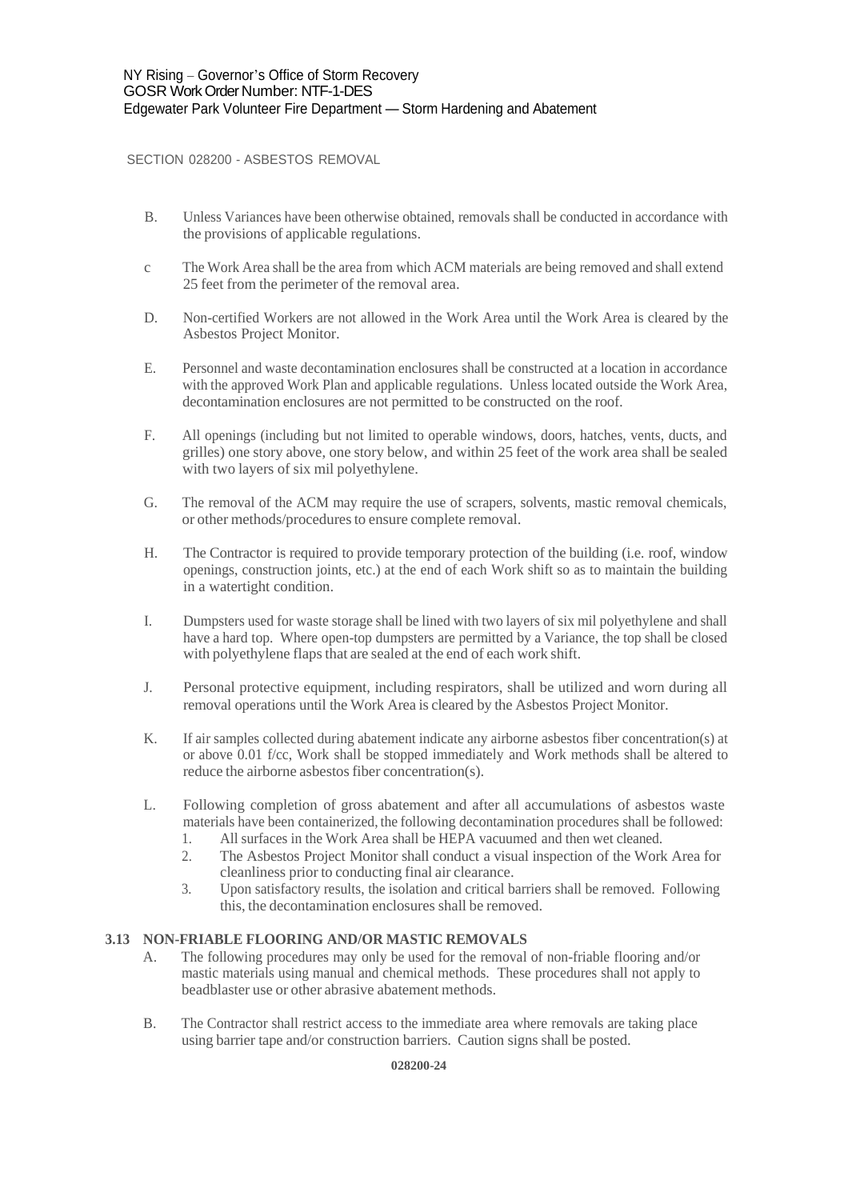B. Unless Variances have been otherwise obtained, removals shall be conducted in accordance with the provisions of applicable regulations.

c The Work Area shall be the area from which ACM materials are being removed and shall extend 25 feet from the perimeter of the removal area.

D. Non-certified Workers are not allowed in the Work Area until the Work Area is cleared by the Asbestos Project Monitor.

E. Personnel and waste decontamination enclosures shall be constructed at a location in accordance with the approved Work Plan and applicable regulations. Unless located outside the Work Area, decontamination enclosures are not permitted to be constructed on the roof.

F. All openings (including but not limited to operable windows, doors, hatches, vents, ducts, and grilles) one story above, one story below, and within 25 feet of the work area shall be sealed with two layers of six mil polyethylene.

G. The removal of the ACM may require the use of scrapers, solvents, mastic removal chemicals, or other methods/procedures to ensure complete removal.

H. The Contractor is required to provide temporary protection of the building (i.e. roof, window openings, construction joints, etc.) at the end of each Work shift so as to maintain the building in a watertight condition.

I. Dumpsters used for waste storage shall be lined with two layers of six mil polyethylene and shall have a hard top. Where open-top dumpsters are permitted by a Variance, the top shall be closed with polyethylene flaps that are sealed at the end of each work shift.

J. Personal protective equipment, including respirators, shall be utilized and worn during all removal operations until the Work Area is cleared by the Asbestos Project Monitor.

K. If air samples collected during abatement indicate any airborne asbestos fiber concentration(s) at or above 0.01 f/cc, Work shall be stopped immediately and Work methods shall be altered to reduce the airborne asbestos fiber concentration(s).

L. Following completion of gross abatement and after all accumulations of asbestos waste materials have been containerized, the following decontamination procedures shall be followed:
1. All surfaces in the Work Area shall be HEPA vacuumed and then wet cleaned.
2. The Asbestos Project Monitor shall conduct a visual inspection of the Work Area for cleanliness prior to conducting final air clearance.
3. Upon satisfactory results, the isolation and critical barriers shall be removed. Following this, the decontamination enclosures shall be removed.

### 3.13 NON-FRIABLE FLOORING AND/OR MASTIC REMOVALS

A. The following procedures may only be used for the removal of non-friable flooring and/or mastic materials using manual and chemical methods. These procedures shall not apply to beadblaster use or other abrasive abatement methods.

B. The Contractor shall restrict access to the immediate area where removals are taking place using barrier tape and/or construction barriers. Caution signs shall be posted.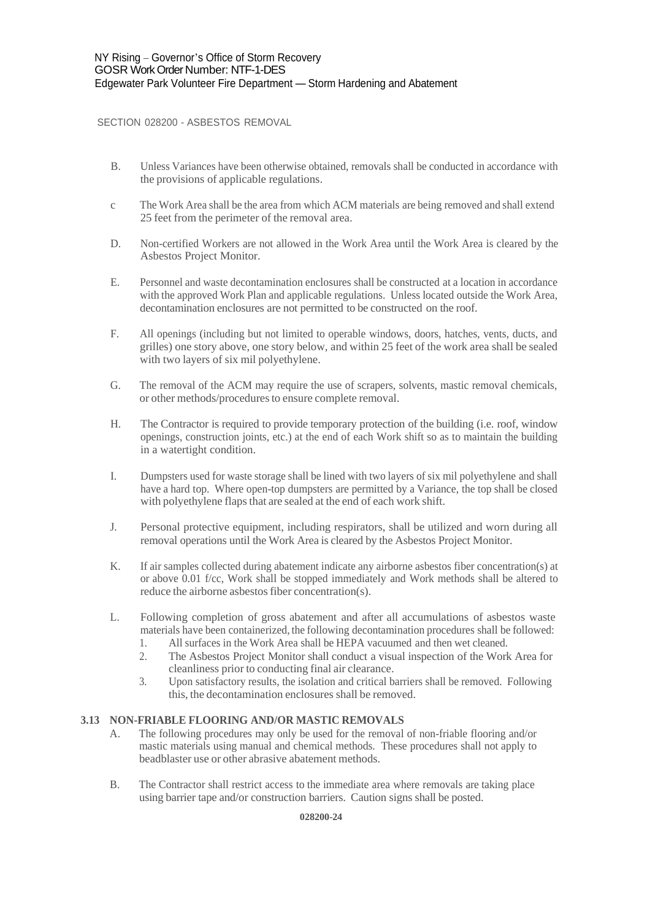B. Unless Variances have been otherwise obtained, removals shall be conducted in accordance with the provisions of applicable regulations.

c The Work Area shall be the area from which ACM materials are being removed and shall extend 25 feet from the perimeter of the removal area.

D. Non-certified Workers are not allowed in the Work Area until the Work Area is cleared by the Asbestos Project Monitor.

E. Personnel and waste decontamination enclosures shall be constructed at a location in accordance with the approved Work Plan and applicable regulations. Unless located outside the Work Area, decontamination enclosures are not permitted to be constructed on the roof.

F. All openings (including but not limited to operable windows, doors, hatches, vents, ducts, and grilles) one story above, one story below, and within 25 feet of the work area shall be sealed with two layers of six mil polyethylene.

G. The removal of the ACM may require the use of scrapers, solvents, mastic removal chemicals, or other methods/procedures to ensure complete removal.

H. The Contractor is required to provide temporary protection of the building (i.e. roof, window openings, construction joints, etc.) at the end of each Work shift so as to maintain the building in a watertight condition.

I. Dumpsters used for waste storage shall be lined with two layers of six mil polyethylene and shall have a hard top. Where open-top dumpsters are permitted by a Variance, the top shall be closed with polyethylene flaps that are sealed at the end of each work shift.

J. Personal protective equipment, including respirators, shall be utilized and worn during all removal operations until the Work Area is cleared by the Asbestos Project Monitor.

K. If air samples collected during abatement indicate any airborne asbestos fiber concentration(s) at or above 0.01 f/cc, Work shall be stopped immediately and Work methods shall be altered to reduce the airborne asbestos fiber concentration(s).

L. Following completion of gross abatement and after all accumulations of asbestos waste materials have been containerized, the following decontamination procedures shall be followed:
   1. All surfaces in the Work Area shall be HEPA vacuumed and then wet cleaned.
   2. The Asbestos Project Monitor shall conduct a visual inspection of the Work Area for cleanliness prior to conducting final air clearance.
   3. Upon satisfactory results, the isolation and critical barriers shall be removed. Following this, the decontamination enclosures shall be removed.

**3.13 NON-FRIABLE FLOORING AND/OR MASTIC REMOVALS**

A. The following procedures may only be used for the removal of non-friable flooring and/or mastic materials using manual and chemical methods. These procedures shall not apply to beadblaster use or other abrasive abatement methods.

B. The Contractor shall restrict access to the immediate area where removals are taking place using barrier tape and/or construction barriers. Caution signs shall be posted.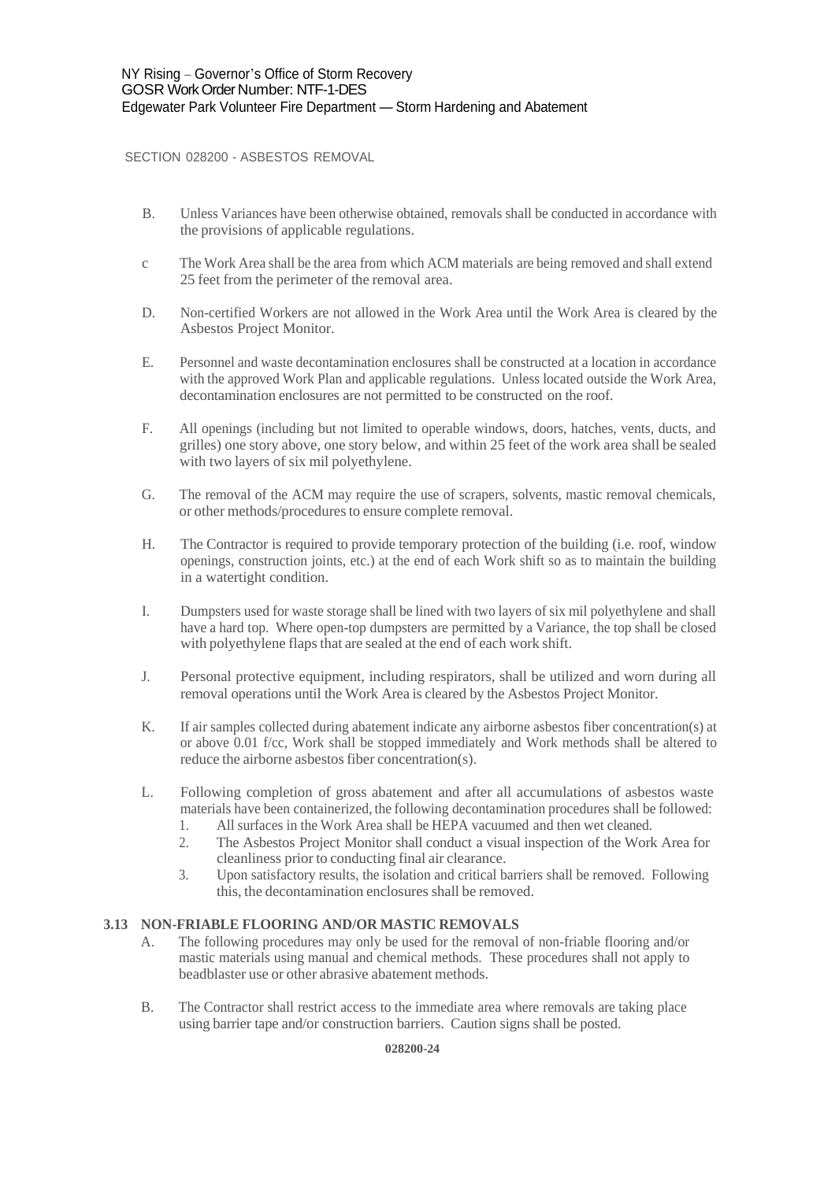B. Unless Variances have been otherwise obtained, removals shall be conducted in accordance with the provisions of applicable regulations.

c The Work Area shall be the area from which ACM materials are being removed and shall extend 25 feet from the perimeter of the removal area.

D. Non-certified Workers are not allowed in the Work Area until the Work Area is cleared by the Asbestos Project Monitor.

E. Personnel and waste decontamination enclosures shall be constructed at a location in accordance with the approved Work Plan and applicable regulations. Unless located outside the Work Area, decontamination enclosures are not permitted to be constructed on the roof.

F. All openings (including but not limited to operable windows, doors, hatches, vents, ducts, and grilles) one story above, one story below, and within 25 feet of the work area shall be sealed with two layers of six mil polyethylene.

G. The removal of the ACM may require the use of scrapers, solvents, mastic removal chemicals, or other methods/procedures to ensure complete removal.

H. The Contractor is required to provide temporary protection of the building (i.e. roof, window openings, construction joints, etc.) at the end of each Work shift so as to maintain the building in a watertight condition.

I. Dumpsters used for waste storage shall be lined with two layers of six mil polyethylene and shall have a hard top. Where open-top dumpsters are permitted by a Variance, the top shall be closed with polyethylene flaps that are sealed at the end of each work shift.

J. Personal protective equipment, including respirators, shall be utilized and worn during all removal operations until the Work Area is cleared by the Asbestos Project Monitor.

K. If air samples collected during abatement indicate any airborne asbestos fiber concentration(s) at or above 0.01 f/cc, Work shall be stopped immediately and Work methods shall be altered to reduce the airborne asbestos fiber concentration(s).

L. Following completion of gross abatement and after all accumulations of asbestos waste materials have been containerized, the following decontamination procedures shall be followed:
   1. All surfaces in the Work Area shall be HEPA vacuumed and then wet cleaned.
   2. The Asbestos Project Monitor shall conduct a visual inspection of the Work Area for cleanliness prior to conducting final air clearance.
   3. Upon satisfactory results, the isolation and critical barriers shall be removed. Following this, the decontamination enclosures shall be removed.

## 3.13 NON-FRIABLE FLOORING AND/OR MASTIC REMOVALS

A. The following procedures may only be used for the removal of non-friable flooring and/or mastic materials using manual and chemical methods. These procedures shall not apply to beadblaster use or other abrasive abatement methods.

B. The Contractor shall restrict access to the immediate area where removals are taking place using barrier tape and/or construction barriers. Caution signs shall be posted.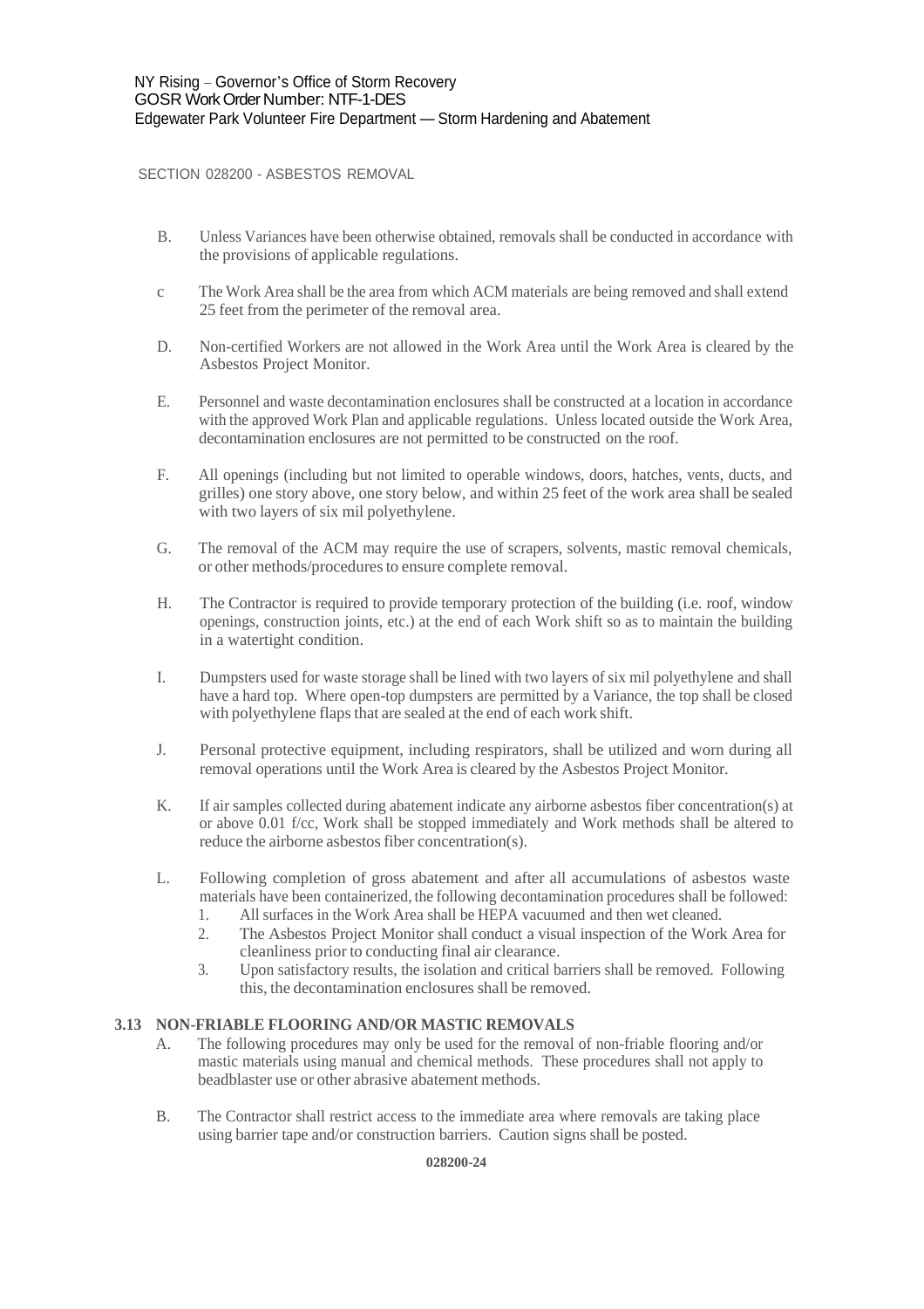B. Unless Variances have been otherwise obtained, removals shall be conducted in accordance with the provisions of applicable regulations.

c The Work Area shall be the area from which ACM materials are being removed and shall extend 25 feet from the perimeter of the removal area.

D. Non-certified Workers are not allowed in the Work Area until the Work Area is cleared by the Asbestos Project Monitor.

E. Personnel and waste decontamination enclosures shall be constructed at a location in accordance with the approved Work Plan and applicable regulations. Unless located outside the Work Area, decontamination enclosures are not permitted to be constructed on the roof.

F. All openings (including but not limited to operable windows, doors, hatches, vents, ducts, and grilles) one story above, one story below, and within 25 feet of the work area shall be sealed with two layers of six mil polyethylene.

G. The removal of the ACM may require the use of scrapers, solvents, mastic removal chemicals, or other methods/procedures to ensure complete removal.

H. The Contractor is required to provide temporary protection of the building (i.e. roof, window openings, construction joints, etc.) at the end of each Work shift so as to maintain the building in a watertight condition.

I. Dumpsters used for waste storage shall be lined with two layers of six mil polyethylene and shall have a hard top. Where open-top dumpsters are permitted by a Variance, the top shall be closed with polyethylene flaps that are sealed at the end of each work shift.

J. Personal protective equipment, including respirators, shall be utilized and worn during all removal operations until the Work Area is cleared by the Asbestos Project Monitor.

K. If air samples collected during abatement indicate any airborne asbestos fiber concentration(s) at or above 0.01 f/cc, Work shall be stopped immediately and Work methods shall be altered to reduce the airborne asbestos fiber concentration(s).

L. Following completion of gross abatement and after all accumulations of asbestos waste materials have been containerized, the following decontamination procedures shall be followed:
   1. All surfaces in the Work Area shall be HEPA vacuumed and then wet cleaned.
   2. The Asbestos Project Monitor shall conduct a visual inspection of the Work Area for cleanliness prior to conducting final air clearance.
   3. Upon satisfactory results, the isolation and critical barriers shall be removed. Following this, the decontamination enclosures shall be removed.

### 3.13 NON-FRIABLE FLOORING AND/OR MASTIC REMOVALS

A. The following procedures may only be used for the removal of non-friable flooring and/or mastic materials using manual and chemical methods. These procedures shall not apply to beadblaster use or other abrasive abatement methods.

B. The Contractor shall restrict access to the immediate area where removals are taking place using barrier tape and/or construction barriers. Caution signs shall be posted.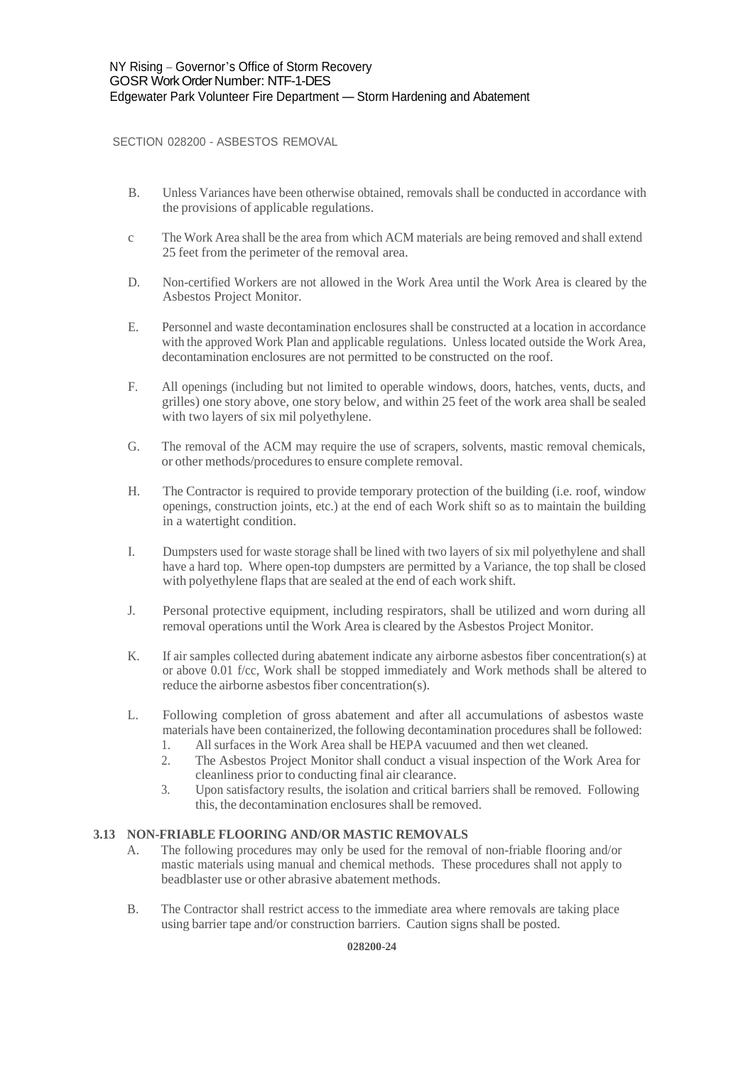B. Unless Variances have been otherwise obtained, removals shall be conducted in accordance with the provisions of applicable regulations.

c The Work Area shall be the area from which ACM materials are being removed and shall extend 25 feet from the perimeter of the removal area.

D. Non-certified Workers are not allowed in the Work Area until the Work Area is cleared by the Asbestos Project Monitor.

E. Personnel and waste decontamination enclosures shall be constructed at a location in accordance with the approved Work Plan and applicable regulations. Unless located outside the Work Area, decontamination enclosures are not permitted to be constructed on the roof.

F. All openings (including but not limited to operable windows, doors, hatches, vents, ducts, and grilles) one story above, one story below, and within 25 feet of the work area shall be sealed with two layers of six mil polyethylene.

G. The removal of the ACM may require the use of scrapers, solvents, mastic removal chemicals, or other methods/procedures to ensure complete removal.

H. The Contractor is required to provide temporary protection of the building (i.e. roof, window openings, construction joints, etc.) at the end of each Work shift so as to maintain the building in a watertight condition.

I. Dumpsters used for waste storage shall be lined with two layers of six mil polyethylene and shall have a hard top. Where open-top dumpsters are permitted by a Variance, the top shall be closed with polyethylene flaps that are sealed at the end of each work shift.

J. Personal protective equipment, including respirators, shall be utilized and worn during all removal operations until the Work Area is cleared by the Asbestos Project Monitor.

K. If air samples collected during abatement indicate any airborne asbestos fiber concentration(s) at or above 0.01 f/cc, Work shall be stopped immediately and Work methods shall be altered to reduce the airborne asbestos fiber concentration(s).

L. Following completion of gross abatement and after all accumulations of asbestos waste materials have been containerized, the following decontamination procedures shall be followed:
   1. All surfaces in the Work Area shall be HEPA vacuumed and then wet cleaned.
   2. The Asbestos Project Monitor shall conduct a visual inspection of the Work Area for cleanliness prior to conducting final air clearance.
   3. Upon satisfactory results, the isolation and critical barriers shall be removed. Following this, the decontamination enclosures shall be removed.

**3.13 NON-FRIABLE FLOORING AND/OR MASTIC REMOVALS**

A. The following procedures may only be used for the removal of non-friable flooring and/or mastic materials using manual and chemical methods. These procedures shall not apply to beadblaster use or other abrasive abatement methods.

B. The Contractor shall restrict access to the immediate area where removals are taking place using barrier tape and/or construction barriers. Caution signs shall be posted.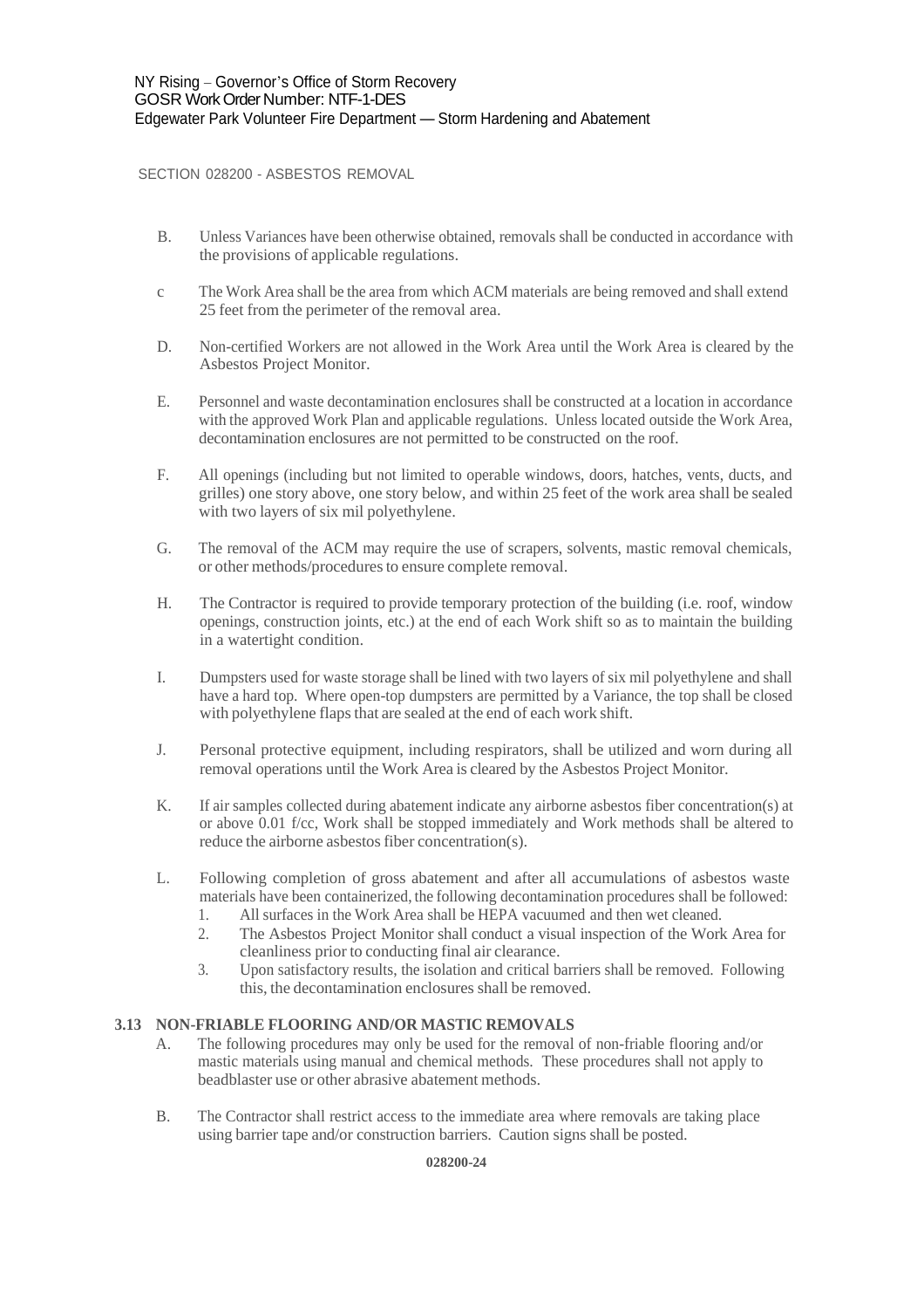B. Unless Variances have been otherwise obtained, removals shall be conducted in accordance with the provisions of applicable regulations.

c The Work Area shall be the area from which ACM materials are being removed and shall extend 25 feet from the perimeter of the removal area.

D. Non-certified Workers are not allowed in the Work Area until the Work Area is cleared by the Asbestos Project Monitor.

E. Personnel and waste decontamination enclosures shall be constructed at a location in accordance with the approved Work Plan and applicable regulations. Unless located outside the Work Area, decontamination enclosures are not permitted to be constructed on the roof.

F. All openings (including but not limited to operable windows, doors, hatches, vents, ducts, and grilles) one story above, one story below, and within 25 feet of the work area shall be sealed with two layers of six mil polyethylene.

G. The removal of the ACM may require the use of scrapers, solvents, mastic removal chemicals, or other methods/procedures to ensure complete removal.

H. The Contractor is required to provide temporary protection of the building (i.e. roof, window openings, construction joints, etc.) at the end of each Work shift so as to maintain the building in a watertight condition.

I. Dumpsters used for waste storage shall be lined with two layers of six mil polyethylene and shall have a hard top. Where open-top dumpsters are permitted by a Variance, the top shall be closed with polyethylene flaps that are sealed at the end of each work shift.

J. Personal protective equipment, including respirators, shall be utilized and worn during all removal operations until the Work Area is cleared by the Asbestos Project Monitor.

K. If air samples collected during abatement indicate any airborne asbestos fiber concentration(s) at or above 0.01 f/cc, Work shall be stopped immediately and Work methods shall be altered to reduce the airborne asbestos fiber concentration(s).

L. Following completion of gross abatement and after all accumulations of asbestos waste materials have been containerized, the following decontamination procedures shall be followed:

1. All surfaces in the Work Area shall be HEPA vacuumed and then wet cleaned.
2. The Asbestos Project Monitor shall conduct a visual inspection of the Work Area for cleanliness prior to conducting final air clearance.
3. Upon satisfactory results, the isolation and critical barriers shall be removed. Following this, the decontamination enclosures shall be removed.

### 3.13 NON-FRIABLE FLOORING AND/OR MASTIC REMOVALS

A. The following procedures may only be used for the removal of non-friable flooring and/or mastic materials using manual and chemical methods. These procedures shall not apply to beadblaster use or other abrasive abatement methods.

B. The Contractor shall restrict access to the immediate area where removals are taking place using barrier tape and/or construction barriers. Caution signs shall be posted.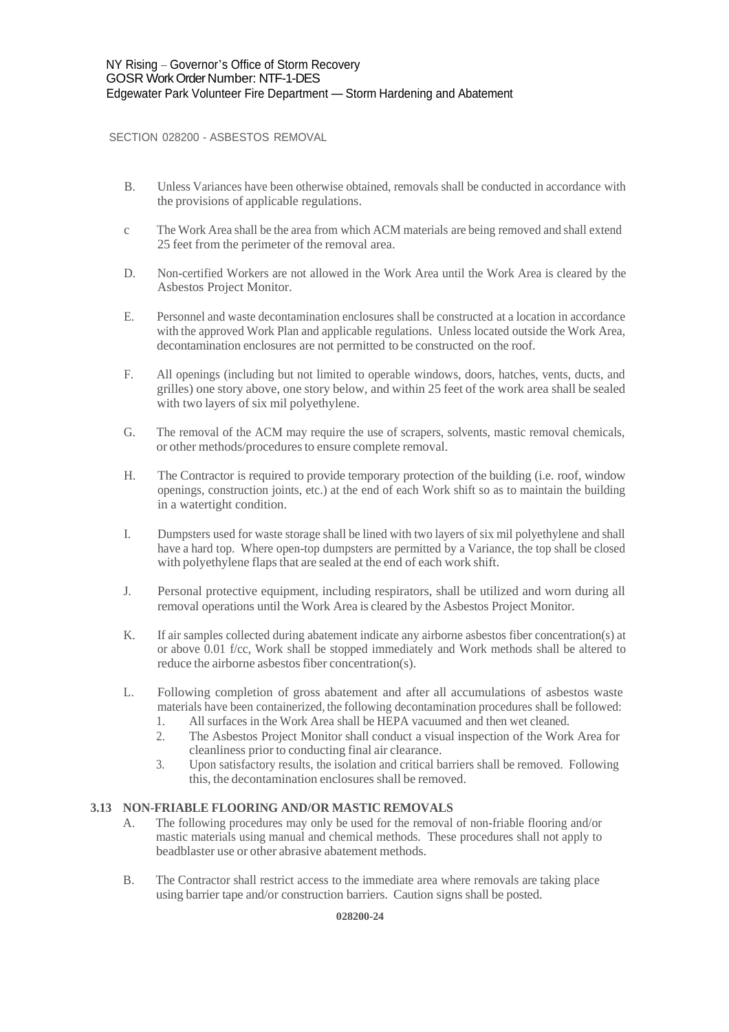B. Unless Variances have been otherwise obtained, removals shall be conducted in accordance with the provisions of applicable regulations.

c The Work Area shall be the area from which ACM materials are being removed and shall extend 25 feet from the perimeter of the removal area.

D. Non-certified Workers are not allowed in the Work Area until the Work Area is cleared by the Asbestos Project Monitor.

E. Personnel and waste decontamination enclosures shall be constructed at a location in accordance with the approved Work Plan and applicable regulations. Unless located outside the Work Area, decontamination enclosures are not permitted to be constructed on the roof.

F. All openings (including but not limited to operable windows, doors, hatches, vents, ducts, and grilles) one story above, one story below, and within 25 feet of the work area shall be sealed with two layers of six mil polyethylene.

G. The removal of the ACM may require the use of scrapers, solvents, mastic removal chemicals, or other methods/procedures to ensure complete removal.

H. The Contractor is required to provide temporary protection of the building (i.e. roof, window openings, construction joints, etc.) at the end of each Work shift so as to maintain the building in a watertight condition.

I. Dumpsters used for waste storage shall be lined with two layers of six mil polyethylene and shall have a hard top. Where open-top dumpsters are permitted by a Variance, the top shall be closed with polyethylene flaps that are sealed at the end of each work shift.

J. Personal protective equipment, including respirators, shall be utilized and worn during all removal operations until the Work Area is cleared by the Asbestos Project Monitor.

K. If air samples collected during abatement indicate any airborne asbestos fiber concentration(s) at or above 0.01 f/cc, Work shall be stopped immediately and Work methods shall be altered to reduce the airborne asbestos fiber concentration(s).

L. Following completion of gross abatement and after all accumulations of asbestos waste materials have been containerized, the following decontamination procedures shall be followed:

1. All surfaces in the Work Area shall be HEPA vacuumed and then wet cleaned.
2. The Asbestos Project Monitor shall conduct a visual inspection of the Work Area for cleanliness prior to conducting final air clearance.
3. Upon satisfactory results, the isolation and critical barriers shall be removed. Following this, the decontamination enclosures shall be removed.

### 3.13 NON-FRIABLE FLOORING AND/OR MASTIC REMOVALS

A. The following procedures may only be used for the removal of non-friable flooring and/or mastic materials using manual and chemical methods. These procedures shall not apply to beadblaster use or other abrasive abatement methods.

B. The Contractor shall restrict access to the immediate area where removals are taking place using barrier tape and/or construction barriers. Caution signs shall be posted.